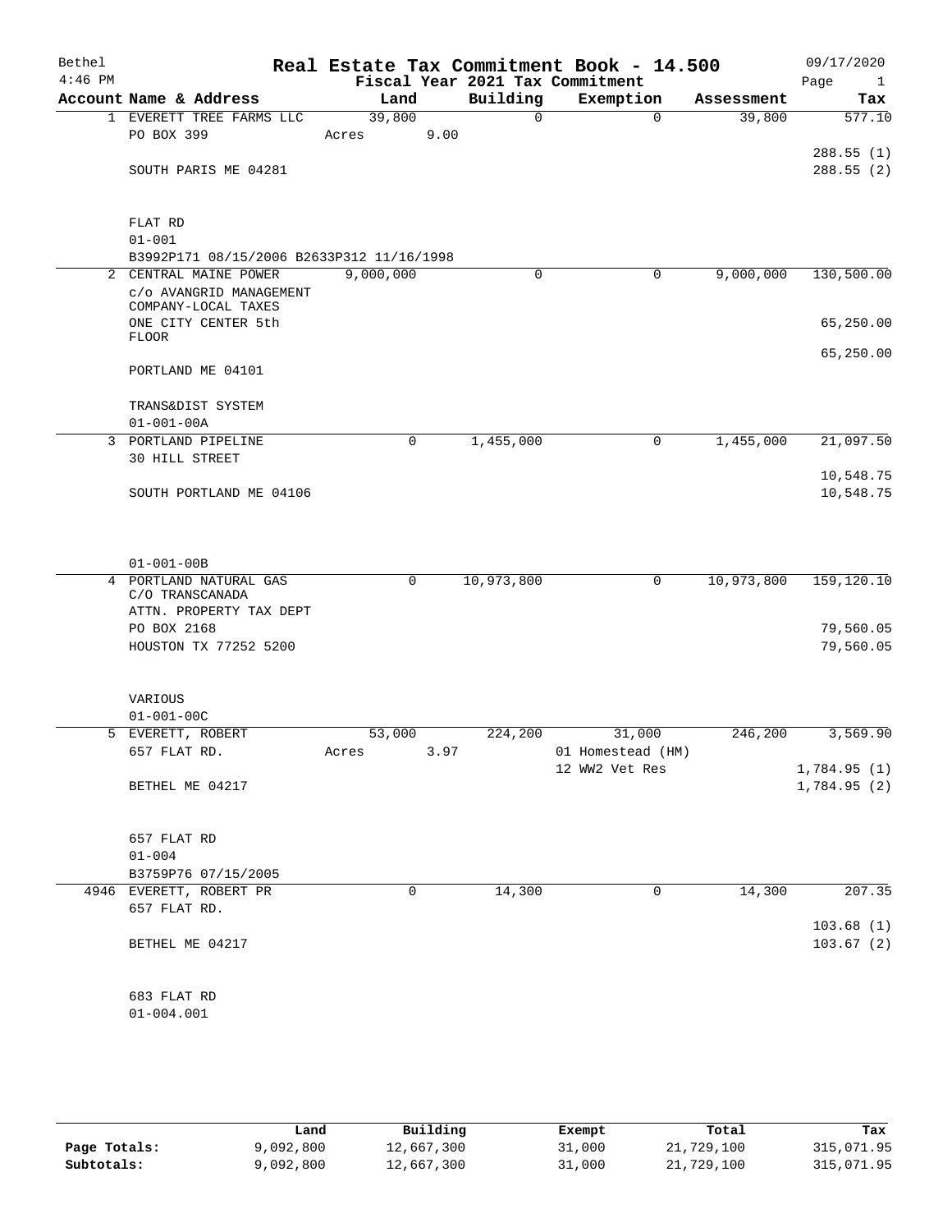# Real Estate Tax Commitment Book - 14.500

Bethel
4:46 PM

Fiscal Year 2021 Tax Commitment

09/17/2020

| Account | Name & Address | Land | Building | Exemption | Assessment | Tax |
|---|---|---|---|---|---|---|
| 1 | EVERETT TREE FARMS LLC | 39,800 | 0 | 0 | 39,800 | 577.10 |
| | PO BOX 399 | Acres 9.00 | | | | |
| | | | | | | 288.55 (1) |
| | SOUTH PARIS ME 04281 | | | | | 288.55 (2) |
| | FLAT RD | | | | | |
| | 01-001 | | | | | |
| | B3992P171 08/15/2006 B2633P312 11/16/1998 | | | | | |
| 2 | CENTRAL MAINE POWER | 9,000,000 | 0 | 0 | 9,000,000 | 130,500.00 |
| | c/o AVANGRID MANAGEMENT COMPANY-LOCAL TAXES | | | | | |
| | ONE CITY CENTER 5th FLOOR | | | | | 65,250.00 |
| | | | | | | 65,250.00 |
| | PORTLAND ME 04101 | | | | | |
| | TRANS&DIST SYSTEM | | | | | |
| | 01-001-00A | | | | | |
| 3 | PORTLAND PIPELINE | 0 | 1,455,000 | 0 | 1,455,000 | 21,097.50 |
| | 30 HILL STREET | | | | | |
| | | | | | | 10,548.75 |
| | SOUTH PORTLAND ME 04106 | | | | | 10,548.75 |
| | 01-001-00B | | | | | |
| 4 | PORTLAND NATURAL GAS | 0 | 10,973,800 | 0 | 10,973,800 | 159,120.10 |
| | C/O TRANSCANADA | | | | | |
| | ATTN. PROPERTY TAX DEPT | | | | | |
| | PO BOX 2168 | | | | | 79,560.05 |
| | HOUSTON TX 77252 5200 | | | | | 79,560.05 |
| | VARIOUS | | | | | |
| | 01-001-00C | | | | | |
| 5 | EVERETT, ROBERT | 53,000 | 224,200 | 31,000 | 246,200 | 3,569.90 |
| | 657 FLAT RD. | Acres 3.97 | | 01 Homestead (HM) | | |
| | | | | 12 WW2 Vet Res | | 1,784.95 (1) |
| | BETHEL ME 04217 | | | | | 1,784.95 (2) |
| | 657 FLAT RD | | | | | |
| | 01-004 | | | | | |
| | B3759P76 07/15/2005 | | | | | |
| 4946 | EVERETT, ROBERT PR | 0 | 14,300 | 0 | 14,300 | 207.35 |
| | 657 FLAT RD. | | | | | |
| | | | | | | 103.68 (1) |
| | BETHEL ME 04217 | | | | | 103.67 (2) |
| | 683 FLAT RD | | | | | |
| | 01-004.001 | | | | | |

| | Land | Building | Exempt | Total | Tax |
|---|---|---|---|---|---|
| **Page Totals:** | 9,092,800 | 12,667,300 | 31,000 | 21,729,100 | 315,071.95 |
| **Subtotals:** | 9,092,800 | 12,667,300 | 31,000 | 21,729,100 | 315,071.95 |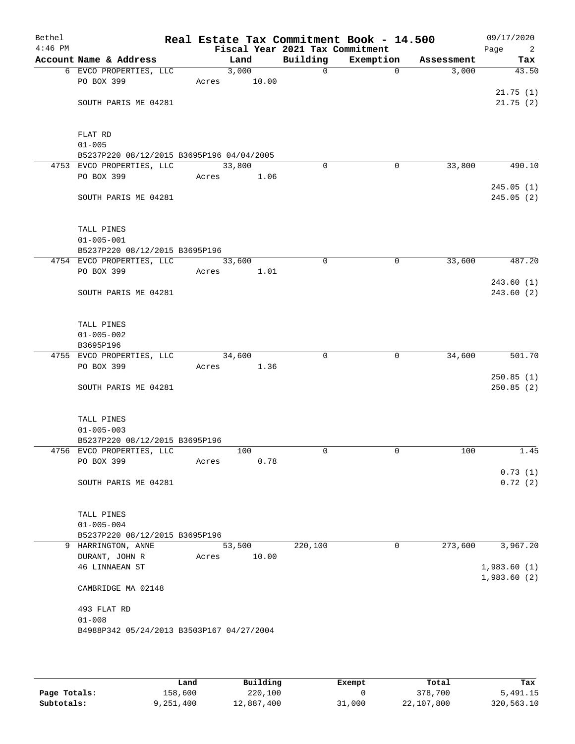Bethel 4:46 PM

# Real Estate Tax Commitment Book - 14.500

Fiscal Year 2021 Tax Commitment

09/17/2020

| Account Name & Address | Land | Building | Exemption | Assessment | Tax |
|---|---|---|---|---|---|
| 6 EVCO PROPERTIES, LLC | 3,000 | 0 | 0 | 3,000 | 43.50 |
| PO BOX 399 | Acres 10.00 | | | | |
| | | | | | 21.75 (1) |
| SOUTH PARIS ME 04281 | | | | | 21.75 (2) |
| FLAT RD | | | | | |
| 01-005 | | | | | |
| B5237P220 08/12/2015 B3695P196 04/04/2005 | | | | | |
| 4753 EVCO PROPERTIES, LLC | 33,800 | 0 | 0 | 33,800 | 490.10 |
| PO BOX 399 | Acres 1.06 | | | | |
| | | | | | 245.05 (1) |
| SOUTH PARIS ME 04281 | | | | | 245.05 (2) |
| TALL PINES | | | | | |
| 01-005-001 | | | | | |
| B5237P220 08/12/2015 B3695P196 | | | | | |
| 4754 EVCO PROPERTIES, LLC | 33,600 | 0 | 0 | 33,600 | 487.20 |
| PO BOX 399 | Acres 1.01 | | | | |
| | | | | | 243.60 (1) |
| SOUTH PARIS ME 04281 | | | | | 243.60 (2) |
| TALL PINES | | | | | |
| 01-005-002 | | | | | |
| B3695P196 | | | | | |
| 4755 EVCO PROPERTIES, LLC | 34,600 | 0 | 0 | 34,600 | 501.70 |
| PO BOX 399 | Acres 1.36 | | | | |
| | | | | | 250.85 (1) |
| SOUTH PARIS ME 04281 | | | | | 250.85 (2) |
| TALL PINES | | | | | |
| 01-005-003 | | | | | |
| B5237P220 08/12/2015 B3695P196 | | | | | |
| 4756 EVCO PROPERTIES, LLC | 100 | 0 | 0 | 100 | 1.45 |
| PO BOX 399 | Acres 0.78 | | | | |
| | | | | | 0.73 (1) |
| SOUTH PARIS ME 04281 | | | | | 0.72 (2) |
| TALL PINES | | | | | |
| 01-005-004 | | | | | |
| B5237P220 08/12/2015 B3695P196 | | | | | |
| 9 HARRINGTON, ANNE | 53,500 | 220,100 | 0 | 273,600 | 3,967.20 |
| DURANT, JOHN R | Acres 10.00 | | | | |
| 46 LINNAEAN ST | | | | | 1,983.60 (1) |
| | | | | | 1,983.60 (2) |
| CAMBRIDGE MA 02148 | | | | | |
| 493 FLAT RD | | | | | |
| 01-008 | | | | | |
| B4988P342 05/24/2013 B3503P167 04/27/2004 | | | | | |

| | Land | Building | Exempt | Total | Tax |
|---|---|---|---|---|---|
| Page Totals: | 158,600 | 220,100 | 0 | 378,700 | 5,491.15 |
| Subtotals: | 9,251,400 | 12,887,400 | 31,000 | 22,107,800 | 320,563.10 |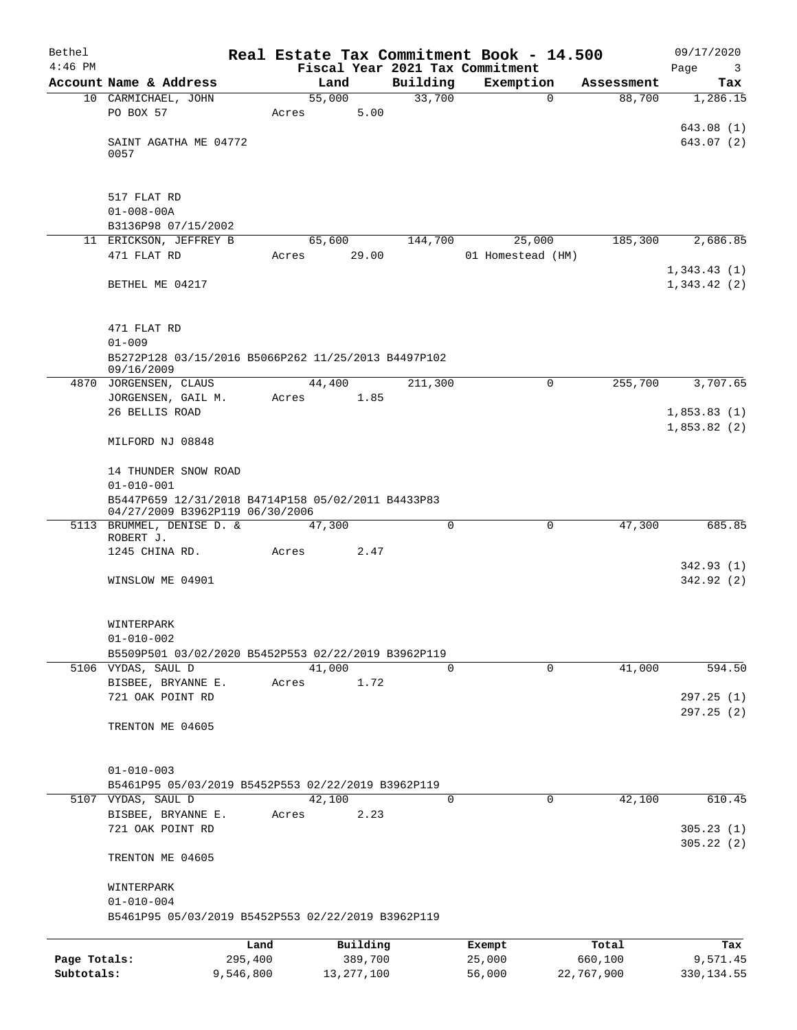# Real Estate Tax Commitment Book - 14.500

Bethel
4:46 PM

Fiscal Year 2021 Tax Commitment

09/17/2020

| Account Name & Address | Land | Building | Exemption | Assessment | Tax |
|---|---|---|---|---|---|
| 10 CARMICHAEL, JOHN<br>PO BOX 57<br><br>SAINT AGATHA ME 04772<br>0057<br><br>517 FLAT RD<br>01-008-00A<br>B3136P98 07/15/2002 | 55,000<br>Acres 5.00 | 33,700 | 0 | 88,700 | 1,286.15<br><br>643.08 (1)<br>643.07 (2) |
| 11 ERICKSON, JEFFREY B<br>471 FLAT RD<br><br>BETHEL ME 04217<br><br>471 FLAT RD<br>01-009<br>B5272P128 03/15/2016 B5066P262 11/25/2013 B4497P102 09/16/2009 | 65,600<br>Acres 29.00 | 144,700 | 25,000<br>01 Homestead (HM) | 185,300 | 2,686.85<br><br>1,343.43 (1)<br>1,343.42 (2) |
| 4870 JORGENSEN, CLAUS<br>JORGENSEN, GAIL M.<br>26 BELLIS ROAD<br><br>MILFORD NJ 08848<br><br>14 THUNDER SNOW ROAD<br>01-010-001<br>B5447P659 12/31/2018 B4714P158 05/02/2011 B4433P83 04/27/2009 B3962P119 06/30/2006 | 44,400<br>Acres 1.85 | 211,300 | 0 | 255,700 | 3,707.65<br><br>1,853.83 (1)<br>1,853.82 (2) |
| 5113 BRUMMEL, DENISE D. & ROBERT J.<br>1245 CHINA RD.<br><br>WINSLOW ME 04901<br><br>WINTERPARK<br>01-010-002<br>B5509P501 03/02/2020 B5452P553 02/22/2019 B3962P119 | 47,300<br>Acres 2.47 | 0 | 0 | 47,300 | 685.85<br><br>342.93 (1)<br>342.92 (2) |
| 5106 VYDAS, SAUL D<br>BISBEE, BRYANNE E.<br>721 OAK POINT RD<br><br>TRENTON ME 04605<br><br>01-010-003<br>B5461P95 05/03/2019 B5452P553 02/22/2019 B3962P119 | 41,000<br>Acres 1.72 | 0 | 0 | 41,000 | 594.50<br><br>297.25 (1)<br>297.25 (2) |
| 5107 VYDAS, SAUL D<br>BISBEE, BRYANNE E.<br>721 OAK POINT RD<br><br>TRENTON ME 04605<br><br>WINTERPARK<br>01-010-004<br>B5461P95 05/03/2019 B5452P553 02/22/2019 B3962P119 | 42,100<br>Acres 2.23 | 0 | 0 | 42,100 | 610.45<br><br>305.23 (1)<br>305.22 (2) |

| | Land | Building | Exempt | Total | Tax |
|---|---|---|---|---|---|
| Page Totals: | 295,400 | 389,700 | 25,000 | 660,100 | 9,571.45 |
| Subtotals: | 9,546,800 | 13,277,100 | 56,000 | 22,767,900 | 330,134.55 |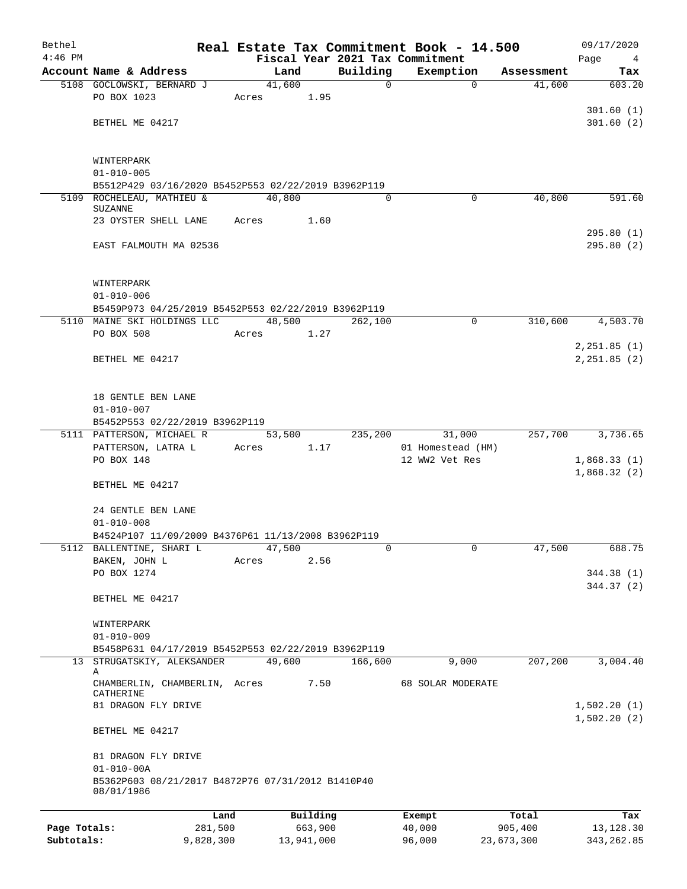Bethel 4:46 PM

# Real Estate Tax Commitment Book - 14.500

## Fiscal Year 2021 Tax Commitment

09/17/2020

| Account Name & Address | Land | Building | Exemption | Assessment | Tax |
|---|---|---|---|---|---|
| 5108 GOCLOWSKI, BERNARD J | 41,600 | 0 | 0 | 41,600 | 603.20 |
| PO BOX 1023 | Acres 1.95 | | | | |
| | | | | | 301.60 (1) |
| BETHEL ME 04217 | | | | | 301.60 (2) |
| WINTERPARK | | | | | |
| 01-010-005 | | | | | |
| B5512P429 03/16/2020 B5452P553 02/22/2019 B3962P119 | | | | | |
| 5109 ROCHELEAU, MATHIEU & SUZANNE | 40,800 | 0 | 0 | 40,800 | 591.60 |
| 23 OYSTER SHELL LANE | Acres 1.60 | | | | |
| | | | | | 295.80 (1) |
| EAST FALMOUTH MA 02536 | | | | | 295.80 (2) |
| WINTERPARK | | | | | |
| 01-010-006 | | | | | |
| B5459P973 04/25/2019 B5452P553 02/22/2019 B3962P119 | | | | | |
| 5110 MAINE SKI HOLDINGS LLC | 48,500 | 262,100 | 0 | 310,600 | 4,503.70 |
| PO BOX 508 | Acres 1.27 | | | | |
| | | | | | 2,251.85 (1) |
| BETHEL ME 04217 | | | | | 2,251.85 (2) |
| 18 GENTLE BEN LANE | | | | | |
| 01-010-007 | | | | | |
| B5452P553 02/22/2019 B3962P119 | | | | | |
| 5111 PATTERSON, MICHAEL R | 53,500 | 235,200 | 31,000 | 257,700 | 3,736.65 |
| PATTERSON, LATRA L | Acres 1.17 | | 01 Homestead (HM) | | |
| PO BOX 148 | | | 12 WW2 Vet Res | | 1,868.33 (1) |
| | | | | | 1,868.32 (2) |
| BETHEL ME 04217 | | | | | |
| 24 GENTLE BEN LANE | | | | | |
| 01-010-008 | | | | | |
| B4524P107 11/09/2009 B4376P61 11/13/2008 B3962P119 | | | | | |
| 5112 BALLENTINE, SHARI L | 47,500 | 0 | 0 | 47,500 | 688.75 |
| BAKEN, JOHN L | Acres 2.56 | | | | |
| PO BOX 1274 | | | | | 344.38 (1) |
| | | | | | 344.37 (2) |
| BETHEL ME 04217 | | | | | |
| WINTERPARK | | | | | |
| 01-010-009 | | | | | |
| B5458P631 04/17/2019 B5452P553 02/22/2019 B3962P119 | | | | | |
| 13 STRUGATSKIY, ALEKSANDER A | 49,600 | 166,600 | 9,000 | 207,200 | 3,004.40 |
| CHAMBERLIN, CHAMBERLIN, CATHERINE | Acres 7.50 | | 68 SOLAR MODERATE | | |
| 81 DRAGON FLY DRIVE | | | | | 1,502.20 (1) |
| | | | | | 1,502.20 (2) |
| BETHEL ME 04217 | | | | | |
| 81 DRAGON FLY DRIVE | | | | | |
| 01-010-00A | | | | | |
| B5362P603 08/21/2017 B4872P76 07/31/2012 B1410P40 08/01/1986 | | | | | |

| | Land | Building | Exempt | Total | Tax |
|---|---|---|---|---|---|
| Page Totals: | 281,500 | 663,900 | 40,000 | 905,400 | 13,128.30 |
| Subtotals: | 9,828,300 | 13,941,000 | 96,000 | 23,673,300 | 343,262.85 |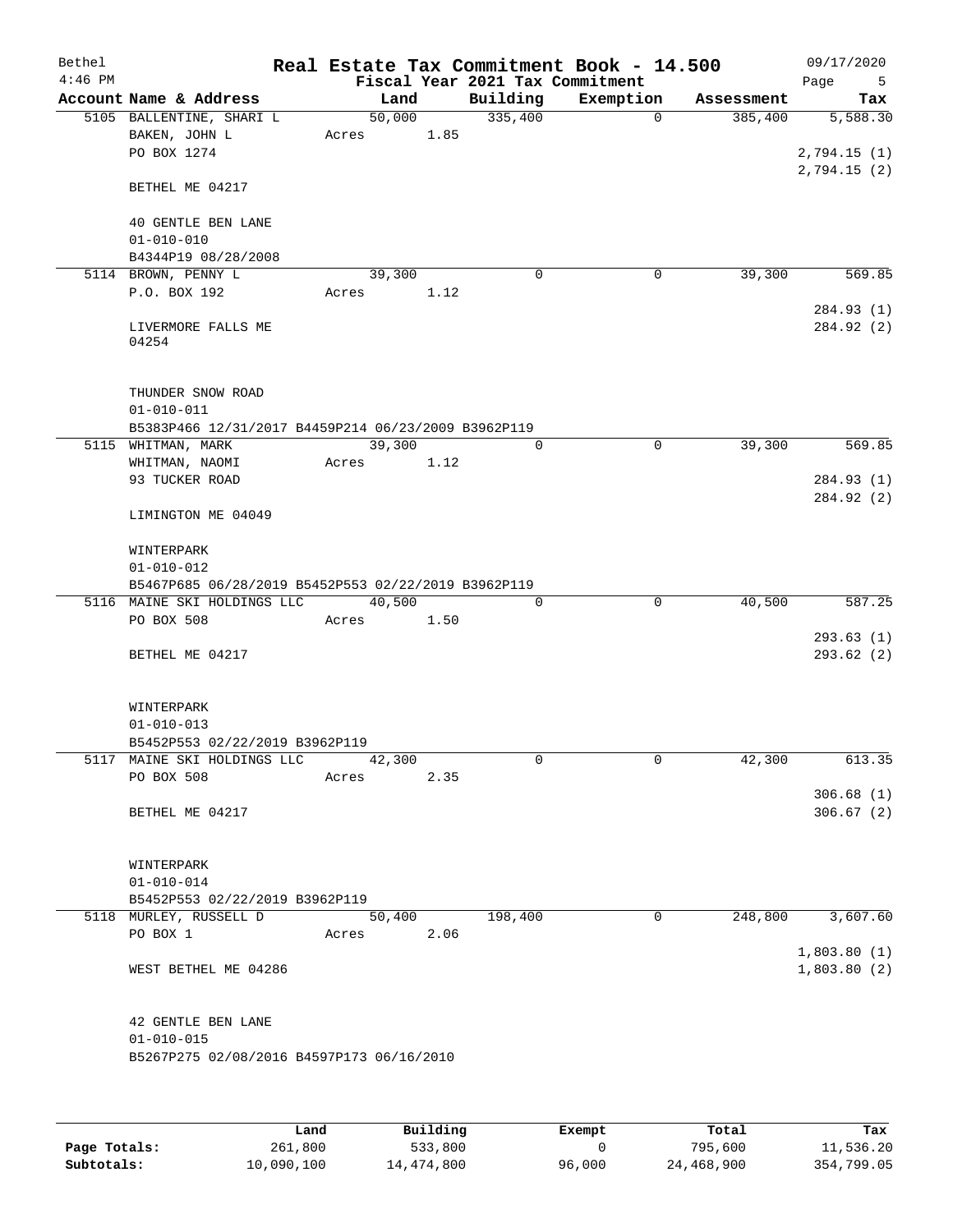Bethel 4:46 PM

# Real Estate Tax Commitment Book - 14.500

Fiscal Year 2021 Tax Commitment

09/17/2020

| Account Name & Address | Land | Building | Exemption | Assessment | Tax |
|---|---|---|---|---|---|
| 5105 BALLENTINE, SHARI L | 50,000 | 335,400 | 0 | 385,400 | 5,588.30 |
| BAKEN, JOHN L | Acres 1.85 | | | | |
| PO BOX 1274 | | | | | 2,794.15 (1) |
| | | | | | 2,794.15 (2) |
| BETHEL ME 04217 | | | | | |
| 40 GENTLE BEN LANE | | | | | |
| 01-010-010 | | | | | |
| B4344P19 08/28/2008 | | | | | |
| 5114 BROWN, PENNY L | 39,300 | 0 | 0 | 39,300 | 569.85 |
| P.O. BOX 192 | Acres 1.12 | | | | |
| | | | | | 284.93 (1) |
| LIVERMORE FALLS ME 04254 | | | | | 284.92 (2) |
| THUNDER SNOW ROAD | | | | | |
| 01-010-011 | | | | | |
| B5383P466 12/31/2017 B4459P214 06/23/2009 B3962P119 | | | | | |
| 5115 WHITMAN, MARK | 39,300 | 0 | 0 | 39,300 | 569.85 |
| WHITMAN, NAOMI | Acres 1.12 | | | | |
| 93 TUCKER ROAD | | | | | 284.93 (1) |
| | | | | | 284.92 (2) |
| LIMINGTON ME 04049 | | | | | |
| WINTERPARK | | | | | |
| 01-010-012 | | | | | |
| B5467P685 06/28/2019 B5452P553 02/22/2019 B3962P119 | | | | | |
| 5116 MAINE SKI HOLDINGS LLC | 40,500 | 0 | 0 | 40,500 | 587.25 |
| PO BOX 508 | Acres 1.50 | | | | |
| | | | | | 293.63 (1) |
| BETHEL ME 04217 | | | | | 293.62 (2) |
| WINTERPARK | | | | | |
| 01-010-013 | | | | | |
| B5452P553 02/22/2019 B3962P119 | | | | | |
| 5117 MAINE SKI HOLDINGS LLC | 42,300 | 0 | 0 | 42,300 | 613.35 |
| PO BOX 508 | Acres 2.35 | | | | |
| | | | | | 306.68 (1) |
| BETHEL ME 04217 | | | | | 306.67 (2) |
| WINTERPARK | | | | | |
| 01-010-014 | | | | | |
| B5452P553 02/22/2019 B3962P119 | | | | | |
| 5118 MURLEY, RUSSELL D | 50,400 | 198,400 | 0 | 248,800 | 3,607.60 |
| PO BOX 1 | Acres 2.06 | | | | |
| | | | | | 1,803.80 (1) |
| WEST BETHEL ME 04286 | | | | | 1,803.80 (2) |
| 42 GENTLE BEN LANE | | | | | |
| 01-010-015 | | | | | |
| B5267P275 02/08/2016 B4597P173 06/16/2010 | | | | | |

| | Land | Building | Exempt | Total | Tax |
|---|---|---|---|---|---|
| Page Totals: | 261,800 | 533,800 | 0 | 795,600 | 11,536.20 |
| Subtotals: | 10,090,100 | 14,474,800 | 96,000 | 24,468,900 | 354,799.05 |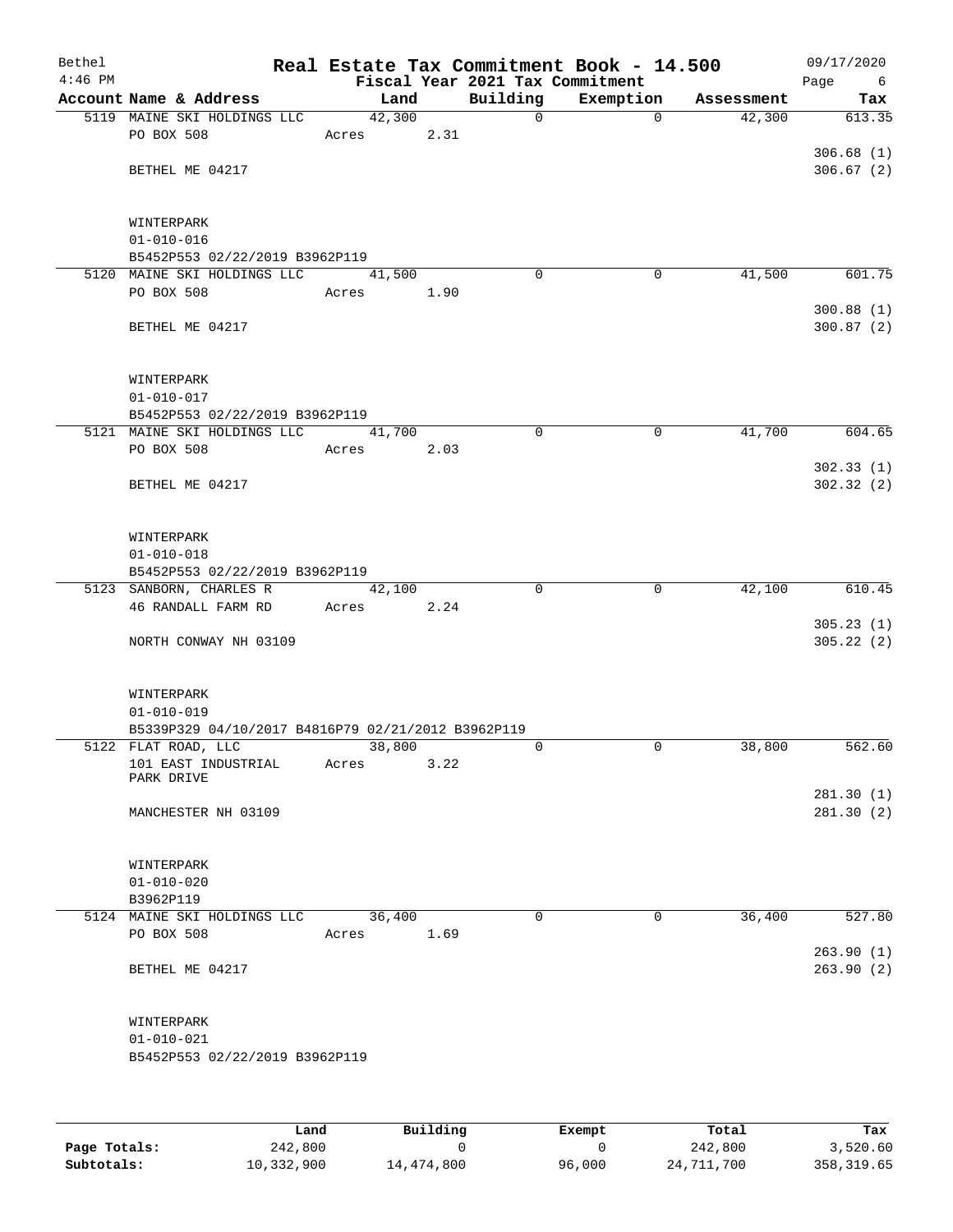Bethel
4:46 PM

# Real Estate Tax Commitment Book - 14.500

Fiscal Year 2021 Tax Commitment

09/17/2020

| Account Name & Address | Land | Building | Exemption | Assessment | Tax |
|---|---|---|---|---|---|
| 5119 MAINE SKI HOLDINGS LLC | 42,300 | 0 | 0 | 42,300 | 613.35 |
| PO BOX 508 | Acres 2.31 | | | | |
| | | | | | 306.68 (1) |
| BETHEL ME 04217 | | | | | 306.67 (2) |
| WINTERPARK | | | | | |
| 01-010-016 | | | | | |
| B5452P553 02/22/2019 B3962P119 | | | | | |
| 5120 MAINE SKI HOLDINGS LLC | 41,500 | 0 | 0 | 41,500 | 601.75 |
| PO BOX 508 | Acres 1.90 | | | | |
| | | | | | 300.88 (1) |
| BETHEL ME 04217 | | | | | 300.87 (2) |
| WINTERPARK | | | | | |
| 01-010-017 | | | | | |
| B5452P553 02/22/2019 B3962P119 | | | | | |
| 5121 MAINE SKI HOLDINGS LLC | 41,700 | 0 | 0 | 41,700 | 604.65 |
| PO BOX 508 | Acres 2.03 | | | | |
| | | | | | 302.33 (1) |
| BETHEL ME 04217 | | | | | 302.32 (2) |
| WINTERPARK | | | | | |
| 01-010-018 | | | | | |
| B5452P553 02/22/2019 B3962P119 | | | | | |
| 5123 SANBORN, CHARLES R | 42,100 | 0 | 0 | 42,100 | 610.45 |
| 46 RANDALL FARM RD | Acres 2.24 | | | | |
| | | | | | 305.23 (1) |
| NORTH CONWAY NH 03109 | | | | | 305.22 (2) |
| WINTERPARK | | | | | |
| 01-010-019 | | | | | |
| B5339P329 04/10/2017 B4816P79 02/21/2012 B3962P119 | | | | | |
| 5122 FLAT ROAD, LLC | 38,800 | 0 | 0 | 38,800 | 562.60 |
| 101 EAST INDUSTRIAL PARK DRIVE | Acres 3.22 | | | | |
| | | | | | 281.30 (1) |
| MANCHESTER NH 03109 | | | | | 281.30 (2) |
| WINTERPARK | | | | | |
| 01-010-020 | | | | | |
| B3962P119 | | | | | |
| 5124 MAINE SKI HOLDINGS LLC | 36,400 | 0 | 0 | 36,400 | 527.80 |
| PO BOX 508 | Acres 1.69 | | | | |
| | | | | | 263.90 (1) |
| BETHEL ME 04217 | | | | | 263.90 (2) |
| WINTERPARK | | | | | |
| 01-010-021 | | | | | |
| B5452P553 02/22/2019 B3962P119 | | | | | |

| | Land | Building | Exempt | Total | Tax |
|---|---|---|---|---|---|
| Page Totals: | 242,800 | 0 | 0 | 242,800 | 3,520.60 |
| Subtotals: | 10,332,900 | 14,474,800 | 96,000 | 24,711,700 | 358,319.65 |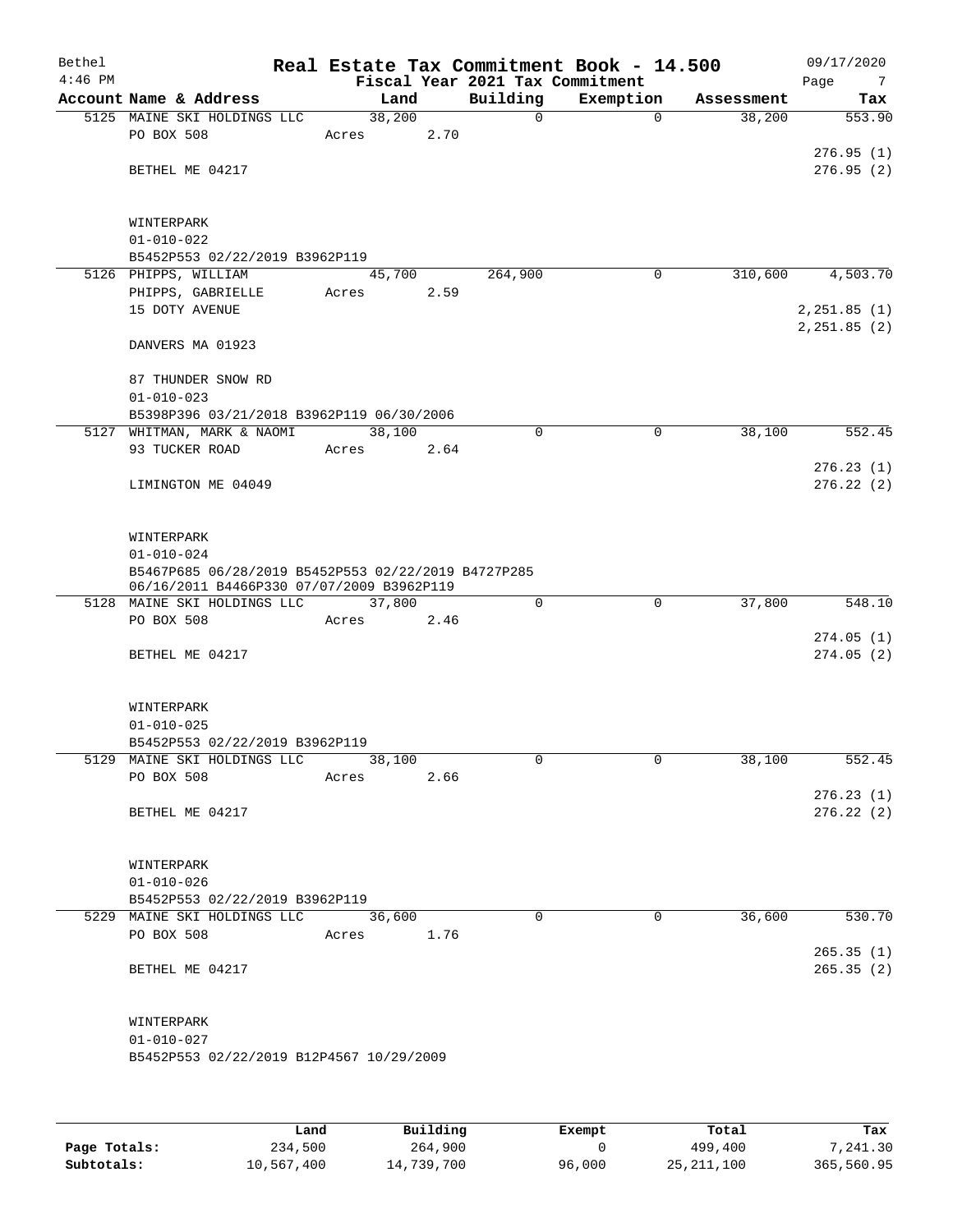Bethel
4:46 PM

# Real Estate Tax Commitment Book - 14.500

Fiscal Year 2021 Tax Commitment

09/17/2020

| Account Name & Address | Land | Building | Exemption | Assessment | Tax |
|---|---|---|---|---|---|
| 5125 MAINE SKI HOLDINGS LLC | 38,200 | 0 | 0 | 38,200 | 553.90 |
| PO BOX 508 | Acres 2.70 | | | | |
| | | | | | 276.95 (1) |
| BETHEL ME 04217 | | | | | 276.95 (2) |
| WINTERPARK | | | | | |
| 01-010-022 | | | | | |
| B5452P553 02/22/2019 B3962P119 | | | | | |
| 5126 PHIPPS, WILLIAM | 45,700 | 264,900 | 0 | 310,600 | 4,503.70 |
| PHIPPS, GABRIELLE | Acres 2.59 | | | | |
| 15 DOTY AVENUE | | | | | 2,251.85 (1) |
| | | | | | 2,251.85 (2) |
| DANVERS MA 01923 | | | | | |
| 87 THUNDER SNOW RD | | | | | |
| 01-010-023 | | | | | |
| B5398P396 03/21/2018 B3962P119 06/30/2006 | | | | | |
| 5127 WHITMAN, MARK & NAOMI | 38,100 | 0 | 0 | 38,100 | 552.45 |
| 93 TUCKER ROAD | Acres 2.64 | | | | |
| | | | | | 276.23 (1) |
| LIMINGTON ME 04049 | | | | | 276.22 (2) |
| WINTERPARK | | | | | |
| 01-010-024 | | | | | |
| B5467P685 06/28/2019 B5452P553 02/22/2019 B4727P285 06/16/2011 B4466P330 07/07/2009 B3962P119 | | | | | |
| 5128 MAINE SKI HOLDINGS LLC | 37,800 | 0 | 0 | 37,800 | 548.10 |
| PO BOX 508 | Acres 2.46 | | | | |
| | | | | | 274.05 (1) |
| BETHEL ME 04217 | | | | | 274.05 (2) |
| WINTERPARK | | | | | |
| 01-010-025 | | | | | |
| B5452P553 02/22/2019 B3962P119 | | | | | |
| 5129 MAINE SKI HOLDINGS LLC | 38,100 | 0 | 0 | 38,100 | 552.45 |
| PO BOX 508 | Acres 2.66 | | | | |
| | | | | | 276.23 (1) |
| BETHEL ME 04217 | | | | | 276.22 (2) |
| WINTERPARK | | | | | |
| 01-010-026 | | | | | |
| B5452P553 02/22/2019 B3962P119 | | | | | |
| 5229 MAINE SKI HOLDINGS LLC | 36,600 | 0 | 0 | 36,600 | 530.70 |
| PO BOX 508 | Acres 1.76 | | | | |
| | | | | | 265.35 (1) |
| BETHEL ME 04217 | | | | | 265.35 (2) |
| WINTERPARK | | | | | |
| 01-010-027 | | | | | |
| B5452P553 02/22/2019 B12P4567 10/29/2009 | | | | | |

| | Land | Building | Exempt | Total | Tax |
|---|---|---|---|---|---|
| Page Totals: | 234,500 | 264,900 | 0 | 499,400 | 7,241.30 |
| Subtotals: | 10,567,400 | 14,739,700 | 96,000 | 25,211,100 | 365,560.95 |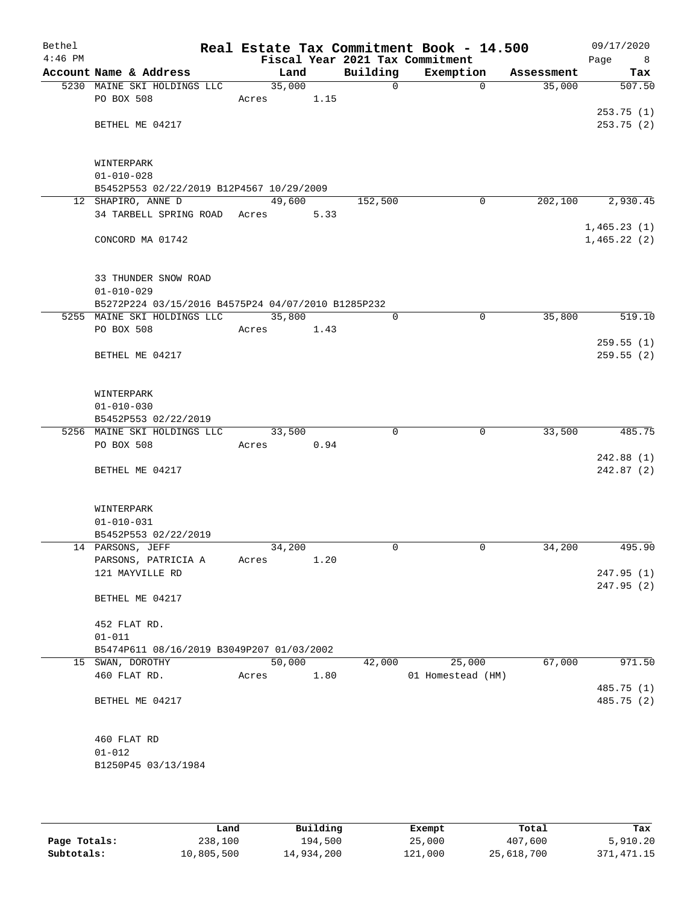Bethel 4:46 PM

# Real Estate Tax Commitment Book - 14.500

Fiscal Year 2021 Tax Commitment

09/17/2020

| Account Name & Address | Land | Building | Exemption | Assessment | Tax |
|---|---|---|---|---|---|
| 5230 MAINE SKI HOLDINGS LLC | 35,000 | 0 | 0 | 35,000 | 507.50 |
| PO BOX 508 | Acres 1.15 | | | | |
| | | | | | 253.75 (1) |
| BETHEL ME 04217 | | | | | 253.75 (2) |
| WINTERPARK | | | | | |
| 01-010-028 | | | | | |
| B5452P553 02/22/2019 B12P4567 10/29/2009 | | | | | |
| 12 SHAPIRO, ANNE D | 49,600 | 152,500 | 0 | 202,100 | 2,930.45 |
| 34 TARBELL SPRING ROAD | Acres 5.33 | | | | |
| | | | | | 1,465.23 (1) |
| CONCORD MA 01742 | | | | | 1,465.22 (2) |
| 33 THUNDER SNOW ROAD | | | | | |
| 01-010-029 | | | | | |
| B5272P224 03/15/2016 B4575P24 04/07/2010 B1285P232 | | | | | |
| 5255 MAINE SKI HOLDINGS LLC | 35,800 | 0 | 0 | 35,800 | 519.10 |
| PO BOX 508 | Acres 1.43 | | | | |
| | | | | | 259.55 (1) |
| BETHEL ME 04217 | | | | | 259.55 (2) |
| WINTERPARK | | | | | |
| 01-010-030 | | | | | |
| B5452P553 02/22/2019 | | | | | |
| 5256 MAINE SKI HOLDINGS LLC | 33,500 | 0 | 0 | 33,500 | 485.75 |
| PO BOX 508 | Acres 0.94 | | | | |
| | | | | | 242.88 (1) |
| BETHEL ME 04217 | | | | | 242.87 (2) |
| WINTERPARK | | | | | |
| 01-010-031 | | | | | |
| B5452P553 02/22/2019 | | | | | |
| 14 PARSONS, JEFF | 34,200 | 0 | 0 | 34,200 | 495.90 |
| PARSONS, PATRICIA A | Acres 1.20 | | | | |
| 121 MAYVILLE RD | | | | | 247.95 (1) |
| | | | | | 247.95 (2) |
| BETHEL ME 04217 | | | | | |
| 452 FLAT RD. | | | | | |
| 01-011 | | | | | |
| B5474P611 08/16/2019 B3049P207 01/03/2002 | | | | | |
| 15 SWAN, DOROTHY | 50,000 | 42,000 | 25,000 | 67,000 | 971.50 |
| 460 FLAT RD. | Acres 1.80 | | 01 Homestead (HM) | | |
| | | | | | 485.75 (1) |
| BETHEL ME 04217 | | | | | 485.75 (2) |
| 460 FLAT RD | | | | | |
| 01-012 | | | | | |
| B1250P45 03/13/1984 | | | | | |

| | Land | Building | Exempt | Total | Tax |
|---|---|---|---|---|---|
| Page Totals: | 238,100 | 194,500 | 25,000 | 407,600 | 5,910.20 |
| Subtotals: | 10,805,500 | 14,934,200 | 121,000 | 25,618,700 | 371,471.15 |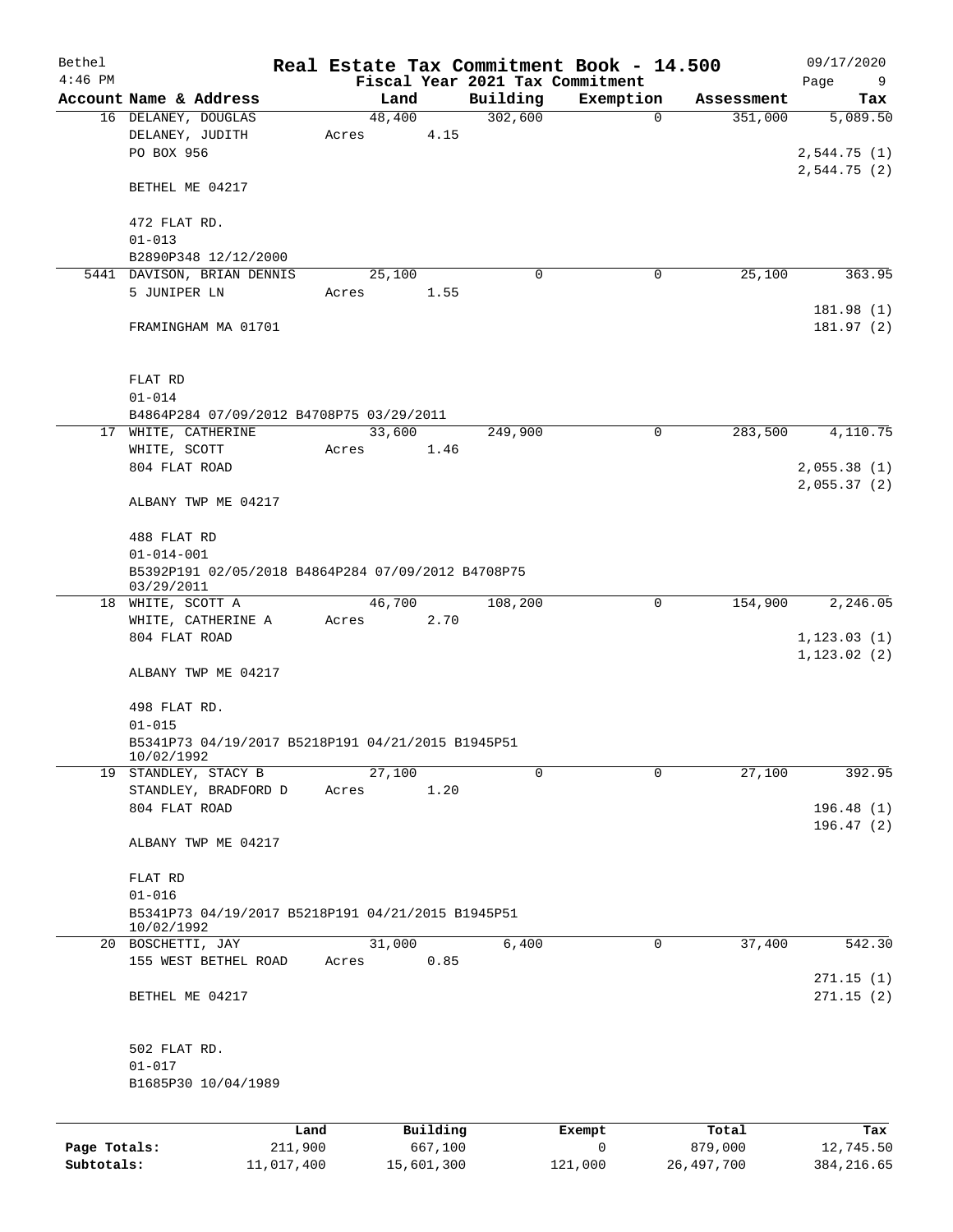# Real Estate Tax Commitment Book - 14.500

Bethel
4:46 PM

Fiscal Year 2021 Tax Commitment

09/17/2020

| Account | Name & Address | Land | Building | Exemption | Assessment | Tax |
|---|---|---|---|---|---|---|
| 16 | DELANEY, DOUGLAS<br>DELANEY, JUDITH<br>PO BOX 956<br><br>BETHEL ME 04217<br><br>472 FLAT RD.<br>01-013<br>B2890P348 12/12/2000 | 48,400<br>Acres 4.15 | 302,600 | 0 | 351,000 | 5,089.50<br><br>2,544.75 (1)<br>2,544.75 (2) |
| 5441 | DAVISON, BRIAN DENNIS<br>5 JUNIPER LN<br><br>FRAMINGHAM MA 01701<br><br>FLAT RD<br>01-014<br>B4864P284 07/09/2012 B4708P75 03/29/2011 | 25,100<br>Acres 1.55 | 0 | 0 | 25,100 | 363.95<br><br>181.98 (1)<br>181.97 (2) |
| 17 | WHITE, CATHERINE<br>WHITE, SCOTT<br>804 FLAT ROAD<br><br>ALBANY TWP ME 04217<br><br>488 FLAT RD<br>01-014-001<br>B5392P191 02/05/2018 B4864P284 07/09/2012 B4708P75 03/29/2011 | 33,600<br>Acres 1.46 | 249,900 | 0 | 283,500 | 4,110.75<br><br>2,055.38 (1)<br>2,055.37 (2) |
| 18 | WHITE, SCOTT A<br>WHITE, CATHERINE A<br>804 FLAT ROAD<br><br>ALBANY TWP ME 04217<br><br>498 FLAT RD.<br>01-015<br>B5341P73 04/19/2017 B5218P191 04/21/2015 B1945P51 10/02/1992 | 46,700<br>Acres 2.70 | 108,200 | 0 | 154,900 | 2,246.05<br><br>1,123.03 (1)<br>1,123.02 (2) |
| 19 | STANDLEY, STACY B<br>STANDLEY, BRADFORD D<br>804 FLAT ROAD<br><br>ALBANY TWP ME 04217<br><br>FLAT RD<br>01-016<br>B5341P73 04/19/2017 B5218P191 04/21/2015 B1945P51 10/02/1992 | 27,100<br>Acres 1.20 | 0 | 0 | 27,100 | 392.95<br><br>196.48 (1)<br>196.47 (2) |
| 20 | BOSCHETTI, JAY<br>155 WEST BETHEL ROAD<br><br>BETHEL ME 04217<br><br>502 FLAT RD.<br>01-017<br>B1685P30 10/04/1989 | 31,000<br>Acres 0.85 | 6,400 | 0 | 37,400 | 542.30<br><br>271.15 (1)<br>271.15 (2) |

| | Land | Building | Exempt | Total | Tax |
|---|---|---|---|---|---|
| Page Totals: | 211,900 | 667,100 | 0 | 879,000 | 12,745.50 |
| Subtotals: | 11,017,400 | 15,601,300 | 121,000 | 26,497,700 | 384,216.65 |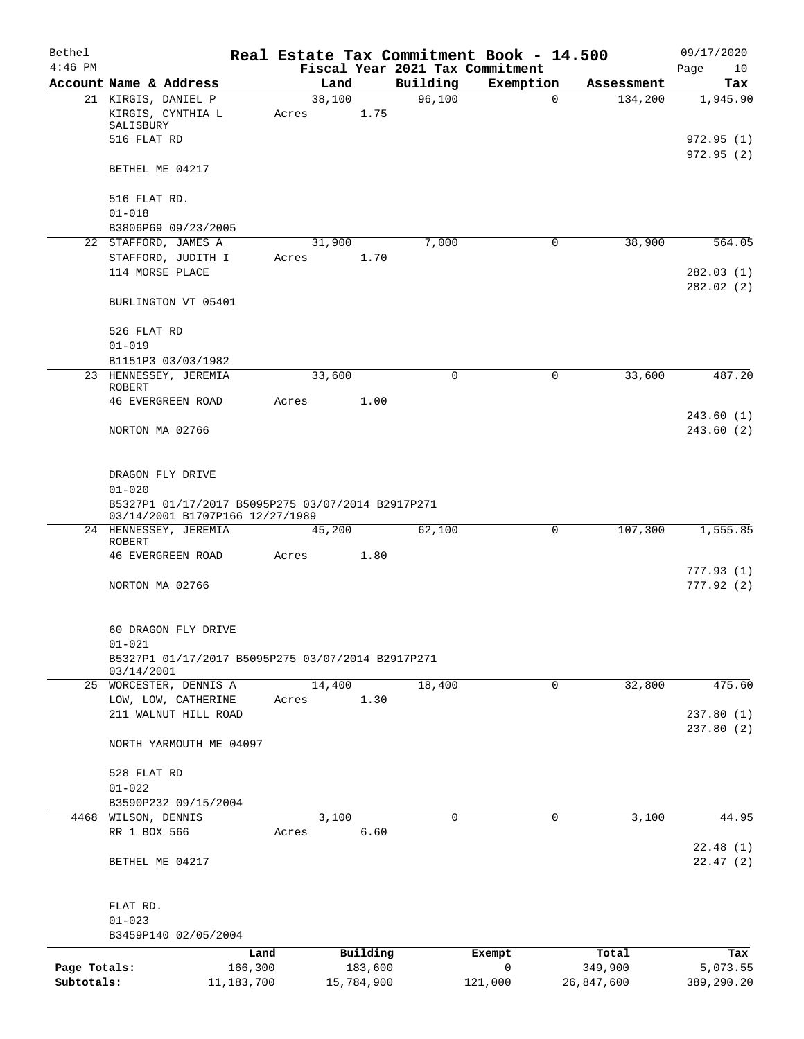# Real Estate Tax Commitment Book - 14.500

Bethel
4:46 PM

Fiscal Year 2021 Tax Commitment

09/17/2020

| Account Name & Address | Land | Building | Exemption | Assessment | Tax |
|---|---|---|---|---|---|
| 21 KIRGIS, DANIEL P | 38,100 | 96,100 | 0 | 134,200 | 1,945.90 |
| KIRGIS, CYNTHIA L SALISBURY | Acres 1.75 | | | | |
| 516 FLAT RD | | | | | 972.95 (1) |
| | | | | | 972.95 (2) |
| BETHEL ME 04217 | | | | | |
| 516 FLAT RD. | | | | | |
| 01-018 | | | | | |
| B3806P69 09/23/2005 | | | | | |
| 22 STAFFORD, JAMES A | 31,900 | 7,000 | 0 | 38,900 | 564.05 |
| STAFFORD, JUDITH I | Acres 1.70 | | | | |
| 114 MORSE PLACE | | | | | 282.03 (1) |
| | | | | | 282.02 (2) |
| BURLINGTON VT 05401 | | | | | |
| 526 FLAT RD | | | | | |
| 01-019 | | | | | |
| B1151P3 03/03/1982 | | | | | |
| 23 HENNESSEY, JEREMIA ROBERT | 33,600 | 0 | 0 | 33,600 | 487.20 |
| 46 EVERGREEN ROAD | Acres 1.00 | | | | |
| | | | | | 243.60 (1) |
| NORTON MA 02766 | | | | | 243.60 (2) |
| DRAGON FLY DRIVE | | | | | |
| 01-020 | | | | | |
| B5327P1 01/17/2017 B5095P275 03/07/2014 B2917P271 03/14/2001 B1707P166 12/27/1989 | | | | | |
| 24 HENNESSEY, JEREMIA ROBERT | 45,200 | 62,100 | 0 | 107,300 | 1,555.85 |
| 46 EVERGREEN ROAD | Acres 1.80 | | | | |
| | | | | | 777.93 (1) |
| NORTON MA 02766 | | | | | 777.92 (2) |
| 60 DRAGON FLY DRIVE | | | | | |
| 01-021 | | | | | |
| B5327P1 01/17/2017 B5095P275 03/07/2014 B2917P271 03/14/2001 | | | | | |
| 25 WORCESTER, DENNIS A | 14,400 | 18,400 | 0 | 32,800 | 475.60 |
| LOW, LOW, CATHERINE | Acres 1.30 | | | | |
| 211 WALNUT HILL ROAD | | | | | 237.80 (1) |
| | | | | | 237.80 (2) |
| NORTH YARMOUTH ME 04097 | | | | | |
| 528 FLAT RD | | | | | |
| 01-022 | | | | | |
| B3590P232 09/15/2004 | | | | | |
| 4468 WILSON, DENNIS | 3,100 | 0 | 0 | 3,100 | 44.95 |
| RR 1 BOX 566 | Acres 6.60 | | | | |
| | | | | | 22.48 (1) |
| BETHEL ME 04217 | | | | | 22.47 (2) |
| FLAT RD. | | | | | |
| 01-023 | | | | | |
| B3459P140 02/05/2004 | | | | | |

| | Land | Building | Exempt | Total | Tax |
|---|---|---|---|---|---|
| Page Totals: | 166,300 | 183,600 | 0 | 349,900 | 5,073.55 |
| Subtotals: | 11,183,700 | 15,784,900 | 121,000 | 26,847,600 | 389,290.20 |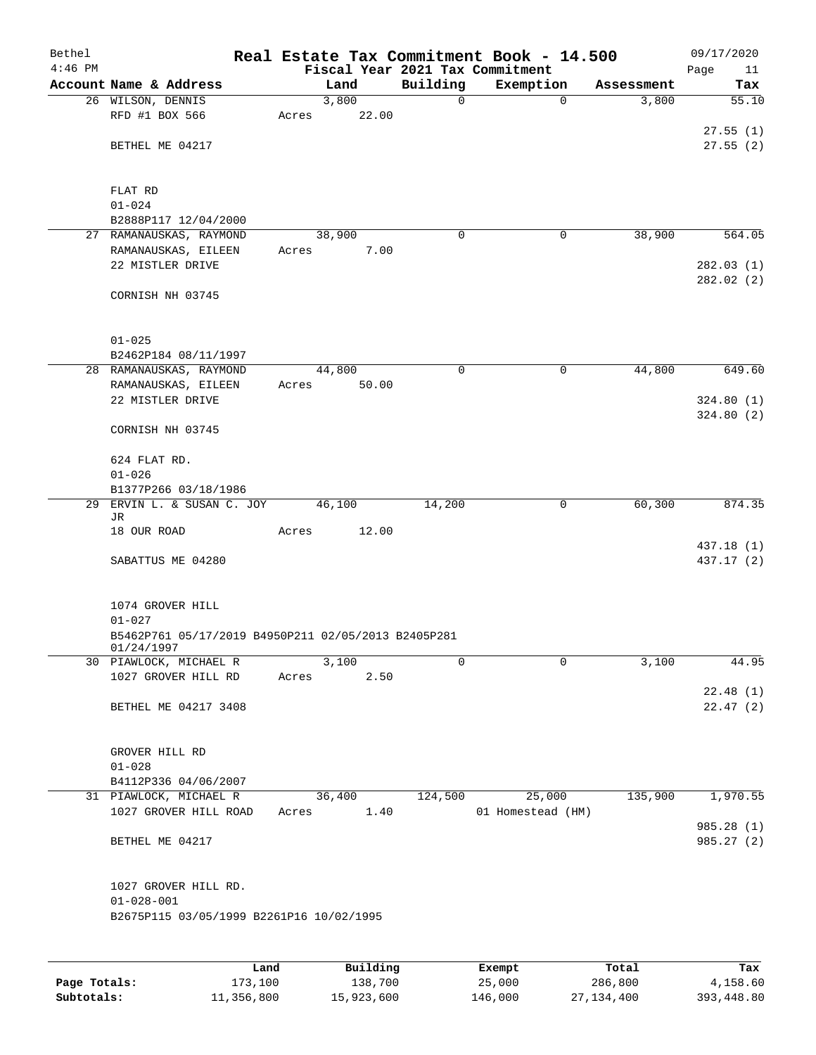Bethel 4:46 PM

# Real Estate Tax Commitment Book - 14.500

Fiscal Year 2021 Tax Commitment

09/17/2020

| Account Name & Address | Land | Building | Exemption | Assessment | Tax |
|---|---|---|---|---|---|
| 26 WILSON, DENNIS | 3,800 | 0 | 0 | 3,800 | 55.10 |
| RFD #1 BOX 566 | Acres 22.00 | | | | |
| | | | | | 27.55 (1) |
| BETHEL ME 04217 | | | | | 27.55 (2) |
| FLAT RD | | | | | |
| 01-024 | | | | | |
| B2888P117 12/04/2000 | | | | | |
| 27 RAMANAUSKAS, RAYMOND | 38,900 | 0 | 0 | 38,900 | 564.05 |
| RAMANAUSKAS, EILEEN | Acres 7.00 | | | | |
| 22 MISTLER DRIVE | | | | | 282.03 (1) |
| | | | | | 282.02 (2) |
| CORNISH NH 03745 | | | | | |
| 01-025 | | | | | |
| B2462P184 08/11/1997 | | | | | |
| 28 RAMANAUSKAS, RAYMOND | 44,800 | 0 | 0 | 44,800 | 649.60 |
| RAMANAUSKAS, EILEEN | Acres 50.00 | | | | |
| 22 MISTLER DRIVE | | | | | 324.80 (1) |
| | | | | | 324.80 (2) |
| CORNISH NH 03745 | | | | | |
| 624 FLAT RD. | | | | | |
| 01-026 | | | | | |
| B1377P266 03/18/1986 | | | | | |
| 29 ERVIN L. & SUSAN C. JOY JR | 46,100 | 14,200 | 0 | 60,300 | 874.35 |
| 18 OUR ROAD | Acres 12.00 | | | | |
| | | | | | 437.18 (1) |
| SABATTUS ME 04280 | | | | | 437.17 (2) |
| 1074 GROVER HILL | | | | | |
| 01-027 | | | | | |
| B5462P761 05/17/2019 B4950P211 02/05/2013 B2405P281 01/24/1997 | | | | | |
| 30 PIAWLOCK, MICHAEL R | 3,100 | 0 | 0 | 3,100 | 44.95 |
| 1027 GROVER HILL RD | Acres 2.50 | | | | |
| | | | | | 22.48 (1) |
| BETHEL ME 04217 3408 | | | | | 22.47 (2) |
| GROVER HILL RD | | | | | |
| 01-028 | | | | | |
| B4112P336 04/06/2007 | | | | | |
| 31 PIAWLOCK, MICHAEL R | 36,400 | 124,500 | 25,000 | 135,900 | 1,970.55 |
| 1027 GROVER HILL ROAD | Acres 1.40 | | 01 Homestead (HM) | | |
| | | | | | 985.28 (1) |
| BETHEL ME 04217 | | | | | 985.27 (2) |
| 1027 GROVER HILL RD. | | | | | |
| 01-028-001 | | | | | |
| B2675P115 03/05/1999 B2261P16 10/02/1995 | | | | | |

| | Land | Building | Exempt | Total | Tax |
|---|---|---|---|---|---|
| Page Totals: | 173,100 | 138,700 | 25,000 | 286,800 | 4,158.60 |
| Subtotals: | 11,356,800 | 15,923,600 | 146,000 | 27,134,400 | 393,448.80 |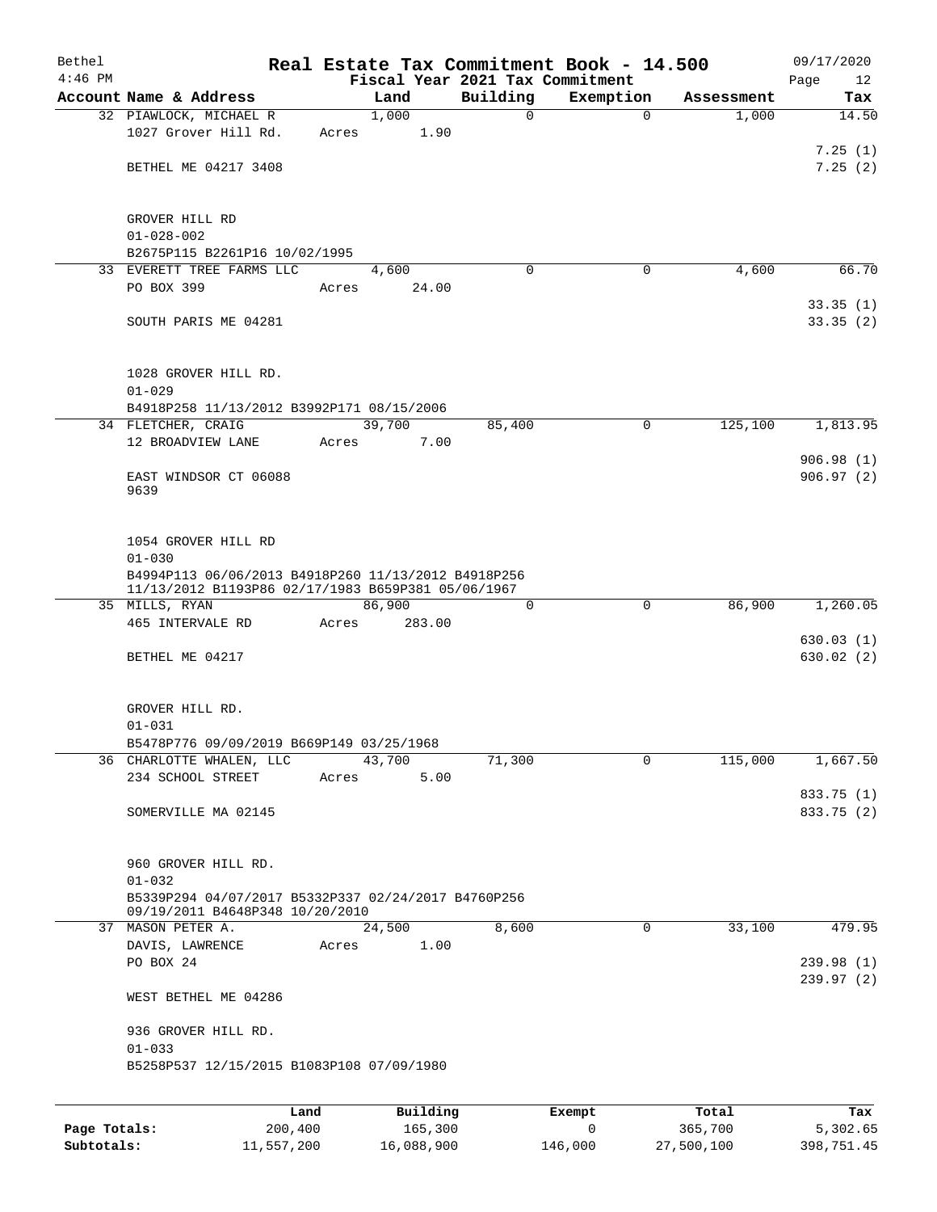Bethel 4:46 PM

# Real Estate Tax Commitment Book - 14.500

Fiscal Year 2021 Tax Commitment

09/17/2020

| Account Name & Address | Land | Building | Exemption | Assessment | Tax |
|---|---|---|---|---|---|
| 32 PIAWLOCK, MICHAEL R | 1,000 | 0 | 0 | 1,000 | 14.50 |
| 1027 Grover Hill Rd. | Acres 1.90 | | | | |
| | | | | | 7.25 (1) |
| BETHEL ME 04217 3408 | | | | | 7.25 (2) |
| GROVER HILL RD | | | | | |
| 01-028-002 | | | | | |
| B2675P115 B2261P16 10/02/1995 | | | | | |
| 33 EVERETT TREE FARMS LLC | 4,600 | 0 | 0 | 4,600 | 66.70 |
| PO BOX 399 | Acres 24.00 | | | | |
| | | | | | 33.35 (1) |
| SOUTH PARIS ME 04281 | | | | | 33.35 (2) |
| 1028 GROVER HILL RD. | | | | | |
| 01-029 | | | | | |
| B4918P258 11/13/2012 B3992P171 08/15/2006 | | | | | |
| 34 FLETCHER, CRAIG | 39,700 | 85,400 | 0 | 125,100 | 1,813.95 |
| 12 BROADVIEW LANE | Acres 7.00 | | | | |
| | | | | | 906.98 (1) |
| EAST WINDSOR CT 06088 9639 | | | | | 906.97 (2) |
| 1054 GROVER HILL RD | | | | | |
| 01-030 | | | | | |
| B4994P113 06/06/2013 B4918P260 11/13/2012 B4918P256 11/13/2012 B1193P86 02/17/1983 B659P381 05/06/1967 | | | | | |
| 35 MILLS, RYAN | 86,900 | 0 | 0 | 86,900 | 1,260.05 |
| 465 INTERVALE RD | Acres 283.00 | | | | |
| | | | | | 630.03 (1) |
| BETHEL ME 04217 | | | | | 630.02 (2) |
| GROVER HILL RD. | | | | | |
| 01-031 | | | | | |
| B5478P776 09/09/2019 B669P149 03/25/1968 | | | | | |
| 36 CHARLOTTE WHALEN, LLC | 43,700 | 71,300 | 0 | 115,000 | 1,667.50 |
| 234 SCHOOL STREET | Acres 5.00 | | | | |
| | | | | | 833.75 (1) |
| SOMERVILLE MA 02145 | | | | | 833.75 (2) |
| 960 GROVER HILL RD. | | | | | |
| 01-032 | | | | | |
| B5339P294 04/07/2017 B5332P337 02/24/2017 B4760P256 09/19/2011 B4648P348 10/20/2010 | | | | | |
| 37 MASON PETER A. | 24,500 | 8,600 | 0 | 33,100 | 479.95 |
| DAVIS, LAWRENCE | Acres 1.00 | | | | |
| PO BOX 24 | | | | | 239.98 (1) |
| | | | | | 239.97 (2) |
| WEST BETHEL ME 04286 | | | | | |
| 936 GROVER HILL RD. | | | | | |
| 01-033 | | | | | |
| B5258P537 12/15/2015 B1083P108 07/09/1980 | | | | | |

| | Land | Building | Exempt | Total | Tax |
|---|---|---|---|---|---|
| Page Totals: | 200,400 | 165,300 | 0 | 365,700 | 5,302.65 |
| Subtotals: | 11,557,200 | 16,088,900 | 146,000 | 27,500,100 | 398,751.45 |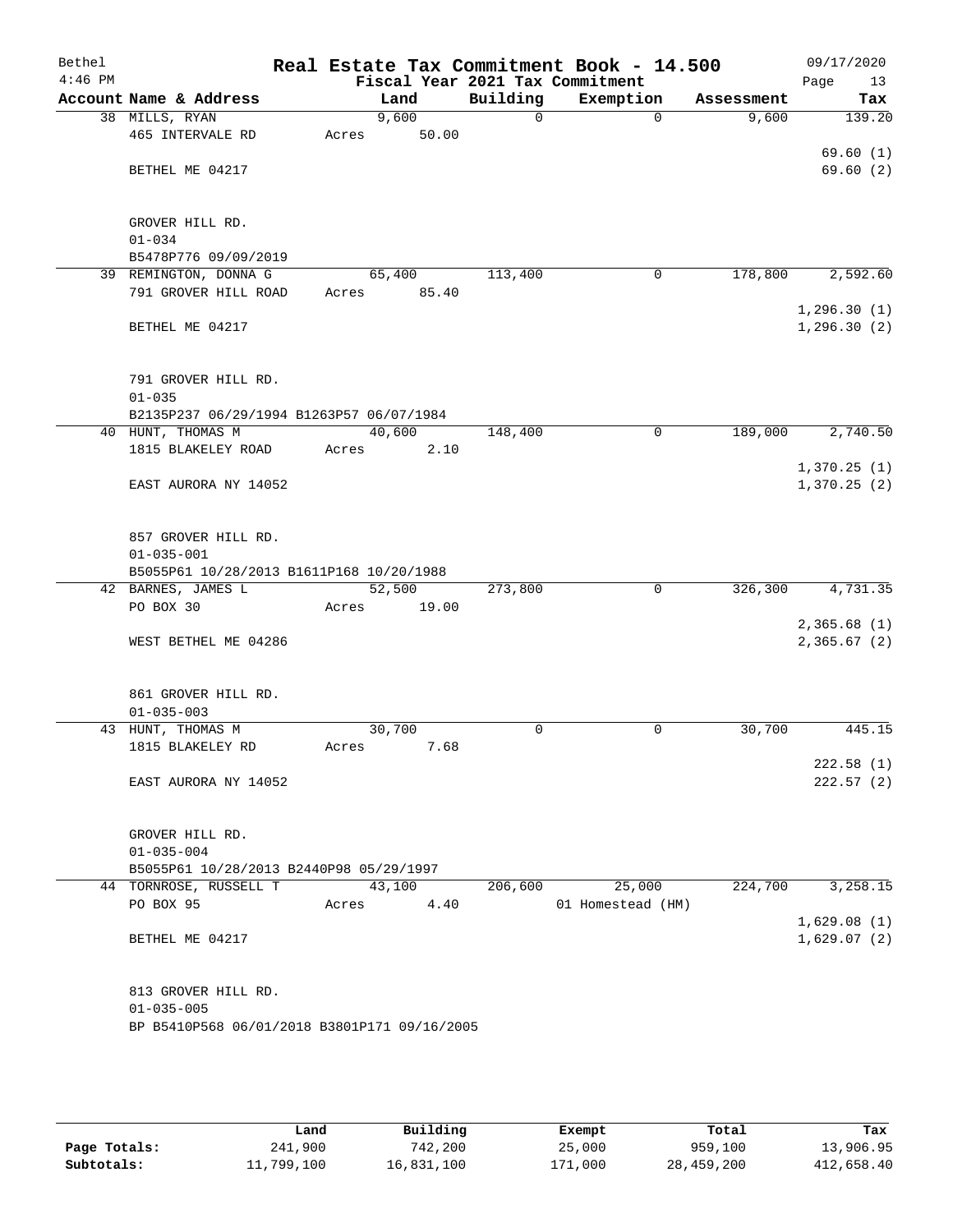Bethel 4:46 PM

# Real Estate Tax Commitment Book - 14.500

Fiscal Year 2021 Tax Commitment

09/17/2020

| Account Name & Address | Land | Building | Exemption | Assessment | Tax |
|---|---|---|---|---|---|
| 38 MILLS, RYAN | 9,600 | 0 | 0 | 9,600 | 139.20 |
| 465 INTERVALE RD | Acres 50.00 | | | | |
| | | | | | 69.60 (1) |
| BETHEL ME 04217 | | | | | 69.60 (2) |
| GROVER HILL RD. | | | | | |
| 01-034 | | | | | |
| B5478P776 09/09/2019 | | | | | |
| 39 REMINGTON, DONNA G | 65,400 | 113,400 | 0 | 178,800 | 2,592.60 |
| 791 GROVER HILL ROAD | Acres 85.40 | | | | |
| | | | | | 1,296.30 (1) |
| BETHEL ME 04217 | | | | | 1,296.30 (2) |
| 791 GROVER HILL RD. | | | | | |
| 01-035 | | | | | |
| B2135P237 06/29/1994 B1263P57 06/07/1984 | | | | | |
| 40 HUNT, THOMAS M | 40,600 | 148,400 | 0 | 189,000 | 2,740.50 |
| 1815 BLAKELEY ROAD | Acres 2.10 | | | | |
| | | | | | 1,370.25 (1) |
| EAST AURORA NY 14052 | | | | | 1,370.25 (2) |
| 857 GROVER HILL RD. | | | | | |
| 01-035-001 | | | | | |
| B5055P61 10/28/2013 B1611P168 10/20/1988 | | | | | |
| 42 BARNES, JAMES L | 52,500 | 273,800 | 0 | 326,300 | 4,731.35 |
| PO BOX 30 | Acres 19.00 | | | | |
| | | | | | 2,365.68 (1) |
| WEST BETHEL ME 04286 | | | | | 2,365.67 (2) |
| 861 GROVER HILL RD. | | | | | |
| 01-035-003 | | | | | |
| 43 HUNT, THOMAS M | 30,700 | 0 | 0 | 30,700 | 445.15 |
| 1815 BLAKELEY RD | Acres 7.68 | | | | |
| | | | | | 222.58 (1) |
| EAST AURORA NY 14052 | | | | | 222.57 (2) |
| GROVER HILL RD. | | | | | |
| 01-035-004 | | | | | |
| B5055P61 10/28/2013 B2440P98 05/29/1997 | | | | | |
| 44 TORNROSE, RUSSELL T | 43,100 | 206,600 | 25,000 | 224,700 | 3,258.15 |
| PO BOX 95 | Acres 4.40 | | 01 Homestead (HM) | | |
| | | | | | 1,629.08 (1) |
| BETHEL ME 04217 | | | | | 1,629.07 (2) |
| 813 GROVER HILL RD. | | | | | |
| 01-035-005 | | | | | |
| BP B5410P568 06/01/2018 B3801P171 09/16/2005 | | | | | |

| | Land | Building | Exempt | Total | Tax |
|---|---|---|---|---|---|
| Page Totals: | 241,900 | 742,200 | 25,000 | 959,100 | 13,906.95 |
| Subtotals: | 11,799,100 | 16,831,100 | 171,000 | 28,459,200 | 412,658.40 |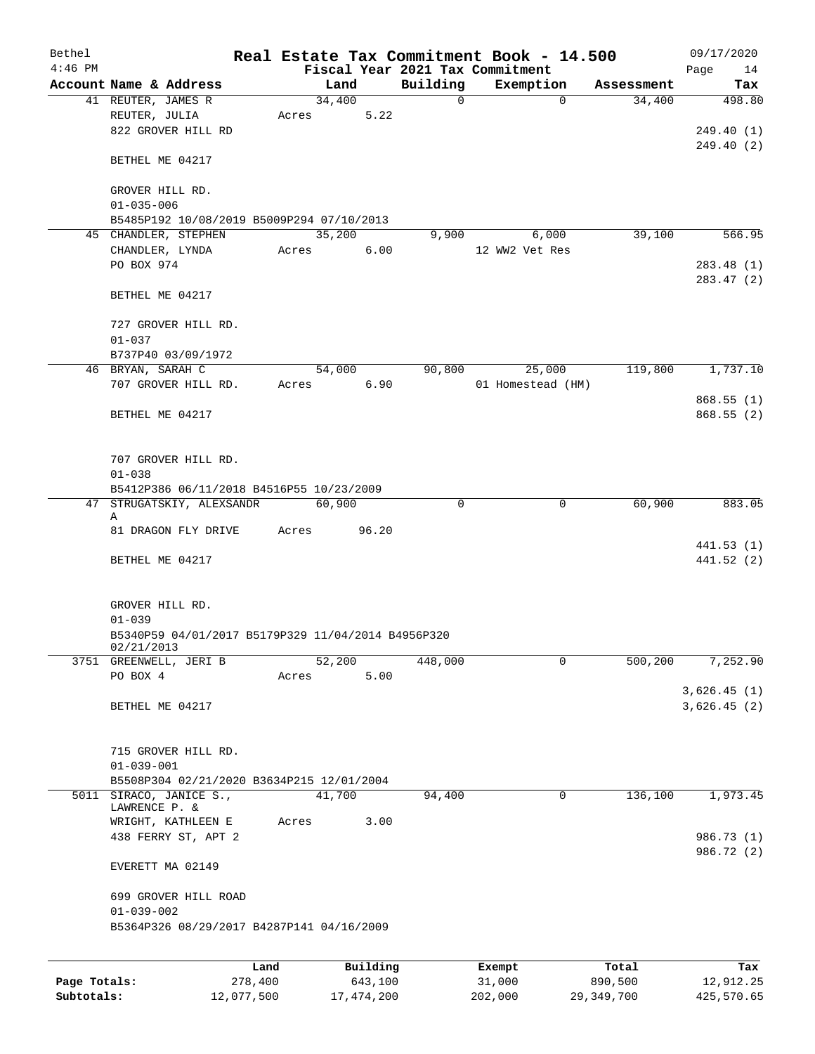Bethel
4:46 PM

# Real Estate Tax Commitment Book - 14.500

Fiscal Year 2021 Tax Commitment

09/17/2020

| Account Name & Address | Land | Building | Exemption | Assessment | Tax |
|---|---|---|---|---|---|
| 41 REUTER, JAMES R | 34,400 | 0 | 0 | 34,400 | 498.80 |
| REUTER, JULIA | Acres 5.22 | | | | |
| 822 GROVER HILL RD | | | | | 249.40 (1) |
| | | | | | 249.40 (2) |
| BETHEL ME 04217 | | | | | |
| GROVER HILL RD. | | | | | |
| 01-035-006 | | | | | |
| B5485P192 10/08/2019 B5009P294 07/10/2013 | | | | | |
| 45 CHANDLER, STEPHEN | 35,200 | 9,900 | 6,000 | 39,100 | 566.95 |
| CHANDLER, LYNDA | Acres 6.00 | | 12 WW2 Vet Res | | |
| PO BOX 974 | | | | | 283.48 (1) |
| | | | | | 283.47 (2) |
| BETHEL ME 04217 | | | | | |
| 727 GROVER HILL RD. | | | | | |
| 01-037 | | | | | |
| B737P40 03/09/1972 | | | | | |
| 46 BRYAN, SARAH C | 54,000 | 90,800 | 25,000 | 119,800 | 1,737.10 |
| 707 GROVER HILL RD. | Acres 6.90 | | 01 Homestead (HM) | | |
| | | | | | 868.55 (1) |
| BETHEL ME 04217 | | | | | 868.55 (2) |
| 707 GROVER HILL RD. | | | | | |
| 01-038 | | | | | |
| B5412P386 06/11/2018 B4516P55 10/23/2009 | | | | | |
| 47 STRUGATSKIY, ALEXSANDR A | 60,900 | 0 | 0 | 60,900 | 883.05 |
| 81 DRAGON FLY DRIVE | Acres 96.20 | | | | |
| | | | | | 441.53 (1) |
| BETHEL ME 04217 | | | | | 441.52 (2) |
| GROVER HILL RD. | | | | | |
| 01-039 | | | | | |
| B5340P59 04/01/2017 B5179P329 11/04/2014 B4956P320 02/21/2013 | | | | | |
| 3751 GREENWELL, JERI B | 52,200 | 448,000 | 0 | 500,200 | 7,252.90 |
| PO BOX 4 | Acres 5.00 | | | | |
| | | | | | 3,626.45 (1) |
| BETHEL ME 04217 | | | | | 3,626.45 (2) |
| 715 GROVER HILL RD. | | | | | |
| 01-039-001 | | | | | |
| B5508P304 02/21/2020 B3634P215 12/01/2004 | | | | | |
| 5011 SIRACO, JANICE S., LAWRENCE P. & | 41,700 | 94,400 | 0 | 136,100 | 1,973.45 |
| WRIGHT, KATHLEEN E | Acres 3.00 | | | | |
| 438 FERRY ST, APT 2 | | | | | 986.73 (1) |
| | | | | | 986.72 (2) |
| EVERETT MA 02149 | | | | | |
| 699 GROVER HILL ROAD | | | | | |
| 01-039-002 | | | | | |
| B5364P326 08/29/2017 B4287P141 04/16/2009 | | | | | |

| | Land | Building | Exempt | Total | Tax |
|---|---|---|---|---|---|
| Page Totals: | 278,400 | 643,100 | 31,000 | 890,500 | 12,912.25 |
| Subtotals: | 12,077,500 | 17,474,200 | 202,000 | 29,349,700 | 425,570.65 |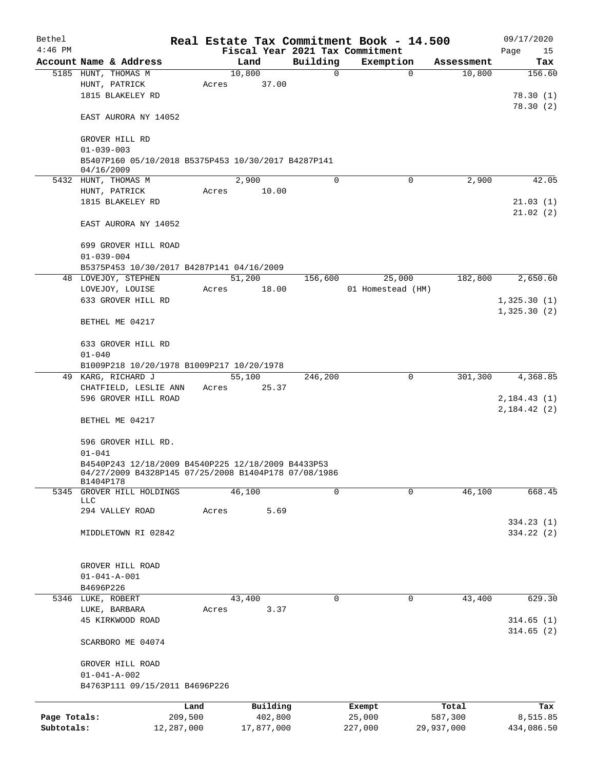Bethel 4:46 PM

# Real Estate Tax Commitment Book - 14.500

Fiscal Year 2021 Tax Commitment

09/17/2020

| Account | Name & Address | Land | Building | Exemption | Assessment | Tax |
|---|---|---|---|---|---|---|
| 5185 | HUNT, THOMAS M<br>HUNT, PATRICK<br>1815 BLAKELEY RD<br><br>EAST AURORA NY 14052<br><br>GROVER HILL RD<br>01-039-003<br>B5407P160 05/10/2018 B5375P453 10/30/2017 B4287P141 04/16/2009 | 10,800<br>Acres 37.00 | 0 | 0 | 10,800 | 156.60<br><br>78.30 (1)<br>78.30 (2) |
| 5432 | HUNT, THOMAS M<br>HUNT, PATRICK<br>1815 BLAKELEY RD<br><br>EAST AURORA NY 14052<br><br>699 GROVER HILL ROAD<br>01-039-004<br>B5375P453 10/30/2017 B4287P141 04/16/2009 | 2,900<br>Acres 10.00 | 0 | 0 | 2,900 | 42.05<br><br>21.03 (1)<br>21.02 (2) |
| 48 | LOVEJOY, STEPHEN<br>LOVEJOY, LOUISE<br>633 GROVER HILL RD<br><br>BETHEL ME 04217<br><br>633 GROVER HILL RD<br>01-040<br>B1009P218 10/20/1978 B1009P217 10/20/1978 | 51,200<br>Acres 18.00 | 156,600 | 25,000<br>01 Homestead (HM) | 182,800 | 2,650.60<br><br>1,325.30 (1)<br>1,325.30 (2) |
| 49 | KARG, RICHARD J<br>CHATFIELD, LESLIE ANN<br>596 GROVER HILL ROAD<br><br>BETHEL ME 04217<br><br>596 GROVER HILL RD.<br>01-041<br>B4540P243 12/18/2009 B4540P225 12/18/2009 B4433P53 04/27/2009 B4328P145 07/25/2008 B1404P178 07/08/1986 B1404P178 | 55,100<br>Acres 25.37 | 246,200 | 0 | 301,300 | 4,368.85<br><br>2,184.43 (1)<br>2,184.42 (2) |
| 5345 | GROVER HILL HOLDINGS LLC<br>294 VALLEY ROAD<br><br>MIDDLETOWN RI 02842<br><br>GROVER HILL ROAD<br>01-041-A-001<br>B4696P226 | 46,100<br>Acres 5.69 | 0 | 0 | 46,100 | 668.45<br><br>334.23 (1)<br>334.22 (2) |
| 5346 | LUKE, ROBERT<br>LUKE, BARBARA<br>45 KIRKWOOD ROAD<br><br>SCARBORO ME 04074<br><br>GROVER HILL ROAD<br>01-041-A-002<br>B4763P111 09/15/2011 B4696P226 | 43,400<br>Acres 3.37 | 0 | 0 | 43,400 | 629.30<br><br>314.65 (1)<br>314.65 (2) |

| | Land | Building | Exempt | Total | Tax |
|---|---|---|---|---|---|
| Page Totals: | 209,500 | 402,800 | 25,000 | 587,300 | 8,515.85 |
| Subtotals: | 12,287,000 | 17,877,000 | 227,000 | 29,937,000 | 434,086.50 |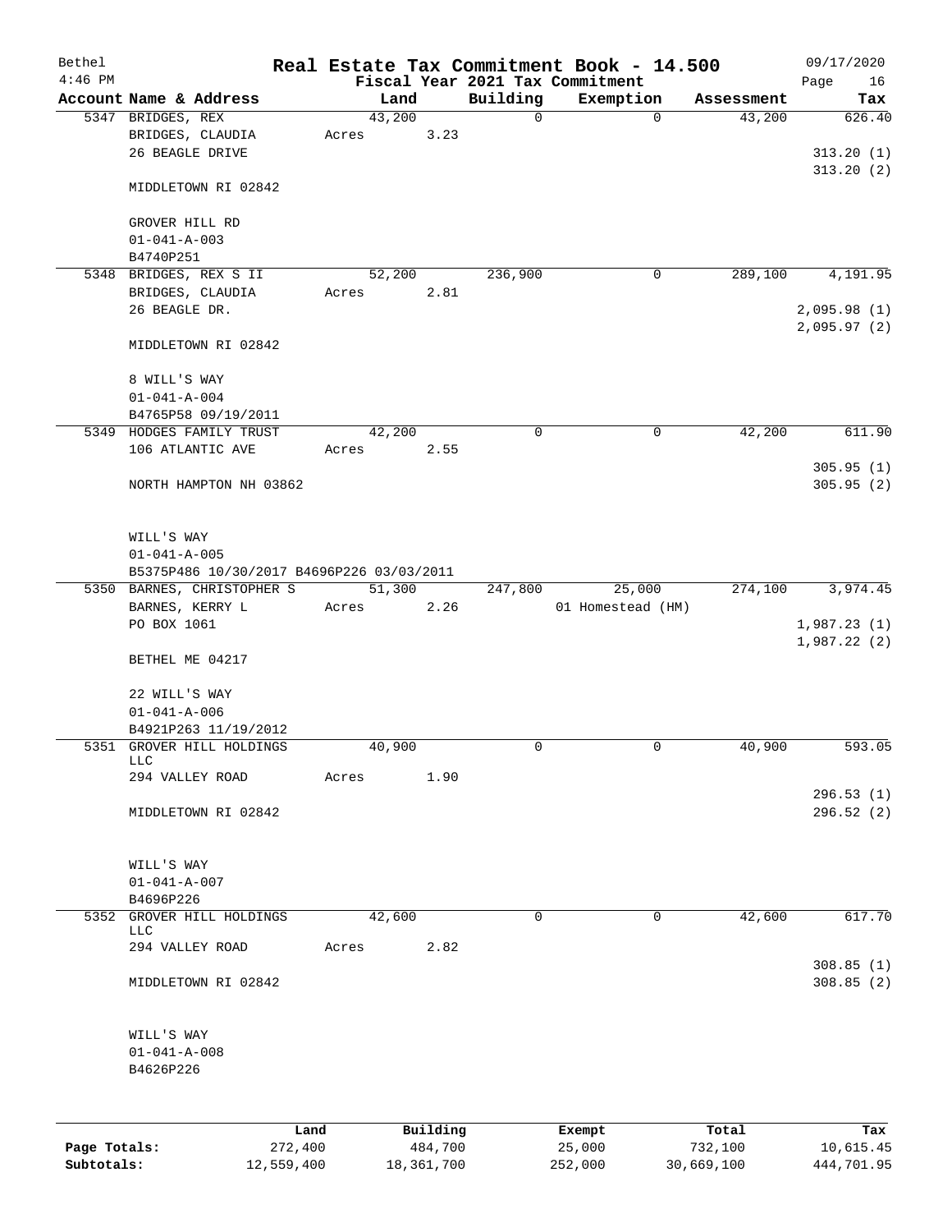# Real Estate Tax Commitment Book - 14.500

Bethel 4:46 PM — 09/17/2020

Fiscal Year 2021 Tax Commitment

| Account | Name & Address | Land | Building | Exemption | Assessment | Tax |
|---|---|---|---|---|---|---|
| 5347 | BRIDGES, REX<br>BRIDGES, CLAUDIA<br>26 BEAGLE DRIVE<br><br>MIDDLETOWN RI 02842<br><br>GROVER HILL RD<br>01-041-A-003<br>B4740P251 | 43,200<br>Acres 3.23 | 0 | 0 | 43,200 | 626.40<br><br>313.20 (1)<br>313.20 (2) |
| 5348 | BRIDGES, REX S II<br>BRIDGES, CLAUDIA<br>26 BEAGLE DR.<br><br>MIDDLETOWN RI 02842<br><br>8 WILL'S WAY<br>01-041-A-004<br>B4765P58 09/19/2011 | 52,200<br>Acres 2.81 | 236,900 | 0 | 289,100 | 4,191.95<br><br>2,095.98 (1)<br>2,095.97 (2) |
| 5349 | HODGES FAMILY TRUST<br>106 ATLANTIC AVE<br><br>NORTH HAMPTON NH 03862<br><br>WILL'S WAY<br>01-041-A-005<br>B5375P486 10/30/2017 B4696P226 03/03/2011 | 42,200<br>Acres 2.55 | 0 | 0 | 42,200 | 611.90<br><br>305.95 (1)<br>305.95 (2) |
| 5350 | BARNES, CHRISTOPHER S<br>BARNES, KERRY L<br>PO BOX 1061<br><br>BETHEL ME 04217<br><br>22 WILL'S WAY<br>01-041-A-006<br>B4921P263 11/19/2012 | 51,300<br>Acres 2.26 | 247,800 | 25,000<br>01 Homestead (HM) | 274,100 | 3,974.45<br><br>1,987.23 (1)<br>1,987.22 (2) |
| 5351 | GROVER HILL HOLDINGS LLC<br>294 VALLEY ROAD<br><br>MIDDLETOWN RI 02842<br><br>WILL'S WAY<br>01-041-A-007<br>B4696P226 | 40,900<br>Acres 1.90 | 0 | 0 | 40,900 | 593.05<br><br>296.53 (1)<br>296.52 (2) |
| 5352 | GROVER HILL HOLDINGS LLC<br>294 VALLEY ROAD<br><br>MIDDLETOWN RI 02842<br><br>WILL'S WAY<br>01-041-A-008<br>B4626P226 | 42,600<br>Acres 2.82 | 0 | 0 | 42,600 | 617.70<br><br>308.85 (1)<br>308.85 (2) |

| | Land | Building | Exempt | Total | Tax |
|---|---|---|---|---|---|
| **Page Totals:** | 272,400 | 484,700 | 25,000 | 732,100 | 10,615.45 |
| **Subtotals:** | 12,559,400 | 18,361,700 | 252,000 | 30,669,100 | 444,701.95 |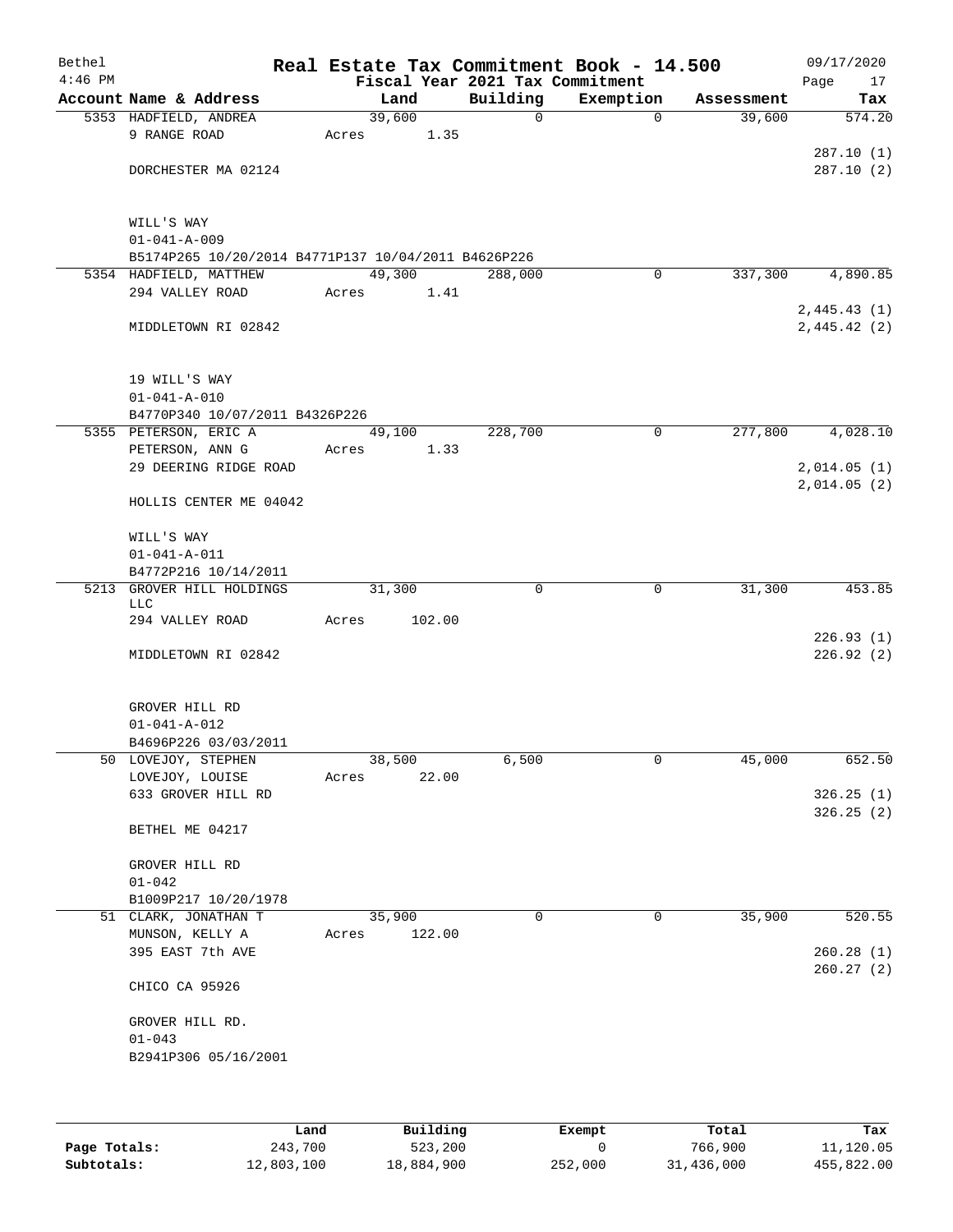Bethel 4:46 PM

# Real Estate Tax Commitment Book - 14.500

Fiscal Year 2021 Tax Commitment

09/17/2020

| Account | Name & Address | Land | Building | Exemption | Assessment | Tax |
|---|---|---|---|---|---|---|
| 5353 | HADFIELD, ANDREA<br>9 RANGE ROAD<br>DORCHESTER MA 02124<br>WILL'S WAY<br>01-041-A-009<br>B5174P265 10/20/2014 B4771P137 10/04/2011 B4626P226 | 39,600<br>Acres 1.35 | 0 | 0 | 39,600 | 574.20<br>287.10 (1)<br>287.10 (2) |
| 5354 | HADFIELD, MATTHEW<br>294 VALLEY ROAD<br>MIDDLETOWN RI 02842<br>19 WILL'S WAY<br>01-041-A-010<br>B4770P340 10/07/2011 B4326P226 | 49,300<br>Acres 1.41 | 288,000 | 0 | 337,300 | 4,890.85<br>2,445.43 (1)<br>2,445.42 (2) |
| 5355 | PETERSON, ERIC A<br>PETERSON, ANN G<br>29 DEERING RIDGE ROAD<br>HOLLIS CENTER ME 04042<br>WILL'S WAY<br>01-041-A-011<br>B4772P216 10/14/2011 | 49,100<br>Acres 1.33 | 228,700 | 0 | 277,800 | 4,028.10<br>2,014.05 (1)<br>2,014.05 (2) |
| 5213 | GROVER HILL HOLDINGS LLC<br>294 VALLEY ROAD<br>MIDDLETOWN RI 02842<br>GROVER HILL RD<br>01-041-A-012<br>B4696P226 03/03/2011 | 31,300<br>Acres 102.00 | 0 | 0 | 31,300 | 453.85<br>226.93 (1)<br>226.92 (2) |
| 50 | LOVEJOY, STEPHEN<br>LOVEJOY, LOUISE<br>633 GROVER HILL RD<br>BETHEL ME 04217<br>GROVER HILL RD<br>01-042<br>B1009P217 10/20/1978 | 38,500<br>Acres 22.00 | 6,500 | 0 | 45,000 | 652.50<br>326.25 (1)<br>326.25 (2) |
| 51 | CLARK, JONATHAN T<br>MUNSON, KELLY A<br>395 EAST 7th AVE<br>CHICO CA 95926<br>GROVER HILL RD.<br>01-043<br>B2941P306 05/16/2001 | 35,900<br>Acres 122.00 | 0 | 0 | 35,900 | 520.55<br>260.28 (1)<br>260.27 (2) |

| | Land | Building | Exempt | Total | Tax |
|---|---|---|---|---|---|
| Page Totals: | 243,700 | 523,200 | 0 | 766,900 | 11,120.05 |
| Subtotals: | 12,803,100 | 18,884,900 | 252,000 | 31,436,000 | 455,822.00 |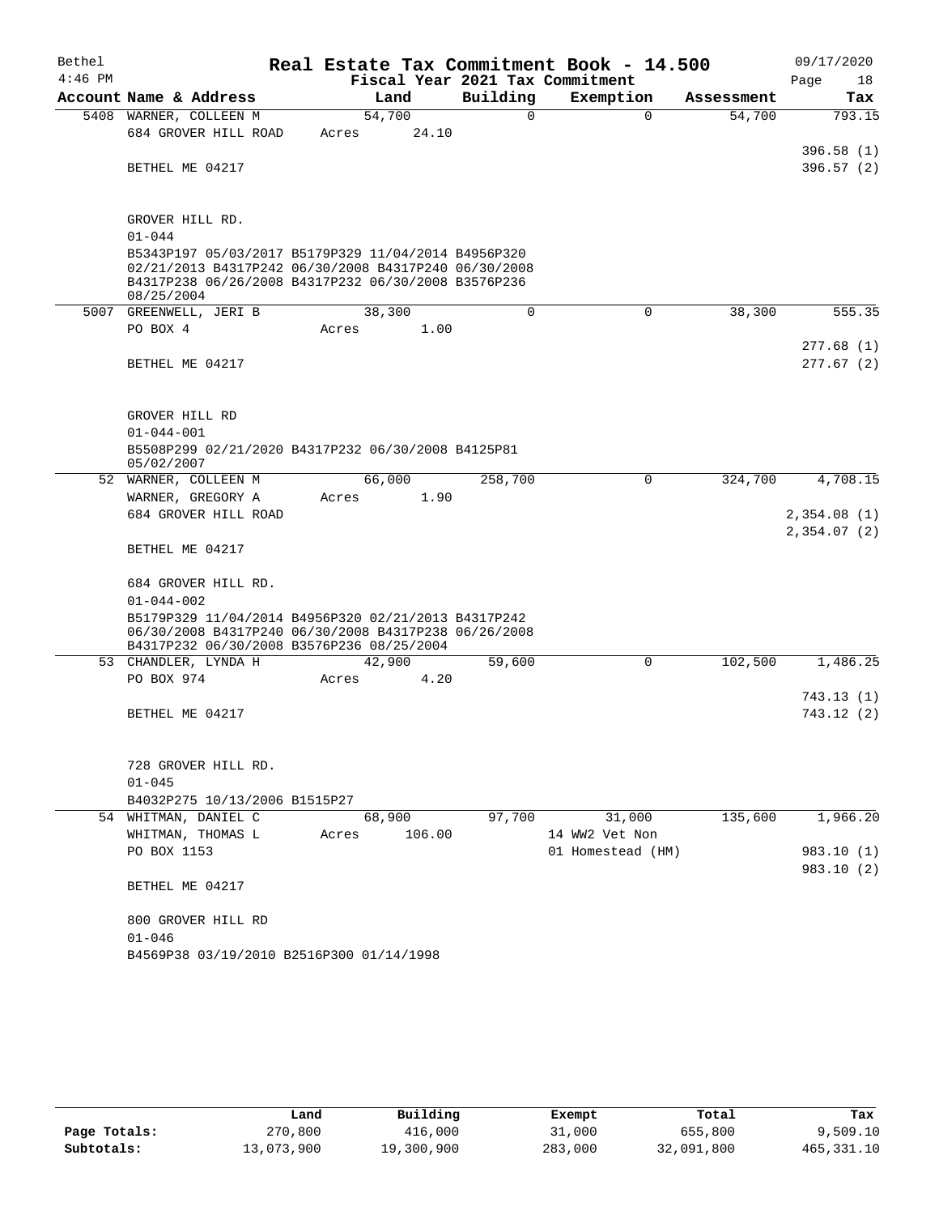Bethel 4:46 PM

# Real Estate Tax Commitment Book - 14.500

Fiscal Year 2021 Tax Commitment

09/17/2020

| Account Name & Address | Land | Building | Exemption | Assessment | Tax |
|---|---|---|---|---|---|
| 5408 WARNER, COLLEEN M | 54,700 | 0 | 0 | 54,700 | 793.15 |
| 684 GROVER HILL ROAD | Acres 24.10 | | | | |
| | | | | | 396.58 (1) |
| BETHEL ME 04217 | | | | | 396.57 (2) |
| GROVER HILL RD. | | | | | |
| 01-044 | | | | | |
| B5343P197 05/03/2017 B5179P329 11/04/2014 B4956P320 02/21/2013 B4317P242 06/30/2008 B4317P240 06/30/2008 B4317P238 06/26/2008 B4317P232 06/30/2008 B3576P236 08/25/2004 | | | | | |
| 5007 GREENWELL, JERI B | 38,300 | 0 | 0 | 38,300 | 555.35 |
| PO BOX 4 | Acres 1.00 | | | | |
| | | | | | 277.68 (1) |
| BETHEL ME 04217 | | | | | 277.67 (2) |
| GROVER HILL RD | | | | | |
| 01-044-001 | | | | | |
| B5508P299 02/21/2020 B4317P232 06/30/2008 B4125P81 05/02/2007 | | | | | |
| 52 WARNER, COLLEEN M | 66,000 | 258,700 | 0 | 324,700 | 4,708.15 |
| WARNER, GREGORY A | Acres 1.90 | | | | |
| 684 GROVER HILL ROAD | | | | | 2,354.08 (1) |
| | | | | | 2,354.07 (2) |
| BETHEL ME 04217 | | | | | |
| 684 GROVER HILL RD. | | | | | |
| 01-044-002 | | | | | |
| B5179P329 11/04/2014 B4956P320 02/21/2013 B4317P242 06/30/2008 B4317P240 06/30/2008 B4317P238 06/26/2008 B4317P232 06/30/2008 B3576P236 08/25/2004 | | | | | |
| 53 CHANDLER, LYNDA H | 42,900 | 59,600 | 0 | 102,500 | 1,486.25 |
| PO BOX 974 | Acres 4.20 | | | | |
| | | | | | 743.13 (1) |
| BETHEL ME 04217 | | | | | 743.12 (2) |
| 728 GROVER HILL RD. | | | | | |
| 01-045 | | | | | |
| B4032P275 10/13/2006 B1515P27 | | | | | |
| 54 WHITMAN, DANIEL C | 68,900 | 97,700 | 31,000 | 135,600 | 1,966.20 |
| WHITMAN, THOMAS L | Acres 106.00 | | 14 WW2 Vet Non | | |
| PO BOX 1153 | | | 01 Homestead (HM) | | 983.10 (1) |
| | | | | | 983.10 (2) |
| BETHEL ME 04217 | | | | | |
| 800 GROVER HILL RD | | | | | |
| 01-046 | | | | | |
| B4569P38 03/19/2010 B2516P300 01/14/1998 | | | | | |

| | Land | Building | Exempt | Total | Tax |
|---|---|---|---|---|---|
| Page Totals: | 270,800 | 416,000 | 31,000 | 655,800 | 9,509.10 |
| Subtotals: | 13,073,900 | 19,300,900 | 283,000 | 32,091,800 | 465,331.10 |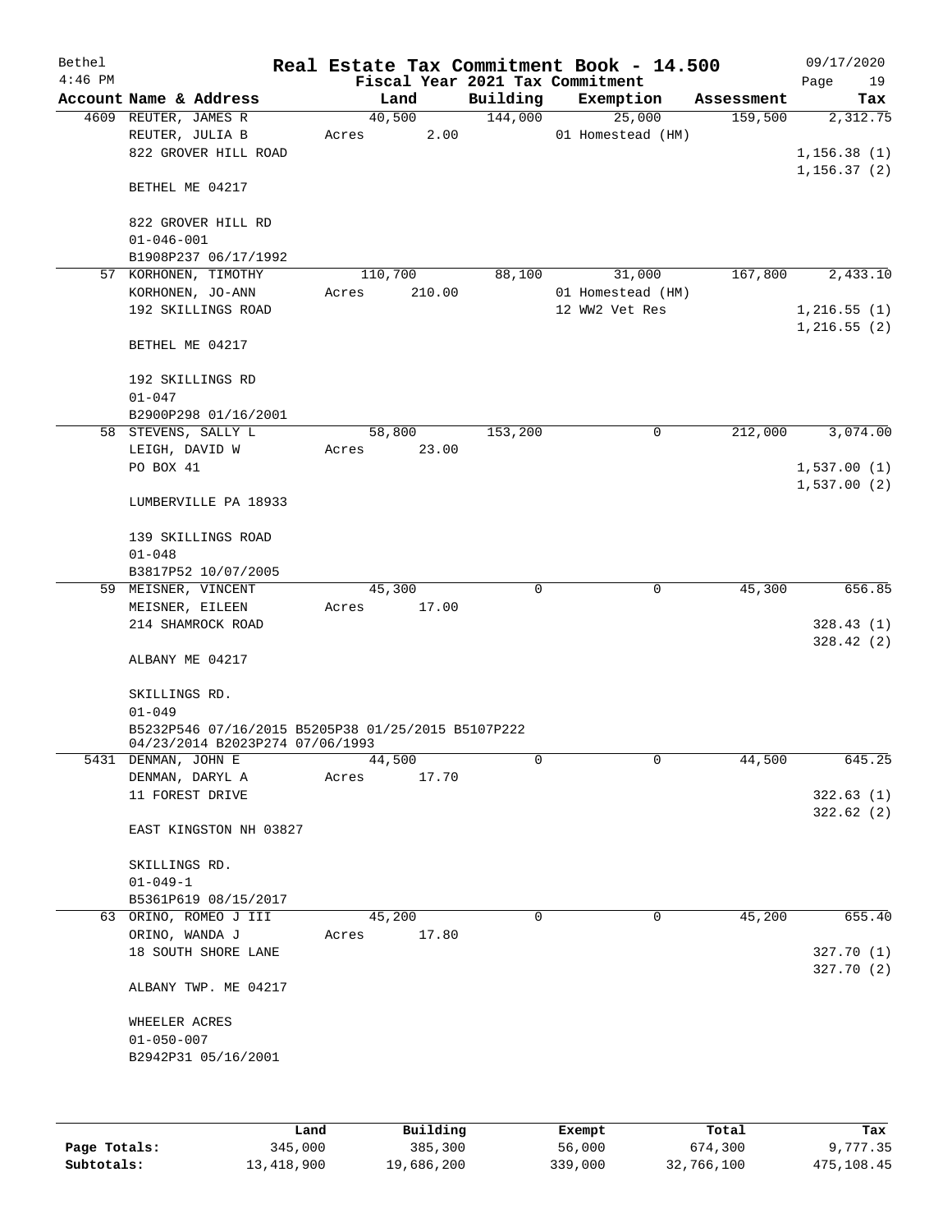# Real Estate Tax Commitment Book - 14.500

Bethel
4:46 PM

Fiscal Year 2021 Tax Commitment

09/17/2020

| Account Name & Address | Land | Building | Exemption | Assessment | Tax |
|---|---|---|---|---|---|
| 4609 REUTER, JAMES R | 40,500 | 144,000 | 25,000 | 159,500 | 2,312.75 |
| REUTER, JULIA B | Acres 2.00 | | 01 Homestead (HM) | | |
| 822 GROVER HILL ROAD | | | | | 1,156.38 (1) |
| | | | | | 1,156.37 (2) |
| BETHEL ME 04217 | | | | | |
| 822 GROVER HILL RD | | | | | |
| 01-046-001 | | | | | |
| B1908P237 06/17/1992 | | | | | |
| 57 KORHONEN, TIMOTHY | 110,700 | 88,100 | 31,000 | 167,800 | 2,433.10 |
| KORHONEN, JO-ANN | Acres 210.00 | | 01 Homestead (HM) | | |
| 192 SKILLINGS ROAD | | | 12 WW2 Vet Res | | 1,216.55 (1) |
| | | | | | 1,216.55 (2) |
| BETHEL ME 04217 | | | | | |
| 192 SKILLINGS RD | | | | | |
| 01-047 | | | | | |
| B2900P298 01/16/2001 | | | | | |
| 58 STEVENS, SALLY L | 58,800 | 153,200 | 0 | 212,000 | 3,074.00 |
| LEIGH, DAVID W | Acres 23.00 | | | | |
| PO BOX 41 | | | | | 1,537.00 (1) |
| | | | | | 1,537.00 (2) |
| LUMBERVILLE PA 18933 | | | | | |
| 139 SKILLINGS ROAD | | | | | |
| 01-048 | | | | | |
| B3817P52 10/07/2005 | | | | | |
| 59 MEISNER, VINCENT | 45,300 | 0 | 0 | 45,300 | 656.85 |
| MEISNER, EILEEN | Acres 17.00 | | | | |
| 214 SHAMROCK ROAD | | | | | 328.43 (1) |
| | | | | | 328.42 (2) |
| ALBANY ME 04217 | | | | | |
| SKILLINGS RD. | | | | | |
| 01-049 | | | | | |
| B5232P546 07/16/2015 B5205P38 01/25/2015 B5107P222 04/23/2014 B2023P274 07/06/1993 | | | | | |
| 5431 DENMAN, JOHN E | 44,500 | 0 | 0 | 44,500 | 645.25 |
| DENMAN, DARYL A | Acres 17.70 | | | | |
| 11 FOREST DRIVE | | | | | 322.63 (1) |
| | | | | | 322.62 (2) |
| EAST KINGSTON NH 03827 | | | | | |
| SKILLINGS RD. | | | | | |
| 01-049-1 | | | | | |
| B5361P619 08/15/2017 | | | | | |
| 63 ORINO, ROMEO J III | 45,200 | 0 | 0 | 45,200 | 655.40 |
| ORINO, WANDA J | Acres 17.80 | | | | |
| 18 SOUTH SHORE LANE | | | | | 327.70 (1) |
| | | | | | 327.70 (2) |
| ALBANY TWP. ME 04217 | | | | | |
| WHEELER ACRES | | | | | |
| 01-050-007 | | | | | |
| B2942P31 05/16/2001 | | | | | |

| | Land | Building | Exempt | Total | Tax |
|---|---|---|---|---|---|
| Page Totals: | 345,000 | 385,300 | 56,000 | 674,300 | 9,777.35 |
| Subtotals: | 13,418,900 | 19,686,200 | 339,000 | 32,766,100 | 475,108.45 |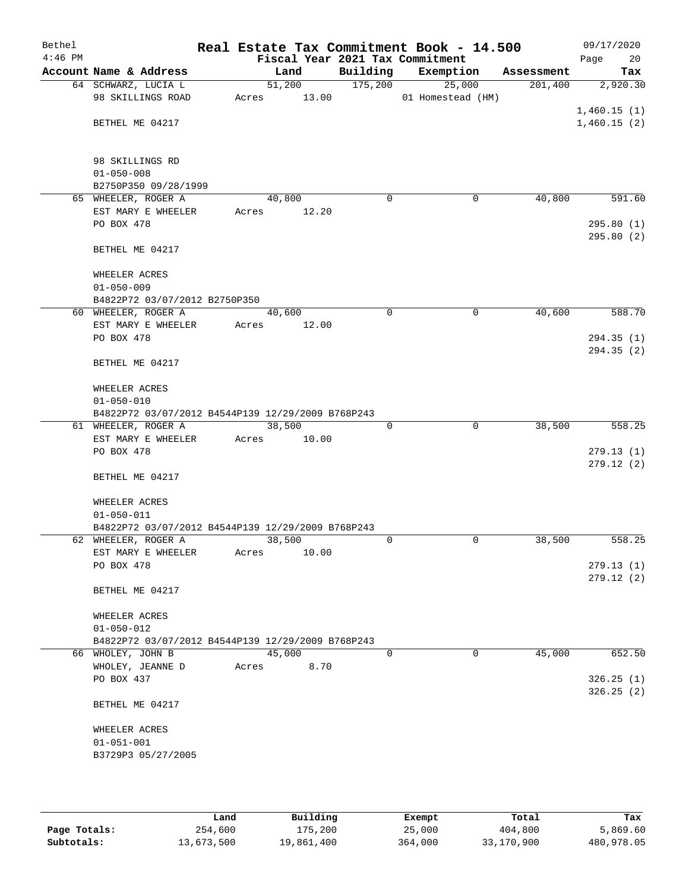# Real Estate Tax Commitment Book - 14.500

Bethel 4:46 PM — Fiscal Year 2021 Tax Commitment — 09/17/2020

| Account Name & Address | Land | Building | Exemption | Assessment | Tax |
|---|---|---|---|---|---|
| 64 SCHWARZ, LUCIA L | 51,200 | 175,200 | 25,000 | 201,400 | 2,920.30 |
| 98 SKILLINGS ROAD | Acres 13.00 | | 01 Homestead (HM) | | |
| | | | | | 1,460.15 (1) |
| BETHEL ME 04217 | | | | | 1,460.15 (2) |
| 98 SKILLINGS RD | | | | | |
| 01-050-008 | | | | | |
| B2750P350 09/28/1999 | | | | | |
| 65 WHEELER, ROGER A | 40,800 | 0 | 0 | 40,800 | 591.60 |
| EST MARY E WHEELER | Acres 12.20 | | | | |
| PO BOX 478 | | | | | 295.80 (1) |
| | | | | | 295.80 (2) |
| BETHEL ME 04217 | | | | | |
| WHEELER ACRES | | | | | |
| 01-050-009 | | | | | |
| B4822P72 03/07/2012 B2750P350 | | | | | |
| 60 WHEELER, ROGER A | 40,600 | 0 | 0 | 40,600 | 588.70 |
| EST MARY E WHEELER | Acres 12.00 | | | | |
| PO BOX 478 | | | | | 294.35 (1) |
| | | | | | 294.35 (2) |
| BETHEL ME 04217 | | | | | |
| WHEELER ACRES | | | | | |
| 01-050-010 | | | | | |
| B4822P72 03/07/2012 B4544P139 12/29/2009 B768P243 | | | | | |
| 61 WHEELER, ROGER A | 38,500 | 0 | 0 | 38,500 | 558.25 |
| EST MARY E WHEELER | Acres 10.00 | | | | |
| PO BOX 478 | | | | | 279.13 (1) |
| | | | | | 279.12 (2) |
| BETHEL ME 04217 | | | | | |
| WHEELER ACRES | | | | | |
| 01-050-011 | | | | | |
| B4822P72 03/07/2012 B4544P139 12/29/2009 B768P243 | | | | | |
| 62 WHEELER, ROGER A | 38,500 | 0 | 0 | 38,500 | 558.25 |
| EST MARY E WHEELER | Acres 10.00 | | | | |
| PO BOX 478 | | | | | 279.13 (1) |
| | | | | | 279.12 (2) |
| BETHEL ME 04217 | | | | | |
| WHEELER ACRES | | | | | |
| 01-050-012 | | | | | |
| B4822P72 03/07/2012 B4544P139 12/29/2009 B768P243 | | | | | |
| 66 WHOLEY, JOHN B | 45,000 | 0 | 0 | 45,000 | 652.50 |
| WHOLEY, JEANNE D | Acres 8.70 | | | | |
| PO BOX 437 | | | | | 326.25 (1) |
| | | | | | 326.25 (2) |
| BETHEL ME 04217 | | | | | |
| WHEELER ACRES | | | | | |
| 01-051-001 | | | | | |
| B3729P3 05/27/2005 | | | | | |

| | Land | Building | Exempt | Total | Tax |
|---|---|---|---|---|---|
| Page Totals: | 254,600 | 175,200 | 25,000 | 404,800 | 5,869.60 |
| Subtotals: | 13,673,500 | 19,861,400 | 364,000 | 33,170,900 | 480,978.05 |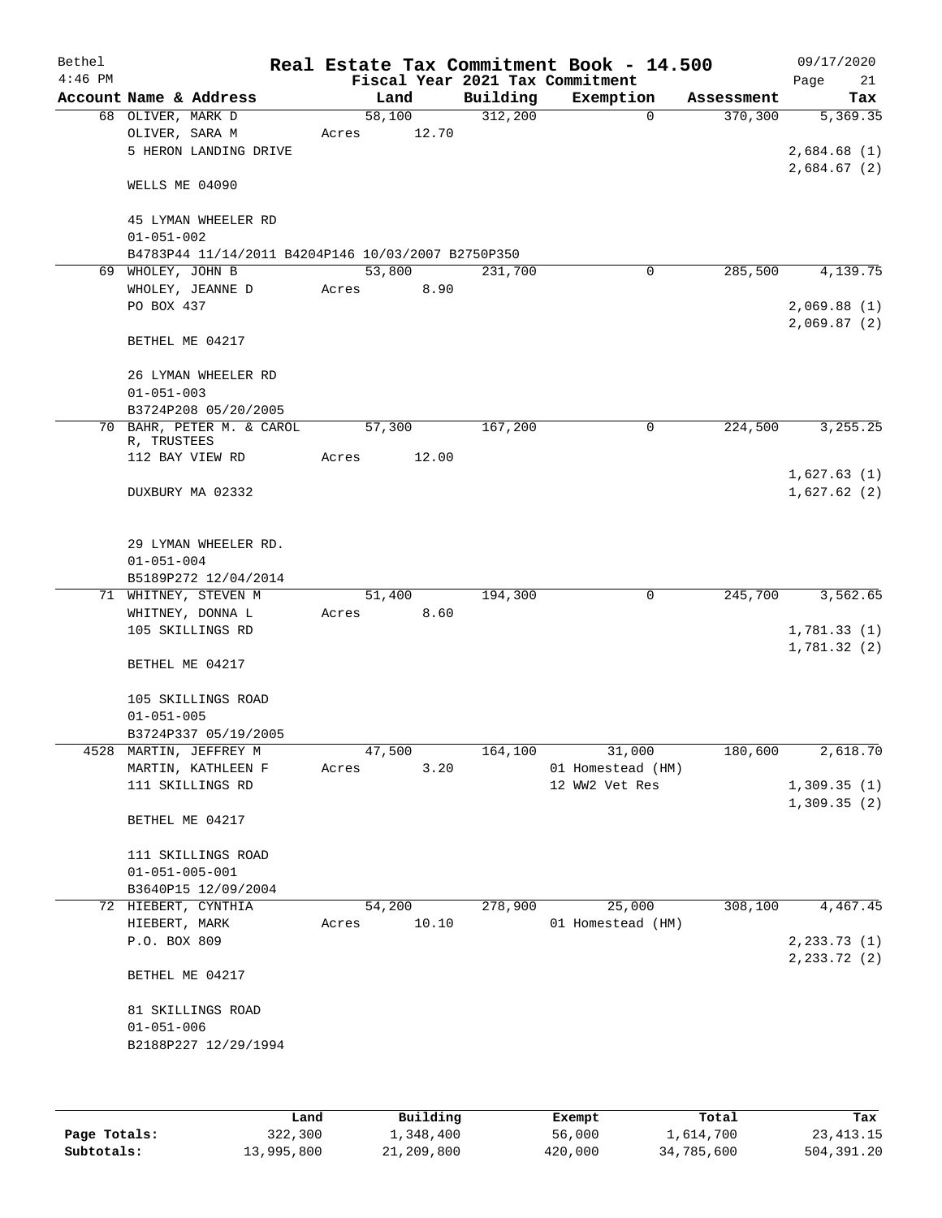# Real Estate Tax Commitment Book - 14.500

Bethel
4:46 PM

Fiscal Year 2021 Tax Commitment

09/17/2020

| Account | Name & Address | Land | Building | Exemption | Assessment | Tax |
|---|---|---|---|---|---|---|
| 68 | OLIVER, MARK D<br>OLIVER, SARA M<br>5 HERON LANDING DRIVE<br><br>WELLS ME 04090<br><br>45 LYMAN WHEELER RD<br>01-051-002<br>B4783P44 11/14/2011 B4204P146 10/03/2007 B2750P350 | 58,100<br>Acres 12.70 | 312,200 | 0 | 370,300 | 5,369.35<br><br>2,684.68 (1)<br>2,684.67 (2) |
| 69 | WHOLEY, JOHN B<br>WHOLEY, JEANNE D<br>PO BOX 437<br><br>BETHEL ME 04217<br><br>26 LYMAN WHEELER RD<br>01-051-003<br>B3724P208 05/20/2005 | 53,800<br>Acres 8.90 | 231,700 | 0 | 285,500 | 4,139.75<br><br>2,069.88 (1)<br>2,069.87 (2) |
| 70 | BAHR, PETER M. & CAROL R, TRUSTEES<br>112 BAY VIEW RD<br><br>DUXBURY MA 02332<br><br>29 LYMAN WHEELER RD.<br>01-051-004<br>B5189P272 12/04/2014 | 57,300<br>Acres 12.00 | 167,200 | 0 | 224,500 | 3,255.25<br><br>1,627.63 (1)<br>1,627.62 (2) |
| 71 | WHITNEY, STEVEN M<br>WHITNEY, DONNA L<br>105 SKILLINGS RD<br><br>BETHEL ME 04217<br><br>105 SKILLINGS ROAD<br>01-051-005<br>B3724P337 05/19/2005 | 51,400<br>Acres 8.60 | 194,300 | 0 | 245,700 | 3,562.65<br><br>1,781.33 (1)<br>1,781.32 (2) |
| 4528 | MARTIN, JEFFREY M<br>MARTIN, KATHLEEN F<br>111 SKILLINGS RD<br><br>BETHEL ME 04217<br><br>111 SKILLINGS ROAD<br>01-051-005-001<br>B3640P15 12/09/2004 | 47,500<br>Acres 3.20 | 164,100 | 31,000<br>01 Homestead (HM)<br>12 WW2 Vet Res | 180,600 | 2,618.70<br><br>1,309.35 (1)<br>1,309.35 (2) |
| 72 | HIEBERT, CYNTHIA<br>HIEBERT, MARK<br>P.O. BOX 809<br><br>BETHEL ME 04217<br><br>81 SKILLINGS ROAD<br>01-051-006<br>B2188P227 12/29/1994 | 54,200<br>Acres 10.10 | 278,900 | 25,000<br>01 Homestead (HM) | 308,100 | 4,467.45<br><br>2,233.73 (1)<br>2,233.72 (2) |

| | Land | Building | Exempt | Total | Tax |
|---|---|---|---|---|---|
| Page Totals: | 322,300 | 1,348,400 | 56,000 | 1,614,700 | 23,413.15 |
| Subtotals: | 13,995,800 | 21,209,800 | 420,000 | 34,785,600 | 504,391.20 |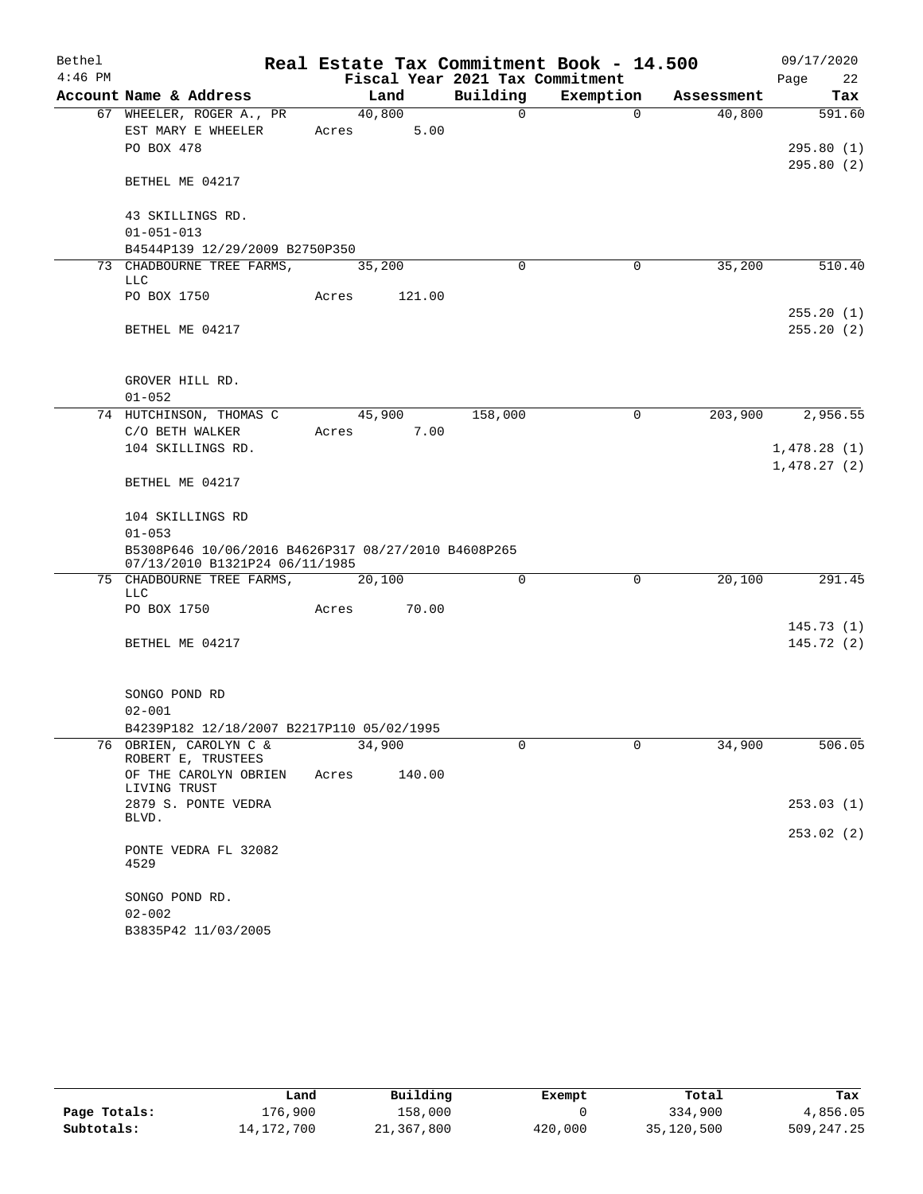# Real Estate Tax Commitment Book - 14.500

Bethel 4:46 PM — Fiscal Year 2021 Tax Commitment — 09/17/2020

| Account Name & Address | Land | Building | Exemption | Assessment | Tax |
|---|---|---|---|---|---|
| 67 WHEELER, ROGER A., PR<br>EST MARY E WHEELER<br>PO BOX 478<br><br>BETHEL ME 04217<br><br>43 SKILLINGS RD.<br>01-051-013<br>B4544P139 12/29/2009 B2750P350 | 40,800<br>Acres 5.00 | 0 | 0 | 40,800 | 591.60<br><br>295.80 (1)<br>295.80 (2) |
| 73 CHADBOURNE TREE FARMS, LLC<br>PO BOX 1750<br><br>BETHEL ME 04217<br><br>GROVER HILL RD.<br>01-052 | 35,200<br>Acres 121.00 | 0 | 0 | 35,200 | 510.40<br><br>255.20 (1)<br>255.20 (2) |
| 74 HUTCHINSON, THOMAS C<br>C/O BETH WALKER<br>104 SKILLINGS RD.<br><br>BETHEL ME 04217<br><br>104 SKILLINGS RD<br>01-053<br>B5308P646 10/06/2016 B4626P317 08/27/2010 B4608P265 07/13/2010 B1321P24 06/11/1985 | 45,900<br>Acres 7.00 | 158,000 | 0 | 203,900 | 2,956.55<br><br>1,478.28 (1)<br>1,478.27 (2) |
| 75 CHADBOURNE TREE FARMS, LLC<br>PO BOX 1750<br><br>BETHEL ME 04217<br><br>SONGO POND RD<br>02-001<br>B4239P182 12/18/2007 B2217P110 05/02/1995 | 20,100<br>Acres 70.00 | 0 | 0 | 20,100 | 291.45<br><br>145.73 (1)<br>145.72 (2) |
| 76 OBRIEN, CAROLYN C & ROBERT E, TRUSTEES<br>OF THE CAROLYN OBRIEN LIVING TRUST<br>2879 S. PONTE VEDRA BLVD.<br><br>PONTE VEDRA FL 32082 4529<br><br>SONGO POND RD.<br>02-002<br>B3835P42 11/03/2005 | 34,900<br>Acres 140.00 | 0 | 0 | 34,900 | 506.05<br><br>253.03 (1)<br>253.02 (2) |

| | Land | Building | Exempt | Total | Tax |
|---|---|---|---|---|---|
| Page Totals: | 176,900 | 158,000 | 0 | 334,900 | 4,856.05 |
| Subtotals: | 14,172,700 | 21,367,800 | 420,000 | 35,120,500 | 509,247.25 |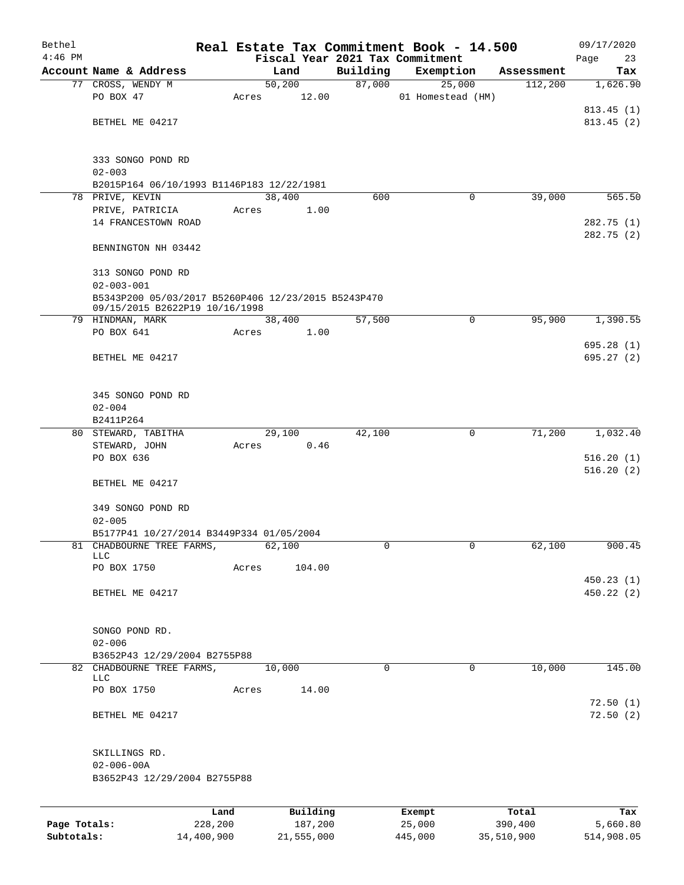# Real Estate Tax Commitment Book - 14.500

Bethel
4:46 PM

Fiscal Year 2021 Tax Commitment

09/17/2020

| Account Name & Address | Land | Building | Exemption | Assessment | Tax |
|---|---|---|---|---|---|
| 77 CROSS, WENDY M | 50,200 | 87,000 | 25,000 | 112,200 | 1,626.90 |
| PO BOX 47 | Acres 12.00 | | 01 Homestead (HM) | | |
| | | | | | 813.45 (1) |
| BETHEL ME 04217 | | | | | 813.45 (2) |
| 333 SONGO POND RD | | | | | |
| 02-003 | | | | | |
| B2015P164 06/10/1993 B1146P183 12/22/1981 | | | | | |
| 78 PRIVE, KEVIN | 38,400 | 600 | 0 | 39,000 | 565.50 |
| PRIVE, PATRICIA | Acres 1.00 | | | | |
| 14 FRANCESTOWN ROAD | | | | | 282.75 (1) |
| | | | | | 282.75 (2) |
| BENNINGTON NH 03442 | | | | | |
| 313 SONGO POND RD | | | | | |
| 02-003-001 | | | | | |
| B5343P200 05/03/2017 B5260P406 12/23/2015 B5243P470 09/15/2015 B2622P19 10/16/1998 | | | | | |
| 79 HINDMAN, MARK | 38,400 | 57,500 | 0 | 95,900 | 1,390.55 |
| PO BOX 641 | Acres 1.00 | | | | |
| | | | | | 695.28 (1) |
| BETHEL ME 04217 | | | | | 695.27 (2) |
| 345 SONGO POND RD | | | | | |
| 02-004 | | | | | |
| B2411P264 | | | | | |
| 80 STEWARD, TABITHA | 29,100 | 42,100 | 0 | 71,200 | 1,032.40 |
| STEWARD, JOHN | Acres 0.46 | | | | |
| PO BOX 636 | | | | | 516.20 (1) |
| | | | | | 516.20 (2) |
| BETHEL ME 04217 | | | | | |
| 349 SONGO POND RD | | | | | |
| 02-005 | | | | | |
| B5177P41 10/27/2014 B3449P334 01/05/2004 | | | | | |
| 81 CHADBOURNE TREE FARMS, LLC | 62,100 | 0 | 0 | 62,100 | 900.45 |
| PO BOX 1750 | Acres 104.00 | | | | |
| | | | | | 450.23 (1) |
| BETHEL ME 04217 | | | | | 450.22 (2) |
| SONGO POND RD. | | | | | |
| 02-006 | | | | | |
| B3652P43 12/29/2004 B2755P88 | | | | | |
| 82 CHADBOURNE TREE FARMS, LLC | 10,000 | 0 | 0 | 10,000 | 145.00 |
| PO BOX 1750 | Acres 14.00 | | | | |
| | | | | | 72.50 (1) |
| BETHEL ME 04217 | | | | | 72.50 (2) |
| SKILLINGS RD. | | | | | |
| 02-006-00A | | | | | |
| B3652P43 12/29/2004 B2755P88 | | | | | |

| | Land | Building | Exempt | Total | Tax |
|---|---|---|---|---|---|
| Page Totals: | 228,200 | 187,200 | 25,000 | 390,400 | 5,660.80 |
| Subtotals: | 14,400,900 | 21,555,000 | 445,000 | 35,510,900 | 514,908.05 |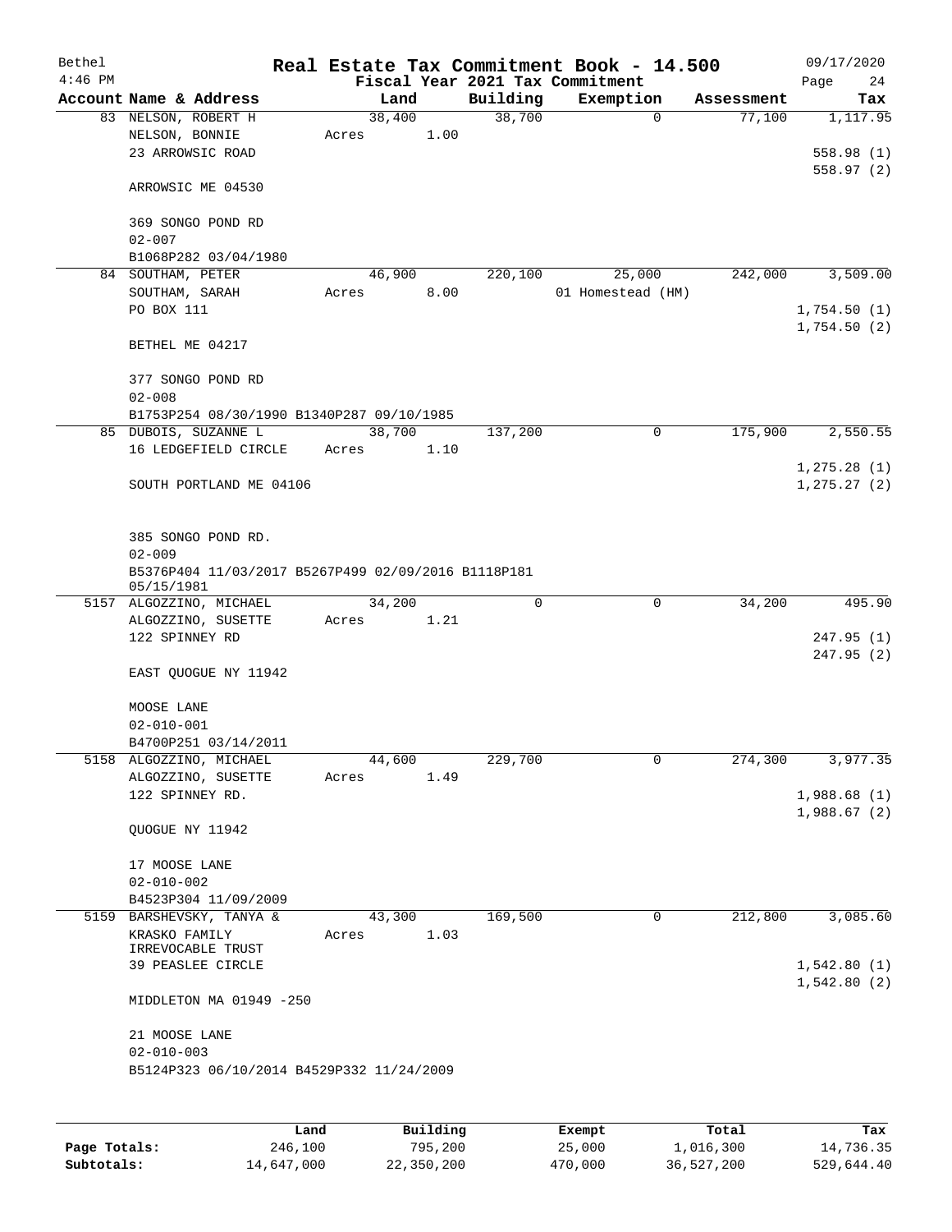# Real Estate Tax Commitment Book - 14.500

Bethel
4:46 PM

Fiscal Year 2021 Tax Commitment

09/17/2020

| Account | Name & Address | Land | Building | Exemption | Assessment | Tax |
|---|---|---|---|---|---|---|
| 83 | NELSON, ROBERT H | 38,400 | 38,700 | 0 | 77,100 | 1,117.95 |
| | NELSON, BONNIE | Acres 1.00 | | | | |
| | 23 ARROWSIC ROAD | | | | | 558.98 (1) |
| | | | | | | 558.97 (2) |
| | ARROWSIC ME 04530 | | | | | |
| | 369 SONGO POND RD | | | | | |
| | 02-007 | | | | | |
| | B1068P282 03/04/1980 | | | | | |
| 84 | SOUTHAM, PETER | 46,900 | 220,100 | 25,000 | 242,000 | 3,509.00 |
| | SOUTHAM, SARAH | Acres 8.00 | | 01 Homestead (HM) | | |
| | PO BOX 111 | | | | | 1,754.50 (1) |
| | | | | | | 1,754.50 (2) |
| | BETHEL ME 04217 | | | | | |
| | 377 SONGO POND RD | | | | | |
| | 02-008 | | | | | |
| | B1753P254 08/30/1990 B1340P287 09/10/1985 | | | | | |
| 85 | DUBOIS, SUZANNE L | 38,700 | 137,200 | 0 | 175,900 | 2,550.55 |
| | 16 LEDGEFIELD CIRCLE | Acres 1.10 | | | | |
| | | | | | | 1,275.28 (1) |
| | SOUTH PORTLAND ME 04106 | | | | | 1,275.27 (2) |
| | 385 SONGO POND RD. | | | | | |
| | 02-009 | | | | | |
| | B5376P404 11/03/2017 B5267P499 02/09/2016 B1118P181 05/15/1981 | | | | | |
| 5157 | ALGOZZINO, MICHAEL | 34,200 | 0 | 0 | 34,200 | 495.90 |
| | ALGOZZINO, SUSETTE | Acres 1.21 | | | | |
| | 122 SPINNEY RD | | | | | 247.95 (1) |
| | | | | | | 247.95 (2) |
| | EAST QUOGUE NY 11942 | | | | | |
| | MOOSE LANE | | | | | |
| | 02-010-001 | | | | | |
| | B4700P251 03/14/2011 | | | | | |
| 5158 | ALGOZZINO, MICHAEL | 44,600 | 229,700 | 0 | 274,300 | 3,977.35 |
| | ALGOZZINO, SUSETTE | Acres 1.49 | | | | |
| | 122 SPINNEY RD. | | | | | 1,988.68 (1) |
| | | | | | | 1,988.67 (2) |
| | QUOGUE NY 11942 | | | | | |
| | 17 MOOSE LANE | | | | | |
| | 02-010-002 | | | | | |
| | B4523P304 11/09/2009 | | | | | |
| 5159 | BARSHEVSKY, TANYA & | 43,300 | 169,500 | 0 | 212,800 | 3,085.60 |
| | KRASKO FAMILY IRREVOCABLE TRUST | Acres 1.03 | | | | |
| | 39 PEASLEE CIRCLE | | | | | 1,542.80 (1) |
| | | | | | | 1,542.80 (2) |
| | MIDDLETON MA 01949 -250 | | | | | |
| | 21 MOOSE LANE | | | | | |
| | 02-010-003 | | | | | |
| | B5124P323 06/10/2014 B4529P332 11/24/2009 | | | | | |

| | Land | Building | Exempt | Total | Tax |
|---|---|---|---|---|---|
| Page Totals: | 246,100 | 795,200 | 25,000 | 1,016,300 | 14,736.35 |
| Subtotals: | 14,647,000 | 22,350,200 | 470,000 | 36,527,200 | 529,644.40 |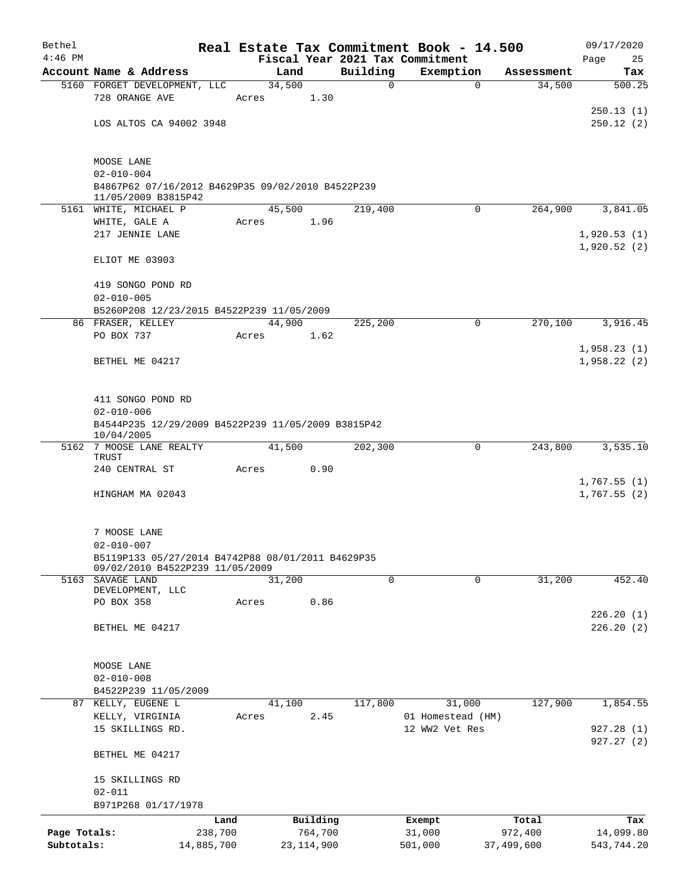Bethel 4:46 PM

# Real Estate Tax Commitment Book - 14.500

Fiscal Year 2021 Tax Commitment

09/17/2020

| Account Name & Address | Land | Building | Exemption | Assessment | Tax |
|---|---|---|---|---|---|
| 5160 FORGET DEVELOPMENT, LLC | 34,500 | 0 | 0 | 34,500 | 500.25 |
| 728 ORANGE AVE | Acres 1.30 | | | | |
| | | | | | 250.13 (1) |
| LOS ALTOS CA 94002 3948 | | | | | 250.12 (2) |
| MOOSE LANE | | | | | |
| 02-010-004 | | | | | |
| B4867P62 07/16/2012 B4629P35 09/02/2010 B4522P239 11/05/2009 B3815P42 | | | | | |
| 5161 WHITE, MICHAEL P | 45,500 | 219,400 | 0 | 264,900 | 3,841.05 |
| WHITE, GALE A | Acres 1.96 | | | | |
| 217 JENNIE LANE | | | | | 1,920.53 (1) |
| | | | | | 1,920.52 (2) |
| ELIOT ME 03903 | | | | | |
| 419 SONGO POND RD | | | | | |
| 02-010-005 | | | | | |
| B5260P208 12/23/2015 B4522P239 11/05/2009 | | | | | |
| 86 FRASER, KELLEY | 44,900 | 225,200 | 0 | 270,100 | 3,916.45 |
| PO BOX 737 | Acres 1.62 | | | | |
| | | | | | 1,958.23 (1) |
| BETHEL ME 04217 | | | | | 1,958.22 (2) |
| 411 SONGO POND RD | | | | | |
| 02-010-006 | | | | | |
| B4544P235 12/29/2009 B4522P239 11/05/2009 B3815P42 10/04/2005 | | | | | |
| 5162 7 MOOSE LANE REALTY TRUST | 41,500 | 202,300 | 0 | 243,800 | 3,535.10 |
| 240 CENTRAL ST | Acres 0.90 | | | | |
| | | | | | 1,767.55 (1) |
| HINGHAM MA 02043 | | | | | 1,767.55 (2) |
| 7 MOOSE LANE | | | | | |
| 02-010-007 | | | | | |
| B5119P133 05/27/2014 B4742P88 08/01/2011 B4629P35 09/02/2010 B4522P239 11/05/2009 | | | | | |
| 5163 SAVAGE LAND DEVELOPMENT, LLC | 31,200 | 0 | 0 | 31,200 | 452.40 |
| PO BOX 358 | Acres 0.86 | | | | |
| | | | | | 226.20 (1) |
| BETHEL ME 04217 | | | | | 226.20 (2) |
| MOOSE LANE | | | | | |
| 02-010-008 | | | | | |
| B4522P239 11/05/2009 | | | | | |
| 87 KELLY, EUGENE L | 41,100 | 117,800 | 31,000 | 127,900 | 1,854.55 |
| KELLY, VIRGINIA | Acres 2.45 | | 01 Homestead (HM) | | |
| 15 SKILLINGS RD. | | | 12 WW2 Vet Res | | 927.28 (1) |
| | | | | | 927.27 (2) |
| BETHEL ME 04217 | | | | | |
| 15 SKILLINGS RD | | | | | |
| 02-011 | | | | | |
| B971P268 01/17/1978 | | | | | |

| | Land | Building | Exempt | Total | Tax |
|---|---|---|---|---|---|
| Page Totals: | 238,700 | 764,700 | 31,000 | 972,400 | 14,099.80 |
| Subtotals: | 14,885,700 | 23,114,900 | 501,000 | 37,499,600 | 543,744.20 |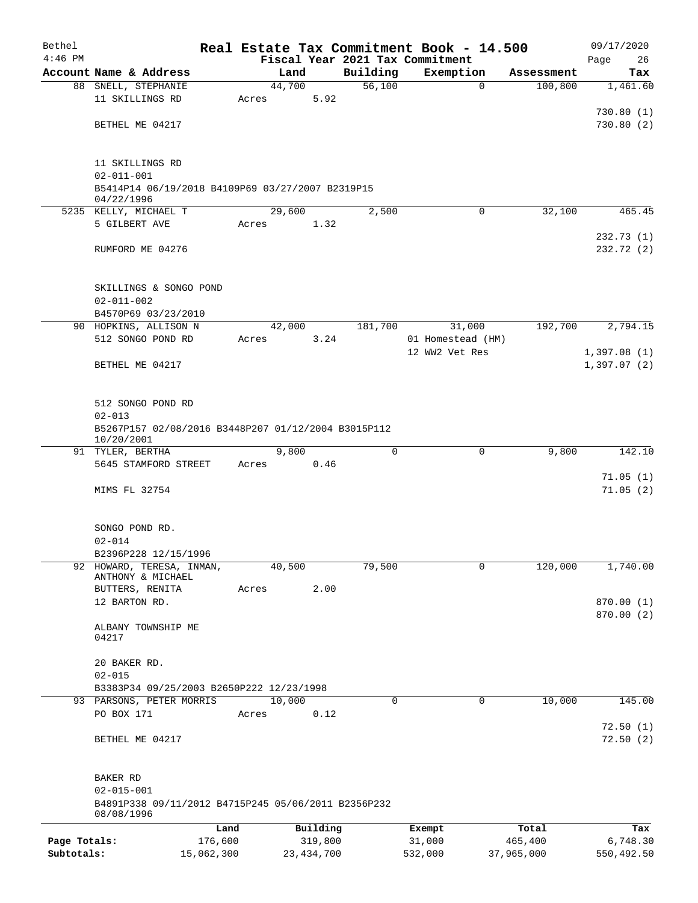Bethel

4:46 PM

**Real Estate Tax Commitment Book - 14.500**

**Fiscal Year 2021 Tax Commitment**

09/17/2020

| Account Name & Address | Land | Building | Exemption | Assessment | Tax |
|---|---|---|---|---|---|
| 88 SNELL, STEPHANIE | 44,700 | 56,100 | 0 | 100,800 | 1,461.60 |
| 11 SKILLINGS RD | Acres 5.92 | | | | |
| | | | | | 730.80 (1) |
| BETHEL ME 04217 | | | | | 730.80 (2) |
| 11 SKILLINGS RD | | | | | |
| 02-011-001 | | | | | |
| B5414P14 06/19/2018 B4109P69 03/27/2007 B2319P15 04/22/1996 | | | | | |
| 5235 KELLY, MICHAEL T | 29,600 | 2,500 | 0 | 32,100 | 465.45 |
| 5 GILBERT AVE | Acres 1.32 | | | | |
| | | | | | 232.73 (1) |
| RUMFORD ME 04276 | | | | | 232.72 (2) |
| SKILLINGS & SONGO POND | | | | | |
| 02-011-002 | | | | | |
| B4570P69 03/23/2010 | | | | | |
| 90 HOPKINS, ALLISON N | 42,000 | 181,700 | 31,000 | 192,700 | 2,794.15 |
| 512 SONGO POND RD | Acres 3.24 | | 01 Homestead (HM) | | |
| | | | 12 WW2 Vet Res | | 1,397.08 (1) |
| BETHEL ME 04217 | | | | | 1,397.07 (2) |
| 512 SONGO POND RD | | | | | |
| 02-013 | | | | | |
| B5267P157 02/08/2016 B3448P207 01/12/2004 B3015P112 10/20/2001 | | | | | |
| 91 TYLER, BERTHA | 9,800 | 0 | 0 | 9,800 | 142.10 |
| 5645 STAMFORD STREET | Acres 0.46 | | | | |
| | | | | | 71.05 (1) |
| MIMS FL 32754 | | | | | 71.05 (2) |
| SONGO POND RD. | | | | | |
| 02-014 | | | | | |
| B2396P228 12/15/1996 | | | | | |
| 92 HOWARD, TERESA, INMAN, ANTHONY & MICHAEL | 40,500 | 79,500 | 0 | 120,000 | 1,740.00 |
| BUTTERS, RENITA | Acres 2.00 | | | | |
| 12 BARTON RD. | | | | | 870.00 (1) |
| | | | | | 870.00 (2) |
| ALBANY TOWNSHIP ME 04217 | | | | | |
| 20 BAKER RD. | | | | | |
| 02-015 | | | | | |
| B3383P34 09/25/2003 B2650P222 12/23/1998 | | | | | |
| 93 PARSONS, PETER MORRIS | 10,000 | 0 | 0 | 10,000 | 145.00 |
| PO BOX 171 | Acres 0.12 | | | | |
| | | | | | 72.50 (1) |
| BETHEL ME 04217 | | | | | 72.50 (2) |
| BAKER RD | | | | | |
| 02-015-001 | | | | | |
| B4891P338 09/11/2012 B4715P245 05/06/2011 B2356P232 08/08/1996 | | | | | |

| | Land | Building | Exempt | Total | Tax |
|---|---|---|---|---|---|
| Page Totals: | 176,600 | 319,800 | 31,000 | 465,400 | 6,748.30 |
| Subtotals: | 15,062,300 | 23,434,700 | 532,000 | 37,965,000 | 550,492.50 |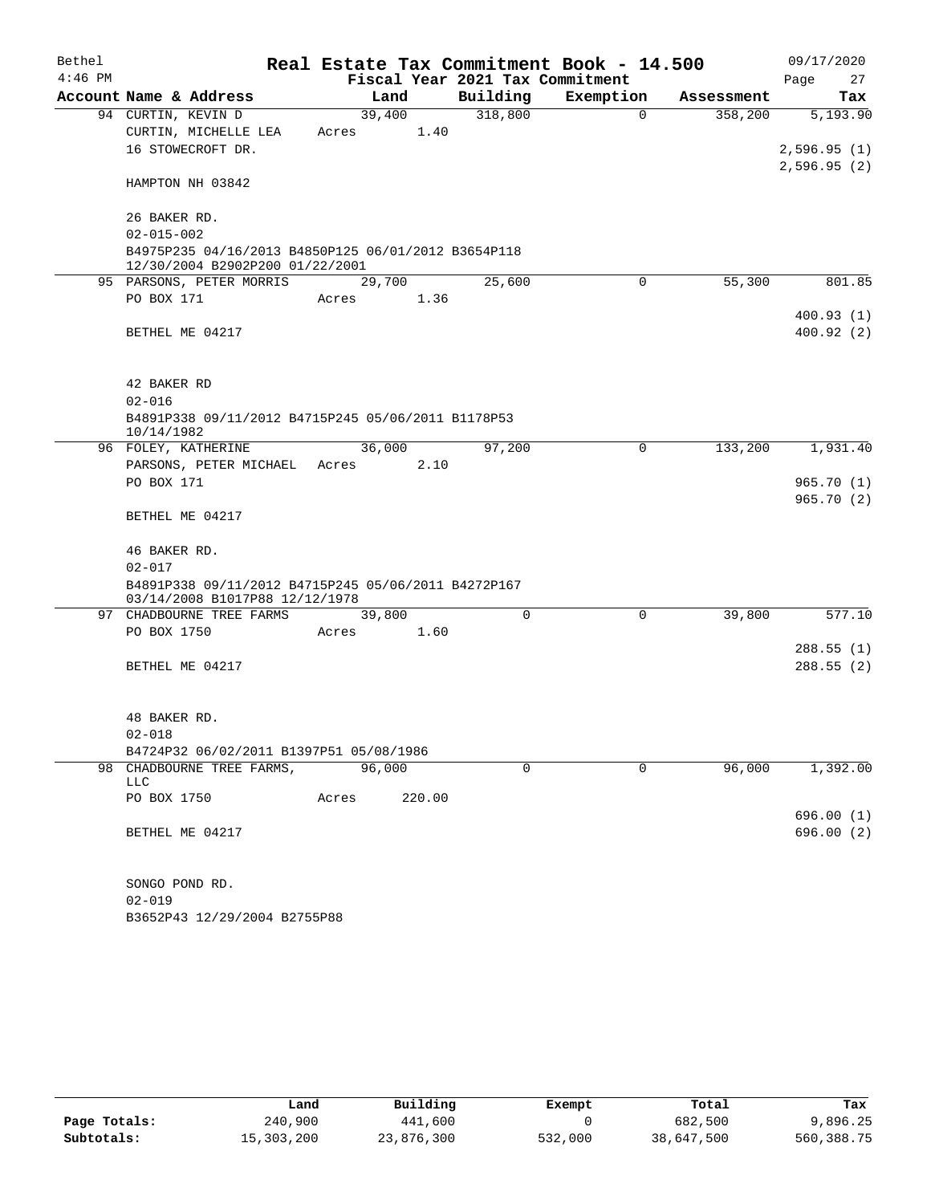Bethel 4:46 PM

# Real Estate Tax Commitment Book - 14.500

Fiscal Year 2021 Tax Commitment

09/17/2020 Page 27

| Account Name & Address | Land | Building | Exemption | Assessment | Tax |
|---|---|---|---|---|---|
| 94 CURTIN, KEVIN D | 39,400 | 318,800 | 0 | 358,200 | 5,193.90 |
| CURTIN, MICHELLE LEA | Acres 1.40 | | | | |
| 16 STOWECROFT DR. | | | | | 2,596.95 (1) |
| | | | | | 2,596.95 (2) |
| HAMPTON NH 03842 | | | | | |
| 26 BAKER RD. | | | | | |
| 02-015-002 | | | | | |
| B4975P235 04/16/2013 B4850P125 06/01/2012 B3654P118 12/30/2004 B2902P200 01/22/2001 | | | | | |
| 95 PARSONS, PETER MORRIS | 29,700 | 25,600 | 0 | 55,300 | 801.85 |
| PO BOX 171 | Acres 1.36 | | | | |
| | | | | | 400.93 (1) |
| BETHEL ME 04217 | | | | | 400.92 (2) |
| 42 BAKER RD | | | | | |
| 02-016 | | | | | |
| B4891P338 09/11/2012 B4715P245 05/06/2011 B1178P53 10/14/1982 | | | | | |
| 96 FOLEY, KATHERINE | 36,000 | 97,200 | 0 | 133,200 | 1,931.40 |
| PARSONS, PETER MICHAEL | Acres 2.10 | | | | |
| PO BOX 171 | | | | | 965.70 (1) |
| | | | | | 965.70 (2) |
| BETHEL ME 04217 | | | | | |
| 46 BAKER RD. | | | | | |
| 02-017 | | | | | |
| B4891P338 09/11/2012 B4715P245 05/06/2011 B4272P167 03/14/2008 B1017P88 12/12/1978 | | | | | |
| 97 CHADBOURNE TREE FARMS | 39,800 | 0 | 0 | 39,800 | 577.10 |
| PO BOX 1750 | Acres 1.60 | | | | |
| | | | | | 288.55 (1) |
| BETHEL ME 04217 | | | | | 288.55 (2) |
| 48 BAKER RD. | | | | | |
| 02-018 | | | | | |
| B4724P32 06/02/2011 B1397P51 05/08/1986 | | | | | |
| 98 CHADBOURNE TREE FARMS, LLC | 96,000 | 0 | 0 | 96,000 | 1,392.00 |
| PO BOX 1750 | Acres 220.00 | | | | |
| | | | | | 696.00 (1) |
| BETHEL ME 04217 | | | | | 696.00 (2) |
| SONGO POND RD. | | | | | |
| 02-019 | | | | | |
| B3652P43 12/29/2004 B2755P88 | | | | | |

| | Land | Building | Exempt | Total | Tax |
|---|---|---|---|---|---|
| Page Totals: | 240,900 | 441,600 | 0 | 682,500 | 9,896.25 |
| Subtotals: | 15,303,200 | 23,876,300 | 532,000 | 38,647,500 | 560,388.75 |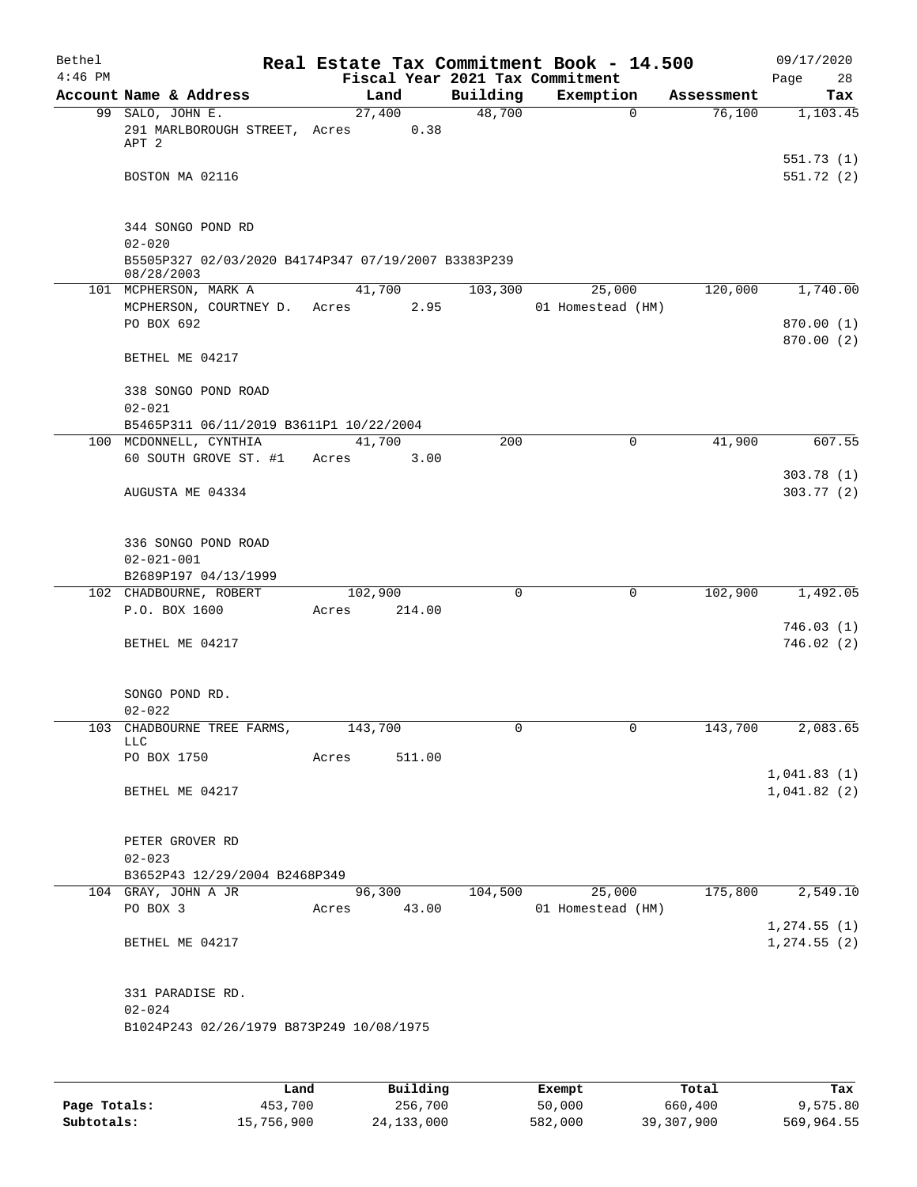# Real Estate Tax Commitment Book - 14.500

Bethel 4:46 PM — Fiscal Year 2021 Tax Commitment — 09/17/2020

| Account Name & Address | Land | Building | Exemption | Assessment | Tax |
|---|---|---|---|---|---|
| 99 SALO, JOHN E.<br>291 MARLBOROUGH STREET, APT 2<br>BOSTON MA 02116<br><br>344 SONGO POND RD<br>02-020<br>B5505P327 02/03/2020 B4174P347 07/19/2007 B3383P239 08/28/2003 | 27,400<br>Acres 0.38 | 48,700 | 0 | 76,100 | 1,103.45<br>551.73 (1)<br>551.72 (2) |
| 101 MCPHERSON, MARK A<br>MCPHERSON, COURTNEY D.<br>PO BOX 692<br>BETHEL ME 04217<br><br>338 SONGO POND ROAD<br>02-021<br>B5465P311 06/11/2019 B3611P1 10/22/2004 | 41,700<br>Acres 2.95 | 103,300 | 25,000<br>01 Homestead (HM) | 120,000 | 1,740.00<br>870.00 (1)<br>870.00 (2) |
| 100 MCDONNELL, CYNTHIA<br>60 SOUTH GROVE ST. #1<br>AUGUSTA ME 04334<br><br>336 SONGO POND ROAD<br>02-021-001<br>B2689P197 04/13/1999 | 41,700<br>Acres 3.00 | 200 | 0 | 41,900 | 607.55<br>303.78 (1)<br>303.77 (2) |
| 102 CHADBOURNE, ROBERT<br>P.O. BOX 1600<br>BETHEL ME 04217<br><br>SONGO POND RD.<br>02-022 | 102,900<br>Acres 214.00 | 0 | 0 | 102,900 | 1,492.05<br>746.03 (1)<br>746.02 (2) |
| 103 CHADBOURNE TREE FARMS, LLC<br>PO BOX 1750<br>BETHEL ME 04217<br><br>PETER GROVER RD<br>02-023<br>B3652P43 12/29/2004 B2468P349 | 143,700<br>Acres 511.00 | 0 | 0 | 143,700 | 2,083.65<br>1,041.83 (1)<br>1,041.82 (2) |
| 104 GRAY, JOHN A JR<br>PO BOX 3<br>BETHEL ME 04217<br><br>331 PARADISE RD.<br>02-024<br>B1024P243 02/26/1979 B873P249 10/08/1975 | 96,300<br>Acres 43.00 | 104,500 | 25,000<br>01 Homestead (HM) | 175,800 | 2,549.10<br>1,274.55 (1)<br>1,274.55 (2) |

| | Land | Building | Exempt | Total | Tax |
|---|---|---|---|---|---|
| Page Totals: | 453,700 | 256,700 | 50,000 | 660,400 | 9,575.80 |
| Subtotals: | 15,756,900 | 24,133,000 | 582,000 | 39,307,900 | 569,964.55 |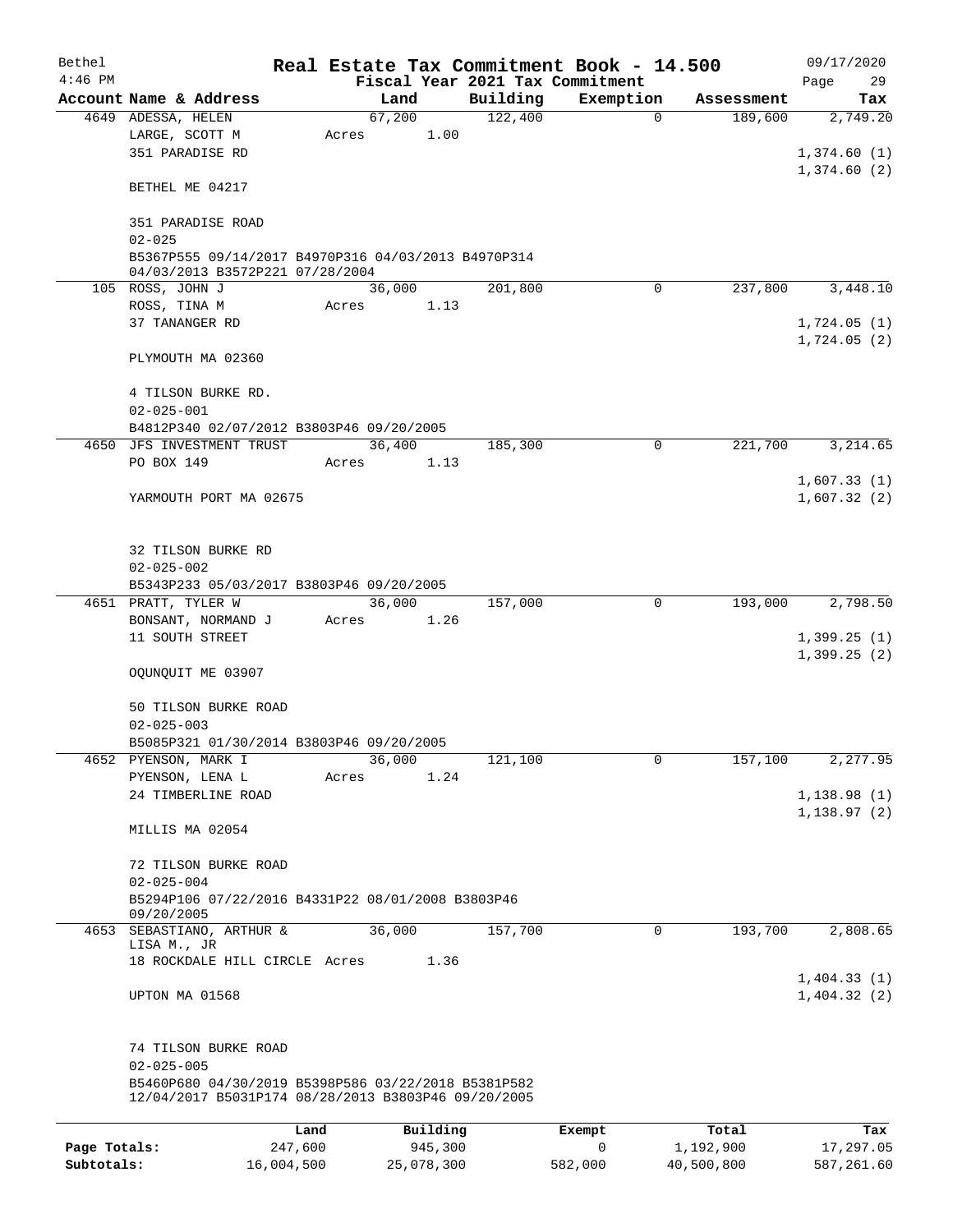Bethel 4:46 PM

# Real Estate Tax Commitment Book - 14.500

## Fiscal Year 2021 Tax Commitment

09/17/2020

| Account Name & Address | Land | Building | Exemption | Assessment | Tax |
|---|---|---|---|---|---|
| 4649 ADESSA, HELEN | 67,200 | 122,400 | 0 | 189,600 | 2,749.20 |
| LARGE, SCOTT M | Acres 1.00 | | | | |
| 351 PARADISE RD | | | | | 1,374.60 (1) |
| | | | | | 1,374.60 (2) |
| BETHEL ME 04217 | | | | | |
| 351 PARADISE ROAD | | | | | |
| 02-025 | | | | | |
| B5367P555 09/14/2017 B4970P316 04/03/2013 B4970P314 04/03/2013 B3572P221 07/28/2004 | | | | | |
| 105 ROSS, JOHN J | 36,000 | 201,800 | 0 | 237,800 | 3,448.10 |
| ROSS, TINA M | Acres 1.13 | | | | |
| 37 TANANGER RD | | | | | 1,724.05 (1) |
| | | | | | 1,724.05 (2) |
| PLYMOUTH MA 02360 | | | | | |
| 4 TILSON BURKE RD. | | | | | |
| 02-025-001 | | | | | |
| B4812P340 02/07/2012 B3803P46 09/20/2005 | | | | | |
| 4650 JFS INVESTMENT TRUST | 36,400 | 185,300 | 0 | 221,700 | 3,214.65 |
| PO BOX 149 | Acres 1.13 | | | | |
| | | | | | 1,607.33 (1) |
| YARMOUTH PORT MA 02675 | | | | | 1,607.32 (2) |
| 32 TILSON BURKE RD | | | | | |
| 02-025-002 | | | | | |
| B5343P233 05/03/2017 B3803P46 09/20/2005 | | | | | |
| 4651 PRATT, TYLER W | 36,000 | 157,000 | 0 | 193,000 | 2,798.50 |
| BONSANT, NORMAND J | Acres 1.26 | | | | |
| 11 SOUTH STREET | | | | | 1,399.25 (1) |
| | | | | | 1,399.25 (2) |
| OQUNQUIT ME 03907 | | | | | |
| 50 TILSON BURKE ROAD | | | | | |
| 02-025-003 | | | | | |
| B5085P321 01/30/2014 B3803P46 09/20/2005 | | | | | |
| 4652 PYENSON, MARK I | 36,000 | 121,100 | 0 | 157,100 | 2,277.95 |
| PYENSON, LENA L | Acres 1.24 | | | | |
| 24 TIMBERLINE ROAD | | | | | 1,138.98 (1) |
| | | | | | 1,138.97 (2) |
| MILLIS MA 02054 | | | | | |
| 72 TILSON BURKE ROAD | | | | | |
| 02-025-004 | | | | | |
| B5294P106 07/22/2016 B4331P22 08/01/2008 B3803P46 09/20/2005 | | | | | |
| 4653 SEBASTIANO, ARTHUR & LISA M., JR | 36,000 | 157,700 | 0 | 193,700 | 2,808.65 |
| 18 ROCKDALE HILL CIRCLE | Acres 1.36 | | | | |
| | | | | | 1,404.33 (1) |
| UPTON MA 01568 | | | | | 1,404.32 (2) |
| 74 TILSON BURKE ROAD | | | | | |
| 02-025-005 | | | | | |
| B5460P680 04/30/2019 B5398P586 03/22/2018 B5381P582 12/04/2017 B5031P174 08/28/2013 B3803P46 09/20/2005 | | | | | |

| | Land | Building | Exempt | Total | Tax |
|---|---|---|---|---|---|
| Page Totals: | 247,600 | 945,300 | 0 | 1,192,900 | 17,297.05 |
| Subtotals: | 16,004,500 | 25,078,300 | 582,000 | 40,500,800 | 587,261.60 |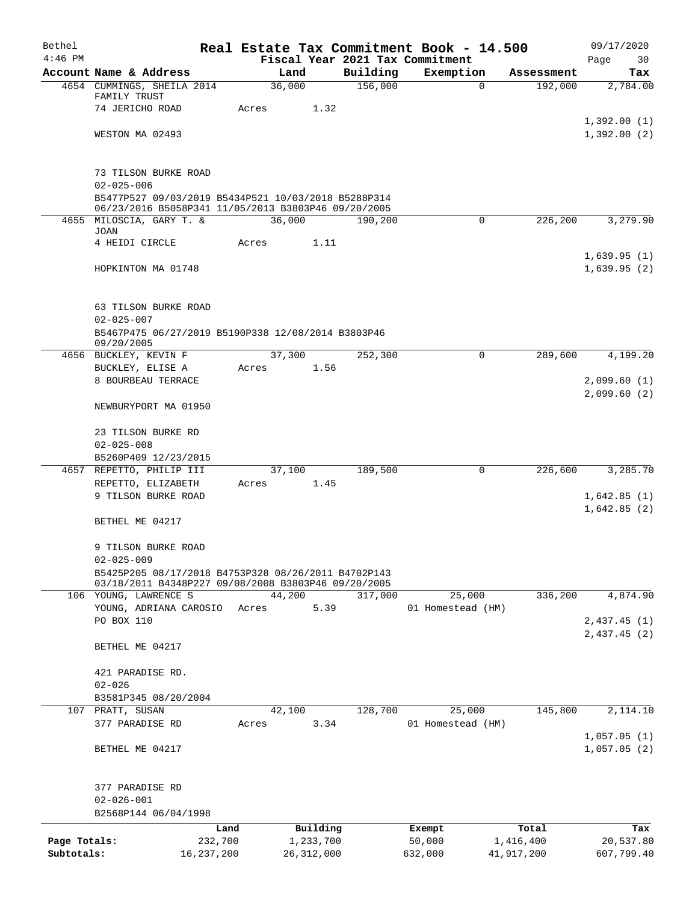Bethel 4:46 PM

# Real Estate Tax Commitment Book - 14.500

Fiscal Year 2021 Tax Commitment

09/17/2020 Page 30

| Account | Name & Address | Land | Building | Exemption | Assessment | Tax |
|---|---|---|---|---|---|---|
| 4654 | CUMMINGS, SHEILA 2014 FAMILY TRUST | 36,000 | 156,000 | 0 | 192,000 | 2,784.00 |
| | 74 JERICHO ROAD | Acres 1.32 | | | | |
| | | | | | | 1,392.00 (1) |
| | WESTON MA 02493 | | | | | 1,392.00 (2) |
| | 73 TILSON BURKE ROAD | | | | | |
| | 02-025-006 | | | | | |
| | B5477P527 09/03/2019 B5434P521 10/03/2018 B5288P314 06/23/2016 B5058P341 11/05/2013 B3803P46 09/20/2005 | | | | | |
| 4655 | MILOSCIA, GARY T. & JOAN | 36,000 | 190,200 | 0 | 226,200 | 3,279.90 |
| | 4 HEIDI CIRCLE | Acres 1.11 | | | | |
| | | | | | | 1,639.95 (1) |
| | HOPKINTON MA 01748 | | | | | 1,639.95 (2) |
| | 63 TILSON BURKE ROAD | | | | | |
| | 02-025-007 | | | | | |
| | B5467P475 06/27/2019 B5190P338 12/08/2014 B3803P46 09/20/2005 | | | | | |
| 4656 | BUCKLEY, KEVIN F | 37,300 | 252,300 | 0 | 289,600 | 4,199.20 |
| | BUCKLEY, ELISE A | Acres 1.56 | | | | |
| | 8 BOURBEAU TERRACE | | | | | 2,099.60 (1) |
| | | | | | | 2,099.60 (2) |
| | NEWBURYPORT MA 01950 | | | | | |
| | 23 TILSON BURKE RD | | | | | |
| | 02-025-008 | | | | | |
| | B5260P409 12/23/2015 | | | | | |
| 4657 | REPETTO, PHILIP III | 37,100 | 189,500 | 0 | 226,600 | 3,285.70 |
| | REPETTO, ELIZABETH | Acres 1.45 | | | | |
| | 9 TILSON BURKE ROAD | | | | | 1,642.85 (1) |
| | | | | | | 1,642.85 (2) |
| | BETHEL ME 04217 | | | | | |
| | 9 TILSON BURKE ROAD | | | | | |
| | 02-025-009 | | | | | |
| | B5425P205 08/17/2018 B4753P328 08/26/2011 B4702P143 03/18/2011 B4348P227 09/08/2008 B3803P46 09/20/2005 | | | | | |
| 106 | YOUNG, LAWRENCE S | 44,200 | 317,000 | 25,000 | 336,200 | 4,874.90 |
| | YOUNG, ADRIANA CAROSIO | Acres 5.39 | | 01 Homestead (HM) | | |
| | PO BOX 110 | | | | | 2,437.45 (1) |
| | | | | | | 2,437.45 (2) |
| | BETHEL ME 04217 | | | | | |
| | 421 PARADISE RD. | | | | | |
| | 02-026 | | | | | |
| | B3581P345 08/20/2004 | | | | | |
| 107 | PRATT, SUSAN | 42,100 | 128,700 | 25,000 | 145,800 | 2,114.10 |
| | 377 PARADISE RD | Acres 3.34 | | 01 Homestead (HM) | | |
| | | | | | | 1,057.05 (1) |
| | BETHEL ME 04217 | | | | | 1,057.05 (2) |
| | 377 PARADISE RD | | | | | |
| | 02-026-001 | | | | | |
| | B2568P144 06/04/1998 | | | | | |

| | Land | Building | Exempt | Total | Tax |
|---|---|---|---|---|---|
| Page Totals: | 232,700 | 1,233,700 | 50,000 | 1,416,400 | 20,537.80 |
| Subtotals: | 16,237,200 | 26,312,000 | 632,000 | 41,917,200 | 607,799.40 |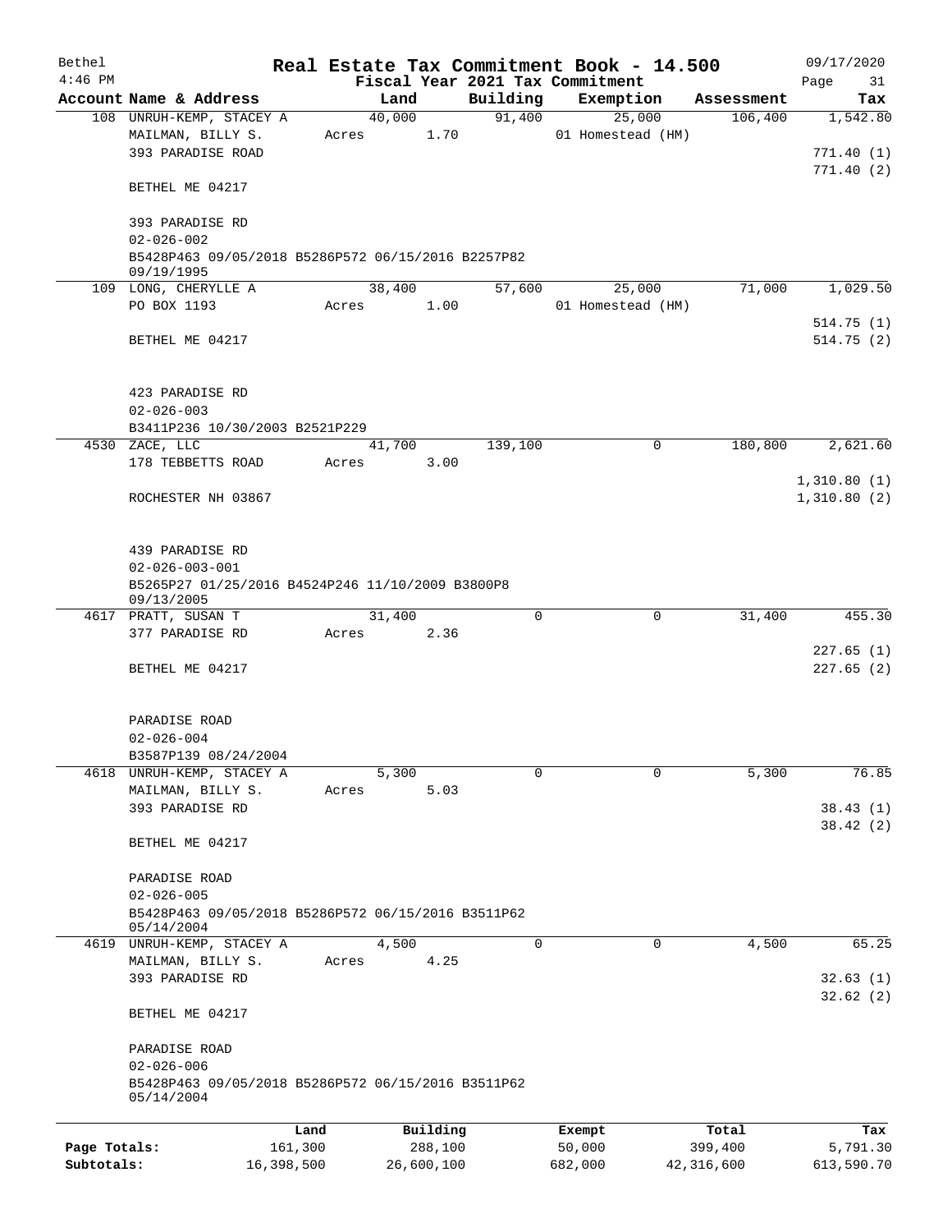# Real Estate Tax Commitment Book - 14.500

Bethel
4:46 PM

09/17/2020

## Fiscal Year 2021 Tax Commitment

| Account Name & Address | Land | Building | Exemption | Assessment | Tax |
|---|---|---|---|---|---|
| 108 UNRUH-KEMP, STACEY A | 40,000 | 91,400 | 25,000 | 106,400 | 1,542.80 |
| MAILMAN, BILLY S. | Acres 1.70 | | 01 Homestead (HM) | | |
| 393 PARADISE ROAD | | | | | 771.40 (1) |
| | | | | | 771.40 (2) |
| BETHEL ME 04217 | | | | | |
| 393 PARADISE RD | | | | | |
| 02-026-002 | | | | | |
| B5428P463 09/05/2018 B5286P572 06/15/2016 B2257P82 09/19/1995 | | | | | |
| 109 LONG, CHERYLLE A | 38,400 | 57,600 | 25,000 | 71,000 | 1,029.50 |
| PO BOX 1193 | Acres 1.00 | | 01 Homestead (HM) | | |
| | | | | | 514.75 (1) |
| BETHEL ME 04217 | | | | | 514.75 (2) |
| 423 PARADISE RD | | | | | |
| 02-026-003 | | | | | |
| B3411P236 10/30/2003 B2521P229 | | | | | |
| 4530 ZACE, LLC | 41,700 | 139,100 | 0 | 180,800 | 2,621.60 |
| 178 TEBBETTS ROAD | Acres 3.00 | | | | |
| | | | | | 1,310.80 (1) |
| ROCHESTER NH 03867 | | | | | 1,310.80 (2) |
| 439 PARADISE RD | | | | | |
| 02-026-003-001 | | | | | |
| B5265P27 01/25/2016 B4524P246 11/10/2009 B3800P8 09/13/2005 | | | | | |
| 4617 PRATT, SUSAN T | 31,400 | 0 | 0 | 31,400 | 455.30 |
| 377 PARADISE RD | Acres 2.36 | | | | |
| | | | | | 227.65 (1) |
| BETHEL ME 04217 | | | | | 227.65 (2) |
| PARADISE ROAD | | | | | |
| 02-026-004 | | | | | |
| B3587P139 08/24/2004 | | | | | |
| 4618 UNRUH-KEMP, STACEY A | 5,300 | 0 | 0 | 5,300 | 76.85 |
| MAILMAN, BILLY S. | Acres 5.03 | | | | |
| 393 PARADISE RD | | | | | 38.43 (1) |
| | | | | | 38.42 (2) |
| BETHEL ME 04217 | | | | | |
| PARADISE ROAD | | | | | |
| 02-026-005 | | | | | |
| B5428P463 09/05/2018 B5286P572 06/15/2016 B3511P62 05/14/2004 | | | | | |
| 4619 UNRUH-KEMP, STACEY A | 4,500 | 0 | 0 | 4,500 | 65.25 |
| MAILMAN, BILLY S. | Acres 4.25 | | | | |
| 393 PARADISE RD | | | | | 32.63 (1) |
| | | | | | 32.62 (2) |
| BETHEL ME 04217 | | | | | |
| PARADISE ROAD | | | | | |
| 02-026-006 | | | | | |
| B5428P463 09/05/2018 B5286P572 06/15/2016 B3511P62 05/14/2004 | | | | | |

| | Land | Building | Exempt | Total | Tax |
|---|---|---|---|---|---|
| Page Totals: | 161,300 | 288,100 | 50,000 | 399,400 | 5,791.30 |
| Subtotals: | 16,398,500 | 26,600,100 | 682,000 | 42,316,600 | 613,590.70 |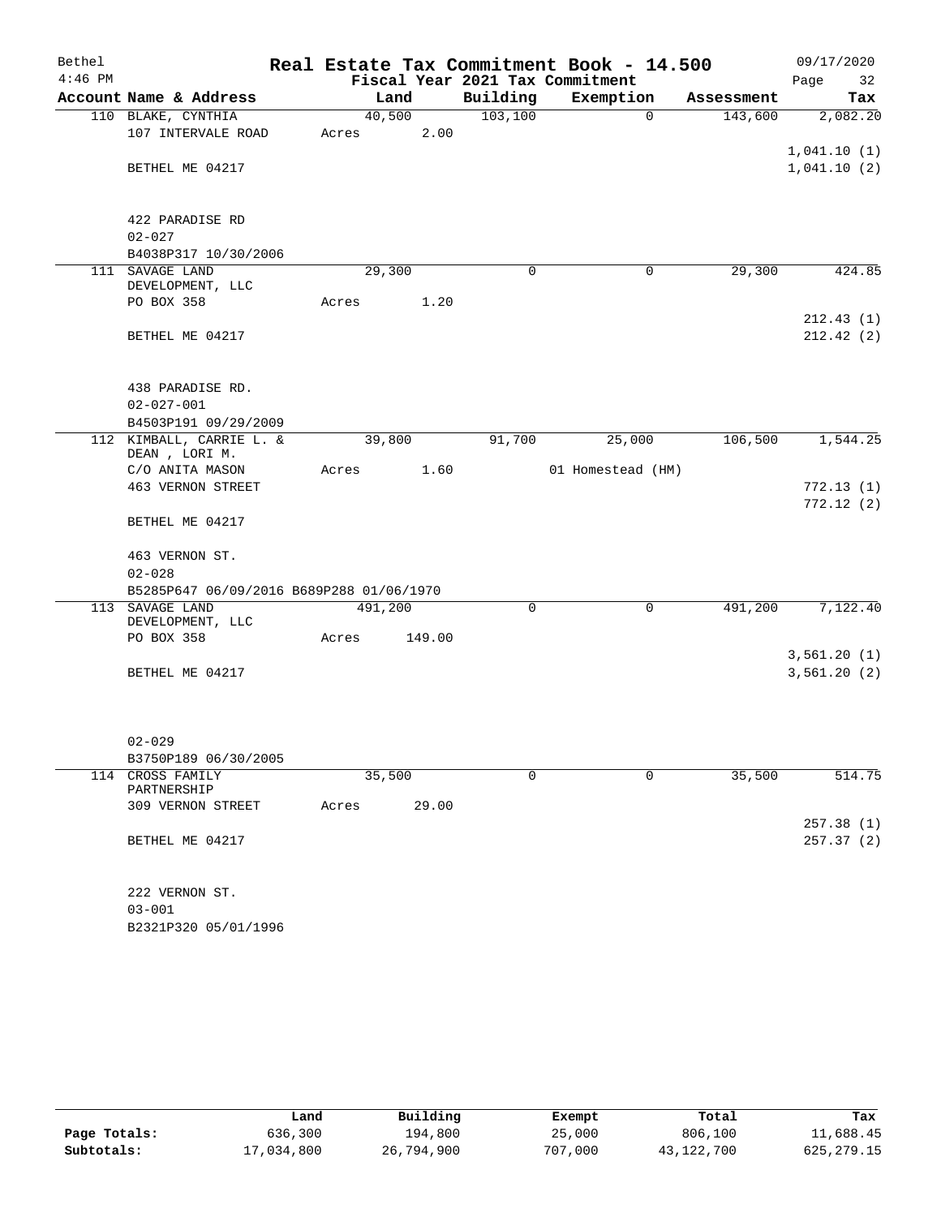Bethel 4:46 PM

# Real Estate Tax Commitment Book - 14.500

Fiscal Year 2021 Tax Commitment

09/17/2020

| Account Name & Address | Land | Building | Exemption | Assessment | Tax |
|---|---|---|---|---|---|
| 110 BLAKE, CYNTHIA | 40,500 | 103,100 | 0 | 143,600 | 2,082.20 |
| 107 INTERVALE ROAD | Acres 2.00 | | | | |
| | | | | | 1,041.10 (1) |
| BETHEL ME 04217 | | | | | 1,041.10 (2) |
| 422 PARADISE RD | | | | | |
| 02-027 | | | | | |
| B4038P317 10/30/2006 | | | | | |
| 111 SAVAGE LAND DEVELOPMENT, LLC | 29,300 | 0 | 0 | 29,300 | 424.85 |
| PO BOX 358 | Acres 1.20 | | | | |
| | | | | | 212.43 (1) |
| BETHEL ME 04217 | | | | | 212.42 (2) |
| 438 PARADISE RD. | | | | | |
| 02-027-001 | | | | | |
| B4503P191 09/29/2009 | | | | | |
| 112 KIMBALL, CARRIE L. & DEAN , LORI M. | 39,800 | 91,700 | 25,000 | 106,500 | 1,544.25 |
| C/O ANITA MASON | Acres 1.60 | | 01 Homestead (HM) | | |
| 463 VERNON STREET | | | | | 772.13 (1) |
| | | | | | 772.12 (2) |
| BETHEL ME 04217 | | | | | |
| 463 VERNON ST. | | | | | |
| 02-028 | | | | | |
| B5285P647 06/09/2016 B689P288 01/06/1970 | | | | | |
| 113 SAVAGE LAND DEVELOPMENT, LLC | 491,200 | 0 | 0 | 491,200 | 7,122.40 |
| PO BOX 358 | Acres 149.00 | | | | |
| | | | | | 3,561.20 (1) |
| BETHEL ME 04217 | | | | | 3,561.20 (2) |
| 02-029 | | | | | |
| B3750P189 06/30/2005 | | | | | |
| 114 CROSS FAMILY PARTNERSHIP | 35,500 | 0 | 0 | 35,500 | 514.75 |
| 309 VERNON STREET | Acres 29.00 | | | | |
| | | | | | 257.38 (1) |
| BETHEL ME 04217 | | | | | 257.37 (2) |
| 222 VERNON ST. | | | | | |
| 03-001 | | | | | |
| B2321P320 05/01/1996 | | | | | |

| | Land | Building | Exempt | Total | Tax |
|---|---|---|---|---|---|
| Page Totals: | 636,300 | 194,800 | 25,000 | 806,100 | 11,688.45 |
| Subtotals: | 17,034,800 | 26,794,900 | 707,000 | 43,122,700 | 625,279.15 |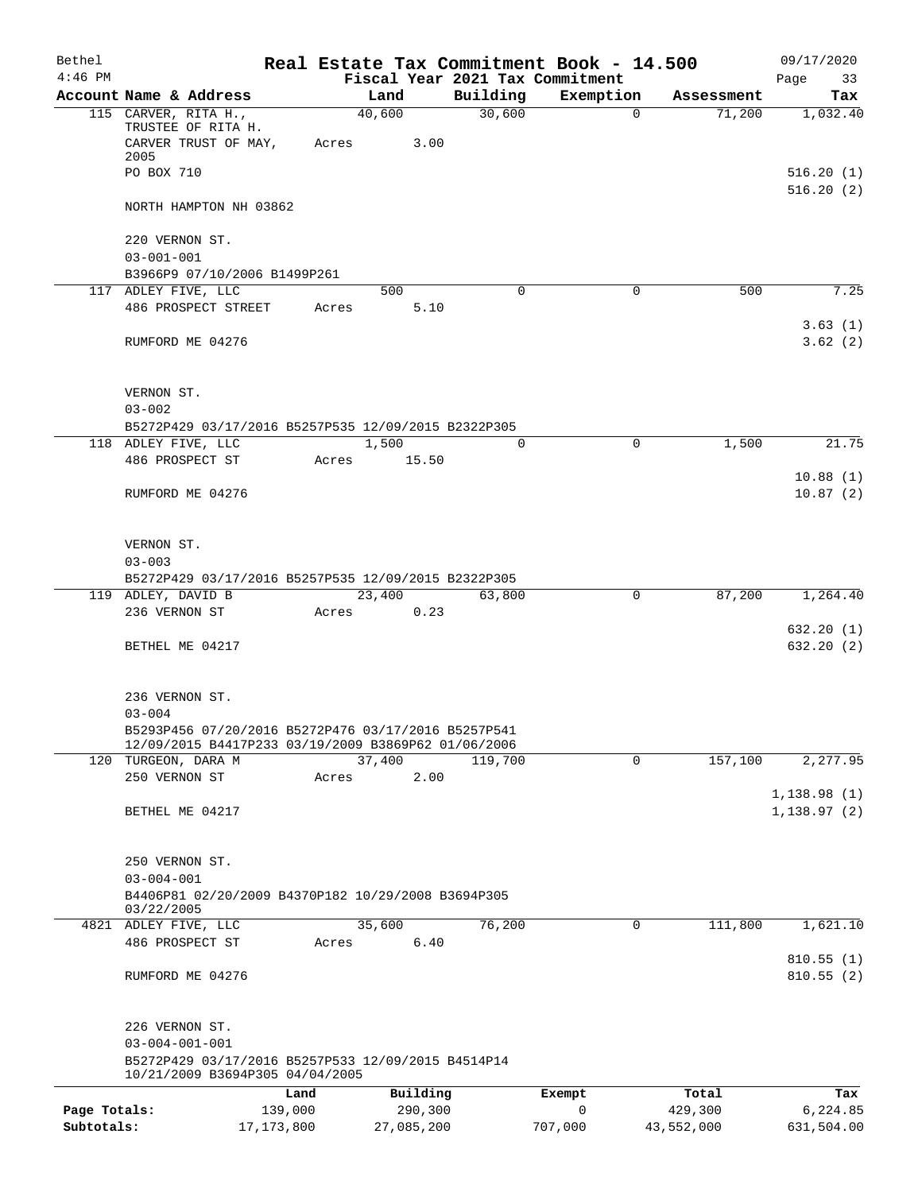Bethel 4:46 PM

# Real Estate Tax Commitment Book - 14.500

Fiscal Year 2021 Tax Commitment

09/17/2020

| Account Name & Address | Land | Building | Exemption | Assessment | Tax |
|---|---|---|---|---|---|
| 115 CARVER, RITA H., TRUSTEE OF RITA H. CARVER TRUST OF MAY, 2005 | 40,600 | 30,600 | 0 | 71,200 | 1,032.40 |
| PO BOX 710 | Acres 3.00 | | | | 516.20 (1) |
| NORTH HAMPTON NH 03862 | | | | | 516.20 (2) |
| 220 VERNON ST. | | | | | |
| 03-001-001 | | | | | |
| B3966P9 07/10/2006 B1499P261 | | | | | |
| 117 ADLEY FIVE, LLC | 500 | 0 | 0 | 500 | 7.25 |
| 486 PROSPECT STREET | Acres 5.10 | | | | 3.63 (1) |
| RUMFORD ME 04276 | | | | | 3.62 (2) |
| VERNON ST. | | | | | |
| 03-002 | | | | | |
| B5272P429 03/17/2016 B5257P535 12/09/2015 B2322P305 | | | | | |
| 118 ADLEY FIVE, LLC | 1,500 | 0 | 0 | 1,500 | 21.75 |
| 486 PROSPECT ST | Acres 15.50 | | | | 10.88 (1) |
| RUMFORD ME 04276 | | | | | 10.87 (2) |
| VERNON ST. | | | | | |
| 03-003 | | | | | |
| B5272P429 03/17/2016 B5257P535 12/09/2015 B2322P305 | | | | | |
| 119 ADLEY, DAVID B | 23,400 | 63,800 | 0 | 87,200 | 1,264.40 |
| 236 VERNON ST | Acres 0.23 | | | | 632.20 (1) |
| BETHEL ME 04217 | | | | | 632.20 (2) |
| 236 VERNON ST. | | | | | |
| 03-004 | | | | | |
| B5293P456 07/20/2016 B5272P476 03/17/2016 B5257P541 12/09/2015 B4417P233 03/19/2009 B3869P62 01/06/2006 | | | | | |
| 120 TURGEON, DARA M | 37,400 | 119,700 | 0 | 157,100 | 2,277.95 |
| 250 VERNON ST | Acres 2.00 | | | | 1,138.98 (1) |
| BETHEL ME 04217 | | | | | 1,138.97 (2) |
| 250 VERNON ST. | | | | | |
| 03-004-001 | | | | | |
| B4406P81 02/20/2009 B4370P182 10/29/2008 B3694P305 03/22/2005 | | | | | |
| 4821 ADLEY FIVE, LLC | 35,600 | 76,200 | 0 | 111,800 | 1,621.10 |
| 486 PROSPECT ST | Acres 6.40 | | | | 810.55 (1) |
| RUMFORD ME 04276 | | | | | 810.55 (2) |
| 226 VERNON ST. | | | | | |
| 03-004-001-001 | | | | | |
| B5272P429 03/17/2016 B5257P533 12/09/2015 B4514P14 10/21/2009 B3694P305 04/04/2005 | | | | | |

| | Land | Building | Exempt | Total | Tax |
|---|---|---|---|---|---|
| Page Totals: | 139,000 | 290,300 | 0 | 429,300 | 6,224.85 |
| Subtotals: | 17,173,800 | 27,085,200 | 707,000 | 43,552,000 | 631,504.00 |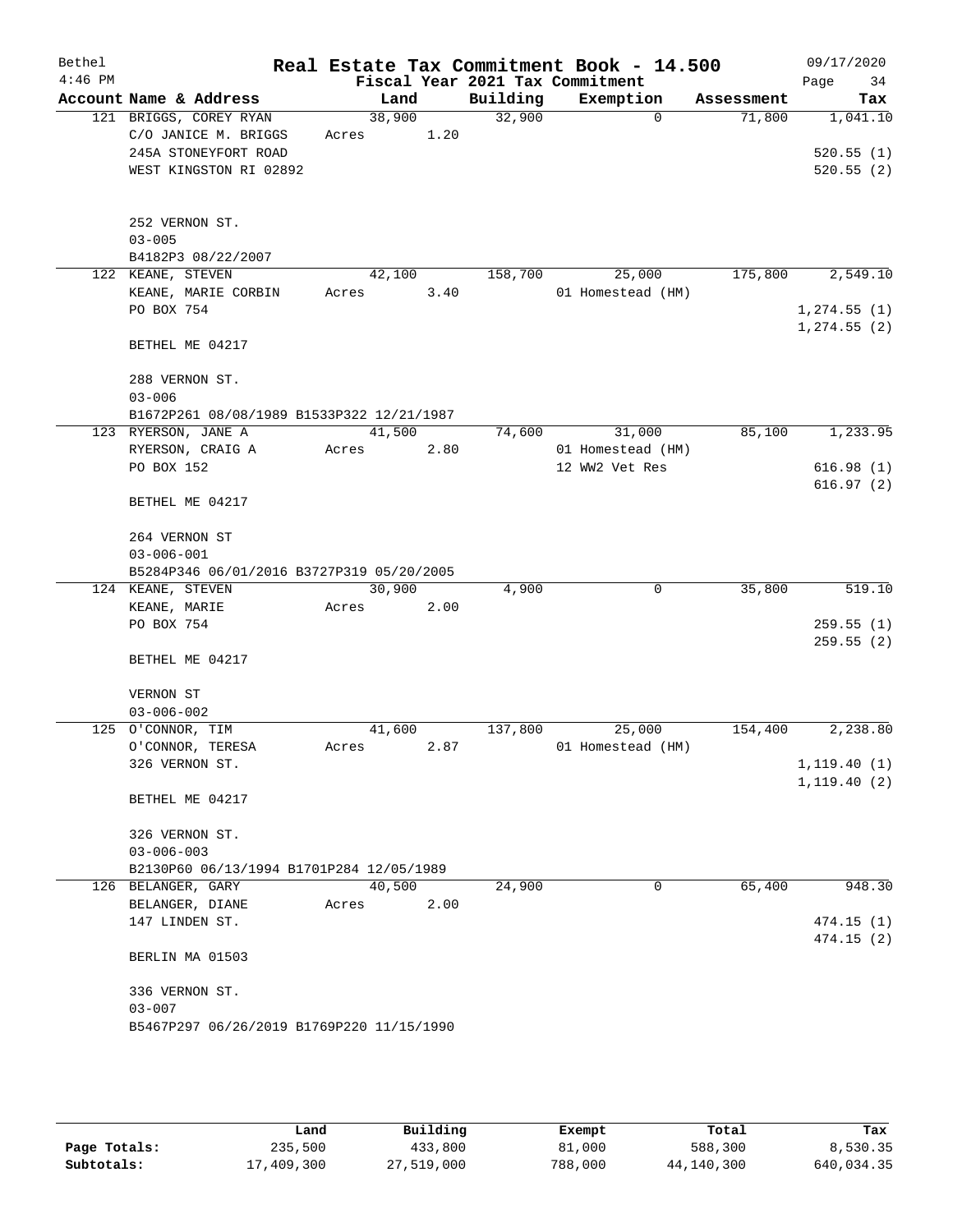# Real Estate Tax Commitment Book - 14.500

Bethel 4:46 PM — Fiscal Year 2021 Tax Commitment — 09/17/2020

| Account Name & Address | Land | Building | Exemption | Assessment | Tax |
|---|---|---|---|---|---|
| 121 BRIGGS, COREY RYAN | 38,900 | 32,900 | 0 | 71,800 | 1,041.10 |
| C/O JANICE M. BRIGGS | Acres 1.20 | | | | |
| 245A STONEYFORT ROAD | | | | | 520.55 (1) |
| WEST KINGSTON RI 02892 | | | | | 520.55 (2) |
| 252 VERNON ST. | | | | | |
| 03-005 | | | | | |
| B4182P3 08/22/2007 | | | | | |
| 122 KEANE, STEVEN | 42,100 | 158,700 | 25,000 | 175,800 | 2,549.10 |
| KEANE, MARIE CORBIN | Acres 3.40 | | 01 Homestead (HM) | | |
| PO BOX 754 | | | | | 1,274.55 (1) |
| | | | | | 1,274.55 (2) |
| BETHEL ME 04217 | | | | | |
| 288 VERNON ST. | | | | | |
| 03-006 | | | | | |
| B1672P261 08/08/1989 B1533P322 12/21/1987 | | | | | |
| 123 RYERSON, JANE A | 41,500 | 74,600 | 31,000 | 85,100 | 1,233.95 |
| RYERSON, CRAIG A | Acres 2.80 | | 01 Homestead (HM) | | |
| PO BOX 152 | | | 12 WW2 Vet Res | | 616.98 (1) |
| | | | | | 616.97 (2) |
| BETHEL ME 04217 | | | | | |
| 264 VERNON ST | | | | | |
| 03-006-001 | | | | | |
| B5284P346 06/01/2016 B3727P319 05/20/2005 | | | | | |
| 124 KEANE, STEVEN | 30,900 | 4,900 | 0 | 35,800 | 519.10 |
| KEANE, MARIE | Acres 2.00 | | | | |
| PO BOX 754 | | | | | 259.55 (1) |
| | | | | | 259.55 (2) |
| BETHEL ME 04217 | | | | | |
| VERNON ST | | | | | |
| 03-006-002 | | | | | |
| 125 O'CONNOR, TIM | 41,600 | 137,800 | 25,000 | 154,400 | 2,238.80 |
| O'CONNOR, TERESA | Acres 2.87 | | 01 Homestead (HM) | | |
| 326 VERNON ST. | | | | | 1,119.40 (1) |
| | | | | | 1,119.40 (2) |
| BETHEL ME 04217 | | | | | |
| 326 VERNON ST. | | | | | |
| 03-006-003 | | | | | |
| B2130P60 06/13/1994 B1701P284 12/05/1989 | | | | | |
| 126 BELANGER, GARY | 40,500 | 24,900 | 0 | 65,400 | 948.30 |
| BELANGER, DIANE | Acres 2.00 | | | | |
| 147 LINDEN ST. | | | | | 474.15 (1) |
| | | | | | 474.15 (2) |
| BERLIN MA 01503 | | | | | |
| 336 VERNON ST. | | | | | |
| 03-007 | | | | | |
| B5467P297 06/26/2019 B1769P220 11/15/1990 | | | | | |

| | Land | Building | Exempt | Total | Tax |
|---|---|---|---|---|---|
| Page Totals: | 235,500 | 433,800 | 81,000 | 588,300 | 8,530.35 |
| Subtotals: | 17,409,300 | 27,519,000 | 788,000 | 44,140,300 | 640,034.35 |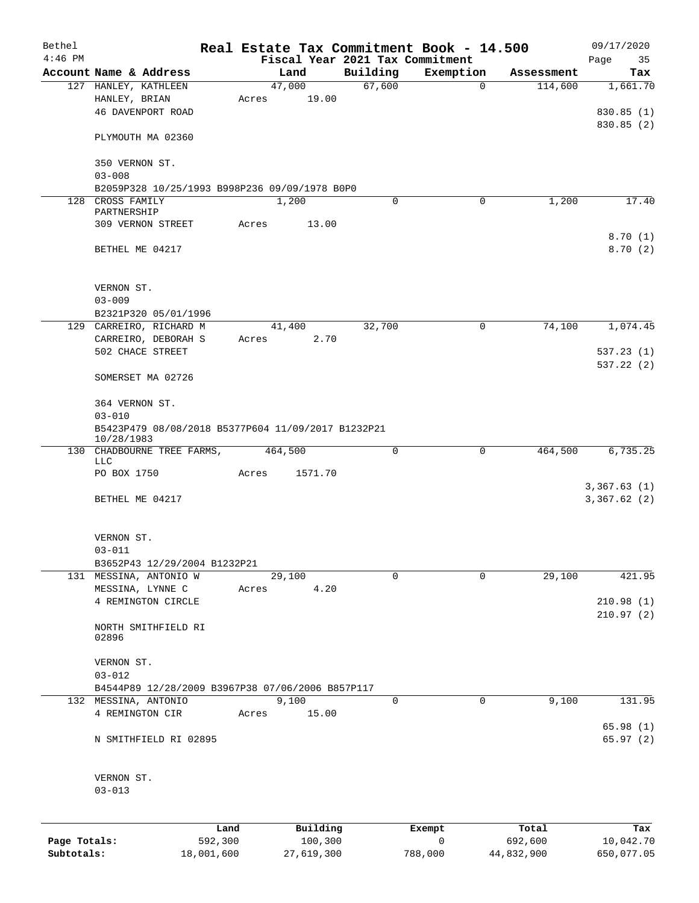Bethel 4:46 PM

# Real Estate Tax Commitment Book - 14.500

Fiscal Year 2021 Tax Commitment

09/17/2020

| Account Name & Address | Land | Building | Exemption | Assessment | Tax |
|---|---|---|---|---|---|
| 127 HANLEY, KATHLEEN | 47,000 | 67,600 | 0 | 114,600 | 1,661.70 |
| HANLEY, BRIAN | Acres 19.00 | | | | |
| 46 DAVENPORT ROAD | | | | | 830.85 (1) |
| | | | | | 830.85 (2) |
| PLYMOUTH MA 02360 | | | | | |
| 350 VERNON ST. | | | | | |
| 03-008 | | | | | |
| B2059P328 10/25/1993 B998P236 09/09/1978 B0P0 | | | | | |
| 128 CROSS FAMILY PARTNERSHIP | 1,200 | 0 | 0 | 1,200 | 17.40 |
| 309 VERNON STREET | Acres 13.00 | | | | |
| | | | | | 8.70 (1) |
| BETHEL ME 04217 | | | | | 8.70 (2) |
| VERNON ST. | | | | | |
| 03-009 | | | | | |
| B2321P320 05/01/1996 | | | | | |
| 129 CARREIRO, RICHARD M | 41,400 | 32,700 | 0 | 74,100 | 1,074.45 |
| CARREIRO, DEBORAH S | Acres 2.70 | | | | |
| 502 CHACE STREET | | | | | 537.23 (1) |
| | | | | | 537.22 (2) |
| SOMERSET MA 02726 | | | | | |
| 364 VERNON ST. | | | | | |
| 03-010 | | | | | |
| B5423P479 08/08/2018 B5377P604 11/09/2017 B1232P21 10/28/1983 | | | | | |
| 130 CHADBOURNE TREE FARMS, LLC | 464,500 | 0 | 0 | 464,500 | 6,735.25 |
| PO BOX 1750 | Acres 1571.70 | | | | |
| | | | | | 3,367.63 (1) |
| BETHEL ME 04217 | | | | | 3,367.62 (2) |
| VERNON ST. | | | | | |
| 03-011 | | | | | |
| B3652P43 12/29/2004 B1232P21 | | | | | |
| 131 MESSINA, ANTONIO W | 29,100 | 0 | 0 | 29,100 | 421.95 |
| MESSINA, LYNNE C | Acres 4.20 | | | | |
| 4 REMINGTON CIRCLE | | | | | 210.98 (1) |
| | | | | | 210.97 (2) |
| NORTH SMITHFIELD RI 02896 | | | | | |
| VERNON ST. | | | | | |
| 03-012 | | | | | |
| B4544P89 12/28/2009 B3967P38 07/06/2006 B857P117 | | | | | |
| 132 MESSINA, ANTONIO | 9,100 | 0 | 0 | 9,100 | 131.95 |
| 4 REMINGTON CIR | Acres 15.00 | | | | |
| | | | | | 65.98 (1) |
| N SMITHFIELD RI 02895 | | | | | 65.97 (2) |
| VERNON ST. | | | | | |
| 03-013 | | | | | |

| | Land | Building | Exempt | Total | Tax |
|---|---|---|---|---|---|
| Page Totals: | 592,300 | 100,300 | 0 | 692,600 | 10,042.70 |
| Subtotals: | 18,001,600 | 27,619,300 | 788,000 | 44,832,900 | 650,077.05 |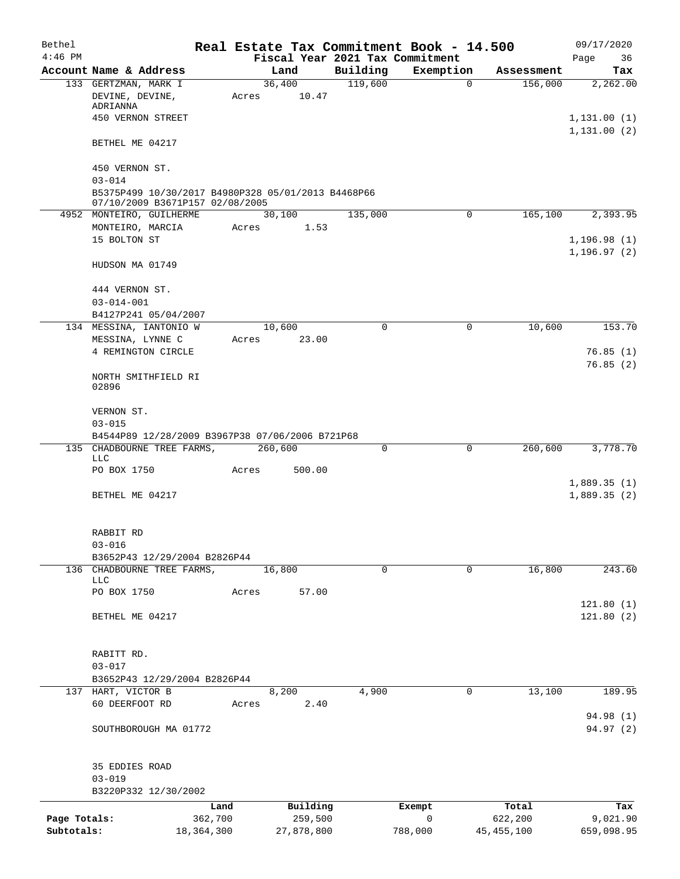Bethel	Real Estate Tax Commitment Book - 14.500	09/17/2020
4:46 PM	Fiscal Year 2021 Tax Commitment

| Account Name & Address | Land | Building | Exemption | Assessment | Tax |
|---|---|---|---|---|---|
| 133 GERTZMAN, MARK I<br>DEVINE, DEVINE, ADRIANNA<br>450 VERNON STREET<br><br>BETHEL ME 04217<br><br>450 VERNON ST.<br>03-014<br>B5375P499 10/30/2017 B4980P328 05/01/2013 B4468P66 07/10/2009 B3671P157 02/08/2005 | 36,400<br>Acres 10.47 | 119,600 | 0 | 156,000 | 2,262.00<br><br>1,131.00 (1)<br>1,131.00 (2) |
| 4952 MONTEIRO, GUILHERME<br>MONTEIRO, MARCIA<br>15 BOLTON ST<br><br>HUDSON MA 01749<br><br>444 VERNON ST.<br>03-014-001<br>B4127P241 05/04/2007 | 30,100<br>Acres 1.53 | 135,000 | 0 | 165,100 | 2,393.95<br><br>1,196.98 (1)<br>1,196.97 (2) |
| 134 MESSINA, IANTONIO W<br>MESSINA, LYNNE C<br>4 REMINGTON CIRCLE<br><br>NORTH SMITHFIELD RI 02896<br><br>VERNON ST.<br>03-015<br>B4544P89 12/28/2009 B3967P38 07/06/2006 B721P68 | 10,600<br>Acres 23.00 | 0 | 0 | 10,600 | 153.70<br><br>76.85 (1)<br>76.85 (2) |
| 135 CHADBOURNE TREE FARMS, LLC<br>PO BOX 1750<br><br>BETHEL ME 04217<br><br>RABBIT RD<br>03-016<br>B3652P43 12/29/2004 B2826P44 | 260,600<br>Acres 500.00 | 0 | 0 | 260,600 | 3,778.70<br><br>1,889.35 (1)<br>1,889.35 (2) |
| 136 CHADBOURNE TREE FARMS, LLC<br>PO BOX 1750<br><br>BETHEL ME 04217<br><br>RABITT RD.<br>03-017<br>B3652P43 12/29/2004 B2826P44 | 16,800<br>Acres 57.00 | 0 | 0 | 16,800 | 243.60<br><br>121.80 (1)<br>121.80 (2) |
| 137 HART, VICTOR B<br>60 DEERFOOT RD<br><br>SOUTHBOROUGH MA 01772<br><br>35 EDDIES ROAD<br>03-019<br>B3220P332 12/30/2002 | 8,200<br>Acres 2.40 | 4,900 | 0 | 13,100 | 189.95<br><br>94.98 (1)<br>94.97 (2) |

| | Land | Building | Exempt | Total | Tax |
|---|---|---|---|---|---|
| Page Totals: | 362,700 | 259,500 | 0 | 622,200 | 9,021.90 |
| Subtotals: | 18,364,300 | 27,878,800 | 788,000 | 45,455,100 | 659,098.95 |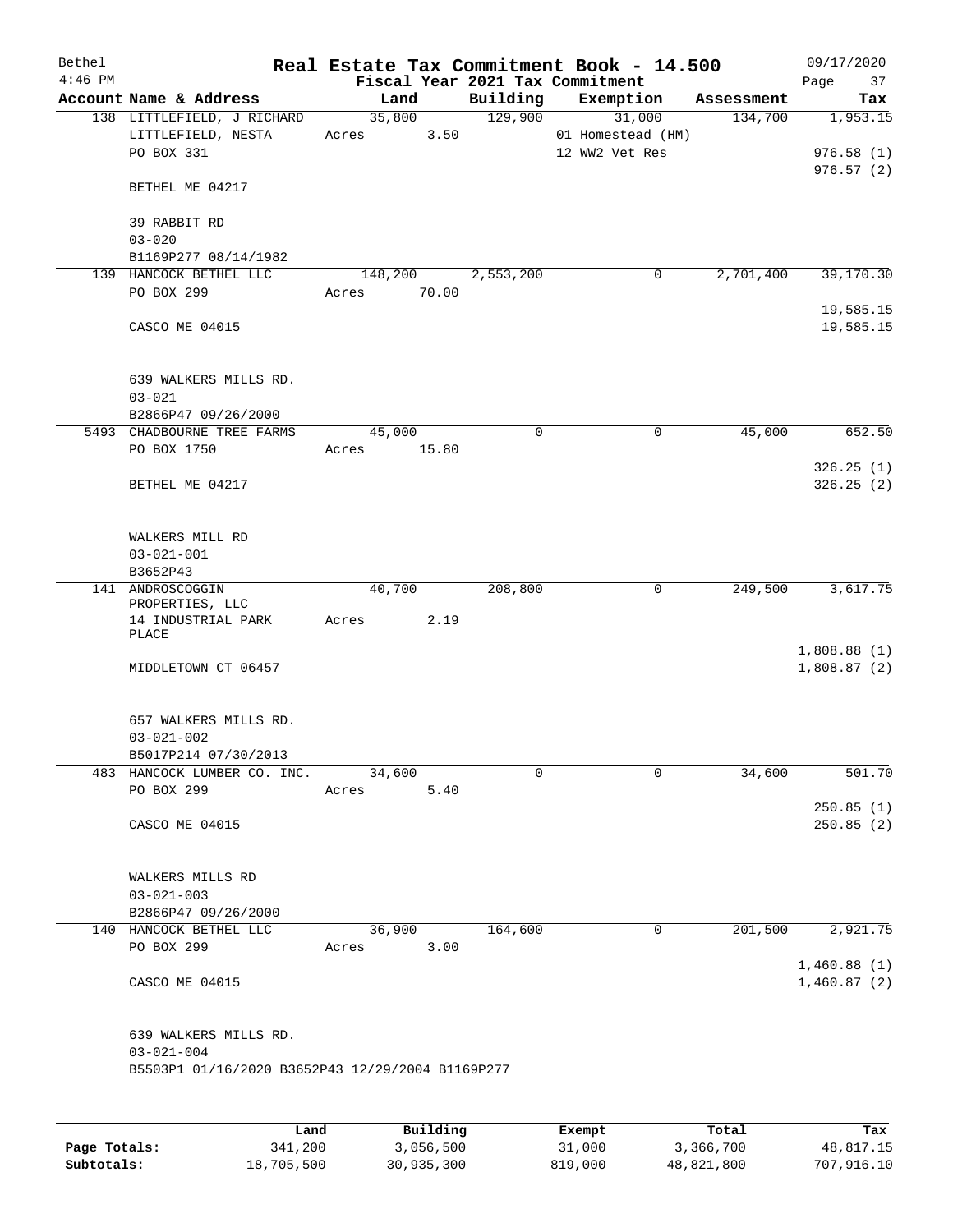Bethel 4:46 PM

# Real Estate Tax Commitment Book - 14.500

Fiscal Year 2021 Tax Commitment

09/17/2020

| Account Name & Address | Land | Building | Exemption | Assessment | Tax |
|---|---|---|---|---|---|
| 138 LITTLEFIELD, J RICHARD | 35,800 | 129,900 | 31,000 | 134,700 | 1,953.15 |
| LITTLEFIELD, NESTA | Acres 3.50 | | 01 Homestead (HM) | | |
| PO BOX 331 | | | 12 WW2 Vet Res | | 976.58 (1) |
| | | | | | 976.57 (2) |
| BETHEL ME 04217 | | | | | |
| 39 RABBIT RD | | | | | |
| 03-020 | | | | | |
| B1169P277 08/14/1982 | | | | | |
| 139 HANCOCK BETHEL LLC | 148,200 | 2,553,200 | 0 | 2,701,400 | 39,170.30 |
| PO BOX 299 | Acres 70.00 | | | | |
| | | | | | 19,585.15 |
| CASCO ME 04015 | | | | | 19,585.15 |
| 639 WALKERS MILLS RD. | | | | | |
| 03-021 | | | | | |
| B2866P47 09/26/2000 | | | | | |
| 5493 CHADBOURNE TREE FARMS | 45,000 | 0 | 0 | 45,000 | 652.50 |
| PO BOX 1750 | Acres 15.80 | | | | |
| | | | | | 326.25 (1) |
| BETHEL ME 04217 | | | | | 326.25 (2) |
| WALKERS MILL RD | | | | | |
| 03-021-001 | | | | | |
| B3652P43 | | | | | |
| 141 ANDROSCOGGIN PROPERTIES, LLC | 40,700 | 208,800 | 0 | 249,500 | 3,617.75 |
| 14 INDUSTRIAL PARK PLACE | Acres 2.19 | | | | |
| | | | | | 1,808.88 (1) |
| MIDDLETOWN CT 06457 | | | | | 1,808.87 (2) |
| 657 WALKERS MILLS RD. | | | | | |
| 03-021-002 | | | | | |
| B5017P214 07/30/2013 | | | | | |
| 483 HANCOCK LUMBER CO. INC. | 34,600 | 0 | 0 | 34,600 | 501.70 |
| PO BOX 299 | Acres 5.40 | | | | |
| | | | | | 250.85 (1) |
| CASCO ME 04015 | | | | | 250.85 (2) |
| WALKERS MILLS RD | | | | | |
| 03-021-003 | | | | | |
| B2866P47 09/26/2000 | | | | | |
| 140 HANCOCK BETHEL LLC | 36,900 | 164,600 | 0 | 201,500 | 2,921.75 |
| PO BOX 299 | Acres 3.00 | | | | |
| | | | | | 1,460.88 (1) |
| CASCO ME 04015 | | | | | 1,460.87 (2) |
| 639 WALKERS MILLS RD. | | | | | |
| 03-021-004 | | | | | |
| B5503P1 01/16/2020 B3652P43 12/29/2004 B1169P277 | | | | | |

| | Land | Building | Exempt | Total | Tax |
|---|---|---|---|---|---|
| Page Totals: | 341,200 | 3,056,500 | 31,000 | 3,366,700 | 48,817.15 |
| Subtotals: | 18,705,500 | 30,935,300 | 819,000 | 48,821,800 | 707,916.10 |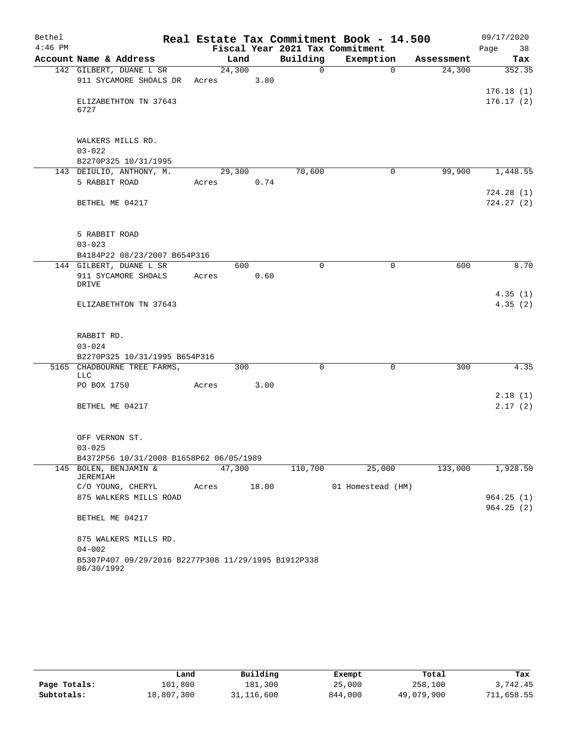Bethel 4:46 PM

# Real Estate Tax Commitment Book - 14.500

Fiscal Year 2021 Tax Commitment

09/17/2020 Page 38

| Account Name & Address | Land | Building | Exemption | Assessment | Tax |
|---|---|---|---|---|---|
| 142 GILBERT, DUANE L SR | 24,300 | 0 | 0 | 24,300 | 352.35 |
| 911 SYCAMORE SHOALS DR | Acres 3.80 | | | | |
| | | | | | 176.18 (1) |
| ELIZABETHTON TN 37643 6727 | | | | | 176.17 (2) |
| WALKERS MILLS RD. | | | | | |
| 03-022 | | | | | |
| B2270P325 10/31/1995 | | | | | |
| 143 DEIULIO, ANTHONY, M. | 29,300 | 70,600 | 0 | 99,900 | 1,448.55 |
| 5 RABBIT ROAD | Acres 0.74 | | | | |
| | | | | | 724.28 (1) |
| BETHEL ME 04217 | | | | | 724.27 (2) |
| 5 RABBIT ROAD | | | | | |
| 03-023 | | | | | |
| B4184P22 08/23/2007 B654P316 | | | | | |
| 144 GILBERT, DUANE L SR | 600 | 0 | 0 | 600 | 8.70 |
| 911 SYCAMORE SHOALS DRIVE | Acres 0.60 | | | | |
| | | | | | 4.35 (1) |
| ELIZABETHTON TN 37643 | | | | | 4.35 (2) |
| RABBIT RD. | | | | | |
| 03-024 | | | | | |
| B2270P325 10/31/1995 B654P316 | | | | | |
| 5165 CHADBOURNE TREE FARMS, LLC | 300 | 0 | 0 | 300 | 4.35 |
| PO BOX 1750 | Acres 3.00 | | | | |
| | | | | | 2.18 (1) |
| BETHEL ME 04217 | | | | | 2.17 (2) |
| OFF VERNON ST. | | | | | |
| 03-025 | | | | | |
| B4372P56 10/31/2008 B1658P62 06/05/1989 | | | | | |
| 145 BOLEN, BENJAMIN & JEREMIAH | 47,300 | 110,700 | 25,000 | 133,000 | 1,928.50 |
| C/O YOUNG, CHERYL | Acres 18.00 | | 01 Homestead (HM) | | |
| 875 WALKERS MILLS ROAD | | | | | 964.25 (1) |
| | | | | | 964.25 (2) |
| BETHEL ME 04217 | | | | | |
| 875 WALKERS MILLS RD. | | | | | |
| 04-002 | | | | | |
| B5307P407 09/29/2016 B2277P308 11/29/1995 B1912P338 06/30/1992 | | | | | |

| | Land | Building | Exempt | Total | Tax |
|---|---|---|---|---|---|
| Page Totals: | 101,800 | 181,300 | 25,000 | 258,100 | 3,742.45 |
| Subtotals: | 18,807,300 | 31,116,600 | 844,000 | 49,079,900 | 711,658.55 |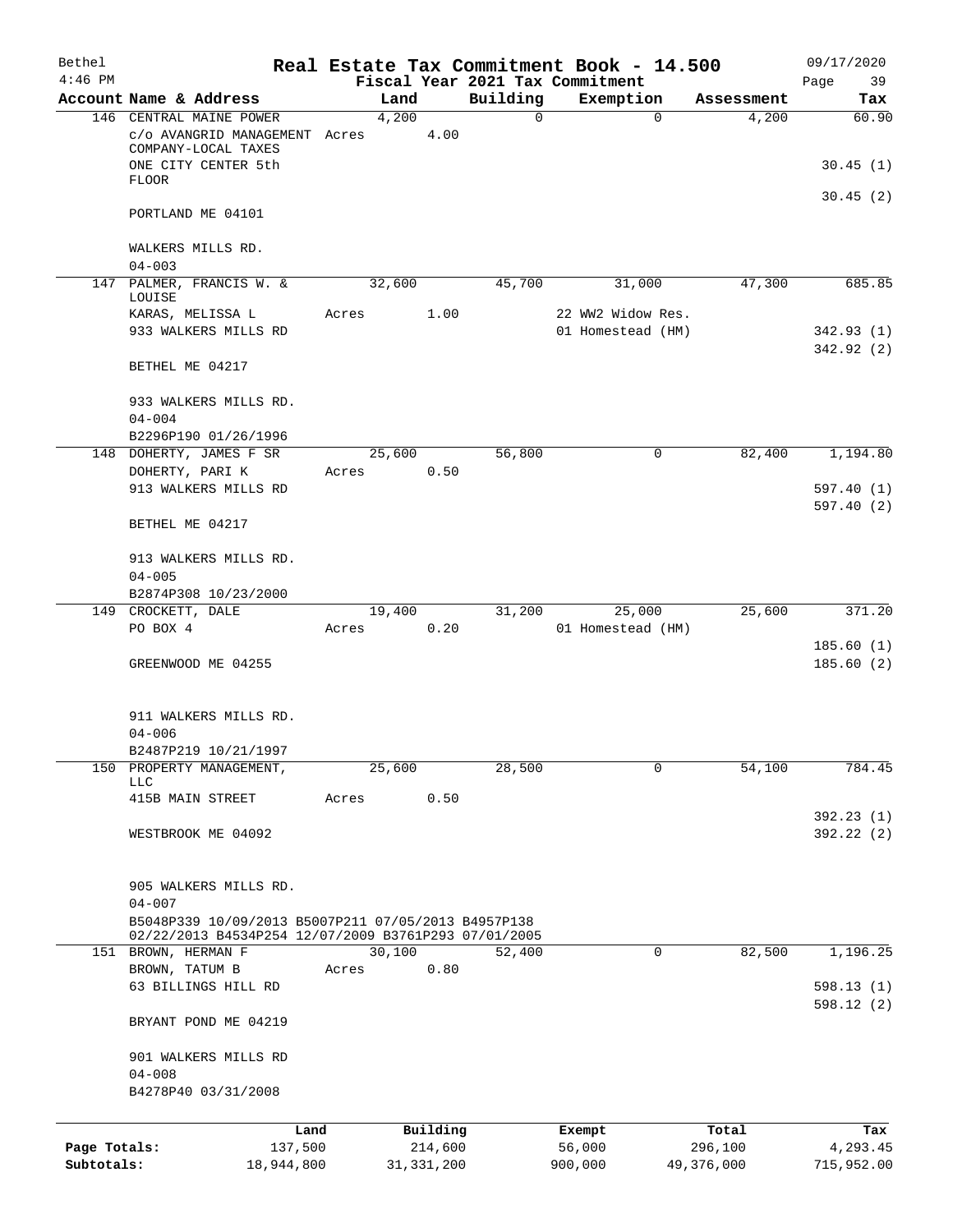# Real Estate Tax Commitment Book - 14.500

Bethel
4:46 PM

Fiscal Year 2021 Tax Commitment

09/17/2020

| Account Name & Address | Land | Building | Exemption | Assessment | Tax |
|---|---|---|---|---|---|
| 146 CENTRAL MAINE POWER | 4,200 | 0 | 0 | 4,200 | 60.90 |
| c/o AVANGRID MANAGEMENT COMPANY-LOCAL TAXES | Acres 4.00 | | | | |
| ONE CITY CENTER 5th FLOOR | | | | | 30.45 (1) |
| | | | | | 30.45 (2) |
| PORTLAND ME 04101 | | | | | |
| WALKERS MILLS RD. | | | | | |
| 04-003 | | | | | |
| 147 PALMER, FRANCIS W. & LOUISE | 32,600 | 45,700 | 31,000 | 47,300 | 685.85 |
| KARAS, MELISSA L | Acres 1.00 | | 22 WW2 Widow Res. | | |
| 933 WALKERS MILLS RD | | | 01 Homestead (HM) | | 342.93 (1) |
| | | | | | 342.92 (2) |
| BETHEL ME 04217 | | | | | |
| 933 WALKERS MILLS RD. | | | | | |
| 04-004 | | | | | |
| B2296P190 01/26/1996 | | | | | |
| 148 DOHERTY, JAMES F SR | 25,600 | 56,800 | 0 | 82,400 | 1,194.80 |
| DOHERTY, PARI K | Acres 0.50 | | | | |
| 913 WALKERS MILLS RD | | | | | 597.40 (1) |
| | | | | | 597.40 (2) |
| BETHEL ME 04217 | | | | | |
| 913 WALKERS MILLS RD. | | | | | |
| 04-005 | | | | | |
| B2874P308 10/23/2000 | | | | | |
| 149 CROCKETT, DALE | 19,400 | 31,200 | 25,000 | 25,600 | 371.20 |
| PO BOX 4 | Acres 0.20 | | 01 Homestead (HM) | | |
| | | | | | 185.60 (1) |
| GREENWOOD ME 04255 | | | | | 185.60 (2) |
| 911 WALKERS MILLS RD. | | | | | |
| 04-006 | | | | | |
| B2487P219 10/21/1997 | | | | | |
| 150 PROPERTY MANAGEMENT, LLC | 25,600 | 28,500 | 0 | 54,100 | 784.45 |
| 415B MAIN STREET | Acres 0.50 | | | | |
| | | | | | 392.23 (1) |
| WESTBROOK ME 04092 | | | | | 392.22 (2) |
| 905 WALKERS MILLS RD. | | | | | |
| 04-007 | | | | | |
| B5048P339 10/09/2013 B5007P211 07/05/2013 B4957P138 02/22/2013 B4534P254 12/07/2009 B3761P293 07/01/2005 | | | | | |
| 151 BROWN, HERMAN F | 30,100 | 52,400 | 0 | 82,500 | 1,196.25 |
| BROWN, TATUM B | Acres 0.80 | | | | |
| 63 BILLINGS HILL RD | | | | | 598.13 (1) |
| | | | | | 598.12 (2) |
| BRYANT POND ME 04219 | | | | | |
| 901 WALKERS MILLS RD | | | | | |
| 04-008 | | | | | |
| B4278P40 03/31/2008 | | | | | |

| | Land | Building | Exempt | Total | Tax |
|---|---|---|---|---|---|
| Page Totals: | 137,500 | 214,600 | 56,000 | 296,100 | 4,293.45 |
| Subtotals: | 18,944,800 | 31,331,200 | 900,000 | 49,376,000 | 715,952.00 |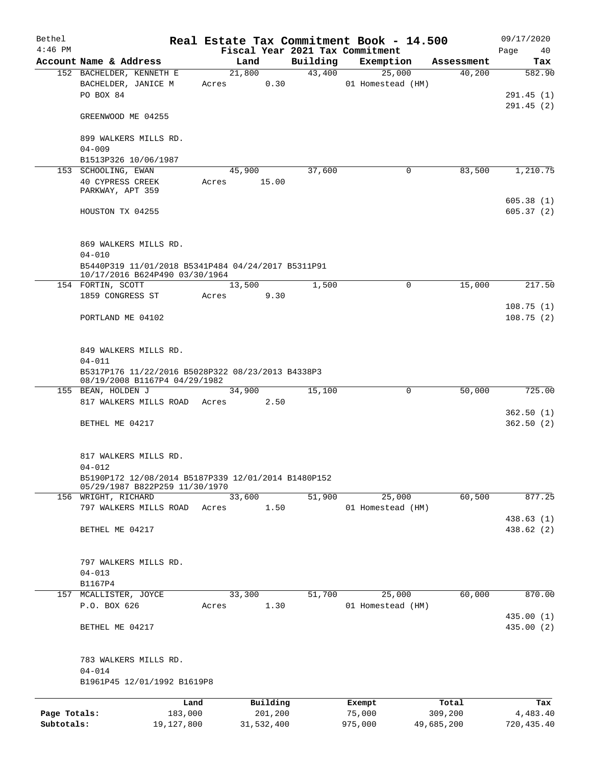# Real Estate Tax Commitment Book - 14.500

Bethel
4:46 PM

Fiscal Year 2021 Tax Commitment

09/17/2020

| Account Name & Address | Land | Building | Exemption | Assessment | Tax |
|---|---|---|---|---|---|
| 152 BACHELDER, KENNETH E | 21,800 | 43,400 | 25,000 | 40,200 | 582.90 |
| BACHELDER, JANICE M | Acres 0.30 | | 01 Homestead (HM) | | |
| PO BOX 84 | | | | | 291.45 (1) |
| | | | | | 291.45 (2) |
| GREENWOOD ME 04255 | | | | | |
| 899 WALKERS MILLS RD. | | | | | |
| 04-009 | | | | | |
| B1513P326 10/06/1987 | | | | | |
| 153 SCHOOLING, EWAN | 45,900 | 37,600 | 0 | 83,500 | 1,210.75 |
| 40 CYPRESS CREEK PARKWAY, APT 359 | Acres 15.00 | | | | |
| | | | | | 605.38 (1) |
| HOUSTON TX 04255 | | | | | 605.37 (2) |
| 869 WALKERS MILLS RD. | | | | | |
| 04-010 | | | | | |
| B5440P319 11/01/2018 B5341P484 04/24/2017 B5311P91 10/17/2016 B624P490 03/30/1964 | | | | | |
| 154 FORTIN, SCOTT | 13,500 | 1,500 | 0 | 15,000 | 217.50 |
| 1859 CONGRESS ST | Acres 9.30 | | | | |
| | | | | | 108.75 (1) |
| PORTLAND ME 04102 | | | | | 108.75 (2) |
| 849 WALKERS MILLS RD. | | | | | |
| 04-011 | | | | | |
| B5317P176 11/22/2016 B5028P322 08/23/2013 B4338P3 08/19/2008 B1167P4 04/29/1982 | | | | | |
| 155 BEAN, HOLDEN J | 34,900 | 15,100 | 0 | 50,000 | 725.00 |
| 817 WALKERS MILLS ROAD | Acres 2.50 | | | | |
| | | | | | 362.50 (1) |
| BETHEL ME 04217 | | | | | 362.50 (2) |
| 817 WALKERS MILLS RD. | | | | | |
| 04-012 | | | | | |
| B5190P172 12/08/2014 B5187P339 12/01/2014 B1480P152 05/29/1987 B822P259 11/30/1970 | | | | | |
| 156 WRIGHT, RICHARD | 33,600 | 51,900 | 25,000 | 60,500 | 877.25 |
| 797 WALKERS MILLS ROAD | Acres 1.50 | | 01 Homestead (HM) | | |
| | | | | | 438.63 (1) |
| BETHEL ME 04217 | | | | | 438.62 (2) |
| 797 WALKERS MILLS RD. | | | | | |
| 04-013 | | | | | |
| B1167P4 | | | | | |
| 157 MCALLISTER, JOYCE | 33,300 | 51,700 | 25,000 | 60,000 | 870.00 |
| P.O. BOX 626 | Acres 1.30 | | 01 Homestead (HM) | | |
| | | | | | 435.00 (1) |
| BETHEL ME 04217 | | | | | 435.00 (2) |
| 783 WALKERS MILLS RD. | | | | | |
| 04-014 | | | | | |
| B1961P45 12/01/1992 B1619P8 | | | | | |

| | Land | Building | Exempt | Total | Tax |
|---|---|---|---|---|---|
| Page Totals: | 183,000 | 201,200 | 75,000 | 309,200 | 4,483.40 |
| Subtotals: | 19,127,800 | 31,532,400 | 975,000 | 49,685,200 | 720,435.40 |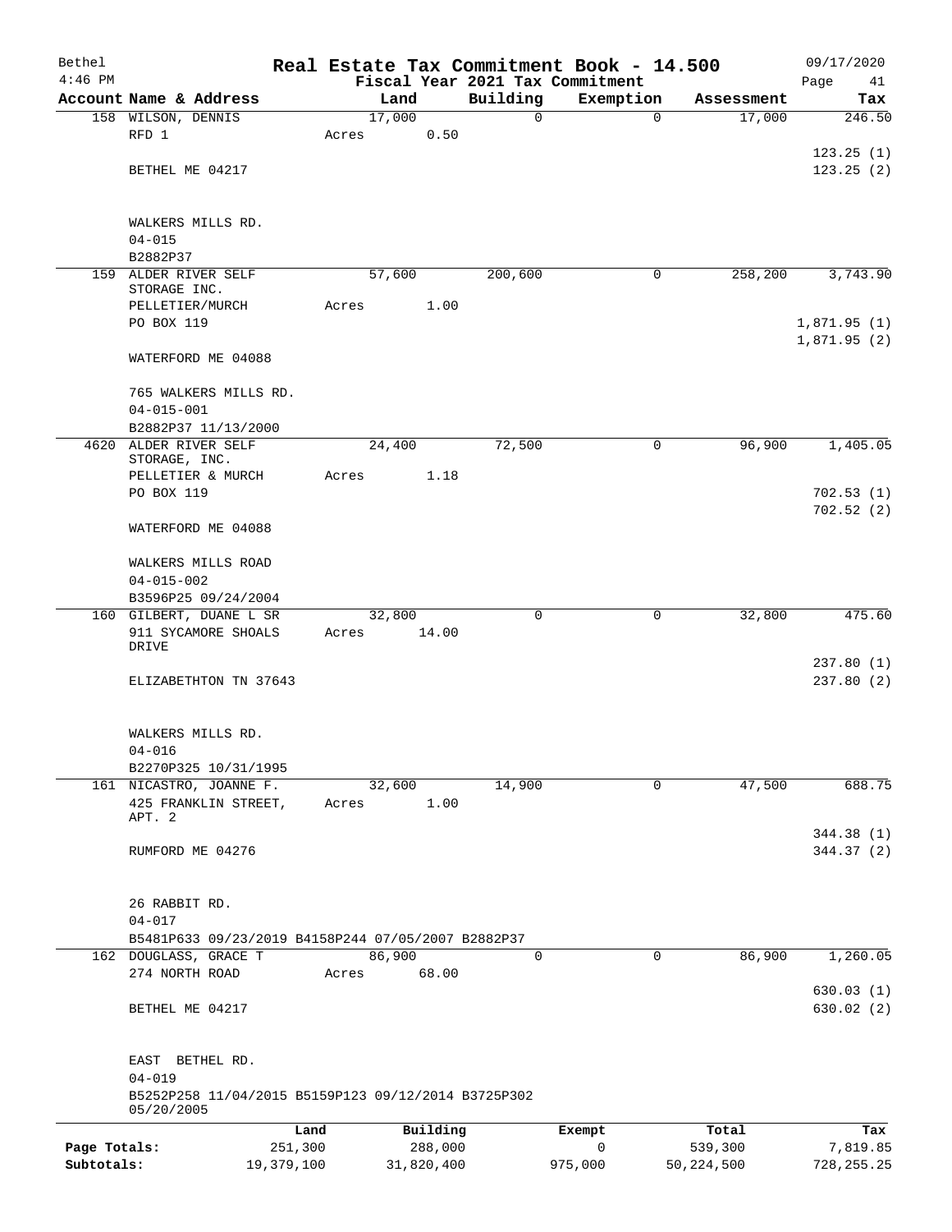Bethel
4:46 PM

# Real Estate Tax Commitment Book - 14.500

Fiscal Year 2021 Tax Commitment

09/17/2020

| Account Name & Address | Land | Building | Exemption | Assessment | Tax |
|---|---|---|---|---|---|
| 158 WILSON, DENNIS | 17,000 | 0 | 0 | 17,000 | 246.50 |
| RFD 1 | Acres 0.50 | | | | |
| | | | | | 123.25 (1) |
| BETHEL ME 04217 | | | | | 123.25 (2) |
| WALKERS MILLS RD. | | | | | |
| 04-015 | | | | | |
| B2882P37 | | | | | |
| 159 ALDER RIVER SELF STORAGE INC. | 57,600 | 200,600 | 0 | 258,200 | 3,743.90 |
| PELLETIER/MURCH | Acres 1.00 | | | | |
| PO BOX 119 | | | | | 1,871.95 (1) |
| | | | | | 1,871.95 (2) |
| WATERFORD ME 04088 | | | | | |
| 765 WALKERS MILLS RD. | | | | | |
| 04-015-001 | | | | | |
| B2882P37 11/13/2000 | | | | | |
| 4620 ALDER RIVER SELF STORAGE, INC. | 24,400 | 72,500 | 0 | 96,900 | 1,405.05 |
| PELLETIER & MURCH | Acres 1.18 | | | | |
| PO BOX 119 | | | | | 702.53 (1) |
| | | | | | 702.52 (2) |
| WATERFORD ME 04088 | | | | | |
| WALKERS MILLS ROAD | | | | | |
| 04-015-002 | | | | | |
| B3596P25 09/24/2004 | | | | | |
| 160 GILBERT, DUANE L SR | 32,800 | 0 | 0 | 32,800 | 475.60 |
| 911 SYCAMORE SHOALS DRIVE | Acres 14.00 | | | | |
| | | | | | 237.80 (1) |
| ELIZABETHTON TN 37643 | | | | | 237.80 (2) |
| WALKERS MILLS RD. | | | | | |
| 04-016 | | | | | |
| B2270P325 10/31/1995 | | | | | |
| 161 NICASTRO, JOANNE F. | 32,600 | 14,900 | 0 | 47,500 | 688.75 |
| 425 FRANKLIN STREET, APT. 2 | Acres 1.00 | | | | |
| | | | | | 344.38 (1) |
| RUMFORD ME 04276 | | | | | 344.37 (2) |
| 26 RABBIT RD. | | | | | |
| 04-017 | | | | | |
| B5481P633 09/23/2019 B4158P244 07/05/2007 B2882P37 | | | | | |
| 162 DOUGLASS, GRACE T | 86,900 | 0 | 0 | 86,900 | 1,260.05 |
| 274 NORTH ROAD | Acres 68.00 | | | | |
| | | | | | 630.03 (1) |
| BETHEL ME 04217 | | | | | 630.02 (2) |
| EAST BETHEL RD. | | | | | |
| 04-019 | | | | | |
| B5252P258 11/04/2015 B5159P123 09/12/2014 B3725P302 05/20/2005 | | | | | |

| | Land | Building | Exempt | Total | Tax |
|---|---|---|---|---|---|
| Page Totals: | 251,300 | 288,000 | 0 | 539,300 | 7,819.85 |
| Subtotals: | 19,379,100 | 31,820,400 | 975,000 | 50,224,500 | 728,255.25 |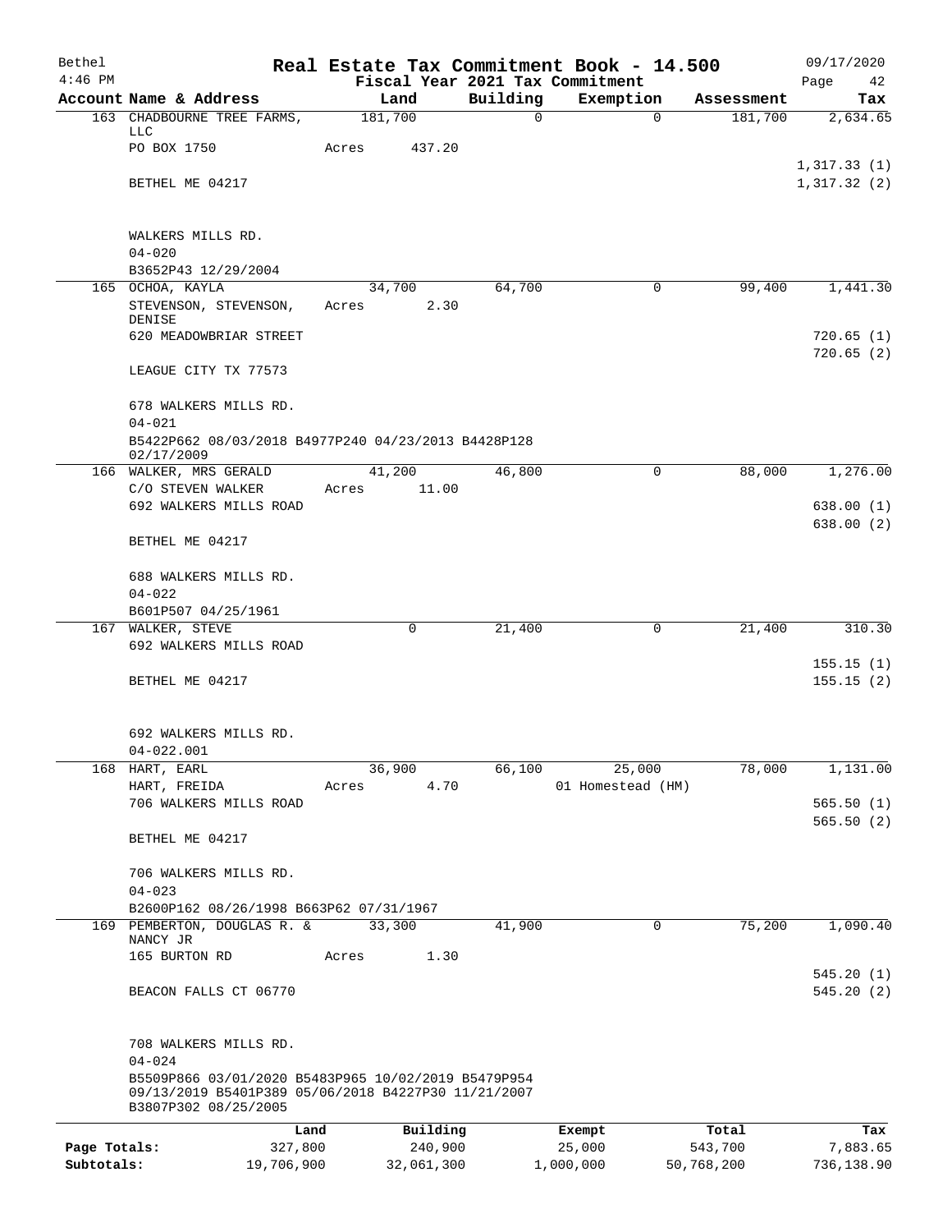Bethel
4:46 PM

# Real Estate Tax Commitment Book - 14.500

09/17/2020

Fiscal Year 2021 Tax Commitment

| Account Name & Address | Land | Building | Exemption | Assessment | Tax |
|---|---|---|---|---|---|
| 163 CHADBOURNE TREE FARMS, LLC | 181,700 | 0 | 0 | 181,700 | 2,634.65 |
| PO BOX 1750 | Acres 437.20 | | | | |
| | | | | | 1,317.33 (1) |
| BETHEL ME 04217 | | | | | 1,317.32 (2) |
| WALKERS MILLS RD. | | | | | |
| 04-020 | | | | | |
| B3652P43 12/29/2004 | | | | | |
| 165 OCHOA, KAYLA | 34,700 | 64,700 | 0 | 99,400 | 1,441.30 |
| STEVENSON, STEVENSON, DENISE | Acres 2.30 | | | | |
| 620 MEADOWBRIAR STREET | | | | | 720.65 (1) |
| | | | | | 720.65 (2) |
| LEAGUE CITY TX 77573 | | | | | |
| 678 WALKERS MILLS RD. | | | | | |
| 04-021 | | | | | |
| B5422P662 08/03/2018 B4977P240 04/23/2013 B4428P128 02/17/2009 | | | | | |
| 166 WALKER, MRS GERALD | 41,200 | 46,800 | 0 | 88,000 | 1,276.00 |
| C/O STEVEN WALKER | Acres 11.00 | | | | |
| 692 WALKERS MILLS ROAD | | | | | 638.00 (1) |
| | | | | | 638.00 (2) |
| BETHEL ME 04217 | | | | | |
| 688 WALKERS MILLS RD. | | | | | |
| 04-022 | | | | | |
| B601P507 04/25/1961 | | | | | |
| 167 WALKER, STEVE | 0 | 21,400 | 0 | 21,400 | 310.30 |
| 692 WALKERS MILLS ROAD | | | | | |
| | | | | | 155.15 (1) |
| BETHEL ME 04217 | | | | | 155.15 (2) |
| 692 WALKERS MILLS RD. | | | | | |
| 04-022.001 | | | | | |
| 168 HART, EARL | 36,900 | 66,100 | 25,000 | 78,000 | 1,131.00 |
| HART, FREIDA | Acres 4.70 | | 01 Homestead (HM) | | |
| 706 WALKERS MILLS ROAD | | | | | 565.50 (1) |
| | | | | | 565.50 (2) |
| BETHEL ME 04217 | | | | | |
| 706 WALKERS MILLS RD. | | | | | |
| 04-023 | | | | | |
| B2600P162 08/26/1998 B663P62 07/31/1967 | | | | | |
| 169 PEMBERTON, DOUGLAS R. & NANCY JR | 33,300 | 41,900 | 0 | 75,200 | 1,090.40 |
| 165 BURTON RD | Acres 1.30 | | | | |
| | | | | | 545.20 (1) |
| BEACON FALLS CT 06770 | | | | | 545.20 (2) |
| 708 WALKERS MILLS RD. | | | | | |
| 04-024 | | | | | |
| B5509P866 03/01/2020 B5483P965 10/02/2019 B5479P954 09/13/2019 B5401P389 05/06/2018 B4227P30 11/21/2007 B3807P302 08/25/2005 | | | | | |

| | Land | Building | Exempt | Total | Tax |
|---|---|---|---|---|---|
| Page Totals: | 327,800 | 240,900 | 25,000 | 543,700 | 7,883.65 |
| Subtotals: | 19,706,900 | 32,061,300 | 1,000,000 | 50,768,200 | 736,138.90 |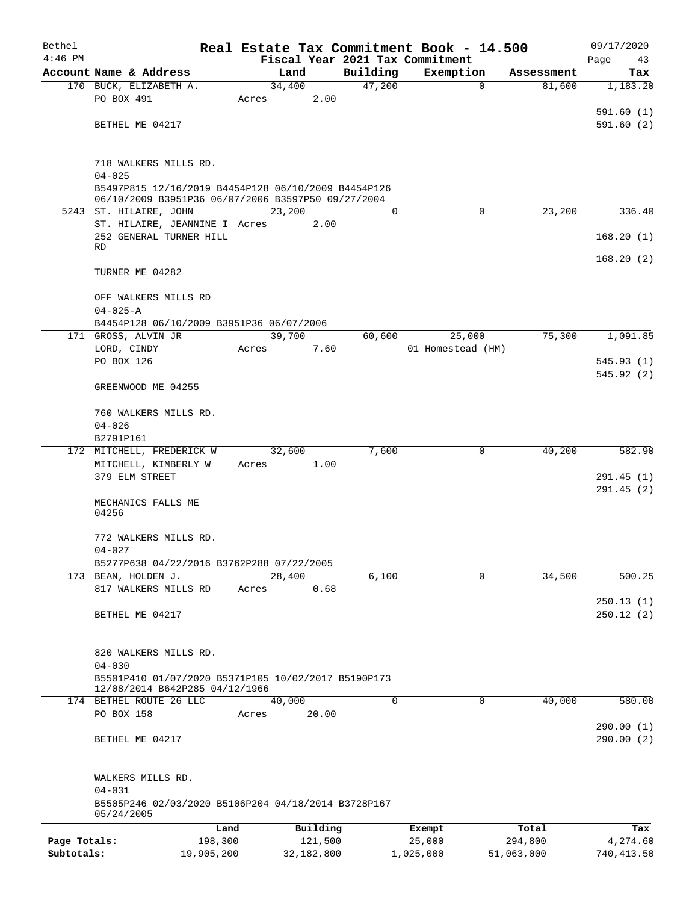# Real Estate Tax Commitment Book - 14.500

Bethel 4:46 PM — Fiscal Year 2021 Tax Commitment — 09/17/2020

| Account Name & Address | Land | Building | Exemption | Assessment | Tax |
|---|---|---|---|---|---|
| 170 BUCK, ELIZABETH A. | 34,400 | 47,200 | 0 | 81,600 | 1,183.20 |
| PO BOX 491 | Acres 2.00 | | | | |
| | | | | | 591.60 (1) |
| BETHEL ME 04217 | | | | | 591.60 (2) |
| 718 WALKERS MILLS RD. | | | | | |
| 04-025 | | | | | |
| B5497P815 12/16/2019 B4454P128 06/10/2009 B4454P126 06/10/2009 B3951P36 06/07/2006 B3597P50 09/27/2004 | | | | | |
| 5243 ST. HILAIRE, JOHN | 23,200 | 0 | 0 | 23,200 | 336.40 |
| ST. HILAIRE, JEANNINE I | Acres 2.00 | | | | |
| 252 GENERAL TURNER HILL RD | | | | | 168.20 (1) |
| | | | | | 168.20 (2) |
| TURNER ME 04282 | | | | | |
| OFF WALKERS MILLS RD | | | | | |
| 04-025-A | | | | | |
| B4454P128 06/10/2009 B3951P36 06/07/2006 | | | | | |
| 171 GROSS, ALVIN JR | 39,700 | 60,600 | 25,000 | 75,300 | 1,091.85 |
| LORD, CINDY | Acres 7.60 | | 01 Homestead (HM) | | |
| PO BOX 126 | | | | | 545.93 (1) |
| | | | | | 545.92 (2) |
| GREENWOOD ME 04255 | | | | | |
| 760 WALKERS MILLS RD. | | | | | |
| 04-026 | | | | | |
| B2791P161 | | | | | |
| 172 MITCHELL, FREDERICK W | 32,600 | 7,600 | 0 | 40,200 | 582.90 |
| MITCHELL, KIMBERLY W | Acres 1.00 | | | | |
| 379 ELM STREET | | | | | 291.45 (1) |
| | | | | | 291.45 (2) |
| MECHANICS FALLS ME 04256 | | | | | |
| 772 WALKERS MILLS RD. | | | | | |
| 04-027 | | | | | |
| B5277P638 04/22/2016 B3762P288 07/22/2005 | | | | | |
| 173 BEAN, HOLDEN J. | 28,400 | 6,100 | 0 | 34,500 | 500.25 |
| 817 WALKERS MILLS RD | Acres 0.68 | | | | |
| | | | | | 250.13 (1) |
| BETHEL ME 04217 | | | | | 250.12 (2) |
| 820 WALKERS MILLS RD. | | | | | |
| 04-030 | | | | | |
| B5501P410 01/07/2020 B5371P105 10/02/2017 B5190P173 12/08/2014 B642P285 04/12/1966 | | | | | |
| 174 BETHEL ROUTE 26 LLC | 40,000 | 0 | 0 | 40,000 | 580.00 |
| PO BOX 158 | Acres 20.00 | | | | |
| | | | | | 290.00 (1) |
| BETHEL ME 04217 | | | | | 290.00 (2) |
| WALKERS MILLS RD. | | | | | |
| 04-031 | | | | | |
| B5505P246 02/03/2020 B5106P204 04/18/2014 B3728P167 05/24/2005 | | | | | |

| | Land | Building | Exempt | Total | Tax |
|---|---|---|---|---|---|
| Page Totals: | 198,300 | 121,500 | 25,000 | 294,800 | 4,274.60 |
| Subtotals: | 19,905,200 | 32,182,800 | 1,025,000 | 51,063,000 | 740,413.50 |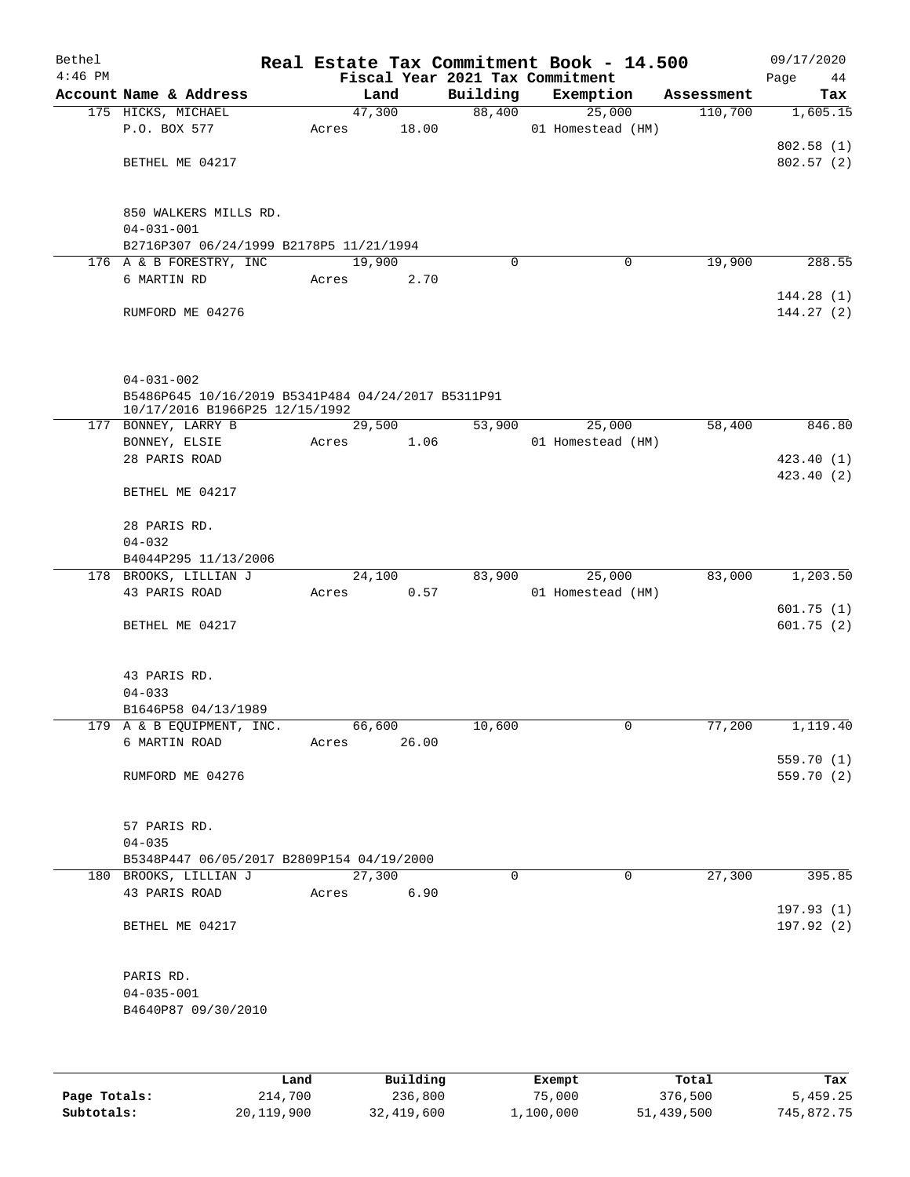Bethel 4:46 PM

# Real Estate Tax Commitment Book - 14.500

Fiscal Year 2021 Tax Commitment

09/17/2020

| Account Name & Address | Land | Building | Exemption | Assessment | Tax |
|---|---|---|---|---|---|
| 175 HICKS, MICHAEL | 47,300 | 88,400 | 25,000 | 110,700 | 1,605.15 |
| P.O. BOX 577 | Acres 18.00 | | 01 Homestead (HM) | | |
| | | | | | 802.58 (1) |
| BETHEL ME 04217 | | | | | 802.57 (2) |
| 850 WALKERS MILLS RD. | | | | | |
| 04-031-001 | | | | | |
| B2716P307 06/24/1999 B2178P5 11/21/1994 | | | | | |
| 176 A & B FORESTRY, INC | 19,900 | 0 | 0 | 19,900 | 288.55 |
| 6 MARTIN RD | Acres 2.70 | | | | |
| | | | | | 144.28 (1) |
| RUMFORD ME 04276 | | | | | 144.27 (2) |
| 04-031-002 | | | | | |
| B5486P645 10/16/2019 B5341P484 04/24/2017 B5311P91 10/17/2016 B1966P25 12/15/1992 | | | | | |
| 177 BONNEY, LARRY B | 29,500 | 53,900 | 25,000 | 58,400 | 846.80 |
| BONNEY, ELSIE | Acres 1.06 | | 01 Homestead (HM) | | |
| 28 PARIS ROAD | | | | | 423.40 (1) |
| | | | | | 423.40 (2) |
| BETHEL ME 04217 | | | | | |
| 28 PARIS RD. | | | | | |
| 04-032 | | | | | |
| B4044P295 11/13/2006 | | | | | |
| 178 BROOKS, LILLIAN J | 24,100 | 83,900 | 25,000 | 83,000 | 1,203.50 |
| 43 PARIS ROAD | Acres 0.57 | | 01 Homestead (HM) | | |
| | | | | | 601.75 (1) |
| BETHEL ME 04217 | | | | | 601.75 (2) |
| 43 PARIS RD. | | | | | |
| 04-033 | | | | | |
| B1646P58 04/13/1989 | | | | | |
| 179 A & B EQUIPMENT, INC. | 66,600 | 10,600 | 0 | 77,200 | 1,119.40 |
| 6 MARTIN ROAD | Acres 26.00 | | | | |
| | | | | | 559.70 (1) |
| RUMFORD ME 04276 | | | | | 559.70 (2) |
| 57 PARIS RD. | | | | | |
| 04-035 | | | | | |
| B5348P447 06/05/2017 B2809P154 04/19/2000 | | | | | |
| 180 BROOKS, LILLIAN J | 27,300 | 0 | 0 | 27,300 | 395.85 |
| 43 PARIS ROAD | Acres 6.90 | | | | |
| | | | | | 197.93 (1) |
| BETHEL ME 04217 | | | | | 197.92 (2) |
| PARIS RD. | | | | | |
| 04-035-001 | | | | | |
| B4640P87 09/30/2010 | | | | | |

| | Land | Building | Exempt | Total | Tax |
|---|---|---|---|---|---|
| Page Totals: | 214,700 | 236,800 | 75,000 | 376,500 | 5,459.25 |
| Subtotals: | 20,119,900 | 32,419,600 | 1,100,000 | 51,439,500 | 745,872.75 |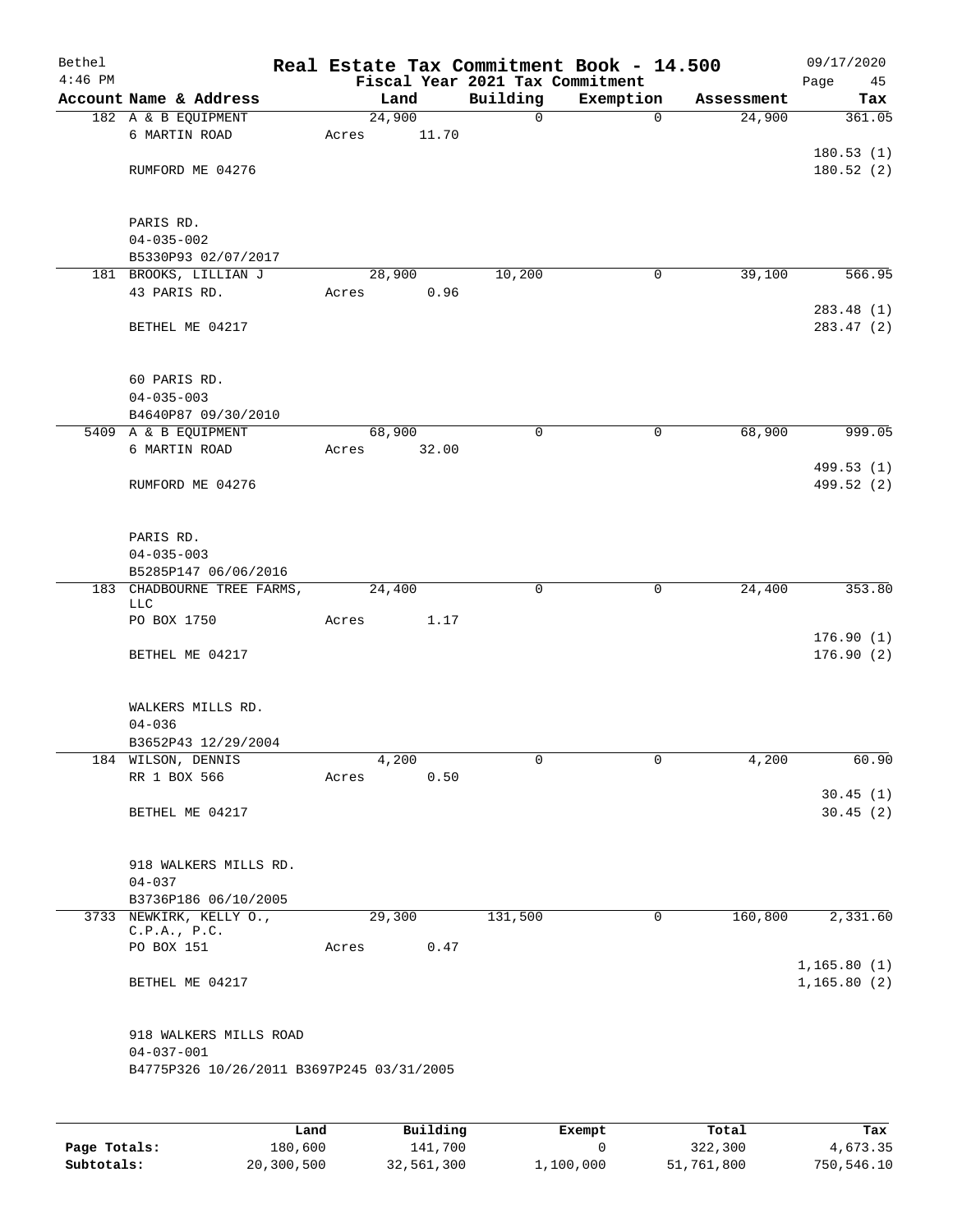Bethel 4:46 PM

# Real Estate Tax Commitment Book - 14.500

Fiscal Year 2021 Tax Commitment

09/17/2020

| Account Name & Address | Land | Building | Exemption | Assessment | Tax |
|---|---|---|---|---|---|
| 182 A & B EQUIPMENT | 24,900 | 0 | 0 | 24,900 | 361.05 |
| 6 MARTIN ROAD | Acres 11.70 | | | | |
| | | | | | 180.53 (1) |
| RUMFORD ME 04276 | | | | | 180.52 (2) |
| PARIS RD. | | | | | |
| 04-035-002 | | | | | |
| B5330P93 02/07/2017 | | | | | |
| 181 BROOKS, LILLIAN J | 28,900 | 10,200 | 0 | 39,100 | 566.95 |
| 43 PARIS RD. | Acres 0.96 | | | | |
| | | | | | 283.48 (1) |
| BETHEL ME 04217 | | | | | 283.47 (2) |
| 60 PARIS RD. | | | | | |
| 04-035-003 | | | | | |
| B4640P87 09/30/2010 | | | | | |
| 5409 A & B EQUIPMENT | 68,900 | 0 | 0 | 68,900 | 999.05 |
| 6 MARTIN ROAD | Acres 32.00 | | | | |
| | | | | | 499.53 (1) |
| RUMFORD ME 04276 | | | | | 499.52 (2) |
| PARIS RD. | | | | | |
| 04-035-003 | | | | | |
| B5285P147 06/06/2016 | | | | | |
| 183 CHADBOURNE TREE FARMS, LLC | 24,400 | 0 | 0 | 24,400 | 353.80 |
| PO BOX 1750 | Acres 1.17 | | | | |
| | | | | | 176.90 (1) |
| BETHEL ME 04217 | | | | | 176.90 (2) |
| WALKERS MILLS RD. | | | | | |
| 04-036 | | | | | |
| B3652P43 12/29/2004 | | | | | |
| 184 WILSON, DENNIS | 4,200 | 0 | 0 | 4,200 | 60.90 |
| RR 1 BOX 566 | Acres 0.50 | | | | |
| | | | | | 30.45 (1) |
| BETHEL ME 04217 | | | | | 30.45 (2) |
| 918 WALKERS MILLS RD. | | | | | |
| 04-037 | | | | | |
| B3736P186 06/10/2005 | | | | | |
| 3733 NEWKIRK, KELLY O., C.P.A., P.C. | 29,300 | 131,500 | 0 | 160,800 | 2,331.60 |
| PO BOX 151 | Acres 0.47 | | | | |
| | | | | | 1,165.80 (1) |
| BETHEL ME 04217 | | | | | 1,165.80 (2) |
| 918 WALKERS MILLS ROAD | | | | | |
| 04-037-001 | | | | | |
| B4775P326 10/26/2011 B3697P245 03/31/2005 | | | | | |

| | Land | Building | Exempt | Total | Tax |
|---|---|---|---|---|---|
| Page Totals: | 180,600 | 141,700 | 0 | 322,300 | 4,673.35 |
| Subtotals: | 20,300,500 | 32,561,300 | 1,100,000 | 51,761,800 | 750,546.10 |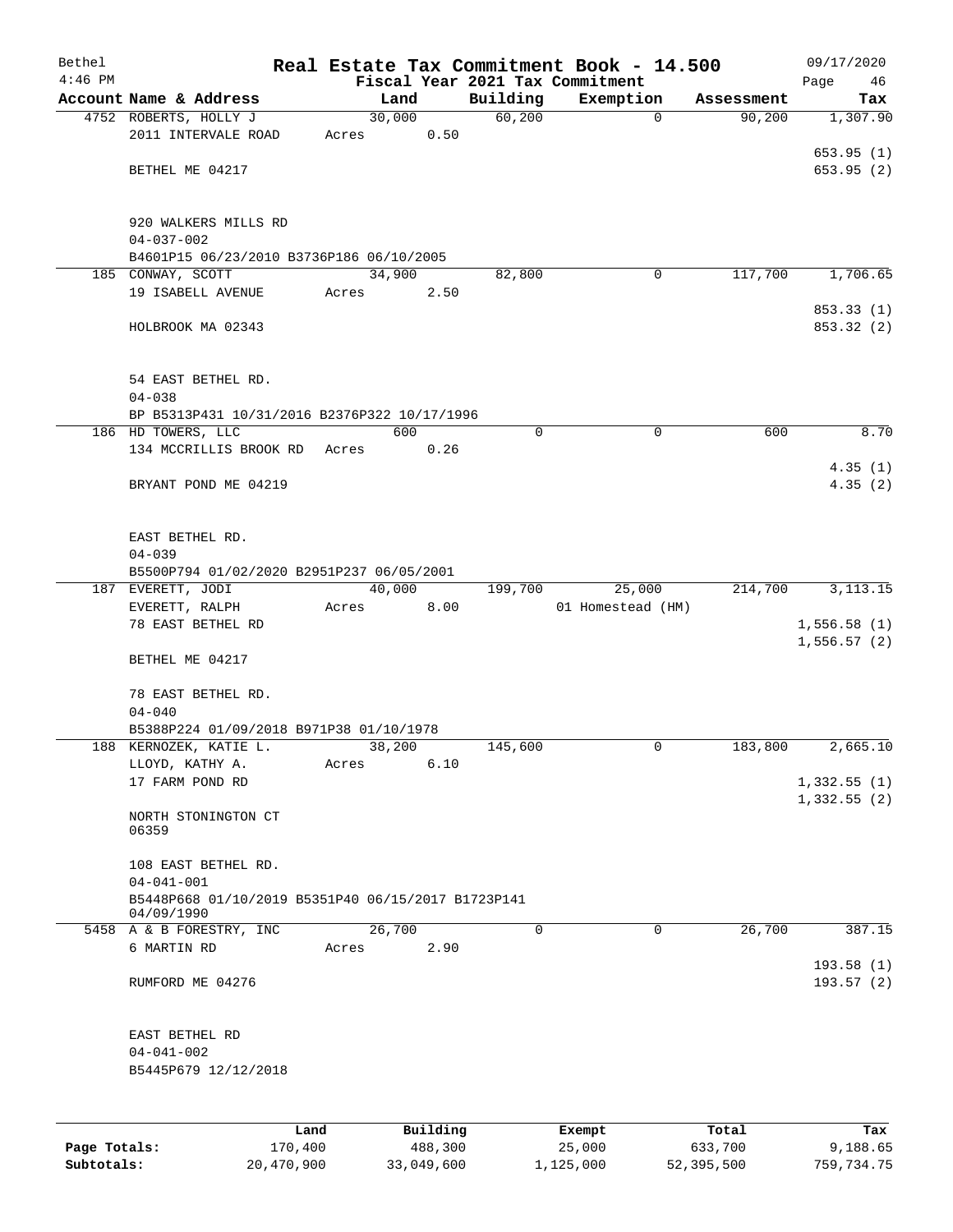# Real Estate Tax Commitment Book - 14.500

Bethel
4:46 PM

Fiscal Year 2021 Tax Commitment

09/17/2020

| Account Name & Address | Land | Building | Exemption | Assessment | Tax |
|---|---|---|---|---|---|
| 4752 ROBERTS, HOLLY J<br>2011 INTERVALE ROAD<br><br>BETHEL ME 04217<br><br>920 WALKERS MILLS RD<br>04-037-002<br>B4601P15 06/23/2010 B3736P186 06/10/2005 | 30,000<br>Acres 0.50 | 60,200 | 0 | 90,200 | 1,307.90<br><br>653.95 (1)<br>653.95 (2) |
| 185 CONWAY, SCOTT<br>19 ISABELL AVENUE<br><br>HOLBROOK MA 02343<br><br>54 EAST BETHEL RD.<br>04-038<br>BP B5313P431 10/31/2016 B2376P322 10/17/1996 | 34,900<br>Acres 2.50 | 82,800 | 0 | 117,700 | 1,706.65<br><br>853.33 (1)<br>853.32 (2) |
| 186 HD TOWERS, LLC<br>134 MCCRILLIS BROOK RD<br><br>BRYANT POND ME 04219<br><br>EAST BETHEL RD.<br>04-039<br>B5500P794 01/02/2020 B2951P237 06/05/2001 | 600<br>Acres 0.26 | 0 | 0 | 600 | 8.70<br><br>4.35 (1)<br>4.35 (2) |
| 187 EVERETT, JODI<br>EVERETT, RALPH<br>78 EAST BETHEL RD<br><br>BETHEL ME 04217<br><br>78 EAST BETHEL RD.<br>04-040<br>B5388P224 01/09/2018 B971P38 01/10/1978 | 40,000<br>Acres 8.00 | 199,700 | 25,000<br>01 Homestead (HM) | 214,700 | 3,113.15<br><br>1,556.58 (1)<br>1,556.57 (2) |
| 188 KERNOZEK, KATIE L.<br>LLOYD, KATHY A.<br>17 FARM POND RD<br><br>NORTH STONINGTON CT 06359<br><br>108 EAST BETHEL RD.<br>04-041-001<br>B5448P668 01/10/2019 B5351P40 06/15/2017 B1723P141 04/09/1990 | 38,200<br>Acres 6.10 | 145,600 | 0 | 183,800 | 2,665.10<br><br>1,332.55 (1)<br>1,332.55 (2) |
| 5458 A & B FORESTRY, INC<br>6 MARTIN RD<br><br>RUMFORD ME 04276<br><br>EAST BETHEL RD<br>04-041-002<br>B5445P679 12/12/2018 | 26,700<br>Acres 2.90 | 0 | 0 | 26,700 | 387.15<br><br>193.58 (1)<br>193.57 (2) |

| | Land | Building | Exempt | Total | Tax |
|---|---|---|---|---|---|
| Page Totals: | 170,400 | 488,300 | 25,000 | 633,700 | 9,188.65 |
| Subtotals: | 20,470,900 | 33,049,600 | 1,125,000 | 52,395,500 | 759,734.75 |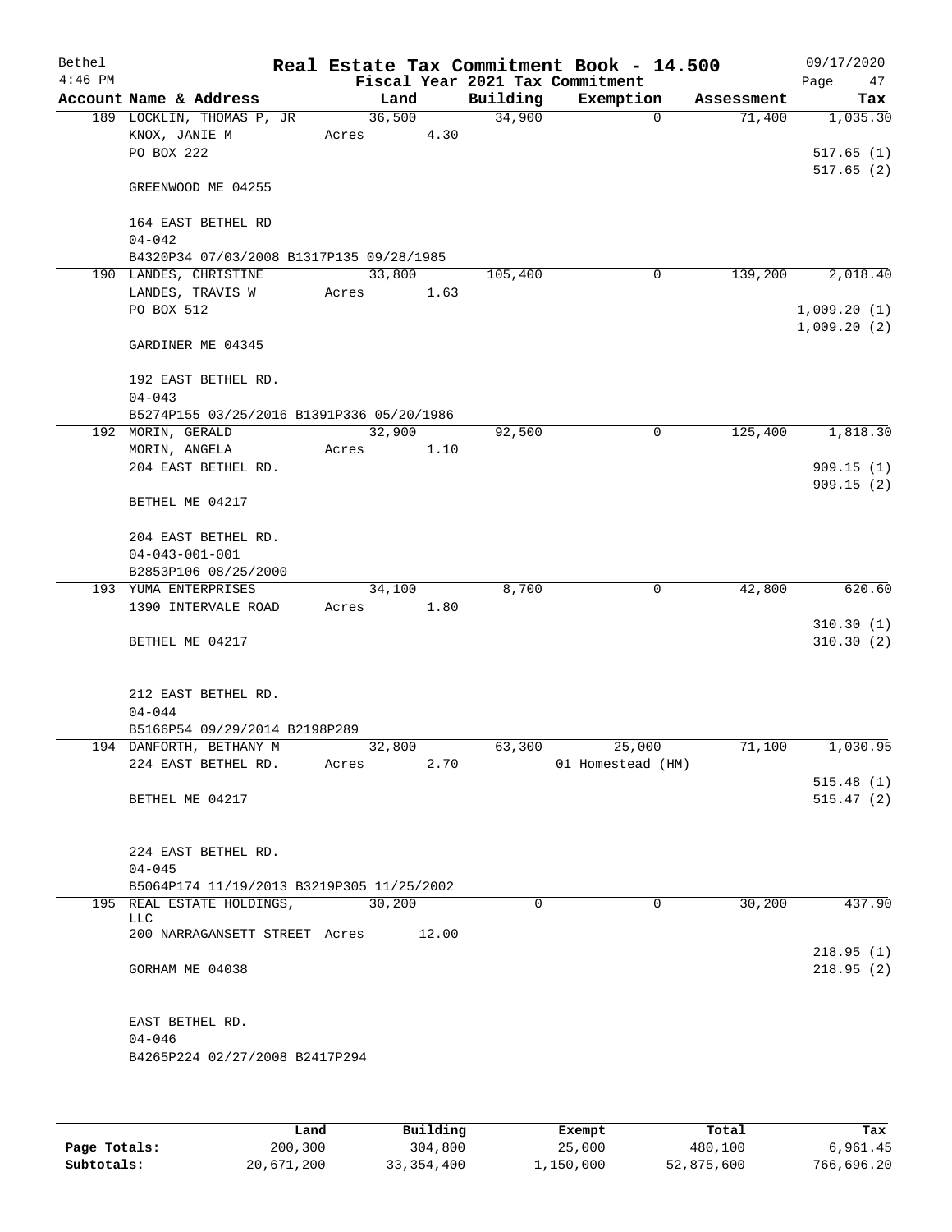# Real Estate Tax Commitment Book - 14.500

Bethel
4:46 PM

09/17/2020

Fiscal Year 2021 Tax Commitment

| Account Name & Address | Land | Building | Exemption | Assessment | Tax |
|---|---|---|---|---|---|
| 189 LOCKLIN, THOMAS P, JR | 36,500 | 34,900 | 0 | 71,400 | 1,035.30 |
| KNOX, JANIE M | Acres 4.30 | | | | |
| PO BOX 222 | | | | | 517.65 (1) |
| | | | | | 517.65 (2) |
| GREENWOOD ME 04255 | | | | | |
| 164 EAST BETHEL RD | | | | | |
| 04-042 | | | | | |
| B4320P34 07/03/2008 B1317P135 09/28/1985 | | | | | |
| 190 LANDES, CHRISTINE | 33,800 | 105,400 | 0 | 139,200 | 2,018.40 |
| LANDES, TRAVIS W | Acres 1.63 | | | | |
| PO BOX 512 | | | | | 1,009.20 (1) |
| | | | | | 1,009.20 (2) |
| GARDINER ME 04345 | | | | | |
| 192 EAST BETHEL RD. | | | | | |
| 04-043 | | | | | |
| B5274P155 03/25/2016 B1391P336 05/20/1986 | | | | | |
| 192 MORIN, GERALD | 32,900 | 92,500 | 0 | 125,400 | 1,818.30 |
| MORIN, ANGELA | Acres 1.10 | | | | |
| 204 EAST BETHEL RD. | | | | | 909.15 (1) |
| | | | | | 909.15 (2) |
| BETHEL ME 04217 | | | | | |
| 204 EAST BETHEL RD. | | | | | |
| 04-043-001-001 | | | | | |
| B2853P106 08/25/2000 | | | | | |
| 193 YUMA ENTERPRISES | 34,100 | 8,700 | 0 | 42,800 | 620.60 |
| 1390 INTERVALE ROAD | Acres 1.80 | | | | |
| | | | | | 310.30 (1) |
| BETHEL ME 04217 | | | | | 310.30 (2) |
| 212 EAST BETHEL RD. | | | | | |
| 04-044 | | | | | |
| B5166P54 09/29/2014 B2198P289 | | | | | |
| 194 DANFORTH, BETHANY M | 32,800 | 63,300 | 25,000 | 71,100 | 1,030.95 |
| 224 EAST BETHEL RD. | Acres 2.70 | | 01 Homestead (HM) | | |
| | | | | | 515.48 (1) |
| BETHEL ME 04217 | | | | | 515.47 (2) |
| 224 EAST BETHEL RD. | | | | | |
| 04-045 | | | | | |
| B5064P174 11/19/2013 B3219P305 11/25/2002 | | | | | |
| 195 REAL ESTATE HOLDINGS, LLC | 30,200 | 0 | 0 | 30,200 | 437.90 |
| 200 NARRAGANSETT STREET | Acres 12.00 | | | | |
| | | | | | 218.95 (1) |
| GORHAM ME 04038 | | | | | 218.95 (2) |
| EAST BETHEL RD. | | | | | |
| 04-046 | | | | | |
| B4265P224 02/27/2008 B2417P294 | | | | | |

| | Land | Building | Exempt | Total | Tax |
|---|---|---|---|---|---|
| Page Totals: | 200,300 | 304,800 | 25,000 | 480,100 | 6,961.45 |
| Subtotals: | 20,671,200 | 33,354,400 | 1,150,000 | 52,875,600 | 766,696.20 |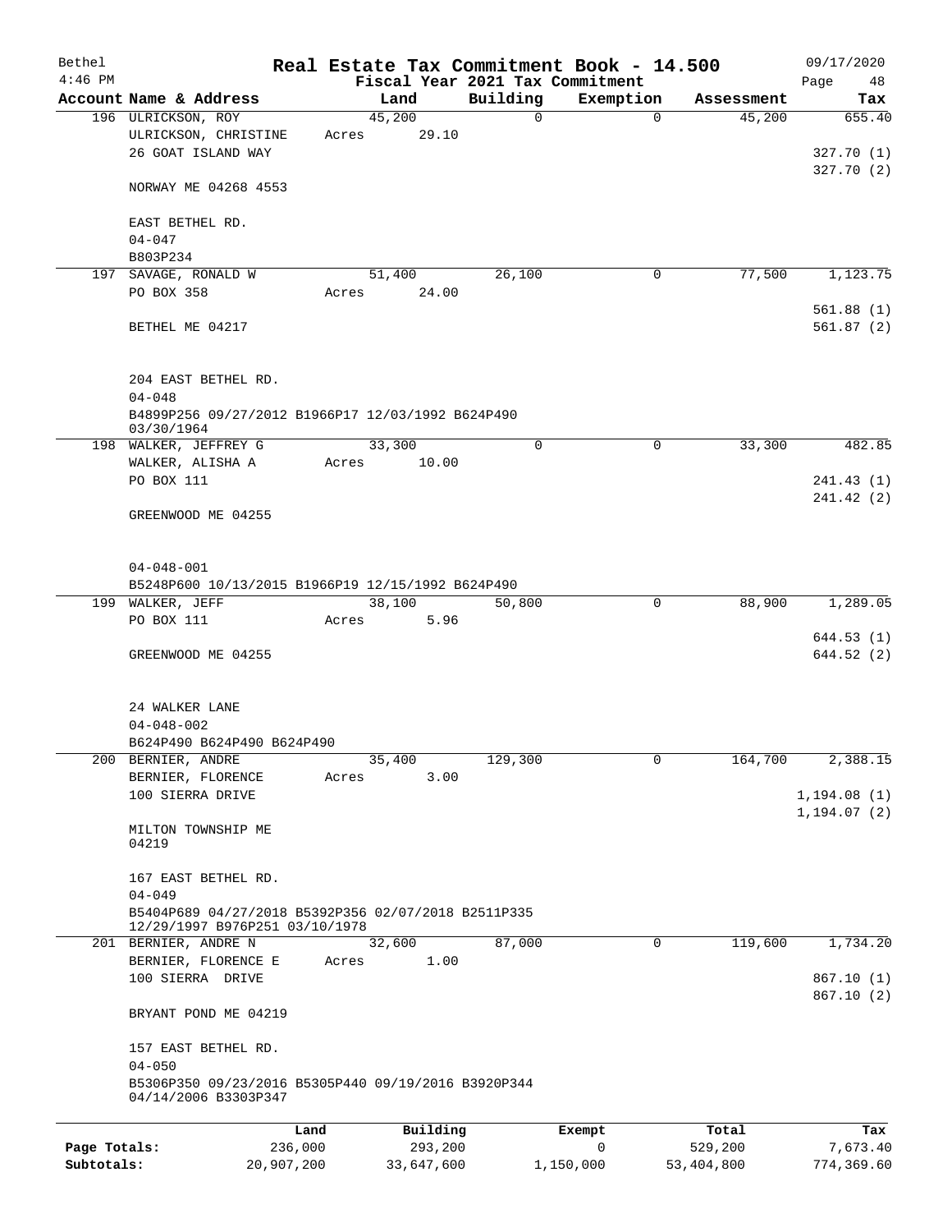Bethel 4:46 PM

# Real Estate Tax Commitment Book - 14.500

Fiscal Year 2021 Tax Commitment

09/17/2020

| Account Name & Address | Land | Building | Exemption | Assessment | Tax |
|---|---|---|---|---|---|
| 196 ULRICKSON, ROY<br>ULRICKSON, CHRISTINE<br>26 GOAT ISLAND WAY<br><br>NORWAY ME 04268 4553<br><br>EAST BETHEL RD.<br>04-047<br>B803P234 | 45,200<br>Acres 29.10 | 0 | 0 | 45,200 | 655.40<br><br>327.70 (1)<br>327.70 (2) |
| 197 SAVAGE, RONALD W<br>PO BOX 358<br><br>BETHEL ME 04217<br><br>204 EAST BETHEL RD.<br>04-048<br>B4899P256 09/27/2012 B1966P17 12/03/1992 B624P490 03/30/1964 | 51,400<br>Acres 24.00 | 26,100 | 0 | 77,500 | 1,123.75<br><br>561.88 (1)<br>561.87 (2) |
| 198 WALKER, JEFFREY G<br>WALKER, ALISHA A<br>PO BOX 111<br><br>GREENWOOD ME 04255<br><br>04-048-001<br>B5248P600 10/13/2015 B1966P19 12/15/1992 B624P490 | 33,300<br>Acres 10.00 | 0 | 0 | 33,300 | 482.85<br><br>241.43 (1)<br>241.42 (2) |
| 199 WALKER, JEFF<br>PO BOX 111<br><br>GREENWOOD ME 04255<br><br>24 WALKER LANE<br>04-048-002<br>B624P490 B624P490 B624P490 | 38,100<br>Acres 5.96 | 50,800 | 0 | 88,900 | 1,289.05<br><br>644.53 (1)<br>644.52 (2) |
| 200 BERNIER, ANDRE<br>BERNIER, FLORENCE<br>100 SIERRA DRIVE<br><br>MILTON TOWNSHIP ME 04219<br><br>167 EAST BETHEL RD.<br>04-049<br>B5404P689 04/27/2018 B5392P356 02/07/2018 B2511P335 12/29/1997 B976P251 03/10/1978 | 35,400<br>Acres 3.00 | 129,300 | 0 | 164,700 | 2,388.15<br><br>1,194.08 (1)<br>1,194.07 (2) |
| 201 BERNIER, ANDRE N<br>BERNIER, FLORENCE E<br>100 SIERRA DRIVE<br><br>BRYANT POND ME 04219<br><br>157 EAST BETHEL RD.<br>04-050<br>B5306P350 09/23/2016 B5305P440 09/19/2016 B3920P344 04/14/2006 B3303P347 | 32,600<br>Acres 1.00 | 87,000 | 0 | 119,600 | 1,734.20<br><br>867.10 (1)<br>867.10 (2) |

| | Land | Building | Exempt | Total | Tax |
|---|---|---|---|---|---|
| Page Totals: | 236,000 | 293,200 | 0 | 529,200 | 7,673.40 |
| Subtotals: | 20,907,200 | 33,647,600 | 1,150,000 | 53,404,800 | 774,369.60 |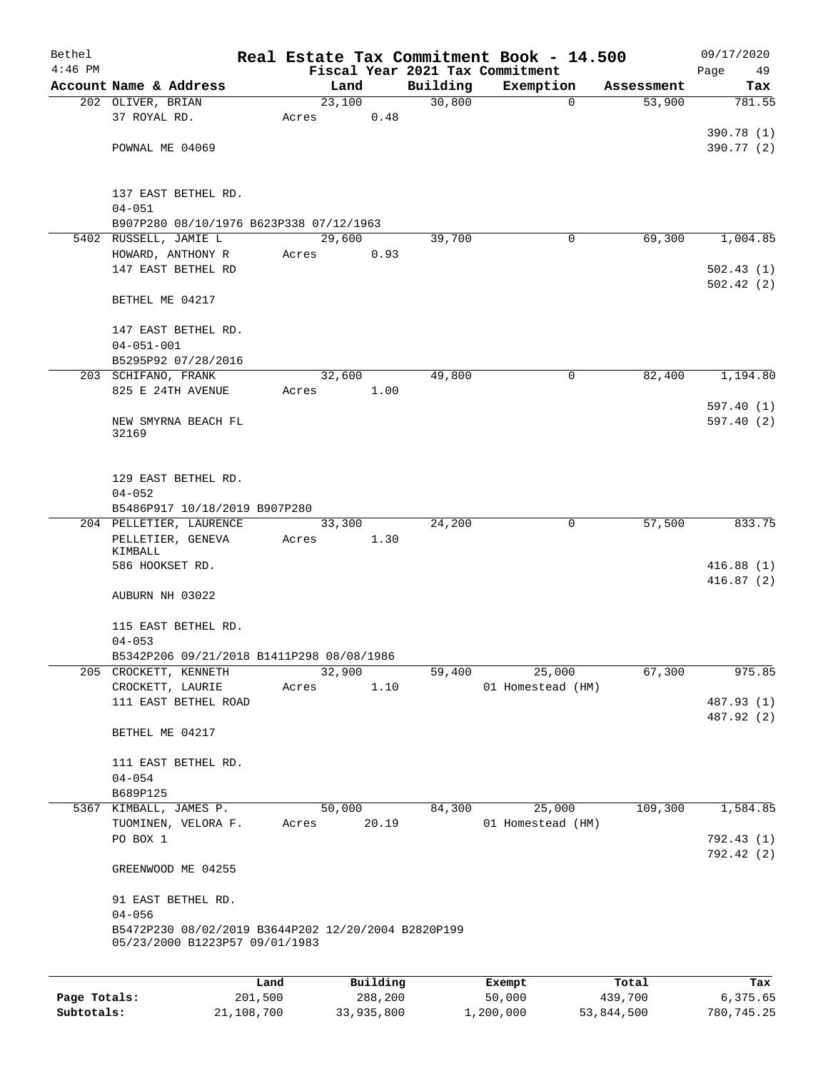# Real Estate Tax Commitment Book - 14.500

Bethel
4:46 PM

Fiscal Year 2021 Tax Commitment

09/17/2020

| Account Name & Address | Land | Building | Exemption | Assessment | Tax |
|---|---|---|---|---|---|
| 202 OLIVER, BRIAN<br>37 ROYAL RD.<br><br>POWNAL ME 04069<br><br>137 EAST BETHEL RD.<br>04-051<br>B907P280 08/10/1976 B623P338 07/12/1963 | 23,100<br>Acres 0.48 | 30,800 | 0 | 53,900 | 781.55<br><br>390.78 (1)<br>390.77 (2) |
| 5402 RUSSELL, JAMIE L<br>HOWARD, ANTHONY R<br>147 EAST BETHEL RD<br><br>BETHEL ME 04217<br><br>147 EAST BETHEL RD.<br>04-051-001<br>B5295P92 07/28/2016 | 29,600<br>Acres 0.93 | 39,700 | 0 | 69,300 | 1,004.85<br><br>502.43 (1)<br>502.42 (2) |
| 203 SCHIFANO, FRANK<br>825 E 24TH AVENUE<br><br>NEW SMYRNA BEACH FL<br>32169<br><br>129 EAST BETHEL RD.<br>04-052<br>B5486P917 10/18/2019 B907P280 | 32,600<br>Acres 1.00 | 49,800 | 0 | 82,400 | 1,194.80<br><br>597.40 (1)<br>597.40 (2) |
| 204 PELLETIER, LAURENCE<br>PELLETIER, GENEVA KIMBALL<br>586 HOOKSET RD.<br><br>AUBURN NH 03022<br><br>115 EAST BETHEL RD.<br>04-053<br>B5342P206 09/21/2018 B1411P298 08/08/1986 | 33,300<br>Acres 1.30 | 24,200 | 0 | 57,500 | 833.75<br><br>416.88 (1)<br>416.87 (2) |
| 205 CROCKETT, KENNETH<br>CROCKETT, LAURIE<br>111 EAST BETHEL ROAD<br><br>BETHEL ME 04217<br><br>111 EAST BETHEL RD.<br>04-054<br>B689P125 | 32,900<br>Acres 1.10 | 59,400 | 25,000<br>01 Homestead (HM) | 67,300 | 975.85<br><br>487.93 (1)<br>487.92 (2) |
| 5367 KIMBALL, JAMES P.<br>TUOMINEN, VELORA F.<br>PO BOX 1<br><br>GREENWOOD ME 04255<br><br>91 EAST BETHEL RD.<br>04-056<br>B5472P230 08/02/2019 B3644P202 12/20/2004 B2820P199 05/23/2000 B1223P57 09/01/1983 | 50,000<br>Acres 20.19 | 84,300 | 25,000<br>01 Homestead (HM) | 109,300 | 1,584.85<br><br>792.43 (1)<br>792.42 (2) |

| | Land | Building | Exempt | Total | Tax |
|---|---|---|---|---|---|
| Page Totals: | 201,500 | 288,200 | 50,000 | 439,700 | 6,375.65 |
| Subtotals: | 21,108,700 | 33,935,800 | 1,200,000 | 53,844,500 | 780,745.25 |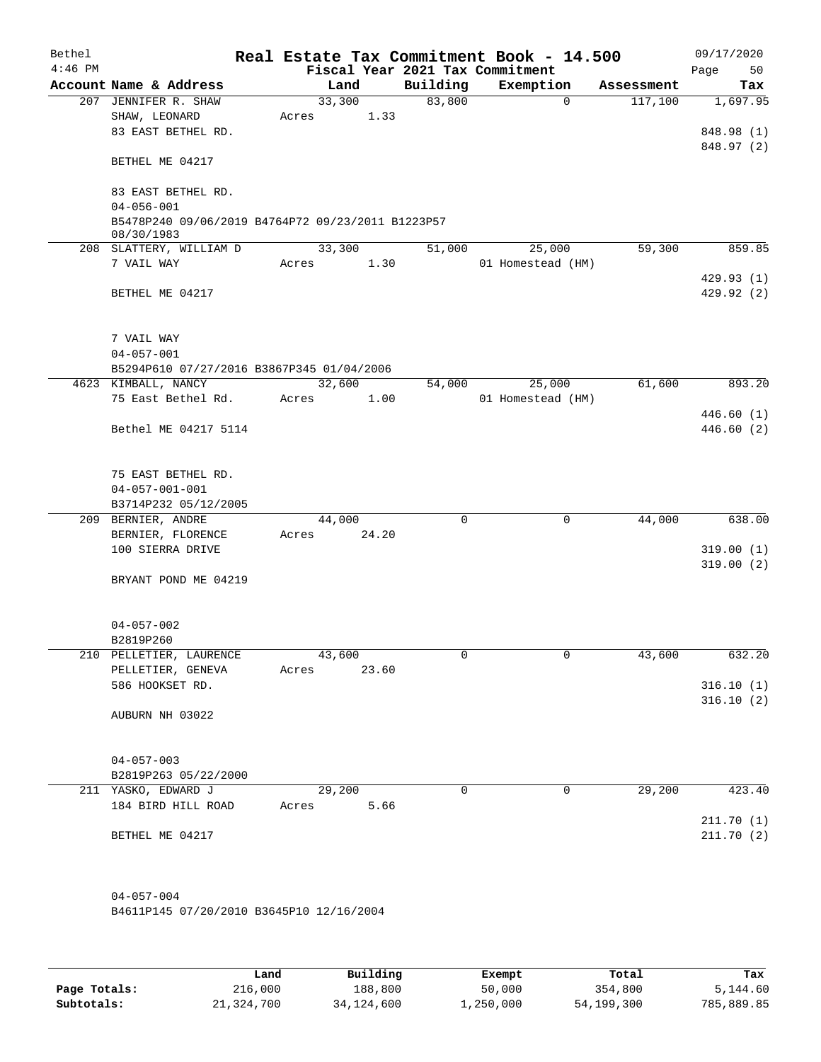Bethel
4:46 PM

# Real Estate Tax Commitment Book - 14.500

Fiscal Year 2021 Tax Commitment

09/17/2020

| Account Name & Address | Land | Building | Exemption | Assessment | Tax |
|---|---|---|---|---|---|
| 207 JENNIFER R. SHAW | 33,300 | 83,800 | 0 | 117,100 | 1,697.95 |
| SHAW, LEONARD | Acres 1.33 | | | | |
| 83 EAST BETHEL RD. | | | | | 848.98 (1) |
| | | | | | 848.97 (2) |
| BETHEL ME 04217 | | | | | |
| 83 EAST BETHEL RD. | | | | | |
| 04-056-001 | | | | | |
| B5478P240 09/06/2019 B4764P72 09/23/2011 B1223P57 08/30/1983 | | | | | |
| 208 SLATTERY, WILLIAM D | 33,300 | 51,000 | 25,000 | 59,300 | 859.85 |
| 7 VAIL WAY | Acres 1.30 | | 01 Homestead (HM) | | |
| | | | | | 429.93 (1) |
| BETHEL ME 04217 | | | | | 429.92 (2) |
| 7 VAIL WAY | | | | | |
| 04-057-001 | | | | | |
| B5294P610 07/27/2016 B3867P345 01/04/2006 | | | | | |
| 4623 KIMBALL, NANCY | 32,600 | 54,000 | 25,000 | 61,600 | 893.20 |
| 75 East Bethel Rd. | Acres 1.00 | | 01 Homestead (HM) | | |
| | | | | | 446.60 (1) |
| Bethel ME 04217 5114 | | | | | 446.60 (2) |
| 75 EAST BETHEL RD. | | | | | |
| 04-057-001-001 | | | | | |
| B3714P232 05/12/2005 | | | | | |
| 209 BERNIER, ANDRE | 44,000 | 0 | 0 | 44,000 | 638.00 |
| BERNIER, FLORENCE | Acres 24.20 | | | | |
| 100 SIERRA DRIVE | | | | | 319.00 (1) |
| | | | | | 319.00 (2) |
| BRYANT POND ME 04219 | | | | | |
| 04-057-002 | | | | | |
| B2819P260 | | | | | |
| 210 PELLETIER, LAURENCE | 43,600 | 0 | 0 | 43,600 | 632.20 |
| PELLETIER, GENEVA | Acres 23.60 | | | | |
| 586 HOOKSET RD. | | | | | 316.10 (1) |
| | | | | | 316.10 (2) |
| AUBURN NH 03022 | | | | | |
| 04-057-003 | | | | | |
| B2819P263 05/22/2000 | | | | | |
| 211 YASKO, EDWARD J | 29,200 | 0 | 0 | 29,200 | 423.40 |
| 184 BIRD HILL ROAD | Acres 5.66 | | | | |
| | | | | | 211.70 (1) |
| BETHEL ME 04217 | | | | | 211.70 (2) |
| 04-057-004 | | | | | |
| B4611P145 07/20/2010 B3645P10 12/16/2004 | | | | | |

| | Land | Building | Exempt | Total | Tax |
|---|---|---|---|---|---|
| Page Totals: | 216,000 | 188,800 | 50,000 | 354,800 | 5,144.60 |
| Subtotals: | 21,324,700 | 34,124,600 | 1,250,000 | 54,199,300 | 785,889.85 |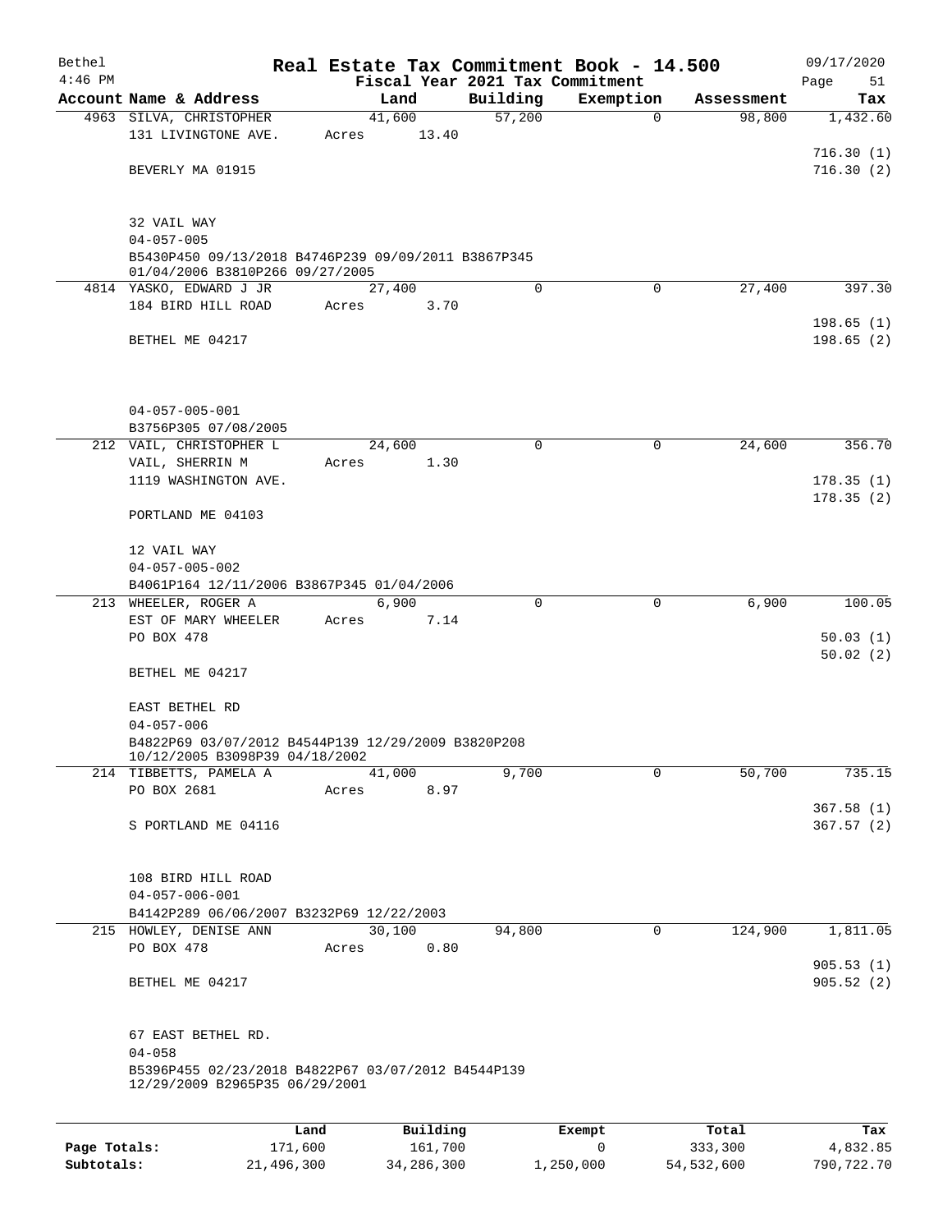# Real Estate Tax Commitment Book - 14.500

Bethel 4:46 PM — Fiscal Year 2021 Tax Commitment — 09/17/2020

| Account Name & Address | Land | Building | Exemption | Assessment | Tax |
|---|---|---|---|---|---|
| 4963 SILVA, CHRISTOPHER<br>131 LIVINGTONE AVE.<br>BEVERLY MA 01915<br>32 VAIL WAY<br>04-057-005<br>B5430P450 09/13/2018 B4746P239 09/09/2011 B3867P345 01/04/2006 B3810P266 09/27/2005 | 41,600<br>Acres 13.40 | 57,200 | 0 | 98,800 | 1,432.60<br>716.30 (1)<br>716.30 (2) |
| 4814 YASKO, EDWARD J JR<br>184 BIRD HILL ROAD<br>BETHEL ME 04217<br>04-057-005-001<br>B3756P305 07/08/2005 | 27,400<br>Acres 3.70 | 0 | 0 | 27,400 | 397.30<br>198.65 (1)<br>198.65 (2) |
| 212 VAIL, CHRISTOPHER L<br>VAIL, SHERRIN M<br>1119 WASHINGTON AVE.<br>PORTLAND ME 04103<br>12 VAIL WAY<br>04-057-005-002<br>B4061P164 12/11/2006 B3867P345 01/04/2006 | 24,600<br>Acres 1.30 | 0 | 0 | 24,600 | 356.70<br>178.35 (1)<br>178.35 (2) |
| 213 WHEELER, ROGER A<br>EST OF MARY WHEELER<br>PO BOX 478<br>BETHEL ME 04217<br>EAST BETHEL RD<br>04-057-006<br>B4822P69 03/07/2012 B4544P139 12/29/2009 B3820P208 10/12/2005 B3098P39 04/18/2002 | 6,900<br>Acres 7.14 | 0 | 0 | 6,900 | 100.05<br>50.03 (1)<br>50.02 (2) |
| 214 TIBBETTS, PAMELA A<br>PO BOX 2681<br>S PORTLAND ME 04116<br>108 BIRD HILL ROAD<br>04-057-006-001<br>B4142P289 06/06/2007 B3232P69 12/22/2003 | 41,000<br>Acres 8.97 | 9,700 | 0 | 50,700 | 735.15<br>367.58 (1)<br>367.57 (2) |
| 215 HOWLEY, DENISE ANN<br>PO BOX 478<br>BETHEL ME 04217<br>67 EAST BETHEL RD.<br>04-058<br>B5396P455 02/23/2018 B4822P67 03/07/2012 B4544P139 12/29/2009 B2965P35 06/29/2001 | 30,100<br>Acres 0.80 | 94,800 | 0 | 124,900 | 1,811.05<br>905.53 (1)<br>905.52 (2) |

| | Land | Building | Exempt | Total | Tax |
|---|---|---|---|---|---|
| Page Totals: | 171,600 | 161,700 | 0 | 333,300 | 4,832.85 |
| Subtotals: | 21,496,300 | 34,286,300 | 1,250,000 | 54,532,600 | 790,722.70 |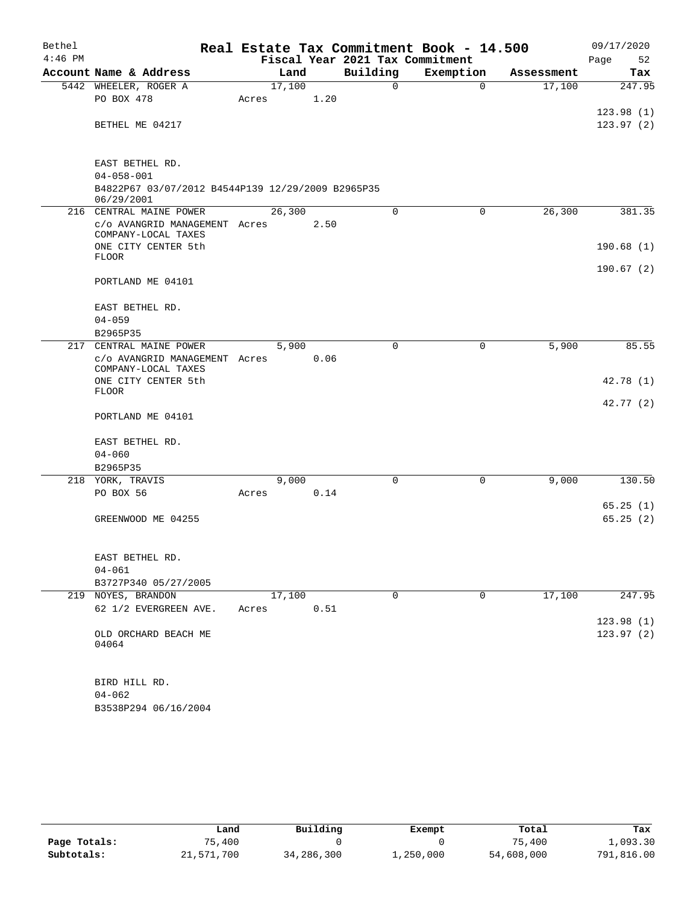# Real Estate Tax Commitment Book - 14.500

Bethel
4:46 PM

Fiscal Year 2021 Tax Commitment

09/17/2020

| Account Name & Address | Land | Building | Exemption | Assessment | Tax |
|---|---|---|---|---|---|
| 5442 WHEELER, ROGER A | 17,100 | 0 | 0 | 17,100 | 247.95 |
| PO BOX 478 | Acres 1.20 | | | | |
| | | | | | 123.98 (1) |
| BETHEL ME 04217 | | | | | 123.97 (2) |
| EAST BETHEL RD. | | | | | |
| 04-058-001 | | | | | |
| B4822P67 03/07/2012 B4544P139 12/29/2009 B2965P35 06/29/2001 | | | | | |
| 216 CENTRAL MAINE POWER | 26,300 | 0 | 0 | 26,300 | 381.35 |
| c/o AVANGRID MANAGEMENT COMPANY-LOCAL TAXES | Acres 2.50 | | | | |
| ONE CITY CENTER 5th FLOOR | | | | | 190.68 (1) |
| | | | | | 190.67 (2) |
| PORTLAND ME 04101 | | | | | |
| EAST BETHEL RD. | | | | | |
| 04-059 | | | | | |
| B2965P35 | | | | | |
| 217 CENTRAL MAINE POWER | 5,900 | 0 | 0 | 5,900 | 85.55 |
| c/o AVANGRID MANAGEMENT COMPANY-LOCAL TAXES | Acres 0.06 | | | | |
| ONE CITY CENTER 5th FLOOR | | | | | 42.78 (1) |
| | | | | | 42.77 (2) |
| PORTLAND ME 04101 | | | | | |
| EAST BETHEL RD. | | | | | |
| 04-060 | | | | | |
| B2965P35 | | | | | |
| 218 YORK, TRAVIS | 9,000 | 0 | 0 | 9,000 | 130.50 |
| PO BOX 56 | Acres 0.14 | | | | |
| | | | | | 65.25 (1) |
| GREENWOOD ME 04255 | | | | | 65.25 (2) |
| EAST BETHEL RD. | | | | | |
| 04-061 | | | | | |
| B3727P340 05/27/2005 | | | | | |
| 219 NOYES, BRANDON | 17,100 | 0 | 0 | 17,100 | 247.95 |
| 62 1/2 EVERGREEN AVE. | Acres 0.51 | | | | |
| | | | | | 123.98 (1) |
| OLD ORCHARD BEACH ME 04064 | | | | | 123.97 (2) |
| BIRD HILL RD. | | | | | |
| 04-062 | | | | | |
| B3538P294 06/16/2004 | | | | | |

| | Land | Building | Exempt | Total | Tax |
|---|---|---|---|---|---|
| Page Totals: | 75,400 | 0 | 0 | 75,400 | 1,093.30 |
| Subtotals: | 21,571,700 | 34,286,300 | 1,250,000 | 54,608,000 | 791,816.00 |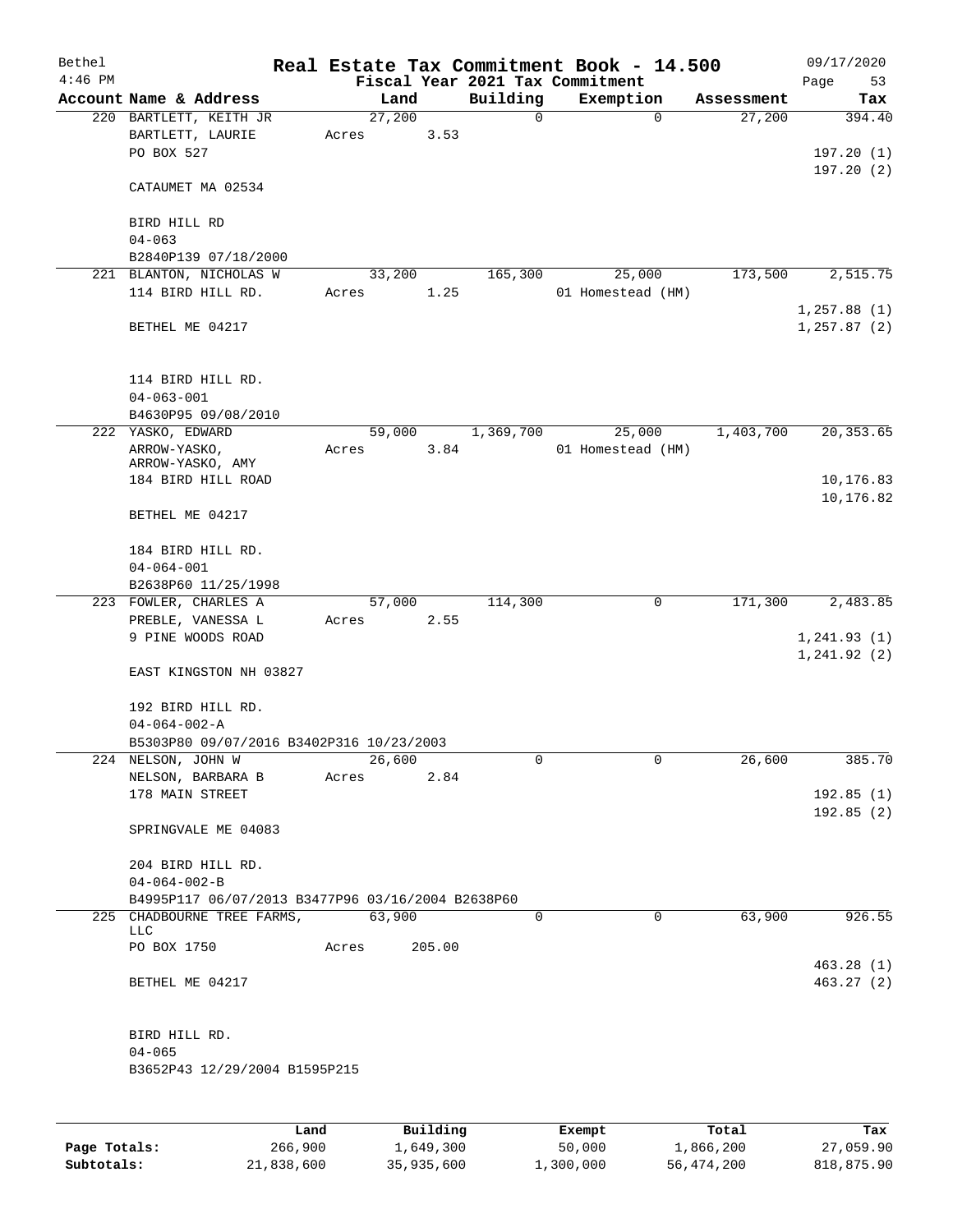# Real Estate Tax Commitment Book - 14.500

Bethel
4:46 PM

Fiscal Year 2021 Tax Commitment

09/17/2020

| Account Name & Address | Land | Building | Exemption | Assessment | Tax |
|---|---|---|---|---|---|
| 220 BARTLETT, KEITH JR | 27,200 | 0 | 0 | 27,200 | 394.40 |
| BARTLETT, LAURIE | Acres 3.53 | | | | |
| PO BOX 527 | | | | | 197.20 (1) |
| | | | | | 197.20 (2) |
| CATAUMET MA 02534 | | | | | |
| BIRD HILL RD | | | | | |
| 04-063 | | | | | |
| B2840P139 07/18/2000 | | | | | |
| 221 BLANTON, NICHOLAS W | 33,200 | 165,300 | 25,000 | 173,500 | 2,515.75 |
| 114 BIRD HILL RD. | Acres 1.25 | | 01 Homestead (HM) | | |
| | | | | | 1,257.88 (1) |
| BETHEL ME 04217 | | | | | 1,257.87 (2) |
| 114 BIRD HILL RD. | | | | | |
| 04-063-001 | | | | | |
| B4630P95 09/08/2010 | | | | | |
| 222 YASKO, EDWARD | 59,000 | 1,369,700 | 25,000 | 1,403,700 | 20,353.65 |
| ARROW-YASKO, ARROW-YASKO, AMY | Acres 3.84 | | 01 Homestead (HM) | | |
| 184 BIRD HILL ROAD | | | | | 10,176.83 |
| | | | | | 10,176.82 |
| BETHEL ME 04217 | | | | | |
| 184 BIRD HILL RD. | | | | | |
| 04-064-001 | | | | | |
| B2638P60 11/25/1998 | | | | | |
| 223 FOWLER, CHARLES A | 57,000 | 114,300 | 0 | 171,300 | 2,483.85 |
| PREBLE, VANESSA L | Acres 2.55 | | | | |
| 9 PINE WOODS ROAD | | | | | 1,241.93 (1) |
| | | | | | 1,241.92 (2) |
| EAST KINGSTON NH 03827 | | | | | |
| 192 BIRD HILL RD. | | | | | |
| 04-064-002-A | | | | | |
| B5303P80 09/07/2016 B3402P316 10/23/2003 | | | | | |
| 224 NELSON, JOHN W | 26,600 | 0 | 0 | 26,600 | 385.70 |
| NELSON, BARBARA B | Acres 2.84 | | | | |
| 178 MAIN STREET | | | | | 192.85 (1) |
| | | | | | 192.85 (2) |
| SPRINGVALE ME 04083 | | | | | |
| 204 BIRD HILL RD. | | | | | |
| 04-064-002-B | | | | | |
| B4995P117 06/07/2013 B3477P96 03/16/2004 B2638P60 | | | | | |
| 225 CHADBOURNE TREE FARMS, LLC | 63,900 | 0 | 0 | 63,900 | 926.55 |
| PO BOX 1750 | Acres 205.00 | | | | |
| | | | | | 463.28 (1) |
| BETHEL ME 04217 | | | | | 463.27 (2) |
| BIRD HILL RD. | | | | | |
| 04-065 | | | | | |
| B3652P43 12/29/2004 B1595P215 | | | | | |

| | Land | Building | Exempt | Total | Tax |
|---|---|---|---|---|---|
| Page Totals: | 266,900 | 1,649,300 | 50,000 | 1,866,200 | 27,059.90 |
| Subtotals: | 21,838,600 | 35,935,600 | 1,300,000 | 56,474,200 | 818,875.90 |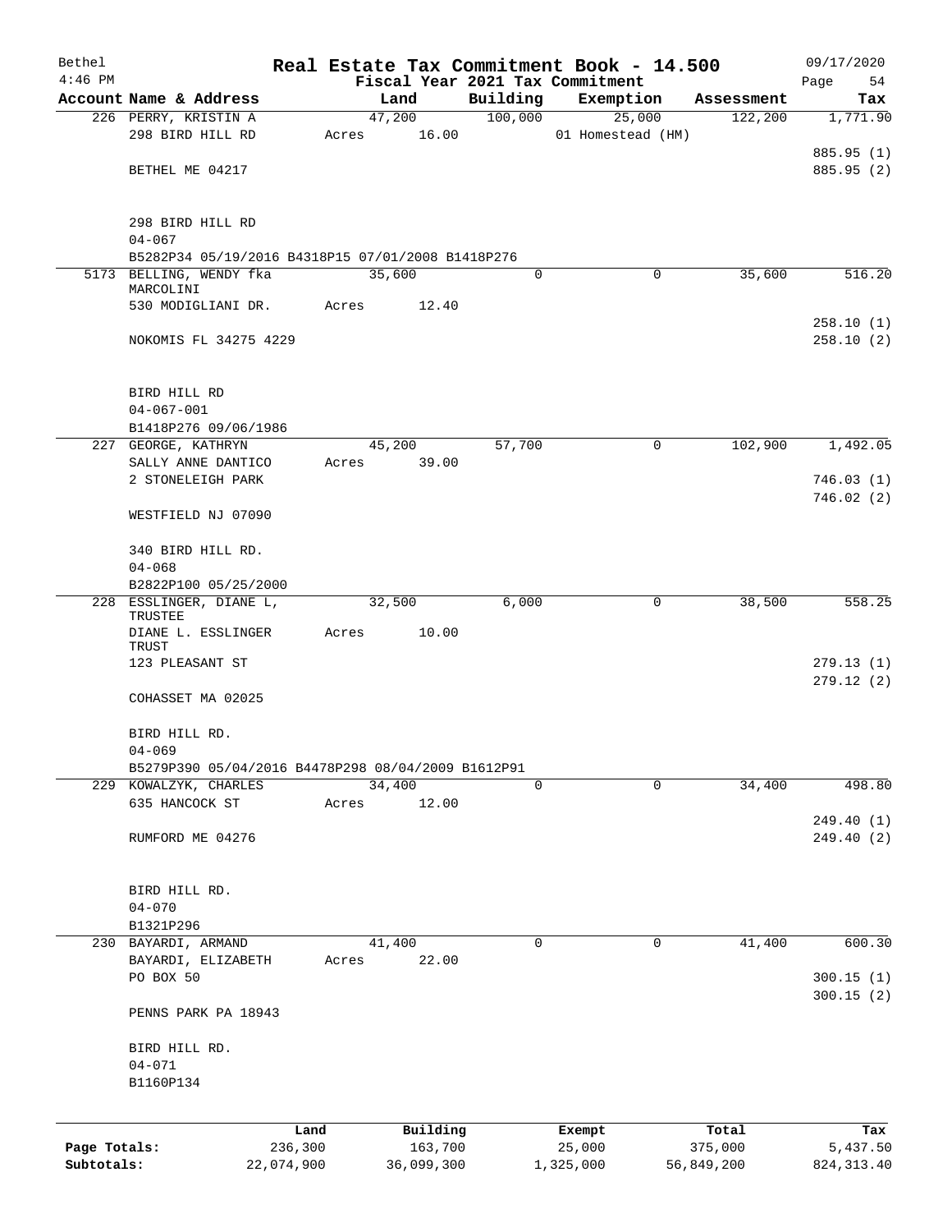# Real Estate Tax Commitment Book - 14.500

Bethel 4:46 PM — 09/17/2020

Fiscal Year 2021 Tax Commitment — Page 54

| Account Name & Address | Land | Building | Exemption | Assessment | Tax |
|---|---|---|---|---|---|
| 226 PERRY, KRISTIN A | 47,200 | 100,000 | 25,000 | 122,200 | 1,771.90 |
| 298 BIRD HILL RD | Acres 16.00 | | 01 Homestead (HM) | | |
| | | | | | 885.95 (1) |
| BETHEL ME 04217 | | | | | 885.95 (2) |
| 298 BIRD HILL RD | | | | | |
| 04-067 | | | | | |
| B5282P34 05/19/2016 B4318P15 07/01/2008 B1418P276 | | | | | |
| 5173 BELLING, WENDY fka MARCOLINI | 35,600 | 0 | 0 | 35,600 | 516.20 |
| 530 MODIGLIANI DR. | Acres 12.40 | | | | |
| | | | | | 258.10 (1) |
| NOKOMIS FL 34275 4229 | | | | | 258.10 (2) |
| BIRD HILL RD | | | | | |
| 04-067-001 | | | | | |
| B1418P276 09/06/1986 | | | | | |
| 227 GEORGE, KATHRYN | 45,200 | 57,700 | 0 | 102,900 | 1,492.05 |
| SALLY ANNE DANTICO | Acres 39.00 | | | | |
| 2 STONELEIGH PARK | | | | | 746.03 (1) |
| | | | | | 746.02 (2) |
| WESTFIELD NJ 07090 | | | | | |
| 340 BIRD HILL RD. | | | | | |
| 04-068 | | | | | |
| B2822P100 05/25/2000 | | | | | |
| 228 ESSLINGER, DIANE L, TRUSTEE | 32,500 | 6,000 | 0 | 38,500 | 558.25 |
| DIANE L. ESSLINGER TRUST | Acres 10.00 | | | | |
| 123 PLEASANT ST | | | | | 279.13 (1) |
| | | | | | 279.12 (2) |
| COHASSET MA 02025 | | | | | |
| BIRD HILL RD. | | | | | |
| 04-069 | | | | | |
| B5279P390 05/04/2016 B4478P298 08/04/2009 B1612P91 | | | | | |
| 229 KOWALZYK, CHARLES | 34,400 | 0 | 0 | 34,400 | 498.80 |
| 635 HANCOCK ST | Acres 12.00 | | | | |
| | | | | | 249.40 (1) |
| RUMFORD ME 04276 | | | | | 249.40 (2) |
| BIRD HILL RD. | | | | | |
| 04-070 | | | | | |
| B1321P296 | | | | | |
| 230 BAYARDI, ARMAND | 41,400 | 0 | 0 | 41,400 | 600.30 |
| BAYARDI, ELIZABETH | Acres 22.00 | | | | |
| PO BOX 50 | | | | | 300.15 (1) |
| | | | | | 300.15 (2) |
| PENNS PARK PA 18943 | | | | | |
| BIRD HILL RD. | | | | | |
| 04-071 | | | | | |
| B1160P134 | | | | | |

| | Land | Building | Exempt | Total | Tax |
|---|---|---|---|---|---|
| Page Totals: | 236,300 | 163,700 | 25,000 | 375,000 | 5,437.50 |
| Subtotals: | 22,074,900 | 36,099,300 | 1,325,000 | 56,849,200 | 824,313.40 |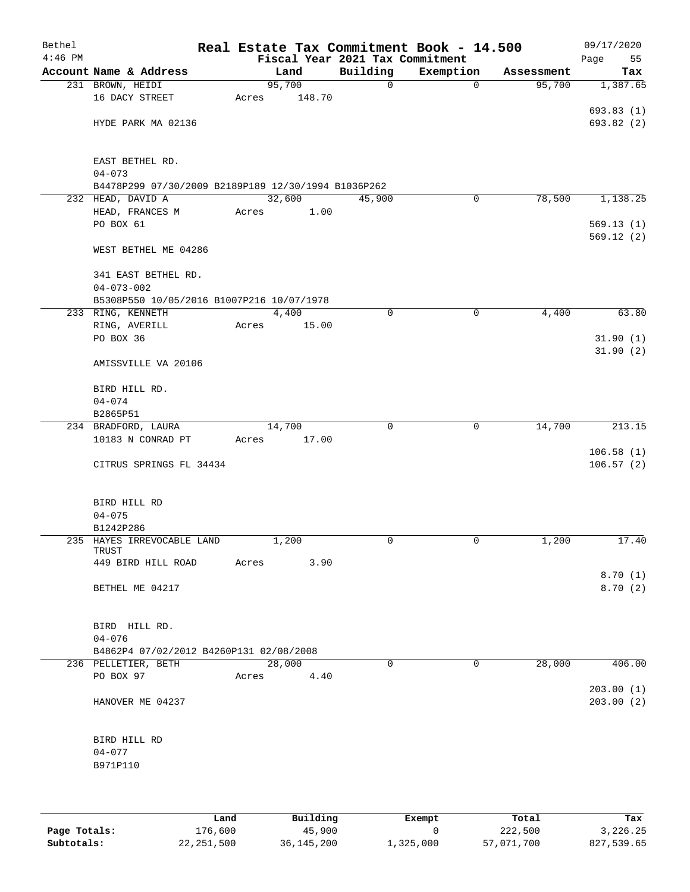# Real Estate Tax Commitment Book - 14.500

Bethel
4:46 PM

Fiscal Year 2021 Tax Commitment

09/17/2020

| Account Name & Address | Land | Building | Exemption | Assessment | Tax |
|---|---|---|---|---|---|
| 231 BROWN, HEIDI<br>16 DACY STREET<br><br>HYDE PARK MA 02136<br><br>EAST BETHEL RD.<br>04-073<br>B4478P299 07/30/2009 B2189P189 12/30/1994 B1036P262 | 95,700<br>Acres 148.70 | 0 | 0 | 95,700 | 1,387.65<br><br>693.83 (1)<br>693.82 (2) |
| 232 HEAD, DAVID A<br>HEAD, FRANCES M<br>PO BOX 61<br><br>WEST BETHEL ME 04286<br><br>341 EAST BETHEL RD.<br>04-073-002<br>B5308P550 10/05/2016 B1007P216 10/07/1978 | 32,600<br>Acres 1.00 | 45,900 | 0 | 78,500 | 1,138.25<br><br>569.13 (1)<br>569.12 (2) |
| 233 RING, KENNETH<br>RING, AVERILL<br>PO BOX 36<br><br>AMISSVILLE VA 20106<br><br>BIRD HILL RD.<br>04-074<br>B2865P51 | 4,400<br>Acres 15.00 | 0 | 0 | 4,400 | 63.80<br><br>31.90 (1)<br>31.90 (2) |
| 234 BRADFORD, LAURA<br>10183 N CONRAD PT<br><br>CITRUS SPRINGS FL 34434<br><br>BIRD HILL RD<br>04-075<br>B1242P286 | 14,700<br>Acres 17.00 | 0 | 0 | 14,700 | 213.15<br><br>106.58 (1)<br>106.57 (2) |
| 235 HAYES IRREVOCABLE LAND TRUST<br>449 BIRD HILL ROAD<br><br>BETHEL ME 04217<br><br>BIRD HILL RD.<br>04-076<br>B4862P4 07/02/2012 B4260P131 02/08/2008 | 1,200<br>Acres 3.90 | 0 | 0 | 1,200 | 17.40<br><br>8.70 (1)<br>8.70 (2) |
| 236 PELLETIER, BETH<br>PO BOX 97<br><br>HANOVER ME 04237<br><br>BIRD HILL RD<br>04-077<br>B971P110 | 28,000<br>Acres 4.40 | 0 | 0 | 28,000 | 406.00<br><br>203.00 (1)<br>203.00 (2) |

| | Land | Building | Exempt | Total | Tax |
|---|---|---|---|---|---|
| **Page Totals:** | 176,600 | 45,900 | 0 | 222,500 | 3,226.25 |
| **Subtotals:** | 22,251,500 | 36,145,200 | 1,325,000 | 57,071,700 | 827,539.65 |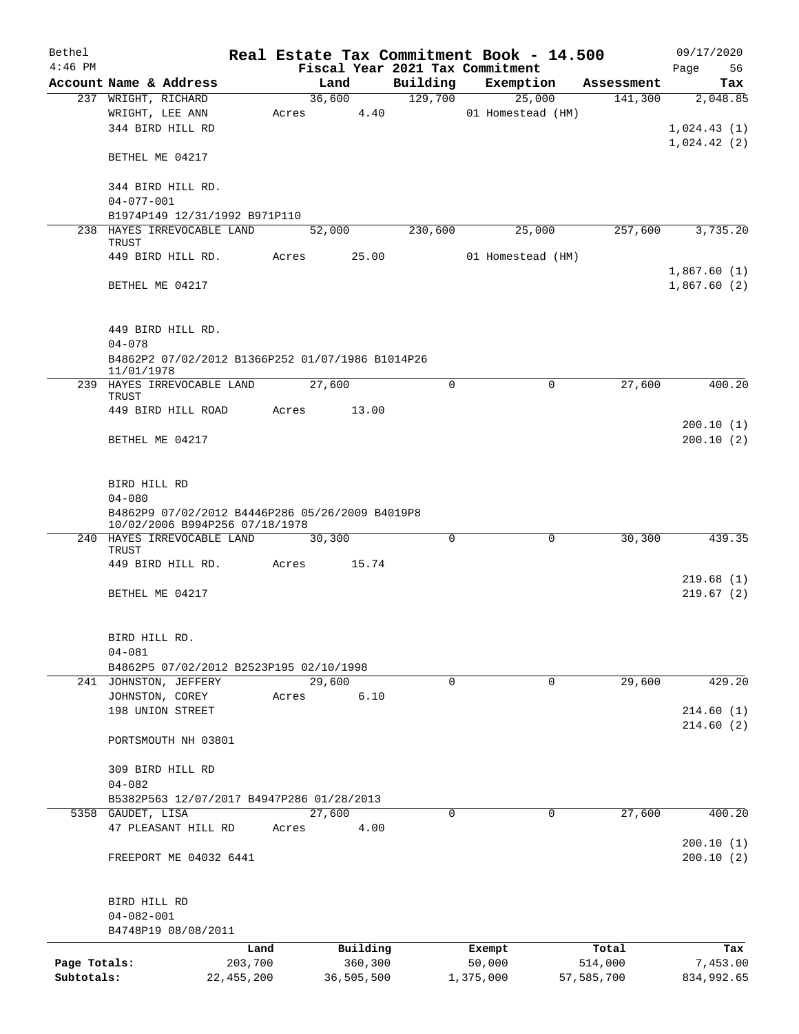Bethel
4:46 PM

# Real Estate Tax Commitment Book - 14.500

Fiscal Year 2021 Tax Commitment

09/17/2020

| Account | Name & Address | Land | Building | Exemption | Assessment | Tax |
|---|---|---|---|---|---|---|
| 237 | WRIGHT, RICHARD | 36,600 | 129,700 | 25,000 | 141,300 | 2,048.85 |
| | WRIGHT, LEE ANN | Acres 4.40 | | 01 Homestead (HM) | | |
| | 344 BIRD HILL RD | | | | | 1,024.43 (1) |
| | | | | | | 1,024.42 (2) |
| | BETHEL ME 04217 | | | | | |
| | 344 BIRD HILL RD. | | | | | |
| | 04-077-001 | | | | | |
| | B1974P149 12/31/1992 B971P110 | | | | | |
| 238 | HAYES IRREVOCABLE LAND TRUST | 52,000 | 230,600 | 25,000 | 257,600 | 3,735.20 |
| | 449 BIRD HILL RD. | Acres 25.00 | | 01 Homestead (HM) | | |
| | | | | | | 1,867.60 (1) |
| | BETHEL ME 04217 | | | | | 1,867.60 (2) |
| | 449 BIRD HILL RD. | | | | | |
| | 04-078 | | | | | |
| | B4862P2 07/02/2012 B1366P252 01/07/1986 B1014P26 11/01/1978 | | | | | |
| 239 | HAYES IRREVOCABLE LAND TRUST | 27,600 | 0 | 0 | 27,600 | 400.20 |
| | 449 BIRD HILL ROAD | Acres 13.00 | | | | |
| | | | | | | 200.10 (1) |
| | BETHEL ME 04217 | | | | | 200.10 (2) |
| | BIRD HILL RD | | | | | |
| | 04-080 | | | | | |
| | B4862P9 07/02/2012 B4446P286 05/26/2009 B4019P8 10/02/2006 B994P256 07/18/1978 | | | | | |
| 240 | HAYES IRREVOCABLE LAND TRUST | 30,300 | 0 | 0 | 30,300 | 439.35 |
| | 449 BIRD HILL RD. | Acres 15.74 | | | | |
| | | | | | | 219.68 (1) |
| | BETHEL ME 04217 | | | | | 219.67 (2) |
| | BIRD HILL RD. | | | | | |
| | 04-081 | | | | | |
| | B4862P5 07/02/2012 B2523P195 02/10/1998 | | | | | |
| 241 | JOHNSTON, JEFFERY | 29,600 | 0 | 0 | 29,600 | 429.20 |
| | JOHNSTON, COREY | Acres 6.10 | | | | |
| | 198 UNION STREET | | | | | 214.60 (1) |
| | | | | | | 214.60 (2) |
| | PORTSMOUTH NH 03801 | | | | | |
| | 309 BIRD HILL RD | | | | | |
| | 04-082 | | | | | |
| | B5382P563 12/07/2017 B4947P286 01/28/2013 | | | | | |
| 5358 | GAUDET, LISA | 27,600 | 0 | 0 | 27,600 | 400.20 |
| | 47 PLEASANT HILL RD | Acres 4.00 | | | | |
| | | | | | | 200.10 (1) |
| | FREEPORT ME 04032 6441 | | | | | 200.10 (2) |
| | BIRD HILL RD | | | | | |
| | 04-082-001 | | | | | |
| | B4748P19 08/08/2011 | | | | | |

| | Land | Building | Exempt | Total | Tax |
|---|---|---|---|---|---|
| Page Totals: | 203,700 | 360,300 | 50,000 | 514,000 | 7,453.00 |
| Subtotals: | 22,455,200 | 36,505,500 | 1,375,000 | 57,585,700 | 834,992.65 |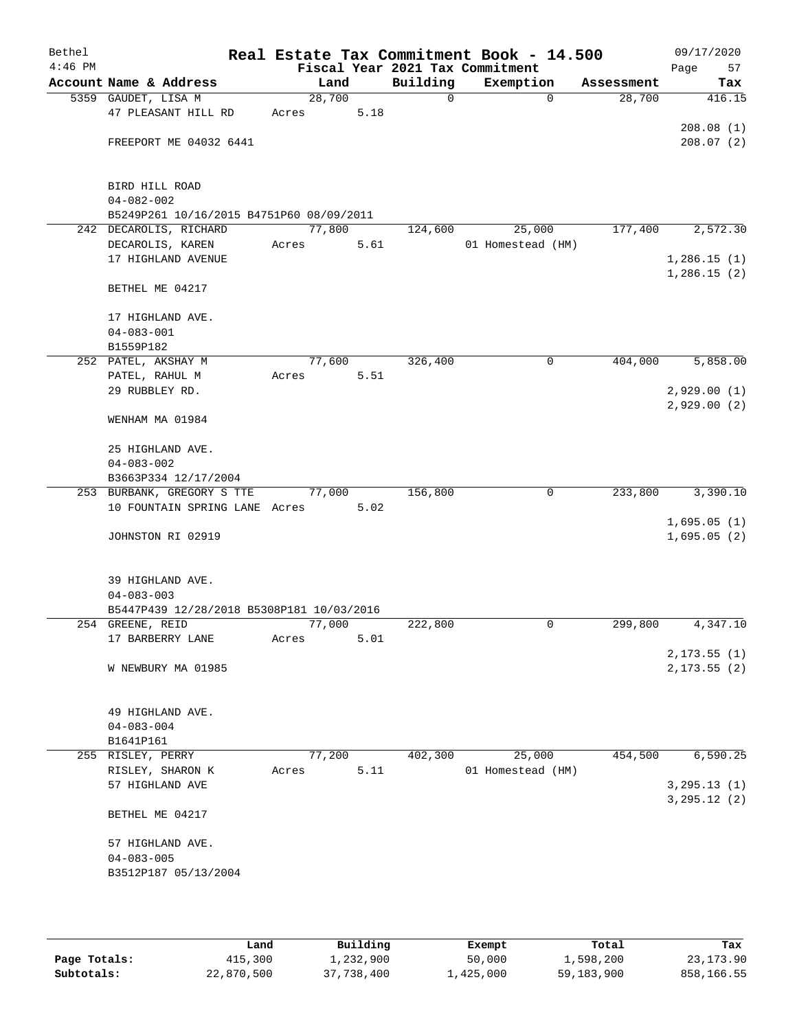# Real Estate Tax Commitment Book - 14.500

Bethel 09/17/2020
4:46 PM

Fiscal Year 2021 Tax Commitment

| Account Name & Address | Land | Building | Exemption | Assessment | Tax |
|---|---|---|---|---|---|
| 5359 GAUDET, LISA M | 28,700 | 0 | 0 | 28,700 | 416.15 |
| 47 PLEASANT HILL RD | Acres 5.18 | | | | |
| | | | | | 208.08 (1) |
| FREEPORT ME 04032 6441 | | | | | 208.07 (2) |
| BIRD HILL ROAD | | | | | |
| 04-082-002 | | | | | |
| B5249P261 10/16/2015 B4751P60 08/09/2011 | | | | | |
| 242 DECAROLIS, RICHARD | 77,800 | 124,600 | 25,000 | 177,400 | 2,572.30 |
| DECAROLIS, KAREN | Acres 5.61 | | 01 Homestead (HM) | | |
| 17 HIGHLAND AVENUE | | | | | 1,286.15 (1) |
| | | | | | 1,286.15 (2) |
| BETHEL ME 04217 | | | | | |
| 17 HIGHLAND AVE. | | | | | |
| 04-083-001 | | | | | |
| B1559P182 | | | | | |
| 252 PATEL, AKSHAY M | 77,600 | 326,400 | 0 | 404,000 | 5,858.00 |
| PATEL, RAHUL M | Acres 5.51 | | | | |
| 29 RUBBLEY RD. | | | | | 2,929.00 (1) |
| | | | | | 2,929.00 (2) |
| WENHAM MA 01984 | | | | | |
| 25 HIGHLAND AVE. | | | | | |
| 04-083-002 | | | | | |
| B3663P334 12/17/2004 | | | | | |
| 253 BURBANK, GREGORY S TTE | 77,000 | 156,800 | 0 | 233,800 | 3,390.10 |
| 10 FOUNTAIN SPRING LANE | Acres 5.02 | | | | |
| | | | | | 1,695.05 (1) |
| JOHNSTON RI 02919 | | | | | 1,695.05 (2) |
| 39 HIGHLAND AVE. | | | | | |
| 04-083-003 | | | | | |
| B5447P439 12/28/2018 B5308P181 10/03/2016 | | | | | |
| 254 GREENE, REID | 77,000 | 222,800 | 0 | 299,800 | 4,347.10 |
| 17 BARBERRY LANE | Acres 5.01 | | | | |
| | | | | | 2,173.55 (1) |
| W NEWBURY MA 01985 | | | | | 2,173.55 (2) |
| 49 HIGHLAND AVE. | | | | | |
| 04-083-004 | | | | | |
| B1641P161 | | | | | |
| 255 RISLEY, PERRY | 77,200 | 402,300 | 25,000 | 454,500 | 6,590.25 |
| RISLEY, SHARON K | Acres 5.11 | | 01 Homestead (HM) | | |
| 57 HIGHLAND AVE | | | | | 3,295.13 (1) |
| | | | | | 3,295.12 (2) |
| BETHEL ME 04217 | | | | | |
| 57 HIGHLAND AVE. | | | | | |
| 04-083-005 | | | | | |
| B3512P187 05/13/2004 | | | | | |

| | Land | Building | Exempt | Total | Tax |
|---|---|---|---|---|---|
| Page Totals: | 415,300 | 1,232,900 | 50,000 | 1,598,200 | 23,173.90 |
| Subtotals: | 22,870,500 | 37,738,400 | 1,425,000 | 59,183,900 | 858,166.55 |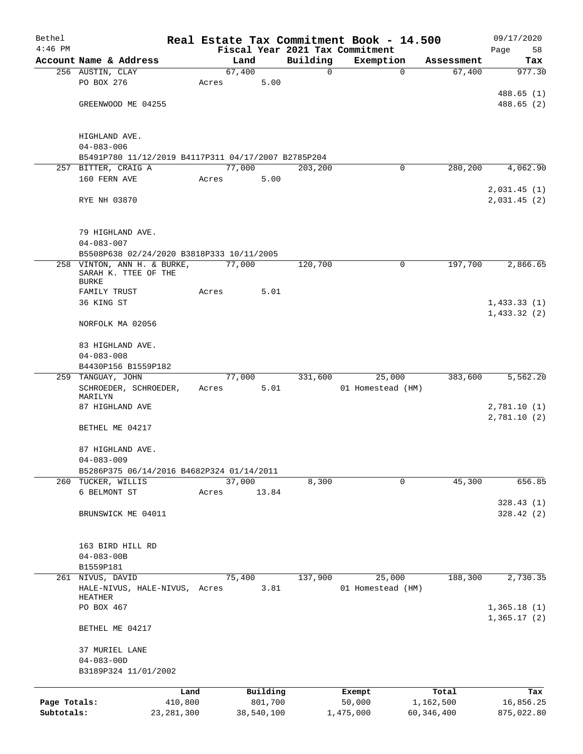# Real Estate Tax Commitment Book - 14.500

Bethel
4:46 PM

Fiscal Year 2021 Tax Commitment

09/17/2020

| Account Name & Address | Land | Building | Exemption | Assessment | Tax |
|---|---|---|---|---|---|
| 256 AUSTIN, CLAY | 67,400 | 0 | 0 | 67,400 | 977.30 |
| PO BOX 276 | Acres 5.00 | | | | |
| | | | | | 488.65 (1) |
| GREENWOOD ME 04255 | | | | | 488.65 (2) |
| HIGHLAND AVE. | | | | | |
| 04-083-006 | | | | | |
| B5491P780 11/12/2019 B4117P311 04/17/2007 B2785P204 | | | | | |
| 257 BITTER, CRAIG A | 77,000 | 203,200 | 0 | 280,200 | 4,062.90 |
| 160 FERN AVE | Acres 5.00 | | | | |
| | | | | | 2,031.45 (1) |
| RYE NH 03870 | | | | | 2,031.45 (2) |
| 79 HIGHLAND AVE. | | | | | |
| 04-083-007 | | | | | |
| B5508P638 02/24/2020 B3818P333 10/11/2005 | | | | | |
| 258 VINTON, ANN H. & BURKE, SARAH K. TTEE OF THE BURKE | 77,000 | 120,700 | 0 | 197,700 | 2,866.65 |
| FAMILY TRUST | Acres 5.01 | | | | |
| 36 KING ST | | | | | 1,433.33 (1) |
| | | | | | 1,433.32 (2) |
| NORFOLK MA 02056 | | | | | |
| 83 HIGHLAND AVE. | | | | | |
| 04-083-008 | | | | | |
| B4430P156 B1559P182 | | | | | |
| 259 TANGUAY, JOHN | 77,000 | 331,600 | 25,000 | 383,600 | 5,562.20 |
| SCHROEDER, SCHROEDER, MARILYN | Acres 5.01 | | 01 Homestead (HM) | | |
| 87 HIGHLAND AVE | | | | | 2,781.10 (1) |
| | | | | | 2,781.10 (2) |
| BETHEL ME 04217 | | | | | |
| 87 HIGHLAND AVE. | | | | | |
| 04-083-009 | | | | | |
| B5286P375 06/14/2016 B4682P324 01/14/2011 | | | | | |
| 260 TUCKER, WILLIS | 37,000 | 8,300 | 0 | 45,300 | 656.85 |
| 6 BELMONT ST | Acres 13.84 | | | | |
| | | | | | 328.43 (1) |
| BRUNSWICK ME 04011 | | | | | 328.42 (2) |
| 163 BIRD HILL RD | | | | | |
| 04-083-00B | | | | | |
| B1559P181 | | | | | |
| 261 NIVUS, DAVID | 75,400 | 137,900 | 25,000 | 188,300 | 2,730.35 |
| HALE-NIVUS, HALE-NIVUS, HEATHER | Acres 3.81 | | 01 Homestead (HM) | | |
| PO BOX 467 | | | | | 1,365.18 (1) |
| | | | | | 1,365.17 (2) |
| BETHEL ME 04217 | | | | | |
| 37 MURIEL LANE | | | | | |
| 04-083-00D | | | | | |
| B3189P324 11/01/2002 | | | | | |

| | Land | Building | Exempt | Total | Tax |
|---|---|---|---|---|---|
| Page Totals: | 410,800 | 801,700 | 50,000 | 1,162,500 | 16,856.25 |
| Subtotals: | 23,281,300 | 38,540,100 | 1,475,000 | 60,346,400 | 875,022.80 |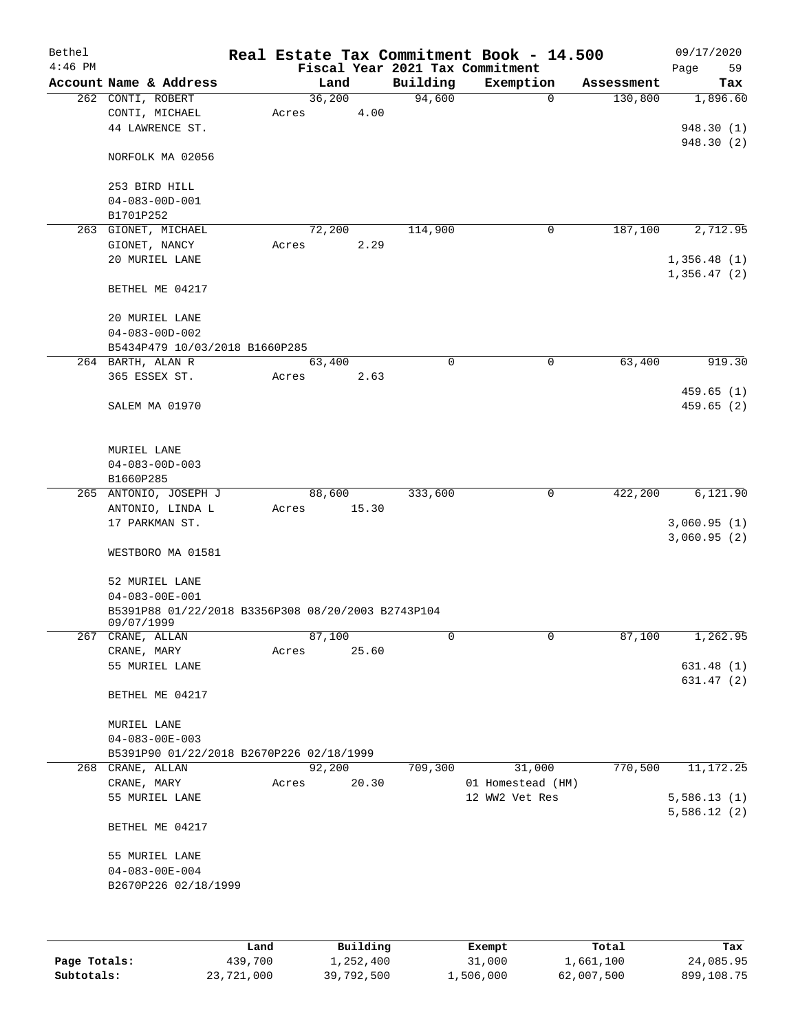Bethel 4:46 PM

# Real Estate Tax Commitment Book - 14.500

## Fiscal Year 2021 Tax Commitment

09/17/2020 Page 59

| Account Name & Address | Land | Building | Exemption | Assessment | Tax |
|---|---|---|---|---|---|
| 262 CONTI, ROBERT | 36,200 | 94,600 | 0 | 130,800 | 1,896.60 |
| CONTI, MICHAEL | Acres 4.00 | | | | |
| 44 LAWRENCE ST. | | | | | 948.30 (1) |
| | | | | | 948.30 (2) |
| NORFOLK MA 02056 | | | | | |
| 253 BIRD HILL | | | | | |
| 04-083-00D-001 | | | | | |
| B1701P252 | | | | | |
| 263 GIONET, MICHAEL | 72,200 | 114,900 | 0 | 187,100 | 2,712.95 |
| GIONET, NANCY | Acres 2.29 | | | | |
| 20 MURIEL LANE | | | | | 1,356.48 (1) |
| | | | | | 1,356.47 (2) |
| BETHEL ME 04217 | | | | | |
| 20 MURIEL LANE | | | | | |
| 04-083-00D-002 | | | | | |
| B5434P479 10/03/2018 B1660P285 | | | | | |
| 264 BARTH, ALAN R | 63,400 | 0 | 0 | 63,400 | 919.30 |
| 365 ESSEX ST. | Acres 2.63 | | | | |
| | | | | | 459.65 (1) |
| SALEM MA 01970 | | | | | 459.65 (2) |
| MURIEL LANE | | | | | |
| 04-083-00D-003 | | | | | |
| B1660P285 | | | | | |
| 265 ANTONIO, JOSEPH J | 88,600 | 333,600 | 0 | 422,200 | 6,121.90 |
| ANTONIO, LINDA L | Acres 15.30 | | | | |
| 17 PARKMAN ST. | | | | | 3,060.95 (1) |
| | | | | | 3,060.95 (2) |
| WESTBORO MA 01581 | | | | | |
| 52 MURIEL LANE | | | | | |
| 04-083-00E-001 | | | | | |
| B5391P88 01/22/2018 B3356P308 08/20/2003 B2743P104 09/07/1999 | | | | | |
| 267 CRANE, ALLAN | 87,100 | 0 | 0 | 87,100 | 1,262.95 |
| CRANE, MARY | Acres 25.60 | | | | |
| 55 MURIEL LANE | | | | | 631.48 (1) |
| | | | | | 631.47 (2) |
| BETHEL ME 04217 | | | | | |
| MURIEL LANE | | | | | |
| 04-083-00E-003 | | | | | |
| B5391P90 01/22/2018 B2670P226 02/18/1999 | | | | | |
| 268 CRANE, ALLAN | 92,200 | 709,300 | 31,000 | 770,500 | 11,172.25 |
| CRANE, MARY | Acres 20.30 | | 01 Homestead (HM) | | |
| 55 MURIEL LANE | | | 12 WW2 Vet Res | | 5,586.13 (1) |
| | | | | | 5,586.12 (2) |
| BETHEL ME 04217 | | | | | |
| 55 MURIEL LANE | | | | | |
| 04-083-00E-004 | | | | | |
| B2670P226 02/18/1999 | | | | | |

| | Land | Building | Exempt | Total | Tax |
|---|---|---|---|---|---|
| Page Totals: | 439,700 | 1,252,400 | 31,000 | 1,661,100 | 24,085.95 |
| Subtotals: | 23,721,000 | 39,792,500 | 1,506,000 | 62,007,500 | 899,108.75 |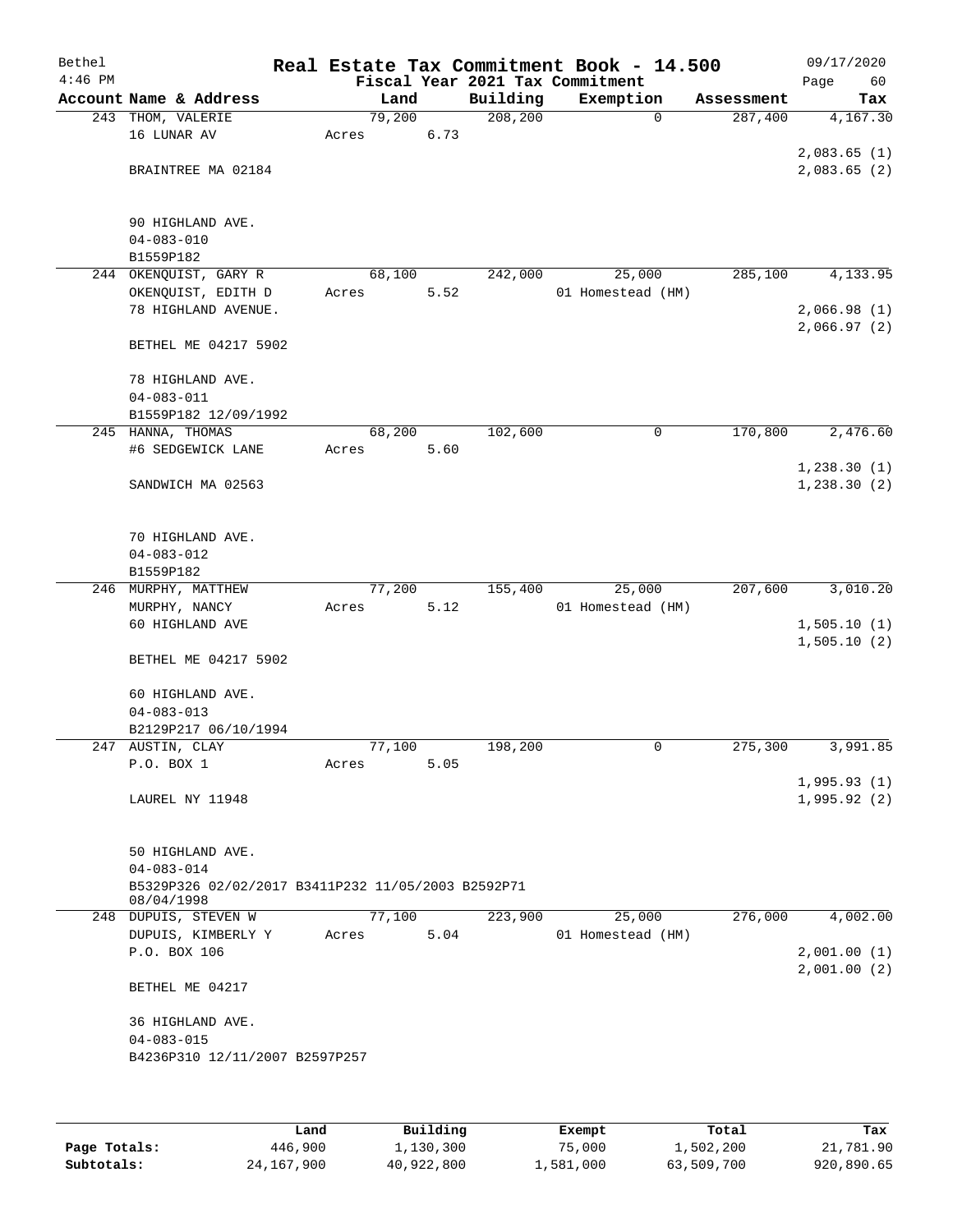Bethel | Real Estate Tax Commitment Book - 14.500 | 09/17/2020
4:46 PM | Fiscal Year 2021 Tax Commitment

| Account Name & Address | Land | Building | Exemption | Assessment | Tax |
|---|---|---|---|---|---|
| 243 THOM, VALERIE<br>16 LUNAR AV<br><br>BRAINTREE MA 02184<br><br>90 HIGHLAND AVE.<br>04-083-010<br>B1559P182 | 79,200<br>Acres 6.73 | 208,200 | 0 | 287,400 | 4,167.30<br><br>2,083.65 (1)<br>2,083.65 (2) |
| 244 OKENQUIST, GARY R<br>OKENQUIST, EDITH D<br>78 HIGHLAND AVENUE.<br><br>BETHEL ME 04217 5902<br><br>78 HIGHLAND AVE.<br>04-083-011<br>B1559P182 12/09/1992 | 68,100<br>Acres 5.52 | 242,000 | 25,000<br>01 Homestead (HM) | 285,100 | 4,133.95<br><br>2,066.98 (1)<br>2,066.97 (2) |
| 245 HANNA, THOMAS<br>#6 SEDGEWICK LANE<br><br>SANDWICH MA 02563<br><br>70 HIGHLAND AVE.<br>04-083-012<br>B1559P182 | 68,200<br>Acres 5.60 | 102,600 | 0 | 170,800 | 2,476.60<br><br>1,238.30 (1)<br>1,238.30 (2) |
| 246 MURPHY, MATTHEW<br>MURPHY, NANCY<br>60 HIGHLAND AVE<br><br>BETHEL ME 04217 5902<br><br>60 HIGHLAND AVE.<br>04-083-013<br>B2129P217 06/10/1994 | 77,200<br>Acres 5.12 | 155,400 | 25,000<br>01 Homestead (HM) | 207,600 | 3,010.20<br><br>1,505.10 (1)<br>1,505.10 (2) |
| 247 AUSTIN, CLAY<br>P.O. BOX 1<br><br>LAUREL NY 11948<br><br>50 HIGHLAND AVE.<br>04-083-014<br>B5329P326 02/02/2017 B3411P232 11/05/2003 B2592P71 08/04/1998 | 77,100<br>Acres 5.05 | 198,200 | 0 | 275,300 | 3,991.85<br><br>1,995.93 (1)<br>1,995.92 (2) |
| 248 DUPUIS, STEVEN W<br>DUPUIS, KIMBERLY Y<br>P.O. BOX 106<br><br>BETHEL ME 04217<br><br>36 HIGHLAND AVE.<br>04-083-015<br>B4236P310 12/11/2007 B2597P257 | 77,100<br>Acres 5.04 | 223,900 | 25,000<br>01 Homestead (HM) | 276,000 | 4,002.00<br><br>2,001.00 (1)<br>2,001.00 (2) |

| | Land | Building | Exempt | Total | Tax |
|---|---|---|---|---|---|
| Page Totals: | 446,900 | 1,130,300 | 75,000 | 1,502,200 | 21,781.90 |
| Subtotals: | 24,167,900 | 40,922,800 | 1,581,000 | 63,509,700 | 920,890.65 |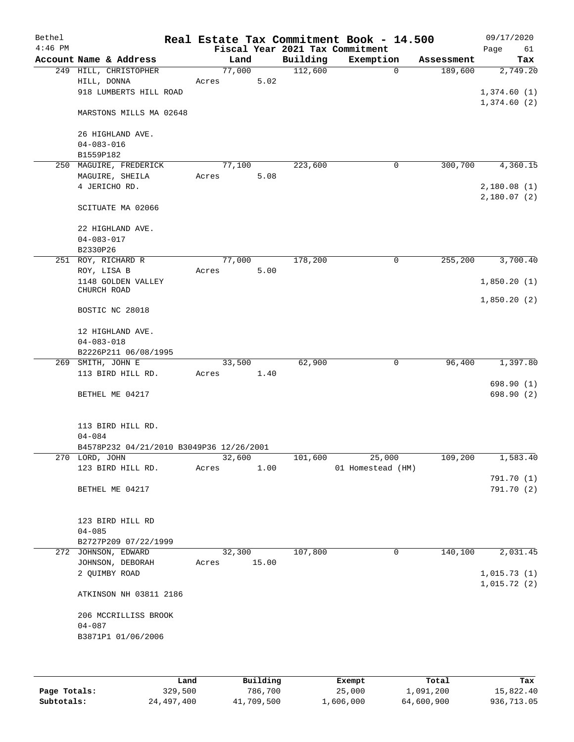# Real Estate Tax Commitment Book - 14.500

Bethel
4:46 PM

Fiscal Year 2021 Tax Commitment

09/17/2020
Page 61

| Account | Name & Address | Land | Building | Exemption | Assessment | Tax |
|---|---|---|---|---|---|---|
| 249 | HILL, CHRISTOPHER<br>HILL, DONNA<br>918 LUMBERTS HILL ROAD<br><br>MARSTONS MILLS MA 02648<br><br>26 HIGHLAND AVE.<br>04-083-016<br>B1559P182 | 77,000<br>Acres 5.02 | 112,600 | 0 | 189,600 | 2,749.20<br><br>1,374.60 (1)<br>1,374.60 (2) |
| 250 | MAGUIRE, FREDERICK<br>MAGUIRE, SHEILA<br>4 JERICHO RD.<br><br>SCITUATE MA 02066<br><br>22 HIGHLAND AVE.<br>04-083-017<br>B2330P26 | 77,100<br>Acres 5.08 | 223,600 | 0 | 300,700 | 4,360.15<br><br>2,180.08 (1)<br>2,180.07 (2) |
| 251 | ROY, RICHARD R<br>ROY, LISA B<br>1148 GOLDEN VALLEY CHURCH ROAD<br><br>BOSTIC NC 28018<br><br>12 HIGHLAND AVE.<br>04-083-018<br>B2226P211 06/08/1995 | 77,000<br>Acres 5.00 | 178,200 | 0 | 255,200 | 3,700.40<br><br>1,850.20 (1)<br>1,850.20 (2) |
| 269 | SMITH, JOHN E<br>113 BIRD HILL RD.<br><br>BETHEL ME 04217<br><br>113 BIRD HILL RD.<br>04-084<br>B4578P232 04/21/2010 B3049P36 12/26/2001 | 33,500<br>Acres 1.40 | 62,900 | 0 | 96,400 | 1,397.80<br><br>698.90 (1)<br>698.90 (2) |
| 270 | LORD, JOHN<br>123 BIRD HILL RD.<br><br>BETHEL ME 04217<br><br>123 BIRD HILL RD<br>04-085<br>B2727P209 07/22/1999 | 32,600<br>Acres 1.00 | 101,600 | 25,000<br>01 Homestead (HM) | 109,200 | 1,583.40<br><br>791.70 (1)<br>791.70 (2) |
| 272 | JOHNSON, EDWARD<br>JOHNSON, DEBORAH<br>2 QUIMBY ROAD<br><br>ATKINSON NH 03811 2186<br><br>206 MCCRILLISS BROOK<br>04-087<br>B3871P1 01/06/2006 | 32,300<br>Acres 15.00 | 107,800 | 0 | 140,100 | 2,031.45<br><br>1,015.73 (1)<br>1,015.72 (2) |

| | Land | Building | Exempt | Total | Tax |
|---|---|---|---|---|---|
| Page Totals: | 329,500 | 786,700 | 25,000 | 1,091,200 | 15,822.40 |
| Subtotals: | 24,497,400 | 41,709,500 | 1,606,000 | 64,600,900 | 936,713.05 |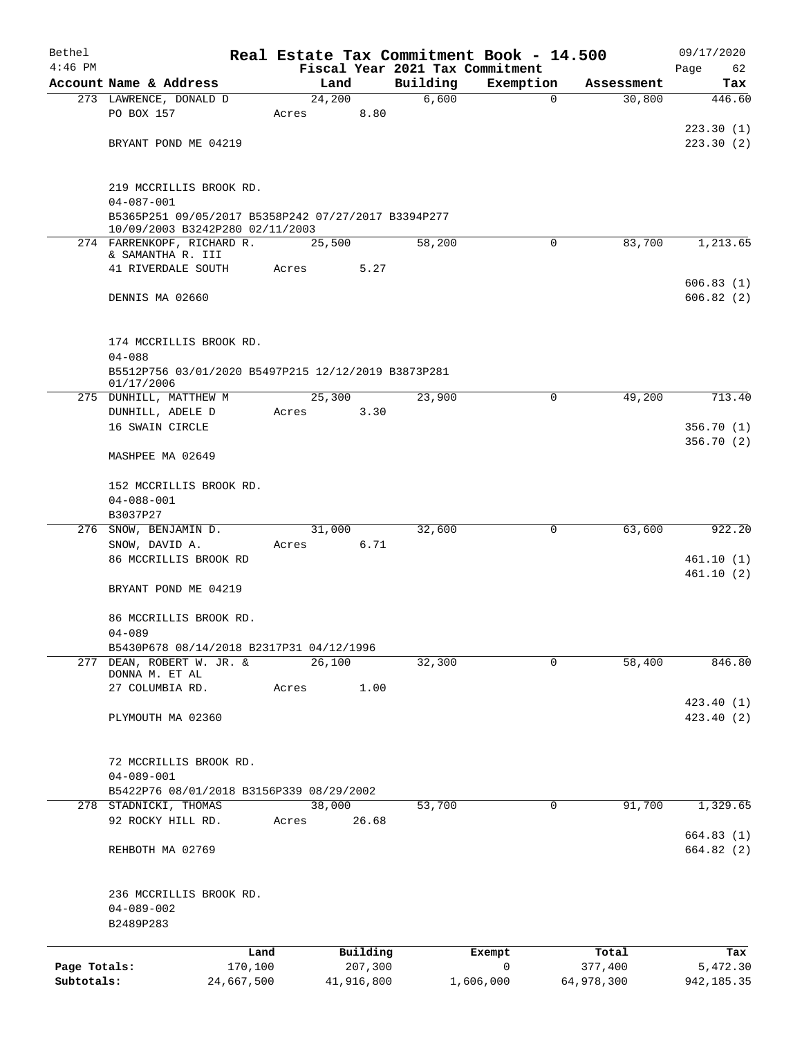# Real Estate Tax Commitment Book - 14.500

Bethel 4:46 PM — 09/17/2020

## Fiscal Year 2021 Tax Commitment

| Account Name & Address | Land | Building | Exemption | Assessment | Tax |
|---|---|---|---|---|---|
| 273 LAWRENCE, DONALD D | 24,200 | 6,600 | 0 | 30,800 | 446.60 |
| PO BOX 157 | Acres 8.80 | | | | |
| | | | | | 223.30 (1) |
| BRYANT POND ME 04219 | | | | | 223.30 (2) |
| 219 MCCRILLIS BROOK RD. | | | | | |
| 04-087-001 | | | | | |
| B5365P251 09/05/2017 B5358P242 07/27/2017 B3394P277 10/09/2003 B3242P280 02/11/2003 | | | | | |
| 274 FARRENKOPF, RICHARD R. & SAMANTHA R. III | 25,500 | 58,200 | 0 | 83,700 | 1,213.65 |
| 41 RIVERDALE SOUTH | Acres 5.27 | | | | |
| | | | | | 606.83 (1) |
| DENNIS MA 02660 | | | | | 606.82 (2) |
| 174 MCCRILLIS BROOK RD. | | | | | |
| 04-088 | | | | | |
| B5512P756 03/01/2020 B5497P215 12/12/2019 B3873P281 01/17/2006 | | | | | |
| 275 DUNHILL, MATTHEW M | 25,300 | 23,900 | 0 | 49,200 | 713.40 |
| DUNHILL, ADELE D | Acres 3.30 | | | | |
| 16 SWAIN CIRCLE | | | | | 356.70 (1) |
| | | | | | 356.70 (2) |
| MASHPEE MA 02649 | | | | | |
| 152 MCCRILLIS BROOK RD. | | | | | |
| 04-088-001 | | | | | |
| B3037P27 | | | | | |
| 276 SNOW, BENJAMIN D. | 31,000 | 32,600 | 0 | 63,600 | 922.20 |
| SNOW, DAVID A. | Acres 6.71 | | | | |
| 86 MCCRILLIS BROOK RD | | | | | 461.10 (1) |
| | | | | | 461.10 (2) |
| BRYANT POND ME 04219 | | | | | |
| 86 MCCRILLIS BROOK RD. | | | | | |
| 04-089 | | | | | |
| B5430P678 08/14/2018 B2317P31 04/12/1996 | | | | | |
| 277 DEAN, ROBERT W. JR. & DONNA M. ET AL | 26,100 | 32,300 | 0 | 58,400 | 846.80 |
| 27 COLUMBIA RD. | Acres 1.00 | | | | |
| | | | | | 423.40 (1) |
| PLYMOUTH MA 02360 | | | | | 423.40 (2) |
| 72 MCCRILLIS BROOK RD. | | | | | |
| 04-089-001 | | | | | |
| B5422P76 08/01/2018 B3156P339 08/29/2002 | | | | | |
| 278 STADNICKI, THOMAS | 38,000 | 53,700 | 0 | 91,700 | 1,329.65 |
| 92 ROCKY HILL RD. | Acres 26.68 | | | | |
| | | | | | 664.83 (1) |
| REHBOTH MA 02769 | | | | | 664.82 (2) |
| 236 MCCRILLIS BROOK RD. | | | | | |
| 04-089-002 | | | | | |
| B2489P283 | | | | | |

| | Land | Building | Exempt | Total | Tax |
|---|---|---|---|---|---|
| Page Totals: | 170,100 | 207,300 | 0 | 377,400 | 5,472.30 |
| Subtotals: | 24,667,500 | 41,916,800 | 1,606,000 | 64,978,300 | 942,185.35 |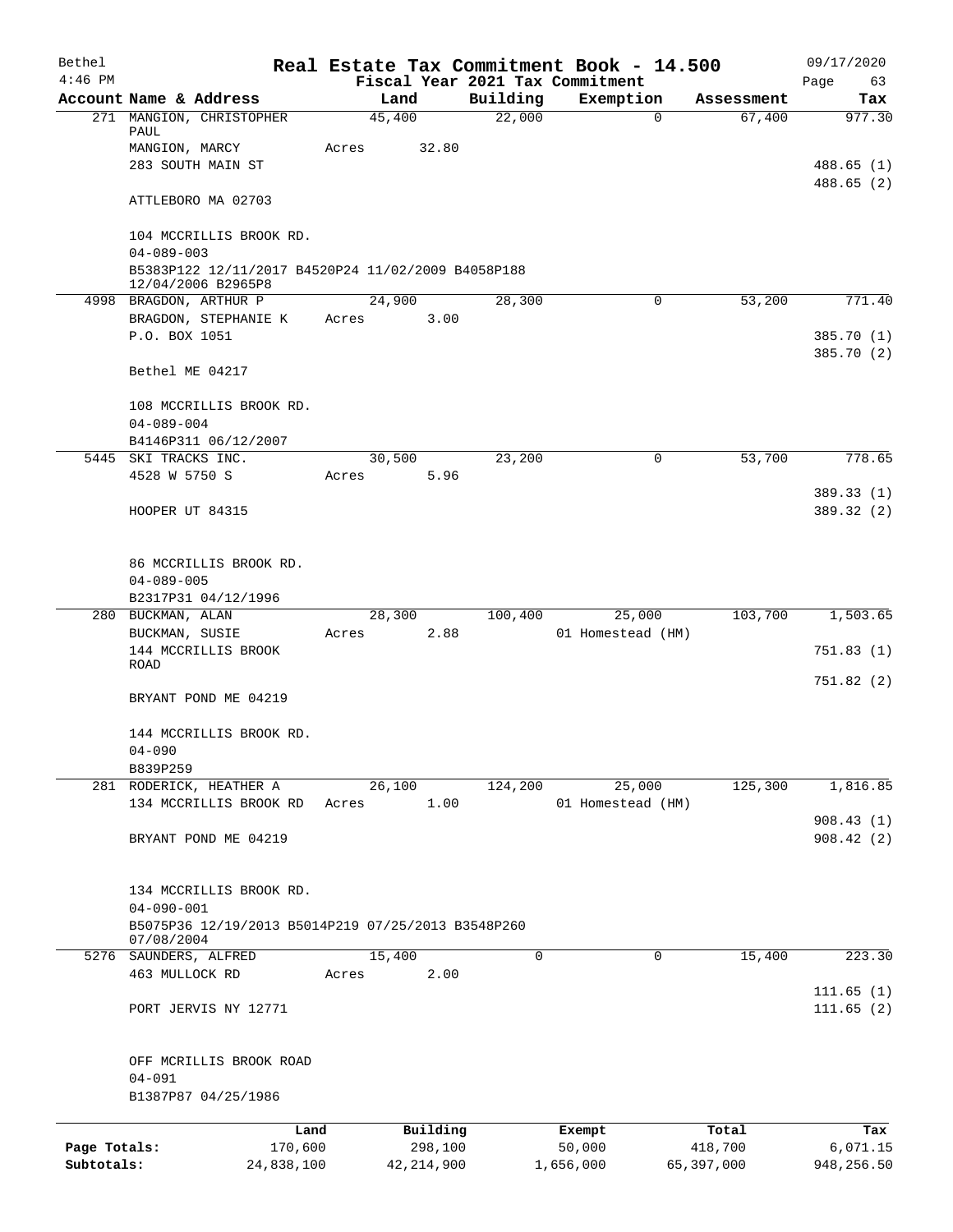# Real Estate Tax Commitment Book - 14.500

Bethel
4:46 PM

Fiscal Year 2021 Tax Commitment

09/17/2020

| Account Name & Address | Land | Building | Exemption | Assessment | Tax |
|---|---|---|---|---|---|
| 271 MANGION, CHRISTOPHER PAUL | 45,400 | 22,000 | 0 | 67,400 | 977.30 |
| MANGION, MARCY | Acres 32.80 | | | | |
| 283 SOUTH MAIN ST | | | | | 488.65 (1) |
| | | | | | 488.65 (2) |
| ATTLEBORO MA 02703 | | | | | |
| 104 MCCRILLIS BROOK RD. | | | | | |
| 04-089-003 | | | | | |
| B5383P122 12/11/2017 B4520P24 11/02/2009 B4058P188 12/04/2006 B2965P8 | | | | | |
| 4998 BRAGDON, ARTHUR P | 24,900 | 28,300 | 0 | 53,200 | 771.40 |
| BRAGDON, STEPHANIE K | Acres 3.00 | | | | |
| P.O. BOX 1051 | | | | | 385.70 (1) |
| | | | | | 385.70 (2) |
| Bethel ME 04217 | | | | | |
| 108 MCCRILLIS BROOK RD. | | | | | |
| 04-089-004 | | | | | |
| B4146P311 06/12/2007 | | | | | |
| 5445 SKI TRACKS INC. | 30,500 | 23,200 | 0 | 53,700 | 778.65 |
| 4528 W 5750 S | Acres 5.96 | | | | |
| | | | | | 389.33 (1) |
| HOOPER UT 84315 | | | | | 389.32 (2) |
| 86 MCCRILLIS BROOK RD. | | | | | |
| 04-089-005 | | | | | |
| B2317P31 04/12/1996 | | | | | |
| 280 BUCKMAN, ALAN | 28,300 | 100,400 | 25,000 | 103,700 | 1,503.65 |
| BUCKMAN, SUSIE | Acres 2.88 | | 01 Homestead (HM) | | |
| 144 MCCRILLIS BROOK ROAD | | | | | 751.83 (1) |
| | | | | | 751.82 (2) |
| BRYANT POND ME 04219 | | | | | |
| 144 MCCRILLIS BROOK RD. | | | | | |
| 04-090 | | | | | |
| B839P259 | | | | | |
| 281 RODERICK, HEATHER A | 26,100 | 124,200 | 25,000 | 125,300 | 1,816.85 |
| 134 MCCRILLIS BROOK RD | Acres 1.00 | | 01 Homestead (HM) | | |
| | | | | | 908.43 (1) |
| BRYANT POND ME 04219 | | | | | 908.42 (2) |
| 134 MCCRILLIS BROOK RD. | | | | | |
| 04-090-001 | | | | | |
| B5075P36 12/19/2013 B5014P219 07/25/2013 B3548P260 07/08/2004 | | | | | |
| 5276 SAUNDERS, ALFRED | 15,400 | 0 | 0 | 15,400 | 223.30 |
| 463 MULLOCK RD | Acres 2.00 | | | | |
| | | | | | 111.65 (1) |
| PORT JERVIS NY 12771 | | | | | 111.65 (2) |
| OFF MCRILLIS BROOK ROAD | | | | | |
| 04-091 | | | | | |
| B1387P87 04/25/1986 | | | | | |

| | Land | Building | Exempt | Total | Tax |
|---|---|---|---|---|---|
| Page Totals: | 170,600 | 298,100 | 50,000 | 418,700 | 6,071.15 |
| Subtotals: | 24,838,100 | 42,214,900 | 1,656,000 | 65,397,000 | 948,256.50 |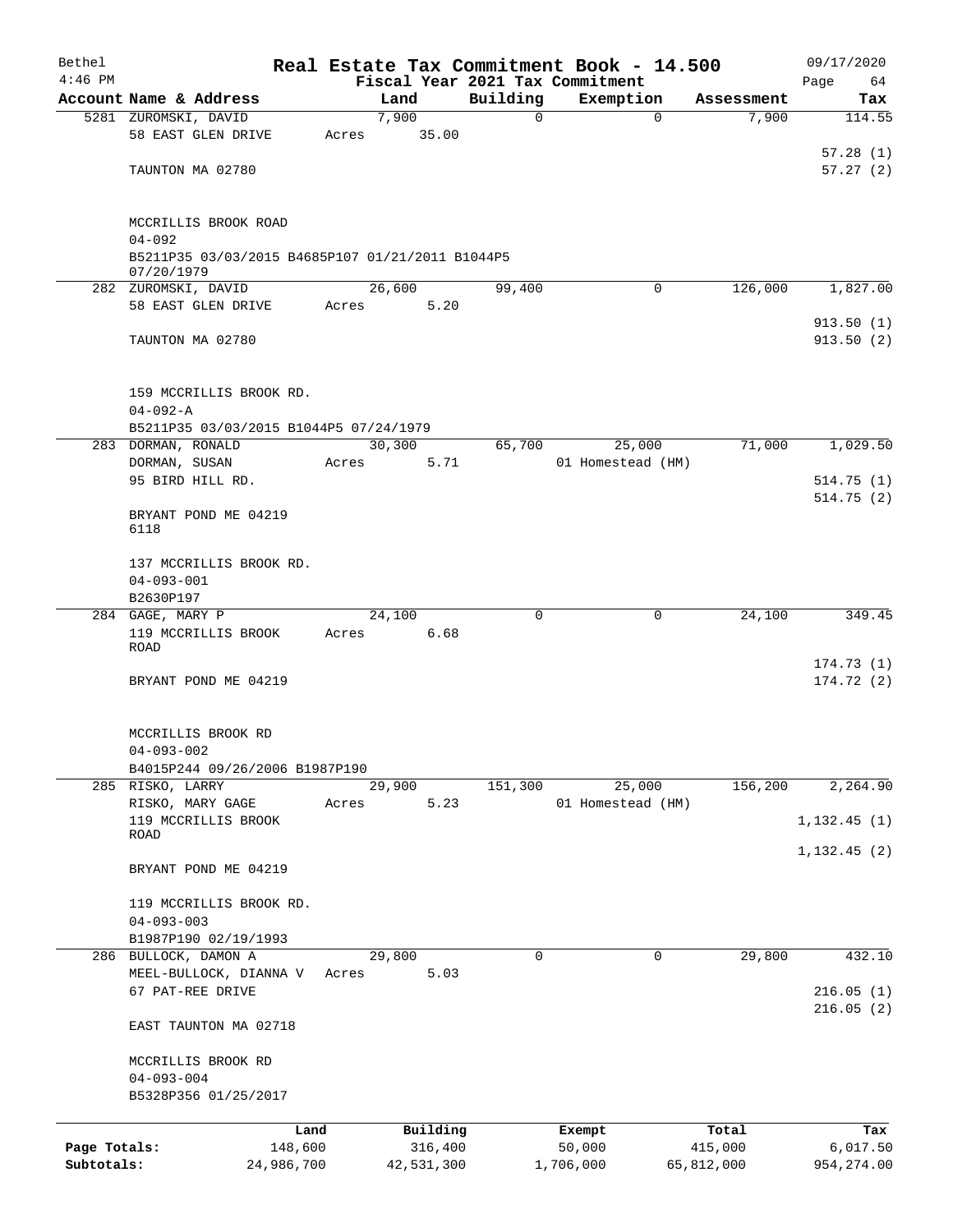Bethel 4:46 PM

# Real Estate Tax Commitment Book - 14.500

Fiscal Year 2021 Tax Commitment

09/17/2020

| Account Name & Address | Land | Building | Exemption | Assessment | Tax |
|---|---|---|---|---|---|
| 5281 ZUROMSKI, DAVID<br>58 EAST GLEN DRIVE<br>TAUNTON MA 02780<br><br>MCCRILLIS BROOK ROAD<br>04-092<br>B5211P35 03/03/2015 B4685P107 01/21/2011 B1044P5 07/20/1979 | 7,900<br>Acres 35.00 | 0 | 0 | 7,900 | 114.55<br><br>57.28 (1)<br>57.27 (2) |
| 282 ZUROMSKI, DAVID<br>58 EAST GLEN DRIVE<br>TAUNTON MA 02780<br><br>159 MCCRILLIS BROOK RD.<br>04-092-A<br>B5211P35 03/03/2015 B1044P5 07/24/1979 | 26,600<br>Acres 5.20 | 99,400 | 0 | 126,000 | 1,827.00<br><br>913.50 (1)<br>913.50 (2) |
| 283 DORMAN, RONALD<br>DORMAN, SUSAN<br>95 BIRD HILL RD.<br>BRYANT POND ME 04219 6118<br><br>137 MCCRILLIS BROOK RD.<br>04-093-001<br>B2630P197 | 30,300<br>Acres 5.71 | 65,700 | 25,000<br>01 Homestead (HM) | 71,000 | 1,029.50<br><br>514.75 (1)<br>514.75 (2) |
| 284 GAGE, MARY P<br>119 MCCRILLIS BROOK ROAD<br>BRYANT POND ME 04219<br><br>MCCRILLIS BROOK RD<br>04-093-002<br>B4015P244 09/26/2006 B1987P190 | 24,100<br>Acres 6.68 | 0 | 0 | 24,100 | 349.45<br><br>174.73 (1)<br>174.72 (2) |
| 285 RISKO, LARRY<br>RISKO, MARY GAGE<br>119 MCCRILLIS BROOK ROAD<br>BRYANT POND ME 04219<br><br>119 MCCRILLIS BROOK RD.<br>04-093-003<br>B1987P190 02/19/1993 | 29,900<br>Acres 5.23 | 151,300 | 25,000<br>01 Homestead (HM) | 156,200 | 2,264.90<br><br>1,132.45 (1)<br>1,132.45 (2) |
| 286 BULLOCK, DAMON A<br>MEEL-BULLOCK, DIANNA V<br>67 PAT-REE DRIVE<br>EAST TAUNTON MA 02718<br><br>MCCRILLIS BROOK RD<br>04-093-004<br>B5328P356 01/25/2017 | 29,800<br>Acres 5.03 | 0 | 0 | 29,800 | 432.10<br><br>216.05 (1)<br>216.05 (2) |

| | Land | Building | Exempt | Total | Tax |
|---|---|---|---|---|---|
| Page Totals: | 148,600 | 316,400 | 50,000 | 415,000 | 6,017.50 |
| Subtotals: | 24,986,700 | 42,531,300 | 1,706,000 | 65,812,000 | 954,274.00 |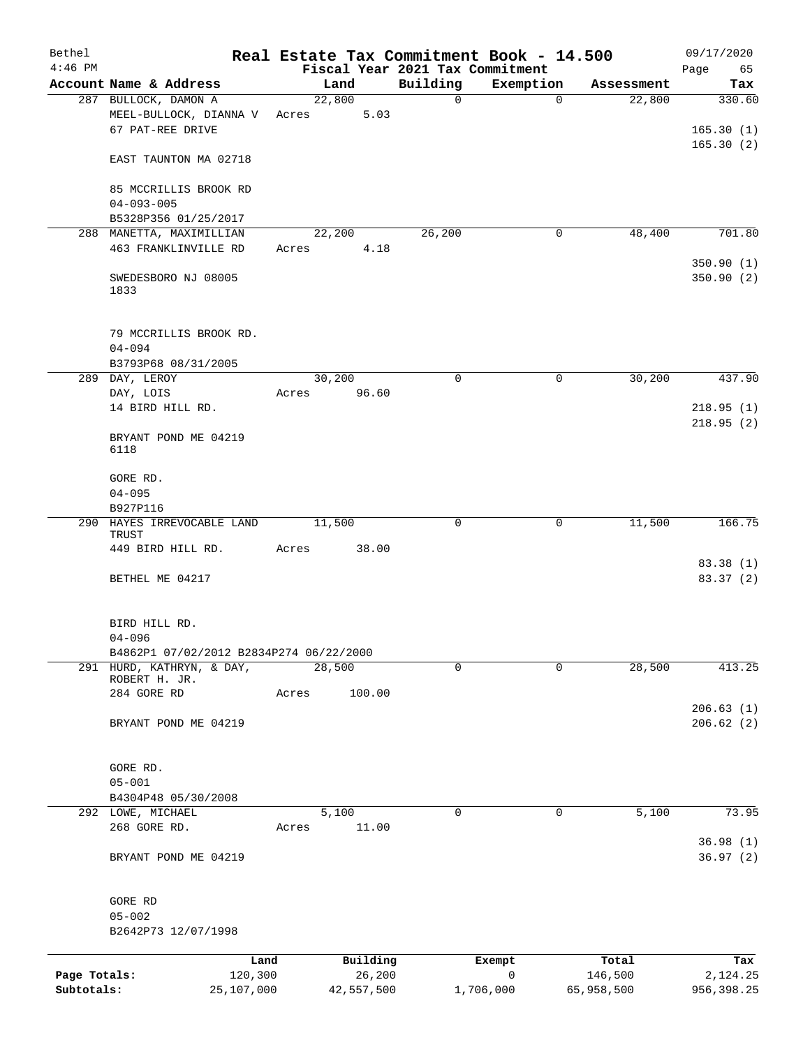# Real Estate Tax Commitment Book - 14.500

Bethel
4:46 PM

Fiscal Year 2021 Tax Commitment

09/17/2020

| Account Name & Address | Land | Building | Exemption | Assessment | Tax |
|---|---|---|---|---|---|
| 287 BULLOCK, DAMON A | 22,800 | 0 | 0 | 22,800 | 330.60 |
| MEEL-BULLOCK, DIANNA V | Acres 5.03 | | | | |
| 67 PAT-REE DRIVE | | | | | 165.30 (1) |
| | | | | | 165.30 (2) |
| EAST TAUNTON MA 02718 | | | | | |
| 85 MCCRILLIS BROOK RD | | | | | |
| 04-093-005 | | | | | |
| B5328P356 01/25/2017 | | | | | |
| 288 MANETTA, MAXIMILLIAN | 22,200 | 26,200 | 0 | 48,400 | 701.80 |
| 463 FRANKLINVILLE RD | Acres 4.18 | | | | |
| | | | | | 350.90 (1) |
| SWEDESBORO NJ 08005 1833 | | | | | 350.90 (2) |
| 79 MCCRILLIS BROOK RD. | | | | | |
| 04-094 | | | | | |
| B3793P68 08/31/2005 | | | | | |
| 289 DAY, LEROY | 30,200 | 0 | 0 | 30,200 | 437.90 |
| DAY, LOIS | Acres 96.60 | | | | |
| 14 BIRD HILL RD. | | | | | 218.95 (1) |
| | | | | | 218.95 (2) |
| BRYANT POND ME 04219 6118 | | | | | |
| GORE RD. | | | | | |
| 04-095 | | | | | |
| B927P116 | | | | | |
| 290 HAYES IRREVOCABLE LAND TRUST | 11,500 | 0 | 0 | 11,500 | 166.75 |
| 449 BIRD HILL RD. | Acres 38.00 | | | | |
| | | | | | 83.38 (1) |
| BETHEL ME 04217 | | | | | 83.37 (2) |
| BIRD HILL RD. | | | | | |
| 04-096 | | | | | |
| B4862P1 07/02/2012 B2834P274 06/22/2000 | | | | | |
| 291 HURD, KATHRYN, & DAY, ROBERT H. JR. | 28,500 | 0 | 0 | 28,500 | 413.25 |
| 284 GORE RD | Acres 100.00 | | | | |
| | | | | | 206.63 (1) |
| BRYANT POND ME 04219 | | | | | 206.62 (2) |
| GORE RD. | | | | | |
| 05-001 | | | | | |
| B4304P48 05/30/2008 | | | | | |
| 292 LOWE, MICHAEL | 5,100 | 0 | 0 | 5,100 | 73.95 |
| 268 GORE RD. | Acres 11.00 | | | | |
| | | | | | 36.98 (1) |
| BRYANT POND ME 04219 | | | | | 36.97 (2) |
| GORE RD | | | | | |
| 05-002 | | | | | |
| B2642P73 12/07/1998 | | | | | |

| | Land | Building | Exempt | Total | Tax |
|---|---|---|---|---|---|
| Page Totals: | 120,300 | 26,200 | 0 | 146,500 | 2,124.25 |
| Subtotals: | 25,107,000 | 42,557,500 | 1,706,000 | 65,958,500 | 956,398.25 |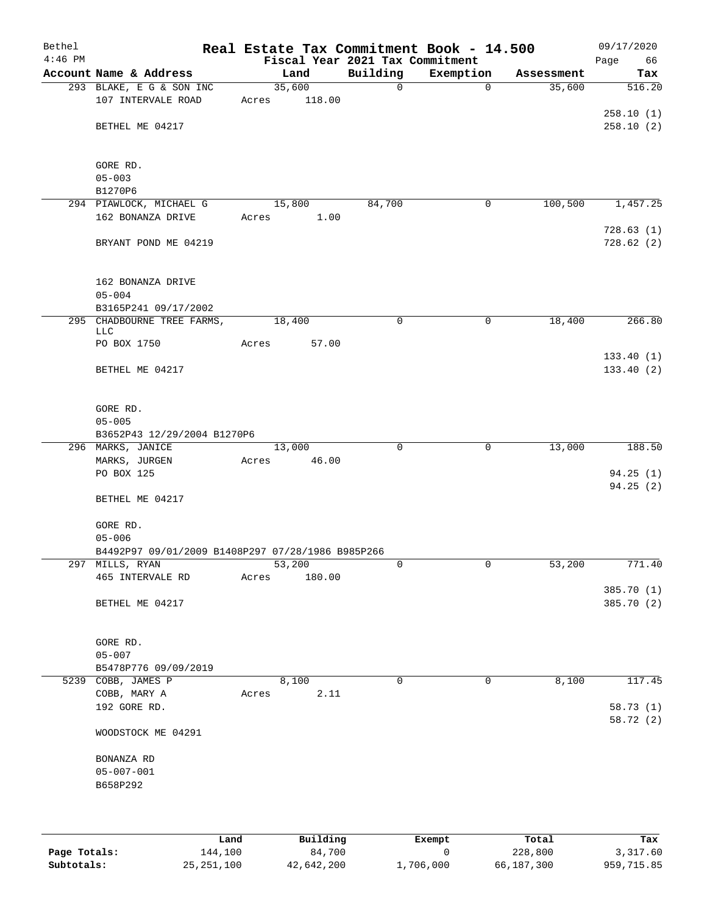# Real Estate Tax Commitment Book - 14.500

Bethel
4:46 PM

Fiscal Year 2021 Tax Commitment

09/17/2020

| Account Name & Address | Land | Building | Exemption | Assessment | Tax |
|---|---|---|---|---|---|
| 293 BLAKE, E G & SON INC | 35,600 | 0 | 0 | 35,600 | 516.20 |
| 107 INTERVALE ROAD | Acres 118.00 | | | | |
| | | | | | 258.10 (1) |
| BETHEL ME 04217 | | | | | 258.10 (2) |
| GORE RD. | | | | | |
| 05-003 | | | | | |
| B1270P6 | | | | | |
| 294 PIAWLOCK, MICHAEL G | 15,800 | 84,700 | 0 | 100,500 | 1,457.25 |
| 162 BONANZA DRIVE | Acres 1.00 | | | | |
| | | | | | 728.63 (1) |
| BRYANT POND ME 04219 | | | | | 728.62 (2) |
| 162 BONANZA DRIVE | | | | | |
| 05-004 | | | | | |
| B3165P241 09/17/2002 | | | | | |
| 295 CHADBOURNE TREE FARMS, LLC | 18,400 | 0 | 0 | 18,400 | 266.80 |
| PO BOX 1750 | Acres 57.00 | | | | |
| | | | | | 133.40 (1) |
| BETHEL ME 04217 | | | | | 133.40 (2) |
| GORE RD. | | | | | |
| 05-005 | | | | | |
| B3652P43 12/29/2004 B1270P6 | | | | | |
| 296 MARKS, JANICE | 13,000 | 0 | 0 | 13,000 | 188.50 |
| MARKS, JURGEN | Acres 46.00 | | | | |
| PO BOX 125 | | | | | 94.25 (1) |
| | | | | | 94.25 (2) |
| BETHEL ME 04217 | | | | | |
| GORE RD. | | | | | |
| 05-006 | | | | | |
| B4492P97 09/01/2009 B1408P297 07/28/1986 B985P266 | | | | | |
| 297 MILLS, RYAN | 53,200 | 0 | 0 | 53,200 | 771.40 |
| 465 INTERVALE RD | Acres 180.00 | | | | |
| | | | | | 385.70 (1) |
| BETHEL ME 04217 | | | | | 385.70 (2) |
| GORE RD. | | | | | |
| 05-007 | | | | | |
| B5478P776 09/09/2019 | | | | | |
| 5239 COBB, JAMES P | 8,100 | 0 | 0 | 8,100 | 117.45 |
| COBB, MARY A | Acres 2.11 | | | | |
| 192 GORE RD. | | | | | 58.73 (1) |
| | | | | | 58.72 (2) |
| WOODSTOCK ME 04291 | | | | | |
| BONANZA RD | | | | | |
| 05-007-001 | | | | | |
| B658P292 | | | | | |

| | Land | Building | Exempt | Total | Tax |
|---|---|---|---|---|---|
| Page Totals: | 144,100 | 84,700 | 0 | 228,800 | 3,317.60 |
| Subtotals: | 25,251,100 | 42,642,200 | 1,706,000 | 66,187,300 | 959,715.85 |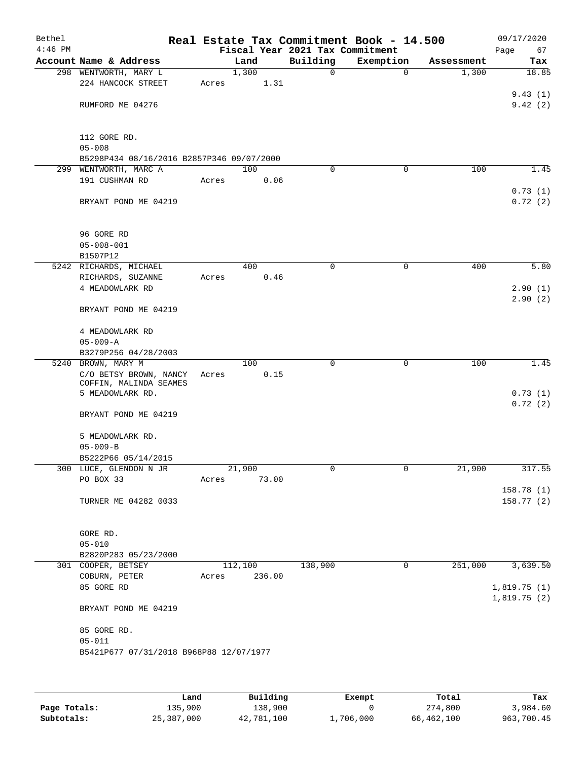Bethel 4:46 PM

**Real Estate Tax Commitment Book - 14.500**

Fiscal Year 2021 Tax Commitment

09/17/2020

| Account Name & Address | Land | Building | Exemption | Assessment | Tax |
|---|---|---|---|---|---|
| 298 WENTWORTH, MARY L<br>224 HANCOCK STREET<br><br>RUMFORD ME 04276<br><br>112 GORE RD.<br>05-008<br>B5298P434 08/16/2016 B2857P346 09/07/2000 | 1,300<br>Acres 1.31 | 0 | 0 | 1,300 | 18.85<br><br>9.43 (1)<br>9.42 (2) |
| 299 WENTWORTH, MARC A<br>191 CUSHMAN RD<br><br>BRYANT POND ME 04219<br><br>96 GORE RD<br>05-008-001<br>B1507P12 | 100<br>Acres 0.06 | 0 | 0 | 100 | 1.45<br><br>0.73 (1)<br>0.72 (2) |
| 5242 RICHARDS, MICHAEL<br>RICHARDS, SUZANNE<br>4 MEADOWLARK RD<br><br>BRYANT POND ME 04219<br><br>4 MEADOWLARK RD<br>05-009-A<br>B3279P256 04/28/2003 | 400<br>Acres 0.46 | 0 | 0 | 400 | 5.80<br><br>2.90 (1)<br>2.90 (2) |
| 5240 BROWN, MARY M<br>C/O BETSY BROWN, NANCY COFFIN, MALINDA SEAMES<br>5 MEADOWLARK RD.<br><br>BRYANT POND ME 04219<br><br>5 MEADOWLARK RD.<br>05-009-B<br>B5222P66 05/14/2015 | 100<br>Acres 0.15 | 0 | 0 | 100 | 1.45<br><br>0.73 (1)<br>0.72 (2) |
| 300 LUCE, GLENDON N JR<br>PO BOX 33<br><br>TURNER ME 04282 0033<br><br>GORE RD.<br>05-010<br>B2820P283 05/23/2000 | 21,900<br>Acres 73.00 | 0 | 0 | 21,900 | 317.55<br><br>158.78 (1)<br>158.77 (2) |
| 301 COOPER, BETSEY<br>COBURN, PETER<br>85 GORE RD<br><br>BRYANT POND ME 04219<br><br>85 GORE RD.<br>05-011<br>B5421P677 07/31/2018 B968P88 12/07/1977 | 112,100<br>Acres 236.00 | 138,900 | 0 | 251,000 | 3,639.50<br><br>1,819.75 (1)<br>1,819.75 (2) |

| | Land | Building | Exempt | Total | Tax |
|---|---|---|---|---|---|
| Page Totals: | 135,900 | 138,900 | 0 | 274,800 | 3,984.60 |
| Subtotals: | 25,387,000 | 42,781,100 | 1,706,000 | 66,462,100 | 963,700.45 |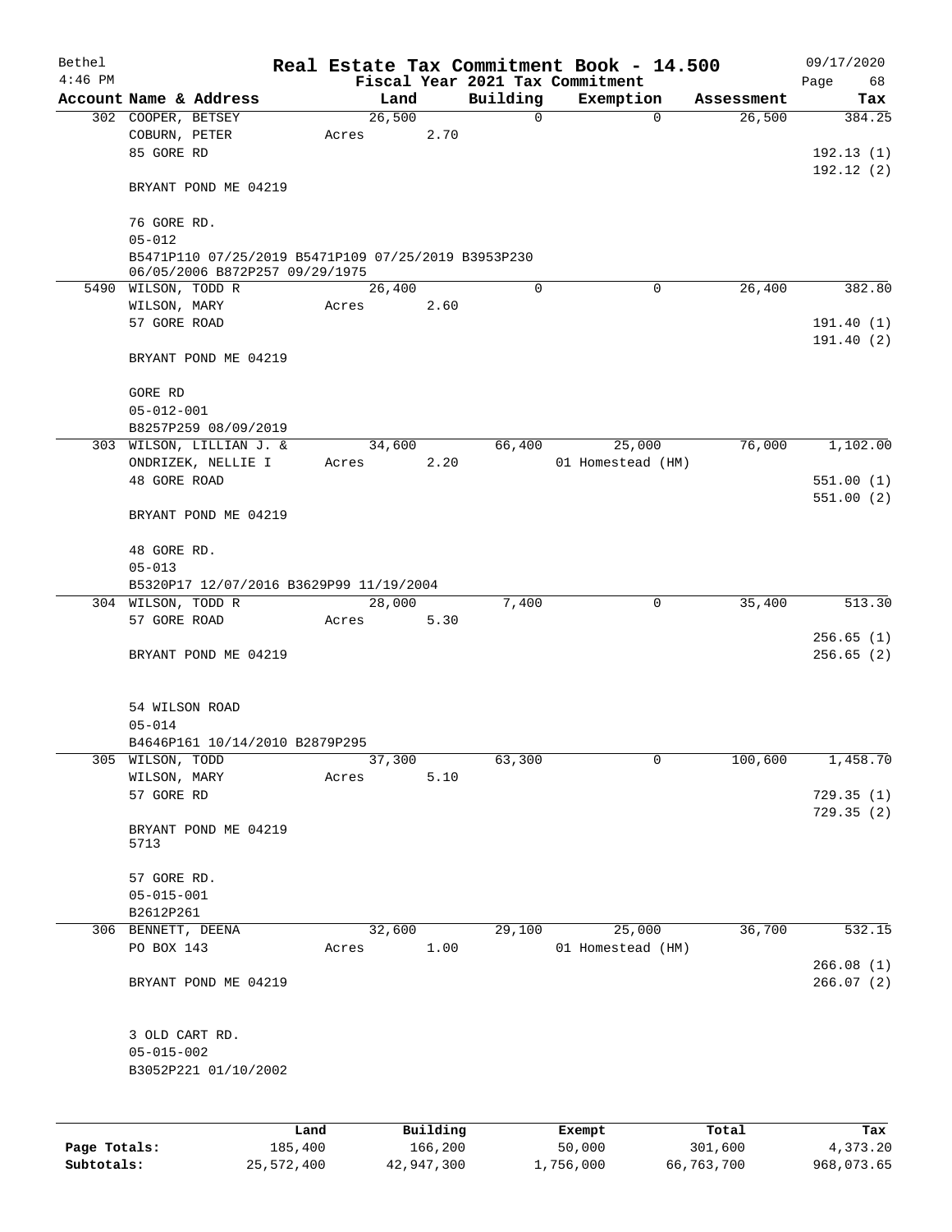# Real Estate Tax Commitment Book - 14.500

Bethel 4:46 PM — 09/17/2020

Fiscal Year 2021 Tax Commitment

| Account Name & Address | Land | Building | Exemption | Assessment | Tax |
|---|---|---|---|---|---|
| 302 COOPER, BETSEY | 26,500 | 0 | 0 | 26,500 | 384.25 |
| COBURN, PETER | Acres 2.70 | | | | |
| 85 GORE RD | | | | | 192.13 (1) |
| | | | | | 192.12 (2) |
| BRYANT POND ME 04219 | | | | | |
| 76 GORE RD. | | | | | |
| 05-012 | | | | | |
| B5471P110 07/25/2019 B5471P109 07/25/2019 B3953P230 06/05/2006 B872P257 09/29/1975 | | | | | |
| 5490 WILSON, TODD R | 26,400 | 0 | 0 | 26,400 | 382.80 |
| WILSON, MARY | Acres 2.60 | | | | |
| 57 GORE ROAD | | | | | 191.40 (1) |
| | | | | | 191.40 (2) |
| BRYANT POND ME 04219 | | | | | |
| GORE RD | | | | | |
| 05-012-001 | | | | | |
| B8257P259 08/09/2019 | | | | | |
| 303 WILSON, LILLIAN J. & | 34,600 | 66,400 | 25,000 | 76,000 | 1,102.00 |
| ONDRIZEK, NELLIE I | Acres 2.20 | | 01 Homestead (HM) | | |
| 48 GORE ROAD | | | | | 551.00 (1) |
| | | | | | 551.00 (2) |
| BRYANT POND ME 04219 | | | | | |
| 48 GORE RD. | | | | | |
| 05-013 | | | | | |
| B5320P17 12/07/2016 B3629P99 11/19/2004 | | | | | |
| 304 WILSON, TODD R | 28,000 | 7,400 | 0 | 35,400 | 513.30 |
| 57 GORE ROAD | Acres 5.30 | | | | |
| | | | | | 256.65 (1) |
| BRYANT POND ME 04219 | | | | | 256.65 (2) |
| 54 WILSON ROAD | | | | | |
| 05-014 | | | | | |
| B4646P161 10/14/2010 B2879P295 | | | | | |
| 305 WILSON, TODD | 37,300 | 63,300 | 0 | 100,600 | 1,458.70 |
| WILSON, MARY | Acres 5.10 | | | | |
| 57 GORE RD | | | | | 729.35 (1) |
| | | | | | 729.35 (2) |
| BRYANT POND ME 04219 5713 | | | | | |
| 57 GORE RD. | | | | | |
| 05-015-001 | | | | | |
| B2612P261 | | | | | |
| 306 BENNETT, DEENA | 32,600 | 29,100 | 25,000 | 36,700 | 532.15 |
| PO BOX 143 | Acres 1.00 | | 01 Homestead (HM) | | |
| | | | | | 266.08 (1) |
| BRYANT POND ME 04219 | | | | | 266.07 (2) |
| 3 OLD CART RD. | | | | | |
| 05-015-002 | | | | | |
| B3052P221 01/10/2002 | | | | | |

| | Land | Building | Exempt | Total | Tax |
|---|---|---|---|---|---|
| Page Totals: | 185,400 | 166,200 | 50,000 | 301,600 | 4,373.20 |
| Subtotals: | 25,572,400 | 42,947,300 | 1,756,000 | 66,763,700 | 968,073.65 |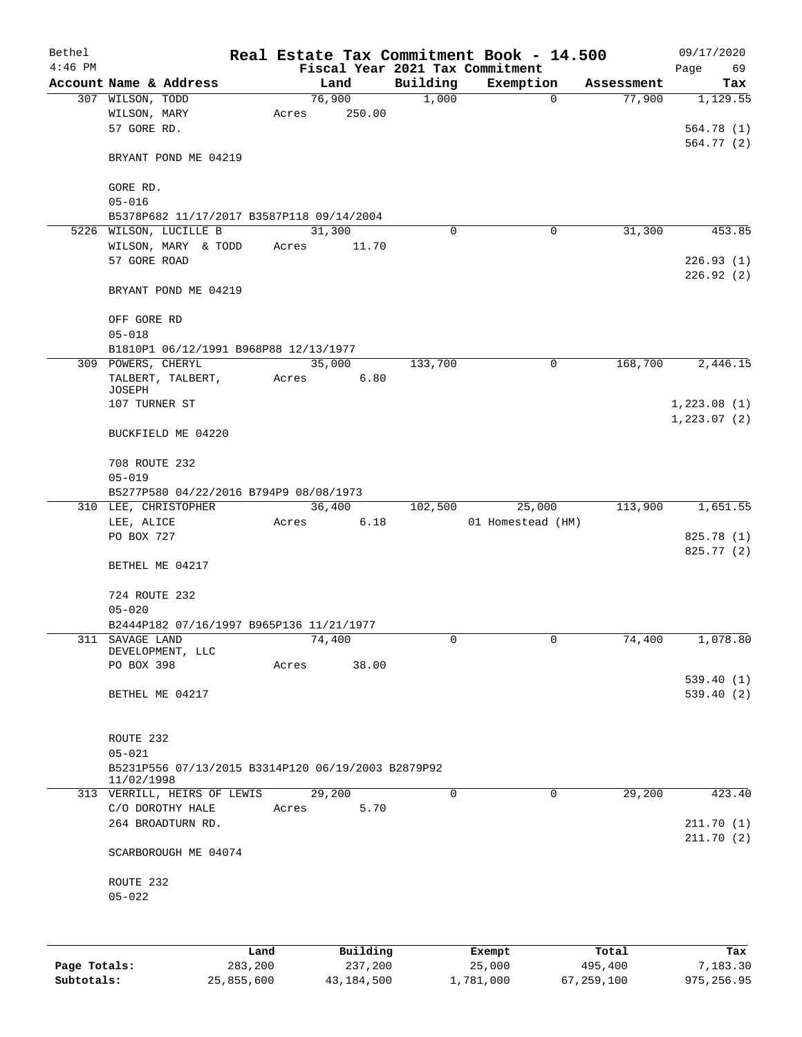Bethel 4:46 PM

# Real Estate Tax Commitment Book - 14.500

Fiscal Year 2021 Tax Commitment

09/17/2020

| Account Name & Address | Land | Building | Exemption | Assessment | Tax |
|---|---|---|---|---|---|
| 307 WILSON, TODD | 76,900 | 1,000 | 0 | 77,900 | 1,129.55 |
| WILSON, MARY | Acres 250.00 | | | | |
| 57 GORE RD. | | | | | 564.78 (1) |
| | | | | | 564.77 (2) |
| BRYANT POND ME 04219 | | | | | |
| GORE RD. | | | | | |
| 05-016 | | | | | |
| B5378P682 11/17/2017 B3587P118 09/14/2004 | | | | | |
| 5226 WILSON, LUCILLE B | 31,300 | 0 | 0 | 31,300 | 453.85 |
| WILSON, MARY & TODD | Acres 11.70 | | | | |
| 57 GORE ROAD | | | | | 226.93 (1) |
| | | | | | 226.92 (2) |
| BRYANT POND ME 04219 | | | | | |
| OFF GORE RD | | | | | |
| 05-018 | | | | | |
| B1810P1 06/12/1991 B968P88 12/13/1977 | | | | | |
| 309 POWERS, CHERYL | 35,000 | 133,700 | 0 | 168,700 | 2,446.15 |
| TALBERT, TALBERT, JOSEPH | Acres 6.80 | | | | |
| 107 TURNER ST | | | | | 1,223.08 (1) |
| | | | | | 1,223.07 (2) |
| BUCKFIELD ME 04220 | | | | | |
| 708 ROUTE 232 | | | | | |
| 05-019 | | | | | |
| B5277P580 04/22/2016 B794P9 08/08/1973 | | | | | |
| 310 LEE, CHRISTOPHER | 36,400 | 102,500 | 25,000 | 113,900 | 1,651.55 |
| LEE, ALICE | Acres 6.18 | | 01 Homestead (HM) | | |
| PO BOX 727 | | | | | 825.78 (1) |
| | | | | | 825.77 (2) |
| BETHEL ME 04217 | | | | | |
| 724 ROUTE 232 | | | | | |
| 05-020 | | | | | |
| B2444P182 07/16/1997 B965P136 11/21/1977 | | | | | |
| 311 SAVAGE LAND DEVELOPMENT, LLC | 74,400 | 0 | 0 | 74,400 | 1,078.80 |
| PO BOX 398 | Acres 38.00 | | | | |
| | | | | | 539.40 (1) |
| BETHEL ME 04217 | | | | | 539.40 (2) |
| ROUTE 232 | | | | | |
| 05-021 | | | | | |
| B5231P556 07/13/2015 B3314P120 06/19/2003 B2879P92 11/02/1998 | | | | | |
| 313 VERRILL, HEIRS OF LEWIS | 29,200 | 0 | 0 | 29,200 | 423.40 |
| C/O DOROTHY HALE | Acres 5.70 | | | | |
| 264 BROADTURN RD. | | | | | 211.70 (1) |
| | | | | | 211.70 (2) |
| SCARBOROUGH ME 04074 | | | | | |
| ROUTE 232 | | | | | |
| 05-022 | | | | | |

| | Land | Building | Exempt | Total | Tax |
|---|---|---|---|---|---|
| Page Totals: | 283,200 | 237,200 | 25,000 | 495,400 | 7,183.30 |
| Subtotals: | 25,855,600 | 43,184,500 | 1,781,000 | 67,259,100 | 975,256.95 |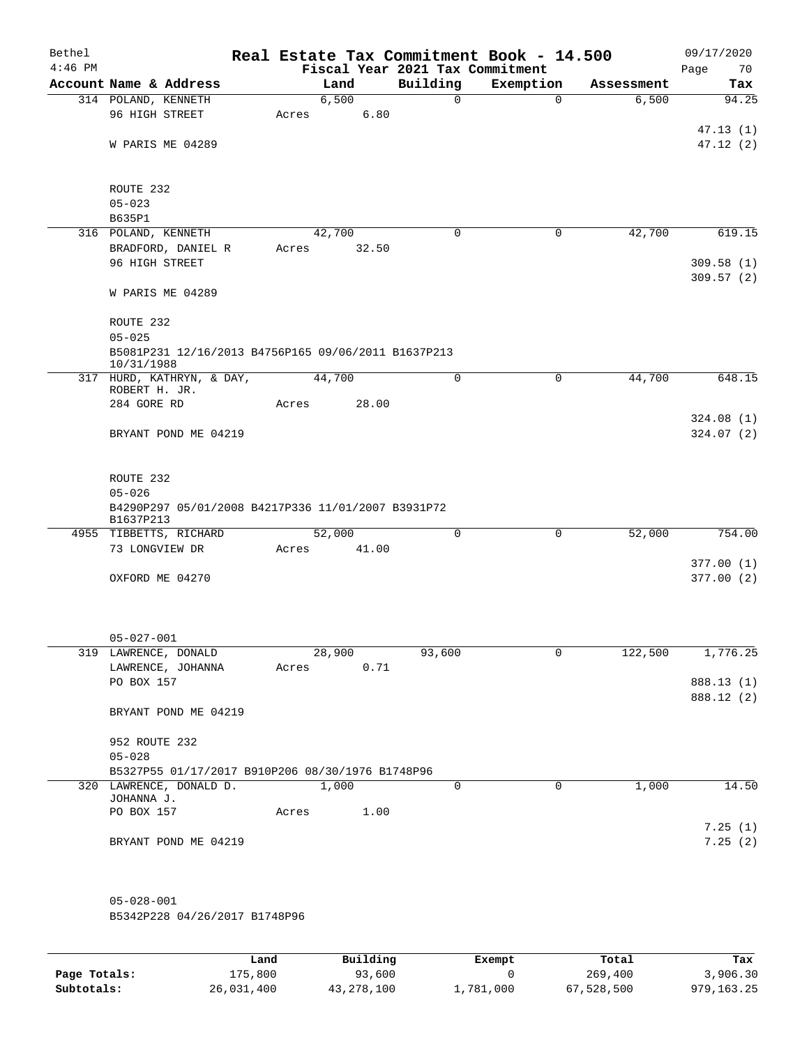# Real Estate Tax Commitment Book - 14.500

Bethel
4:46 PM

Fiscal Year 2021 Tax Commitment

09/17/2020

| Account Name & Address | Land | Building | Exemption | Assessment | Tax |
|---|---|---|---|---|---|
| 314 POLAND, KENNETH | 6,500 | 0 | 0 | 6,500 | 94.25 |
| 96 HIGH STREET | Acres 6.80 | | | | |
| | | | | | 47.13 (1) |
| W PARIS ME 04289 | | | | | 47.12 (2) |
| ROUTE 232 | | | | | |
| 05-023 | | | | | |
| B635P1 | | | | | |
| 316 POLAND, KENNETH | 42,700 | 0 | 0 | 42,700 | 619.15 |
| BRADFORD, DANIEL R | Acres 32.50 | | | | |
| 96 HIGH STREET | | | | | 309.58 (1) |
| | | | | | 309.57 (2) |
| W PARIS ME 04289 | | | | | |
| ROUTE 232 | | | | | |
| 05-025 | | | | | |
| B5081P231 12/16/2013 B4756P165 09/06/2011 B1637P213 10/31/1988 | | | | | |
| 317 HURD, KATHRYN, & DAY, ROBERT H. JR. | 44,700 | 0 | 0 | 44,700 | 648.15 |
| 284 GORE RD | Acres 28.00 | | | | |
| | | | | | 324.08 (1) |
| BRYANT POND ME 04219 | | | | | 324.07 (2) |
| ROUTE 232 | | | | | |
| 05-026 | | | | | |
| B4290P297 05/01/2008 B4217P336 11/01/2007 B3931P72 B1637P213 | | | | | |
| 4955 TIBBETTS, RICHARD | 52,000 | 0 | 0 | 52,000 | 754.00 |
| 73 LONGVIEW DR | Acres 41.00 | | | | |
| | | | | | 377.00 (1) |
| OXFORD ME 04270 | | | | | 377.00 (2) |
| 05-027-001 | | | | | |
| 319 LAWRENCE, DONALD | 28,900 | 93,600 | 0 | 122,500 | 1,776.25 |
| LAWRENCE, JOHANNA | Acres 0.71 | | | | |
| PO BOX 157 | | | | | 888.13 (1) |
| | | | | | 888.12 (2) |
| BRYANT POND ME 04219 | | | | | |
| 952 ROUTE 232 | | | | | |
| 05-028 | | | | | |
| B5327P55 01/17/2017 B910P206 08/30/1976 B1748P96 | | | | | |
| 320 LAWRENCE, DONALD D. JOHANNA J. | 1,000 | 0 | 0 | 1,000 | 14.50 |
| PO BOX 157 | Acres 1.00 | | | | |
| | | | | | 7.25 (1) |
| BRYANT POND ME 04219 | | | | | 7.25 (2) |
| 05-028-001 | | | | | |
| B5342P228 04/26/2017 B1748P96 | | | | | |

| | Land | Building | Exempt | Total | Tax |
|---|---|---|---|---|---|
| Page Totals: | 175,800 | 93,600 | 0 | 269,400 | 3,906.30 |
| Subtotals: | 26,031,400 | 43,278,100 | 1,781,000 | 67,528,500 | 979,163.25 |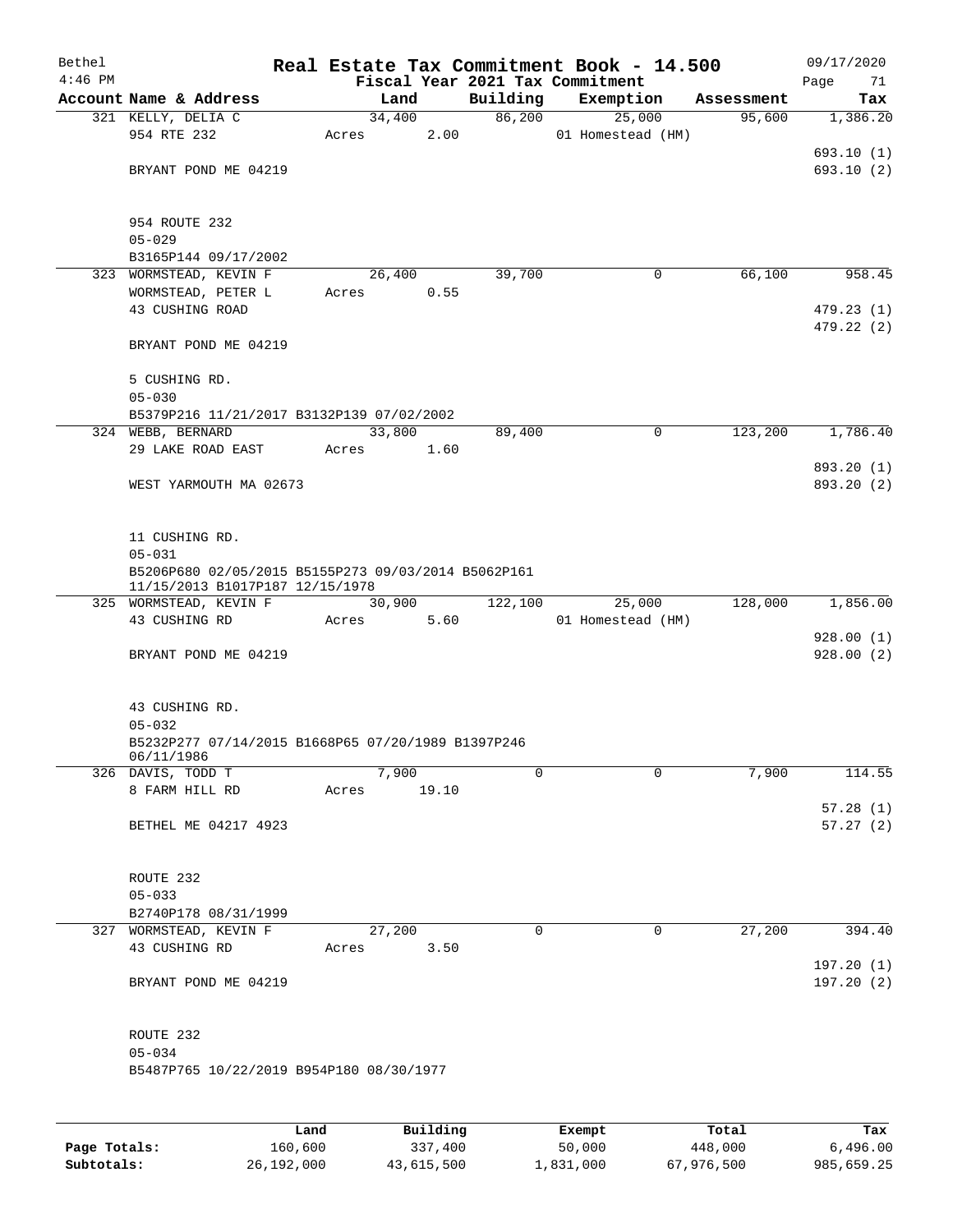# Real Estate Tax Commitment Book - 14.500

Bethel 4:46 PM — Fiscal Year 2021 Tax Commitment — 09/17/2020

| Account Name & Address | Land | Building | Exemption | Assessment | Tax |
|---|---|---|---|---|---|
| 321 KELLY, DELIA C | 34,400 | 86,200 | 25,000 | 95,600 | 1,386.20 |
| 954 RTE 232 | Acres 2.00 | | 01 Homestead (HM) | | |
| | | | | | 693.10 (1) |
| BRYANT POND ME 04219 | | | | | 693.10 (2) |
| 954 ROUTE 232 | | | | | |
| 05-029 | | | | | |
| B3165P144 09/17/2002 | | | | | |
| 323 WORMSTEAD, KEVIN F | 26,400 | 39,700 | 0 | 66,100 | 958.45 |
| WORMSTEAD, PETER L | Acres 0.55 | | | | |
| 43 CUSHING ROAD | | | | | 479.23 (1) |
| | | | | | 479.22 (2) |
| BRYANT POND ME 04219 | | | | | |
| 5 CUSHING RD. | | | | | |
| 05-030 | | | | | |
| B5379P216 11/21/2017 B3132P139 07/02/2002 | | | | | |
| 324 WEBB, BERNARD | 33,800 | 89,400 | 0 | 123,200 | 1,786.40 |
| 29 LAKE ROAD EAST | Acres 1.60 | | | | |
| | | | | | 893.20 (1) |
| WEST YARMOUTH MA 02673 | | | | | 893.20 (2) |
| 11 CUSHING RD. | | | | | |
| 05-031 | | | | | |
| B5206P680 02/05/2015 B5155P273 09/03/2014 B5062P161 11/15/2013 B1017P187 12/15/1978 | | | | | |
| 325 WORMSTEAD, KEVIN F | 30,900 | 122,100 | 25,000 | 128,000 | 1,856.00 |
| 43 CUSHING RD | Acres 5.60 | | 01 Homestead (HM) | | |
| | | | | | 928.00 (1) |
| BRYANT POND ME 04219 | | | | | 928.00 (2) |
| 43 CUSHING RD. | | | | | |
| 05-032 | | | | | |
| B5232P277 07/14/2015 B1668P65 07/20/1989 B1397P246 06/11/1986 | | | | | |
| 326 DAVIS, TODD T | 7,900 | 0 | 0 | 7,900 | 114.55 |
| 8 FARM HILL RD | Acres 19.10 | | | | |
| | | | | | 57.28 (1) |
| BETHEL ME 04217 4923 | | | | | 57.27 (2) |
| ROUTE 232 | | | | | |
| 05-033 | | | | | |
| B2740P178 08/31/1999 | | | | | |
| 327 WORMSTEAD, KEVIN F | 27,200 | 0 | 0 | 27,200 | 394.40 |
| 43 CUSHING RD | Acres 3.50 | | | | |
| | | | | | 197.20 (1) |
| BRYANT POND ME 04219 | | | | | 197.20 (2) |
| ROUTE 232 | | | | | |
| 05-034 | | | | | |
| B5487P765 10/22/2019 B954P180 08/30/1977 | | | | | |

| | Land | Building | Exempt | Total | Tax |
|---|---|---|---|---|---|
| Page Totals: | 160,600 | 337,400 | 50,000 | 448,000 | 6,496.00 |
| Subtotals: | 26,192,000 | 43,615,500 | 1,831,000 | 67,976,500 | 985,659.25 |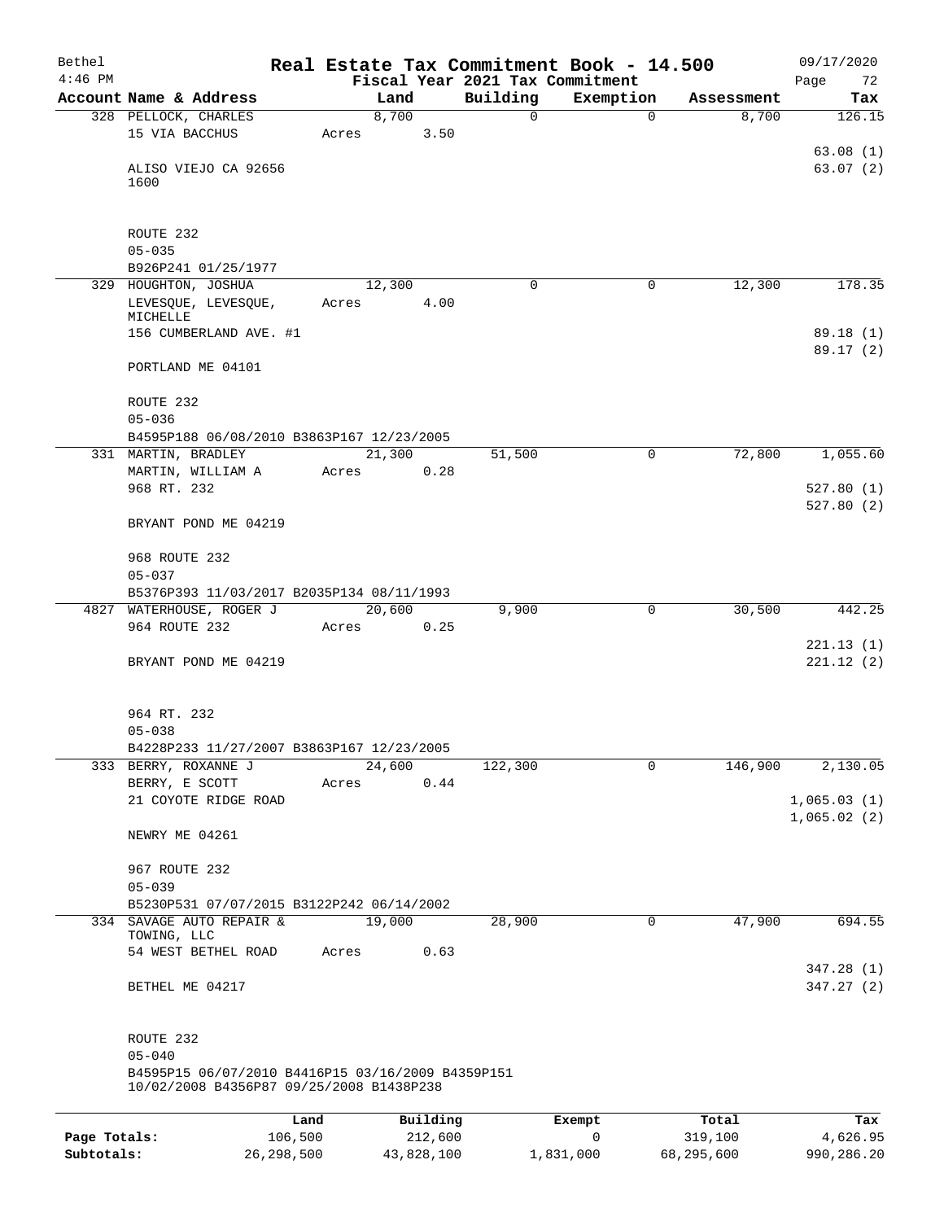# Real Estate Tax Commitment Book - 14.500

Bethel
4:46 PM

Fiscal Year 2021 Tax Commitment

09/17/2020

| Account Name & Address | Land | Building | Exemption | Assessment | Tax |
|---|---|---|---|---|---|
| 328 PELLOCK, CHARLES<br>15 VIA BACCHUS<br><br>ALISO VIEJO CA 92656<br>1600<br><br>ROUTE 232<br>05-035<br>B926P241 01/25/1977 | 8,700<br>Acres 3.50 | 0 | 0 | 8,700 | 126.15<br><br>63.08 (1)<br>63.07 (2) |
| 329 HOUGHTON, JOSHUA<br>LEVESQUE, LEVESQUE, MICHELLE<br>156 CUMBERLAND AVE. #1<br><br>PORTLAND ME 04101<br><br>ROUTE 232<br>05-036<br>B4595P188 06/08/2010 B3863P167 12/23/2005 | 12,300<br>Acres 4.00 | 0 | 0 | 12,300 | 178.35<br><br>89.18 (1)<br>89.17 (2) |
| 331 MARTIN, BRADLEY<br>MARTIN, WILLIAM A<br>968 RT. 232<br><br>BRYANT POND ME 04219<br><br>968 ROUTE 232<br>05-037<br>B5376P393 11/03/2017 B2035P134 08/11/1993 | 21,300<br>Acres 0.28 | 51,500 | 0 | 72,800 | 1,055.60<br><br>527.80 (1)<br>527.80 (2) |
| 4827 WATERHOUSE, ROGER J<br>964 ROUTE 232<br><br>BRYANT POND ME 04219<br><br>964 RT. 232<br>05-038<br>B4228P233 11/27/2007 B3863P167 12/23/2005 | 20,600<br>Acres 0.25 | 9,900 | 0 | 30,500 | 442.25<br><br>221.13 (1)<br>221.12 (2) |
| 333 BERRY, ROXANNE J<br>BERRY, E SCOTT<br>21 COYOTE RIDGE ROAD<br><br>NEWRY ME 04261<br><br>967 ROUTE 232<br>05-039<br>B5230P531 07/07/2015 B3122P242 06/14/2002 | 24,600<br>Acres 0.44 | 122,300 | 0 | 146,900 | 2,130.05<br><br>1,065.03 (1)<br>1,065.02 (2) |
| 334 SAVAGE AUTO REPAIR & TOWING, LLC<br>54 WEST BETHEL ROAD<br><br>BETHEL ME 04217<br><br>ROUTE 232<br>05-040<br>B4595P15 06/07/2010 B4416P15 03/16/2009 B4359P151 10/02/2008 B4356P87 09/25/2008 B1438P238 | 19,000<br>Acres 0.63 | 28,900 | 0 | 47,900 | 694.55<br><br>347.28 (1)<br>347.27 (2) |

| | Land | Building | Exempt | Total | Tax |
|---|---|---|---|---|---|
| Page Totals: | 106,500 | 212,600 | 0 | 319,100 | 4,626.95 |
| Subtotals: | 26,298,500 | 43,828,100 | 1,831,000 | 68,295,600 | 990,286.20 |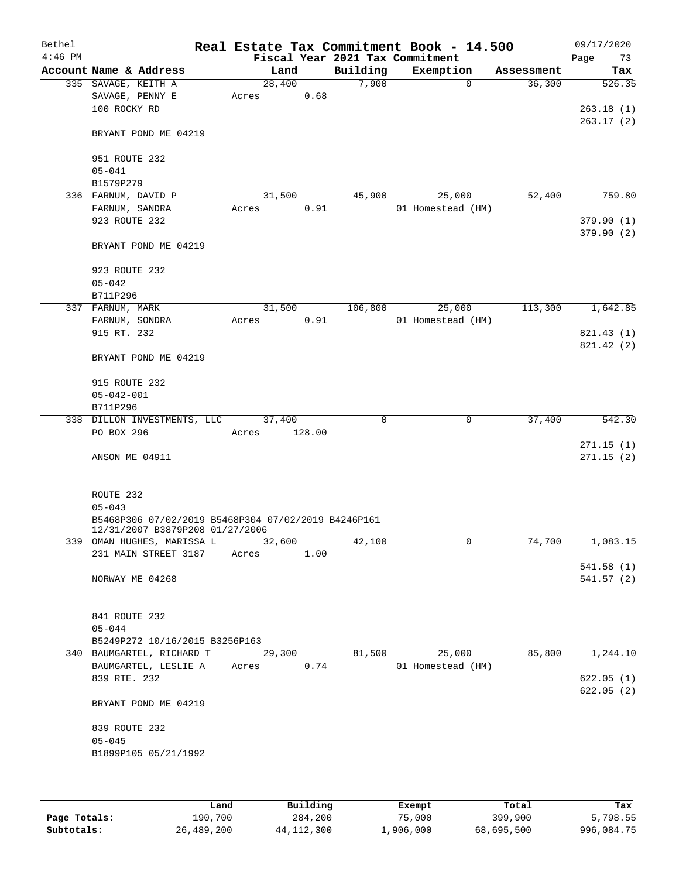Bethel 4:46 PM

# Real Estate Tax Commitment Book - 14.500

Fiscal Year 2021 Tax Commitment

09/17/2020

| Account Name & Address | Land | Building | Exemption | Assessment | Tax |
|---|---|---|---|---|---|
| 335 SAVAGE, KEITH A | 28,400 | 7,900 | 0 | 36,300 | 526.35 |
| SAVAGE, PENNY E | Acres 0.68 | | | | |
| 100 ROCKY RD | | | | | 263.18 (1) |
| | | | | | 263.17 (2) |
| BRYANT POND ME 04219 | | | | | |
| 951 ROUTE 232 | | | | | |
| 05-041 | | | | | |
| B1579P279 | | | | | |
| 336 FARNUM, DAVID P | 31,500 | 45,900 | 25,000 | 52,400 | 759.80 |
| FARNUM, SANDRA | Acres 0.91 | | 01 Homestead (HM) | | |
| 923 ROUTE 232 | | | | | 379.90 (1) |
| | | | | | 379.90 (2) |
| BRYANT POND ME 04219 | | | | | |
| 923 ROUTE 232 | | | | | |
| 05-042 | | | | | |
| B711P296 | | | | | |
| 337 FARNUM, MARK | 31,500 | 106,800 | 25,000 | 113,300 | 1,642.85 |
| FARNUM, SONDRA | Acres 0.91 | | 01 Homestead (HM) | | |
| 915 RT. 232 | | | | | 821.43 (1) |
| | | | | | 821.42 (2) |
| BRYANT POND ME 04219 | | | | | |
| 915 ROUTE 232 | | | | | |
| 05-042-001 | | | | | |
| B711P296 | | | | | |
| 338 DILLON INVESTMENTS, LLC | 37,400 | 0 | 0 | 37,400 | 542.30 |
| PO BOX 296 | Acres 128.00 | | | | |
| | | | | | 271.15 (1) |
| ANSON ME 04911 | | | | | 271.15 (2) |
| ROUTE 232 | | | | | |
| 05-043 | | | | | |
| B5468P306 07/02/2019 B5468P304 07/02/2019 B4246P161 12/31/2007 B3879P208 01/27/2006 | | | | | |
| 339 OMAN HUGHES, MARISSA L | 32,600 | 42,100 | 0 | 74,700 | 1,083.15 |
| 231 MAIN STREET 3187 | Acres 1.00 | | | | |
| | | | | | 541.58 (1) |
| NORWAY ME 04268 | | | | | 541.57 (2) |
| 841 ROUTE 232 | | | | | |
| 05-044 | | | | | |
| B5249P272 10/16/2015 B3256P163 | | | | | |
| 340 BAUMGARTEL, RICHARD T | 29,300 | 81,500 | 25,000 | 85,800 | 1,244.10 |
| BAUMGARTEL, LESLIE A | Acres 0.74 | | 01 Homestead (HM) | | |
| 839 RTE. 232 | | | | | 622.05 (1) |
| | | | | | 622.05 (2) |
| BRYANT POND ME 04219 | | | | | |
| 839 ROUTE 232 | | | | | |
| 05-045 | | | | | |
| B1899P105 05/21/1992 | | | | | |

| | Land | Building | Exempt | Total | Tax |
|---|---|---|---|---|---|
| Page Totals: | 190,700 | 284,200 | 75,000 | 399,900 | 5,798.55 |
| Subtotals: | 26,489,200 | 44,112,300 | 1,906,000 | 68,695,500 | 996,084.75 |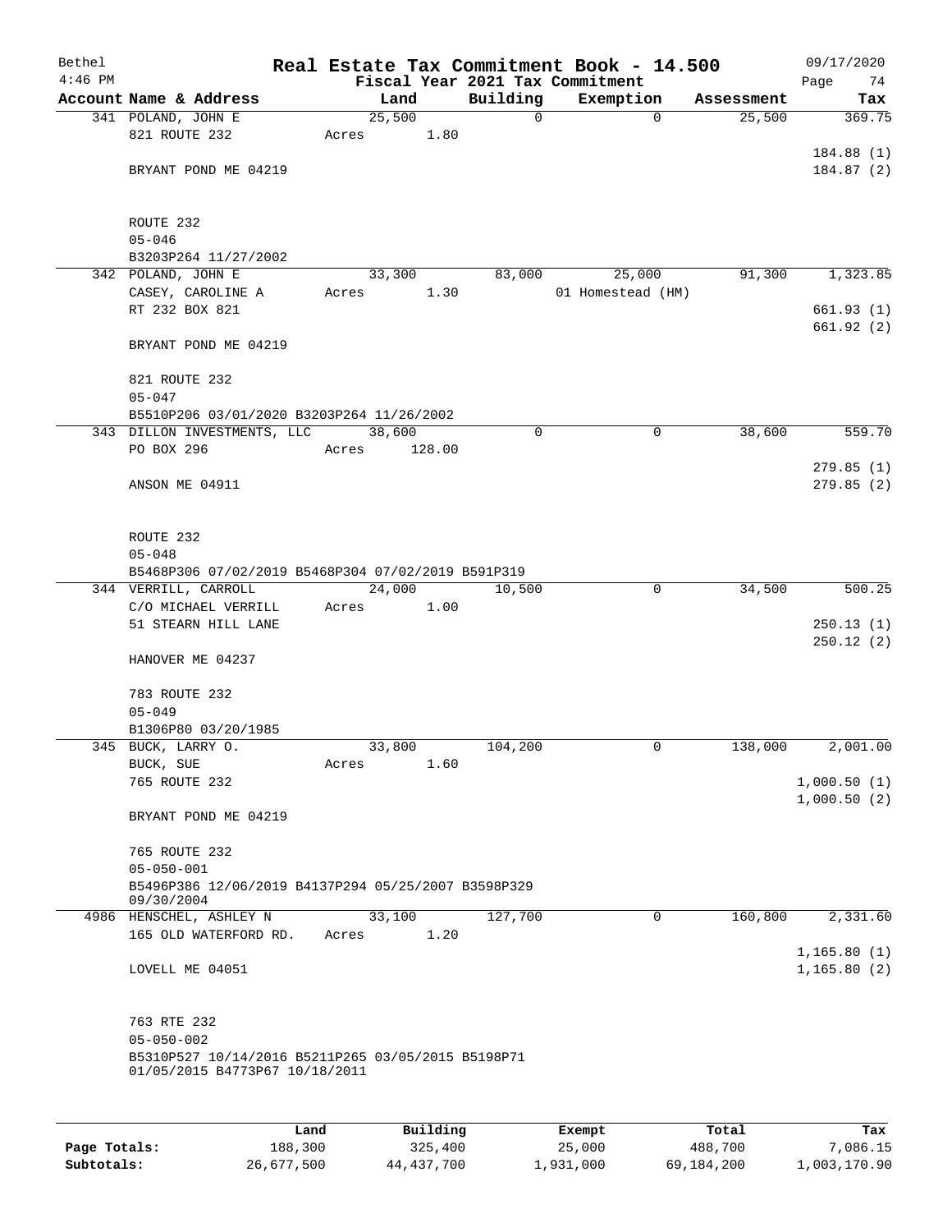# Real Estate Tax Commitment Book - 14.500

Bethel
4:46 PM

Fiscal Year 2021 Tax Commitment

09/17/2020

| Account Name & Address | Land | Building | Exemption | Assessment | Tax |
|---|---|---|---|---|---|
| 341 POLAND, JOHN E<br>821 ROUTE 232<br><br>BRYANT POND ME 04219<br><br>ROUTE 232<br>05-046<br>B3203P264 11/27/2002 | 25,500<br>Acres 1.80 | 0 | 0 | 25,500 | 369.75<br><br>184.88 (1)<br>184.87 (2) |
| 342 POLAND, JOHN E<br>CASEY, CAROLINE A<br>RT 232 BOX 821<br><br>BRYANT POND ME 04219<br><br>821 ROUTE 232<br>05-047<br>B5510P206 03/01/2020 B3203P264 11/26/2002 | 33,300<br>Acres 1.30 | 83,000 | 25,000<br>01 Homestead (HM) | 91,300 | 1,323.85<br><br>661.93 (1)<br>661.92 (2) |
| 343 DILLON INVESTMENTS, LLC<br>PO BOX 296<br><br>ANSON ME 04911<br><br>ROUTE 232<br>05-048<br>B5468P306 07/02/2019 B5468P304 07/02/2019 B591P319 | 38,600<br>Acres 128.00 | 0 | 0 | 38,600 | 559.70<br><br>279.85 (1)<br>279.85 (2) |
| 344 VERRILL, CARROLL<br>C/O MICHAEL VERRILL<br>51 STEARN HILL LANE<br><br>HANOVER ME 04237<br><br>783 ROUTE 232<br>05-049<br>B1306P80 03/20/1985 | 24,000<br>Acres 1.00 | 10,500 | 0 | 34,500 | 500.25<br><br>250.13 (1)<br>250.12 (2) |
| 345 BUCK, LARRY O.<br>BUCK, SUE<br>765 ROUTE 232<br><br>BRYANT POND ME 04219<br><br>765 ROUTE 232<br>05-050-001<br>B5496P386 12/06/2019 B4137P294 05/25/2007 B3598P329 09/30/2004 | 33,800<br>Acres 1.60 | 104,200 | 0 | 138,000 | 2,001.00<br><br>1,000.50 (1)<br>1,000.50 (2) |
| 4986 HENSCHEL, ASHLEY N<br>165 OLD WATERFORD RD.<br><br>LOVELL ME 04051<br><br>763 RTE 232<br>05-050-002<br>B5310P527 10/14/2016 B5211P265 03/05/2015 B5198P71 01/05/2015 B4773P67 10/18/2011 | 33,100<br>Acres 1.20 | 127,700 | 0 | 160,800 | 2,331.60<br><br>1,165.80 (1)<br>1,165.80 (2) |

| | Land | Building | Exempt | Total | Tax |
|---|---|---|---|---|---|
| Page Totals: | 188,300 | 325,400 | 25,000 | 488,700 | 7,086.15 |
| Subtotals: | 26,677,500 | 44,437,700 | 1,931,000 | 69,184,200 | 1,003,170.90 |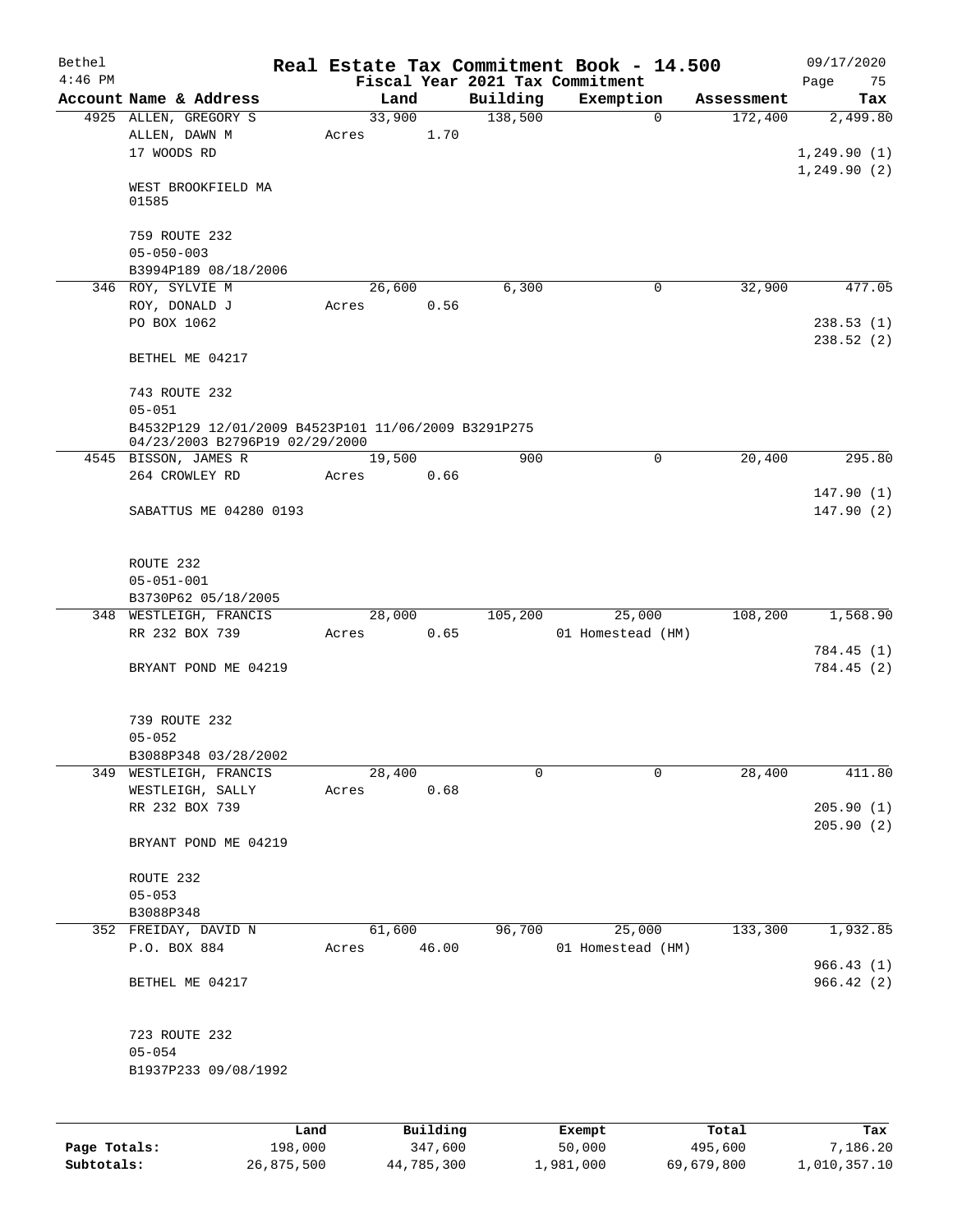# Real Estate Tax Commitment Book - 14.500

Bethel
4:46 PM

09/17/2020

Fiscal Year 2021 Tax Commitment

| Account Name & Address | Land | Building | Exemption | Assessment | Tax |
|---|---|---|---|---|---|
| 4925 ALLEN, GREGORY S | 33,900 | 138,500 | 0 | 172,400 | 2,499.80 |
| ALLEN, DAWN M | Acres 1.70 | | | | |
| 17 WOODS RD | | | | | 1,249.90 (1) |
| | | | | | 1,249.90 (2) |
| WEST BROOKFIELD MA 01585 | | | | | |
| 759 ROUTE 232 | | | | | |
| 05-050-003 | | | | | |
| B3994P189 08/18/2006 | | | | | |
| 346 ROY, SYLVIE M | 26,600 | 6,300 | 0 | 32,900 | 477.05 |
| ROY, DONALD J | Acres 0.56 | | | | |
| PO BOX 1062 | | | | | 238.53 (1) |
| | | | | | 238.52 (2) |
| BETHEL ME 04217 | | | | | |
| 743 ROUTE 232 | | | | | |
| 05-051 | | | | | |
| B4532P129 12/01/2009 B4523P101 11/06/2009 B3291P275 04/23/2003 B2796P19 02/29/2000 | | | | | |
| 4545 BISSON, JAMES R | 19,500 | 900 | 0 | 20,400 | 295.80 |
| 264 CROWLEY RD | Acres 0.66 | | | | |
| | | | | | 147.90 (1) |
| SABATTUS ME 04280 0193 | | | | | 147.90 (2) |
| ROUTE 232 | | | | | |
| 05-051-001 | | | | | |
| B3730P62 05/18/2005 | | | | | |
| 348 WESTLEIGH, FRANCIS | 28,000 | 105,200 | 25,000 | 108,200 | 1,568.90 |
| RR 232 BOX 739 | Acres 0.65 | | 01 Homestead (HM) | | |
| | | | | | 784.45 (1) |
| BRYANT POND ME 04219 | | | | | 784.45 (2) |
| 739 ROUTE 232 | | | | | |
| 05-052 | | | | | |
| B3088P348 03/28/2002 | | | | | |
| 349 WESTLEIGH, FRANCIS | 28,400 | 0 | 0 | 28,400 | 411.80 |
| WESTLEIGH, SALLY | Acres 0.68 | | | | |
| RR 232 BOX 739 | | | | | 205.90 (1) |
| | | | | | 205.90 (2) |
| BRYANT POND ME 04219 | | | | | |
| ROUTE 232 | | | | | |
| 05-053 | | | | | |
| B3088P348 | | | | | |
| 352 FREIDAY, DAVID N | 61,600 | 96,700 | 25,000 | 133,300 | 1,932.85 |
| P.O. BOX 884 | Acres 46.00 | | 01 Homestead (HM) | | |
| | | | | | 966.43 (1) |
| BETHEL ME 04217 | | | | | 966.42 (2) |
| 723 ROUTE 232 | | | | | |
| 05-054 | | | | | |
| B1937P233 09/08/1992 | | | | | |

| | Land | Building | Exempt | Total | Tax |
|---|---|---|---|---|---|
| Page Totals: | 198,000 | 347,600 | 50,000 | 495,600 | 7,186.20 |
| Subtotals: | 26,875,500 | 44,785,300 | 1,981,000 | 69,679,800 | 1,010,357.10 |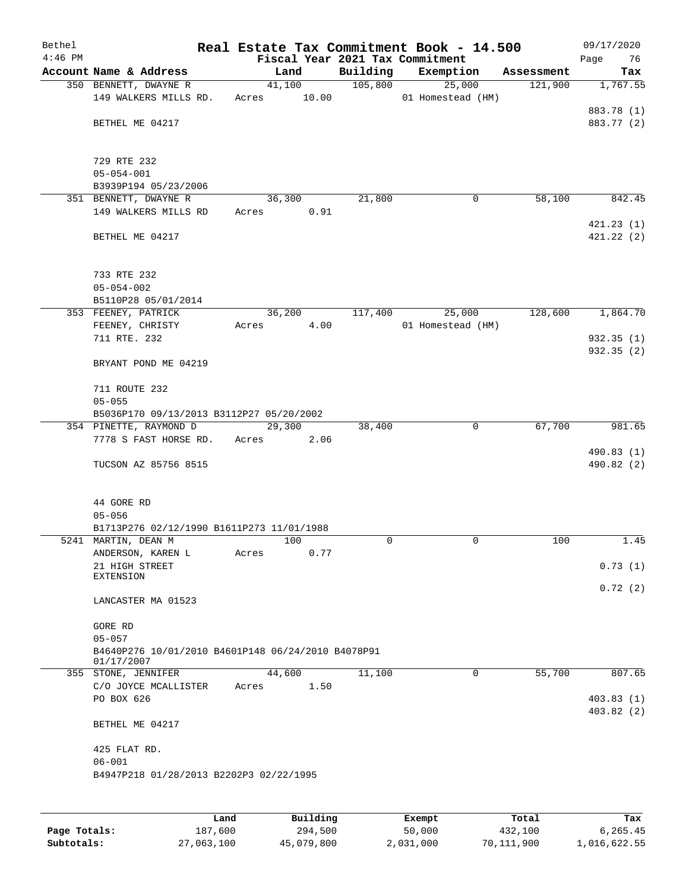Bethel 4:46 PM

# Real Estate Tax Commitment Book - 14.500

## Fiscal Year 2021 Tax Commitment

09/17/2020

| Account Name & Address | Land | Building | Exemption | Assessment | Tax |
|---|---|---|---|---|---|
| 350 BENNETT, DWAYNE R | 41,100 | 105,800 | 25,000 | 121,900 | 1,767.55 |
| 149 WALKERS MILLS RD. | Acres 10.00 | | 01 Homestead (HM) | | |
| | | | | | 883.78 (1) |
| BETHEL ME 04217 | | | | | 883.77 (2) |
| 729 RTE 232 | | | | | |
| 05-054-001 | | | | | |
| B3939P194 05/23/2006 | | | | | |
| 351 BENNETT, DWAYNE R | 36,300 | 21,800 | 0 | 58,100 | 842.45 |
| 149 WALKERS MILLS RD | Acres 0.91 | | | | |
| | | | | | 421.23 (1) |
| BETHEL ME 04217 | | | | | 421.22 (2) |
| 733 RTE 232 | | | | | |
| 05-054-002 | | | | | |
| B5110P28 05/01/2014 | | | | | |
| 353 FEENEY, PATRICK | 36,200 | 117,400 | 25,000 | 128,600 | 1,864.70 |
| FEENEY, CHRISTY | Acres 4.00 | | 01 Homestead (HM) | | |
| 711 RTE. 232 | | | | | 932.35 (1) |
| | | | | | 932.35 (2) |
| BRYANT POND ME 04219 | | | | | |
| 711 ROUTE 232 | | | | | |
| 05-055 | | | | | |
| B5036P170 09/13/2013 B3112P27 05/20/2002 | | | | | |
| 354 PINETTE, RAYMOND D | 29,300 | 38,400 | 0 | 67,700 | 981.65 |
| 7778 S FAST HORSE RD. | Acres 2.06 | | | | |
| | | | | | 490.83 (1) |
| TUCSON AZ 85756 8515 | | | | | 490.82 (2) |
| 44 GORE RD | | | | | |
| 05-056 | | | | | |
| B1713P276 02/12/1990 B1611P273 11/01/1988 | | | | | |
| 5241 MARTIN, DEAN M | 100 | 0 | 0 | 100 | 1.45 |
| ANDERSON, KAREN L | Acres 0.77 | | | | |
| 21 HIGH STREET EXTENSION | | | | | 0.73 (1) |
| | | | | | 0.72 (2) |
| LANCASTER MA 01523 | | | | | |
| GORE RD | | | | | |
| 05-057 | | | | | |
| B4640P276 10/01/2010 B4601P148 06/24/2010 B4078P91 01/17/2007 | | | | | |
| 355 STONE, JENNIFER | 44,600 | 11,100 | 0 | 55,700 | 807.65 |
| C/O JOYCE MCALLISTER | Acres 1.50 | | | | |
| PO BOX 626 | | | | | 403.83 (1) |
| | | | | | 403.82 (2) |
| BETHEL ME 04217 | | | | | |
| 425 FLAT RD. | | | | | |
| 06-001 | | | | | |
| B4947P218 01/28/2013 B2202P3 02/22/1995 | | | | | |

| | Land | Building | Exempt | Total | Tax |
|---|---|---|---|---|---|
| Page Totals: | 187,600 | 294,500 | 50,000 | 432,100 | 6,265.45 |
| Subtotals: | 27,063,100 | 45,079,800 | 2,031,000 | 70,111,900 | 1,016,622.55 |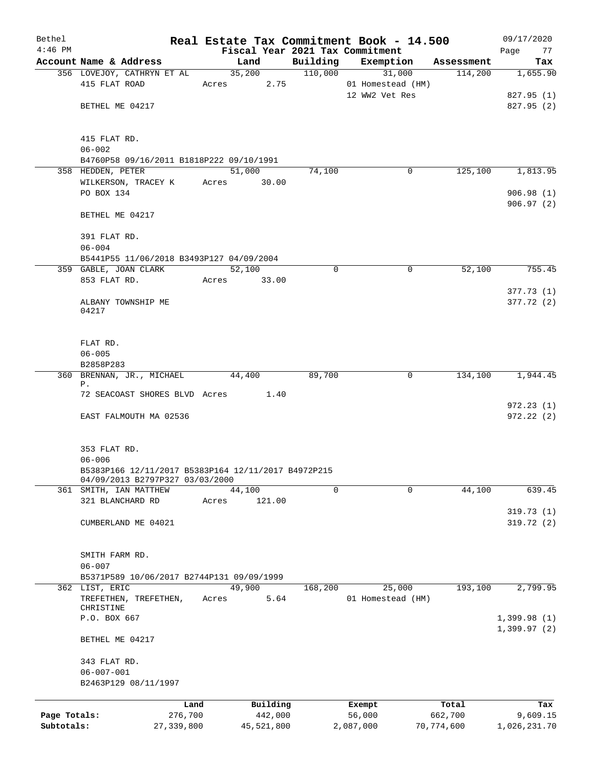Bethel 4:46 PM

# Real Estate Tax Commitment Book - 14.500

Fiscal Year 2021 Tax Commitment

09/17/2020

| Account Name & Address | Land | Building | Exemption | Assessment | Tax |
|---|---|---|---|---|---|
| 356 LOVEJOY, CATHRYN ET AL | 35,200 | 110,000 | 31,000 | 114,200 | 1,655.90 |
| 415 FLAT ROAD | Acres 2.75 | | 01 Homestead (HM) | | |
| | | | 12 WW2 Vet Res | | 827.95 (1) |
| BETHEL ME 04217 | | | | | 827.95 (2) |
| 415 FLAT RD. | | | | | |
| 06-002 | | | | | |
| B4760P58 09/16/2011 B1818P222 09/10/1991 | | | | | |
| 358 HEDDEN, PETER | 51,000 | 74,100 | 0 | 125,100 | 1,813.95 |
| WILKERSON, TRACEY K | Acres 30.00 | | | | |
| PO BOX 134 | | | | | 906.98 (1) |
| | | | | | 906.97 (2) |
| BETHEL ME 04217 | | | | | |
| 391 FLAT RD. | | | | | |
| 06-004 | | | | | |
| B5441P55 11/06/2018 B3493P127 04/09/2004 | | | | | |
| 359 GABLE, JOAN CLARK | 52,100 | 0 | 0 | 52,100 | 755.45 |
| 853 FLAT RD. | Acres 33.00 | | | | |
| | | | | | 377.73 (1) |
| ALBANY TOWNSHIP ME 04217 | | | | | 377.72 (2) |
| FLAT RD. | | | | | |
| 06-005 | | | | | |
| B2858P283 | | | | | |
| 360 BRENNAN, JR., MICHAEL P. | 44,400 | 89,700 | 0 | 134,100 | 1,944.45 |
| 72 SEACOAST SHORES BLVD | Acres 1.40 | | | | |
| | | | | | 972.23 (1) |
| EAST FALMOUTH MA 02536 | | | | | 972.22 (2) |
| 353 FLAT RD. | | | | | |
| 06-006 | | | | | |
| B5383P166 12/11/2017 B5383P164 12/11/2017 B4972P215 04/09/2013 B2797P327 03/03/2000 | | | | | |
| 361 SMITH, IAN MATTHEW | 44,100 | 0 | 0 | 44,100 | 639.45 |
| 321 BLANCHARD RD | Acres 121.00 | | | | |
| | | | | | 319.73 (1) |
| CUMBERLAND ME 04021 | | | | | 319.72 (2) |
| SMITH FARM RD. | | | | | |
| 06-007 | | | | | |
| B5371P589 10/06/2017 B2744P131 09/09/1999 | | | | | |
| 362 LIST, ERIC | 49,900 | 168,200 | 25,000 | 193,100 | 2,799.95 |
| TREFETHEN, TREFETHEN, CHRISTINE | Acres 5.64 | | 01 Homestead (HM) | | |
| P.O. BOX 667 | | | | | 1,399.98 (1) |
| | | | | | 1,399.97 (2) |
| BETHEL ME 04217 | | | | | |
| 343 FLAT RD. | | | | | |
| 06-007-001 | | | | | |
| B2463P129 08/11/1997 | | | | | |

| | Land | Building | Exempt | Total | Tax |
|---|---|---|---|---|---|
| Page Totals: | 276,700 | 442,000 | 56,000 | 662,700 | 9,609.15 |
| Subtotals: | 27,339,800 | 45,521,800 | 2,087,000 | 70,774,600 | 1,026,231.70 |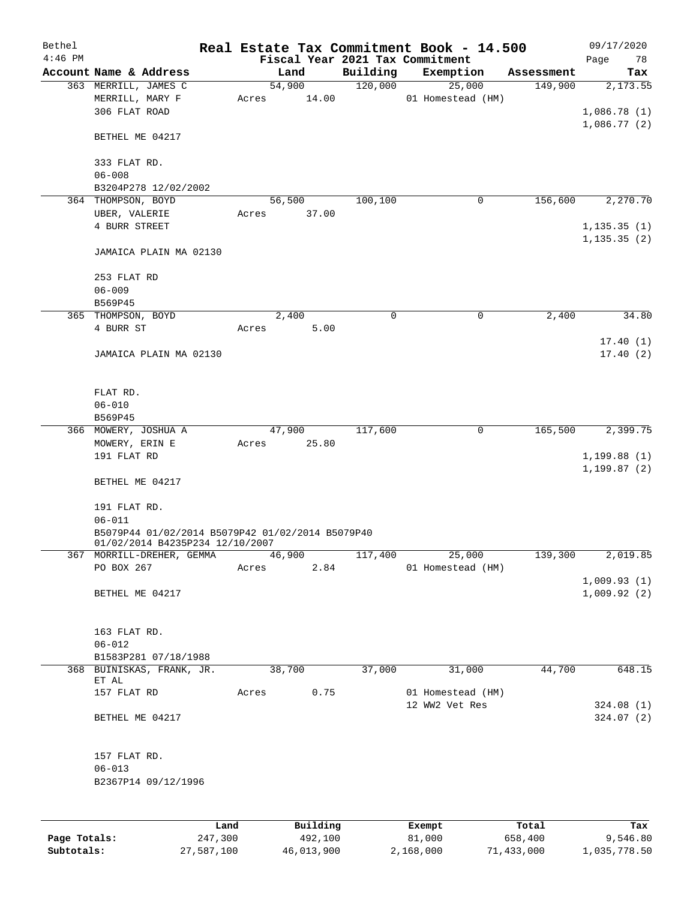# Real Estate Tax Commitment Book - 14.500

Bethel 4:46 PM — Fiscal Year 2021 Tax Commitment — 09/17/2020

| Account Name & Address | Land | Building | Exemption | Assessment | Tax |
|---|---|---|---|---|---|
| 363 MERRILL, JAMES C<br>MERRILL, MARY F<br>306 FLAT ROAD<br><br>BETHEL ME 04217<br><br>333 FLAT RD.<br>06-008<br>B3204P278 12/02/2002 | 54,900<br>Acres 14.00 | 120,000 | 25,000<br>01 Homestead (HM) | 149,900 | 2,173.55<br><br>1,086.78 (1)<br>1,086.77 (2) |
| 364 THOMPSON, BOYD<br>UBER, VALERIE<br>4 BURR STREET<br><br>JAMAICA PLAIN MA 02130<br><br>253 FLAT RD<br>06-009<br>B569P45 | 56,500<br>Acres 37.00 | 100,100 | 0 | 156,600 | 2,270.70<br><br>1,135.35 (1)<br>1,135.35 (2) |
| 365 THOMPSON, BOYD<br>4 BURR ST<br><br>JAMAICA PLAIN MA 02130<br><br>FLAT RD.<br>06-010<br>B569P45 | 2,400<br>Acres 5.00 | 0 | 0 | 2,400 | 34.80<br><br>17.40 (1)<br>17.40 (2) |
| 366 MOWERY, JOSHUA A<br>MOWERY, ERIN E<br>191 FLAT RD<br><br>BETHEL ME 04217<br><br>191 FLAT RD.<br>06-011<br>B5079P44 01/02/2014 B5079P42 01/02/2014 B5079P40 01/02/2014 B4235P234 12/10/2007 | 47,900<br>Acres 25.80 | 117,600 | 0 | 165,500 | 2,399.75<br><br>1,199.88 (1)<br>1,199.87 (2) |
| 367 MORRILL-DREHER, GEMMA<br>PO BOX 267<br><br>BETHEL ME 04217<br><br>163 FLAT RD.<br>06-012<br>B1583P281 07/18/1988 | 46,900<br>Acres 2.84 | 117,400 | 25,000<br>01 Homestead (HM) | 139,300 | 2,019.85<br><br>1,009.93 (1)<br>1,009.92 (2) |
| 368 BUINISKAS, FRANK, JR.<br>ET AL<br>157 FLAT RD<br><br>BETHEL ME 04217<br><br>157 FLAT RD.<br>06-013<br>B2367P14 09/12/1996 | 38,700<br>Acres 0.75 | 37,000 | 31,000<br>01 Homestead (HM)<br>12 WW2 Vet Res | 44,700 | 648.15<br><br>324.08 (1)<br>324.07 (2) |

| | Land | Building | Exempt | Total | Tax |
|---|---|---|---|---|---|
| Page Totals: | 247,300 | 492,100 | 81,000 | 658,400 | 9,546.80 |
| Subtotals: | 27,587,100 | 46,013,900 | 2,168,000 | 71,433,000 | 1,035,778.50 |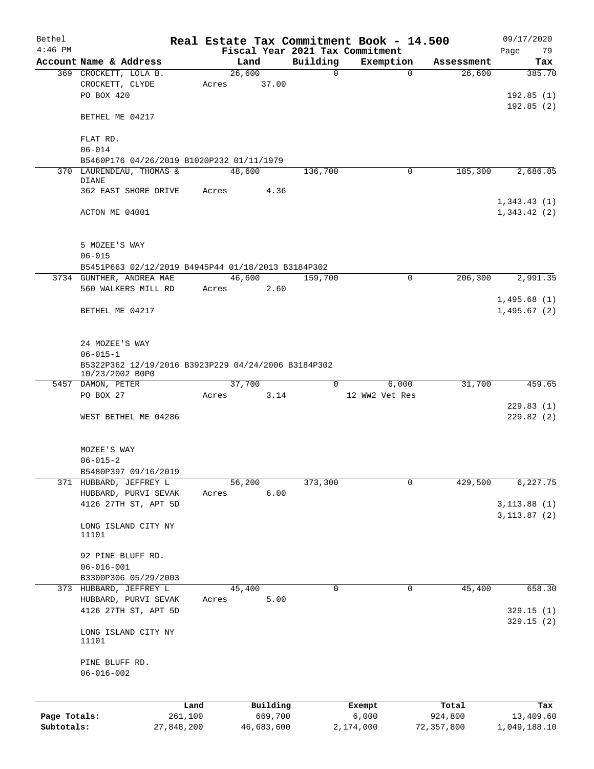# Real Estate Tax Commitment Book - 14.500

Bethel
4:46 PM

Fiscal Year 2021 Tax Commitment

09/17/2020

| Account Name & Address | Land | Building | Exemption | Assessment | Tax |
|---|---|---|---|---|---|
| 369 CROCKETT, LOLA B. | 26,600 | 0 | 0 | 26,600 | 385.70 |
| CROCKETT, CLYDE | Acres 37.00 | | | | |
| PO BOX 420 | | | | | 192.85 (1) |
| | | | | | 192.85 (2) |
| BETHEL ME 04217 | | | | | |
| FLAT RD. | | | | | |
| 06-014 | | | | | |
| B5460P176 04/26/2019 B1020P232 01/11/1979 | | | | | |
| 370 LAURENDEAU, THOMAS & DIANE | 48,600 | 136,700 | 0 | 185,300 | 2,686.85 |
| 362 EAST SHORE DRIVE | Acres 4.36 | | | | |
| | | | | | 1,343.43 (1) |
| ACTON ME 04001 | | | | | 1,343.42 (2) |
| 5 MOZEE'S WAY | | | | | |
| 06-015 | | | | | |
| B5451P663 02/12/2019 B4945P44 01/18/2013 B3184P302 | | | | | |
| 3734 GUNTHER, ANDREA MAE | 46,600 | 159,700 | 0 | 206,300 | 2,991.35 |
| 560 WALKERS MILL RD | Acres 2.60 | | | | |
| | | | | | 1,495.68 (1) |
| BETHEL ME 04217 | | | | | 1,495.67 (2) |
| 24 MOZEE'S WAY | | | | | |
| 06-015-1 | | | | | |
| B5322P362 12/19/2016 B3923P229 04/24/2006 B3184P302 10/23/2002 B0P0 | | | | | |
| 5457 DAMON, PETER | 37,700 | 0 | 6,000 | 31,700 | 459.65 |
| PO BOX 27 | Acres 3.14 | | 12 WW2 Vet Res | | |
| | | | | | 229.83 (1) |
| WEST BETHEL ME 04286 | | | | | 229.82 (2) |
| MOZEE'S WAY | | | | | |
| 06-015-2 | | | | | |
| B5480P397 09/16/2019 | | | | | |
| 371 HUBBARD, JEFFREY L | 56,200 | 373,300 | 0 | 429,500 | 6,227.75 |
| HUBBARD, PURVI SEVAK | Acres 6.00 | | | | |
| 4126 27TH ST, APT 5D | | | | | 3,113.88 (1) |
| | | | | | 3,113.87 (2) |
| LONG ISLAND CITY NY 11101 | | | | | |
| 92 PINE BLUFF RD. | | | | | |
| 06-016-001 | | | | | |
| B3300P306 05/29/2003 | | | | | |
| 373 HUBBARD, JEFFREY L | 45,400 | 0 | 0 | 45,400 | 658.30 |
| HUBBARD, PURVI SEVAK | Acres 5.00 | | | | |
| 4126 27TH ST, APT 5D | | | | | 329.15 (1) |
| | | | | | 329.15 (2) |
| LONG ISLAND CITY NY 11101 | | | | | |
| PINE BLUFF RD. | | | | | |
| 06-016-002 | | | | | |

| | Land | Building | Exempt | Total | Tax |
|---|---|---|---|---|---|
| Page Totals: | 261,100 | 669,700 | 6,000 | 924,800 | 13,409.60 |
| Subtotals: | 27,848,200 | 46,683,600 | 2,174,000 | 72,357,800 | 1,049,188.10 |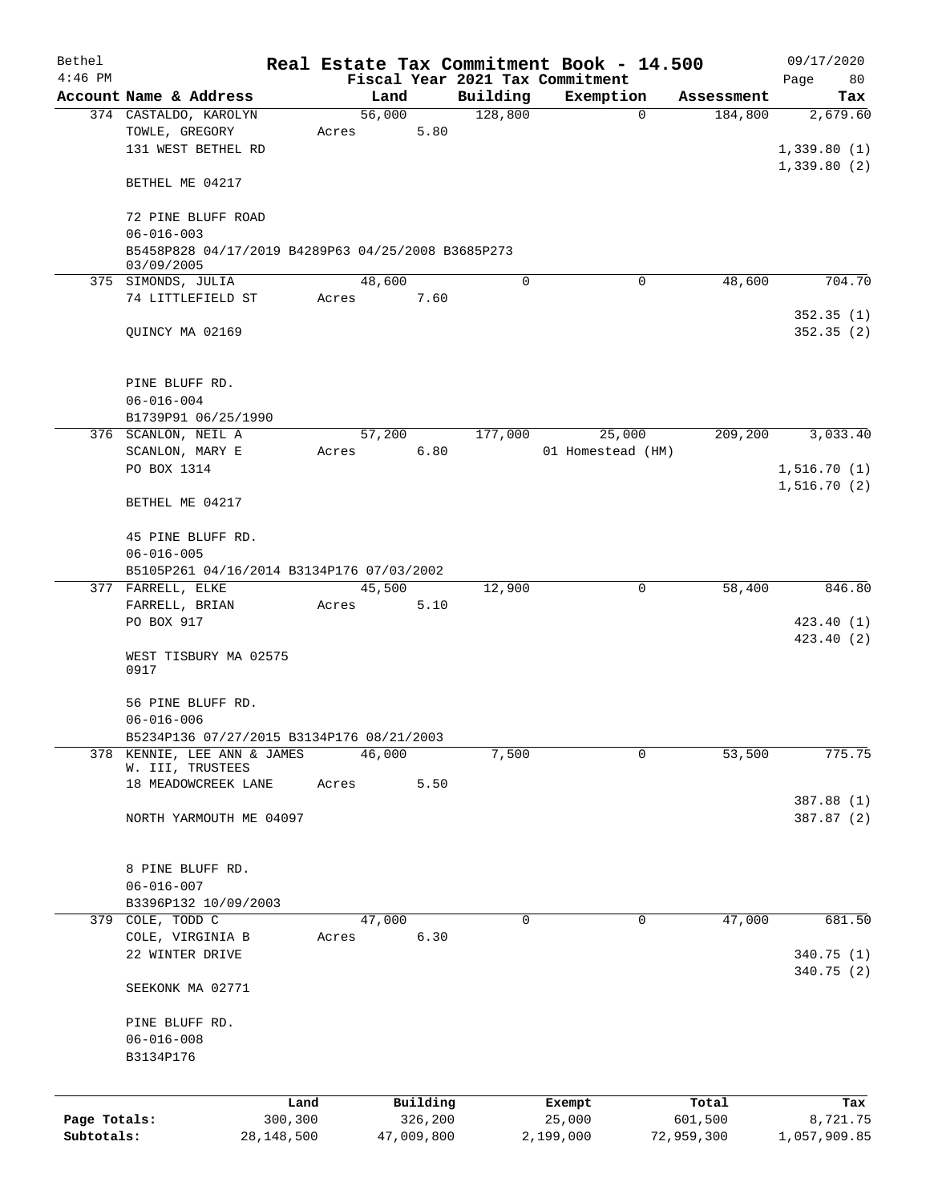Bethel

4:46 PM

# Real Estate Tax Commitment Book - 14.500

## Fiscal Year 2021 Tax Commitment

09/17/2020

| Account Name & Address | Land | Building | Exemption | Assessment | Tax |
|---|---|---|---|---|---|
| 374 CASTALDO, KAROLYN | 56,000 | 128,800 | 0 | 184,800 | 2,679.60 |
| TOWLE, GREGORY | Acres 5.80 | | | | |
| 131 WEST BETHEL RD | | | | | 1,339.80 (1) |
| | | | | | 1,339.80 (2) |
| BETHEL ME 04217 | | | | | |
| 72 PINE BLUFF ROAD | | | | | |
| 06-016-003 | | | | | |
| B5458P828 04/17/2019 B4289P63 04/25/2008 B3685P273 03/09/2005 | | | | | |
| 375 SIMONDS, JULIA | 48,600 | 0 | 0 | 48,600 | 704.70 |
| 74 LITTLEFIELD ST | Acres 7.60 | | | | |
| | | | | | 352.35 (1) |
| QUINCY MA 02169 | | | | | 352.35 (2) |
| PINE BLUFF RD. | | | | | |
| 06-016-004 | | | | | |
| B1739P91 06/25/1990 | | | | | |
| 376 SCANLON, NEIL A | 57,200 | 177,000 | 25,000 | 209,200 | 3,033.40 |
| SCANLON, MARY E | Acres 6.80 | | 01 Homestead (HM) | | |
| PO BOX 1314 | | | | | 1,516.70 (1) |
| | | | | | 1,516.70 (2) |
| BETHEL ME 04217 | | | | | |
| 45 PINE BLUFF RD. | | | | | |
| 06-016-005 | | | | | |
| B5105P261 04/16/2014 B3134P176 07/03/2002 | | | | | |
| 377 FARRELL, ELKE | 45,500 | 12,900 | 0 | 58,400 | 846.80 |
| FARRELL, BRIAN | Acres 5.10 | | | | |
| PO BOX 917 | | | | | 423.40 (1) |
| | | | | | 423.40 (2) |
| WEST TISBURY MA 02575 0917 | | | | | |
| 56 PINE BLUFF RD. | | | | | |
| 06-016-006 | | | | | |
| B5234P136 07/27/2015 B3134P176 08/21/2003 | | | | | |
| 378 KENNIE, LEE ANN & JAMES W. III, TRUSTEES | 46,000 | 7,500 | 0 | 53,500 | 775.75 |
| 18 MEADOWCREEK LANE | Acres 5.50 | | | | |
| | | | | | 387.88 (1) |
| NORTH YARMOUTH ME 04097 | | | | | 387.87 (2) |
| 8 PINE BLUFF RD. | | | | | |
| 06-016-007 | | | | | |
| B3396P132 10/09/2003 | | | | | |
| 379 COLE, TODD C | 47,000 | 0 | 0 | 47,000 | 681.50 |
| COLE, VIRGINIA B | Acres 6.30 | | | | |
| 22 WINTER DRIVE | | | | | 340.75 (1) |
| | | | | | 340.75 (2) |
| SEEKONK MA 02771 | | | | | |
| PINE BLUFF RD. | | | | | |
| 06-016-008 | | | | | |
| B3134P176 | | | | | |

| | Land | Building | Exempt | Total | Tax |
|---|---|---|---|---|---|
| Page Totals: | 300,300 | 326,200 | 25,000 | 601,500 | 8,721.75 |
| Subtotals: | 28,148,500 | 47,009,800 | 2,199,000 | 72,959,300 | 1,057,909.85 |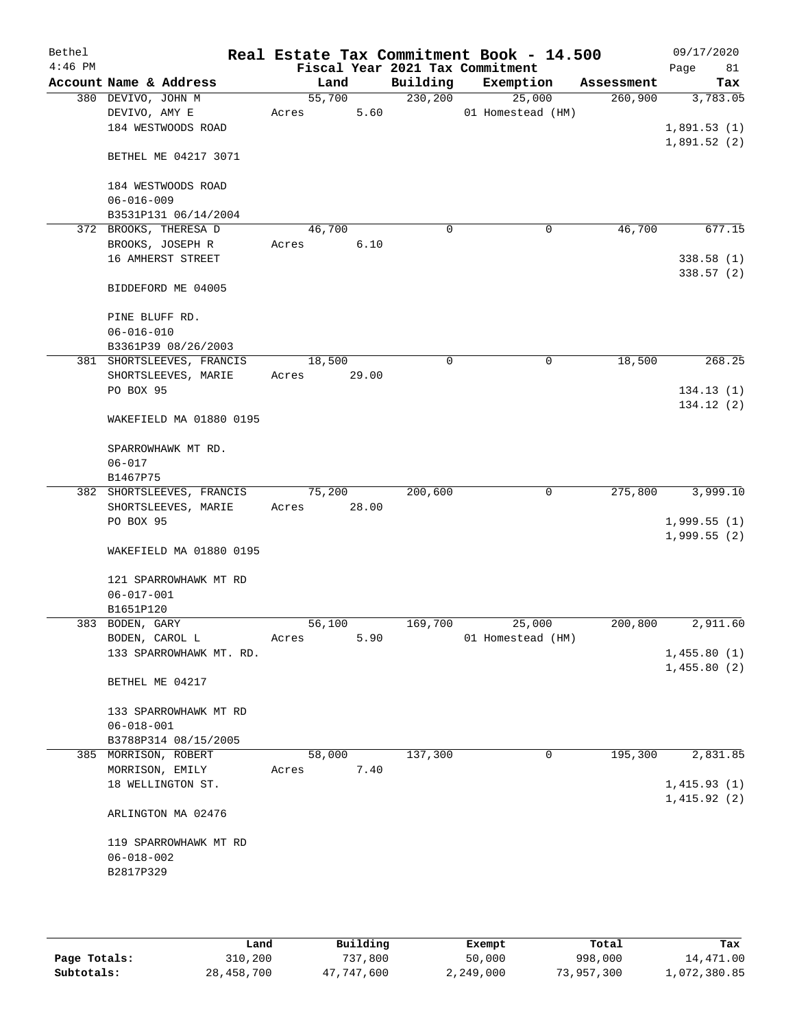# Real Estate Tax Commitment Book - 14.500

Bethel 4:46 PM — 09/17/2020

Fiscal Year 2021 Tax Commitment

| Account Name & Address | Land | Building | Exemption | Assessment | Tax |
|---|---|---|---|---|---|
| 380 DEVIVO, JOHN M | 55,700 | 230,200 | 25,000 | 260,900 | 3,783.05 |
| DEVIVO, AMY E | Acres 5.60 | | 01 Homestead (HM) | | |
| 184 WESTWOODS ROAD | | | | | 1,891.53 (1) |
| | | | | | 1,891.52 (2) |
| BETHEL ME 04217 3071 | | | | | |
| 184 WESTWOODS ROAD | | | | | |
| 06-016-009 | | | | | |
| B3531P131 06/14/2004 | | | | | |
| 372 BROOKS, THERESA D | 46,700 | 0 | 0 | 46,700 | 677.15 |
| BROOKS, JOSEPH R | Acres 6.10 | | | | |
| 16 AMHERST STREET | | | | | 338.58 (1) |
| | | | | | 338.57 (2) |
| BIDDEFORD ME 04005 | | | | | |
| PINE BLUFF RD. | | | | | |
| 06-016-010 | | | | | |
| B3361P39 08/26/2003 | | | | | |
| 381 SHORTSLEEVES, FRANCIS | 18,500 | 0 | 0 | 18,500 | 268.25 |
| SHORTSLEEVES, MARIE | Acres 29.00 | | | | |
| PO BOX 95 | | | | | 134.13 (1) |
| | | | | | 134.12 (2) |
| WAKEFIELD MA 01880 0195 | | | | | |
| SPARROWHAWK MT RD. | | | | | |
| 06-017 | | | | | |
| B1467P75 | | | | | |
| 382 SHORTSLEEVES, FRANCIS | 75,200 | 200,600 | 0 | 275,800 | 3,999.10 |
| SHORTSLEEVES, MARIE | Acres 28.00 | | | | |
| PO BOX 95 | | | | | 1,999.55 (1) |
| | | | | | 1,999.55 (2) |
| WAKEFIELD MA 01880 0195 | | | | | |
| 121 SPARROWHAWK MT RD | | | | | |
| 06-017-001 | | | | | |
| B1651P120 | | | | | |
| 383 BODEN, GARY | 56,100 | 169,700 | 25,000 | 200,800 | 2,911.60 |
| BODEN, CAROL L | Acres 5.90 | | 01 Homestead (HM) | | |
| 133 SPARROWHAWK MT. RD. | | | | | 1,455.80 (1) |
| | | | | | 1,455.80 (2) |
| BETHEL ME 04217 | | | | | |
| 133 SPARROWHAWK MT RD | | | | | |
| 06-018-001 | | | | | |
| B3788P314 08/15/2005 | | | | | |
| 385 MORRISON, ROBERT | 58,000 | 137,300 | 0 | 195,300 | 2,831.85 |
| MORRISON, EMILY | Acres 7.40 | | | | |
| 18 WELLINGTON ST. | | | | | 1,415.93 (1) |
| | | | | | 1,415.92 (2) |
| ARLINGTON MA 02476 | | | | | |
| 119 SPARROWHAWK MT RD | | | | | |
| 06-018-002 | | | | | |
| B2817P329 | | | | | |

| | Land | Building | Exempt | Total | Tax |
|---|---|---|---|---|---|
| Page Totals: | 310,200 | 737,800 | 50,000 | 998,000 | 14,471.00 |
| Subtotals: | 28,458,700 | 47,747,600 | 2,249,000 | 73,957,300 | 1,072,380.85 |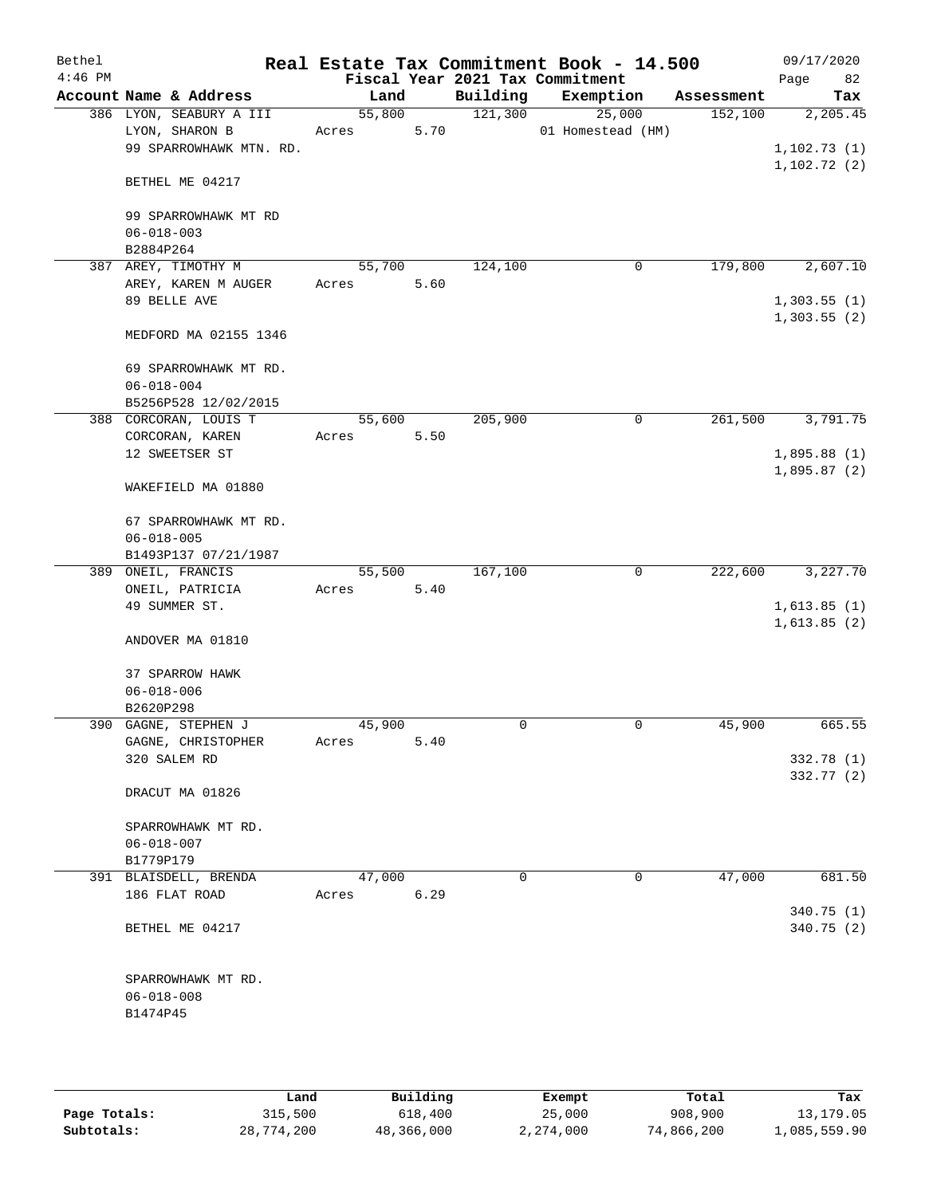Bethel 4:46 PM

# Real Estate Tax Commitment Book - 14.500

09/17/2020

Fiscal Year 2021 Tax Commitment

| Account Name & Address | Land | Building | Exemption | Assessment | Tax |
|---|---|---|---|---|---|
| 386 LYON, SEABURY A III | 55,800 | 121,300 | 25,000 | 152,100 | 2,205.45 |
| LYON, SHARON B | Acres 5.70 | | 01 Homestead (HM) | | |
| 99 SPARROWHAWK MTN. RD. | | | | | 1,102.73 (1) |
| | | | | | 1,102.72 (2) |
| BETHEL ME 04217 | | | | | |
| 99 SPARROWHAWK MT RD | | | | | |
| 06-018-003 | | | | | |
| B2884P264 | | | | | |
| 387 AREY, TIMOTHY M | 55,700 | 124,100 | 0 | 179,800 | 2,607.10 |
| AREY, KAREN M AUGER | Acres 5.60 | | | | |
| 89 BELLE AVE | | | | | 1,303.55 (1) |
| | | | | | 1,303.55 (2) |
| MEDFORD MA 02155 1346 | | | | | |
| 69 SPARROWHAWK MT RD. | | | | | |
| 06-018-004 | | | | | |
| B5256P528 12/02/2015 | | | | | |
| 388 CORCORAN, LOUIS T | 55,600 | 205,900 | 0 | 261,500 | 3,791.75 |
| CORCORAN, KAREN | Acres 5.50 | | | | |
| 12 SWEETSER ST | | | | | 1,895.88 (1) |
| | | | | | 1,895.87 (2) |
| WAKEFIELD MA 01880 | | | | | |
| 67 SPARROWHAWK MT RD. | | | | | |
| 06-018-005 | | | | | |
| B1493P137 07/21/1987 | | | | | |
| 389 ONEIL, FRANCIS | 55,500 | 167,100 | 0 | 222,600 | 3,227.70 |
| ONEIL, PATRICIA | Acres 5.40 | | | | |
| 49 SUMMER ST. | | | | | 1,613.85 (1) |
| | | | | | 1,613.85 (2) |
| ANDOVER MA 01810 | | | | | |
| 37 SPARROW HAWK | | | | | |
| 06-018-006 | | | | | |
| B2620P298 | | | | | |
| 390 GAGNE, STEPHEN J | 45,900 | 0 | 0 | 45,900 | 665.55 |
| GAGNE, CHRISTOPHER | Acres 5.40 | | | | |
| 320 SALEM RD | | | | | 332.78 (1) |
| | | | | | 332.77 (2) |
| DRACUT MA 01826 | | | | | |
| SPARROWHAWK MT RD. | | | | | |
| 06-018-007 | | | | | |
| B1779P179 | | | | | |
| 391 BLAISDELL, BRENDA | 47,000 | 0 | 0 | 47,000 | 681.50 |
| 186 FLAT ROAD | Acres 6.29 | | | | |
| | | | | | 340.75 (1) |
| BETHEL ME 04217 | | | | | 340.75 (2) |
| SPARROWHAWK MT RD. | | | | | |
| 06-018-008 | | | | | |
| B1474P45 | | | | | |

| | Land | Building | Exempt | Total | Tax |
|---|---|---|---|---|---|
| Page Totals: | 315,500 | 618,400 | 25,000 | 908,900 | 13,179.05 |
| Subtotals: | 28,774,200 | 48,366,000 | 2,274,000 | 74,866,200 | 1,085,559.90 |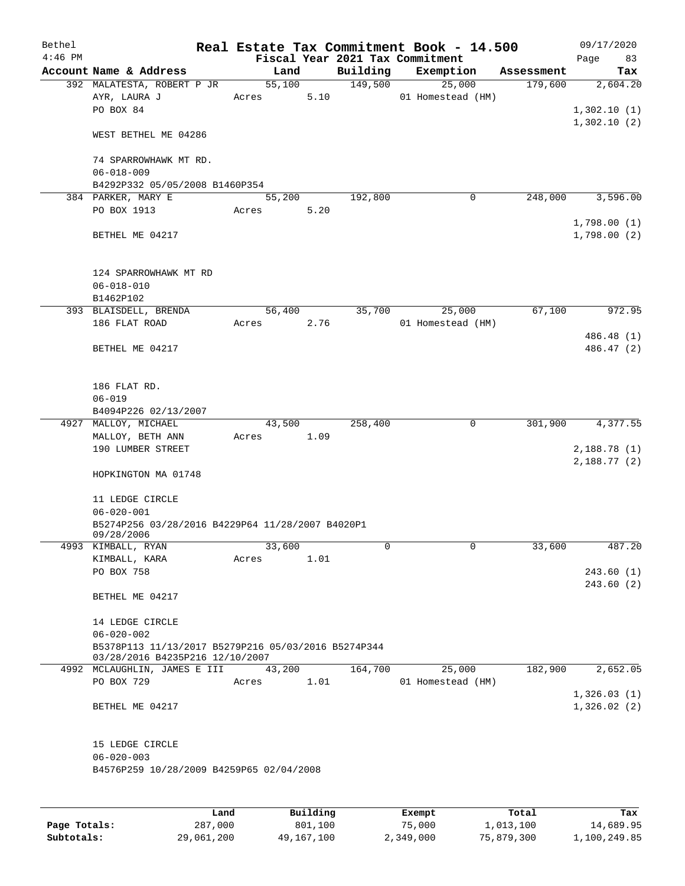Bethel
4:46 PM

# Real Estate Tax Commitment Book - 14.500

Fiscal Year 2021 Tax Commitment

09/17/2020
Page 83

| Account Name & Address | Land | Building | Exemption | Assessment | Tax |
|---|---|---|---|---|---|
| 392 MALATESTA, ROBERT P JR | 55,100 | 149,500 | 25,000 | 179,600 | 2,604.20 |
| AYR, LAURA J | Acres 5.10 | | 01 Homestead (HM) | | |
| PO BOX 84 | | | | | 1,302.10 (1) |
| | | | | | 1,302.10 (2) |
| WEST BETHEL ME 04286 | | | | | |
| 74 SPARROWHAWK MT RD. | | | | | |
| 06-018-009 | | | | | |
| B4292P332 05/05/2008 B1460P354 | | | | | |
| 384 PARKER, MARY E | 55,200 | 192,800 | 0 | 248,000 | 3,596.00 |
| PO BOX 1913 | Acres 5.20 | | | | |
| | | | | | 1,798.00 (1) |
| BETHEL ME 04217 | | | | | 1,798.00 (2) |
| 124 SPARROWHAWK MT RD | | | | | |
| 06-018-010 | | | | | |
| B1462P102 | | | | | |
| 393 BLAISDELL, BRENDA | 56,400 | 35,700 | 25,000 | 67,100 | 972.95 |
| 186 FLAT ROAD | Acres 2.76 | | 01 Homestead (HM) | | |
| | | | | | 486.48 (1) |
| BETHEL ME 04217 | | | | | 486.47 (2) |
| 186 FLAT RD. | | | | | |
| 06-019 | | | | | |
| B4094P226 02/13/2007 | | | | | |
| 4927 MALLOY, MICHAEL | 43,500 | 258,400 | 0 | 301,900 | 4,377.55 |
| MALLOY, BETH ANN | Acres 1.09 | | | | |
| 190 LUMBER STREET | | | | | 2,188.78 (1) |
| | | | | | 2,188.77 (2) |
| HOPKINGTON MA 01748 | | | | | |
| 11 LEDGE CIRCLE | | | | | |
| 06-020-001 | | | | | |
| B5274P256 03/28/2016 B4229P64 11/28/2007 B4020P1 09/28/2006 | | | | | |
| 4993 KIMBALL, RYAN | 33,600 | 0 | 0 | 33,600 | 487.20 |
| KIMBALL, KARA | Acres 1.01 | | | | |
| PO BOX 758 | | | | | 243.60 (1) |
| | | | | | 243.60 (2) |
| BETHEL ME 04217 | | | | | |
| 14 LEDGE CIRCLE | | | | | |
| 06-020-002 | | | | | |
| B5378P113 11/13/2017 B5279P216 05/03/2016 B5274P344 03/28/2016 B4235P216 12/10/2007 | | | | | |
| 4992 MCLAUGHLIN, JAMES E III | 43,200 | 164,700 | 25,000 | 182,900 | 2,652.05 |
| PO BOX 729 | Acres 1.01 | | 01 Homestead (HM) | | |
| | | | | | 1,326.03 (1) |
| BETHEL ME 04217 | | | | | 1,326.02 (2) |
| 15 LEDGE CIRCLE | | | | | |
| 06-020-003 | | | | | |
| B4576P259 10/28/2009 B4259P65 02/04/2008 | | | | | |

| | Land | Building | Exempt | Total | Tax |
|---|---|---|---|---|---|
| Page Totals: | 287,000 | 801,100 | 75,000 | 1,013,100 | 14,689.95 |
| Subtotals: | 29,061,200 | 49,167,100 | 2,349,000 | 75,879,300 | 1,100,249.85 |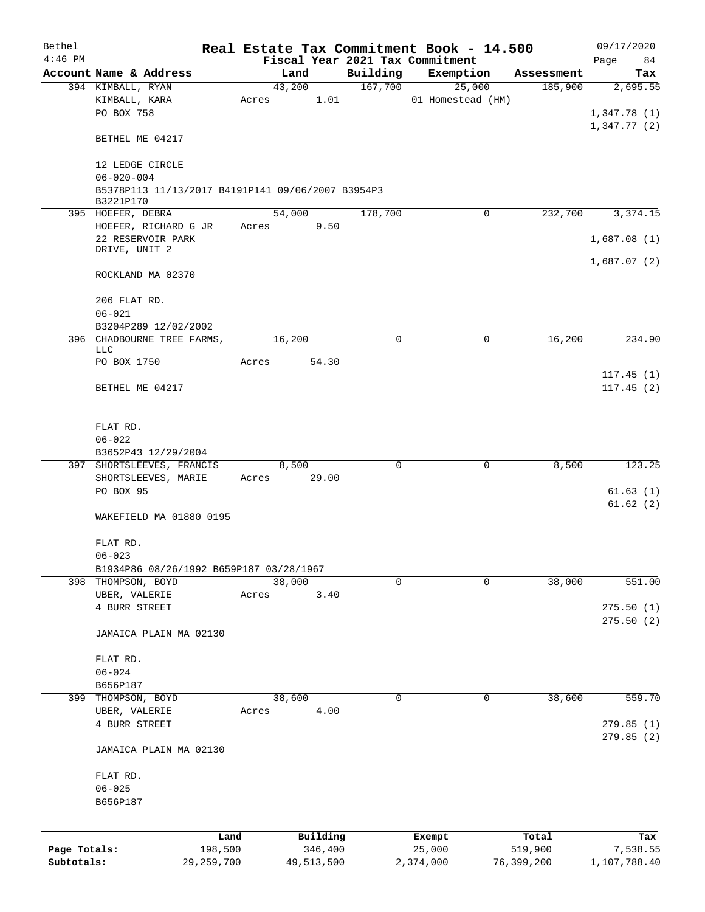# Real Estate Tax Commitment Book - 14.500

Bethel 4:46 PM — Fiscal Year 2021 Tax Commitment — 09/17/2020

| Account Name & Address | Land | Building | Exemption | Assessment | Tax |
|---|---|---|---|---|---|
| 394 KIMBALL, RYAN | 43,200 | 167,700 | 25,000 | 185,900 | 2,695.55 |
| KIMBALL, KARA | Acres 1.01 | | 01 Homestead (HM) | | |
| PO BOX 758 | | | | | 1,347.78 (1) |
| | | | | | 1,347.77 (2) |
| BETHEL ME 04217 | | | | | |
| 12 LEDGE CIRCLE | | | | | |
| 06-020-004 | | | | | |
| B5378P113 11/13/2017 B4191P141 09/06/2007 B3954P3 B3221P170 | | | | | |
| 395 HOEFER, DEBRA | 54,000 | 178,700 | 0 | 232,700 | 3,374.15 |
| HOEFER, RICHARD G JR | Acres 9.50 | | | | |
| 22 RESERVOIR PARK DRIVE, UNIT 2 | | | | | 1,687.08 (1) |
| | | | | | 1,687.07 (2) |
| ROCKLAND MA 02370 | | | | | |
| 206 FLAT RD. | | | | | |
| 06-021 | | | | | |
| B3204P289 12/02/2002 | | | | | |
| 396 CHADBOURNE TREE FARMS, LLC | 16,200 | 0 | 0 | 16,200 | 234.90 |
| PO BOX 1750 | Acres 54.30 | | | | |
| | | | | | 117.45 (1) |
| BETHEL ME 04217 | | | | | 117.45 (2) |
| FLAT RD. | | | | | |
| 06-022 | | | | | |
| B3652P43 12/29/2004 | | | | | |
| 397 SHORTSLEEVES, FRANCIS | 8,500 | 0 | 0 | 8,500 | 123.25 |
| SHORTSLEEVES, MARIE | Acres 29.00 | | | | |
| PO BOX 95 | | | | | 61.63 (1) |
| | | | | | 61.62 (2) |
| WAKEFIELD MA 01880 0195 | | | | | |
| FLAT RD. | | | | | |
| 06-023 | | | | | |
| B1934P86 08/26/1992 B659P187 03/28/1967 | | | | | |
| 398 THOMPSON, BOYD | 38,000 | 0 | 0 | 38,000 | 551.00 |
| UBER, VALERIE | Acres 3.40 | | | | |
| 4 BURR STREET | | | | | 275.50 (1) |
| | | | | | 275.50 (2) |
| JAMAICA PLAIN MA 02130 | | | | | |
| FLAT RD. | | | | | |
| 06-024 | | | | | |
| B656P187 | | | | | |
| 399 THOMPSON, BOYD | 38,600 | 0 | 0 | 38,600 | 559.70 |
| UBER, VALERIE | Acres 4.00 | | | | |
| 4 BURR STREET | | | | | 279.85 (1) |
| | | | | | 279.85 (2) |
| JAMAICA PLAIN MA 02130 | | | | | |
| FLAT RD. | | | | | |
| 06-025 | | | | | |
| B656P187 | | | | | |

| | Land | Building | Exempt | Total | Tax |
|---|---|---|---|---|---|
| Page Totals: | 198,500 | 346,400 | 25,000 | 519,900 | 7,538.55 |
| Subtotals: | 29,259,700 | 49,513,500 | 2,374,000 | 76,399,200 | 1,107,788.40 |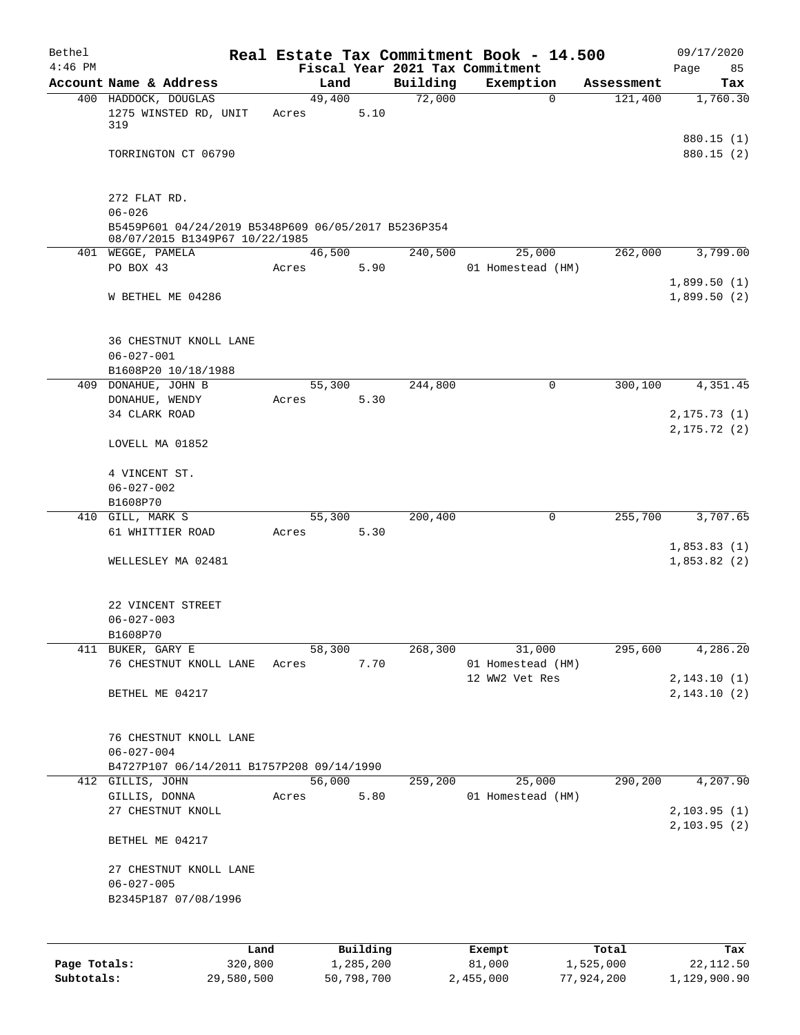# Real Estate Tax Commitment Book - 14.500

Bethel
4:46 PM

Fiscal Year 2021 Tax Commitment

09/17/2020
Page 85

| Account Name & Address | Land | Building | Exemption | Assessment | Tax |
|---|---|---|---|---|---|
| 400 HADDOCK, DOUGLAS | 49,400 | 72,000 | 0 | 121,400 | 1,760.30 |
| 1275 WINSTED RD, UNIT 319 | Acres 5.10 | | | | |
| | | | | | 880.15 (1) |
| TORRINGTON CT 06790 | | | | | 880.15 (2) |
| 272 FLAT RD. | | | | | |
| 06-026 | | | | | |
| B5459P601 04/24/2019 B5348P609 06/05/2017 B5236P354 08/07/2015 B1349P67 10/22/1985 | | | | | |
| 401 WEGGE, PAMELA | 46,500 | 240,500 | 25,000 | 262,000 | 3,799.00 |
| PO BOX 43 | Acres 5.90 | | 01 Homestead (HM) | | |
| | | | | | 1,899.50 (1) |
| W BETHEL ME 04286 | | | | | 1,899.50 (2) |
| 36 CHESTNUT KNOLL LANE | | | | | |
| 06-027-001 | | | | | |
| B1608P20 10/18/1988 | | | | | |
| 409 DONAHUE, JOHN B | 55,300 | 244,800 | 0 | 300,100 | 4,351.45 |
| DONAHUE, WENDY | Acres 5.30 | | | | |
| 34 CLARK ROAD | | | | | 2,175.73 (1) |
| | | | | | 2,175.72 (2) |
| LOVELL MA 01852 | | | | | |
| 4 VINCENT ST. | | | | | |
| 06-027-002 | | | | | |
| B1608P70 | | | | | |
| 410 GILL, MARK S | 55,300 | 200,400 | 0 | 255,700 | 3,707.65 |
| 61 WHITTIER ROAD | Acres 5.30 | | | | |
| | | | | | 1,853.83 (1) |
| WELLESLEY MA 02481 | | | | | 1,853.82 (2) |
| 22 VINCENT STREET | | | | | |
| 06-027-003 | | | | | |
| B1608P70 | | | | | |
| 411 BUKER, GARY E | 58,300 | 268,300 | 31,000 | 295,600 | 4,286.20 |
| 76 CHESTNUT KNOLL LANE | Acres 7.70 | | 01 Homestead (HM) | | |
| | | | 12 WW2 Vet Res | | 2,143.10 (1) |
| BETHEL ME 04217 | | | | | 2,143.10 (2) |
| 76 CHESTNUT KNOLL LANE | | | | | |
| 06-027-004 | | | | | |
| B4727P107 06/14/2011 B1757P208 09/14/1990 | | | | | |
| 412 GILLIS, JOHN | 56,000 | 259,200 | 25,000 | 290,200 | 4,207.90 |
| GILLIS, DONNA | Acres 5.80 | | 01 Homestead (HM) | | |
| 27 CHESTNUT KNOLL | | | | | 2,103.95 (1) |
| | | | | | 2,103.95 (2) |
| BETHEL ME 04217 | | | | | |
| 27 CHESTNUT KNOLL LANE | | | | | |
| 06-027-005 | | | | | |
| B2345P187 07/08/1996 | | | | | |

| | Land | Building | Exempt | Total | Tax |
|---|---|---|---|---|---|
| Page Totals: | 320,800 | 1,285,200 | 81,000 | 1,525,000 | 22,112.50 |
| Subtotals: | 29,580,500 | 50,798,700 | 2,455,000 | 77,924,200 | 1,129,900.90 |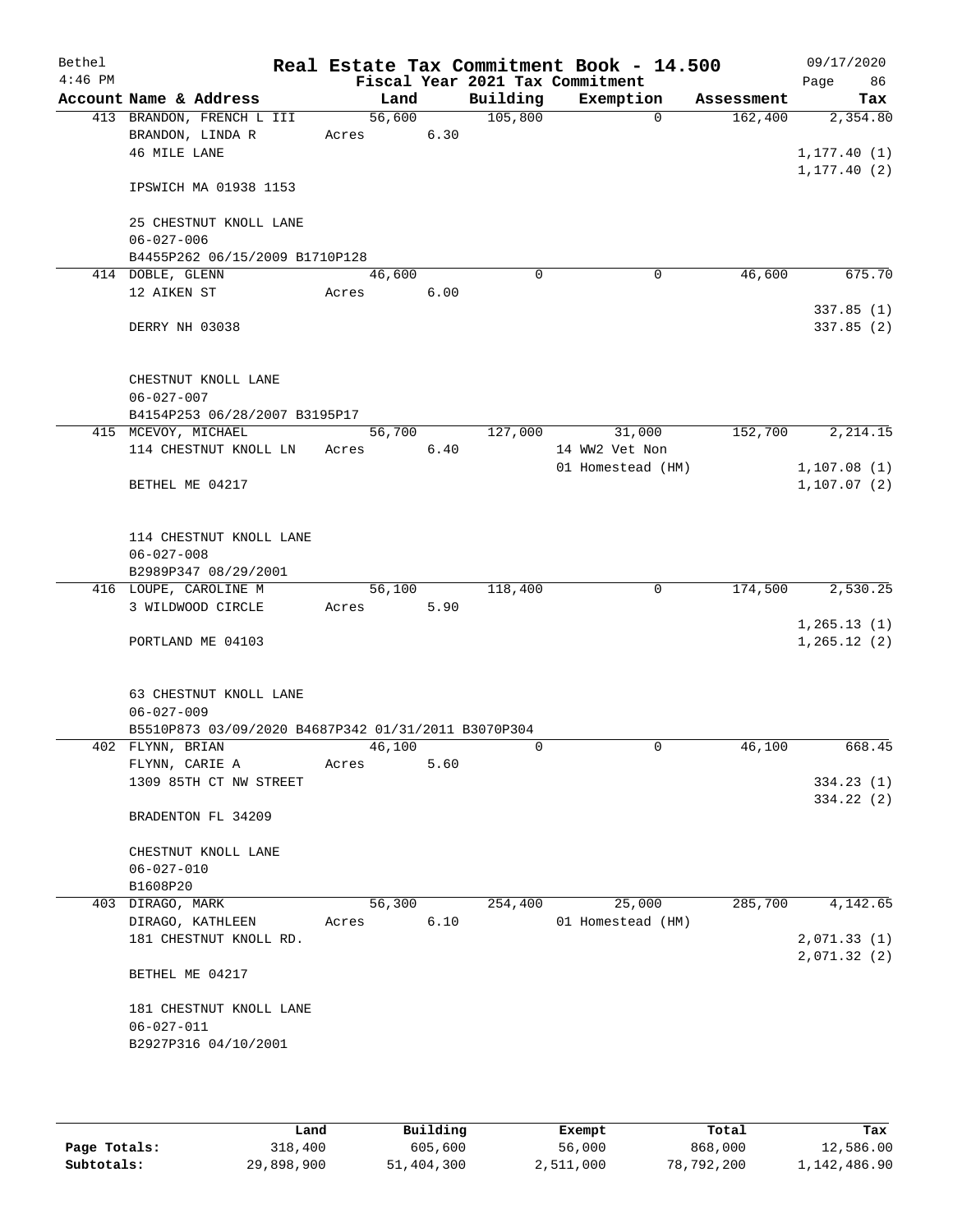Bethel — Real Estate Tax Commitment Book - 14.500 — 09/17/2020

4:46 PM — Fiscal Year 2021 Tax Commitment

| Account Name & Address | Land | Building | Exemption | Assessment | Tax |
|---|---|---|---|---|---|
| 413 BRANDON, FRENCH L III | 56,600 | 105,800 | 0 | 162,400 | 2,354.80 |
| BRANDON, LINDA R | Acres 6.30 | | | | |
| 46 MILE LANE | | | | | 1,177.40 (1) |
| | | | | | 1,177.40 (2) |
| IPSWICH MA 01938 1153 | | | | | |
| 25 CHESTNUT KNOLL LANE | | | | | |
| 06-027-006 | | | | | |
| B4455P262 06/15/2009 B1710P128 | | | | | |
| 414 DOBLE, GLENN | 46,600 | 0 | 0 | 46,600 | 675.70 |
| 12 AIKEN ST | Acres 6.00 | | | | |
| | | | | | 337.85 (1) |
| DERRY NH 03038 | | | | | 337.85 (2) |
| CHESTNUT KNOLL LANE | | | | | |
| 06-027-007 | | | | | |
| B4154P253 06/28/2007 B3195P17 | | | | | |
| 415 MCEVOY, MICHAEL | 56,700 | 127,000 | 31,000 | 152,700 | 2,214.15 |
| 114 CHESTNUT KNOLL LN | Acres 6.40 | | 14 WW2 Vet Non | | |
| | | | 01 Homestead (HM) | | 1,107.08 (1) |
| BETHEL ME 04217 | | | | | 1,107.07 (2) |
| 114 CHESTNUT KNOLL LANE | | | | | |
| 06-027-008 | | | | | |
| B2989P347 08/29/2001 | | | | | |
| 416 LOUPE, CAROLINE M | 56,100 | 118,400 | 0 | 174,500 | 2,530.25 |
| 3 WILDWOOD CIRCLE | Acres 5.90 | | | | |
| | | | | | 1,265.13 (1) |
| PORTLAND ME 04103 | | | | | 1,265.12 (2) |
| 63 CHESTNUT KNOLL LANE | | | | | |
| 06-027-009 | | | | | |
| B5510P873 03/09/2020 B4687P342 01/31/2011 B3070P304 | | | | | |
| 402 FLYNN, BRIAN | 46,100 | 0 | 0 | 46,100 | 668.45 |
| FLYNN, CARIE A | Acres 5.60 | | | | |
| 1309 85TH CT NW STREET | | | | | 334.23 (1) |
| | | | | | 334.22 (2) |
| BRADENTON FL 34209 | | | | | |
| CHESTNUT KNOLL LANE | | | | | |
| 06-027-010 | | | | | |
| B1608P20 | | | | | |
| 403 DIRAGO, MARK | 56,300 | 254,400 | 25,000 | 285,700 | 4,142.65 |
| DIRAGO, KATHLEEN | Acres 6.10 | | 01 Homestead (HM) | | |
| 181 CHESTNUT KNOLL RD. | | | | | 2,071.33 (1) |
| | | | | | 2,071.32 (2) |
| BETHEL ME 04217 | | | | | |
| 181 CHESTNUT KNOLL LANE | | | | | |
| 06-027-011 | | | | | |
| B2927P316 04/10/2001 | | | | | |

| | Land | Building | Exempt | Total | Tax |
|---|---|---|---|---|---|
| Page Totals: | 318,400 | 605,600 | 56,000 | 868,000 | 12,586.00 |
| Subtotals: | 29,898,900 | 51,404,300 | 2,511,000 | 78,792,200 | 1,142,486.90 |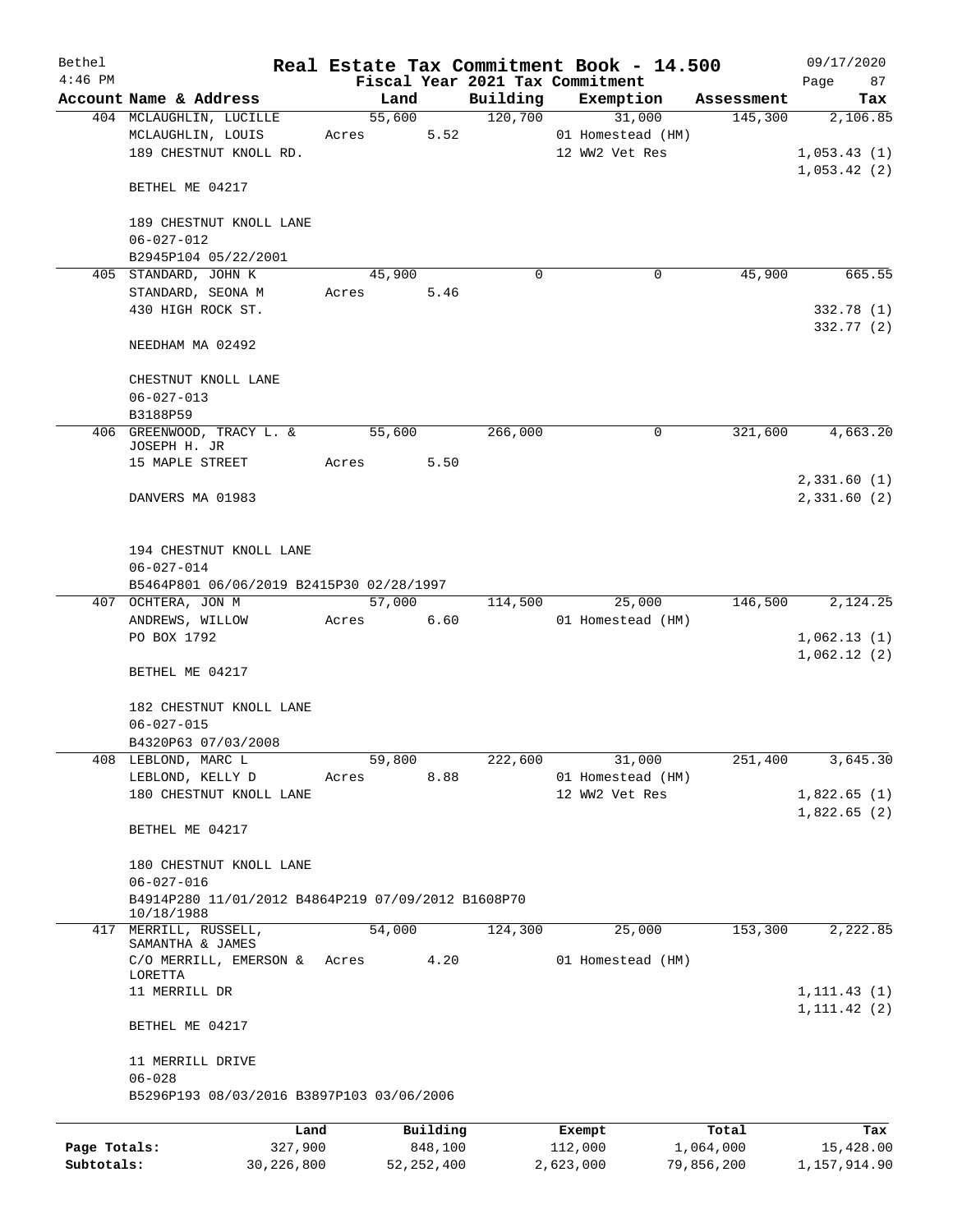Bethel 4:46 PM

# Real Estate Tax Commitment Book - 14.500

Fiscal Year 2021 Tax Commitment

09/17/2020 Page 87

| Account Name & Address | Land | Building | Exemption | Assessment | Tax |
|---|---|---|---|---|---|
| 404 MCLAUGHLIN, LUCILLE<br>MCLAUGHLIN, LOUIS<br>189 CHESTNUT KNOLL RD.<br><br>BETHEL ME 04217<br><br>189 CHESTNUT KNOLL LANE<br>06-027-012<br>B2945P104 05/22/2001 | 55,600<br>Acres 5.52 | 120,700 | 31,000<br>01 Homestead (HM)<br>12 WW2 Vet Res | 145,300 | 2,106.85<br><br>1,053.43 (1)<br>1,053.42 (2) |
| 405 STANDARD, JOHN K<br>STANDARD, SEONA M<br>430 HIGH ROCK ST.<br><br>NEEDHAM MA 02492<br><br>CHESTNUT KNOLL LANE<br>06-027-013<br>B3188P59 | 45,900<br>Acres 5.46 | 0 | 0 | 45,900 | 665.55<br><br>332.78 (1)<br>332.77 (2) |
| 406 GREENWOOD, TRACY L. & JOSEPH H. JR<br>15 MAPLE STREET<br><br>DANVERS MA 01983<br><br>194 CHESTNUT KNOLL LANE<br>06-027-014<br>B5464P801 06/06/2019 B2415P30 02/28/1997 | 55,600<br>Acres 5.50 | 266,000 | 0 | 321,600 | 4,663.20<br><br>2,331.60 (1)<br>2,331.60 (2) |
| 407 OCHTERA, JON M<br>ANDREWS, WILLOW<br>PO BOX 1792<br><br>BETHEL ME 04217<br><br>182 CHESTNUT KNOLL LANE<br>06-027-015<br>B4320P63 07/03/2008 | 57,000<br>Acres 6.60 | 114,500 | 25,000<br>01 Homestead (HM) | 146,500 | 2,124.25<br><br>1,062.13 (1)<br>1,062.12 (2) |
| 408 LEBLOND, MARC L<br>LEBLOND, KELLY D<br>180 CHESTNUT KNOLL LANE<br><br>BETHEL ME 04217<br><br>180 CHESTNUT KNOLL LANE<br>06-027-016<br>B4914P280 11/01/2012 B4864P219 07/09/2012 B1608P70 10/18/1988 | 59,800<br>Acres 8.88 | 222,600 | 31,000<br>01 Homestead (HM)<br>12 WW2 Vet Res | 251,400 | 3,645.30<br><br>1,822.65 (1)<br>1,822.65 (2) |
| 417 MERRILL, RUSSELL, SAMANTHA & JAMES<br>C/O MERRILL, EMERSON & LORETTA<br>11 MERRILL DR<br><br>BETHEL ME 04217<br><br>11 MERRILL DRIVE<br>06-028<br>B5296P193 08/03/2016 B3897P103 03/06/2006 | 54,000<br>Acres 4.20 | 124,300 | 25,000<br>01 Homestead (HM) | 153,300 | 2,222.85<br><br>1,111.43 (1)<br>1,111.42 (2) |

| | Land | Building | Exempt | Total | Tax |
|---|---|---|---|---|---|
| Page Totals: | 327,900 | 848,100 | 112,000 | 1,064,000 | 15,428.00 |
| Subtotals: | 30,226,800 | 52,252,400 | 2,623,000 | 79,856,200 | 1,157,914.90 |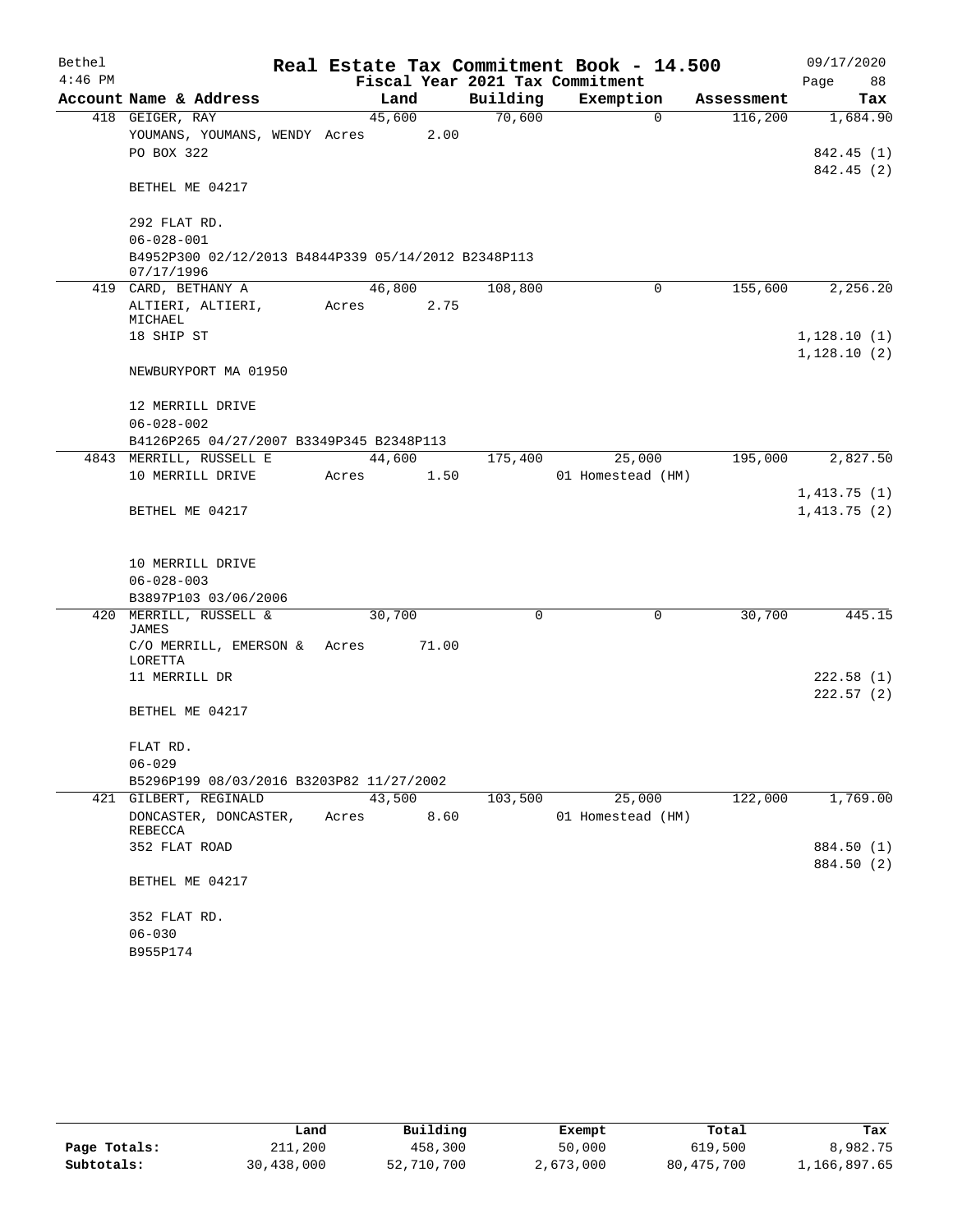# Real Estate Tax Commitment Book - 14.500

Bethel 4:46 PM — Fiscal Year 2021 Tax Commitment — 09/17/2020

| Account Name & Address | Land | Building | Exemption | Assessment | Tax |
|---|---|---|---|---|---|
| 418 GEIGER, RAY | 45,600 | 70,600 | 0 | 116,200 | 1,684.90 |
| YOUMANS, YOUMANS, WENDY Acres 2.00 | | | | | |
| PO BOX 322 | | | | | 842.45 (1) |
| | | | | | 842.45 (2) |
| BETHEL ME 04217 | | | | | |
| 292 FLAT RD. | | | | | |
| 06-028-001 | | | | | |
| B4952P300 02/12/2013 B4844P339 05/14/2012 B2348P113 07/17/1996 | | | | | |
| 419 CARD, BETHANY A | 46,800 | 108,800 | 0 | 155,600 | 2,256.20 |
| ALTIERI, ALTIERI, MICHAEL Acres 2.75 | | | | | |
| 18 SHIP ST | | | | | 1,128.10 (1) |
| | | | | | 1,128.10 (2) |
| NEWBURYPORT MA 01950 | | | | | |
| 12 MERRILL DRIVE | | | | | |
| 06-028-002 | | | | | |
| B4126P265 04/27/2007 B3349P345 B2348P113 | | | | | |
| 4843 MERRILL, RUSSELL E | 44,600 | 175,400 | 25,000 | 195,000 | 2,827.50 |
| 10 MERRILL DRIVE Acres 1.50 | | | 01 Homestead (HM) | | |
| | | | | | 1,413.75 (1) |
| BETHEL ME 04217 | | | | | 1,413.75 (2) |
| 10 MERRILL DRIVE | | | | | |
| 06-028-003 | | | | | |
| B3897P103 03/06/2006 | | | | | |
| 420 MERRILL, RUSSELL & JAMES | 30,700 | 0 | 0 | 30,700 | 445.15 |
| C/O MERRILL, EMERSON & LORETTA Acres 71.00 | | | | | |
| 11 MERRILL DR | | | | | 222.58 (1) |
| | | | | | 222.57 (2) |
| BETHEL ME 04217 | | | | | |
| FLAT RD. | | | | | |
| 06-029 | | | | | |
| B5296P199 08/03/2016 B3203P82 11/27/2002 | | | | | |
| 421 GILBERT, REGINALD | 43,500 | 103,500 | 25,000 | 122,000 | 1,769.00 |
| DONCASTER, DONCASTER, REBECCA Acres 8.60 | | | 01 Homestead (HM) | | |
| 352 FLAT ROAD | | | | | 884.50 (1) |
| | | | | | 884.50 (2) |
| BETHEL ME 04217 | | | | | |
| 352 FLAT RD. | | | | | |
| 06-030 | | | | | |
| B955P174 | | | | | |

| | Land | Building | Exempt | Total | Tax |
|---|---|---|---|---|---|
| Page Totals: | 211,200 | 458,300 | 50,000 | 619,500 | 8,982.75 |
| Subtotals: | 30,438,000 | 52,710,700 | 2,673,000 | 80,475,700 | 1,166,897.65 |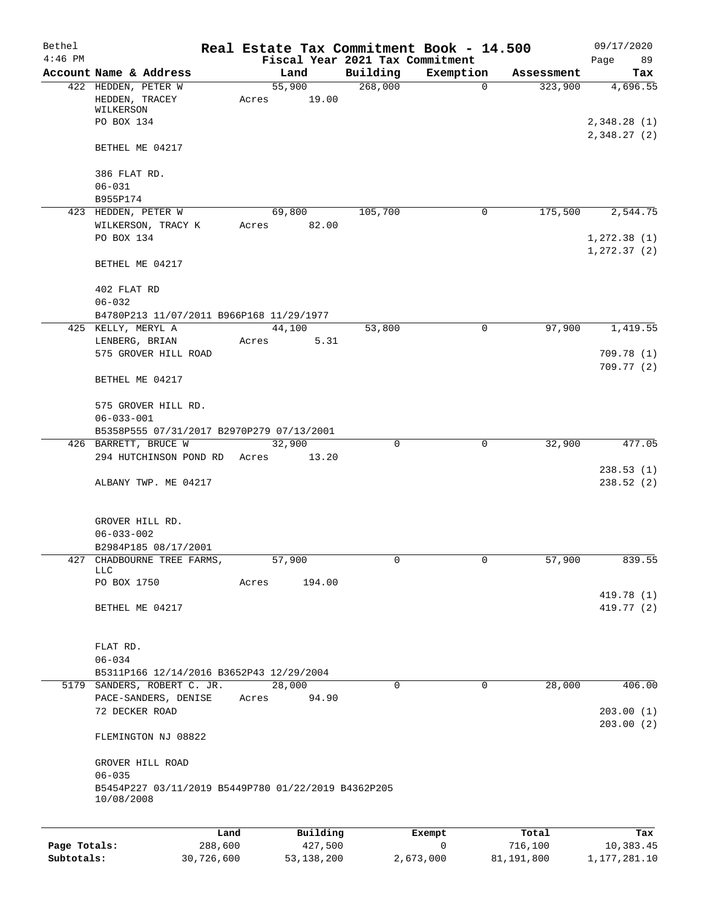# Real Estate Tax Commitment Book - 14.500

Bethel 4:46 PM — 09/17/2020

Fiscal Year 2021 Tax Commitment

| Account Name & Address | Land | Building | Exemption | Assessment | Tax |
|---|---|---|---|---|---|
| 422 HEDDEN, PETER W | 55,900 | 268,000 | 0 | 323,900 | 4,696.55 |
| HEDDEN, TRACEY WILKERSON | Acres 19.00 | | | | |
| PO BOX 134 | | | | | 2,348.28 (1) |
| | | | | | 2,348.27 (2) |
| BETHEL ME 04217 | | | | | |
| 386 FLAT RD. | | | | | |
| 06-031 | | | | | |
| B955P174 | | | | | |
| 423 HEDDEN, PETER W | 69,800 | 105,700 | 0 | 175,500 | 2,544.75 |
| WILKERSON, TRACY K | Acres 82.00 | | | | |
| PO BOX 134 | | | | | 1,272.38 (1) |
| | | | | | 1,272.37 (2) |
| BETHEL ME 04217 | | | | | |
| 402 FLAT RD | | | | | |
| 06-032 | | | | | |
| B4780P213 11/07/2011 B966P168 11/29/1977 | | | | | |
| 425 KELLY, MERYL A | 44,100 | 53,800 | 0 | 97,900 | 1,419.55 |
| LENBERG, BRIAN | Acres 5.31 | | | | |
| 575 GROVER HILL ROAD | | | | | 709.78 (1) |
| | | | | | 709.77 (2) |
| BETHEL ME 04217 | | | | | |
| 575 GROVER HILL RD. | | | | | |
| 06-033-001 | | | | | |
| B5358P555 07/31/2017 B2970P279 07/13/2001 | | | | | |
| 426 BARRETT, BRUCE W | 32,900 | 0 | 0 | 32,900 | 477.05 |
| 294 HUTCHINSON POND RD | Acres 13.20 | | | | |
| | | | | | 238.53 (1) |
| ALBANY TWP. ME 04217 | | | | | 238.52 (2) |
| GROVER HILL RD. | | | | | |
| 06-033-002 | | | | | |
| B2984P185 08/17/2001 | | | | | |
| 427 CHADBOURNE TREE FARMS, LLC | 57,900 | 0 | 0 | 57,900 | 839.55 |
| PO BOX 1750 | Acres 194.00 | | | | |
| | | | | | 419.78 (1) |
| BETHEL ME 04217 | | | | | 419.77 (2) |
| FLAT RD. | | | | | |
| 06-034 | | | | | |
| B5311P166 12/14/2016 B3652P43 12/29/2004 | | | | | |
| 5179 SANDERS, ROBERT C. JR. | 28,000 | 0 | 0 | 28,000 | 406.00 |
| PACE-SANDERS, DENISE | Acres 94.90 | | | | |
| 72 DECKER ROAD | | | | | 203.00 (1) |
| | | | | | 203.00 (2) |
| FLEMINGTON NJ 08822 | | | | | |
| GROVER HILL ROAD | | | | | |
| 06-035 | | | | | |
| B5454P227 03/11/2019 B5449P780 01/22/2019 B4362P205 10/08/2008 | | | | | |

| | Land | Building | Exempt | Total | Tax |
|---|---|---|---|---|---|
| Page Totals: | 288,600 | 427,500 | 0 | 716,100 | 10,383.45 |
| Subtotals: | 30,726,600 | 53,138,200 | 2,673,000 | 81,191,800 | 1,177,281.10 |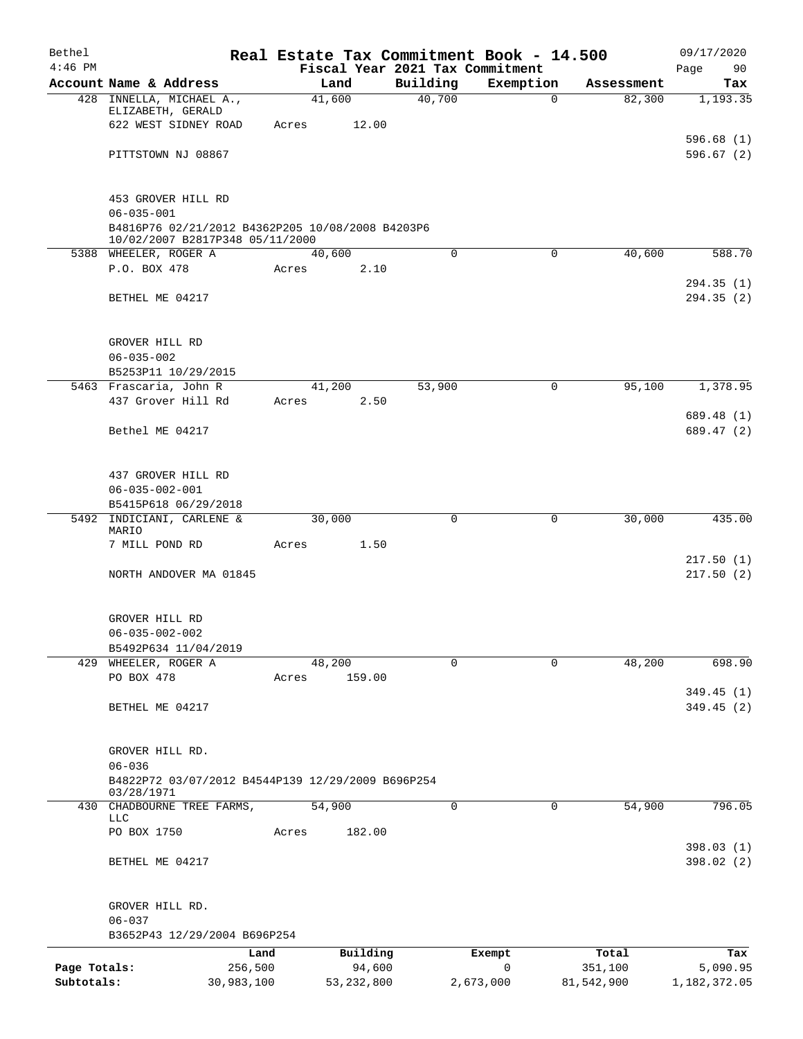# Real Estate Tax Commitment Book - 14.500

Bethel 4:46 PM — Fiscal Year 2021 Tax Commitment — 09/17/2020

| Account Name & Address | Land | Building | Exemption | Assessment | Tax |
|---|---|---|---|---|---|
| 428 INNELLA, MICHAEL A., ELIZABETH, GERALD | 41,600 | 40,700 | 0 | 82,300 | 1,193.35 |
| 622 WEST SIDNEY ROAD | Acres 12.00 | | | | |
| | | | | | 596.68 (1) |
| PITTSTOWN NJ 08867 | | | | | 596.67 (2) |
| 453 GROVER HILL RD | | | | | |
| 06-035-001 | | | | | |
| B4816P76 02/21/2012 B4362P205 10/08/2008 B4203P6 10/02/2007 B2817P348 05/11/2000 | | | | | |
| 5388 WHEELER, ROGER A | 40,600 | 0 | 0 | 40,600 | 588.70 |
| P.O. BOX 478 | Acres 2.10 | | | | |
| | | | | | 294.35 (1) |
| BETHEL ME 04217 | | | | | 294.35 (2) |
| GROVER HILL RD | | | | | |
| 06-035-002 | | | | | |
| B5253P11 10/29/2015 | | | | | |
| 5463 Frascaria, John R | 41,200 | 53,900 | 0 | 95,100 | 1,378.95 |
| 437 Grover Hill Rd | Acres 2.50 | | | | |
| | | | | | 689.48 (1) |
| Bethel ME 04217 | | | | | 689.47 (2) |
| 437 GROVER HILL RD | | | | | |
| 06-035-002-001 | | | | | |
| B5415P618 06/29/2018 | | | | | |
| 5492 INDICIANI, CARLENE & MARIO | 30,000 | 0 | 0 | 30,000 | 435.00 |
| 7 MILL POND RD | Acres 1.50 | | | | |
| | | | | | 217.50 (1) |
| NORTH ANDOVER MA 01845 | | | | | 217.50 (2) |
| GROVER HILL RD | | | | | |
| 06-035-002-002 | | | | | |
| B5492P634 11/04/2019 | | | | | |
| 429 WHEELER, ROGER A | 48,200 | 0 | 0 | 48,200 | 698.90 |
| PO BOX 478 | Acres 159.00 | | | | |
| | | | | | 349.45 (1) |
| BETHEL ME 04217 | | | | | 349.45 (2) |
| GROVER HILL RD. | | | | | |
| 06-036 | | | | | |
| B4822P72 03/07/2012 B4544P139 12/29/2009 B696P254 03/28/1971 | | | | | |
| 430 CHADBOURNE TREE FARMS, LLC | 54,900 | 0 | 0 | 54,900 | 796.05 |
| PO BOX 1750 | Acres 182.00 | | | | |
| | | | | | 398.03 (1) |
| BETHEL ME 04217 | | | | | 398.02 (2) |
| GROVER HILL RD. | | | | | |
| 06-037 | | | | | |
| B3652P43 12/29/2004 B696P254 | | | | | |

| | Land | Building | Exempt | Total | Tax |
|---|---|---|---|---|---|
| Page Totals: | 256,500 | 94,600 | 0 | 351,100 | 5,090.95 |
| Subtotals: | 30,983,100 | 53,232,800 | 2,673,000 | 81,542,900 | 1,182,372.05 |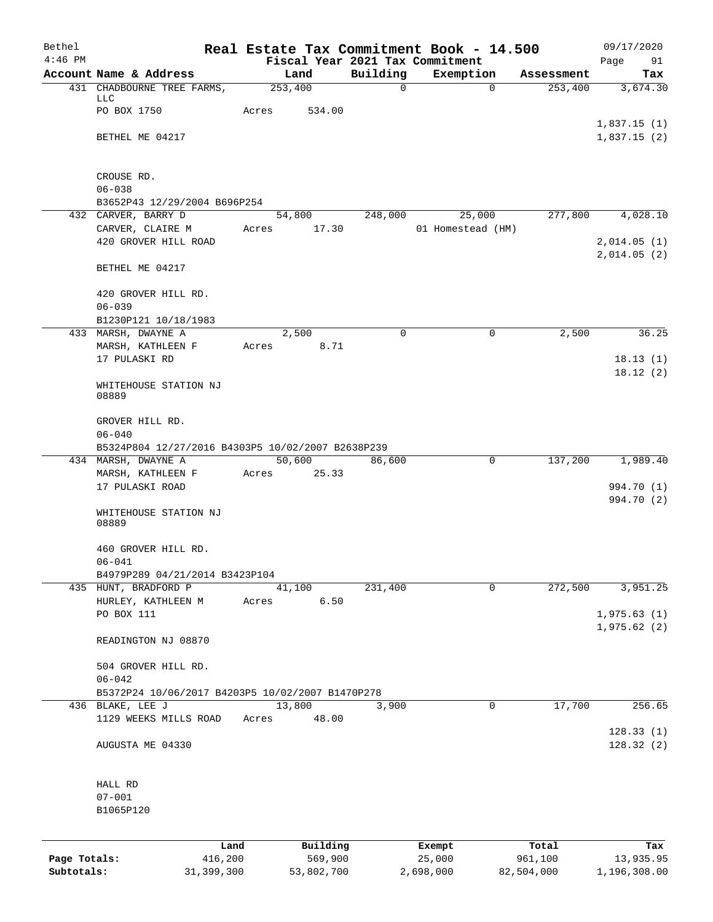# Real Estate Tax Commitment Book - 14.500

Bethel 4:46 PM — 09/17/2020

Fiscal Year 2021 Tax Commitment

| Account Name & Address | Land | Building | Exemption | Assessment | Tax |
|---|---|---|---|---|---|
| 431 CHADBOURNE TREE FARMS, LLC | 253,400 | 0 | 0 | 253,400 | 3,674.30 |
| PO BOX 1750 | Acres 534.00 | | | | |
| | | | | | 1,837.15 (1) |
| BETHEL ME 04217 | | | | | 1,837.15 (2) |
| CROUSE RD. | | | | | |
| 06-038 | | | | | |
| B3652P43 12/29/2004 B696P254 | | | | | |
| 432 CARVER, BARRY D | 54,800 | 248,000 | 25,000 | 277,800 | 4,028.10 |
| CARVER, CLAIRE M | Acres 17.30 | | 01 Homestead (HM) | | |
| 420 GROVER HILL ROAD | | | | | 2,014.05 (1) |
| | | | | | 2,014.05 (2) |
| BETHEL ME 04217 | | | | | |
| 420 GROVER HILL RD. | | | | | |
| 06-039 | | | | | |
| B1230P121 10/18/1983 | | | | | |
| 433 MARSH, DWAYNE A | 2,500 | 0 | 0 | 2,500 | 36.25 |
| MARSH, KATHLEEN F | Acres 8.71 | | | | |
| 17 PULASKI RD | | | | | 18.13 (1) |
| | | | | | 18.12 (2) |
| WHITEHOUSE STATION NJ 08889 | | | | | |
| GROVER HILL RD. | | | | | |
| 06-040 | | | | | |
| B5324P804 12/27/2016 B4303P5 10/02/2007 B2638P239 | | | | | |
| 434 MARSH, DWAYNE A | 50,600 | 86,600 | 0 | 137,200 | 1,989.40 |
| MARSH, KATHLEEN F | Acres 25.33 | | | | |
| 17 PULASKI ROAD | | | | | 994.70 (1) |
| | | | | | 994.70 (2) |
| WHITEHOUSE STATION NJ 08889 | | | | | |
| 460 GROVER HILL RD. | | | | | |
| 06-041 | | | | | |
| B4979P289 04/21/2014 B3423P104 | | | | | |
| 435 HUNT, BRADFORD P | 41,100 | 231,400 | 0 | 272,500 | 3,951.25 |
| HURLEY, KATHLEEN M | Acres 6.50 | | | | |
| PO BOX 111 | | | | | 1,975.63 (1) |
| | | | | | 1,975.62 (2) |
| READINGTON NJ 08870 | | | | | |
| 504 GROVER HILL RD. | | | | | |
| 06-042 | | | | | |
| B5372P24 10/06/2017 B4203P5 10/02/2007 B1470P278 | | | | | |
| 436 BLAKE, LEE J | 13,800 | 3,900 | 0 | 17,700 | 256.65 |
| 1129 WEEKS MILLS ROAD | Acres 48.00 | | | | |
| | | | | | 128.33 (1) |
| AUGUSTA ME 04330 | | | | | 128.32 (2) |
| HALL RD | | | | | |
| 07-001 | | | | | |
| B1065P120 | | | | | |

| | Land | Building | Exempt | Total | Tax |
|---|---|---|---|---|---|
| Page Totals: | 416,200 | 569,900 | 25,000 | 961,100 | 13,935.95 |
| Subtotals: | 31,399,300 | 53,802,700 | 2,698,000 | 82,504,000 | 1,196,308.00 |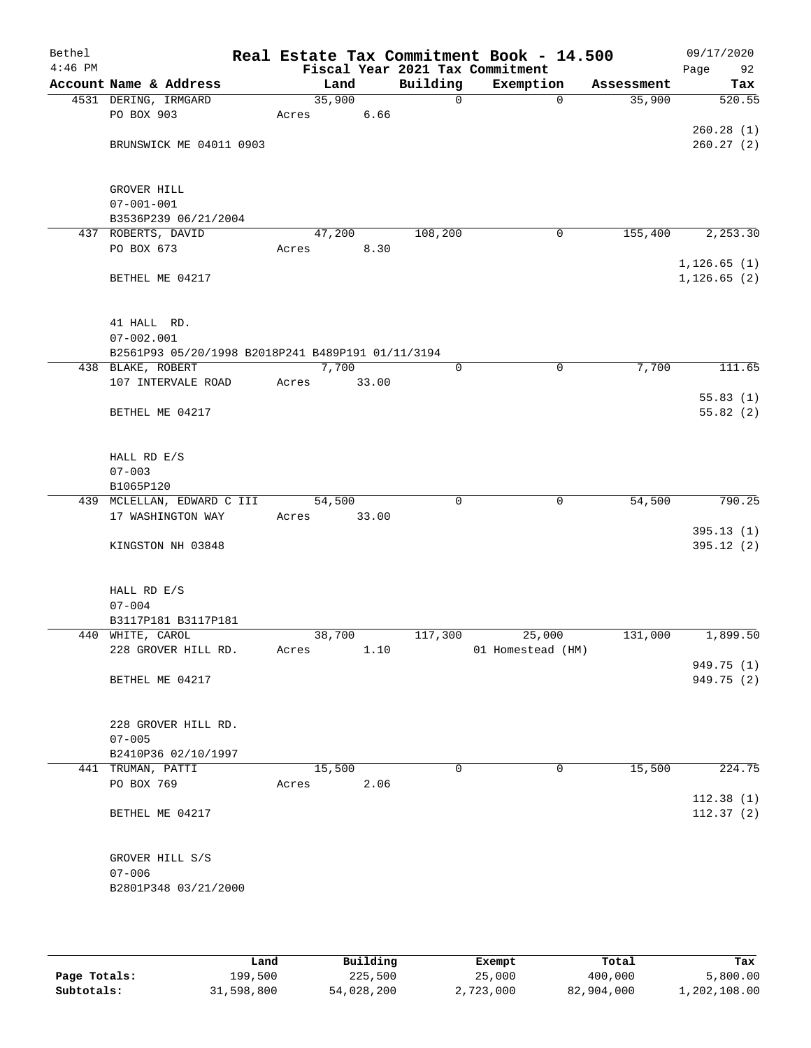# Real Estate Tax Commitment Book - 14.500

Bethel
4:46 PM

Fiscal Year 2021 Tax Commitment

09/17/2020
Page 92

| Account Name & Address | Land | Building | Exemption | Assessment | Tax |
|---|---|---|---|---|---|
| 4531 DERING, IRMGARD | 35,900 | 0 | 0 | 35,900 | 520.55 |
| PO BOX 903 | Acres 6.66 | | | | |
| | | | | | 260.28 (1) |
| BRUNSWICK ME 04011 0903 | | | | | 260.27 (2) |
| GROVER HILL | | | | | |
| 07-001-001 | | | | | |
| B3536P239 06/21/2004 | | | | | |
| 437 ROBERTS, DAVID | 47,200 | 108,200 | 0 | 155,400 | 2,253.30 |
| PO BOX 673 | Acres 8.30 | | | | |
| | | | | | 1,126.65 (1) |
| BETHEL ME 04217 | | | | | 1,126.65 (2) |
| 41 HALL RD. | | | | | |
| 07-002.001 | | | | | |
| B2561P93 05/20/1998 B2018P241 B489P191 01/11/3194 | | | | | |
| 438 BLAKE, ROBERT | 7,700 | 0 | 0 | 7,700 | 111.65 |
| 107 INTERVALE ROAD | Acres 33.00 | | | | |
| | | | | | 55.83 (1) |
| BETHEL ME 04217 | | | | | 55.82 (2) |
| HALL RD E/S | | | | | |
| 07-003 | | | | | |
| B1065P120 | | | | | |
| 439 MCLELLAN, EDWARD C III | 54,500 | 0 | 0 | 54,500 | 790.25 |
| 17 WASHINGTON WAY | Acres 33.00 | | | | |
| | | | | | 395.13 (1) |
| KINGSTON NH 03848 | | | | | 395.12 (2) |
| HALL RD E/S | | | | | |
| 07-004 | | | | | |
| B3117P181 B3117P181 | | | | | |
| 440 WHITE, CAROL | 38,700 | 117,300 | 25,000 | 131,000 | 1,899.50 |
| 228 GROVER HILL RD. | Acres 1.10 | | 01 Homestead (HM) | | |
| | | | | | 949.75 (1) |
| BETHEL ME 04217 | | | | | 949.75 (2) |
| 228 GROVER HILL RD. | | | | | |
| 07-005 | | | | | |
| B2410P36 02/10/1997 | | | | | |
| 441 TRUMAN, PATTI | 15,500 | 0 | 0 | 15,500 | 224.75 |
| PO BOX 769 | Acres 2.06 | | | | |
| | | | | | 112.38 (1) |
| BETHEL ME 04217 | | | | | 112.37 (2) |
| GROVER HILL S/S | | | | | |
| 07-006 | | | | | |
| B2801P348 03/21/2000 | | | | | |

| | Land | Building | Exempt | Total | Tax |
|---|---|---|---|---|---|
| Page Totals: | 199,500 | 225,500 | 25,000 | 400,000 | 5,800.00 |
| Subtotals: | 31,598,800 | 54,028,200 | 2,723,000 | 82,904,000 | 1,202,108.00 |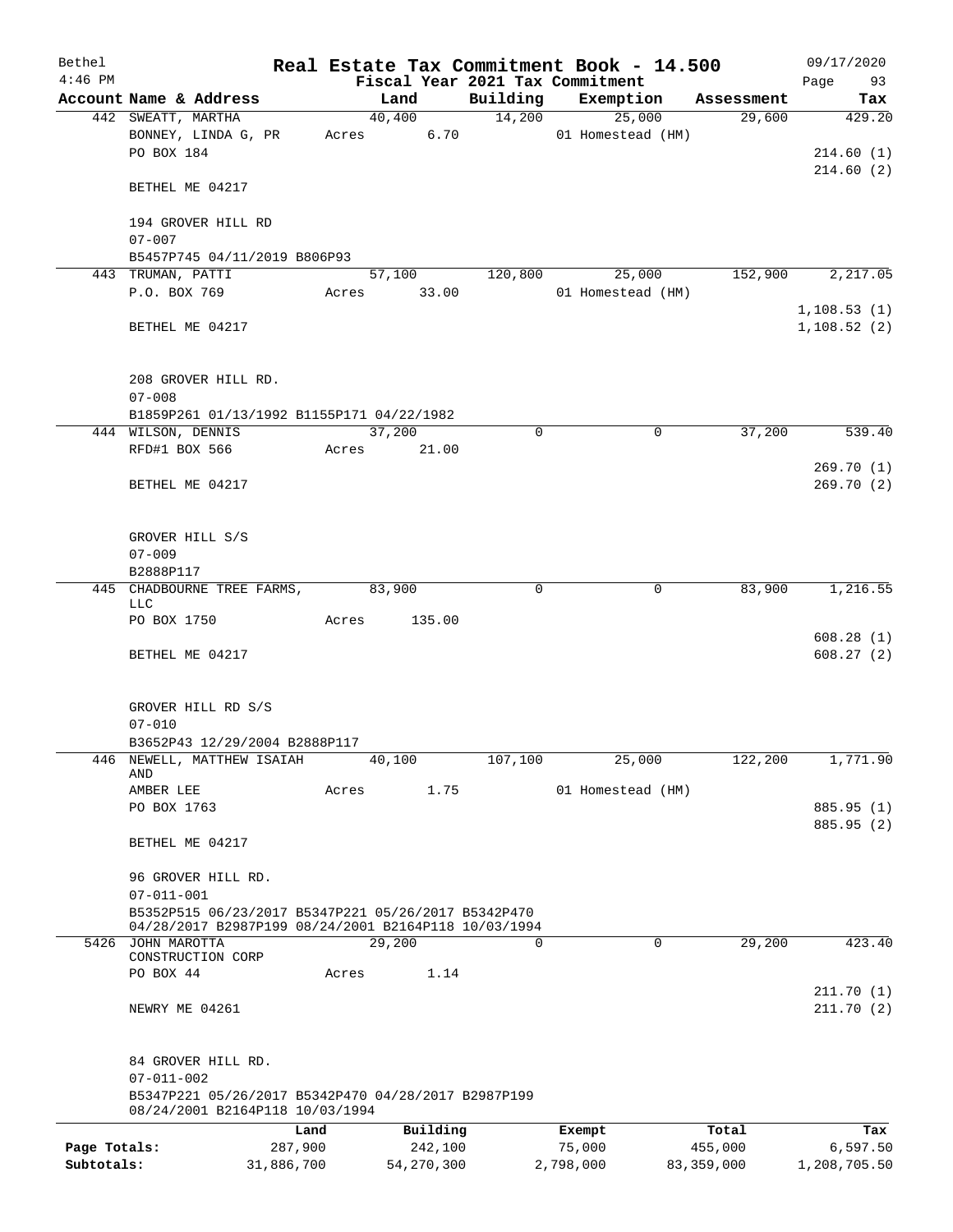# Real Estate Tax Commitment Book - 14.500

Bethel
4:46 PM

Fiscal Year 2021 Tax Commitment

09/17/2020

| Account Name & Address | Land | Building | Exemption | Assessment | Tax |
|---|---|---|---|---|---|
| 442 SWEATT, MARTHA | 40,400 | 14,200 | 25,000 | 29,600 | 429.20 |
| BONNEY, LINDA G, PR | Acres 6.70 | | 01 Homestead (HM) | | |
| PO BOX 184 | | | | | 214.60 (1) |
| | | | | | 214.60 (2) |
| BETHEL ME 04217 | | | | | |
| 194 GROVER HILL RD | | | | | |
| 07-007 | | | | | |
| B5457P745 04/11/2019 B806P93 | | | | | |
| 443 TRUMAN, PATTI | 57,100 | 120,800 | 25,000 | 152,900 | 2,217.05 |
| P.O. BOX 769 | Acres 33.00 | | 01 Homestead (HM) | | |
| | | | | | 1,108.53 (1) |
| BETHEL ME 04217 | | | | | 1,108.52 (2) |
| 208 GROVER HILL RD. | | | | | |
| 07-008 | | | | | |
| B1859P261 01/13/1992 B1155P171 04/22/1982 | | | | | |
| 444 WILSON, DENNIS | 37,200 | 0 | 0 | 37,200 | 539.40 |
| RFD#1 BOX 566 | Acres 21.00 | | | | |
| | | | | | 269.70 (1) |
| BETHEL ME 04217 | | | | | 269.70 (2) |
| GROVER HILL S/S | | | | | |
| 07-009 | | | | | |
| B2888P117 | | | | | |
| 445 CHADBOURNE TREE FARMS, LLC | 83,900 | 0 | 0 | 83,900 | 1,216.55 |
| PO BOX 1750 | Acres 135.00 | | | | |
| | | | | | 608.28 (1) |
| BETHEL ME 04217 | | | | | 608.27 (2) |
| GROVER HILL RD S/S | | | | | |
| 07-010 | | | | | |
| B3652P43 12/29/2004 B2888P117 | | | | | |
| 446 NEWELL, MATTHEW ISAIAH AND | 40,100 | 107,100 | 25,000 | 122,200 | 1,771.90 |
| AMBER LEE | Acres 1.75 | | 01 Homestead (HM) | | |
| PO BOX 1763 | | | | | 885.95 (1) |
| | | | | | 885.95 (2) |
| BETHEL ME 04217 | | | | | |
| 96 GROVER HILL RD. | | | | | |
| 07-011-001 | | | | | |
| B5352P515 06/23/2017 B5347P221 05/26/2017 B5342P470 04/28/2017 B2987P199 08/24/2001 B2164P118 10/03/1994 | | | | | |
| 5426 JOHN MAROTTA CONSTRUCTION CORP | 29,200 | 0 | 0 | 29,200 | 423.40 |
| PO BOX 44 | Acres 1.14 | | | | |
| | | | | | 211.70 (1) |
| NEWRY ME 04261 | | | | | 211.70 (2) |
| 84 GROVER HILL RD. | | | | | |
| 07-011-002 | | | | | |
| B5347P221 05/26/2017 B5342P470 04/28/2017 B2987P199 08/24/2001 B2164P118 10/03/1994 | | | | | |

| | Land | Building | Exempt | Total | Tax |
|---|---|---|---|---|---|
| Page Totals: | 287,900 | 242,100 | 75,000 | 455,000 | 6,597.50 |
| Subtotals: | 31,886,700 | 54,270,300 | 2,798,000 | 83,359,000 | 1,208,705.50 |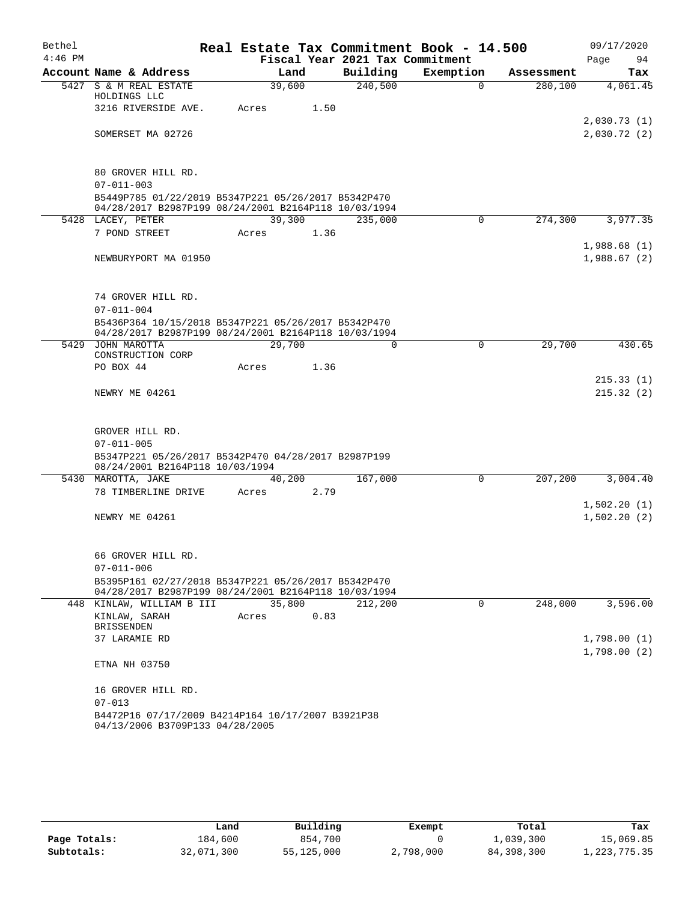Bethel 4:46 PM

# Real Estate Tax Commitment Book - 14.500

Fiscal Year 2021 Tax Commitment

09/17/2020 Page 94

| Account Name & Address | Land | Building | Exemption | Assessment | Tax |
|---|---|---|---|---|---|
| 5427 S & M REAL ESTATE HOLDINGS LLC | 39,600 | 240,500 | 0 | 280,100 | 4,061.45 |
| 3216 RIVERSIDE AVE. | Acres 1.50 | | | | |
| | | | | | 2,030.73 (1) |
| SOMERSET MA 02726 | | | | | 2,030.72 (2) |
| 80 GROVER HILL RD. | | | | | |
| 07-011-003 | | | | | |
| B5449P785 01/22/2019 B5347P221 05/26/2017 B5342P470 04/28/2017 B2987P199 08/24/2001 B2164P118 10/03/1994 | | | | | |
| 5428 LACEY, PETER | 39,300 | 235,000 | 0 | 274,300 | 3,977.35 |
| 7 POND STREET | Acres 1.36 | | | | |
| | | | | | 1,988.68 (1) |
| NEWBURYPORT MA 01950 | | | | | 1,988.67 (2) |
| 74 GROVER HILL RD. | | | | | |
| 07-011-004 | | | | | |
| B5436P364 10/15/2018 B5347P221 05/26/2017 B5342P470 04/28/2017 B2987P199 08/24/2001 B2164P118 10/03/1994 | | | | | |
| 5429 JOHN MAROTTA CONSTRUCTION CORP | 29,700 | 0 | 0 | 29,700 | 430.65 |
| PO BOX 44 | Acres 1.36 | | | | |
| | | | | | 215.33 (1) |
| NEWRY ME 04261 | | | | | 215.32 (2) |
| GROVER HILL RD. | | | | | |
| 07-011-005 | | | | | |
| B5347P221 05/26/2017 B5342P470 04/28/2017 B2987P199 08/24/2001 B2164P118 10/03/1994 | | | | | |
| 5430 MAROTTA, JAKE | 40,200 | 167,000 | 0 | 207,200 | 3,004.40 |
| 78 TIMBERLINE DRIVE | Acres 2.79 | | | | |
| | | | | | 1,502.20 (1) |
| NEWRY ME 04261 | | | | | 1,502.20 (2) |
| 66 GROVER HILL RD. | | | | | |
| 07-011-006 | | | | | |
| B5395P161 02/27/2018 B5347P221 05/26/2017 B5342P470 04/28/2017 B2987P199 08/24/2001 B2164P118 10/03/1994 | | | | | |
| 448 KINLAW, WILLIAM B III | 35,800 | 212,200 | 0 | 248,000 | 3,596.00 |
| KINLAW, SARAH BRISSENDEN | Acres 0.83 | | | | |
| 37 LARAMIE RD | | | | | 1,798.00 (1) |
| | | | | | 1,798.00 (2) |
| ETNA NH 03750 | | | | | |
| 16 GROVER HILL RD. | | | | | |
| 07-013 | | | | | |
| B4472P16 07/17/2009 B4214P164 10/17/2007 B3921P38 04/13/2006 B3709P133 04/28/2005 | | | | | |

| | Land | Building | Exempt | Total | Tax |
|---|---|---|---|---|---|
| Page Totals: | 184,600 | 854,700 | 0 | 1,039,300 | 15,069.85 |
| Subtotals: | 32,071,300 | 55,125,000 | 2,798,000 | 84,398,300 | 1,223,775.35 |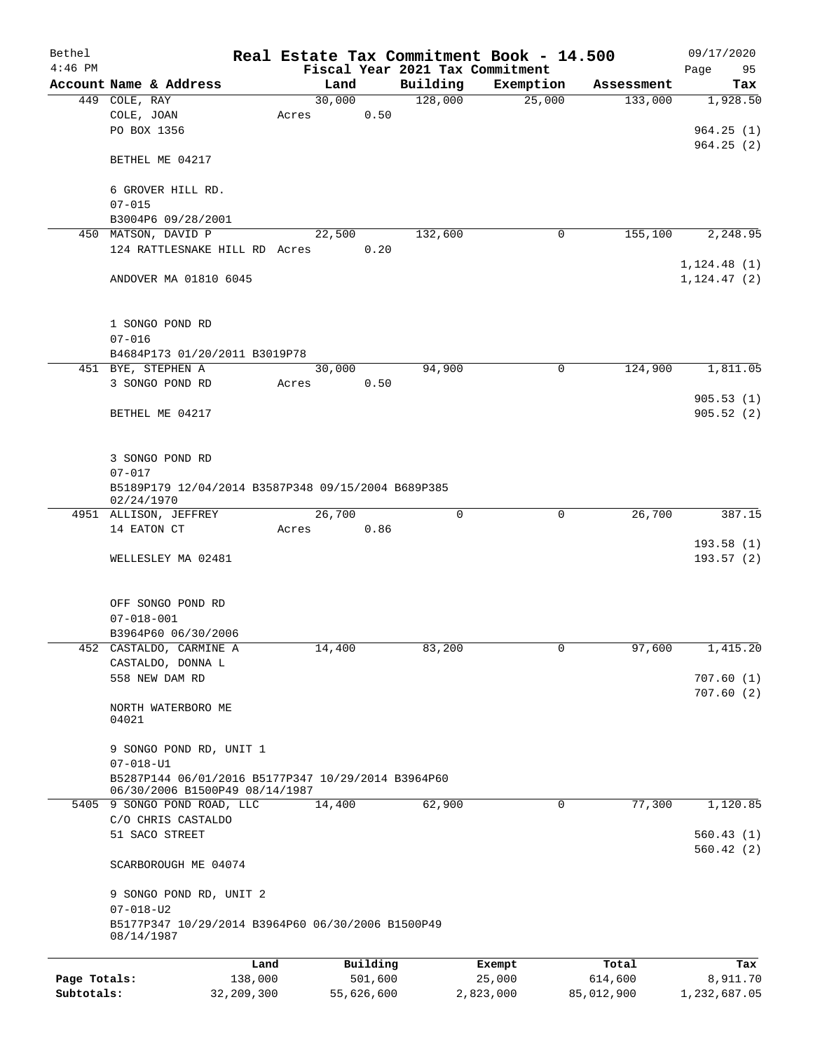Bethel 4:46 PM

# Real Estate Tax Commitment Book - 14.500

Fiscal Year 2021 Tax Commitment

09/17/2020

| Account Name & Address | Land | Building | Exemption | Assessment | Tax |
|---|---|---|---|---|---|
| 449 COLE, RAY | 30,000 | 128,000 | 25,000 | 133,000 | 1,928.50 |
| COLE, JOAN | Acres 0.50 | | | | |
| PO BOX 1356 | | | | | 964.25 (1) |
| | | | | | 964.25 (2) |
| BETHEL ME 04217 | | | | | |
| 6 GROVER HILL RD. | | | | | |
| 07-015 | | | | | |
| B3004P6 09/28/2001 | | | | | |
| 450 MATSON, DAVID P | 22,500 | 132,600 | 0 | 155,100 | 2,248.95 |
| 124 RATTLESNAKE HILL RD | Acres 0.20 | | | | |
| | | | | | 1,124.48 (1) |
| ANDOVER MA 01810 6045 | | | | | 1,124.47 (2) |
| 1 SONGO POND RD | | | | | |
| 07-016 | | | | | |
| B4684P173 01/20/2011 B3019P78 | | | | | |
| 451 BYE, STEPHEN A | 30,000 | 94,900 | 0 | 124,900 | 1,811.05 |
| 3 SONGO POND RD | Acres 0.50 | | | | |
| | | | | | 905.53 (1) |
| BETHEL ME 04217 | | | | | 905.52 (2) |
| 3 SONGO POND RD | | | | | |
| 07-017 | | | | | |
| B5189P179 12/04/2014 B3587P348 09/15/2004 B689P385 02/24/1970 | | | | | |
| 4951 ALLISON, JEFFREY | 26,700 | 0 | 0 | 26,700 | 387.15 |
| 14 EATON CT | Acres 0.86 | | | | |
| | | | | | 193.58 (1) |
| WELLESLEY MA 02481 | | | | | 193.57 (2) |
| OFF SONGO POND RD | | | | | |
| 07-018-001 | | | | | |
| B3964P60 06/30/2006 | | | | | |
| 452 CASTALDO, CARMINE A | 14,400 | 83,200 | 0 | 97,600 | 1,415.20 |
| CASTALDO, DONNA L | | | | | |
| 558 NEW DAM RD | | | | | 707.60 (1) |
| | | | | | 707.60 (2) |
| NORTH WATERBORO ME 04021 | | | | | |
| 9 SONGO POND RD, UNIT 1 | | | | | |
| 07-018-U1 | | | | | |
| B5287P144 06/01/2016 B5177P347 10/29/2014 B3964P60 06/30/2006 B1500P49 08/14/1987 | | | | | |
| 5405 9 SONGO POND ROAD, LLC | 14,400 | 62,900 | 0 | 77,300 | 1,120.85 |
| C/O CHRIS CASTALDO | | | | | |
| 51 SACO STREET | | | | | 560.43 (1) |
| | | | | | 560.42 (2) |
| SCARBOROUGH ME 04074 | | | | | |
| 9 SONGO POND RD, UNIT 2 | | | | | |
| 07-018-U2 | | | | | |
| B5177P347 10/29/2014 B3964P60 06/30/2006 B1500P49 08/14/1987 | | | | | |

| | Land | Building | Exempt | Total | Tax |
|---|---|---|---|---|---|
| Page Totals: | 138,000 | 501,600 | 25,000 | 614,600 | 8,911.70 |
| Subtotals: | 32,209,300 | 55,626,600 | 2,823,000 | 85,012,900 | 1,232,687.05 |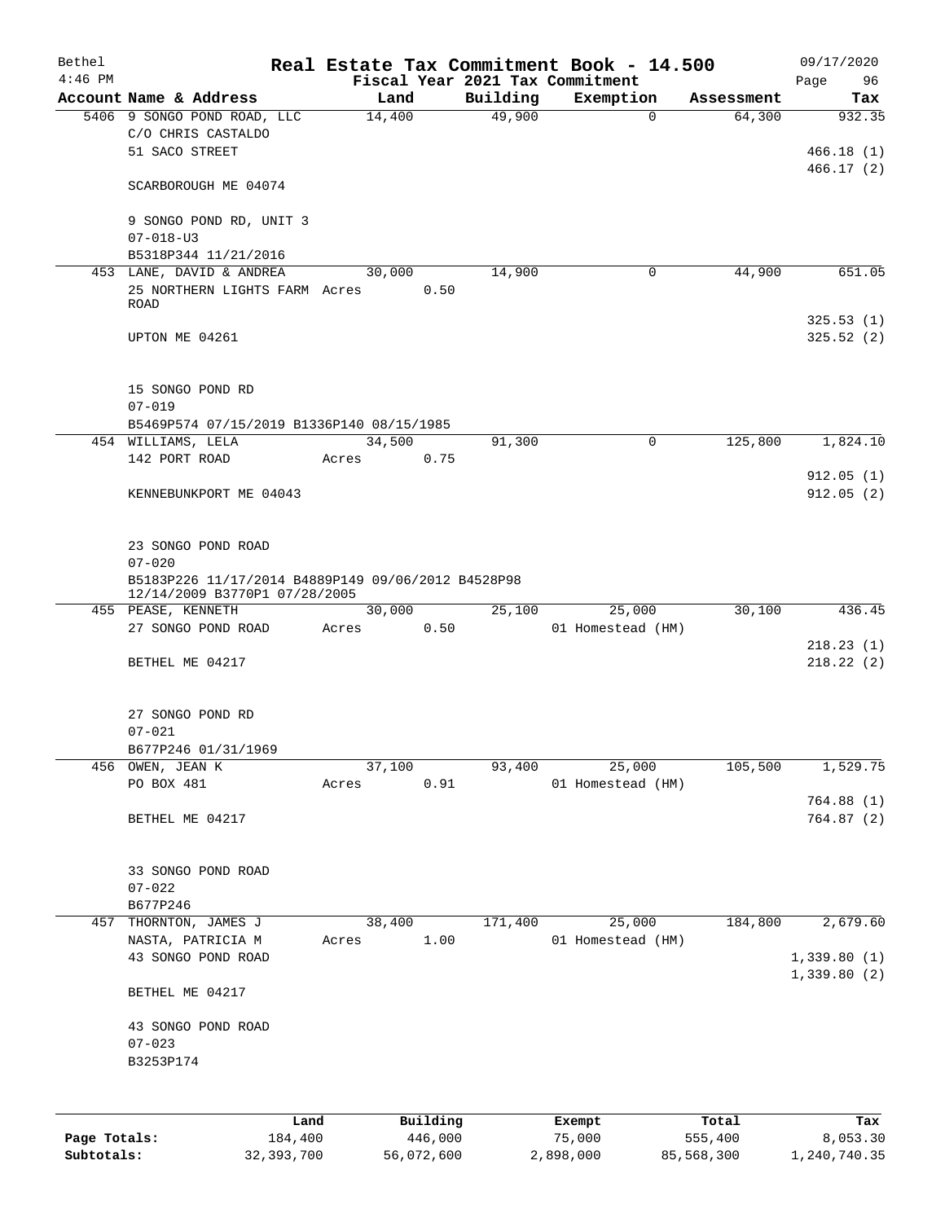# Real Estate Tax Commitment Book - 14.500

Bethel 4:46 PM — Fiscal Year 2021 Tax Commitment — 09/17/2020

| Account Name & Address | Land | Building | Exemption | Assessment | Tax |
|---|---|---|---|---|---|
| 5406 9 SONGO POND ROAD, LLC | 14,400 | 49,900 | 0 | 64,300 | 932.35 |
| C/O CHRIS CASTALDO | | | | | |
| 51 SACO STREET | | | | | 466.18 (1) |
| | | | | | 466.17 (2) |
| SCARBOROUGH ME 04074 | | | | | |
| 9 SONGO POND RD, UNIT 3 | | | | | |
| 07-018-U3 | | | | | |
| B5318P344 11/21/2016 | | | | | |
| 453 LANE, DAVID & ANDREA | 30,000 | 14,900 | 0 | 44,900 | 651.05 |
| 25 NORTHERN LIGHTS FARM ROAD | Acres 0.50 | | | | |
| | | | | | 325.53 (1) |
| UPTON ME 04261 | | | | | 325.52 (2) |
| 15 SONGO POND RD | | | | | |
| 07-019 | | | | | |
| B5469P574 07/15/2019 B1336P140 08/15/1985 | | | | | |
| 454 WILLIAMS, LELA | 34,500 | 91,300 | 0 | 125,800 | 1,824.10 |
| 142 PORT ROAD | Acres 0.75 | | | | |
| | | | | | 912.05 (1) |
| KENNEBUNKPORT ME 04043 | | | | | 912.05 (2) |
| 23 SONGO POND ROAD | | | | | |
| 07-020 | | | | | |
| B5183P226 11/17/2014 B4889P149 09/06/2012 B4528P98 12/14/2009 B3770P1 07/28/2005 | | | | | |
| 455 PEASE, KENNETH | 30,000 | 25,100 | 25,000 | 30,100 | 436.45 |
| 27 SONGO POND ROAD | Acres 0.50 | | 01 Homestead (HM) | | |
| | | | | | 218.23 (1) |
| BETHEL ME 04217 | | | | | 218.22 (2) |
| 27 SONGO POND RD | | | | | |
| 07-021 | | | | | |
| B677P246 01/31/1969 | | | | | |
| 456 OWEN, JEAN K | 37,100 | 93,400 | 25,000 | 105,500 | 1,529.75 |
| PO BOX 481 | Acres 0.91 | | 01 Homestead (HM) | | |
| | | | | | 764.88 (1) |
| BETHEL ME 04217 | | | | | 764.87 (2) |
| 33 SONGO POND ROAD | | | | | |
| 07-022 | | | | | |
| B677P246 | | | | | |
| 457 THORNTON, JAMES J | 38,400 | 171,400 | 25,000 | 184,800 | 2,679.60 |
| NASTA, PATRICIA M | Acres 1.00 | | 01 Homestead (HM) | | |
| 43 SONGO POND ROAD | | | | | 1,339.80 (1) |
| | | | | | 1,339.80 (2) |
| BETHEL ME 04217 | | | | | |
| 43 SONGO POND ROAD | | | | | |
| 07-023 | | | | | |
| B3253P174 | | | | | |

| | Land | Building | Exempt | Total | Tax |
|---|---|---|---|---|---|
| Page Totals: | 184,400 | 446,000 | 75,000 | 555,400 | 8,053.30 |
| Subtotals: | 32,393,700 | 56,072,600 | 2,898,000 | 85,568,300 | 1,240,740.35 |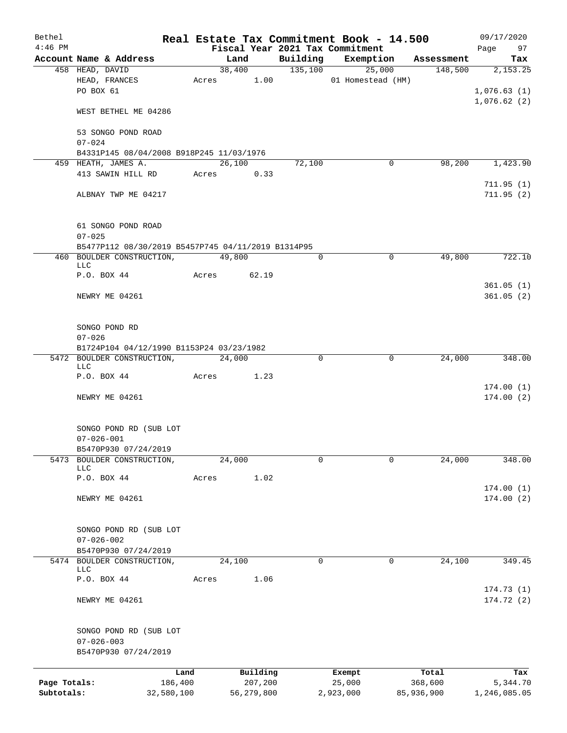Bethel 4:46 PM

# Real Estate Tax Commitment Book - 14.500

## Fiscal Year 2021 Tax Commitment

09/17/2020 Page 97

| Account Name & Address | Land | Building | Exemption | Assessment | Tax |
|---|---|---|---|---|---|
| 458 HEAD, DAVID | 38,400 | 135,100 | 25,000 | 148,500 | 2,153.25 |
| HEAD, FRANCES | Acres 1.00 | | 01 Homestead (HM) | | |
| PO BOX 61 | | | | | 1,076.63 (1) |
| | | | | | 1,076.62 (2) |
| WEST BETHEL ME 04286 | | | | | |
| 53 SONGO POND ROAD | | | | | |
| 07-024 | | | | | |
| B4331P145 08/04/2008 B918P245 11/03/1976 | | | | | |
| 459 HEATH, JAMES A. | 26,100 | 72,100 | 0 | 98,200 | 1,423.90 |
| 413 SAWIN HILL RD | Acres 0.33 | | | | |
| | | | | | 711.95 (1) |
| ALBNAY TWP ME 04217 | | | | | 711.95 (2) |
| 61 SONGO POND ROAD | | | | | |
| 07-025 | | | | | |
| B5477P112 08/30/2019 B5457P745 04/11/2019 B1314P95 | | | | | |
| 460 BOULDER CONSTRUCTION, LLC | 49,800 | 0 | 0 | 49,800 | 722.10 |
| P.O. BOX 44 | Acres 62.19 | | | | |
| | | | | | 361.05 (1) |
| NEWRY ME 04261 | | | | | 361.05 (2) |
| SONGO POND RD | | | | | |
| 07-026 | | | | | |
| B1724P104 04/12/1990 B1153P24 03/23/1982 | | | | | |
| 5472 BOULDER CONSTRUCTION, LLC | 24,000 | 0 | 0 | 24,000 | 348.00 |
| P.O. BOX 44 | Acres 1.23 | | | | |
| | | | | | 174.00 (1) |
| NEWRY ME 04261 | | | | | 174.00 (2) |
| SONGO POND RD (SUB LOT | | | | | |
| 07-026-001 | | | | | |
| B5470P930 07/24/2019 | | | | | |
| 5473 BOULDER CONSTRUCTION, LLC | 24,000 | 0 | 0 | 24,000 | 348.00 |
| P.O. BOX 44 | Acres 1.02 | | | | |
| | | | | | 174.00 (1) |
| NEWRY ME 04261 | | | | | 174.00 (2) |
| SONGO POND RD (SUB LOT | | | | | |
| 07-026-002 | | | | | |
| B5470P930 07/24/2019 | | | | | |
| 5474 BOULDER CONSTRUCTION, LLC | 24,100 | 0 | 0 | 24,100 | 349.45 |
| P.O. BOX 44 | Acres 1.06 | | | | |
| | | | | | 174.73 (1) |
| NEWRY ME 04261 | | | | | 174.72 (2) |
| SONGO POND RD (SUB LOT | | | | | |
| 07-026-003 | | | | | |
| B5470P930 07/24/2019 | | | | | |

| | Land | Building | Exempt | Total | Tax |
|---|---|---|---|---|---|
| Page Totals: | 186,400 | 207,200 | 25,000 | 368,600 | 5,344.70 |
| Subtotals: | 32,580,100 | 56,279,800 | 2,923,000 | 85,936,900 | 1,246,085.05 |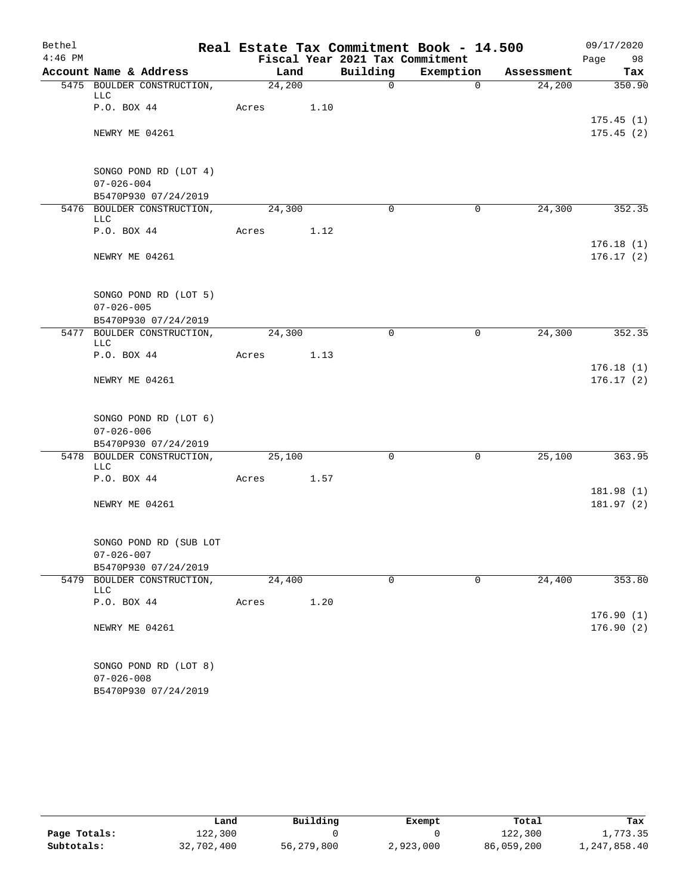Bethel
4:46 PM

# Real Estate Tax Commitment Book - 14.500

Fiscal Year 2021 Tax Commitment

09/17/2020

| Account Name & Address | Land | Building | Exemption | Assessment | Tax |
|---|---|---|---|---|---|
| 5475 BOULDER CONSTRUCTION, LLC | 24,200 | 0 | 0 | 24,200 | 350.90 |
| P.O. BOX 44 | Acres 1.10 | | | | |
| | | | | | 175.45 (1) |
| NEWRY ME 04261 | | | | | 175.45 (2) |
| SONGO POND RD (LOT 4) | | | | | |
| 07-026-004 | | | | | |
| B5470P930 07/24/2019 | | | | | |
| 5476 BOULDER CONSTRUCTION, LLC | 24,300 | 0 | 0 | 24,300 | 352.35 |
| P.O. BOX 44 | Acres 1.12 | | | | |
| | | | | | 176.18 (1) |
| NEWRY ME 04261 | | | | | 176.17 (2) |
| SONGO POND RD (LOT 5) | | | | | |
| 07-026-005 | | | | | |
| B5470P930 07/24/2019 | | | | | |
| 5477 BOULDER CONSTRUCTION, LLC | 24,300 | 0 | 0 | 24,300 | 352.35 |
| P.O. BOX 44 | Acres 1.13 | | | | |
| | | | | | 176.18 (1) |
| NEWRY ME 04261 | | | | | 176.17 (2) |
| SONGO POND RD (LOT 6) | | | | | |
| 07-026-006 | | | | | |
| B5470P930 07/24/2019 | | | | | |
| 5478 BOULDER CONSTRUCTION, LLC | 25,100 | 0 | 0 | 25,100 | 363.95 |
| P.O. BOX 44 | Acres 1.57 | | | | |
| | | | | | 181.98 (1) |
| NEWRY ME 04261 | | | | | 181.97 (2) |
| SONGO POND RD (SUB LOT | | | | | |
| 07-026-007 | | | | | |
| B5470P930 07/24/2019 | | | | | |
| 5479 BOULDER CONSTRUCTION, LLC | 24,400 | 0 | 0 | 24,400 | 353.80 |
| P.O. BOX 44 | Acres 1.20 | | | | |
| | | | | | 176.90 (1) |
| NEWRY ME 04261 | | | | | 176.90 (2) |
| SONGO POND RD (LOT 8) | | | | | |
| 07-026-008 | | | | | |
| B5470P930 07/24/2019 | | | | | |

| | Land | Building | Exempt | Total | Tax |
|---|---|---|---|---|---|
| Page Totals: | 122,300 | 0 | 0 | 122,300 | 1,773.35 |
| Subtotals: | 32,702,400 | 56,279,800 | 2,923,000 | 86,059,200 | 1,247,858.40 |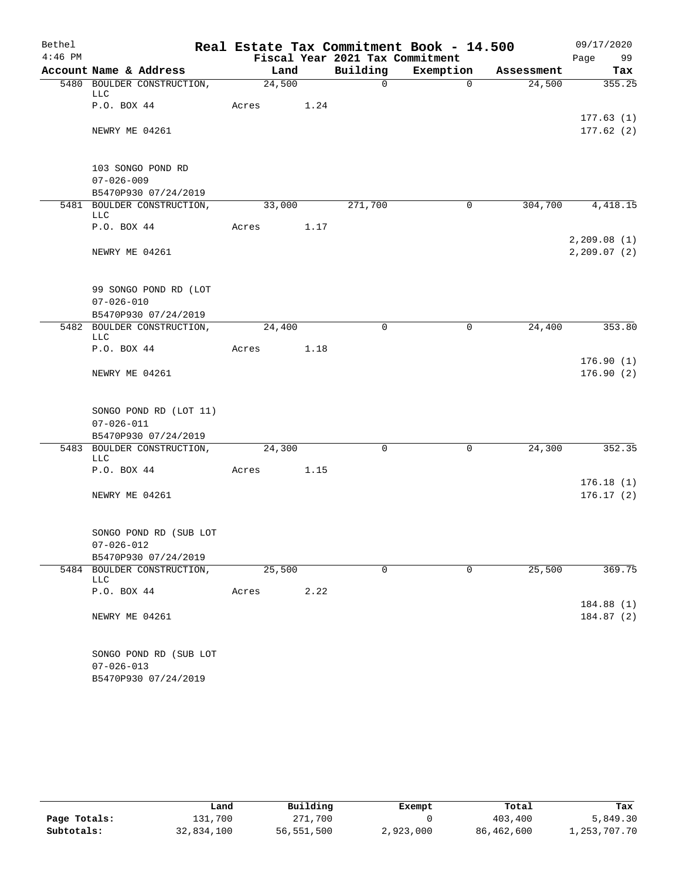Bethel 4:46 PM

# Real Estate Tax Commitment Book - 14.500

09/17/2020

Fiscal Year 2021 Tax Commitment

| Account | Name & Address | Land | Building | Exemption | Assessment | Tax |
|---|---|---|---|---|---|---|
| 5480 | BOULDER CONSTRUCTION, LLC | 24,500 | 0 | 0 | 24,500 | 355.25 |
| | P.O. BOX 44 | Acres 1.24 | | | | 177.63 (1) |
| | NEWRY ME 04261 | | | | | 177.62 (2) |
| | 103 SONGO POND RD | | | | | |
| | 07-026-009 | | | | | |
| | B5470P930 07/24/2019 | | | | | |
| 5481 | BOULDER CONSTRUCTION, LLC | 33,000 | 271,700 | 0 | 304,700 | 4,418.15 |
| | P.O. BOX 44 | Acres 1.17 | | | | 2,209.08 (1) |
| | NEWRY ME 04261 | | | | | 2,209.07 (2) |
| | 99 SONGO POND RD (LOT | | | | | |
| | 07-026-010 | | | | | |
| | B5470P930 07/24/2019 | | | | | |
| 5482 | BOULDER CONSTRUCTION, LLC | 24,400 | 0 | 0 | 24,400 | 353.80 |
| | P.O. BOX 44 | Acres 1.18 | | | | 176.90 (1) |
| | NEWRY ME 04261 | | | | | 176.90 (2) |
| | SONGO POND RD (LOT 11) | | | | | |
| | 07-026-011 | | | | | |
| | B5470P930 07/24/2019 | | | | | |
| 5483 | BOULDER CONSTRUCTION, LLC | 24,300 | 0 | 0 | 24,300 | 352.35 |
| | P.O. BOX 44 | Acres 1.15 | | | | 176.18 (1) |
| | NEWRY ME 04261 | | | | | 176.17 (2) |
| | SONGO POND RD (SUB LOT | | | | | |
| | 07-026-012 | | | | | |
| | B5470P930 07/24/2019 | | | | | |
| 5484 | BOULDER CONSTRUCTION, LLC | 25,500 | 0 | 0 | 25,500 | 369.75 |
| | P.O. BOX 44 | Acres 2.22 | | | | 184.88 (1) |
| | NEWRY ME 04261 | | | | | 184.87 (2) |
| | SONGO POND RD (SUB LOT | | | | | |
| | 07-026-013 | | | | | |
| | B5470P930 07/24/2019 | | | | | |

| | Land | Building | Exempt | Total | Tax |
|---|---|---|---|---|---|
| Page Totals: | 131,700 | 271,700 | 0 | 403,400 | 5,849.30 |
| Subtotals: | 32,834,100 | 56,551,500 | 2,923,000 | 86,462,600 | 1,253,707.70 |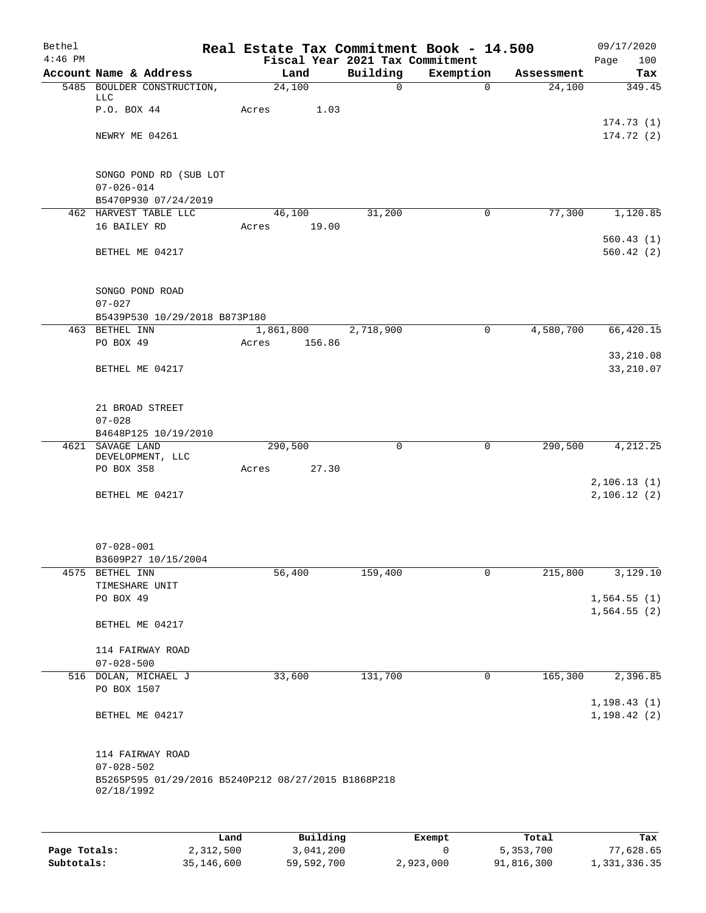Bethel 4:46 PM

# Real Estate Tax Commitment Book - 14.500

Fiscal Year 2021 Tax Commitment

09/17/2020

| Account Name & Address | Land | Building | Exemption | Assessment | Tax |
|---|---|---|---|---|---|
| 5485 BOULDER CONSTRUCTION, LLC | 24,100 | 0 | 0 | 24,100 | 349.45 |
| P.O. BOX 44 | Acres 1.03 | | | | |
| | | | | | 174.73 (1) |
| NEWRY ME 04261 | | | | | 174.72 (2) |
| SONGO POND RD (SUB LOT | | | | | |
| 07-026-014 | | | | | |
| B5470P930 07/24/2019 | | | | | |
| 462 HARVEST TABLE LLC | 46,100 | 31,200 | 0 | 77,300 | 1,120.85 |
| 16 BAILEY RD | Acres 19.00 | | | | |
| | | | | | 560.43 (1) |
| BETHEL ME 04217 | | | | | 560.42 (2) |
| SONGO POND ROAD | | | | | |
| 07-027 | | | | | |
| B5439P530 10/29/2018 B873P180 | | | | | |
| 463 BETHEL INN | 1,861,800 | 2,718,900 | 0 | 4,580,700 | 66,420.15 |
| PO BOX 49 | Acres 156.86 | | | | |
| | | | | | 33,210.08 |
| BETHEL ME 04217 | | | | | 33,210.07 |
| 21 BROAD STREET | | | | | |
| 07-028 | | | | | |
| B4648P125 10/19/2010 | | | | | |
| 4621 SAVAGE LAND DEVELOPMENT, LLC | 290,500 | 0 | 0 | 290,500 | 4,212.25 |
| PO BOX 358 | Acres 27.30 | | | | |
| | | | | | 2,106.13 (1) |
| BETHEL ME 04217 | | | | | 2,106.12 (2) |
| 07-028-001 | | | | | |
| B3609P27 10/15/2004 | | | | | |
| 4575 BETHEL INN TIMESHARE UNIT | 56,400 | 159,400 | 0 | 215,800 | 3,129.10 |
| PO BOX 49 | | | | | 1,564.55 (1) |
| | | | | | 1,564.55 (2) |
| BETHEL ME 04217 | | | | | |
| 114 FAIRWAY ROAD | | | | | |
| 07-028-500 | | | | | |
| 516 DOLAN, MICHAEL J | 33,600 | 131,700 | 0 | 165,300 | 2,396.85 |
| PO BOX 1507 | | | | | |
| | | | | | 1,198.43 (1) |
| BETHEL ME 04217 | | | | | 1,198.42 (2) |
| 114 FAIRWAY ROAD | | | | | |
| 07-028-502 | | | | | |
| B5265P595 01/29/2016 B5240P212 08/27/2015 B1868P218 02/18/1992 | | | | | |

| | Land | Building | Exempt | Total | Tax |
|---|---|---|---|---|---|
| Page Totals: | 2,312,500 | 3,041,200 | 0 | 5,353,700 | 77,628.65 |
| Subtotals: | 35,146,600 | 59,592,700 | 2,923,000 | 91,816,300 | 1,331,336.35 |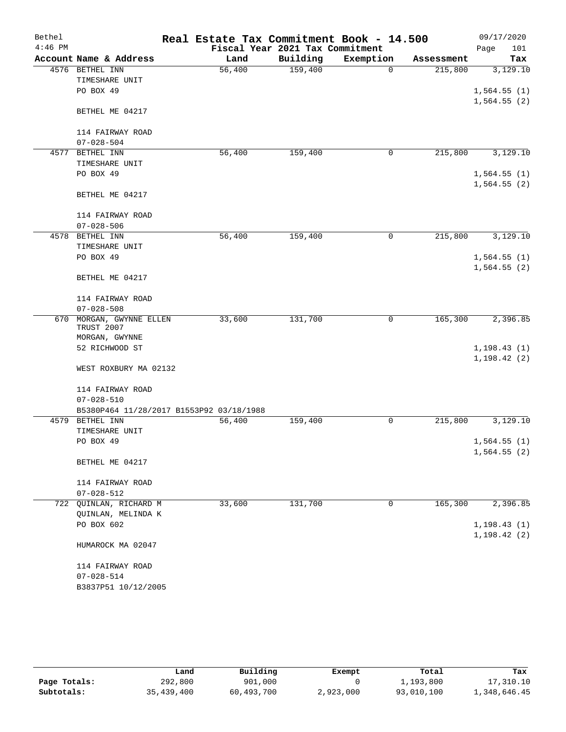# Real Estate Tax Commitment Book - 14.500

Bethel
4:46 PM

Fiscal Year 2021 Tax Commitment

09/17/2020

| Account Name & Address | Land | Building | Exemption | Assessment | Tax |
|---|---|---|---|---|---|
| 4576 BETHEL INN<br>TIMESHARE UNIT<br>PO BOX 49<br><br>BETHEL ME 04217<br><br>114 FAIRWAY ROAD<br>07-028-504 | 56,400 | 159,400 | 0 | 215,800 | 3,129.10<br><br>1,564.55 (1)<br>1,564.55 (2) |
| 4577 BETHEL INN<br>TIMESHARE UNIT<br>PO BOX 49<br><br>BETHEL ME 04217<br><br>114 FAIRWAY ROAD<br>07-028-506 | 56,400 | 159,400 | 0 | 215,800 | 3,129.10<br><br>1,564.55 (1)<br>1,564.55 (2) |
| 4578 BETHEL INN<br>TIMESHARE UNIT<br>PO BOX 49<br><br>BETHEL ME 04217<br><br>114 FAIRWAY ROAD<br>07-028-508 | 56,400 | 159,400 | 0 | 215,800 | 3,129.10<br><br>1,564.55 (1)<br>1,564.55 (2) |
| 670 MORGAN, GWYNNE ELLEN<br>TRUST 2007<br>MORGAN, GWYNNE<br>52 RICHWOOD ST<br><br>WEST ROXBURY MA 02132<br><br>114 FAIRWAY ROAD<br>07-028-510<br>B5380P464 11/28/2017 B1553P92 03/18/1988 | 33,600 | 131,700 | 0 | 165,300 | 2,396.85<br><br>1,198.43 (1)<br>1,198.42 (2) |
| 4579 BETHEL INN<br>TIMESHARE UNIT<br>PO BOX 49<br><br>BETHEL ME 04217<br><br>114 FAIRWAY ROAD<br>07-028-512 | 56,400 | 159,400 | 0 | 215,800 | 3,129.10<br><br>1,564.55 (1)<br>1,564.55 (2) |
| 722 QUINLAN, RICHARD M<br>QUINLAN, MELINDA K<br>PO BOX 602<br><br>HUMAROCK MA 02047<br><br>114 FAIRWAY ROAD<br>07-028-514<br>B3837P51 10/12/2005 | 33,600 | 131,700 | 0 | 165,300 | 2,396.85<br><br>1,198.43 (1)<br>1,198.42 (2) |

| | Land | Building | Exempt | Total | Tax |
|---|---|---|---|---|---|
| Page Totals: | 292,800 | 901,000 | 0 | 1,193,800 | 17,310.10 |
| Subtotals: | 35,439,400 | 60,493,700 | 2,923,000 | 93,010,100 | 1,348,646.45 |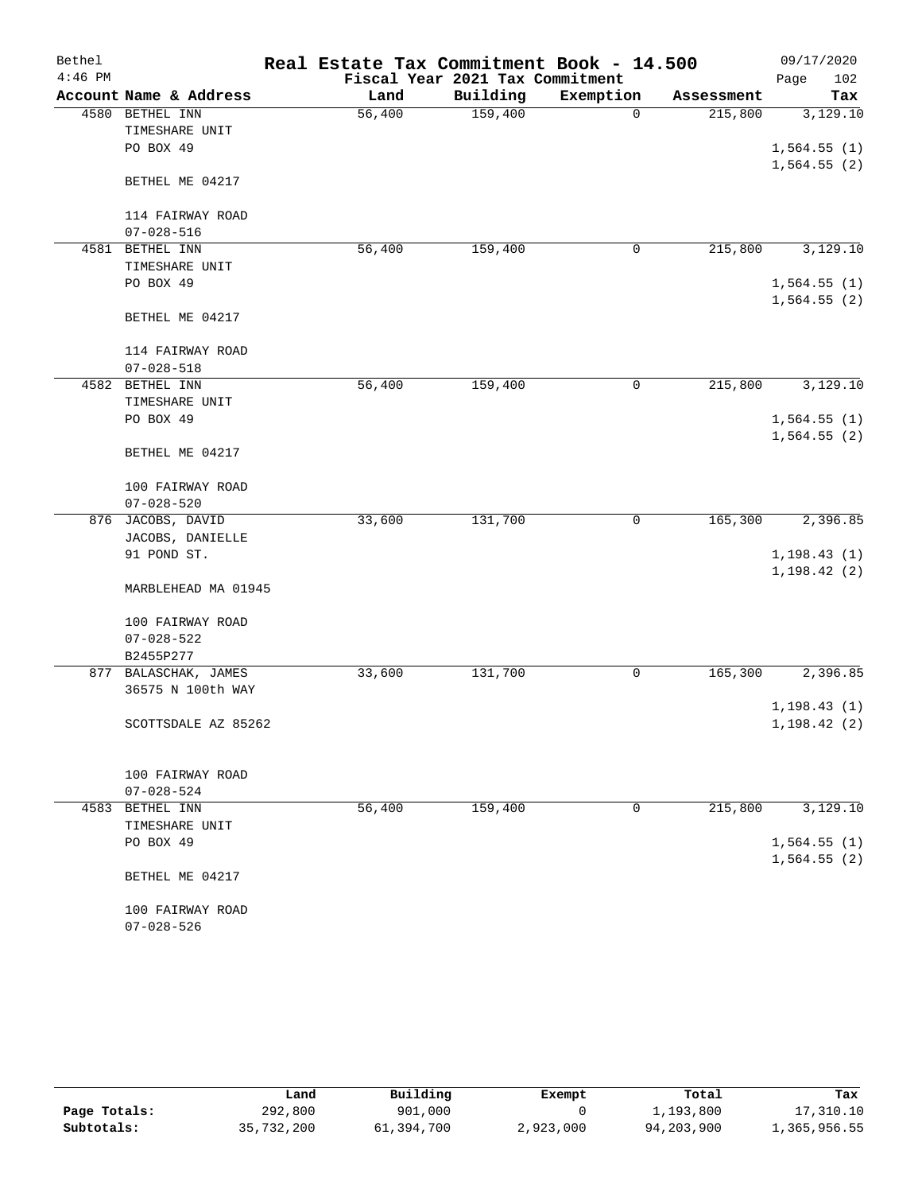# Real Estate Tax Commitment Book - 14.500

Bethel
4:46 PM

Fiscal Year 2021 Tax Commitment

09/17/2020

| Account Name & Address | Land | Building | Exemption | Assessment | Tax |
|---|---|---|---|---|---|
| 4580 BETHEL INN<br>TIMESHARE UNIT<br>PO BOX 49<br><br>BETHEL ME 04217<br><br>114 FAIRWAY ROAD<br>07-028-516 | 56,400 | 159,400 | 0 | 215,800 | 3,129.10<br><br>1,564.55 (1)<br>1,564.55 (2) |
| 4581 BETHEL INN<br>TIMESHARE UNIT<br>PO BOX 49<br><br>BETHEL ME 04217<br><br>114 FAIRWAY ROAD<br>07-028-518 | 56,400 | 159,400 | 0 | 215,800 | 3,129.10<br><br>1,564.55 (1)<br>1,564.55 (2) |
| 4582 BETHEL INN<br>TIMESHARE UNIT<br>PO BOX 49<br><br>BETHEL ME 04217<br><br>100 FAIRWAY ROAD<br>07-028-520 | 56,400 | 159,400 | 0 | 215,800 | 3,129.10<br><br>1,564.55 (1)<br>1,564.55 (2) |
| 876 JACOBS, DAVID<br>JACOBS, DANIELLE<br>91 POND ST.<br><br>MARBLEHEAD MA 01945<br><br>100 FAIRWAY ROAD<br>07-028-522<br>B2455P277 | 33,600 | 131,700 | 0 | 165,300 | 2,396.85<br><br>1,198.43 (1)<br>1,198.42 (2) |
| 877 BALASCHAK, JAMES<br>36575 N 100th WAY<br><br>SCOTTSDALE AZ 85262<br><br>100 FAIRWAY ROAD<br>07-028-524 | 33,600 | 131,700 | 0 | 165,300 | 2,396.85<br><br>1,198.43 (1)<br>1,198.42 (2) |
| 4583 BETHEL INN<br>TIMESHARE UNIT<br>PO BOX 49<br><br>BETHEL ME 04217<br><br>100 FAIRWAY ROAD<br>07-028-526 | 56,400 | 159,400 | 0 | 215,800 | 3,129.10<br><br>1,564.55 (1)<br>1,564.55 (2) |

| | Land | Building | Exempt | Total | Tax |
|---|---|---|---|---|---|
| Page Totals: | 292,800 | 901,000 | 0 | 1,193,800 | 17,310.10 |
| Subtotals: | 35,732,200 | 61,394,700 | 2,923,000 | 94,203,900 | 1,365,956.55 |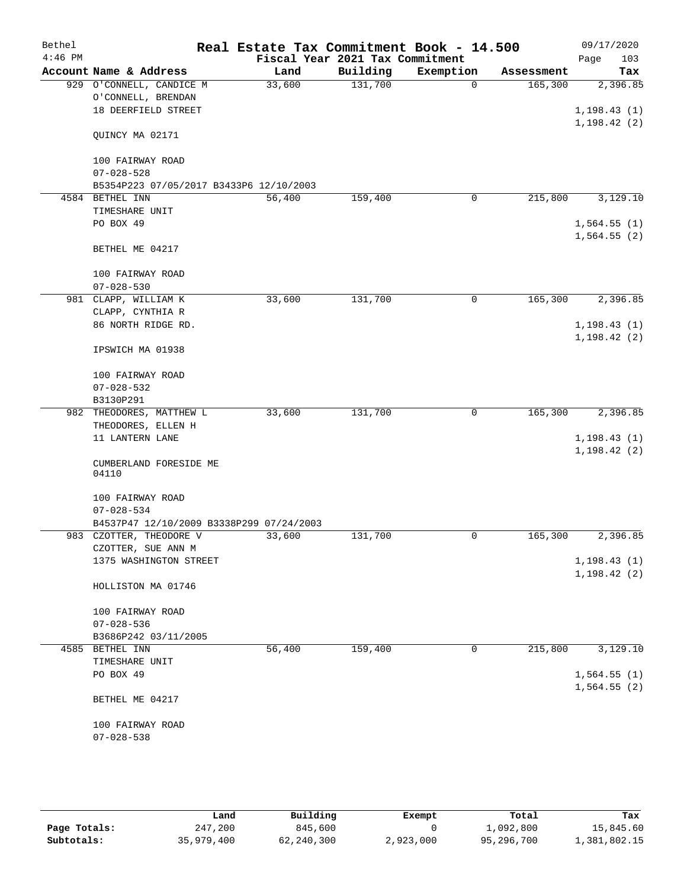# Real Estate Tax Commitment Book - 14.500

Bethel 09/17/2020
4:46 PM

Fiscal Year 2021 Tax Commitment

| Account Name & Address | Land | Building | Exemption | Assessment | Tax |
|---|---|---|---|---|---|
| 929 O'CONNELL, CANDICE M<br>O'CONNELL, BRENDAN<br>18 DEERFIELD STREET<br><br>QUINCY MA 02171<br><br>100 FAIRWAY ROAD<br>07-028-528<br>B5354P223 07/05/2017 B3433P6 12/10/2003 | 33,600 | 131,700 | 0 | 165,300 | 2,396.85<br><br>1,198.43 (1)<br>1,198.42 (2) |
| 4584 BETHEL INN<br>TIMESHARE UNIT<br>PO BOX 49<br><br>BETHEL ME 04217<br><br>100 FAIRWAY ROAD<br>07-028-530 | 56,400 | 159,400 | 0 | 215,800 | 3,129.10<br><br>1,564.55 (1)<br>1,564.55 (2) |
| 981 CLAPP, WILLIAM K<br>CLAPP, CYNTHIA R<br>86 NORTH RIDGE RD.<br><br>IPSWICH MA 01938<br><br>100 FAIRWAY ROAD<br>07-028-532<br>B3130P291 | 33,600 | 131,700 | 0 | 165,300 | 2,396.85<br><br>1,198.43 (1)<br>1,198.42 (2) |
| 982 THEODORES, MATTHEW L<br>THEODORES, ELLEN H<br>11 LANTERN LANE<br><br>CUMBERLAND FORESIDE ME 04110<br><br>100 FAIRWAY ROAD<br>07-028-534<br>B4537P47 12/10/2009 B3338P299 07/24/2003 | 33,600 | 131,700 | 0 | 165,300 | 2,396.85<br><br>1,198.43 (1)<br>1,198.42 (2) |
| 983 CZOTTER, THEODORE V<br>CZOTTER, SUE ANN M<br>1375 WASHINGTON STREET<br><br>HOLLISTON MA 01746<br><br>100 FAIRWAY ROAD<br>07-028-536<br>B3686P242 03/11/2005 | 33,600 | 131,700 | 0 | 165,300 | 2,396.85<br><br>1,198.43 (1)<br>1,198.42 (2) |
| 4585 BETHEL INN<br>TIMESHARE UNIT<br>PO BOX 49<br><br>BETHEL ME 04217<br><br>100 FAIRWAY ROAD<br>07-028-538 | 56,400 | 159,400 | 0 | 215,800 | 3,129.10<br><br>1,564.55 (1)<br>1,564.55 (2) |

| | Land | Building | Exempt | Total | Tax |
|---|---|---|---|---|---|
| Page Totals: | 247,200 | 845,600 | 0 | 1,092,800 | 15,845.60 |
| Subtotals: | 35,979,400 | 62,240,300 | 2,923,000 | 95,296,700 | 1,381,802.15 |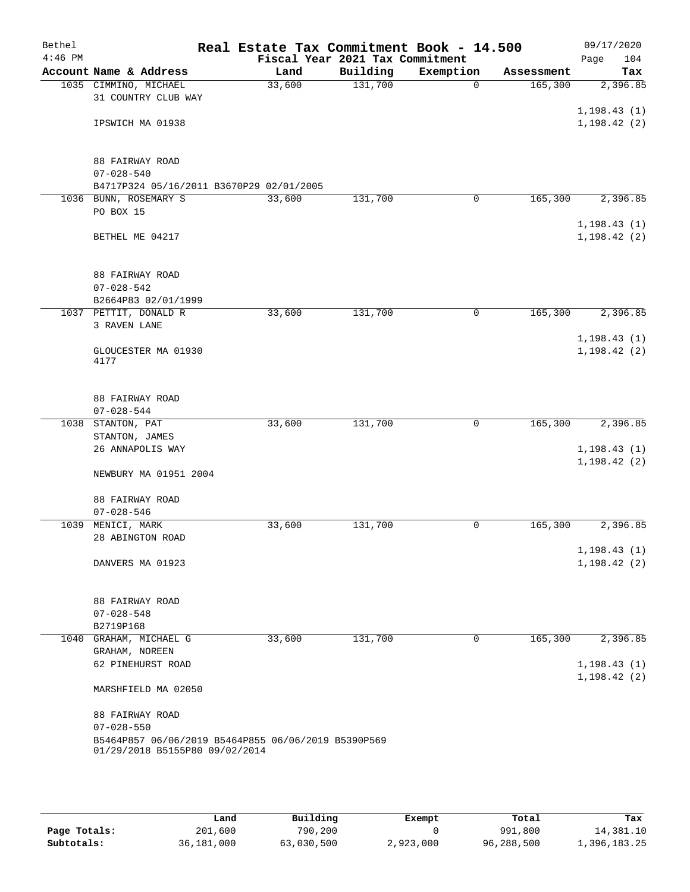Bethel 4:46 PM

# Real Estate Tax Commitment Book - 14.500

Fiscal Year 2021 Tax Commitment

09/17/2020

| Account Name & Address | Land | Building | Exemption | Assessment | Tax |
|---|---|---|---|---|---|
| 1035 CIMMINO, MICHAEL<br>31 COUNTRY CLUB WAY<br><br>IPSWICH MA 01938<br><br>88 FAIRWAY ROAD<br>07-028-540<br>B4717P324 05/16/2011 B3670P29 02/01/2005 | 33,600 | 131,700 | 0 | 165,300 | 2,396.85<br><br>1,198.43 (1)<br>1,198.42 (2) |
| 1036 BUNN, ROSEMARY S<br>PO BOX 15<br><br>BETHEL ME 04217<br><br>88 FAIRWAY ROAD<br>07-028-542<br>B2664P83 02/01/1999 | 33,600 | 131,700 | 0 | 165,300 | 2,396.85<br><br>1,198.43 (1)<br>1,198.42 (2) |
| 1037 PETTIT, DONALD R<br>3 RAVEN LANE<br><br>GLOUCESTER MA 01930<br>4177<br><br>88 FAIRWAY ROAD<br>07-028-544 | 33,600 | 131,700 | 0 | 165,300 | 2,396.85<br><br>1,198.43 (1)<br>1,198.42 (2) |
| 1038 STANTON, PAT<br>STANTON, JAMES<br>26 ANNAPOLIS WAY<br><br>NEWBURY MA 01951 2004<br><br>88 FAIRWAY ROAD<br>07-028-546 | 33,600 | 131,700 | 0 | 165,300 | 2,396.85<br><br>1,198.43 (1)<br>1,198.42 (2) |
| 1039 MENICI, MARK<br>28 ABINGTON ROAD<br><br>DANVERS MA 01923<br><br>88 FAIRWAY ROAD<br>07-028-548<br>B2719P168 | 33,600 | 131,700 | 0 | 165,300 | 2,396.85<br><br>1,198.43 (1)<br>1,198.42 (2) |
| 1040 GRAHAM, MICHAEL G<br>GRAHAM, NOREEN<br>62 PINEHURST ROAD<br><br>MARSHFIELD MA 02050<br><br>88 FAIRWAY ROAD<br>07-028-550<br>B5464P857 06/06/2019 B5464P855 06/06/2019 B5390P569 01/29/2018 B5155P80 09/02/2014 | 33,600 | 131,700 | 0 | 165,300 | 2,396.85<br><br>1,198.43 (1)<br>1,198.42 (2) |

| | Land | Building | Exempt | Total | Tax |
|---|---|---|---|---|---|
| Page Totals: | 201,600 | 790,200 | 0 | 991,800 | 14,381.10 |
| Subtotals: | 36,181,000 | 63,030,500 | 2,923,000 | 96,288,500 | 1,396,183.25 |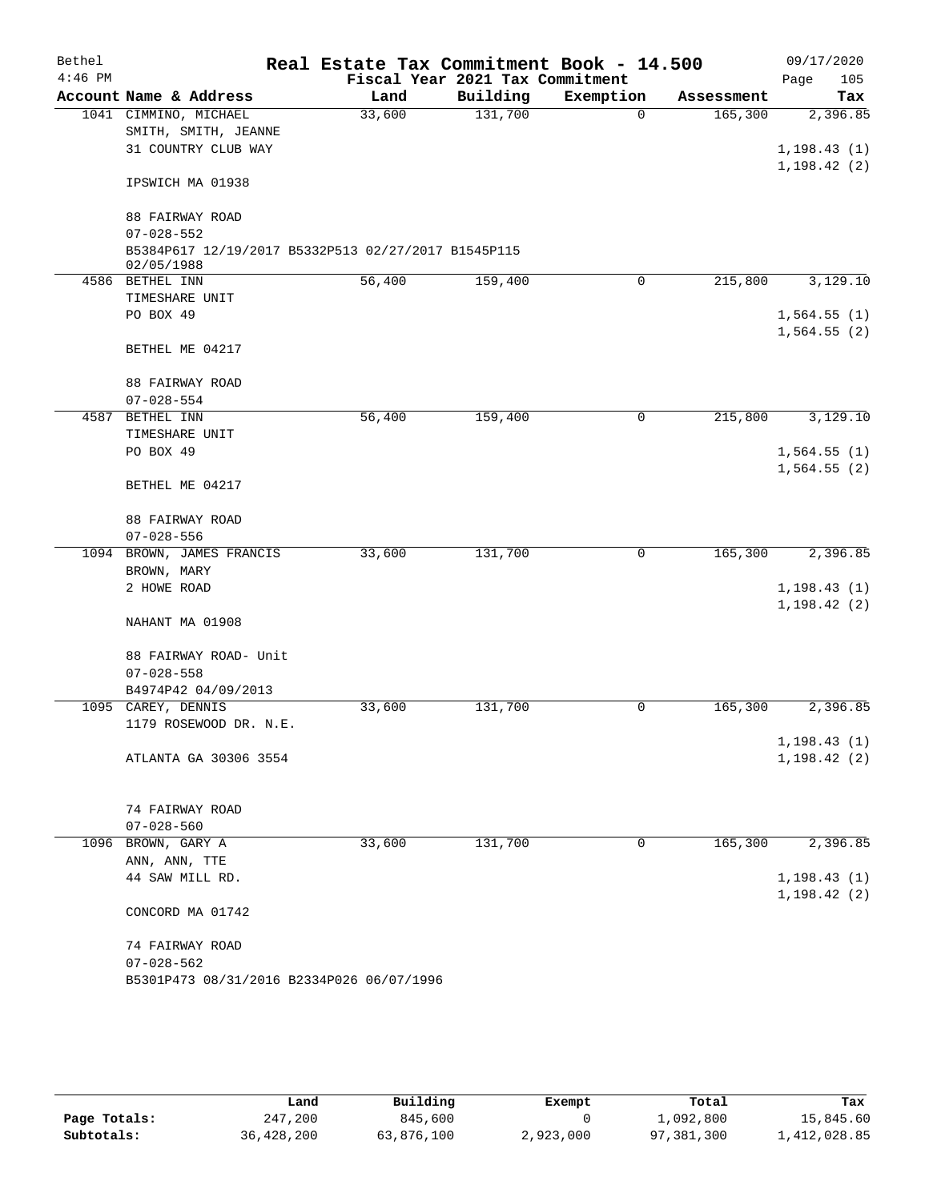# Real Estate Tax Commitment Book - 14.500

Bethel
4:46 PM

Fiscal Year 2021 Tax Commitment

09/17/2020

| Account Name & Address | Land | Building | Exemption | Assessment | Tax |
|---|---|---|---|---|---|
| 1041 CIMMINO, MICHAEL<br>SMITH, SMITH, JEANNE<br>31 COUNTRY CLUB WAY<br><br>IPSWICH MA 01938<br><br>88 FAIRWAY ROAD<br>07-028-552<br>B5384P617 12/19/2017 B5332P513 02/27/2017 B1545P115 02/05/1988 | 33,600 | 131,700 | 0 | 165,300 | 2,396.85<br><br>1,198.43 (1)<br>1,198.42 (2) |
| 4586 BETHEL INN<br>TIMESHARE UNIT<br>PO BOX 49<br><br>BETHEL ME 04217<br><br>88 FAIRWAY ROAD<br>07-028-554 | 56,400 | 159,400 | 0 | 215,800 | 3,129.10<br><br>1,564.55 (1)<br>1,564.55 (2) |
| 4587 BETHEL INN<br>TIMESHARE UNIT<br>PO BOX 49<br><br>BETHEL ME 04217<br><br>88 FAIRWAY ROAD<br>07-028-556 | 56,400 | 159,400 | 0 | 215,800 | 3,129.10<br><br>1,564.55 (1)<br>1,564.55 (2) |
| 1094 BROWN, JAMES FRANCIS<br>BROWN, MARY<br>2 HOWE ROAD<br><br>NAHANT MA 01908<br><br>88 FAIRWAY ROAD- Unit<br>07-028-558<br>B4974P42 04/09/2013 | 33,600 | 131,700 | 0 | 165,300 | 2,396.85<br><br>1,198.43 (1)<br>1,198.42 (2) |
| 1095 CAREY, DENNIS<br>1179 ROSEWOOD DR. N.E.<br><br>ATLANTA GA 30306 3554<br><br>74 FAIRWAY ROAD<br>07-028-560 | 33,600 | 131,700 | 0 | 165,300 | 2,396.85<br><br>1,198.43 (1)<br>1,198.42 (2) |
| 1096 BROWN, GARY A<br>ANN, ANN, TTE<br>44 SAW MILL RD.<br><br>CONCORD MA 01742<br><br>74 FAIRWAY ROAD<br>07-028-562<br>B5301P473 08/31/2016 B2334P026 06/07/1996 | 33,600 | 131,700 | 0 | 165,300 | 2,396.85<br><br>1,198.43 (1)<br>1,198.42 (2) |

| | Land | Building | Exempt | Total | Tax |
|---|---|---|---|---|---|
| Page Totals: | 247,200 | 845,600 | 0 | 1,092,800 | 15,845.60 |
| Subtotals: | 36,428,200 | 63,876,100 | 2,923,000 | 97,381,300 | 1,412,028.85 |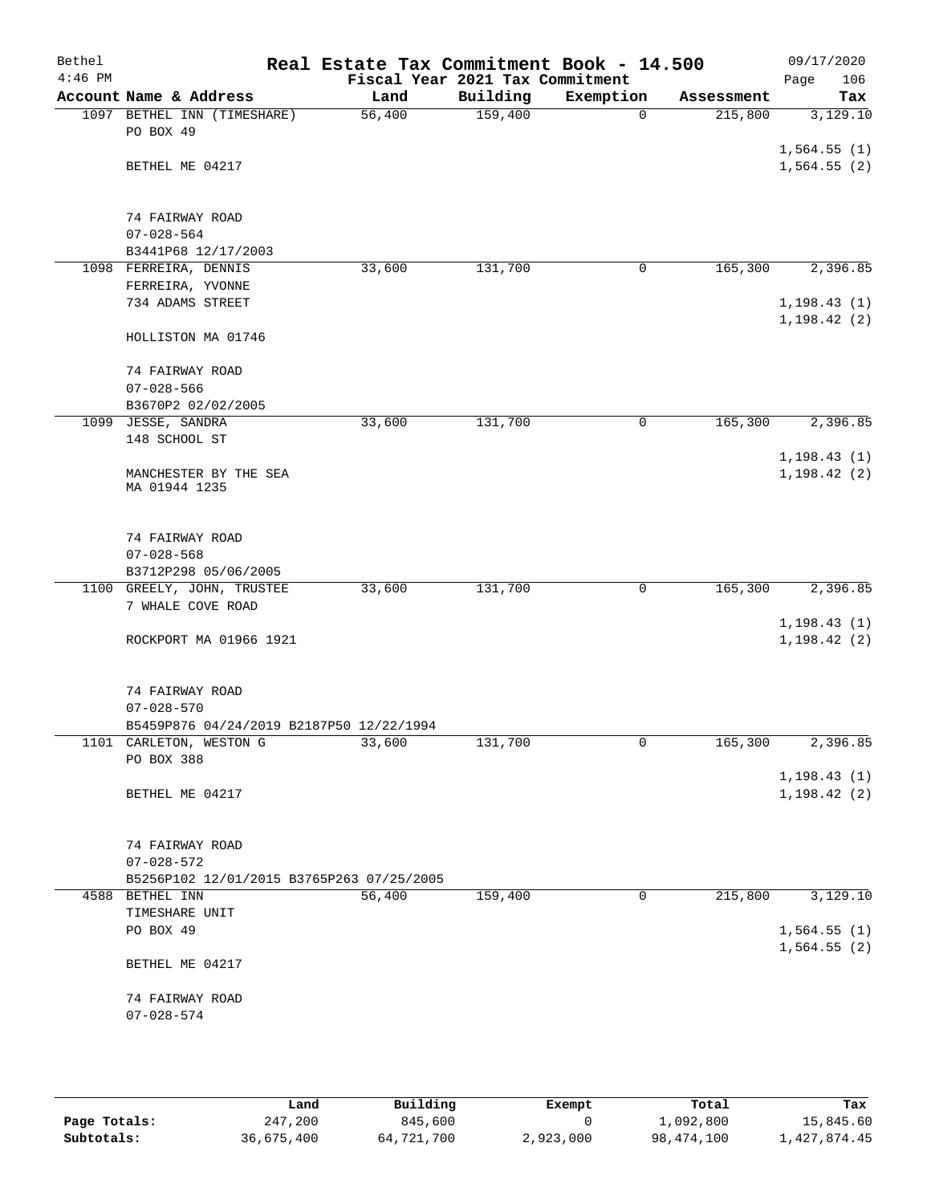# Real Estate Tax Commitment Book - 14.500

Bethel
4:46 PM

Fiscal Year 2021 Tax Commitment

09/17/2020

| Account Name & Address | Land | Building | Exemption | Assessment | Tax |
|---|---|---|---|---|---|
| 1097 BETHEL INN (TIMESHARE)<br>PO BOX 49<br><br>BETHEL ME 04217<br><br>74 FAIRWAY ROAD<br>07-028-564<br>B3441P68 12/17/2003 | 56,400 | 159,400 | 0 | 215,800 | 3,129.10<br><br>1,564.55 (1)<br>1,564.55 (2) |
| 1098 FERREIRA, DENNIS<br>FERREIRA, YVONNE<br>734 ADAMS STREET<br><br>HOLLISTON MA 01746<br><br>74 FAIRWAY ROAD<br>07-028-566<br>B3670P2 02/02/2005 | 33,600 | 131,700 | 0 | 165,300 | 2,396.85<br><br>1,198.43 (1)<br>1,198.42 (2) |
| 1099 JESSE, SANDRA<br>148 SCHOOL ST<br><br>MANCHESTER BY THE SEA<br>MA 01944 1235<br><br>74 FAIRWAY ROAD<br>07-028-568<br>B3712P298 05/06/2005 | 33,600 | 131,700 | 0 | 165,300 | 2,396.85<br><br>1,198.43 (1)<br>1,198.42 (2) |
| 1100 GREELY, JOHN, TRUSTEE<br>7 WHALE COVE ROAD<br><br>ROCKPORT MA 01966 1921<br><br>74 FAIRWAY ROAD<br>07-028-570<br>B5459P876 04/24/2019 B2187P50 12/22/1994 | 33,600 | 131,700 | 0 | 165,300 | 2,396.85<br><br>1,198.43 (1)<br>1,198.42 (2) |
| 1101 CARLETON, WESTON G<br>PO BOX 388<br><br>BETHEL ME 04217<br><br>74 FAIRWAY ROAD<br>07-028-572<br>B5256P102 12/01/2015 B3765P263 07/25/2005 | 33,600 | 131,700 | 0 | 165,300 | 2,396.85<br><br>1,198.43 (1)<br>1,198.42 (2) |
| 4588 BETHEL INN<br>TIMESHARE UNIT<br>PO BOX 49<br><br>BETHEL ME 04217<br><br>74 FAIRWAY ROAD<br>07-028-574 | 56,400 | 159,400 | 0 | 215,800 | 3,129.10<br><br>1,564.55 (1)<br>1,564.55 (2) |

| | Land | Building | Exempt | Total | Tax |
|---|---|---|---|---|---|
| Page Totals: | 247,200 | 845,600 | 0 | 1,092,800 | 15,845.60 |
| Subtotals: | 36,675,400 | 64,721,700 | 2,923,000 | 98,474,100 | 1,427,874.45 |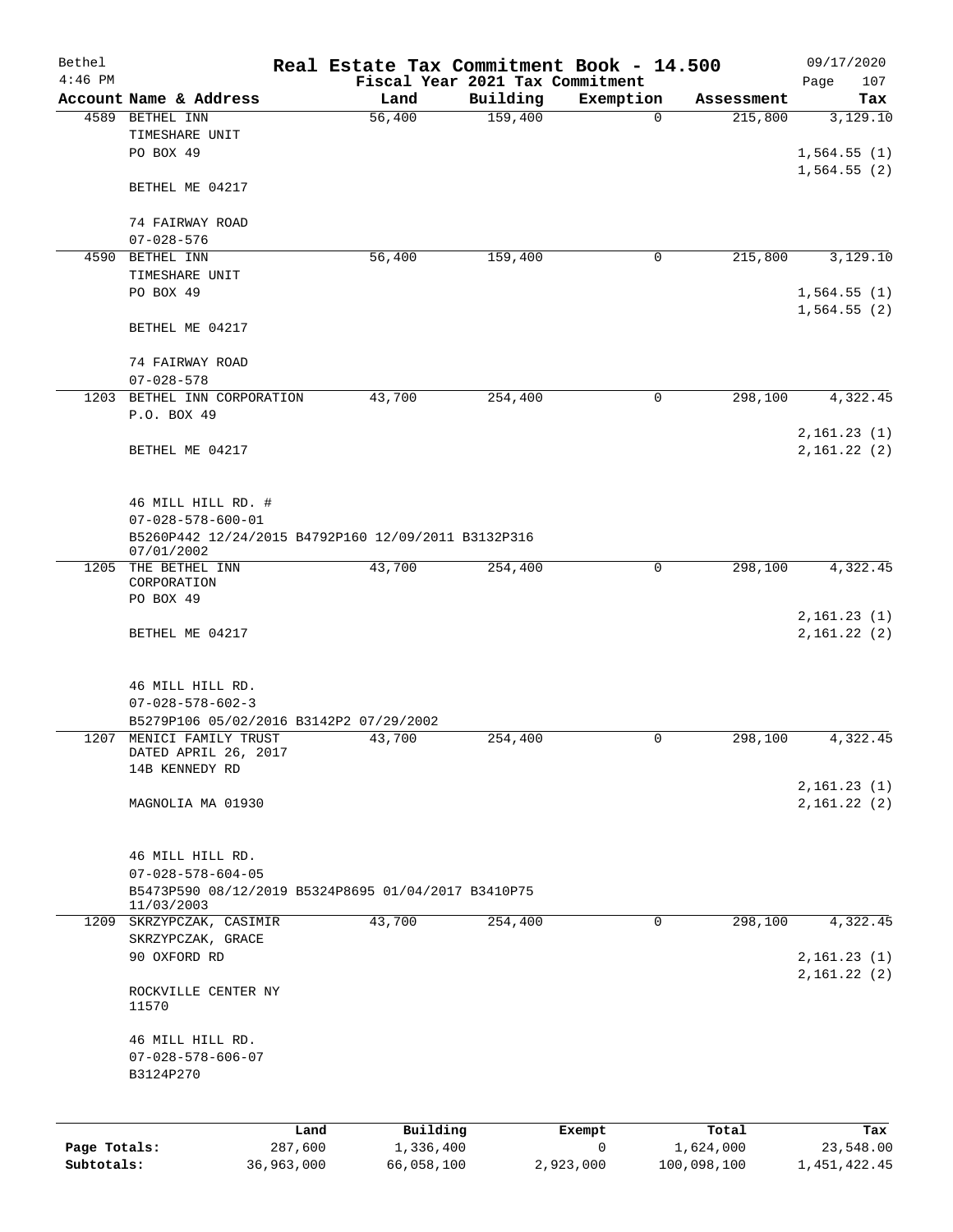# Real Estate Tax Commitment Book - 14.500

Bethel 4:46 PM — Fiscal Year 2021 Tax Commitment — 09/17/2020

| Account Name & Address | Land | Building | Exemption | Assessment | Tax |
|---|---|---|---|---|---|
| 4589 BETHEL INN<br>TIMESHARE UNIT<br>PO BOX 49<br><br>BETHEL ME 04217<br><br>74 FAIRWAY ROAD<br>07-028-576 | 56,400 | 159,400 | 0 | 215,800 | 3,129.10<br><br>1,564.55 (1)<br>1,564.55 (2) |
| 4590 BETHEL INN<br>TIMESHARE UNIT<br>PO BOX 49<br><br>BETHEL ME 04217<br><br>74 FAIRWAY ROAD<br>07-028-578 | 56,400 | 159,400 | 0 | 215,800 | 3,129.10<br><br>1,564.55 (1)<br>1,564.55 (2) |
| 1203 BETHEL INN CORPORATION<br>P.O. BOX 49<br><br>BETHEL ME 04217<br><br>46 MILL HILL RD. #<br>07-028-578-600-01<br>B5260P442 12/24/2015 B4792P160 12/09/2011 B3132P316 07/01/2002 | 43,700 | 254,400 | 0 | 298,100 | 4,322.45<br><br>2,161.23 (1)<br>2,161.22 (2) |
| 1205 THE BETHEL INN CORPORATION<br>PO BOX 49<br><br>BETHEL ME 04217<br><br>46 MILL HILL RD.<br>07-028-578-602-3<br>B5279P106 05/02/2016 B3142P2 07/29/2002 | 43,700 | 254,400 | 0 | 298,100 | 4,322.45<br><br>2,161.23 (1)<br>2,161.22 (2) |
| 1207 MENICI FAMILY TRUST<br>DATED APRIL 26, 2017<br>14B KENNEDY RD<br><br>MAGNOLIA MA 01930<br><br>46 MILL HILL RD.<br>07-028-578-604-05<br>B5473P590 08/12/2019 B5324P8695 01/04/2017 B3410P75 11/03/2003 | 43,700 | 254,400 | 0 | 298,100 | 4,322.45<br><br>2,161.23 (1)<br>2,161.22 (2) |
| 1209 SKRZYPCZAK, CASIMIR<br>SKRZYPCZAK, GRACE<br>90 OXFORD RD<br><br>ROCKVILLE CENTER NY 11570<br><br>46 MILL HILL RD.<br>07-028-578-606-07<br>B3124P270 | 43,700 | 254,400 | 0 | 298,100 | 4,322.45<br><br>2,161.23 (1)<br>2,161.22 (2) |

| | Land | Building | Exempt | Total | Tax |
|---|---|---|---|---|---|
| Page Totals: | 287,600 | 1,336,400 | 0 | 1,624,000 | 23,548.00 |
| Subtotals: | 36,963,000 | 66,058,100 | 2,923,000 | 100,098,100 | 1,451,422.45 |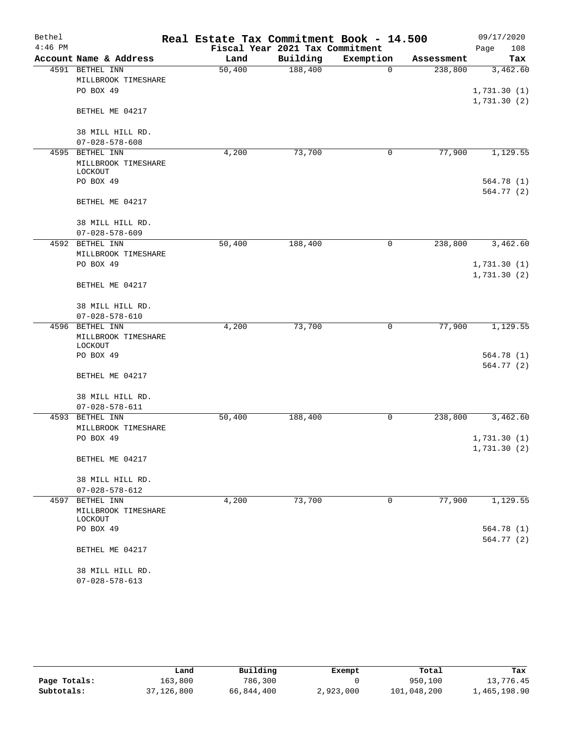# Real Estate Tax Commitment Book - 14.500

Bethel
4:46 PM

Fiscal Year 2021 Tax Commitment

09/17/2020

| Account Name & Address | Land | Building | Exemption | Assessment | Tax |
|---|---|---|---|---|---|
| 4591 BETHEL INN<br>MILLBROOK TIMESHARE<br>PO BOX 49<br><br>BETHEL ME 04217<br><br>38 MILL HILL RD.<br>07-028-578-608 | 50,400 | 188,400 | 0 | 238,800 | 3,462.60<br><br>1,731.30 (1)<br>1,731.30 (2) |
| 4595 BETHEL INN<br>MILLBROOK TIMESHARE<br>LOCKOUT<br>PO BOX 49<br><br>BETHEL ME 04217<br><br>38 MILL HILL RD.<br>07-028-578-609 | 4,200 | 73,700 | 0 | 77,900 | 1,129.55<br><br>564.78 (1)<br>564.77 (2) |
| 4592 BETHEL INN<br>MILLBROOK TIMESHARE<br>PO BOX 49<br><br>BETHEL ME 04217<br><br>38 MILL HILL RD.<br>07-028-578-610 | 50,400 | 188,400 | 0 | 238,800 | 3,462.60<br><br>1,731.30 (1)<br>1,731.30 (2) |
| 4596 BETHEL INN<br>MILLBROOK TIMESHARE<br>LOCKOUT<br>PO BOX 49<br><br>BETHEL ME 04217<br><br>38 MILL HILL RD.<br>07-028-578-611 | 4,200 | 73,700 | 0 | 77,900 | 1,129.55<br><br>564.78 (1)<br>564.77 (2) |
| 4593 BETHEL INN<br>MILLBROOK TIMESHARE<br>PO BOX 49<br><br>BETHEL ME 04217<br><br>38 MILL HILL RD.<br>07-028-578-612 | 50,400 | 188,400 | 0 | 238,800 | 3,462.60<br><br>1,731.30 (1)<br>1,731.30 (2) |
| 4597 BETHEL INN<br>MILLBROOK TIMESHARE<br>LOCKOUT<br>PO BOX 49<br><br>BETHEL ME 04217<br><br>38 MILL HILL RD.<br>07-028-578-613 | 4,200 | 73,700 | 0 | 77,900 | 1,129.55<br><br>564.78 (1)<br>564.77 (2) |

| | Land | Building | Exempt | Total | Tax |
|---|---|---|---|---|---|
| Page Totals: | 163,800 | 786,300 | 0 | 950,100 | 13,776.45 |
| Subtotals: | 37,126,800 | 66,844,400 | 2,923,000 | 101,048,200 | 1,465,198.90 |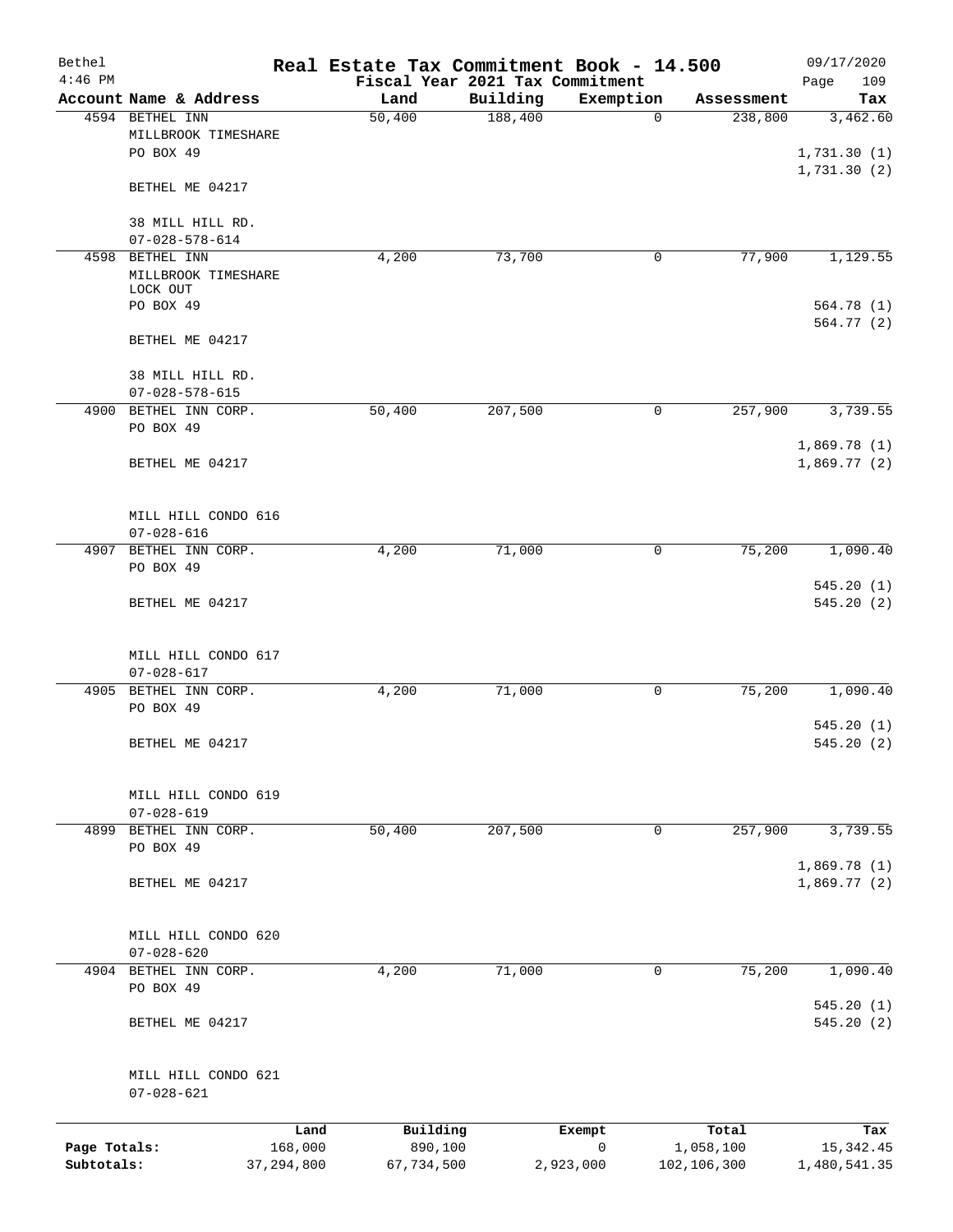Bethel
4:46 PM

# Real Estate Tax Commitment Book - 14.500

Fiscal Year 2021 Tax Commitment

09/17/2020

| Account Name & Address | Land | Building | Exemption | Assessment | Tax |
|---|---|---|---|---|---|
| 4594 BETHEL INN<br>MILLBROOK TIMESHARE<br>PO BOX 49<br><br>BETHEL ME 04217<br><br>38 MILL HILL RD.<br>07-028-578-614 | 50,400 | 188,400 | 0 | 238,800 | 3,462.60<br><br>1,731.30 (1)<br>1,731.30 (2) |
| 4598 BETHEL INN<br>MILLBROOK TIMESHARE<br>LOCK OUT<br>PO BOX 49<br><br>BETHEL ME 04217<br><br>38 MILL HILL RD.<br>07-028-578-615 | 4,200 | 73,700 | 0 | 77,900 | 1,129.55<br><br>564.78 (1)<br>564.77 (2) |
| 4900 BETHEL INN CORP.<br>PO BOX 49<br><br>BETHEL ME 04217<br><br>MILL HILL CONDO 616<br>07-028-616 | 50,400 | 207,500 | 0 | 257,900 | 3,739.55<br><br>1,869.78 (1)<br>1,869.77 (2) |
| 4907 BETHEL INN CORP.<br>PO BOX 49<br><br>BETHEL ME 04217<br><br>MILL HILL CONDO 617<br>07-028-617 | 4,200 | 71,000 | 0 | 75,200 | 1,090.40<br><br>545.20 (1)<br>545.20 (2) |
| 4905 BETHEL INN CORP.<br>PO BOX 49<br><br>BETHEL ME 04217<br><br>MILL HILL CONDO 619<br>07-028-619 | 4,200 | 71,000 | 0 | 75,200 | 1,090.40<br><br>545.20 (1)<br>545.20 (2) |
| 4899 BETHEL INN CORP.<br>PO BOX 49<br><br>BETHEL ME 04217<br><br>MILL HILL CONDO 620<br>07-028-620 | 50,400 | 207,500 | 0 | 257,900 | 3,739.55<br><br>1,869.78 (1)<br>1,869.77 (2) |
| 4904 BETHEL INN CORP.<br>PO BOX 49<br><br>BETHEL ME 04217<br><br>MILL HILL CONDO 621<br>07-028-621 | 4,200 | 71,000 | 0 | 75,200 | 1,090.40<br><br>545.20 (1)<br>545.20 (2) |

| | Land | Building | Exempt | Total | Tax |
|---|---|---|---|---|---|
| Page Totals: | 168,000 | 890,100 | 0 | 1,058,100 | 15,342.45 |
| Subtotals: | 37,294,800 | 67,734,500 | 2,923,000 | 102,106,300 | 1,480,541.35 |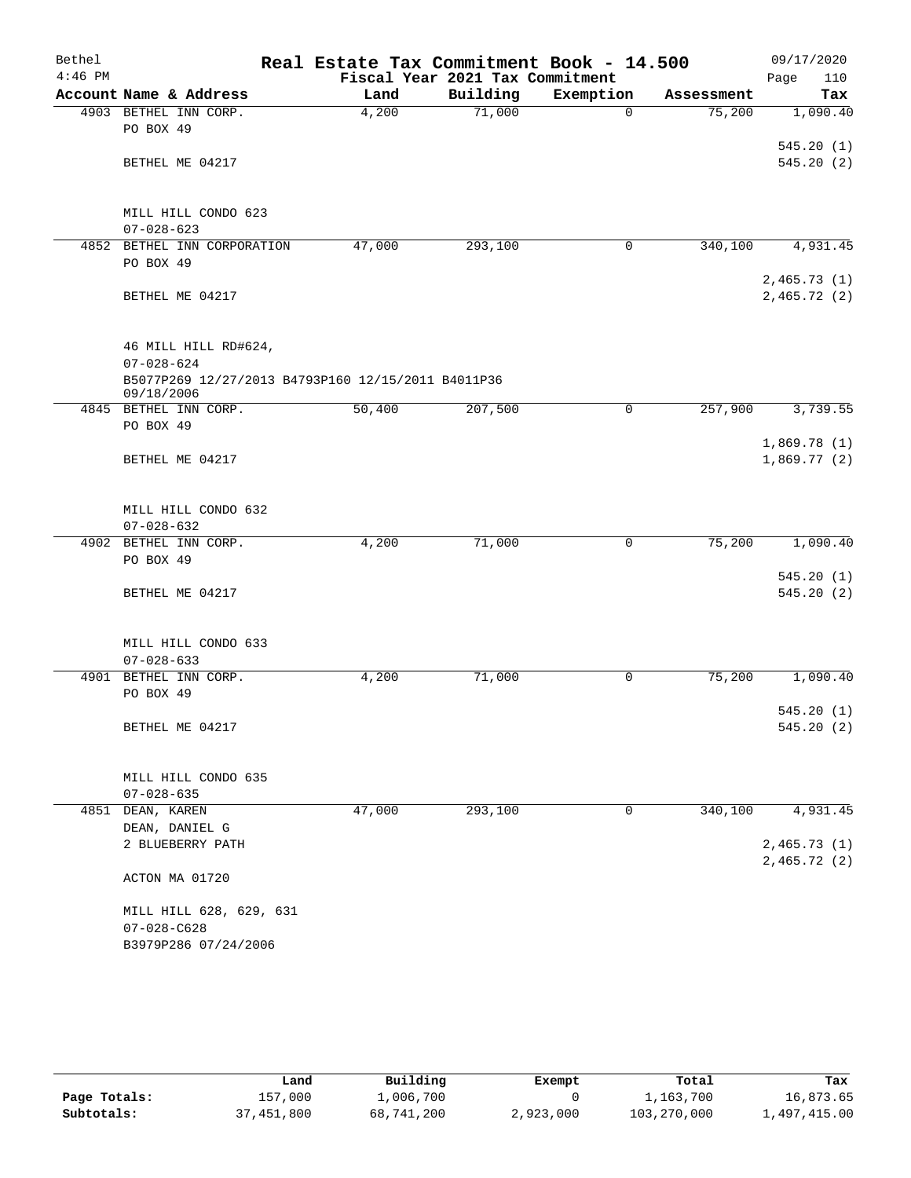# Real Estate Tax Commitment Book - 14.500

Bethel
4:46 PM

Fiscal Year 2021 Tax Commitment

09/17/2020

| Account Name & Address | Land | Building | Exemption | Assessment | Tax |
|---|---|---|---|---|---|
| 4903 BETHEL INN CORP.<br>PO BOX 49<br><br>BETHEL ME 04217<br><br>MILL HILL CONDO 623<br>07-028-623 | 4,200 | 71,000 | 0 | 75,200 | 1,090.40<br><br>545.20 (1)<br>545.20 (2) |
| 4852 BETHEL INN CORPORATION<br>PO BOX 49<br><br>BETHEL ME 04217<br><br>46 MILL HILL RD#624,<br>07-028-624<br>B5077P269 12/27/2013 B4793P160 12/15/2011 B4011P36 09/18/2006 | 47,000 | 293,100 | 0 | 340,100 | 4,931.45<br><br>2,465.73 (1)<br>2,465.72 (2) |
| 4845 BETHEL INN CORP.<br>PO BOX 49<br><br>BETHEL ME 04217<br><br>MILL HILL CONDO 632<br>07-028-632 | 50,400 | 207,500 | 0 | 257,900 | 3,739.55<br><br>1,869.78 (1)<br>1,869.77 (2) |
| 4902 BETHEL INN CORP.<br>PO BOX 49<br><br>BETHEL ME 04217<br><br>MILL HILL CONDO 633<br>07-028-633 | 4,200 | 71,000 | 0 | 75,200 | 1,090.40<br><br>545.20 (1)<br>545.20 (2) |
| 4901 BETHEL INN CORP.<br>PO BOX 49<br><br>BETHEL ME 04217<br><br>MILL HILL CONDO 635<br>07-028-635 | 4,200 | 71,000 | 0 | 75,200 | 1,090.40<br><br>545.20 (1)<br>545.20 (2) |
| 4851 DEAN, KAREN<br>DEAN, DANIEL G<br>2 BLUEBERRY PATH<br><br>ACTON MA 01720<br><br>MILL HILL 628, 629, 631<br>07-028-C628<br>B3979P286 07/24/2006 | 47,000 | 293,100 | 0 | 340,100 | 4,931.45<br><br>2,465.73 (1)<br>2,465.72 (2) |

| | Land | Building | Exempt | Total | Tax |
|---|---|---|---|---|---|
| Page Totals: | 157,000 | 1,006,700 | 0 | 1,163,700 | 16,873.65 |
| Subtotals: | 37,451,800 | 68,741,200 | 2,923,000 | 103,270,000 | 1,497,415.00 |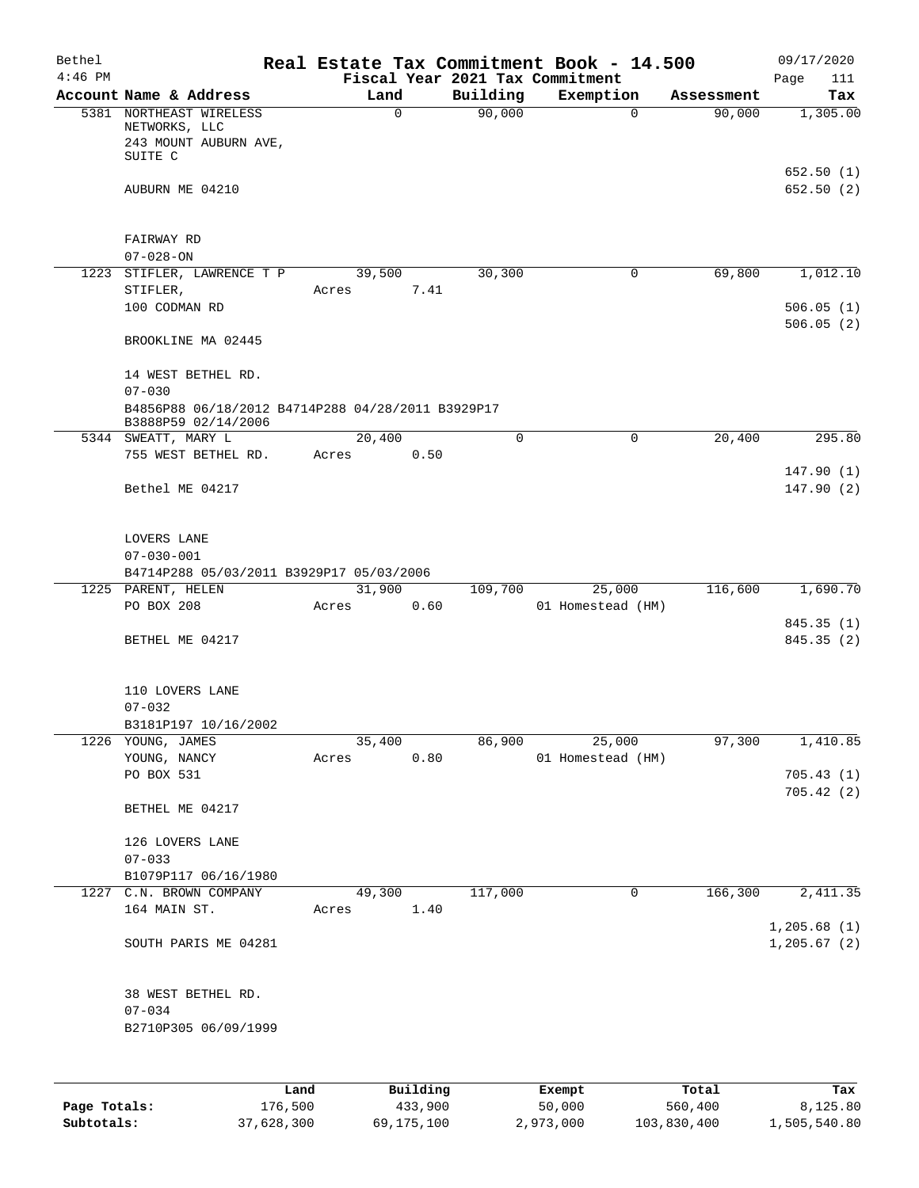# Real Estate Tax Commitment Book - 14.500

Bethel
4:46 PM

Fiscal Year 2021 Tax Commitment

09/17/2020

| Account | Name & Address | Land | Building | Exemption | Assessment | Tax |
|---|---|---|---|---|---|---|
| 5381 | NORTHEAST WIRELESS NETWORKS, LLC<br>243 MOUNT AUBURN AVE, SUITE C<br>AUBURN ME 04210<br>FAIRWAY RD<br>07-028-ON | 0 | 90,000 | 0 | 90,000 | 1,305.00<br>652.50 (1)<br>652.50 (2) |
| 1223 | STIFLER, LAWRENCE T P<br>STIFLER,<br>100 CODMAN RD<br>BROOKLINE MA 02445<br>14 WEST BETHEL RD.<br>07-030<br>B4856P88 06/18/2012 B4714P288 04/28/2011 B3929P17 B3888P59 02/14/2006 | 39,500<br>Acres 7.41 | 30,300 | 0 | 69,800 | 1,012.10<br>506.05 (1)<br>506.05 (2) |
| 5344 | SWEATT, MARY L<br>755 WEST BETHEL RD.<br>Bethel ME 04217<br>LOVERS LANE<br>07-030-001<br>B4714P288 05/03/2011 B3929P17 05/03/2006 | 20,400<br>Acres 0.50 | 0 | 0 | 20,400 | 295.80<br>147.90 (1)<br>147.90 (2) |
| 1225 | PARENT, HELEN<br>PO BOX 208<br>BETHEL ME 04217<br>110 LOVERS LANE<br>07-032<br>B3181P197 10/16/2002 | 31,900<br>Acres 0.60 | 109,700 | 25,000<br>01 Homestead (HM) | 116,600 | 1,690.70<br>845.35 (1)<br>845.35 (2) |
| 1226 | YOUNG, JAMES<br>YOUNG, NANCY<br>PO BOX 531<br>BETHEL ME 04217<br>126 LOVERS LANE<br>07-033<br>B1079P117 06/16/1980 | 35,400<br>Acres 0.80 | 86,900 | 25,000<br>01 Homestead (HM) | 97,300 | 1,410.85<br>705.43 (1)<br>705.42 (2) |
| 1227 | C.N. BROWN COMPANY<br>164 MAIN ST.<br>SOUTH PARIS ME 04281<br>38 WEST BETHEL RD.<br>07-034<br>B2710P305 06/09/1999 | 49,300<br>Acres 1.40 | 117,000 | 0 | 166,300 | 2,411.35<br>1,205.68 (1)<br>1,205.67 (2) |

| | Land | Building | Exempt | Total | Tax |
|---|---|---|---|---|---|
| Page Totals: | 176,500 | 433,900 | 50,000 | 560,400 | 8,125.80 |
| Subtotals: | 37,628,300 | 69,175,100 | 2,973,000 | 103,830,400 | 1,505,540.80 |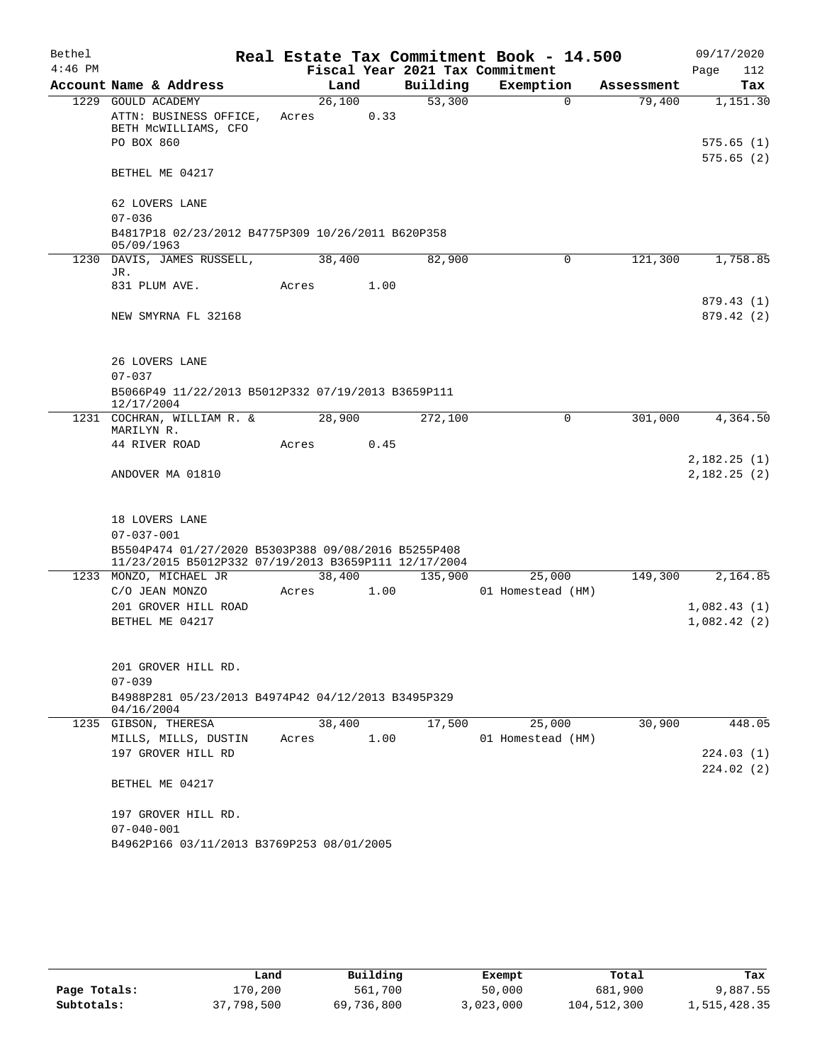# Real Estate Tax Commitment Book - 14.500

Bethel
4:46 PM

Fiscal Year 2021 Tax Commitment

09/17/2020

| Account Name & Address | Land | Building | Exemption | Assessment | Tax |
|---|---|---|---|---|---|
| 1229 GOULD ACADEMY | 26,100 | 53,300 | 0 | 79,400 | 1,151.30 |
| ATTN: BUSINESS OFFICE, BETH McWILLIAMS, CFO | Acres 0.33 | | | | |
| PO BOX 860 | | | | | 575.65 (1) |
| | | | | | 575.65 (2) |
| BETHEL ME 04217 | | | | | |
| 62 LOVERS LANE | | | | | |
| 07-036 | | | | | |
| B4817P18 02/23/2012 B4775P309 10/26/2011 B620P358 05/09/1963 | | | | | |
| 1230 DAVIS, JAMES RUSSELL, JR. | 38,400 | 82,900 | 0 | 121,300 | 1,758.85 |
| 831 PLUM AVE. | Acres 1.00 | | | | |
| | | | | | 879.43 (1) |
| NEW SMYRNA FL 32168 | | | | | 879.42 (2) |
| 26 LOVERS LANE | | | | | |
| 07-037 | | | | | |
| B5066P49 11/22/2013 B5012P332 07/19/2013 B3659P111 12/17/2004 | | | | | |
| 1231 COCHRAN, WILLIAM R. & MARILYN R. | 28,900 | 272,100 | 0 | 301,000 | 4,364.50 |
| 44 RIVER ROAD | Acres 0.45 | | | | |
| | | | | | 2,182.25 (1) |
| ANDOVER MA 01810 | | | | | 2,182.25 (2) |
| 18 LOVERS LANE | | | | | |
| 07-037-001 | | | | | |
| B5504P474 01/27/2020 B5303P388 09/08/2016 B5255P408 11/23/2015 B5012P332 07/19/2013 B3659P111 12/17/2004 | | | | | |
| 1233 MONZO, MICHAEL JR | 38,400 | 135,900 | 25,000 | 149,300 | 2,164.85 |
| C/O JEAN MONZO | Acres 1.00 | | 01 Homestead (HM) | | |
| 201 GROVER HILL ROAD | | | | | 1,082.43 (1) |
| BETHEL ME 04217 | | | | | 1,082.42 (2) |
| 201 GROVER HILL RD. | | | | | |
| 07-039 | | | | | |
| B4988P281 05/23/2013 B4974P42 04/12/2013 B3495P329 04/16/2004 | | | | | |
| 1235 GIBSON, THERESA | 38,400 | 17,500 | 25,000 | 30,900 | 448.05 |
| MILLS, MILLS, DUSTIN | Acres 1.00 | | 01 Homestead (HM) | | |
| 197 GROVER HILL RD | | | | | 224.03 (1) |
| | | | | | 224.02 (2) |
| BETHEL ME 04217 | | | | | |
| 197 GROVER HILL RD. | | | | | |
| 07-040-001 | | | | | |
| B4962P166 03/11/2013 B3769P253 08/01/2005 | | | | | |

| | Land | Building | Exempt | Total | Tax |
|---|---|---|---|---|---|
| Page Totals: | 170,200 | 561,700 | 50,000 | 681,900 | 9,887.55 |
| Subtotals: | 37,798,500 | 69,736,800 | 3,023,000 | 104,512,300 | 1,515,428.35 |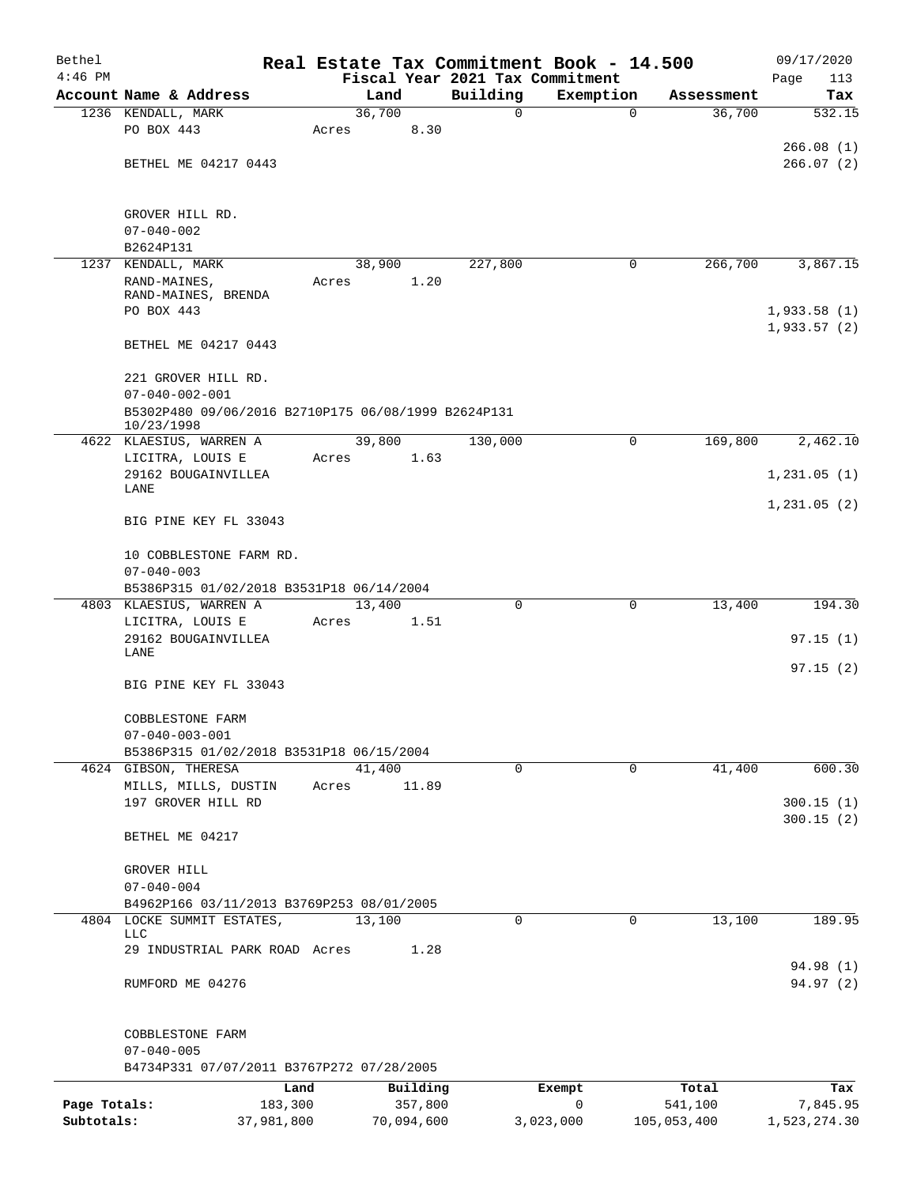# Real Estate Tax Commitment Book - 14.500

Bethel
4:46 PM

Fiscal Year 2021 Tax Commitment

09/17/2020
Page 113

| Account Name & Address | Land | Building | Exemption | Assessment | Tax |
|---|---|---|---|---|---|
| 1236 KENDALL, MARK<br>PO BOX 443<br><br>BETHEL ME 04217 0443<br><br>GROVER HILL RD.<br>07-040-002<br>B2624P131 | 36,700<br>Acres 8.30 | 0 | 0 | 36,700 | 532.15<br><br>266.08 (1)<br>266.07 (2) |
| 1237 KENDALL, MARK<br>RAND-MAINES,<br>RAND-MAINES, BRENDA<br>PO BOX 443<br><br>BETHEL ME 04217 0443<br><br>221 GROVER HILL RD.<br>07-040-002-001<br>B5302P480 09/06/2016 B2710P175 06/08/1999 B2624P131 10/23/1998 | 38,900<br>Acres 1.20 | 227,800 | 0 | 266,700 | 3,867.15<br><br>1,933.58 (1)<br>1,933.57 (2) |
| 4622 KLAESIUS, WARREN A<br>LICITRA, LOUIS E<br>29162 BOUGAINVILLEA LANE<br><br>BIG PINE KEY FL 33043<br><br>10 COBBLESTONE FARM RD.<br>07-040-003<br>B5386P315 01/02/2018 B3531P18 06/14/2004 | 39,800<br>Acres 1.63 | 130,000 | 0 | 169,800 | 2,462.10<br><br>1,231.05 (1)<br><br>1,231.05 (2) |
| 4803 KLAESIUS, WARREN A<br>LICITRA, LOUIS E<br>29162 BOUGAINVILLEA LANE<br><br>BIG PINE KEY FL 33043<br><br>COBBLESTONE FARM<br>07-040-003-001<br>B5386P315 01/02/2018 B3531P18 06/15/2004 | 13,400<br>Acres 1.51 | 0 | 0 | 13,400 | 194.30<br><br>97.15 (1)<br><br>97.15 (2) |
| 4624 GIBSON, THERESA<br>MILLS, MILLS, DUSTIN<br>197 GROVER HILL RD<br><br>BETHEL ME 04217<br><br>GROVER HILL<br>07-040-004<br>B4962P166 03/11/2013 B3769P253 08/01/2005 | 41,400<br>Acres 11.89 | 0 | 0 | 41,400 | 600.30<br><br>300.15 (1)<br>300.15 (2) |
| 4804 LOCKE SUMMIT ESTATES, LLC<br>29 INDUSTRIAL PARK ROAD<br><br>RUMFORD ME 04276<br><br>COBBLESTONE FARM<br>07-040-005<br>B4734P331 07/07/2011 B3767P272 07/28/2005 | 13,100<br>Acres 1.28 | 0 | 0 | 13,100 | 189.95<br><br>94.98 (1)<br>94.97 (2) |

| | Land | Building | Exempt | Total | Tax |
|---|---|---|---|---|---|
| Page Totals: | 183,300 | 357,800 | 0 | 541,100 | 7,845.95 |
| Subtotals: | 37,981,800 | 70,094,600 | 3,023,000 | 105,053,400 | 1,523,274.30 |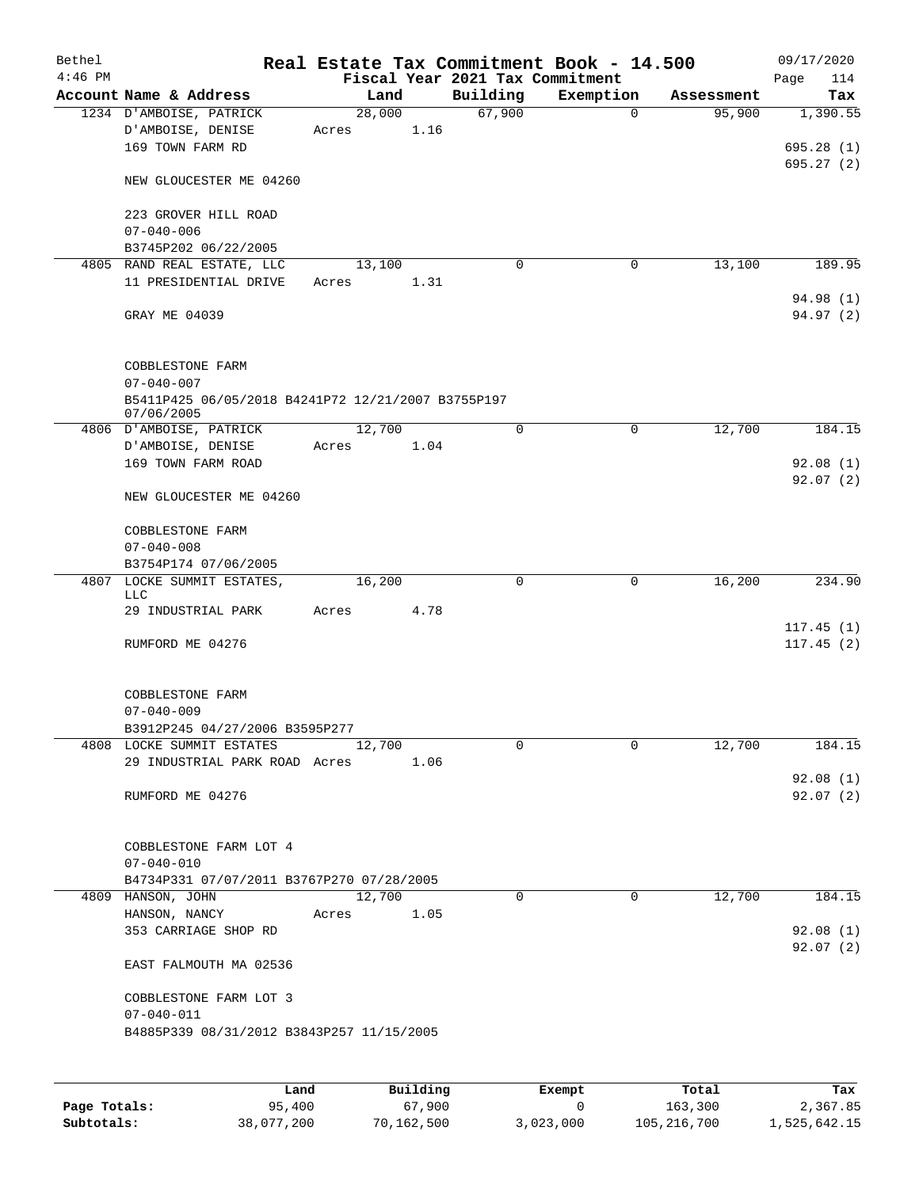Bethel 4:46 PM

# Real Estate Tax Commitment Book - 14.500

Fiscal Year 2021 Tax Commitment

09/17/2020

| Account Name & Address | Land | Building | Exemption | Assessment | Tax |
|---|---|---|---|---|---|
| 1234 D'AMBOISE, PATRICK | 28,000 | 67,900 | 0 | 95,900 | 1,390.55 |
| D'AMBOISE, DENISE | Acres 1.16 | | | | |
| 169 TOWN FARM RD | | | | | 695.28 (1) |
| | | | | | 695.27 (2) |
| NEW GLOUCESTER ME 04260 | | | | | |
| 223 GROVER HILL ROAD | | | | | |
| 07-040-006 | | | | | |
| B3745P202 06/22/2005 | | | | | |
| 4805 RAND REAL ESTATE, LLC | 13,100 | 0 | 0 | 13,100 | 189.95 |
| 11 PRESIDENTIAL DRIVE | Acres 1.31 | | | | |
| | | | | | 94.98 (1) |
| GRAY ME 04039 | | | | | 94.97 (2) |
| COBBLESTONE FARM | | | | | |
| 07-040-007 | | | | | |
| B5411P425 06/05/2018 B4241P72 12/21/2007 B3755P197 07/06/2005 | | | | | |
| 4806 D'AMBOISE, PATRICK | 12,700 | 0 | 0 | 12,700 | 184.15 |
| D'AMBOISE, DENISE | Acres 1.04 | | | | |
| 169 TOWN FARM ROAD | | | | | 92.08 (1) |
| | | | | | 92.07 (2) |
| NEW GLOUCESTER ME 04260 | | | | | |
| COBBLESTONE FARM | | | | | |
| 07-040-008 | | | | | |
| B3754P174 07/06/2005 | | | | | |
| 4807 LOCKE SUMMIT ESTATES, LLC | 16,200 | 0 | 0 | 16,200 | 234.90 |
| 29 INDUSTRIAL PARK | Acres 4.78 | | | | |
| | | | | | 117.45 (1) |
| RUMFORD ME 04276 | | | | | 117.45 (2) |
| COBBLESTONE FARM | | | | | |
| 07-040-009 | | | | | |
| B3912P245 04/27/2006 B3595P277 | | | | | |
| 4808 LOCKE SUMMIT ESTATES | 12,700 | 0 | 0 | 12,700 | 184.15 |
| 29 INDUSTRIAL PARK ROAD | Acres 1.06 | | | | |
| | | | | | 92.08 (1) |
| RUMFORD ME 04276 | | | | | 92.07 (2) |
| COBBLESTONE FARM LOT 4 | | | | | |
| 07-040-010 | | | | | |
| B4734P331 07/07/2011 B3767P270 07/28/2005 | | | | | |
| 4809 HANSON, JOHN | 12,700 | 0 | 0 | 12,700 | 184.15 |
| HANSON, NANCY | Acres 1.05 | | | | |
| 353 CARRIAGE SHOP RD | | | | | 92.08 (1) |
| | | | | | 92.07 (2) |
| EAST FALMOUTH MA 02536 | | | | | |
| COBBLESTONE FARM LOT 3 | | | | | |
| 07-040-011 | | | | | |
| B4885P339 08/31/2012 B3843P257 11/15/2005 | | | | | |

| | Land | Building | Exempt | Total | Tax |
|---|---|---|---|---|---|
| Page Totals: | 95,400 | 67,900 | 0 | 163,300 | 2,367.85 |
| Subtotals: | 38,077,200 | 70,162,500 | 3,023,000 | 105,216,700 | 1,525,642.15 |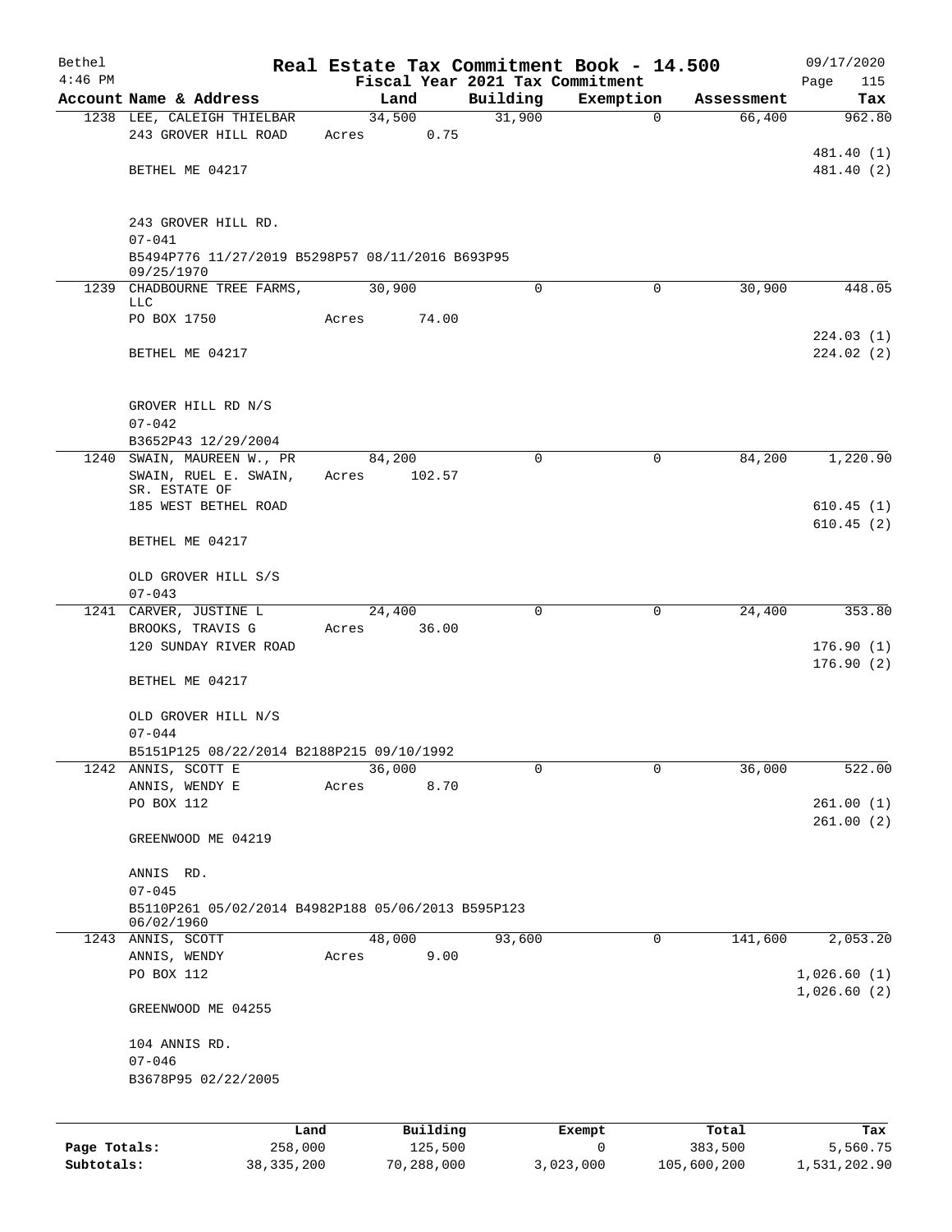# Real Estate Tax Commitment Book - 14.500

Bethel 4:46 PM — 09/17/2020

Fiscal Year 2021 Tax Commitment

| Account Name & Address | Land | Building | Exemption | Assessment | Tax |
|---|---|---|---|---|---|
| 1238 LEE, CALEIGH THIELBAR | 34,500 | 31,900 | 0 | 66,400 | 962.80 |
| 243 GROVER HILL ROAD | Acres 0.75 | | | | |
| | | | | | 481.40 (1) |
| BETHEL ME 04217 | | | | | 481.40 (2) |
| 243 GROVER HILL RD. | | | | | |
| 07-041 | | | | | |
| B5494P776 11/27/2019 B5298P57 08/11/2016 B693P95 09/25/1970 | | | | | |
| 1239 CHADBOURNE TREE FARMS, LLC | 30,900 | 0 | 0 | 30,900 | 448.05 |
| PO BOX 1750 | Acres 74.00 | | | | |
| | | | | | 224.03 (1) |
| BETHEL ME 04217 | | | | | 224.02 (2) |
| GROVER HILL RD N/S | | | | | |
| 07-042 | | | | | |
| B3652P43 12/29/2004 | | | | | |
| 1240 SWAIN, MAUREEN W., PR | 84,200 | 0 | 0 | 84,200 | 1,220.90 |
| SWAIN, RUEL E. SWAIN, SR. ESTATE OF | Acres 102.57 | | | | |
| 185 WEST BETHEL ROAD | | | | | 610.45 (1) |
| | | | | | 610.45 (2) |
| BETHEL ME 04217 | | | | | |
| OLD GROVER HILL S/S | | | | | |
| 07-043 | | | | | |
| 1241 CARVER, JUSTINE L | 24,400 | 0 | 0 | 24,400 | 353.80 |
| BROOKS, TRAVIS G | Acres 36.00 | | | | |
| 120 SUNDAY RIVER ROAD | | | | | 176.90 (1) |
| | | | | | 176.90 (2) |
| BETHEL ME 04217 | | | | | |
| OLD GROVER HILL N/S | | | | | |
| 07-044 | | | | | |
| B5151P125 08/22/2014 B2188P215 09/10/1992 | | | | | |
| 1242 ANNIS, SCOTT E | 36,000 | 0 | 0 | 36,000 | 522.00 |
| ANNIS, WENDY E | Acres 8.70 | | | | |
| PO BOX 112 | | | | | 261.00 (1) |
| | | | | | 261.00 (2) |
| GREENWOOD ME 04219 | | | | | |
| ANNIS RD. | | | | | |
| 07-045 | | | | | |
| B5110P261 05/02/2014 B4982P188 05/06/2013 B595P123 06/02/1960 | | | | | |
| 1243 ANNIS, SCOTT | 48,000 | 93,600 | 0 | 141,600 | 2,053.20 |
| ANNIS, WENDY | Acres 9.00 | | | | |
| PO BOX 112 | | | | | 1,026.60 (1) |
| | | | | | 1,026.60 (2) |
| GREENWOOD ME 04255 | | | | | |
| 104 ANNIS RD. | | | | | |
| 07-046 | | | | | |
| B3678P95 02/22/2005 | | | | | |

| | Land | Building | Exempt | Total | Tax |
|---|---|---|---|---|---|
| Page Totals: | 258,000 | 125,500 | 0 | 383,500 | 5,560.75 |
| Subtotals: | 38,335,200 | 70,288,000 | 3,023,000 | 105,600,200 | 1,531,202.90 |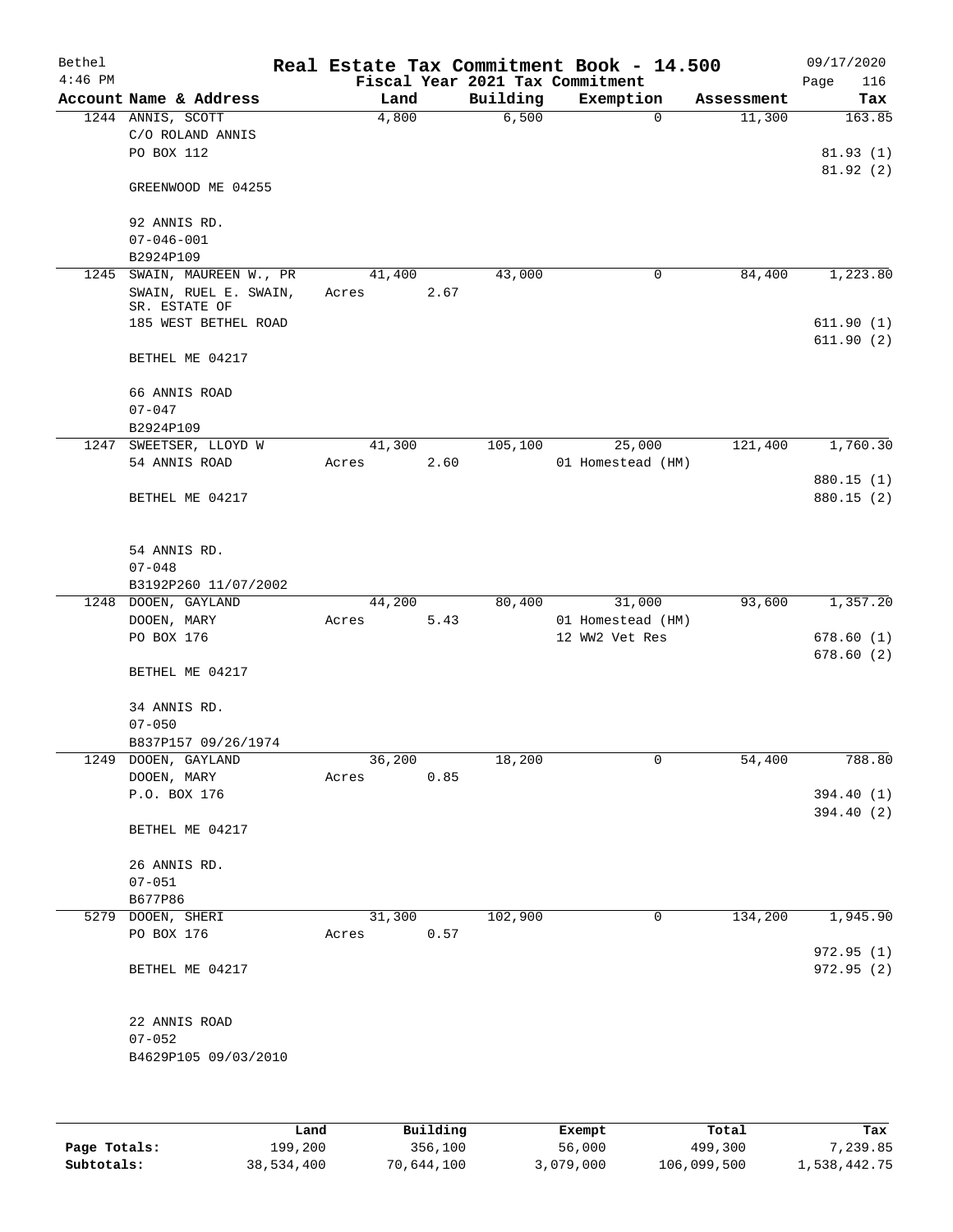Bethel 4:46 PM

# Real Estate Tax Commitment Book - 14.500

Fiscal Year 2021 Tax Commitment

09/17/2020

| Account Name & Address | Land | Building | Exemption | Assessment | Tax |
|---|---|---|---|---|---|
| 1244 ANNIS, SCOTT | 4,800 | 6,500 | 0 | 11,300 | 163.85 |
| C/O ROLAND ANNIS | | | | | |
| PO BOX 112 | | | | | 81.93 (1) |
| | | | | | 81.92 (2) |
| GREENWOOD ME 04255 | | | | | |
| 92 ANNIS RD. | | | | | |
| 07-046-001 | | | | | |
| B2924P109 | | | | | |
| 1245 SWAIN, MAUREEN W., PR | 41,400 | 43,000 | 0 | 84,400 | 1,223.80 |
| SWAIN, RUEL E. SWAIN, SR. ESTATE OF | Acres 2.67 | | | | |
| 185 WEST BETHEL ROAD | | | | | 611.90 (1) |
| | | | | | 611.90 (2) |
| BETHEL ME 04217 | | | | | |
| 66 ANNIS ROAD | | | | | |
| 07-047 | | | | | |
| B2924P109 | | | | | |
| 1247 SWEETSER, LLOYD W | 41,300 | 105,100 | 25,000 | 121,400 | 1,760.30 |
| 54 ANNIS ROAD | Acres 2.60 | | 01 Homestead (HM) | | |
| | | | | | 880.15 (1) |
| BETHEL ME 04217 | | | | | 880.15 (2) |
| 54 ANNIS RD. | | | | | |
| 07-048 | | | | | |
| B3192P260 11/07/2002 | | | | | |
| 1248 DOOEN, GAYLAND | 44,200 | 80,400 | 31,000 | 93,600 | 1,357.20 |
| DOOEN, MARY | Acres 5.43 | | 01 Homestead (HM) | | |
| PO BOX 176 | | | 12 WW2 Vet Res | | 678.60 (1) |
| | | | | | 678.60 (2) |
| BETHEL ME 04217 | | | | | |
| 34 ANNIS RD. | | | | | |
| 07-050 | | | | | |
| B837P157 09/26/1974 | | | | | |
| 1249 DOOEN, GAYLAND | 36,200 | 18,200 | 0 | 54,400 | 788.80 |
| DOOEN, MARY | Acres 0.85 | | | | |
| P.O. BOX 176 | | | | | 394.40 (1) |
| | | | | | 394.40 (2) |
| BETHEL ME 04217 | | | | | |
| 26 ANNIS RD. | | | | | |
| 07-051 | | | | | |
| B677P86 | | | | | |
| 5279 DOOEN, SHERI | 31,300 | 102,900 | 0 | 134,200 | 1,945.90 |
| PO BOX 176 | Acres 0.57 | | | | |
| | | | | | 972.95 (1) |
| BETHEL ME 04217 | | | | | 972.95 (2) |
| 22 ANNIS ROAD | | | | | |
| 07-052 | | | | | |
| B4629P105 09/03/2010 | | | | | |

| | Land | Building | Exempt | Total | Tax |
|---|---|---|---|---|---|
| Page Totals: | 199,200 | 356,100 | 56,000 | 499,300 | 7,239.85 |
| Subtotals: | 38,534,400 | 70,644,100 | 3,079,000 | 106,099,500 | 1,538,442.75 |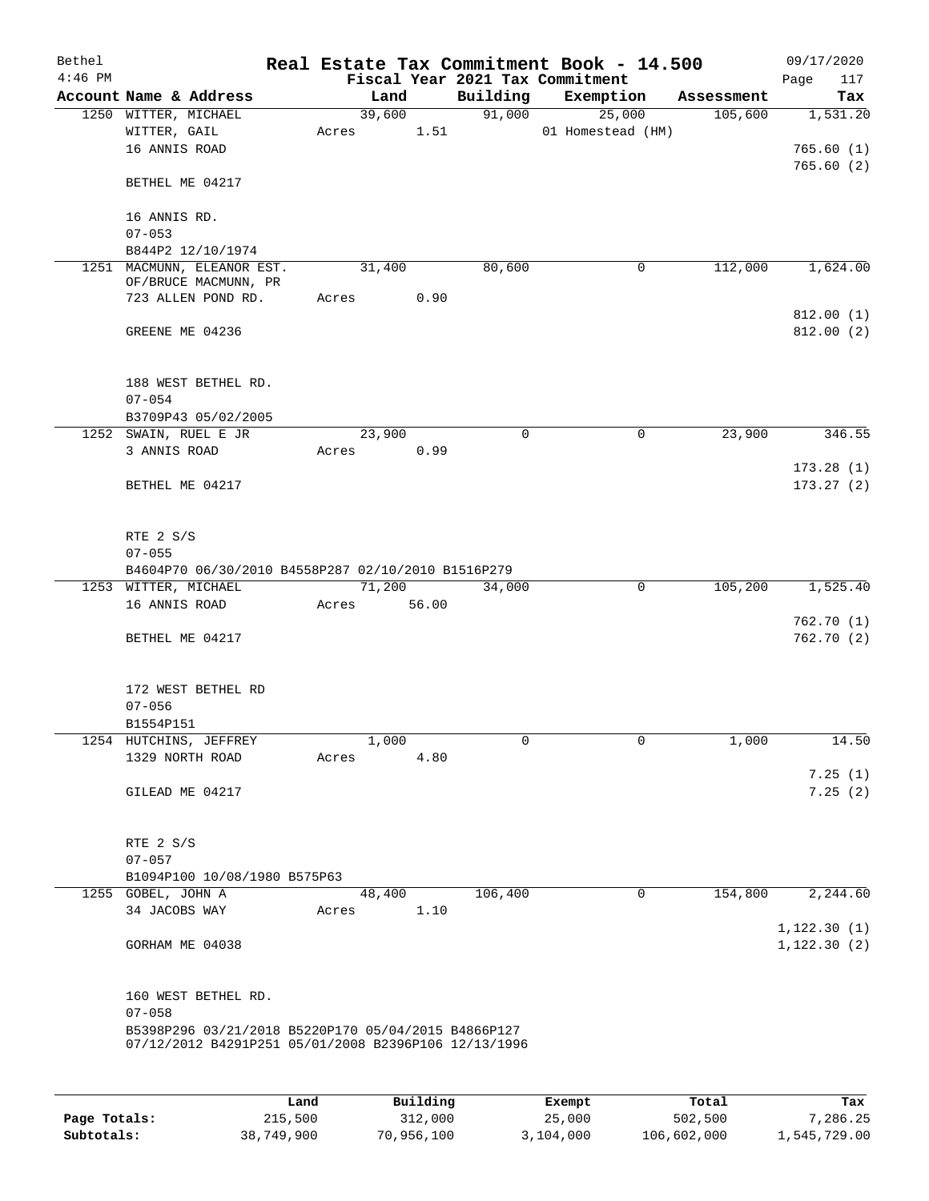# Real Estate Tax Commitment Book - 14.500

Bethel 09/17/2020
4:46 PM

## Fiscal Year 2021 Tax Commitment

| Account Name & Address | Land | Building | Exemption | Assessment | Tax |
|---|---|---|---|---|---|
| 1250 WITTER, MICHAEL | 39,600 | 91,000 | 25,000 | 105,600 | 1,531.20 |
| WITTER, GAIL | Acres 1.51 | | 01 Homestead (HM) | | |
| 16 ANNIS ROAD | | | | | 765.60 (1) |
| | | | | | 765.60 (2) |
| BETHEL ME 04217 | | | | | |
| 16 ANNIS RD. | | | | | |
| 07-053 | | | | | |
| B844P2 12/10/1974 | | | | | |
| 1251 MACMUNN, ELEANOR EST. | 31,400 | 80,600 | 0 | 112,000 | 1,624.00 |
| OF/BRUCE MACMUNN, PR | | | | | |
| 723 ALLEN POND RD. | Acres 0.90 | | | | |
| | | | | | 812.00 (1) |
| GREENE ME 04236 | | | | | 812.00 (2) |
| 188 WEST BETHEL RD. | | | | | |
| 07-054 | | | | | |
| B3709P43 05/02/2005 | | | | | |
| 1252 SWAIN, RUEL E JR | 23,900 | 0 | 0 | 23,900 | 346.55 |
| 3 ANNIS ROAD | Acres 0.99 | | | | |
| | | | | | 173.28 (1) |
| BETHEL ME 04217 | | | | | 173.27 (2) |
| RTE 2 S/S | | | | | |
| 07-055 | | | | | |
| B4604P70 06/30/2010 B4558P287 02/10/2010 B1516P279 | | | | | |
| 1253 WITTER, MICHAEL | 71,200 | 34,000 | 0 | 105,200 | 1,525.40 |
| 16 ANNIS ROAD | Acres 56.00 | | | | |
| | | | | | 762.70 (1) |
| BETHEL ME 04217 | | | | | 762.70 (2) |
| 172 WEST BETHEL RD | | | | | |
| 07-056 | | | | | |
| B1554P151 | | | | | |
| 1254 HUTCHINS, JEFFREY | 1,000 | 0 | 0 | 1,000 | 14.50 |
| 1329 NORTH ROAD | Acres 4.80 | | | | |
| | | | | | 7.25 (1) |
| GILEAD ME 04217 | | | | | 7.25 (2) |
| RTE 2 S/S | | | | | |
| 07-057 | | | | | |
| B1094P100 10/08/1980 B575P63 | | | | | |
| 1255 GOBEL, JOHN A | 48,400 | 106,400 | 0 | 154,800 | 2,244.60 |
| 34 JACOBS WAY | Acres 1.10 | | | | |
| | | | | | 1,122.30 (1) |
| GORHAM ME 04038 | | | | | 1,122.30 (2) |
| 160 WEST BETHEL RD. | | | | | |
| 07-058 | | | | | |
| B5398P296 03/21/2018 B5220P170 05/04/2015 B4866P127 07/12/2012 B4291P251 05/01/2008 B2396P106 12/13/1996 | | | | | |

| | Land | Building | Exempt | Total | Tax |
|---|---|---|---|---|---|
| Page Totals: | 215,500 | 312,000 | 25,000 | 502,500 | 7,286.25 |
| Subtotals: | 38,749,900 | 70,956,100 | 3,104,000 | 106,602,000 | 1,545,729.00 |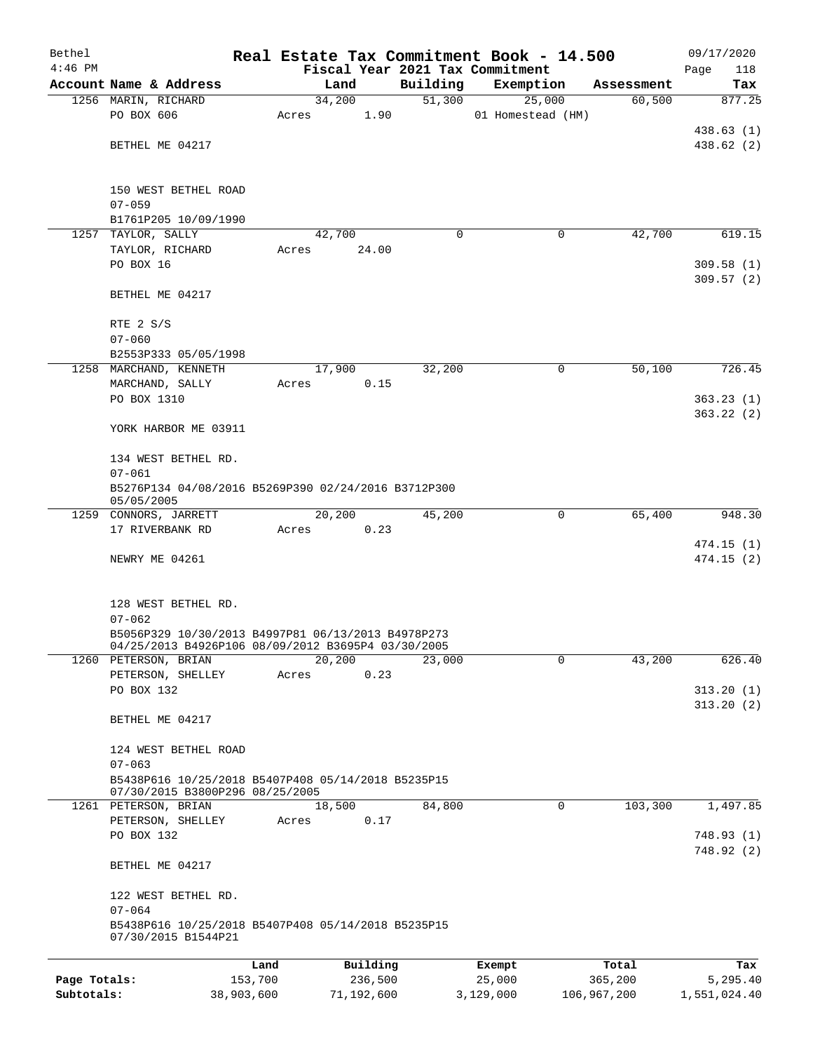Bethel | Real Estate Tax Commitment Book - 14.500 | 09/17/2020
4:46 PM | Fiscal Year 2021 Tax Commitment | Page 118

| Account Name & Address | Land | Building | Exemption | Assessment | Tax |
|---|---|---|---|---|---|
| 1256 MARIN, RICHARD | 34,200 | 51,300 | 25,000 | 60,500 | 877.25 |
| PO BOX 606 | Acres 1.90 | | 01 Homestead (HM) | | |
| | | | | | 438.63 (1) |
| BETHEL ME 04217 | | | | | 438.62 (2) |
| 150 WEST BETHEL ROAD | | | | | |
| 07-059 | | | | | |
| B1761P205 10/09/1990 | | | | | |
| 1257 TAYLOR, SALLY | 42,700 | 0 | 0 | 42,700 | 619.15 |
| TAYLOR, RICHARD | Acres 24.00 | | | | |
| PO BOX 16 | | | | | 309.58 (1) |
| | | | | | 309.57 (2) |
| BETHEL ME 04217 | | | | | |
| RTE 2 S/S | | | | | |
| 07-060 | | | | | |
| B2553P333 05/05/1998 | | | | | |
| 1258 MARCHAND, KENNETH | 17,900 | 32,200 | 0 | 50,100 | 726.45 |
| MARCHAND, SALLY | Acres 0.15 | | | | |
| PO BOX 1310 | | | | | 363.23 (1) |
| | | | | | 363.22 (2) |
| YORK HARBOR ME 03911 | | | | | |
| 134 WEST BETHEL RD. | | | | | |
| 07-061 | | | | | |
| B5276P134 04/08/2016 B5269P390 02/24/2016 B3712P300 05/05/2005 | | | | | |
| 1259 CONNORS, JARRETT | 20,200 | 45,200 | 0 | 65,400 | 948.30 |
| 17 RIVERBANK RD | Acres 0.23 | | | | |
| | | | | | 474.15 (1) |
| NEWRY ME 04261 | | | | | 474.15 (2) |
| 128 WEST BETHEL RD. | | | | | |
| 07-062 | | | | | |
| B5056P329 10/30/2013 B4997P81 06/13/2013 B4978P273 04/25/2013 B4926P106 08/09/2012 B3695P4 03/30/2005 | | | | | |
| 1260 PETERSON, BRIAN | 20,200 | 23,000 | 0 | 43,200 | 626.40 |
| PETERSON, SHELLEY | Acres 0.23 | | | | |
| PO BOX 132 | | | | | 313.20 (1) |
| | | | | | 313.20 (2) |
| BETHEL ME 04217 | | | | | |
| 124 WEST BETHEL ROAD | | | | | |
| 07-063 | | | | | |
| B5438P616 10/25/2018 B5407P408 05/14/2018 B5235P15 07/30/2015 B3800P296 08/25/2005 | | | | | |
| 1261 PETERSON, BRIAN | 18,500 | 84,800 | 0 | 103,300 | 1,497.85 |
| PETERSON, SHELLEY | Acres 0.17 | | | | |
| PO BOX 132 | | | | | 748.93 (1) |
| | | | | | 748.92 (2) |
| BETHEL ME 04217 | | | | | |
| 122 WEST BETHEL RD. | | | | | |
| 07-064 | | | | | |
| B5438P616 10/25/2018 B5407P408 05/14/2018 B5235P15 07/30/2015 B1544P21 | | | | | |

| | Land | Building | Exempt | Total | Tax |
|---|---|---|---|---|---|
| Page Totals: | 153,700 | 236,500 | 25,000 | 365,200 | 5,295.40 |
| Subtotals: | 38,903,600 | 71,192,600 | 3,129,000 | 106,967,200 | 1,551,024.40 |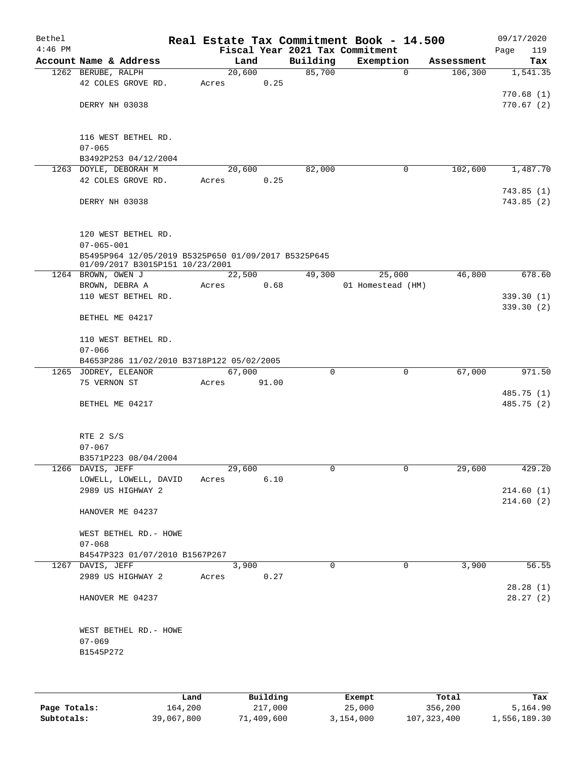# Real Estate Tax Commitment Book - 14.500

Bethel
4:46 PM

Fiscal Year 2021 Tax Commitment

09/17/2020

| Account Name & Address | Land | Building | Exemption | Assessment | Tax |
|---|---|---|---|---|---|
| 1262 BERUBE, RALPH<br>42 COLES GROVE RD.<br><br>DERRY NH 03038<br><br>116 WEST BETHEL RD.<br>07-065<br>B3492P253 04/12/2004 | 20,600<br>Acres 0.25 | 85,700 | 0 | 106,300 | 1,541.35<br><br>770.68 (1)<br>770.67 (2) |
| 1263 DOYLE, DEBORAH M<br>42 COLES GROVE RD.<br><br>DERRY NH 03038<br><br>120 WEST BETHEL RD.<br>07-065-001<br>B5495P964 12/05/2019 B5325P650 01/09/2017 B5325P645 01/09/2017 B3015P151 10/23/2001 | 20,600<br>Acres 0.25 | 82,000 | 0 | 102,600 | 1,487.70<br><br>743.85 (1)<br>743.85 (2) |
| 1264 BROWN, OWEN J<br>BROWN, DEBRA A<br>110 WEST BETHEL RD.<br><br>BETHEL ME 04217<br><br>110 WEST BETHEL RD.<br>07-066<br>B4653P286 11/02/2010 B3718P122 05/02/2005 | 22,500<br>Acres 0.68 | 49,300 | 25,000<br>01 Homestead (HM) | 46,800 | 678.60<br><br>339.30 (1)<br>339.30 (2) |
| 1265 JODREY, ELEANOR<br>75 VERNON ST<br><br>BETHEL ME 04217<br><br>RTE 2 S/S<br>07-067<br>B3571P223 08/04/2004 | 67,000<br>Acres 91.00 | 0 | 0 | 67,000 | 971.50<br><br>485.75 (1)<br>485.75 (2) |
| 1266 DAVIS, JEFF<br>LOWELL, LOWELL, DAVID<br>2989 US HIGHWAY 2<br><br>HANOVER ME 04237<br><br>WEST BETHEL RD.- HOWE<br>07-068<br>B4547P323 01/07/2010 B1567P267 | 29,600<br>Acres 6.10 | 0 | 0 | 29,600 | 429.20<br><br>214.60 (1)<br>214.60 (2) |
| 1267 DAVIS, JEFF<br>2989 US HIGHWAY 2<br><br>HANOVER ME 04237<br><br>WEST BETHEL RD.- HOWE<br>07-069<br>B1545P272 | 3,900<br>Acres 0.27 | 0 | 0 | 3,900 | 56.55<br><br>28.28 (1)<br>28.27 (2) |

| | Land | Building | Exempt | Total | Tax |
|---|---|---|---|---|---|
| Page Totals: | 164,200 | 217,000 | 25,000 | 356,200 | 5,164.90 |
| Subtotals: | 39,067,800 | 71,409,600 | 3,154,000 | 107,323,400 | 1,556,189.30 |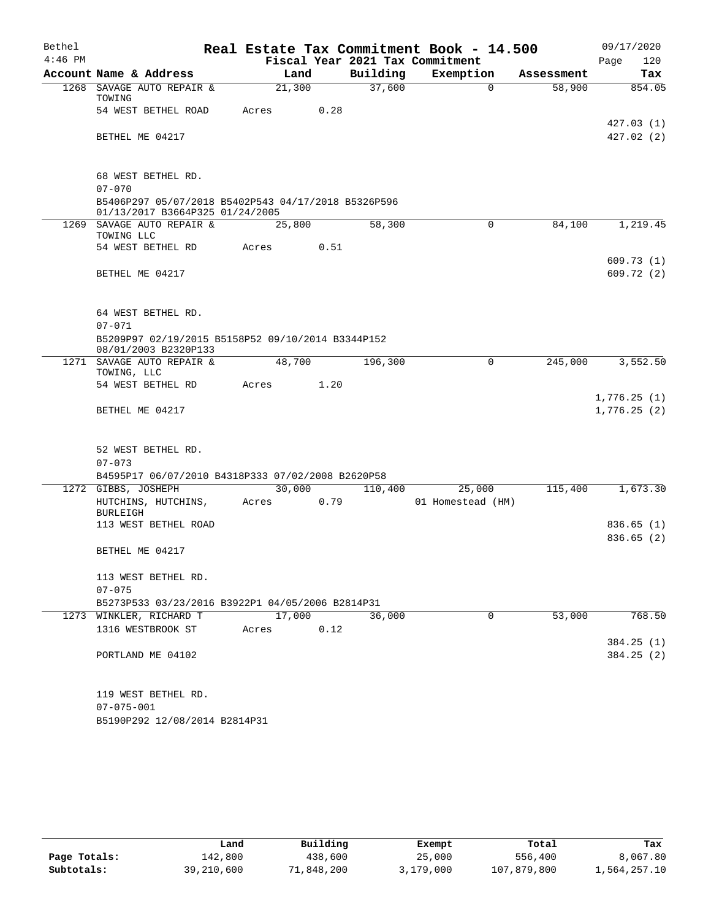# Real Estate Tax Commitment Book - 14.500

Bethel
4:46 PM

Fiscal Year 2021 Tax Commitment

09/17/2020
Page 120

| Account | Name & Address | Land | Building | Exemption | Assessment | Tax |
|---|---|---|---|---|---|---|
| 1268 | SAVAGE AUTO REPAIR & TOWING | 21,300 | 37,600 | 0 | 58,900 | 854.05 |
| | 54 WEST BETHEL ROAD | Acres 0.28 | | | | |
| | | | | | | 427.03 (1) |
| | BETHEL ME 04217 | | | | | 427.02 (2) |
| | 68 WEST BETHEL RD. | | | | | |
| | 07-070 | | | | | |
| | B5406P297 05/07/2018 B5402P543 04/17/2018 B5326P596 01/13/2017 B3664P325 01/24/2005 | | | | | |
| 1269 | SAVAGE AUTO REPAIR & TOWING LLC | 25,800 | 58,300 | 0 | 84,100 | 1,219.45 |
| | 54 WEST BETHEL RD | Acres 0.51 | | | | |
| | | | | | | 609.73 (1) |
| | BETHEL ME 04217 | | | | | 609.72 (2) |
| | 64 WEST BETHEL RD. | | | | | |
| | 07-071 | | | | | |
| | B5209P97 02/19/2015 B5158P52 09/10/2014 B3344P152 08/01/2003 B2320P133 | | | | | |
| 1271 | SAVAGE AUTO REPAIR & TOWING, LLC | 48,700 | 196,300 | 0 | 245,000 | 3,552.50 |
| | 54 WEST BETHEL RD | Acres 1.20 | | | | |
| | | | | | | 1,776.25 (1) |
| | BETHEL ME 04217 | | | | | 1,776.25 (2) |
| | 52 WEST BETHEL RD. | | | | | |
| | 07-073 | | | | | |
| | B4595P17 06/07/2010 B4318P333 07/02/2008 B2620P58 | | | | | |
| 1272 | GIBBS, JOSHEPH | 30,000 | 110,400 | 25,000 | 115,400 | 1,673.30 |
| | HUTCHINS, HUTCHINS, BURLEIGH | Acres 0.79 | | 01 Homestead (HM) | | |
| | 113 WEST BETHEL ROAD | | | | | 836.65 (1) |
| | | | | | | 836.65 (2) |
| | BETHEL ME 04217 | | | | | |
| | 113 WEST BETHEL RD. | | | | | |
| | 07-075 | | | | | |
| | B5273P533 03/23/2016 B3922P1 04/05/2006 B2814P31 | | | | | |
| 1273 | WINKLER, RICHARD T | 17,000 | 36,000 | 0 | 53,000 | 768.50 |
| | 1316 WESTBROOK ST | Acres 0.12 | | | | |
| | | | | | | 384.25 (1) |
| | PORTLAND ME 04102 | | | | | 384.25 (2) |
| | 119 WEST BETHEL RD. | | | | | |
| | 07-075-001 | | | | | |
| | B5190P292 12/08/2014 B2814P31 | | | | | |

| | Land | Building | Exempt | Total | Tax |
|---|---|---|---|---|---|
| Page Totals: | 142,800 | 438,600 | 25,000 | 556,400 | 8,067.80 |
| Subtotals: | 39,210,600 | 71,848,200 | 3,179,000 | 107,879,800 | 1,564,257.10 |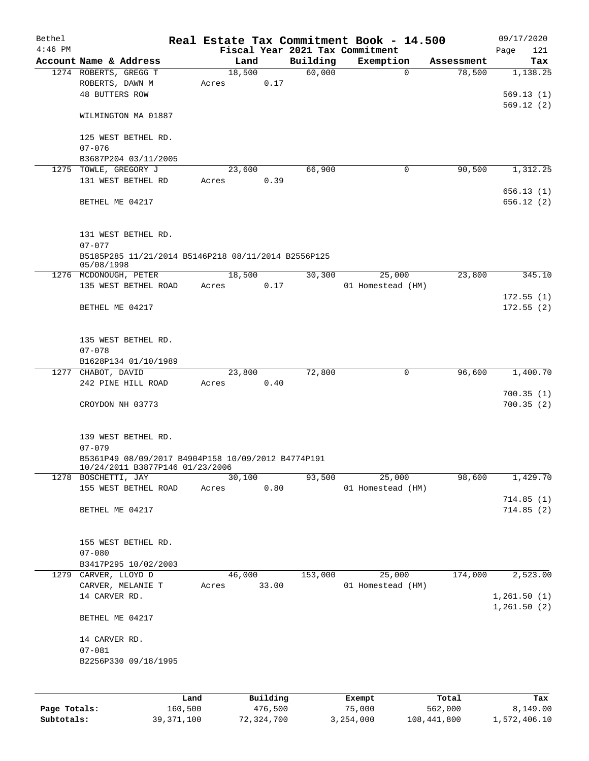Bethel — Real Estate Tax Commitment Book - 14.500 — 09/17/2020

4:46 PM — Fiscal Year 2021 Tax Commitment — Page 121

| Account | Name & Address | Land | Building | Exemption | Assessment | Tax |
|---|---|---|---|---|---|---|
| 1274 | ROBERTS, GREGG T | 18,500 | 60,000 | 0 | 78,500 | 1,138.25 |
| | ROBERTS, DAWN M | Acres 0.17 | | | | |
| | 48 BUTTERS ROW | | | | | 569.13 (1) |
| | | | | | | 569.12 (2) |
| | WILMINGTON MA 01887 | | | | | |
| | 125 WEST BETHEL RD. | | | | | |
| | 07-076 | | | | | |
| | B3687P204 03/11/2005 | | | | | |
| 1275 | TOWLE, GREGORY J | 23,600 | 66,900 | 0 | 90,500 | 1,312.25 |
| | 131 WEST BETHEL RD | Acres 0.39 | | | | |
| | | | | | | 656.13 (1) |
| | BETHEL ME 04217 | | | | | 656.12 (2) |
| | 131 WEST BETHEL RD. | | | | | |
| | 07-077 | | | | | |
| | B5185P285 11/21/2014 B5146P218 08/11/2014 B2556P125 05/08/1998 | | | | | |
| 1276 | MCDONOUGH, PETER | 18,500 | 30,300 | 25,000 | 23,800 | 345.10 |
| | 135 WEST BETHEL ROAD | Acres 0.17 | | 01 Homestead (HM) | | |
| | | | | | | 172.55 (1) |
| | BETHEL ME 04217 | | | | | 172.55 (2) |
| | 135 WEST BETHEL RD. | | | | | |
| | 07-078 | | | | | |
| | B1628P134 01/10/1989 | | | | | |
| 1277 | CHABOT, DAVID | 23,800 | 72,800 | 0 | 96,600 | 1,400.70 |
| | 242 PINE HILL ROAD | Acres 0.40 | | | | |
| | | | | | | 700.35 (1) |
| | CROYDON NH 03773 | | | | | 700.35 (2) |
| | 139 WEST BETHEL RD. | | | | | |
| | 07-079 | | | | | |
| | B5361P49 08/09/2017 B4904P158 10/09/2012 B4774P191 10/24/2011 B3877P146 01/23/2006 | | | | | |
| 1278 | BOSCHETTI, JAY | 30,100 | 93,500 | 25,000 | 98,600 | 1,429.70 |
| | 155 WEST BETHEL ROAD | Acres 0.80 | | 01 Homestead (HM) | | |
| | | | | | | 714.85 (1) |
| | BETHEL ME 04217 | | | | | 714.85 (2) |
| | 155 WEST BETHEL RD. | | | | | |
| | 07-080 | | | | | |
| | B3417P295 10/02/2003 | | | | | |
| 1279 | CARVER, LLOYD D | 46,000 | 153,000 | 25,000 | 174,000 | 2,523.00 |
| | CARVER, MELANIE T | Acres 33.00 | | 01 Homestead (HM) | | |
| | 14 CARVER RD. | | | | | 1,261.50 (1) |
| | | | | | | 1,261.50 (2) |
| | BETHEL ME 04217 | | | | | |
| | 14 CARVER RD. | | | | | |
| | 07-081 | | | | | |
| | B2256P330 09/18/1995 | | | | | |

| | Land | Building | Exempt | Total | Tax |
|---|---|---|---|---|---|
| Page Totals: | 160,500 | 476,500 | 75,000 | 562,000 | 8,149.00 |
| Subtotals: | 39,371,100 | 72,324,700 | 3,254,000 | 108,441,800 | 1,572,406.10 |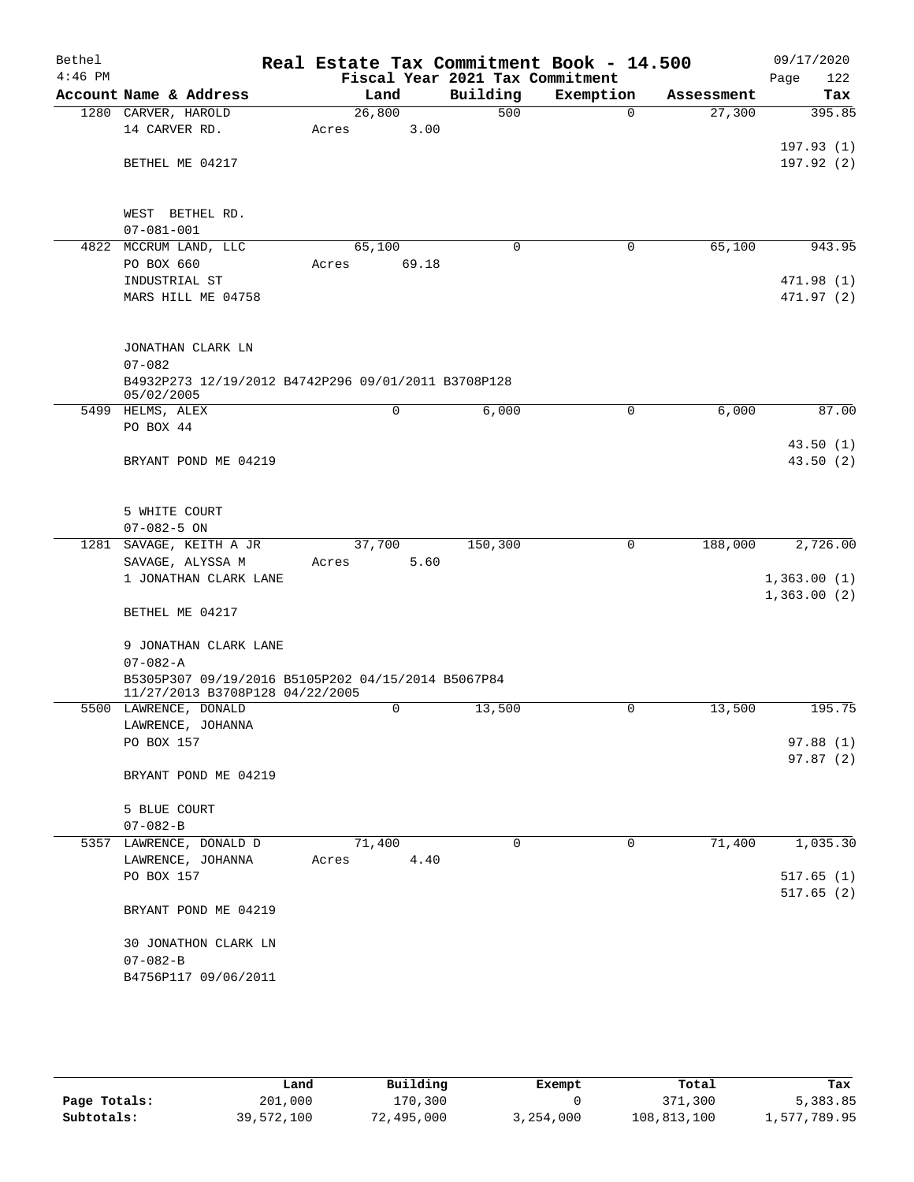Bethel 4:46 PM

# Real Estate Tax Commitment Book - 14.500

Fiscal Year 2021 Tax Commitment

09/17/2020 Page 122

| Account Name & Address | Land | Building | Exemption | Assessment | Tax |
|---|---|---|---|---|---|
| 1280 CARVER, HAROLD | 26,800 | 500 | 0 | 27,300 | 395.85 |
| 14 CARVER RD. | Acres 3.00 | | | | |
| | | | | | 197.93 (1) |
| BETHEL ME 04217 | | | | | 197.92 (2) |
| WEST BETHEL RD. | | | | | |
| 07-081-001 | | | | | |
| 4822 MCCRUM LAND, LLC | 65,100 | 0 | 0 | 65,100 | 943.95 |
| PO BOX 660 | Acres 69.18 | | | | |
| INDUSTRIAL ST | | | | | 471.98 (1) |
| MARS HILL ME 04758 | | | | | 471.97 (2) |
| JONATHAN CLARK LN | | | | | |
| 07-082 | | | | | |
| B4932P273 12/19/2012 B4742P296 09/01/2011 B3708P128 05/02/2005 | | | | | |
| 5499 HELMS, ALEX | 0 | 6,000 | 0 | 6,000 | 87.00 |
| PO BOX 44 | | | | | |
| | | | | | 43.50 (1) |
| BRYANT POND ME 04219 | | | | | 43.50 (2) |
| 5 WHITE COURT | | | | | |
| 07-082-5 ON | | | | | |
| 1281 SAVAGE, KEITH A JR | 37,700 | 150,300 | 0 | 188,000 | 2,726.00 |
| SAVAGE, ALYSSA M | Acres 5.60 | | | | |
| 1 JONATHAN CLARK LANE | | | | | 1,363.00 (1) |
| | | | | | 1,363.00 (2) |
| BETHEL ME 04217 | | | | | |
| 9 JONATHAN CLARK LANE | | | | | |
| 07-082-A | | | | | |
| B5305P307 09/19/2016 B5105P202 04/15/2014 B5067P84 11/27/2013 B3708P128 04/22/2005 | | | | | |
| 5500 LAWRENCE, DONALD | 0 | 13,500 | 0 | 13,500 | 195.75 |
| LAWRENCE, JOHANNA | | | | | |
| PO BOX 157 | | | | | 97.88 (1) |
| | | | | | 97.87 (2) |
| BRYANT POND ME 04219 | | | | | |
| 5 BLUE COURT | | | | | |
| 07-082-B | | | | | |
| 5357 LAWRENCE, DONALD D | 71,400 | 0 | 0 | 71,400 | 1,035.30 |
| LAWRENCE, JOHANNA | Acres 4.40 | | | | |
| PO BOX 157 | | | | | 517.65 (1) |
| | | | | | 517.65 (2) |
| BRYANT POND ME 04219 | | | | | |
| 30 JONATHON CLARK LN | | | | | |
| 07-082-B | | | | | |
| B4756P117 09/06/2011 | | | | | |

| | Land | Building | Exempt | Total | Tax |
|---|---|---|---|---|---|
| Page Totals: | 201,000 | 170,300 | 0 | 371,300 | 5,383.85 |
| Subtotals: | 39,572,100 | 72,495,000 | 3,254,000 | 108,813,100 | 1,577,789.95 |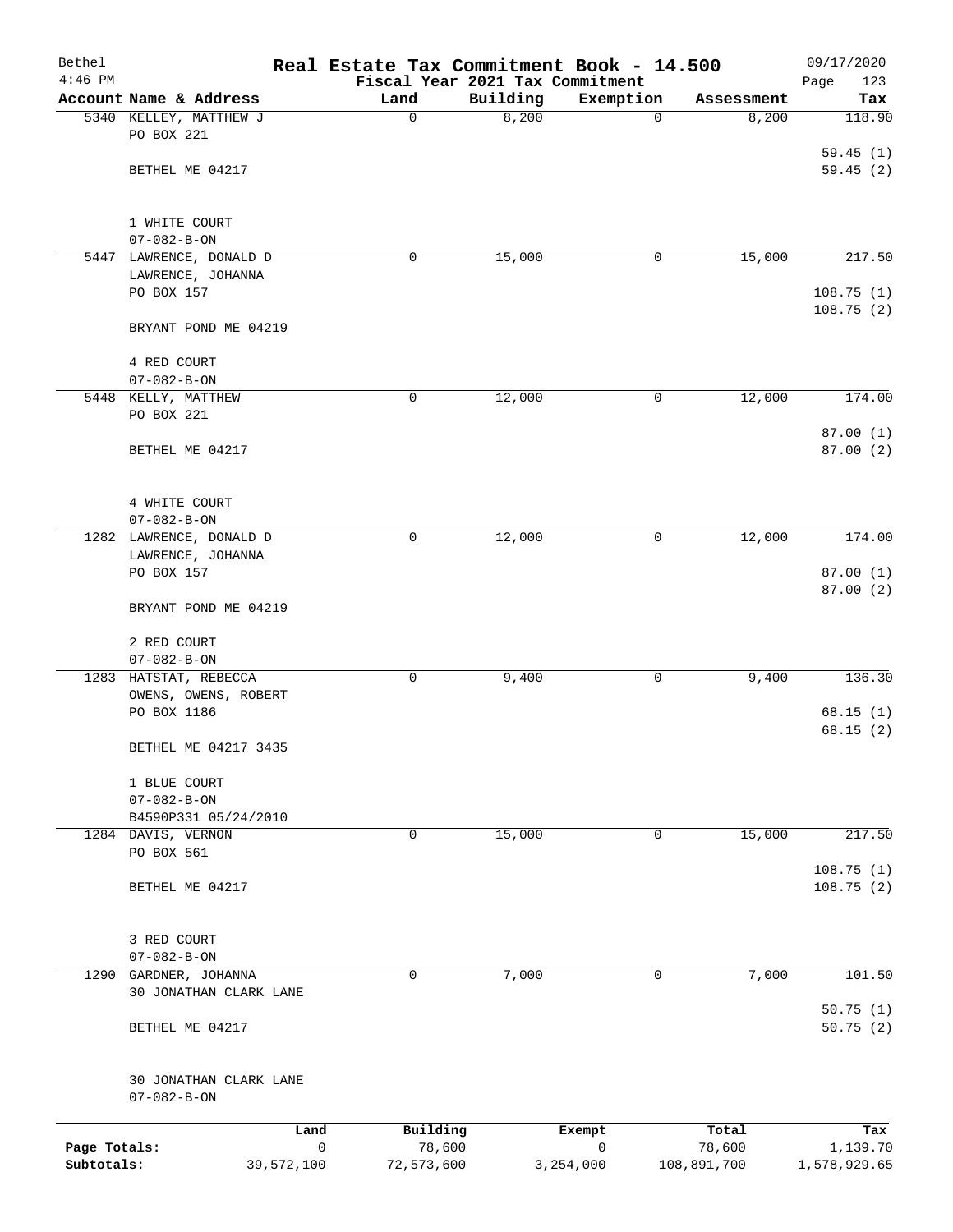# Real Estate Tax Commitment Book - 14.500

Bethel 4:46 PM — Fiscal Year 2021 Tax Commitment — 09/17/2020

| Account Name & Address | Land | Building | Exemption | Assessment | Tax |
|---|---|---|---|---|---|
| 5340 KELLEY, MATTHEW J<br>PO BOX 221<br><br>BETHEL ME 04217<br><br>1 WHITE COURT<br>07-082-B-ON | 0 | 8,200 | 0 | 8,200 | 118.90<br><br>59.45 (1)<br>59.45 (2) |
| 5447 LAWRENCE, DONALD D<br>LAWRENCE, JOHANNA<br>PO BOX 157<br><br>BRYANT POND ME 04219<br><br>4 RED COURT<br>07-082-B-ON | 0 | 15,000 | 0 | 15,000 | 217.50<br><br>108.75 (1)<br>108.75 (2) |
| 5448 KELLY, MATTHEW<br>PO BOX 221<br><br>BETHEL ME 04217<br><br>4 WHITE COURT<br>07-082-B-ON | 0 | 12,000 | 0 | 12,000 | 174.00<br><br>87.00 (1)<br>87.00 (2) |
| 1282 LAWRENCE, DONALD D<br>LAWRENCE, JOHANNA<br>PO BOX 157<br><br>BRYANT POND ME 04219<br><br>2 RED COURT<br>07-082-B-ON | 0 | 12,000 | 0 | 12,000 | 174.00<br><br>87.00 (1)<br>87.00 (2) |
| 1283 HATSTAT, REBECCA<br>OWENS, OWENS, ROBERT<br>PO BOX 1186<br><br>BETHEL ME 04217 3435<br><br>1 BLUE COURT<br>07-082-B-ON<br>B4590P331 05/24/2010 | 0 | 9,400 | 0 | 9,400 | 136.30<br><br>68.15 (1)<br>68.15 (2) |
| 1284 DAVIS, VERNON<br>PO BOX 561<br><br>BETHEL ME 04217<br><br>3 RED COURT<br>07-082-B-ON | 0 | 15,000 | 0 | 15,000 | 217.50<br><br>108.75 (1)<br>108.75 (2) |
| 1290 GARDNER, JOHANNA<br>30 JONATHAN CLARK LANE<br><br>BETHEL ME 04217<br><br>30 JONATHAN CLARK LANE<br>07-082-B-ON | 0 | 7,000 | 0 | 7,000 | 101.50<br><br>50.75 (1)<br>50.75 (2) |

| | Land | Building | Exempt | Total | Tax |
|---|---|---|---|---|---|
| Page Totals: | 0 | 78,600 | 0 | 78,600 | 1,139.70 |
| Subtotals: | 39,572,100 | 72,573,600 | 3,254,000 | 108,891,700 | 1,578,929.65 |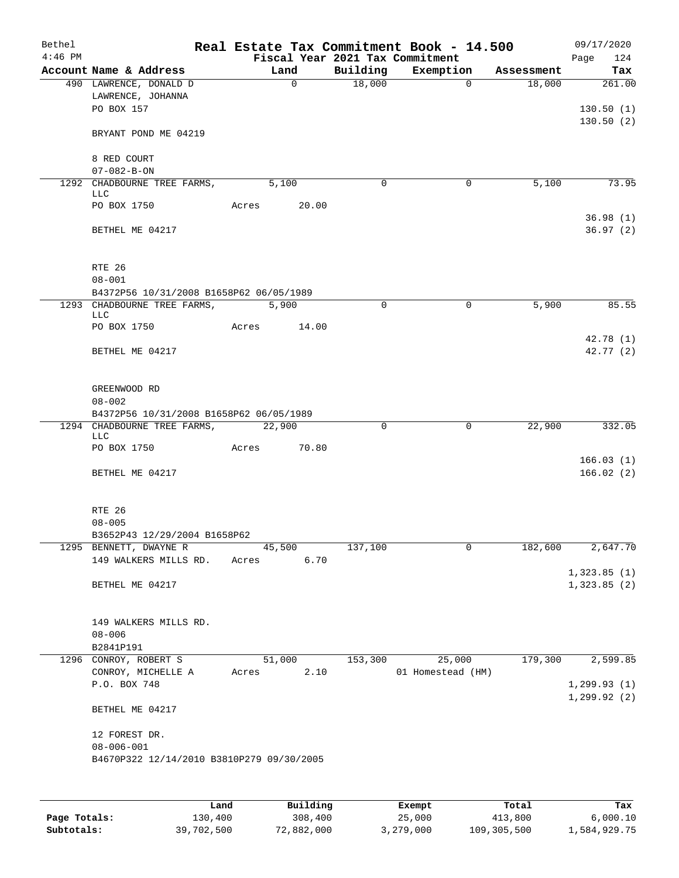Bethel
4:46 PM

# Real Estate Tax Commitment Book - 14.500

Fiscal Year 2021 Tax Commitment

09/17/2020

| Account Name & Address | Land | Building | Exemption | Assessment | Tax |
|---|---|---|---|---|---|
| 490 LAWRENCE, DONALD D<br>LAWRENCE, JOHANNA<br>PO BOX 157<br><br>BRYANT POND ME 04219<br><br>8 RED COURT<br>07-082-B-ON | 0 | 18,000 | 0 | 18,000 | 261.00<br><br>130.50 (1)<br>130.50 (2) |
| 1292 CHADBOURNE TREE FARMS, LLC<br>PO BOX 1750<br><br>BETHEL ME 04217<br><br>RTE 26<br>08-001<br>B4372P56 10/31/2008 B1658P62 06/05/1989 | 5,100<br>Acres 20.00 | 0 | 0 | 5,100 | 73.95<br><br>36.98 (1)<br>36.97 (2) |
| 1293 CHADBOURNE TREE FARMS, LLC<br>PO BOX 1750<br><br>BETHEL ME 04217<br><br>GREENWOOD RD<br>08-002<br>B4372P56 10/31/2008 B1658P62 06/05/1989 | 5,900<br>Acres 14.00 | 0 | 0 | 5,900 | 85.55<br><br>42.78 (1)<br>42.77 (2) |
| 1294 CHADBOURNE TREE FARMS, LLC<br>PO BOX 1750<br><br>BETHEL ME 04217<br><br>RTE 26<br>08-005<br>B3652P43 12/29/2004 B1658P62 | 22,900<br>Acres 70.80 | 0 | 0 | 22,900 | 332.05<br><br>166.03 (1)<br>166.02 (2) |
| 1295 BENNETT, DWAYNE R<br>149 WALKERS MILLS RD.<br><br>BETHEL ME 04217<br><br>149 WALKERS MILLS RD.<br>08-006<br>B2841P191 | 45,500<br>Acres 6.70 | 137,100 | 0 | 182,600 | 2,647.70<br><br>1,323.85 (1)<br>1,323.85 (2) |
| 1296 CONROY, ROBERT S<br>CONROY, MICHELLE A<br>P.O. BOX 748<br><br>BETHEL ME 04217<br><br>12 FOREST DR.<br>08-006-001<br>B4670P322 12/14/2010 B3810P279 09/30/2005 | 51,000<br>Acres 2.10 | 153,300 | 25,000<br>01 Homestead (HM) | 179,300 | 2,599.85<br><br>1,299.93 (1)<br>1,299.92 (2) |

| | Land | Building | Exempt | Total | Tax |
|---|---|---|---|---|---|
| Page Totals: | 130,400 | 308,400 | 25,000 | 413,800 | 6,000.10 |
| Subtotals: | 39,702,500 | 72,882,000 | 3,279,000 | 109,305,500 | 1,584,929.75 |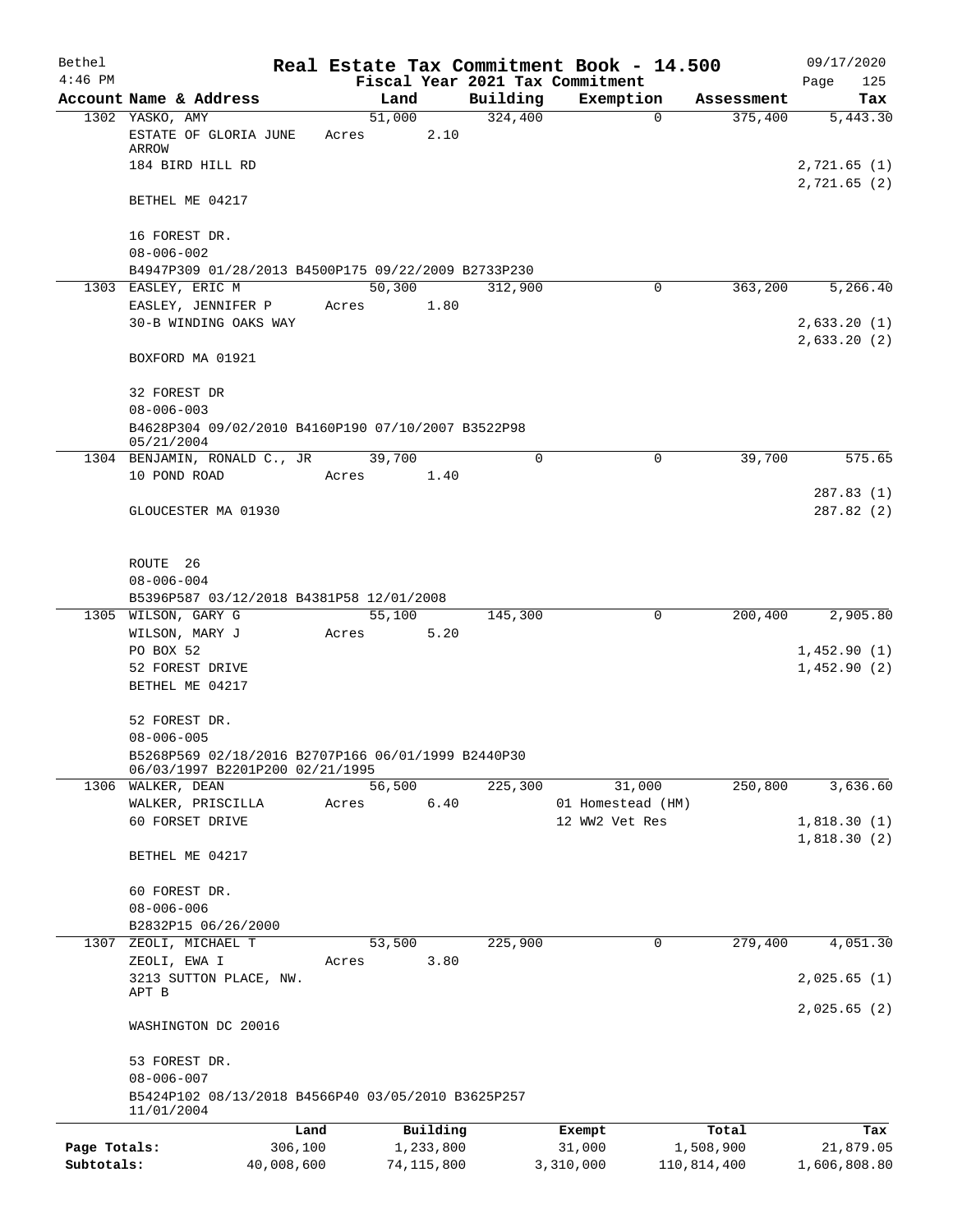Bethel 4:46 PM

# Real Estate Tax Commitment Book - 14.500

Fiscal Year 2021 Tax Commitment

09/17/2020 Page 125

| Account Name & Address | Land | Building | Exemption | Assessment | Tax |
|---|---|---|---|---|---|
| 1302 YASKO, AMY | 51,000 | 324,400 | 0 | 375,400 | 5,443.30 |
| ESTATE OF GLORIA JUNE ARROW | Acres 2.10 | | | | |
| 184 BIRD HILL RD | | | | | 2,721.65 (1) |
| | | | | | 2,721.65 (2) |
| BETHEL ME 04217 | | | | | |
| 16 FOREST DR. | | | | | |
| 08-006-002 | | | | | |
| B4947P309 01/28/2013 B4500P175 09/22/2009 B2733P230 | | | | | |
| 1303 EASLEY, ERIC M | 50,300 | 312,900 | 0 | 363,200 | 5,266.40 |
| EASLEY, JENNIFER P | Acres 1.80 | | | | |
| 30-B WINDING OAKS WAY | | | | | 2,633.20 (1) |
| | | | | | 2,633.20 (2) |
| BOXFORD MA 01921 | | | | | |
| 32 FOREST DR | | | | | |
| 08-006-003 | | | | | |
| B4628P304 09/02/2010 B4160P190 07/10/2007 B3522P98 05/21/2004 | | | | | |
| 1304 BENJAMIN, RONALD C., JR | 39,700 | 0 | 0 | 39,700 | 575.65 |
| 10 POND ROAD | Acres 1.40 | | | | |
| | | | | | 287.83 (1) |
| GLOUCESTER MA 01930 | | | | | 287.82 (2) |
| ROUTE 26 | | | | | |
| 08-006-004 | | | | | |
| B5396P587 03/12/2018 B4381P58 12/01/2008 | | | | | |
| 1305 WILSON, GARY G | 55,100 | 145,300 | 0 | 200,400 | 2,905.80 |
| WILSON, MARY J | Acres 5.20 | | | | |
| PO BOX 52 | | | | | 1,452.90 (1) |
| 52 FOREST DRIVE | | | | | 1,452.90 (2) |
| BETHEL ME 04217 | | | | | |
| 52 FOREST DR. | | | | | |
| 08-006-005 | | | | | |
| B5268P569 02/18/2016 B2707P166 06/01/1999 B2440P30 06/03/1997 B2201P200 02/21/1995 | | | | | |
| 1306 WALKER, DEAN | 56,500 | 225,300 | 31,000 | 250,800 | 3,636.60 |
| WALKER, PRISCILLA | Acres 6.40 | | 01 Homestead (HM) | | |
| 60 FORSET DRIVE | | | 12 WW2 Vet Res | | 1,818.30 (1) |
| | | | | | 1,818.30 (2) |
| BETHEL ME 04217 | | | | | |
| 60 FOREST DR. | | | | | |
| 08-006-006 | | | | | |
| B2832P15 06/26/2000 | | | | | |
| 1307 ZEOLI, MICHAEL T | 53,500 | 225,900 | 0 | 279,400 | 4,051.30 |
| ZEOLI, EWA I | Acres 3.80 | | | | |
| 3213 SUTTON PLACE, NW. APT B | | | | | 2,025.65 (1) |
| | | | | | 2,025.65 (2) |
| WASHINGTON DC 20016 | | | | | |
| 53 FOREST DR. | | | | | |
| 08-006-007 | | | | | |
| B5424P102 08/13/2018 B4566P40 03/05/2010 B3625P257 11/01/2004 | | | | | |

| | Land | Building | Exempt | Total | Tax |
|---|---|---|---|---|---|
| Page Totals: | 306,100 | 1,233,800 | 31,000 | 1,508,900 | 21,879.05 |
| Subtotals: | 40,008,600 | 74,115,800 | 3,310,000 | 110,814,400 | 1,606,808.80 |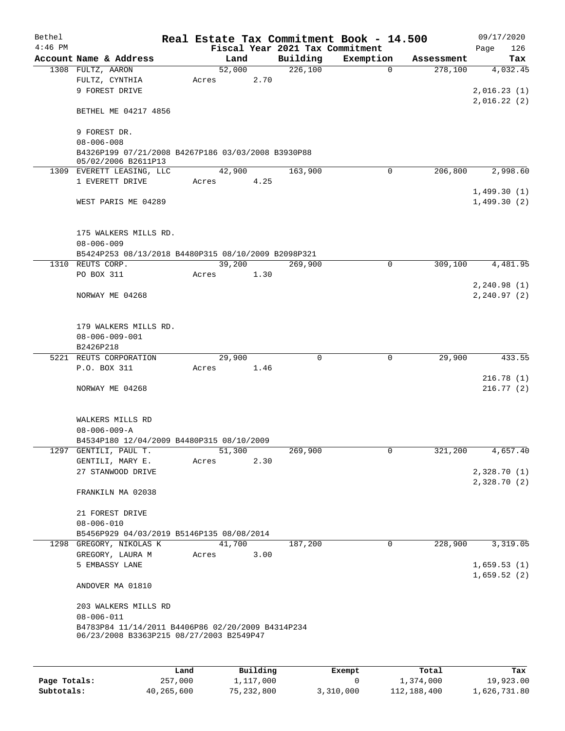# Real Estate Tax Commitment Book - 14.500

Bethel 09/17/2020

4:46 PM

## Fiscal Year 2021 Tax Commitment

| Account Name & Address | Land | Building | Exemption | Assessment | Tax |
|---|---|---|---|---|---|
| 1308 FULTZ, AARON | 52,000 | 226,100 | 0 | 278,100 | 4,032.45 |
| FULTZ, CYNTHIA | Acres 2.70 | | | | |
| 9 FOREST DRIVE | | | | | 2,016.23 (1) |
| | | | | | 2,016.22 (2) |
| BETHEL ME 04217 4856 | | | | | |
| 9 FOREST DR. | | | | | |
| 08-006-008 | | | | | |
| B4326P199 07/21/2008 B4267P186 03/03/2008 B3930P88 05/02/2006 B2611P13 | | | | | |
| 1309 EVERETT LEASING, LLC | 42,900 | 163,900 | 0 | 206,800 | 2,998.60 |
| 1 EVERETT DRIVE | Acres 4.25 | | | | |
| | | | | | 1,499.30 (1) |
| WEST PARIS ME 04289 | | | | | 1,499.30 (2) |
| 175 WALKERS MILLS RD. | | | | | |
| 08-006-009 | | | | | |
| B5424P253 08/13/2018 B4480P315 08/10/2009 B2098P321 | | | | | |
| 1310 REUTS CORP. | 39,200 | 269,900 | 0 | 309,100 | 4,481.95 |
| PO BOX 311 | Acres 1.30 | | | | |
| | | | | | 2,240.98 (1) |
| NORWAY ME 04268 | | | | | 2,240.97 (2) |
| 179 WALKERS MILLS RD. | | | | | |
| 08-006-009-001 | | | | | |
| B2426P218 | | | | | |
| 5221 REUTS CORPORATION | 29,900 | 0 | 0 | 29,900 | 433.55 |
| P.O. BOX 311 | Acres 1.46 | | | | |
| | | | | | 216.78 (1) |
| NORWAY ME 04268 | | | | | 216.77 (2) |
| WALKERS MILLS RD | | | | | |
| 08-006-009-A | | | | | |
| B4534P180 12/04/2009 B4480P315 08/10/2009 | | | | | |
| 1297 GENTILI, PAUL T. | 51,300 | 269,900 | 0 | 321,200 | 4,657.40 |
| GENTILI, MARY E. | Acres 2.30 | | | | |
| 27 STANWOOD DRIVE | | | | | 2,328.70 (1) |
| | | | | | 2,328.70 (2) |
| FRANKILN MA 02038 | | | | | |
| 21 FOREST DRIVE | | | | | |
| 08-006-010 | | | | | |
| B5456P929 04/03/2019 B5146P135 08/08/2014 | | | | | |
| 1298 GREGORY, NIKOLAS K | 41,700 | 187,200 | 0 | 228,900 | 3,319.05 |
| GREGORY, LAURA M | Acres 3.00 | | | | |
| 5 EMBASSY LANE | | | | | 1,659.53 (1) |
| | | | | | 1,659.52 (2) |
| ANDOVER MA 01810 | | | | | |
| 203 WALKERS MILLS RD | | | | | |
| 08-006-011 | | | | | |
| B4783P84 11/14/2011 B4406P86 02/20/2009 B4314P234 06/23/2008 B3363P215 08/27/2003 B2549P47 | | | | | |

| | Land | Building | Exempt | Total | Tax |
|---|---|---|---|---|---|
| Page Totals: | 257,000 | 1,117,000 | 0 | 1,374,000 | 19,923.00 |
| Subtotals: | 40,265,600 | 75,232,800 | 3,310,000 | 112,188,400 | 1,626,731.80 |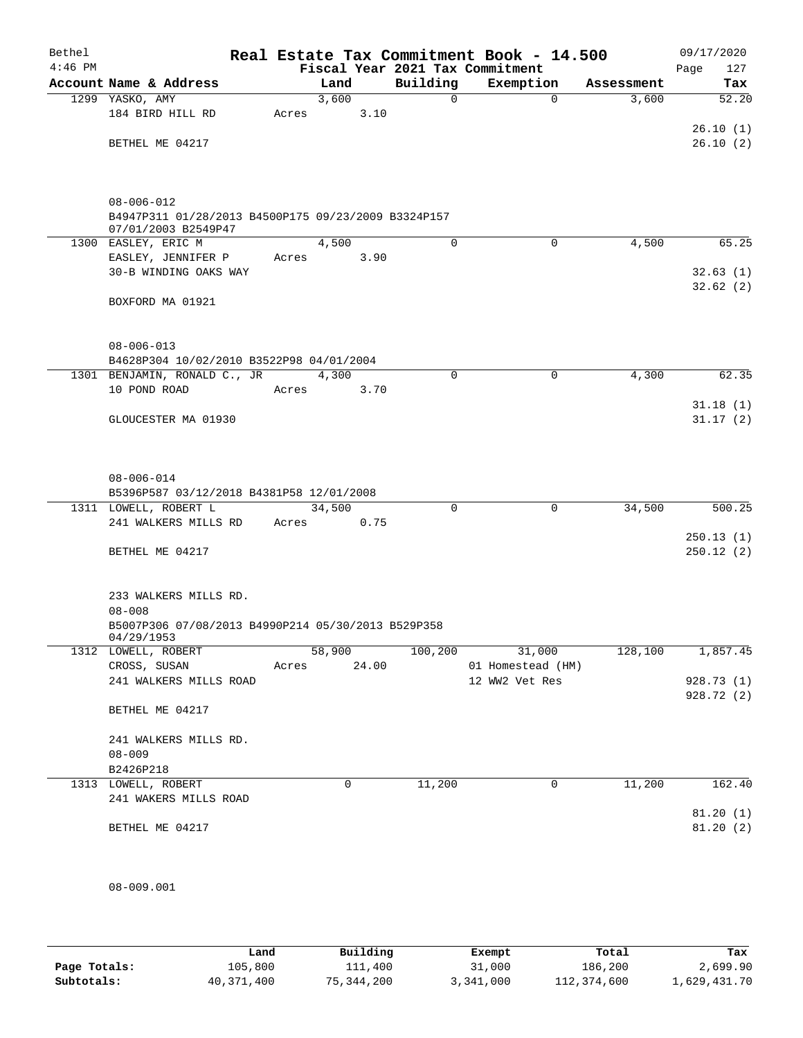# Real Estate Tax Commitment Book - 14.500

Bethel
4:46 PM

Fiscal Year 2021 Tax Commitment

09/17/2020
Page 127

| Account Name & Address | Land | Building | Exemption | Assessment | Tax |
|---|---|---|---|---|---|
| 1299 YASKO, AMY | 3,600 | 0 | 0 | 3,600 | 52.20 |
| 184 BIRD HILL RD | Acres 3.10 | | | | |
| | | | | | 26.10 (1) |
| BETHEL ME 04217 | | | | | 26.10 (2) |
| 08-006-012 | | | | | |
| B4947P311 01/28/2013 B4500P175 09/23/2009 B3324P157 07/01/2003 B2549P47 | | | | | |
| 1300 EASLEY, ERIC M | 4,500 | 0 | 0 | 4,500 | 65.25 |
| EASLEY, JENNIFER P | Acres 3.90 | | | | |
| 30-B WINDING OAKS WAY | | | | | 32.63 (1) |
| | | | | | 32.62 (2) |
| BOXFORD MA 01921 | | | | | |
| 08-006-013 | | | | | |
| B4628P304 10/02/2010 B3522P98 04/01/2004 | | | | | |
| 1301 BENJAMIN, RONALD C., JR | 4,300 | 0 | 0 | 4,300 | 62.35 |
| 10 POND ROAD | Acres 3.70 | | | | |
| | | | | | 31.18 (1) |
| GLOUCESTER MA 01930 | | | | | 31.17 (2) |
| 08-006-014 | | | | | |
| B5396P587 03/12/2018 B4381P58 12/01/2008 | | | | | |
| 1311 LOWELL, ROBERT L | 34,500 | 0 | 0 | 34,500 | 500.25 |
| 241 WALKERS MILLS RD | Acres 0.75 | | | | |
| | | | | | 250.13 (1) |
| BETHEL ME 04217 | | | | | 250.12 (2) |
| 233 WALKERS MILLS RD. | | | | | |
| 08-008 | | | | | |
| B5007P306 07/08/2013 B4990P214 05/30/2013 B529P358 04/29/1953 | | | | | |
| 1312 LOWELL, ROBERT | 58,900 | 100,200 | 31,000 | 128,100 | 1,857.45 |
| CROSS, SUSAN | Acres 24.00 | | 01 Homestead (HM) | | |
| 241 WALKERS MILLS ROAD | | | 12 WW2 Vet Res | | 928.73 (1) |
| | | | | | 928.72 (2) |
| BETHEL ME 04217 | | | | | |
| 241 WALKERS MILLS RD. | | | | | |
| 08-009 | | | | | |
| B2426P218 | | | | | |
| 1313 LOWELL, ROBERT | 0 | 11,200 | 0 | 11,200 | 162.40 |
| 241 WAKERS MILLS ROAD | | | | | |
| | | | | | 81.20 (1) |
| BETHEL ME 04217 | | | | | 81.20 (2) |
| 08-009.001 | | | | | |

| | Land | Building | Exempt | Total | Tax |
|---|---|---|---|---|---|
| Page Totals: | 105,800 | 111,400 | 31,000 | 186,200 | 2,699.90 |
| Subtotals: | 40,371,400 | 75,344,200 | 3,341,000 | 112,374,600 | 1,629,431.70 |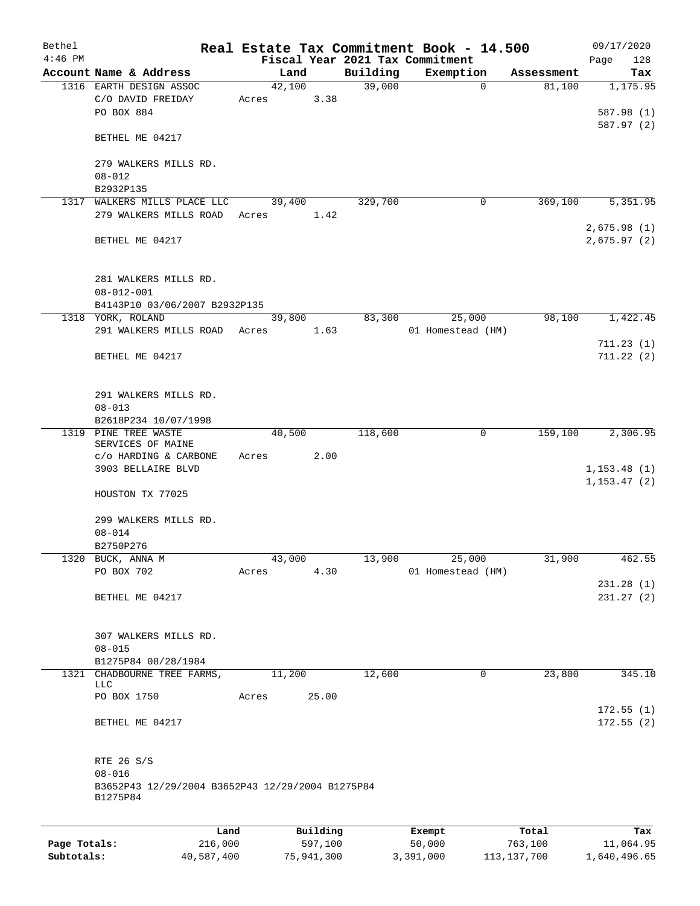Bethel 4:46 PM

# Real Estate Tax Commitment Book - 14.500

Fiscal Year 2021 Tax Commitment

09/17/2020

| Account Name & Address | Land | Building | Exemption | Assessment | Tax |
|---|---|---|---|---|---|
| 1316 EARTH DESIGN ASSOC<br>C/O DAVID FREIDAY<br>PO BOX 884<br><br>BETHEL ME 04217<br><br>279 WALKERS MILLS RD.<br>08-012<br>B2932P135 | 42,100<br>Acres 3.38 | 39,000 | 0 | 81,100 | 1,175.95<br><br>587.98 (1)<br>587.97 (2) |
| 1317 WALKERS MILLS PLACE LLC<br>279 WALKERS MILLS ROAD<br><br>BETHEL ME 04217<br><br>281 WALKERS MILLS RD.<br>08-012-001<br>B4143P10 03/06/2007 B2932P135 | 39,400<br>Acres 1.42 | 329,700 | 0 | 369,100 | 5,351.95<br><br>2,675.98 (1)<br>2,675.97 (2) |
| 1318 YORK, ROLAND<br>291 WALKERS MILLS ROAD<br><br>BETHEL ME 04217<br><br>291 WALKERS MILLS RD.<br>08-013<br>B2618P234 10/07/1998 | 39,800<br>Acres 1.63 | 83,300 | 25,000<br>01 Homestead (HM) | 98,100 | 1,422.45<br><br>711.23 (1)<br>711.22 (2) |
| 1319 PINE TREE WASTE SERVICES OF MAINE<br>c/o HARDING & CARBONE<br>3903 BELLAIRE BLVD<br><br>HOUSTON TX 77025<br><br>299 WALKERS MILLS RD.<br>08-014<br>B2750P276 | 40,500<br>Acres 2.00 | 118,600 | 0 | 159,100 | 2,306.95<br><br>1,153.48 (1)<br>1,153.47 (2) |
| 1320 BUCK, ANNA M<br>PO BOX 702<br><br>BETHEL ME 04217<br><br>307 WALKERS MILLS RD.<br>08-015<br>B1275P84 08/28/1984 | 43,000<br>Acres 4.30 | 13,900 | 25,000<br>01 Homestead (HM) | 31,900 | 462.55<br><br>231.28 (1)<br>231.27 (2) |
| 1321 CHADBOURNE TREE FARMS, LLC<br>PO BOX 1750<br><br>BETHEL ME 04217<br><br>RTE 26 S/S<br>08-016<br>B3652P43 12/29/2004 B3652P43 12/29/2004 B1275P84 B1275P84 | 11,200<br>Acres 25.00 | 12,600 | 0 | 23,800 | 345.10<br><br>172.55 (1)<br>172.55 (2) |

| | Land | Building | Exempt | Total | Tax |
|---|---|---|---|---|---|
| Page Totals: | 216,000 | 597,100 | 50,000 | 763,100 | 11,064.95 |
| Subtotals: | 40,587,400 | 75,941,300 | 3,391,000 | 113,137,700 | 1,640,496.65 |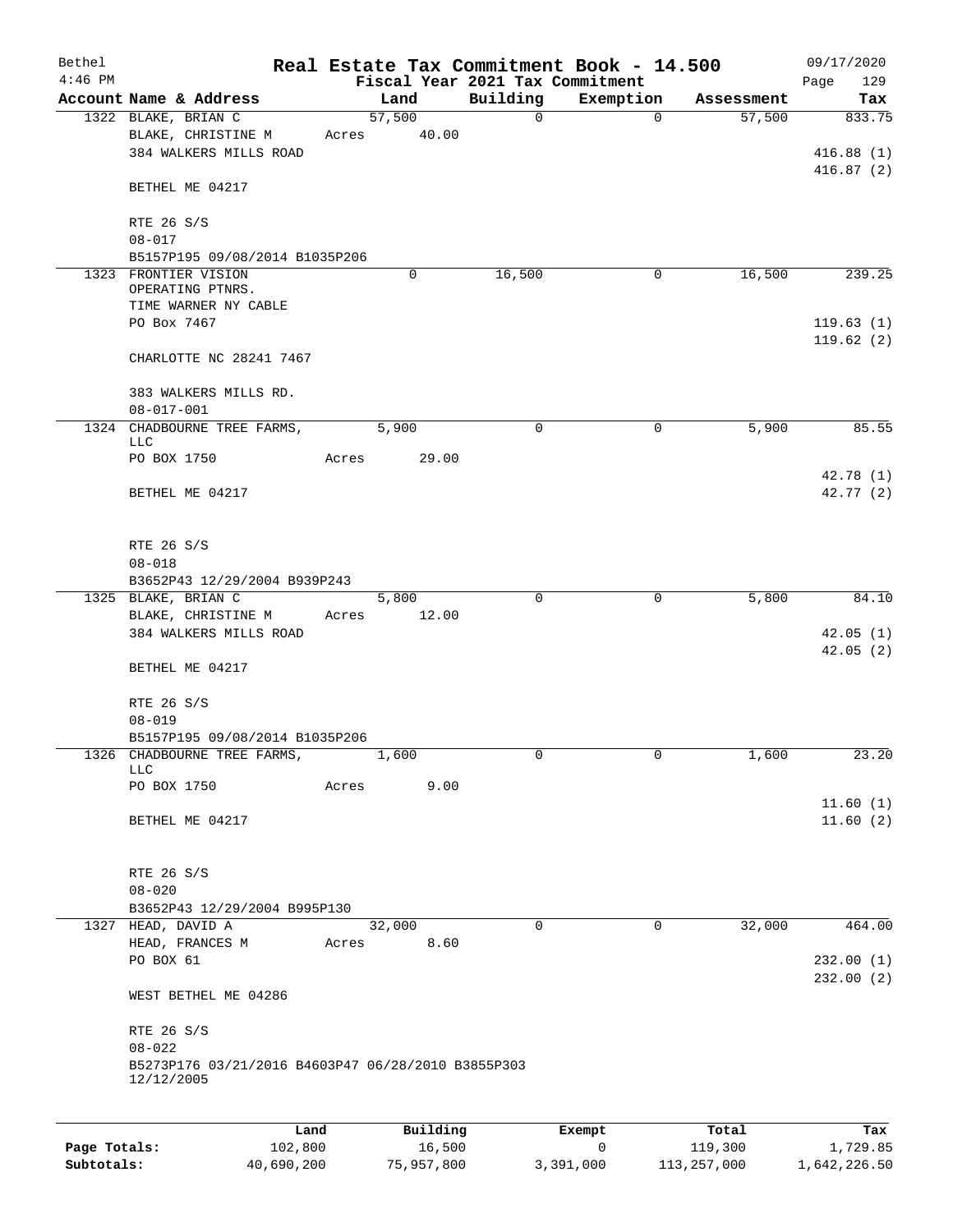# Real Estate Tax Commitment Book - 14.500

Bethel 4:46 PM — 09/17/2020

Fiscal Year 2021 Tax Commitment

| Account | Name & Address | Land | Building | Exemption | Assessment | Tax |
|---|---|---|---|---|---|---|
| 1322 | BLAKE, BRIAN C<br>BLAKE, CHRISTINE M<br>384 WALKERS MILLS ROAD<br><br>BETHEL ME 04217<br><br>RTE 26 S/S<br>08-017<br>B5157P195 09/08/2014 B1035P206 | 57,500<br>Acres 40.00 | 0 | 0 | 57,500 | 833.75<br><br>416.88 (1)<br>416.87 (2) |
| 1323 | FRONTIER VISION OPERATING PTNRS.<br>TIME WARNER NY CABLE<br>PO Box 7467<br><br>CHARLOTTE NC 28241 7467<br><br>383 WALKERS MILLS RD.<br>08-017-001 | 0 | 16,500 | 0 | 16,500 | 239.25<br><br>119.63 (1)<br>119.62 (2) |
| 1324 | CHADBOURNE TREE FARMS, LLC<br>PO BOX 1750<br><br>BETHEL ME 04217<br><br>RTE 26 S/S<br>08-018<br>B3652P43 12/29/2004 B939P243 | 5,900<br>Acres 29.00 | 0 | 0 | 5,900 | 85.55<br><br>42.78 (1)<br>42.77 (2) |
| 1325 | BLAKE, BRIAN C<br>BLAKE, CHRISTINE M<br>384 WALKERS MILLS ROAD<br><br>BETHEL ME 04217<br><br>RTE 26 S/S<br>08-019<br>B5157P195 09/08/2014 B1035P206 | 5,800<br>Acres 12.00 | 0 | 0 | 5,800 | 84.10<br><br>42.05 (1)<br>42.05 (2) |
| 1326 | CHADBOURNE TREE FARMS, LLC<br>PO BOX 1750<br><br>BETHEL ME 04217<br><br>RTE 26 S/S<br>08-020<br>B3652P43 12/29/2004 B995P130 | 1,600<br>Acres 9.00 | 0 | 0 | 1,600 | 23.20<br><br>11.60 (1)<br>11.60 (2) |
| 1327 | HEAD, DAVID A<br>HEAD, FRANCES M<br>PO BOX 61<br><br>WEST BETHEL ME 04286<br><br>RTE 26 S/S<br>08-022<br>B5273P176 03/21/2016 B4603P47 06/28/2010 B3855P303 12/12/2005 | 32,000<br>Acres 8.60 | 0 | 0 | 32,000 | 464.00<br><br>232.00 (1)<br>232.00 (2) |

| | Land | Building | Exempt | Total | Tax |
|---|---|---|---|---|---|
| Page Totals: | 102,800 | 16,500 | 0 | 119,300 | 1,729.85 |
| Subtotals: | 40,690,200 | 75,957,800 | 3,391,000 | 113,257,000 | 1,642,226.50 |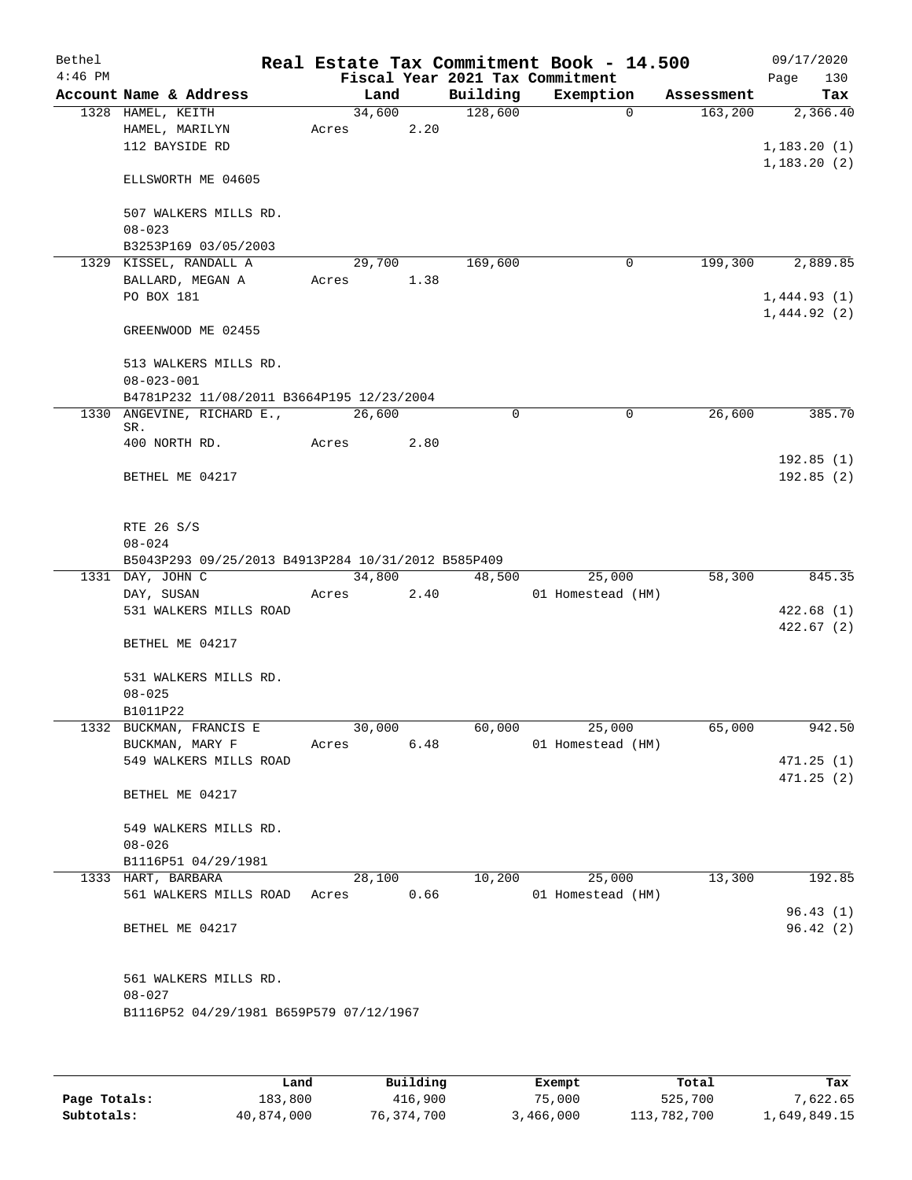Bethel 4:46 PM

# Real Estate Tax Commitment Book - 14.500

09/17/2020

Fiscal Year 2021 Tax Commitment

| Account Name & Address | Land | Building | Exemption | Assessment | Tax |
|---|---|---|---|---|---|
| 1328 HAMEL, KEITH | 34,600 | 128,600 | 0 | 163,200 | 2,366.40 |
| HAMEL, MARILYN | Acres 2.20 | | | | |
| 112 BAYSIDE RD | | | | | 1,183.20 (1) |
| | | | | | 1,183.20 (2) |
| ELLSWORTH ME 04605 | | | | | |
| 507 WALKERS MILLS RD. | | | | | |
| 08-023 | | | | | |
| B3253P169 03/05/2003 | | | | | |
| 1329 KISSEL, RANDALL A | 29,700 | 169,600 | 0 | 199,300 | 2,889.85 |
| BALLARD, MEGAN A | Acres 1.38 | | | | |
| PO BOX 181 | | | | | 1,444.93 (1) |
| | | | | | 1,444.92 (2) |
| GREENWOOD ME 02455 | | | | | |
| 513 WALKERS MILLS RD. | | | | | |
| 08-023-001 | | | | | |
| B4781P232 11/08/2011 B3664P195 12/23/2004 | | | | | |
| 1330 ANGEVINE, RICHARD E., SR. | 26,600 | 0 | 0 | 26,600 | 385.70 |
| 400 NORTH RD. | Acres 2.80 | | | | |
| | | | | | 192.85 (1) |
| BETHEL ME 04217 | | | | | 192.85 (2) |
| RTE 26 S/S | | | | | |
| 08-024 | | | | | |
| B5043P293 09/25/2013 B4913P284 10/31/2012 B585P409 | | | | | |
| 1331 DAY, JOHN C | 34,800 | 48,500 | 25,000 | 58,300 | 845.35 |
| DAY, SUSAN | Acres 2.40 | | 01 Homestead (HM) | | |
| 531 WALKERS MILLS ROAD | | | | | 422.68 (1) |
| | | | | | 422.67 (2) |
| BETHEL ME 04217 | | | | | |
| 531 WALKERS MILLS RD. | | | | | |
| 08-025 | | | | | |
| B1011P22 | | | | | |
| 1332 BUCKMAN, FRANCIS E | 30,000 | 60,000 | 25,000 | 65,000 | 942.50 |
| BUCKMAN, MARY F | Acres 6.48 | | 01 Homestead (HM) | | |
| 549 WALKERS MILLS ROAD | | | | | 471.25 (1) |
| | | | | | 471.25 (2) |
| BETHEL ME 04217 | | | | | |
| 549 WALKERS MILLS RD. | | | | | |
| 08-026 | | | | | |
| B1116P51 04/29/1981 | | | | | |
| 1333 HART, BARBARA | 28,100 | 10,200 | 25,000 | 13,300 | 192.85 |
| 561 WALKERS MILLS ROAD | Acres 0.66 | | 01 Homestead (HM) | | |
| | | | | | 96.43 (1) |
| BETHEL ME 04217 | | | | | 96.42 (2) |
| 561 WALKERS MILLS RD. | | | | | |
| 08-027 | | | | | |
| B1116P52 04/29/1981 B659P579 07/12/1967 | | | | | |

| | Land | Building | Exempt | Total | Tax |
|---|---|---|---|---|---|
| Page Totals: | 183,800 | 416,900 | 75,000 | 525,700 | 7,622.65 |
| Subtotals: | 40,874,000 | 76,374,700 | 3,466,000 | 113,782,700 | 1,649,849.15 |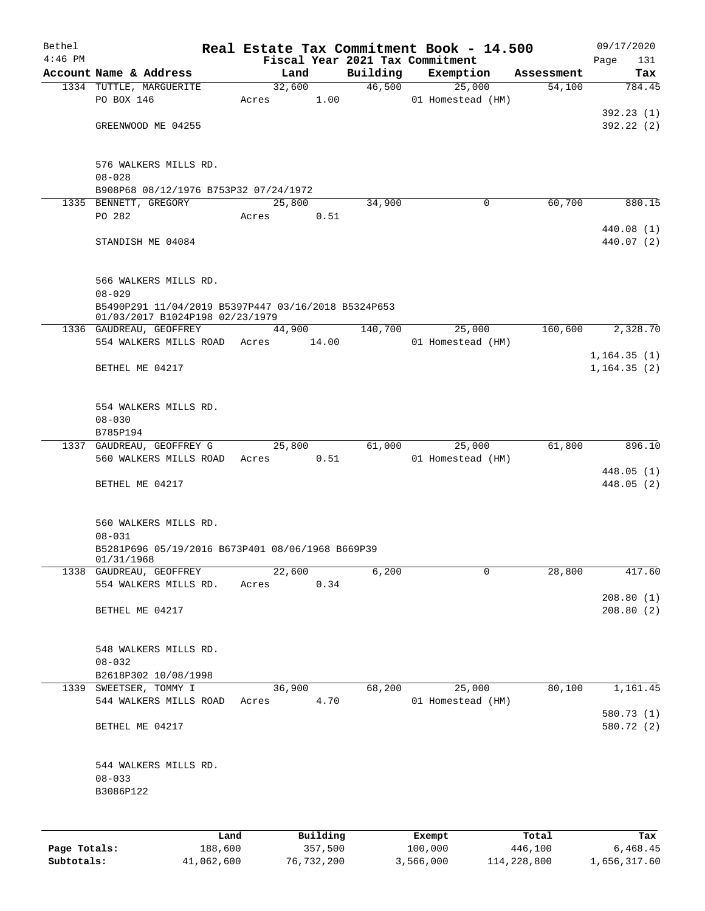# Real Estate Tax Commitment Book - 14.500

Bethel
4:46 PM

Fiscal Year 2021 Tax Commitment

09/17/2020

| Account | Name & Address | Land | Building | Exemption | Assessment | Tax |
|---|---|---|---|---|---|---|
| 1334 | TUTTLE, MARGUERITE | 32,600 | 46,500 | 25,000 | 54,100 | 784.45 |
| | PO BOX 146 | Acres 1.00 | | 01 Homestead (HM) | | |
| | | | | | | 392.23 (1) |
| | GREENWOOD ME 04255 | | | | | 392.22 (2) |
| | 576 WALKERS MILLS RD. | | | | | |
| | 08-028 | | | | | |
| | B908P68 08/12/1976 B753P32 07/24/1972 | | | | | |
| 1335 | BENNETT, GREGORY | 25,800 | 34,900 | 0 | 60,700 | 880.15 |
| | PO 282 | Acres 0.51 | | | | |
| | | | | | | 440.08 (1) |
| | STANDISH ME 04084 | | | | | 440.07 (2) |
| | 566 WALKERS MILLS RD. | | | | | |
| | 08-029 | | | | | |
| | B5490P291 11/04/2019 B5397P447 03/16/2018 B5324P653 01/03/2017 B1024P198 02/23/1979 | | | | | |
| 1336 | GAUDREAU, GEOFFREY | 44,900 | 140,700 | 25,000 | 160,600 | 2,328.70 |
| | 554 WALKERS MILLS ROAD | Acres 14.00 | | 01 Homestead (HM) | | |
| | | | | | | 1,164.35 (1) |
| | BETHEL ME 04217 | | | | | 1,164.35 (2) |
| | 554 WALKERS MILLS RD. | | | | | |
| | 08-030 | | | | | |
| | B785P194 | | | | | |
| 1337 | GAUDREAU, GEOFFREY G | 25,800 | 61,000 | 25,000 | 61,800 | 896.10 |
| | 560 WALKERS MILLS ROAD | Acres 0.51 | | 01 Homestead (HM) | | |
| | | | | | | 448.05 (1) |
| | BETHEL ME 04217 | | | | | 448.05 (2) |
| | 560 WALKERS MILLS RD. | | | | | |
| | 08-031 | | | | | |
| | B5281P696 05/19/2016 B673P401 08/06/1968 B669P39 01/31/1968 | | | | | |
| 1338 | GAUDREAU, GEOFFREY | 22,600 | 6,200 | 0 | 28,800 | 417.60 |
| | 554 WALKERS MILLS RD. | Acres 0.34 | | | | |
| | | | | | | 208.80 (1) |
| | BETHEL ME 04217 | | | | | 208.80 (2) |
| | 548 WALKERS MILLS RD. | | | | | |
| | 08-032 | | | | | |
| | B2618P302 10/08/1998 | | | | | |
| 1339 | SWEETSER, TOMMY I | 36,900 | 68,200 | 25,000 | 80,100 | 1,161.45 |
| | 544 WALKERS MILLS ROAD | Acres 4.70 | | 01 Homestead (HM) | | |
| | | | | | | 580.73 (1) |
| | BETHEL ME 04217 | | | | | 580.72 (2) |
| | 544 WALKERS MILLS RD. | | | | | |
| | 08-033 | | | | | |
| | B3086P122 | | | | | |

| | Land | Building | Exempt | Total | Tax |
|---|---|---|---|---|---|
| Page Totals: | 188,600 | 357,500 | 100,000 | 446,100 | 6,468.45 |
| Subtotals: | 41,062,600 | 76,732,200 | 3,566,000 | 114,228,800 | 1,656,317.60 |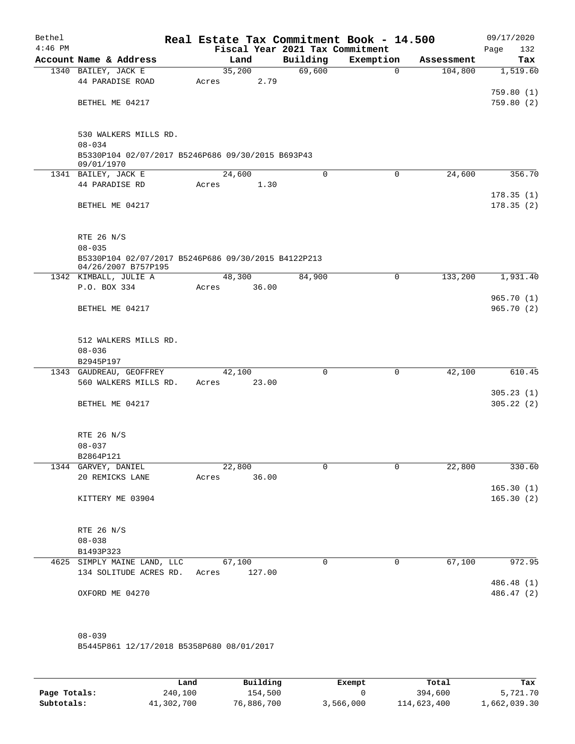# Real Estate Tax Commitment Book - 14.500

Bethel
4:46 PM

Fiscal Year 2021 Tax Commitment

09/17/2020

| Account Name & Address | Land | Building | Exemption | Assessment | Tax |
|---|---|---|---|---|---|
| 1340 BAILEY, JACK E | 35,200 | 69,600 | 0 | 104,800 | 1,519.60 |
| 44 PARADISE ROAD | Acres 2.79 | | | | |
| | | | | | 759.80 (1) |
| BETHEL ME 04217 | | | | | 759.80 (2) |
| 530 WALKERS MILLS RD. | | | | | |
| 08-034 | | | | | |
| B5330P104 02/07/2017 B5246P686 09/30/2015 B693P43 09/01/1970 | | | | | |
| 1341 BAILEY, JACK E | 24,600 | 0 | 0 | 24,600 | 356.70 |
| 44 PARADISE RD | Acres 1.30 | | | | |
| | | | | | 178.35 (1) |
| BETHEL ME 04217 | | | | | 178.35 (2) |
| RTE 26 N/S | | | | | |
| 08-035 | | | | | |
| B5330P104 02/07/2017 B5246P686 09/30/2015 B4122P213 04/26/2007 B757P195 | | | | | |
| 1342 KIMBALL, JULIE A | 48,300 | 84,900 | 0 | 133,200 | 1,931.40 |
| P.O. BOX 334 | Acres 36.00 | | | | |
| | | | | | 965.70 (1) |
| BETHEL ME 04217 | | | | | 965.70 (2) |
| 512 WALKERS MILLS RD. | | | | | |
| 08-036 | | | | | |
| B2945P197 | | | | | |
| 1343 GAUDREAU, GEOFFREY | 42,100 | 0 | 0 | 42,100 | 610.45 |
| 560 WALKERS MILLS RD. | Acres 23.00 | | | | |
| | | | | | 305.23 (1) |
| BETHEL ME 04217 | | | | | 305.22 (2) |
| RTE 26 N/S | | | | | |
| 08-037 | | | | | |
| B2864P121 | | | | | |
| 1344 GARVEY, DANIEL | 22,800 | 0 | 0 | 22,800 | 330.60 |
| 20 REMICKS LANE | Acres 36.00 | | | | |
| | | | | | 165.30 (1) |
| KITTERY ME 03904 | | | | | 165.30 (2) |
| RTE 26 N/S | | | | | |
| 08-038 | | | | | |
| B1493P323 | | | | | |
| 4625 SIMPLY MAINE LAND, LLC | 67,100 | 0 | 0 | 67,100 | 972.95 |
| 134 SOLITUDE ACRES RD. | Acres 127.00 | | | | |
| | | | | | 486.48 (1) |
| OXFORD ME 04270 | | | | | 486.47 (2) |
| 08-039 | | | | | |
| B5445P861 12/17/2018 B5358P680 08/01/2017 | | | | | |

| | Land | Building | Exempt | Total | Tax |
|---|---|---|---|---|---|
| Page Totals: | 240,100 | 154,500 | 0 | 394,600 | 5,721.70 |
| Subtotals: | 41,302,700 | 76,886,700 | 3,566,000 | 114,623,400 | 1,662,039.30 |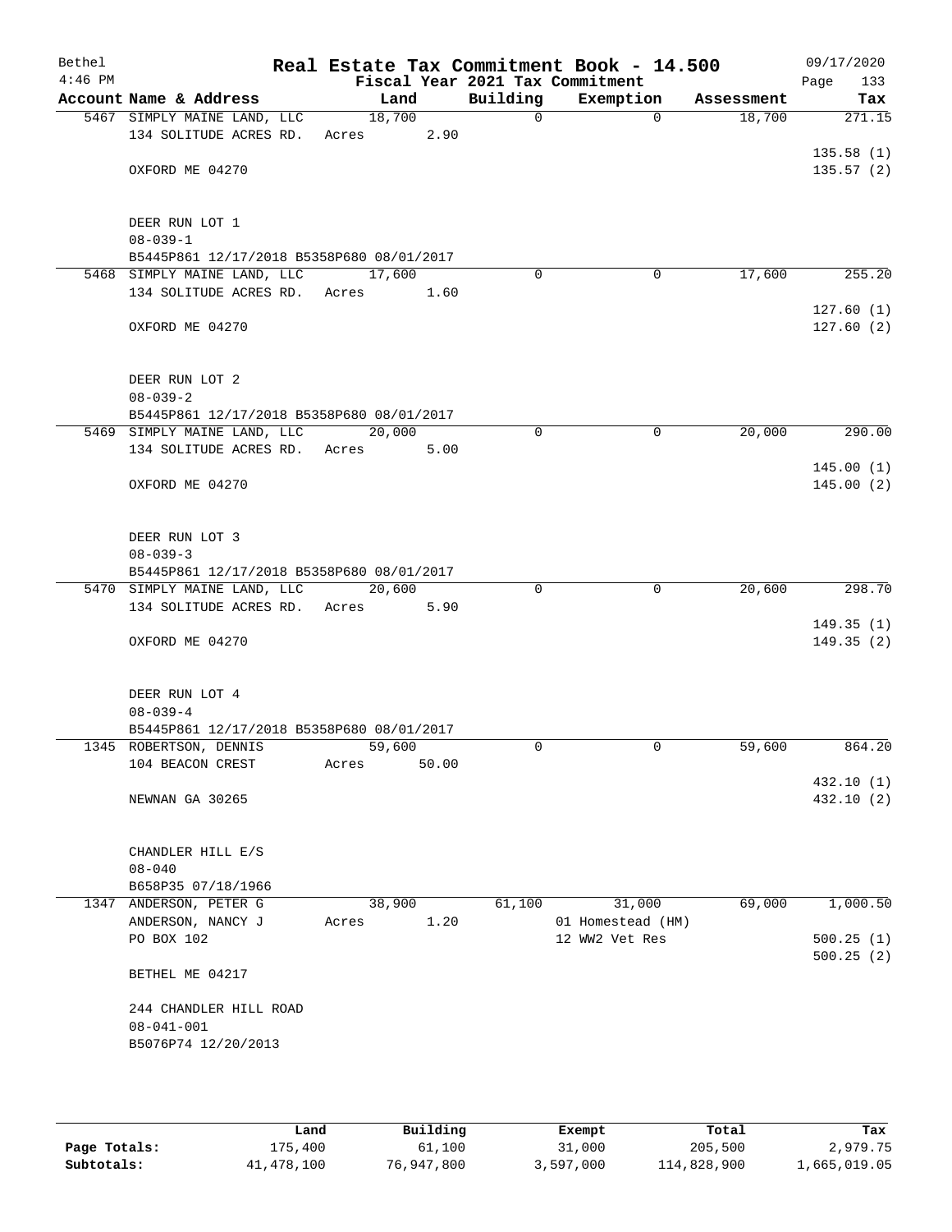# Real Estate Tax Commitment Book - 14.500

Bethel
4:46 PM

Fiscal Year 2021 Tax Commitment

09/17/2020

| Account | Name & Address | Land | Building | Exemption | Assessment | Tax |
|---|---|---|---|---|---|---|
| 5467 | SIMPLY MAINE LAND, LLC<br>134 SOLITUDE ACRES RD.<br><br>OXFORD ME 04270<br><br>DEER RUN LOT 1<br>08-039-1<br>B5445P861 12/17/2018 B5358P680 08/01/2017 | 18,700<br>Acres 2.90 | 0 | 0 | 18,700 | 271.15<br><br>135.58 (1)<br>135.57 (2) |
| 5468 | SIMPLY MAINE LAND, LLC<br>134 SOLITUDE ACRES RD.<br><br>OXFORD ME 04270<br><br>DEER RUN LOT 2<br>08-039-2<br>B5445P861 12/17/2018 B5358P680 08/01/2017 | 17,600<br>Acres 1.60 | 0 | 0 | 17,600 | 255.20<br><br>127.60 (1)<br>127.60 (2) |
| 5469 | SIMPLY MAINE LAND, LLC<br>134 SOLITUDE ACRES RD.<br><br>OXFORD ME 04270<br><br>DEER RUN LOT 3<br>08-039-3<br>B5445P861 12/17/2018 B5358P680 08/01/2017 | 20,000<br>Acres 5.00 | 0 | 0 | 20,000 | 290.00<br><br>145.00 (1)<br>145.00 (2) |
| 5470 | SIMPLY MAINE LAND, LLC<br>134 SOLITUDE ACRES RD.<br><br>OXFORD ME 04270<br><br>DEER RUN LOT 4<br>08-039-4<br>B5445P861 12/17/2018 B5358P680 08/01/2017 | 20,600<br>Acres 5.90 | 0 | 0 | 20,600 | 298.70<br><br>149.35 (1)<br>149.35 (2) |
| 1345 | ROBERTSON, DENNIS<br>104 BEACON CREST<br><br>NEWNAN GA 30265<br><br>CHANDLER HILL E/S<br>08-040<br>B658P35 07/18/1966 | 59,600<br>Acres 50.00 | 0 | 0 | 59,600 | 864.20<br><br>432.10 (1)<br>432.10 (2) |
| 1347 | ANDERSON, PETER G<br>ANDERSON, NANCY J<br>PO BOX 102<br><br>BETHEL ME 04217<br><br>244 CHANDLER HILL ROAD<br>08-041-001<br>B5076P74 12/20/2013 | 38,900<br>Acres 1.20 | 61,100 | 31,000<br>01 Homestead (HM)<br>12 WW2 Vet Res | 69,000 | 1,000.50<br><br>500.25 (1)<br>500.25 (2) |

| | Land | Building | Exempt | Total | Tax |
|---|---|---|---|---|---|
| Page Totals: | 175,400 | 61,100 | 31,000 | 205,500 | 2,979.75 |
| Subtotals: | 41,478,100 | 76,947,800 | 3,597,000 | 114,828,900 | 1,665,019.05 |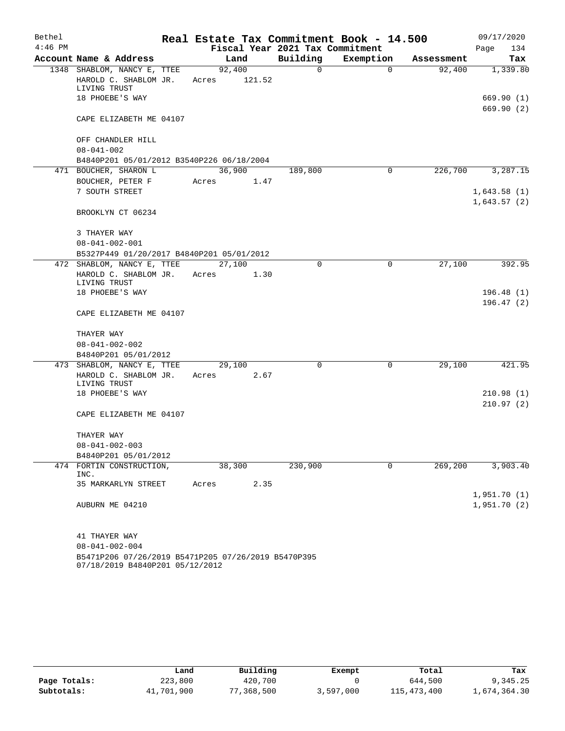# Real Estate Tax Commitment Book - 14.500

Bethel 4:46 PM — Fiscal Year 2021 Tax Commitment — 09/17/2020 Page 134

| Account Name & Address | Land | Building | Exemption | Assessment | Tax |
|---|---|---|---|---|---|
| 1348 SHABLOM, NANCY E, TTEE | 92,400 | 0 | 0 | 92,400 | 1,339.80 |
| HAROLD C. SHABLOM JR. LIVING TRUST | Acres 121.52 | | | | |
| 18 PHOEBE'S WAY | | | | | 669.90 (1) |
| | | | | | 669.90 (2) |
| CAPE ELIZABETH ME 04107 | | | | | |
| OFF CHANDLER HILL | | | | | |
| 08-041-002 | | | | | |
| B4840P201 05/01/2012 B3540P226 06/18/2004 | | | | | |
| 471 BOUCHER, SHARON L | 36,900 | 189,800 | 0 | 226,700 | 3,287.15 |
| BOUCHER, PETER F | Acres 1.47 | | | | |
| 7 SOUTH STREET | | | | | 1,643.58 (1) |
| | | | | | 1,643.57 (2) |
| BROOKLYN CT 06234 | | | | | |
| 3 THAYER WAY | | | | | |
| 08-041-002-001 | | | | | |
| B5327P449 01/20/2017 B4840P201 05/01/2012 | | | | | |
| 472 SHABLOM, NANCY E, TTEE | 27,100 | 0 | 0 | 27,100 | 392.95 |
| HAROLD C. SHABLOM JR. LIVING TRUST | Acres 1.30 | | | | |
| 18 PHOEBE'S WAY | | | | | 196.48 (1) |
| | | | | | 196.47 (2) |
| CAPE ELIZABETH ME 04107 | | | | | |
| THAYER WAY | | | | | |
| 08-041-002-002 | | | | | |
| B4840P201 05/01/2012 | | | | | |
| 473 SHABLOM, NANCY E, TTEE | 29,100 | 0 | 0 | 29,100 | 421.95 |
| HAROLD C. SHABLOM JR. LIVING TRUST | Acres 2.67 | | | | |
| 18 PHOEBE'S WAY | | | | | 210.98 (1) |
| | | | | | 210.97 (2) |
| CAPE ELIZABETH ME 04107 | | | | | |
| THAYER WAY | | | | | |
| 08-041-002-003 | | | | | |
| B4840P201 05/01/2012 | | | | | |
| 474 FORTIN CONSTRUCTION, INC. | 38,300 | 230,900 | 0 | 269,200 | 3,903.40 |
| 35 MARKARLYN STREET | Acres 2.35 | | | | |
| | | | | | 1,951.70 (1) |
| AUBURN ME 04210 | | | | | 1,951.70 (2) |
| 41 THAYER WAY | | | | | |
| 08-041-002-004 | | | | | |
| B5471P206 07/26/2019 B5471P205 07/26/2019 B5470P395 07/18/2019 B4840P201 05/12/2012 | | | | | |

| | Land | Building | Exempt | Total | Tax |
|---|---|---|---|---|---|
| Page Totals: | 223,800 | 420,700 | 0 | 644,500 | 9,345.25 |
| Subtotals: | 41,701,900 | 77,368,500 | 3,597,000 | 115,473,400 | 1,674,364.30 |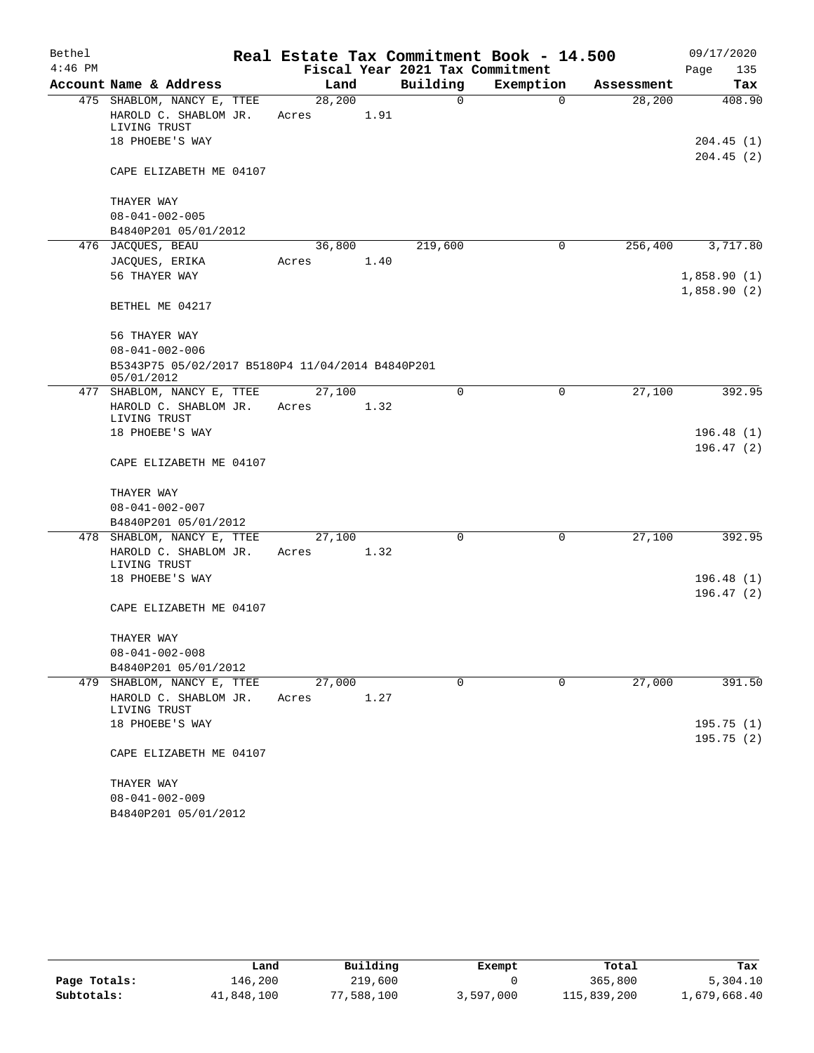Bethel 4:46 PM

# Real Estate Tax Commitment Book - 14.500

Fiscal Year 2021 Tax Commitment

09/17/2020

| Account Name & Address | Land | Building | Exemption | Assessment | Tax |
|---|---|---|---|---|---|
| 475 SHABLOM, NANCY E, TTEE | 28,200 | 0 | 0 | 28,200 | 408.90 |
| HAROLD C. SHABLOM JR. LIVING TRUST | Acres 1.91 | | | | |
| 18 PHOEBE'S WAY | | | | | 204.45 (1) |
| | | | | | 204.45 (2) |
| CAPE ELIZABETH ME 04107 | | | | | |
| THAYER WAY | | | | | |
| 08-041-002-005 | | | | | |
| B4840P201 05/01/2012 | | | | | |
| 476 JACQUES, BEAU | 36,800 | 219,600 | 0 | 256,400 | 3,717.80 |
| JACQUES, ERIKA | Acres 1.40 | | | | |
| 56 THAYER WAY | | | | | 1,858.90 (1) |
| | | | | | 1,858.90 (2) |
| BETHEL ME 04217 | | | | | |
| 56 THAYER WAY | | | | | |
| 08-041-002-006 | | | | | |
| B5343P75 05/02/2017 B5180P4 11/04/2014 B4840P201 05/01/2012 | | | | | |
| 477 SHABLOM, NANCY E, TTEE | 27,100 | 0 | 0 | 27,100 | 392.95 |
| HAROLD C. SHABLOM JR. LIVING TRUST | Acres 1.32 | | | | |
| 18 PHOEBE'S WAY | | | | | 196.48 (1) |
| | | | | | 196.47 (2) |
| CAPE ELIZABETH ME 04107 | | | | | |
| THAYER WAY | | | | | |
| 08-041-002-007 | | | | | |
| B4840P201 05/01/2012 | | | | | |
| 478 SHABLOM, NANCY E, TTEE | 27,100 | 0 | 0 | 27,100 | 392.95 |
| HAROLD C. SHABLOM JR. LIVING TRUST | Acres 1.32 | | | | |
| 18 PHOEBE'S WAY | | | | | 196.48 (1) |
| | | | | | 196.47 (2) |
| CAPE ELIZABETH ME 04107 | | | | | |
| THAYER WAY | | | | | |
| 08-041-002-008 | | | | | |
| B4840P201 05/01/2012 | | | | | |
| 479 SHABLOM, NANCY E, TTEE | 27,000 | 0 | 0 | 27,000 | 391.50 |
| HAROLD C. SHABLOM JR. LIVING TRUST | Acres 1.27 | | | | |
| 18 PHOEBE'S WAY | | | | | 195.75 (1) |
| | | | | | 195.75 (2) |
| CAPE ELIZABETH ME 04107 | | | | | |
| THAYER WAY | | | | | |
| 08-041-002-009 | | | | | |
| B4840P201 05/01/2012 | | | | | |

| | Land | Building | Exempt | Total | Tax |
|---|---|---|---|---|---|
| Page Totals: | 146,200 | 219,600 | 0 | 365,800 | 5,304.10 |
| Subtotals: | 41,848,100 | 77,588,100 | 3,597,000 | 115,839,200 | 1,679,668.40 |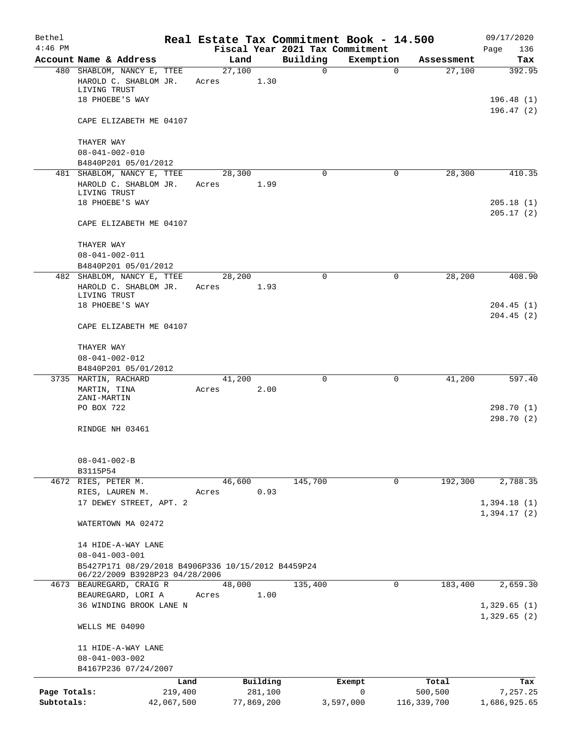Bethel 4:46 PM

# Real Estate Tax Commitment Book - 14.500

Fiscal Year 2021 Tax Commitment

09/17/2020 Page 136

| Account Name & Address | Land | Building | Exemption | Assessment | Tax |
|---|---|---|---|---|---|
| 480 SHABLOM, NANCY E, TTEE | 27,100 | 0 | 0 | 27,100 | 392.95 |
| HAROLD C. SHABLOM JR. LIVING TRUST | Acres 1.30 | | | | |
| 18 PHOEBE'S WAY | | | | | 196.48 (1) |
| | | | | | 196.47 (2) |
| CAPE ELIZABETH ME 04107 | | | | | |
| THAYER WAY | | | | | |
| 08-041-002-010 | | | | | |
| B4840P201 05/01/2012 | | | | | |
| 481 SHABLOM, NANCY E, TTEE | 28,300 | 0 | 0 | 28,300 | 410.35 |
| HAROLD C. SHABLOM JR. LIVING TRUST | Acres 1.99 | | | | |
| 18 PHOEBE'S WAY | | | | | 205.18 (1) |
| | | | | | 205.17 (2) |
| CAPE ELIZABETH ME 04107 | | | | | |
| THAYER WAY | | | | | |
| 08-041-002-011 | | | | | |
| B4840P201 05/01/2012 | | | | | |
| 482 SHABLOM, NANCY E, TTEE | 28,200 | 0 | 0 | 28,200 | 408.90 |
| HAROLD C. SHABLOM JR. LIVING TRUST | Acres 1.93 | | | | |
| 18 PHOEBE'S WAY | | | | | 204.45 (1) |
| | | | | | 204.45 (2) |
| CAPE ELIZABETH ME 04107 | | | | | |
| THAYER WAY | | | | | |
| 08-041-002-012 | | | | | |
| B4840P201 05/01/2012 | | | | | |
| 3735 MARTIN, RACHARD | 41,200 | 0 | 0 | 41,200 | 597.40 |
| MARTIN, TINA ZANI-MARTIN | Acres 2.00 | | | | |
| PO BOX 722 | | | | | 298.70 (1) |
| | | | | | 298.70 (2) |
| RINDGE NH 03461 | | | | | |
| 08-041-002-B | | | | | |
| B3115P54 | | | | | |
| 4672 RIES, PETER M. | 46,600 | 145,700 | 0 | 192,300 | 2,788.35 |
| RIES, LAUREN M. | Acres 0.93 | | | | |
| 17 DEWEY STREET, APT. 2 | | | | | 1,394.18 (1) |
| | | | | | 1,394.17 (2) |
| WATERTOWN MA 02472 | | | | | |
| 14 HIDE-A-WAY LANE | | | | | |
| 08-041-003-001 | | | | | |
| B5427P171 08/29/2018 B4906P336 10/15/2012 B4459P24 06/22/2009 B3928P23 04/28/2006 | | | | | |
| 4673 BEAUREGARD, CRAIG R | 48,000 | 135,400 | 0 | 183,400 | 2,659.30 |
| BEAUREGARD, LORI A | Acres 1.00 | | | | |
| 36 WINDING BROOK LANE N | | | | | 1,329.65 (1) |
| | | | | | 1,329.65 (2) |
| WELLS ME 04090 | | | | | |
| 11 HIDE-A-WAY LANE | | | | | |
| 08-041-003-002 | | | | | |
| B4167P236 07/24/2007 | | | | | |

| | Land | Building | Exempt | Total | Tax |
|---|---|---|---|---|---|
| Page Totals: | 219,400 | 281,100 | 0 | 500,500 | 7,257.25 |
| Subtotals: | 42,067,500 | 77,869,200 | 3,597,000 | 116,339,700 | 1,686,925.65 |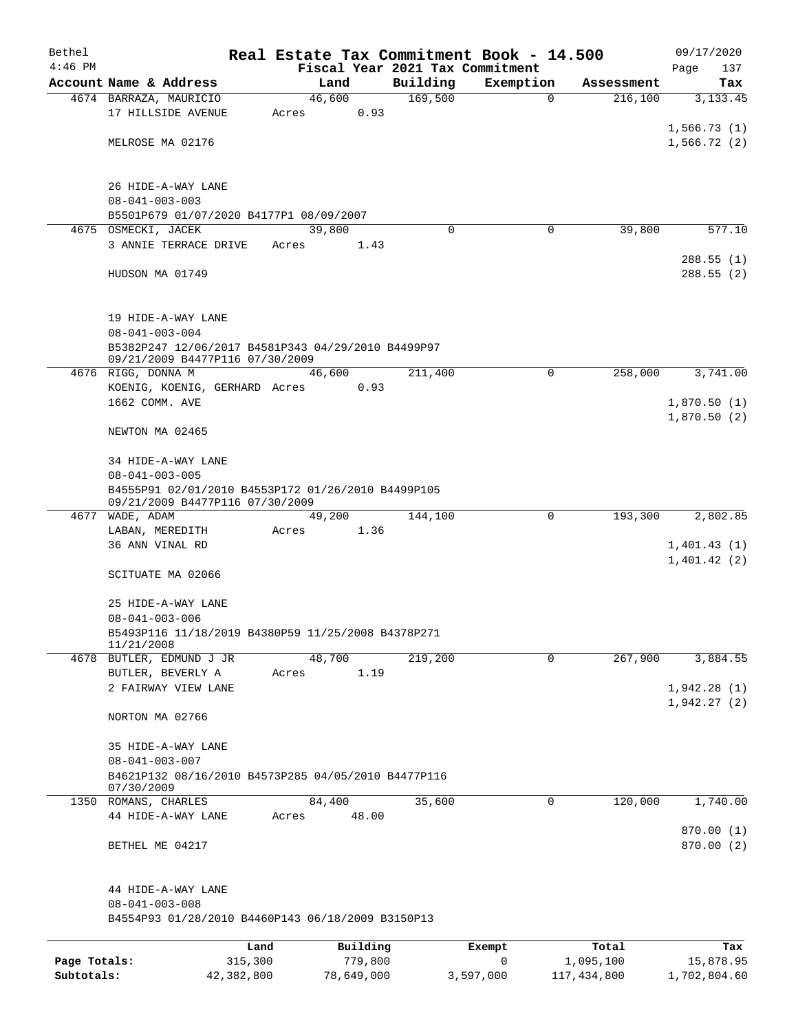# Real Estate Tax Commitment Book - 14.500

Bethel 4:46 PM — Fiscal Year 2021 Tax Commitment — 09/17/2020

| Account Name & Address | Land | Building | Exemption | Assessment | Tax |
|---|---|---|---|---|---|
| 4674 BARRAZA, MAURICIO | 46,600 | 169,500 | 0 | 216,100 | 3,133.45 |
| 17 HILLSIDE AVENUE | Acres 0.93 | | | | |
| | | | | | 1,566.73 (1) |
| MELROSE MA 02176 | | | | | 1,566.72 (2) |
| 26 HIDE-A-WAY LANE | | | | | |
| 08-041-003-003 | | | | | |
| B5501P679 01/07/2020 B4177P1 08/09/2007 | | | | | |
| 4675 OSMECKI, JACEK | 39,800 | 0 | 0 | 39,800 | 577.10 |
| 3 ANNIE TERRACE DRIVE | Acres 1.43 | | | | |
| | | | | | 288.55 (1) |
| HUDSON MA 01749 | | | | | 288.55 (2) |
| 19 HIDE-A-WAY LANE | | | | | |
| 08-041-003-004 | | | | | |
| B5382P247 12/06/2017 B4581P343 04/29/2010 B4499P97 09/21/2009 B4477P116 07/30/2009 | | | | | |
| 4676 RIGG, DONNA M | 46,600 | 211,400 | 0 | 258,000 | 3,741.00 |
| KOENIG, KOENIG, GERHARD | Acres 0.93 | | | | |
| 1662 COMM. AVE | | | | | 1,870.50 (1) |
| | | | | | 1,870.50 (2) |
| NEWTON MA 02465 | | | | | |
| 34 HIDE-A-WAY LANE | | | | | |
| 08-041-003-005 | | | | | |
| B4555P91 02/01/2010 B4553P172 01/26/2010 B4499P105 09/21/2009 B4477P116 07/30/2009 | | | | | |
| 4677 WADE, ADAM | 49,200 | 144,100 | 0 | 193,300 | 2,802.85 |
| LABAN, MEREDITH | Acres 1.36 | | | | |
| 36 ANN VINAL RD | | | | | 1,401.43 (1) |
| | | | | | 1,401.42 (2) |
| SCITUATE MA 02066 | | | | | |
| 25 HIDE-A-WAY LANE | | | | | |
| 08-041-003-006 | | | | | |
| B5493P116 11/18/2019 B4380P59 11/25/2008 B4378P271 11/21/2008 | | | | | |
| 4678 BUTLER, EDMUND J JR | 48,700 | 219,200 | 0 | 267,900 | 3,884.55 |
| BUTLER, BEVERLY A | Acres 1.19 | | | | |
| 2 FAIRWAY VIEW LANE | | | | | 1,942.28 (1) |
| | | | | | 1,942.27 (2) |
| NORTON MA 02766 | | | | | |
| 35 HIDE-A-WAY LANE | | | | | |
| 08-041-003-007 | | | | | |
| B4621P132 08/16/2010 B4573P285 04/05/2010 B4477P116 07/30/2009 | | | | | |
| 1350 ROMANS, CHARLES | 84,400 | 35,600 | 0 | 120,000 | 1,740.00 |
| 44 HIDE-A-WAY LANE | Acres 48.00 | | | | |
| | | | | | 870.00 (1) |
| BETHEL ME 04217 | | | | | 870.00 (2) |
| 44 HIDE-A-WAY LANE | | | | | |
| 08-041-003-008 | | | | | |
| B4554P93 01/28/2010 B4460P143 06/18/2009 B3150P13 | | | | | |

| | Land | Building | Exempt | Total | Tax |
|---|---|---|---|---|---|
| Page Totals: | 315,300 | 779,800 | 0 | 1,095,100 | 15,878.95 |
| Subtotals: | 42,382,800 | 78,649,000 | 3,597,000 | 117,434,800 | 1,702,804.60 |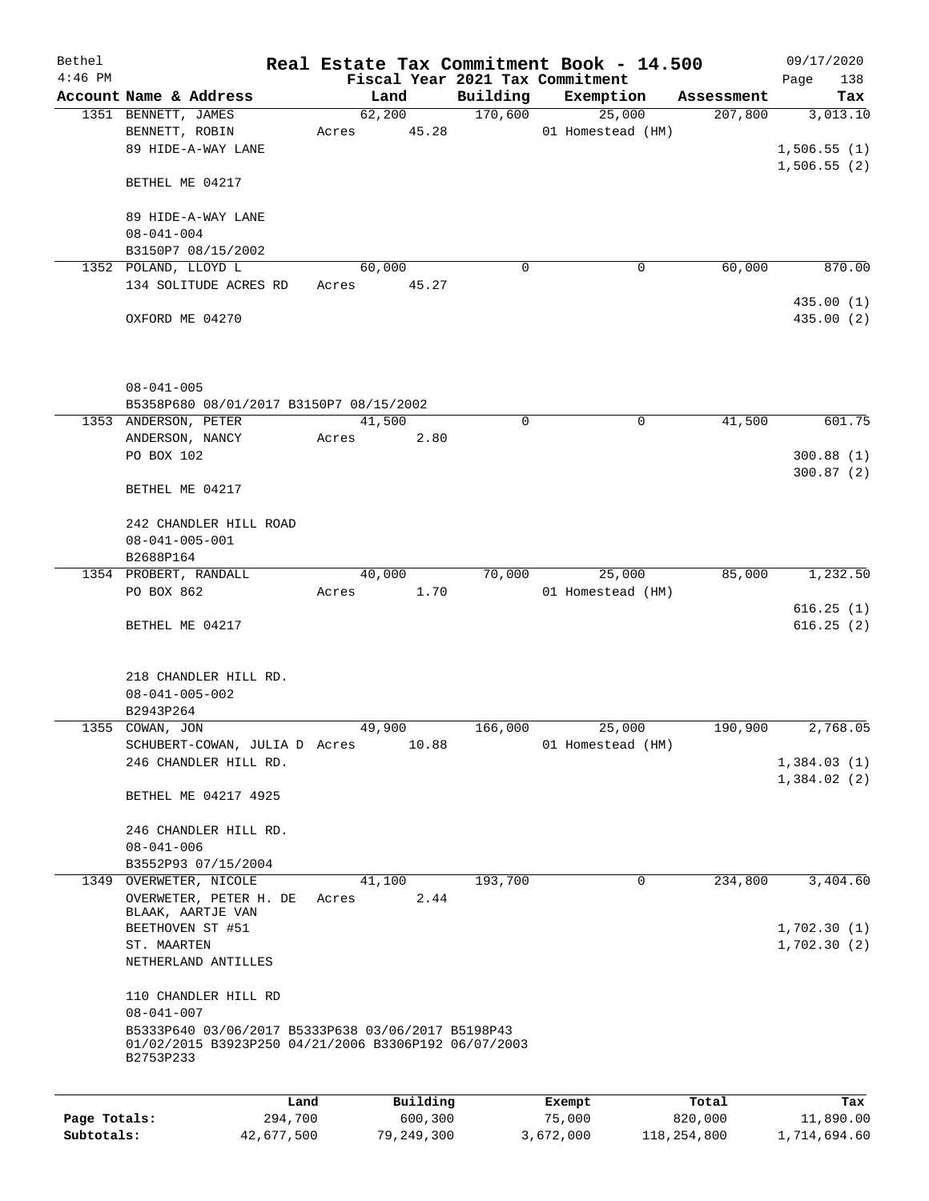Bethel 4:46 PM

# Real Estate Tax Commitment Book - 14.500

Fiscal Year 2021 Tax Commitment

09/17/2020 Page 138

| Account Name & Address | Land | Building | Exemption | Assessment | Tax |
|---|---|---|---|---|---|
| 1351 BENNETT, JAMES<br>BENNETT, ROBIN<br>89 HIDE-A-WAY LANE<br><br>BETHEL ME 04217<br><br>89 HIDE-A-WAY LANE<br>08-041-004<br>B3150P7 08/15/2002 | 62,200<br>Acres 45.28 | 170,600 | 25,000<br>01 Homestead (HM) | 207,800 | 3,013.10<br><br>1,506.55 (1)<br>1,506.55 (2) |
| 1352 POLAND, LLOYD L<br>134 SOLITUDE ACRES RD<br><br>OXFORD ME 04270<br><br>08-041-005<br>B5358P680 08/01/2017 B3150P7 08/15/2002 | 60,000<br>Acres 45.27 | 0 | 0 | 60,000 | 870.00<br><br>435.00 (1)<br>435.00 (2) |
| 1353 ANDERSON, PETER<br>ANDERSON, NANCY<br>PO BOX 102<br><br>BETHEL ME 04217<br><br>242 CHANDLER HILL ROAD<br>08-041-005-001<br>B2688P164 | 41,500<br>Acres 2.80 | 0 | 0 | 41,500 | 601.75<br><br>300.88 (1)<br>300.87 (2) |
| 1354 PROBERT, RANDALL<br>PO BOX 862<br><br>BETHEL ME 04217<br><br>218 CHANDLER HILL RD.<br>08-041-005-002<br>B2943P264 | 40,000<br>Acres 1.70 | 70,000 | 25,000<br>01 Homestead (HM) | 85,000 | 1,232.50<br><br>616.25 (1)<br>616.25 (2) |
| 1355 COWAN, JON<br>SCHUBERT-COWAN, JULIA D<br>246 CHANDLER HILL RD.<br><br>BETHEL ME 04217 4925<br><br>246 CHANDLER HILL RD.<br>08-041-006<br>B3552P93 07/15/2004 | 49,900<br>Acres 10.88 | 166,000 | 25,000<br>01 Homestead (HM) | 190,900 | 2,768.05<br><br>1,384.03 (1)<br>1,384.02 (2) |
| 1349 OVERWETER, NICOLE<br>OVERWETER, PETER H. DE BLAAK, AARTJE VAN<br>BEETHOVEN ST #51<br>ST. MAARTEN<br>NETHERLAND ANTILLES<br><br>110 CHANDLER HILL RD<br>08-041-007<br>B5333P640 03/06/2017 B5333P638 03/06/2017 B5198P43 01/02/2015 B3923P250 04/21/2006 B3306P192 06/07/2003 B2753P233 | 41,100<br>Acres 2.44 | 193,700 | 0 | 234,800 | 3,404.60<br><br>1,702.30 (1)<br>1,702.30 (2) |

| | Land | Building | Exempt | Total | Tax |
|---|---|---|---|---|---|
| Page Totals: | 294,700 | 600,300 | 75,000 | 820,000 | 11,890.00 |
| Subtotals: | 42,677,500 | 79,249,300 | 3,672,000 | 118,254,800 | 1,714,694.60 |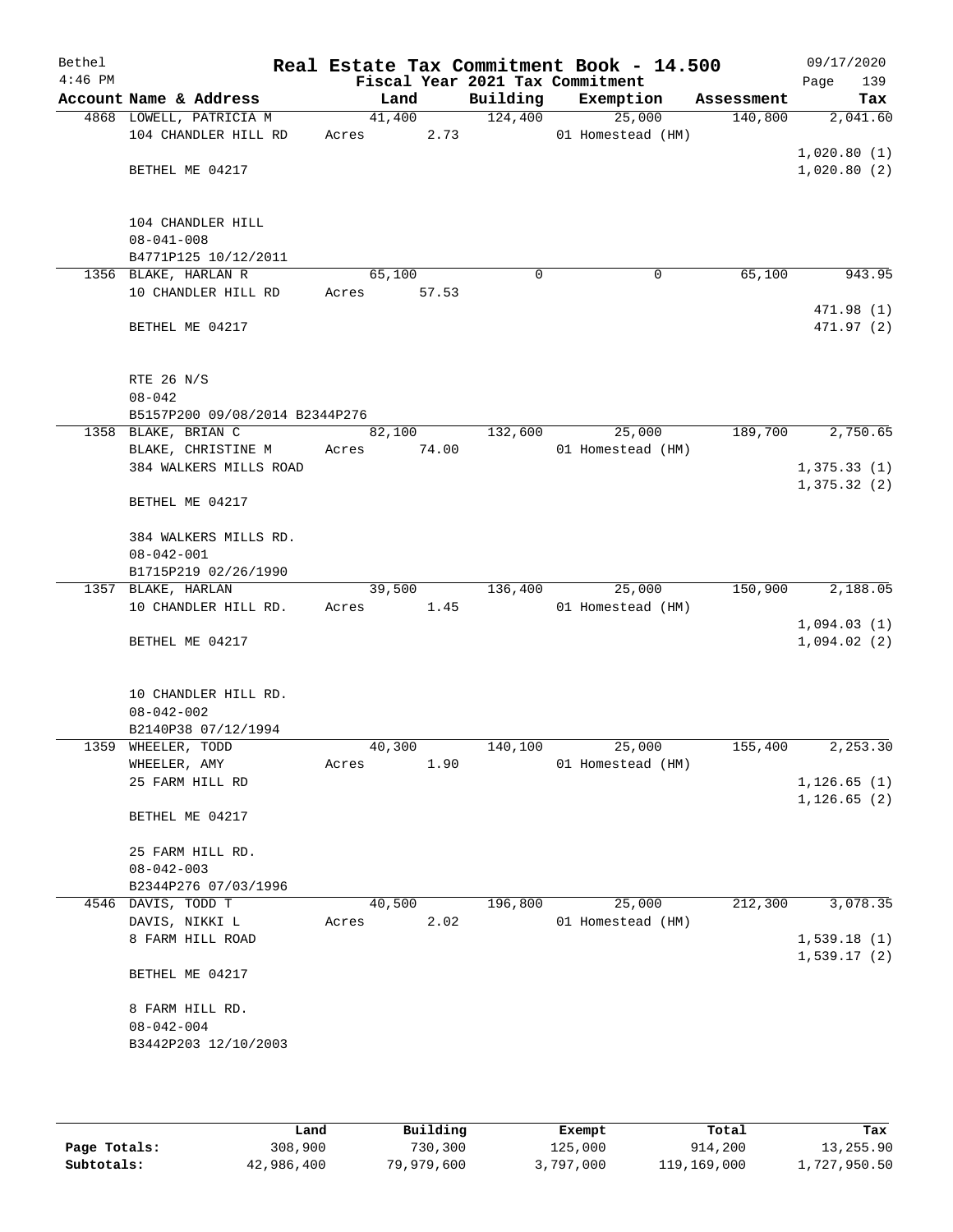Bethel 4:46 PM

# Real Estate Tax Commitment Book - 14.500

Fiscal Year 2021 Tax Commitment

09/17/2020 Page 139

| Account | Name & Address | Land | Building | Exemption | Assessment | Tax |
|---|---|---|---|---|---|---|
| 4868 | LOWELL, PATRICIA M<br>104 CHANDLER HILL RD<br><br>BETHEL ME 04217<br><br>104 CHANDLER HILL<br>08-041-008<br>B4771P125 10/12/2011 | 41,400<br>Acres 2.73 | 124,400 | 25,000<br>01 Homestead (HM) | 140,800 | 2,041.60<br>1,020.80 (1)<br>1,020.80 (2) |
| 1356 | BLAKE, HARLAN R<br>10 CHANDLER HILL RD<br><br>BETHEL ME 04217<br><br>RTE 26 N/S<br>08-042<br>B5157P200 09/08/2014 B2344P276 | 65,100<br>Acres 57.53 | 0 | 0 | 65,100 | 943.95<br>471.98 (1)<br>471.97 (2) |
| 1358 | BLAKE, BRIAN C<br>BLAKE, CHRISTINE M<br>384 WALKERS MILLS ROAD<br><br>BETHEL ME 04217<br><br>384 WALKERS MILLS RD.<br>08-042-001<br>B1715P219 02/26/1990 | 82,100<br>Acres 74.00 | 132,600 | 25,000<br>01 Homestead (HM) | 189,700 | 2,750.65<br>1,375.33 (1)<br>1,375.32 (2) |
| 1357 | BLAKE, HARLAN<br>10 CHANDLER HILL RD.<br><br>BETHEL ME 04217<br><br>10 CHANDLER HILL RD.<br>08-042-002<br>B2140P38 07/12/1994 | 39,500<br>Acres 1.45 | 136,400 | 25,000<br>01 Homestead (HM) | 150,900 | 2,188.05<br>1,094.03 (1)<br>1,094.02 (2) |
| 1359 | WHEELER, TODD<br>WHEELER, AMY<br>25 FARM HILL RD<br><br>BETHEL ME 04217<br><br>25 FARM HILL RD.<br>08-042-003<br>B2344P276 07/03/1996 | 40,300<br>Acres 1.90 | 140,100 | 25,000<br>01 Homestead (HM) | 155,400 | 2,253.30<br>1,126.65 (1)<br>1,126.65 (2) |
| 4546 | DAVIS, TODD T<br>DAVIS, NIKKI L<br>8 FARM HILL ROAD<br><br>BETHEL ME 04217<br><br>8 FARM HILL RD.<br>08-042-004<br>B3442P203 12/10/2003 | 40,500<br>Acres 2.02 | 196,800 | 25,000<br>01 Homestead (HM) | 212,300 | 3,078.35<br>1,539.18 (1)<br>1,539.17 (2) |

| | Land | Building | Exempt | Total | Tax |
|---|---|---|---|---|---|
| Page Totals: | 308,900 | 730,300 | 125,000 | 914,200 | 13,255.90 |
| Subtotals: | 42,986,400 | 79,979,600 | 3,797,000 | 119,169,000 | 1,727,950.50 |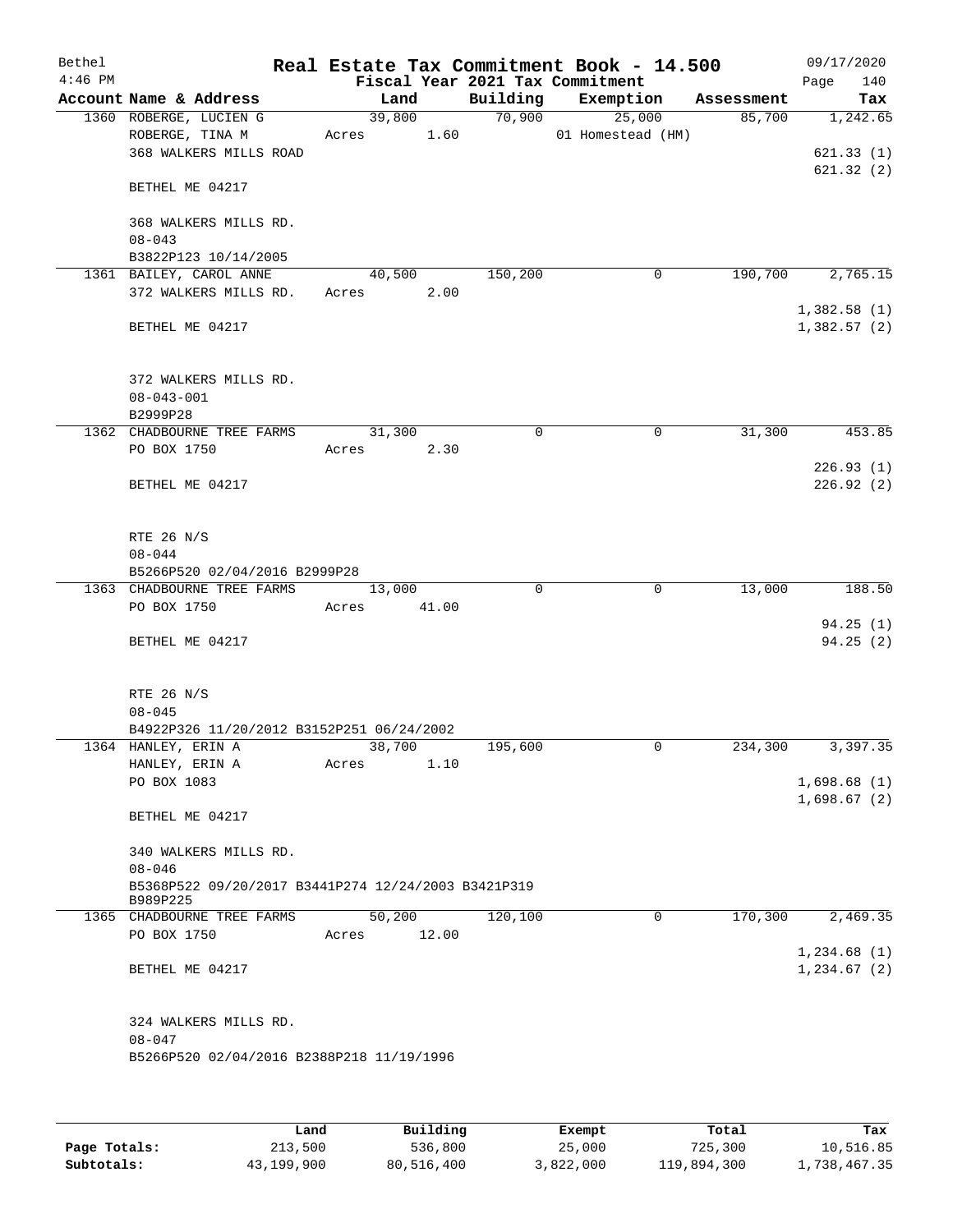Bethel 4:46 PM

# Real Estate Tax Commitment Book - 14.500

09/17/2020

Fiscal Year 2021 Tax Commitment

| Account Name & Address | Land | Building | Exemption | Assessment | Tax |
|---|---|---|---|---|---|
| 1360 ROBERGE, LUCIEN G | 39,800 | 70,900 | 25,000 | 85,700 | 1,242.65 |
| ROBERGE, TINA M | Acres 1.60 | | 01 Homestead (HM) | | |
| 368 WALKERS MILLS ROAD | | | | | 621.33 (1) |
| | | | | | 621.32 (2) |
| BETHEL ME 04217 | | | | | |
| 368 WALKERS MILLS RD. | | | | | |
| 08-043 | | | | | |
| B3822P123 10/14/2005 | | | | | |
| 1361 BAILEY, CAROL ANNE | 40,500 | 150,200 | 0 | 190,700 | 2,765.15 |
| 372 WALKERS MILLS RD. | Acres 2.00 | | | | |
| | | | | | 1,382.58 (1) |
| BETHEL ME 04217 | | | | | 1,382.57 (2) |
| 372 WALKERS MILLS RD. | | | | | |
| 08-043-001 | | | | | |
| B2999P28 | | | | | |
| 1362 CHADBOURNE TREE FARMS | 31,300 | 0 | 0 | 31,300 | 453.85 |
| PO BOX 1750 | Acres 2.30 | | | | |
| | | | | | 226.93 (1) |
| BETHEL ME 04217 | | | | | 226.92 (2) |
| RTE 26 N/S | | | | | |
| 08-044 | | | | | |
| B5266P520 02/04/2016 B2999P28 | | | | | |
| 1363 CHADBOURNE TREE FARMS | 13,000 | 0 | 0 | 13,000 | 188.50 |
| PO BOX 1750 | Acres 41.00 | | | | |
| | | | | | 94.25 (1) |
| BETHEL ME 04217 | | | | | 94.25 (2) |
| RTE 26 N/S | | | | | |
| 08-045 | | | | | |
| B4922P326 11/20/2012 B3152P251 06/24/2002 | | | | | |
| 1364 HANLEY, ERIN A | 38,700 | 195,600 | 0 | 234,300 | 3,397.35 |
| HANLEY, ERIN A | Acres 1.10 | | | | |
| PO BOX 1083 | | | | | 1,698.68 (1) |
| | | | | | 1,698.67 (2) |
| BETHEL ME 04217 | | | | | |
| 340 WALKERS MILLS RD. | | | | | |
| 08-046 | | | | | |
| B5368P522 09/20/2017 B3441P274 12/24/2003 B3421P319 B989P225 | | | | | |
| 1365 CHADBOURNE TREE FARMS | 50,200 | 120,100 | 0 | 170,300 | 2,469.35 |
| PO BOX 1750 | Acres 12.00 | | | | |
| | | | | | 1,234.68 (1) |
| BETHEL ME 04217 | | | | | 1,234.67 (2) |
| 324 WALKERS MILLS RD. | | | | | |
| 08-047 | | | | | |
| B5266P520 02/04/2016 B2388P218 11/19/1996 | | | | | |

| | Land | Building | Exempt | Total | Tax |
|---|---|---|---|---|---|
| Page Totals: | 213,500 | 536,800 | 25,000 | 725,300 | 10,516.85 |
| Subtotals: | 43,199,900 | 80,516,400 | 3,822,000 | 119,894,300 | 1,738,467.35 |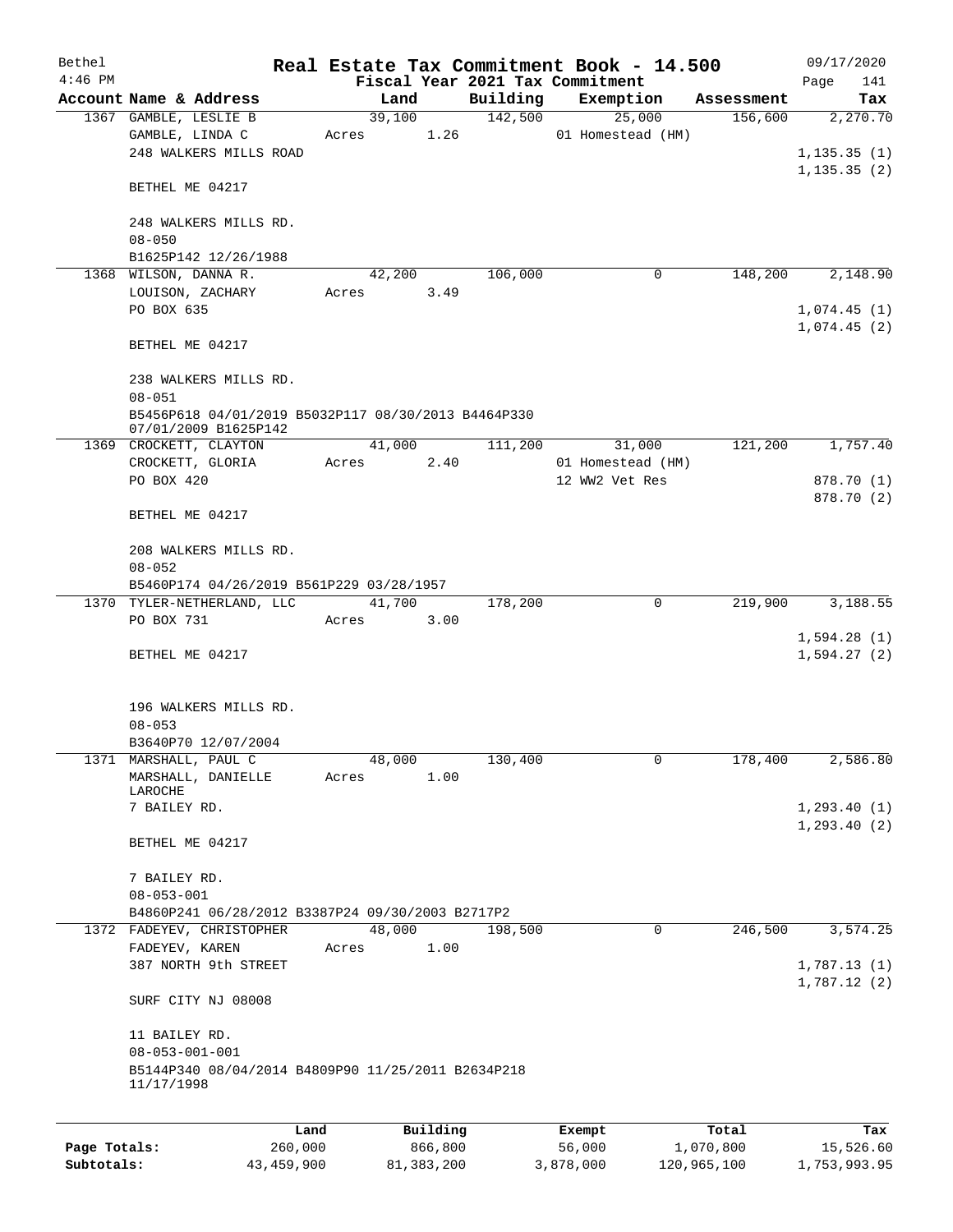Bethel 4:46 PM

# Real Estate Tax Commitment Book - 14.500

Fiscal Year 2021 Tax Commitment

09/17/2020 Page 141

| Account Name & Address | Land | Building | Exemption | Assessment | Tax |
|---|---|---|---|---|---|
| 1367 GAMBLE, LESLIE B | 39,100 | 142,500 | 25,000 | 156,600 | 2,270.70 |
| GAMBLE, LINDA C | Acres 1.26 | | 01 Homestead (HM) | | |
| 248 WALKERS MILLS ROAD | | | | | 1,135.35 (1) |
| | | | | | 1,135.35 (2) |
| BETHEL ME 04217 | | | | | |
| 248 WALKERS MILLS RD. | | | | | |
| 08-050 | | | | | |
| B1625P142 12/26/1988 | | | | | |
| 1368 WILSON, DANNA R. | 42,200 | 106,000 | 0 | 148,200 | 2,148.90 |
| LOUISON, ZACHARY | Acres 3.49 | | | | |
| PO BOX 635 | | | | | 1,074.45 (1) |
| | | | | | 1,074.45 (2) |
| BETHEL ME 04217 | | | | | |
| 238 WALKERS MILLS RD. | | | | | |
| 08-051 | | | | | |
| B5456P618 04/01/2019 B5032P117 08/30/2013 B4464P330 07/01/2009 B1625P142 | | | | | |
| 1369 CROCKETT, CLAYTON | 41,000 | 111,200 | 31,000 | 121,200 | 1,757.40 |
| CROCKETT, GLORIA | Acres 2.40 | | 01 Homestead (HM) | | |
| PO BOX 420 | | | 12 WW2 Vet Res | | 878.70 (1) |
| | | | | | 878.70 (2) |
| BETHEL ME 04217 | | | | | |
| 208 WALKERS MILLS RD. | | | | | |
| 08-052 | | | | | |
| B5460P174 04/26/2019 B561P229 03/28/1957 | | | | | |
| 1370 TYLER-NETHERLAND, LLC | 41,700 | 178,200 | 0 | 219,900 | 3,188.55 |
| PO BOX 731 | Acres 3.00 | | | | |
| | | | | | 1,594.28 (1) |
| BETHEL ME 04217 | | | | | 1,594.27 (2) |
| 196 WALKERS MILLS RD. | | | | | |
| 08-053 | | | | | |
| B3640P70 12/07/2004 | | | | | |
| 1371 MARSHALL, PAUL C | 48,000 | 130,400 | 0 | 178,400 | 2,586.80 |
| MARSHALL, DANIELLE LAROCHE | Acres 1.00 | | | | |
| 7 BAILEY RD. | | | | | 1,293.40 (1) |
| | | | | | 1,293.40 (2) |
| BETHEL ME 04217 | | | | | |
| 7 BAILEY RD. | | | | | |
| 08-053-001 | | | | | |
| B4860P241 06/28/2012 B3387P24 09/30/2003 B2717P2 | | | | | |
| 1372 FADEYEV, CHRISTOPHER | 48,000 | 198,500 | 0 | 246,500 | 3,574.25 |
| FADEYEV, KAREN | Acres 1.00 | | | | |
| 387 NORTH 9th STREET | | | | | 1,787.13 (1) |
| | | | | | 1,787.12 (2) |
| SURF CITY NJ 08008 | | | | | |
| 11 BAILEY RD. | | | | | |
| 08-053-001-001 | | | | | |
| B5144P340 08/04/2014 B4809P90 11/25/2011 B2634P218 11/17/1998 | | | | | |

| | Land | Building | Exempt | Total | Tax |
|---|---|---|---|---|---|
| Page Totals: | 260,000 | 866,800 | 56,000 | 1,070,800 | 15,526.60 |
| Subtotals: | 43,459,900 | 81,383,200 | 3,878,000 | 120,965,100 | 1,753,993.95 |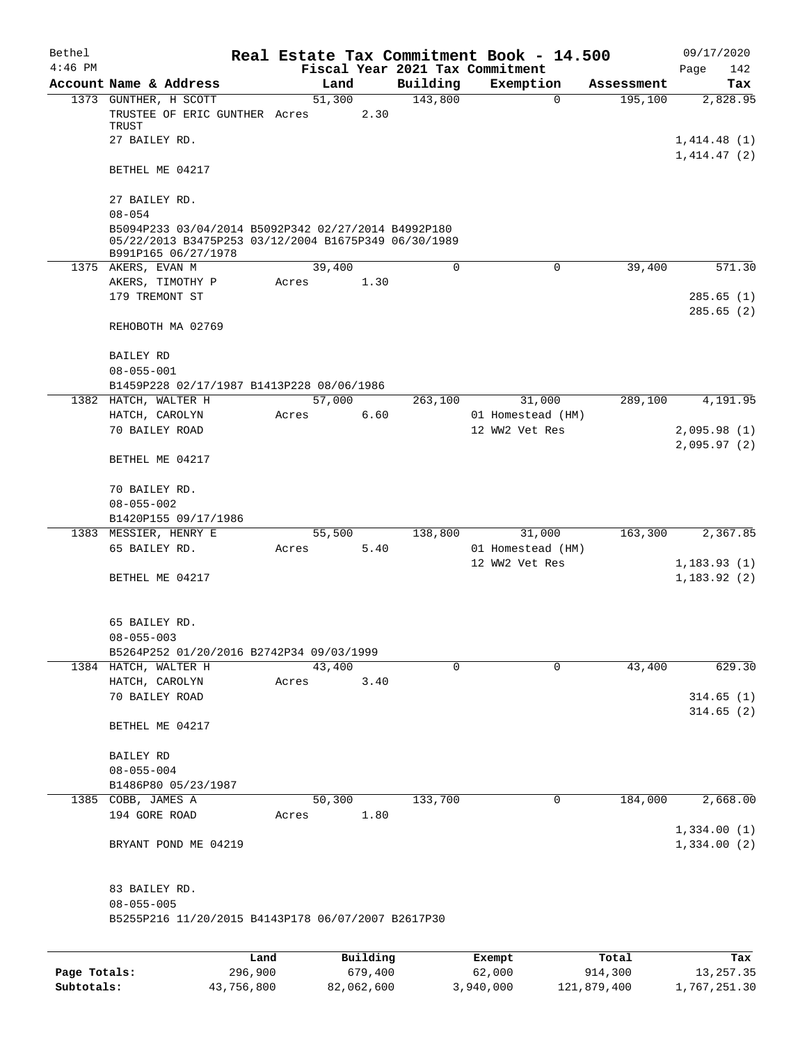Bethel 4:46 PM

# Real Estate Tax Commitment Book - 14.500

Fiscal Year 2021 Tax Commitment

09/17/2020 Page 142

| Account Name & Address | Land | Building | Exemption | Assessment | Tax |
|---|---|---|---|---|---|
| 1373 GUNTHER, H SCOTT | 51,300 | 143,800 | 0 | 195,100 | 2,828.95 |
| TRUSTEE OF ERIC GUNTHER TRUST | Acres 2.30 | | | | |
| 27 BAILEY RD. | | | | | 1,414.48 (1) |
| | | | | | 1,414.47 (2) |
| BETHEL ME 04217 | | | | | |
| 27 BAILEY RD. | | | | | |
| 08-054 | | | | | |
| B5094P233 03/04/2014 B5092P342 02/27/2014 B4992P180 05/22/2013 B3475P253 03/12/2004 B1675P349 06/30/1989 B991P165 06/27/1978 | | | | | |
| 1375 AKERS, EVAN M | 39,400 | 0 | 0 | 39,400 | 571.30 |
| AKERS, TIMOTHY P | Acres 1.30 | | | | |
| 179 TREMONT ST | | | | | 285.65 (1) |
| | | | | | 285.65 (2) |
| REHOBOTH MA 02769 | | | | | |
| BAILEY RD | | | | | |
| 08-055-001 | | | | | |
| B1459P228 02/17/1987 B1413P228 08/06/1986 | | | | | |
| 1382 HATCH, WALTER H | 57,000 | 263,100 | 31,000 | 289,100 | 4,191.95 |
| HATCH, CAROLYN | Acres 6.60 | | 01 Homestead (HM) | | |
| 70 BAILEY ROAD | | | 12 WW2 Vet Res | | 2,095.98 (1) |
| | | | | | 2,095.97 (2) |
| BETHEL ME 04217 | | | | | |
| 70 BAILEY RD. | | | | | |
| 08-055-002 | | | | | |
| B1420P155 09/17/1986 | | | | | |
| 1383 MESSIER, HENRY E | 55,500 | 138,800 | 31,000 | 163,300 | 2,367.85 |
| 65 BAILEY RD. | Acres 5.40 | | 01 Homestead (HM) | | |
| | | | 12 WW2 Vet Res | | 1,183.93 (1) |
| BETHEL ME 04217 | | | | | 1,183.92 (2) |
| 65 BAILEY RD. | | | | | |
| 08-055-003 | | | | | |
| B5264P252 01/20/2016 B2742P34 09/03/1999 | | | | | |
| 1384 HATCH, WALTER H | 43,400 | 0 | 0 | 43,400 | 629.30 |
| HATCH, CAROLYN | Acres 3.40 | | | | |
| 70 BAILEY ROAD | | | | | 314.65 (1) |
| | | | | | 314.65 (2) |
| BETHEL ME 04217 | | | | | |
| BAILEY RD | | | | | |
| 08-055-004 | | | | | |
| B1486P80 05/23/1987 | | | | | |
| 1385 COBB, JAMES A | 50,300 | 133,700 | 0 | 184,000 | 2,668.00 |
| 194 GORE ROAD | Acres 1.80 | | | | |
| | | | | | 1,334.00 (1) |
| BRYANT POND ME 04219 | | | | | 1,334.00 (2) |
| 83 BAILEY RD. | | | | | |
| 08-055-005 | | | | | |
| B5255P216 11/20/2015 B4143P178 06/07/2007 B2617P30 | | | | | |

| | Land | Building | Exempt | Total | Tax |
|---|---|---|---|---|---|
| Page Totals: | 296,900 | 679,400 | 62,000 | 914,300 | 13,257.35 |
| Subtotals: | 43,756,800 | 82,062,600 | 3,940,000 | 121,879,400 | 1,767,251.30 |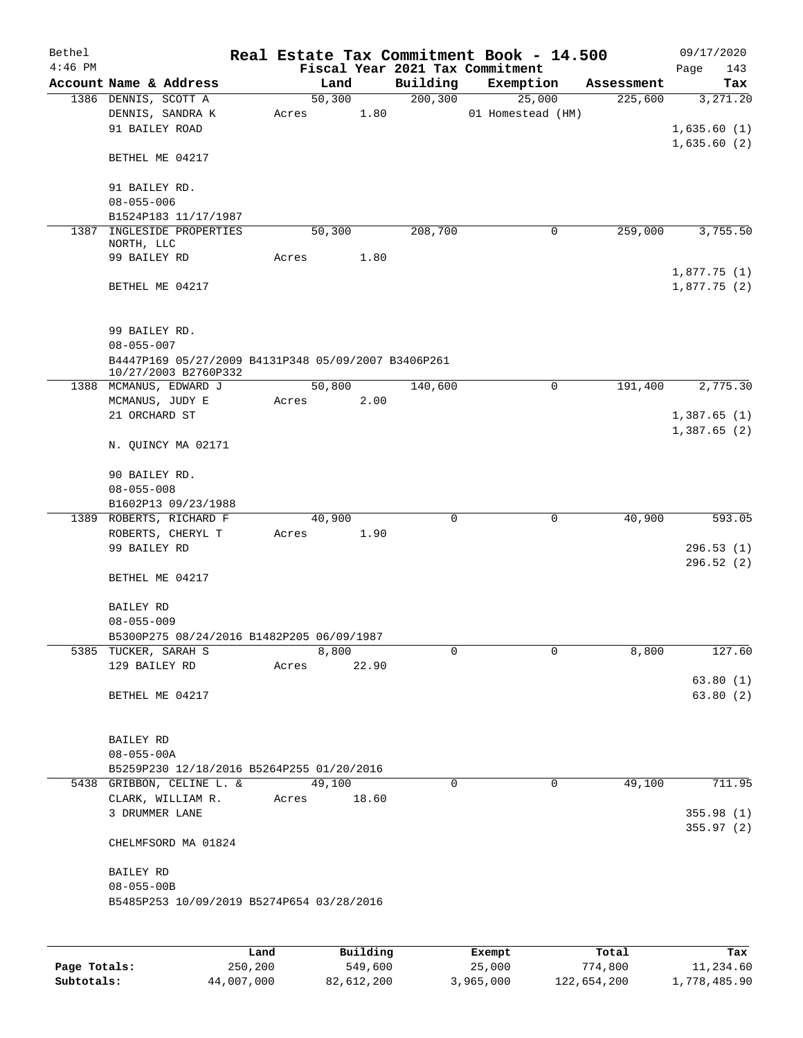# Real Estate Tax Commitment Book - 14.500

Bethel
4:46 PM

Fiscal Year 2021 Tax Commitment

09/17/2020

| Account Name & Address | Land | Building | Exemption | Assessment | Tax |
|---|---|---|---|---|---|
| 1386 DENNIS, SCOTT A<br>DENNIS, SANDRA K<br>91 BAILEY ROAD<br><br>BETHEL ME 04217<br><br>91 BAILEY RD.<br>08-055-006<br>B1524P183 11/17/1987 | 50,300<br>Acres 1.80 | 200,300 | 25,000<br>01 Homestead (HM) | 225,600 | 3,271.20<br><br>1,635.60 (1)<br>1,635.60 (2) |
| 1387 INGLESIDE PROPERTIES NORTH, LLC<br>99 BAILEY RD<br><br>BETHEL ME 04217<br><br>99 BAILEY RD.<br>08-055-007<br>B4447P169 05/27/2009 B4131P348 05/09/2007 B3406P261 10/27/2003 B2760P332 | 50,300<br>Acres 1.80 | 208,700 | 0 | 259,000 | 3,755.50<br><br>1,877.75 (1)<br>1,877.75 (2) |
| 1388 MCMANUS, EDWARD J<br>MCMANUS, JUDY E<br>21 ORCHARD ST<br><br>N. QUINCY MA 02171<br><br>90 BAILEY RD.<br>08-055-008<br>B1602P13 09/23/1988 | 50,800<br>Acres 2.00 | 140,600 | 0 | 191,400 | 2,775.30<br><br>1,387.65 (1)<br>1,387.65 (2) |
| 1389 ROBERTS, RICHARD F<br>ROBERTS, CHERYL T<br>99 BAILEY RD<br><br>BETHEL ME 04217<br><br>BAILEY RD<br>08-055-009<br>B5300P275 08/24/2016 B1482P205 06/09/1987 | 40,900<br>Acres 1.90 | 0 | 0 | 40,900 | 593.05<br><br>296.53 (1)<br>296.52 (2) |
| 5385 TUCKER, SARAH S<br>129 BAILEY RD<br><br>BETHEL ME 04217<br><br>BAILEY RD<br>08-055-00A<br>B5259P230 12/18/2016 B5264P255 01/20/2016 | 8,800<br>Acres 22.90 | 0 | 0 | 8,800 | 127.60<br><br>63.80 (1)<br>63.80 (2) |
| 5438 GRIBBON, CELINE L. &<br>CLARK, WILLIAM R.<br>3 DRUMMER LANE<br><br>CHELMFSORD MA 01824<br><br>BAILEY RD<br>08-055-00B<br>B5485P253 10/09/2019 B5274P654 03/28/2016 | 49,100<br>Acres 18.60 | 0 | 0 | 49,100 | 711.95<br><br>355.98 (1)<br>355.97 (2) |

| | Land | Building | Exempt | Total | Tax |
|---|---|---|---|---|---|
| Page Totals: | 250,200 | 549,600 | 25,000 | 774,800 | 11,234.60 |
| Subtotals: | 44,007,000 | 82,612,200 | 3,965,000 | 122,654,200 | 1,778,485.90 |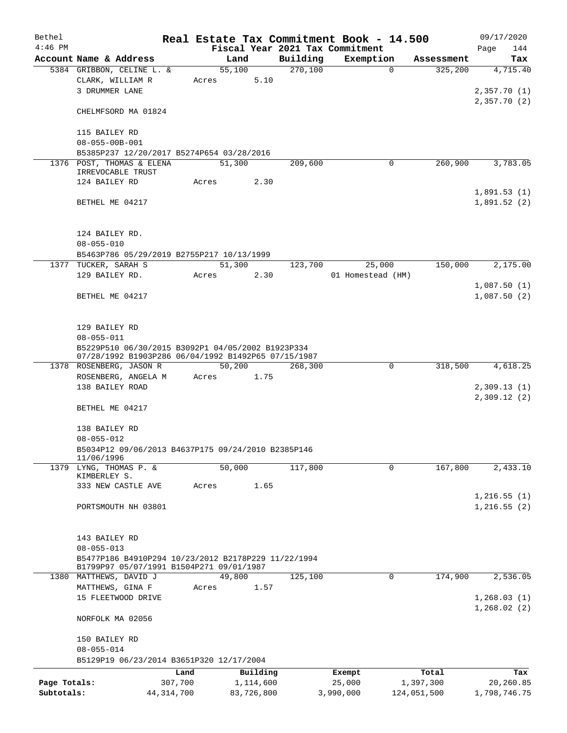Bethel 4:46 PM

# Real Estate Tax Commitment Book - 14.500

Fiscal Year 2021 Tax Commitment

09/17/2020 Page 144

| Account | Name & Address | Land | Building | Exemption | Assessment | Tax |
|---|---|---|---|---|---|---|
| 5384 | GRIBBON, CELINE L. & CLARK, WILLIAM R 3 DRUMMER LANE CHELMSFORD MA 01824 115 BAILEY RD 08-055-00B-001 B5385P237 12/20/2017 B5274P654 03/28/2016 | 55,100 Acres 5.10 | 270,100 | 0 | 325,200 | 4,715.40 2,357.70 (1) 2,357.70 (2) |
| 1376 | POST, THOMAS & ELENA IRREVOCABLE TRUST 124 BAILEY RD BETHEL ME 04217 124 BAILEY RD. 08-055-010 B5463P786 05/29/2019 B2755P217 10/13/1999 | 51,300 Acres 2.30 | 209,600 | 0 | 260,900 | 3,783.05 1,891.53 (1) 1,891.52 (2) |
| 1377 | TUCKER, SARAH S 129 BAILEY RD. BETHEL ME 04217 129 BAILEY RD 08-055-011 B5229P510 06/30/2015 B3092P1 04/05/2002 B1923P334 07/28/1992 B1903P286 06/04/1992 B1492P65 07/15/1987 | 51,300 Acres 2.30 | 123,700 | 25,000 01 Homestead (HM) | 150,000 | 2,175.00 1,087.50 (1) 1,087.50 (2) |
| 1378 | ROSENBERG, JASON R ROSENBERG, ANGELA M 138 BAILEY ROAD BETHEL ME 04217 138 BAILEY RD 08-055-012 B5034P12 09/06/2013 B4637P175 09/24/2010 B2385P146 11/06/1996 | 50,200 Acres 1.75 | 268,300 | 0 | 318,500 | 4,618.25 2,309.13 (1) 2,309.12 (2) |
| 1379 | LYNG, THOMAS P. & KIMBERLEY S. 333 NEW CASTLE AVE PORTSMOUTH NH 03801 143 BAILEY RD 08-055-013 B5477P186 B4910P294 10/23/2012 B2178P229 11/22/1994 B1799P97 05/07/1991 B1504P271 09/01/1987 | 50,000 Acres 1.65 | 117,800 | 0 | 167,800 | 2,433.10 1,216.55 (1) 1,216.55 (2) |
| 1380 | MATTHEWS, DAVID J MATTHEWS, GINA F 15 FLEETWOOD DRIVE NORFOLK MA 02056 150 BAILEY RD 08-055-014 B5129P19 06/23/2014 B3651P320 12/17/2004 | 49,800 Acres 1.57 | 125,100 | 0 | 174,900 | 2,536.05 1,268.03 (1) 1,268.02 (2) |

| | Land | Building | Exempt | Total | Tax |
|---|---|---|---|---|---|
| Page Totals: | 307,700 | 1,114,600 | 25,000 | 1,397,300 | 20,260.85 |
| Subtotals: | 44,314,700 | 83,726,800 | 3,990,000 | 124,051,500 | 1,798,746.75 |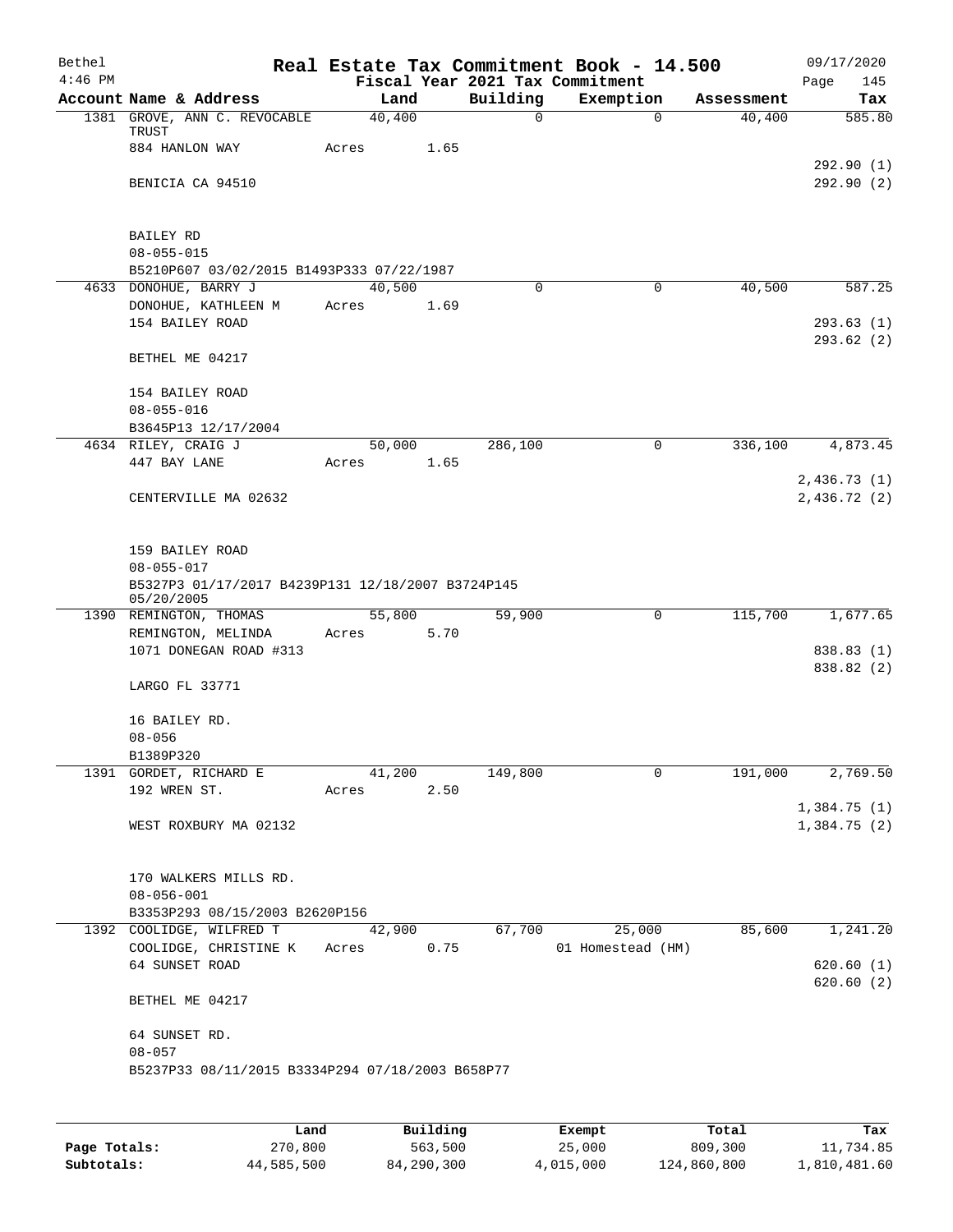# Real Estate Tax Commitment Book - 14.500

Bethel 4:46 PM — Fiscal Year 2021 Tax Commitment — 09/17/2020

| Account Name & Address | Land | Building | Exemption | Assessment | Tax |
|---|---|---|---|---|---|
| 1381 GROVE, ANN C. REVOCABLE TRUST | 40,400 | 0 | 0 | 40,400 | 585.80 |
| 884 HANLON WAY | Acres 1.65 | | | | |
| | | | | | 292.90 (1) |
| BENICIA CA 94510 | | | | | 292.90 (2) |
| BAILEY RD | | | | | |
| 08-055-015 | | | | | |
| B5210P607 03/02/2015 B1493P333 07/22/1987 | | | | | |
| 4633 DONOHUE, BARRY J | 40,500 | 0 | 0 | 40,500 | 587.25 |
| DONOHUE, KATHLEEN M | Acres 1.69 | | | | |
| 154 BAILEY ROAD | | | | | 293.63 (1) |
| | | | | | 293.62 (2) |
| BETHEL ME 04217 | | | | | |
| 154 BAILEY ROAD | | | | | |
| 08-055-016 | | | | | |
| B3645P13 12/17/2004 | | | | | |
| 4634 RILEY, CRAIG J | 50,000 | 286,100 | 0 | 336,100 | 4,873.45 |
| 447 BAY LANE | Acres 1.65 | | | | |
| | | | | | 2,436.73 (1) |
| CENTERVILLE MA 02632 | | | | | 2,436.72 (2) |
| 159 BAILEY ROAD | | | | | |
| 08-055-017 | | | | | |
| B5327P3 01/17/2017 B4239P131 12/18/2007 B3724P145 05/20/2005 | | | | | |
| 1390 REMINGTON, THOMAS | 55,800 | 59,900 | 0 | 115,700 | 1,677.65 |
| REMINGTON, MELINDA | Acres 5.70 | | | | |
| 1071 DONEGAN ROAD #313 | | | | | 838.83 (1) |
| | | | | | 838.82 (2) |
| LARGO FL 33771 | | | | | |
| 16 BAILEY RD. | | | | | |
| 08-056 | | | | | |
| B1389P320 | | | | | |
| 1391 GORDET, RICHARD E | 41,200 | 149,800 | 0 | 191,000 | 2,769.50 |
| 192 WREN ST. | Acres 2.50 | | | | |
| | | | | | 1,384.75 (1) |
| WEST ROXBURY MA 02132 | | | | | 1,384.75 (2) |
| 170 WALKERS MILLS RD. | | | | | |
| 08-056-001 | | | | | |
| B3353P293 08/15/2003 B2620P156 | | | | | |
| 1392 COOLIDGE, WILFRED T | 42,900 | 67,700 | 25,000 | 85,600 | 1,241.20 |
| COOLIDGE, CHRISTINE K | Acres 0.75 | | 01 Homestead (HM) | | |
| 64 SUNSET ROAD | | | | | 620.60 (1) |
| | | | | | 620.60 (2) |
| BETHEL ME 04217 | | | | | |
| 64 SUNSET RD. | | | | | |
| 08-057 | | | | | |
| B5237P33 08/11/2015 B3334P294 07/18/2003 B658P77 | | | | | |

| | Land | Building | Exempt | Total | Tax |
|---|---|---|---|---|---|
| Page Totals: | 270,800 | 563,500 | 25,000 | 809,300 | 11,734.85 |
| Subtotals: | 44,585,500 | 84,290,300 | 4,015,000 | 124,860,800 | 1,810,481.60 |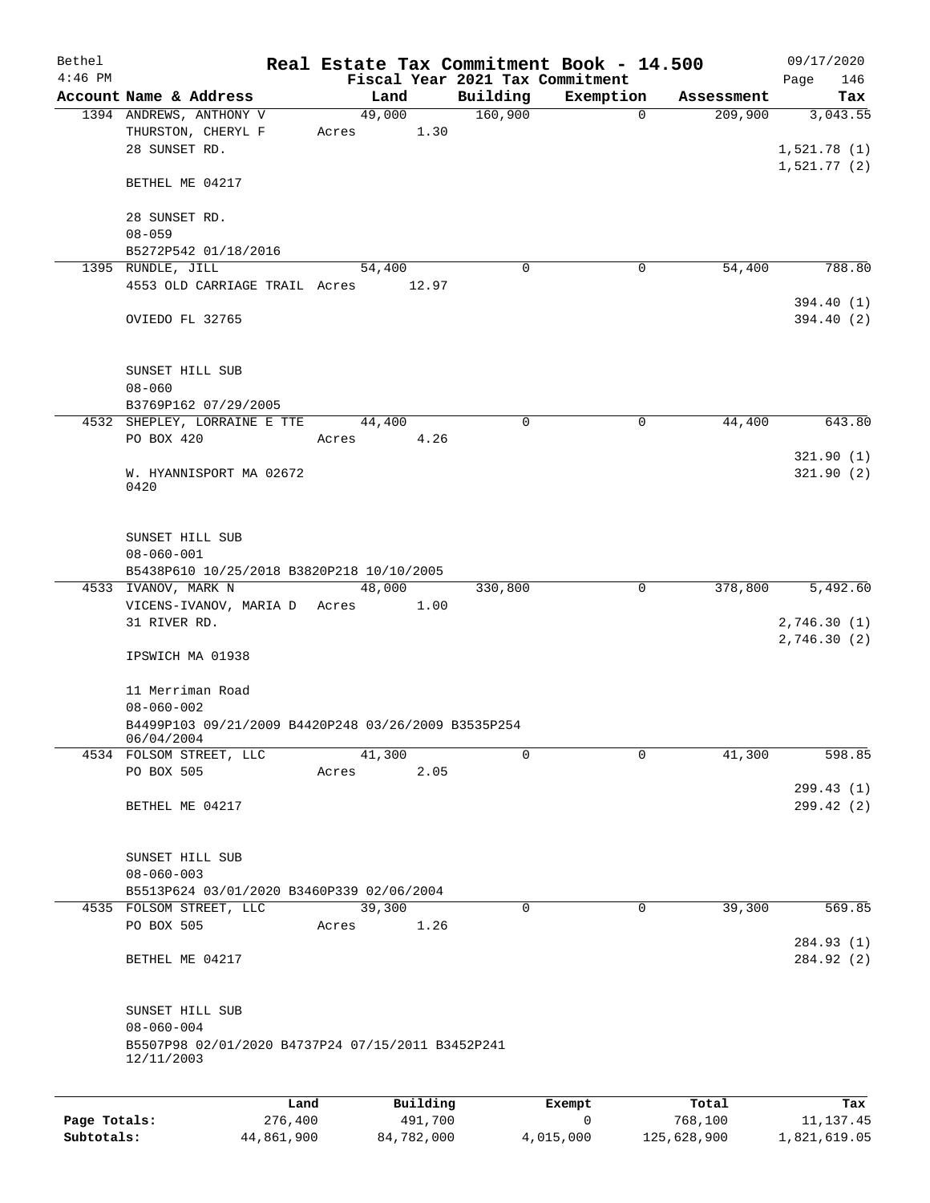# Real Estate Tax Commitment Book - 14.500

Bethel
4:46 PM

Fiscal Year 2021 Tax Commitment

09/17/2020
Page 146

| Account Name & Address | Land | Building | Exemption | Assessment | Tax |
|---|---|---|---|---|---|
| 1394 ANDREWS, ANTHONY V | 49,000 | 160,900 | 0 | 209,900 | 3,043.55 |
| THURSTON, CHERYL F | Acres 1.30 | | | | |
| 28 SUNSET RD. | | | | | 1,521.78 (1) |
| | | | | | 1,521.77 (2) |
| BETHEL ME 04217 | | | | | |
| 28 SUNSET RD. | | | | | |
| 08-059 | | | | | |
| B5272P542 01/18/2016 | | | | | |
| 1395 RUNDLE, JILL | 54,400 | 0 | 0 | 54,400 | 788.80 |
| 4553 OLD CARRIAGE TRAIL | Acres 12.97 | | | | |
| | | | | | 394.40 (1) |
| OVIEDO FL 32765 | | | | | 394.40 (2) |
| SUNSET HILL SUB | | | | | |
| 08-060 | | | | | |
| B3769P162 07/29/2005 | | | | | |
| 4532 SHEPLEY, LORRAINE E TTE | 44,400 | 0 | 0 | 44,400 | 643.80 |
| PO BOX 420 | Acres 4.26 | | | | |
| | | | | | 321.90 (1) |
| W. HYANNISPORT MA 02672 0420 | | | | | 321.90 (2) |
| SUNSET HILL SUB | | | | | |
| 08-060-001 | | | | | |
| B5438P610 10/25/2018 B3820P218 10/10/2005 | | | | | |
| 4533 IVANOV, MARK N | 48,000 | 330,800 | 0 | 378,800 | 5,492.60 |
| VICENS-IVANOV, MARIA D | Acres 1.00 | | | | |
| 31 RIVER RD. | | | | | 2,746.30 (1) |
| | | | | | 2,746.30 (2) |
| IPSWICH MA 01938 | | | | | |
| 11 Merriman Road | | | | | |
| 08-060-002 | | | | | |
| B4499P103 09/21/2009 B4420P248 03/26/2009 B3535P254 06/04/2004 | | | | | |
| 4534 FOLSOM STREET, LLC | 41,300 | 0 | 0 | 41,300 | 598.85 |
| PO BOX 505 | Acres 2.05 | | | | |
| | | | | | 299.43 (1) |
| BETHEL ME 04217 | | | | | 299.42 (2) |
| SUNSET HILL SUB | | | | | |
| 08-060-003 | | | | | |
| B5513P624 03/01/2020 B3460P339 02/06/2004 | | | | | |
| 4535 FOLSOM STREET, LLC | 39,300 | 0 | 0 | 39,300 | 569.85 |
| PO BOX 505 | Acres 1.26 | | | | |
| | | | | | 284.93 (1) |
| BETHEL ME 04217 | | | | | 284.92 (2) |
| SUNSET HILL SUB | | | | | |
| 08-060-004 | | | | | |
| B5507P98 02/01/2020 B4737P24 07/15/2011 B3452P241 12/11/2003 | | | | | |

| | Land | Building | Exempt | Total | Tax |
|---|---|---|---|---|---|
| Page Totals: | 276,400 | 491,700 | 0 | 768,100 | 11,137.45 |
| Subtotals: | 44,861,900 | 84,782,000 | 4,015,000 | 125,628,900 | 1,821,619.05 |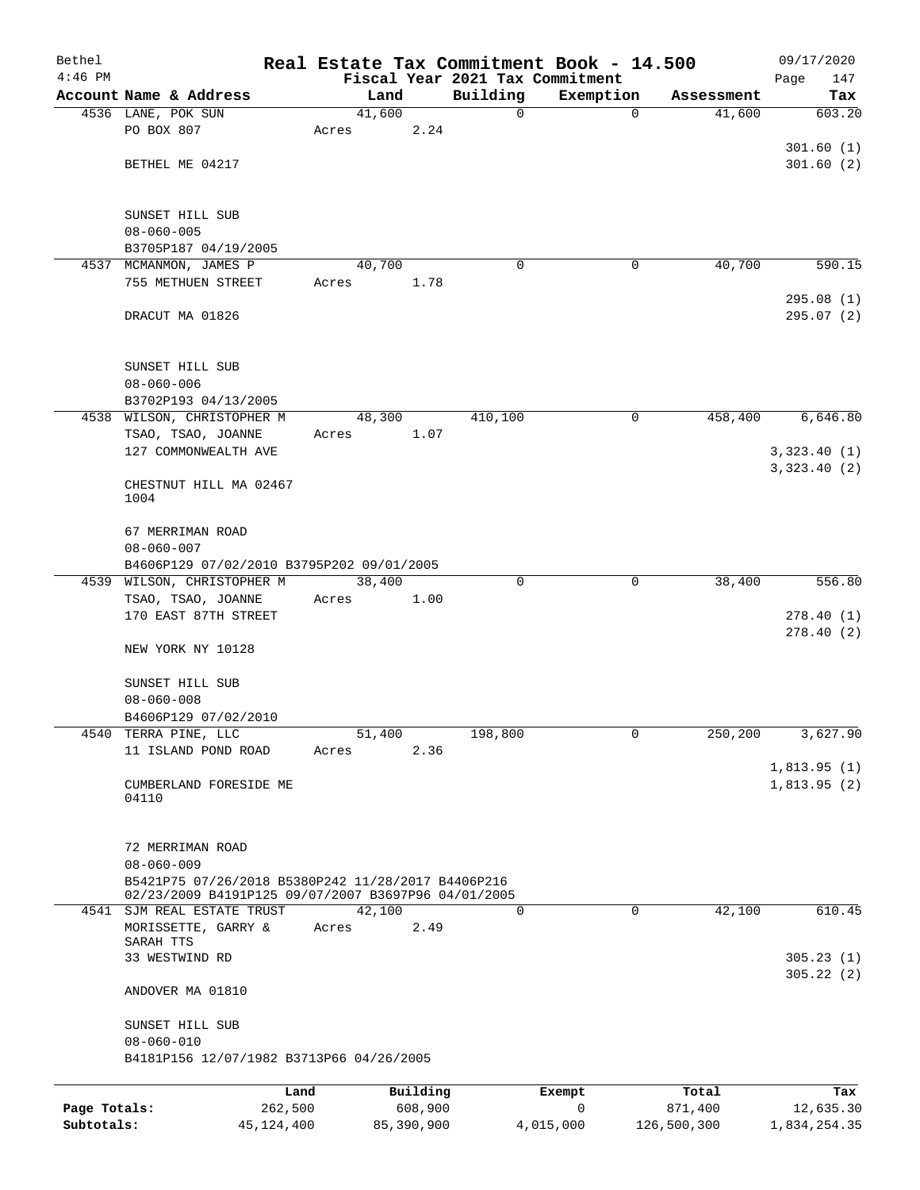# Real Estate Tax Commitment Book - 14.500

Bethel 09/17/2020
4:46 PM

Fiscal Year 2021 Tax Commitment

| Account Name & Address | Land | Building | Exemption | Assessment | Tax |
|---|---|---|---|---|---|
| 4536 LANE, POK SUN<br>PO BOX 807<br><br>BETHEL ME 04217<br><br>SUNSET HILL SUB<br>08-060-005<br>B3705P187 04/19/2005 | 41,600<br>Acres 2.24 | 0 | 0 | 41,600 | 603.20<br><br>301.60 (1)<br>301.60 (2) |
| 4537 MCMANMON, JAMES P<br>755 METHUEN STREET<br><br>DRACUT MA 01826<br><br>SUNSET HILL SUB<br>08-060-006<br>B3702P193 04/13/2005 | 40,700<br>Acres 1.78 | 0 | 0 | 40,700 | 590.15<br><br>295.08 (1)<br>295.07 (2) |
| 4538 WILSON, CHRISTOPHER M<br>TSAO, TSAO, JOANNE<br>127 COMMONWEALTH AVE<br><br>CHESTNUT HILL MA 02467<br>1004<br><br>67 MERRIMAN ROAD<br>08-060-007<br>B4606P129 07/02/2010 B3795P202 09/01/2005 | 48,300<br>Acres 1.07 | 410,100 | 0 | 458,400 | 6,646.80<br><br>3,323.40 (1)<br>3,323.40 (2) |
| 4539 WILSON, CHRISTOPHER M<br>TSAO, TSAO, JOANNE<br>170 EAST 87TH STREET<br><br>NEW YORK NY 10128<br><br>SUNSET HILL SUB<br>08-060-008<br>B4606P129 07/02/2010 | 38,400<br>Acres 1.00 | 0 | 0 | 38,400 | 556.80<br><br>278.40 (1)<br>278.40 (2) |
| 4540 TERRA PINE, LLC<br>11 ISLAND POND ROAD<br><br>CUMBERLAND FORESIDE ME<br>04110<br><br>72 MERRIMAN ROAD<br>08-060-009<br>B5421P75 07/26/2018 B5380P242 11/28/2017 B4406P216<br>02/23/2009 B4191P125 09/07/2007 B3697P96 04/01/2005 | 51,400<br>Acres 2.36 | 198,800 | 0 | 250,200 | 3,627.90<br><br>1,813.95 (1)<br>1,813.95 (2) |
| 4541 SJM REAL ESTATE TRUST<br>MORISSETTE, GARRY &<br>SARAH TTS<br>33 WESTWIND RD<br><br>ANDOVER MA 01810<br><br>SUNSET HILL SUB<br>08-060-010<br>B4181P156 12/07/1982 B3713P66 04/26/2005 | 42,100<br>Acres 2.49 | 0 | 0 | 42,100 | 610.45<br><br>305.23 (1)<br>305.22 (2) |

| | Land | Building | Exempt | Total | Tax |
|---|---|---|---|---|---|
| Page Totals: | 262,500 | 608,900 | 0 | 871,400 | 12,635.30 |
| Subtotals: | 45,124,400 | 85,390,900 | 4,015,000 | 126,500,300 | 1,834,254.35 |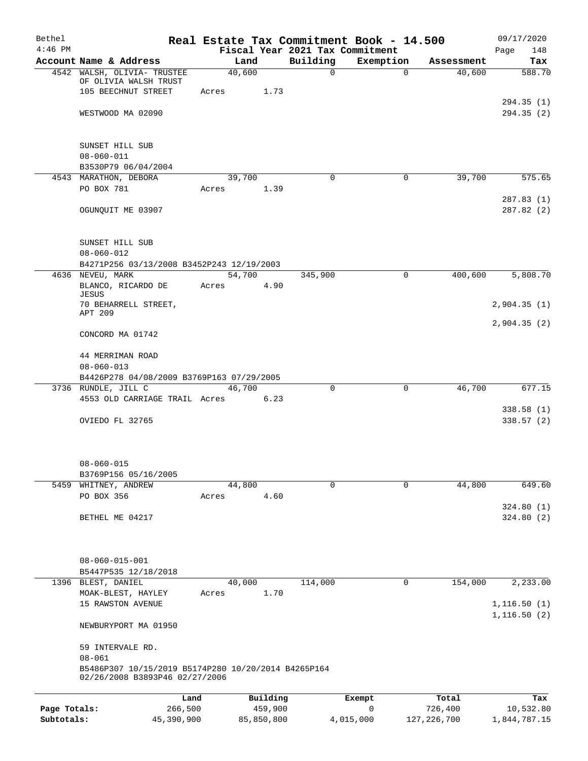Bethel 4:46 PM

# Real Estate Tax Commitment Book - 14.500

Fiscal Year 2021 Tax Commitment

09/17/2020 Page 148

| Account Name & Address | Land | Building | Exemption | Assessment | Tax |
|---|---|---|---|---|---|
| 4542 WALSH, OLIVIA- TRUSTEE<br>OF OLIVIA WALSH TRUST<br>105 BEECHNUT STREET<br><br>WESTWOOD MA 02090<br><br>SUNSET HILL SUB<br>08-060-011<br>B3530P79 06/04/2004 | 40,600<br>Acres 1.73 | 0 | 0 | 40,600 | 588.70<br><br>294.35 (1)<br>294.35 (2) |
| 4543 MARATHON, DEBORA<br>PO BOX 781<br><br>OGUNQUIT ME 03907<br><br>SUNSET HILL SUB<br>08-060-012<br>B4271P256 03/13/2008 B3452P243 12/19/2003 | 39,700<br>Acres 1.39 | 0 | 0 | 39,700 | 575.65<br><br>287.83 (1)<br>287.82 (2) |
| 4636 NEVEU, MARK<br>BLANCO, RICARDO DE JESUS<br>70 BEHARRELL STREET, APT 209<br><br>CONCORD MA 01742<br><br>44 MERRIMAN ROAD<br>08-060-013<br>B4426P278 04/08/2009 B3769P163 07/29/2005 | 54,700<br>Acres 4.90 | 345,900 | 0 | 400,600 | 5,808.70<br><br>2,904.35 (1)<br>2,904.35 (2) |
| 3736 RUNDLE, JILL C<br>4553 OLD CARRIAGE TRAIL<br><br>OVIEDO FL 32765<br><br>08-060-015<br>B3769P156 05/16/2005 | 46,700<br>Acres 6.23 | 0 | 0 | 46,700 | 677.15<br><br>338.58 (1)<br>338.57 (2) |
| 5459 WHITNEY, ANDREW<br>PO BOX 356<br><br>BETHEL ME 04217<br><br>08-060-015-001<br>B5447P535 12/18/2018 | 44,800<br>Acres 4.60 | 0 | 0 | 44,800 | 649.60<br><br>324.80 (1)<br>324.80 (2) |
| 1396 BLEST, DANIEL<br>MOAK-BLEST, HAYLEY<br>15 RAWSTON AVENUE<br><br>NEWBURYPORT MA 01950<br><br>59 INTERVALE RD.<br>08-061<br>B5486P307 10/15/2019 B5174P280 10/20/2014 B4265P164 02/26/2008 B3893P46 02/27/2006 | 40,000<br>Acres 1.70 | 114,000 | 0 | 154,000 | 2,233.00<br><br>1,116.50 (1)<br>1,116.50 (2) |

| | Land | Building | Exempt | Total | Tax |
|---|---|---|---|---|---|
| Page Totals: | 266,500 | 459,900 | 0 | 726,400 | 10,532.80 |
| Subtotals: | 45,390,900 | 85,850,800 | 4,015,000 | 127,226,700 | 1,844,787.15 |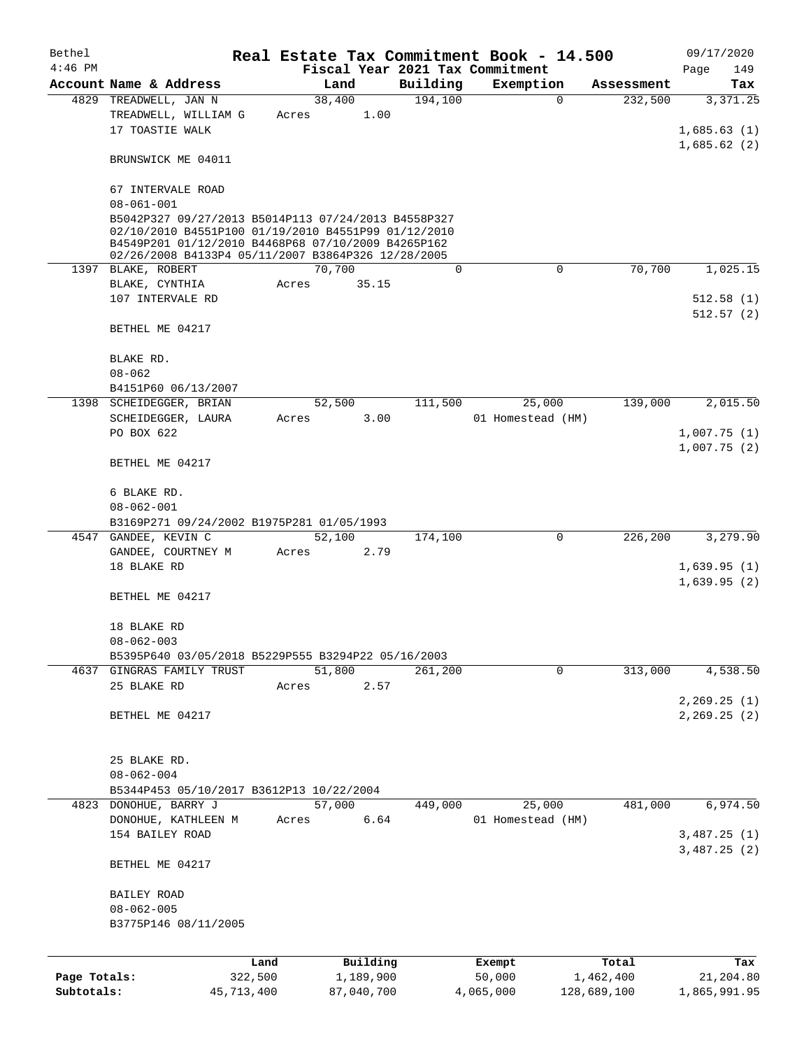Bethel 4:46 PM

# Real Estate Tax Commitment Book - 14.500

Fiscal Year 2021 Tax Commitment

09/17/2020 Page 149

| Account | Name & Address | Land | Building | Exemption | Assessment | Tax |
|---|---|---|---|---|---|---|
| 4829 | TREADWELL, JAN N<br>TREADWELL, WILLIAM G<br>17 TOASTIE WALK<br><br>BRUNSWICK ME 04011<br><br>67 INTERVALE ROAD<br>08-061-001<br>B5042P327 09/27/2013 B5014P113 07/24/2013 B4558P327 02/10/2010 B4551P100 01/19/2010 B4551P99 01/12/2010 B4549P201 01/12/2010 B4468P68 07/10/2009 B4265P162 02/26/2008 B4133P4 05/11/2007 B3864P326 12/28/2005 | 38,400<br>Acres 1.00 | 194,100 | 0 | 232,500 | 3,371.25<br><br>1,685.63 (1)<br>1,685.62 (2) |
| 1397 | BLAKE, ROBERT<br>BLAKE, CYNTHIA<br>107 INTERVALE RD<br><br>BETHEL ME 04217<br><br>BLAKE RD.<br>08-062<br>B4151P60 06/13/2007 | 70,700<br>Acres 35.15 | 0 | 0 | 70,700 | 1,025.15<br><br>512.58 (1)<br>512.57 (2) |
| 1398 | SCHEIDEGGER, BRIAN<br>SCHEIDEGGER, LAURA<br>PO BOX 622<br><br>BETHEL ME 04217<br><br>6 BLAKE RD.<br>08-062-001<br>B3169P271 09/24/2002 B1975P281 01/05/1993 | 52,500<br>Acres 3.00 | 111,500 | 25,000<br>01 Homestead (HM) | 139,000 | 2,015.50<br><br>1,007.75 (1)<br>1,007.75 (2) |
| 4547 | GANDEE, KEVIN C<br>GANDEE, COURTNEY M<br>18 BLAKE RD<br><br>BETHEL ME 04217<br><br>18 BLAKE RD<br>08-062-003<br>B5395P640 03/05/2018 B5229P555 B3294P22 05/16/2003 | 52,100<br>Acres 2.79 | 174,100 | 0 | 226,200 | 3,279.90<br><br>1,639.95 (1)<br>1,639.95 (2) |
| 4637 | GINGRAS FAMILY TRUST<br>25 BLAKE RD<br><br>BETHEL ME 04217<br><br>25 BLAKE RD.<br>08-062-004<br>B5344P453 05/10/2017 B3612P13 10/22/2004 | 51,800<br>Acres 2.57 | 261,200 | 0 | 313,000 | 4,538.50<br><br>2,269.25 (1)<br>2,269.25 (2) |
| 4823 | DONOHUE, BARRY J<br>DONOHUE, KATHLEEN M<br>154 BAILEY ROAD<br><br>BETHEL ME 04217<br><br>BAILEY ROAD<br>08-062-005<br>B3775P146 08/11/2005 | 57,000<br>Acres 6.64 | 449,000 | 25,000<br>01 Homestead (HM) | 481,000 | 6,974.50<br><br>3,487.25 (1)<br>3,487.25 (2) |

| | Land | Building | Exempt | Total | Tax |
|---|---|---|---|---|---|
| Page Totals: | 322,500 | 1,189,900 | 50,000 | 1,462,400 | 21,204.80 |
| Subtotals: | 45,713,400 | 87,040,700 | 4,065,000 | 128,689,100 | 1,865,991.95 |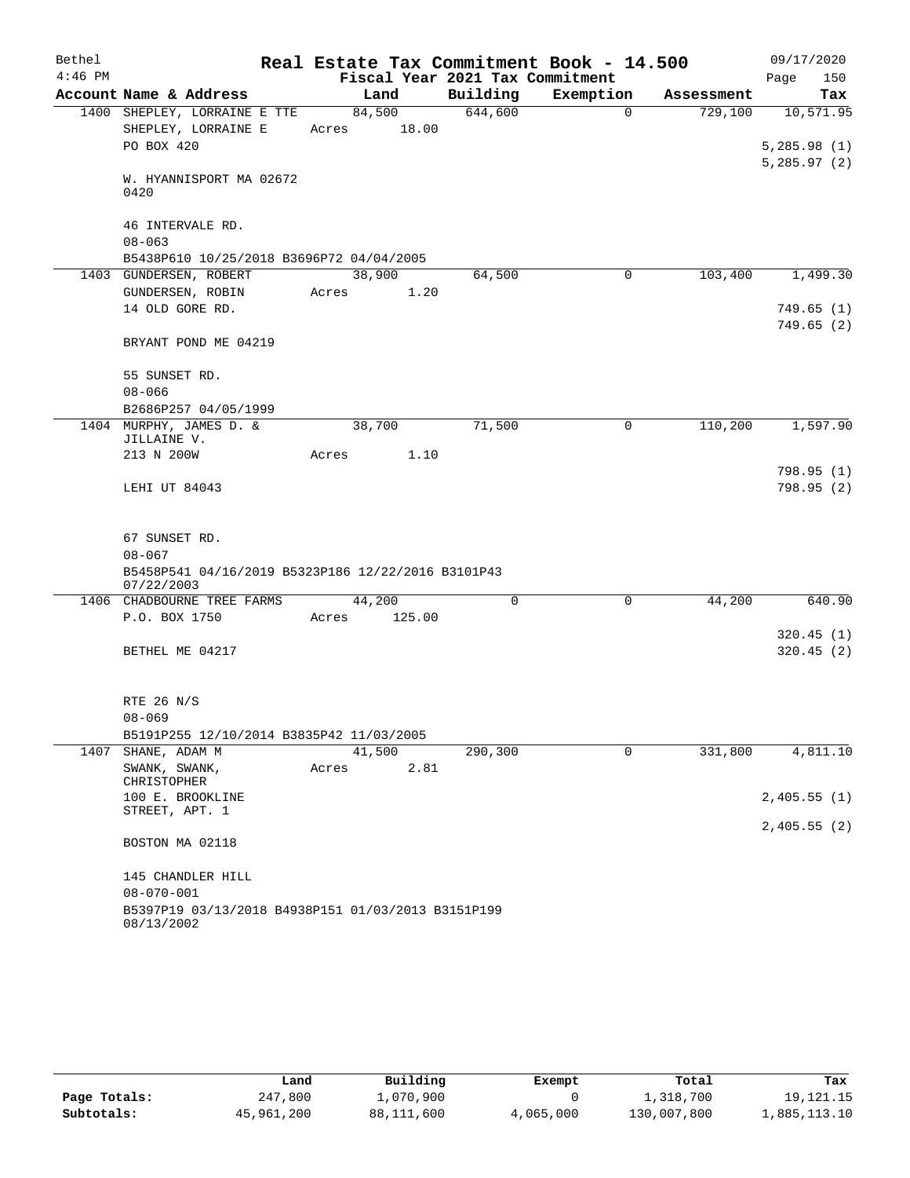# Real Estate Tax Commitment Book - 14.500

Bethel 4:46 PM — 09/17/2020

Fiscal Year 2021 Tax Commitment

| Account Name & Address | Land | Building | Exemption | Assessment | Tax |
|---|---|---|---|---|---|
| 1400 SHEPLEY, LORRAINE E TTE | 84,500 | 644,600 | 0 | 729,100 | 10,571.95 |
| SHEPLEY, LORRAINE E | Acres 18.00 | | | | |
| PO BOX 420 | | | | | 5,285.98 (1) |
| | | | | | 5,285.97 (2) |
| W. HYANNISPORT MA 02672 0420 | | | | | |
| 46 INTERVALE RD. | | | | | |
| 08-063 | | | | | |
| B5438P610 10/25/2018 B3696P72 04/04/2005 | | | | | |
| 1403 GUNDERSEN, ROBERT | 38,900 | 64,500 | 0 | 103,400 | 1,499.30 |
| GUNDERSEN, ROBIN | Acres 1.20 | | | | |
| 14 OLD GORE RD. | | | | | 749.65 (1) |
| | | | | | 749.65 (2) |
| BRYANT POND ME 04219 | | | | | |
| 55 SUNSET RD. | | | | | |
| 08-066 | | | | | |
| B2686P257 04/05/1999 | | | | | |
| 1404 MURPHY, JAMES D. & JILLAINE V. | 38,700 | 71,500 | 0 | 110,200 | 1,597.90 |
| 213 N 200W | Acres 1.10 | | | | |
| | | | | | 798.95 (1) |
| LEHI UT 84043 | | | | | 798.95 (2) |
| 67 SUNSET RD. | | | | | |
| 08-067 | | | | | |
| B5458P541 04/16/2019 B5323P186 12/22/2016 B3101P43 07/22/2003 | | | | | |
| 1406 CHADBOURNE TREE FARMS | 44,200 | 0 | 0 | 44,200 | 640.90 |
| P.O. BOX 1750 | Acres 125.00 | | | | |
| | | | | | 320.45 (1) |
| BETHEL ME 04217 | | | | | 320.45 (2) |
| RTE 26 N/S | | | | | |
| 08-069 | | | | | |
| B5191P255 12/10/2014 B3835P42 11/03/2005 | | | | | |
| 1407 SHANE, ADAM M | 41,500 | 290,300 | 0 | 331,800 | 4,811.10 |
| SWANK, SWANK, CHRISTOPHER | Acres 2.81 | | | | |
| 100 E. BROOKLINE STREET, APT. 1 | | | | | 2,405.55 (1) |
| | | | | | 2,405.55 (2) |
| BOSTON MA 02118 | | | | | |
| 145 CHANDLER HILL | | | | | |
| 08-070-001 | | | | | |
| B5397P19 03/13/2018 B4938P151 01/03/2013 B3151P199 08/13/2002 | | | | | |

| | Land | Building | Exempt | Total | Tax |
|---|---|---|---|---|---|
| Page Totals: | 247,800 | 1,070,900 | 0 | 1,318,700 | 19,121.15 |
| Subtotals: | 45,961,200 | 88,111,600 | 4,065,000 | 130,007,800 | 1,885,113.10 |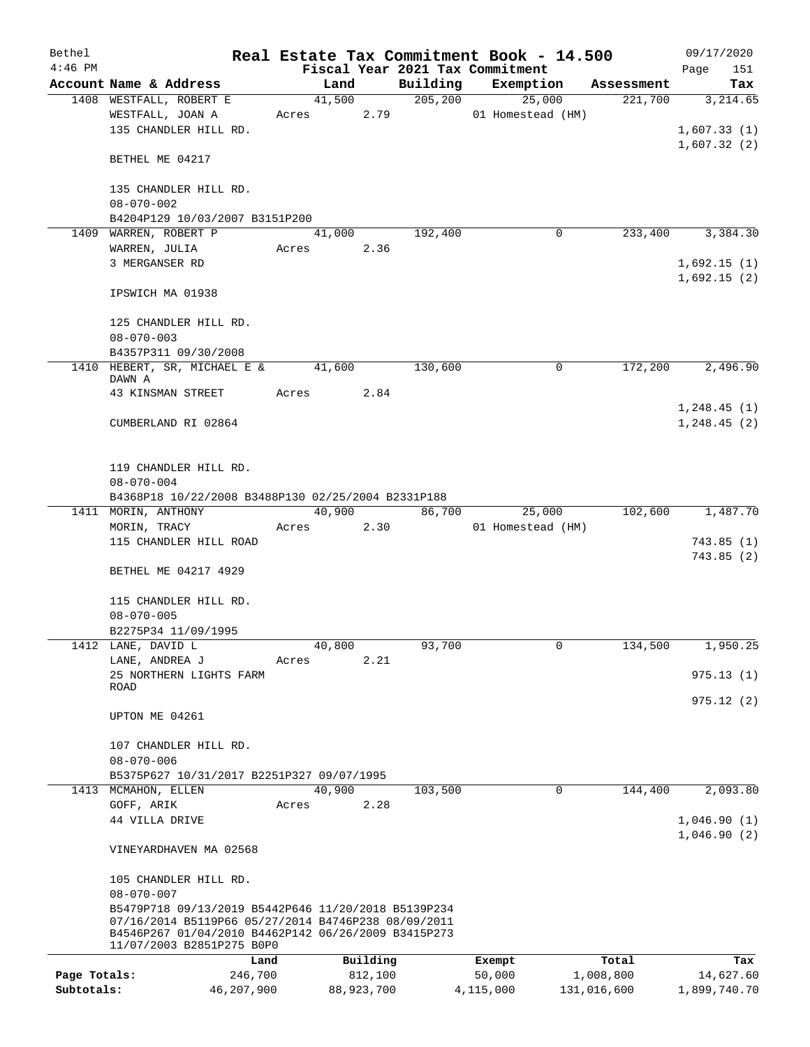Bethel 4:46 PM

# Real Estate Tax Commitment Book - 14.500

Fiscal Year 2021 Tax Commitment

09/17/2020 Page 151

| Account Name & Address | Land | Building | Exemption | Assessment | Tax |
|---|---|---|---|---|---|
| 1408 WESTFALL, ROBERT E | 41,500 | 205,200 | 25,000 | 221,700 | 3,214.65 |
| WESTFALL, JOAN A | Acres 2.79 | | 01 Homestead (HM) | | |
| 135 CHANDLER HILL RD. | | | | | 1,607.33 (1) |
| | | | | | 1,607.32 (2) |
| BETHEL ME 04217 | | | | | |
| 135 CHANDLER HILL RD. | | | | | |
| 08-070-002 | | | | | |
| B4204P129 10/03/2007 B3151P200 | | | | | |
| 1409 WARREN, ROBERT P | 41,000 | 192,400 | 0 | 233,400 | 3,384.30 |
| WARREN, JULIA | Acres 2.36 | | | | |
| 3 MERGANSER RD | | | | | 1,692.15 (1) |
| | | | | | 1,692.15 (2) |
| IPSWICH MA 01938 | | | | | |
| 125 CHANDLER HILL RD. | | | | | |
| 08-070-003 | | | | | |
| B4357P311 09/30/2008 | | | | | |
| 1410 HEBERT, SR, MICHAEL E & DAWN A | 41,600 | 130,600 | 0 | 172,200 | 2,496.90 |
| 43 KINSMAN STREET | Acres 2.84 | | | | |
| | | | | | 1,248.45 (1) |
| CUMBERLAND RI 02864 | | | | | 1,248.45 (2) |
| 119 CHANDLER HILL RD. | | | | | |
| 08-070-004 | | | | | |
| B4368P18 10/22/2008 B3488P130 02/25/2004 B2331P188 | | | | | |
| 1411 MORIN, ANTHONY | 40,900 | 86,700 | 25,000 | 102,600 | 1,487.70 |
| MORIN, TRACY | Acres 2.30 | | 01 Homestead (HM) | | |
| 115 CHANDLER HILL ROAD | | | | | 743.85 (1) |
| | | | | | 743.85 (2) |
| BETHEL ME 04217 4929 | | | | | |
| 115 CHANDLER HILL RD. | | | | | |
| 08-070-005 | | | | | |
| B2275P34 11/09/1995 | | | | | |
| 1412 LANE, DAVID L | 40,800 | 93,700 | 0 | 134,500 | 1,950.25 |
| LANE, ANDREA J | Acres 2.21 | | | | |
| 25 NORTHERN LIGHTS FARM ROAD | | | | | 975.13 (1) |
| | | | | | 975.12 (2) |
| UPTON ME 04261 | | | | | |
| 107 CHANDLER HILL RD. | | | | | |
| 08-070-006 | | | | | |
| B5375P627 10/31/2017 B2251P327 09/07/1995 | | | | | |
| 1413 MCMAHON, ELLEN | 40,900 | 103,500 | 0 | 144,400 | 2,093.80 |
| GOFF, ARIK | Acres 2.28 | | | | |
| 44 VILLA DRIVE | | | | | 1,046.90 (1) |
| | | | | | 1,046.90 (2) |
| VINEYARDHAVEN MA 02568 | | | | | |
| 105 CHANDLER HILL RD. | | | | | |
| 08-070-007 | | | | | |
| B5479P718 09/13/2019 B5442P646 11/20/2018 B5139P234 07/16/2014 B5119P66 05/27/2014 B4746P238 08/09/2011 B4546P267 01/04/2010 B4462P142 06/26/2009 B3415P273 11/07/2003 B2851P275 B0P0 | | | | | |

| | Land | Building | Exempt | Total | Tax |
|---|---|---|---|---|---|
| Page Totals: | 246,700 | 812,100 | 50,000 | 1,008,800 | 14,627.60 |
| Subtotals: | 46,207,900 | 88,923,700 | 4,115,000 | 131,016,600 | 1,899,740.70 |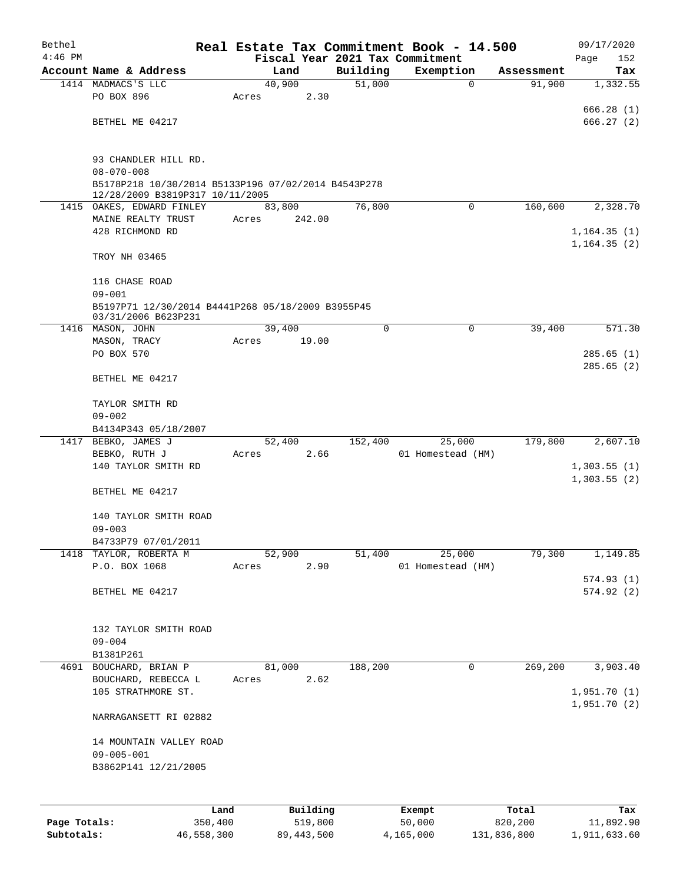Bethel 4:46 PM

# Real Estate Tax Commitment Book - 14.500

## Fiscal Year 2021 Tax Commitment

09/17/2020 Page 152

| Account Name & Address | Land | Building | Exemption | Assessment | Tax |
|---|---|---|---|---|---|
| 1414 MADMACS'S LLC | 40,900 | 51,000 | 0 | 91,900 | 1,332.55 |
| PO BOX 896 | Acres 2.30 | | | | |
| | | | | | 666.28 (1) |
| BETHEL ME 04217 | | | | | 666.27 (2) |
| 93 CHANDLER HILL RD. | | | | | |
| 08-070-008 | | | | | |
| B5178P218 10/30/2014 B5133P196 07/02/2014 B4543P278 12/28/2009 B3819P317 10/11/2005 | | | | | |
| 1415 OAKES, EDWARD FINLEY | 83,800 | 76,800 | 0 | 160,600 | 2,328.70 |
| MAINE REALTY TRUST | Acres 242.00 | | | | |
| 428 RICHMOND RD | | | | | 1,164.35 (1) |
| | | | | | 1,164.35 (2) |
| TROY NH 03465 | | | | | |
| 116 CHASE ROAD | | | | | |
| 09-001 | | | | | |
| B5197P71 12/30/2014 B4441P268 05/18/2009 B3955P45 03/31/2006 B623P231 | | | | | |
| 1416 MASON, JOHN | 39,400 | 0 | 0 | 39,400 | 571.30 |
| MASON, TRACY | Acres 19.00 | | | | |
| PO BOX 570 | | | | | 285.65 (1) |
| | | | | | 285.65 (2) |
| BETHEL ME 04217 | | | | | |
| TAYLOR SMITH RD | | | | | |
| 09-002 | | | | | |
| B4134P343 05/18/2007 | | | | | |
| 1417 BEBKO, JAMES J | 52,400 | 152,400 | 25,000 | 179,800 | 2,607.10 |
| BEBKO, RUTH J | Acres 2.66 | | 01 Homestead (HM) | | |
| 140 TAYLOR SMITH RD | | | | | 1,303.55 (1) |
| | | | | | 1,303.55 (2) |
| BETHEL ME 04217 | | | | | |
| 140 TAYLOR SMITH ROAD | | | | | |
| 09-003 | | | | | |
| B4733P79 07/01/2011 | | | | | |
| 1418 TAYLOR, ROBERTA M | 52,900 | 51,400 | 25,000 | 79,300 | 1,149.85 |
| P.O. BOX 1068 | Acres 2.90 | | 01 Homestead (HM) | | |
| | | | | | 574.93 (1) |
| BETHEL ME 04217 | | | | | 574.92 (2) |
| 132 TAYLOR SMITH ROAD | | | | | |
| 09-004 | | | | | |
| B1381P261 | | | | | |
| 4691 BOUCHARD, BRIAN P | 81,000 | 188,200 | 0 | 269,200 | 3,903.40 |
| BOUCHARD, REBECCA L | Acres 2.62 | | | | |
| 105 STRATHMORE ST. | | | | | 1,951.70 (1) |
| | | | | | 1,951.70 (2) |
| NARRAGANSETT RI 02882 | | | | | |
| 14 MOUNTAIN VALLEY ROAD | | | | | |
| 09-005-001 | | | | | |
| B3862P141 12/21/2005 | | | | | |

| | Land | Building | Exempt | Total | Tax |
|---|---|---|---|---|---|
| Page Totals: | 350,400 | 519,800 | 50,000 | 820,200 | 11,892.90 |
| Subtotals: | 46,558,300 | 89,443,500 | 4,165,000 | 131,836,800 | 1,911,633.60 |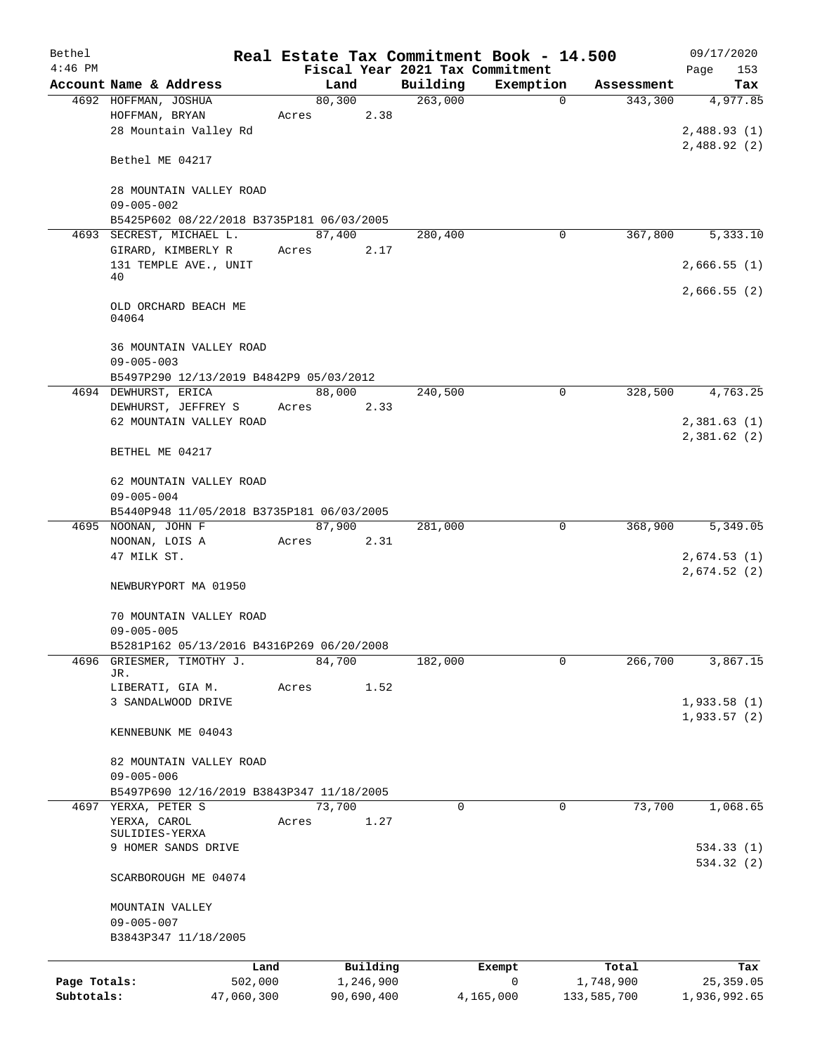# Real Estate Tax Commitment Book - 14.500

Bethel
4:46 PM

Fiscal Year 2021 Tax Commitment

09/17/2020

| Account Name & Address | Land | Building | Exemption | Assessment | Tax |
|---|---|---|---|---|---|
| 4692 HOFFMAN, JOSHUA | 80,300 | 263,000 | 0 | 343,300 | 4,977.85 |
| HOFFMAN, BRYAN | Acres 2.38 | | | | |
| 28 Mountain Valley Rd | | | | | 2,488.93 (1) |
| | | | | | 2,488.92 (2) |
| Bethel ME 04217 | | | | | |
| 28 MOUNTAIN VALLEY ROAD | | | | | |
| 09-005-002 | | | | | |
| B5425P602 08/22/2018 B3735P181 06/03/2005 | | | | | |
| 4693 SECREST, MICHAEL L. | 87,400 | 280,400 | 0 | 367,800 | 5,333.10 |
| GIRARD, KIMBERLY R | Acres 2.17 | | | | |
| 131 TEMPLE AVE., UNIT 40 | | | | | 2,666.55 (1) |
| | | | | | 2,666.55 (2) |
| OLD ORCHARD BEACH ME 04064 | | | | | |
| 36 MOUNTAIN VALLEY ROAD | | | | | |
| 09-005-003 | | | | | |
| B5497P290 12/13/2019 B4842P9 05/03/2012 | | | | | |
| 4694 DEWHURST, ERICA | 88,000 | 240,500 | 0 | 328,500 | 4,763.25 |
| DEWHURST, JEFFREY S | Acres 2.33 | | | | |
| 62 MOUNTAIN VALLEY ROAD | | | | | 2,381.63 (1) |
| | | | | | 2,381.62 (2) |
| BETHEL ME 04217 | | | | | |
| 62 MOUNTAIN VALLEY ROAD | | | | | |
| 09-005-004 | | | | | |
| B5440P948 11/05/2018 B3735P181 06/03/2005 | | | | | |
| 4695 NOONAN, JOHN F | 87,900 | 281,000 | 0 | 368,900 | 5,349.05 |
| NOONAN, LOIS A | Acres 2.31 | | | | |
| 47 MILK ST. | | | | | 2,674.53 (1) |
| | | | | | 2,674.52 (2) |
| NEWBURYPORT MA 01950 | | | | | |
| 70 MOUNTAIN VALLEY ROAD | | | | | |
| 09-005-005 | | | | | |
| B5281P162 05/13/2016 B4316P269 06/20/2008 | | | | | |
| 4696 GRIESMER, TIMOTHY J. JR. | 84,700 | 182,000 | 0 | 266,700 | 3,867.15 |
| LIBERATI, GIA M. | Acres 1.52 | | | | |
| 3 SANDALWOOD DRIVE | | | | | 1,933.58 (1) |
| | | | | | 1,933.57 (2) |
| KENNEBUNK ME 04043 | | | | | |
| 82 MOUNTAIN VALLEY ROAD | | | | | |
| 09-005-006 | | | | | |
| B5497P690 12/16/2019 B3843P347 11/18/2005 | | | | | |
| 4697 YERXA, PETER S | 73,700 | 0 | 0 | 73,700 | 1,068.65 |
| YERXA, CAROL SULIDIES-YERXA | Acres 1.27 | | | | |
| 9 HOMER SANDS DRIVE | | | | | 534.33 (1) |
| | | | | | 534.32 (2) |
| SCARBOROUGH ME 04074 | | | | | |
| MOUNTAIN VALLEY | | | | | |
| 09-005-007 | | | | | |
| B3843P347 11/18/2005 | | | | | |

| | Land | Building | Exempt | Total | Tax |
|---|---|---|---|---|---|
| Page Totals: | 502,000 | 1,246,900 | 0 | 1,748,900 | 25,359.05 |
| Subtotals: | 47,060,300 | 90,690,400 | 4,165,000 | 133,585,700 | 1,936,992.65 |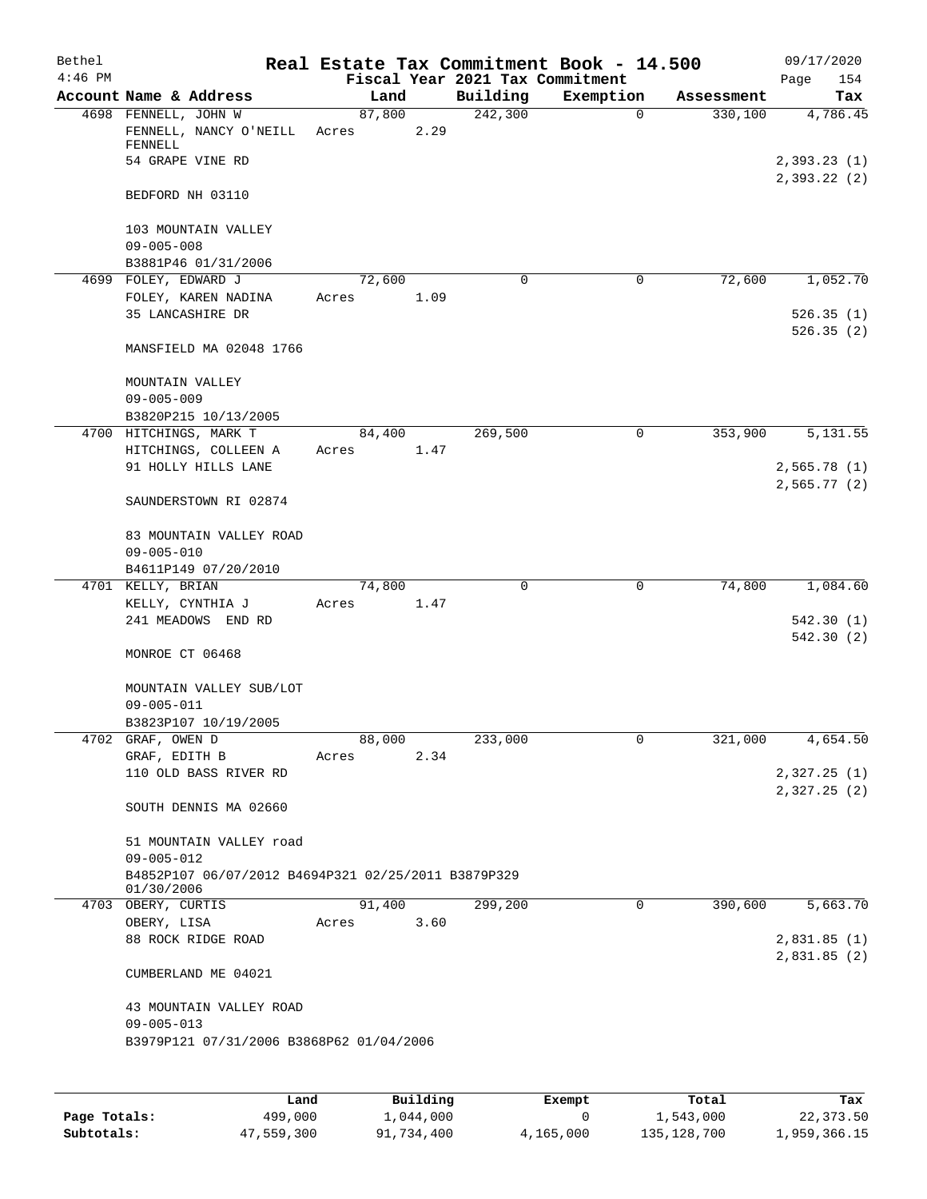Bethel 4:46 PM

# Real Estate Tax Commitment Book - 14.500

Fiscal Year 2021 Tax Commitment

09/17/2020 Page 154

| Account Name & Address | Land | Building | Exemption | Assessment | Tax |
|---|---|---|---|---|---|
| 4698 FENNELL, JOHN W | 87,800 | 242,300 | 0 | 330,100 | 4,786.45 |
| FENNELL, NANCY O'NEILL FENNELL | Acres 2.29 | | | | |
| 54 GRAPE VINE RD | | | | | 2,393.23 (1) |
| | | | | | 2,393.22 (2) |
| BEDFORD NH 03110 | | | | | |
| 103 MOUNTAIN VALLEY | | | | | |
| 09-005-008 | | | | | |
| B3881P46 01/31/2006 | | | | | |
| 4699 FOLEY, EDWARD J | 72,600 | 0 | 0 | 72,600 | 1,052.70 |
| FOLEY, KAREN NADINA | Acres 1.09 | | | | |
| 35 LANCASHIRE DR | | | | | 526.35 (1) |
| | | | | | 526.35 (2) |
| MANSFIELD MA 02048 1766 | | | | | |
| MOUNTAIN VALLEY | | | | | |
| 09-005-009 | | | | | |
| B3820P215 10/13/2005 | | | | | |
| 4700 HITCHINGS, MARK T | 84,400 | 269,500 | 0 | 353,900 | 5,131.55 |
| HITCHINGS, COLLEEN A | Acres 1.47 | | | | |
| 91 HOLLY HILLS LANE | | | | | 2,565.78 (1) |
| | | | | | 2,565.77 (2) |
| SAUNDERSTOWN RI 02874 | | | | | |
| 83 MOUNTAIN VALLEY ROAD | | | | | |
| 09-005-010 | | | | | |
| B4611P149 07/20/2010 | | | | | |
| 4701 KELLY, BRIAN | 74,800 | 0 | 0 | 74,800 | 1,084.60 |
| KELLY, CYNTHIA J | Acres 1.47 | | | | |
| 241 MEADOWS END RD | | | | | 542.30 (1) |
| | | | | | 542.30 (2) |
| MONROE CT 06468 | | | | | |
| MOUNTAIN VALLEY SUB/LOT | | | | | |
| 09-005-011 | | | | | |
| B3823P107 10/19/2005 | | | | | |
| 4702 GRAF, OWEN D | 88,000 | 233,000 | 0 | 321,000 | 4,654.50 |
| GRAF, EDITH B | Acres 2.34 | | | | |
| 110 OLD BASS RIVER RD | | | | | 2,327.25 (1) |
| | | | | | 2,327.25 (2) |
| SOUTH DENNIS MA 02660 | | | | | |
| 51 MOUNTAIN VALLEY road | | | | | |
| 09-005-012 | | | | | |
| B4852P107 06/07/2012 B4694P321 02/25/2011 B3879P329 01/30/2006 | | | | | |
| 4703 OBERY, CURTIS | 91,400 | 299,200 | 0 | 390,600 | 5,663.70 |
| OBERY, LISA | Acres 3.60 | | | | |
| 88 ROCK RIDGE ROAD | | | | | 2,831.85 (1) |
| | | | | | 2,831.85 (2) |
| CUMBERLAND ME 04021 | | | | | |
| 43 MOUNTAIN VALLEY ROAD | | | | | |
| 09-005-013 | | | | | |
| B3979P121 07/31/2006 B3868P62 01/04/2006 | | | | | |

| | Land | Building | Exempt | Total | Tax |
|---|---|---|---|---|---|
| Page Totals: | 499,000 | 1,044,000 | 0 | 1,543,000 | 22,373.50 |
| Subtotals: | 47,559,300 | 91,734,400 | 4,165,000 | 135,128,700 | 1,959,366.15 |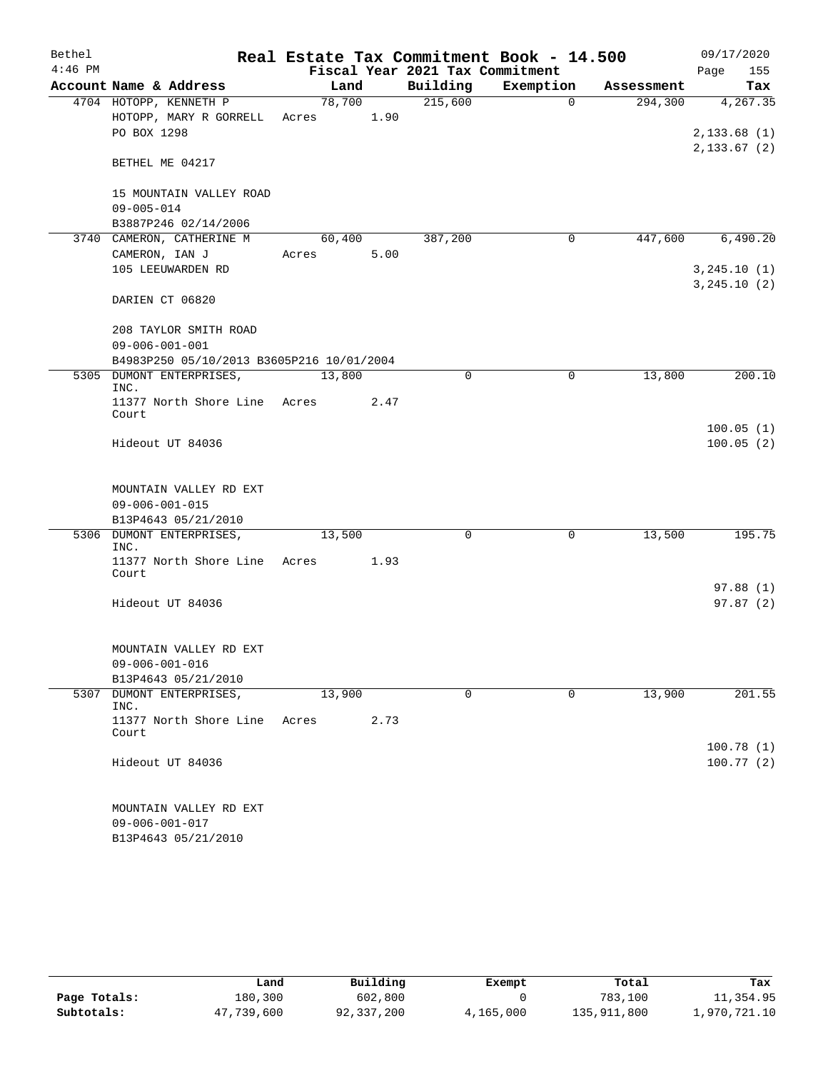# Real Estate Tax Commitment Book - 14.500

Bethel 09/17/2020
4:46 PM
Fiscal Year 2021 Tax Commitment

| Account Name & Address | Land | Building | Exemption | Assessment | Tax |
|---|---|---|---|---|---|
| 4704 HOTOPP, KENNETH P | 78,700 | 215,600 | 0 | 294,300 | 4,267.35 |
| HOTOPP, MARY R GORRELL | Acres 1.90 | | | | |
| PO BOX 1298 | | | | | 2,133.68 (1) |
| | | | | | 2,133.67 (2) |
| BETHEL ME 04217 | | | | | |
| 15 MOUNTAIN VALLEY ROAD | | | | | |
| 09-005-014 | | | | | |
| B3887P246 02/14/2006 | | | | | |
| 3740 CAMERON, CATHERINE M | 60,400 | 387,200 | 0 | 447,600 | 6,490.20 |
| CAMERON, IAN J | Acres 5.00 | | | | |
| 105 LEEUWARDEN RD | | | | | 3,245.10 (1) |
| | | | | | 3,245.10 (2) |
| DARIEN CT 06820 | | | | | |
| 208 TAYLOR SMITH ROAD | | | | | |
| 09-006-001-001 | | | | | |
| B4983P250 05/10/2013 B3605P216 10/01/2004 | | | | | |
| 5305 DUMONT ENTERPRISES, INC. | 13,800 | 0 | 0 | 13,800 | 200.10 |
| 11377 North Shore Line Court | Acres 2.47 | | | | |
| | | | | | 100.05 (1) |
| Hideout UT 84036 | | | | | 100.05 (2) |
| MOUNTAIN VALLEY RD EXT | | | | | |
| 09-006-001-015 | | | | | |
| B13P4643 05/21/2010 | | | | | |
| 5306 DUMONT ENTERPRISES, INC. | 13,500 | 0 | 0 | 13,500 | 195.75 |
| 11377 North Shore Line Court | Acres 1.93 | | | | |
| | | | | | 97.88 (1) |
| Hideout UT 84036 | | | | | 97.87 (2) |
| MOUNTAIN VALLEY RD EXT | | | | | |
| 09-006-001-016 | | | | | |
| B13P4643 05/21/2010 | | | | | |
| 5307 DUMONT ENTERPRISES, INC. | 13,900 | 0 | 0 | 13,900 | 201.55 |
| 11377 North Shore Line Court | Acres 2.73 | | | | |
| | | | | | 100.78 (1) |
| Hideout UT 84036 | | | | | 100.77 (2) |
| MOUNTAIN VALLEY RD EXT | | | | | |
| 09-006-001-017 | | | | | |
| B13P4643 05/21/2010 | | | | | |

| | Land | Building | Exempt | Total | Tax |
|---|---|---|---|---|---|
| Page Totals: | 180,300 | 602,800 | 0 | 783,100 | 11,354.95 |
| Subtotals: | 47,739,600 | 92,337,200 | 4,165,000 | 135,911,800 | 1,970,721.10 |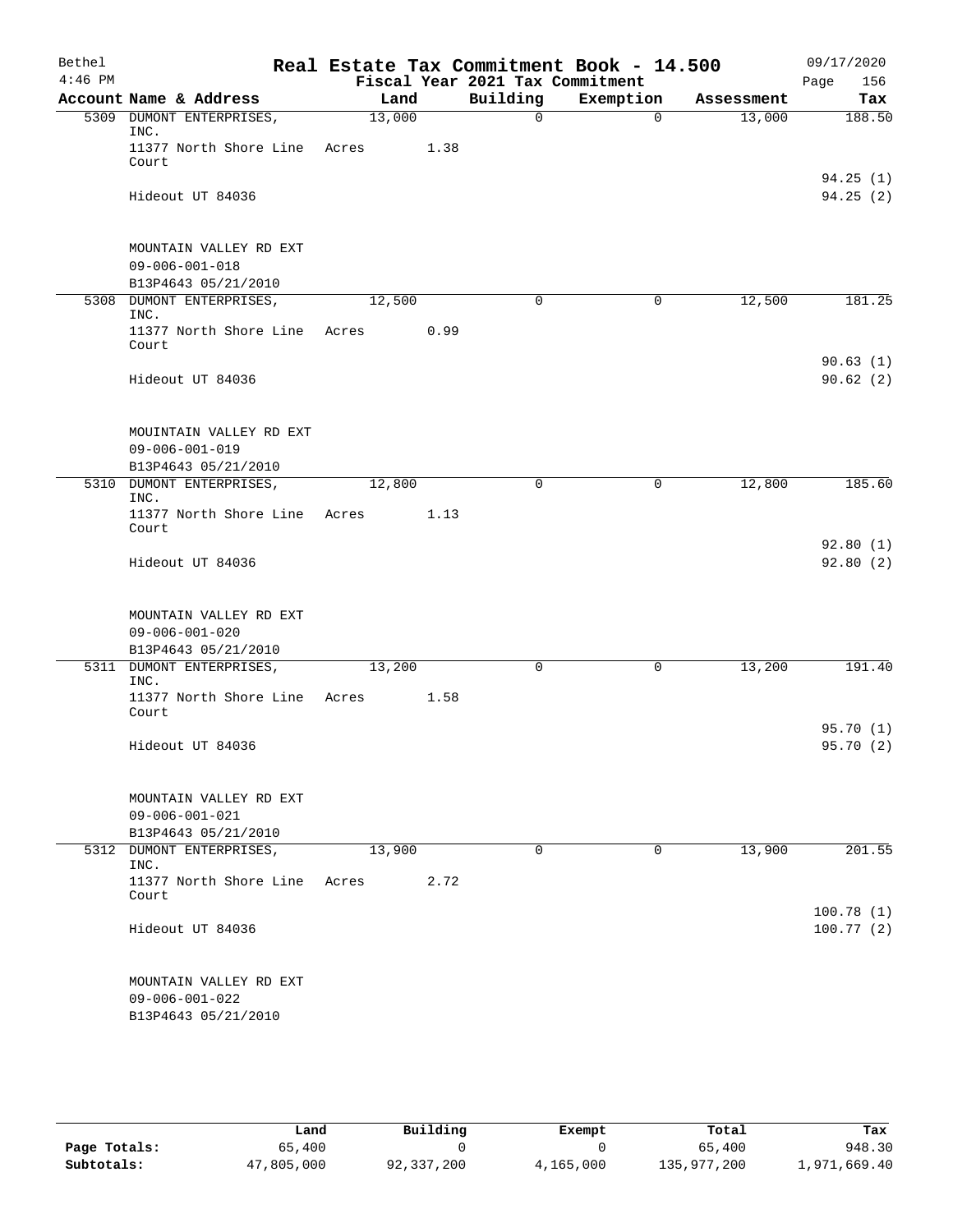# Real Estate Tax Commitment Book - 14.500

Bethel
4:46 PM

Fiscal Year 2021 Tax Commitment

09/17/2020
Page 156

| Account Name & Address | Land | | Building | Exemption | Assessment | Tax |
|---|---|---|---|---|---|---|
| 5309 DUMONT ENTERPRISES, INC. | 13,000 | | 0 | 0 | 13,000 | 188.50 |
| 11377 North Shore Line Court | Acres | 1.38 | | | | |
| | | | | | | 94.25 (1) |
| Hideout UT 84036 | | | | | | 94.25 (2) |
| MOUNTAIN VALLEY RD EXT | | | | | | |
| 09-006-001-018 | | | | | | |
| B13P4643 05/21/2010 | | | | | | |
| 5308 DUMONT ENTERPRISES, INC. | 12,500 | | 0 | 0 | 12,500 | 181.25 |
| 11377 North Shore Line Court | Acres | 0.99 | | | | |
| | | | | | | 90.63 (1) |
| Hideout UT 84036 | | | | | | 90.62 (2) |
| MOUINTAIN VALLEY RD EXT | | | | | | |
| 09-006-001-019 | | | | | | |
| B13P4643 05/21/2010 | | | | | | |
| 5310 DUMONT ENTERPRISES, INC. | 12,800 | | 0 | 0 | 12,800 | 185.60 |
| 11377 North Shore Line Court | Acres | 1.13 | | | | |
| | | | | | | 92.80 (1) |
| Hideout UT 84036 | | | | | | 92.80 (2) |
| MOUNTAIN VALLEY RD EXT | | | | | | |
| 09-006-001-020 | | | | | | |
| B13P4643 05/21/2010 | | | | | | |
| 5311 DUMONT ENTERPRISES, INC. | 13,200 | | 0 | 0 | 13,200 | 191.40 |
| 11377 North Shore Line Court | Acres | 1.58 | | | | |
| | | | | | | 95.70 (1) |
| Hideout UT 84036 | | | | | | 95.70 (2) |
| MOUNTAIN VALLEY RD EXT | | | | | | |
| 09-006-001-021 | | | | | | |
| B13P4643 05/21/2010 | | | | | | |
| 5312 DUMONT ENTERPRISES, INC. | 13,900 | | 0 | 0 | 13,900 | 201.55 |
| 11377 North Shore Line Court | Acres | 2.72 | | | | |
| | | | | | | 100.78 (1) |
| Hideout UT 84036 | | | | | | 100.77 (2) |
| MOUNTAIN VALLEY RD EXT | | | | | | |
| 09-006-001-022 | | | | | | |
| B13P4643 05/21/2010 | | | | | | |

| | Land | Building | Exempt | Total | Tax |
|---|---|---|---|---|---|
| Page Totals: | 65,400 | 0 | 0 | 65,400 | 948.30 |
| Subtotals: | 47,805,000 | 92,337,200 | 4,165,000 | 135,977,200 | 1,971,669.40 |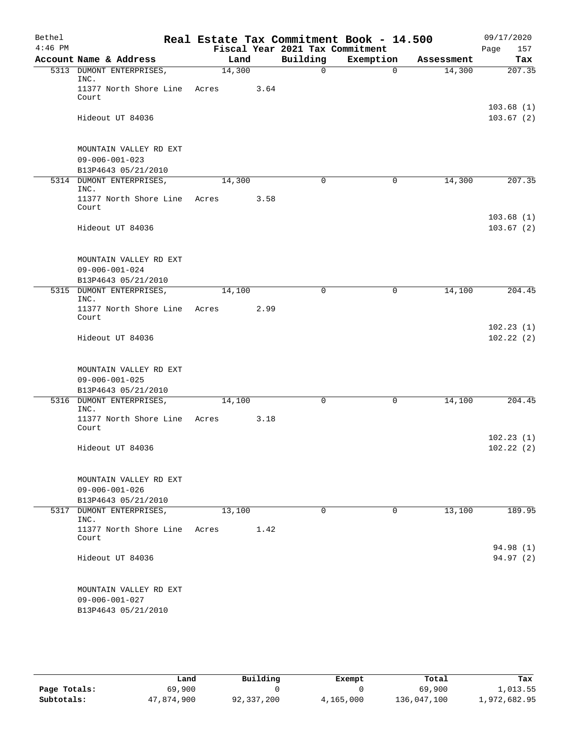Bethel — Real Estate Tax Commitment Book - 14.500 — 09/17/2020

4:46 PM — Fiscal Year 2021 Tax Commitment

| Account Name & Address | Land | Building | Exemption | Assessment | Tax |
|---|---|---|---|---|---|
| 5313 DUMONT ENTERPRISES, INC. | 14,300 | 0 | 0 | 14,300 | 207.35 |
| 11377 North Shore Line Court | Acres 3.64 | | | | |
| Hideout UT 84036 | | | | | 103.68 (1) |
| | | | | | 103.67 (2) |
| MOUNTAIN VALLEY RD EXT | | | | | |
| 09-006-001-023 | | | | | |
| B13P4643 05/21/2010 | | | | | |
| 5314 DUMONT ENTERPRISES, INC. | 14,300 | 0 | 0 | 14,300 | 207.35 |
| 11377 North Shore Line Court | Acres 3.58 | | | | |
| Hideout UT 84036 | | | | | 103.68 (1) |
| | | | | | 103.67 (2) |
| MOUNTAIN VALLEY RD EXT | | | | | |
| 09-006-001-024 | | | | | |
| B13P4643 05/21/2010 | | | | | |
| 5315 DUMONT ENTERPRISES, INC. | 14,100 | 0 | 0 | 14,100 | 204.45 |
| 11377 North Shore Line Court | Acres 2.99 | | | | |
| Hideout UT 84036 | | | | | 102.23 (1) |
| | | | | | 102.22 (2) |
| MOUNTAIN VALLEY RD EXT | | | | | |
| 09-006-001-025 | | | | | |
| B13P4643 05/21/2010 | | | | | |
| 5316 DUMONT ENTERPRISES, INC. | 14,100 | 0 | 0 | 14,100 | 204.45 |
| 11377 North Shore Line Court | Acres 3.18 | | | | |
| Hideout UT 84036 | | | | | 102.23 (1) |
| | | | | | 102.22 (2) |
| MOUNTAIN VALLEY RD EXT | | | | | |
| 09-006-001-026 | | | | | |
| B13P4643 05/21/2010 | | | | | |
| 5317 DUMONT ENTERPRISES, INC. | 13,100 | 0 | 0 | 13,100 | 189.95 |
| 11377 North Shore Line Court | Acres 1.42 | | | | |
| Hideout UT 84036 | | | | | 94.98 (1) |
| | | | | | 94.97 (2) |
| MOUNTAIN VALLEY RD EXT | | | | | |
| 09-006-001-027 | | | | | |
| B13P4643 05/21/2010 | | | | | |

| | Land | Building | Exempt | Total | Tax |
|---|---|---|---|---|---|
| Page Totals: | 69,900 | 0 | 0 | 69,900 | 1,013.55 |
| Subtotals: | 47,874,900 | 92,337,200 | 4,165,000 | 136,047,100 | 1,972,682.95 |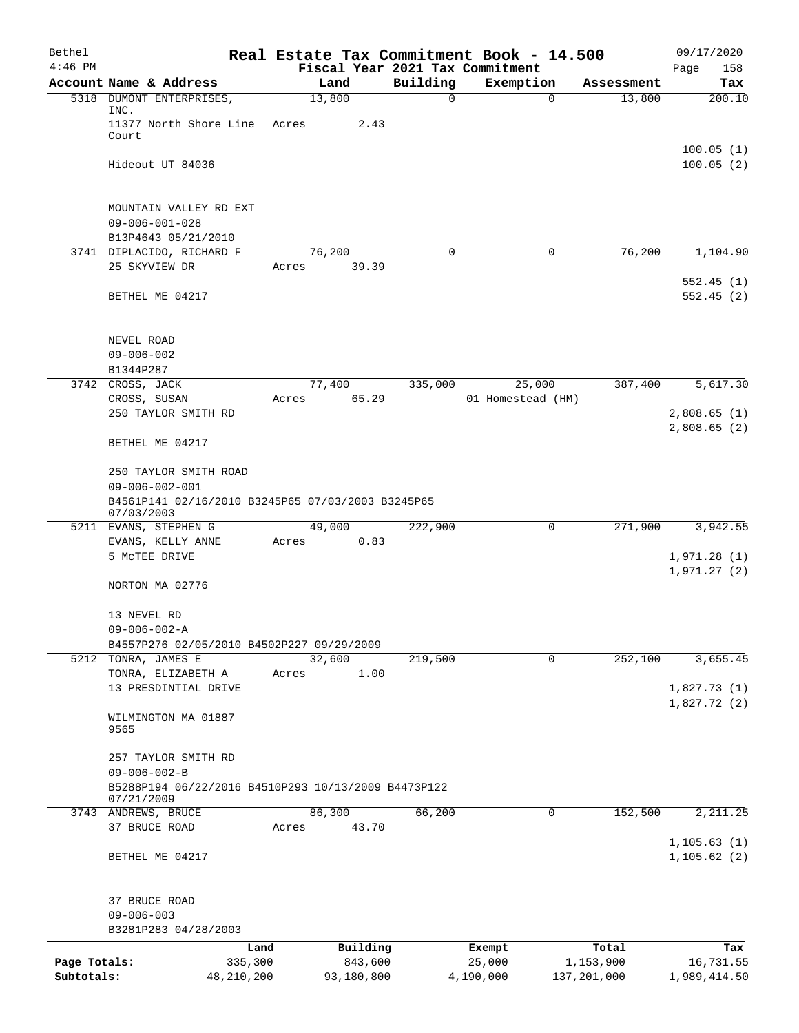Bethel 4:46 PM

# Real Estate Tax Commitment Book - 14.500

Fiscal Year 2021 Tax Commitment

09/17/2020

| Account Name & Address | Land | Building | Exemption | Assessment | Tax |
|---|---|---|---|---|---|
| 5318 DUMONT ENTERPRISES, INC. | 13,800 | 0 | 0 | 13,800 | 200.10 |
| 11377 North Shore Line Court | Acres 2.43 | | | | |
| | | | | | 100.05 (1) |
| Hideout UT 84036 | | | | | 100.05 (2) |
| MOUNTAIN VALLEY RD EXT | | | | | |
| 09-006-001-028 | | | | | |
| B13P4643 05/21/2010 | | | | | |
| 3741 DIPLACIDO, RICHARD F | 76,200 | 0 | 0 | 76,200 | 1,104.90 |
| 25 SKYVIEW DR | Acres 39.39 | | | | |
| | | | | | 552.45 (1) |
| BETHEL ME 04217 | | | | | 552.45 (2) |
| NEVEL ROAD | | | | | |
| 09-006-002 | | | | | |
| B1344P287 | | | | | |
| 3742 CROSS, JACK | 77,400 | 335,000 | 25,000 | 387,400 | 5,617.30 |
| CROSS, SUSAN | Acres 65.29 | | 01 Homestead (HM) | | |
| 250 TAYLOR SMITH RD | | | | | 2,808.65 (1) |
| | | | | | 2,808.65 (2) |
| BETHEL ME 04217 | | | | | |
| 250 TAYLOR SMITH ROAD | | | | | |
| 09-006-002-001 | | | | | |
| B4561P141 02/16/2010 B3245P65 07/03/2003 B3245P65 07/03/2003 | | | | | |
| 5211 EVANS, STEPHEN G | 49,000 | 222,900 | 0 | 271,900 | 3,942.55 |
| EVANS, KELLY ANNE | Acres 0.83 | | | | |
| 5 McTEE DRIVE | | | | | 1,971.28 (1) |
| | | | | | 1,971.27 (2) |
| NORTON MA 02776 | | | | | |
| 13 NEVEL RD | | | | | |
| 09-006-002-A | | | | | |
| B4557P276 02/05/2010 B4502P227 09/29/2009 | | | | | |
| 5212 TONRA, JAMES E | 32,600 | 219,500 | 0 | 252,100 | 3,655.45 |
| TONRA, ELIZABETH A | Acres 1.00 | | | | |
| 13 PRESDINTIAL DRIVE | | | | | 1,827.73 (1) |
| | | | | | 1,827.72 (2) |
| WILMINGTON MA 01887 9565 | | | | | |
| 257 TAYLOR SMITH RD | | | | | |
| 09-006-002-B | | | | | |
| B5288P194 06/22/2016 B4510P293 10/13/2009 B4473P122 07/21/2009 | | | | | |
| 3743 ANDREWS, BRUCE | 86,300 | 66,200 | 0 | 152,500 | 2,211.25 |
| 37 BRUCE ROAD | Acres 43.70 | | | | |
| | | | | | 1,105.63 (1) |
| BETHEL ME 04217 | | | | | 1,105.62 (2) |
| 37 BRUCE ROAD | | | | | |
| 09-006-003 | | | | | |
| B3281P283 04/28/2003 | | | | | |

| | Land | Building | Exempt | Total | Tax |
|---|---|---|---|---|---|
| Page Totals: | 335,300 | 843,600 | 25,000 | 1,153,900 | 16,731.55 |
| Subtotals: | 48,210,200 | 93,180,800 | 4,190,000 | 137,201,000 | 1,989,414.50 |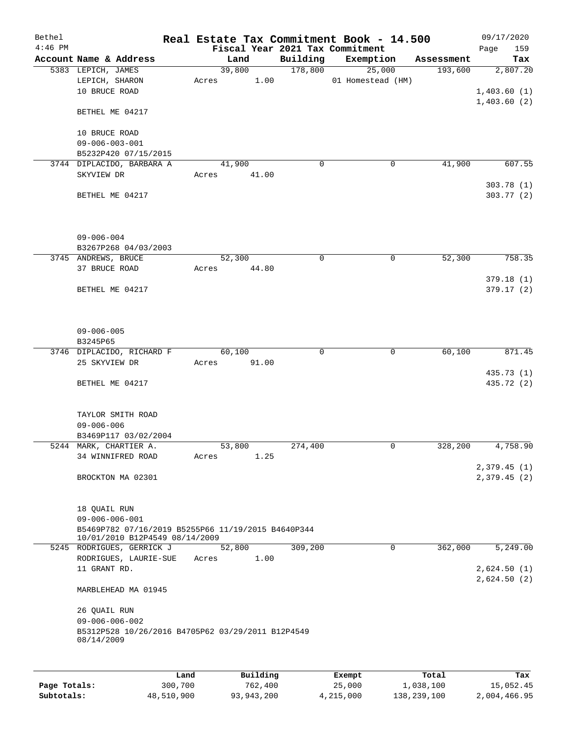Bethel 4:46 PM

# Real Estate Tax Commitment Book - 14.500

## Fiscal Year 2021 Tax Commitment

09/17/2020 Page 159

| Account | Name & Address | Land | Building | Exemption | Assessment | Tax |
|---|---|---|---|---|---|---|
| 5383 | LEPICH, JAMES<br>LEPICH, SHARON<br>10 BRUCE ROAD<br><br>BETHEL ME 04217<br><br>10 BRUCE ROAD<br>09-006-003-001<br>B5232P420 07/15/2015 | 39,800<br>Acres 1.00 | 178,800 | 25,000<br>01 Homestead (HM) | 193,600 | 2,807.20<br><br>1,403.60 (1)<br>1,403.60 (2) |
| 3744 | DIPLACIDO, BARBARA A<br>SKYVIEW DR<br><br>BETHEL ME 04217<br><br>09-006-004<br>B3267P268 04/03/2003 | 41,900<br>Acres 41.00 | 0 | 0 | 41,900 | 607.55<br><br>303.78 (1)<br>303.77 (2) |
| 3745 | ANDREWS, BRUCE<br>37 BRUCE ROAD<br><br>BETHEL ME 04217<br><br>09-006-005<br>B3245P65 | 52,300<br>Acres 44.80 | 0 | 0 | 52,300 | 758.35<br><br>379.18 (1)<br>379.17 (2) |
| 3746 | DIPLACIDO, RICHARD F<br>25 SKYVIEW DR<br><br>BETHEL ME 04217<br><br>TAYLOR SMITH ROAD<br>09-006-006<br>B3469P117 03/02/2004 | 60,100<br>Acres 91.00 | 0 | 0 | 60,100 | 871.45<br><br>435.73 (1)<br>435.72 (2) |
| 5244 | MARK, CHARTIER A.<br>34 WINNIFRED ROAD<br><br>BROCKTON MA 02301<br><br>18 QUAIL RUN<br>09-006-006-001<br>B5469P782 07/16/2019 B5255P66 11/19/2015 B4640P344 10/01/2010 B12P4549 08/14/2009 | 53,800<br>Acres 1.25 | 274,400 | 0 | 328,200 | 4,758.90<br><br>2,379.45 (1)<br>2,379.45 (2) |
| 5245 | RODRIGUES, GERRICK J<br>RODRIGUES, LAURIE-SUE<br>11 GRANT RD.<br><br>MARBLEHEAD MA 01945<br><br>26 QUAIL RUN<br>09-006-006-002<br>B5312P528 10/26/2016 B4705P62 03/29/2011 B12P4549 08/14/2009 | 52,800<br>Acres 1.00 | 309,200 | 0 | 362,000 | 5,249.00<br><br>2,624.50 (1)<br>2,624.50 (2) |

| | Land | Building | Exempt | Total | Tax |
|---|---|---|---|---|---|
| Page Totals: | 300,700 | 762,400 | 25,000 | 1,038,100 | 15,052.45 |
| Subtotals: | 48,510,900 | 93,943,200 | 4,215,000 | 138,239,100 | 2,004,466.95 |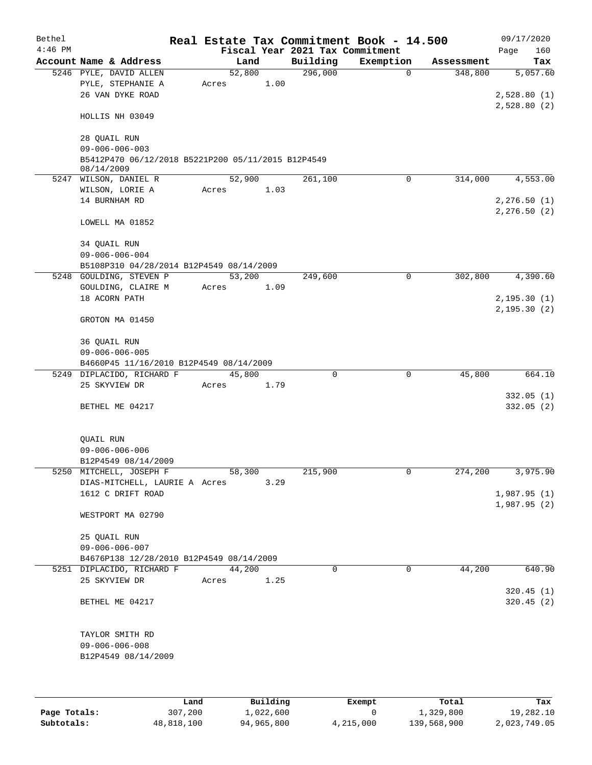Bethel 4:46 PM

# Real Estate Tax Commitment Book - 14.500

Fiscal Year 2021 Tax Commitment

09/17/2020 Page 160

| Account Name & Address | Land | Building | Exemption | Assessment | Tax |
|---|---|---|---|---|---|
| 5246 PYLE, DAVID ALLEN | 52,800 | 296,000 | 0 | 348,800 | 5,057.60 |
| PYLE, STEPHANIE A | Acres 1.00 | | | | |
| 26 VAN DYKE ROAD | | | | | 2,528.80 (1) |
| | | | | | 2,528.80 (2) |
| HOLLIS NH 03049 | | | | | |
| 28 QUAIL RUN | | | | | |
| 09-006-006-003 | | | | | |
| B5412P470 06/12/2018 B5221P200 05/11/2015 B12P4549 08/14/2009 | | | | | |
| 5247 WILSON, DANIEL R | 52,900 | 261,100 | 0 | 314,000 | 4,553.00 |
| WILSON, LORIE A | Acres 1.03 | | | | |
| 14 BURNHAM RD | | | | | 2,276.50 (1) |
| | | | | | 2,276.50 (2) |
| LOWELL MA 01852 | | | | | |
| 34 QUAIL RUN | | | | | |
| 09-006-006-004 | | | | | |
| B5108P310 04/28/2014 B12P4549 08/14/2009 | | | | | |
| 5248 GOULDING, STEVEN P | 53,200 | 249,600 | 0 | 302,800 | 4,390.60 |
| GOULDING, CLAIRE M | Acres 1.09 | | | | |
| 18 ACORN PATH | | | | | 2,195.30 (1) |
| | | | | | 2,195.30 (2) |
| GROTON MA 01450 | | | | | |
| 36 QUAIL RUN | | | | | |
| 09-006-006-005 | | | | | |
| B4660P45 11/16/2010 B12P4549 08/14/2009 | | | | | |
| 5249 DIPLACIDO, RICHARD F | 45,800 | 0 | 0 | 45,800 | 664.10 |
| 25 SKYVIEW DR | Acres 1.79 | | | | |
| | | | | | 332.05 (1) |
| BETHEL ME 04217 | | | | | 332.05 (2) |
| QUAIL RUN | | | | | |
| 09-006-006-006 | | | | | |
| B12P4549 08/14/2009 | | | | | |
| 5250 MITCHELL, JOSEPH F | 58,300 | 215,900 | 0 | 274,200 | 3,975.90 |
| DIAS-MITCHELL, LAURIE A | Acres 3.29 | | | | |
| 1612 C DRIFT ROAD | | | | | 1,987.95 (1) |
| | | | | | 1,987.95 (2) |
| WESTPORT MA 02790 | | | | | |
| 25 QUAIL RUN | | | | | |
| 09-006-006-007 | | | | | |
| B4676P138 12/28/2010 B12P4549 08/14/2009 | | | | | |
| 5251 DIPLACIDO, RICHARD F | 44,200 | 0 | 0 | 44,200 | 640.90 |
| 25 SKYVIEW DR | Acres 1.25 | | | | |
| | | | | | 320.45 (1) |
| BETHEL ME 04217 | | | | | 320.45 (2) |
| TAYLOR SMITH RD | | | | | |
| 09-006-006-008 | | | | | |
| B12P4549 08/14/2009 | | | | | |

| | Land | Building | Exempt | Total | Tax |
|---|---|---|---|---|---|
| Page Totals: | 307,200 | 1,022,600 | 0 | 1,329,800 | 19,282.10 |
| Subtotals: | 48,818,100 | 94,965,800 | 4,215,000 | 139,568,900 | 2,023,749.05 |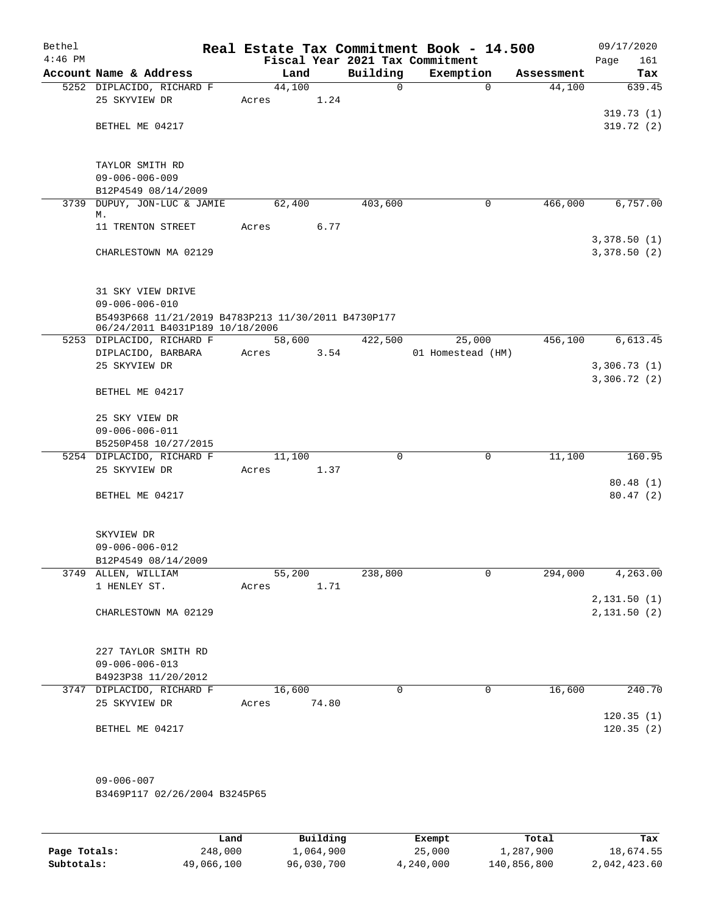# Real Estate Tax Commitment Book - 14.500

Bethel
4:46 PM

Fiscal Year 2021 Tax Commitment

09/17/2020

| Account Name & Address | Land | Building | Exemption | Assessment | Tax |
|---|---|---|---|---|---|
| 5252 DIPLACIDO, RICHARD F<br>25 SKYVIEW DR<br><br>BETHEL ME 04217<br><br>TAYLOR SMITH RD<br>09-006-006-009<br>B12P4549 08/14/2009 | 44,100<br>Acres 1.24 | 0 | 0 | 44,100 | 639.45<br><br>319.73 (1)<br>319.72 (2) |
| 3739 DUPUY, JON-LUC & JAMIE M.<br>11 TRENTON STREET<br><br>CHARLESTOWN MA 02129<br><br>31 SKY VIEW DRIVE<br>09-006-006-010<br>B5493P668 11/21/2019 B4783P213 11/30/2011 B4730P177 06/24/2011 B4031P189 10/18/2006 | 62,400<br>Acres 6.77 | 403,600 | 0 | 466,000 | 6,757.00<br><br>3,378.50 (1)<br>3,378.50 (2) |
| 5253 DIPLACIDO, RICHARD F<br>DIPLACIDO, BARBARA<br>25 SKYVIEW DR<br><br>BETHEL ME 04217<br><br>25 SKY VIEW DR<br>09-006-006-011<br>B5250P458 10/27/2015 | 58,600<br>Acres 3.54 | 422,500 | 25,000<br>01 Homestead (HM) | 456,100 | 6,613.45<br><br>3,306.73 (1)<br>3,306.72 (2) |
| 5254 DIPLACIDO, RICHARD F<br>25 SKYVIEW DR<br><br>BETHEL ME 04217<br><br>SKYVIEW DR<br>09-006-006-012<br>B12P4549 08/14/2009 | 11,100<br>Acres 1.37 | 0 | 0 | 11,100 | 160.95<br><br>80.48 (1)<br>80.47 (2) |
| 3749 ALLEN, WILLIAM<br>1 HENLEY ST.<br><br>CHARLESTOWN MA 02129<br><br>227 TAYLOR SMITH RD<br>09-006-006-013<br>B4923P38 11/20/2012 | 55,200<br>Acres 1.71 | 238,800 | 0 | 294,000 | 4,263.00<br><br>2,131.50 (1)<br>2,131.50 (2) |
| 3747 DIPLACIDO, RICHARD F<br>25 SKYVIEW DR<br><br>BETHEL ME 04217<br><br>09-006-007<br>B3469P117 02/26/2004 B3245P65 | 16,600<br>Acres 74.80 | 0 | 0 | 16,600 | 240.70<br><br>120.35 (1)<br>120.35 (2) |

| | Land | Building | Exempt | Total | Tax |
|---|---|---|---|---|---|
| Page Totals: | 248,000 | 1,064,900 | 25,000 | 1,287,900 | 18,674.55 |
| Subtotals: | 49,066,100 | 96,030,700 | 4,240,000 | 140,856,800 | 2,042,423.60 |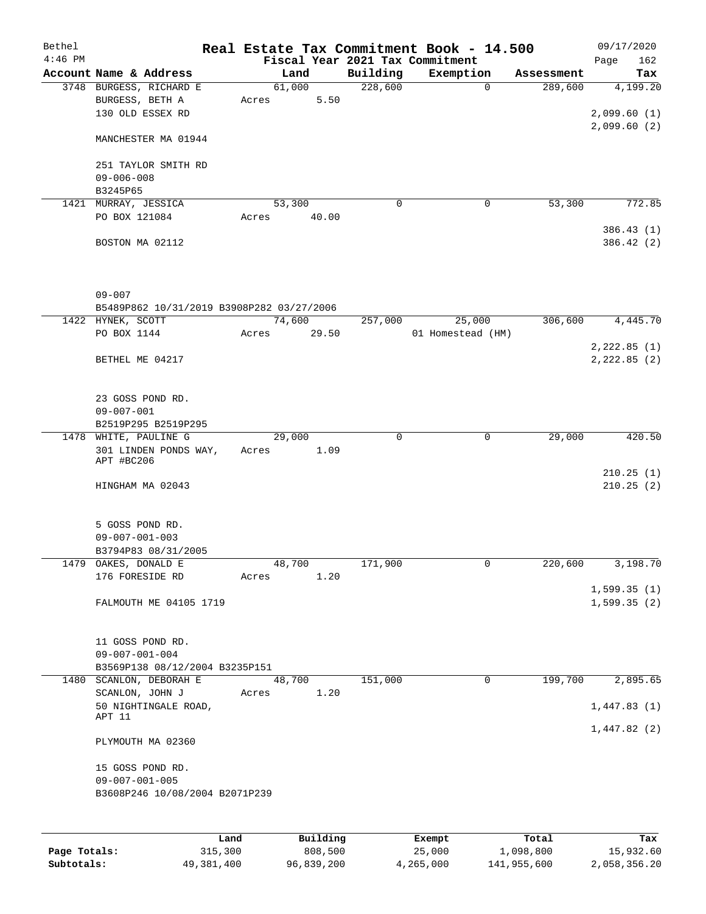Bethel
4:46 PM

# Real Estate Tax Commitment Book - 14.500

Fiscal Year 2021 Tax Commitment

09/17/2020
Page 162

| Account | Name & Address | Land | Building | Exemption | Assessment | Tax |
|---|---|---|---|---|---|---|
| 3748 | BURGESS, RICHARD E<br>BURGESS, BETH A<br>130 OLD ESSEX RD<br><br>MANCHESTER MA 01944<br><br>251 TAYLOR SMITH RD<br>09-006-008<br>B3245P65 | 61,000<br>Acres 5.50 | 228,600 | 0 | 289,600 | 4,199.20<br><br>2,099.60 (1)<br>2,099.60 (2) |
| 1421 | MURRAY, JESSICA<br>PO BOX 121084<br><br>BOSTON MA 02112<br><br>09-007<br>B5489P862 10/31/2019 B3908P282 03/27/2006 | 53,300<br>Acres 40.00 | 0 | 0 | 53,300 | 772.85<br><br>386.43 (1)<br>386.42 (2) |
| 1422 | HYNEK, SCOTT<br>PO BOX 1144<br><br>BETHEL ME 04217<br><br>23 GOSS POND RD.<br>09-007-001<br>B2519P295 B2519P295 | 74,600<br>Acres 29.50 | 257,000 | 25,000<br>01 Homestead (HM) | 306,600 | 4,445.70<br><br>2,222.85 (1)<br>2,222.85 (2) |
| 1478 | WHITE, PAULINE G<br>301 LINDEN PONDS WAY, APT #BC206<br><br>HINGHAM MA 02043<br><br>5 GOSS POND RD.<br>09-007-001-003<br>B3794P83 08/31/2005 | 29,000<br>Acres 1.09 | 0 | 0 | 29,000 | 420.50<br><br>210.25 (1)<br>210.25 (2) |
| 1479 | OAKES, DONALD E<br>176 FORESIDE RD<br><br>FALMOUTH ME 04105 1719<br><br>11 GOSS POND RD.<br>09-007-001-004<br>B3569P138 08/12/2004 B3235P151 | 48,700<br>Acres 1.20 | 171,900 | 0 | 220,600 | 3,198.70<br><br>1,599.35 (1)<br>1,599.35 (2) |
| 1480 | SCANLON, DEBORAH E<br>SCANLON, JOHN J<br>50 NIGHTINGALE ROAD, APT 11<br><br>PLYMOUTH MA 02360<br><br>15 GOSS POND RD.<br>09-007-001-005<br>B3608P246 10/08/2004 B2071P239 | 48,700<br>Acres 1.20 | 151,000 | 0 | 199,700 | 2,895.65<br><br>1,447.83 (1)<br>1,447.82 (2) |

| | Land | Building | Exempt | Total | Tax |
|---|---|---|---|---|---|
| Page Totals: | 315,300 | 808,500 | 25,000 | 1,098,800 | 15,932.60 |
| Subtotals: | 49,381,400 | 96,839,200 | 4,265,000 | 141,955,600 | 2,058,356.20 |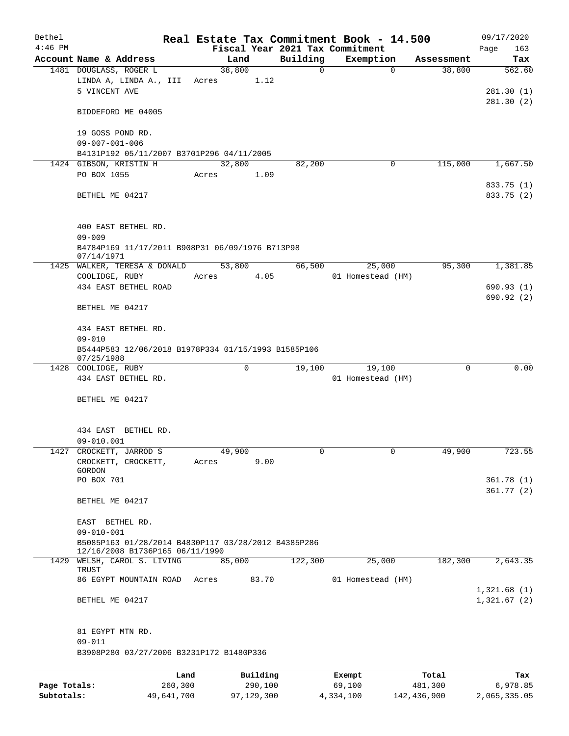# Real Estate Tax Commitment Book - 14.500

Bethel 4:46 PM — Fiscal Year 2021 Tax Commitment — 09/17/2020

| Account Name & Address | Land | Building | Exemption | Assessment | Tax |
|---|---|---|---|---|---|
| 1481 DOUGLASS, ROGER L<br>LINDA A, LINDA A., III<br>5 VINCENT AVE<br><br>BIDDEFORD ME 04005<br><br>19 GOSS POND RD.<br>09-007-001-006<br>B4131P192 05/11/2007 B3701P296 04/11/2005 | 38,800<br>Acres 1.12 | 0 | 0 | 38,800 | 562.60<br><br>281.30 (1)<br>281.30 (2) |
| 1424 GIBSON, KRISTIN H<br>PO BOX 1055<br><br>BETHEL ME 04217<br><br>400 EAST BETHEL RD.<br>09-009<br>B4784P169 11/17/2011 B908P31 06/09/1976 B713P98 07/14/1971 | 32,800<br>Acres 1.09 | 82,200 | 0 | 115,000 | 1,667.50<br><br>833.75 (1)<br>833.75 (2) |
| 1425 WALKER, TERESA & DONALD<br>COOLIDGE, RUBY<br>434 EAST BETHEL ROAD<br><br>BETHEL ME 04217<br><br>434 EAST BETHEL RD.<br>09-010<br>B5444P583 12/06/2018 B1978P334 01/15/1993 B1585P106 07/25/1988 | 53,800<br>Acres 4.05 | 66,500 | 25,000<br>01 Homestead (HM) | 95,300 | 1,381.85<br><br>690.93 (1)<br>690.92 (2) |
| 1428 COOLIDGE, RUBY<br>434 EAST BETHEL RD.<br><br>BETHEL ME 04217<br><br>434 EAST BETHEL RD.<br>09-010.001 | 0 | 19,100 | 19,100<br>01 Homestead (HM) | 0 | 0.00 |
| 1427 CROCKETT, JARROD S<br>CROCKETT, CROCKETT, GORDON<br>PO BOX 701<br><br>BETHEL ME 04217<br><br>EAST BETHEL RD.<br>09-010-001<br>B5085P163 01/28/2014 B4830P117 03/28/2012 B4385P286 12/16/2008 B1736P165 06/11/1990 | 49,900<br>Acres 9.00 | 0 | 0 | 49,900 | 723.55<br><br>361.78 (1)<br>361.77 (2) |
| 1429 WELSH, CAROL S. LIVING TRUST<br>86 EGYPT MOUNTAIN ROAD<br><br>BETHEL ME 04217<br><br>81 EGYPT MTN RD.<br>09-011<br>B3908P280 03/27/2006 B3231P172 B1480P336 | 85,000<br>Acres 83.70 | 122,300 | 25,000<br>01 Homestead (HM) | 182,300 | 2,643.35<br><br>1,321.68 (1)<br>1,321.67 (2) |

| | Land | Building | Exempt | Total | Tax |
|---|---|---|---|---|---|
| Page Totals: | 260,300 | 290,100 | 69,100 | 481,300 | 6,978.85 |
| Subtotals: | 49,641,700 | 97,129,300 | 4,334,100 | 142,436,900 | 2,065,335.05 |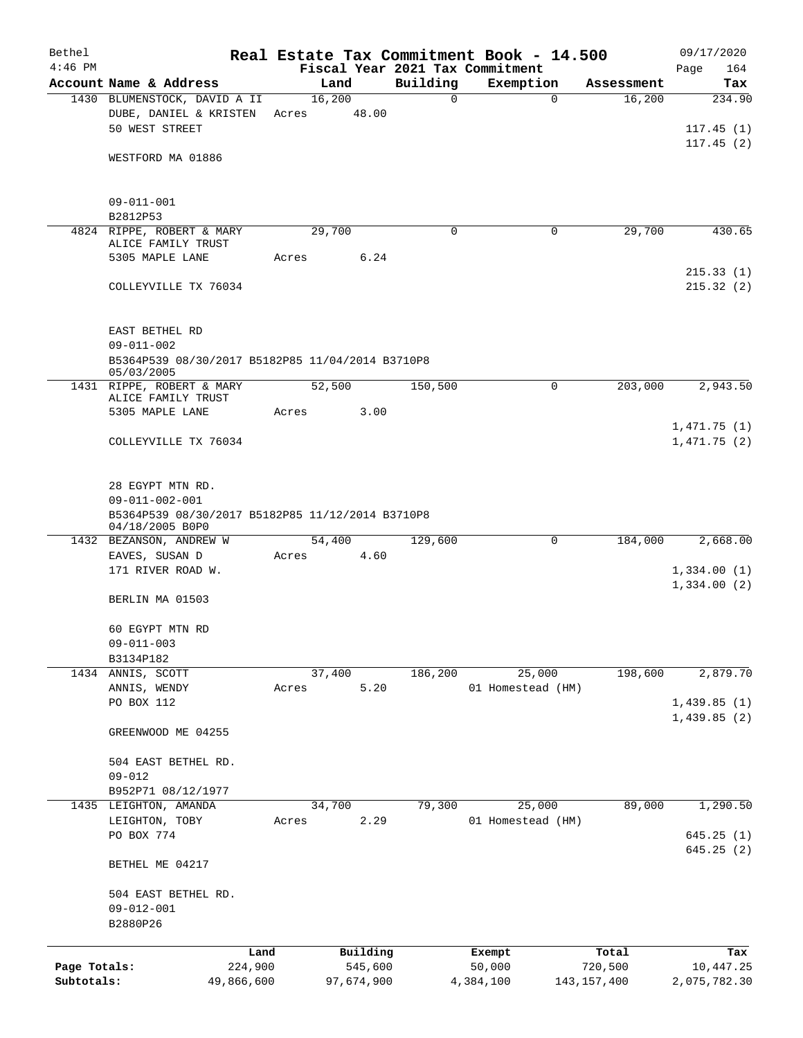Bethel
4:46 PM

# Real Estate Tax Commitment Book - 14.500

Fiscal Year 2021 Tax Commitment

09/17/2020
Page 164

| Account Name & Address | Land | Building | Exemption | Assessment | Tax |
|---|---|---|---|---|---|
| 1430 BLUMENSTOCK, DAVID A II<br>DUBE, DANIEL & KRISTEN<br>50 WEST STREET<br><br>WESTFORD MA 01886<br><br>09-011-001<br>B2812P53 | 16,200<br>Acres 48.00 | 0 | 0 | 16,200 | 234.90<br><br>117.45 (1)<br>117.45 (2) |
| 4824 RIPPE, ROBERT & MARY<br>ALICE FAMILY TRUST<br>5305 MAPLE LANE<br><br>COLLEYVILLE TX 76034<br><br>EAST BETHEL RD<br>09-011-002<br>B5364P539 08/30/2017 B5182P85 11/04/2014 B3710P8 05/03/2005 | 29,700<br>Acres 6.24 | 0 | 0 | 29,700 | 430.65<br><br>215.33 (1)<br>215.32 (2) |
| 1431 RIPPE, ROBERT & MARY<br>ALICE FAMILY TRUST<br>5305 MAPLE LANE<br><br>COLLEYVILLE TX 76034<br><br>28 EGYPT MTN RD.<br>09-011-002-001<br>B5364P539 08/30/2017 B5182P85 11/12/2014 B3710P8 04/18/2005 B0P0 | 52,500<br>Acres 3.00 | 150,500 | 0 | 203,000 | 2,943.50<br><br>1,471.75 (1)<br>1,471.75 (2) |
| 1432 BEZANSON, ANDREW W<br>EAVES, SUSAN D<br>171 RIVER ROAD W.<br><br>BERLIN MA 01503<br><br>60 EGYPT MTN RD<br>09-011-003<br>B3134P182 | 54,400<br>Acres 4.60 | 129,600 | 0 | 184,000 | 2,668.00<br><br>1,334.00 (1)<br>1,334.00 (2) |
| 1434 ANNIS, SCOTT<br>ANNIS, WENDY<br>PO BOX 112<br><br>GREENWOOD ME 04255<br><br>504 EAST BETHEL RD.<br>09-012<br>B952P71 08/12/1977 | 37,400<br>Acres 5.20 | 186,200 | 25,000<br>01 Homestead (HM) | 198,600 | 2,879.70<br><br>1,439.85 (1)<br>1,439.85 (2) |
| 1435 LEIGHTON, AMANDA<br>LEIGHTON, TOBY<br>PO BOX 774<br><br>BETHEL ME 04217<br><br>504 EAST BETHEL RD.<br>09-012-001<br>B2880P26 | 34,700<br>Acres 2.29 | 79,300 | 25,000<br>01 Homestead (HM) | 89,000 | 1,290.50<br><br>645.25 (1)<br>645.25 (2) |

| | Land | Building | Exempt | Total | Tax |
|---|---|---|---|---|---|
| Page Totals: | 224,900 | 545,600 | 50,000 | 720,500 | 10,447.25 |
| Subtotals: | 49,866,600 | 97,674,900 | 4,384,100 | 143,157,400 | 2,075,782.30 |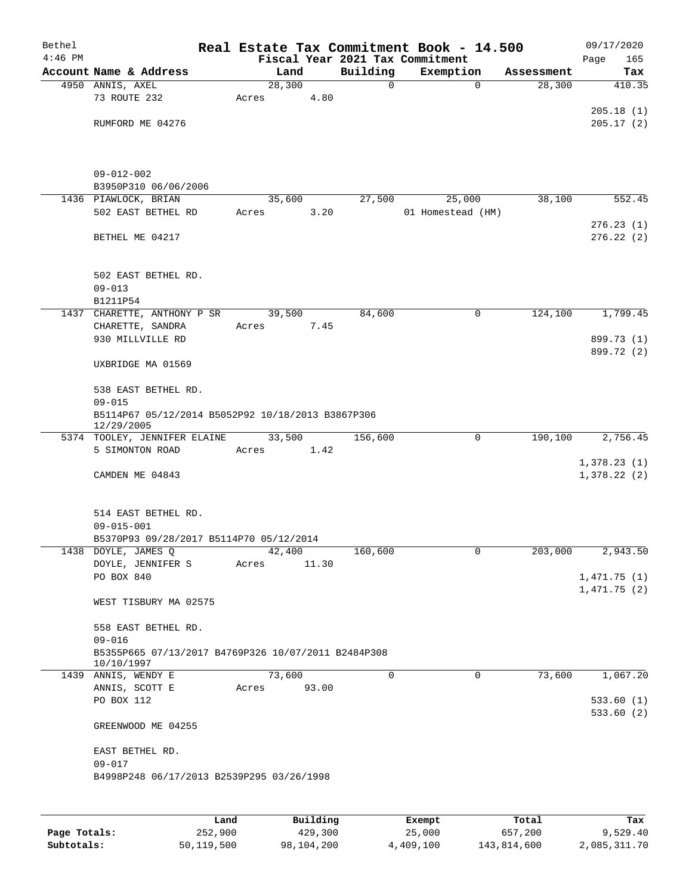Bethel
4:46 PM

# Real Estate Tax Commitment Book - 14.500

Fiscal Year 2021 Tax Commitment

09/17/2020

| Account Name & Address | Land | Building | Exemption | Assessment | Tax |
|---|---|---|---|---|---|
| 4950 ANNIS, AXEL | 28,300 | 0 | 0 | 28,300 | 410.35 |
| 73 ROUTE 232 | Acres 4.80 | | | | |
| | | | | | 205.18 (1) |
| RUMFORD ME 04276 | | | | | 205.17 (2) |
| 09-012-002 | | | | | |
| B3950P310 06/06/2006 | | | | | |
| 1436 PIAWLOCK, BRIAN | 35,600 | 27,500 | 25,000 | 38,100 | 552.45 |
| 502 EAST BETHEL RD | Acres 3.20 | | 01 Homestead (HM) | | |
| | | | | | 276.23 (1) |
| BETHEL ME 04217 | | | | | 276.22 (2) |
| 502 EAST BETHEL RD. | | | | | |
| 09-013 | | | | | |
| B1211P54 | | | | | |
| 1437 CHARETTE, ANTHONY P SR | 39,500 | 84,600 | 0 | 124,100 | 1,799.45 |
| CHARETTE, SANDRA | Acres 7.45 | | | | |
| 930 MILLVILLE RD | | | | | 899.73 (1) |
| | | | | | 899.72 (2) |
| UXBRIDGE MA 01569 | | | | | |
| 538 EAST BETHEL RD. | | | | | |
| 09-015 | | | | | |
| B5114P67 05/12/2014 B5052P92 10/18/2013 B3867P306 12/29/2005 | | | | | |
| 5374 TOOLEY, JENNIFER ELAINE | 33,500 | 156,600 | 0 | 190,100 | 2,756.45 |
| 5 SIMONTON ROAD | Acres 1.42 | | | | |
| | | | | | 1,378.23 (1) |
| CAMDEN ME 04843 | | | | | 1,378.22 (2) |
| 514 EAST BETHEL RD. | | | | | |
| 09-015-001 | | | | | |
| B5370P93 09/28/2017 B5114P70 05/12/2014 | | | | | |
| 1438 DOYLE, JAMES Q | 42,400 | 160,600 | 0 | 203,000 | 2,943.50 |
| DOYLE, JENNIFER S | Acres 11.30 | | | | |
| PO BOX 840 | | | | | 1,471.75 (1) |
| | | | | | 1,471.75 (2) |
| WEST TISBURY MA 02575 | | | | | |
| 558 EAST BETHEL RD. | | | | | |
| 09-016 | | | | | |
| B5355P665 07/13/2017 B4769P326 10/07/2011 B2484P308 10/10/1997 | | | | | |
| 1439 ANNIS, WENDY E | 73,600 | 0 | 0 | 73,600 | 1,067.20 |
| ANNIS, SCOTT E | Acres 93.00 | | | | |
| PO BOX 112 | | | | | 533.60 (1) |
| | | | | | 533.60 (2) |
| GREENWOOD ME 04255 | | | | | |
| EAST BETHEL RD. | | | | | |
| 09-017 | | | | | |
| B4998P248 06/17/2013 B2539P295 03/26/1998 | | | | | |

| | Land | Building | Exempt | Total | Tax |
|---|---|---|---|---|---|
| Page Totals: | 252,900 | 429,300 | 25,000 | 657,200 | 9,529.40 |
| Subtotals: | 50,119,500 | 98,104,200 | 4,409,100 | 143,814,600 | 2,085,311.70 |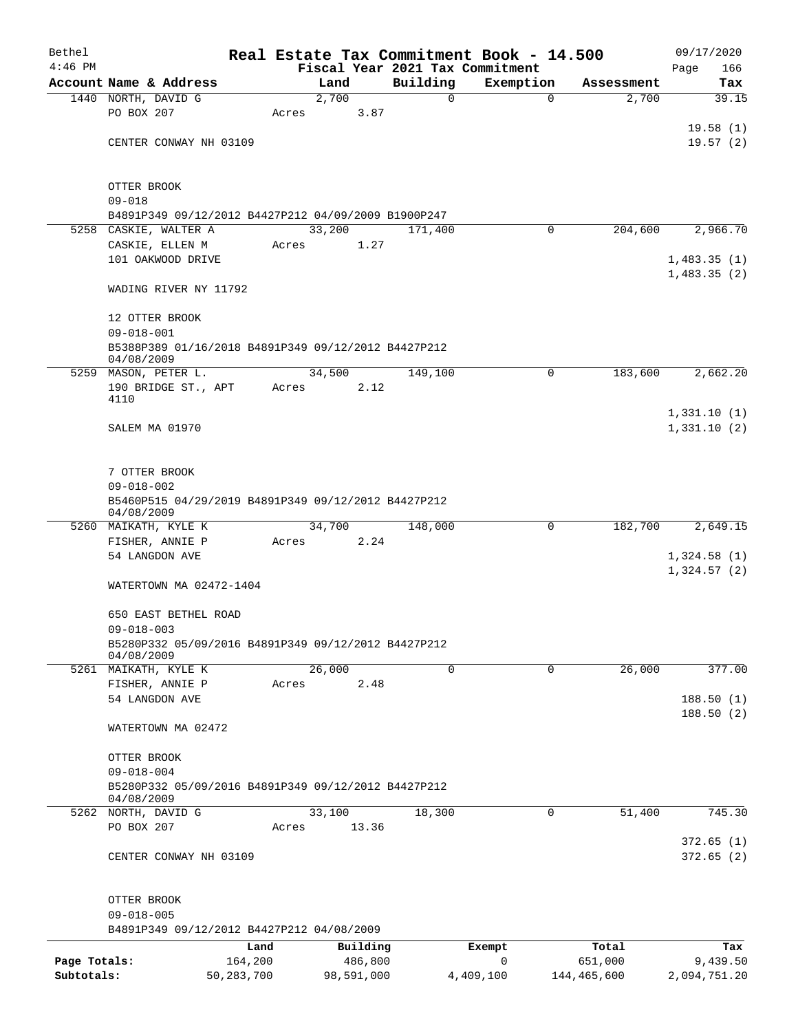Bethel | Real Estate Tax Commitment Book - 14.500 | 09/17/2020
4:46 PM | Fiscal Year 2021 Tax Commitment | Page 166

| Account Name & Address | Land | Building | Exemption | Assessment | Tax |
|---|---|---|---|---|---|
| 1440 NORTH, DAVID G | 2,700 | 0 | 0 | 2,700 | 39.15 |
| PO BOX 207 | Acres 3.87 | | | | |
| | | | | | 19.58 (1) |
| CENTER CONWAY NH 03109 | | | | | 19.57 (2) |
| OTTER BROOK | | | | | |
| 09-018 | | | | | |
| B4891P349 09/12/2012 B4427P212 04/09/2009 B1900P247 | | | | | |
| 5258 CASKIE, WALTER A | 33,200 | 171,400 | 0 | 204,600 | 2,966.70 |
| CASKIE, ELLEN M | Acres 1.27 | | | | |
| 101 OAKWOOD DRIVE | | | | | 1,483.35 (1) |
| | | | | | 1,483.35 (2) |
| WADING RIVER NY 11792 | | | | | |
| 12 OTTER BROOK | | | | | |
| 09-018-001 | | | | | |
| B5388P389 01/16/2018 B4891P349 09/12/2012 B4427P212 04/08/2009 | | | | | |
| 5259 MASON, PETER L. | 34,500 | 149,100 | 0 | 183,600 | 2,662.20 |
| 190 BRIDGE ST., APT 4110 | Acres 2.12 | | | | |
| | | | | | 1,331.10 (1) |
| SALEM MA 01970 | | | | | 1,331.10 (2) |
| 7 OTTER BROOK | | | | | |
| 09-018-002 | | | | | |
| B5460P515 04/29/2019 B4891P349 09/12/2012 B4427P212 04/08/2009 | | | | | |
| 5260 MAIKATH, KYLE K | 34,700 | 148,000 | 0 | 182,700 | 2,649.15 |
| FISHER, ANNIE P | Acres 2.24 | | | | |
| 54 LANGDON AVE | | | | | 1,324.58 (1) |
| | | | | | 1,324.57 (2) |
| WATERTOWN MA 02472-1404 | | | | | |
| 650 EAST BETHEL ROAD | | | | | |
| 09-018-003 | | | | | |
| B5280P332 05/09/2016 B4891P349 09/12/2012 B4427P212 04/08/2009 | | | | | |
| 5261 MAIKATH, KYLE K | 26,000 | 0 | 0 | 26,000 | 377.00 |
| FISHER, ANNIE P | Acres 2.48 | | | | |
| 54 LANGDON AVE | | | | | 188.50 (1) |
| | | | | | 188.50 (2) |
| WATERTOWN MA 02472 | | | | | |
| OTTER BROOK | | | | | |
| 09-018-004 | | | | | |
| B5280P332 05/09/2016 B4891P349 09/12/2012 B4427P212 04/08/2009 | | | | | |
| 5262 NORTH, DAVID G | 33,100 | 18,300 | 0 | 51,400 | 745.30 |
| PO BOX 207 | Acres 13.36 | | | | |
| | | | | | 372.65 (1) |
| CENTER CONWAY NH 03109 | | | | | 372.65 (2) |
| OTTER BROOK | | | | | |
| 09-018-005 | | | | | |
| B4891P349 09/12/2012 B4427P212 04/08/2009 | | | | | |

| | Land | Building | Exempt | Total | Tax |
|---|---|---|---|---|---|
| Page Totals: | 164,200 | 486,800 | 0 | 651,000 | 9,439.50 |
| Subtotals: | 50,283,700 | 98,591,000 | 4,409,100 | 144,465,600 | 2,094,751.20 |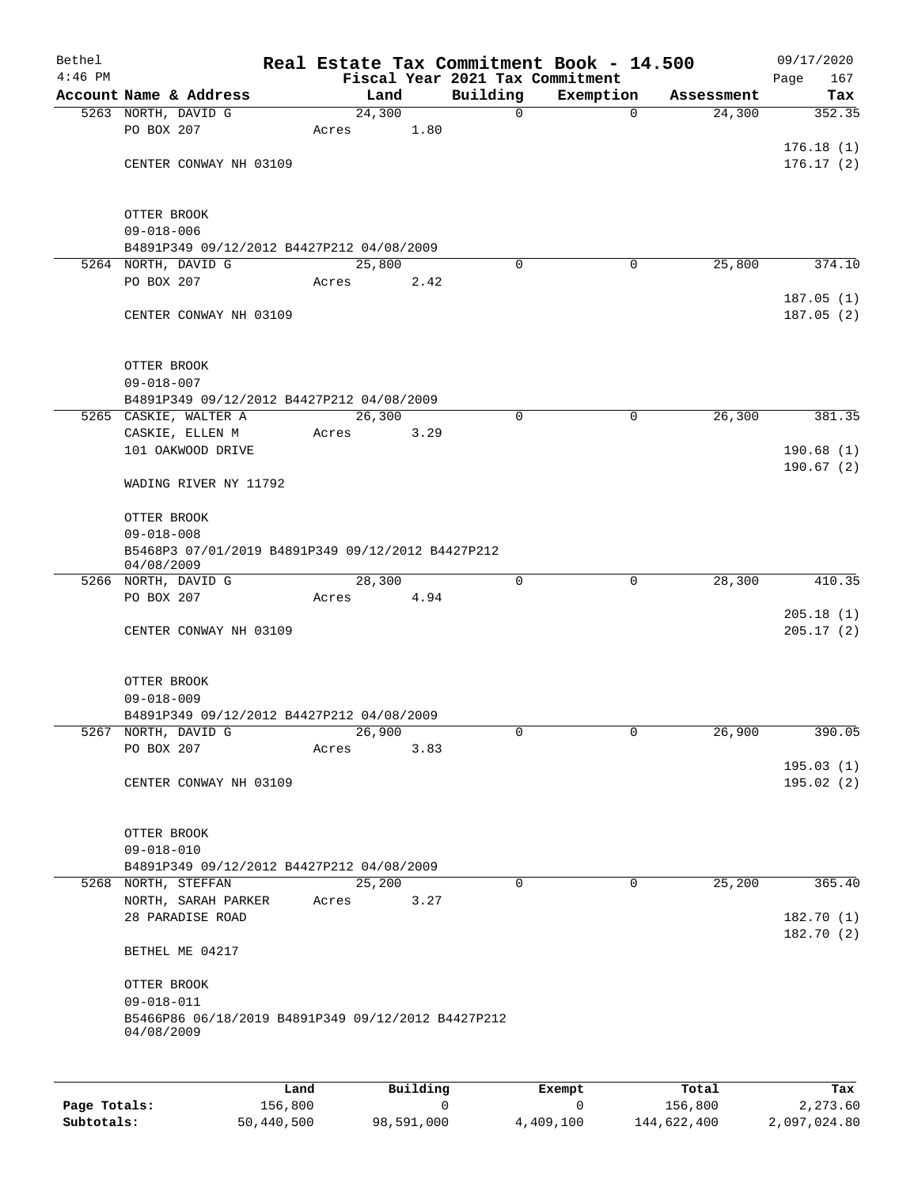Bethel
4:46 PM

# Real Estate Tax Commitment Book - 14.500

Fiscal Year 2021 Tax Commitment

09/17/2020

| Account Name & Address | Land | Building | Exemption | Assessment | Tax |
|---|---|---|---|---|---|
| 5263 NORTH, DAVID G | 24,300 | 0 | 0 | 24,300 | 352.35 |
| PO BOX 207 | Acres 1.80 | | | | |
| | | | | | 176.18 (1) |
| CENTER CONWAY NH 03109 | | | | | 176.17 (2) |
| OTTER BROOK | | | | | |
| 09-018-006 | | | | | |
| B4891P349 09/12/2012 B4427P212 04/08/2009 | | | | | |
| 5264 NORTH, DAVID G | 25,800 | 0 | 0 | 25,800 | 374.10 |
| PO BOX 207 | Acres 2.42 | | | | |
| | | | | | 187.05 (1) |
| CENTER CONWAY NH 03109 | | | | | 187.05 (2) |
| OTTER BROOK | | | | | |
| 09-018-007 | | | | | |
| B4891P349 09/12/2012 B4427P212 04/08/2009 | | | | | |
| 5265 CASKIE, WALTER A | 26,300 | 0 | 0 | 26,300 | 381.35 |
| CASKIE, ELLEN M | Acres 3.29 | | | | |
| 101 OAKWOOD DRIVE | | | | | 190.68 (1) |
| | | | | | 190.67 (2) |
| WADING RIVER NY 11792 | | | | | |
| OTTER BROOK | | | | | |
| 09-018-008 | | | | | |
| B5468P3 07/01/2019 B4891P349 09/12/2012 B4427P212 04/08/2009 | | | | | |
| 5266 NORTH, DAVID G | 28,300 | 0 | 0 | 28,300 | 410.35 |
| PO BOX 207 | Acres 4.94 | | | | |
| | | | | | 205.18 (1) |
| CENTER CONWAY NH 03109 | | | | | 205.17 (2) |
| OTTER BROOK | | | | | |
| 09-018-009 | | | | | |
| B4891P349 09/12/2012 B4427P212 04/08/2009 | | | | | |
| 5267 NORTH, DAVID G | 26,900 | 0 | 0 | 26,900 | 390.05 |
| PO BOX 207 | Acres 3.83 | | | | |
| | | | | | 195.03 (1) |
| CENTER CONWAY NH 03109 | | | | | 195.02 (2) |
| OTTER BROOK | | | | | |
| 09-018-010 | | | | | |
| B4891P349 09/12/2012 B4427P212 04/08/2009 | | | | | |
| 5268 NORTH, STEFFAN | 25,200 | 0 | 0 | 25,200 | 365.40 |
| NORTH, SARAH PARKER | Acres 3.27 | | | | |
| 28 PARADISE ROAD | | | | | 182.70 (1) |
| | | | | | 182.70 (2) |
| BETHEL ME 04217 | | | | | |
| OTTER BROOK | | | | | |
| 09-018-011 | | | | | |
| B5466P86 06/18/2019 B4891P349 09/12/2012 B4427P212 04/08/2009 | | | | | |

| | Land | Building | Exempt | Total | Tax |
|---|---|---|---|---|---|
| Page Totals: | 156,800 | 0 | 0 | 156,800 | 2,273.60 |
| Subtotals: | 50,440,500 | 98,591,000 | 4,409,100 | 144,622,400 | 2,097,024.80 |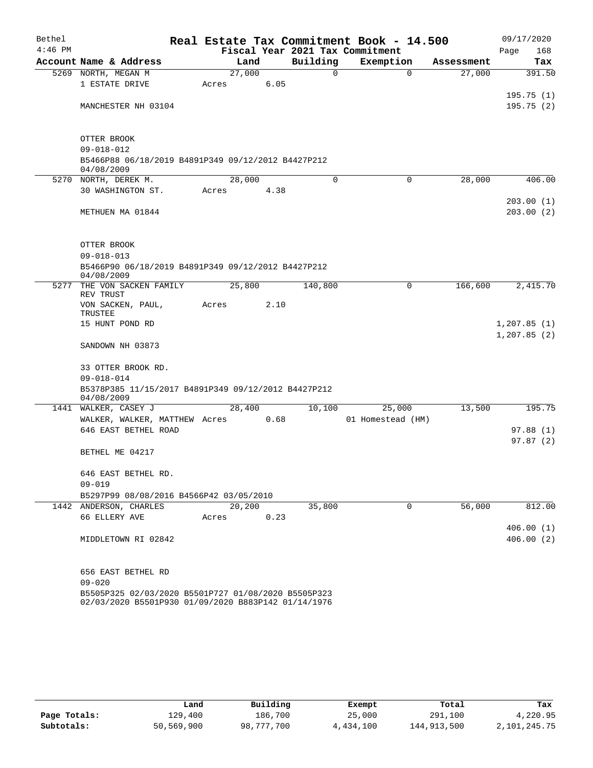Bethel 4:46 PM

# Real Estate Tax Commitment Book - 14.500

Fiscal Year 2021 Tax Commitment

09/17/2020 Page 168

| Account Name & Address | Land | Building | Exemption | Assessment | Tax |
|---|---|---|---|---|---|
| 5269 NORTH, MEGAN M | 27,000 | 0 | 0 | 27,000 | 391.50 |
| 1 ESTATE DRIVE | Acres 6.05 | | | | |
| | | | | | 195.75 (1) |
| MANCHESTER NH 03104 | | | | | 195.75 (2) |
| OTTER BROOK | | | | | |
| 09-018-012 | | | | | |
| B5466P88 06/18/2019 B4891P349 09/12/2012 B4427P212 04/08/2009 | | | | | |
| 5270 NORTH, DEREK M. | 28,000 | 0 | 0 | 28,000 | 406.00 |
| 30 WASHINGTON ST. | Acres 4.38 | | | | |
| | | | | | 203.00 (1) |
| METHUEN MA 01844 | | | | | 203.00 (2) |
| OTTER BROOK | | | | | |
| 09-018-013 | | | | | |
| B5466P90 06/18/2019 B4891P349 09/12/2012 B4427P212 04/08/2009 | | | | | |
| 5277 THE VON SACKEN FAMILY REV TRUST | 25,800 | 140,800 | 0 | 166,600 | 2,415.70 |
| VON SACKEN, PAUL, TRUSTEE | Acres 2.10 | | | | |
| 15 HUNT POND RD | | | | | 1,207.85 (1) |
| | | | | | 1,207.85 (2) |
| SANDOWN NH 03873 | | | | | |
| 33 OTTER BROOK RD. | | | | | |
| 09-018-014 | | | | | |
| B5378P385 11/15/2017 B4891P349 09/12/2012 B4427P212 04/08/2009 | | | | | |
| 1441 WALKER, CASEY J | 28,400 | 10,100 | 25,000 | 13,500 | 195.75 |
| WALKER, WALKER, MATTHEW | Acres 0.68 | | 01 Homestead (HM) | | |
| 646 EAST BETHEL ROAD | | | | | 97.88 (1) |
| | | | | | 97.87 (2) |
| BETHEL ME 04217 | | | | | |
| 646 EAST BETHEL RD. | | | | | |
| 09-019 | | | | | |
| B5297P99 08/08/2016 B4566P42 03/05/2010 | | | | | |
| 1442 ANDERSON, CHARLES | 20,200 | 35,800 | 0 | 56,000 | 812.00 |
| 66 ELLERY AVE | Acres 0.23 | | | | |
| | | | | | 406.00 (1) |
| MIDDLETOWN RI 02842 | | | | | 406.00 (2) |
| 656 EAST BETHEL RD | | | | | |
| 09-020 | | | | | |
| B5505P325 02/03/2020 B5501P727 01/08/2020 B5505P323 02/03/2020 B5501P930 01/09/2020 B883P142 01/14/1976 | | | | | |

| | Land | Building | Exempt | Total | Tax |
|---|---|---|---|---|---|
| Page Totals: | 129,400 | 186,700 | 25,000 | 291,100 | 4,220.95 |
| Subtotals: | 50,569,900 | 98,777,700 | 4,434,100 | 144,913,500 | 2,101,245.75 |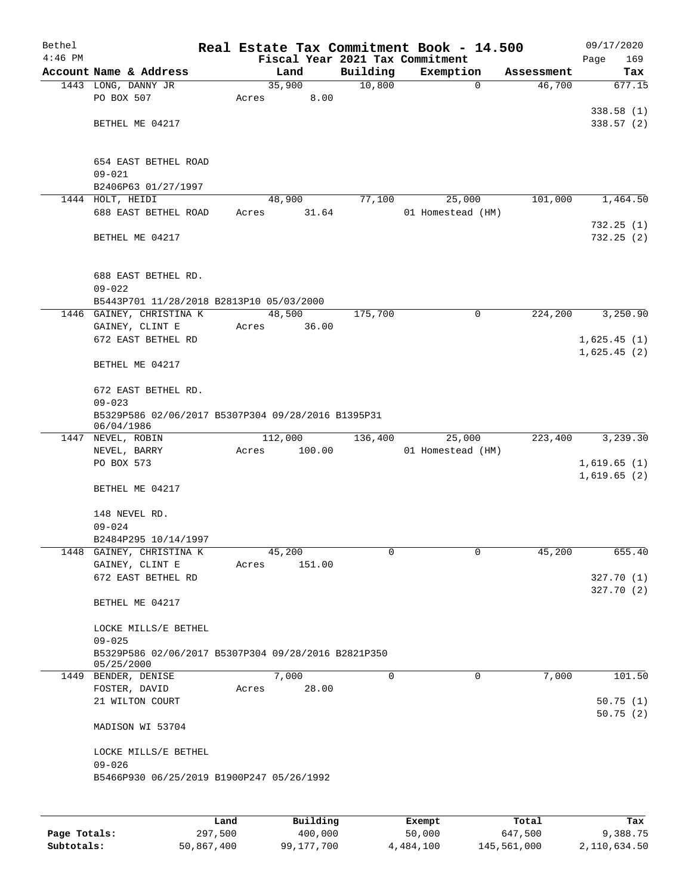# Real Estate Tax Commitment Book - 14.500

Bethel 4:46 PM — 09/17/2020

Fiscal Year 2021 Tax Commitment

| Account Name & Address | Land | Building | Exemption | Assessment | Tax |
|---|---|---|---|---|---|
| 1443 LONG, DANNY JR | 35,900 | 10,800 | 0 | 46,700 | 677.15 |
| PO BOX 507 | Acres 8.00 | | | | |
| | | | | | 338.58 (1) |
| BETHEL ME 04217 | | | | | 338.57 (2) |
| 654 EAST BETHEL ROAD | | | | | |
| 09-021 | | | | | |
| B2406P63 01/27/1997 | | | | | |
| 1444 HOLT, HEIDI | 48,900 | 77,100 | 25,000 | 101,000 | 1,464.50 |
| 688 EAST BETHEL ROAD | Acres 31.64 | | 01 Homestead (HM) | | |
| | | | | | 732.25 (1) |
| BETHEL ME 04217 | | | | | 732.25 (2) |
| 688 EAST BETHEL RD. | | | | | |
| 09-022 | | | | | |
| B5443P701 11/28/2018 B2813P10 05/03/2000 | | | | | |
| 1446 GAINEY, CHRISTINA K | 48,500 | 175,700 | 0 | 224,200 | 3,250.90 |
| GAINEY, CLINT E | Acres 36.00 | | | | |
| 672 EAST BETHEL RD | | | | | 1,625.45 (1) |
| | | | | | 1,625.45 (2) |
| BETHEL ME 04217 | | | | | |
| 672 EAST BETHEL RD. | | | | | |
| 09-023 | | | | | |
| B5329P586 02/06/2017 B5307P304 09/28/2016 B1395P31 06/04/1986 | | | | | |
| 1447 NEVEL, ROBIN | 112,000 | 136,400 | 25,000 | 223,400 | 3,239.30 |
| NEVEL, BARRY | Acres 100.00 | | 01 Homestead (HM) | | |
| PO BOX 573 | | | | | 1,619.65 (1) |
| | | | | | 1,619.65 (2) |
| BETHEL ME 04217 | | | | | |
| 148 NEVEL RD. | | | | | |
| 09-024 | | | | | |
| B2484P295 10/14/1997 | | | | | |
| 1448 GAINEY, CHRISTINA K | 45,200 | 0 | 0 | 45,200 | 655.40 |
| GAINEY, CLINT E | Acres 151.00 | | | | |
| 672 EAST BETHEL RD | | | | | 327.70 (1) |
| | | | | | 327.70 (2) |
| BETHEL ME 04217 | | | | | |
| LOCKE MILLS/E BETHEL | | | | | |
| 09-025 | | | | | |
| B5329P586 02/06/2017 B5307P304 09/28/2016 B2821P350 05/25/2000 | | | | | |
| 1449 BENDER, DENISE | 7,000 | 0 | 0 | 7,000 | 101.50 |
| FOSTER, DAVID | Acres 28.00 | | | | |
| 21 WILTON COURT | | | | | 50.75 (1) |
| | | | | | 50.75 (2) |
| MADISON WI 53704 | | | | | |
| LOCKE MILLS/E BETHEL | | | | | |
| 09-026 | | | | | |
| B5466P930 06/25/2019 B1900P247 05/26/1992 | | | | | |

| | Land | Building | Exempt | Total | Tax |
|---|---|---|---|---|---|
| Page Totals: | 297,500 | 400,000 | 50,000 | 647,500 | 9,388.75 |
| Subtotals: | 50,867,400 | 99,177,700 | 4,484,100 | 145,561,000 | 2,110,634.50 |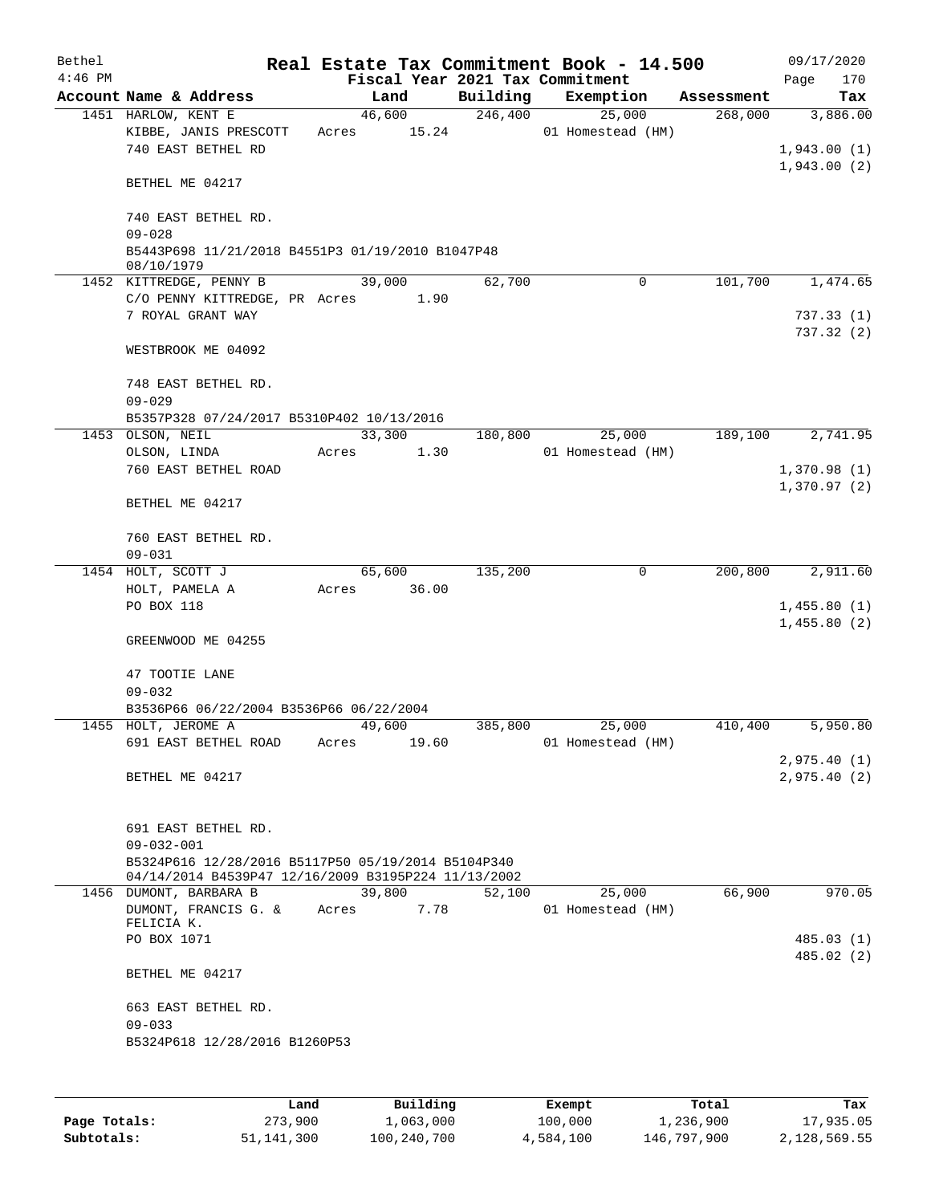Bethel 4:46 PM

# Real Estate Tax Commitment Book - 14.500

Fiscal Year 2021 Tax Commitment

09/17/2020 Page 170

| Account Name & Address | Land | Building | Exemption | Assessment | Tax |
|---|---|---|---|---|---|
| 1451 HARLOW, KENT E | 46,600 | 246,400 | 25,000 | 268,000 | 3,886.00 |
| KIBBE, JANIS PRESCOTT | Acres 15.24 | | 01 Homestead (HM) | | |
| 740 EAST BETHEL RD | | | | | 1,943.00 (1) |
| | | | | | 1,943.00 (2) |
| BETHEL ME 04217 | | | | | |
| 740 EAST BETHEL RD. | | | | | |
| 09-028 | | | | | |
| B5443P698 11/21/2018 B4551P3 01/19/2010 B1047P48 08/10/1979 | | | | | |
| 1452 KITTREDGE, PENNY B | 39,000 | 62,700 | 0 | 101,700 | 1,474.65 |
| C/O PENNY KITTREDGE, PR | Acres 1.90 | | | | |
| 7 ROYAL GRANT WAY | | | | | 737.33 (1) |
| | | | | | 737.32 (2) |
| WESTBROOK ME 04092 | | | | | |
| 748 EAST BETHEL RD. | | | | | |
| 09-029 | | | | | |
| B5357P328 07/24/2017 B5310P402 10/13/2016 | | | | | |
| 1453 OLSON, NEIL | 33,300 | 180,800 | 25,000 | 189,100 | 2,741.95 |
| OLSON, LINDA | Acres 1.30 | | 01 Homestead (HM) | | |
| 760 EAST BETHEL ROAD | | | | | 1,370.98 (1) |
| | | | | | 1,370.97 (2) |
| BETHEL ME 04217 | | | | | |
| 760 EAST BETHEL RD. | | | | | |
| 09-031 | | | | | |
| 1454 HOLT, SCOTT J | 65,600 | 135,200 | 0 | 200,800 | 2,911.60 |
| HOLT, PAMELA A | Acres 36.00 | | | | |
| PO BOX 118 | | | | | 1,455.80 (1) |
| | | | | | 1,455.80 (2) |
| GREENWOOD ME 04255 | | | | | |
| 47 TOOTIE LANE | | | | | |
| 09-032 | | | | | |
| B3536P66 06/22/2004 B3536P66 06/22/2004 | | | | | |
| 1455 HOLT, JEROME A | 49,600 | 385,800 | 25,000 | 410,400 | 5,950.80 |
| 691 EAST BETHEL ROAD | Acres 19.60 | | 01 Homestead (HM) | | |
| | | | | | 2,975.40 (1) |
| BETHEL ME 04217 | | | | | 2,975.40 (2) |
| 691 EAST BETHEL RD. | | | | | |
| 09-032-001 | | | | | |
| B5324P616 12/28/2016 B5117P50 05/19/2014 B5104P340 04/14/2014 B4539P47 12/16/2009 B3195P224 11/13/2002 | | | | | |
| 1456 DUMONT, BARBARA B | 39,800 | 52,100 | 25,000 | 66,900 | 970.05 |
| DUMONT, FRANCIS G. & FELICIA K. | Acres 7.78 | | 01 Homestead (HM) | | |
| PO BOX 1071 | | | | | 485.03 (1) |
| | | | | | 485.02 (2) |
| BETHEL ME 04217 | | | | | |
| 663 EAST BETHEL RD. | | | | | |
| 09-033 | | | | | |
| B5324P618 12/28/2016 B1260P53 | | | | | |

| | Land | Building | Exempt | Total | Tax |
|---|---|---|---|---|---|
| Page Totals: | 273,900 | 1,063,000 | 100,000 | 1,236,900 | 17,935.05 |
| Subtotals: | 51,141,300 | 100,240,700 | 4,584,100 | 146,797,900 | 2,128,569.55 |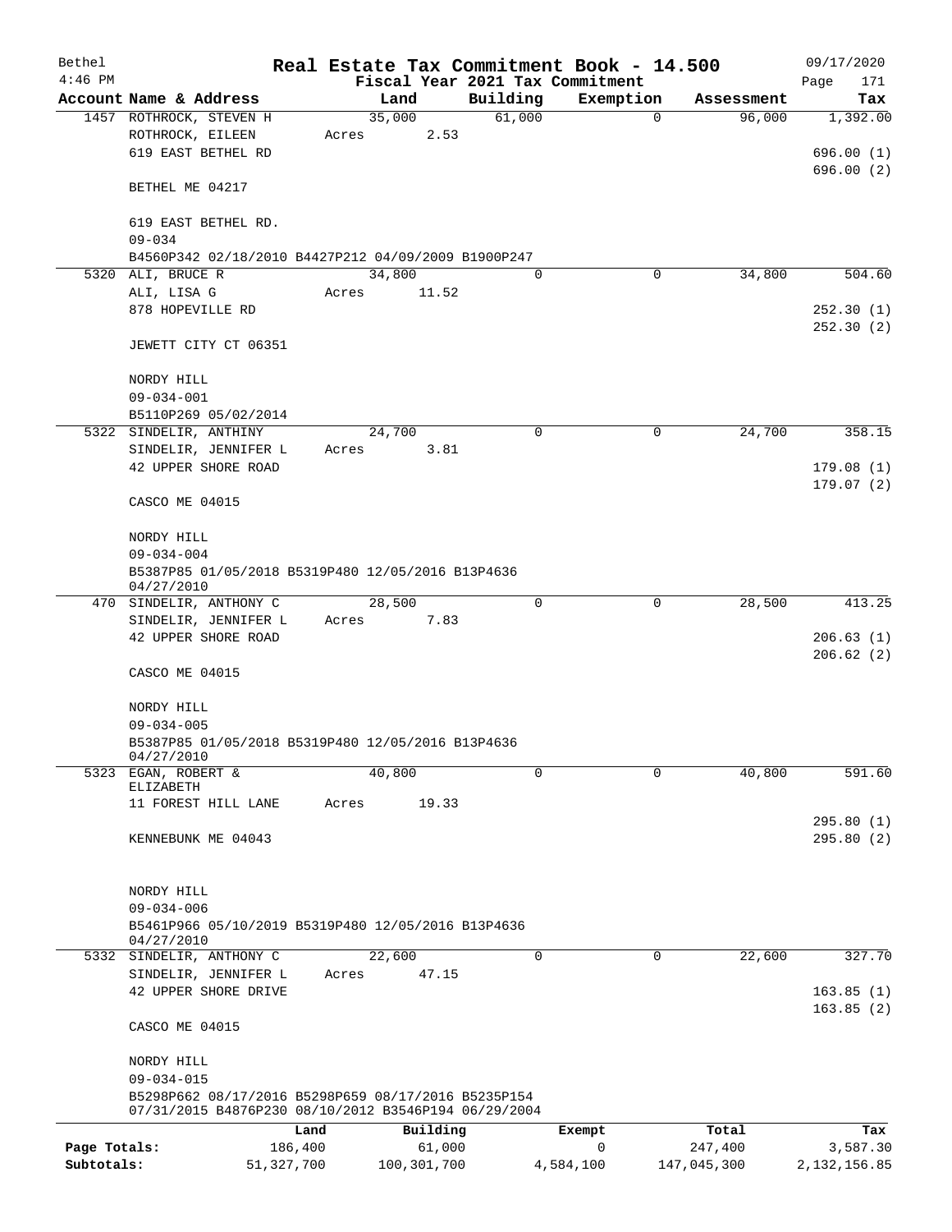# Real Estate Tax Commitment Book - 14.500

Bethel
4:46 PM

Fiscal Year 2021 Tax Commitment

09/17/2020
Page 171

| Account | Name & Address | Land | Building | Exemption | Assessment | Tax |
|---|---|---|---|---|---|---|
| 1457 | ROTHROCK, STEVEN H<br>ROTHROCK, EILEEN<br>619 EAST BETHEL RD<br><br>BETHEL ME 04217<br><br>619 EAST BETHEL RD.<br>09-034<br>B4560P342 02/18/2010 B4427P212 04/09/2009 B1900P247 | 35,000<br>Acres 2.53 | 61,000 | 0 | 96,000 | 1,392.00<br><br>696.00 (1)<br>696.00 (2) |
| 5320 | ALI, BRUCE R<br>ALI, LISA G<br>878 HOPEVILLE RD<br><br>JEWETT CITY CT 06351<br><br>NORDY HILL<br>09-034-001<br>B5110P269 05/02/2014 | 34,800<br>Acres 11.52 | 0 | 0 | 34,800 | 504.60<br><br>252.30 (1)<br>252.30 (2) |
| 5322 | SINDELIR, ANTHINY<br>SINDELIR, JENNIFER L<br>42 UPPER SHORE ROAD<br><br>CASCO ME 04015<br><br>NORDY HILL<br>09-034-004<br>B5387P85 01/05/2018 B5319P480 12/05/2016 B13P4636 04/27/2010 | 24,700<br>Acres 3.81 | 0 | 0 | 24,700 | 358.15<br><br>179.08 (1)<br>179.07 (2) |
| 470 | SINDELIR, ANTHONY C<br>SINDELIR, JENNIFER L<br>42 UPPER SHORE ROAD<br><br>CASCO ME 04015<br><br>NORDY HILL<br>09-034-005<br>B5387P85 01/05/2018 B5319P480 12/05/2016 B13P4636 04/27/2010 | 28,500<br>Acres 7.83 | 0 | 0 | 28,500 | 413.25<br><br>206.63 (1)<br>206.62 (2) |
| 5323 | EGAN, ROBERT & ELIZABETH<br>11 FOREST HILL LANE<br><br>KENNEBUNK ME 04043<br><br>NORDY HILL<br>09-034-006<br>B5461P966 05/10/2019 B5319P480 12/05/2016 B13P4636 04/27/2010 | 40,800<br>Acres 19.33 | 0 | 0 | 40,800 | 591.60<br><br>295.80 (1)<br>295.80 (2) |
| 5332 | SINDELIR, ANTHONY C<br>SINDELIR, JENNIFER L<br>42 UPPER SHORE DRIVE<br><br>CASCO ME 04015<br><br>NORDY HILL<br>09-034-015<br>B5298P662 08/17/2016 B5298P659 08/17/2016 B5235P154 07/31/2015 B4876P230 08/10/2012 B3546P194 06/29/2004 | 22,600<br>Acres 47.15 | 0 | 0 | 22,600 | 327.70<br><br>163.85 (1)<br>163.85 (2) |

| | Land | Building | Exempt | Total | Tax |
|---|---|---|---|---|---|
| Page Totals: | 186,400 | 61,000 | 0 | 247,400 | 3,587.30 |
| Subtotals: | 51,327,700 | 100,301,700 | 4,584,100 | 147,045,300 | 2,132,156.85 |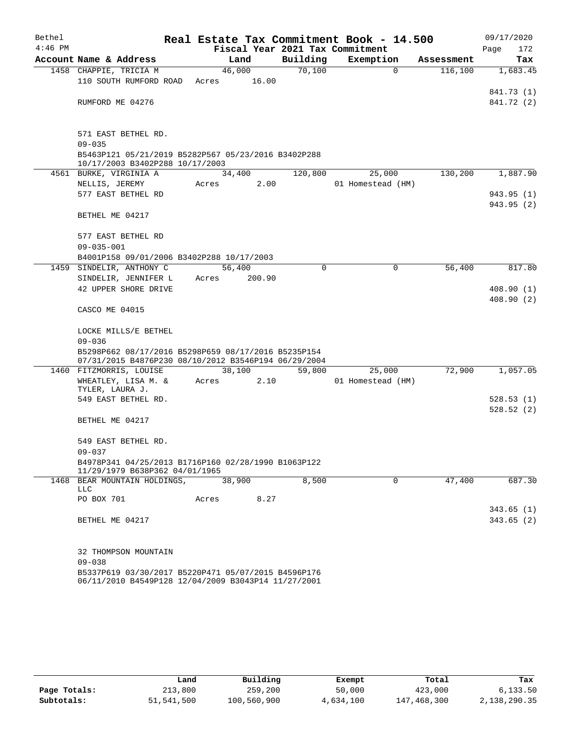# Real Estate Tax Commitment Book - 14.500

Bethel
4:46 PM

Fiscal Year 2021 Tax Commitment

09/17/2020
Page 172

| Account Name & Address | Land | Building | Exemption | Assessment | Tax |
|---|---|---|---|---|---|
| 1458 CHAPPIE, TRICIA M | 46,000 | 70,100 | 0 | 116,100 | 1,683.45 |
| 110 SOUTH RUMFORD ROAD | Acres 16.00 | | | | |
| | | | | | 841.73 (1) |
| RUMFORD ME 04276 | | | | | 841.72 (2) |
| 571 EAST BETHEL RD. | | | | | |
| 09-035 | | | | | |
| B5463P121 05/21/2019 B5282P567 05/23/2016 B3402P288 10/17/2003 B3402P288 10/17/2003 | | | | | |
| 4561 BURKE, VIRGINIA A | 34,400 | 120,800 | 25,000 | 130,200 | 1,887.90 |
| NELLIS, JEREMY | Acres 2.00 | | 01 Homestead (HM) | | |
| 577 EAST BETHEL RD | | | | | 943.95 (1) |
| | | | | | 943.95 (2) |
| BETHEL ME 04217 | | | | | |
| 577 EAST BETHEL RD | | | | | |
| 09-035-001 | | | | | |
| B4001P158 09/01/2006 B3402P288 10/17/2003 | | | | | |
| 1459 SINDELIR, ANTHONY C | 56,400 | 0 | 0 | 56,400 | 817.80 |
| SINDELIR, JENNIFER L | Acres 200.90 | | | | |
| 42 UPPER SHORE DRIVE | | | | | 408.90 (1) |
| | | | | | 408.90 (2) |
| CASCO ME 04015 | | | | | |
| LOCKE MILLS/E BETHEL | | | | | |
| 09-036 | | | | | |
| B5298P662 08/17/2016 B5298P659 08/17/2016 B5235P154 07/31/2015 B4876P230 08/10/2012 B3546P194 06/29/2004 | | | | | |
| 1460 FITZMORRIS, LOUISE | 38,100 | 59,800 | 25,000 | 72,900 | 1,057.05 |
| WHEATLEY, LISA M. & TYLER, LAURA J. | Acres 2.10 | | 01 Homestead (HM) | | |
| 549 EAST BETHEL RD. | | | | | 528.53 (1) |
| | | | | | 528.52 (2) |
| BETHEL ME 04217 | | | | | |
| 549 EAST BETHEL RD. | | | | | |
| 09-037 | | | | | |
| B4978P341 04/25/2013 B1716P160 02/28/1990 B1063P122 11/29/1979 B638P362 04/01/1965 | | | | | |
| 1468 BEAR MOUNTAIN HOLDINGS, LLC | 38,900 | 8,500 | 0 | 47,400 | 687.30 |
| PO BOX 701 | Acres 8.27 | | | | |
| | | | | | 343.65 (1) |
| BETHEL ME 04217 | | | | | 343.65 (2) |
| 32 THOMPSON MOUNTAIN | | | | | |
| 09-038 | | | | | |
| B5337P619 03/30/2017 B5220P471 05/07/2015 B4596P176 06/11/2010 B4549P128 12/04/2009 B3043P14 11/27/2001 | | | | | |

| | Land | Building | Exempt | Total | Tax |
|---|---|---|---|---|---|
| Page Totals: | 213,800 | 259,200 | 50,000 | 423,000 | 6,133.50 |
| Subtotals: | 51,541,500 | 100,560,900 | 4,634,100 | 147,468,300 | 2,138,290.35 |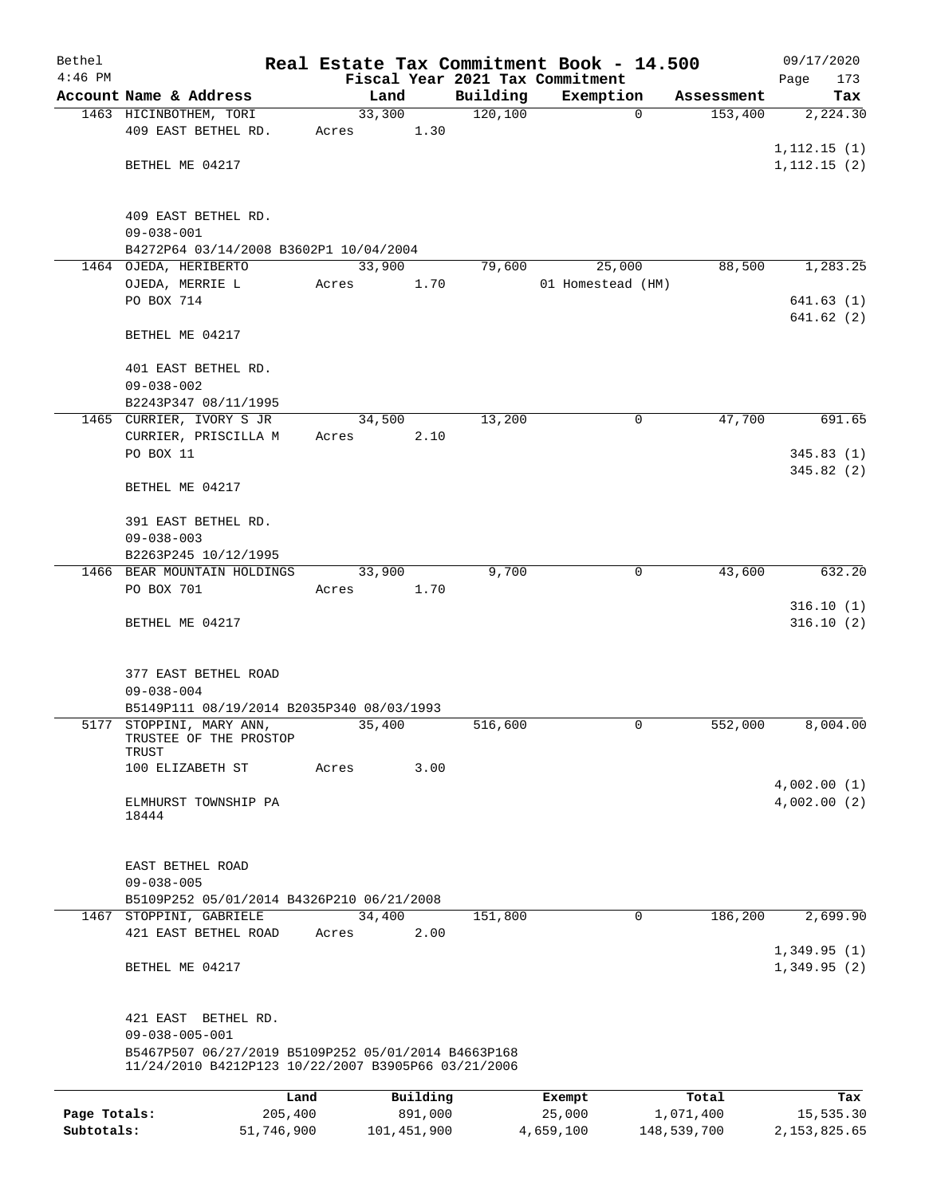# Real Estate Tax Commitment Book - 14.500

Bethel
4:46 PM

Fiscal Year 2021 Tax Commitment

09/17/2020

| Account Name & Address | Land | Building | Exemption | Assessment | Tax |
|---|---|---|---|---|---|
| 1463 HICINBOTHEM, TORI | 33,300 | 120,100 | 0 | 153,400 | 2,224.30 |
| 409 EAST BETHEL RD. | Acres 1.30 | | | | |
| | | | | | 1,112.15 (1) |
| BETHEL ME 04217 | | | | | 1,112.15 (2) |
| 409 EAST BETHEL RD. | | | | | |
| 09-038-001 | | | | | |
| B4272P64 03/14/2008 B3602P1 10/04/2004 | | | | | |
| 1464 OJEDA, HERIBERTO | 33,900 | 79,600 | 25,000 | 88,500 | 1,283.25 |
| OJEDA, MERRIE L | Acres 1.70 | | 01 Homestead (HM) | | |
| PO BOX 714 | | | | | 641.63 (1) |
| | | | | | 641.62 (2) |
| BETHEL ME 04217 | | | | | |
| 401 EAST BETHEL RD. | | | | | |
| 09-038-002 | | | | | |
| B2243P347 08/11/1995 | | | | | |
| 1465 CURRIER, IVORY S JR | 34,500 | 13,200 | 0 | 47,700 | 691.65 |
| CURRIER, PRISCILLA M | Acres 2.10 | | | | |
| PO BOX 11 | | | | | 345.83 (1) |
| | | | | | 345.82 (2) |
| BETHEL ME 04217 | | | | | |
| 391 EAST BETHEL RD. | | | | | |
| 09-038-003 | | | | | |
| B2263P245 10/12/1995 | | | | | |
| 1466 BEAR MOUNTAIN HOLDINGS | 33,900 | 9,700 | 0 | 43,600 | 632.20 |
| PO BOX 701 | Acres 1.70 | | | | |
| | | | | | 316.10 (1) |
| BETHEL ME 04217 | | | | | 316.10 (2) |
| 377 EAST BETHEL ROAD | | | | | |
| 09-038-004 | | | | | |
| B5149P111 08/19/2014 B2035P340 08/03/1993 | | | | | |
| 5177 STOPPINI, MARY ANN, TRUSTEE OF THE PROSTOP TRUST | 35,400 | 516,600 | 0 | 552,000 | 8,004.00 |
| 100 ELIZABETH ST | Acres 3.00 | | | | |
| | | | | | 4,002.00 (1) |
| ELMHURST TOWNSHIP PA 18444 | | | | | 4,002.00 (2) |
| EAST BETHEL ROAD | | | | | |
| 09-038-005 | | | | | |
| B5109P252 05/01/2014 B4326P210 06/21/2008 | | | | | |
| 1467 STOPPINI, GABRIELE | 34,400 | 151,800 | 0 | 186,200 | 2,699.90 |
| 421 EAST BETHEL ROAD | Acres 2.00 | | | | |
| | | | | | 1,349.95 (1) |
| BETHEL ME 04217 | | | | | 1,349.95 (2) |
| 421 EAST BETHEL RD. | | | | | |
| 09-038-005-001 | | | | | |
| B5467P507 06/27/2019 B5109P252 05/01/2014 B4663P168 11/24/2010 B4212P123 10/22/2007 B3905P66 03/21/2006 | | | | | |

| | Land | Building | Exempt | Total | Tax |
|---|---|---|---|---|---|
| Page Totals: | 205,400 | 891,000 | 25,000 | 1,071,400 | 15,535.30 |
| Subtotals: | 51,746,900 | 101,451,900 | 4,659,100 | 148,539,700 | 2,153,825.65 |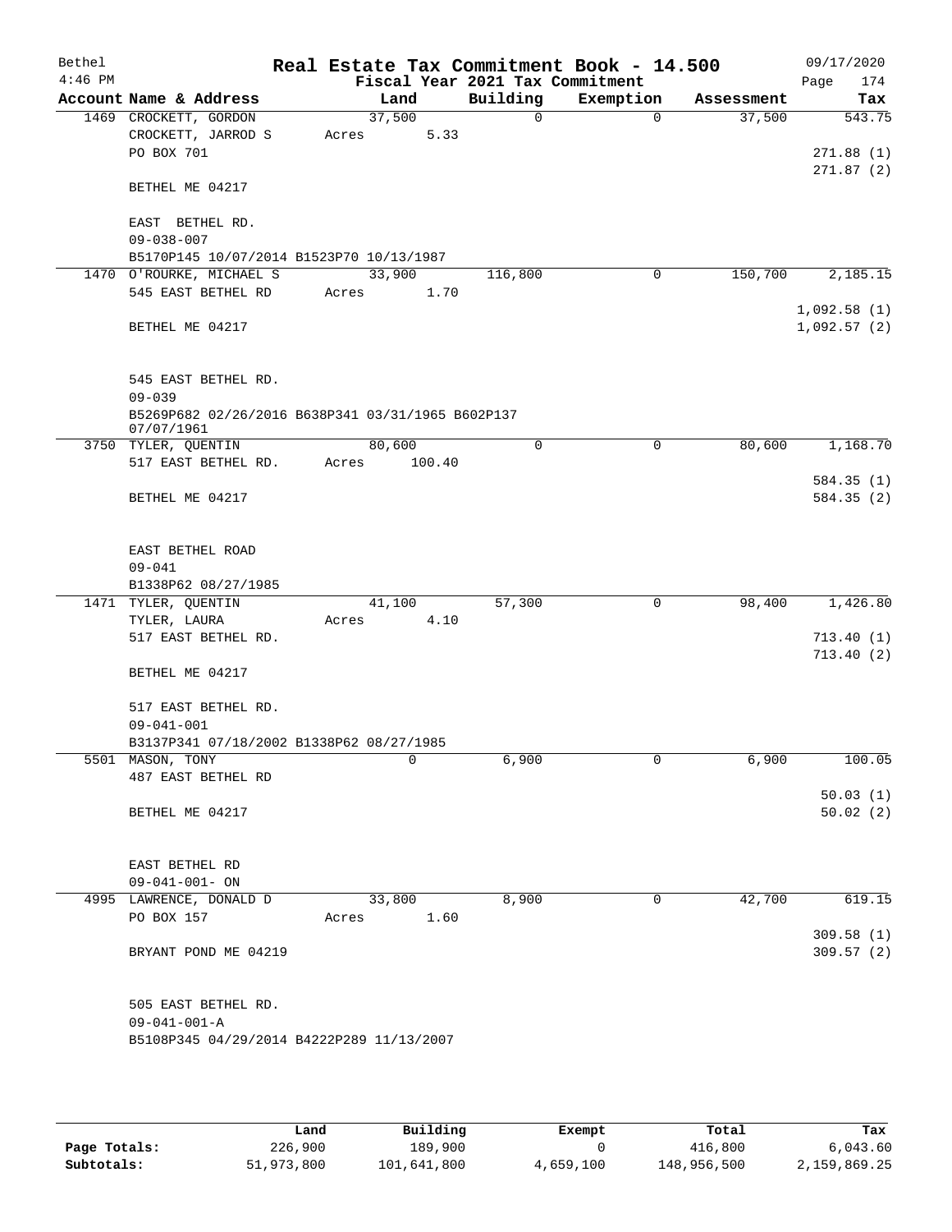# Real Estate Tax Commitment Book - 14.500

Bethel
4:46 PM

Fiscal Year 2021 Tax Commitment

09/17/2020
Page 174

| Account Name & Address | Land | Building | Exemption | Assessment | Tax |
|---|---|---|---|---|---|
| 1469 CROCKETT, GORDON<br>CROCKETT, JARROD S<br>PO BOX 701<br><br>BETHEL ME 04217<br><br>EAST BETHEL RD.<br>09-038-007<br>B5170P145 10/07/2014 B1523P70 10/13/1987 | 37,500<br>Acres 5.33 | 0 | 0 | 37,500 | 543.75<br><br>271.88 (1)<br>271.87 (2) |
| 1470 O'ROURKE, MICHAEL S<br>545 EAST BETHEL RD<br><br>BETHEL ME 04217<br><br>545 EAST BETHEL RD.<br>09-039<br>B5269P682 02/26/2016 B638P341 03/31/1965 B602P137 07/07/1961 | 33,900<br>Acres 1.70 | 116,800 | 0 | 150,700 | 2,185.15<br><br>1,092.58 (1)<br>1,092.57 (2) |
| 3750 TYLER, QUENTIN<br>517 EAST BETHEL RD.<br><br>BETHEL ME 04217<br><br>EAST BETHEL ROAD<br>09-041<br>B1338P62 08/27/1985 | 80,600<br>Acres 100.40 | 0 | 0 | 80,600 | 1,168.70<br><br>584.35 (1)<br>584.35 (2) |
| 1471 TYLER, QUENTIN<br>TYLER, LAURA<br>517 EAST BETHEL RD.<br><br>BETHEL ME 04217<br><br>517 EAST BETHEL RD.<br>09-041-001<br>B3137P341 07/18/2002 B1338P62 08/27/1985 | 41,100<br>Acres 4.10 | 57,300 | 0 | 98,400 | 1,426.80<br><br>713.40 (1)<br>713.40 (2) |
| 5501 MASON, TONY<br>487 EAST BETHEL RD<br><br>BETHEL ME 04217<br><br>EAST BETHEL RD<br>09-041-001- ON | 0 | 6,900 | 0 | 6,900 | 100.05<br><br>50.03 (1)<br>50.02 (2) |
| 4995 LAWRENCE, DONALD D<br>PO BOX 157<br><br>BRYANT POND ME 04219<br><br>505 EAST BETHEL RD.<br>09-041-001-A<br>B5108P345 04/29/2014 B4222P289 11/13/2007 | 33,800<br>Acres 1.60 | 8,900 | 0 | 42,700 | 619.15<br><br>309.58 (1)<br>309.57 (2) |

| | Land | Building | Exempt | Total | Tax |
|---|---|---|---|---|---|
| Page Totals: | 226,900 | 189,900 | 0 | 416,800 | 6,043.60 |
| Subtotals: | 51,973,800 | 101,641,800 | 4,659,100 | 148,956,500 | 2,159,869.25 |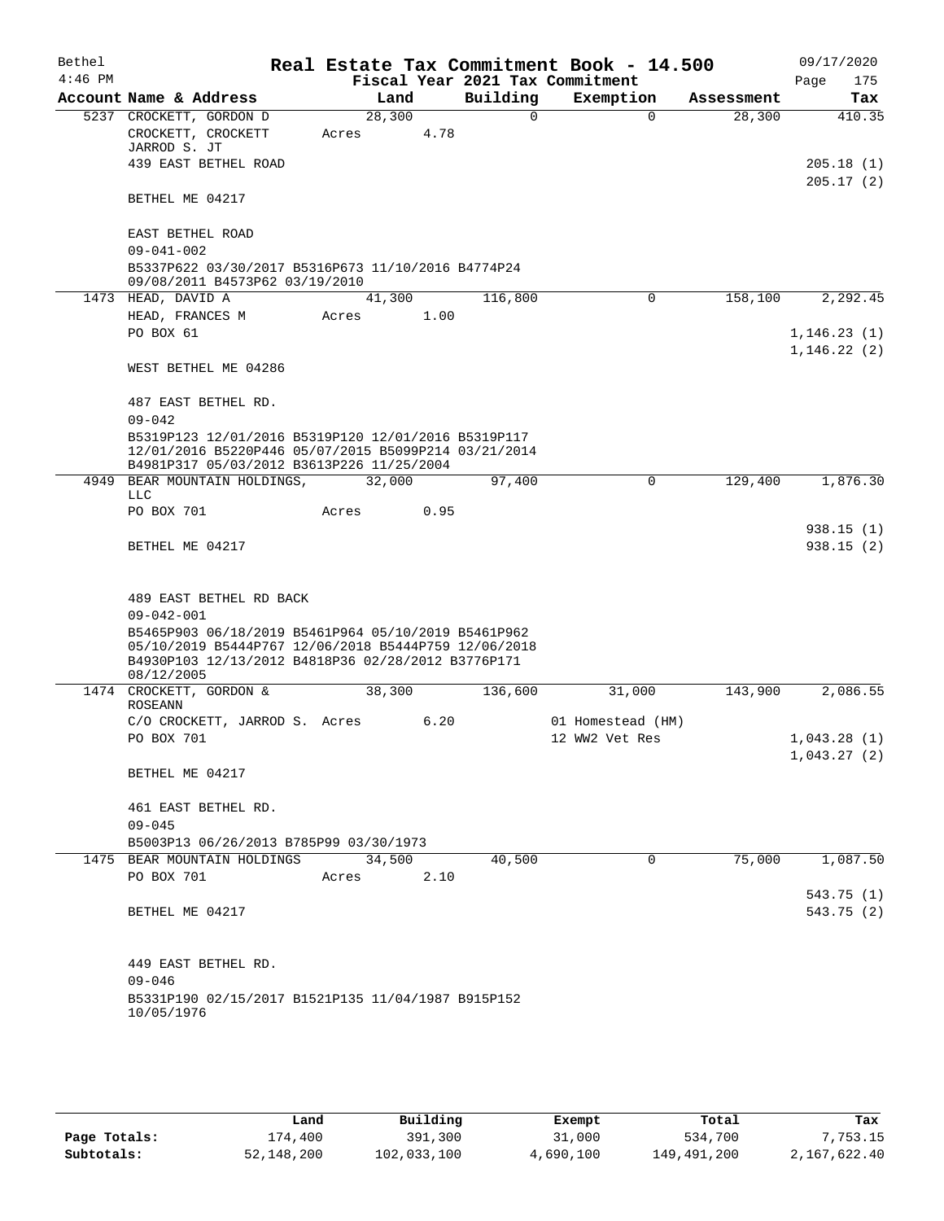# Real Estate Tax Commitment Book - 14.500

Bethel
4:46 PM

Fiscal Year 2021 Tax Commitment

09/17/2020
Page 175

| Account | Name & Address | Land | Building | Exemption | Assessment | Tax |
|---|---|---|---|---|---|---|
| 5237 | CROCKETT, GORDON D | 28,300 | 0 | 0 | 28,300 | 410.35 |
| | CROCKETT, CROCKETT JARROD S. JT | Acres 4.78 | | | | |
| | 439 EAST BETHEL ROAD | | | | | 205.18 (1) |
| | | | | | | 205.17 (2) |
| | BETHEL ME 04217 | | | | | |
| | EAST BETHEL ROAD | | | | | |
| | 09-041-002 | | | | | |
| | B5337P622 03/30/2017 B5316P673 11/10/2016 B4774P24 09/08/2011 B4573P62 03/19/2010 | | | | | |
| 1473 | HEAD, DAVID A | 41,300 | 116,800 | 0 | 158,100 | 2,292.45 |
| | HEAD, FRANCES M | Acres 1.00 | | | | |
| | PO BOX 61 | | | | | 1,146.23 (1) |
| | | | | | | 1,146.22 (2) |
| | WEST BETHEL ME 04286 | | | | | |
| | 487 EAST BETHEL RD. | | | | | |
| | 09-042 | | | | | |
| | B5319P123 12/01/2016 B5319P120 12/01/2016 B5319P117 12/01/2016 B5220P446 05/07/2015 B5099P214 03/21/2014 B4981P317 05/03/2012 B3613P226 11/25/2004 | | | | | |
| 4949 | BEAR MOUNTAIN HOLDINGS, LLC | 32,000 | 97,400 | 0 | 129,400 | 1,876.30 |
| | PO BOX 701 | Acres 0.95 | | | | |
| | | | | | | 938.15 (1) |
| | BETHEL ME 04217 | | | | | 938.15 (2) |
| | 489 EAST BETHEL RD BACK | | | | | |
| | 09-042-001 | | | | | |
| | B5465P903 06/18/2019 B5461P964 05/10/2019 B5461P962 05/10/2019 B5444P767 12/06/2018 B5444P759 12/06/2018 B4930P103 12/13/2012 B4818P36 02/28/2012 B3776P171 08/12/2005 | | | | | |
| 1474 | CROCKETT, GORDON & ROSEANN | 38,300 | 136,600 | 31,000 | 143,900 | 2,086.55 |
| | C/O CROCKETT, JARROD S. | Acres 6.20 | | 01 Homestead (HM) | | |
| | PO BOX 701 | | | 12 WW2 Vet Res | | 1,043.28 (1) |
| | | | | | | 1,043.27 (2) |
| | BETHEL ME 04217 | | | | | |
| | 461 EAST BETHEL RD. | | | | | |
| | 09-045 | | | | | |
| | B5003P13 06/26/2013 B785P99 03/30/1973 | | | | | |
| 1475 | BEAR MOUNTAIN HOLDINGS | 34,500 | 40,500 | 0 | 75,000 | 1,087.50 |
| | PO BOX 701 | Acres 2.10 | | | | |
| | | | | | | 543.75 (1) |
| | BETHEL ME 04217 | | | | | 543.75 (2) |
| | 449 EAST BETHEL RD. | | | | | |
| | 09-046 | | | | | |
| | B5331P190 02/15/2017 B1521P135 11/04/1987 B915P152 10/05/1976 | | | | | |

| | Land | Building | Exempt | Total | Tax |
|---|---|---|---|---|---|
| Page Totals: | 174,400 | 391,300 | 31,000 | 534,700 | 7,753.15 |
| Subtotals: | 52,148,200 | 102,033,100 | 4,690,100 | 149,491,200 | 2,167,622.40 |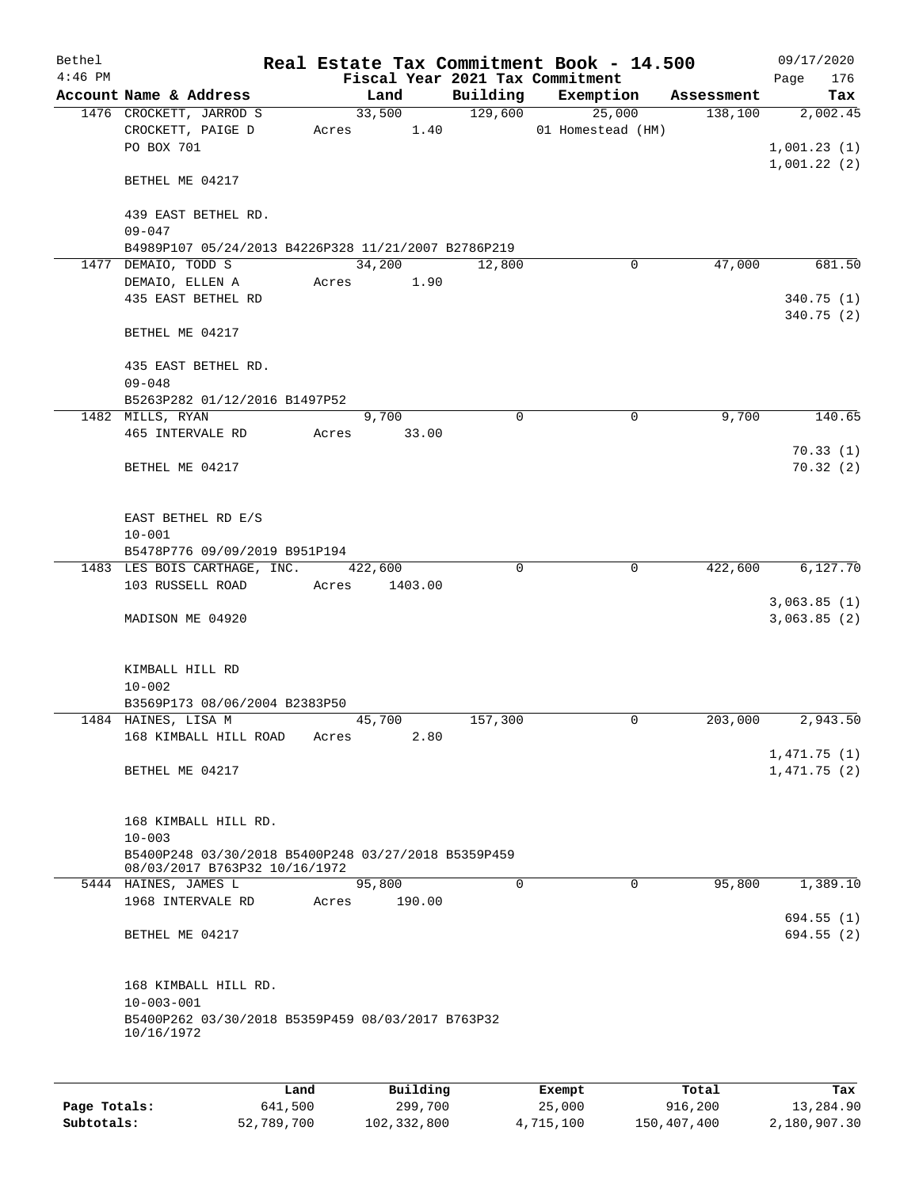Bethel 4:46 PM

# Real Estate Tax Commitment Book - 14.500

Fiscal Year 2021 Tax Commitment

09/17/2020 Page 176

| Account Name & Address | Land | Building | Exemption | Assessment | Tax |
|---|---|---|---|---|---|
| 1476 CROCKETT, JARROD S | 33,500 | 129,600 | 25,000 | 138,100 | 2,002.45 |
| CROCKETT, PAIGE D | Acres 1.40 | | 01 Homestead (HM) | | |
| PO BOX 701 | | | | | 1,001.23 (1) |
| | | | | | 1,001.22 (2) |
| BETHEL ME 04217 | | | | | |
| 439 EAST BETHEL RD. | | | | | |
| 09-047 | | | | | |
| B4989P107 05/24/2013 B4226P328 11/21/2007 B2786P219 | | | | | |
| 1477 DEMAIO, TODD S | 34,200 | 12,800 | 0 | 47,000 | 681.50 |
| DEMAIO, ELLEN A | Acres 1.90 | | | | |
| 435 EAST BETHEL RD | | | | | 340.75 (1) |
| | | | | | 340.75 (2) |
| BETHEL ME 04217 | | | | | |
| 435 EAST BETHEL RD. | | | | | |
| 09-048 | | | | | |
| B5263P282 01/12/2016 B1497P52 | | | | | |
| 1482 MILLS, RYAN | 9,700 | 0 | 0 | 9,700 | 140.65 |
| 465 INTERVALE RD | Acres 33.00 | | | | |
| | | | | | 70.33 (1) |
| BETHEL ME 04217 | | | | | 70.32 (2) |
| EAST BETHEL RD E/S | | | | | |
| 10-001 | | | | | |
| B5478P776 09/09/2019 B951P194 | | | | | |
| 1483 LES BOIS CARTHAGE, INC. | 422,600 | 0 | 0 | 422,600 | 6,127.70 |
| 103 RUSSELL ROAD | Acres 1403.00 | | | | |
| | | | | | 3,063.85 (1) |
| MADISON ME 04920 | | | | | 3,063.85 (2) |
| KIMBALL HILL RD | | | | | |
| 10-002 | | | | | |
| B3569P173 08/06/2004 B2383P50 | | | | | |
| 1484 HAINES, LISA M | 45,700 | 157,300 | 0 | 203,000 | 2,943.50 |
| 168 KIMBALL HILL ROAD | Acres 2.80 | | | | |
| | | | | | 1,471.75 (1) |
| BETHEL ME 04217 | | | | | 1,471.75 (2) |
| 168 KIMBALL HILL RD. | | | | | |
| 10-003 | | | | | |
| B5400P248 03/30/2018 B5400P248 03/27/2018 B5359P459 08/03/2017 B763P32 10/16/1972 | | | | | |
| 5444 HAINES, JAMES L | 95,800 | 0 | 0 | 95,800 | 1,389.10 |
| 1968 INTERVALE RD | Acres 190.00 | | | | |
| | | | | | 694.55 (1) |
| BETHEL ME 04217 | | | | | 694.55 (2) |
| 168 KIMBALL HILL RD. | | | | | |
| 10-003-001 | | | | | |
| B5400P262 03/30/2018 B5359P459 08/03/2017 B763P32 10/16/1972 | | | | | |

| | Land | Building | Exempt | Total | Tax |
|---|---|---|---|---|---|
| Page Totals: | 641,500 | 299,700 | 25,000 | 916,200 | 13,284.90 |
| Subtotals: | 52,789,700 | 102,332,800 | 4,715,100 | 150,407,400 | 2,180,907.30 |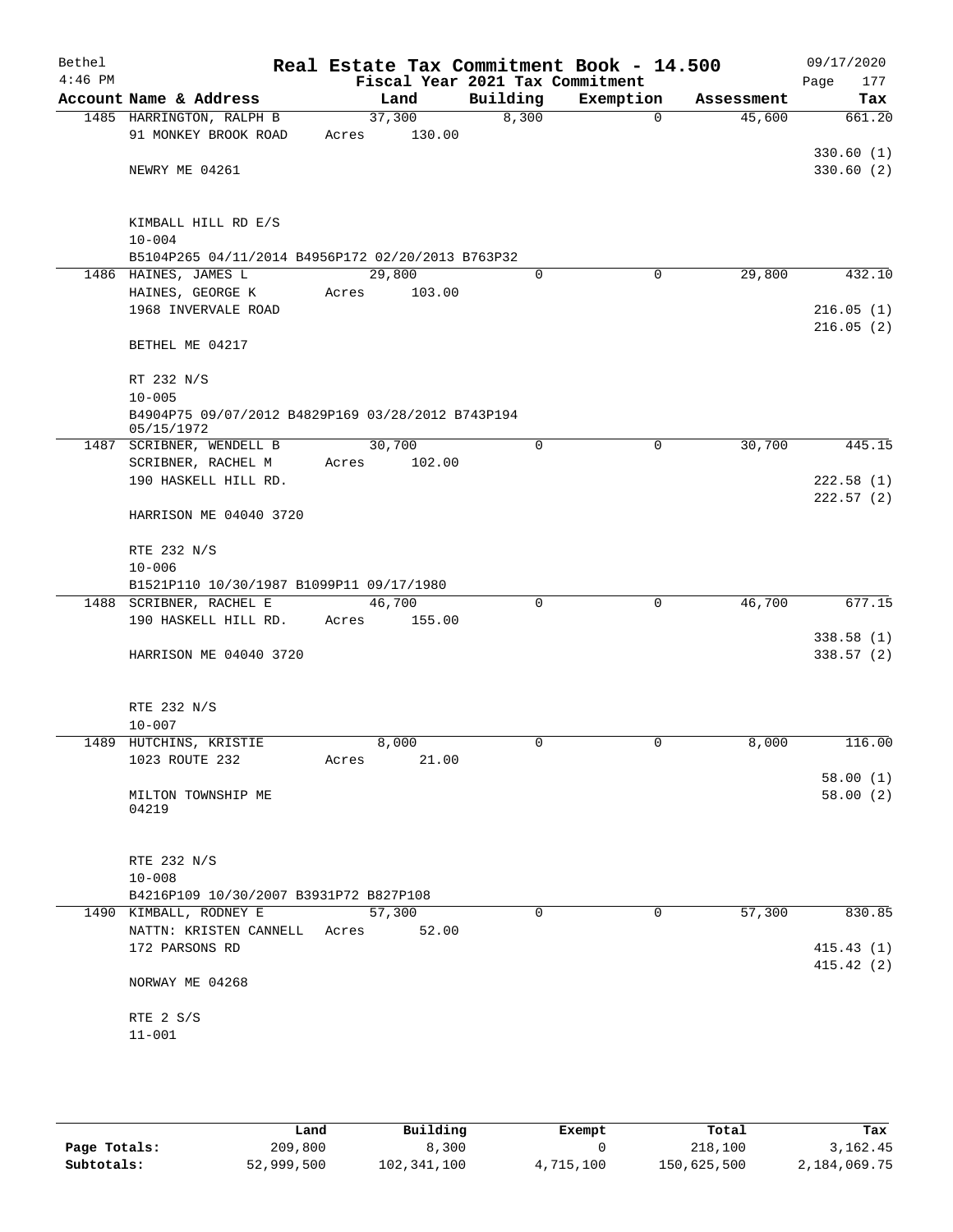Bethel 4:46 PM

# Real Estate Tax Commitment Book - 14.500

Fiscal Year 2021 Tax Commitment

09/17/2020

| Account Name & Address | Land | Building | Exemption | Assessment | Tax |
|---|---|---|---|---|---|
| 1485 HARRINGTON, RALPH B | 37,300 | 8,300 | 0 | 45,600 | 661.20 |
| 91 MONKEY BROOK ROAD | Acres 130.00 | | | | |
| | | | | | 330.60 (1) |
| NEWRY ME 04261 | | | | | 330.60 (2) |
| KIMBALL HILL RD E/S | | | | | |
| 10-004 | | | | | |
| B5104P265 04/11/2014 B4956P172 02/20/2013 B763P32 | | | | | |
| 1486 HAINES, JAMES L | 29,800 | 0 | 0 | 29,800 | 432.10 |
| HAINES, GEORGE K | Acres 103.00 | | | | |
| 1968 INVERVALE ROAD | | | | | 216.05 (1) |
| | | | | | 216.05 (2) |
| BETHEL ME 04217 | | | | | |
| RT 232 N/S | | | | | |
| 10-005 | | | | | |
| B4904P75 09/07/2012 B4829P169 03/28/2012 B743P194 05/15/1972 | | | | | |
| 1487 SCRIBNER, WENDELL B | 30,700 | 0 | 0 | 30,700 | 445.15 |
| SCRIBNER, RACHEL M | Acres 102.00 | | | | |
| 190 HASKELL HILL RD. | | | | | 222.58 (1) |
| | | | | | 222.57 (2) |
| HARRISON ME 04040 3720 | | | | | |
| RTE 232 N/S | | | | | |
| 10-006 | | | | | |
| B1521P110 10/30/1987 B1099P11 09/17/1980 | | | | | |
| 1488 SCRIBNER, RACHEL E | 46,700 | 0 | 0 | 46,700 | 677.15 |
| 190 HASKELL HILL RD. | Acres 155.00 | | | | |
| | | | | | 338.58 (1) |
| HARRISON ME 04040 3720 | | | | | 338.57 (2) |
| RTE 232 N/S | | | | | |
| 10-007 | | | | | |
| 1489 HUTCHINS, KRISTIE | 8,000 | 0 | 0 | 8,000 | 116.00 |
| 1023 ROUTE 232 | Acres 21.00 | | | | |
| | | | | | 58.00 (1) |
| MILTON TOWNSHIP ME 04219 | | | | | 58.00 (2) |
| RTE 232 N/S | | | | | |
| 10-008 | | | | | |
| B4216P109 10/30/2007 B3931P72 B827P108 | | | | | |
| 1490 KIMBALL, RODNEY E | 57,300 | 0 | 0 | 57,300 | 830.85 |
| NATTN: KRISTEN CANNELL | Acres 52.00 | | | | |
| 172 PARSONS RD | | | | | 415.43 (1) |
| | | | | | 415.42 (2) |
| NORWAY ME 04268 | | | | | |
| RTE 2 S/S | | | | | |
| 11-001 | | | | | |

| | Land | Building | Exempt | Total | Tax |
|---|---|---|---|---|---|
| Page Totals: | 209,800 | 8,300 | 0 | 218,100 | 3,162.45 |
| Subtotals: | 52,999,500 | 102,341,100 | 4,715,100 | 150,625,500 | 2,184,069.75 |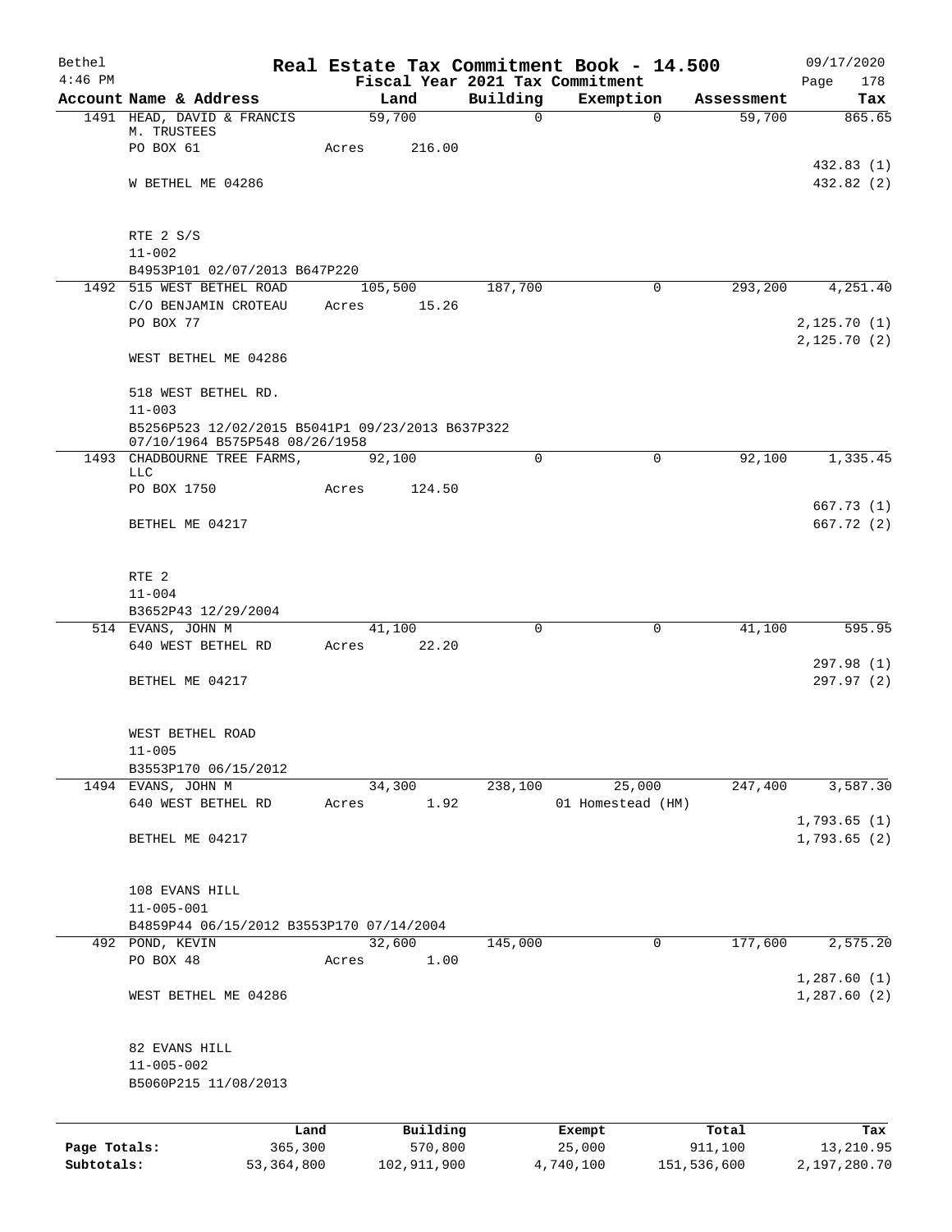Bethel 4:46 PM

# Real Estate Tax Commitment Book - 14.500

Fiscal Year 2021 Tax Commitment

09/17/2020 Page 178

| Account Name & Address | Land | Building | Exemption | Assessment | Tax |
|---|---|---|---|---|---|
| 1491 HEAD, DAVID & FRANCIS M. TRUSTEES | 59,700 | 0 | 0 | 59,700 | 865.65 |
| PO BOX 61 | Acres 216.00 | | | | |
| | | | | | 432.83 (1) |
| W BETHEL ME 04286 | | | | | 432.82 (2) |
| RTE 2 S/S | | | | | |
| 11-002 | | | | | |
| B4953P101 02/07/2013 B647P220 | | | | | |
| 1492 515 WEST BETHEL ROAD | 105,500 | 187,700 | 0 | 293,200 | 4,251.40 |
| C/O BENJAMIN CROTEAU | Acres 15.26 | | | | |
| PO BOX 77 | | | | | 2,125.70 (1) |
| | | | | | 2,125.70 (2) |
| WEST BETHEL ME 04286 | | | | | |
| 518 WEST BETHEL RD. | | | | | |
| 11-003 | | | | | |
| B5256P523 12/02/2015 B5041P1 09/23/2013 B637P322 07/10/1964 B575P548 08/26/1958 | | | | | |
| 1493 CHADBOURNE TREE FARMS, LLC | 92,100 | 0 | 0 | 92,100 | 1,335.45 |
| PO BOX 1750 | Acres 124.50 | | | | |
| | | | | | 667.73 (1) |
| BETHEL ME 04217 | | | | | 667.72 (2) |
| RTE 2 | | | | | |
| 11-004 | | | | | |
| B3652P43 12/29/2004 | | | | | |
| 514 EVANS, JOHN M | 41,100 | 0 | 0 | 41,100 | 595.95 |
| 640 WEST BETHEL RD | Acres 22.20 | | | | |
| | | | | | 297.98 (1) |
| BETHEL ME 04217 | | | | | 297.97 (2) |
| WEST BETHEL ROAD | | | | | |
| 11-005 | | | | | |
| B3553P170 06/15/2012 | | | | | |
| 1494 EVANS, JOHN M | 34,300 | 238,100 | 25,000 | 247,400 | 3,587.30 |
| 640 WEST BETHEL RD | Acres 1.92 | | 01 Homestead (HM) | | |
| | | | | | 1,793.65 (1) |
| BETHEL ME 04217 | | | | | 1,793.65 (2) |
| 108 EVANS HILL | | | | | |
| 11-005-001 | | | | | |
| B4859P44 06/15/2012 B3553P170 07/14/2004 | | | | | |
| 492 POND, KEVIN | 32,600 | 145,000 | 0 | 177,600 | 2,575.20 |
| PO BOX 48 | Acres 1.00 | | | | |
| | | | | | 1,287.60 (1) |
| WEST BETHEL ME 04286 | | | | | 1,287.60 (2) |
| 82 EVANS HILL | | | | | |
| 11-005-002 | | | | | |
| B5060P215 11/08/2013 | | | | | |

| | Land | Building | Exempt | Total | Tax |
|---|---|---|---|---|---|
| Page Totals: | 365,300 | 570,800 | 25,000 | 911,100 | 13,210.95 |
| Subtotals: | 53,364,800 | 102,911,900 | 4,740,100 | 151,536,600 | 2,197,280.70 |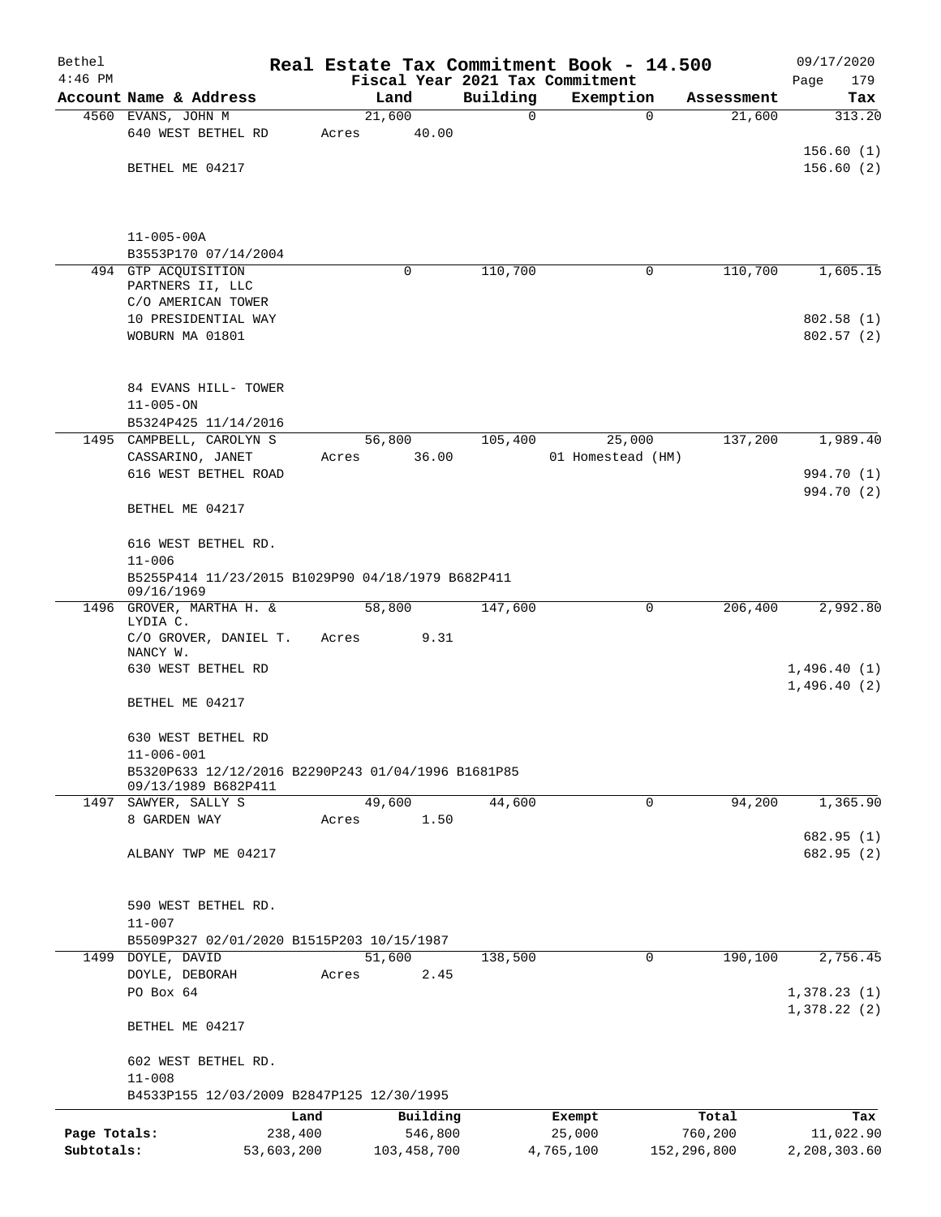Bethel
4:46 PM

# Real Estate Tax Commitment Book - 14.500

Fiscal Year 2021 Tax Commitment

09/17/2020

| Account Name & Address | Land | Building | Exemption | Assessment | Tax |
|---|---|---|---|---|---|
| 4560 EVANS, JOHN M | 21,600 | 0 | 0 | 21,600 | 313.20 |
| 640 WEST BETHEL RD | Acres 40.00 | | | | |
| | | | | | 156.60 (1) |
| BETHEL ME 04217 | | | | | 156.60 (2) |
| 11-005-00A | | | | | |
| B3553P170 07/14/2004 | | | | | |
| 494 GTP ACQUISITION PARTNERS II, LLC | 0 | 110,700 | 0 | 110,700 | 1,605.15 |
| C/O AMERICAN TOWER | | | | | |
| 10 PRESIDENTIAL WAY | | | | | 802.58 (1) |
| WOBURN MA 01801 | | | | | 802.57 (2) |
| 84 EVANS HILL- TOWER | | | | | |
| 11-005-ON | | | | | |
| B5324P425 11/14/2016 | | | | | |
| 1495 CAMPBELL, CAROLYN S | 56,800 | 105,400 | 25,000 | 137,200 | 1,989.40 |
| CASSARINO, JANET | Acres 36.00 | | 01 Homestead (HM) | | |
| 616 WEST BETHEL ROAD | | | | | 994.70 (1) |
| | | | | | 994.70 (2) |
| BETHEL ME 04217 | | | | | |
| 616 WEST BETHEL RD. | | | | | |
| 11-006 | | | | | |
| B5255P414 11/23/2015 B1029P90 04/18/1979 B682P411 09/16/1969 | | | | | |
| 1496 GROVER, MARTHA H. & LYDIA C. | 58,800 | 147,600 | 0 | 206,400 | 2,992.80 |
| C/O GROVER, DANIEL T. NANCY W. | Acres 9.31 | | | | |
| 630 WEST BETHEL RD | | | | | 1,496.40 (1) |
| | | | | | 1,496.40 (2) |
| BETHEL ME 04217 | | | | | |
| 630 WEST BETHEL RD | | | | | |
| 11-006-001 | | | | | |
| B5320P633 12/12/2016 B2290P243 01/04/1996 B1681P85 09/13/1989 B682P411 | | | | | |
| 1497 SAWYER, SALLY S | 49,600 | 44,600 | 0 | 94,200 | 1,365.90 |
| 8 GARDEN WAY | Acres 1.50 | | | | |
| | | | | | 682.95 (1) |
| ALBANY TWP ME 04217 | | | | | 682.95 (2) |
| 590 WEST BETHEL RD. | | | | | |
| 11-007 | | | | | |
| B5509P327 02/01/2020 B1515P203 10/15/1987 | | | | | |
| 1499 DOYLE, DAVID | 51,600 | 138,500 | 0 | 190,100 | 2,756.45 |
| DOYLE, DEBORAH | Acres 2.45 | | | | |
| PO Box 64 | | | | | 1,378.23 (1) |
| | | | | | 1,378.22 (2) |
| BETHEL ME 04217 | | | | | |
| 602 WEST BETHEL RD. | | | | | |
| 11-008 | | | | | |
| B4533P155 12/03/2009 B2847P125 12/30/1995 | | | | | |

| | Land | Building | Exempt | Total | Tax |
|---|---|---|---|---|---|
| Page Totals: | 238,400 | 546,800 | 25,000 | 760,200 | 11,022.90 |
| Subtotals: | 53,603,200 | 103,458,700 | 4,765,100 | 152,296,800 | 2,208,303.60 |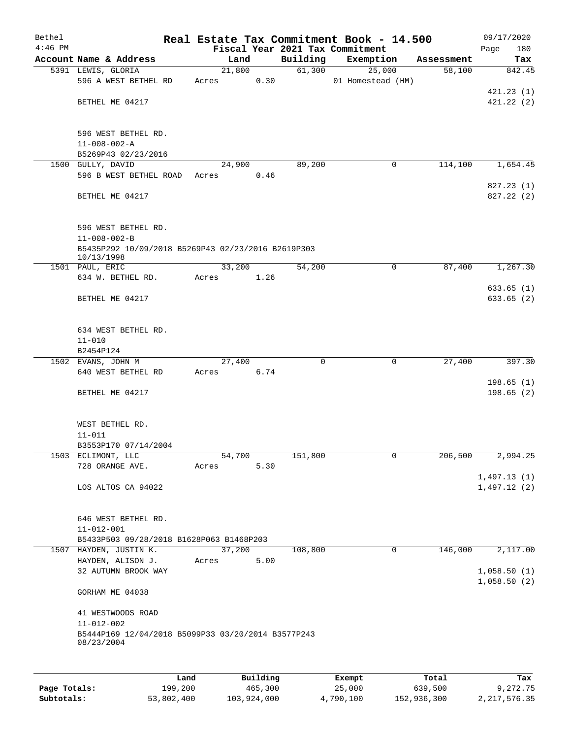Bethel | Real Estate Tax Commitment Book - 14.500 | 09/17/2020
4:46 PM | Fiscal Year 2021 Tax Commitment | Page 180

| Account Name & Address | Land | Building | Exemption | Assessment | Tax |
|---|---|---|---|---|---|
| 5391 LEWIS, GLORIA | 21,800 | 61,300 | 25,000 | 58,100 | 842.45 |
| 596 A WEST BETHEL RD | Acres 0.30 | | 01 Homestead (HM) | | |
| | | | | | 421.23 (1) |
| BETHEL ME 04217 | | | | | 421.22 (2) |
| 596 WEST BETHEL RD. | | | | | |
| 11-008-002-A | | | | | |
| B5269P43 02/23/2016 | | | | | |
| 1500 GULLY, DAVID | 24,900 | 89,200 | 0 | 114,100 | 1,654.45 |
| 596 B WEST BETHEL ROAD | Acres 0.46 | | | | |
| | | | | | 827.23 (1) |
| BETHEL ME 04217 | | | | | 827.22 (2) |
| 596 WEST BETHEL RD. | | | | | |
| 11-008-002-B | | | | | |
| B5435P292 10/09/2018 B5269P43 02/23/2016 B2619P303 10/13/1998 | | | | | |
| 1501 PAUL, ERIC | 33,200 | 54,200 | 0 | 87,400 | 1,267.30 |
| 634 W. BETHEL RD. | Acres 1.26 | | | | |
| | | | | | 633.65 (1) |
| BETHEL ME 04217 | | | | | 633.65 (2) |
| 634 WEST BETHEL RD. | | | | | |
| 11-010 | | | | | |
| B2454P124 | | | | | |
| 1502 EVANS, JOHN M | 27,400 | 0 | 0 | 27,400 | 397.30 |
| 640 WEST BETHEL RD | Acres 6.74 | | | | |
| | | | | | 198.65 (1) |
| BETHEL ME 04217 | | | | | 198.65 (2) |
| WEST BETHEL RD. | | | | | |
| 11-011 | | | | | |
| B3553P170 07/14/2004 | | | | | |
| 1503 ECLIMONT, LLC | 54,700 | 151,800 | 0 | 206,500 | 2,994.25 |
| 728 ORANGE AVE. | Acres 5.30 | | | | |
| | | | | | 1,497.13 (1) |
| LOS ALTOS CA 94022 | | | | | 1,497.12 (2) |
| 646 WEST BETHEL RD. | | | | | |
| 11-012-001 | | | | | |
| B5433P503 09/28/2018 B1628P063 B1468P203 | | | | | |
| 1507 HAYDEN, JUSTIN K. | 37,200 | 108,800 | 0 | 146,000 | 2,117.00 |
| HAYDEN, ALISON J. | Acres 5.00 | | | | |
| 32 AUTUMN BROOK WAY | | | | | 1,058.50 (1) |
| | | | | | 1,058.50 (2) |
| GORHAM ME 04038 | | | | | |
| 41 WESTWOODS ROAD | | | | | |
| 11-012-002 | | | | | |
| B5444P169 12/04/2018 B5099P33 03/20/2014 B3577P243 08/23/2004 | | | | | |

| | Land | Building | Exempt | Total | Tax |
|---|---|---|---|---|---|
| Page Totals: | 199,200 | 465,300 | 25,000 | 639,500 | 9,272.75 |
| Subtotals: | 53,802,400 | 103,924,000 | 4,790,100 | 152,936,300 | 2,217,576.35 |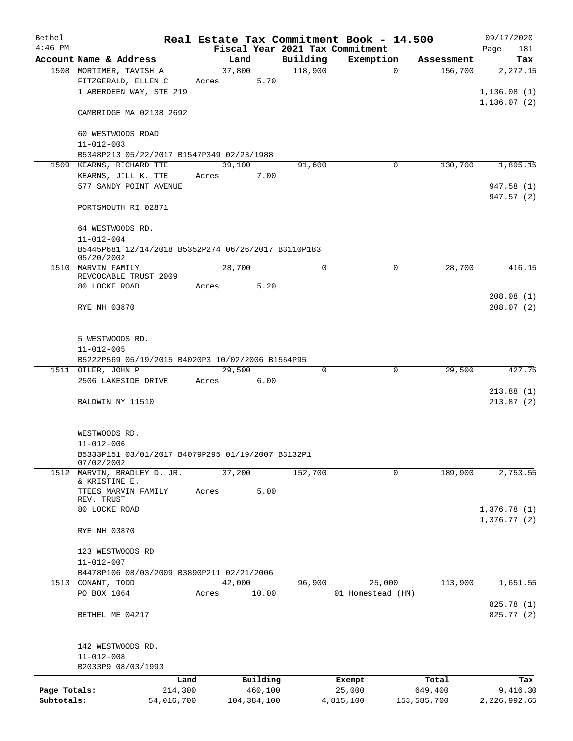# Real Estate Tax Commitment Book - 14.500

Bethel
4:46 PM

Fiscal Year 2021 Tax Commitment

09/17/2020

| Account Name & Address | Land | Building | Exemption | Assessment | Tax |
|---|---|---|---|---|---|
| 1508 MORTIMER, TAVISH A | 37,800 | 118,900 | 0 | 156,700 | 2,272.15 |
| FITZGERALD, ELLEN C | Acres 5.70 | | | | |
| 1 ABERDEEN WAY, STE 219 | | | | | 1,136.08 (1) |
| | | | | | 1,136.07 (2) |
| CAMBRIDGE MA 02138 2692 | | | | | |
| 60 WESTWOODS ROAD | | | | | |
| 11-012-003 | | | | | |
| B5348P213 05/22/2017 B1547P349 02/23/1988 | | | | | |
| 1509 KEARNS, RICHARD TTE | 39,100 | 91,600 | 0 | 130,700 | 1,895.15 |
| KEARNS, JILL K. TTE | Acres 7.00 | | | | |
| 577 SANDY POINT AVENUE | | | | | 947.58 (1) |
| | | | | | 947.57 (2) |
| PORTSMOUTH RI 02871 | | | | | |
| 64 WESTWOODS RD. | | | | | |
| 11-012-004 | | | | | |
| B5445P681 12/14/2018 B5352P274 06/26/2017 B3110P183 05/20/2002 | | | | | |
| 1510 MARVIN FAMILY REVCOCABLE TRUST 2009 | 28,700 | 0 | 0 | 28,700 | 416.15 |
| 80 LOCKE ROAD | Acres 5.20 | | | | |
| | | | | | 208.08 (1) |
| RYE NH 03870 | | | | | 208.07 (2) |
| 5 WESTWOODS RD. | | | | | |
| 11-012-005 | | | | | |
| B5222P569 05/19/2015 B4020P3 10/02/2006 B1554P95 | | | | | |
| 1511 OILER, JOHN P | 29,500 | 0 | 0 | 29,500 | 427.75 |
| 2506 LAKESIDE DRIVE | Acres 6.00 | | | | |
| | | | | | 213.88 (1) |
| BALDWIN NY 11510 | | | | | 213.87 (2) |
| WESTWOODS RD. | | | | | |
| 11-012-006 | | | | | |
| B5333P151 03/01/2017 B4079P295 01/19/2007 B3132P1 07/02/2002 | | | | | |
| 1512 MARVIN, BRADLEY D. JR. & KRISTINE E. | 37,200 | 152,700 | 0 | 189,900 | 2,753.55 |
| TTEES MARVIN FAMILY REV. TRUST | Acres 5.00 | | | | |
| 80 LOCKE ROAD | | | | | 1,376.78 (1) |
| | | | | | 1,376.77 (2) |
| RYE NH 03870 | | | | | |
| 123 WESTWOODS RD | | | | | |
| 11-012-007 | | | | | |
| B4478P106 08/03/2009 B3890P211 02/21/2006 | | | | | |
| 1513 CONANT, TODD | 42,000 | 96,900 | 25,000 | 113,900 | 1,651.55 |
| PO BOX 1064 | Acres 10.00 | | 01 Homestead (HM) | | |
| | | | | | 825.78 (1) |
| BETHEL ME 04217 | | | | | 825.77 (2) |
| 142 WESTWOODS RD. | | | | | |
| 11-012-008 | | | | | |
| B2033P9 08/03/1993 | | | | | |

| | Land | Building | Exempt | Total | Tax |
|---|---|---|---|---|---|
| Page Totals: | 214,300 | 460,100 | 25,000 | 649,400 | 9,416.30 |
| Subtotals: | 54,016,700 | 104,384,100 | 4,815,100 | 153,585,700 | 2,226,992.65 |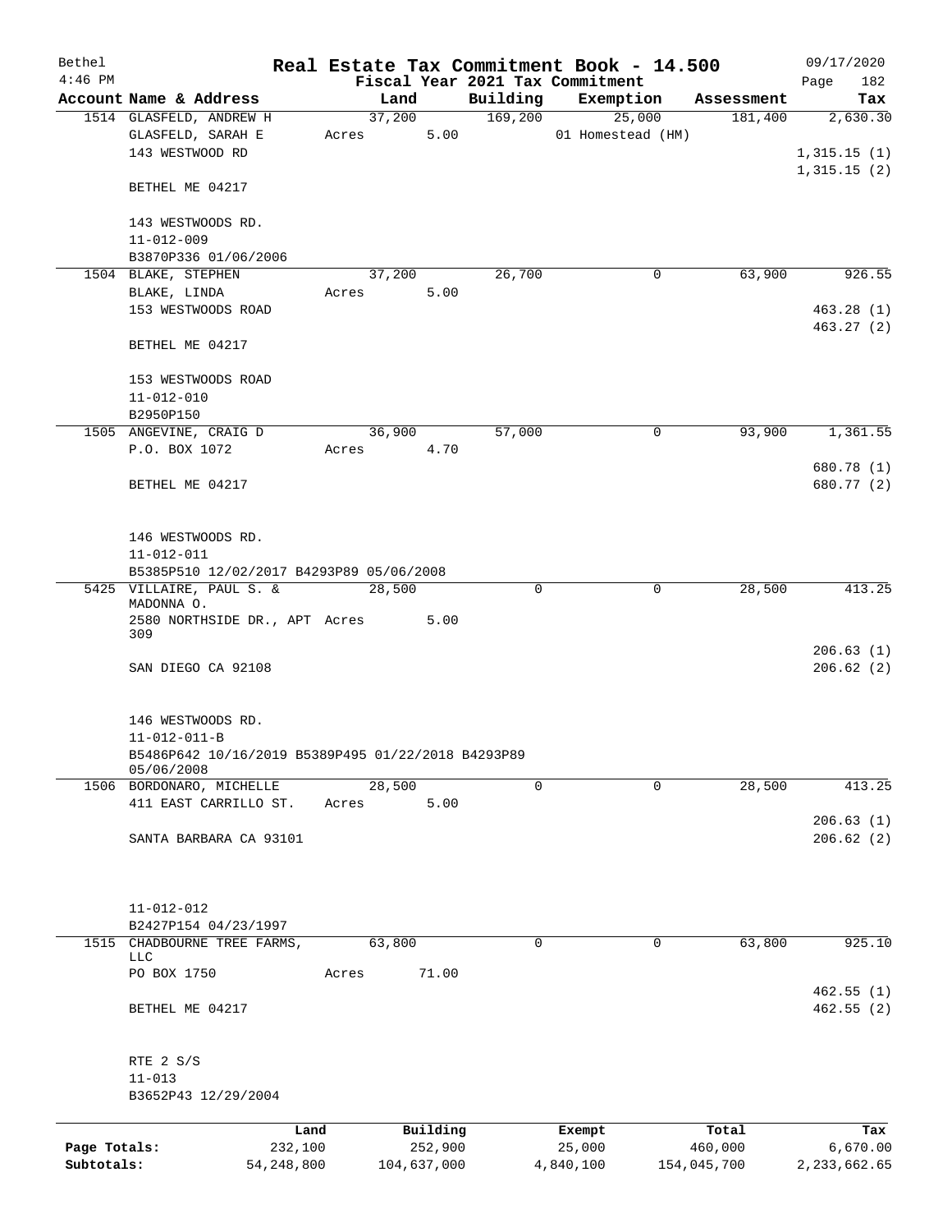# Real Estate Tax Commitment Book - 14.500

Bethel 4:46 PM — 09/17/2020

Fiscal Year 2021 Tax Commitment

| Account Name & Address | Land | Building | Exemption | Assessment | Tax |
|---|---|---|---|---|---|
| 1514 GLASFELD, ANDREW H<br>GLASFELD, SARAH E<br>143 WESTWOOD RD<br><br>BETHEL ME 04217<br><br>143 WESTWOODS RD.<br>11-012-009<br>B3870P336 01/06/2006 | 37,200<br>Acres 5.00 | 169,200 | 25,000<br>01 Homestead (HM) | 181,400 | 2,630.30<br><br>1,315.15 (1)<br>1,315.15 (2) |
| 1504 BLAKE, STEPHEN<br>BLAKE, LINDA<br>153 WESTWOODS ROAD<br><br>BETHEL ME 04217<br><br>153 WESTWOODS ROAD<br>11-012-010<br>B2950P150 | 37,200<br>Acres 5.00 | 26,700 | 0 | 63,900 | 926.55<br><br>463.28 (1)<br>463.27 (2) |
| 1505 ANGEVINE, CRAIG D<br>P.O. BOX 1072<br><br>BETHEL ME 04217<br><br>146 WESTWOODS RD.<br>11-012-011<br>B5385P510 12/02/2017 B4293P89 05/06/2008 | 36,900<br>Acres 4.70 | 57,000 | 0 | 93,900 | 1,361.55<br><br>680.78 (1)<br>680.77 (2) |
| 5425 VILLAIRE, PAUL S. & MADONNA O.<br>2580 NORTHSIDE DR., APT 309<br><br>SAN DIEGO CA 92108<br><br>146 WESTWOODS RD.<br>11-012-011-B<br>B5486P642 10/16/2019 B5389P495 01/22/2018 B4293P89 05/06/2008 | 28,500<br>Acres 5.00 | 0 | 0 | 28,500 | 413.25<br><br>206.63 (1)<br>206.62 (2) |
| 1506 BORDONARO, MICHELLE<br>411 EAST CARRILLO ST.<br><br>SANTA BARBARA CA 93101<br><br>11-012-012<br>B2427P154 04/23/1997 | 28,500<br>Acres 5.00 | 0 | 0 | 28,500 | 413.25<br><br>206.63 (1)<br>206.62 (2) |
| 1515 CHADBOURNE TREE FARMS, LLC<br>PO BOX 1750<br><br>BETHEL ME 04217<br><br>RTE 2 S/S<br>11-013<br>B3652P43 12/29/2004 | 63,800<br>Acres 71.00 | 0 | 0 | 63,800 | 925.10<br><br>462.55 (1)<br>462.55 (2) |

| | Land | Building | Exempt | Total | Tax |
|---|---|---|---|---|---|
| Page Totals: | 232,100 | 252,900 | 25,000 | 460,000 | 6,670.00 |
| Subtotals: | 54,248,800 | 104,637,000 | 4,840,100 | 154,045,700 | 2,233,662.65 |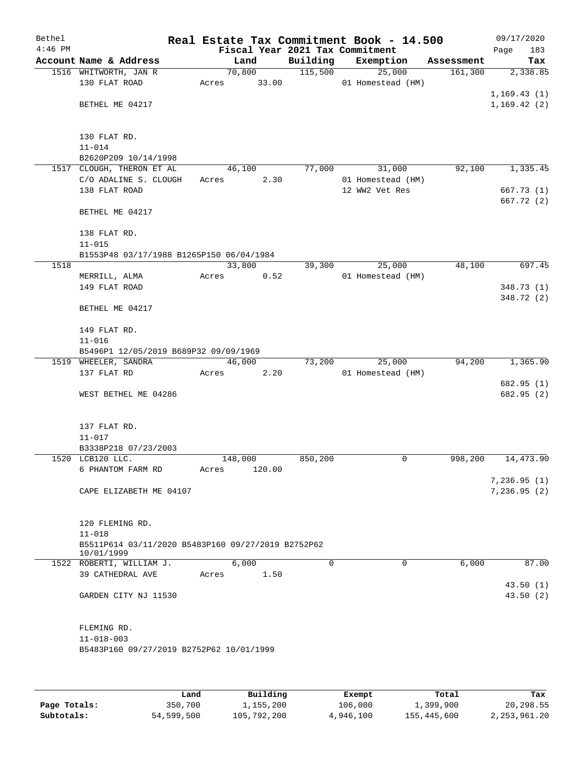Bethel 4:46 PM

# Real Estate Tax Commitment Book - 14.500

Fiscal Year 2021 Tax Commitment

09/17/2020 Page 183

| Account Name & Address | Land | Building | Exemption | Assessment | Tax |
|---|---|---|---|---|---|
| 1516 WHITWORTH, JAN R<br>130 FLAT ROAD<br><br>BETHEL ME 04217<br><br>130 FLAT RD.<br>11-014<br>B2620P209 10/14/1998 | 70,800<br>Acres 33.00 | 115,500 | 25,000<br>01 Homestead (HM) | 161,300 | 2,338.85<br><br>1,169.43 (1)<br>1,169.42 (2) |
| 1517 CLOUGH, THERON ET AL<br>C/O ADALINE S. CLOUGH<br>138 FLAT ROAD<br><br>BETHEL ME 04217<br><br>138 FLAT RD.<br>11-015<br>B1553P48 03/17/1988 B1265P150 06/04/1984 | 46,100<br>Acres 2.30 | 77,000 | 31,000<br>01 Homestead (HM)<br>12 WW2 Vet Res | 92,100 | 1,335.45<br><br>667.73 (1)<br>667.72 (2) |
| 1518<br>MERRILL, ALMA<br>149 FLAT ROAD<br><br>BETHEL ME 04217<br><br>149 FLAT RD.<br>11-016<br>B5496P1 12/05/2019 B689P32 09/09/1969 | 33,800<br>Acres 0.52 | 39,300 | 25,000<br>01 Homestead (HM) | 48,100 | 697.45<br><br>348.73 (1)<br>348.72 (2) |
| 1519 WHEELER, SANDRA<br>137 FLAT RD<br><br>WEST BETHEL ME 04286<br><br>137 FLAT RD.<br>11-017<br>B3338P218 07/23/2003 | 46,000<br>Acres 2.20 | 73,200 | 25,000<br>01 Homestead (HM) | 94,200 | 1,365.90<br><br>682.95 (1)<br>682.95 (2) |
| 1520 LCB120 LLC.<br>6 PHANTOM FARM RD<br><br>CAPE ELIZABETH ME 04107<br><br>120 FLEMING RD.<br>11-018<br>B5511P614 03/11/2020 B5483P160 09/27/2019 B2752P62 10/01/1999 | 148,000<br>Acres 120.00 | 850,200 | 0 | 998,200 | 14,473.90<br><br>7,236.95 (1)<br>7,236.95 (2) |
| 1522 ROBERTI, WILLIAM J.<br>39 CATHEDRAL AVE<br><br>GARDEN CITY NJ 11530<br><br>FLEMING RD.<br>11-018-003<br>B5483P160 09/27/2019 B2752P62 10/01/1999 | 6,000<br>Acres 1.50 | 0 | 0 | 6,000 | 87.00<br><br>43.50 (1)<br>43.50 (2) |

| | Land | Building | Exempt | Total | Tax |
|---|---|---|---|---|---|
| Page Totals: | 350,700 | 1,155,200 | 106,000 | 1,399,900 | 20,298.55 |
| Subtotals: | 54,599,500 | 105,792,200 | 4,946,100 | 155,445,600 | 2,253,961.20 |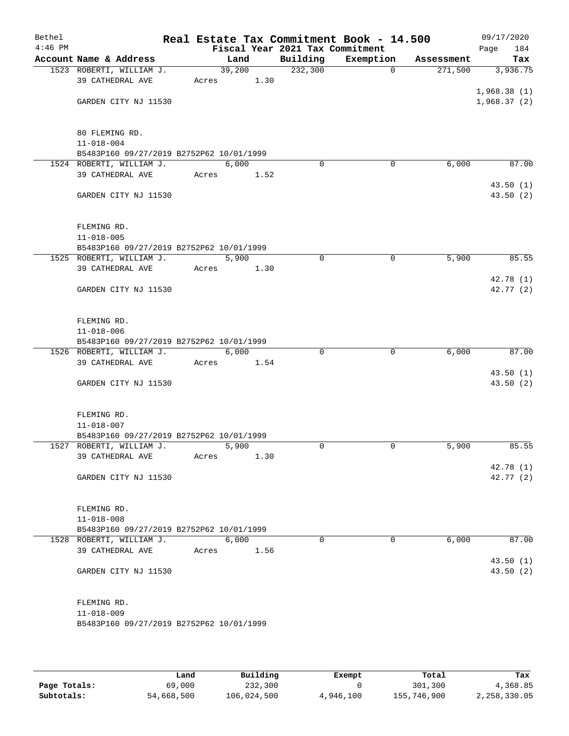Bethel
4:46 PM

# Real Estate Tax Commitment Book - 14.500

Fiscal Year 2021 Tax Commitment

09/17/2020

| Account Name & Address | Land | Building | Exemption | Assessment | Tax |
|---|---|---|---|---|---|
| 1523 ROBERTI, WILLIAM J.<br>39 CATHEDRAL AVE<br><br>GARDEN CITY NJ 11530<br><br>80 FLEMING RD.<br>11-018-004<br>B5483P160 09/27/2019 B2752P62 10/01/1999 | 39,200<br>Acres 1.30 | 232,300 | 0 | 271,500 | 3,936.75<br><br>1,968.38 (1)<br>1,968.37 (2) |
| 1524 ROBERTI, WILLIAM J.<br>39 CATHEDRAL AVE<br><br>GARDEN CITY NJ 11530<br><br>FLEMING RD.<br>11-018-005<br>B5483P160 09/27/2019 B2752P62 10/01/1999 | 6,000<br>Acres 1.52 | 0 | 0 | 6,000 | 87.00<br><br>43.50 (1)<br>43.50 (2) |
| 1525 ROBERTI, WILLIAM J.<br>39 CATHEDRAL AVE<br><br>GARDEN CITY NJ 11530<br><br>FLEMING RD.<br>11-018-006<br>B5483P160 09/27/2019 B2752P62 10/01/1999 | 5,900<br>Acres 1.30 | 0 | 0 | 5,900 | 85.55<br><br>42.78 (1)<br>42.77 (2) |
| 1526 ROBERTI, WILLIAM J.<br>39 CATHEDRAL AVE<br><br>GARDEN CITY NJ 11530<br><br>FLEMING RD.<br>11-018-007<br>B5483P160 09/27/2019 B2752P62 10/01/1999 | 6,000<br>Acres 1.54 | 0 | 0 | 6,000 | 87.00<br><br>43.50 (1)<br>43.50 (2) |
| 1527 ROBERTI, WILLIAM J.<br>39 CATHEDRAL AVE<br><br>GARDEN CITY NJ 11530<br><br>FLEMING RD.<br>11-018-008<br>B5483P160 09/27/2019 B2752P62 10/01/1999 | 5,900<br>Acres 1.30 | 0 | 0 | 5,900 | 85.55<br><br>42.78 (1)<br>42.77 (2) |
| 1528 ROBERTI, WILLIAM J.<br>39 CATHEDRAL AVE<br><br>GARDEN CITY NJ 11530<br><br>FLEMING RD.<br>11-018-009<br>B5483P160 09/27/2019 B2752P62 10/01/1999 | 6,000<br>Acres 1.56 | 0 | 0 | 6,000 | 87.00<br><br>43.50 (1)<br>43.50 (2) |

| | Land | Building | Exempt | Total | Tax |
|---|---|---|---|---|---|
| Page Totals: | 69,000 | 232,300 | 0 | 301,300 | 4,368.85 |
| Subtotals: | 54,668,500 | 106,024,500 | 4,946,100 | 155,746,900 | 2,258,330.05 |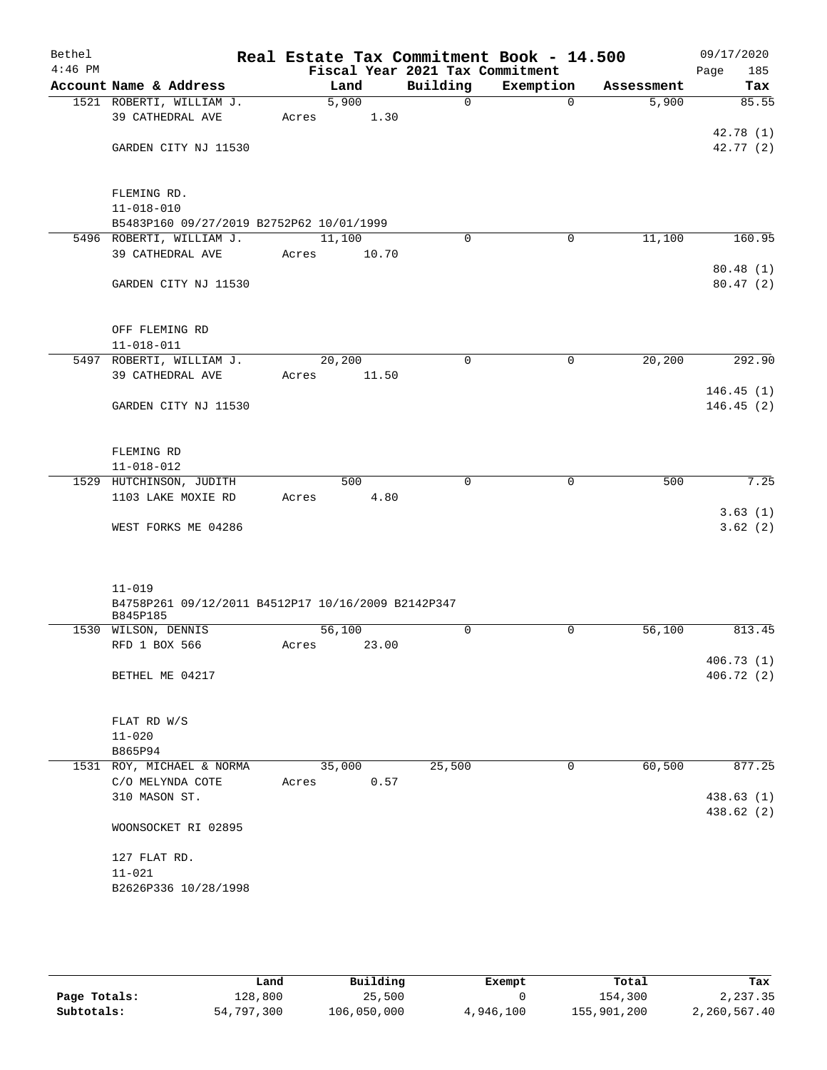# Real Estate Tax Commitment Book - 14.500

Bethel 4:46 PM — Fiscal Year 2021 Tax Commitment — 09/17/2020

| Account Name & Address | Land | Building | Exemption | Assessment | Tax |
|---|---|---|---|---|---|
| 1521 ROBERTI, WILLIAM J.<br>39 CATHEDRAL AVE<br><br>GARDEN CITY NJ 11530<br><br>FLEMING RD.<br>11-018-010<br>B5483P160 09/27/2019 B2752P62 10/01/1999 | 5,900<br>Acres 1.30 | 0 | 0 | 5,900 | 85.55<br><br>42.78 (1)<br>42.77 (2) |
| 5496 ROBERTI, WILLIAM J.<br>39 CATHEDRAL AVE<br><br>GARDEN CITY NJ 11530<br><br>OFF FLEMING RD<br>11-018-011 | 11,100<br>Acres 10.70 | 0 | 0 | 11,100 | 160.95<br><br>80.48 (1)<br>80.47 (2) |
| 5497 ROBERTI, WILLIAM J.<br>39 CATHEDRAL AVE<br><br>GARDEN CITY NJ 11530<br><br>FLEMING RD<br>11-018-012 | 20,200<br>Acres 11.50 | 0 | 0 | 20,200 | 292.90<br><br>146.45 (1)<br>146.45 (2) |
| 1529 HUTCHINSON, JUDITH<br>1103 LAKE MOXIE RD<br><br>WEST FORKS ME 04286<br><br>11-019<br>B4758P261 09/12/2011 B4512P17 10/16/2009 B2142P347 B845P185 | 500<br>Acres 4.80 | 0 | 0 | 500 | 7.25<br><br>3.63 (1)<br>3.62 (2) |
| 1530 WILSON, DENNIS<br>RFD 1 BOX 566<br><br>BETHEL ME 04217<br><br>FLAT RD W/S<br>11-020<br>B865P94 | 56,100<br>Acres 23.00 | 0 | 0 | 56,100 | 813.45<br><br>406.73 (1)<br>406.72 (2) |
| 1531 ROY, MICHAEL & NORMA<br>C/O MELYNDA COTE<br>310 MASON ST.<br><br>WOONSOCKET RI 02895<br><br>127 FLAT RD.<br>11-021<br>B2626P336 10/28/1998 | 35,000<br>Acres 0.57 | 25,500 | 0 | 60,500 | 877.25<br><br>438.63 (1)<br>438.62 (2) |

| | Land | Building | Exempt | Total | Tax |
|---|---|---|---|---|---|
| **Page Totals:** | 128,800 | 25,500 | 0 | 154,300 | 2,237.35 |
| **Subtotals:** | 54,797,300 | 106,050,000 | 4,946,100 | 155,901,200 | 2,260,567.40 |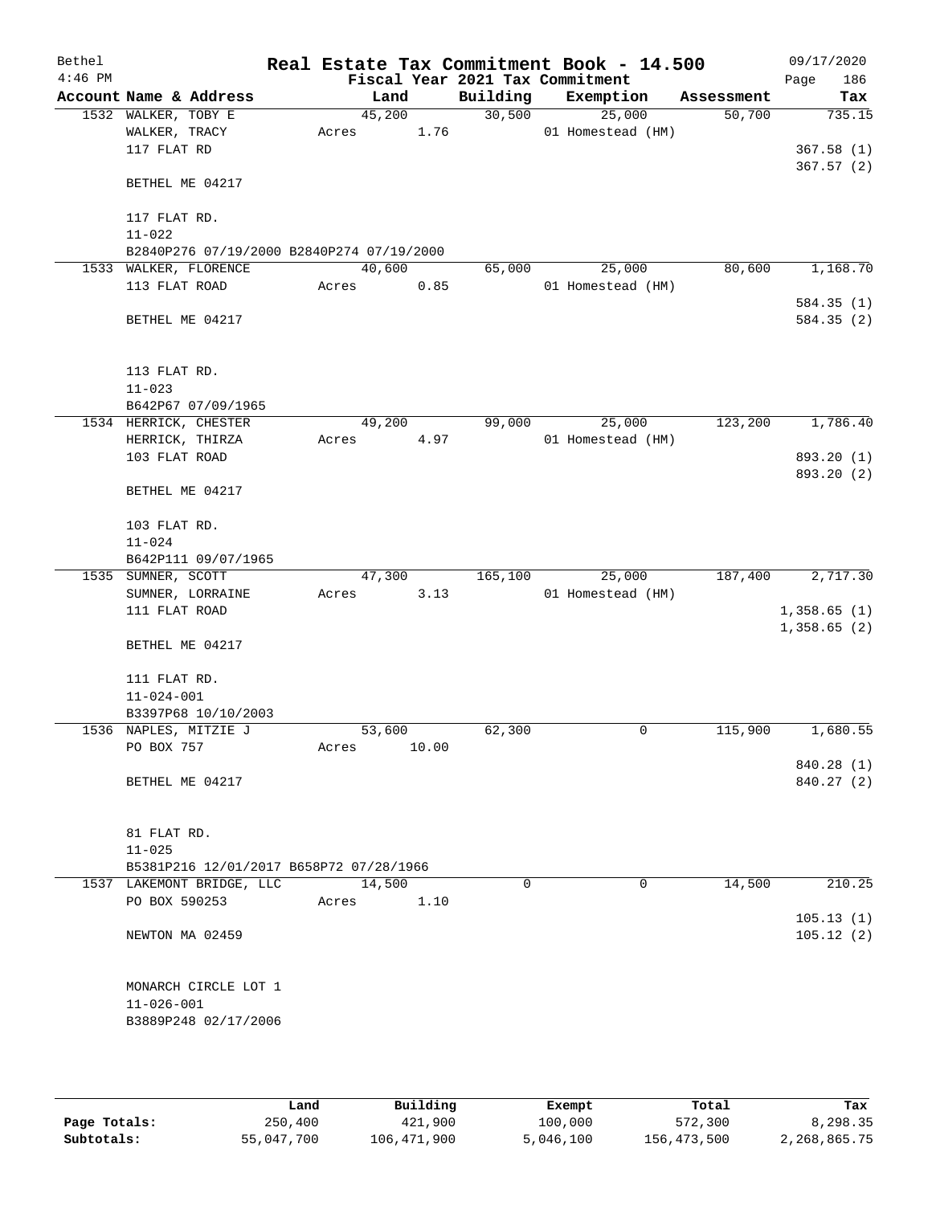# Real Estate Tax Commitment Book - 14.500

Bethel 4:46 PM — 09/17/2020

Fiscal Year 2021 Tax Commitment

| Account Name & Address | Land | Building | Exemption | Assessment | Tax |
|---|---|---|---|---|---|
| 1532 WALKER, TOBY E | 45,200 | 30,500 | 25,000 | 50,700 | 735.15 |
| WALKER, TRACY | Acres 1.76 | | 01 Homestead (HM) | | |
| 117 FLAT RD | | | | | 367.58 (1) |
| | | | | | 367.57 (2) |
| BETHEL ME 04217 | | | | | |
| 117 FLAT RD. | | | | | |
| 11-022 | | | | | |
| B2840P276 07/19/2000 B2840P274 07/19/2000 | | | | | |
| 1533 WALKER, FLORENCE | 40,600 | 65,000 | 25,000 | 80,600 | 1,168.70 |
| 113 FLAT ROAD | Acres 0.85 | | 01 Homestead (HM) | | |
| | | | | | 584.35 (1) |
| BETHEL ME 04217 | | | | | 584.35 (2) |
| 113 FLAT RD. | | | | | |
| 11-023 | | | | | |
| B642P67 07/09/1965 | | | | | |
| 1534 HERRICK, CHESTER | 49,200 | 99,000 | 25,000 | 123,200 | 1,786.40 |
| HERRICK, THIRZA | Acres 4.97 | | 01 Homestead (HM) | | |
| 103 FLAT ROAD | | | | | 893.20 (1) |
| | | | | | 893.20 (2) |
| BETHEL ME 04217 | | | | | |
| 103 FLAT RD. | | | | | |
| 11-024 | | | | | |
| B642P111 09/07/1965 | | | | | |
| 1535 SUMNER, SCOTT | 47,300 | 165,100 | 25,000 | 187,400 | 2,717.30 |
| SUMNER, LORRAINE | Acres 3.13 | | 01 Homestead (HM) | | |
| 111 FLAT ROAD | | | | | 1,358.65 (1) |
| | | | | | 1,358.65 (2) |
| BETHEL ME 04217 | | | | | |
| 111 FLAT RD. | | | | | |
| 11-024-001 | | | | | |
| B3397P68 10/10/2003 | | | | | |
| 1536 NAPLES, MITZIE J | 53,600 | 62,300 | 0 | 115,900 | 1,680.55 |
| PO BOX 757 | Acres 10.00 | | | | |
| | | | | | 840.28 (1) |
| BETHEL ME 04217 | | | | | 840.27 (2) |
| 81 FLAT RD. | | | | | |
| 11-025 | | | | | |
| B5381P216 12/01/2017 B658P72 07/28/1966 | | | | | |
| 1537 LAKEMONT BRIDGE, LLC | 14,500 | 0 | 0 | 14,500 | 210.25 |
| PO BOX 590253 | Acres 1.10 | | | | |
| | | | | | 105.13 (1) |
| NEWTON MA 02459 | | | | | 105.12 (2) |
| MONARCH CIRCLE LOT 1 | | | | | |
| 11-026-001 | | | | | |
| B3889P248 02/17/2006 | | | | | |

| | Land | Building | Exempt | Total | Tax |
|---|---|---|---|---|---|
| Page Totals: | 250,400 | 421,900 | 100,000 | 572,300 | 8,298.35 |
| Subtotals: | 55,047,700 | 106,471,900 | 5,046,100 | 156,473,500 | 2,268,865.75 |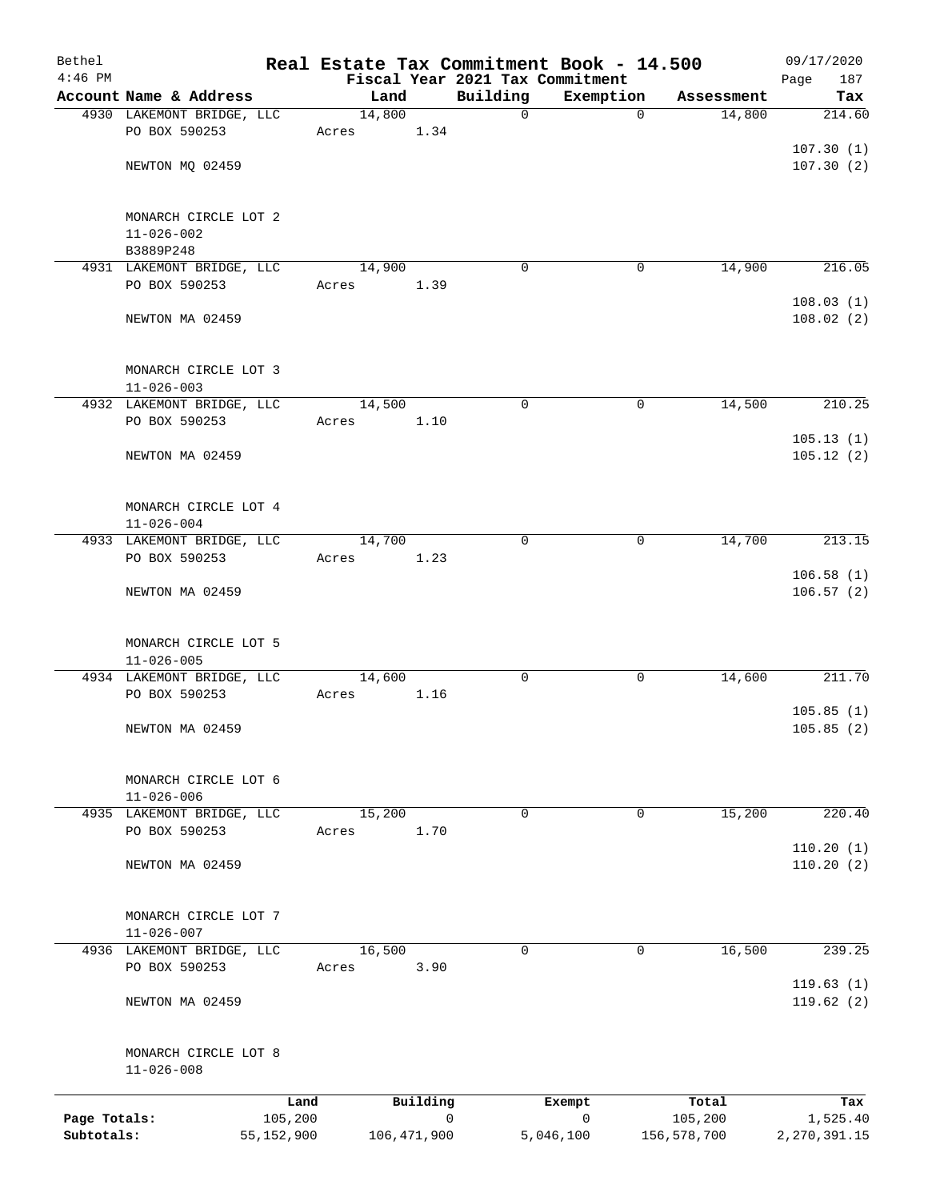Bethel
4:46 PM

# Real Estate Tax Commitment Book - 14.500

Fiscal Year 2021 Tax Commitment

09/17/2020

| Account Name & Address | Land | Building | Exemption | Assessment | Tax |
|---|---|---|---|---|---|
| 4930 LAKEMONT BRIDGE, LLC | 14,800 | 0 | 0 | 14,800 | 214.60 |
| PO BOX 590253 | Acres 1.34 | | | | |
| | | | | | 107.30 (1) |
| NEWTON MQ 02459 | | | | | 107.30 (2) |
| MONARCH CIRCLE LOT 2 | | | | | |
| 11-026-002 | | | | | |
| B3889P248 | | | | | |
| 4931 LAKEMONT BRIDGE, LLC | 14,900 | 0 | 0 | 14,900 | 216.05 |
| PO BOX 590253 | Acres 1.39 | | | | |
| | | | | | 108.03 (1) |
| NEWTON MA 02459 | | | | | 108.02 (2) |
| MONARCH CIRCLE LOT 3 | | | | | |
| 11-026-003 | | | | | |
| 4932 LAKEMONT BRIDGE, LLC | 14,500 | 0 | 0 | 14,500 | 210.25 |
| PO BOX 590253 | Acres 1.10 | | | | |
| | | | | | 105.13 (1) |
| NEWTON MA 02459 | | | | | 105.12 (2) |
| MONARCH CIRCLE LOT 4 | | | | | |
| 11-026-004 | | | | | |
| 4933 LAKEMONT BRIDGE, LLC | 14,700 | 0 | 0 | 14,700 | 213.15 |
| PO BOX 590253 | Acres 1.23 | | | | |
| | | | | | 106.58 (1) |
| NEWTON MA 02459 | | | | | 106.57 (2) |
| MONARCH CIRCLE LOT 5 | | | | | |
| 11-026-005 | | | | | |
| 4934 LAKEMONT BRIDGE, LLC | 14,600 | 0 | 0 | 14,600 | 211.70 |
| PO BOX 590253 | Acres 1.16 | | | | |
| | | | | | 105.85 (1) |
| NEWTON MA 02459 | | | | | 105.85 (2) |
| MONARCH CIRCLE LOT 6 | | | | | |
| 11-026-006 | | | | | |
| 4935 LAKEMONT BRIDGE, LLC | 15,200 | 0 | 0 | 15,200 | 220.40 |
| PO BOX 590253 | Acres 1.70 | | | | |
| | | | | | 110.20 (1) |
| NEWTON MA 02459 | | | | | 110.20 (2) |
| MONARCH CIRCLE LOT 7 | | | | | |
| 11-026-007 | | | | | |
| 4936 LAKEMONT BRIDGE, LLC | 16,500 | 0 | 0 | 16,500 | 239.25 |
| PO BOX 590253 | Acres 3.90 | | | | |
| | | | | | 119.63 (1) |
| NEWTON MA 02459 | | | | | 119.62 (2) |
| MONARCH CIRCLE LOT 8 | | | | | |
| 11-026-008 | | | | | |

| | Land | Building | Exempt | Total | Tax |
|---|---|---|---|---|---|
| Page Totals: | 105,200 | 0 | 0 | 105,200 | 1,525.40 |
| Subtotals: | 55,152,900 | 106,471,900 | 5,046,100 | 156,578,700 | 2,270,391.15 |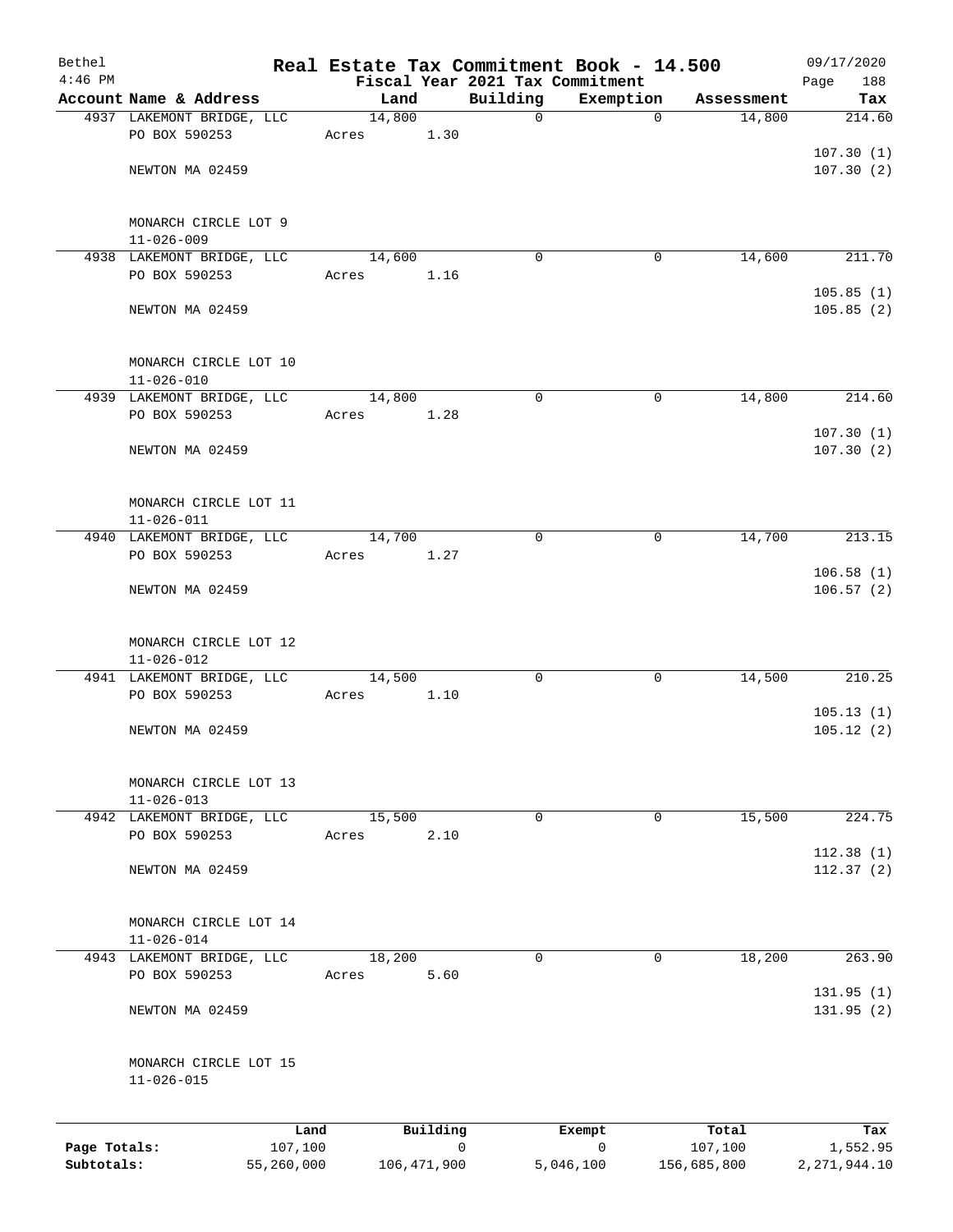Bethel
4:46 PM

# Real Estate Tax Commitment Book - 14.500

Fiscal Year 2021 Tax Commitment

09/17/2020

| Account | Name & Address | Land | Building | Exemption | Assessment | Tax |
|---|---|---|---|---|---|---|
| 4937 | LAKEMONT BRIDGE, LLC<br>PO BOX 590253<br>NEWTON MA 02459<br>MONARCH CIRCLE LOT 9<br>11-026-009 | 14,800<br>Acres 1.30 | 0 | 0 | 14,800 | 214.60<br>107.30 (1)<br>107.30 (2) |
| 4938 | LAKEMONT BRIDGE, LLC<br>PO BOX 590253<br>NEWTON MA 02459<br>MONARCH CIRCLE LOT 10<br>11-026-010 | 14,600<br>Acres 1.16 | 0 | 0 | 14,600 | 211.70<br>105.85 (1)<br>105.85 (2) |
| 4939 | LAKEMONT BRIDGE, LLC<br>PO BOX 590253<br>NEWTON MA 02459<br>MONARCH CIRCLE LOT 11<br>11-026-011 | 14,800<br>Acres 1.28 | 0 | 0 | 14,800 | 214.60<br>107.30 (1)<br>107.30 (2) |
| 4940 | LAKEMONT BRIDGE, LLC<br>PO BOX 590253<br>NEWTON MA 02459<br>MONARCH CIRCLE LOT 12<br>11-026-012 | 14,700<br>Acres 1.27 | 0 | 0 | 14,700 | 213.15<br>106.58 (1)<br>106.57 (2) |
| 4941 | LAKEMONT BRIDGE, LLC<br>PO BOX 590253<br>NEWTON MA 02459<br>MONARCH CIRCLE LOT 13<br>11-026-013 | 14,500<br>Acres 1.10 | 0 | 0 | 14,500 | 210.25<br>105.13 (1)<br>105.12 (2) |
| 4942 | LAKEMONT BRIDGE, LLC<br>PO BOX 590253<br>NEWTON MA 02459<br>MONARCH CIRCLE LOT 14<br>11-026-014 | 15,500<br>Acres 2.10 | 0 | 0 | 15,500 | 224.75<br>112.38 (1)<br>112.37 (2) |
| 4943 | LAKEMONT BRIDGE, LLC<br>PO BOX 590253<br>NEWTON MA 02459<br>MONARCH CIRCLE LOT 15<br>11-026-015 | 18,200<br>Acres 5.60 | 0 | 0 | 18,200 | 263.90<br>131.95 (1)<br>131.95 (2) |

| | Land | Building | Exempt | Total | Tax |
|---|---|---|---|---|---|
| Page Totals: | 107,100 | 0 | 0 | 107,100 | 1,552.95 |
| Subtotals: | 55,260,000 | 106,471,900 | 5,046,100 | 156,685,800 | 2,271,944.10 |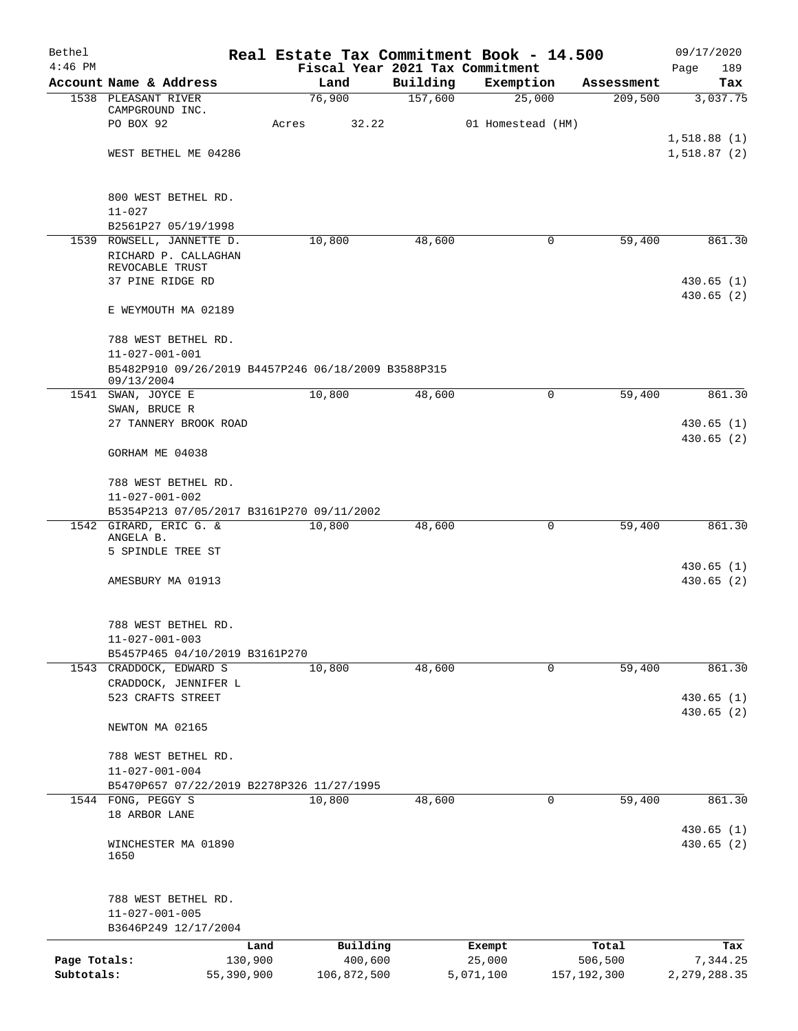Bethel 4:46 PM

# Real Estate Tax Commitment Book - 14.500

Fiscal Year 2021 Tax Commitment

09/17/2020

| Account Name & Address | Land | Building | Exemption | Assessment | Tax |
|---|---|---|---|---|---|
| 1538 PLEASANT RIVER CAMPGROUND INC. | 76,900 | 157,600 | 25,000 | 209,500 | 3,037.75 |
| PO BOX 92 | Acres 32.22 | | 01 Homestead (HM) | | |
| | | | | | 1,518.88 (1) |
| WEST BETHEL ME 04286 | | | | | 1,518.87 (2) |
| 800 WEST BETHEL RD. | | | | | |
| 11-027 | | | | | |
| B2561P27 05/19/1998 | | | | | |
| 1539 ROWSELL, JANNETTE D. | 10,800 | 48,600 | 0 | 59,400 | 861.30 |
| RICHARD P. CALLAGHAN REVOCABLE TRUST | | | | | |
| 37 PINE RIDGE RD | | | | | 430.65 (1) |
| | | | | | 430.65 (2) |
| E WEYMOUTH MA 02189 | | | | | |
| 788 WEST BETHEL RD. | | | | | |
| 11-027-001-001 | | | | | |
| B5482P910 09/26/2019 B4457P246 06/18/2009 B3588P315 09/13/2004 | | | | | |
| 1541 SWAN, JOYCE E | 10,800 | 48,600 | 0 | 59,400 | 861.30 |
| SWAN, BRUCE R | | | | | |
| 27 TANNERY BROOK ROAD | | | | | 430.65 (1) |
| | | | | | 430.65 (2) |
| GORHAM ME 04038 | | | | | |
| 788 WEST BETHEL RD. | | | | | |
| 11-027-001-002 | | | | | |
| B5354P213 07/05/2017 B3161P270 09/11/2002 | | | | | |
| 1542 GIRARD, ERIC G. & ANGELA B. | 10,800 | 48,600 | 0 | 59,400 | 861.30 |
| 5 SPINDLE TREE ST | | | | | |
| | | | | | 430.65 (1) |
| AMESBURY MA 01913 | | | | | 430.65 (2) |
| 788 WEST BETHEL RD. | | | | | |
| 11-027-001-003 | | | | | |
| B5457P465 04/10/2019 B3161P270 | | | | | |
| 1543 CRADDOCK, EDWARD S | 10,800 | 48,600 | 0 | 59,400 | 861.30 |
| CRADDOCK, JENNIFER L | | | | | |
| 523 CRAFTS STREET | | | | | 430.65 (1) |
| | | | | | 430.65 (2) |
| NEWTON MA 02165 | | | | | |
| 788 WEST BETHEL RD. | | | | | |
| 11-027-001-004 | | | | | |
| B5470P657 07/22/2019 B2278P326 11/27/1995 | | | | | |
| 1544 FONG, PEGGY S | 10,800 | 48,600 | 0 | 59,400 | 861.30 |
| 18 ARBOR LANE | | | | | |
| | | | | | 430.65 (1) |
| WINCHESTER MA 01890 1650 | | | | | 430.65 (2) |
| 788 WEST BETHEL RD. | | | | | |
| 11-027-001-005 | | | | | |
| B3646P249 12/17/2004 | | | | | |

| | Land | Building | Exempt | Total | Tax |
|---|---|---|---|---|---|
| Page Totals: | 130,900 | 400,600 | 25,000 | 506,500 | 7,344.25 |
| Subtotals: | 55,390,900 | 106,872,500 | 5,071,100 | 157,192,300 | 2,279,288.35 |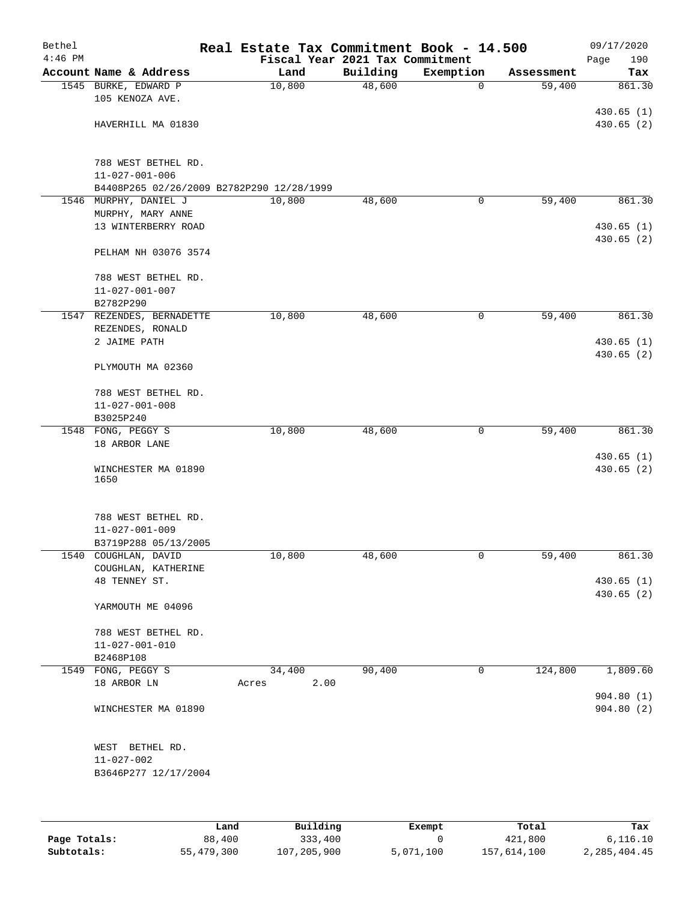Bethel
4:46 PM

# Real Estate Tax Commitment Book - 14.500

Fiscal Year 2021 Tax Commitment

09/17/2020

| Account Name & Address | Land | Building | Exemption | Assessment | Tax |
|---|---|---|---|---|---|
| 1545 BURKE, EDWARD P<br>105 KENOZA AVE.<br><br>HAVERHILL MA 01830<br><br>788 WEST BETHEL RD.<br>11-027-001-006<br>B4408P265 02/26/2009 B2782P290 12/28/1999 | 10,800 | 48,600 | 0 | 59,400 | 861.30<br><br>430.65 (1)<br>430.65 (2) |
| 1546 MURPHY, DANIEL J<br>MURPHY, MARY ANNE<br>13 WINTERBERRY ROAD<br><br>PELHAM NH 03076 3574<br><br>788 WEST BETHEL RD.<br>11-027-001-007<br>B2782P290 | 10,800 | 48,600 | 0 | 59,400 | 861.30<br><br>430.65 (1)<br>430.65 (2) |
| 1547 REZENDES, BERNADETTE<br>REZENDES, RONALD<br>2 JAIME PATH<br><br>PLYMOUTH MA 02360<br><br>788 WEST BETHEL RD.<br>11-027-001-008<br>B3025P240 | 10,800 | 48,600 | 0 | 59,400 | 861.30<br><br>430.65 (1)<br>430.65 (2) |
| 1548 FONG, PEGGY S<br>18 ARBOR LANE<br><br>WINCHESTER MA 01890<br>1650<br><br>788 WEST BETHEL RD.<br>11-027-001-009<br>B3719P288 05/13/2005 | 10,800 | 48,600 | 0 | 59,400 | 861.30<br><br>430.65 (1)<br>430.65 (2) |
| 1540 COUGHLAN, DAVID<br>COUGHLAN, KATHERINE<br>48 TENNEY ST.<br><br>YARMOUTH ME 04096<br><br>788 WEST BETHEL RD.<br>11-027-001-010<br>B2468P108 | 10,800 | 48,600 | 0 | 59,400 | 861.30<br><br>430.65 (1)<br>430.65 (2) |
| 1549 FONG, PEGGY S<br>18 ARBOR LN<br><br>WINCHESTER MA 01890<br><br>WEST BETHEL RD.<br>11-027-002<br>B3646P277 12/17/2004 | 34,400<br>Acres 2.00 | 90,400 | 0 | 124,800 | 1,809.60<br><br>904.80 (1)<br>904.80 (2) |

| | Land | Building | Exempt | Total | Tax |
|---|---|---|---|---|---|
| Page Totals: | 88,400 | 333,400 | 0 | 421,800 | 6,116.10 |
| Subtotals: | 55,479,300 | 107,205,900 | 5,071,100 | 157,614,100 | 2,285,404.45 |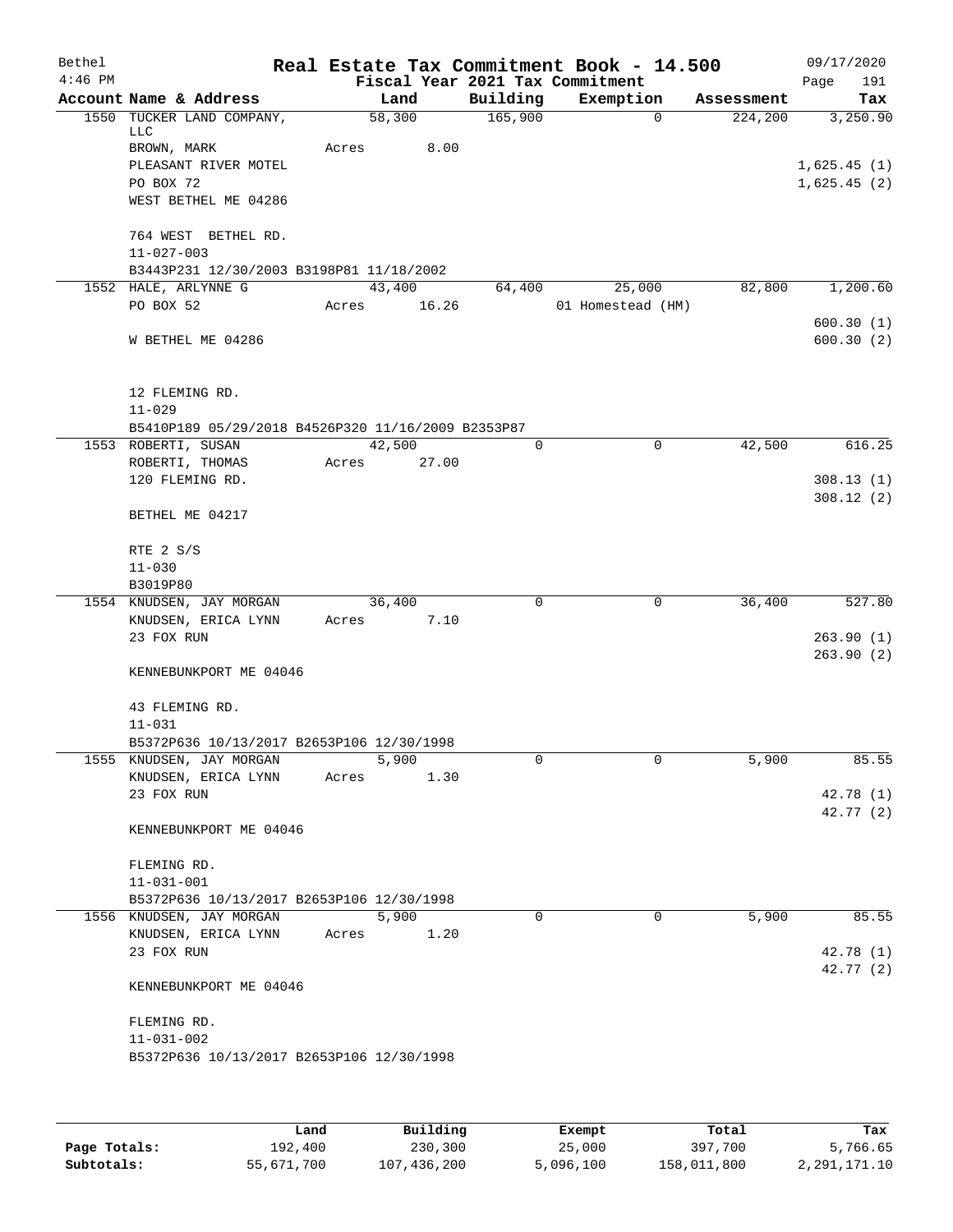# Real Estate Tax Commitment Book - 14.500

Bethel 4:46 PM — 09/17/2020

Fiscal Year 2021 Tax Commitment

| Account Name & Address | Land | Building | Exemption | Assessment | Tax |
|---|---|---|---|---|---|
| 1550 TUCKER LAND COMPANY, LLC | 58,300 | 165,900 | 0 | 224,200 | 3,250.90 |
| BROWN, MARK | Acres 8.00 | | | | |
| PLEASANT RIVER MOTEL | | | | | 1,625.45 (1) |
| PO BOX 72 | | | | | 1,625.45 (2) |
| WEST BETHEL ME 04286 | | | | | |
| 764 WEST BETHEL RD. | | | | | |
| 11-027-003 | | | | | |
| B3443P231 12/30/2003 B3198P81 11/18/2002 | | | | | |
| 1552 HALE, ARLYNNE G | 43,400 | 64,400 | 25,000 | 82,800 | 1,200.60 |
| PO BOX 52 | Acres 16.26 | | 01 Homestead (HM) | | |
| | | | | | 600.30 (1) |
| W BETHEL ME 04286 | | | | | 600.30 (2) |
| 12 FLEMING RD. | | | | | |
| 11-029 | | | | | |
| B5410P189 05/29/2018 B4526P320 11/16/2009 B2353P87 | | | | | |
| 1553 ROBERTI, SUSAN | 42,500 | 0 | 0 | 42,500 | 616.25 |
| ROBERTI, THOMAS | Acres 27.00 | | | | |
| 120 FLEMING RD. | | | | | 308.13 (1) |
| | | | | | 308.12 (2) |
| BETHEL ME 04217 | | | | | |
| RTE 2 S/S | | | | | |
| 11-030 | | | | | |
| B3019P80 | | | | | |
| 1554 KNUDSEN, JAY MORGAN | 36,400 | 0 | 0 | 36,400 | 527.80 |
| KNUDSEN, ERICA LYNN | Acres 7.10 | | | | |
| 23 FOX RUN | | | | | 263.90 (1) |
| | | | | | 263.90 (2) |
| KENNEBUNKPORT ME 04046 | | | | | |
| 43 FLEMING RD. | | | | | |
| 11-031 | | | | | |
| B5372P636 10/13/2017 B2653P106 12/30/1998 | | | | | |
| 1555 KNUDSEN, JAY MORGAN | 5,900 | 0 | 0 | 5,900 | 85.55 |
| KNUDSEN, ERICA LYNN | Acres 1.30 | | | | |
| 23 FOX RUN | | | | | 42.78 (1) |
| | | | | | 42.77 (2) |
| KENNEBUNKPORT ME 04046 | | | | | |
| FLEMING RD. | | | | | |
| 11-031-001 | | | | | |
| B5372P636 10/13/2017 B2653P106 12/30/1998 | | | | | |
| 1556 KNUDSEN, JAY MORGAN | 5,900 | 0 | 0 | 5,900 | 85.55 |
| KNUDSEN, ERICA LYNN | Acres 1.20 | | | | |
| 23 FOX RUN | | | | | 42.78 (1) |
| | | | | | 42.77 (2) |
| KENNEBUNKPORT ME 04046 | | | | | |
| FLEMING RD. | | | | | |
| 11-031-002 | | | | | |
| B5372P636 10/13/2017 B2653P106 12/30/1998 | | | | | |

| | Land | Building | Exempt | Total | Tax |
|---|---|---|---|---|---|
| Page Totals: | 192,400 | 230,300 | 25,000 | 397,700 | 5,766.65 |
| Subtotals: | 55,671,700 | 107,436,200 | 5,096,100 | 158,011,800 | 2,291,171.10 |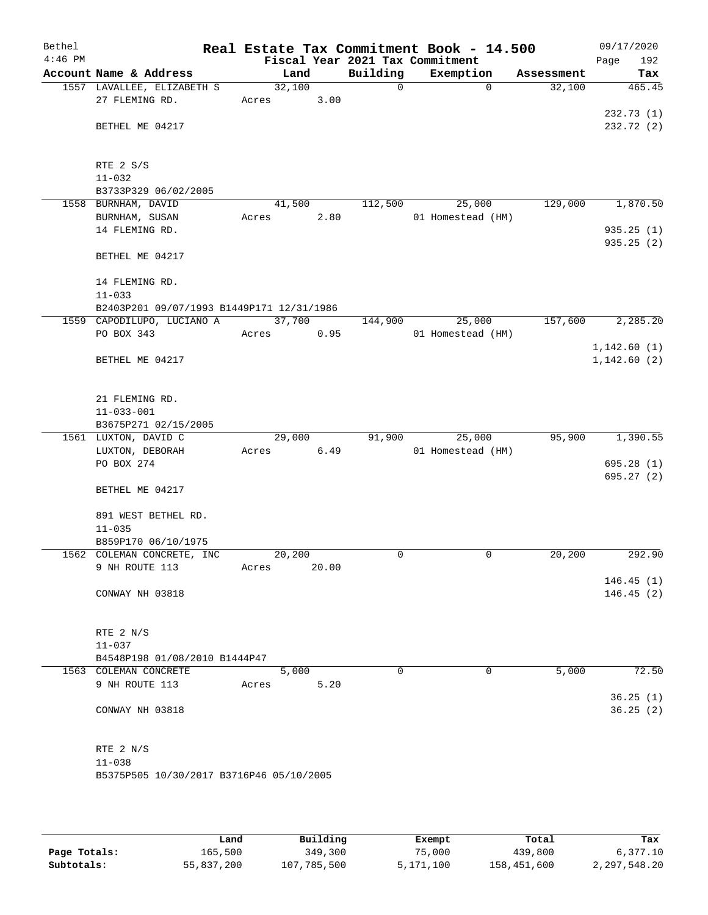Bethel 4:46 PM

# Real Estate Tax Commitment Book - 14.500

Fiscal Year 2021 Tax Commitment

09/17/2020 Page 192

| Account Name & Address | Land | Building | Exemption | Assessment | Tax |
|---|---|---|---|---|---|
| 1557 LAVALLEE, ELIZABETH S<br>27 FLEMING RD.<br><br>BETHEL ME 04217<br><br>RTE 2 S/S<br>11-032<br>B3733P329 06/02/2005 | 32,100<br>Acres 3.00 | 0 | 0 | 32,100 | 465.45<br><br>232.73 (1)<br>232.72 (2) |
| 1558 BURNHAM, DAVID<br>BURNHAM, SUSAN<br>14 FLEMING RD.<br><br>BETHEL ME 04217<br><br>14 FLEMING RD.<br>11-033<br>B2403P201 09/07/1993 B1449P171 12/31/1986 | 41,500<br>Acres 2.80 | 112,500 | 25,000<br>01 Homestead (HM) | 129,000 | 1,870.50<br><br>935.25 (1)<br>935.25 (2) |
| 1559 CAPODILUPO, LUCIANO A<br>PO BOX 343<br><br>BETHEL ME 04217<br><br>21 FLEMING RD.<br>11-033-001<br>B3675P271 02/15/2005 | 37,700<br>Acres 0.95 | 144,900 | 25,000<br>01 Homestead (HM) | 157,600 | 2,285.20<br><br>1,142.60 (1)<br>1,142.60 (2) |
| 1561 LUXTON, DAVID C<br>LUXTON, DEBORAH<br>PO BOX 274<br><br>BETHEL ME 04217<br><br>891 WEST BETHEL RD.<br>11-035<br>B859P170 06/10/1975 | 29,000<br>Acres 6.49 | 91,900 | 25,000<br>01 Homestead (HM) | 95,900 | 1,390.55<br><br>695.28 (1)<br>695.27 (2) |
| 1562 COLEMAN CONCRETE, INC<br>9 NH ROUTE 113<br><br>CONWAY NH 03818<br><br>RTE 2 N/S<br>11-037<br>B4548P198 01/08/2010 B1444P47 | 20,200<br>Acres 20.00 | 0 | 0 | 20,200 | 292.90<br><br>146.45 (1)<br>146.45 (2) |
| 1563 COLEMAN CONCRETE<br>9 NH ROUTE 113<br><br>CONWAY NH 03818<br><br>RTE 2 N/S<br>11-038<br>B5375P505 10/30/2017 B3716P46 05/10/2005 | 5,000<br>Acres 5.20 | 0 | 0 | 5,000 | 72.50<br><br>36.25 (1)<br>36.25 (2) |

| | Land | Building | Exempt | Total | Tax |
|---|---|---|---|---|---|
| Page Totals: | 165,500 | 349,300 | 75,000 | 439,800 | 6,377.10 |
| Subtotals: | 55,837,200 | 107,785,500 | 5,171,100 | 158,451,600 | 2,297,548.20 |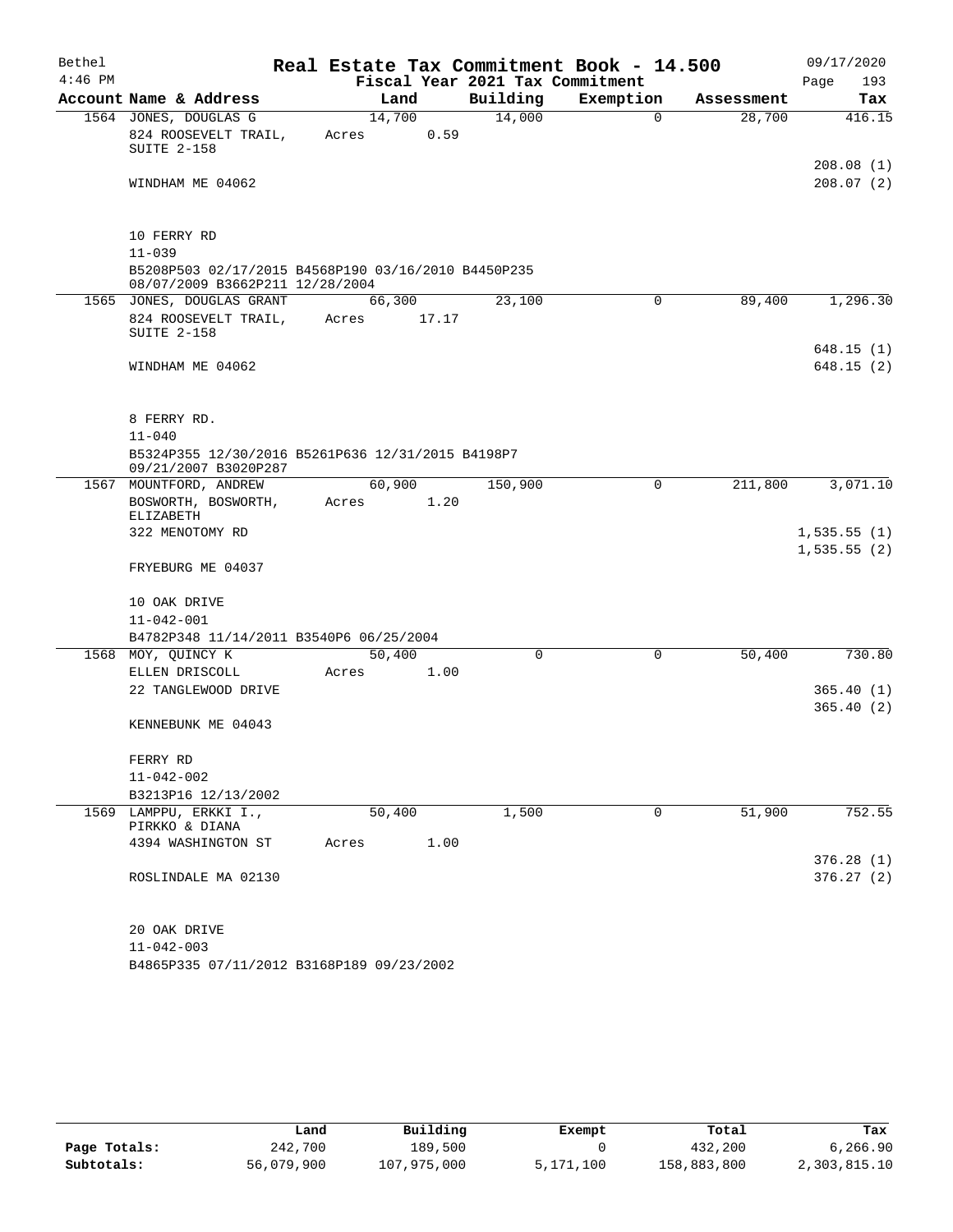Bethel 4:46 PM

# Real Estate Tax Commitment Book - 14.500

Fiscal Year 2021 Tax Commitment

09/17/2020

| Account Name & Address | Land | Building | Exemption | Assessment | Tax |
|---|---|---|---|---|---|
| 1564 JONES, DOUGLAS G | 14,700 | 14,000 | 0 | 28,700 | 416.15 |
| 824 ROOSEVELT TRAIL, SUITE 2-158 | Acres 0.59 | | | | |
| | | | | | 208.08 (1) |
| WINDHAM ME 04062 | | | | | 208.07 (2) |
| 10 FERRY RD | | | | | |
| 11-039 | | | | | |
| B5208P503 02/17/2015 B4568P190 03/16/2010 B4450P235 08/07/2009 B3662P211 12/28/2004 | | | | | |
| 1565 JONES, DOUGLAS GRANT | 66,300 | 23,100 | 0 | 89,400 | 1,296.30 |
| 824 ROOSEVELT TRAIL, SUITE 2-158 | Acres 17.17 | | | | |
| | | | | | 648.15 (1) |
| WINDHAM ME 04062 | | | | | 648.15 (2) |
| 8 FERRY RD. | | | | | |
| 11-040 | | | | | |
| B5324P355 12/30/2016 B5261P636 12/31/2015 B4198P7 09/21/2007 B3020P287 | | | | | |
| 1567 MOUNTFORD, ANDREW | 60,900 | 150,900 | 0 | 211,800 | 3,071.10 |
| BOSWORTH, BOSWORTH, ELIZABETH | Acres 1.20 | | | | |
| 322 MENOTOMY RD | | | | | 1,535.55 (1) |
| | | | | | 1,535.55 (2) |
| FRYEBURG ME 04037 | | | | | |
| 10 OAK DRIVE | | | | | |
| 11-042-001 | | | | | |
| B4782P348 11/14/2011 B3540P6 06/25/2004 | | | | | |
| 1568 MOY, QUINCY K | 50,400 | 0 | 0 | 50,400 | 730.80 |
| ELLEN DRISCOLL | Acres 1.00 | | | | |
| 22 TANGLEWOOD DRIVE | | | | | 365.40 (1) |
| | | | | | 365.40 (2) |
| KENNEBUNK ME 04043 | | | | | |
| FERRY RD | | | | | |
| 11-042-002 | | | | | |
| B3213P16 12/13/2002 | | | | | |
| 1569 LAMPPU, ERKKI I., PIRKKO & DIANA | 50,400 | 1,500 | 0 | 51,900 | 752.55 |
| 4394 WASHINGTON ST | Acres 1.00 | | | | |
| | | | | | 376.28 (1) |
| ROSLINDALE MA 02130 | | | | | 376.27 (2) |
| 20 OAK DRIVE | | | | | |
| 11-042-003 | | | | | |
| B4865P335 07/11/2012 B3168P189 09/23/2002 | | | | | |

| | Land | Building | Exempt | Total | Tax |
|---|---|---|---|---|---|
| Page Totals: | 242,700 | 189,500 | 0 | 432,200 | 6,266.90 |
| Subtotals: | 56,079,900 | 107,975,000 | 5,171,100 | 158,883,800 | 2,303,815.10 |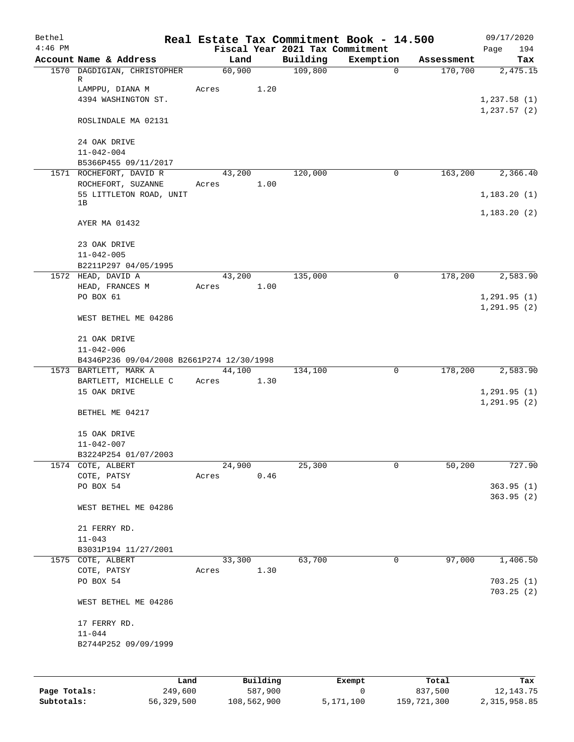# Real Estate Tax Commitment Book - 14.500

Bethel
4:46 PM

Fiscal Year 2021 Tax Commitment

09/17/2020
Page 194

| Account Name & Address | Land | Building | Exemption | Assessment | Tax |
|---|---|---|---|---|---|
| 1570 DAGDIGIAN, CHRISTOPHER R | 60,900 | 109,800 | 0 | 170,700 | 2,475.15 |
| LAMPPU, DIANA M | Acres 1.20 | | | | |
| 4394 WASHINGTON ST. | | | | | 1,237.58 (1) |
| | | | | | 1,237.57 (2) |
| ROSLINDALE MA 02131 | | | | | |
| 24 OAK DRIVE | | | | | |
| 11-042-004 | | | | | |
| B5366P455 09/11/2017 | | | | | |
| 1571 ROCHEFORT, DAVID R | 43,200 | 120,000 | 0 | 163,200 | 2,366.40 |
| ROCHEFORT, SUZANNE | Acres 1.00 | | | | |
| 55 LITTLETON ROAD, UNIT 1B | | | | | 1,183.20 (1) |
| | | | | | 1,183.20 (2) |
| AYER MA 01432 | | | | | |
| 23 OAK DRIVE | | | | | |
| 11-042-005 | | | | | |
| B2211P297 04/05/1995 | | | | | |
| 1572 HEAD, DAVID A | 43,200 | 135,000 | 0 | 178,200 | 2,583.90 |
| HEAD, FRANCES M | Acres 1.00 | | | | |
| PO BOX 61 | | | | | 1,291.95 (1) |
| | | | | | 1,291.95 (2) |
| WEST BETHEL ME 04286 | | | | | |
| 21 OAK DRIVE | | | | | |
| 11-042-006 | | | | | |
| B4346P236 09/04/2008 B2661P274 12/30/1998 | | | | | |
| 1573 BARTLETT, MARK A | 44,100 | 134,100 | 0 | 178,200 | 2,583.90 |
| BARTLETT, MICHELLE C | Acres 1.30 | | | | |
| 15 OAK DRIVE | | | | | 1,291.95 (1) |
| | | | | | 1,291.95 (2) |
| BETHEL ME 04217 | | | | | |
| 15 OAK DRIVE | | | | | |
| 11-042-007 | | | | | |
| B3224P254 01/07/2003 | | | | | |
| 1574 COTE, ALBERT | 24,900 | 25,300 | 0 | 50,200 | 727.90 |
| COTE, PATSY | Acres 0.46 | | | | |
| PO BOX 54 | | | | | 363.95 (1) |
| | | | | | 363.95 (2) |
| WEST BETHEL ME 04286 | | | | | |
| 21 FERRY RD. | | | | | |
| 11-043 | | | | | |
| B3031P194 11/27/2001 | | | | | |
| 1575 COTE, ALBERT | 33,300 | 63,700 | 0 | 97,000 | 1,406.50 |
| COTE, PATSY | Acres 1.30 | | | | |
| PO BOX 54 | | | | | 703.25 (1) |
| | | | | | 703.25 (2) |
| WEST BETHEL ME 04286 | | | | | |
| 17 FERRY RD. | | | | | |
| 11-044 | | | | | |
| B2744P252 09/09/1999 | | | | | |

| | Land | Building | Exempt | Total | Tax |
|---|---|---|---|---|---|
| Page Totals: | 249,600 | 587,900 | 0 | 837,500 | 12,143.75 |
| Subtotals: | 56,329,500 | 108,562,900 | 5,171,100 | 159,721,300 | 2,315,958.85 |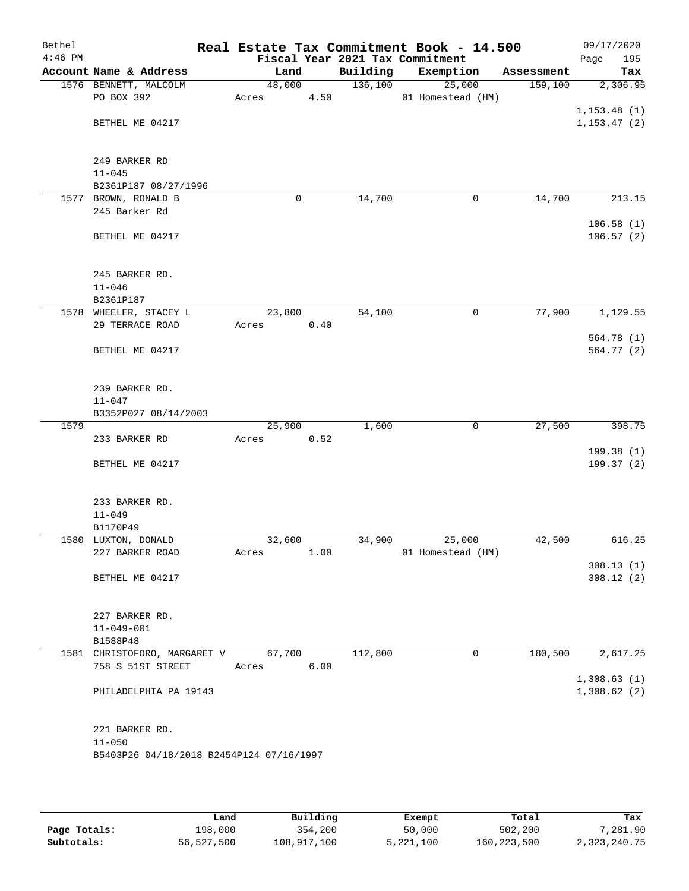Bethel
4:46 PM

# Real Estate Tax Commitment Book - 14.500

Fiscal Year 2021 Tax Commitment

09/17/2020

| Account Name & Address | Land | Building | Exemption | Assessment | Tax |
|---|---|---|---|---|---|
| 1576 BENNETT, MALCOLM<br>PO BOX 392<br><br>BETHEL ME 04217<br><br>249 BARKER RD<br>11-045<br>B2361P187 08/27/1996 | 48,000<br>Acres 4.50 | 136,100 | 25,000<br>01 Homestead (HM) | 159,100 | 2,306.95<br><br>1,153.48 (1)<br>1,153.47 (2) |
| 1577 BROWN, RONALD B<br>245 Barker Rd<br><br>BETHEL ME 04217<br><br>245 BARKER RD.<br>11-046<br>B2361P187 | 0 | 14,700 | 0 | 14,700 | 213.15<br><br>106.58 (1)<br>106.57 (2) |
| 1578 WHEELER, STACEY L<br>29 TERRACE ROAD<br><br>BETHEL ME 04217<br><br>239 BARKER RD.<br>11-047<br>B3352P027 08/14/2003 | 23,800<br>Acres 0.40 | 54,100 | 0 | 77,900 | 1,129.55<br><br>564.78 (1)<br>564.77 (2) |
| 1579<br>233 BARKER RD<br><br>BETHEL ME 04217<br><br>233 BARKER RD.<br>11-049<br>B1170P49 | 25,900<br>Acres 0.52 | 1,600 | 0 | 27,500 | 398.75<br><br>199.38 (1)<br>199.37 (2) |
| 1580 LUXTON, DONALD<br>227 BARKER ROAD<br><br>BETHEL ME 04217<br><br>227 BARKER RD.<br>11-049-001<br>B1588P48 | 32,600<br>Acres 1.00 | 34,900 | 25,000<br>01 Homestead (HM) | 42,500 | 616.25<br><br>308.13 (1)<br>308.12 (2) |
| 1581 CHRISTOFORO, MARGARET V<br>758 S 51ST STREET<br><br>PHILADELPHIA PA 19143<br><br>221 BARKER RD.<br>11-050<br>B5403P26 04/18/2018 B2454P124 07/16/1997 | 67,700<br>Acres 6.00 | 112,800 | 0 | 180,500 | 2,617.25<br><br>1,308.63 (1)<br>1,308.62 (2) |

| | Land | Building | Exempt | Total | Tax |
|---|---|---|---|---|---|
| Page Totals: | 198,000 | 354,200 | 50,000 | 502,200 | 7,281.90 |
| Subtotals: | 56,527,500 | 108,917,100 | 5,221,100 | 160,223,500 | 2,323,240.75 |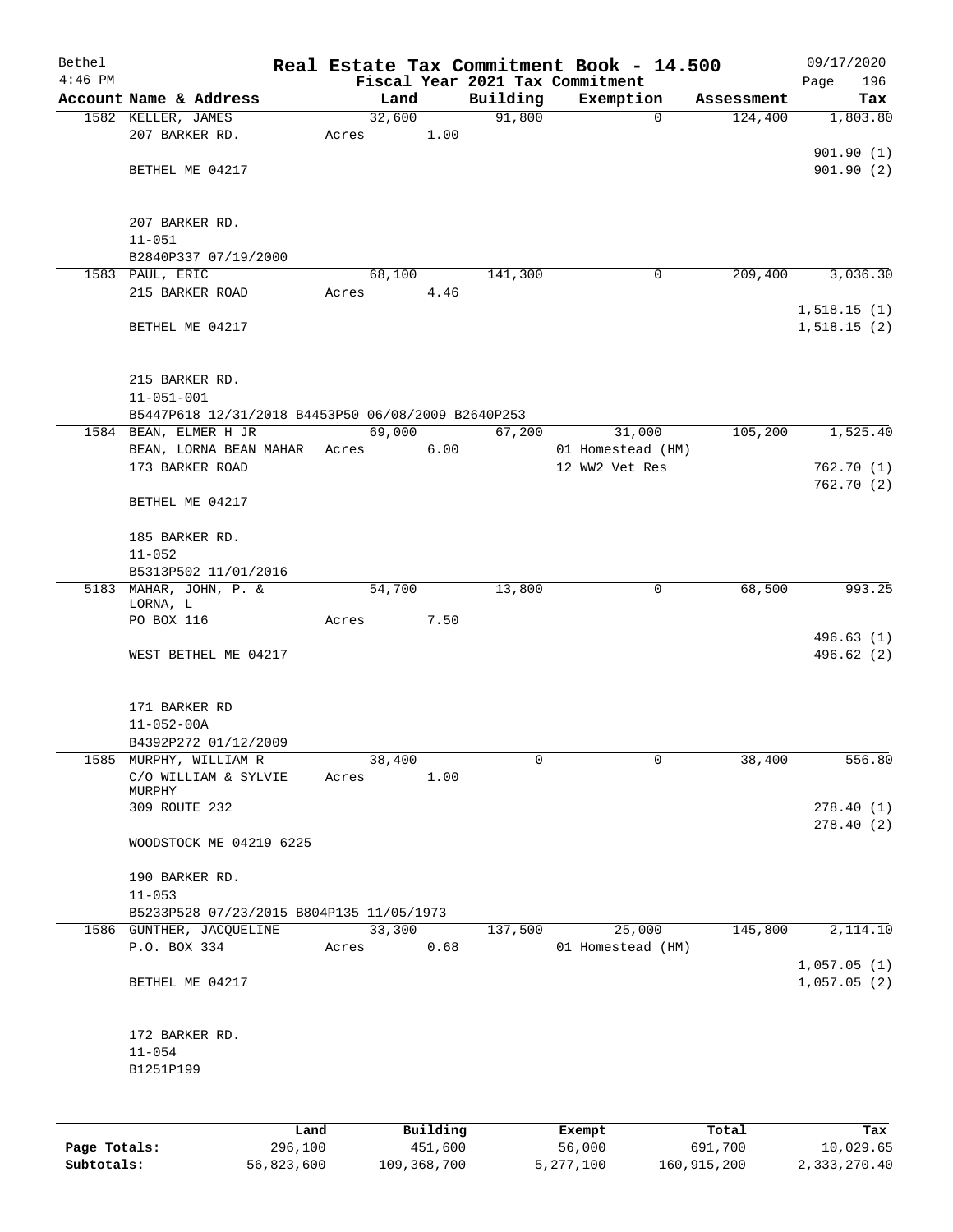Bethel 4:46 PM

# Real Estate Tax Commitment Book - 14.500

Fiscal Year 2021 Tax Commitment

09/17/2020 Page 196

| Account Name & Address | Land | Building | Exemption | Assessment | Tax |
|---|---|---|---|---|---|
| 1582 KELLER, JAMES | 32,600 | 91,800 | 0 | 124,400 | 1,803.80 |
| 207 BARKER RD. | Acres 1.00 | | | | |
| | | | | | 901.90 (1) |
| BETHEL ME 04217 | | | | | 901.90 (2) |
| 207 BARKER RD. | | | | | |
| 11-051 | | | | | |
| B2840P337 07/19/2000 | | | | | |
| 1583 PAUL, ERIC | 68,100 | 141,300 | 0 | 209,400 | 3,036.30 |
| 215 BARKER ROAD | Acres 4.46 | | | | |
| | | | | | 1,518.15 (1) |
| BETHEL ME 04217 | | | | | 1,518.15 (2) |
| 215 BARKER RD. | | | | | |
| 11-051-001 | | | | | |
| B5447P618 12/31/2018 B4453P50 06/08/2009 B2640P253 | | | | | |
| 1584 BEAN, ELMER H JR | 69,000 | 67,200 | 31,000 | 105,200 | 1,525.40 |
| BEAN, LORNA BEAN MAHAR | Acres 6.00 | | 01 Homestead (HM) | | |
| 173 BARKER ROAD | | | 12 WW2 Vet Res | | 762.70 (1) |
| | | | | | 762.70 (2) |
| BETHEL ME 04217 | | | | | |
| 185 BARKER RD. | | | | | |
| 11-052 | | | | | |
| B5313P502 11/01/2016 | | | | | |
| 5183 MAHAR, JOHN, P. & LORNA, L | 54,700 | 13,800 | 0 | 68,500 | 993.25 |
| PO BOX 116 | Acres 7.50 | | | | |
| | | | | | 496.63 (1) |
| WEST BETHEL ME 04217 | | | | | 496.62 (2) |
| 171 BARKER RD | | | | | |
| 11-052-00A | | | | | |
| B4392P272 01/12/2009 | | | | | |
| 1585 MURPHY, WILLIAM R | 38,400 | 0 | 0 | 38,400 | 556.80 |
| C/O WILLIAM & SYLVIE MURPHY | Acres 1.00 | | | | |
| 309 ROUTE 232 | | | | | 278.40 (1) |
| | | | | | 278.40 (2) |
| WOODSTOCK ME 04219 6225 | | | | | |
| 190 BARKER RD. | | | | | |
| 11-053 | | | | | |
| B5233P528 07/23/2015 B804P135 11/05/1973 | | | | | |
| 1586 GUNTHER, JACQUELINE | 33,300 | 137,500 | 25,000 | 145,800 | 2,114.10 |
| P.O. BOX 334 | Acres 0.68 | | 01 Homestead (HM) | | |
| | | | | | 1,057.05 (1) |
| BETHEL ME 04217 | | | | | 1,057.05 (2) |
| 172 BARKER RD. | | | | | |
| 11-054 | | | | | |
| B1251P199 | | | | | |

| | Land | Building | Exempt | Total | Tax |
|---|---|---|---|---|---|
| Page Totals: | 296,100 | 451,600 | 56,000 | 691,700 | 10,029.65 |
| Subtotals: | 56,823,600 | 109,368,700 | 5,277,100 | 160,915,200 | 2,333,270.40 |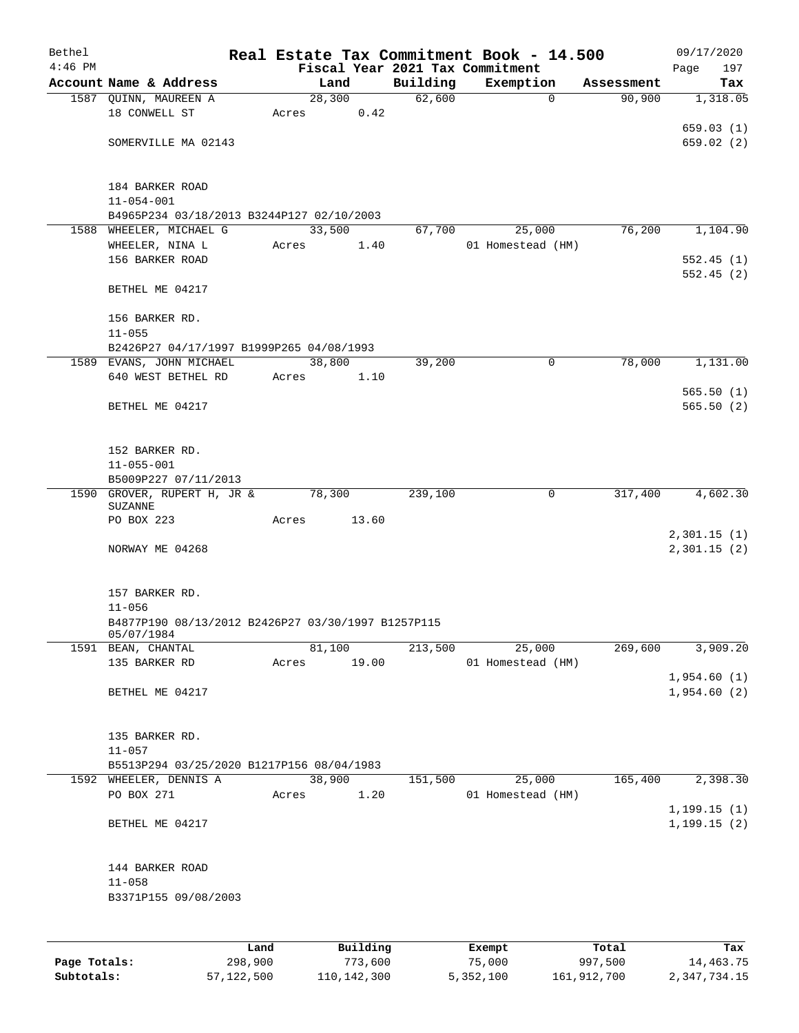# Real Estate Tax Commitment Book - 14.500

Bethel
4:46 PM

Fiscal Year 2021 Tax Commitment

09/17/2020
Page 197

| Account | Name & Address | Land | Building | Exemption | Assessment | Tax |
|---|---|---|---|---|---|---|
| 1587 | QUINN, MAUREEN A<br>18 CONWELL ST<br><br>SOMERVILLE MA 02143<br><br>184 BARKER ROAD<br>11-054-001<br>B4965P234 03/18/2013 B3244P127 02/10/2003 | 28,300<br>Acres 0.42 | 62,600 | 0 | 90,900 | 1,318.05<br><br>659.03 (1)<br>659.02 (2) |
| 1588 | WHEELER, MICHAEL G<br>WHEELER, NINA L<br>156 BARKER ROAD<br><br>BETHEL ME 04217<br><br>156 BARKER RD.<br>11-055<br>B2426P27 04/17/1997 B1999P265 04/08/1993 | 33,500<br>Acres 1.40 | 67,700 | 25,000<br>01 Homestead (HM) | 76,200 | 1,104.90<br><br>552.45 (1)<br>552.45 (2) |
| 1589 | EVANS, JOHN MICHAEL<br>640 WEST BETHEL RD<br><br>BETHEL ME 04217<br><br>152 BARKER RD.<br>11-055-001<br>B5009P227 07/11/2013 | 38,800<br>Acres 1.10 | 39,200 | 0 | 78,000 | 1,131.00<br><br>565.50 (1)<br>565.50 (2) |
| 1590 | GROVER, RUPERT H, JR & SUZANNE<br>PO BOX 223<br><br>NORWAY ME 04268<br><br>157 BARKER RD.<br>11-056<br>B4877P190 08/13/2012 B2426P27 03/30/1997 B1257P115 05/07/1984 | 78,300<br>Acres 13.60 | 239,100 | 0 | 317,400 | 4,602.30<br><br>2,301.15 (1)<br>2,301.15 (2) |
| 1591 | BEAN, CHANTAL<br>135 BARKER RD<br><br>BETHEL ME 04217<br><br>135 BARKER RD.<br>11-057<br>B5513P294 03/25/2020 B1217P156 08/04/1983 | 81,100<br>Acres 19.00 | 213,500 | 25,000<br>01 Homestead (HM) | 269,600 | 3,909.20<br><br>1,954.60 (1)<br>1,954.60 (2) |
| 1592 | WHEELER, DENNIS A<br>PO BOX 271<br><br>BETHEL ME 04217<br><br>144 BARKER ROAD<br>11-058<br>B3371P155 09/08/2003 | 38,900<br>Acres 1.20 | 151,500 | 25,000<br>01 Homestead (HM) | 165,400 | 2,398.30<br><br>1,199.15 (1)<br>1,199.15 (2) |

| | Land | Building | Exempt | Total | Tax |
|---|---|---|---|---|---|
| Page Totals: | 298,900 | 773,600 | 75,000 | 997,500 | 14,463.75 |
| Subtotals: | 57,122,500 | 110,142,300 | 5,352,100 | 161,912,700 | 2,347,734.15 |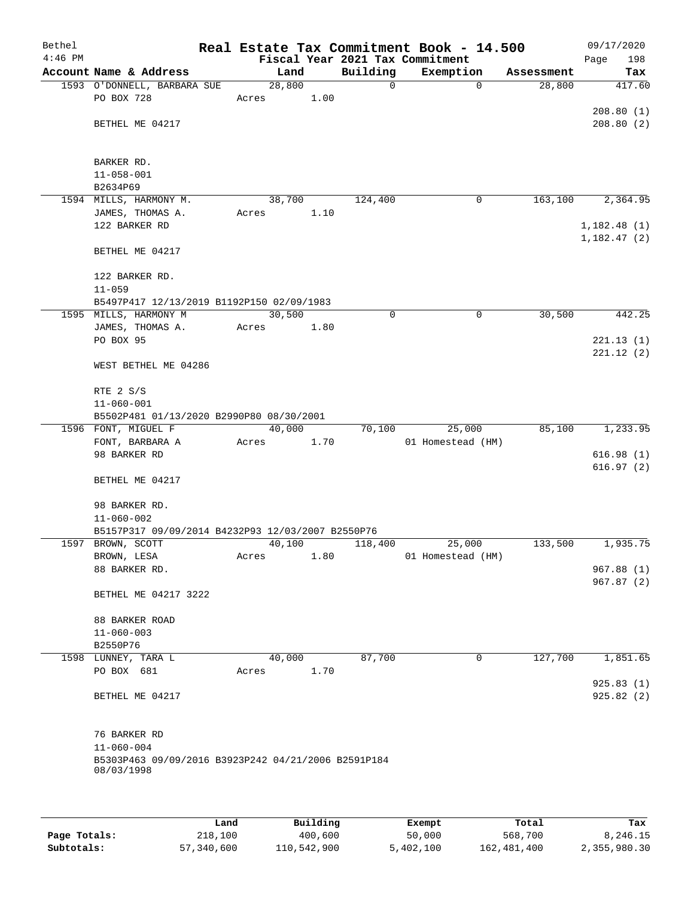Bethel 4:46 PM

# Real Estate Tax Commitment Book - 14.500

Fiscal Year 2021 Tax Commitment

09/17/2020 Page 198

| Account Name & Address | Land | Building | Exemption | Assessment | Tax |
|---|---|---|---|---|---|
| 1593 O'DONNELL, BARBARA SUE<br>PO BOX 728<br>BETHEL ME 04217<br>BARKER RD.<br>11-058-001<br>B2634P69 | 28,800<br>Acres 1.00 | 0 | 0 | 28,800 | 417.60<br>208.80 (1)<br>208.80 (2) |
| 1594 MILLS, HARMONY M.<br>JAMES, THOMAS A.<br>122 BARKER RD<br>BETHEL ME 04217<br>122 BARKER RD.<br>11-059<br>B5497P417 12/13/2019 B1192P150 02/09/1983 | 38,700<br>Acres 1.10 | 124,400 | 0 | 163,100 | 2,364.95<br>1,182.48 (1)<br>1,182.47 (2) |
| 1595 MILLS, HARMONY M<br>JAMES, THOMAS A.<br>PO BOX 95<br>WEST BETHEL ME 04286<br>RTE 2 S/S<br>11-060-001<br>B5502P481 01/13/2020 B2990P80 08/30/2001 | 30,500<br>Acres 1.80 | 0 | 0 | 30,500 | 442.25<br>221.13 (1)<br>221.12 (2) |
| 1596 FONT, MIGUEL F<br>FONT, BARBARA A<br>98 BARKER RD<br>BETHEL ME 04217<br>98 BARKER RD.<br>11-060-002<br>B5157P317 09/09/2014 B4232P93 12/03/2007 B2550P76 | 40,000<br>Acres 1.70 | 70,100 | 25,000<br>01 Homestead (HM) | 85,100 | 1,233.95<br>616.98 (1)<br>616.97 (2) |
| 1597 BROWN, SCOTT<br>BROWN, LESA<br>88 BARKER RD.<br>BETHEL ME 04217 3222<br>88 BARKER ROAD<br>11-060-003<br>B2550P76 | 40,100<br>Acres 1.80 | 118,400 | 25,000<br>01 Homestead (HM) | 133,500 | 1,935.75<br>967.88 (1)<br>967.87 (2) |
| 1598 LUNNEY, TARA L<br>PO BOX 681<br>BETHEL ME 04217<br>76 BARKER RD<br>11-060-004<br>B5303P463 09/09/2016 B3923P242 04/21/2006 B2591P184 08/03/1998 | 40,000<br>Acres 1.70 | 87,700 | 0 | 127,700 | 1,851.65<br>925.83 (1)<br>925.82 (2) |

| | Land | Building | Exempt | Total | Tax |
|---|---|---|---|---|---|
| Page Totals: | 218,100 | 400,600 | 50,000 | 568,700 | 8,246.15 |
| Subtotals: | 57,340,600 | 110,542,900 | 5,402,100 | 162,481,400 | 2,355,980.30 |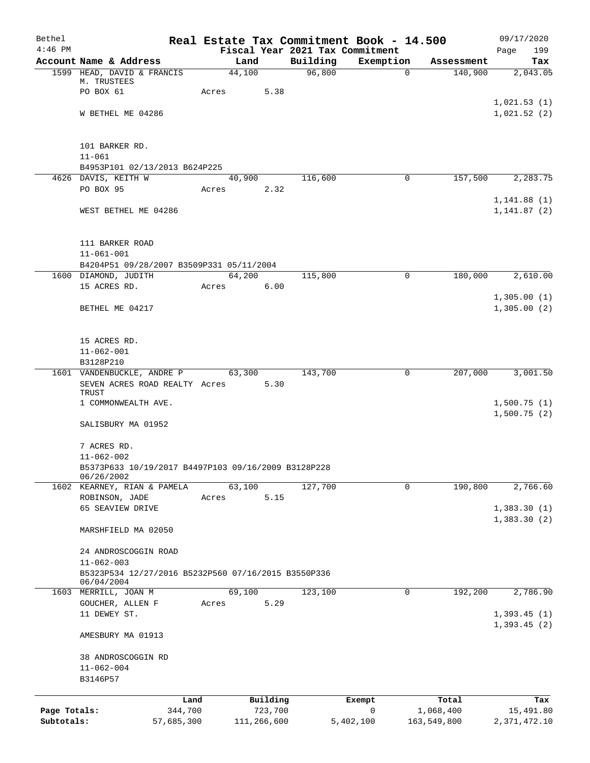# Real Estate Tax Commitment Book - 14.500

Bethel
4:46 PM

Fiscal Year 2021 Tax Commitment

09/17/2020

| Account Name & Address | Land | Building | Exemption | Assessment | Tax |
|---|---|---|---|---|---|
| 1599 HEAD, DAVID & FRANCIS M. TRUSTEES | 44,100 | 96,800 | 0 | 140,900 | 2,043.05 |
| PO BOX 61 | Acres 5.38 | | | | |
| | | | | | 1,021.53 (1) |
| W BETHEL ME 04286 | | | | | 1,021.52 (2) |
| 101 BARKER RD. | | | | | |
| 11-061 | | | | | |
| B4953P101 02/13/2013 B624P225 | | | | | |
| 4626 DAVIS, KEITH W | 40,900 | 116,600 | 0 | 157,500 | 2,283.75 |
| PO BOX 95 | Acres 2.32 | | | | |
| | | | | | 1,141.88 (1) |
| WEST BETHEL ME 04286 | | | | | 1,141.87 (2) |
| 111 BARKER ROAD | | | | | |
| 11-061-001 | | | | | |
| B4204P51 09/28/2007 B3509P331 05/11/2004 | | | | | |
| 1600 DIAMOND, JUDITH | 64,200 | 115,800 | 0 | 180,000 | 2,610.00 |
| 15 ACRES RD. | Acres 6.00 | | | | |
| | | | | | 1,305.00 (1) |
| BETHEL ME 04217 | | | | | 1,305.00 (2) |
| 15 ACRES RD. | | | | | |
| 11-062-001 | | | | | |
| B3128P210 | | | | | |
| 1601 VANDENBUCKLE, ANDRE P | 63,300 | 143,700 | 0 | 207,000 | 3,001.50 |
| SEVEN ACRES ROAD REALTY TRUST | Acres 5.30 | | | | |
| 1 COMMONWEALTH AVE. | | | | | 1,500.75 (1) |
| | | | | | 1,500.75 (2) |
| SALISBURY MA 01952 | | | | | |
| 7 ACRES RD. | | | | | |
| 11-062-002 | | | | | |
| B5373P633 10/19/2017 B4497P103 09/16/2009 B3128P228 06/26/2002 | | | | | |
| 1602 KEARNEY, RIAN & PAMELA | 63,100 | 127,700 | 0 | 190,800 | 2,766.60 |
| ROBINSON, JADE | Acres 5.15 | | | | |
| 65 SEAVIEW DRIVE | | | | | 1,383.30 (1) |
| | | | | | 1,383.30 (2) |
| MARSHFIELD MA 02050 | | | | | |
| 24 ANDROSCOGGIN ROAD | | | | | |
| 11-062-003 | | | | | |
| B5323P534 12/27/2016 B5232P560 07/16/2015 B3550P336 06/04/2004 | | | | | |
| 1603 MERRILL, JOAN M | 69,100 | 123,100 | 0 | 192,200 | 2,786.90 |
| GOUCHER, ALLEN F | Acres 5.29 | | | | |
| 11 DEWEY ST. | | | | | 1,393.45 (1) |
| | | | | | 1,393.45 (2) |
| AMESBURY MA 01913 | | | | | |
| 38 ANDROSCOGGIN RD | | | | | |
| 11-062-004 | | | | | |
| B3146P57 | | | | | |

| | Land | Building | Exempt | Total | Tax |
|---|---|---|---|---|---|
| Page Totals: | 344,700 | 723,700 | 0 | 1,068,400 | 15,491.80 |
| Subtotals: | 57,685,300 | 111,266,600 | 5,402,100 | 163,549,800 | 2,371,472.10 |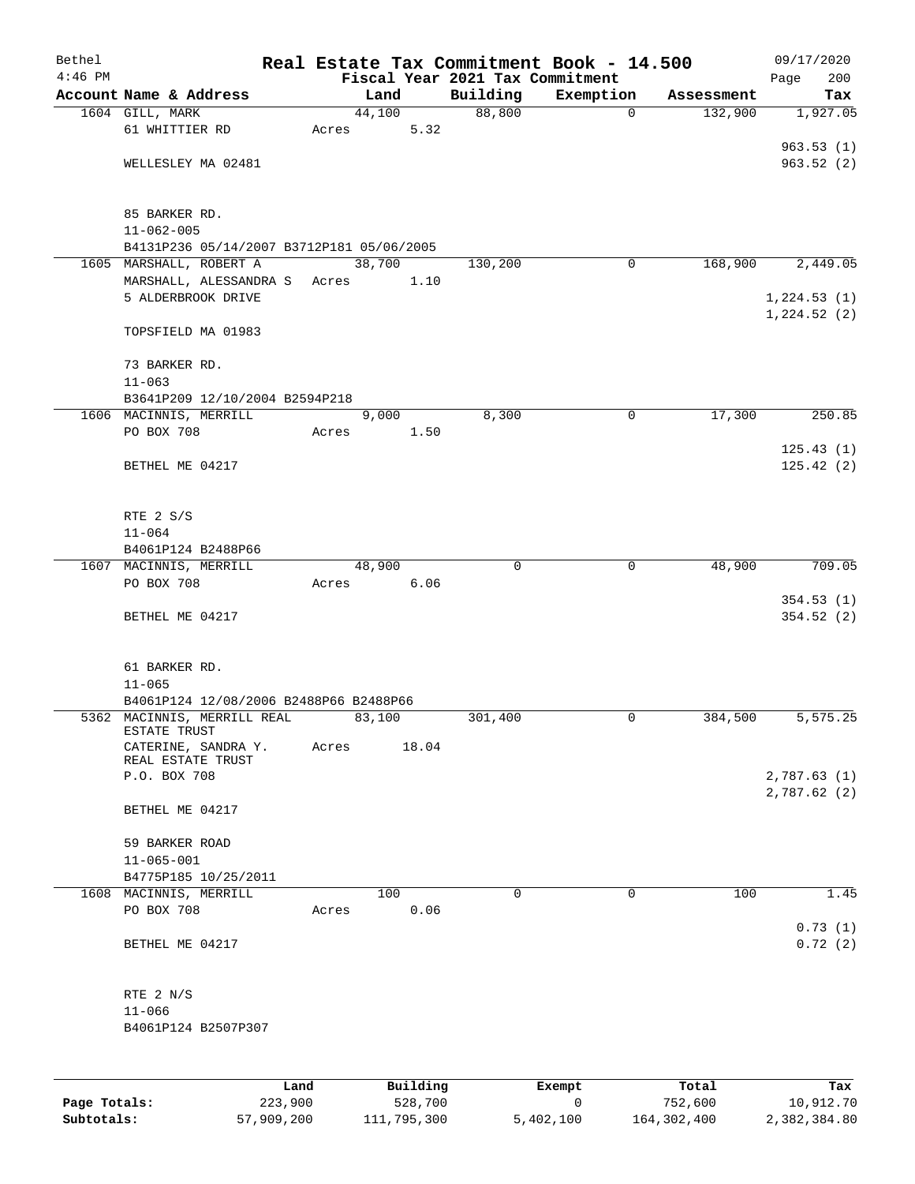# Real Estate Tax Commitment Book - 14.500

Bethel 4:46 PM — Fiscal Year 2021 Tax Commitment — 09/17/2020

| Account Name & Address | Land | Building | Exemption | Assessment | Tax |
|---|---|---|---|---|---|
| 1604 GILL, MARK | 44,100 | 88,800 | 0 | 132,900 | 1,927.05 |
| 61 WHITTIER RD | Acres 5.32 | | | | |
| | | | | | 963.53 (1) |
| WELLESLEY MA 02481 | | | | | 963.52 (2) |
| 85 BARKER RD. | | | | | |
| 11-062-005 | | | | | |
| B4131P236 05/14/2007 B3712P181 05/06/2005 | | | | | |
| 1605 MARSHALL, ROBERT A | 38,700 | 130,200 | 0 | 168,900 | 2,449.05 |
| MARSHALL, ALESSANDRA S | Acres 1.10 | | | | |
| 5 ALDERBROOK DRIVE | | | | | 1,224.53 (1) |
| | | | | | 1,224.52 (2) |
| TOPSFIELD MA 01983 | | | | | |
| 73 BARKER RD. | | | | | |
| 11-063 | | | | | |
| B3641P209 12/10/2004 B2594P218 | | | | | |
| 1606 MACINNIS, MERRILL | 9,000 | 8,300 | 0 | 17,300 | 250.85 |
| PO BOX 708 | Acres 1.50 | | | | |
| | | | | | 125.43 (1) |
| BETHEL ME 04217 | | | | | 125.42 (2) |
| RTE 2 S/S | | | | | |
| 11-064 | | | | | |
| B4061P124 B2488P66 | | | | | |
| 1607 MACINNIS, MERRILL | 48,900 | 0 | 0 | 48,900 | 709.05 |
| PO BOX 708 | Acres 6.06 | | | | |
| | | | | | 354.53 (1) |
| BETHEL ME 04217 | | | | | 354.52 (2) |
| 61 BARKER RD. | | | | | |
| 11-065 | | | | | |
| B4061P124 12/08/2006 B2488P66 B2488P66 | | | | | |
| 5362 MACINNIS, MERRILL REAL ESTATE TRUST | 83,100 | 301,400 | 0 | 384,500 | 5,575.25 |
| CATERINE, SANDRA Y. REAL ESTATE TRUST | Acres 18.04 | | | | |
| P.O. BOX 708 | | | | | 2,787.63 (1) |
| | | | | | 2,787.62 (2) |
| BETHEL ME 04217 | | | | | |
| 59 BARKER ROAD | | | | | |
| 11-065-001 | | | | | |
| B4775P185 10/25/2011 | | | | | |
| 1608 MACINNIS, MERRILL | 100 | 0 | 0 | 100 | 1.45 |
| PO BOX 708 | Acres 0.06 | | | | |
| | | | | | 0.73 (1) |
| BETHEL ME 04217 | | | | | 0.72 (2) |
| RTE 2 N/S | | | | | |
| 11-066 | | | | | |
| B4061P124 B2507P307 | | | | | |

| | Land | Building | Exempt | Total | Tax |
|---|---|---|---|---|---|
| Page Totals: | 223,900 | 528,700 | 0 | 752,600 | 10,912.70 |
| Subtotals: | 57,909,200 | 111,795,300 | 5,402,100 | 164,302,400 | 2,382,384.80 |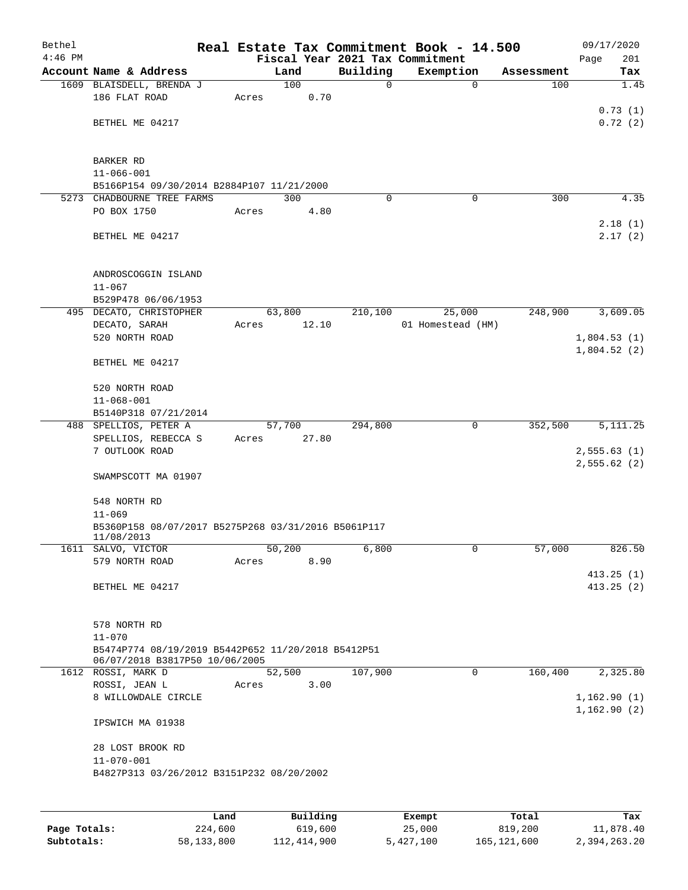# Real Estate Tax Commitment Book - 14.500

Bethel
4:46 PM

Fiscal Year 2021 Tax Commitment

09/17/2020
Page 201

| Account Name & Address | Land | Building | Exemption | Assessment | Tax |
|---|---|---|---|---|---|
| 1609 BLAISDELL, BRENDA J | 100 | 0 | 0 | 100 | 1.45 |
| 186 FLAT ROAD | Acres 0.70 | | | | 0.73 (1) |
| BETHEL ME 04217 | | | | | 0.72 (2) |
| BARKER RD | | | | | |
| 11-066-001 | | | | | |
| B5166P154 09/30/2014 B2884P107 11/21/2000 | | | | | |
| 5273 CHADBOURNE TREE FARMS | 300 | 0 | 0 | 300 | 4.35 |
| PO BOX 1750 | Acres 4.80 | | | | 2.18 (1) |
| BETHEL ME 04217 | | | | | 2.17 (2) |
| ANDROSCOGGIN ISLAND | | | | | |
| 11-067 | | | | | |
| B529P478 06/06/1953 | | | | | |
| 495 DECATO, CHRISTOPHER | 63,800 | 210,100 | 25,000 | 248,900 | 3,609.05 |
| DECATO, SARAH | Acres 12.10 | | 01 Homestead (HM) | | |
| 520 NORTH ROAD | | | | | 1,804.53 (1) |
| BETHEL ME 04217 | | | | | 1,804.52 (2) |
| 520 NORTH ROAD | | | | | |
| 11-068-001 | | | | | |
| B5140P318 07/21/2014 | | | | | |
| 488 SPELLIOS, PETER A | 57,700 | 294,800 | 0 | 352,500 | 5,111.25 |
| SPELLIOS, REBECCA S | Acres 27.80 | | | | |
| 7 OUTLOOK ROAD | | | | | 2,555.63 (1) |
| SWAMPSCOTT MA 01907 | | | | | 2,555.62 (2) |
| 548 NORTH RD | | | | | |
| 11-069 | | | | | |
| B5360P158 08/07/2017 B5275P268 03/31/2016 B5061P117 11/08/2013 | | | | | |
| 1611 SALVO, VICTOR | 50,200 | 6,800 | 0 | 57,000 | 826.50 |
| 579 NORTH ROAD | Acres 8.90 | | | | 413.25 (1) |
| BETHEL ME 04217 | | | | | 413.25 (2) |
| 578 NORTH RD | | | | | |
| 11-070 | | | | | |
| B5474P774 08/19/2019 B5442P652 11/20/2018 B5412P51 06/07/2018 B3817P50 10/06/2005 | | | | | |
| 1612 ROSSI, MARK D | 52,500 | 107,900 | 0 | 160,400 | 2,325.80 |
| ROSSI, JEAN L | Acres 3.00 | | | | |
| 8 WILLOWDALE CIRCLE | | | | | 1,162.90 (1) |
| IPSWICH MA 01938 | | | | | 1,162.90 (2) |
| 28 LOST BROOK RD | | | | | |
| 11-070-001 | | | | | |
| B4827P313 03/26/2012 B3151P232 08/20/2002 | | | | | |

| | Land | Building | Exempt | Total | Tax |
|---|---|---|---|---|---|
| Page Totals: | 224,600 | 619,600 | 25,000 | 819,200 | 11,878.40 |
| Subtotals: | 58,133,800 | 112,414,900 | 5,427,100 | 165,121,600 | 2,394,263.20 |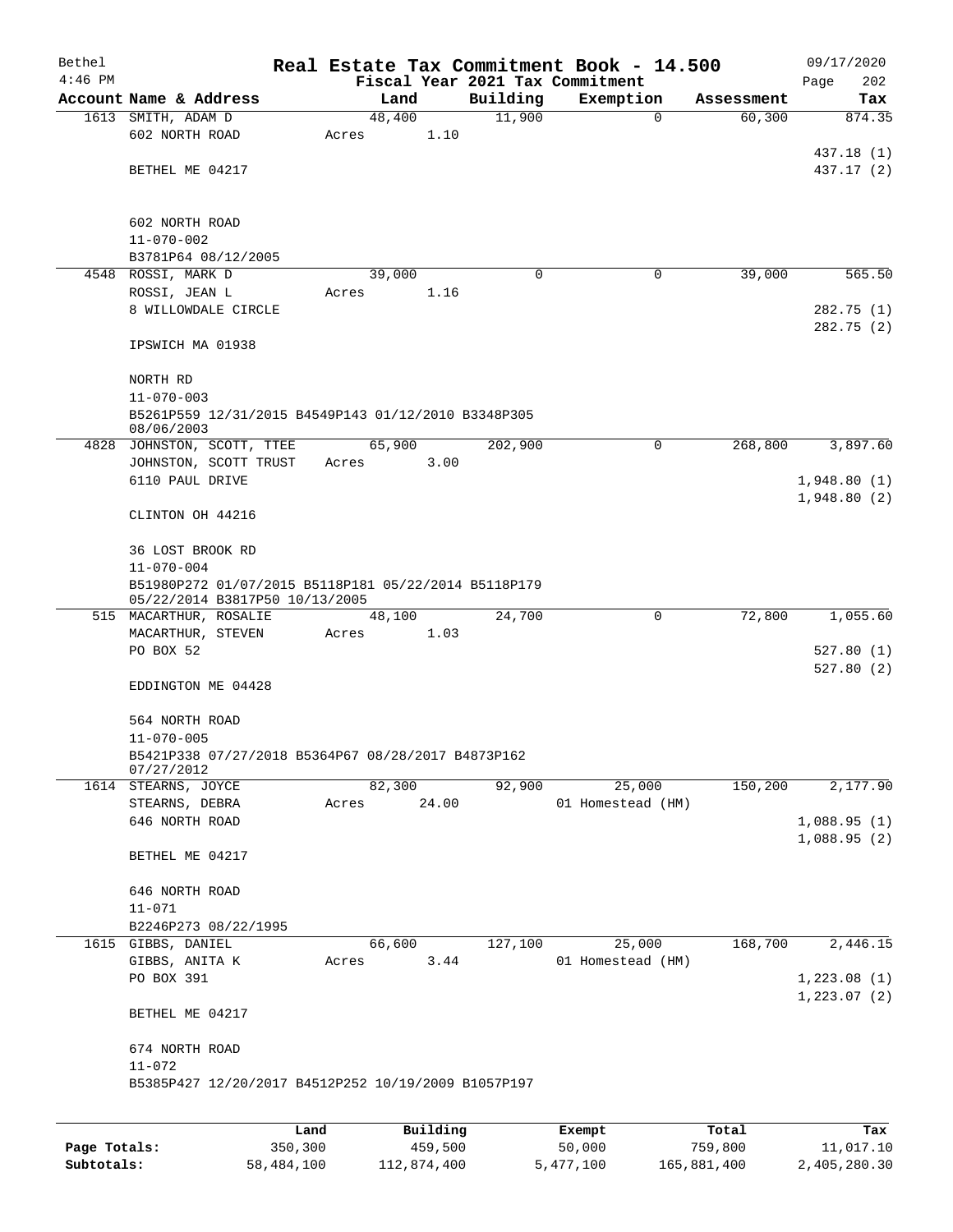Bethel 4:46 PM

# Real Estate Tax Commitment Book - 14.500

Fiscal Year 2021 Tax Commitment

09/17/2020

| Account Name & Address | Land | Building | Exemption | Assessment | Tax |
|---|---|---|---|---|---|
| 1613 SMITH, ADAM D | 48,400 | 11,900 | 0 | 60,300 | 874.35 |
| 602 NORTH ROAD | Acres 1.10 | | | | |
| | | | | | 437.18 (1) |
| BETHEL ME 04217 | | | | | 437.17 (2) |
| 602 NORTH ROAD | | | | | |
| 11-070-002 | | | | | |
| B3781P64 08/12/2005 | | | | | |
| 4548 ROSSI, MARK D | 39,000 | 0 | 0 | 39,000 | 565.50 |
| ROSSI, JEAN L | Acres 1.16 | | | | |
| 8 WILLOWDALE CIRCLE | | | | | 282.75 (1) |
| | | | | | 282.75 (2) |
| IPSWICH MA 01938 | | | | | |
| NORTH RD | | | | | |
| 11-070-003 | | | | | |
| B5261P559 12/31/2015 B4549P143 01/12/2010 B3348P305 08/06/2003 | | | | | |
| 4828 JOHNSTON, SCOTT, TTEE | 65,900 | 202,900 | 0 | 268,800 | 3,897.60 |
| JOHNSTON, SCOTT TRUST | Acres 3.00 | | | | |
| 6110 PAUL DRIVE | | | | | 1,948.80 (1) |
| | | | | | 1,948.80 (2) |
| CLINTON OH 44216 | | | | | |
| 36 LOST BROOK RD | | | | | |
| 11-070-004 | | | | | |
| B51980P272 01/07/2015 B5118P181 05/22/2014 B5118P179 05/22/2014 B3817P50 10/13/2005 | | | | | |
| 515 MACARTHUR, ROSALIE | 48,100 | 24,700 | 0 | 72,800 | 1,055.60 |
| MACARTHUR, STEVEN | Acres 1.03 | | | | |
| PO BOX 52 | | | | | 527.80 (1) |
| | | | | | 527.80 (2) |
| EDDINGTON ME 04428 | | | | | |
| 564 NORTH ROAD | | | | | |
| 11-070-005 | | | | | |
| B5421P338 07/27/2018 B5364P67 08/28/2017 B4873P162 07/27/2012 | | | | | |
| 1614 STEARNS, JOYCE | 82,300 | 92,900 | 25,000 | 150,200 | 2,177.90 |
| STEARNS, DEBRA | Acres 24.00 | | 01 Homestead (HM) | | |
| 646 NORTH ROAD | | | | | 1,088.95 (1) |
| | | | | | 1,088.95 (2) |
| BETHEL ME 04217 | | | | | |
| 646 NORTH ROAD | | | | | |
| 11-071 | | | | | |
| B2246P273 08/22/1995 | | | | | |
| 1615 GIBBS, DANIEL | 66,600 | 127,100 | 25,000 | 168,700 | 2,446.15 |
| GIBBS, ANITA K | Acres 3.44 | | 01 Homestead (HM) | | |
| PO BOX 391 | | | | | 1,223.08 (1) |
| | | | | | 1,223.07 (2) |
| BETHEL ME 04217 | | | | | |
| 674 NORTH ROAD | | | | | |
| 11-072 | | | | | |
| B5385P427 12/20/2017 B4512P252 10/19/2009 B1057P197 | | | | | |

| | Land | Building | Exempt | Total | Tax |
|---|---|---|---|---|---|
| Page Totals: | 350,300 | 459,500 | 50,000 | 759,800 | 11,017.10 |
| Subtotals: | 58,484,100 | 112,874,400 | 5,477,100 | 165,881,400 | 2,405,280.30 |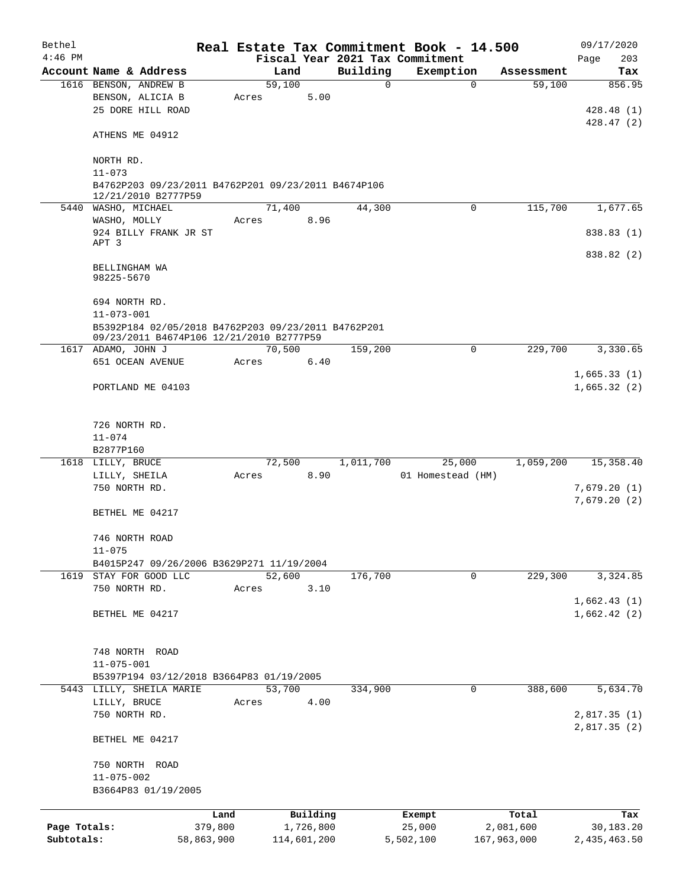Bethel
4:46 PM

# Real Estate Tax Commitment Book - 14.500

Fiscal Year 2021 Tax Commitment

09/17/2020
Page 203

| Account Name & Address | Land | Building | Exemption | Assessment | Tax |
|---|---|---|---|---|---|
| 1616 BENSON, ANDREW B | 59,100 | 0 | 0 | 59,100 | 856.95 |
| BENSON, ALICIA B | Acres 5.00 | | | | |
| 25 DORE HILL ROAD | | | | | 428.48 (1) |
| | | | | | 428.47 (2) |
| ATHENS ME 04912 | | | | | |
| NORTH RD. | | | | | |
| 11-073 | | | | | |
| B4762P203 09/23/2011 B4762P201 09/23/2011 B4674P106 12/21/2010 B2777P59 | | | | | |
| 5440 WASHO, MICHAEL | 71,400 | 44,300 | 0 | 115,700 | 1,677.65 |
| WASHO, MOLLY | Acres 8.96 | | | | |
| 924 BILLY FRANK JR ST APT 3 | | | | | 838.83 (1) |
| | | | | | 838.82 (2) |
| BELLINGHAM WA 98225-5670 | | | | | |
| 694 NORTH RD. | | | | | |
| 11-073-001 | | | | | |
| B5392P184 02/05/2018 B4762P203 09/23/2011 B4762P201 09/23/2011 B4674P106 12/21/2010 B2777P59 | | | | | |
| 1617 ADAMO, JOHN J | 70,500 | 159,200 | 0 | 229,700 | 3,330.65 |
| 651 OCEAN AVENUE | Acres 6.40 | | | | |
| | | | | | 1,665.33 (1) |
| PORTLAND ME 04103 | | | | | 1,665.32 (2) |
| 726 NORTH RD. | | | | | |
| 11-074 | | | | | |
| B2877P160 | | | | | |
| 1618 LILLY, BRUCE | 72,500 | 1,011,700 | 25,000 | 1,059,200 | 15,358.40 |
| LILLY, SHEILA | Acres 8.90 | | 01 Homestead (HM) | | |
| 750 NORTH RD. | | | | | 7,679.20 (1) |
| | | | | | 7,679.20 (2) |
| BETHEL ME 04217 | | | | | |
| 746 NORTH ROAD | | | | | |
| 11-075 | | | | | |
| B4015P247 09/26/2006 B3629P271 11/19/2004 | | | | | |
| 1619 STAY FOR GOOD LLC | 52,600 | 176,700 | 0 | 229,300 | 3,324.85 |
| 750 NORTH RD. | Acres 3.10 | | | | |
| | | | | | 1,662.43 (1) |
| BETHEL ME 04217 | | | | | 1,662.42 (2) |
| 748 NORTH ROAD | | | | | |
| 11-075-001 | | | | | |
| B5397P194 03/12/2018 B3664P83 01/19/2005 | | | | | |
| 5443 LILLY, SHEILA MARIE | 53,700 | 334,900 | 0 | 388,600 | 5,634.70 |
| LILLY, BRUCE | Acres 4.00 | | | | |
| 750 NORTH RD. | | | | | 2,817.35 (1) |
| | | | | | 2,817.35 (2) |
| BETHEL ME 04217 | | | | | |
| 750 NORTH ROAD | | | | | |
| 11-075-002 | | | | | |
| B3664P83 01/19/2005 | | | | | |

| | Land | Building | Exempt | Total | Tax |
|---|---|---|---|---|---|
| Page Totals: | 379,800 | 1,726,800 | 25,000 | 2,081,600 | 30,183.20 |
| Subtotals: | 58,863,900 | 114,601,200 | 5,502,100 | 167,963,000 | 2,435,463.50 |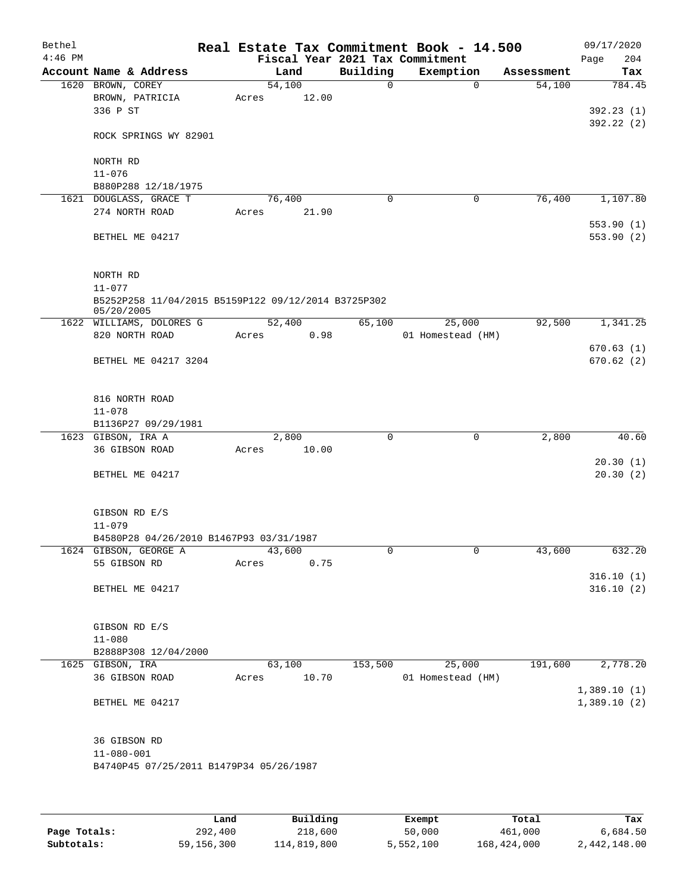Bethel 4:46 PM

# Real Estate Tax Commitment Book - 14.500

Fiscal Year 2021 Tax Commitment

09/17/2020 Page 204

| Account Name & Address | Land | Building | Exemption | Assessment | Tax |
|---|---|---|---|---|---|
| 1620 BROWN, COREY | 54,100 | 0 | 0 | 54,100 | 784.45 |
| BROWN, PATRICIA | Acres 12.00 | | | | |
| 336 P ST | | | | | 392.23 (1) |
| | | | | | 392.22 (2) |
| ROCK SPRINGS WY 82901 | | | | | |
| NORTH RD | | | | | |
| 11-076 | | | | | |
| B880P288 12/18/1975 | | | | | |
| 1621 DOUGLASS, GRACE T | 76,400 | 0 | 0 | 76,400 | 1,107.80 |
| 274 NORTH ROAD | Acres 21.90 | | | | |
| | | | | | 553.90 (1) |
| BETHEL ME 04217 | | | | | 553.90 (2) |
| NORTH RD | | | | | |
| 11-077 | | | | | |
| B5252P258 11/04/2015 B5159P122 09/12/2014 B3725P302 05/20/2005 | | | | | |
| 1622 WILLIAMS, DOLORES G | 52,400 | 65,100 | 25,000 | 92,500 | 1,341.25 |
| 820 NORTH ROAD | Acres 0.98 | | 01 Homestead (HM) | | |
| | | | | | 670.63 (1) |
| BETHEL ME 04217 3204 | | | | | 670.62 (2) |
| 816 NORTH ROAD | | | | | |
| 11-078 | | | | | |
| B1136P27 09/29/1981 | | | | | |
| 1623 GIBSON, IRA A | 2,800 | 0 | 0 | 2,800 | 40.60 |
| 36 GIBSON ROAD | Acres 10.00 | | | | |
| | | | | | 20.30 (1) |
| BETHEL ME 04217 | | | | | 20.30 (2) |
| GIBSON RD E/S | | | | | |
| 11-079 | | | | | |
| B4580P28 04/26/2010 B1467P93 03/31/1987 | | | | | |
| 1624 GIBSON, GEORGE A | 43,600 | 0 | 0 | 43,600 | 632.20 |
| 55 GIBSON RD | Acres 0.75 | | | | |
| | | | | | 316.10 (1) |
| BETHEL ME 04217 | | | | | 316.10 (2) |
| GIBSON RD E/S | | | | | |
| 11-080 | | | | | |
| B2888P308 12/04/2000 | | | | | |
| 1625 GIBSON, IRA | 63,100 | 153,500 | 25,000 | 191,600 | 2,778.20 |
| 36 GIBSON ROAD | Acres 10.70 | | 01 Homestead (HM) | | |
| | | | | | 1,389.10 (1) |
| BETHEL ME 04217 | | | | | 1,389.10 (2) |
| 36 GIBSON RD | | | | | |
| 11-080-001 | | | | | |
| B4740P45 07/25/2011 B1479P34 05/26/1987 | | | | | |

| | Land | Building | Exempt | Total | Tax |
|---|---|---|---|---|---|
| Page Totals: | 292,400 | 218,600 | 50,000 | 461,000 | 6,684.50 |
| Subtotals: | 59,156,300 | 114,819,800 | 5,552,100 | 168,424,000 | 2,442,148.00 |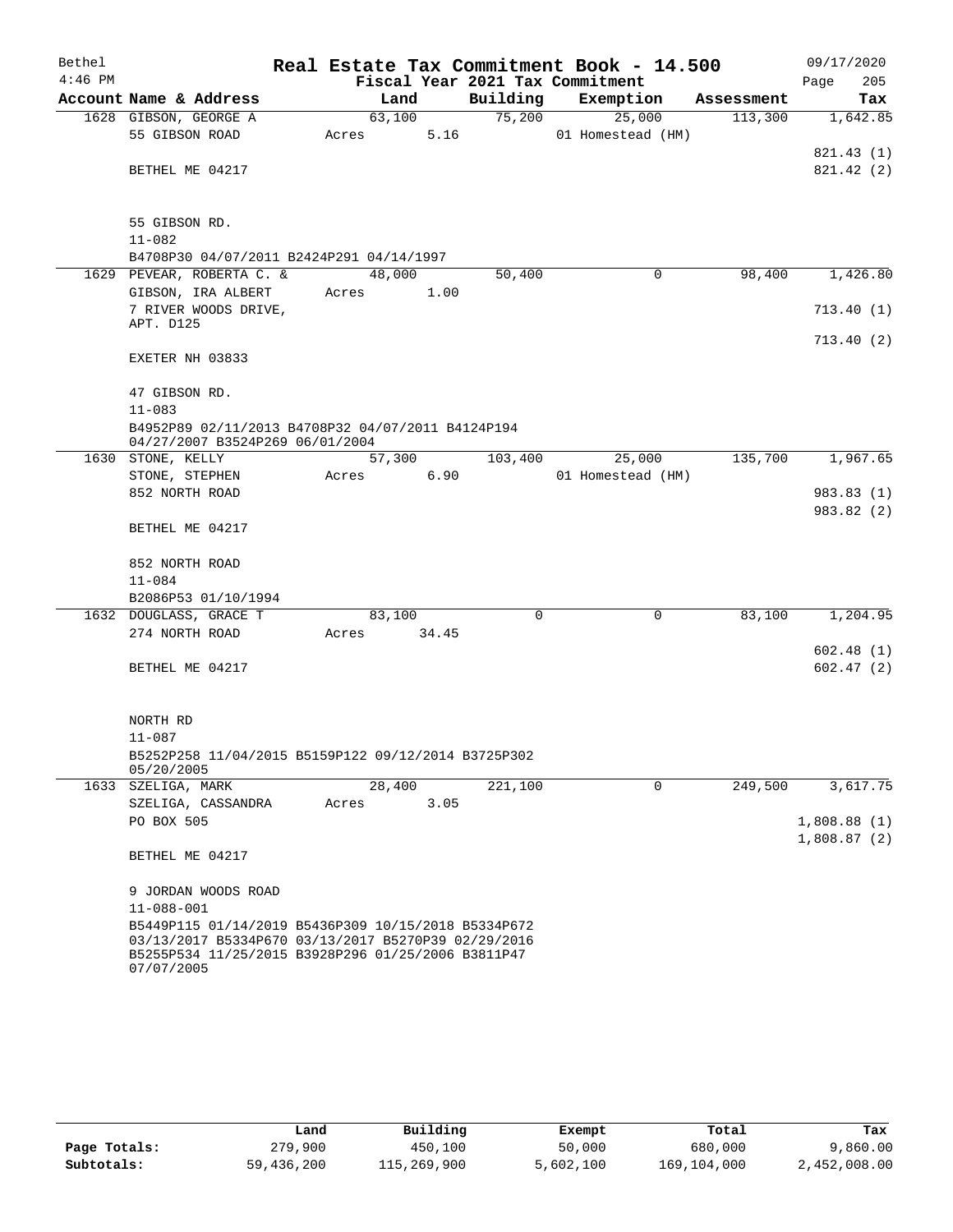Bethel 4:46 PM

# Real Estate Tax Commitment Book - 14.500

Fiscal Year 2021 Tax Commitment

09/17/2020

| Account Name & Address | Land | Building | Exemption | Assessment | Tax |
|---|---|---|---|---|---|
| 1628 GIBSON, GEORGE A | 63,100 | 75,200 | 25,000 | 113,300 | 1,642.85 |
| 55 GIBSON ROAD | Acres 5.16 | | 01 Homestead (HM) | | |
| | | | | | 821.43 (1) |
| BETHEL ME 04217 | | | | | 821.42 (2) |
| 55 GIBSON RD. | | | | | |
| 11-082 | | | | | |
| B4708P30 04/07/2011 B2424P291 04/14/1997 | | | | | |
| 1629 PEVEAR, ROBERTA C. & | 48,000 | 50,400 | 0 | 98,400 | 1,426.80 |
| GIBSON, IRA ALBERT | Acres 1.00 | | | | |
| 7 RIVER WOODS DRIVE, APT. D125 | | | | | 713.40 (1) |
| | | | | | 713.40 (2) |
| EXETER NH 03833 | | | | | |
| 47 GIBSON RD. | | | | | |
| 11-083 | | | | | |
| B4952P89 02/11/2013 B4708P32 04/07/2011 B4124P194 04/27/2007 B3524P269 06/01/2004 | | | | | |
| 1630 STONE, KELLY | 57,300 | 103,400 | 25,000 | 135,700 | 1,967.65 |
| STONE, STEPHEN | Acres 6.90 | | 01 Homestead (HM) | | |
| 852 NORTH ROAD | | | | | 983.83 (1) |
| | | | | | 983.82 (2) |
| BETHEL ME 04217 | | | | | |
| 852 NORTH ROAD | | | | | |
| 11-084 | | | | | |
| B2086P53 01/10/1994 | | | | | |
| 1632 DOUGLASS, GRACE T | 83,100 | 0 | 0 | 83,100 | 1,204.95 |
| 274 NORTH ROAD | Acres 34.45 | | | | |
| | | | | | 602.48 (1) |
| BETHEL ME 04217 | | | | | 602.47 (2) |
| NORTH RD | | | | | |
| 11-087 | | | | | |
| B5252P258 11/04/2015 B5159P122 09/12/2014 B3725P302 05/20/2005 | | | | | |
| 1633 SZELIGA, MARK | 28,400 | 221,100 | 0 | 249,500 | 3,617.75 |
| SZELIGA, CASSANDRA | Acres 3.05 | | | | |
| PO BOX 505 | | | | | 1,808.88 (1) |
| | | | | | 1,808.87 (2) |
| BETHEL ME 04217 | | | | | |
| 9 JORDAN WOODS ROAD | | | | | |
| 11-088-001 | | | | | |
| B5449P115 01/14/2019 B5436P309 10/15/2018 B5334P672 03/13/2017 B5334P670 03/13/2017 B5270P39 02/29/2016 B5255P534 11/25/2015 B3928P296 01/25/2006 B3811P47 07/07/2005 | | | | | |

| | Land | Building | Exempt | Total | Tax |
|---|---|---|---|---|---|
| Page Totals: | 279,900 | 450,100 | 50,000 | 680,000 | 9,860.00 |
| Subtotals: | 59,436,200 | 115,269,900 | 5,602,100 | 169,104,000 | 2,452,008.00 |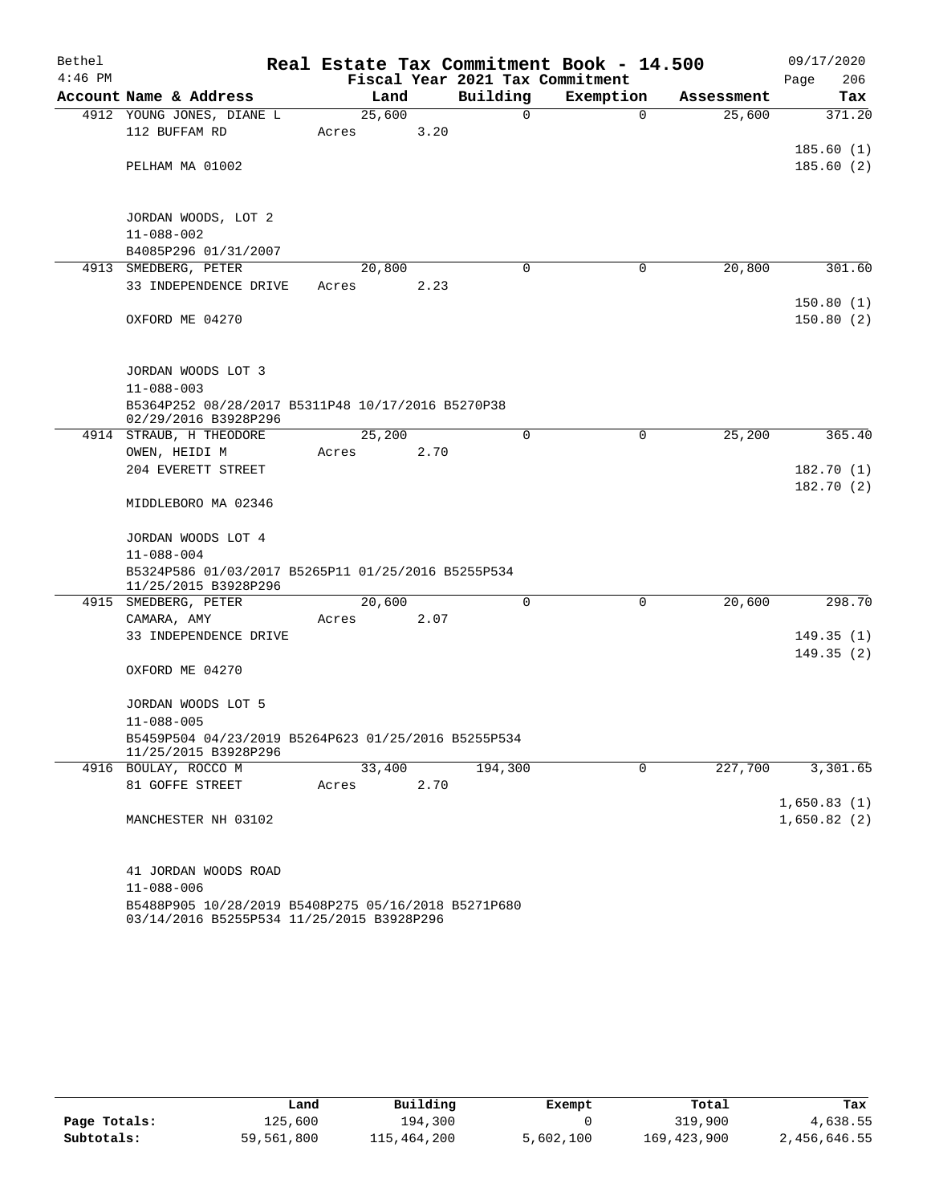# Real Estate Tax Commitment Book - 14.500

Bethel 4:46 PM — Fiscal Year 2021 Tax Commitment — 09/17/2020

| Account Name & Address | Land | Building | Exemption | Assessment | Tax |
|---|---|---|---|---|---|
| 4912 YOUNG JONES, DIANE L | 25,600 | 0 | 0 | 25,600 | 371.20 |
| 112 BUFFAM RD | Acres 3.20 | | | | |
| | | | | | 185.60 (1) |
| PELHAM MA 01002 | | | | | 185.60 (2) |
| JORDAN WOODS, LOT 2 | | | | | |
| 11-088-002 | | | | | |
| B4085P296 01/31/2007 | | | | | |
| 4913 SMEDBERG, PETER | 20,800 | 0 | 0 | 20,800 | 301.60 |
| 33 INDEPENDENCE DRIVE | Acres 2.23 | | | | |
| | | | | | 150.80 (1) |
| OXFORD ME 04270 | | | | | 150.80 (2) |
| JORDAN WOODS LOT 3 | | | | | |
| 11-088-003 | | | | | |
| B5364P252 08/28/2017 B5311P48 10/17/2016 B5270P38 02/29/2016 B3928P296 | | | | | |
| 4914 STRAUB, H THEODORE | 25,200 | 0 | 0 | 25,200 | 365.40 |
| OWEN, HEIDI M | Acres 2.70 | | | | |
| 204 EVERETT STREET | | | | | 182.70 (1) |
| | | | | | 182.70 (2) |
| MIDDLEBORO MA 02346 | | | | | |
| JORDAN WOODS LOT 4 | | | | | |
| 11-088-004 | | | | | |
| B5324P586 01/03/2017 B5265P11 01/25/2016 B5255P534 11/25/2015 B3928P296 | | | | | |
| 4915 SMEDBERG, PETER | 20,600 | 0 | 0 | 20,600 | 298.70 |
| CAMARA, AMY | Acres 2.07 | | | | |
| 33 INDEPENDENCE DRIVE | | | | | 149.35 (1) |
| | | | | | 149.35 (2) |
| OXFORD ME 04270 | | | | | |
| JORDAN WOODS LOT 5 | | | | | |
| 11-088-005 | | | | | |
| B5459P504 04/23/2019 B5264P623 01/25/2016 B5255P534 11/25/2015 B3928P296 | | | | | |
| 4916 BOULAY, ROCCO M | 33,400 | 194,300 | 0 | 227,700 | 3,301.65 |
| 81 GOFFE STREET | Acres 2.70 | | | | |
| | | | | | 1,650.83 (1) |
| MANCHESTER NH 03102 | | | | | 1,650.82 (2) |
| 41 JORDAN WOODS ROAD | | | | | |
| 11-088-006 | | | | | |
| B5488P905 10/28/2019 B5408P275 05/16/2018 B5271P680 03/14/2016 B5255P534 11/25/2015 B3928P296 | | | | | |

| | Land | Building | Exempt | Total | Tax |
|---|---|---|---|---|---|
| Page Totals: | 125,600 | 194,300 | 0 | 319,900 | 4,638.55 |
| Subtotals: | 59,561,800 | 115,464,200 | 5,602,100 | 169,423,900 | 2,456,646.55 |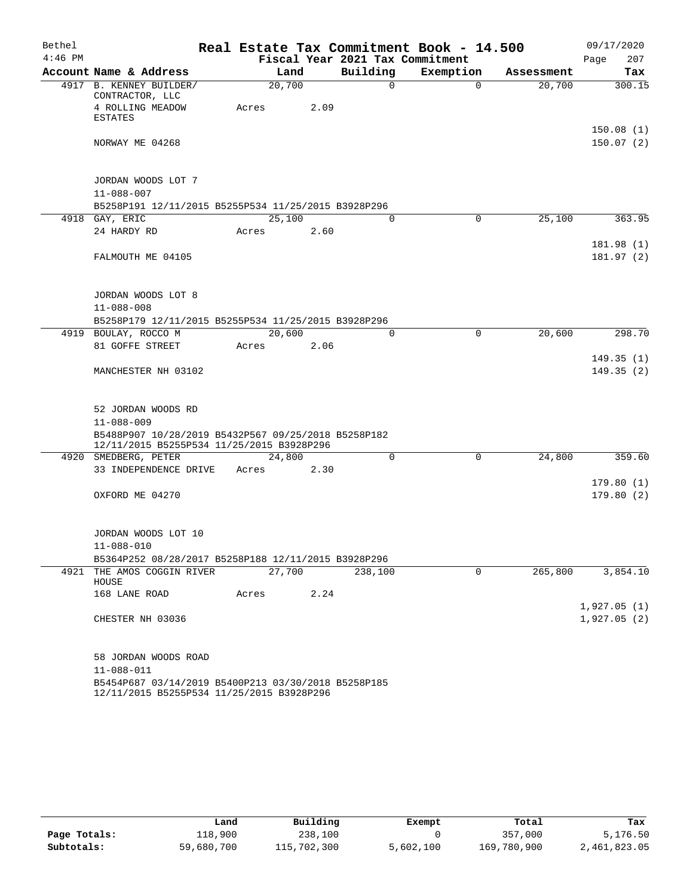# Real Estate Tax Commitment Book - 14.500

Bethel 09/17/2020
4:46 PM

## Fiscal Year 2021 Tax Commitment

| Account | Name & Address | Land | Building | Exemption | Assessment | Tax |
|---|---|---|---|---|---|---|
| 4917 | B. KENNEY BUILDER/ CONTRACTOR, LLC | 20,700 | 0 | 0 | 20,700 | 300.15 |
| | 4 ROLLING MEADOW ESTATES | Acres 2.09 | | | | |
| | | | | | | 150.08 (1) |
| | NORWAY ME 04268 | | | | | 150.07 (2) |
| | JORDAN WOODS LOT 7 | | | | | |
| | 11-088-007 | | | | | |
| | B5258P191 12/11/2015 B5255P534 11/25/2015 B3928P296 | | | | | |
| 4918 | GAY, ERIC | 25,100 | 0 | 0 | 25,100 | 363.95 |
| | 24 HARDY RD | Acres 2.60 | | | | |
| | | | | | | 181.98 (1) |
| | FALMOUTH ME 04105 | | | | | 181.97 (2) |
| | JORDAN WOODS LOT 8 | | | | | |
| | 11-088-008 | | | | | |
| | B5258P179 12/11/2015 B5255P534 11/25/2015 B3928P296 | | | | | |
| 4919 | BOULAY, ROCCO M | 20,600 | 0 | 0 | 20,600 | 298.70 |
| | 81 GOFFE STREET | Acres 2.06 | | | | |
| | | | | | | 149.35 (1) |
| | MANCHESTER NH 03102 | | | | | 149.35 (2) |
| | 52 JORDAN WOODS RD | | | | | |
| | 11-088-009 | | | | | |
| | B5488P907 10/28/2019 B5432P567 09/25/2018 B5258P182 12/11/2015 B5255P534 11/25/2015 B3928P296 | | | | | |
| 4920 | SMEDBERG, PETER | 24,800 | 0 | 0 | 24,800 | 359.60 |
| | 33 INDEPENDENCE DRIVE | Acres 2.30 | | | | |
| | | | | | | 179.80 (1) |
| | OXFORD ME 04270 | | | | | 179.80 (2) |
| | JORDAN WOODS LOT 10 | | | | | |
| | 11-088-010 | | | | | |
| | B5364P252 08/28/2017 B5258P188 12/11/2015 B3928P296 | | | | | |
| 4921 | THE AMOS COGGIN RIVER HOUSE | 27,700 | 238,100 | 0 | 265,800 | 3,854.10 |
| | 168 LANE ROAD | Acres 2.24 | | | | |
| | | | | | | 1,927.05 (1) |
| | CHESTER NH 03036 | | | | | 1,927.05 (2) |
| | 58 JORDAN WOODS ROAD | | | | | |
| | 11-088-011 | | | | | |
| | B5454P687 03/14/2019 B5400P213 03/30/2018 B5258P185 12/11/2015 B5255P534 11/25/2015 B3928P296 | | | | | |

| | Land | Building | Exempt | Total | Tax |
|---|---|---|---|---|---|
| Page Totals: | 118,900 | 238,100 | 0 | 357,000 | 5,176.50 |
| Subtotals: | 59,680,700 | 115,702,300 | 5,602,100 | 169,780,900 | 2,461,823.05 |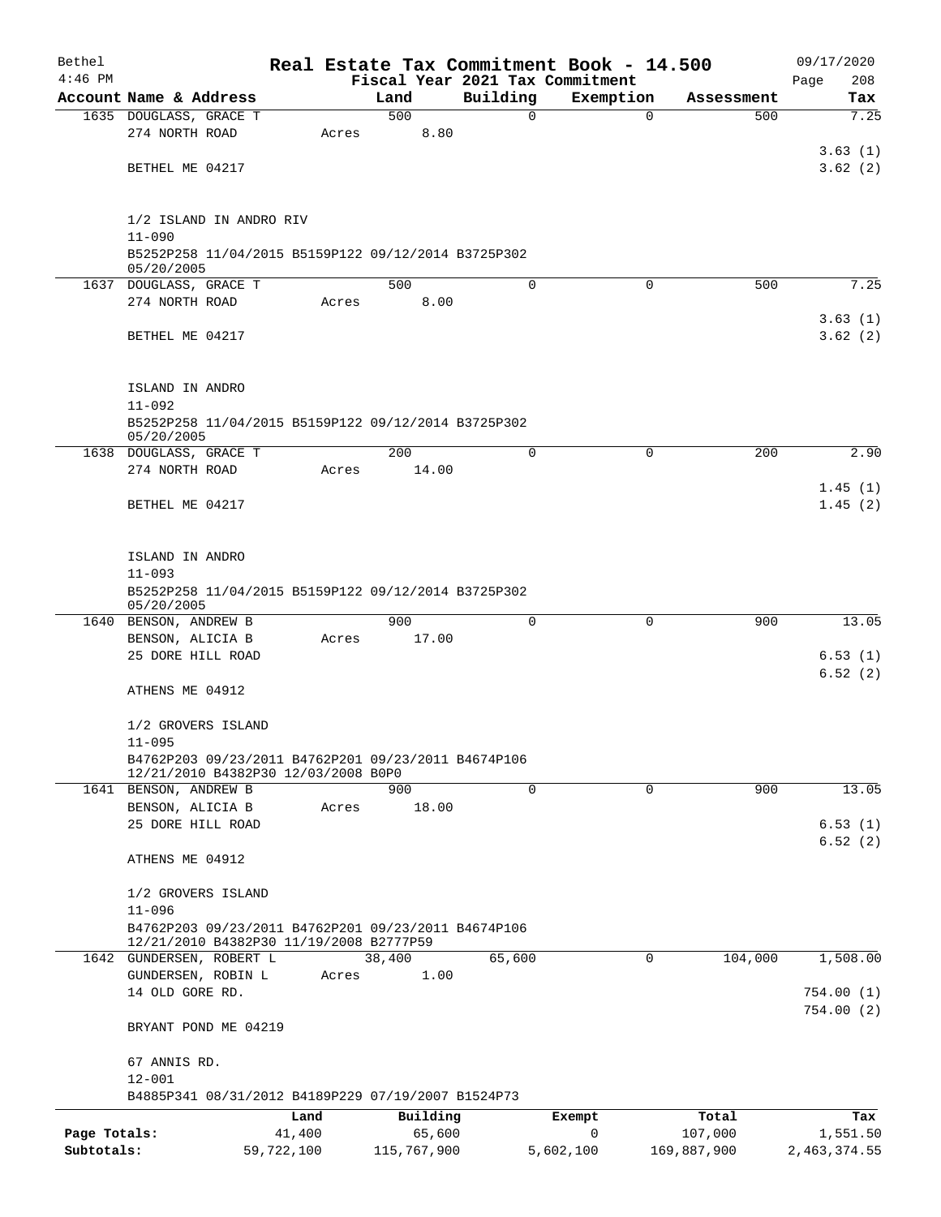# Real Estate Tax Commitment Book - 14.500

Bethel
4:46 PM

Fiscal Year 2021 Tax Commitment

09/17/2020
Page 208

| Account Name & Address | | Land | Building | Exemption | Assessment | Tax |
|---|---|---|---|---|---|---|
| 1635 DOUGLASS, GRACE T | | 500 | 0 | 0 | 500 | 7.25 |
| 274 NORTH ROAD | Acres | 8.80 | | | | |
| | | | | | | 3.63 (1) |
| BETHEL ME 04217 | | | | | | 3.62 (2) |
| 1/2 ISLAND IN ANDRO RIV | | | | | | |
| 11-090 | | | | | | |
| B5252P258 11/04/2015 B5159P122 09/12/2014 B3725P302 05/20/2005 | | | | | | |
| 1637 DOUGLASS, GRACE T | | 500 | 0 | 0 | 500 | 7.25 |
| 274 NORTH ROAD | Acres | 8.00 | | | | |
| | | | | | | 3.63 (1) |
| BETHEL ME 04217 | | | | | | 3.62 (2) |
| ISLAND IN ANDRO | | | | | | |
| 11-092 | | | | | | |
| B5252P258 11/04/2015 B5159P122 09/12/2014 B3725P302 05/20/2005 | | | | | | |
| 1638 DOUGLASS, GRACE T | | 200 | 0 | 0 | 200 | 2.90 |
| 274 NORTH ROAD | Acres | 14.00 | | | | |
| | | | | | | 1.45 (1) |
| BETHEL ME 04217 | | | | | | 1.45 (2) |
| ISLAND IN ANDRO | | | | | | |
| 11-093 | | | | | | |
| B5252P258 11/04/2015 B5159P122 09/12/2014 B3725P302 05/20/2005 | | | | | | |
| 1640 BENSON, ANDREW B | | 900 | 0 | 0 | 900 | 13.05 |
| BENSON, ALICIA B | Acres | 17.00 | | | | |
| 25 DORE HILL ROAD | | | | | | 6.53 (1) |
| | | | | | | 6.52 (2) |
| ATHENS ME 04912 | | | | | | |
| 1/2 GROVERS ISLAND | | | | | | |
| 11-095 | | | | | | |
| B4762P203 09/23/2011 B4762P201 09/23/2011 B4674P106 12/21/2010 B4382P30 12/03/2008 B0P0 | | | | | | |
| 1641 BENSON, ANDREW B | | 900 | 0 | 0 | 900 | 13.05 |
| BENSON, ALICIA B | Acres | 18.00 | | | | |
| 25 DORE HILL ROAD | | | | | | 6.53 (1) |
| | | | | | | 6.52 (2) |
| ATHENS ME 04912 | | | | | | |
| 1/2 GROVERS ISLAND | | | | | | |
| 11-096 | | | | | | |
| B4762P203 09/23/2011 B4762P201 09/23/2011 B4674P106 12/21/2010 B4382P30 11/19/2008 B2777P59 | | | | | | |
| 1642 GUNDERSEN, ROBERT L | | 38,400 | 65,600 | 0 | 104,000 | 1,508.00 |
| GUNDERSEN, ROBIN L | Acres | 1.00 | | | | |
| 14 OLD GORE RD. | | | | | | 754.00 (1) |
| | | | | | | 754.00 (2) |
| BRYANT POND ME 04219 | | | | | | |
| 67 ANNIS RD. | | | | | | |
| 12-001 | | | | | | |
| B4885P341 08/31/2012 B4189P229 07/19/2007 B1524P73 | | | | | | |

| | Land | Building | Exempt | Total | Tax |
|---|---|---|---|---|---|
| Page Totals: | 41,400 | 65,600 | 0 | 107,000 | 1,551.50 |
| Subtotals: | 59,722,100 | 115,767,900 | 5,602,100 | 169,887,900 | 2,463,374.55 |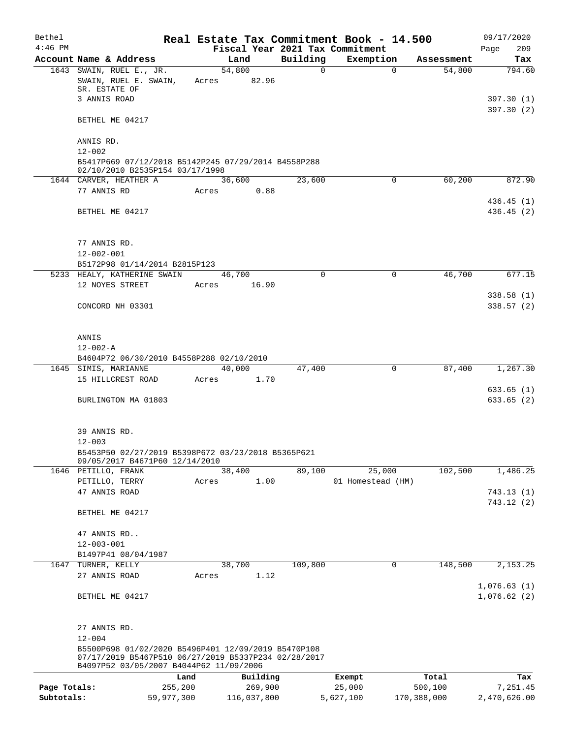Bethel 4:46 PM

# Real Estate Tax Commitment Book - 14.500

Fiscal Year 2021 Tax Commitment

09/17/2020 Page 209

| Account Name & Address | Land | Building | Exemption | Assessment | Tax |
|---|---|---|---|---|---|
| 1643 SWAIN, RUEL E., JR. | 54,800 | 0 | 0 | 54,800 | 794.60 |
| SWAIN, RUEL E. SWAIN, SR. ESTATE OF | Acres 82.96 | | | | |
| 3 ANNIS ROAD | | | | | 397.30 (1) |
| | | | | | 397.30 (2) |
| BETHEL ME 04217 | | | | | |
| ANNIS RD. | | | | | |
| 12-002 | | | | | |
| B5417P669 07/12/2018 B5142P245 07/29/2014 B4558P288 02/10/2010 B2535P154 03/17/1998 | | | | | |
| 1644 CARVER, HEATHER A | 36,600 | 23,600 | 0 | 60,200 | 872.90 |
| 77 ANNIS RD | Acres 0.88 | | | | |
| | | | | | 436.45 (1) |
| BETHEL ME 04217 | | | | | 436.45 (2) |
| 77 ANNIS RD. | | | | | |
| 12-002-001 | | | | | |
| B5172P98 01/14/2014 B2815P123 | | | | | |
| 5233 HEALY, KATHERINE SWAIN | 46,700 | 0 | 0 | 46,700 | 677.15 |
| 12 NOYES STREET | Acres 16.90 | | | | |
| | | | | | 338.58 (1) |
| CONCORD NH 03301 | | | | | 338.57 (2) |
| ANNIS | | | | | |
| 12-002-A | | | | | |
| B4604P72 06/30/2010 B4558P288 02/10/2010 | | | | | |
| 1645 SIMIS, MARIANNE | 40,000 | 47,400 | 0 | 87,400 | 1,267.30 |
| 15 HILLCREST ROAD | Acres 1.70 | | | | |
| | | | | | 633.65 (1) |
| BURLINGTON MA 01803 | | | | | 633.65 (2) |
| 39 ANNIS RD. | | | | | |
| 12-003 | | | | | |
| B5453P50 02/27/2019 B5398P672 03/23/2018 B5365P621 09/05/2017 B4671P60 12/14/2010 | | | | | |
| 1646 PETILLO, FRANK | 38,400 | 89,100 | 25,000 | 102,500 | 1,486.25 |
| PETILLO, TERRY | Acres 1.00 | | 01 Homestead (HM) | | |
| 47 ANNIS ROAD | | | | | 743.13 (1) |
| | | | | | 743.12 (2) |
| BETHEL ME 04217 | | | | | |
| 47 ANNIS RD.. | | | | | |
| 12-003-001 | | | | | |
| B1497P41 08/04/1987 | | | | | |
| 1647 TURNER, KELLY | 38,700 | 109,800 | 0 | 148,500 | 2,153.25 |
| 27 ANNIS ROAD | Acres 1.12 | | | | |
| | | | | | 1,076.63 (1) |
| BETHEL ME 04217 | | | | | 1,076.62 (2) |
| 27 ANNIS RD. | | | | | |
| 12-004 | | | | | |
| B5500P698 01/02/2020 B5496P401 12/09/2019 B5470P108 07/17/2019 B5467P510 06/27/2019 B5337P234 02/28/2017 B4097P52 03/05/2007 B4044P62 11/09/2006 | | | | | |

| | Land | Building | Exempt | Total | Tax |
|---|---|---|---|---|---|
| Page Totals: | 255,200 | 269,900 | 25,000 | 500,100 | 7,251.45 |
| Subtotals: | 59,977,300 | 116,037,800 | 5,627,100 | 170,388,000 | 2,470,626.00 |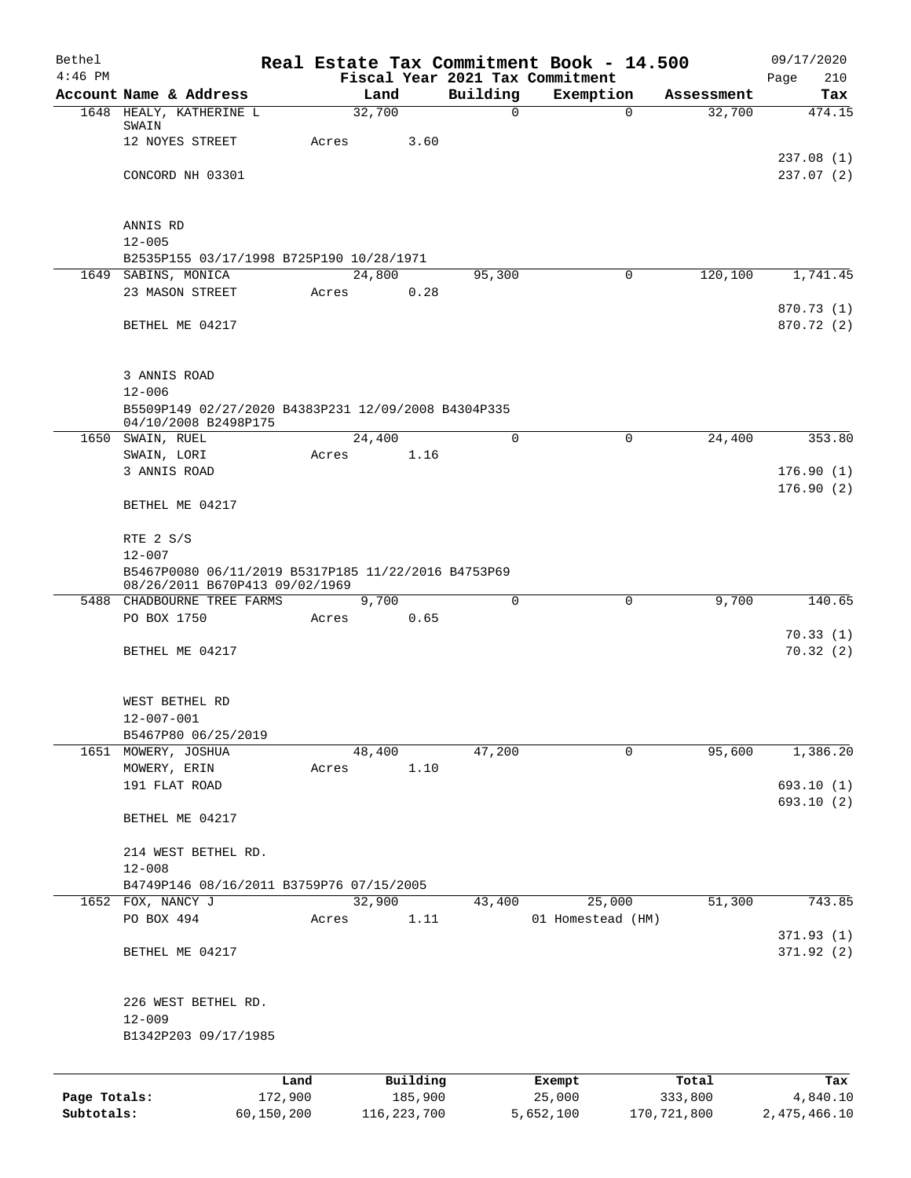Bethel 4:46 PM

# Real Estate Tax Commitment Book - 14.500

Fiscal Year 2021 Tax Commitment

09/17/2020 Page 210

| Account Name & Address | Land | Building | Exemption | Assessment | Tax |
|---|---|---|---|---|---|
| 1648 HEALY, KATHERINE L SWAIN | 32,700 | 0 | 0 | 32,700 | 474.15 |
| 12 NOYES STREET | Acres 3.60 | | | | |
| | | | | | 237.08 (1) |
| CONCORD NH 03301 | | | | | 237.07 (2) |
| ANNIS RD | | | | | |
| 12-005 | | | | | |
| B2535P155 03/17/1998 B725P190 10/28/1971 | | | | | |
| 1649 SABINS, MONICA | 24,800 | 95,300 | 0 | 120,100 | 1,741.45 |
| 23 MASON STREET | Acres 0.28 | | | | |
| | | | | | 870.73 (1) |
| BETHEL ME 04217 | | | | | 870.72 (2) |
| 3 ANNIS ROAD | | | | | |
| 12-006 | | | | | |
| B5509P149 02/27/2020 B4383P231 12/09/2008 B4304P335 04/10/2008 B2498P175 | | | | | |
| 1650 SWAIN, RUEL | 24,400 | 0 | 0 | 24,400 | 353.80 |
| SWAIN, LORI | Acres 1.16 | | | | |
| 3 ANNIS ROAD | | | | | 176.90 (1) |
| | | | | | 176.90 (2) |
| BETHEL ME 04217 | | | | | |
| RTE 2 S/S | | | | | |
| 12-007 | | | | | |
| B5467P0080 06/11/2019 B5317P185 11/22/2016 B4753P69 08/26/2011 B670P413 09/02/1969 | | | | | |
| 5488 CHADBOURNE TREE FARMS | 9,700 | 0 | 0 | 9,700 | 140.65 |
| PO BOX 1750 | Acres 0.65 | | | | |
| | | | | | 70.33 (1) |
| BETHEL ME 04217 | | | | | 70.32 (2) |
| WEST BETHEL RD | | | | | |
| 12-007-001 | | | | | |
| B5467P80 06/25/2019 | | | | | |
| 1651 MOWERY, JOSHUA | 48,400 | 47,200 | 0 | 95,600 | 1,386.20 |
| MOWERY, ERIN | Acres 1.10 | | | | |
| 191 FLAT ROAD | | | | | 693.10 (1) |
| | | | | | 693.10 (2) |
| BETHEL ME 04217 | | | | | |
| 214 WEST BETHEL RD. | | | | | |
| 12-008 | | | | | |
| B4749P146 08/16/2011 B3759P76 07/15/2005 | | | | | |
| 1652 FOX, NANCY J | 32,900 | 43,400 | 25,000 | 51,300 | 743.85 |
| PO BOX 494 | Acres 1.11 | | 01 Homestead (HM) | | |
| | | | | | 371.93 (1) |
| BETHEL ME 04217 | | | | | 371.92 (2) |
| 226 WEST BETHEL RD. | | | | | |
| 12-009 | | | | | |
| B1342P203 09/17/1985 | | | | | |

| | Land | Building | Exempt | Total | Tax |
|---|---|---|---|---|---|
| Page Totals: | 172,900 | 185,900 | 25,000 | 333,800 | 4,840.10 |
| Subtotals: | 60,150,200 | 116,223,700 | 5,652,100 | 170,721,800 | 2,475,466.10 |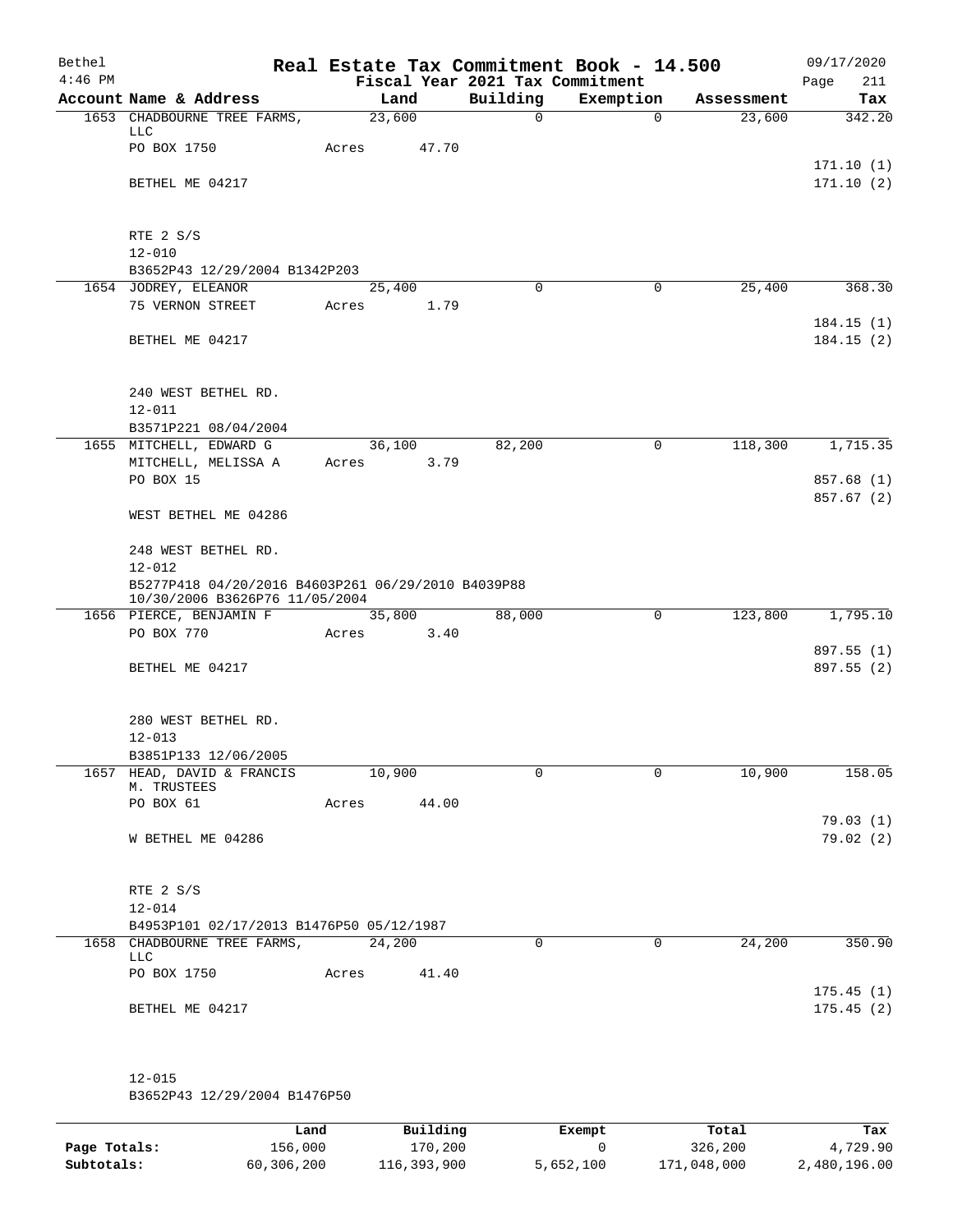# Real Estate Tax Commitment Book - 14.500

Bethel
4:46 PM

Fiscal Year 2021 Tax Commitment

09/17/2020

| Account Name & Address | Land | Building | Exemption | Assessment | Tax |
|---|---|---|---|---|---|
| 1653 CHADBOURNE TREE FARMS, LLC | 23,600 | 0 | 0 | 23,600 | 342.20 |
| PO BOX 1750 | Acres 47.70 | | | | |
| | | | | | 171.10 (1) |
| BETHEL ME 04217 | | | | | 171.10 (2) |
| RTE 2 S/S | | | | | |
| 12-010 | | | | | |
| B3652P43 12/29/2004 B1342P203 | | | | | |
| 1654 JODREY, ELEANOR | 25,400 | 0 | 0 | 25,400 | 368.30 |
| 75 VERNON STREET | Acres 1.79 | | | | |
| | | | | | 184.15 (1) |
| BETHEL ME 04217 | | | | | 184.15 (2) |
| 240 WEST BETHEL RD. | | | | | |
| 12-011 | | | | | |
| B3571P221 08/04/2004 | | | | | |
| 1655 MITCHELL, EDWARD G | 36,100 | 82,200 | 0 | 118,300 | 1,715.35 |
| MITCHELL, MELISSA A | Acres 3.79 | | | | |
| PO BOX 15 | | | | | 857.68 (1) |
| | | | | | 857.67 (2) |
| WEST BETHEL ME 04286 | | | | | |
| 248 WEST BETHEL RD. | | | | | |
| 12-012 | | | | | |
| B5277P418 04/20/2016 B4603P261 06/29/2010 B4039P88 10/30/2006 B3626P76 11/05/2004 | | | | | |
| 1656 PIERCE, BENJAMIN F | 35,800 | 88,000 | 0 | 123,800 | 1,795.10 |
| PO BOX 770 | Acres 3.40 | | | | |
| | | | | | 897.55 (1) |
| BETHEL ME 04217 | | | | | 897.55 (2) |
| 280 WEST BETHEL RD. | | | | | |
| 12-013 | | | | | |
| B3851P133 12/06/2005 | | | | | |
| 1657 HEAD, DAVID & FRANCIS M. TRUSTEES | 10,900 | 0 | 0 | 10,900 | 158.05 |
| PO BOX 61 | Acres 44.00 | | | | |
| | | | | | 79.03 (1) |
| W BETHEL ME 04286 | | | | | 79.02 (2) |
| RTE 2 S/S | | | | | |
| 12-014 | | | | | |
| B4953P101 02/17/2013 B1476P50 05/12/1987 | | | | | |
| 1658 CHADBOURNE TREE FARMS, LLC | 24,200 | 0 | 0 | 24,200 | 350.90 |
| PO BOX 1750 | Acres 41.40 | | | | |
| | | | | | 175.45 (1) |
| BETHEL ME 04217 | | | | | 175.45 (2) |
| 12-015 | | | | | |
| B3652P43 12/29/2004 B1476P50 | | | | | |

| | Land | Building | Exempt | Total | Tax |
|---|---|---|---|---|---|
| Page Totals: | 156,000 | 170,200 | 0 | 326,200 | 4,729.90 |
| Subtotals: | 60,306,200 | 116,393,900 | 5,652,100 | 171,048,000 | 2,480,196.00 |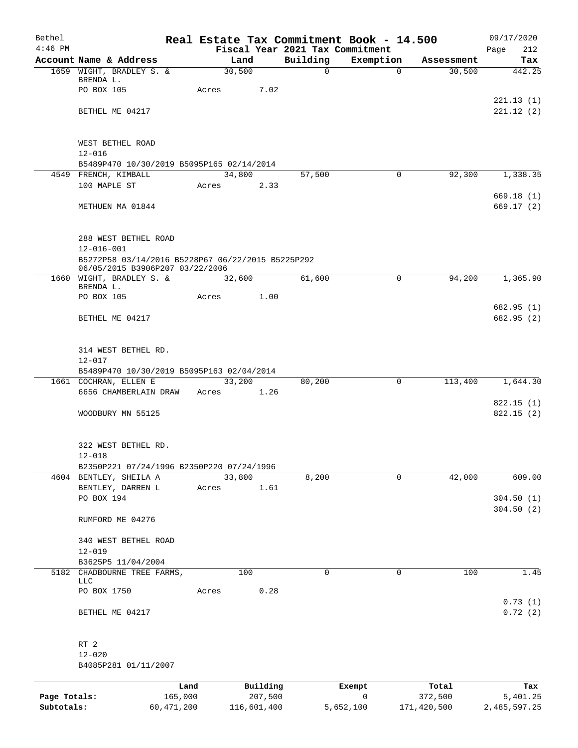# Real Estate Tax Commitment Book - 14.500

Bethel
4:46 PM

Fiscal Year 2021 Tax Commitment

09/17/2020

| Account Name & Address | Land | Building | Exemption | Assessment | Tax |
|---|---|---|---|---|---|
| 1659 WIGHT, BRADLEY S. & BRENDA L. | 30,500 | 0 | 0 | 30,500 | 442.25 |
| PO BOX 105 | Acres 7.02 | | | | |
| | | | | | 221.13 (1) |
| BETHEL ME 04217 | | | | | 221.12 (2) |
| WEST BETHEL ROAD | | | | | |
| 12-016 | | | | | |
| B5489P470 10/30/2019 B5095P165 02/14/2014 | | | | | |
| 4549 FRENCH, KIMBALL | 34,800 | 57,500 | 0 | 92,300 | 1,338.35 |
| 100 MAPLE ST | Acres 2.33 | | | | |
| | | | | | 669.18 (1) |
| METHUEN MA 01844 | | | | | 669.17 (2) |
| 288 WEST BETHEL ROAD | | | | | |
| 12-016-001 | | | | | |
| B5272P58 03/14/2016 B5228P67 06/22/2015 B5225P292 06/05/2015 B3906P207 03/22/2006 | | | | | |
| 1660 WIGHT, BRADLEY S. & BRENDA L. | 32,600 | 61,600 | 0 | 94,200 | 1,365.90 |
| PO BOX 105 | Acres 1.00 | | | | |
| | | | | | 682.95 (1) |
| BETHEL ME 04217 | | | | | 682.95 (2) |
| 314 WEST BETHEL RD. | | | | | |
| 12-017 | | | | | |
| B5489P470 10/30/2019 B5095P163 02/04/2014 | | | | | |
| 1661 COCHRAN, ELLEN E | 33,200 | 80,200 | 0 | 113,400 | 1,644.30 |
| 6656 CHAMBERLAIN DRAW | Acres 1.26 | | | | |
| | | | | | 822.15 (1) |
| WOODBURY MN 55125 | | | | | 822.15 (2) |
| 322 WEST BETHEL RD. | | | | | |
| 12-018 | | | | | |
| B2350P221 07/24/1996 B2350P220 07/24/1996 | | | | | |
| 4604 BENTLEY, SHEILA A | 33,800 | 8,200 | 0 | 42,000 | 609.00 |
| BENTLEY, DARREN L | Acres 1.61 | | | | |
| PO BOX 194 | | | | | 304.50 (1) |
| | | | | | 304.50 (2) |
| RUMFORD ME 04276 | | | | | |
| 340 WEST BETHEL ROAD | | | | | |
| 12-019 | | | | | |
| B3625P5 11/04/2004 | | | | | |
| 5182 CHADBOURNE TREE FARMS, LLC | 100 | 0 | 0 | 100 | 1.45 |
| PO BOX 1750 | Acres 0.28 | | | | |
| | | | | | 0.73 (1) |
| BETHEL ME 04217 | | | | | 0.72 (2) |
| RT 2 | | | | | |
| 12-020 | | | | | |
| B4085P281 01/11/2007 | | | | | |

| | Land | Building | Exempt | Total | Tax |
|---|---|---|---|---|---|
| Page Totals: | 165,000 | 207,500 | 0 | 372,500 | 5,401.25 |
| Subtotals: | 60,471,200 | 116,601,400 | 5,652,100 | 171,420,500 | 2,485,597.25 |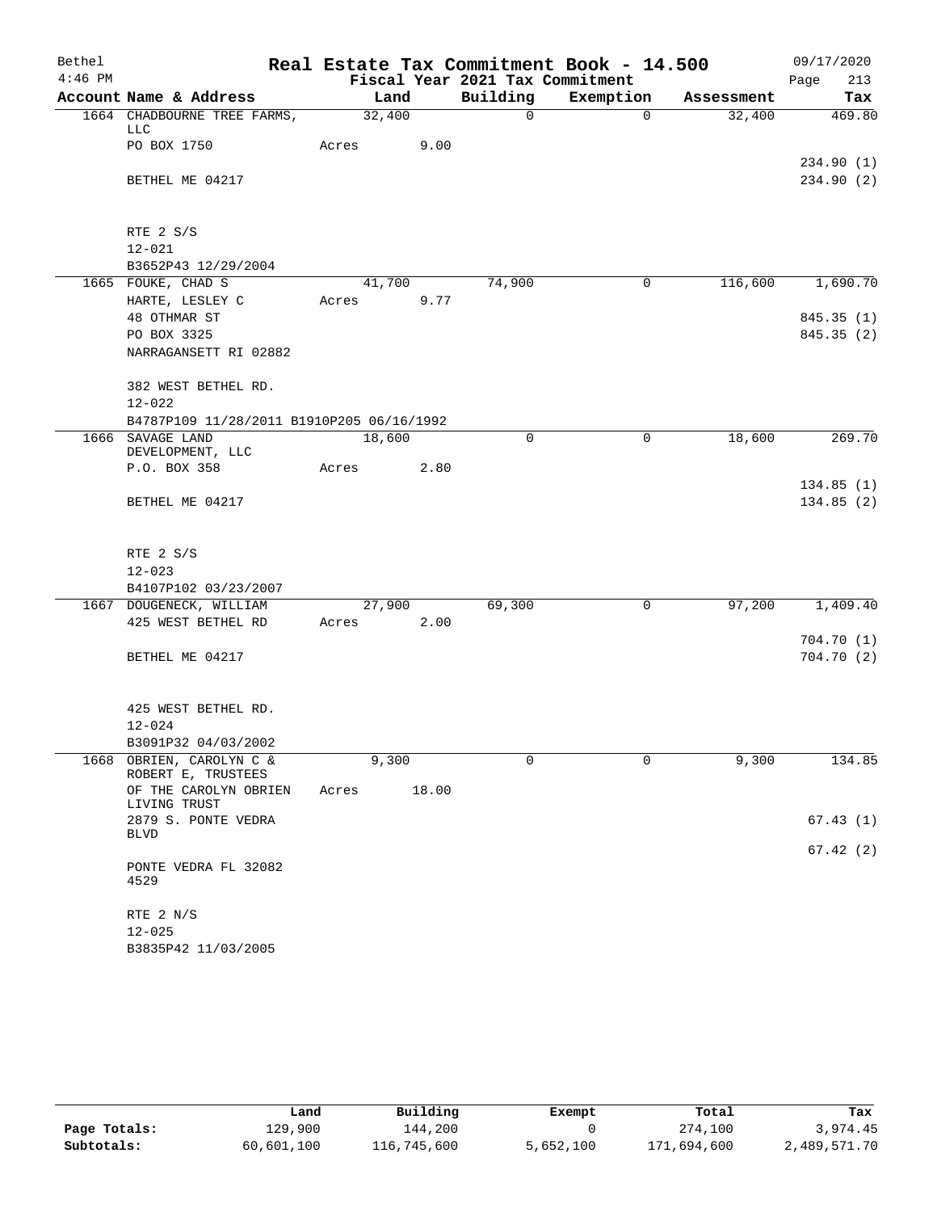# Real Estate Tax Commitment Book - 14.500

Bethel
4:46 PM

Fiscal Year 2021 Tax Commitment

09/17/2020
Page 213

| Account Name & Address | Land | | Building | Exemption | Assessment | Tax |
|---|---|---|---|---|---|---|
| 1664 CHADBOURNE TREE FARMS, LLC | 32,400 | | 0 | 0 | 32,400 | 469.80 |
| PO BOX 1750 | Acres | 9.00 | | | | |
| | | | | | | 234.90 (1) |
| BETHEL ME 04217 | | | | | | 234.90 (2) |
| RTE 2 S/S | | | | | | |
| 12-021 | | | | | | |
| B3652P43 12/29/2004 | | | | | | |
| 1665 FOUKE, CHAD S | 41,700 | | 74,900 | 0 | 116,600 | 1,690.70 |
| HARTE, LESLEY C | Acres | 9.77 | | | | |
| 48 OTHMAR ST | | | | | | 845.35 (1) |
| PO BOX 3325 | | | | | | 845.35 (2) |
| NARRAGANSETT RI 02882 | | | | | | |
| 382 WEST BETHEL RD. | | | | | | |
| 12-022 | | | | | | |
| B4787P109 11/28/2011 B1910P205 06/16/1992 | | | | | | |
| 1666 SAVAGE LAND DEVELOPMENT, LLC | 18,600 | | 0 | 0 | 18,600 | 269.70 |
| P.O. BOX 358 | Acres | 2.80 | | | | |
| | | | | | | 134.85 (1) |
| BETHEL ME 04217 | | | | | | 134.85 (2) |
| RTE 2 S/S | | | | | | |
| 12-023 | | | | | | |
| B4107P102 03/23/2007 | | | | | | |
| 1667 DOUGENECK, WILLIAM | 27,900 | | 69,300 | 0 | 97,200 | 1,409.40 |
| 425 WEST BETHEL RD | Acres | 2.00 | | | | |
| | | | | | | 704.70 (1) |
| BETHEL ME 04217 | | | | | | 704.70 (2) |
| 425 WEST BETHEL RD. | | | | | | |
| 12-024 | | | | | | |
| B3091P32 04/03/2002 | | | | | | |
| 1668 OBRIEN, CAROLYN C & ROBERT E, TRUSTEES | 9,300 | | 0 | 0 | 9,300 | 134.85 |
| OF THE CAROLYN OBRIEN LIVING TRUST | Acres | 18.00 | | | | |
| 2879 S. PONTE VEDRA BLVD | | | | | | 67.43 (1) |
| | | | | | | 67.42 (2) |
| PONTE VEDRA FL 32082 4529 | | | | | | |
| RTE 2 N/S | | | | | | |
| 12-025 | | | | | | |
| B3835P42 11/03/2005 | | | | | | |

| | Land | Building | Exempt | Total | Tax |
|---|---|---|---|---|---|
| Page Totals: | 129,900 | 144,200 | 0 | 274,100 | 3,974.45 |
| Subtotals: | 60,601,100 | 116,745,600 | 5,652,100 | 171,694,600 | 2,489,571.70 |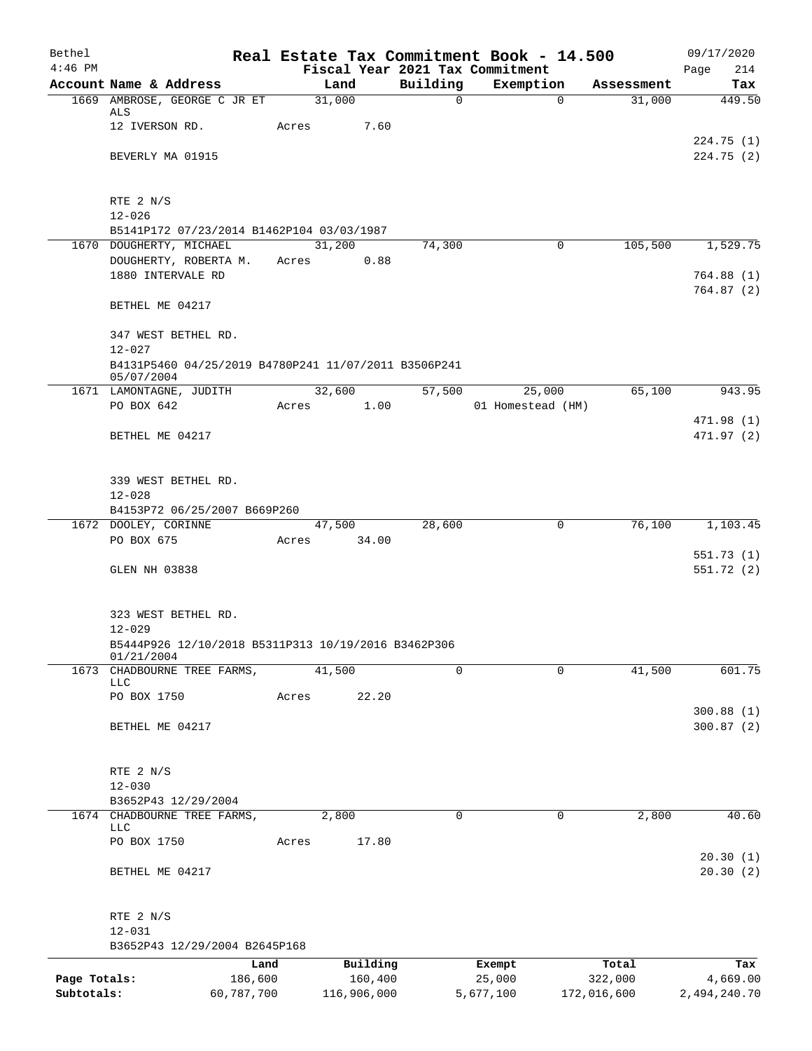# Real Estate Tax Commitment Book - 14.500

Bethel
4:46 PM

Fiscal Year 2021 Tax Commitment

09/17/2020
Page 214

| Account | Name & Address | Land | Building | Exemption | Assessment | Tax |
|---|---|---|---|---|---|---|
| 1669 | AMBROSE, GEORGE C JR ET ALS | 31,000 | 0 | 0 | 31,000 | 449.50 |
| | 12 IVERSON RD. | Acres 7.60 | | | | |
| | | | | | | 224.75 (1) |
| | BEVERLY MA 01915 | | | | | 224.75 (2) |
| | RTE 2 N/S | | | | | |
| | 12-026 | | | | | |
| | B5141P172 07/23/2014 B1462P104 03/03/1987 | | | | | |
| 1670 | DOUGHERTY, MICHAEL | 31,200 | 74,300 | 0 | 105,500 | 1,529.75 |
| | DOUGHERTY, ROBERTA M. | Acres 0.88 | | | | |
| | 1880 INTERVALE RD | | | | | 764.88 (1) |
| | | | | | | 764.87 (2) |
| | BETHEL ME 04217 | | | | | |
| | 347 WEST BETHEL RD. | | | | | |
| | 12-027 | | | | | |
| | B4131P5460 04/25/2019 B4780P241 11/07/2011 B3506P241 05/07/2004 | | | | | |
| 1671 | LAMONTAGNE, JUDITH | 32,600 | 57,500 | 25,000 | 65,100 | 943.95 |
| | PO BOX 642 | Acres 1.00 | | 01 Homestead (HM) | | |
| | | | | | | 471.98 (1) |
| | BETHEL ME 04217 | | | | | 471.97 (2) |
| | 339 WEST BETHEL RD. | | | | | |
| | 12-028 | | | | | |
| | B4153P72 06/25/2007 B669P260 | | | | | |
| 1672 | DOOLEY, CORINNE | 47,500 | 28,600 | 0 | 76,100 | 1,103.45 |
| | PO BOX 675 | Acres 34.00 | | | | |
| | | | | | | 551.73 (1) |
| | GLEN NH 03838 | | | | | 551.72 (2) |
| | 323 WEST BETHEL RD. | | | | | |
| | 12-029 | | | | | |
| | B5444P926 12/10/2018 B5311P313 10/19/2016 B3462P306 01/21/2004 | | | | | |
| 1673 | CHADBOURNE TREE FARMS, LLC | 41,500 | 0 | 0 | 41,500 | 601.75 |
| | PO BOX 1750 | Acres 22.20 | | | | |
| | | | | | | 300.88 (1) |
| | BETHEL ME 04217 | | | | | 300.87 (2) |
| | RTE 2 N/S | | | | | |
| | 12-030 | | | | | |
| | B3652P43 12/29/2004 | | | | | |
| 1674 | CHADBOURNE TREE FARMS, LLC | 2,800 | 0 | 0 | 2,800 | 40.60 |
| | PO BOX 1750 | Acres 17.80 | | | | |
| | | | | | | 20.30 (1) |
| | BETHEL ME 04217 | | | | | 20.30 (2) |
| | RTE 2 N/S | | | | | |
| | 12-031 | | | | | |
| | B3652P43 12/29/2004 B2645P168 | | | | | |

| | Land | Building | Exempt | Total | Tax |
|---|---|---|---|---|---|
| Page Totals: | 186,600 | 160,400 | 25,000 | 322,000 | 4,669.00 |
| Subtotals: | 60,787,700 | 116,906,000 | 5,677,100 | 172,016,600 | 2,494,240.70 |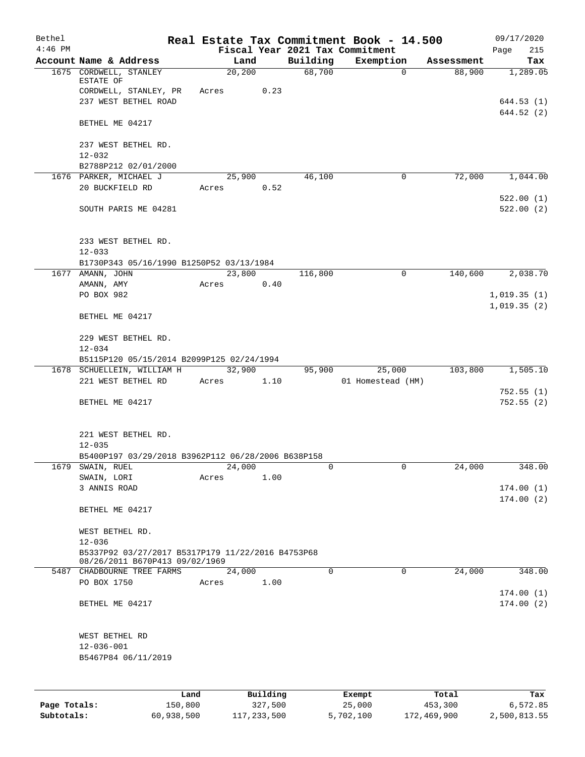Bethel
4:46 PM

# Real Estate Tax Commitment Book - 14.500

Fiscal Year 2021 Tax Commitment

09/17/2020
Page 215

| Account Name & Address | Land | Building | Exemption | Assessment | Tax |
|---|---|---|---|---|---|
| 1675 CORDWELL, STANLEY ESTATE OF | 20,200 | 68,700 | 0 | 88,900 | 1,289.05 |
| CORDWELL, STANLEY, PR | Acres 0.23 | | | | |
| 237 WEST BETHEL ROAD | | | | | 644.53 (1) |
| | | | | | 644.52 (2) |
| BETHEL ME 04217 | | | | | |
| 237 WEST BETHEL RD. | | | | | |
| 12-032 | | | | | |
| B2788P212 02/01/2000 | | | | | |
| 1676 PARKER, MICHAEL J | 25,900 | 46,100 | 0 | 72,000 | 1,044.00 |
| 20 BUCKFIELD RD | Acres 0.52 | | | | |
| | | | | | 522.00 (1) |
| SOUTH PARIS ME 04281 | | | | | 522.00 (2) |
| 233 WEST BETHEL RD. | | | | | |
| 12-033 | | | | | |
| B1730P343 05/16/1990 B1250P52 03/13/1984 | | | | | |
| 1677 AMANN, JOHN | 23,800 | 116,800 | 0 | 140,600 | 2,038.70 |
| AMANN, AMY | Acres 0.40 | | | | |
| PO BOX 982 | | | | | 1,019.35 (1) |
| | | | | | 1,019.35 (2) |
| BETHEL ME 04217 | | | | | |
| 229 WEST BETHEL RD. | | | | | |
| 12-034 | | | | | |
| B5115P120 05/15/2014 B2099P125 02/24/1994 | | | | | |
| 1678 SCHUELLEIN, WILLIAM H | 32,900 | 95,900 | 25,000 | 103,800 | 1,505.10 |
| 221 WEST BETHEL RD | Acres 1.10 | | 01 Homestead (HM) | | |
| | | | | | 752.55 (1) |
| BETHEL ME 04217 | | | | | 752.55 (2) |
| 221 WEST BETHEL RD. | | | | | |
| 12-035 | | | | | |
| B5400P197 03/29/2018 B3962P112 06/28/2006 B638P158 | | | | | |
| 1679 SWAIN, RUEL | 24,000 | 0 | 0 | 24,000 | 348.00 |
| SWAIN, LORI | Acres 1.00 | | | | |
| 3 ANNIS ROAD | | | | | 174.00 (1) |
| | | | | | 174.00 (2) |
| BETHEL ME 04217 | | | | | |
| WEST BETHEL RD. | | | | | |
| 12-036 | | | | | |
| B5337P92 03/27/2017 B5317P179 11/22/2016 B4753P68 08/26/2011 B670P413 09/02/1969 | | | | | |
| 5487 CHADBOURNE TREE FARMS | 24,000 | 0 | 0 | 24,000 | 348.00 |
| PO BOX 1750 | Acres 1.00 | | | | |
| | | | | | 174.00 (1) |
| BETHEL ME 04217 | | | | | 174.00 (2) |
| WEST BETHEL RD | | | | | |
| 12-036-001 | | | | | |
| B5467P84 06/11/2019 | | | | | |

| | Land | Building | Exempt | Total | Tax |
|---|---|---|---|---|---|
| Page Totals: | 150,800 | 327,500 | 25,000 | 453,300 | 6,572.85 |
| Subtotals: | 60,938,500 | 117,233,500 | 5,702,100 | 172,469,900 | 2,500,813.55 |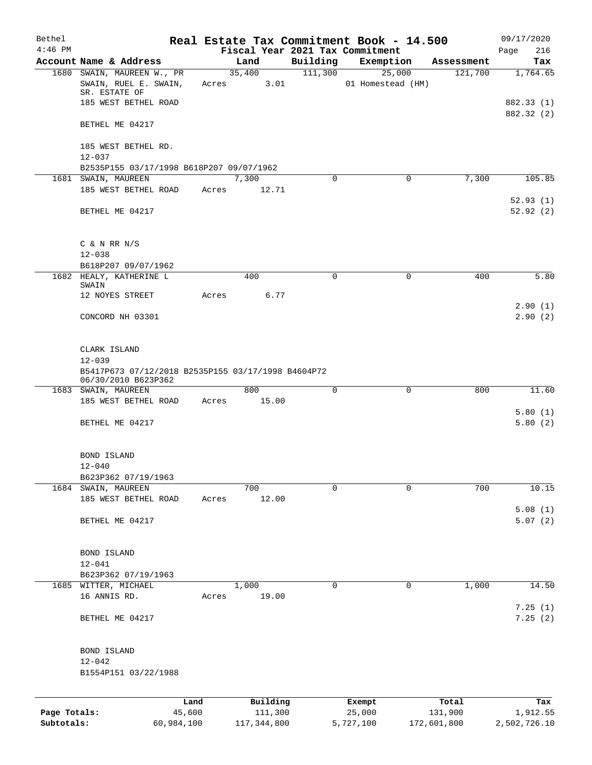Bethel
4:46 PM

# Real Estate Tax Commitment Book - 14.500

Fiscal Year 2021 Tax Commitment

09/17/2020

| Account Name & Address | Land | Building | Exemption | Assessment | Tax |
|---|---|---|---|---|---|
| 1680 SWAIN, MAUREEN W., PR | 35,400 | 111,300 | 25,000 | 121,700 | 1,764.65 |
| SWAIN, RUEL E. SWAIN, SR. ESTATE OF | Acres 3.01 | | 01 Homestead (HM) | | |
| 185 WEST BETHEL ROAD | | | | | 882.33 (1) |
| | | | | | 882.32 (2) |
| BETHEL ME 04217 | | | | | |
| 185 WEST BETHEL RD. | | | | | |
| 12-037 | | | | | |
| B2535P155 03/17/1998 B618P207 09/07/1962 | | | | | |
| 1681 SWAIN, MAUREEN | 7,300 | 0 | 0 | 7,300 | 105.85 |
| 185 WEST BETHEL ROAD | Acres 12.71 | | | | |
| | | | | | 52.93 (1) |
| BETHEL ME 04217 | | | | | 52.92 (2) |
| C & N RR N/S | | | | | |
| 12-038 | | | | | |
| B618P207 09/07/1962 | | | | | |
| 1682 HEALY, KATHERINE L SWAIN | 400 | 0 | 0 | 400 | 5.80 |
| 12 NOYES STREET | Acres 6.77 | | | | |
| | | | | | 2.90 (1) |
| CONCORD NH 03301 | | | | | 2.90 (2) |
| CLARK ISLAND | | | | | |
| 12-039 | | | | | |
| B5417P673 07/12/2018 B2535P155 03/17/1998 B4604P72 06/30/2010 B623P362 | | | | | |
| 1683 SWAIN, MAUREEN | 800 | 0 | 0 | 800 | 11.60 |
| 185 WEST BETHEL ROAD | Acres 15.00 | | | | |
| | | | | | 5.80 (1) |
| BETHEL ME 04217 | | | | | 5.80 (2) |
| BOND ISLAND | | | | | |
| 12-040 | | | | | |
| B623P362 07/19/1963 | | | | | |
| 1684 SWAIN, MAUREEN | 700 | 0 | 0 | 700 | 10.15 |
| 185 WEST BETHEL ROAD | Acres 12.00 | | | | |
| | | | | | 5.08 (1) |
| BETHEL ME 04217 | | | | | 5.07 (2) |
| BOND ISLAND | | | | | |
| 12-041 | | | | | |
| B623P362 07/19/1963 | | | | | |
| 1685 WITTER, MICHAEL | 1,000 | 0 | 0 | 1,000 | 14.50 |
| 16 ANNIS RD. | Acres 19.00 | | | | |
| | | | | | 7.25 (1) |
| BETHEL ME 04217 | | | | | 7.25 (2) |
| BOND ISLAND | | | | | |
| 12-042 | | | | | |
| B1554P151 03/22/1988 | | | | | |

| | Land | Building | Exempt | Total | Tax |
|---|---|---|---|---|---|
| Page Totals: | 45,600 | 111,300 | 25,000 | 131,900 | 1,912.55 |
| Subtotals: | 60,984,100 | 117,344,800 | 5,727,100 | 172,601,800 | 2,502,726.10 |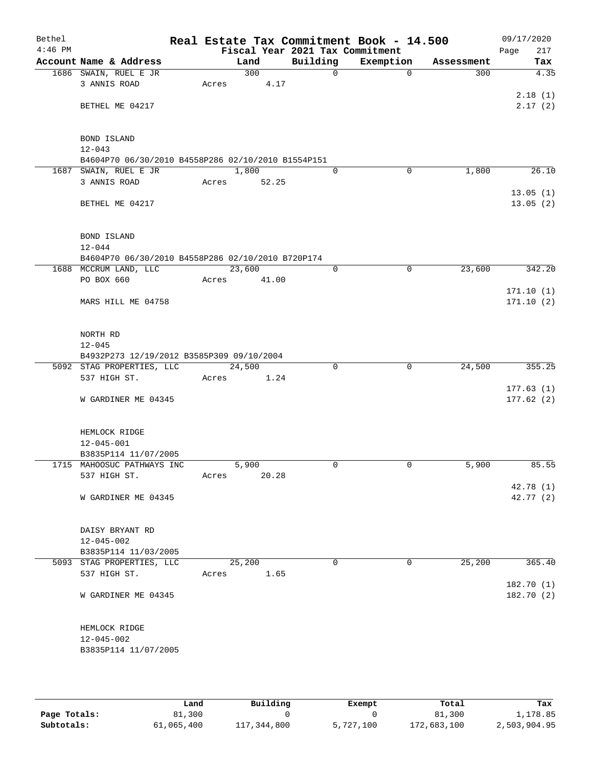Bethel  
4:46 PM

## Real Estate Tax Commitment Book - 14.500

Fiscal Year 2021 Tax Commitment

09/17/2020  
Page 217

| Account Name & Address | Land | Building | Exemption | Assessment | Tax |
|---|---|---|---|---|---|
| 1686 SWAIN, RUEL E JR | 300 | 0 | 0 | 300 | 4.35 |
| 3 ANNIS ROAD | Acres 4.17 | | | | |
| | | | | | 2.18 (1) |
| BETHEL ME 04217 | | | | | 2.17 (2) |
| BOND ISLAND | | | | | |
| 12-043 | | | | | |
| B4604P70 06/30/2010 B4558P286 02/10/2010 B1554P151 | | | | | |
| 1687 SWAIN, RUEL E JR | 1,800 | 0 | 0 | 1,800 | 26.10 |
| 3 ANNIS ROAD | Acres 52.25 | | | | |
| | | | | | 13.05 (1) |
| BETHEL ME 04217 | | | | | 13.05 (2) |
| BOND ISLAND | | | | | |
| 12-044 | | | | | |
| B4604P70 06/30/2010 B4558P286 02/10/2010 B720P174 | | | | | |
| 1688 MCCRUM LAND, LLC | 23,600 | 0 | 0 | 23,600 | 342.20 |
| PO BOX 660 | Acres 41.00 | | | | |
| | | | | | 171.10 (1) |
| MARS HILL ME 04758 | | | | | 171.10 (2) |
| NORTH RD | | | | | |
| 12-045 | | | | | |
| B4932P273 12/19/2012 B3585P309 09/10/2004 | | | | | |
| 5092 STAG PROPERTIES, LLC | 24,500 | 0 | 0 | 24,500 | 355.25 |
| 537 HIGH ST. | Acres 1.24 | | | | |
| | | | | | 177.63 (1) |
| W GARDINER ME 04345 | | | | | 177.62 (2) |
| HEMLOCK RIDGE | | | | | |
| 12-045-001 | | | | | |
| B3835P114 11/07/2005 | | | | | |
| 1715 MAHOOSUC PATHWAYS INC | 5,900 | 0 | 0 | 5,900 | 85.55 |
| 537 HIGH ST. | Acres 20.28 | | | | |
| | | | | | 42.78 (1) |
| W GARDINER ME 04345 | | | | | 42.77 (2) |
| DAISY BRYANT RD | | | | | |
| 12-045-002 | | | | | |
| B3835P114 11/03/2005 | | | | | |
| 5093 STAG PROPERTIES, LLC | 25,200 | 0 | 0 | 25,200 | 365.40 |
| 537 HIGH ST. | Acres 1.65 | | | | |
| | | | | | 182.70 (1) |
| W GARDINER ME 04345 | | | | | 182.70 (2) |
| HEMLOCK RIDGE | | | | | |
| 12-045-002 | | | | | |
| B3835P114 11/07/2005 | | | | | |

| | Land | Building | Exempt | Total | Tax |
|---|---|---|---|---|---|
| Page Totals: | 81,300 | 0 | 0 | 81,300 | 1,178.85 |
| Subtotals: | 61,065,400 | 117,344,800 | 5,727,100 | 172,683,100 | 2,503,904.95 |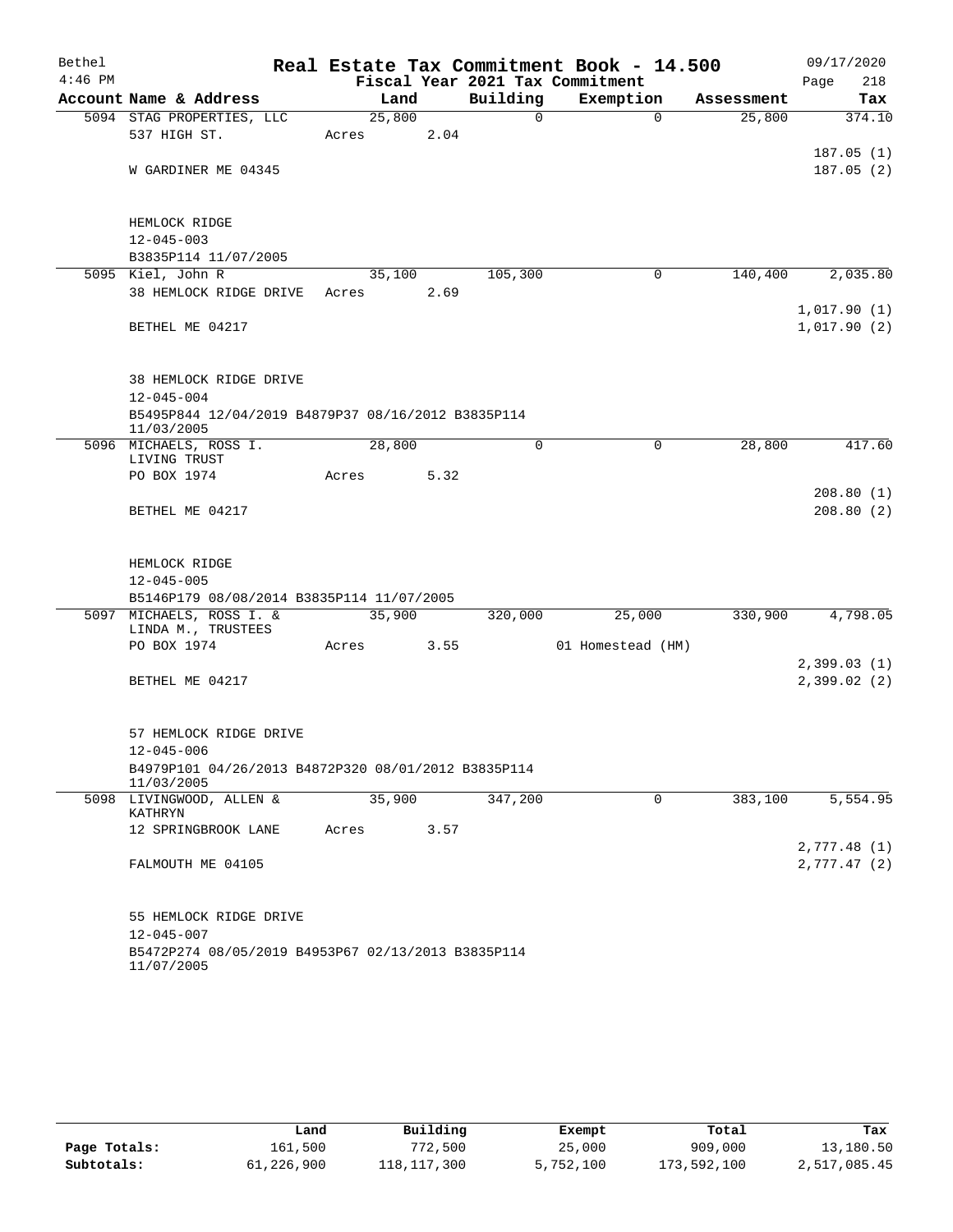# Real Estate Tax Commitment Book - 14.500

Bethel 4:46 PM — Fiscal Year 2021 Tax Commitment — 09/17/2020

| Account Name & Address | Land | Building | Exemption | Assessment | Tax |
|---|---|---|---|---|---|
| 5094 STAG PROPERTIES, LLC | 25,800 | 0 | 0 | 25,800 | 374.10 |
| 537 HIGH ST. | Acres 2.04 | | | | |
| | | | | | 187.05 (1) |
| W GARDINER ME 04345 | | | | | 187.05 (2) |
| HEMLOCK RIDGE | | | | | |
| 12-045-003 | | | | | |
| B3835P114 11/07/2005 | | | | | |
| 5095 Kiel, John R | 35,100 | 105,300 | 0 | 140,400 | 2,035.80 |
| 38 HEMLOCK RIDGE DRIVE | Acres 2.69 | | | | |
| | | | | | 1,017.90 (1) |
| BETHEL ME 04217 | | | | | 1,017.90 (2) |
| 38 HEMLOCK RIDGE DRIVE | | | | | |
| 12-045-004 | | | | | |
| B5495P844 12/04/2019 B4879P37 08/16/2012 B3835P114 11/03/2005 | | | | | |
| 5096 MICHAELS, ROSS I. LIVING TRUST | 28,800 | 0 | 0 | 28,800 | 417.60 |
| PO BOX 1974 | Acres 5.32 | | | | |
| | | | | | 208.80 (1) |
| BETHEL ME 04217 | | | | | 208.80 (2) |
| HEMLOCK RIDGE | | | | | |
| 12-045-005 | | | | | |
| B5146P179 08/08/2014 B3835P114 11/07/2005 | | | | | |
| 5097 MICHAELS, ROSS I. & LINDA M., TRUSTEES | 35,900 | 320,000 | 25,000 | 330,900 | 4,798.05 |
| PO BOX 1974 | Acres 3.55 | | 01 Homestead (HM) | | |
| | | | | | 2,399.03 (1) |
| BETHEL ME 04217 | | | | | 2,399.02 (2) |
| 57 HEMLOCK RIDGE DRIVE | | | | | |
| 12-045-006 | | | | | |
| B4979P101 04/26/2013 B4872P320 08/01/2012 B3835P114 11/03/2005 | | | | | |
| 5098 LIVINGWOOD, ALLEN & KATHRYN | 35,900 | 347,200 | 0 | 383,100 | 5,554.95 |
| 12 SPRINGBROOK LANE | Acres 3.57 | | | | |
| | | | | | 2,777.48 (1) |
| FALMOUTH ME 04105 | | | | | 2,777.47 (2) |
| 55 HEMLOCK RIDGE DRIVE | | | | | |
| 12-045-007 | | | | | |
| B5472P274 08/05/2019 B4953P67 02/13/2013 B3835P114 11/07/2005 | | | | | |

| | Land | Building | Exempt | Total | Tax |
|---|---|---|---|---|---|
| Page Totals: | 161,500 | 772,500 | 25,000 | 909,000 | 13,180.50 |
| Subtotals: | 61,226,900 | 118,117,300 | 5,752,100 | 173,592,100 | 2,517,085.45 |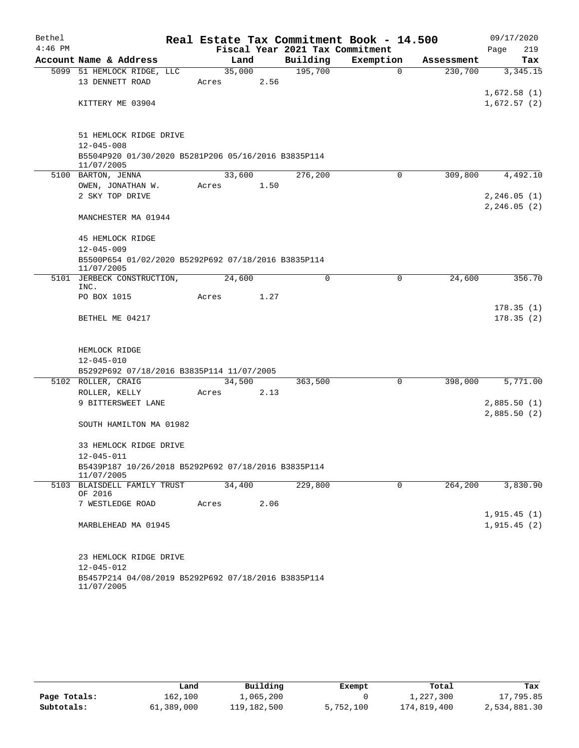Bethel
4:46 PM

# Real Estate Tax Commitment Book - 14.500

Fiscal Year 2021 Tax Commitment

09/17/2020

| Account Name & Address | Land | Building | Exemption | Assessment | Tax |
|---|---|---|---|---|---|
| 5099 51 HEMLOCK RIDGE, LLC | 35,000 | 195,700 | 0 | 230,700 | 3,345.15 |
| 13 DENNETT ROAD | Acres 2.56 | | | | |
| | | | | | 1,672.58 (1) |
| KITTERY ME 03904 | | | | | 1,672.57 (2) |
| 51 HEMLOCK RIDGE DRIVE | | | | | |
| 12-045-008 | | | | | |
| B5504P920 01/30/2020 B5281P206 05/16/2016 B3835P114 11/07/2005 | | | | | |
| 5100 BARTON, JENNA | 33,600 | 276,200 | 0 | 309,800 | 4,492.10 |
| OWEN, JONATHAN W. | Acres 1.50 | | | | |
| 2 SKY TOP DRIVE | | | | | 2,246.05 (1) |
| | | | | | 2,246.05 (2) |
| MANCHESTER MA 01944 | | | | | |
| 45 HEMLOCK RIDGE | | | | | |
| 12-045-009 | | | | | |
| B5500P654 01/02/2020 B5292P692 07/18/2016 B3835P114 11/07/2005 | | | | | |
| 5101 JERBECK CONSTRUCTION, INC. | 24,600 | 0 | 0 | 24,600 | 356.70 |
| PO BOX 1015 | Acres 1.27 | | | | |
| | | | | | 178.35 (1) |
| BETHEL ME 04217 | | | | | 178.35 (2) |
| HEMLOCK RIDGE | | | | | |
| 12-045-010 | | | | | |
| B5292P692 07/18/2016 B3835P114 11/07/2005 | | | | | |
| 5102 ROLLER, CRAIG | 34,500 | 363,500 | 0 | 398,000 | 5,771.00 |
| ROLLER, KELLY | Acres 2.13 | | | | |
| 9 BITTERSWEET LANE | | | | | 2,885.50 (1) |
| | | | | | 2,885.50 (2) |
| SOUTH HAMILTON MA 01982 | | | | | |
| 33 HEMLOCK RIDGE DRIVE | | | | | |
| 12-045-011 | | | | | |
| B5439P187 10/26/2018 B5292P692 07/18/2016 B3835P114 11/07/2005 | | | | | |
| 5103 BLAISDELL FAMILY TRUST OF 2016 | 34,400 | 229,800 | 0 | 264,200 | 3,830.90 |
| 7 WESTLEDGE ROAD | Acres 2.06 | | | | |
| | | | | | 1,915.45 (1) |
| MARBLEHEAD MA 01945 | | | | | 1,915.45 (2) |
| 23 HEMLOCK RIDGE DRIVE | | | | | |
| 12-045-012 | | | | | |
| B5457P214 04/08/2019 B5292P692 07/18/2016 B3835P114 11/07/2005 | | | | | |

| | Land | Building | Exempt | Total | Tax |
|---|---|---|---|---|---|
| Page Totals: | 162,100 | 1,065,200 | 0 | 1,227,300 | 17,795.85 |
| Subtotals: | 61,389,000 | 119,182,500 | 5,752,100 | 174,819,400 | 2,534,881.30 |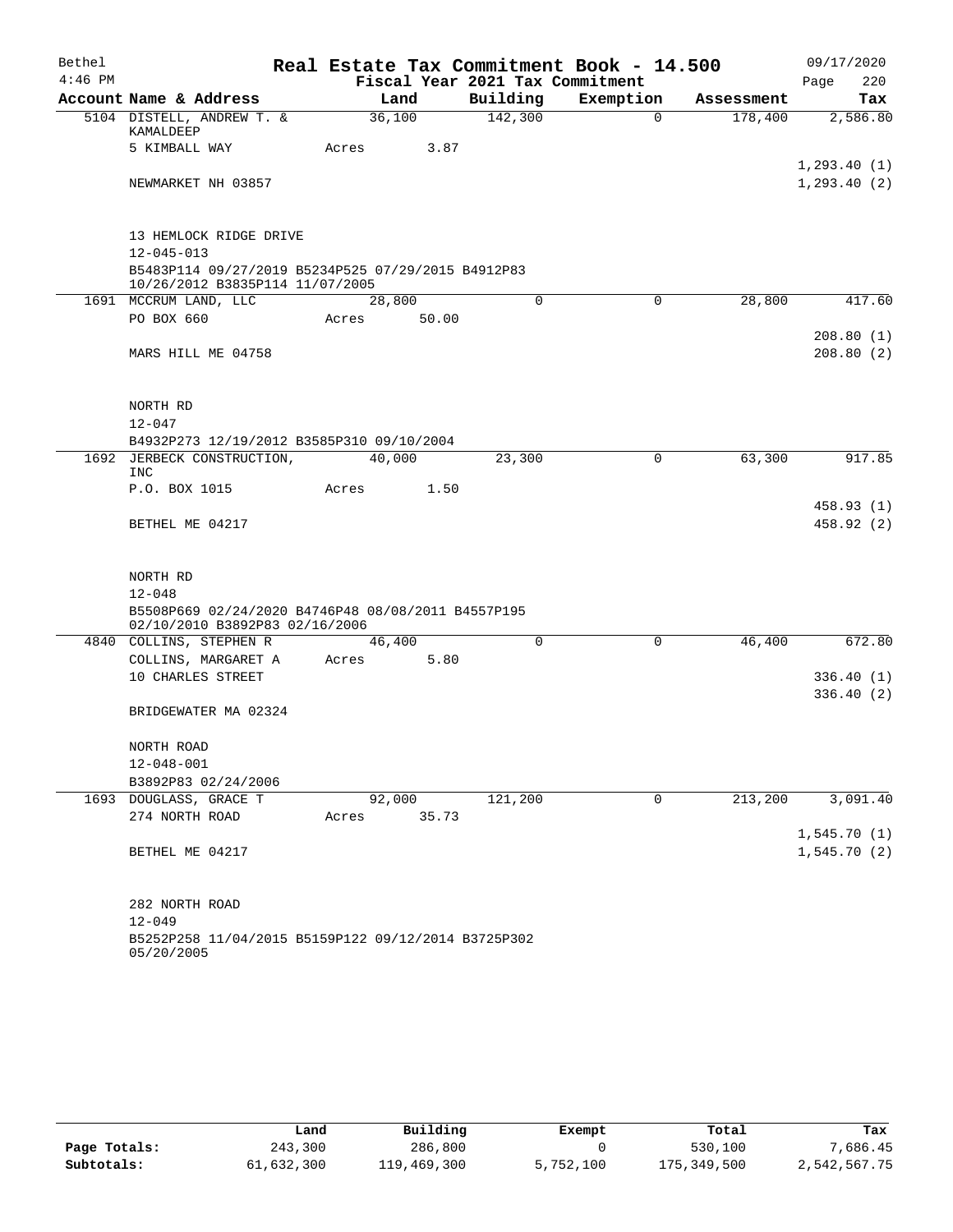# Real Estate Tax Commitment Book - 14.500

Bethel 4:46 PM — Fiscal Year 2021 Tax Commitment — 09/17/2020

| Account Name & Address | Land | Building | Exemption | Assessment | Tax |
|---|---|---|---|---|---|
| 5104 DISTELL, ANDREW T. & KAMALDEEP | 36,100 | 142,300 | 0 | 178,400 | 2,586.80 |
| 5 KIMBALL WAY | Acres 3.87 | | | | |
| | | | | | 1,293.40 (1) |
| NEWMARKET NH 03857 | | | | | 1,293.40 (2) |
| 13 HEMLOCK RIDGE DRIVE | | | | | |
| 12-045-013 | | | | | |
| B5483P114 09/27/2019 B5234P525 07/29/2015 B4912P83 10/26/2012 B3835P114 11/07/2005 | | | | | |
| 1691 MCCRUM LAND, LLC | 28,800 | 0 | 0 | 28,800 | 417.60 |
| PO BOX 660 | Acres 50.00 | | | | |
| | | | | | 208.80 (1) |
| MARS HILL ME 04758 | | | | | 208.80 (2) |
| NORTH RD | | | | | |
| 12-047 | | | | | |
| B4932P273 12/19/2012 B3585P310 09/10/2004 | | | | | |
| 1692 JERBECK CONSTRUCTION, INC | 40,000 | 23,300 | 0 | 63,300 | 917.85 |
| P.O. BOX 1015 | Acres 1.50 | | | | |
| | | | | | 458.93 (1) |
| BETHEL ME 04217 | | | | | 458.92 (2) |
| NORTH RD | | | | | |
| 12-048 | | | | | |
| B5508P669 02/24/2020 B4746P48 08/08/2011 B4557P195 02/10/2010 B3892P83 02/16/2006 | | | | | |
| 4840 COLLINS, STEPHEN R | 46,400 | 0 | 0 | 46,400 | 672.80 |
| COLLINS, MARGARET A | Acres 5.80 | | | | |
| 10 CHARLES STREET | | | | | 336.40 (1) |
| | | | | | 336.40 (2) |
| BRIDGEWATER MA 02324 | | | | | |
| NORTH ROAD | | | | | |
| 12-048-001 | | | | | |
| B3892P83 02/24/2006 | | | | | |
| 1693 DOUGLASS, GRACE T | 92,000 | 121,200 | 0 | 213,200 | 3,091.40 |
| 274 NORTH ROAD | Acres 35.73 | | | | |
| | | | | | 1,545.70 (1) |
| BETHEL ME 04217 | | | | | 1,545.70 (2) |
| 282 NORTH ROAD | | | | | |
| 12-049 | | | | | |
| B5252P258 11/04/2015 B5159P122 09/12/2014 B3725P302 05/20/2005 | | | | | |

| | Land | Building | Exempt | Total | Tax |
|---|---|---|---|---|---|
| Page Totals: | 243,300 | 286,800 | 0 | 530,100 | 7,686.45 |
| Subtotals: | 61,632,300 | 119,469,300 | 5,752,100 | 175,349,500 | 2,542,567.75 |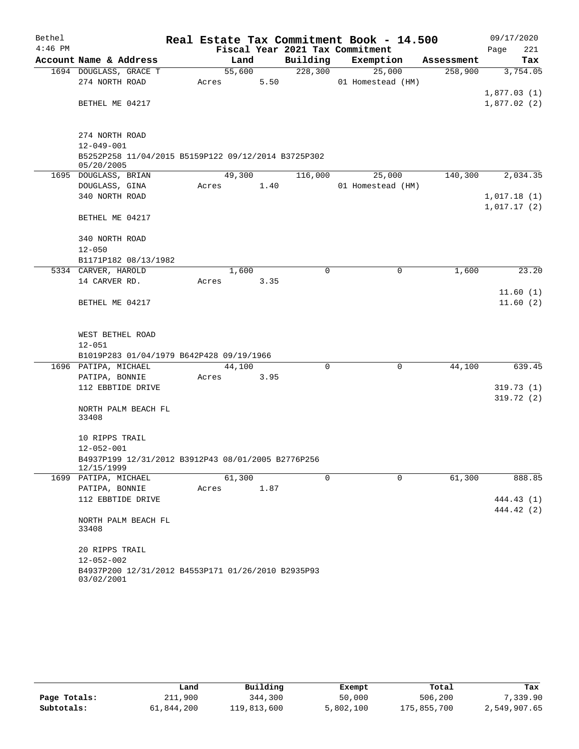Bethel 4:46 PM

# Real Estate Tax Commitment Book - 14.500

Fiscal Year 2021 Tax Commitment

09/17/2020

| Account Name & Address | Land | Building | Exemption | Assessment | Tax |
|---|---|---|---|---|---|
| 1694 DOUGLASS, GRACE T | 55,600 | 228,300 | 25,000 | 258,900 | 3,754.05 |
| 274 NORTH ROAD | Acres 5.50 | | 01 Homestead (HM) | | |
| | | | | | 1,877.03 (1) |
| BETHEL ME 04217 | | | | | 1,877.02 (2) |
| 274 NORTH ROAD | | | | | |
| 12-049-001 | | | | | |
| B5252P258 11/04/2015 B5159P122 09/12/2014 B3725P302 05/20/2005 | | | | | |
| 1695 DOUGLASS, BRIAN | 49,300 | 116,000 | 25,000 | 140,300 | 2,034.35 |
| DOUGLASS, GINA | Acres 1.40 | | 01 Homestead (HM) | | |
| 340 NORTH ROAD | | | | | 1,017.18 (1) |
| | | | | | 1,017.17 (2) |
| BETHEL ME 04217 | | | | | |
| 340 NORTH ROAD | | | | | |
| 12-050 | | | | | |
| B1171P182 08/13/1982 | | | | | |
| 5334 CARVER, HAROLD | 1,600 | 0 | 0 | 1,600 | 23.20 |
| 14 CARVER RD. | Acres 3.35 | | | | |
| | | | | | 11.60 (1) |
| BETHEL ME 04217 | | | | | 11.60 (2) |
| WEST BETHEL ROAD | | | | | |
| 12-051 | | | | | |
| B1019P283 01/04/1979 B642P428 09/19/1966 | | | | | |
| 1696 PATIPA, MICHAEL | 44,100 | 0 | 0 | 44,100 | 639.45 |
| PATIPA, BONNIE | Acres 3.95 | | | | |
| 112 EBBTIDE DRIVE | | | | | 319.73 (1) |
| | | | | | 319.72 (2) |
| NORTH PALM BEACH FL 33408 | | | | | |
| 10 RIPPS TRAIL | | | | | |
| 12-052-001 | | | | | |
| B4937P199 12/31/2012 B3912P43 08/01/2005 B2776P256 12/15/1999 | | | | | |
| 1699 PATIPA, MICHAEL | 61,300 | 0 | 0 | 61,300 | 888.85 |
| PATIPA, BONNIE | Acres 1.87 | | | | |
| 112 EBBTIDE DRIVE | | | | | 444.43 (1) |
| | | | | | 444.42 (2) |
| NORTH PALM BEACH FL 33408 | | | | | |
| 20 RIPPS TRAIL | | | | | |
| 12-052-002 | | | | | |
| B4937P200 12/31/2012 B4553P171 01/26/2010 B2935P93 03/02/2001 | | | | | |

| | Land | Building | Exempt | Total | Tax |
|---|---|---|---|---|---|
| Page Totals: | 211,900 | 344,300 | 50,000 | 506,200 | 7,339.90 |
| Subtotals: | 61,844,200 | 119,813,600 | 5,802,100 | 175,855,700 | 2,549,907.65 |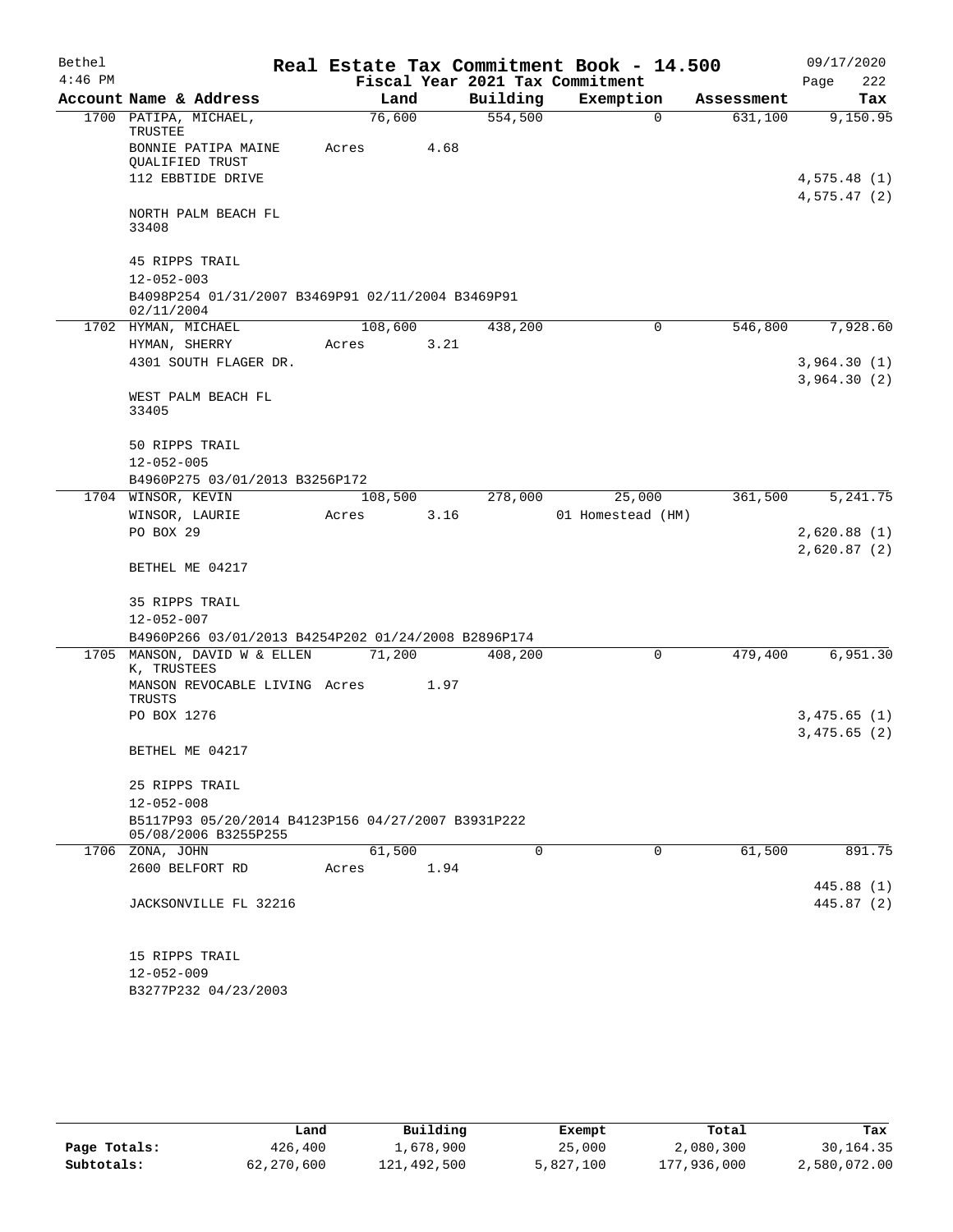# Real Estate Tax Commitment Book - 14.500

Bethel
4:46 PM

Fiscal Year 2021 Tax Commitment

09/17/2020

| Account | Name & Address | Land | Building | Exemption | Assessment | Tax |
|---|---|---|---|---|---|---|
| 1700 | PATIPA, MICHAEL, TRUSTEE | 76,600 | 554,500 | 0 | 631,100 | 9,150.95 |
| | BONNIE PATIPA MAINE QUALIFIED TRUST | Acres 4.68 | | | | |
| | 112 EBBTIDE DRIVE | | | | | 4,575.48 (1) |
| | | | | | | 4,575.47 (2) |
| | NORTH PALM BEACH FL 33408 | | | | | |
| | 45 RIPPS TRAIL | | | | | |
| | 12-052-003 | | | | | |
| | B4098P254 01/31/2007 B3469P91 02/11/2004 B3469P91 02/11/2004 | | | | | |
| 1702 | HYMAN, MICHAEL | 108,600 | 438,200 | 0 | 546,800 | 7,928.60 |
| | HYMAN, SHERRY | Acres 3.21 | | | | |
| | 4301 SOUTH FLAGER DR. | | | | | 3,964.30 (1) |
| | | | | | | 3,964.30 (2) |
| | WEST PALM BEACH FL 33405 | | | | | |
| | 50 RIPPS TRAIL | | | | | |
| | 12-052-005 | | | | | |
| | B4960P275 03/01/2013 B3256P172 | | | | | |
| 1704 | WINSOR, KEVIN | 108,500 | 278,000 | 25,000 | 361,500 | 5,241.75 |
| | WINSOR, LAURIE | Acres 3.16 | | 01 Homestead (HM) | | |
| | PO BOX 29 | | | | | 2,620.88 (1) |
| | | | | | | 2,620.87 (2) |
| | BETHEL ME 04217 | | | | | |
| | 35 RIPPS TRAIL | | | | | |
| | 12-052-007 | | | | | |
| | B4960P266 03/01/2013 B4254P202 01/24/2008 B2896P174 | | | | | |
| 1705 | MANSON, DAVID W & ELLEN K, TRUSTEES | 71,200 | 408,200 | 0 | 479,400 | 6,951.30 |
| | MANSON REVOCABLE LIVING TRUSTS | Acres 1.97 | | | | |
| | PO BOX 1276 | | | | | 3,475.65 (1) |
| | | | | | | 3,475.65 (2) |
| | BETHEL ME 04217 | | | | | |
| | 25 RIPPS TRAIL | | | | | |
| | 12-052-008 | | | | | |
| | B5117P93 05/20/2014 B4123P156 04/27/2007 B3931P222 05/08/2006 B3255P255 | | | | | |
| 1706 | ZONA, JOHN | 61,500 | 0 | 0 | 61,500 | 891.75 |
| | 2600 BELFORT RD | Acres 1.94 | | | | |
| | | | | | | 445.88 (1) |
| | JACKSONVILLE FL 32216 | | | | | 445.87 (2) |
| | 15 RIPPS TRAIL | | | | | |
| | 12-052-009 | | | | | |
| | B3277P232 04/23/2003 | | | | | |

| | Land | Building | Exempt | Total | Tax |
|---|---|---|---|---|---|
| Page Totals: | 426,400 | 1,678,900 | 25,000 | 2,080,300 | 30,164.35 |
| Subtotals: | 62,270,600 | 121,492,500 | 5,827,100 | 177,936,000 | 2,580,072.00 |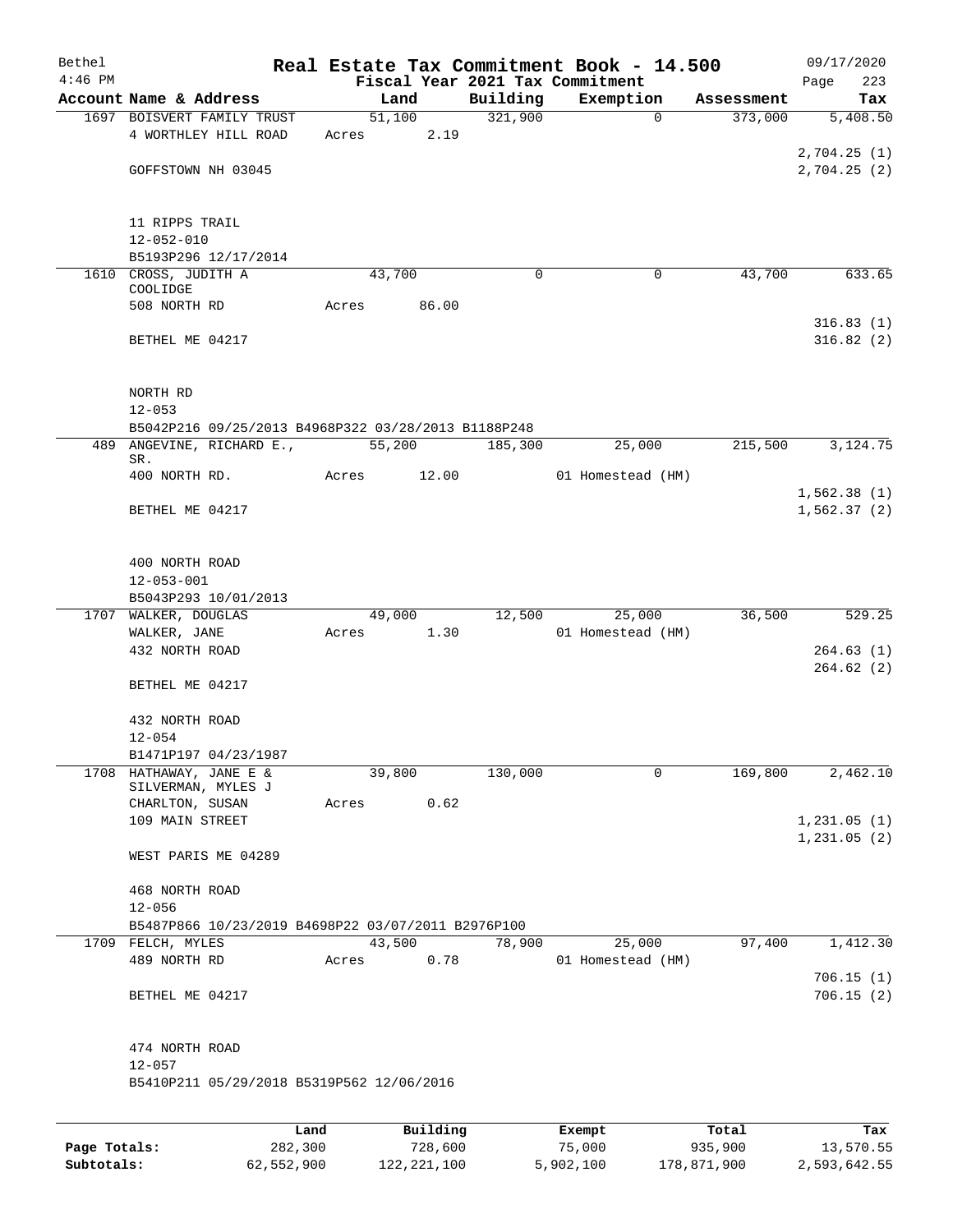Bethel  
4:46 PM

# Real Estate Tax Commitment Book - 14.500

Fiscal Year 2021 Tax Commitment

09/17/2020  
Page 223

| Account Name & Address | Land | Building | Exemption | Assessment | Tax |
|---|---|---|---|---|---|
| 1697 BOISVERT FAMILY TRUST<br>4 WORTHLEY HILL ROAD<br><br>GOFFSTOWN NH 03045<br><br>11 RIPPS TRAIL<br>12-052-010<br>B5193P296 12/17/2014 | 51,100<br>Acres 2.19 | 321,900 | 0 | 373,000 | 5,408.50<br><br>2,704.25 (1)<br>2,704.25 (2) |
| 1610 CROSS, JUDITH A COOLIDGE<br>508 NORTH RD<br><br>BETHEL ME 04217<br><br>NORTH RD<br>12-053<br>B5042P216 09/25/2013 B4968P322 03/28/2013 B1188P248 | 43,700<br>Acres 86.00 | 0 | 0 | 43,700 | 633.65<br><br>316.83 (1)<br>316.82 (2) |
| 489 ANGEVINE, RICHARD E., SR.<br>400 NORTH RD.<br><br>BETHEL ME 04217<br><br>400 NORTH ROAD<br>12-053-001<br>B5043P293 10/01/2013 | 55,200<br>Acres 12.00 | 185,300 | 25,000<br>01 Homestead (HM) | 215,500 | 3,124.75<br><br>1,562.38 (1)<br>1,562.37 (2) |
| 1707 WALKER, DOUGLAS<br>WALKER, JANE<br>432 NORTH ROAD<br><br>BETHEL ME 04217<br><br>432 NORTH ROAD<br>12-054<br>B1471P197 04/23/1987 | 49,000<br>Acres 1.30 | 12,500 | 25,000<br>01 Homestead (HM) | 36,500 | 529.25<br><br>264.63 (1)<br>264.62 (2) |
| 1708 HATHAWAY, JANE E & SILVERMAN, MYLES J<br>CHARLTON, SUSAN<br>109 MAIN STREET<br><br>WEST PARIS ME 04289<br><br>468 NORTH ROAD<br>12-056<br>B5487P866 10/23/2019 B4698P22 03/07/2011 B2976P100 | 39,800<br>Acres 0.62 | 130,000 | 0 | 169,800 | 2,462.10<br><br>1,231.05 (1)<br>1,231.05 (2) |
| 1709 FELCH, MYLES<br>489 NORTH RD<br><br>BETHEL ME 04217<br><br>474 NORTH ROAD<br>12-057<br>B5410P211 05/29/2018 B5319P562 12/06/2016 | 43,500<br>Acres 0.78 | 78,900 | 25,000<br>01 Homestead (HM) | 97,400 | 1,412.30<br><br>706.15 (1)<br>706.15 (2) |

| | Land | Building | Exempt | Total | Tax |
|---|---|---|---|---|---|
| Page Totals: | 282,300 | 728,600 | 75,000 | 935,900 | 13,570.55 |
| Subtotals: | 62,552,900 | 122,221,100 | 5,902,100 | 178,871,900 | 2,593,642.55 |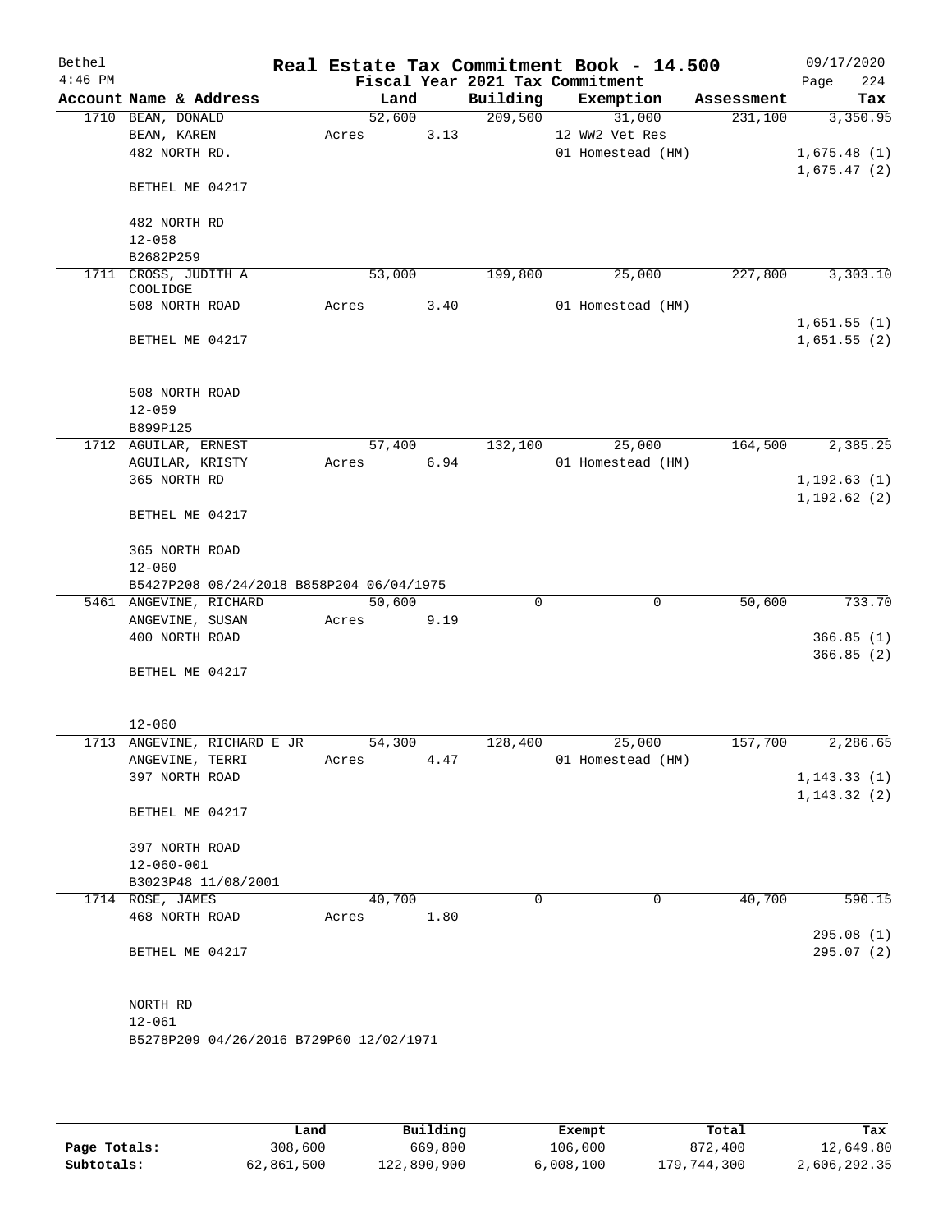# Real Estate Tax Commitment Book - 14.500

Bethel
4:46 PM

Fiscal Year 2021 Tax Commitment

09/17/2020

| Account Name & Address | Land | Building | Exemption | Assessment | Tax |
|---|---|---|---|---|---|
| 1710 BEAN, DONALD | 52,600 | 209,500 | 31,000 | 231,100 | 3,350.95 |
| BEAN, KAREN | Acres 3.13 | | 12 WW2 Vet Res | | |
| 482 NORTH RD. | | | 01 Homestead (HM) | | 1,675.48 (1) |
| | | | | | 1,675.47 (2) |
| BETHEL ME 04217 | | | | | |
| 482 NORTH RD | | | | | |
| 12-058 | | | | | |
| B2682P259 | | | | | |
| 1711 CROSS, JUDITH A COOLIDGE | 53,000 | 199,800 | 25,000 | 227,800 | 3,303.10 |
| 508 NORTH ROAD | Acres 3.40 | | 01 Homestead (HM) | | |
| | | | | | 1,651.55 (1) |
| BETHEL ME 04217 | | | | | 1,651.55 (2) |
| 508 NORTH ROAD | | | | | |
| 12-059 | | | | | |
| B899P125 | | | | | |
| 1712 AGUILAR, ERNEST | 57,400 | 132,100 | 25,000 | 164,500 | 2,385.25 |
| AGUILAR, KRISTY | Acres 6.94 | | 01 Homestead (HM) | | |
| 365 NORTH RD | | | | | 1,192.63 (1) |
| | | | | | 1,192.62 (2) |
| BETHEL ME 04217 | | | | | |
| 365 NORTH ROAD | | | | | |
| 12-060 | | | | | |
| B5427P208 08/24/2018 B858P204 06/04/1975 | | | | | |
| 5461 ANGEVINE, RICHARD | 50,600 | 0 | 0 | 50,600 | 733.70 |
| ANGEVINE, SUSAN | Acres 9.19 | | | | |
| 400 NORTH ROAD | | | | | 366.85 (1) |
| | | | | | 366.85 (2) |
| BETHEL ME 04217 | | | | | |
| 12-060 | | | | | |
| 1713 ANGEVINE, RICHARD E JR | 54,300 | 128,400 | 25,000 | 157,700 | 2,286.65 |
| ANGEVINE, TERRI | Acres 4.47 | | 01 Homestead (HM) | | |
| 397 NORTH ROAD | | | | | 1,143.33 (1) |
| | | | | | 1,143.32 (2) |
| BETHEL ME 04217 | | | | | |
| 397 NORTH ROAD | | | | | |
| 12-060-001 | | | | | |
| B3023P48 11/08/2001 | | | | | |
| 1714 ROSE, JAMES | 40,700 | 0 | 0 | 40,700 | 590.15 |
| 468 NORTH ROAD | Acres 1.80 | | | | |
| | | | | | 295.08 (1) |
| BETHEL ME 04217 | | | | | 295.07 (2) |
| NORTH RD | | | | | |
| 12-061 | | | | | |
| B5278P209 04/26/2016 B729P60 12/02/1971 | | | | | |

| | Land | Building | Exempt | Total | Tax |
|---|---|---|---|---|---|
| Page Totals: | 308,600 | 669,800 | 106,000 | 872,400 | 12,649.80 |
| Subtotals: | 62,861,500 | 122,890,900 | 6,008,100 | 179,744,300 | 2,606,292.35 |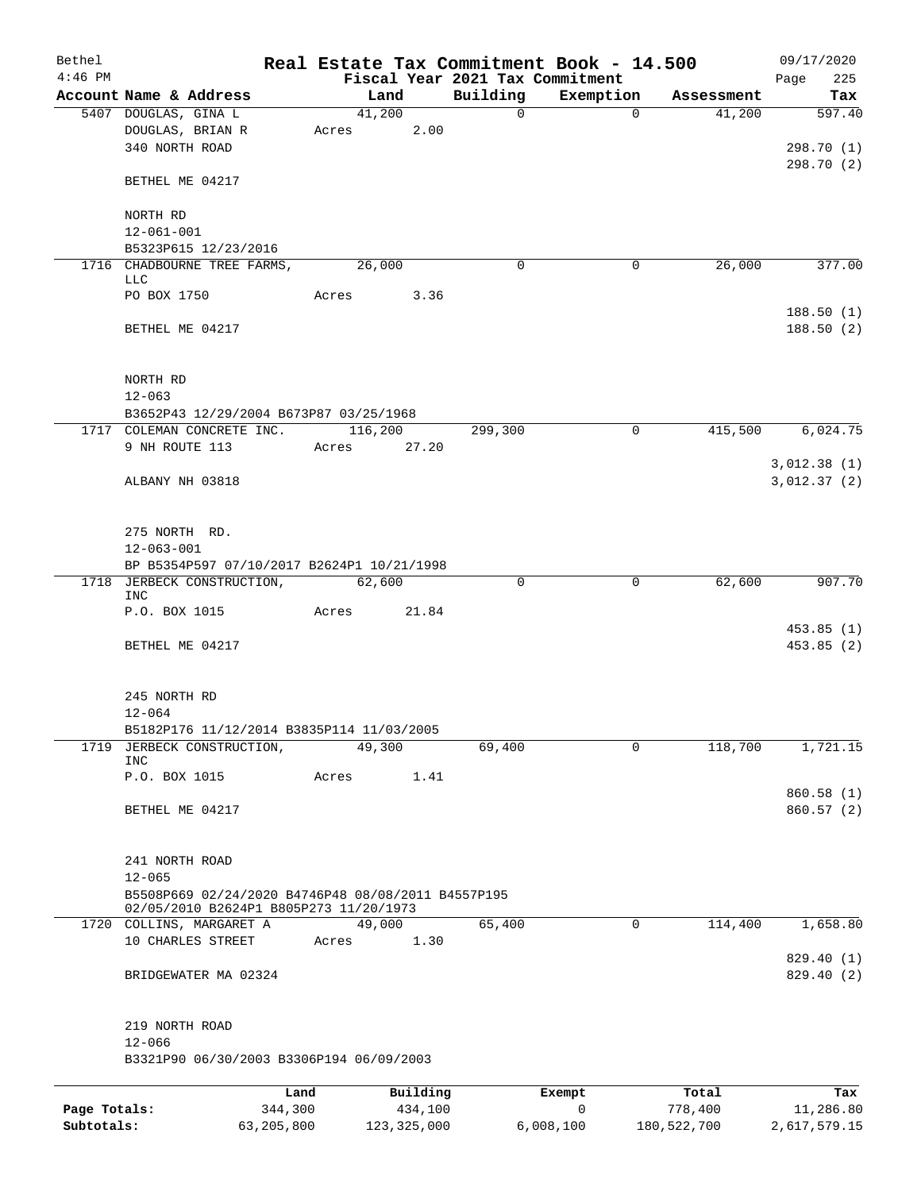# Real Estate Tax Commitment Book - 14.500

Bethel
4:46 PM

Fiscal Year 2021 Tax Commitment

09/17/2020
Page 225

| Account Name & Address | Land | Building | Exemption | Assessment | Tax |
|---|---|---|---|---|---|
| 5407 DOUGLAS, GINA L | 41,200 | 0 | 0 | 41,200 | 597.40 |
| DOUGLAS, BRIAN R | Acres 2.00 | | | | |
| 340 NORTH ROAD | | | | | 298.70 (1) |
| | | | | | 298.70 (2) |
| BETHEL ME 04217 | | | | | |
| NORTH RD | | | | | |
| 12-061-001 | | | | | |
| B5323P615 12/23/2016 | | | | | |
| 1716 CHADBOURNE TREE FARMS, LLC | 26,000 | 0 | 0 | 26,000 | 377.00 |
| PO BOX 1750 | Acres 3.36 | | | | |
| | | | | | 188.50 (1) |
| BETHEL ME 04217 | | | | | 188.50 (2) |
| NORTH RD | | | | | |
| 12-063 | | | | | |
| B3652P43 12/29/2004 B673P87 03/25/1968 | | | | | |
| 1717 COLEMAN CONCRETE INC. | 116,200 | 299,300 | 0 | 415,500 | 6,024.75 |
| 9 NH ROUTE 113 | Acres 27.20 | | | | |
| | | | | | 3,012.38 (1) |
| ALBANY NH 03818 | | | | | 3,012.37 (2) |
| 275 NORTH RD. | | | | | |
| 12-063-001 | | | | | |
| BP B5354P597 07/10/2017 B2624P1 10/21/1998 | | | | | |
| 1718 JERBECK CONSTRUCTION, INC | 62,600 | 0 | 0 | 62,600 | 907.70 |
| P.O. BOX 1015 | Acres 21.84 | | | | |
| | | | | | 453.85 (1) |
| BETHEL ME 04217 | | | | | 453.85 (2) |
| 245 NORTH RD | | | | | |
| 12-064 | | | | | |
| B5182P176 11/12/2014 B3835P114 11/03/2005 | | | | | |
| 1719 JERBECK CONSTRUCTION, INC | 49,300 | 69,400 | 0 | 118,700 | 1,721.15 |
| P.O. BOX 1015 | Acres 1.41 | | | | |
| | | | | | 860.58 (1) |
| BETHEL ME 04217 | | | | | 860.57 (2) |
| 241 NORTH ROAD | | | | | |
| 12-065 | | | | | |
| B5508P669 02/24/2020 B4746P48 08/08/2011 B4557P195 02/05/2010 B2624P1 B805P273 11/20/1973 | | | | | |
| 1720 COLLINS, MARGARET A | 49,000 | 65,400 | 0 | 114,400 | 1,658.80 |
| 10 CHARLES STREET | Acres 1.30 | | | | |
| | | | | | 829.40 (1) |
| BRIDGEWATER MA 02324 | | | | | 829.40 (2) |
| 219 NORTH ROAD | | | | | |
| 12-066 | | | | | |
| B3321P90 06/30/2003 B3306P194 06/09/2003 | | | | | |

| | Land | Building | Exempt | Total | Tax |
|---|---|---|---|---|---|
| Page Totals: | 344,300 | 434,100 | 0 | 778,400 | 11,286.80 |
| Subtotals: | 63,205,800 | 123,325,000 | 6,008,100 | 180,522,700 | 2,617,579.15 |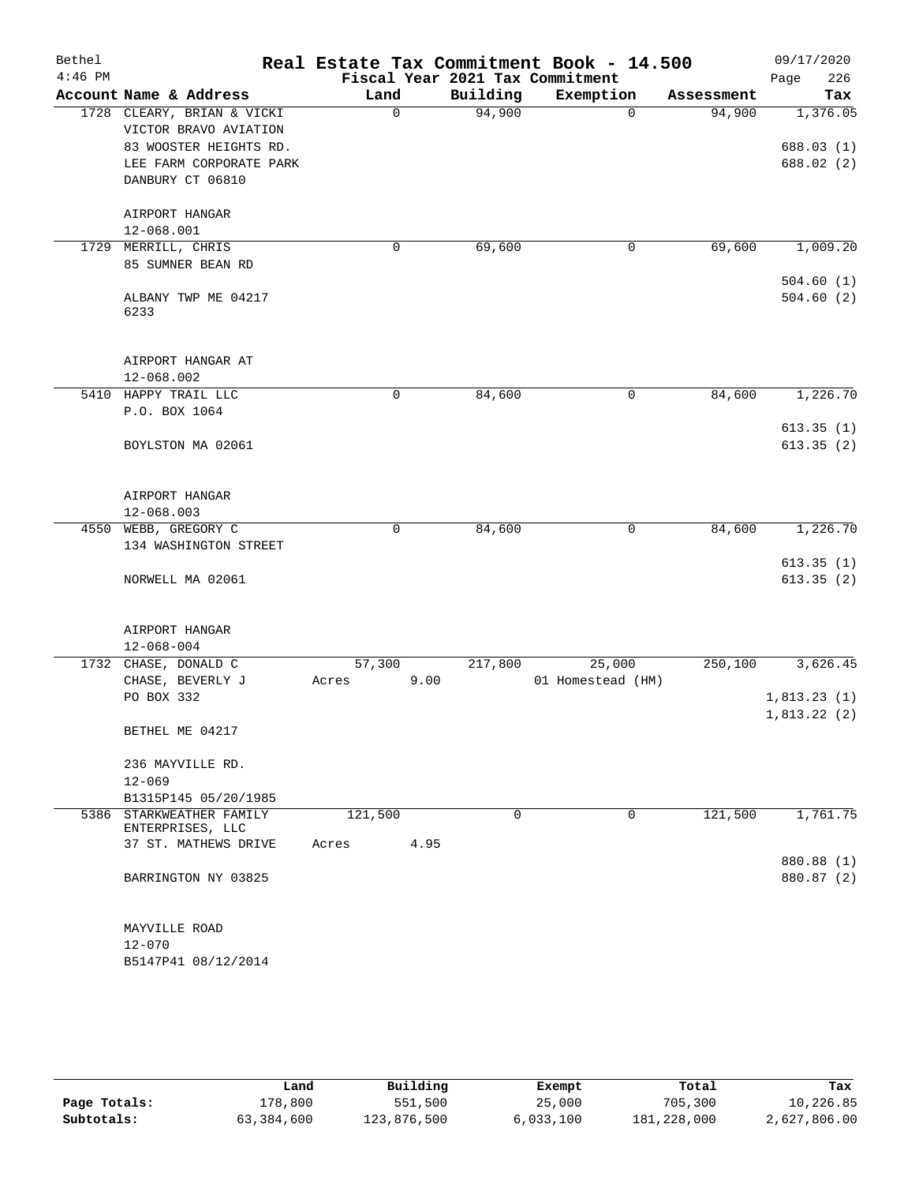Bethel — Real Estate Tax Commitment Book - 14.500 — 09/17/2020

4:46 PM — Fiscal Year 2021 Tax Commitment

| Account Name & Address | Land | Building | Exemption | Assessment | Tax |
|---|---|---|---|---|---|
| 1728 CLEARY, BRIAN & VICKI<br>VICTOR BRAVO AVIATION<br>83 WOOSTER HEIGHTS RD.<br>LEE FARM CORPORATE PARK<br>DANBURY CT 06810<br><br>AIRPORT HANGAR<br>12-068.001 | 0 | 94,900 | 0 | 94,900 | 1,376.05<br><br>688.03 (1)<br>688.02 (2) |
| 1729 MERRILL, CHRIS<br>85 SUMNER BEAN RD<br><br>ALBANY TWP ME 04217<br>6233<br><br>AIRPORT HANGAR AT<br>12-068.002 | 0 | 69,600 | 0 | 69,600 | 1,009.20<br><br>504.60 (1)<br>504.60 (2) |
| 5410 HAPPY TRAIL LLC<br>P.O. BOX 1064<br><br>BOYLSTON MA 02061<br><br>AIRPORT HANGAR<br>12-068.003 | 0 | 84,600 | 0 | 84,600 | 1,226.70<br><br>613.35 (1)<br>613.35 (2) |
| 4550 WEBB, GREGORY C<br>134 WASHINGTON STREET<br><br>NORWELL MA 02061<br><br>AIRPORT HANGAR<br>12-068-004 | 0 | 84,600 | 0 | 84,600 | 1,226.70<br><br>613.35 (1)<br>613.35 (2) |
| 1732 CHASE, DONALD C<br>CHASE, BEVERLY J<br>PO BOX 332<br><br>BETHEL ME 04217<br><br>236 MAYVILLE RD.<br>12-069<br>B1315P145 05/20/1985 | 57,300<br>Acres 9.00 | 217,800 | 25,000<br>01 Homestead (HM) | 250,100 | 3,626.45<br><br>1,813.23 (1)<br>1,813.22 (2) |
| 5386 STARKWEATHER FAMILY ENTERPRISES, LLC<br>37 ST. MATHEWS DRIVE<br><br>BARRINGTON NY 03825<br><br>MAYVILLE ROAD<br>12-070<br>B5147P41 08/12/2014 | 121,500<br>Acres 4.95 | 0 | 0 | 121,500 | 1,761.75<br><br>880.88 (1)<br>880.87 (2) |

| | Land | Building | Exempt | Total | Tax |
|---|---|---|---|---|---|
| Page Totals: | 178,800 | 551,500 | 25,000 | 705,300 | 10,226.85 |
| Subtotals: | 63,384,600 | 123,876,500 | 6,033,100 | 181,228,000 | 2,627,806.00 |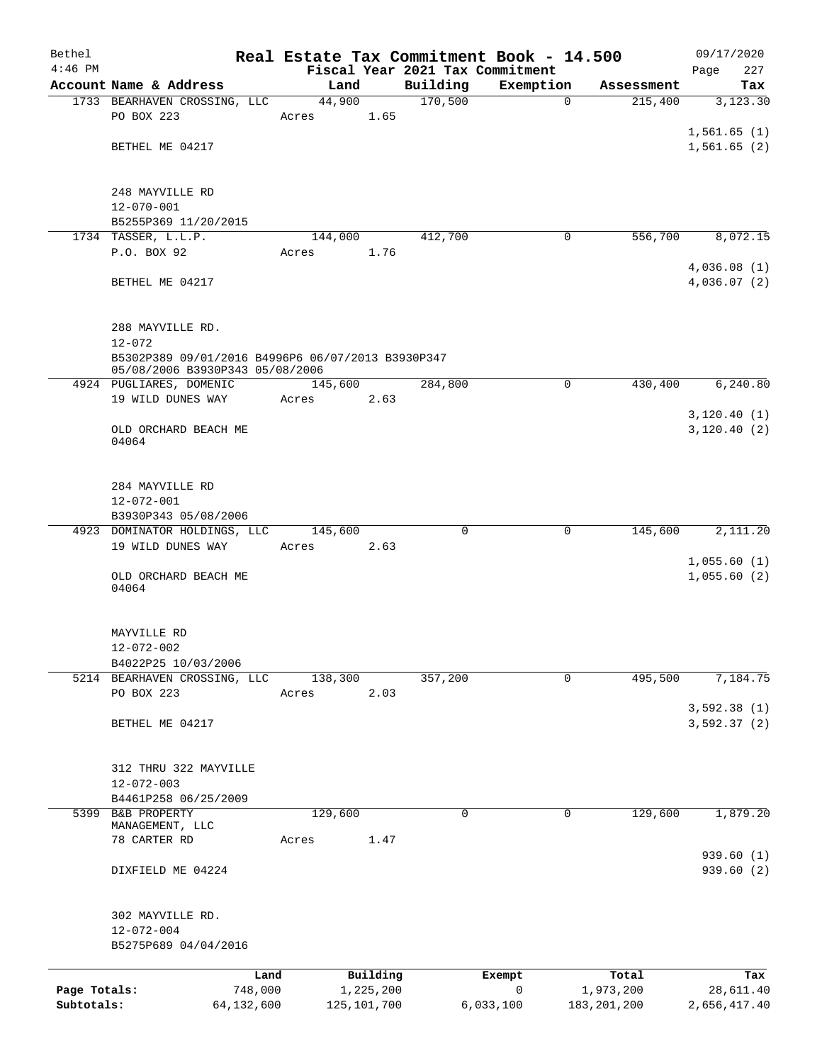Bethel 4:46 PM

# Real Estate Tax Commitment Book - 14.500

Fiscal Year 2021 Tax Commitment

09/17/2020

| Account Name & Address | Land | Building | Exemption | Assessment | Tax |
|---|---|---|---|---|---|
| 1733 BEARHAVEN CROSSING, LLC | 44,900 | 170,500 | 0 | 215,400 | 3,123.30 |
| PO BOX 223 | Acres 1.65 | | | | |
| | | | | | 1,561.65 (1) |
| BETHEL ME 04217 | | | | | 1,561.65 (2) |
| 248 MAYVILLE RD | | | | | |
| 12-070-001 | | | | | |
| B5255P369 11/20/2015 | | | | | |
| 1734 TASSER, L.L.P. | 144,000 | 412,700 | 0 | 556,700 | 8,072.15 |
| P.O. BOX 92 | Acres 1.76 | | | | |
| | | | | | 4,036.08 (1) |
| BETHEL ME 04217 | | | | | 4,036.07 (2) |
| 288 MAYVILLE RD. | | | | | |
| 12-072 | | | | | |
| B5302P389 09/01/2016 B4996P6 06/07/2013 B3930P347 05/08/2006 B3930P343 05/08/2006 | | | | | |
| 4924 PUGLIARES, DOMENIC | 145,600 | 284,800 | 0 | 430,400 | 6,240.80 |
| 19 WILD DUNES WAY | Acres 2.63 | | | | |
| | | | | | 3,120.40 (1) |
| OLD ORCHARD BEACH ME 04064 | | | | | 3,120.40 (2) |
| 284 MAYVILLE RD | | | | | |
| 12-072-001 | | | | | |
| B3930P343 05/08/2006 | | | | | |
| 4923 DOMINATOR HOLDINGS, LLC | 145,600 | 0 | 0 | 145,600 | 2,111.20 |
| 19 WILD DUNES WAY | Acres 2.63 | | | | |
| | | | | | 1,055.60 (1) |
| OLD ORCHARD BEACH ME 04064 | | | | | 1,055.60 (2) |
| MAYVILLE RD | | | | | |
| 12-072-002 | | | | | |
| B4022P25 10/03/2006 | | | | | |
| 5214 BEARHAVEN CROSSING, LLC | 138,300 | 357,200 | 0 | 495,500 | 7,184.75 |
| PO BOX 223 | Acres 2.03 | | | | |
| | | | | | 3,592.38 (1) |
| BETHEL ME 04217 | | | | | 3,592.37 (2) |
| 312 THRU 322 MAYVILLE | | | | | |
| 12-072-003 | | | | | |
| B4461P258 06/25/2009 | | | | | |
| 5399 B&B PROPERTY MANAGEMENT, LLC | 129,600 | 0 | 0 | 129,600 | 1,879.20 |
| 78 CARTER RD | Acres 1.47 | | | | |
| | | | | | 939.60 (1) |
| DIXFIELD ME 04224 | | | | | 939.60 (2) |
| 302 MAYVILLE RD. | | | | | |
| 12-072-004 | | | | | |
| B5275P689 04/04/2016 | | | | | |

| | Land | Building | Exempt | Total | Tax |
|---|---|---|---|---|---|
| Page Totals: | 748,000 | 1,225,200 | 0 | 1,973,200 | 28,611.40 |
| Subtotals: | 64,132,600 | 125,101,700 | 6,033,100 | 183,201,200 | 2,656,417.40 |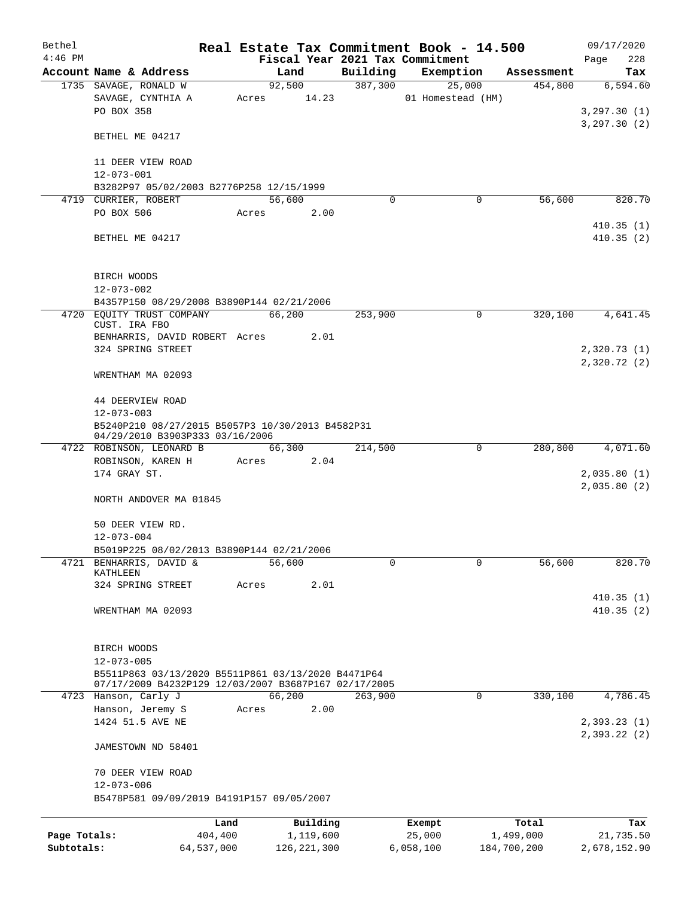Bethel 4:46 PM

# Real Estate Tax Commitment Book - 14.500

Fiscal Year 2021 Tax Commitment

09/17/2020 Page 228

| Account Name & Address | Land | Building | Exemption | Assessment | Tax |
|---|---|---|---|---|---|
| 1735 SAVAGE, RONALD W | 92,500 | 387,300 | 25,000 | 454,800 | 6,594.60 |
| SAVAGE, CYNTHIA A | Acres 14.23 | | 01 Homestead (HM) | | |
| PO BOX 358 | | | | | 3,297.30 (1) |
| | | | | | 3,297.30 (2) |
| BETHEL ME 04217 | | | | | |
| 11 DEER VIEW ROAD | | | | | |
| 12-073-001 | | | | | |
| B3282P97 05/02/2003 B2776P258 12/15/1999 | | | | | |
| 4719 CURRIER, ROBERT | 56,600 | 0 | 0 | 56,600 | 820.70 |
| PO BOX 506 | Acres 2.00 | | | | |
| | | | | | 410.35 (1) |
| BETHEL ME 04217 | | | | | 410.35 (2) |
| BIRCH WOODS | | | | | |
| 12-073-002 | | | | | |
| B4357P150 08/29/2008 B3890P144 02/21/2006 | | | | | |
| 4720 EQUITY TRUST COMPANY CUST. IRA FBO | 66,200 | 253,900 | 0 | 320,100 | 4,641.45 |
| BENHARRIS, DAVID ROBERT | Acres 2.01 | | | | |
| 324 SPRING STREET | | | | | 2,320.73 (1) |
| | | | | | 2,320.72 (2) |
| WRENTHAM MA 02093 | | | | | |
| 44 DEERVIEW ROAD | | | | | |
| 12-073-003 | | | | | |
| B5240P210 08/27/2015 B5057P3 10/30/2013 B4582P31 04/29/2010 B3903P333 03/16/2006 | | | | | |
| 4722 ROBINSON, LEONARD B | 66,300 | 214,500 | 0 | 280,800 | 4,071.60 |
| ROBINSON, KAREN H | Acres 2.04 | | | | |
| 174 GRAY ST. | | | | | 2,035.80 (1) |
| | | | | | 2,035.80 (2) |
| NORTH ANDOVER MA 01845 | | | | | |
| 50 DEER VIEW RD. | | | | | |
| 12-073-004 | | | | | |
| B5019P225 08/02/2013 B3890P144 02/21/2006 | | | | | |
| 4721 BENHARRIS, DAVID & KATHLEEN | 56,600 | 0 | 0 | 56,600 | 820.70 |
| 324 SPRING STREET | Acres 2.01 | | | | |
| | | | | | 410.35 (1) |
| WRENTHAM MA 02093 | | | | | 410.35 (2) |
| BIRCH WOODS | | | | | |
| 12-073-005 | | | | | |
| B5511P863 03/13/2020 B5511P861 03/13/2020 B4471P64 07/17/2009 B4232P129 12/03/2007 B3687P167 02/17/2005 | | | | | |
| 4723 Hanson, Carly J | 66,200 | 263,900 | 0 | 330,100 | 4,786.45 |
| Hanson, Jeremy S | Acres 2.00 | | | | |
| 1424 51.5 AVE NE | | | | | 2,393.23 (1) |
| | | | | | 2,393.22 (2) |
| JAMESTOWN ND 58401 | | | | | |
| 70 DEER VIEW ROAD | | | | | |
| 12-073-006 | | | | | |
| B5478P581 09/09/2019 B4191P157 09/05/2007 | | | | | |

| | Land | Building | Exempt | Total | Tax |
|---|---|---|---|---|---|
| Page Totals: | 404,400 | 1,119,600 | 25,000 | 1,499,000 | 21,735.50 |
| Subtotals: | 64,537,000 | 126,221,300 | 6,058,100 | 184,700,200 | 2,678,152.90 |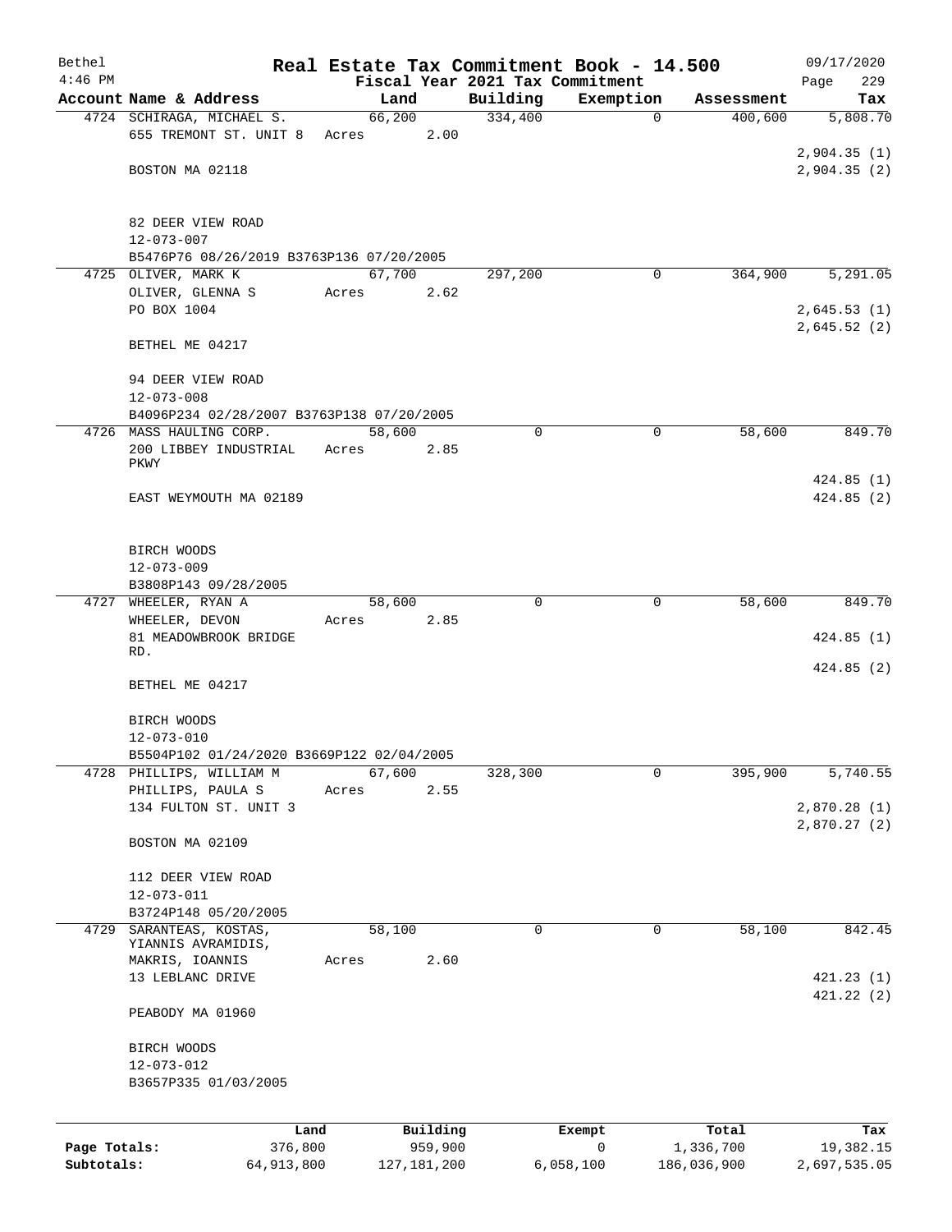Bethel 4:46 PM

# Real Estate Tax Commitment Book - 14.500

Fiscal Year 2021 Tax Commitment

09/17/2020 Page 229

| Account Name & Address | Land | Building | Exemption | Assessment | Tax |
|---|---|---|---|---|---|
| 4724 SCHIRAGA, MICHAEL S. | 66,200 | 334,400 | 0 | 400,600 | 5,808.70 |
| 655 TREMONT ST. UNIT 8 | Acres 2.00 | | | | |
| | | | | | 2,904.35 (1) |
| BOSTON MA 02118 | | | | | 2,904.35 (2) |
| 82 DEER VIEW ROAD | | | | | |
| 12-073-007 | | | | | |
| B5476P76 08/26/2019 B3763P136 07/20/2005 | | | | | |
| 4725 OLIVER, MARK K | 67,700 | 297,200 | 0 | 364,900 | 5,291.05 |
| OLIVER, GLENNA S | Acres 2.62 | | | | |
| PO BOX 1004 | | | | | 2,645.53 (1) |
| | | | | | 2,645.52 (2) |
| BETHEL ME 04217 | | | | | |
| 94 DEER VIEW ROAD | | | | | |
| 12-073-008 | | | | | |
| B4096P234 02/28/2007 B3763P138 07/20/2005 | | | | | |
| 4726 MASS HAULING CORP. | 58,600 | 0 | 0 | 58,600 | 849.70 |
| 200 LIBBEY INDUSTRIAL PKWY | Acres 2.85 | | | | |
| | | | | | 424.85 (1) |
| EAST WEYMOUTH MA 02189 | | | | | 424.85 (2) |
| BIRCH WOODS | | | | | |
| 12-073-009 | | | | | |
| B3808P143 09/28/2005 | | | | | |
| 4727 WHEELER, RYAN A | 58,600 | 0 | 0 | 58,600 | 849.70 |
| WHEELER, DEVON | Acres 2.85 | | | | |
| 81 MEADOWBROOK BRIDGE RD. | | | | | 424.85 (1) |
| | | | | | 424.85 (2) |
| BETHEL ME 04217 | | | | | |
| BIRCH WOODS | | | | | |
| 12-073-010 | | | | | |
| B5504P102 01/24/2020 B3669P122 02/04/2005 | | | | | |
| 4728 PHILLIPS, WILLIAM M | 67,600 | 328,300 | 0 | 395,900 | 5,740.55 |
| PHILLIPS, PAULA S | Acres 2.55 | | | | |
| 134 FULTON ST. UNIT 3 | | | | | 2,870.28 (1) |
| | | | | | 2,870.27 (2) |
| BOSTON MA 02109 | | | | | |
| 112 DEER VIEW ROAD | | | | | |
| 12-073-011 | | | | | |
| B3724P148 05/20/2005 | | | | | |
| 4729 SARANTEAS, KOSTAS, YIANNIS AVRAMIDIS, | 58,100 | 0 | 0 | 58,100 | 842.45 |
| MAKRIS, IOANNIS | Acres 2.60 | | | | |
| 13 LEBLANC DRIVE | | | | | 421.23 (1) |
| | | | | | 421.22 (2) |
| PEABODY MA 01960 | | | | | |
| BIRCH WOODS | | | | | |
| 12-073-012 | | | | | |
| B3657P335 01/03/2005 | | | | | |

| | Land | Building | Exempt | Total | Tax |
|---|---|---|---|---|---|
| Page Totals: | 376,800 | 959,900 | 0 | 1,336,700 | 19,382.15 |
| Subtotals: | 64,913,800 | 127,181,200 | 6,058,100 | 186,036,900 | 2,697,535.05 |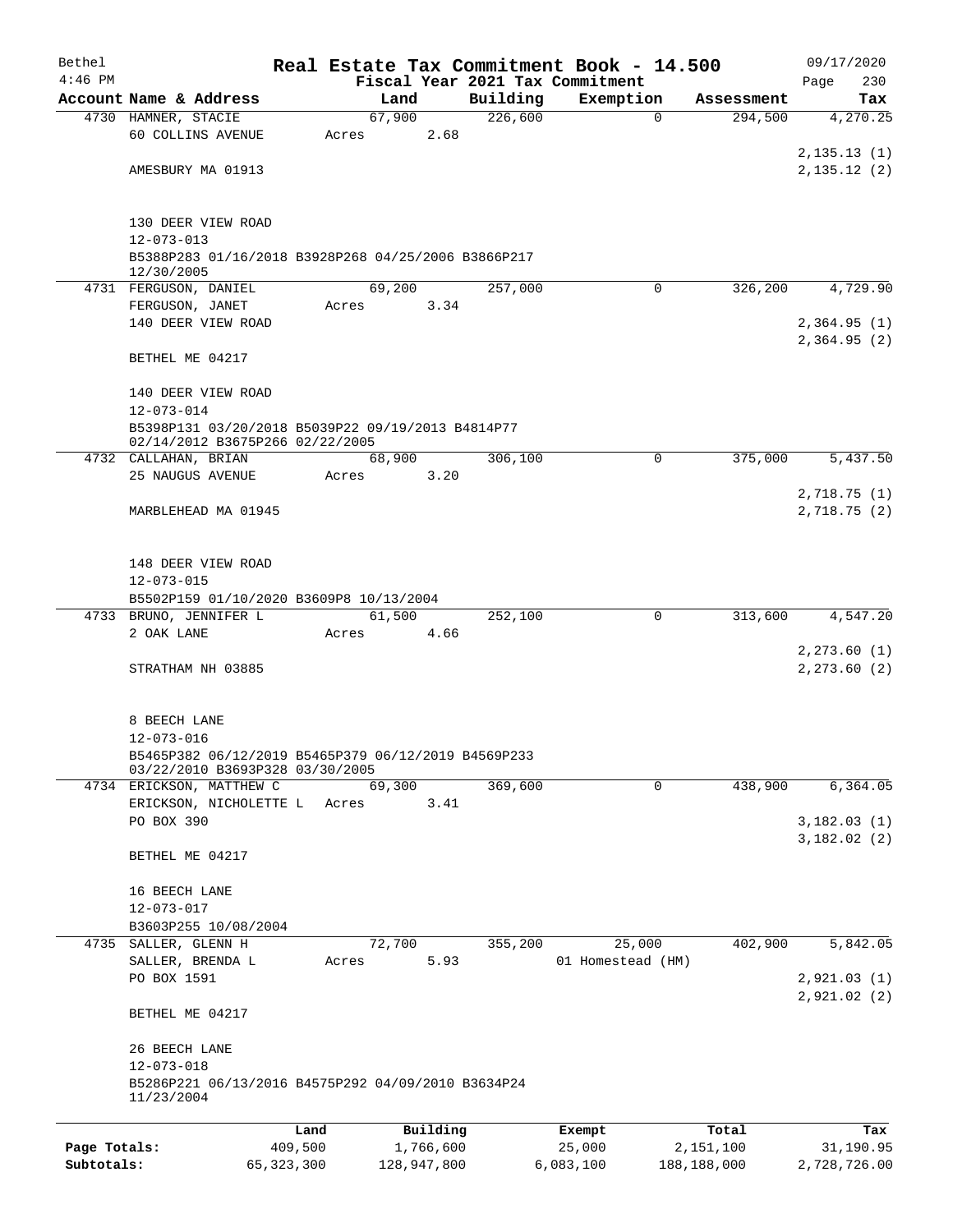Bethel 4:46 PM

# Real Estate Tax Commitment Book - 14.500

Fiscal Year 2021 Tax Commitment

09/17/2020 Page 230

| Account Name & Address | Land | Building | Exemption | Assessment | Tax |
|---|---|---|---|---|---|
| 4730 HAMNER, STACIE | 67,900 | 226,600 | 0 | 294,500 | 4,270.25 |
| 60 COLLINS AVENUE | Acres 2.68 | | | | |
| | | | | | 2,135.13 (1) |
| AMESBURY MA 01913 | | | | | 2,135.12 (2) |
| 130 DEER VIEW ROAD | | | | | |
| 12-073-013 | | | | | |
| B5388P283 01/16/2018 B3928P268 04/25/2006 B3866P217 12/30/2005 | | | | | |
| 4731 FERGUSON, DANIEL | 69,200 | 257,000 | 0 | 326,200 | 4,729.90 |
| FERGUSON, JANET | Acres 3.34 | | | | |
| 140 DEER VIEW ROAD | | | | | 2,364.95 (1) |
| | | | | | 2,364.95 (2) |
| BETHEL ME 04217 | | | | | |
| 140 DEER VIEW ROAD | | | | | |
| 12-073-014 | | | | | |
| B5398P131 03/20/2018 B5039P22 09/19/2013 B4814P77 02/14/2012 B3675P266 02/22/2005 | | | | | |
| 4732 CALLAHAN, BRIAN | 68,900 | 306,100 | 0 | 375,000 | 5,437.50 |
| 25 NAUGUS AVENUE | Acres 3.20 | | | | |
| | | | | | 2,718.75 (1) |
| MARBLEHEAD MA 01945 | | | | | 2,718.75 (2) |
| 148 DEER VIEW ROAD | | | | | |
| 12-073-015 | | | | | |
| B5502P159 01/10/2020 B3609P8 10/13/2004 | | | | | |
| 4733 BRUNO, JENNIFER L | 61,500 | 252,100 | 0 | 313,600 | 4,547.20 |
| 2 OAK LANE | Acres 4.66 | | | | |
| | | | | | 2,273.60 (1) |
| STRATHAM NH 03885 | | | | | 2,273.60 (2) |
| 8 BEECH LANE | | | | | |
| 12-073-016 | | | | | |
| B5465P382 06/12/2019 B5465P379 06/12/2019 B4569P233 03/22/2010 B3693P328 03/30/2005 | | | | | |
| 4734 ERICKSON, MATTHEW C | 69,300 | 369,600 | 0 | 438,900 | 6,364.05 |
| ERICKSON, NICHOLETTE L | Acres 3.41 | | | | |
| PO BOX 390 | | | | | 3,182.03 (1) |
| | | | | | 3,182.02 (2) |
| BETHEL ME 04217 | | | | | |
| 16 BEECH LANE | | | | | |
| 12-073-017 | | | | | |
| B3603P255 10/08/2004 | | | | | |
| 4735 SALLER, GLENN H | 72,700 | 355,200 | 25,000 | 402,900 | 5,842.05 |
| SALLER, BRENDA L | Acres 5.93 | | 01 Homestead (HM) | | |
| PO BOX 1591 | | | | | 2,921.03 (1) |
| | | | | | 2,921.02 (2) |
| BETHEL ME 04217 | | | | | |
| 26 BEECH LANE | | | | | |
| 12-073-018 | | | | | |
| B5286P221 06/13/2016 B4575P292 04/09/2010 B3634P24 11/23/2004 | | | | | |

| | Land | Building | Exempt | Total | Tax |
|---|---|---|---|---|---|
| Page Totals: | 409,500 | 1,766,600 | 25,000 | 2,151,100 | 31,190.95 |
| Subtotals: | 65,323,300 | 128,947,800 | 6,083,100 | 188,188,000 | 2,728,726.00 |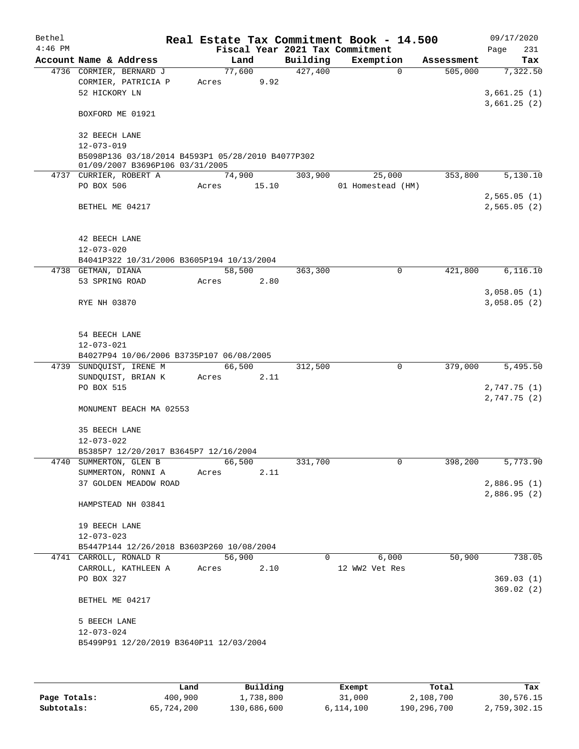# Real Estate Tax Commitment Book - 14.500

Bethel
4:46 PM

Fiscal Year 2021 Tax Commitment

09/17/2020

| Account Name & Address | Land | Building | Exemption | Assessment | Tax |
|---|---|---|---|---|---|
| 4736 CORMIER, BERNARD J | 77,600 | 427,400 | 0 | 505,000 | 7,322.50 |
| CORMIER, PATRICIA P | Acres 9.92 | | | | |
| 52 HICKORY LN | | | | | 3,661.25 (1) |
| | | | | | 3,661.25 (2) |
| BOXFORD ME 01921 | | | | | |
| 32 BEECH LANE | | | | | |
| 12-073-019 | | | | | |
| B5098P136 03/18/2014 B4593P1 05/28/2010 B4077P302 01/09/2007 B3696P106 03/31/2005 | | | | | |
| 4737 CURRIER, ROBERT A | 74,900 | 303,900 | 25,000 | 353,800 | 5,130.10 |
| PO BOX 506 | Acres 15.10 | | 01 Homestead (HM) | | |
| | | | | | 2,565.05 (1) |
| BETHEL ME 04217 | | | | | 2,565.05 (2) |
| 42 BEECH LANE | | | | | |
| 12-073-020 | | | | | |
| B4041P322 10/31/2006 B3605P194 10/13/2004 | | | | | |
| 4738 GETMAN, DIANA | 58,500 | 363,300 | 0 | 421,800 | 6,116.10 |
| 53 SPRING ROAD | Acres 2.80 | | | | |
| | | | | | 3,058.05 (1) |
| RYE NH 03870 | | | | | 3,058.05 (2) |
| 54 BEECH LANE | | | | | |
| 12-073-021 | | | | | |
| B4027P94 10/06/2006 B3735P107 06/08/2005 | | | | | |
| 4739 SUNDQUIST, IRENE M | 66,500 | 312,500 | 0 | 379,000 | 5,495.50 |
| SUNDQUIST, BRIAN K | Acres 2.11 | | | | |
| PO BOX 515 | | | | | 2,747.75 (1) |
| | | | | | 2,747.75 (2) |
| MONUMENT BEACH MA 02553 | | | | | |
| 35 BEECH LANE | | | | | |
| 12-073-022 | | | | | |
| B5385P7 12/20/2017 B3645P7 12/16/2004 | | | | | |
| 4740 SUMMERTON, GLEN B | 66,500 | 331,700 | 0 | 398,200 | 5,773.90 |
| SUMMERTON, RONNI A | Acres 2.11 | | | | |
| 37 GOLDEN MEADOW ROAD | | | | | 2,886.95 (1) |
| | | | | | 2,886.95 (2) |
| HAMPSTEAD NH 03841 | | | | | |
| 19 BEECH LANE | | | | | |
| 12-073-023 | | | | | |
| B5447P144 12/26/2018 B3603P260 10/08/2004 | | | | | |
| 4741 CARROLL, RONALD R | 56,900 | 0 | 6,000 | 50,900 | 738.05 |
| CARROLL, KATHLEEN A | Acres 2.10 | | 12 WW2 Vet Res | | |
| PO BOX 327 | | | | | 369.03 (1) |
| | | | | | 369.02 (2) |
| BETHEL ME 04217 | | | | | |
| 5 BEECH LANE | | | | | |
| 12-073-024 | | | | | |
| B5499P91 12/20/2019 B3640P11 12/03/2004 | | | | | |

| | Land | Building | Exempt | Total | Tax |
|---|---|---|---|---|---|
| Page Totals: | 400,900 | 1,738,800 | 31,000 | 2,108,700 | 30,576.15 |
| Subtotals: | 65,724,200 | 130,686,600 | 6,114,100 | 190,296,700 | 2,759,302.15 |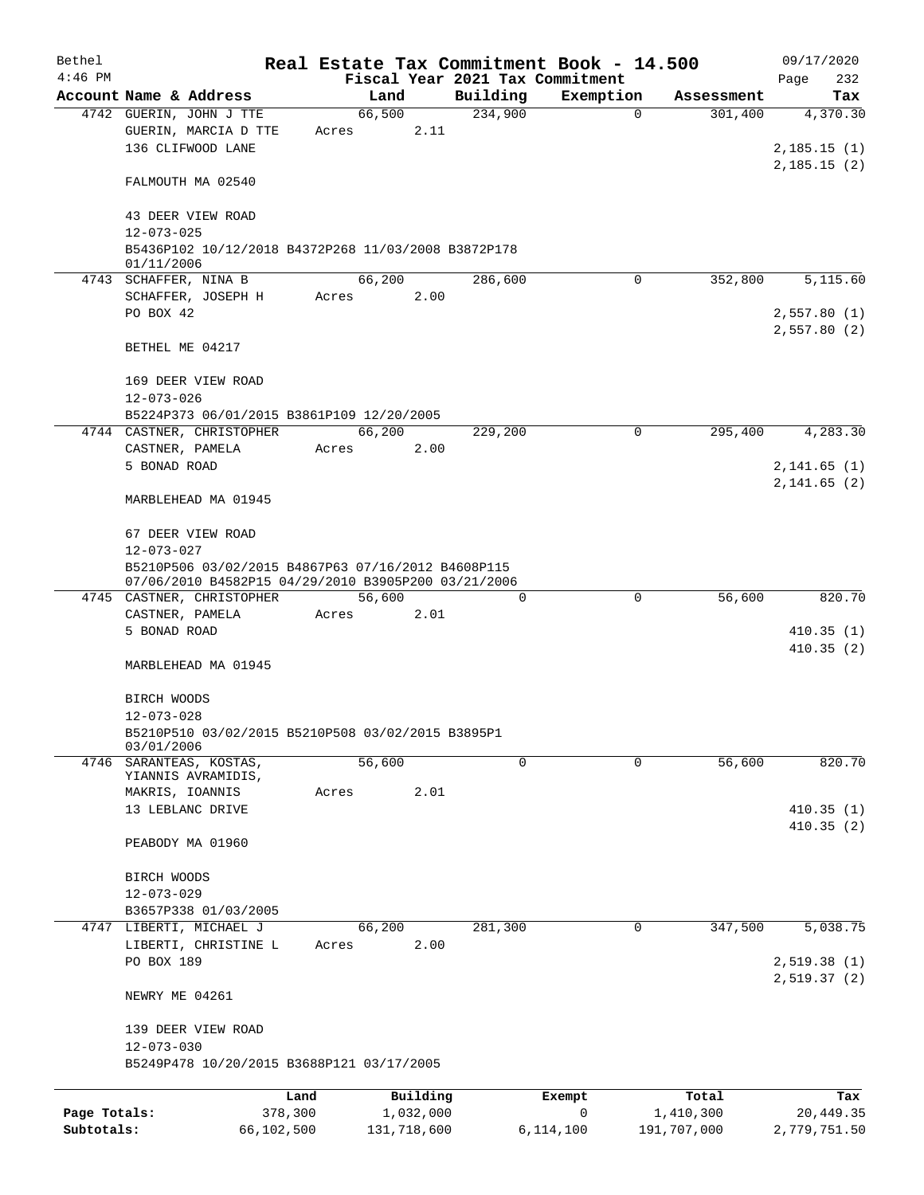# Real Estate Tax Commitment Book - 14.500

Bethel
4:46 PM

Fiscal Year 2021 Tax Commitment

09/17/2020

| Account Name & Address | Land | Building | Exemption | Assessment | Tax |
|---|---|---|---|---|---|
| 4742 GUERIN, JOHN J TTE | 66,500 | 234,900 | 0 | 301,400 | 4,370.30 |
| GUERIN, MARCIA D TTE | Acres 2.11 | | | | |
| 136 CLIFWOOD LANE | | | | | 2,185.15 (1) |
| | | | | | 2,185.15 (2) |
| FALMOUTH MA 02540 | | | | | |
| 43 DEER VIEW ROAD | | | | | |
| 12-073-025 | | | | | |
| B5436P102 10/12/2018 B4372P268 11/03/2008 B3872P178 01/11/2006 | | | | | |
| 4743 SCHAFFER, NINA B | 66,200 | 286,600 | 0 | 352,800 | 5,115.60 |
| SCHAFFER, JOSEPH H | Acres 2.00 | | | | |
| PO BOX 42 | | | | | 2,557.80 (1) |
| | | | | | 2,557.80 (2) |
| BETHEL ME 04217 | | | | | |
| 169 DEER VIEW ROAD | | | | | |
| 12-073-026 | | | | | |
| B5224P373 06/01/2015 B3861P109 12/20/2005 | | | | | |
| 4744 CASTNER, CHRISTOPHER | 66,200 | 229,200 | 0 | 295,400 | 4,283.30 |
| CASTNER, PAMELA | Acres 2.00 | | | | |
| 5 BONAD ROAD | | | | | 2,141.65 (1) |
| | | | | | 2,141.65 (2) |
| MARBLEHEAD MA 01945 | | | | | |
| 67 DEER VIEW ROAD | | | | | |
| 12-073-027 | | | | | |
| B5210P506 03/02/2015 B4867P63 07/16/2012 B4608P115 07/06/2010 B4582P15 04/29/2010 B3905P200 03/21/2006 | | | | | |
| 4745 CASTNER, CHRISTOPHER | 56,600 | 0 | 0 | 56,600 | 820.70 |
| CASTNER, PAMELA | Acres 2.01 | | | | |
| 5 BONAD ROAD | | | | | 410.35 (1) |
| | | | | | 410.35 (2) |
| MARBLEHEAD MA 01945 | | | | | |
| BIRCH WOODS | | | | | |
| 12-073-028 | | | | | |
| B5210P510 03/02/2015 B5210P508 03/02/2015 B3895P1 03/01/2006 | | | | | |
| 4746 SARANTEAS, KOSTAS, YIANNIS AVRAMIDIS, | 56,600 | 0 | 0 | 56,600 | 820.70 |
| MAKRIS, IOANNIS | Acres 2.01 | | | | |
| 13 LEBLANC DRIVE | | | | | 410.35 (1) |
| | | | | | 410.35 (2) |
| PEABODY MA 01960 | | | | | |
| BIRCH WOODS | | | | | |
| 12-073-029 | | | | | |
| B3657P338 01/03/2005 | | | | | |
| 4747 LIBERTI, MICHAEL J | 66,200 | 281,300 | 0 | 347,500 | 5,038.75 |
| LIBERTI, CHRISTINE L | Acres 2.00 | | | | |
| PO BOX 189 | | | | | 2,519.38 (1) |
| | | | | | 2,519.37 (2) |
| NEWRY ME 04261 | | | | | |
| 139 DEER VIEW ROAD | | | | | |
| 12-073-030 | | | | | |
| B5249P478 10/20/2015 B3688P121 03/17/2005 | | | | | |

| | Land | Building | Exempt | Total | Tax |
|---|---|---|---|---|---|
| Page Totals: | 378,300 | 1,032,000 | 0 | 1,410,300 | 20,449.35 |
| Subtotals: | 66,102,500 | 131,718,600 | 6,114,100 | 191,707,000 | 2,779,751.50 |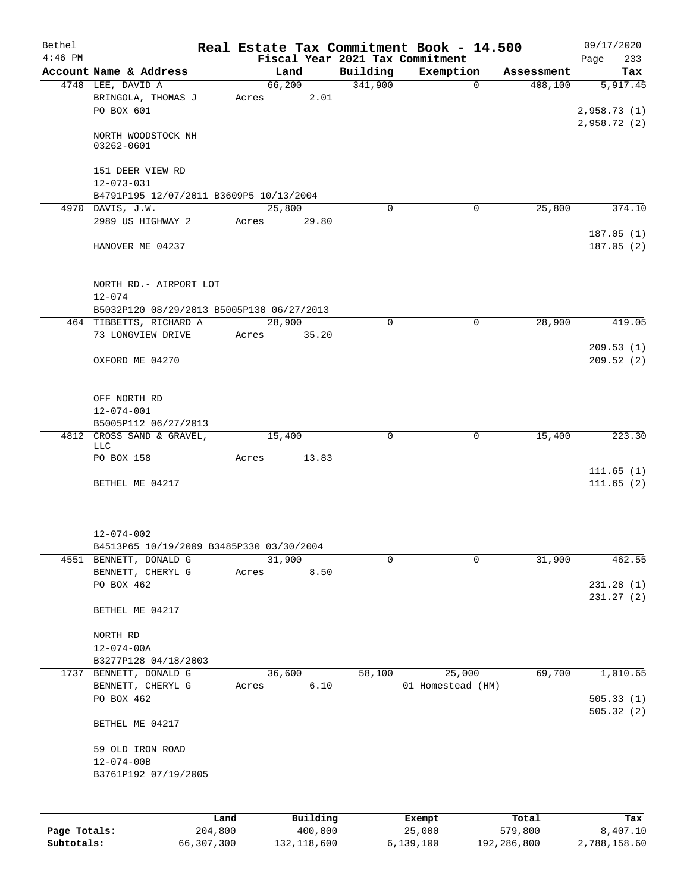Bethel 4:46 PM

# Real Estate Tax Commitment Book - 14.500

Fiscal Year 2021 Tax Commitment

09/17/2020 Page 233

| Account Name & Address | Land | Building | Exemption | Assessment | Tax |
|---|---|---|---|---|---|
| 4748 LEE, DAVID A | 66,200 | 341,900 | 0 | 408,100 | 5,917.45 |
| BRINGOLA, THOMAS J | Acres 2.01 | | | | |
| PO BOX 601 | | | | | 2,958.73 (1) |
| | | | | | 2,958.72 (2) |
| NORTH WOODSTOCK NH 03262-0601 | | | | | |
| 151 DEER VIEW RD | | | | | |
| 12-073-031 | | | | | |
| B4791P195 12/07/2011 B3609P5 10/13/2004 | | | | | |
| 4970 DAVIS, J.W. | 25,800 | 0 | 0 | 25,800 | 374.10 |
| 2989 US HIGHWAY 2 | Acres 29.80 | | | | |
| | | | | | 187.05 (1) |
| HANOVER ME 04237 | | | | | 187.05 (2) |
| NORTH RD.- AIRPORT LOT | | | | | |
| 12-074 | | | | | |
| B5032P120 08/29/2013 B5005P130 06/27/2013 | | | | | |
| 464 TIBBETTS, RICHARD A | 28,900 | 0 | 0 | 28,900 | 419.05 |
| 73 LONGVIEW DRIVE | Acres 35.20 | | | | |
| | | | | | 209.53 (1) |
| OXFORD ME 04270 | | | | | 209.52 (2) |
| OFF NORTH RD | | | | | |
| 12-074-001 | | | | | |
| B5005P112 06/27/2013 | | | | | |
| 4812 CROSS SAND & GRAVEL, LLC | 15,400 | 0 | 0 | 15,400 | 223.30 |
| PO BOX 158 | Acres 13.83 | | | | |
| | | | | | 111.65 (1) |
| BETHEL ME 04217 | | | | | 111.65 (2) |
| 12-074-002 | | | | | |
| B4513P65 10/19/2009 B3485P330 03/30/2004 | | | | | |
| 4551 BENNETT, DONALD G | 31,900 | 0 | 0 | 31,900 | 462.55 |
| BENNETT, CHERYL G | Acres 8.50 | | | | |
| PO BOX 462 | | | | | 231.28 (1) |
| | | | | | 231.27 (2) |
| BETHEL ME 04217 | | | | | |
| NORTH RD | | | | | |
| 12-074-00A | | | | | |
| B3277P128 04/18/2003 | | | | | |
| 1737 BENNETT, DONALD G | 36,600 | 58,100 | 25,000 | 69,700 | 1,010.65 |
| BENNETT, CHERYL G | Acres 6.10 | | 01 Homestead (HM) | | |
| PO BOX 462 | | | | | 505.33 (1) |
| | | | | | 505.32 (2) |
| BETHEL ME 04217 | | | | | |
| 59 OLD IRON ROAD | | | | | |
| 12-074-00B | | | | | |
| B3761P192 07/19/2005 | | | | | |

| | Land | Building | Exempt | Total | Tax |
|---|---|---|---|---|---|
| Page Totals: | 204,800 | 400,000 | 25,000 | 579,800 | 8,407.10 |
| Subtotals: | 66,307,300 | 132,118,600 | 6,139,100 | 192,286,800 | 2,788,158.60 |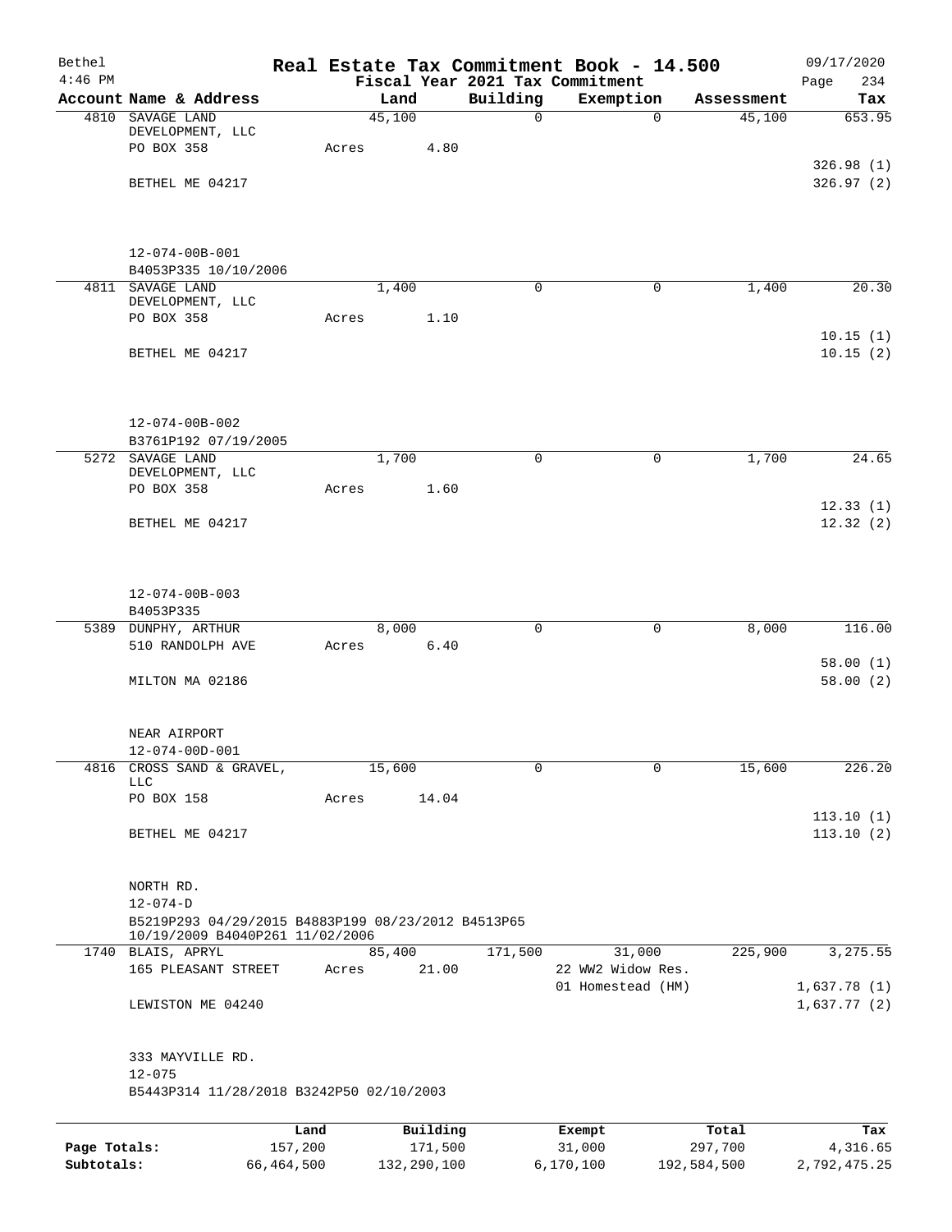Bethel 4:46 PM

# Real Estate Tax Commitment Book - 14.500

Fiscal Year 2021 Tax Commitment

09/17/2020 Page 234

| Account Name & Address | Land | Building | Exemption | Assessment | Tax |
|---|---|---|---|---|---|
| 4810 SAVAGE LAND DEVELOPMENT, LLC<br>PO BOX 358<br>BETHEL ME 04217<br>12-074-00B-001<br>B4053P335 10/10/2006 | 45,100<br>Acres 4.80 | 0 | 0 | 45,100 | 653.95<br>326.98 (1)<br>326.97 (2) |
| 4811 SAVAGE LAND DEVELOPMENT, LLC<br>PO BOX 358<br>BETHEL ME 04217<br>12-074-00B-002<br>B3761P192 07/19/2005 | 1,400<br>Acres 1.10 | 0 | 0 | 1,400 | 20.30<br>10.15 (1)<br>10.15 (2) |
| 5272 SAVAGE LAND DEVELOPMENT, LLC<br>PO BOX 358<br>BETHEL ME 04217<br>12-074-00B-003<br>B4053P335 | 1,700<br>Acres 1.60 | 0 | 0 | 1,700 | 24.65<br>12.33 (1)<br>12.32 (2) |
| 5389 DUNPHY, ARTHUR<br>510 RANDOLPH AVE<br>MILTON MA 02186<br>NEAR AIRPORT<br>12-074-00D-001 | 8,000<br>Acres 6.40 | 0 | 0 | 8,000 | 116.00<br>58.00 (1)<br>58.00 (2) |
| 4816 CROSS SAND & GRAVEL, LLC<br>PO BOX 158<br>BETHEL ME 04217<br>NORTH RD.<br>12-074-D<br>B5219P293 04/29/2015 B4883P199 08/23/2012 B4513P65 10/19/2009 B4040P261 11/02/2006 | 15,600<br>Acres 14.04 | 0 | 0 | 15,600 | 226.20<br>113.10 (1)<br>113.10 (2) |
| 1740 BLAIS, APRYL<br>165 PLEASANT STREET<br>LEWISTON ME 04240<br>333 MAYVILLE RD.<br>12-075<br>B5443P314 11/28/2018 B3242P50 02/10/2003 | 85,400<br>Acres 21.00 | 171,500 | 31,000<br>22 WW2 Widow Res.<br>01 Homestead (HM) | 225,900 | 3,275.55<br>1,637.78 (1)<br>1,637.77 (2) |

| | Land | Building | Exempt | Total | Tax |
|---|---|---|---|---|---|
| Page Totals: | 157,200 | 171,500 | 31,000 | 297,700 | 4,316.65 |
| Subtotals: | 66,464,500 | 132,290,100 | 6,170,100 | 192,584,500 | 2,792,475.25 |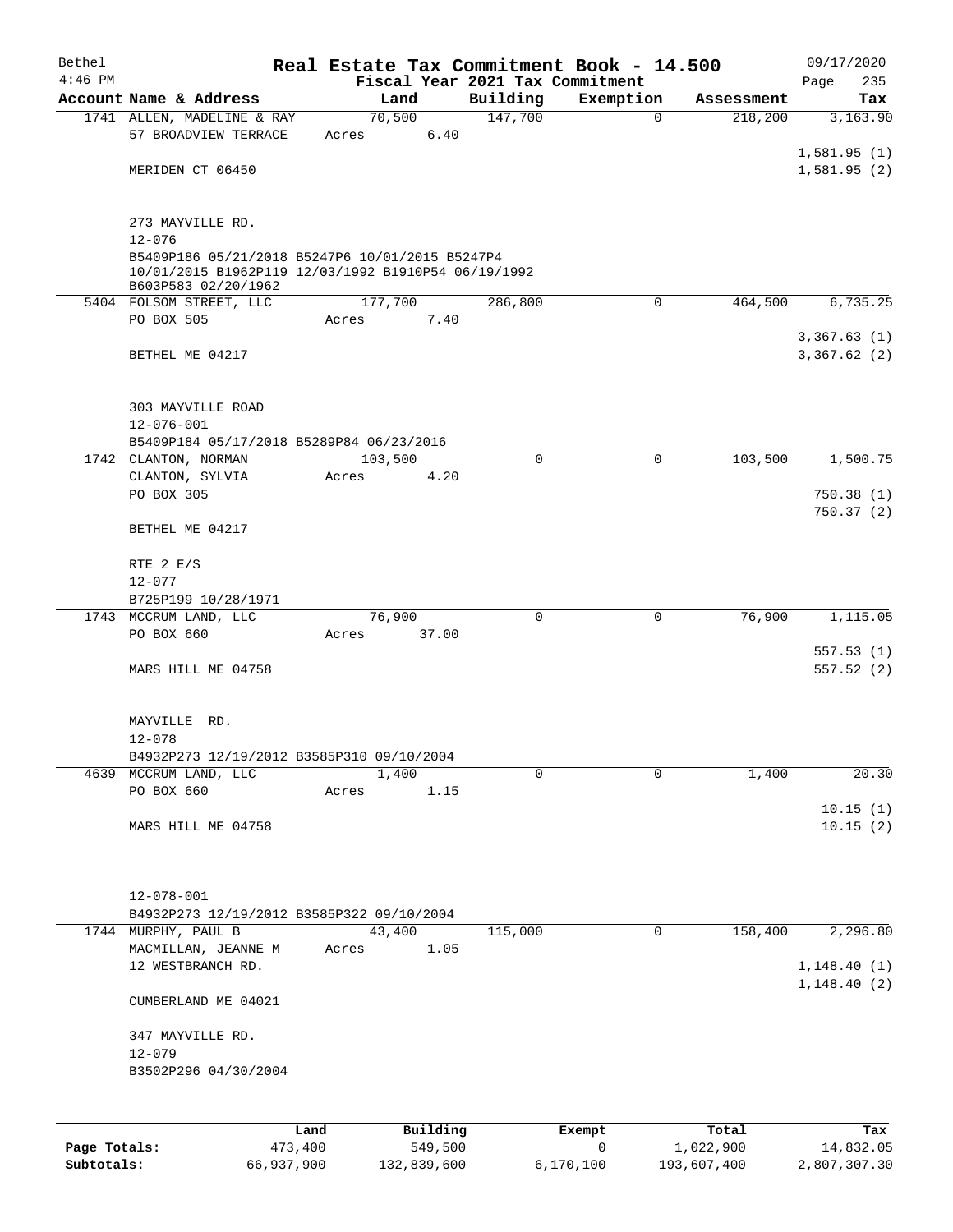Bethel 4:46 PM

# Real Estate Tax Commitment Book - 14.500

Fiscal Year 2021 Tax Commitment

09/17/2020 Page 235

| Account Name & Address | Land | Building | Exemption | Assessment | Tax |
|---|---|---|---|---|---|
| 1741 ALLEN, MADELINE & RAY | 70,500 | 147,700 | 0 | 218,200 | 3,163.90 |
| 57 BROADVIEW TERRACE | Acres 6.40 | | | | |
| | | | | | 1,581.95 (1) |
| MERIDEN CT 06450 | | | | | 1,581.95 (2) |
| 273 MAYVILLE RD. | | | | | |
| 12-076 | | | | | |
| B5409P186 05/21/2018 B5247P6 10/01/2015 B5247P4 10/01/2015 B1962P119 12/03/1992 B1910P54 06/19/1992 B603P583 02/20/1962 | | | | | |
| 5404 FOLSOM STREET, LLC | 177,700 | 286,800 | 0 | 464,500 | 6,735.25 |
| PO BOX 505 | Acres 7.40 | | | | |
| | | | | | 3,367.63 (1) |
| BETHEL ME 04217 | | | | | 3,367.62 (2) |
| 303 MAYVILLE ROAD | | | | | |
| 12-076-001 | | | | | |
| B5409P184 05/17/2018 B5289P84 06/23/2016 | | | | | |
| 1742 CLANTON, NORMAN | 103,500 | 0 | 0 | 103,500 | 1,500.75 |
| CLANTON, SYLVIA | Acres 4.20 | | | | |
| PO BOX 305 | | | | | 750.38 (1) |
| | | | | | 750.37 (2) |
| BETHEL ME 04217 | | | | | |
| RTE 2 E/S | | | | | |
| 12-077 | | | | | |
| B725P199 10/28/1971 | | | | | |
| 1743 MCCRUM LAND, LLC | 76,900 | 0 | 0 | 76,900 | 1,115.05 |
| PO BOX 660 | Acres 37.00 | | | | |
| | | | | | 557.53 (1) |
| MARS HILL ME 04758 | | | | | 557.52 (2) |
| MAYVILLE RD. | | | | | |
| 12-078 | | | | | |
| B4932P273 12/19/2012 B3585P310 09/10/2004 | | | | | |
| 4639 MCCRUM LAND, LLC | 1,400 | 0 | 0 | 1,400 | 20.30 |
| PO BOX 660 | Acres 1.15 | | | | |
| | | | | | 10.15 (1) |
| MARS HILL ME 04758 | | | | | 10.15 (2) |
| 12-078-001 | | | | | |
| B4932P273 12/19/2012 B3585P322 09/10/2004 | | | | | |
| 1744 MURPHY, PAUL B | 43,400 | 115,000 | 0 | 158,400 | 2,296.80 |
| MACMILLAN, JEANNE M | Acres 1.05 | | | | |
| 12 WESTBRANCH RD. | | | | | 1,148.40 (1) |
| | | | | | 1,148.40 (2) |
| CUMBERLAND ME 04021 | | | | | |
| 347 MAYVILLE RD. | | | | | |
| 12-079 | | | | | |
| B3502P296 04/30/2004 | | | | | |

| | Land | Building | Exempt | Total | Tax |
|---|---|---|---|---|---|
| Page Totals: | 473,400 | 549,500 | 0 | 1,022,900 | 14,832.05 |
| Subtotals: | 66,937,900 | 132,839,600 | 6,170,100 | 193,607,400 | 2,807,307.30 |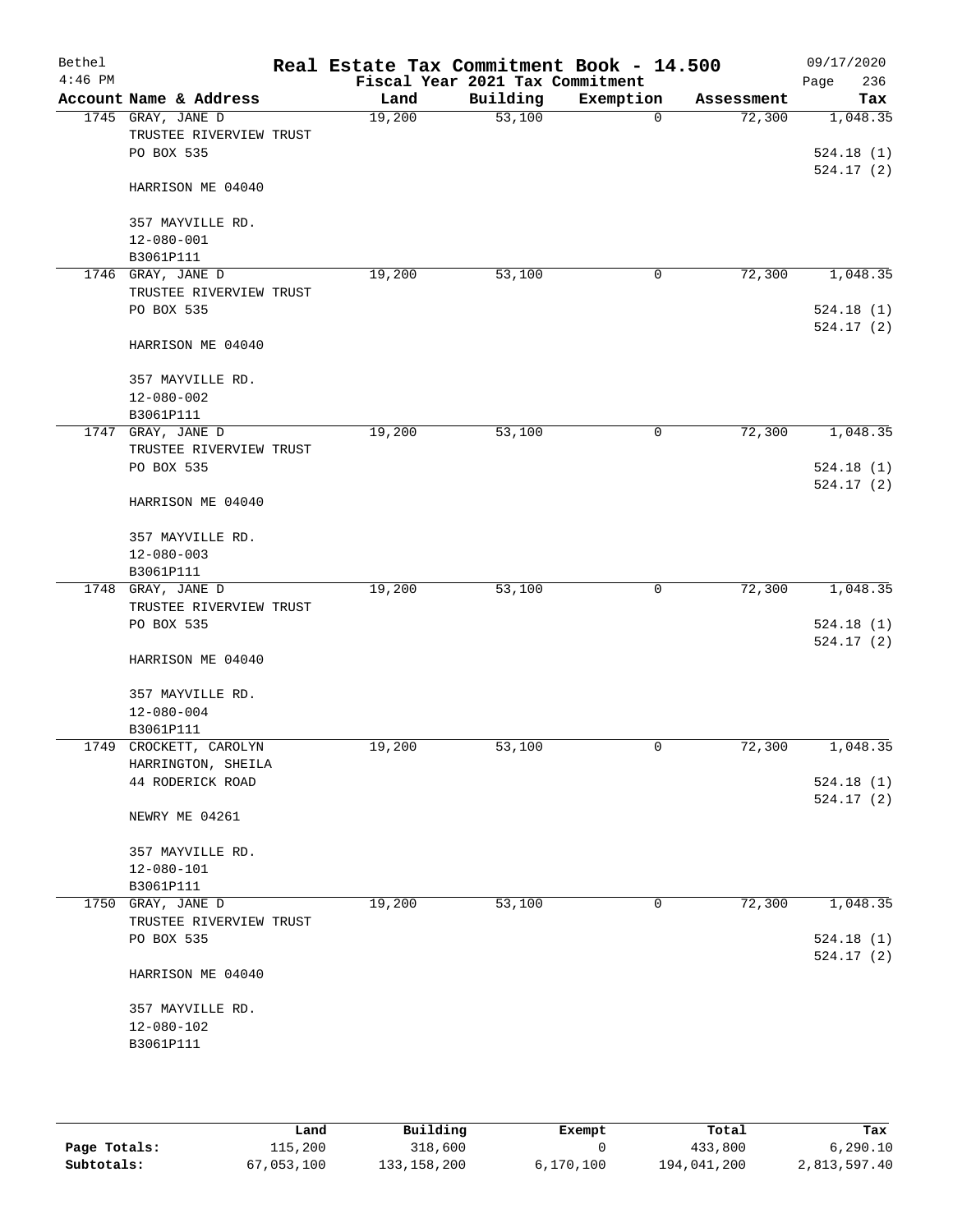# Real Estate Tax Commitment Book - 14.500

Bethel
4:46 PM

Fiscal Year 2021 Tax Commitment

09/17/2020

| Account Name & Address | Land | Building | Exemption | Assessment | Tax |
|---|---|---|---|---|---|
| 1745 GRAY, JANE D<br>TRUSTEE RIVERVIEW TRUST<br>PO BOX 535<br><br>HARRISON ME 04040<br><br>357 MAYVILLE RD.<br>12-080-001<br>B3061P111 | 19,200 | 53,100 | 0 | 72,300 | 1,048.35<br><br>524.18 (1)<br>524.17 (2) |
| 1746 GRAY, JANE D<br>TRUSTEE RIVERVIEW TRUST<br>PO BOX 535<br><br>HARRISON ME 04040<br><br>357 MAYVILLE RD.<br>12-080-002<br>B3061P111 | 19,200 | 53,100 | 0 | 72,300 | 1,048.35<br><br>524.18 (1)<br>524.17 (2) |
| 1747 GRAY, JANE D<br>TRUSTEE RIVERVIEW TRUST<br>PO BOX 535<br><br>HARRISON ME 04040<br><br>357 MAYVILLE RD.<br>12-080-003<br>B3061P111 | 19,200 | 53,100 | 0 | 72,300 | 1,048.35<br><br>524.18 (1)<br>524.17 (2) |
| 1748 GRAY, JANE D<br>TRUSTEE RIVERVIEW TRUST<br>PO BOX 535<br><br>HARRISON ME 04040<br><br>357 MAYVILLE RD.<br>12-080-004<br>B3061P111 | 19,200 | 53,100 | 0 | 72,300 | 1,048.35<br><br>524.18 (1)<br>524.17 (2) |
| 1749 CROCKETT, CAROLYN<br>HARRINGTON, SHEILA<br>44 RODERICK ROAD<br><br>NEWRY ME 04261<br><br>357 MAYVILLE RD.<br>12-080-101<br>B3061P111 | 19,200 | 53,100 | 0 | 72,300 | 1,048.35<br><br>524.18 (1)<br>524.17 (2) |
| 1750 GRAY, JANE D<br>TRUSTEE RIVERVIEW TRUST<br>PO BOX 535<br><br>HARRISON ME 04040<br><br>357 MAYVILLE RD.<br>12-080-102<br>B3061P111 | 19,200 | 53,100 | 0 | 72,300 | 1,048.35<br><br>524.18 (1)<br>524.17 (2) |

| | Land | Building | Exempt | Total | Tax |
|---|---|---|---|---|---|
| **Page Totals:** | 115,200 | 318,600 | 0 | 433,800 | 6,290.10 |
| **Subtotals:** | 67,053,100 | 133,158,200 | 6,170,100 | 194,041,200 | 2,813,597.40 |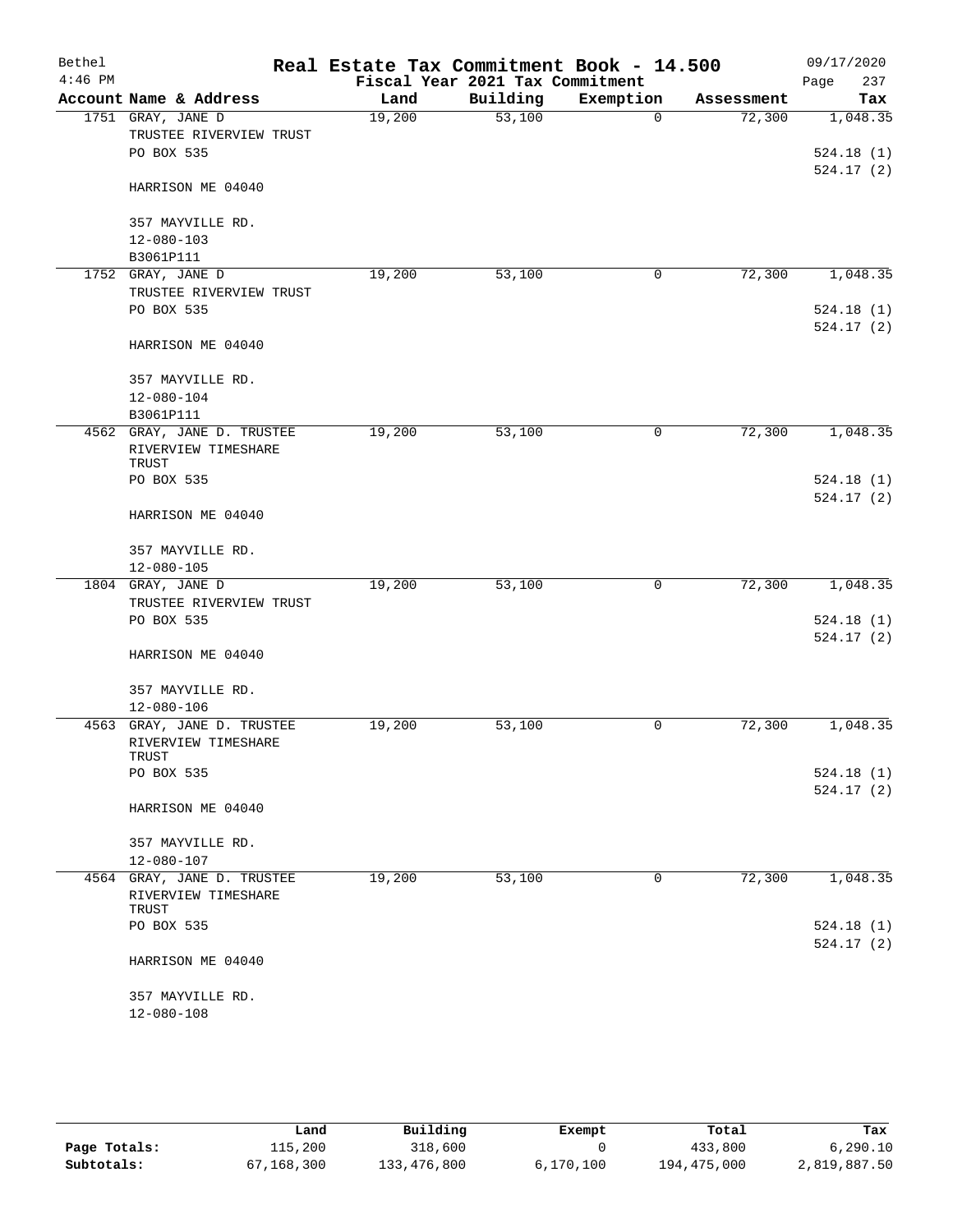# Real Estate Tax Commitment Book - 14.500

Bethel 4:46 PM — Fiscal Year 2021 Tax Commitment — 09/17/2020

| Account Name & Address | Land | Building | Exemption | Assessment | Tax |
|---|---|---|---|---|---|
| 1751 GRAY, JANE D<br>TRUSTEE RIVERVIEW TRUST<br>PO BOX 535<br><br>HARRISON ME 04040<br><br>357 MAYVILLE RD.<br>12-080-103<br>B3061P111 | 19,200 | 53,100 | 0 | 72,300 | 1,048.35<br><br>524.18 (1)<br>524.17 (2) |
| 1752 GRAY, JANE D<br>TRUSTEE RIVERVIEW TRUST<br>PO BOX 535<br><br>HARRISON ME 04040<br><br>357 MAYVILLE RD.<br>12-080-104<br>B3061P111 | 19,200 | 53,100 | 0 | 72,300 | 1,048.35<br><br>524.18 (1)<br>524.17 (2) |
| 4562 GRAY, JANE D. TRUSTEE<br>RIVERVIEW TIMESHARE TRUST<br>PO BOX 535<br><br>HARRISON ME 04040<br><br>357 MAYVILLE RD.<br>12-080-105 | 19,200 | 53,100 | 0 | 72,300 | 1,048.35<br><br>524.18 (1)<br>524.17 (2) |
| 1804 GRAY, JANE D<br>TRUSTEE RIVERVIEW TRUST<br>PO BOX 535<br><br>HARRISON ME 04040<br><br>357 MAYVILLE RD.<br>12-080-106 | 19,200 | 53,100 | 0 | 72,300 | 1,048.35<br><br>524.18 (1)<br>524.17 (2) |
| 4563 GRAY, JANE D. TRUSTEE<br>RIVERVIEW TIMESHARE TRUST<br>PO BOX 535<br><br>HARRISON ME 04040<br><br>357 MAYVILLE RD.<br>12-080-107 | 19,200 | 53,100 | 0 | 72,300 | 1,048.35<br><br>524.18 (1)<br>524.17 (2) |
| 4564 GRAY, JANE D. TRUSTEE<br>RIVERVIEW TIMESHARE TRUST<br>PO BOX 535<br><br>HARRISON ME 04040<br><br>357 MAYVILLE RD.<br>12-080-108 | 19,200 | 53,100 | 0 | 72,300 | 1,048.35<br><br>524.18 (1)<br>524.17 (2) |

| | Land | Building | Exempt | Total | Tax |
|---|---|---|---|---|---|
| Page Totals: | 115,200 | 318,600 | 0 | 433,800 | 6,290.10 |
| Subtotals: | 67,168,300 | 133,476,800 | 6,170,100 | 194,475,000 | 2,819,887.50 |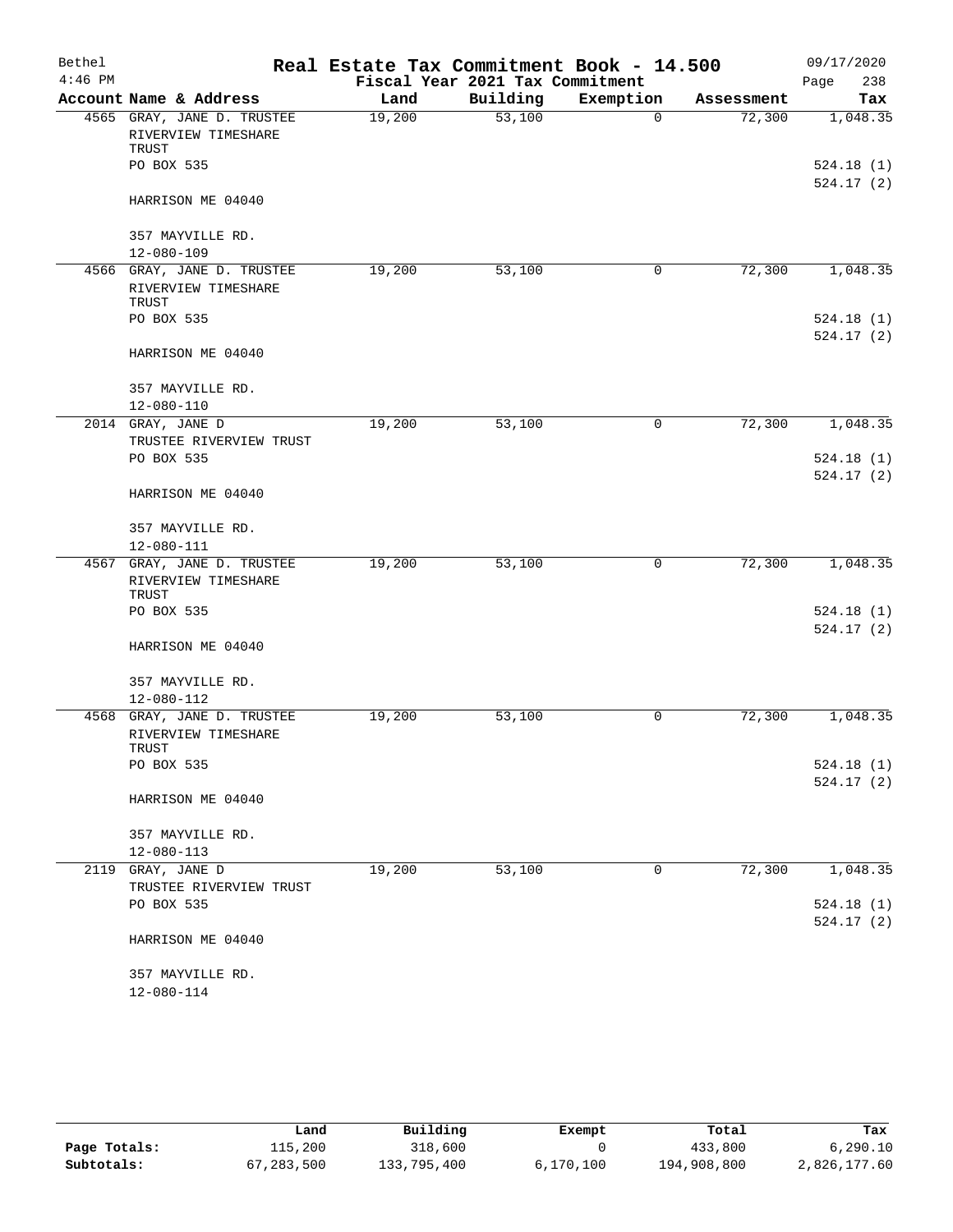Bethel
4:46 PM

# Real Estate Tax Commitment Book - 14.500

Fiscal Year 2021 Tax Commitment

09/17/2020
Page 238

| Account Name & Address | Land | Building | Exemption | Assessment | Tax |
|---|---|---|---|---|---|
| 4565 GRAY, JANE D. TRUSTEE<br>RIVERVIEW TIMESHARE TRUST<br>PO BOX 535<br><br>HARRISON ME 04040<br><br>357 MAYVILLE RD.<br>12-080-109 | 19,200 | 53,100 | 0 | 72,300 | 1,048.35<br><br>524.18 (1)<br>524.17 (2) |
| 4566 GRAY, JANE D. TRUSTEE<br>RIVERVIEW TIMESHARE TRUST<br>PO BOX 535<br><br>HARRISON ME 04040<br><br>357 MAYVILLE RD.<br>12-080-110 | 19,200 | 53,100 | 0 | 72,300 | 1,048.35<br><br>524.18 (1)<br>524.17 (2) |
| 2014 GRAY, JANE D<br>TRUSTEE RIVERVIEW TRUST<br>PO BOX 535<br><br>HARRISON ME 04040<br><br>357 MAYVILLE RD.<br>12-080-111 | 19,200 | 53,100 | 0 | 72,300 | 1,048.35<br><br>524.18 (1)<br>524.17 (2) |
| 4567 GRAY, JANE D. TRUSTEE<br>RIVERVIEW TIMESHARE TRUST<br>PO BOX 535<br><br>HARRISON ME 04040<br><br>357 MAYVILLE RD.<br>12-080-112 | 19,200 | 53,100 | 0 | 72,300 | 1,048.35<br><br>524.18 (1)<br>524.17 (2) |
| 4568 GRAY, JANE D. TRUSTEE<br>RIVERVIEW TIMESHARE TRUST<br>PO BOX 535<br><br>HARRISON ME 04040<br><br>357 MAYVILLE RD.<br>12-080-113 | 19,200 | 53,100 | 0 | 72,300 | 1,048.35<br><br>524.18 (1)<br>524.17 (2) |
| 2119 GRAY, JANE D<br>TRUSTEE RIVERVIEW TRUST<br>PO BOX 535<br><br>HARRISON ME 04040<br><br>357 MAYVILLE RD.<br>12-080-114 | 19,200 | 53,100 | 0 | 72,300 | 1,048.35<br><br>524.18 (1)<br>524.17 (2) |

| | Land | Building | Exempt | Total | Tax |
|---|---|---|---|---|---|
| Page Totals: | 115,200 | 318,600 | 0 | 433,800 | 6,290.10 |
| Subtotals: | 67,283,500 | 133,795,400 | 6,170,100 | 194,908,800 | 2,826,177.60 |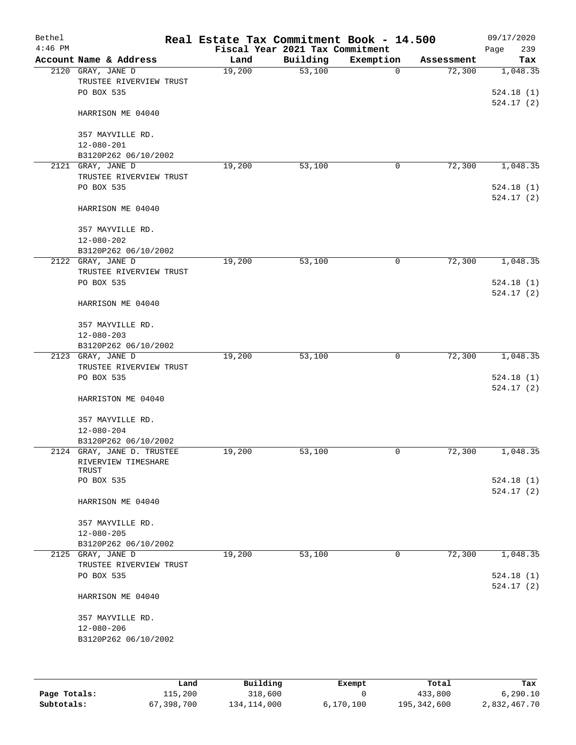Bethel 4:46 PM

# Real Estate Tax Commitment Book - 14.500

Fiscal Year 2021 Tax Commitment

09/17/2020 Page 239

| Account | Name & Address | Land | Building | Exemption | Assessment | Tax |
|---|---|---|---|---|---|---|
| 2120 | GRAY, JANE D<br>TRUSTEE RIVERVIEW TRUST<br>PO BOX 535<br><br>HARRISON ME 04040<br><br>357 MAYVILLE RD.<br>12-080-201<br>B3120P262 06/10/2002 | 19,200 | 53,100 | 0 | 72,300 | 1,048.35<br><br>524.18 (1)<br>524.17 (2) |
| 2121 | GRAY, JANE D<br>TRUSTEE RIVERVIEW TRUST<br>PO BOX 535<br><br>HARRISON ME 04040<br><br>357 MAYVILLE RD.<br>12-080-202<br>B3120P262 06/10/2002 | 19,200 | 53,100 | 0 | 72,300 | 1,048.35<br><br>524.18 (1)<br>524.17 (2) |
| 2122 | GRAY, JANE D<br>TRUSTEE RIVERVIEW TRUST<br>PO BOX 535<br><br>HARRISON ME 04040<br><br>357 MAYVILLE RD.<br>12-080-203<br>B3120P262 06/10/2002 | 19,200 | 53,100 | 0 | 72,300 | 1,048.35<br><br>524.18 (1)<br>524.17 (2) |
| 2123 | GRAY, JANE D<br>TRUSTEE RIVERVIEW TRUST<br>PO BOX 535<br><br>HARRISTON ME 04040<br><br>357 MAYVILLE RD.<br>12-080-204<br>B3120P262 06/10/2002 | 19,200 | 53,100 | 0 | 72,300 | 1,048.35<br><br>524.18 (1)<br>524.17 (2) |
| 2124 | GRAY, JANE D. TRUSTEE<br>RIVERVIEW TIMESHARE<br>TRUST<br>PO BOX 535<br><br>HARRISON ME 04040<br><br>357 MAYVILLE RD.<br>12-080-205<br>B3120P262 06/10/2002 | 19,200 | 53,100 | 0 | 72,300 | 1,048.35<br><br>524.18 (1)<br>524.17 (2) |
| 2125 | GRAY, JANE D<br>TRUSTEE RIVERVIEW TRUST<br>PO BOX 535<br><br>HARRISON ME 04040<br><br>357 MAYVILLE RD.<br>12-080-206<br>B3120P262 06/10/2002 | 19,200 | 53,100 | 0 | 72,300 | 1,048.35<br><br>524.18 (1)<br>524.17 (2) |

| | Land | Building | Exempt | Total | Tax |
|---|---|---|---|---|---|
| Page Totals: | 115,200 | 318,600 | 0 | 433,800 | 6,290.10 |
| Subtotals: | 67,398,700 | 134,114,000 | 6,170,100 | 195,342,600 | 2,832,467.70 |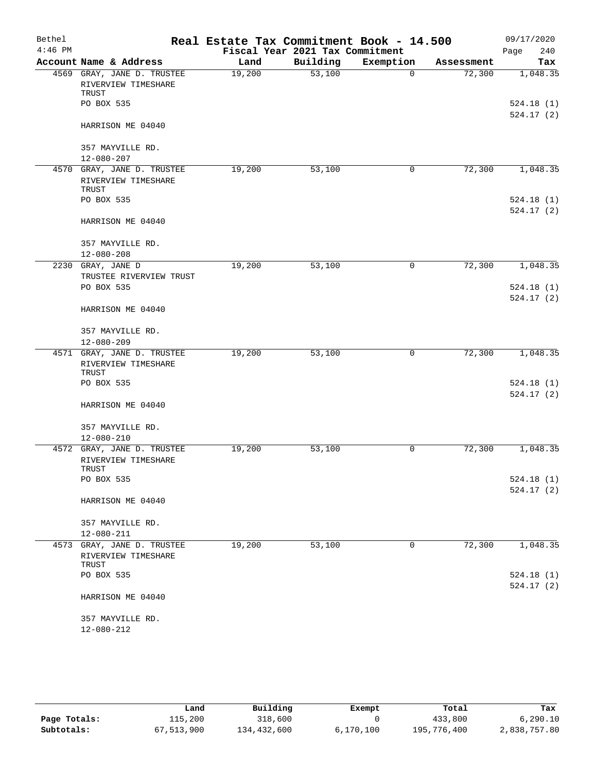Bethel 4:46 PM

# Real Estate Tax Commitment Book - 14.500

Fiscal Year 2021 Tax Commitment

09/17/2020

| Account | Name & Address | Land | Building | Exemption | Assessment | Tax |
|---|---|---|---|---|---|---|
| 4569 | GRAY, JANE D. TRUSTEE<br>RIVERVIEW TIMESHARE TRUST<br>PO BOX 535<br><br>HARRISON ME 04040<br><br>357 MAYVILLE RD.<br>12-080-207 | 19,200 | 53,100 | 0 | 72,300 | 1,048.35<br><br>524.18 (1)<br>524.17 (2) |
| 4570 | GRAY, JANE D. TRUSTEE<br>RIVERVIEW TIMESHARE TRUST<br>PO BOX 535<br><br>HARRISON ME 04040<br><br>357 MAYVILLE RD.<br>12-080-208 | 19,200 | 53,100 | 0 | 72,300 | 1,048.35<br><br>524.18 (1)<br>524.17 (2) |
| 2230 | GRAY, JANE D<br>TRUSTEE RIVERVIEW TRUST<br>PO BOX 535<br><br>HARRISON ME 04040<br><br>357 MAYVILLE RD.<br>12-080-209 | 19,200 | 53,100 | 0 | 72,300 | 1,048.35<br><br>524.18 (1)<br>524.17 (2) |
| 4571 | GRAY, JANE D. TRUSTEE<br>RIVERVIEW TIMESHARE TRUST<br>PO BOX 535<br><br>HARRISON ME 04040<br><br>357 MAYVILLE RD.<br>12-080-210 | 19,200 | 53,100 | 0 | 72,300 | 1,048.35<br><br>524.18 (1)<br>524.17 (2) |
| 4572 | GRAY, JANE D. TRUSTEE<br>RIVERVIEW TIMESHARE TRUST<br>PO BOX 535<br><br>HARRISON ME 04040<br><br>357 MAYVILLE RD.<br>12-080-211 | 19,200 | 53,100 | 0 | 72,300 | 1,048.35<br><br>524.18 (1)<br>524.17 (2) |
| 4573 | GRAY, JANE D. TRUSTEE<br>RIVERVIEW TIMESHARE TRUST<br>PO BOX 535<br><br>HARRISON ME 04040<br><br>357 MAYVILLE RD.<br>12-080-212 | 19,200 | 53,100 | 0 | 72,300 | 1,048.35<br><br>524.18 (1)<br>524.17 (2) |

| | Land | Building | Exempt | Total | Tax |
|---|---|---|---|---|---|
| Page Totals: | 115,200 | 318,600 | 0 | 433,800 | 6,290.10 |
| Subtotals: | 67,513,900 | 134,432,600 | 6,170,100 | 195,776,400 | 2,838,757.80 |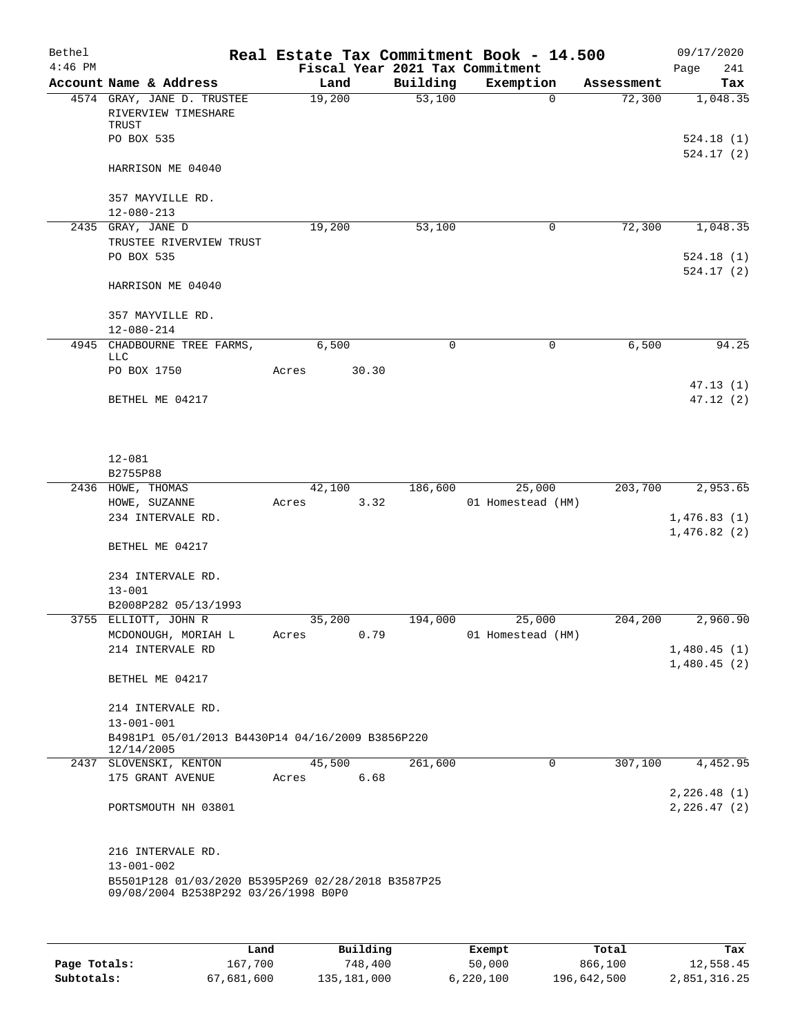Bethel 4:46 PM

# Real Estate Tax Commitment Book - 14.500

Fiscal Year 2021 Tax Commitment

09/17/2020 Page 241

| Account Name & Address | Land | Building | Exemption | Assessment | Tax |
|---|---|---|---|---|---|
| 4574 GRAY, JANE D. TRUSTEE<br>RIVERVIEW TIMESHARE TRUST<br>PO BOX 535<br><br>HARRISON ME 04040<br><br>357 MAYVILLE RD.<br>12-080-213 | 19,200 | 53,100 | 0 | 72,300 | 1,048.35<br><br>524.18 (1)<br>524.17 (2) |
| 2435 GRAY, JANE D<br>TRUSTEE RIVERVIEW TRUST<br>PO BOX 535<br><br>HARRISON ME 04040<br><br>357 MAYVILLE RD.<br>12-080-214 | 19,200 | 53,100 | 0 | 72,300 | 1,048.35<br><br>524.18 (1)<br>524.17 (2) |
| 4945 CHADBOURNE TREE FARMS, LLC<br>PO BOX 1750<br><br>BETHEL ME 04217<br><br>12-081<br>B2755P88 | 6,500<br>Acres 30.30 | 0 | 0 | 6,500 | 94.25<br><br>47.13 (1)<br>47.12 (2) |
| 2436 HOWE, THOMAS<br>HOWE, SUZANNE<br>234 INTERVALE RD.<br><br>BETHEL ME 04217<br><br>234 INTERVALE RD.<br>13-001<br>B2008P282 05/13/1993 | 42,100<br>Acres 3.32 | 186,600 | 25,000<br>01 Homestead (HM) | 203,700 | 2,953.65<br><br>1,476.83 (1)<br>1,476.82 (2) |
| 3755 ELLIOTT, JOHN R<br>MCDONOUGH, MORIAH L<br>214 INTERVALE RD<br><br>BETHEL ME 04217<br><br>214 INTERVALE RD.<br>13-001-001<br>B4981P1 05/01/2013 B4430P14 04/16/2009 B3856P220 12/14/2005 | 35,200<br>Acres 0.79 | 194,000 | 25,000<br>01 Homestead (HM) | 204,200 | 2,960.90<br><br>1,480.45 (1)<br>1,480.45 (2) |
| 2437 SLOVENSKI, KENTON<br>175 GRANT AVENUE<br><br>PORTSMOUTH NH 03801<br><br>216 INTERVALE RD.<br>13-001-002<br>B5501P128 01/03/2020 B5395P269 02/28/2018 B3587P25 09/08/2004 B2538P292 03/26/1998 B0P0 | 45,500<br>Acres 6.68 | 261,600 | 0 | 307,100 | 4,452.95<br><br>2,226.48 (1)<br>2,226.47 (2) |

| | Land | Building | Exempt | Total | Tax |
|---|---|---|---|---|---|
| Page Totals: | 167,700 | 748,400 | 50,000 | 866,100 | 12,558.45 |
| Subtotals: | 67,681,600 | 135,181,000 | 6,220,100 | 196,642,500 | 2,851,316.25 |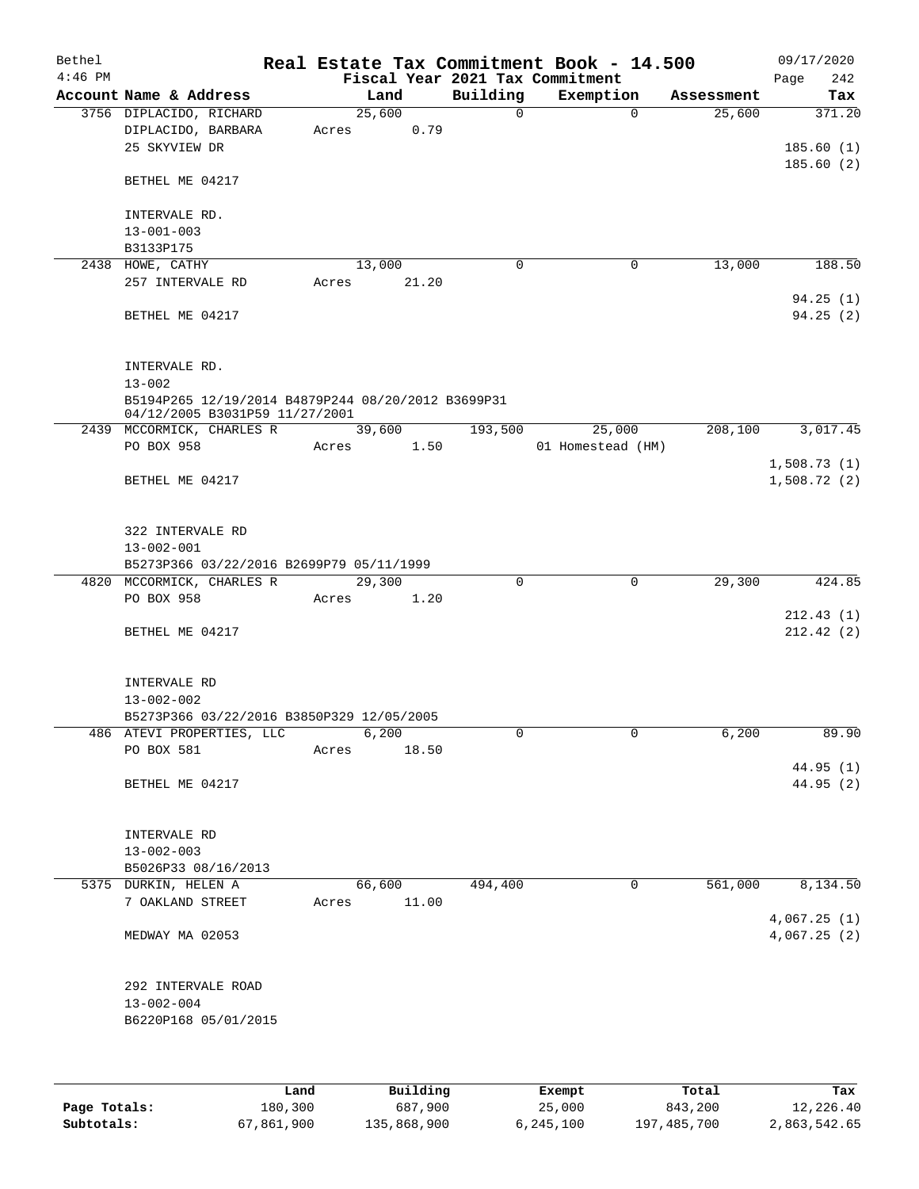# Real Estate Tax Commitment Book - 14.500

Bethel
4:46 PM

Fiscal Year 2021 Tax Commitment

09/17/2020

| Account | Name & Address | Land | Building | Exemption | Assessment | Tax |
|---|---|---|---|---|---|---|
| 3756 | DIPLACIDO, RICHARD | 25,600 | 0 | 0 | 25,600 | 371.20 |
| | DIPLACIDO, BARBARA | Acres 0.79 | | | | |
| | 25 SKYVIEW DR | | | | | 185.60 (1) |
| | | | | | | 185.60 (2) |
| | BETHEL ME 04217 | | | | | |
| | INTERVALE RD. | | | | | |
| | 13-001-003 | | | | | |
| | B3133P175 | | | | | |
| 2438 | HOWE, CATHY | 13,000 | 0 | 0 | 13,000 | 188.50 |
| | 257 INTERVALE RD | Acres 21.20 | | | | |
| | | | | | | 94.25 (1) |
| | BETHEL ME 04217 | | | | | 94.25 (2) |
| | INTERVALE RD. | | | | | |
| | 13-002 | | | | | |
| | B5194P265 12/19/2014 B4879P244 08/20/2012 B3699P31 04/12/2005 B3031P59 11/27/2001 | | | | | |
| 2439 | MCCORMICK, CHARLES R | 39,600 | 193,500 | 25,000 | 208,100 | 3,017.45 |
| | PO BOX 958 | Acres 1.50 | | 01 Homestead (HM) | | |
| | | | | | | 1,508.73 (1) |
| | BETHEL ME 04217 | | | | | 1,508.72 (2) |
| | 322 INTERVALE RD | | | | | |
| | 13-002-001 | | | | | |
| | B5273P366 03/22/2016 B2699P79 05/11/1999 | | | | | |
| 4820 | MCCORMICK, CHARLES R | 29,300 | 0 | 0 | 29,300 | 424.85 |
| | PO BOX 958 | Acres 1.20 | | | | |
| | | | | | | 212.43 (1) |
| | BETHEL ME 04217 | | | | | 212.42 (2) |
| | INTERVALE RD | | | | | |
| | 13-002-002 | | | | | |
| | B5273P366 03/22/2016 B3850P329 12/05/2005 | | | | | |
| 486 | ATEVI PROPERTIES, LLC | 6,200 | 0 | 0 | 6,200 | 89.90 |
| | PO BOX 581 | Acres 18.50 | | | | |
| | | | | | | 44.95 (1) |
| | BETHEL ME 04217 | | | | | 44.95 (2) |
| | INTERVALE RD | | | | | |
| | 13-002-003 | | | | | |
| | B5026P33 08/16/2013 | | | | | |
| 5375 | DURKIN, HELEN A | 66,600 | 494,400 | 0 | 561,000 | 8,134.50 |
| | 7 OAKLAND STREET | Acres 11.00 | | | | |
| | | | | | | 4,067.25 (1) |
| | MEDWAY MA 02053 | | | | | 4,067.25 (2) |
| | 292 INTERVALE ROAD | | | | | |
| | 13-002-004 | | | | | |
| | B6220P168 05/01/2015 | | | | | |

| | Land | Building | Exempt | Total | Tax |
|---|---|---|---|---|---|
| Page Totals: | 180,300 | 687,900 | 25,000 | 843,200 | 12,226.40 |
| Subtotals: | 67,861,900 | 135,868,900 | 6,245,100 | 197,485,700 | 2,863,542.65 |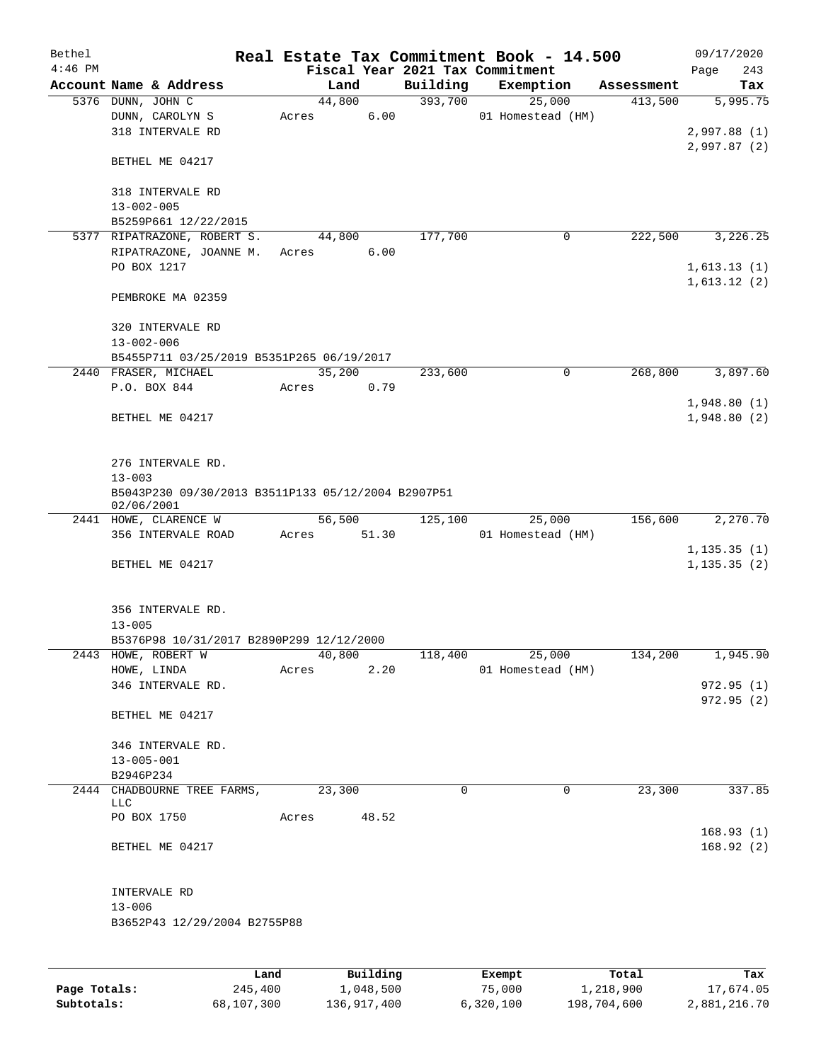# Real Estate Tax Commitment Book - 14.500

Bethel
4:46 PM

Fiscal Year 2021 Tax Commitment

09/17/2020

| Account Name & Address | Land | Building | Exemption | Assessment | Tax |
|---|---|---|---|---|---|
| 5376 DUNN, JOHN C | 44,800 | 393,700 | 25,000 | 413,500 | 5,995.75 |
| DUNN, CAROLYN S | Acres 6.00 | | 01 Homestead (HM) | | |
| 318 INTERVALE RD | | | | | 2,997.88 (1) |
| | | | | | 2,997.87 (2) |
| BETHEL ME 04217 | | | | | |
| 318 INTERVALE RD | | | | | |
| 13-002-005 | | | | | |
| B5259P661 12/22/2015 | | | | | |
| 5377 RIPATRAZONE, ROBERT S. | 44,800 | 177,700 | 0 | 222,500 | 3,226.25 |
| RIPATRAZONE, JOANNE M. | Acres 6.00 | | | | |
| PO BOX 1217 | | | | | 1,613.13 (1) |
| | | | | | 1,613.12 (2) |
| PEMBROKE MA 02359 | | | | | |
| 320 INTERVALE RD | | | | | |
| 13-002-006 | | | | | |
| B5455P711 03/25/2019 B5351P265 06/19/2017 | | | | | |
| 2440 FRASER, MICHAEL | 35,200 | 233,600 | 0 | 268,800 | 3,897.60 |
| P.O. BOX 844 | Acres 0.79 | | | | |
| | | | | | 1,948.80 (1) |
| BETHEL ME 04217 | | | | | 1,948.80 (2) |
| 276 INTERVALE RD. | | | | | |
| 13-003 | | | | | |
| B5043P230 09/30/2013 B3511P133 05/12/2004 B2907P51 02/06/2001 | | | | | |
| 2441 HOWE, CLARENCE W | 56,500 | 125,100 | 25,000 | 156,600 | 2,270.70 |
| 356 INTERVALE ROAD | Acres 51.30 | | 01 Homestead (HM) | | |
| | | | | | 1,135.35 (1) |
| BETHEL ME 04217 | | | | | 1,135.35 (2) |
| 356 INTERVALE RD. | | | | | |
| 13-005 | | | | | |
| B5376P98 10/31/2017 B2890P299 12/12/2000 | | | | | |
| 2443 HOWE, ROBERT W | 40,800 | 118,400 | 25,000 | 134,200 | 1,945.90 |
| HOWE, LINDA | Acres 2.20 | | 01 Homestead (HM) | | |
| 346 INTERVALE RD. | | | | | 972.95 (1) |
| | | | | | 972.95 (2) |
| BETHEL ME 04217 | | | | | |
| 346 INTERVALE RD. | | | | | |
| 13-005-001 | | | | | |
| B2946P234 | | | | | |
| 2444 CHADBOURNE TREE FARMS, LLC | 23,300 | 0 | 0 | 23,300 | 337.85 |
| PO BOX 1750 | Acres 48.52 | | | | |
| | | | | | 168.93 (1) |
| BETHEL ME 04217 | | | | | 168.92 (2) |
| INTERVALE RD | | | | | |
| 13-006 | | | | | |
| B3652P43 12/29/2004 B2755P88 | | | | | |

| | Land | Building | Exempt | Total | Tax |
|---|---|---|---|---|---|
| Page Totals: | 245,400 | 1,048,500 | 75,000 | 1,218,900 | 17,674.05 |
| Subtotals: | 68,107,300 | 136,917,400 | 6,320,100 | 198,704,600 | 2,881,216.70 |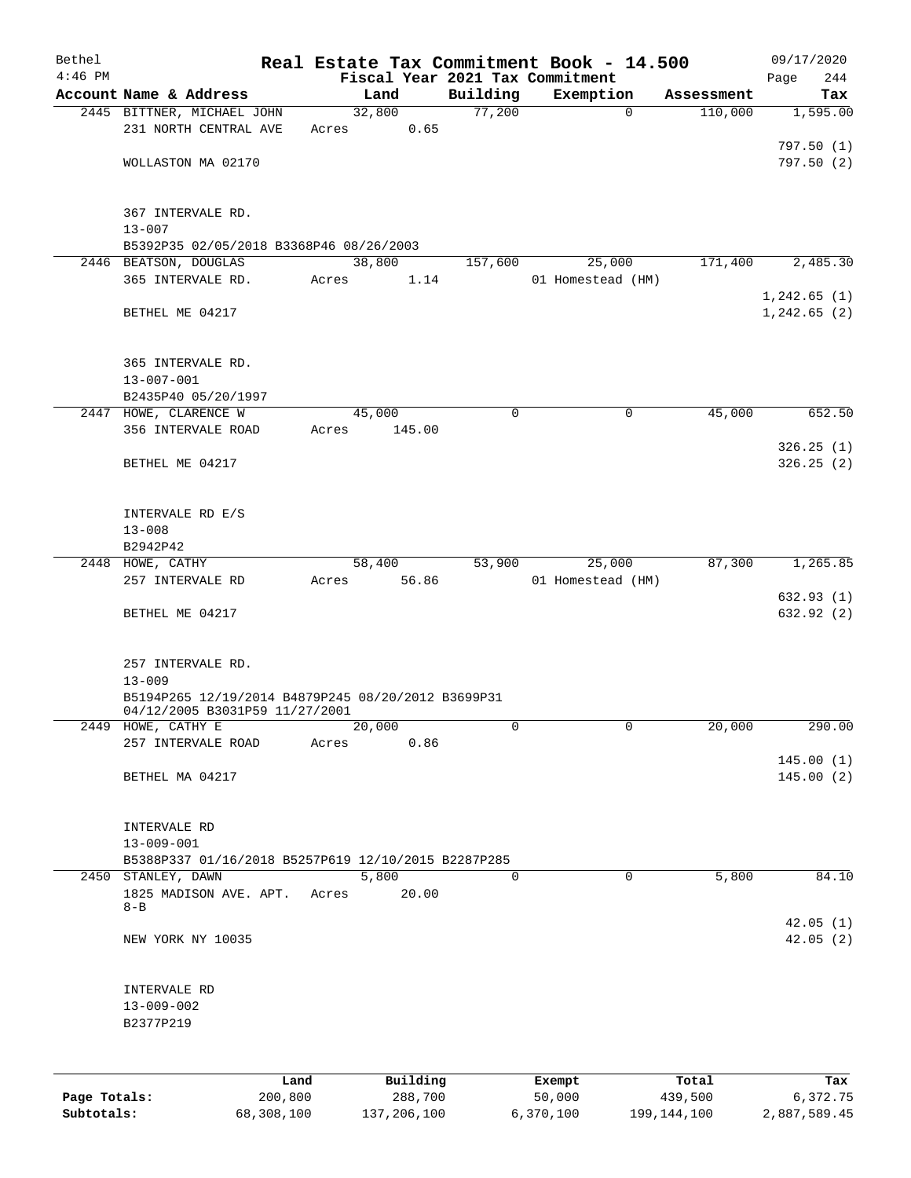Bethel 4:46 PM

# Real Estate Tax Commitment Book - 14.500

Fiscal Year 2021 Tax Commitment

09/17/2020 Page 244

| Account Name & Address | Land | Building | Exemption | Assessment | Tax |
|---|---|---|---|---|---|
| 2445 BITTNER, MICHAEL JOHN<br>231 NORTH CENTRAL AVE<br><br>WOLLASTON MA 02170<br><br>367 INTERVALE RD.<br>13-007<br>B5392P35 02/05/2018 B3368P46 08/26/2003 | 32,800<br>Acres 0.65 | 77,200 | 0 | 110,000 | 1,595.00<br><br>797.50 (1)<br>797.50 (2) |
| 2446 BEATSON, DOUGLAS<br>365 INTERVALE RD.<br><br>BETHEL ME 04217<br><br>365 INTERVALE RD.<br>13-007-001<br>B2435P40 05/20/1997 | 38,800<br>Acres 1.14 | 157,600 | 25,000<br>01 Homestead (HM) | 171,400 | 2,485.30<br><br>1,242.65 (1)<br>1,242.65 (2) |
| 2447 HOWE, CLARENCE W<br>356 INTERVALE ROAD<br><br>BETHEL ME 04217<br><br>INTERVALE RD E/S<br>13-008<br>B2942P42 | 45,000<br>Acres 145.00 | 0 | 0 | 45,000 | 652.50<br><br>326.25 (1)<br>326.25 (2) |
| 2448 HOWE, CATHY<br>257 INTERVALE RD<br><br>BETHEL ME 04217<br><br>257 INTERVALE RD.<br>13-009<br>B5194P265 12/19/2014 B4879P245 08/20/2012 B3699P31 04/12/2005 B3031P59 11/27/2001 | 58,400<br>Acres 56.86 | 53,900 | 25,000<br>01 Homestead (HM) | 87,300 | 1,265.85<br><br>632.93 (1)<br>632.92 (2) |
| 2449 HOWE, CATHY E<br>257 INTERVALE ROAD<br><br>BETHEL MA 04217<br><br>INTERVALE RD<br>13-009-001<br>B5388P337 01/16/2018 B5257P619 12/10/2015 B2287P285 | 20,000<br>Acres 0.86 | 0 | 0 | 20,000 | 290.00<br><br>145.00 (1)<br>145.00 (2) |
| 2450 STANLEY, DAWN<br>1825 MADISON AVE. APT. 8-B<br><br>NEW YORK NY 10035<br><br>INTERVALE RD<br>13-009-002<br>B2377P219 | 5,800<br>Acres 20.00 | 0 | 0 | 5,800 | 84.10<br><br>42.05 (1)<br>42.05 (2) |

| | Land | Building | Exempt | Total | Tax |
|---|---|---|---|---|---|
| **Page Totals:** | 200,800 | 288,700 | 50,000 | 439,500 | 6,372.75 |
| **Subtotals:** | 68,308,100 | 137,206,100 | 6,370,100 | 199,144,100 | 2,887,589.45 |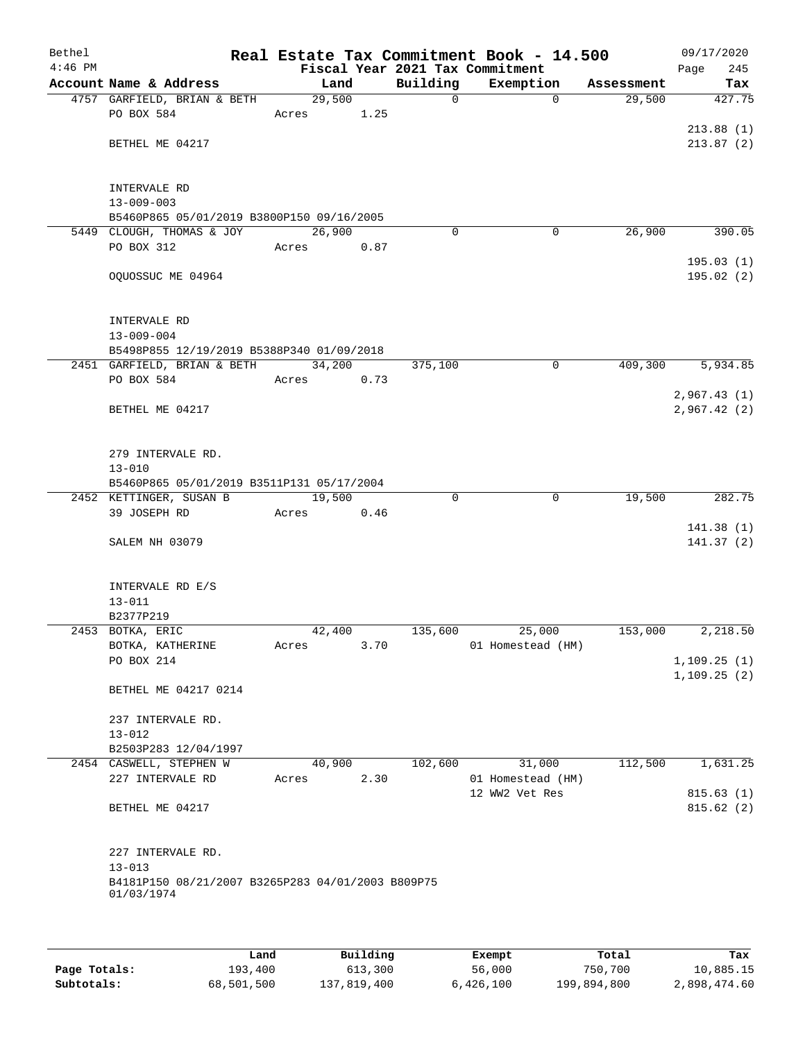# Real Estate Tax Commitment Book - 14.500

Bethel 4:46 PM — Fiscal Year 2021 Tax Commitment — 09/17/2020

| Account Name & Address | Land | Building | Exemption | Assessment | Tax |
|---|---|---|---|---|---|
| 4757 GARFIELD, BRIAN & BETH<br>PO BOX 584<br><br>BETHEL ME 04217<br><br>INTERVALE RD<br>13-009-003<br>B5460P865 05/01/2019 B3800P150 09/16/2005 | 29,500<br>Acres 1.25 | 0 | 0 | 29,500 | 427.75<br><br>213.88 (1)<br>213.87 (2) |
| 5449 CLOUGH, THOMAS & JOY<br>PO BOX 312<br><br>OQUOSSUC ME 04964<br><br>INTERVALE RD<br>13-009-004<br>B5498P855 12/19/2019 B5388P340 01/09/2018 | 26,900<br>Acres 0.87 | 0 | 0 | 26,900 | 390.05<br><br>195.03 (1)<br>195.02 (2) |
| 2451 GARFIELD, BRIAN & BETH<br>PO BOX 584<br><br>BETHEL ME 04217<br><br>279 INTERVALE RD.<br>13-010<br>B5460P865 05/01/2019 B3511P131 05/17/2004 | 34,200<br>Acres 0.73 | 375,100 | 0 | 409,300 | 5,934.85<br><br>2,967.43 (1)<br>2,967.42 (2) |
| 2452 KETTINGER, SUSAN B<br>39 JOSEPH RD<br><br>SALEM NH 03079<br><br>INTERVALE RD E/S<br>13-011<br>B2377P219 | 19,500<br>Acres 0.46 | 0 | 0 | 19,500 | 282.75<br><br>141.38 (1)<br>141.37 (2) |
| 2453 BOTKA, ERIC<br>BOTKA, KATHERINE<br>PO BOX 214<br><br>BETHEL ME 04217 0214<br><br>237 INTERVALE RD.<br>13-012<br>B2503P283 12/04/1997 | 42,400<br>Acres 3.70 | 135,600 | 25,000<br>01 Homestead (HM) | 153,000 | 2,218.50<br><br>1,109.25 (1)<br>1,109.25 (2) |
| 2454 CASWELL, STEPHEN W<br>227 INTERVALE RD<br><br>BETHEL ME 04217<br><br>227 INTERVALE RD.<br>13-013<br>B4181P150 08/21/2007 B3265P283 04/01/2003 B809P75 01/03/1974 | 40,900<br>Acres 2.30 | 102,600 | 31,000<br>01 Homestead (HM)<br>12 WW2 Vet Res | 112,500 | 1,631.25<br><br>815.63 (1)<br>815.62 (2) |

| | Land | Building | Exempt | Total | Tax |
|---|---|---|---|---|---|
| Page Totals: | 193,400 | 613,300 | 56,000 | 750,700 | 10,885.15 |
| Subtotals: | 68,501,500 | 137,819,400 | 6,426,100 | 199,894,800 | 2,898,474.60 |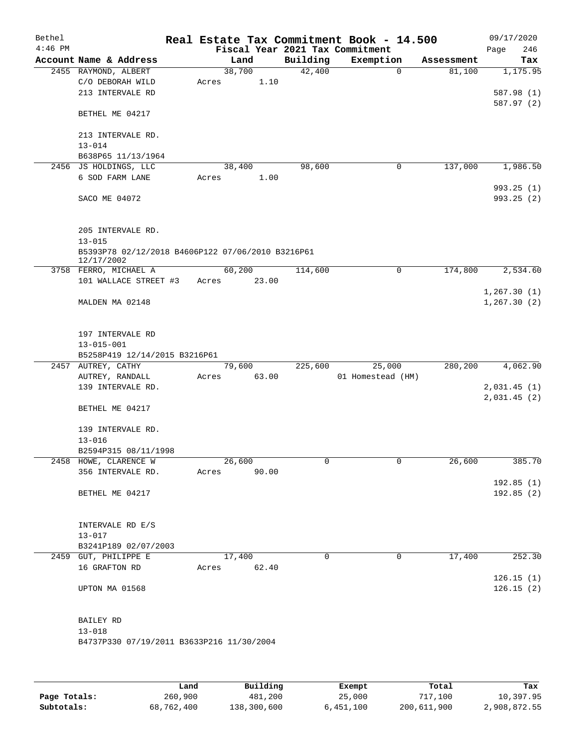# Real Estate Tax Commitment Book - 14.500

Bethel 4:46 PM — Fiscal Year 2021 Tax Commitment — 09/17/2020 Page 246

| Account Name & Address | Land | Building | Exemption | Assessment | Tax |
|---|---|---|---|---|---|
| 2455 RAYMOND, ALBERT | 38,700 | 42,400 | 0 | 81,100 | 1,175.95 |
| C/O DEBORAH WILD | Acres 1.10 | | | | |
| 213 INTERVALE RD | | | | | 587.98 (1) |
| | | | | | 587.97 (2) |
| BETHEL ME 04217 | | | | | |
| 213 INTERVALE RD. | | | | | |
| 13-014 | | | | | |
| B638P65 11/13/1964 | | | | | |
| 2456 JS HOLDINGS, LLC | 38,400 | 98,600 | 0 | 137,000 | 1,986.50 |
| 6 SOD FARM LANE | Acres 1.00 | | | | |
| | | | | | 993.25 (1) |
| SACO ME 04072 | | | | | 993.25 (2) |
| 205 INTERVALE RD. | | | | | |
| 13-015 | | | | | |
| B5393P78 02/12/2018 B4606P122 07/06/2010 B3216P61 12/17/2002 | | | | | |
| 3758 FERRO, MICHAEL A | 60,200 | 114,600 | 0 | 174,800 | 2,534.60 |
| 101 WALLACE STREET #3 | Acres 23.00 | | | | |
| | | | | | 1,267.30 (1) |
| MALDEN MA 02148 | | | | | 1,267.30 (2) |
| 197 INTERVALE RD | | | | | |
| 13-015-001 | | | | | |
| B5258P419 12/14/2015 B3216P61 | | | | | |
| 2457 AUTREY, CATHY | 79,600 | 225,600 | 25,000 | 280,200 | 4,062.90 |
| AUTREY, RANDALL | Acres 63.00 | | 01 Homestead (HM) | | |
| 139 INTERVALE RD. | | | | | 2,031.45 (1) |
| | | | | | 2,031.45 (2) |
| BETHEL ME 04217 | | | | | |
| 139 INTERVALE RD. | | | | | |
| 13-016 | | | | | |
| B2594P315 08/11/1998 | | | | | |
| 2458 HOWE, CLARENCE W | 26,600 | 0 | 0 | 26,600 | 385.70 |
| 356 INTERVALE RD. | Acres 90.00 | | | | |
| | | | | | 192.85 (1) |
| BETHEL ME 04217 | | | | | 192.85 (2) |
| INTERVALE RD E/S | | | | | |
| 13-017 | | | | | |
| B3241P189 02/07/2003 | | | | | |
| 2459 GUT, PHILIPPE E | 17,400 | 0 | 0 | 17,400 | 252.30 |
| 16 GRAFTON RD | Acres 62.40 | | | | |
| | | | | | 126.15 (1) |
| UPTON MA 01568 | | | | | 126.15 (2) |
| BAILEY RD | | | | | |
| 13-018 | | | | | |
| B4737P330 07/19/2011 B3633P216 11/30/2004 | | | | | |

| | Land | Building | Exempt | Total | Tax |
|---|---|---|---|---|---|
| Page Totals: | 260,900 | 481,200 | 25,000 | 717,100 | 10,397.95 |
| Subtotals: | 68,762,400 | 138,300,600 | 6,451,100 | 200,611,900 | 2,908,872.55 |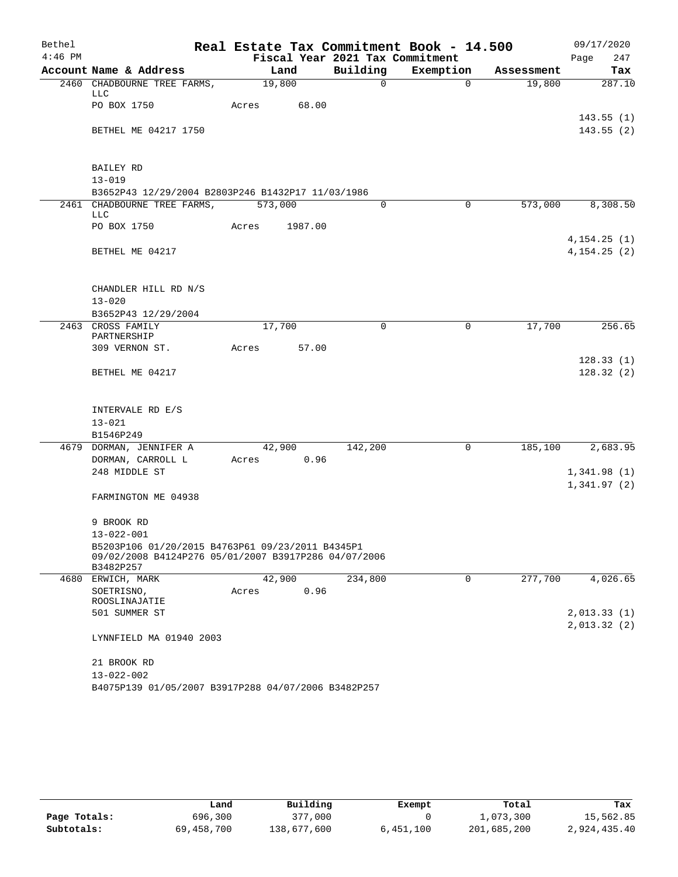Bethel 4:46 PM

# Real Estate Tax Commitment Book - 14.500

Fiscal Year 2021 Tax Commitment

09/17/2020 Page 247

| Account Name & Address | Land | Building | Exemption | Assessment | Tax |
|---|---|---|---|---|---|
| 2460 CHADBOURNE TREE FARMS, LLC | 19,800 | 0 | 0 | 19,800 | 287.10 |
| PO BOX 1750 | Acres 68.00 | | | | |
| | | | | | 143.55 (1) |
| BETHEL ME 04217 1750 | | | | | 143.55 (2) |
| BAILEY RD | | | | | |
| 13-019 | | | | | |
| B3652P43 12/29/2004 B2803P246 B1432P17 11/03/1986 | | | | | |
| 2461 CHADBOURNE TREE FARMS, LLC | 573,000 | 0 | 0 | 573,000 | 8,308.50 |
| PO BOX 1750 | Acres 1987.00 | | | | |
| | | | | | 4,154.25 (1) |
| BETHEL ME 04217 | | | | | 4,154.25 (2) |
| CHANDLER HILL RD N/S | | | | | |
| 13-020 | | | | | |
| B3652P43 12/29/2004 | | | | | |
| 2463 CROSS FAMILY PARTNERSHIP | 17,700 | 0 | 0 | 17,700 | 256.65 |
| 309 VERNON ST. | Acres 57.00 | | | | |
| | | | | | 128.33 (1) |
| BETHEL ME 04217 | | | | | 128.32 (2) |
| INTERVALE RD E/S | | | | | |
| 13-021 | | | | | |
| B1546P249 | | | | | |
| 4679 DORMAN, JENNIFER A | 42,900 | 142,200 | 0 | 185,100 | 2,683.95 |
| DORMAN, CARROLL L | Acres 0.96 | | | | |
| 248 MIDDLE ST | | | | | 1,341.98 (1) |
| | | | | | 1,341.97 (2) |
| FARMINGTON ME 04938 | | | | | |
| 9 BROOK RD | | | | | |
| 13-022-001 | | | | | |
| B5203P106 01/20/2015 B4763P61 09/23/2011 B4345P1 09/02/2008 B4124P276 05/01/2007 B3917P286 04/07/2006 B3482P257 | | | | | |
| 4680 ERWICH, MARK | 42,900 | 234,800 | 0 | 277,700 | 4,026.65 |
| SOETRISNO, ROOSLINAJATIE | Acres 0.96 | | | | |
| 501 SUMMER ST | | | | | 2,013.33 (1) |
| | | | | | 2,013.32 (2) |
| LYNNFIELD MA 01940 2003 | | | | | |
| 21 BROOK RD | | | | | |
| 13-022-002 | | | | | |
| B4075P139 01/05/2007 B3917P288 04/07/2006 B3482P257 | | | | | |

| | Land | Building | Exempt | Total | Tax |
|---|---|---|---|---|---|
| Page Totals: | 696,300 | 377,000 | 0 | 1,073,300 | 15,562.85 |
| Subtotals: | 69,458,700 | 138,677,600 | 6,451,100 | 201,685,200 | 2,924,435.40 |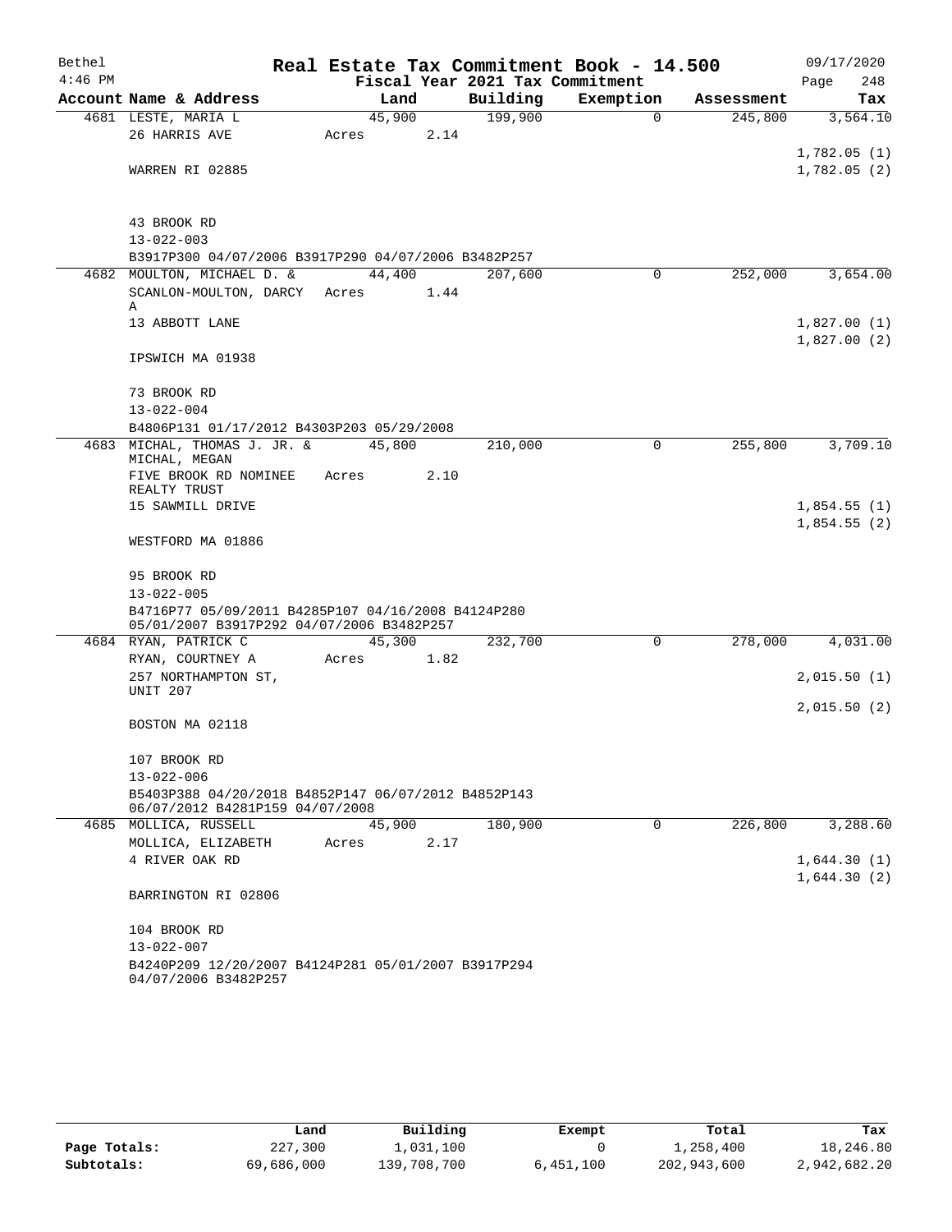Bethel 4:46 PM

# Real Estate Tax Commitment Book - 14.500

09/17/2020

Fiscal Year 2021 Tax Commitment

| Account Name & Address | Land | Building | Exemption | Assessment | Tax |
|---|---|---|---|---|---|
| 4681 LESTE, MARIA L | 45,900 | 199,900 | 0 | 245,800 | 3,564.10 |
| 26 HARRIS AVE | Acres 2.14 | | | | |
| | | | | | 1,782.05 (1) |
| WARREN RI 02885 | | | | | 1,782.05 (2) |
| 43 BROOK RD | | | | | |
| 13-022-003 | | | | | |
| B3917P300 04/07/2006 B3917P290 04/07/2006 B3482P257 | | | | | |
| 4682 MOULTON, MICHAEL D. & | 44,400 | 207,600 | 0 | 252,000 | 3,654.00 |
| SCANLON-MOULTON, DARCY A | Acres 1.44 | | | | |
| 13 ABBOTT LANE | | | | | 1,827.00 (1) |
| | | | | | 1,827.00 (2) |
| IPSWICH MA 01938 | | | | | |
| 73 BROOK RD | | | | | |
| 13-022-004 | | | | | |
| B4806P131 01/17/2012 B4303P203 05/29/2008 | | | | | |
| 4683 MICHAL, THOMAS J. JR. & MICHAL, MEGAN | 45,800 | 210,000 | 0 | 255,800 | 3,709.10 |
| FIVE BROOK RD NOMINEE REALTY TRUST | Acres 2.10 | | | | |
| 15 SAWMILL DRIVE | | | | | 1,854.55 (1) |
| | | | | | 1,854.55 (2) |
| WESTFORD MA 01886 | | | | | |
| 95 BROOK RD | | | | | |
| 13-022-005 | | | | | |
| B4716P77 05/09/2011 B4285P107 04/16/2008 B4124P280 05/01/2007 B3917P292 04/07/2006 B3482P257 | | | | | |
| 4684 RYAN, PATRICK C | 45,300 | 232,700 | 0 | 278,000 | 4,031.00 |
| RYAN, COURTNEY A | Acres 1.82 | | | | |
| 257 NORTHAMPTON ST, UNIT 207 | | | | | 2,015.50 (1) |
| | | | | | 2,015.50 (2) |
| BOSTON MA 02118 | | | | | |
| 107 BROOK RD | | | | | |
| 13-022-006 | | | | | |
| B5403P388 04/20/2018 B4852P147 06/07/2012 B4852P143 06/07/2012 B4281P159 04/07/2008 | | | | | |
| 4685 MOLLICA, RUSSELL | 45,900 | 180,900 | 0 | 226,800 | 3,288.60 |
| MOLLICA, ELIZABETH | Acres 2.17 | | | | |
| 4 RIVER OAK RD | | | | | 1,644.30 (1) |
| | | | | | 1,644.30 (2) |
| BARRINGTON RI 02806 | | | | | |
| 104 BROOK RD | | | | | |
| 13-022-007 | | | | | |
| B4240P209 12/20/2007 B4124P281 05/01/2007 B3917P294 04/07/2006 B3482P257 | | | | | |

| | Land | Building | Exempt | Total | Tax |
|---|---|---|---|---|---|
| Page Totals: | 227,300 | 1,031,100 | 0 | 1,258,400 | 18,246.80 |
| Subtotals: | 69,686,000 | 139,708,700 | 6,451,100 | 202,943,600 | 2,942,682.20 |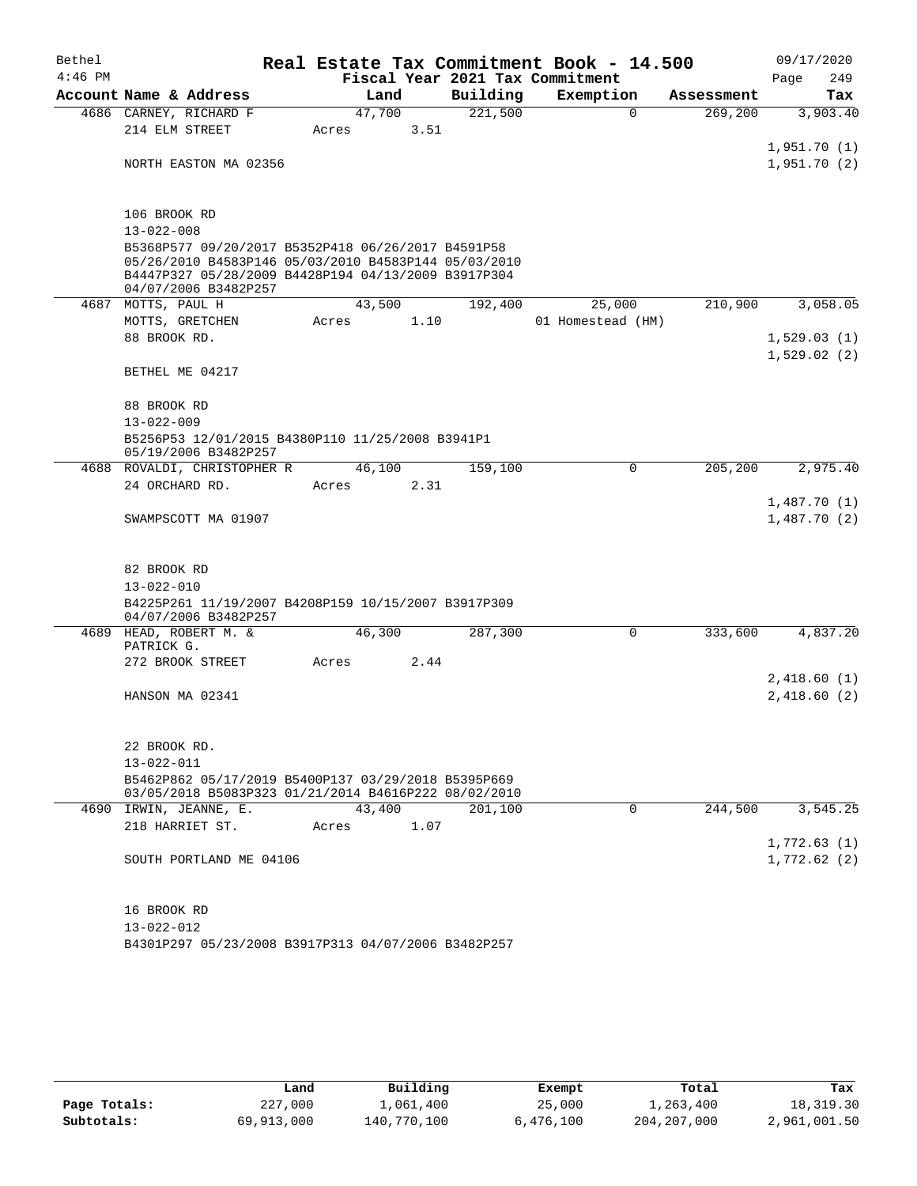Bethel 4:46 PM

# Real Estate Tax Commitment Book - 14.500

09/17/2020

Fiscal Year 2021 Tax Commitment

| Account Name & Address | Land | Building | Exemption | Assessment | Tax |
|---|---|---|---|---|---|
| 4686 CARNEY, RICHARD F | 47,700 | 221,500 | 0 | 269,200 | 3,903.40 |
| 214 ELM STREET | Acres 3.51 | | | | |
| | | | | | 1,951.70 (1) |
| NORTH EASTON MA 02356 | | | | | 1,951.70 (2) |
| 106 BROOK RD | | | | | |
| 13-022-008 | | | | | |
| B5368P577 09/20/2017 B5352P418 06/26/2017 B4591P58 05/26/2010 B4583P146 05/03/2010 B4583P144 05/03/2010 B4447P327 05/28/2009 B4428P194 04/13/2009 B3917P304 04/07/2006 B3482P257 | | | | | |
| 4687 MOTTS, PAUL H | 43,500 | 192,400 | 25,000 | 210,900 | 3,058.05 |
| MOTTS, GRETCHEN | Acres 1.10 | | 01 Homestead (HM) | | |
| 88 BROOK RD. | | | | | 1,529.03 (1) |
| | | | | | 1,529.02 (2) |
| BETHEL ME 04217 | | | | | |
| 88 BROOK RD | | | | | |
| 13-022-009 | | | | | |
| B5256P53 12/01/2015 B4380P110 11/25/2008 B3941P1 05/19/2006 B3482P257 | | | | | |
| 4688 ROVALDI, CHRISTOPHER R | 46,100 | 159,100 | 0 | 205,200 | 2,975.40 |
| 24 ORCHARD RD. | Acres 2.31 | | | | |
| | | | | | 1,487.70 (1) |
| SWAMPSCOTT MA 01907 | | | | | 1,487.70 (2) |
| 82 BROOK RD | | | | | |
| 13-022-010 | | | | | |
| B4225P261 11/19/2007 B4208P159 10/15/2007 B3917P309 04/07/2006 B3482P257 | | | | | |
| 4689 HEAD, ROBERT M. & PATRICK G. | 46,300 | 287,300 | 0 | 333,600 | 4,837.20 |
| 272 BROOK STREET | Acres 2.44 | | | | |
| | | | | | 2,418.60 (1) |
| HANSON MA 02341 | | | | | 2,418.60 (2) |
| 22 BROOK RD. | | | | | |
| 13-022-011 | | | | | |
| B5462P862 05/17/2019 B5400P137 03/29/2018 B5395P669 03/05/2018 B5083P323 01/21/2014 B4616P222 08/02/2010 | | | | | |
| 4690 IRWIN, JEANNE, E. | 43,400 | 201,100 | 0 | 244,500 | 3,545.25 |
| 218 HARRIET ST. | Acres 1.07 | | | | |
| | | | | | 1,772.63 (1) |
| SOUTH PORTLAND ME 04106 | | | | | 1,772.62 (2) |
| 16 BROOK RD | | | | | |
| 13-022-012 | | | | | |
| B4301P297 05/23/2008 B3917P313 04/07/2006 B3482P257 | | | | | |

| | Land | Building | Exempt | Total | Tax |
|---|---|---|---|---|---|
| Page Totals: | 227,000 | 1,061,400 | 25,000 | 1,263,400 | 18,319.30 |
| Subtotals: | 69,913,000 | 140,770,100 | 6,476,100 | 204,207,000 | 2,961,001.50 |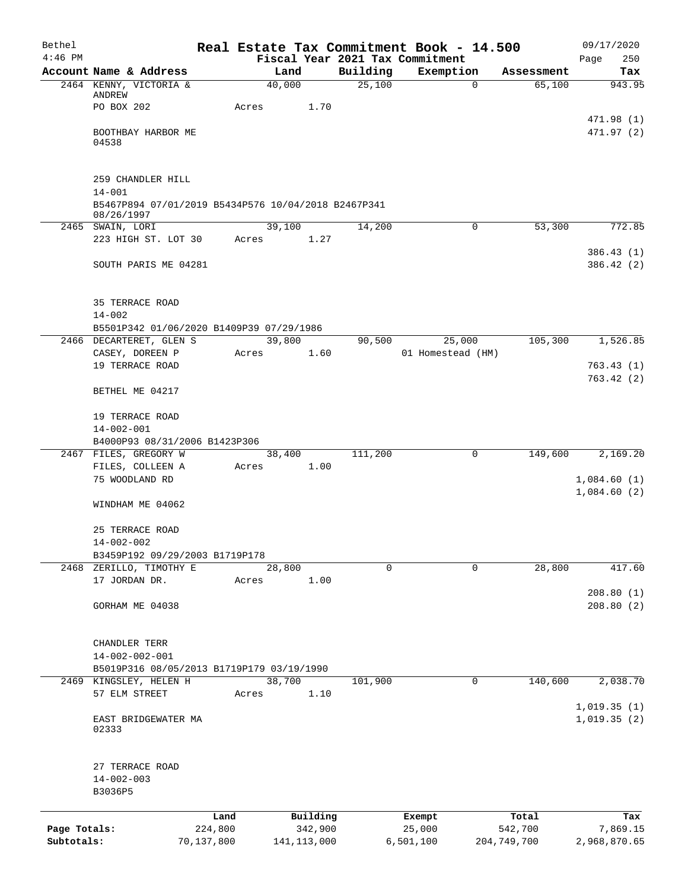Bethel 4:46 PM

# Real Estate Tax Commitment Book - 14.500

Fiscal Year 2021 Tax Commitment

09/17/2020 Page 250

| Account Name & Address | Land | Building | Exemption | Assessment | Tax |
|---|---|---|---|---|---|
| 2464 KENNY, VICTORIA & ANDREW | 40,000 | 25,100 | 0 | 65,100 | 943.95 |
| PO BOX 202 | Acres 1.70 | | | | |
| | | | | | 471.98 (1) |
| BOOTHBAY HARBOR ME 04538 | | | | | 471.97 (2) |
| 259 CHANDLER HILL | | | | | |
| 14-001 | | | | | |
| B5467P894 07/01/2019 B5434P576 10/04/2018 B2467P341 08/26/1997 | | | | | |
| 2465 SWAIN, LORI | 39,100 | 14,200 | 0 | 53,300 | 772.85 |
| 223 HIGH ST. LOT 30 | Acres 1.27 | | | | |
| | | | | | 386.43 (1) |
| SOUTH PARIS ME 04281 | | | | | 386.42 (2) |
| 35 TERRACE ROAD | | | | | |
| 14-002 | | | | | |
| B5501P342 01/06/2020 B1409P39 07/29/1986 | | | | | |
| 2466 DECARTERET, GLEN S | 39,800 | 90,500 | 25,000 | 105,300 | 1,526.85 |
| CASEY, DOREEN P | Acres 1.60 | | 01 Homestead (HM) | | |
| 19 TERRACE ROAD | | | | | 763.43 (1) |
| | | | | | 763.42 (2) |
| BETHEL ME 04217 | | | | | |
| 19 TERRACE ROAD | | | | | |
| 14-002-001 | | | | | |
| B4000P93 08/31/2006 B1423P306 | | | | | |
| 2467 FILES, GREGORY W | 38,400 | 111,200 | 0 | 149,600 | 2,169.20 |
| FILES, COLLEEN A | Acres 1.00 | | | | |
| 75 WOODLAND RD | | | | | 1,084.60 (1) |
| | | | | | 1,084.60 (2) |
| WINDHAM ME 04062 | | | | | |
| 25 TERRACE ROAD | | | | | |
| 14-002-002 | | | | | |
| B3459P192 09/29/2003 B1719P178 | | | | | |
| 2468 ZERILLO, TIMOTHY E | 28,800 | 0 | 0 | 28,800 | 417.60 |
| 17 JORDAN DR. | Acres 1.00 | | | | |
| | | | | | 208.80 (1) |
| GORHAM ME 04038 | | | | | 208.80 (2) |
| CHANDLER TERR | | | | | |
| 14-002-002-001 | | | | | |
| B5019P316 08/05/2013 B1719P179 03/19/1990 | | | | | |
| 2469 KINGSLEY, HELEN H | 38,700 | 101,900 | 0 | 140,600 | 2,038.70 |
| 57 ELM STREET | Acres 1.10 | | | | |
| | | | | | 1,019.35 (1) |
| EAST BRIDGEWATER MA 02333 | | | | | 1,019.35 (2) |
| 27 TERRACE ROAD | | | | | |
| 14-002-003 | | | | | |
| B3036P5 | | | | | |

| | Land | Building | Exempt | Total | Tax |
|---|---|---|---|---|---|
| Page Totals: | 224,800 | 342,900 | 25,000 | 542,700 | 7,869.15 |
| Subtotals: | 70,137,800 | 141,113,000 | 6,501,100 | 204,749,700 | 2,968,870.65 |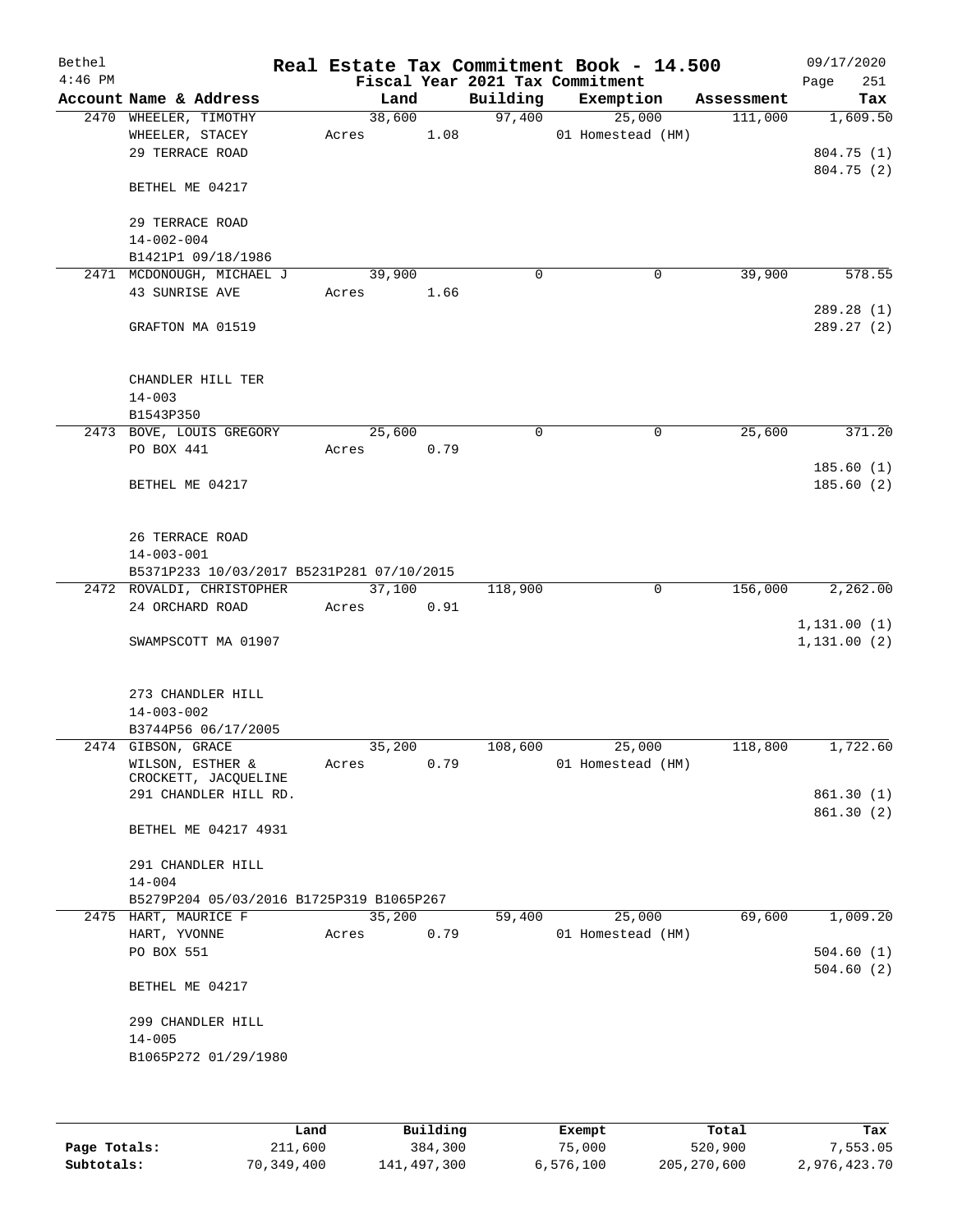Bethel
4:46 PM

# Real Estate Tax Commitment Book - 14.500

Fiscal Year 2021 Tax Commitment

09/17/2020
Page 251

| Account Name & Address | Land | Building | Exemption | Assessment | Tax |
|---|---|---|---|---|---|
| 2470 WHEELER, TIMOTHY<br>WHEELER, STACEY<br>29 TERRACE ROAD<br><br>BETHEL ME 04217<br><br>29 TERRACE ROAD<br>14-002-004<br>B1421P1 09/18/1986 | 38,600<br>Acres 1.08 | 97,400 | 25,000<br>01 Homestead (HM) | 111,000 | 1,609.50<br><br>804.75 (1)<br>804.75 (2) |
| 2471 MCDONOUGH, MICHAEL J<br>43 SUNRISE AVE<br><br>GRAFTON MA 01519<br><br>CHANDLER HILL TER<br>14-003<br>B1543P350 | 39,900<br>Acres 1.66 | 0 | 0 | 39,900 | 578.55<br><br>289.28 (1)<br>289.27 (2) |
| 2473 BOVE, LOUIS GREGORY<br>PO BOX 441<br><br>BETHEL ME 04217<br><br>26 TERRACE ROAD<br>14-003-001<br>B5371P233 10/03/2017 B5231P281 07/10/2015 | 25,600<br>Acres 0.79 | 0 | 0 | 25,600 | 371.20<br><br>185.60 (1)<br>185.60 (2) |
| 2472 ROVALDI, CHRISTOPHER<br>24 ORCHARD ROAD<br><br>SWAMPSCOTT MA 01907<br><br>273 CHANDLER HILL<br>14-003-002<br>B3744P56 06/17/2005 | 37,100<br>Acres 0.91 | 118,900 | 0 | 156,000 | 2,262.00<br><br>1,131.00 (1)<br>1,131.00 (2) |
| 2474 GIBSON, GRACE<br>WILSON, ESTHER &<br>CROCKETT, JACQUELINE<br>291 CHANDLER HILL RD.<br><br>BETHEL ME 04217 4931<br><br>291 CHANDLER HILL<br>14-004<br>B5279P204 05/03/2016 B1725P319 B1065P267 | 35,200<br>Acres 0.79 | 108,600 | 25,000<br>01 Homestead (HM) | 118,800 | 1,722.60<br><br>861.30 (1)<br>861.30 (2) |
| 2475 HART, MAURICE F<br>HART, YVONNE<br>PO BOX 551<br><br>BETHEL ME 04217<br><br>299 CHANDLER HILL<br>14-005<br>B1065P272 01/29/1980 | 35,200<br>Acres 0.79 | 59,400 | 25,000<br>01 Homestead (HM) | 69,600 | 1,009.20<br><br>504.60 (1)<br>504.60 (2) |

| | Land | Building | Exempt | Total | Tax |
|---|---|---|---|---|---|
| Page Totals: | 211,600 | 384,300 | 75,000 | 520,900 | 7,553.05 |
| Subtotals: | 70,349,400 | 141,497,300 | 6,576,100 | 205,270,600 | 2,976,423.70 |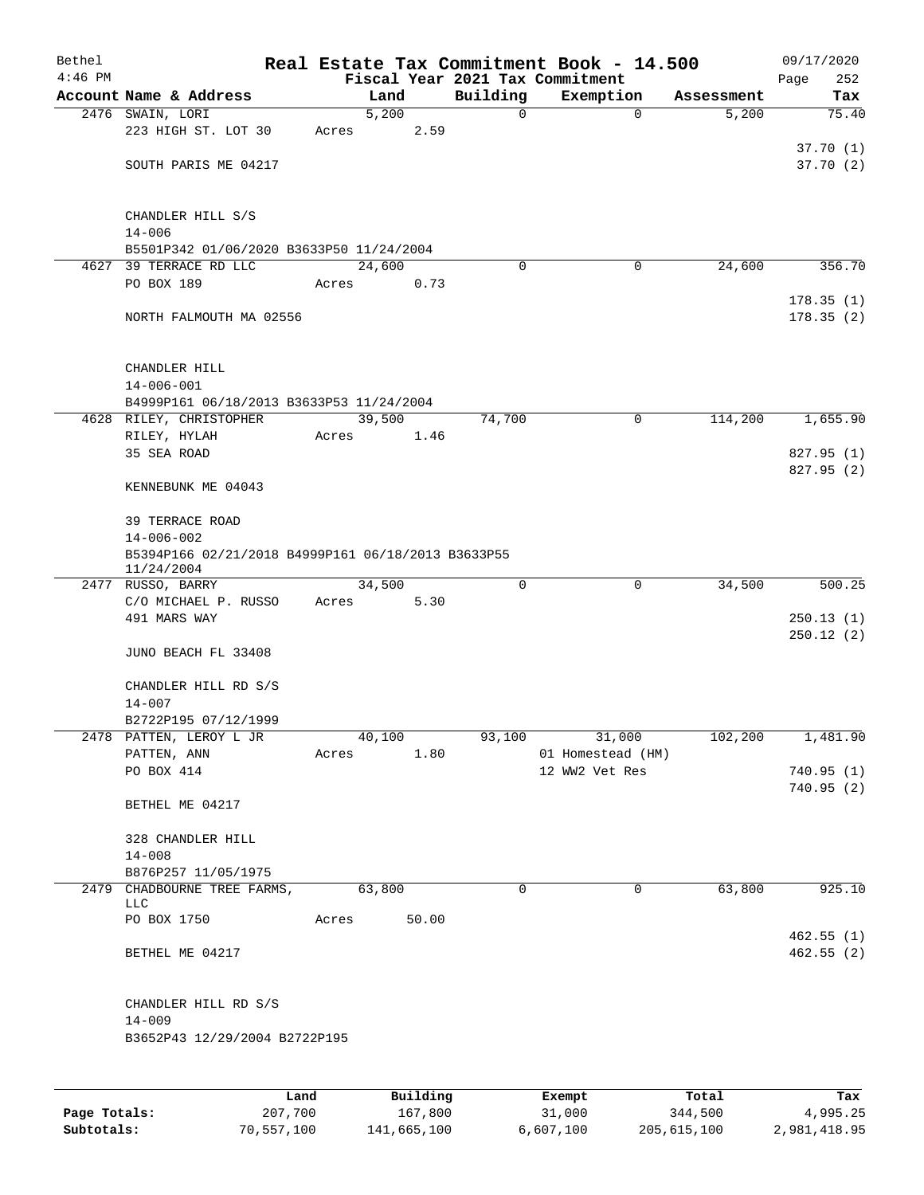Bethel 4:46 PM

# Real Estate Tax Commitment Book - 14.500

Fiscal Year 2021 Tax Commitment

09/17/2020 Page 252

| Account Name & Address | Land | Building | Exemption | Assessment | Tax |
|---|---|---|---|---|---|
| 2476 SWAIN, LORI | 5,200 | 0 | 0 | 5,200 | 75.40 |
| 223 HIGH ST. LOT 30 | Acres 2.59 | | | | |
| | | | | | 37.70 (1) |
| SOUTH PARIS ME 04217 | | | | | 37.70 (2) |
| CHANDLER HILL S/S | | | | | |
| 14-006 | | | | | |
| B5501P342 01/06/2020 B3633P50 11/24/2004 | | | | | |
| 4627 39 TERRACE RD LLC | 24,600 | 0 | 0 | 24,600 | 356.70 |
| PO BOX 189 | Acres 0.73 | | | | |
| | | | | | 178.35 (1) |
| NORTH FALMOUTH MA 02556 | | | | | 178.35 (2) |
| CHANDLER HILL | | | | | |
| 14-006-001 | | | | | |
| B4999P161 06/18/2013 B3633P53 11/24/2004 | | | | | |
| 4628 RILEY, CHRISTOPHER | 39,500 | 74,700 | 0 | 114,200 | 1,655.90 |
| RILEY, HYLAH | Acres 1.46 | | | | |
| 35 SEA ROAD | | | | | 827.95 (1) |
| | | | | | 827.95 (2) |
| KENNEBUNK ME 04043 | | | | | |
| 39 TERRACE ROAD | | | | | |
| 14-006-002 | | | | | |
| B5394P166 02/21/2018 B4999P161 06/18/2013 B3633P55 11/24/2004 | | | | | |
| 2477 RUSSO, BARRY | 34,500 | 0 | 0 | 34,500 | 500.25 |
| C/O MICHAEL P. RUSSO | Acres 5.30 | | | | |
| 491 MARS WAY | | | | | 250.13 (1) |
| | | | | | 250.12 (2) |
| JUNO BEACH FL 33408 | | | | | |
| CHANDLER HILL RD S/S | | | | | |
| 14-007 | | | | | |
| B2722P195 07/12/1999 | | | | | |
| 2478 PATTEN, LEROY L JR | 40,100 | 93,100 | 31,000 | 102,200 | 1,481.90 |
| PATTEN, ANN | Acres 1.80 | | 01 Homestead (HM) | | |
| PO BOX 414 | | | 12 WW2 Vet Res | | 740.95 (1) |
| | | | | | 740.95 (2) |
| BETHEL ME 04217 | | | | | |
| 328 CHANDLER HILL | | | | | |
| 14-008 | | | | | |
| B876P257 11/05/1975 | | | | | |
| 2479 CHADBOURNE TREE FARMS, LLC | 63,800 | 0 | 0 | 63,800 | 925.10 |
| PO BOX 1750 | Acres 50.00 | | | | |
| | | | | | 462.55 (1) |
| BETHEL ME 04217 | | | | | 462.55 (2) |
| CHANDLER HILL RD S/S | | | | | |
| 14-009 | | | | | |
| B3652P43 12/29/2004 B2722P195 | | | | | |

| | Land | Building | Exempt | Total | Tax |
|---|---|---|---|---|---|
| Page Totals: | 207,700 | 167,800 | 31,000 | 344,500 | 4,995.25 |
| Subtotals: | 70,557,100 | 141,665,100 | 6,607,100 | 205,615,100 | 2,981,418.95 |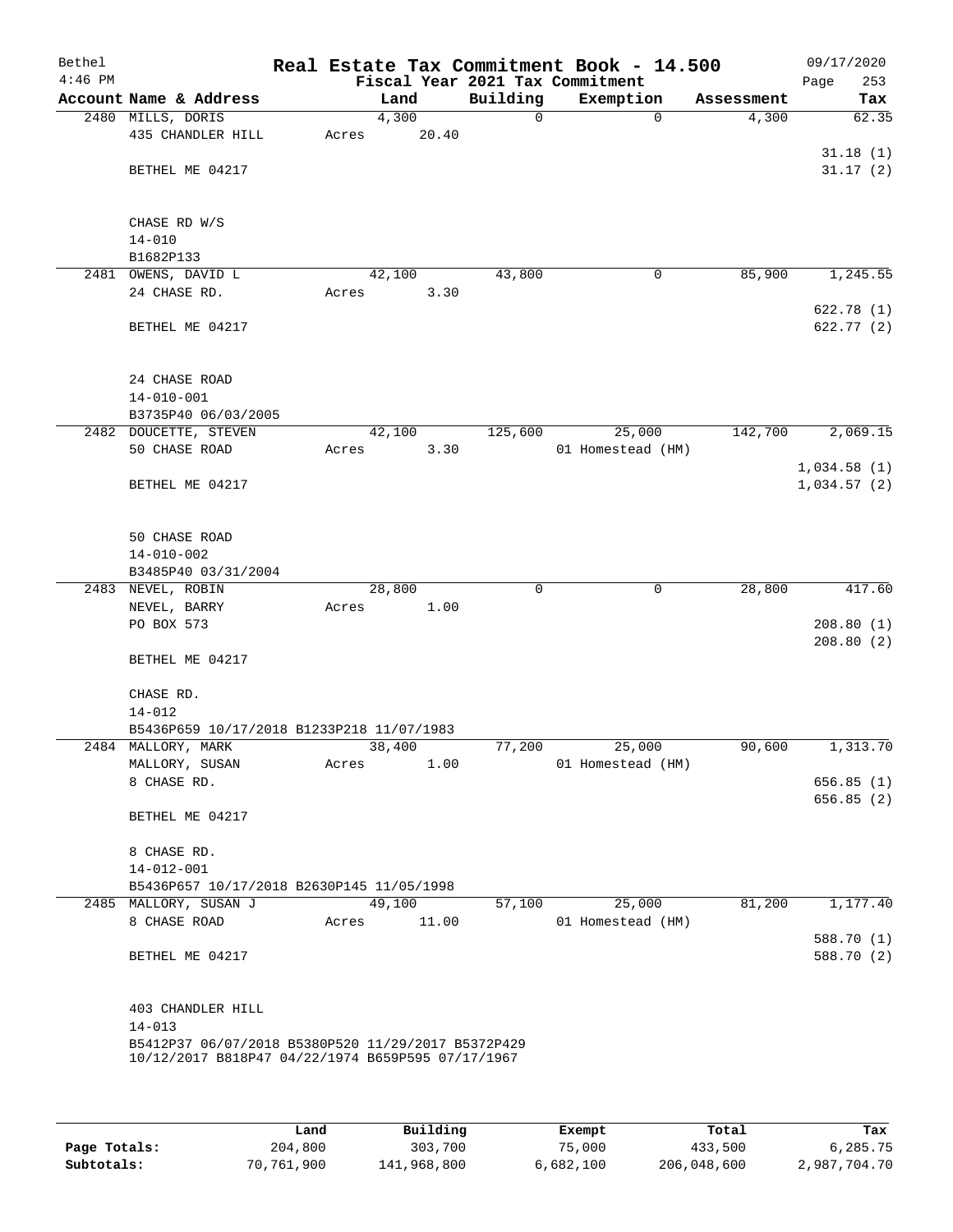Bethel 4:46 PM

# Real Estate Tax Commitment Book - 14.500

Fiscal Year 2021 Tax Commitment

09/17/2020

| Account Name & Address | Land | Building | Exemption | Assessment | Tax |
|---|---|---|---|---|---|
| 2480 MILLS, DORIS<br>435 CHANDLER HILL<br><br>BETHEL ME 04217<br><br>CHASE RD W/S<br>14-010<br>B1682P133 | 4,300<br>Acres 20.40 | 0 | 0 | 4,300 | 62.35<br><br>31.18 (1)<br>31.17 (2) |
| 2481 OWENS, DAVID L<br>24 CHASE RD.<br><br>BETHEL ME 04217<br><br>24 CHASE ROAD<br>14-010-001<br>B3735P40 06/03/2005 | 42,100<br>Acres 3.30 | 43,800 | 0 | 85,900 | 1,245.55<br><br>622.78 (1)<br>622.77 (2) |
| 2482 DOUCETTE, STEVEN<br>50 CHASE ROAD<br><br>BETHEL ME 04217<br><br>50 CHASE ROAD<br>14-010-002<br>B3485P40 03/31/2004 | 42,100<br>Acres 3.30 | 125,600 | 25,000<br>01 Homestead (HM) | 142,700 | 2,069.15<br><br>1,034.58 (1)<br>1,034.57 (2) |
| 2483 NEVEL, ROBIN<br>NEVEL, BARRY<br>PO BOX 573<br><br>BETHEL ME 04217<br><br>CHASE RD.<br>14-012<br>B5436P659 10/17/2018 B1233P218 11/07/1983 | 28,800<br>Acres 1.00 | 0 | 0 | 28,800 | 417.60<br><br>208.80 (1)<br>208.80 (2) |
| 2484 MALLORY, MARK<br>MALLORY, SUSAN<br>8 CHASE RD.<br><br>BETHEL ME 04217<br><br>8 CHASE RD.<br>14-012-001<br>B5436P657 10/17/2018 B2630P145 11/05/1998 | 38,400<br>Acres 1.00 | 77,200 | 25,000<br>01 Homestead (HM) | 90,600 | 1,313.70<br><br>656.85 (1)<br>656.85 (2) |
| 2485 MALLORY, SUSAN J<br>8 CHASE ROAD<br><br>BETHEL ME 04217<br><br>403 CHANDLER HILL<br>14-013<br>B5412P37 06/07/2018 B5380P520 11/29/2017 B5372P429 10/12/2017 B818P47 04/22/1974 B659P595 07/17/1967 | 49,100<br>Acres 11.00 | 57,100 | 25,000<br>01 Homestead (HM) | 81,200 | 1,177.40<br><br>588.70 (1)<br>588.70 (2) |

| | Land | Building | Exempt | Total | Tax |
|---|---|---|---|---|---|
| **Page Totals:** | 204,800 | 303,700 | 75,000 | 433,500 | 6,285.75 |
| **Subtotals:** | 70,761,900 | 141,968,800 | 6,682,100 | 206,048,600 | 2,987,704.70 |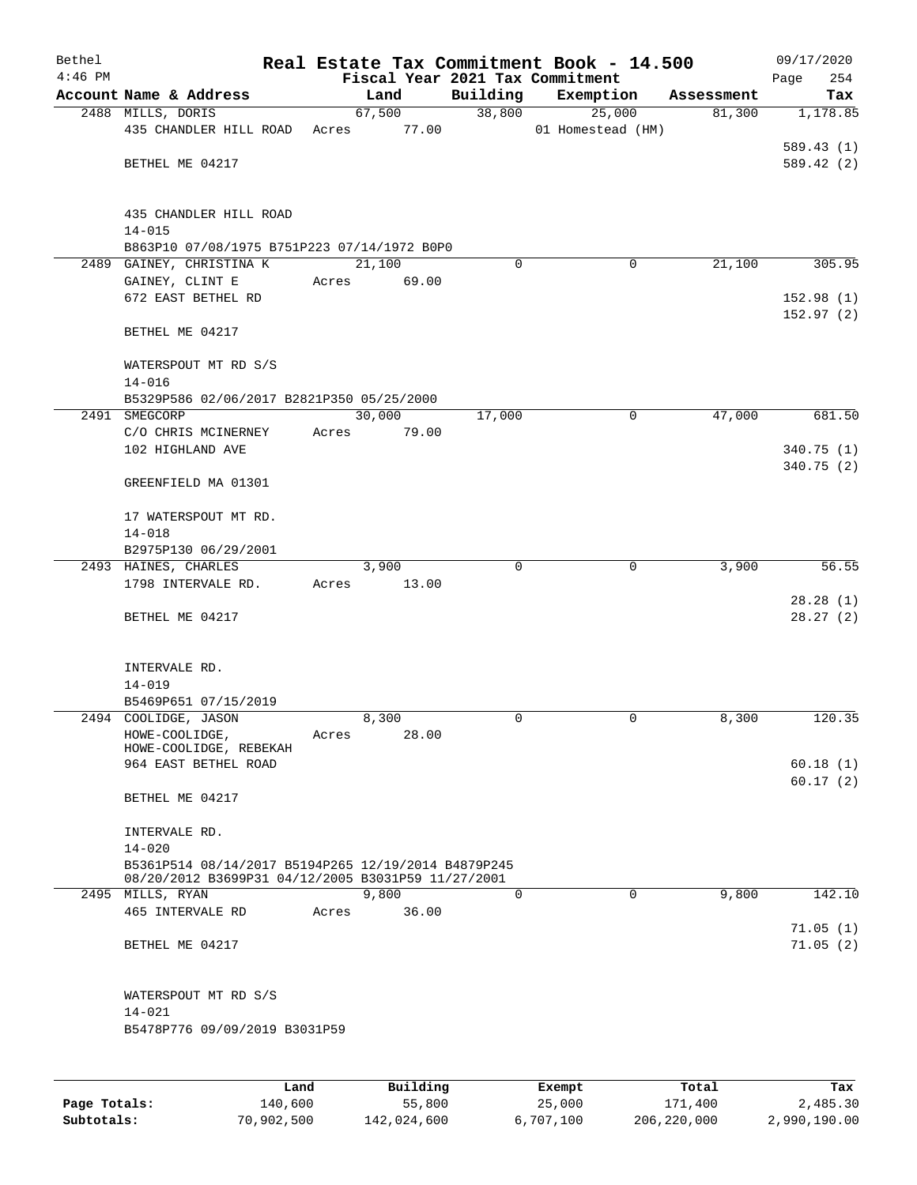Bethel 4:46 PM

# Real Estate Tax Commitment Book - 14.500

Fiscal Year 2021 Tax Commitment

09/17/2020

| Account Name & Address | Land | Building | Exemption | Assessment | Tax |
|---|---|---|---|---|---|
| 2488 MILLS, DORIS<br>435 CHANDLER HILL ROAD<br><br>BETHEL ME 04217<br><br>435 CHANDLER HILL ROAD<br>14-015<br>B863P10 07/08/1975 B751P223 07/14/1972 B0P0 | 67,500<br>Acres 77.00 | 38,800 | 25,000<br>01 Homestead (HM) | 81,300 | 1,178.85<br><br>589.43 (1)<br>589.42 (2) |
| 2489 GAINEY, CHRISTINA K<br>GAINEY, CLINT E<br>672 EAST BETHEL RD<br><br>BETHEL ME 04217<br><br>WATERSPOUT MT RD S/S<br>14-016<br>B5329P586 02/06/2017 B2821P350 05/25/2000 | 21,100<br>Acres 69.00 | 0 | 0 | 21,100 | 305.95<br><br>152.98 (1)<br>152.97 (2) |
| 2491 SMEGCORP<br>C/O CHRIS MCINERNEY<br>102 HIGHLAND AVE<br><br>GREENFIELD MA 01301<br><br>17 WATERSPOUT MT RD.<br>14-018<br>B2975P130 06/29/2001 | 30,000<br>Acres 79.00 | 17,000 | 0 | 47,000 | 681.50<br><br>340.75 (1)<br>340.75 (2) |
| 2493 HAINES, CHARLES<br>1798 INTERVALE RD.<br><br>BETHEL ME 04217<br><br>INTERVALE RD.<br>14-019<br>B5469P651 07/15/2019 | 3,900<br>Acres 13.00 | 0 | 0 | 3,900 | 56.55<br><br>28.28 (1)<br>28.27 (2) |
| 2494 COOLIDGE, JASON<br>HOWE-COOLIDGE,<br>HOWE-COOLIDGE, REBEKAH<br>964 EAST BETHEL ROAD<br><br>BETHEL ME 04217<br><br>INTERVALE RD.<br>14-020<br>B5361P514 08/14/2017 B5194P265 12/19/2014 B4879P245 08/20/2012 B3699P31 04/12/2005 B3031P59 11/27/2001 | 8,300<br>Acres 28.00 | 0 | 0 | 8,300 | 120.35<br><br>60.18 (1)<br>60.17 (2) |
| 2495 MILLS, RYAN<br>465 INTERVALE RD<br><br>BETHEL ME 04217<br><br>WATERSPOUT MT RD S/S<br>14-021<br>B5478P776 09/09/2019 B3031P59 | 9,800<br>Acres 36.00 | 0 | 0 | 9,800 | 142.10<br><br>71.05 (1)<br>71.05 (2) |

| | Land | Building | Exempt | Total | Tax |
|---|---|---|---|---|---|
| Page Totals: | 140,600 | 55,800 | 25,000 | 171,400 | 2,485.30 |
| Subtotals: | 70,902,500 | 142,024,600 | 6,707,100 | 206,220,000 | 2,990,190.00 |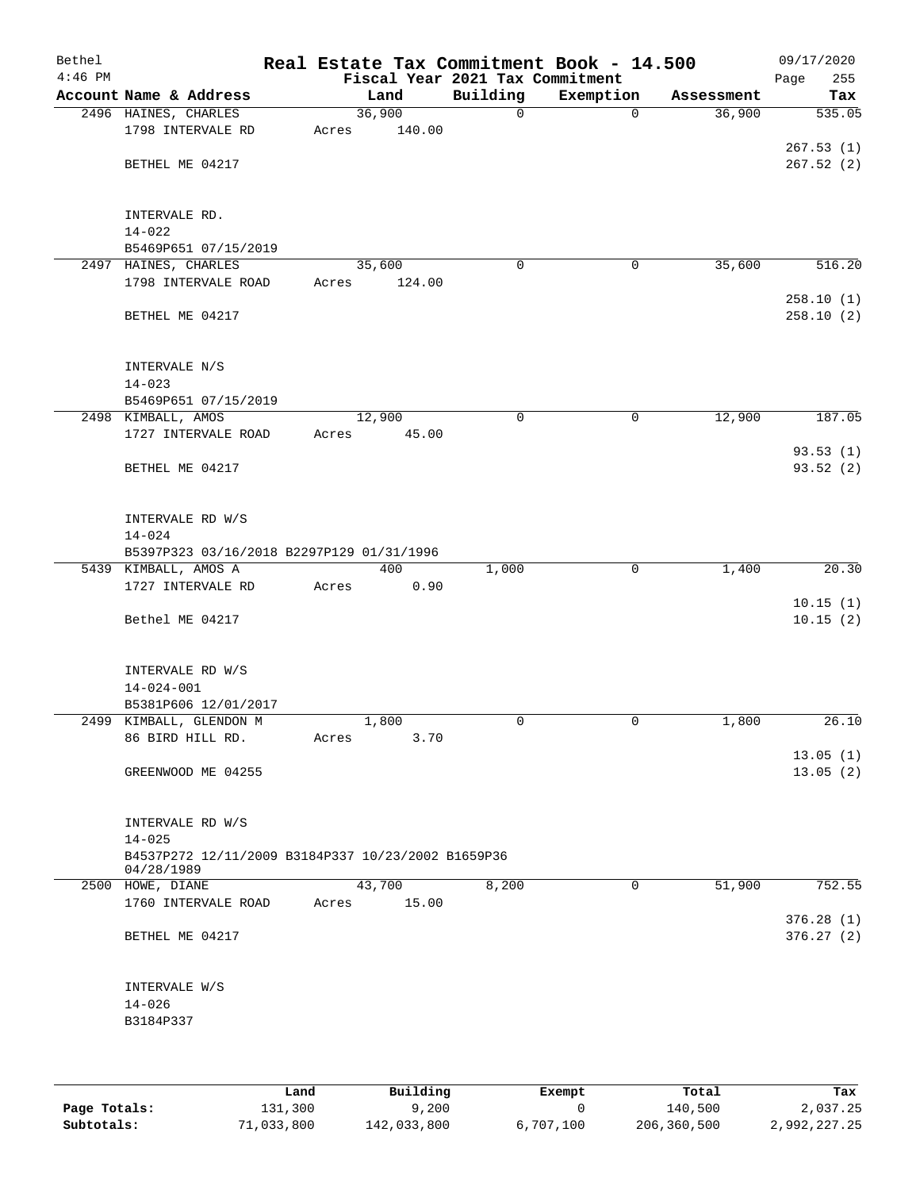# Real Estate Tax Commitment Book - 14.500

Bethel
4:46 PM

Fiscal Year 2021 Tax Commitment

09/17/2020
Page 255

| Account Name & Address | Land | Building | Exemption | Assessment | Tax |
|---|---|---|---|---|---|
| 2496 HAINES, CHARLES<br>1798 INTERVALE RD<br><br>BETHEL ME 04217<br><br>INTERVALE RD.<br>14-022<br>B5469P651 07/15/2019 | 36,900<br>Acres 140.00 | 0 | 0 | 36,900 | 535.05<br><br>267.53 (1)<br>267.52 (2) |
| 2497 HAINES, CHARLES<br>1798 INTERVALE ROAD<br><br>BETHEL ME 04217<br><br>INTERVALE N/S<br>14-023<br>B5469P651 07/15/2019 | 35,600<br>Acres 124.00 | 0 | 0 | 35,600 | 516.20<br><br>258.10 (1)<br>258.10 (2) |
| 2498 KIMBALL, AMOS<br>1727 INTERVALE ROAD<br><br>BETHEL ME 04217<br><br>INTERVALE RD W/S<br>14-024<br>B5397P323 03/16/2018 B2297P129 01/31/1996 | 12,900<br>Acres 45.00 | 0 | 0 | 12,900 | 187.05<br><br>93.53 (1)<br>93.52 (2) |
| 5439 KIMBALL, AMOS A<br>1727 INTERVALE RD<br><br>Bethel ME 04217<br><br>INTERVALE RD W/S<br>14-024-001<br>B5381P606 12/01/2017 | 400<br>Acres 0.90 | 1,000 | 0 | 1,400 | 20.30<br><br>10.15 (1)<br>10.15 (2) |
| 2499 KIMBALL, GLENDON M<br>86 BIRD HILL RD.<br><br>GREENWOOD ME 04255<br><br>INTERVALE RD W/S<br>14-025<br>B4537P272 12/11/2009 B3184P337 10/23/2002 B1659P36 04/28/1989 | 1,800<br>Acres 3.70 | 0 | 0 | 1,800 | 26.10<br><br>13.05 (1)<br>13.05 (2) |
| 2500 HOWE, DIANE<br>1760 INTERVALE ROAD<br><br>BETHEL ME 04217<br><br>INTERVALE W/S<br>14-026<br>B3184P337 | 43,700<br>Acres 15.00 | 8,200 | 0 | 51,900 | 752.55<br><br>376.28 (1)<br>376.27 (2) |

| | Land | Building | Exempt | Total | Tax |
|---|---|---|---|---|---|
| Page Totals: | 131,300 | 9,200 | 0 | 140,500 | 2,037.25 |
| Subtotals: | 71,033,800 | 142,033,800 | 6,707,100 | 206,360,500 | 2,992,227.25 |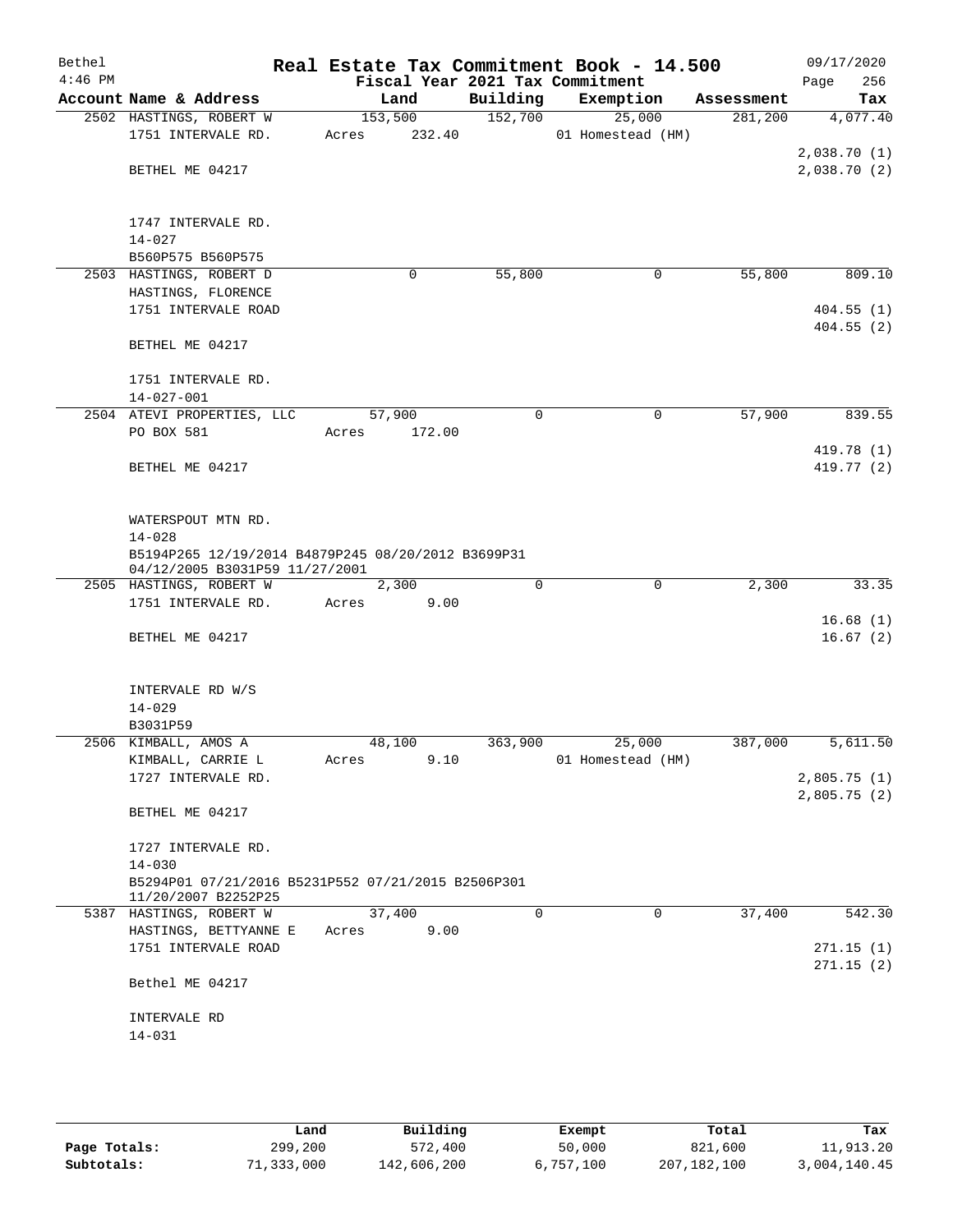# Real Estate Tax Commitment Book - 14.500

Bethel
4:46 PM

Fiscal Year 2021 Tax Commitment

09/17/2020

| Account Name & Address | Land | Building | Exemption | Assessment | Tax |
|---|---|---|---|---|---|
| 2502 HASTINGS, ROBERT W | 153,500 | 152,700 | 25,000 | 281,200 | 4,077.40 |
| 1751 INTERVALE RD. | Acres 232.40 | | 01 Homestead (HM) | | |
| | | | | | 2,038.70 (1) |
| BETHEL ME 04217 | | | | | 2,038.70 (2) |
| 1747 INTERVALE RD. | | | | | |
| 14-027 | | | | | |
| B560P575 B560P575 | | | | | |
| 2503 HASTINGS, ROBERT D | 0 | 55,800 | 0 | 55,800 | 809.10 |
| HASTINGS, FLORENCE | | | | | |
| 1751 INTERVALE ROAD | | | | | 404.55 (1) |
| | | | | | 404.55 (2) |
| BETHEL ME 04217 | | | | | |
| 1751 INTERVALE RD. | | | | | |
| 14-027-001 | | | | | |
| 2504 ATEVI PROPERTIES, LLC | 57,900 | 0 | 0 | 57,900 | 839.55 |
| PO BOX 581 | Acres 172.00 | | | | |
| | | | | | 419.78 (1) |
| BETHEL ME 04217 | | | | | 419.77 (2) |
| WATERSPOUT MTN RD. | | | | | |
| 14-028 | | | | | |
| B5194P265 12/19/2014 B4879P245 08/20/2012 B3699P31 04/12/2005 B3031P59 11/27/2001 | | | | | |
| 2505 HASTINGS, ROBERT W | 2,300 | 0 | 0 | 2,300 | 33.35 |
| 1751 INTERVALE RD. | Acres 9.00 | | | | |
| | | | | | 16.68 (1) |
| BETHEL ME 04217 | | | | | 16.67 (2) |
| INTERVALE RD W/S | | | | | |
| 14-029 | | | | | |
| B3031P59 | | | | | |
| 2506 KIMBALL, AMOS A | 48,100 | 363,900 | 25,000 | 387,000 | 5,611.50 |
| KIMBALL, CARRIE L | Acres 9.10 | | 01 Homestead (HM) | | |
| 1727 INTERVALE RD. | | | | | 2,805.75 (1) |
| | | | | | 2,805.75 (2) |
| BETHEL ME 04217 | | | | | |
| 1727 INTERVALE RD. | | | | | |
| 14-030 | | | | | |
| B5294P01 07/21/2016 B5231P552 07/21/2015 B2506P301 11/20/2007 B2252P25 | | | | | |
| 5387 HASTINGS, ROBERT W | 37,400 | 0 | 0 | 37,400 | 542.30 |
| HASTINGS, BETTYANNE E | Acres 9.00 | | | | |
| 1751 INTERVALE ROAD | | | | | 271.15 (1) |
| | | | | | 271.15 (2) |
| Bethel ME 04217 | | | | | |
| INTERVALE RD | | | | | |
| 14-031 | | | | | |

| | Land | Building | Exempt | Total | Tax |
|---|---|---|---|---|---|
| Page Totals: | 299,200 | 572,400 | 50,000 | 821,600 | 11,913.20 |
| Subtotals: | 71,333,000 | 142,606,200 | 6,757,100 | 207,182,100 | 3,004,140.45 |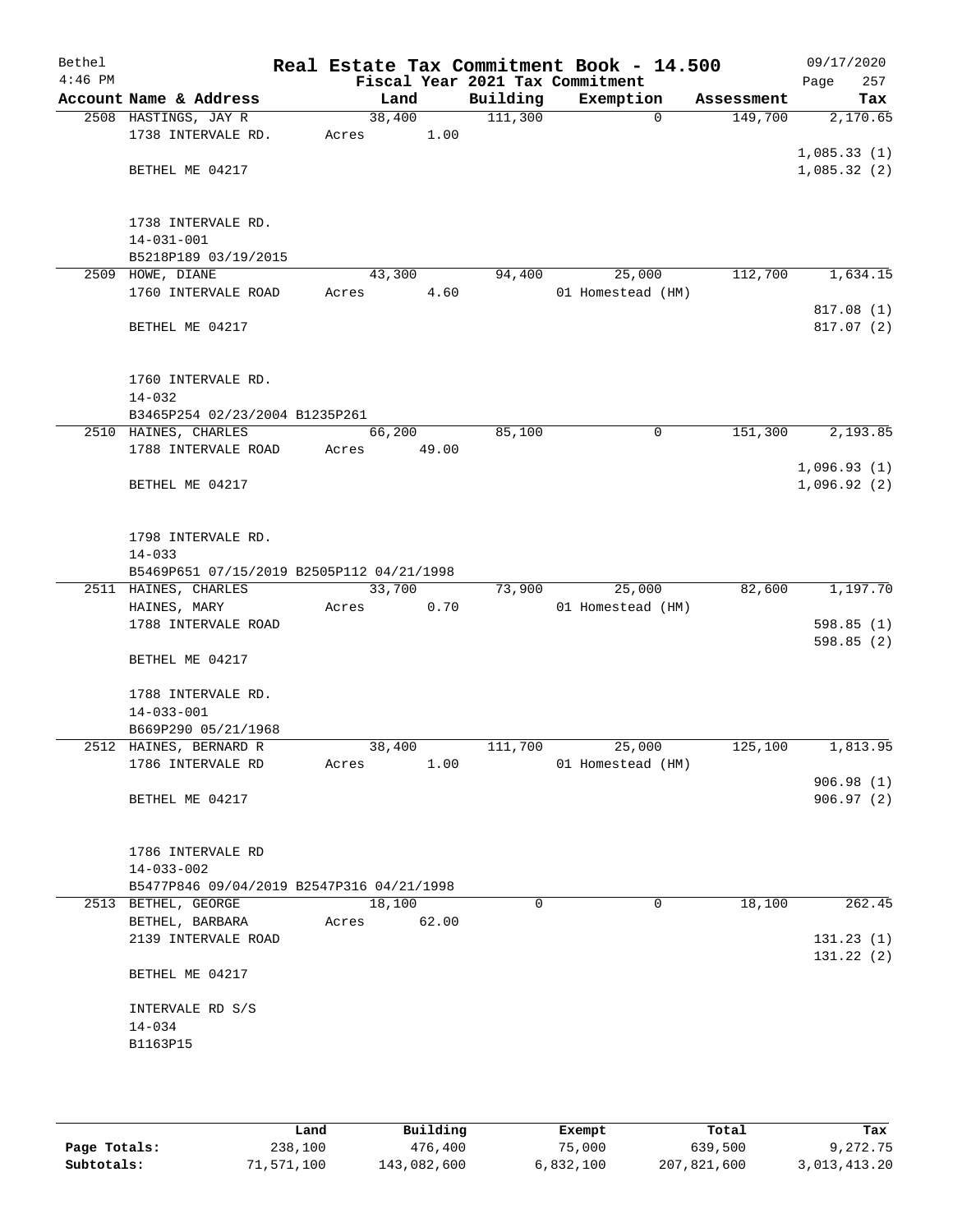Bethel 4:46 PM

# Real Estate Tax Commitment Book - 14.500

Fiscal Year 2021 Tax Commitment

09/17/2020 Page 257

| Account Name & Address | Land | Building | Exemption | Assessment | Tax |
|---|---|---|---|---|---|
| 2508 HASTINGS, JAY R<br>1738 INTERVALE RD.<br><br>BETHEL ME 04217<br><br>1738 INTERVALE RD.<br>14-031-001<br>B5218P189 03/19/2015 | 38,400<br>Acres 1.00 | 111,300 | 0 | 149,700 | 2,170.65<br><br>1,085.33 (1)<br>1,085.32 (2) |
| 2509 HOWE, DIANE<br>1760 INTERVALE ROAD<br><br>BETHEL ME 04217<br><br>1760 INTERVALE RD.<br>14-032<br>B3465P254 02/23/2004 B1235P261 | 43,300<br>Acres 4.60 | 94,400 | 25,000<br>01 Homestead (HM) | 112,700 | 1,634.15<br><br>817.08 (1)<br>817.07 (2) |
| 2510 HAINES, CHARLES<br>1788 INTERVALE ROAD<br><br>BETHEL ME 04217<br><br>1798 INTERVALE RD.<br>14-033<br>B5469P651 07/15/2019 B2505P112 04/21/1998 | 66,200<br>Acres 49.00 | 85,100 | 0 | 151,300 | 2,193.85<br><br>1,096.93 (1)<br>1,096.92 (2) |
| 2511 HAINES, CHARLES<br>HAINES, MARY<br>1788 INTERVALE ROAD<br><br>BETHEL ME 04217<br><br>1788 INTERVALE RD.<br>14-033-001<br>B669P290 05/21/1968 | 33,700<br>Acres 0.70 | 73,900 | 25,000<br>01 Homestead (HM) | 82,600 | 1,197.70<br><br>598.85 (1)<br>598.85 (2) |
| 2512 HAINES, BERNARD R<br>1786 INTERVALE RD<br><br>BETHEL ME 04217<br><br>1786 INTERVALE RD<br>14-033-002<br>B5477P846 09/04/2019 B2547P316 04/21/1998 | 38,400<br>Acres 1.00 | 111,700 | 25,000<br>01 Homestead (HM) | 125,100 | 1,813.95<br><br>906.98 (1)<br>906.97 (2) |
| 2513 BETHEL, GEORGE<br>BETHEL, BARBARA<br>2139 INTERVALE ROAD<br><br>BETHEL ME 04217<br><br>INTERVALE RD S/S<br>14-034<br>B1163P15 | 18,100<br>Acres 62.00 | 0 | 0 | 18,100 | 262.45<br><br>131.23 (1)<br>131.22 (2) |

| | Land | Building | Exempt | Total | Tax |
|---|---|---|---|---|---|
| Page Totals: | 238,100 | 476,400 | 75,000 | 639,500 | 9,272.75 |
| Subtotals: | 71,571,100 | 143,082,600 | 6,832,100 | 207,821,600 | 3,013,413.20 |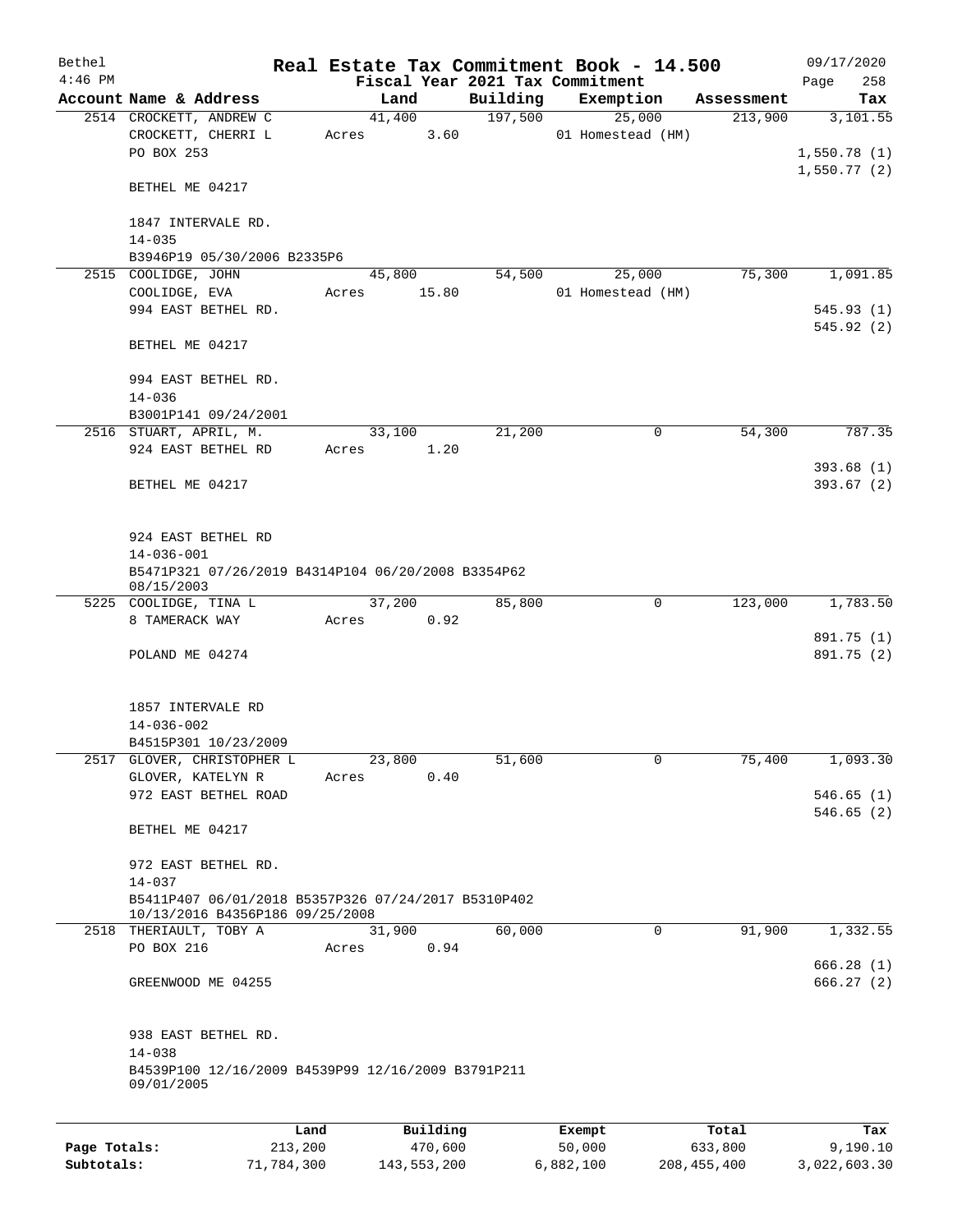Bethel
4:46 PM

# Real Estate Tax Commitment Book - 14.500

09/17/2020

Fiscal Year 2021 Tax Commitment

| Account Name & Address | Land | Building | Exemption | Assessment | Tax |
|---|---|---|---|---|---|
| 2514 CROCKETT, ANDREW C | 41,400 | 197,500 | 25,000 | 213,900 | 3,101.55 |
| CROCKETT, CHERRI L | Acres 3.60 | | 01 Homestead (HM) | | |
| PO BOX 253 | | | | | 1,550.78 (1) |
| | | | | | 1,550.77 (2) |
| BETHEL ME 04217 | | | | | |
| 1847 INTERVALE RD. | | | | | |
| 14-035 | | | | | |
| B3946P19 05/30/2006 B2335P6 | | | | | |
| 2515 COOLIDGE, JOHN | 45,800 | 54,500 | 25,000 | 75,300 | 1,091.85 |
| COOLIDGE, EVA | Acres 15.80 | | 01 Homestead (HM) | | |
| 994 EAST BETHEL RD. | | | | | 545.93 (1) |
| | | | | | 545.92 (2) |
| BETHEL ME 04217 | | | | | |
| 994 EAST BETHEL RD. | | | | | |
| 14-036 | | | | | |
| B3001P141 09/24/2001 | | | | | |
| 2516 STUART, APRIL, M. | 33,100 | 21,200 | 0 | 54,300 | 787.35 |
| 924 EAST BETHEL RD | Acres 1.20 | | | | |
| | | | | | 393.68 (1) |
| BETHEL ME 04217 | | | | | 393.67 (2) |
| 924 EAST BETHEL RD | | | | | |
| 14-036-001 | | | | | |
| B5471P321 07/26/2019 B4314P104 06/20/2008 B3354P62 08/15/2003 | | | | | |
| 5225 COOLIDGE, TINA L | 37,200 | 85,800 | 0 | 123,000 | 1,783.50 |
| 8 TAMERACK WAY | Acres 0.92 | | | | |
| | | | | | 891.75 (1) |
| POLAND ME 04274 | | | | | 891.75 (2) |
| 1857 INTERVALE RD | | | | | |
| 14-036-002 | | | | | |
| B4515P301 10/23/2009 | | | | | |
| 2517 GLOVER, CHRISTOPHER L | 23,800 | 51,600 | 0 | 75,400 | 1,093.30 |
| GLOVER, KATELYN R | Acres 0.40 | | | | |
| 972 EAST BETHEL ROAD | | | | | 546.65 (1) |
| | | | | | 546.65 (2) |
| BETHEL ME 04217 | | | | | |
| 972 EAST BETHEL RD. | | | | | |
| 14-037 | | | | | |
| B5411P407 06/01/2018 B5357P326 07/24/2017 B5310P402 10/13/2016 B4356P186 09/25/2008 | | | | | |
| 2518 THERIAULT, TOBY A | 31,900 | 60,000 | 0 | 91,900 | 1,332.55 |
| PO BOX 216 | Acres 0.94 | | | | |
| | | | | | 666.28 (1) |
| GREENWOOD ME 04255 | | | | | 666.27 (2) |
| 938 EAST BETHEL RD. | | | | | |
| 14-038 | | | | | |
| B4539P100 12/16/2009 B4539P99 12/16/2009 B3791P211 09/01/2005 | | | | | |

| | Land | Building | Exempt | Total | Tax |
|---|---|---|---|---|---|
| Page Totals: | 213,200 | 470,600 | 50,000 | 633,800 | 9,190.10 |
| Subtotals: | 71,784,300 | 143,553,200 | 6,882,100 | 208,455,400 | 3,022,603.30 |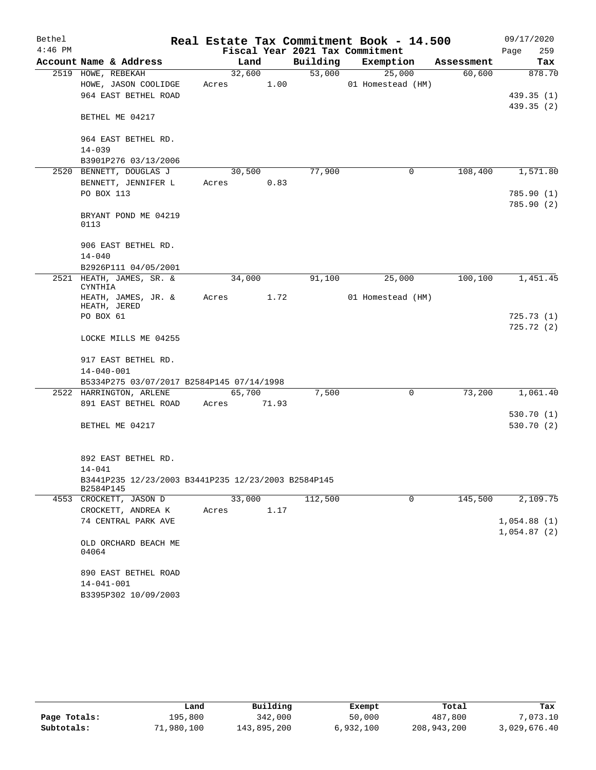# Real Estate Tax Commitment Book - 14.500

Bethel
4:46 PM

Fiscal Year 2021 Tax Commitment

09/17/2020

| Account Name & Address | Land | Building | Exemption | Assessment | Tax |
|---|---|---|---|---|---|
| 2519 HOWE, REBEKAH | 32,600 | 53,000 | 25,000 | 60,600 | 878.70 |
| HOWE, JASON COOLIDGE | Acres 1.00 | | 01 Homestead (HM) | | |
| 964 EAST BETHEL ROAD | | | | | 439.35 (1) |
| | | | | | 439.35 (2) |
| BETHEL ME 04217 | | | | | |
| 964 EAST BETHEL RD. | | | | | |
| 14-039 | | | | | |
| B3901P276 03/13/2006 | | | | | |
| 2520 BENNETT, DOUGLAS J | 30,500 | 77,900 | 0 | 108,400 | 1,571.80 |
| BENNETT, JENNIFER L | Acres 0.83 | | | | |
| PO BOX 113 | | | | | 785.90 (1) |
| | | | | | 785.90 (2) |
| BRYANT POND ME 04219 0113 | | | | | |
| 906 EAST BETHEL RD. | | | | | |
| 14-040 | | | | | |
| B2926P111 04/05/2001 | | | | | |
| 2521 HEATH, JAMES, SR. & CYNTHIA | 34,000 | 91,100 | 25,000 | 100,100 | 1,451.45 |
| HEATH, JAMES, JR. & HEATH, JERED | Acres 1.72 | | 01 Homestead (HM) | | |
| PO BOX 61 | | | | | 725.73 (1) |
| | | | | | 725.72 (2) |
| LOCKE MILLS ME 04255 | | | | | |
| 917 EAST BETHEL RD. | | | | | |
| 14-040-001 | | | | | |
| B5334P275 03/07/2017 B2584P145 07/14/1998 | | | | | |
| 2522 HARRINGTON, ARLENE | 65,700 | 7,500 | 0 | 73,200 | 1,061.40 |
| 891 EAST BETHEL ROAD | Acres 71.93 | | | | |
| | | | | | 530.70 (1) |
| BETHEL ME 04217 | | | | | 530.70 (2) |
| 892 EAST BETHEL RD. | | | | | |
| 14-041 | | | | | |
| B3441P235 12/23/2003 B3441P235 12/23/2003 B2584P145 B2584P145 | | | | | |
| 4553 CROCKETT, JASON D | 33,000 | 112,500 | 0 | 145,500 | 2,109.75 |
| CROCKETT, ANDREA K | Acres 1.17 | | | | |
| 74 CENTRAL PARK AVE | | | | | 1,054.88 (1) |
| | | | | | 1,054.87 (2) |
| OLD ORCHARD BEACH ME 04064 | | | | | |
| 890 EAST BETHEL ROAD | | | | | |
| 14-041-001 | | | | | |
| B3395P302 10/09/2003 | | | | | |

| | Land | Building | Exempt | Total | Tax |
|---|---|---|---|---|---|
| Page Totals: | 195,800 | 342,000 | 50,000 | 487,800 | 7,073.10 |
| Subtotals: | 71,980,100 | 143,895,200 | 6,932,100 | 208,943,200 | 3,029,676.40 |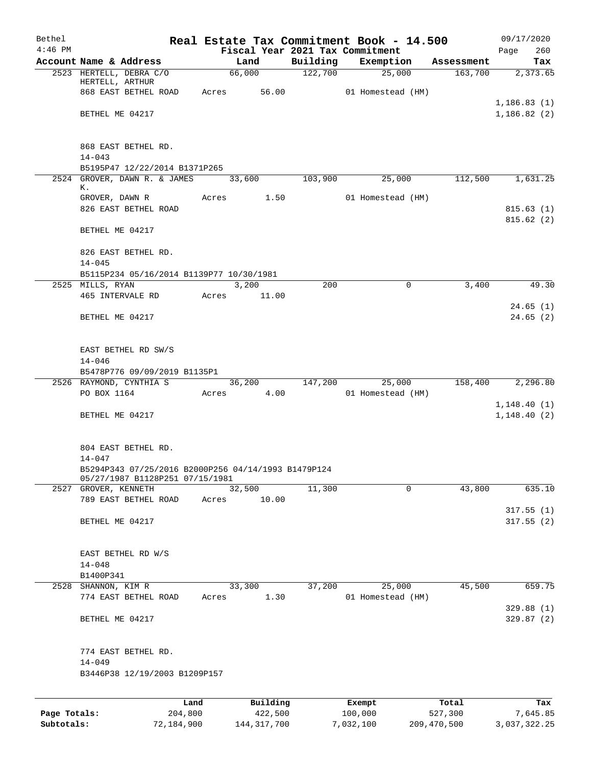Bethel
4:46 PM

# Real Estate Tax Commitment Book - 14.500

Fiscal Year 2021 Tax Commitment

09/17/2020

| Account Name & Address | Land | Building | Exemption | Assessment | Tax |
|---|---|---|---|---|---|
| 2523 HERTELL, DEBRA C/O | 66,000 | 122,700 | 25,000 | 163,700 | 2,373.65 |
| HERTELL, ARTHUR | | | | | |
| 868 EAST BETHEL ROAD | Acres 56.00 | | 01 Homestead (HM) | | |
| | | | | | 1,186.83 (1) |
| BETHEL ME 04217 | | | | | 1,186.82 (2) |
| 868 EAST BETHEL RD. | | | | | |
| 14-043 | | | | | |
| B5195P47 12/22/2014 B1371P265 | | | | | |
| 2524 GROVER, DAWN R. & JAMES K. | 33,600 | 103,900 | 25,000 | 112,500 | 1,631.25 |
| GROVER, DAWN R | Acres 1.50 | | 01 Homestead (HM) | | |
| 826 EAST BETHEL ROAD | | | | | 815.63 (1) |
| | | | | | 815.62 (2) |
| BETHEL ME 04217 | | | | | |
| 826 EAST BETHEL RD. | | | | | |
| 14-045 | | | | | |
| B5115P234 05/16/2014 B1139P77 10/30/1981 | | | | | |
| 2525 MILLS, RYAN | 3,200 | 200 | 0 | 3,400 | 49.30 |
| 465 INTERVALE RD | Acres 11.00 | | | | |
| | | | | | 24.65 (1) |
| BETHEL ME 04217 | | | | | 24.65 (2) |
| EAST BETHEL RD SW/S | | | | | |
| 14-046 | | | | | |
| B5478P776 09/09/2019 B1135P1 | | | | | |
| 2526 RAYMOND, CYNTHIA S | 36,200 | 147,200 | 25,000 | 158,400 | 2,296.80 |
| PO BOX 1164 | Acres 4.00 | | 01 Homestead (HM) | | |
| | | | | | 1,148.40 (1) |
| BETHEL ME 04217 | | | | | 1,148.40 (2) |
| 804 EAST BETHEL RD. | | | | | |
| 14-047 | | | | | |
| B5294P343 07/25/2016 B2000P256 04/14/1993 B1479P124 05/27/1987 B1128P251 07/15/1981 | | | | | |
| 2527 GROVER, KENNETH | 32,500 | 11,300 | 0 | 43,800 | 635.10 |
| 789 EAST BETHEL ROAD | Acres 10.00 | | | | |
| | | | | | 317.55 (1) |
| BETHEL ME 04217 | | | | | 317.55 (2) |
| EAST BETHEL RD W/S | | | | | |
| 14-048 | | | | | |
| B1400P341 | | | | | |
| 2528 SHANNON, KIM R | 33,300 | 37,200 | 25,000 | 45,500 | 659.75 |
| 774 EAST BETHEL ROAD | Acres 1.30 | | 01 Homestead (HM) | | |
| | | | | | 329.88 (1) |
| BETHEL ME 04217 | | | | | 329.87 (2) |
| 774 EAST BETHEL RD. | | | | | |
| 14-049 | | | | | |
| B3446P38 12/19/2003 B1209P157 | | | | | |

| | Land | Building | Exempt | Total | Tax |
|---|---|---|---|---|---|
| Page Totals: | 204,800 | 422,500 | 100,000 | 527,300 | 7,645.85 |
| Subtotals: | 72,184,900 | 144,317,700 | 7,032,100 | 209,470,500 | 3,037,322.25 |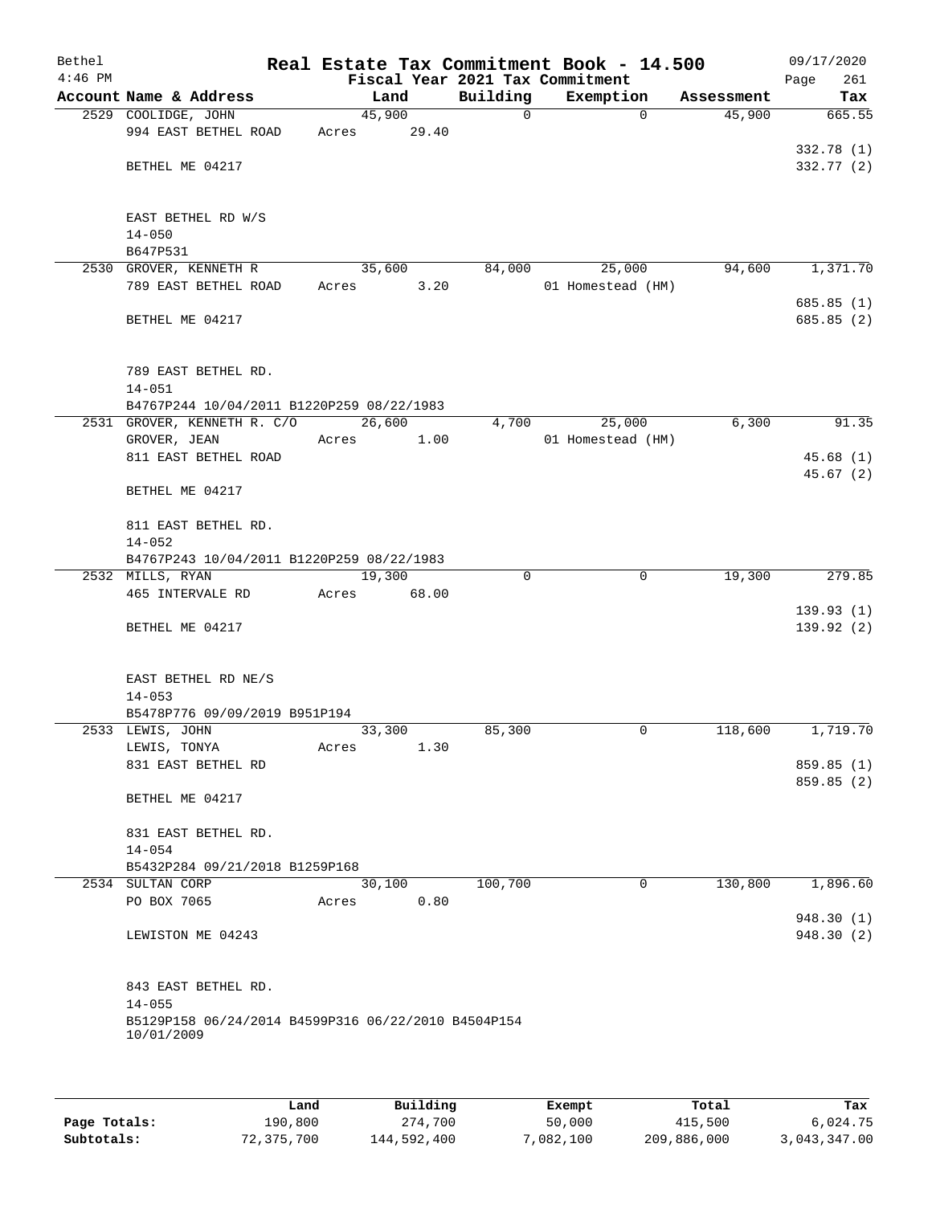# Real Estate Tax Commitment Book - 14.500

Bethel 4:46 PM — Fiscal Year 2021 Tax Commitment — 09/17/2020

| Account Name & Address | Land | Building | Exemption | Assessment | Tax |
|---|---|---|---|---|---|
| 2529 COOLIDGE, JOHN | 45,900 | 0 | 0 | 45,900 | 665.55 |
| 994 EAST BETHEL ROAD | Acres 29.40 | | | | |
| | | | | | 332.78 (1) |
| BETHEL ME 04217 | | | | | 332.77 (2) |
| EAST BETHEL RD W/S | | | | | |
| 14-050 | | | | | |
| B647P531 | | | | | |
| 2530 GROVER, KENNETH R | 35,600 | 84,000 | 25,000 | 94,600 | 1,371.70 |
| 789 EAST BETHEL ROAD | Acres 3.20 | | 01 Homestead (HM) | | |
| | | | | | 685.85 (1) |
| BETHEL ME 04217 | | | | | 685.85 (2) |
| 789 EAST BETHEL RD. | | | | | |
| 14-051 | | | | | |
| B4767P244 10/04/2011 B1220P259 08/22/1983 | | | | | |
| 2531 GROVER, KENNETH R. C/O | 26,600 | 4,700 | 25,000 | 6,300 | 91.35 |
| GROVER, JEAN | Acres 1.00 | | 01 Homestead (HM) | | |
| 811 EAST BETHEL ROAD | | | | | 45.68 (1) |
| | | | | | 45.67 (2) |
| BETHEL ME 04217 | | | | | |
| 811 EAST BETHEL RD. | | | | | |
| 14-052 | | | | | |
| B4767P243 10/04/2011 B1220P259 08/22/1983 | | | | | |
| 2532 MILLS, RYAN | 19,300 | 0 | 0 | 19,300 | 279.85 |
| 465 INTERVALE RD | Acres 68.00 | | | | |
| | | | | | 139.93 (1) |
| BETHEL ME 04217 | | | | | 139.92 (2) |
| EAST BETHEL RD NE/S | | | | | |
| 14-053 | | | | | |
| B5478P776 09/09/2019 B951P194 | | | | | |
| 2533 LEWIS, JOHN | 33,300 | 85,300 | 0 | 118,600 | 1,719.70 |
| LEWIS, TONYA | Acres 1.30 | | | | |
| 831 EAST BETHEL RD | | | | | 859.85 (1) |
| | | | | | 859.85 (2) |
| BETHEL ME 04217 | | | | | |
| 831 EAST BETHEL RD. | | | | | |
| 14-054 | | | | | |
| B5432P284 09/21/2018 B1259P168 | | | | | |
| 2534 SULTAN CORP | 30,100 | 100,700 | 0 | 130,800 | 1,896.60 |
| PO BOX 7065 | Acres 0.80 | | | | |
| | | | | | 948.30 (1) |
| LEWISTON ME 04243 | | | | | 948.30 (2) |
| 843 EAST BETHEL RD. | | | | | |
| 14-055 | | | | | |
| B5129P158 06/24/2014 B4599P316 06/22/2010 B4504P154 10/01/2009 | | | | | |

| | Land | Building | Exempt | Total | Tax |
|---|---|---|---|---|---|
| Page Totals: | 190,800 | 274,700 | 50,000 | 415,500 | 6,024.75 |
| Subtotals: | 72,375,700 | 144,592,400 | 7,082,100 | 209,886,000 | 3,043,347.00 |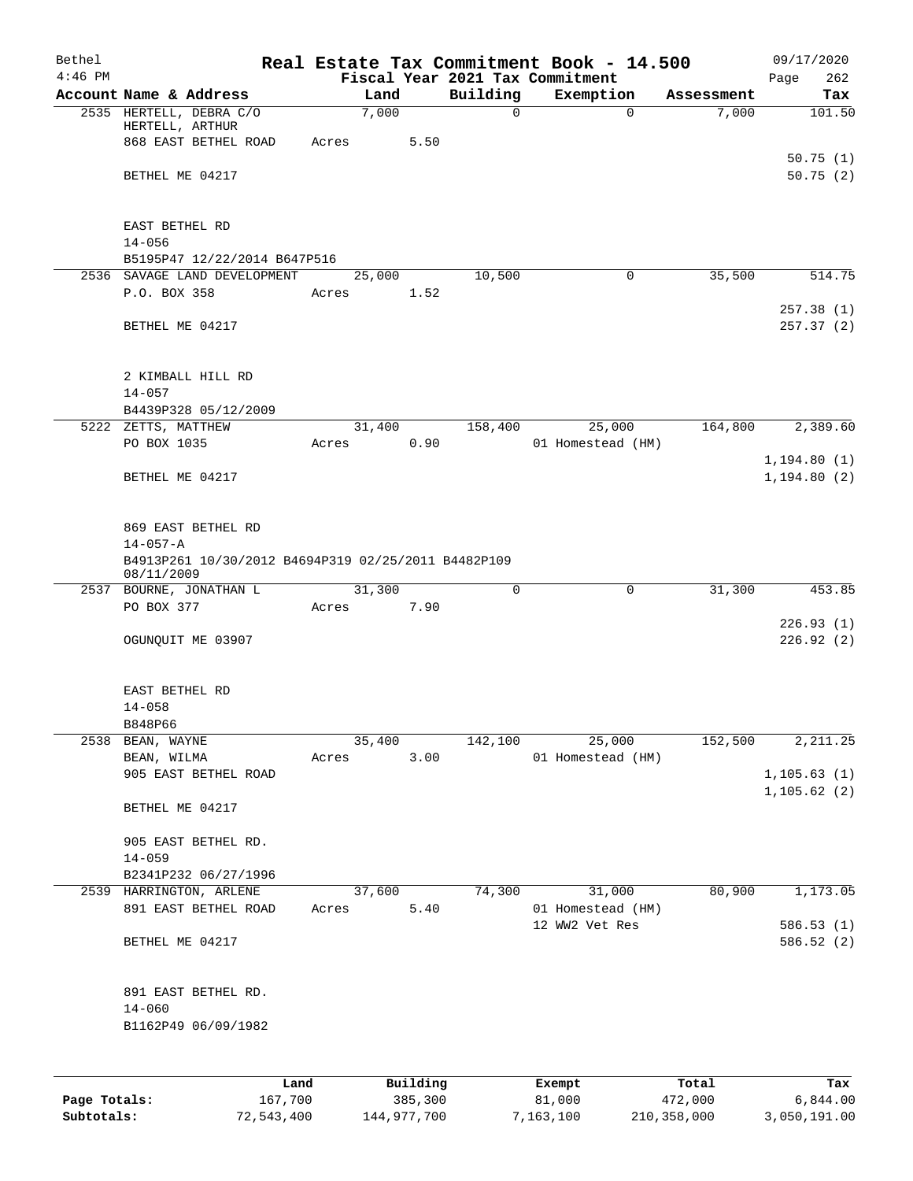Bethel 4:46 PM

# Real Estate Tax Commitment Book - 14.500

Fiscal Year 2021 Tax Commitment

09/17/2020

| Account | Name & Address | Land | Building | Exemption | Assessment | Tax |
|---|---|---|---|---|---|---|
| 2535 | HERTELL, DEBRA C/O<br>HERTELL, ARTHUR<br>868 EAST BETHEL ROAD<br><br>BETHEL ME 04217<br><br>EAST BETHEL RD<br>14-056<br>B5195P47 12/22/2014 B647P516 | 7,000<br>Acres 5.50 | 0 | 0 | 7,000 | 101.50<br><br>50.75 (1)<br>50.75 (2) |
| 2536 | SAVAGE LAND DEVELOPMENT<br>P.O. BOX 358<br><br>BETHEL ME 04217<br><br>2 KIMBALL HILL RD<br>14-057<br>B4439P328 05/12/2009 | 25,000<br>Acres 1.52 | 10,500 | 0 | 35,500 | 514.75<br><br>257.38 (1)<br>257.37 (2) |
| 5222 | ZETTS, MATTHEW<br>PO BOX 1035<br><br>BETHEL ME 04217<br><br>869 EAST BETHEL RD<br>14-057-A<br>B4913P261 10/30/2012 B4694P319 02/25/2011 B4482P109 08/11/2009 | 31,400<br>Acres 0.90 | 158,400 | 25,000<br>01 Homestead (HM) | 164,800 | 2,389.60<br><br>1,194.80 (1)<br>1,194.80 (2) |
| 2537 | BOURNE, JONATHAN L<br>PO BOX 377<br><br>OGUNQUIT ME 03907<br><br>EAST BETHEL RD<br>14-058<br>B848P66 | 31,300<br>Acres 7.90 | 0 | 0 | 31,300 | 453.85<br><br>226.93 (1)<br>226.92 (2) |
| 2538 | BEAN, WAYNE<br>BEAN, WILMA<br>905 EAST BETHEL ROAD<br><br>BETHEL ME 04217<br><br>905 EAST BETHEL RD.<br>14-059<br>B2341P232 06/27/1996 | 35,400<br>Acres 3.00 | 142,100 | 25,000<br>01 Homestead (HM) | 152,500 | 2,211.25<br><br>1,105.63 (1)<br>1,105.62 (2) |
| 2539 | HARRINGTON, ARLENE<br>891 EAST BETHEL ROAD<br><br>BETHEL ME 04217<br><br>891 EAST BETHEL RD.<br>14-060<br>B1162P49 06/09/1982 | 37,600<br>Acres 5.40 | 74,300 | 31,000<br>01 Homestead (HM)<br>12 WW2 Vet Res | 80,900 | 1,173.05<br><br>586.53 (1)<br>586.52 (2) |

| | Land | Building | Exempt | Total | Tax |
|---|---|---|---|---|---|
| Page Totals: | 167,700 | 385,300 | 81,000 | 472,000 | 6,844.00 |
| Subtotals: | 72,543,400 | 144,977,700 | 7,163,100 | 210,358,000 | 3,050,191.00 |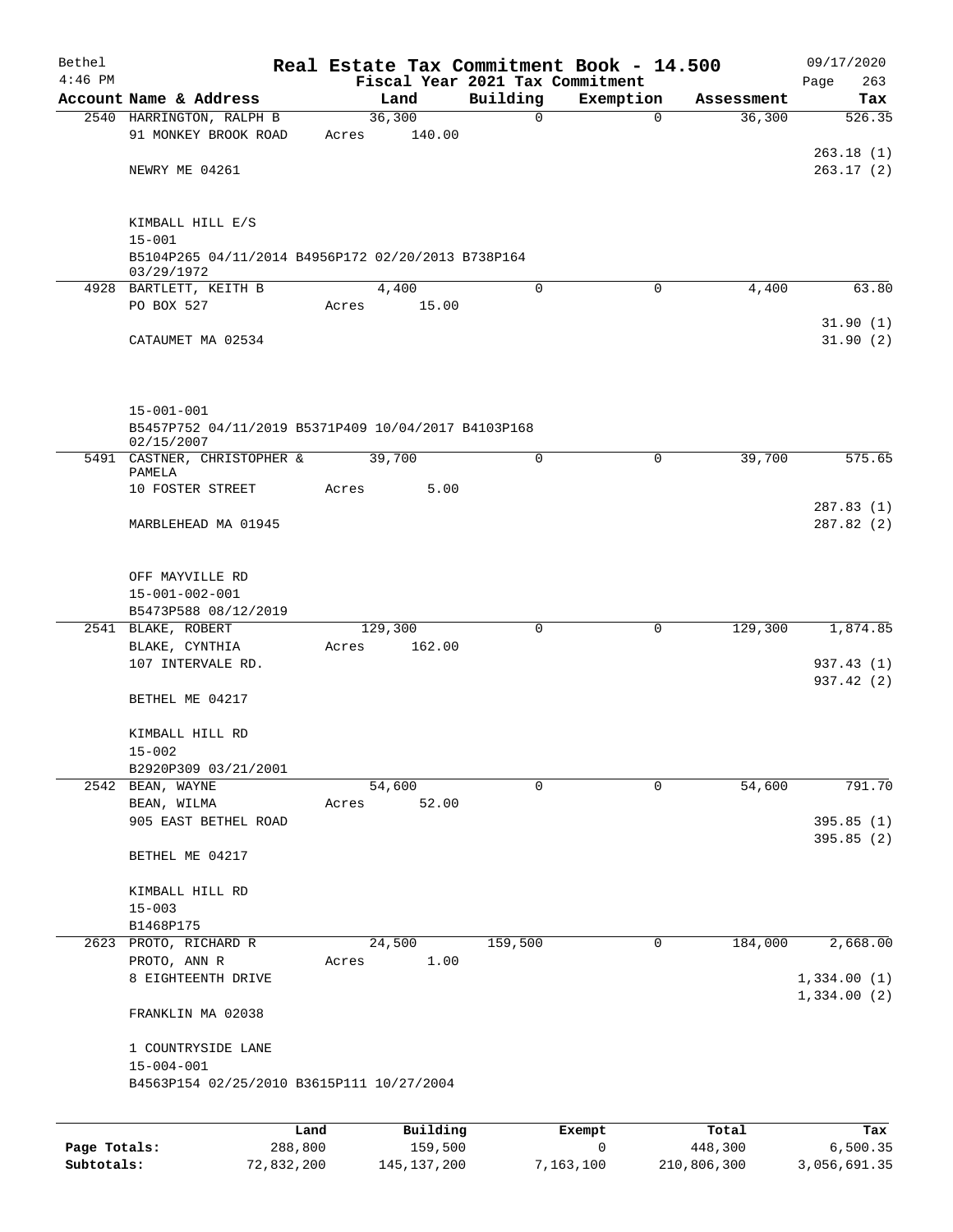Bethel 4:46 PM

# Real Estate Tax Commitment Book - 14.500

Fiscal Year 2021 Tax Commitment

09/17/2020

| Account Name & Address | Land | Building | Exemption | Assessment | Tax |
|---|---|---|---|---|---|
| 2540 HARRINGTON, RALPH B | 36,300 | 0 | 0 | 36,300 | 526.35 |
| 91 MONKEY BROOK ROAD | Acres 140.00 | | | | |
| | | | | | 263.18 (1) |
| NEWRY ME 04261 | | | | | 263.17 (2) |
| KIMBALL HILL E/S | | | | | |
| 15-001 | | | | | |
| B5104P265 04/11/2014 B4956P172 02/20/2013 B738P164 03/29/1972 | | | | | |
| 4928 BARTLETT, KEITH B | 4,400 | 0 | 0 | 4,400 | 63.80 |
| PO BOX 527 | Acres 15.00 | | | | |
| | | | | | 31.90 (1) |
| CATAUMET MA 02534 | | | | | 31.90 (2) |
| 15-001-001 | | | | | |
| B5457P752 04/11/2019 B5371P409 10/04/2017 B4103P168 02/15/2007 | | | | | |
| 5491 CASTNER, CHRISTOPHER & PAMELA | 39,700 | 0 | 0 | 39,700 | 575.65 |
| 10 FOSTER STREET | Acres 5.00 | | | | |
| | | | | | 287.83 (1) |
| MARBLEHEAD MA 01945 | | | | | 287.82 (2) |
| OFF MAYVILLE RD | | | | | |
| 15-001-002-001 | | | | | |
| B5473P588 08/12/2019 | | | | | |
| 2541 BLAKE, ROBERT | 129,300 | 0 | 0 | 129,300 | 1,874.85 |
| BLAKE, CYNTHIA | Acres 162.00 | | | | |
| 107 INTERVALE RD. | | | | | 937.43 (1) |
| | | | | | 937.42 (2) |
| BETHEL ME 04217 | | | | | |
| KIMBALL HILL RD | | | | | |
| 15-002 | | | | | |
| B2920P309 03/21/2001 | | | | | |
| 2542 BEAN, WAYNE | 54,600 | 0 | 0 | 54,600 | 791.70 |
| BEAN, WILMA | Acres 52.00 | | | | |
| 905 EAST BETHEL ROAD | | | | | 395.85 (1) |
| | | | | | 395.85 (2) |
| BETHEL ME 04217 | | | | | |
| KIMBALL HILL RD | | | | | |
| 15-003 | | | | | |
| B1468P175 | | | | | |
| 2623 PROTO, RICHARD R | 24,500 | 159,500 | 0 | 184,000 | 2,668.00 |
| PROTO, ANN R | Acres 1.00 | | | | |
| 8 EIGHTEENTH DRIVE | | | | | 1,334.00 (1) |
| | | | | | 1,334.00 (2) |
| FRANKLIN MA 02038 | | | | | |
| 1 COUNTRYSIDE LANE | | | | | |
| 15-004-001 | | | | | |
| B4563P154 02/25/2010 B3615P111 10/27/2004 | | | | | |

| | Land | Building | Exempt | Total | Tax |
|---|---|---|---|---|---|
| Page Totals: | 288,800 | 159,500 | 0 | 448,300 | 6,500.35 |
| Subtotals: | 72,832,200 | 145,137,200 | 7,163,100 | 210,806,300 | 3,056,691.35 |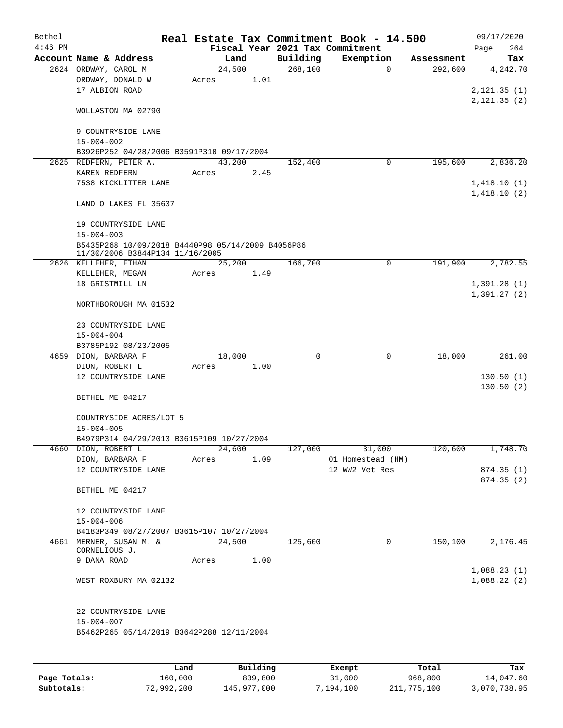# Real Estate Tax Commitment Book - 14.500

Bethel
4:46 PM

Fiscal Year 2021 Tax Commitment

09/17/2020

| Account Name & Address | Land | Building | Exemption | Assessment | Tax |
|---|---|---|---|---|---|
| 2624 ORDWAY, CAROL M | 24,500 | 268,100 | 0 | 292,600 | 4,242.70 |
| ORDWAY, DONALD W | Acres 1.01 | | | | |
| 17 ALBION ROAD | | | | | 2,121.35 (1) |
| | | | | | 2,121.35 (2) |
| WOLLASTON MA 02790 | | | | | |
| 9 COUNTRYSIDE LANE | | | | | |
| 15-004-002 | | | | | |
| B3926P252 04/28/2006 B3591P310 09/17/2004 | | | | | |
| 2625 REDFERN, PETER A. | 43,200 | 152,400 | 0 | 195,600 | 2,836.20 |
| KAREN REDFERN | Acres 2.45 | | | | |
| 7538 KICKLITTER LANE | | | | | 1,418.10 (1) |
| | | | | | 1,418.10 (2) |
| LAND O LAKES FL 35637 | | | | | |
| 19 COUNTRYSIDE LANE | | | | | |
| 15-004-003 | | | | | |
| B5435P268 10/09/2018 B4440P98 05/14/2009 B4056P86 11/30/2006 B3844P134 11/16/2005 | | | | | |
| 2626 KELLEHER, ETHAN | 25,200 | 166,700 | 0 | 191,900 | 2,782.55 |
| KELLEHER, MEGAN | Acres 1.49 | | | | |
| 18 GRISTMILL LN | | | | | 1,391.28 (1) |
| | | | | | 1,391.27 (2) |
| NORTHBOROUGH MA 01532 | | | | | |
| 23 COUNTRYSIDE LANE | | | | | |
| 15-004-004 | | | | | |
| B3785P192 08/23/2005 | | | | | |
| 4659 DION, BARBARA F | 18,000 | 0 | 0 | 18,000 | 261.00 |
| DION, ROBERT L | Acres 1.00 | | | | |
| 12 COUNTRYSIDE LANE | | | | | 130.50 (1) |
| | | | | | 130.50 (2) |
| BETHEL ME 04217 | | | | | |
| COUNTRYSIDE ACRES/LOT 5 | | | | | |
| 15-004-005 | | | | | |
| B4979P314 04/29/2013 B3615P109 10/27/2004 | | | | | |
| 4660 DION, ROBERT L | 24,600 | 127,000 | 31,000 | 120,600 | 1,748.70 |
| DION, BARBARA F | Acres 1.09 | | 01 Homestead (HM) | | |
| 12 COUNTRYSIDE LANE | | | 12 WW2 Vet Res | | 874.35 (1) |
| | | | | | 874.35 (2) |
| BETHEL ME 04217 | | | | | |
| 12 COUNTRYSIDE LANE | | | | | |
| 15-004-006 | | | | | |
| B4183P349 08/27/2007 B3615P107 10/27/2004 | | | | | |
| 4661 MERNER, SUSAN M. & CORNELIOUS J. | 24,500 | 125,600 | 0 | 150,100 | 2,176.45 |
| 9 DANA ROAD | Acres 1.00 | | | | |
| | | | | | 1,088.23 (1) |
| WEST ROXBURY MA 02132 | | | | | 1,088.22 (2) |
| 22 COUNTRYSIDE LANE | | | | | |
| 15-004-007 | | | | | |
| B5462P265 05/14/2019 B3642P288 12/11/2004 | | | | | |

| | Land | Building | Exempt | Total | Tax |
|---|---|---|---|---|---|
| Page Totals: | 160,000 | 839,800 | 31,000 | 968,800 | 14,047.60 |
| Subtotals: | 72,992,200 | 145,977,000 | 7,194,100 | 211,775,100 | 3,070,738.95 |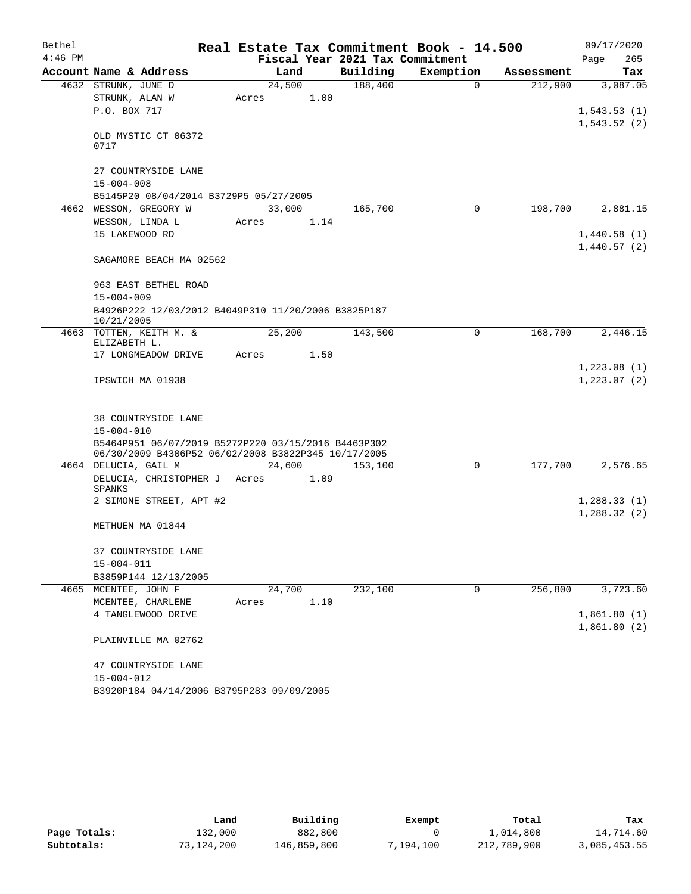Bethel 4:46 PM

# Real Estate Tax Commitment Book - 14.500

Fiscal Year 2021 Tax Commitment

09/17/2020

| Account Name & Address | Land | Building | Exemption | Assessment | Tax |
|---|---|---|---|---|---|
| 4632 STRUNK, JUNE D | 24,500 | 188,400 | 0 | 212,900 | 3,087.05 |
| STRUNK, ALAN W | Acres 1.00 | | | | |
| P.O. BOX 717 | | | | | 1,543.53 (1) |
| | | | | | 1,543.52 (2) |
| OLD MYSTIC CT 06372 0717 | | | | | |
| 27 COUNTRYSIDE LANE | | | | | |
| 15-004-008 | | | | | |
| B5145P20 08/04/2014 B3729P5 05/27/2005 | | | | | |
| 4662 WESSON, GREGORY W | 33,000 | 165,700 | 0 | 198,700 | 2,881.15 |
| WESSON, LINDA L | Acres 1.14 | | | | |
| 15 LAKEWOOD RD | | | | | 1,440.58 (1) |
| | | | | | 1,440.57 (2) |
| SAGAMORE BEACH MA 02562 | | | | | |
| 963 EAST BETHEL ROAD | | | | | |
| 15-004-009 | | | | | |
| B4926P222 12/03/2012 B4049P310 11/20/2006 B3825P187 10/21/2005 | | | | | |
| 4663 TOTTEN, KEITH M. & ELIZABETH L. | 25,200 | 143,500 | 0 | 168,700 | 2,446.15 |
| 17 LONGMEADOW DRIVE | Acres 1.50 | | | | |
| | | | | | 1,223.08 (1) |
| IPSWICH MA 01938 | | | | | 1,223.07 (2) |
| 38 COUNTRYSIDE LANE | | | | | |
| 15-004-010 | | | | | |
| B5464P951 06/07/2019 B5272P220 03/15/2016 B4463P302 06/30/2009 B4306P52 06/02/2008 B3822P345 10/17/2005 | | | | | |
| 4664 DELUCIA, GAIL M | 24,600 | 153,100 | 0 | 177,700 | 2,576.65 |
| DELUCIA, CHRISTOPHER J SPANKS | Acres 1.09 | | | | |
| 2 SIMONE STREET, APT #2 | | | | | 1,288.33 (1) |
| | | | | | 1,288.32 (2) |
| METHUEN MA 01844 | | | | | |
| 37 COUNTRYSIDE LANE | | | | | |
| 15-004-011 | | | | | |
| B3859P144 12/13/2005 | | | | | |
| 4665 MCENTEE, JOHN F | 24,700 | 232,100 | 0 | 256,800 | 3,723.60 |
| MCENTEE, CHARLENE | Acres 1.10 | | | | |
| 4 TANGLEWOOD DRIVE | | | | | 1,861.80 (1) |
| | | | | | 1,861.80 (2) |
| PLAINVILLE MA 02762 | | | | | |
| 47 COUNTRYSIDE LANE | | | | | |
| 15-004-012 | | | | | |
| B3920P184 04/14/2006 B3795P283 09/09/2005 | | | | | |

| | Land | Building | Exempt | Total | Tax |
|---|---|---|---|---|---|
| Page Totals: | 132,000 | 882,800 | 0 | 1,014,800 | 14,714.60 |
| Subtotals: | 73,124,200 | 146,859,800 | 7,194,100 | 212,789,900 | 3,085,453.55 |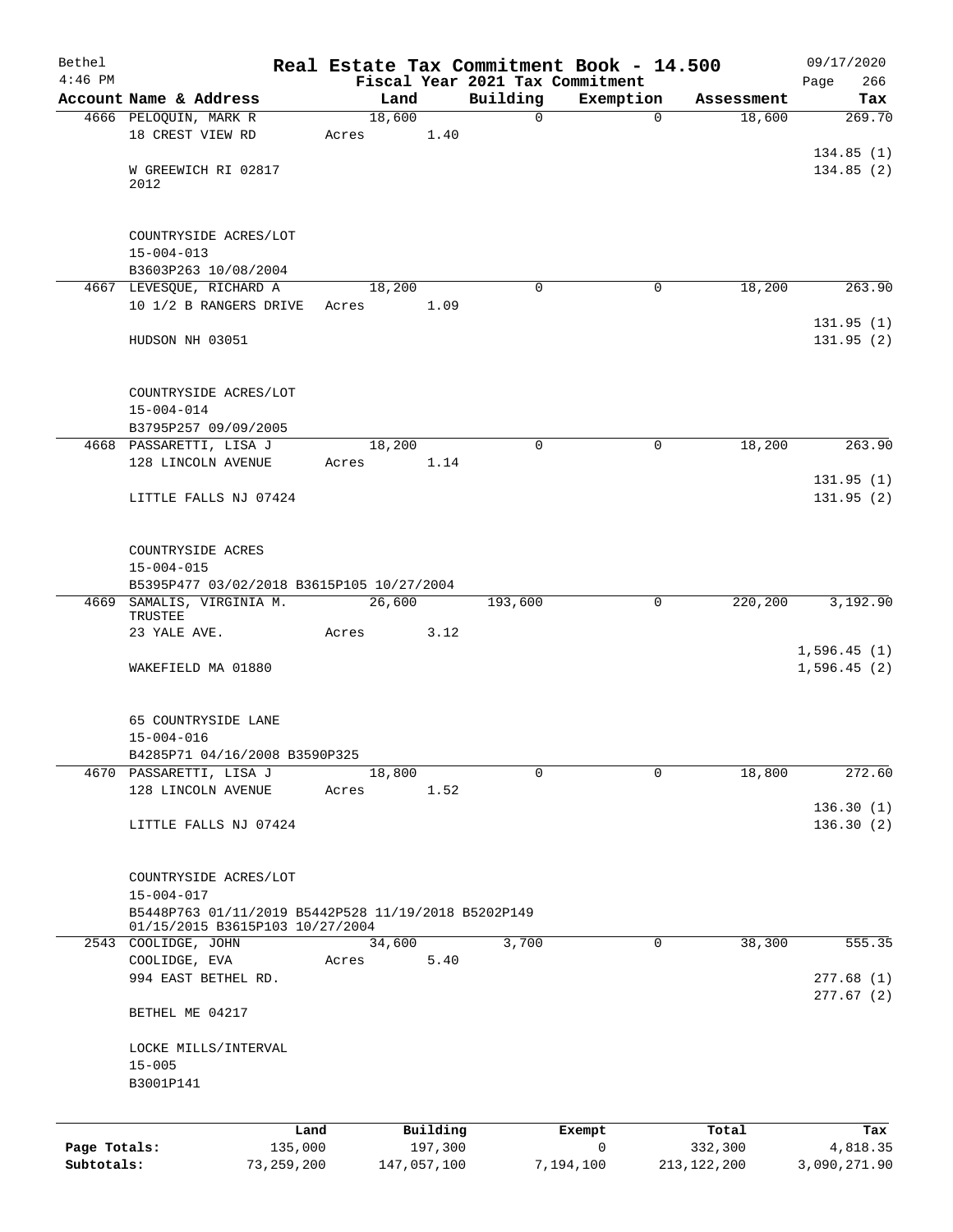Bethel 4:46 PM

# Real Estate Tax Commitment Book - 14.500

Fiscal Year 2021 Tax Commitment

09/17/2020 Page 266

| Account Name & Address | Land | Building | Exemption | Assessment | Tax |
|---|---|---|---|---|---|
| 4666 PELOQUIN, MARK R<br>18 CREST VIEW RD<br><br>W GREEWICH RI 02817<br>2012<br><br>COUNTRYSIDE ACRES/LOT<br>15-004-013<br>B3603P263 10/08/2004 | 18,600<br>Acres 1.40 | 0 | 0 | 18,600 | 269.70<br><br>134.85 (1)<br>134.85 (2) |
| 4667 LEVESQUE, RICHARD A<br>10 1/2 B RANGERS DRIVE<br><br>HUDSON NH 03051<br><br>COUNTRYSIDE ACRES/LOT<br>15-004-014<br>B3795P257 09/09/2005 | 18,200<br>Acres 1.09 | 0 | 0 | 18,200 | 263.90<br><br>131.95 (1)<br>131.95 (2) |
| 4668 PASSARETTI, LISA J<br>128 LINCOLN AVENUE<br><br>LITTLE FALLS NJ 07424<br><br>COUNTRYSIDE ACRES<br>15-004-015<br>B5395P477 03/02/2018 B3615P105 10/27/2004 | 18,200<br>Acres 1.14 | 0 | 0 | 18,200 | 263.90<br><br>131.95 (1)<br>131.95 (2) |
| 4669 SAMALIS, VIRGINIA M. TRUSTEE<br>23 YALE AVE.<br><br>WAKEFIELD MA 01880<br><br>65 COUNTRYSIDE LANE<br>15-004-016<br>B4285P71 04/16/2008 B3590P325 | 26,600<br>Acres 3.12 | 193,600 | 0 | 220,200 | 3,192.90<br><br>1,596.45 (1)<br>1,596.45 (2) |
| 4670 PASSARETTI, LISA J<br>128 LINCOLN AVENUE<br><br>LITTLE FALLS NJ 07424<br><br>COUNTRYSIDE ACRES/LOT<br>15-004-017<br>B5448P763 01/11/2019 B5442P528 11/19/2018 B5202P149 01/15/2015 B3615P103 10/27/2004 | 18,800<br>Acres 1.52 | 0 | 0 | 18,800 | 272.60<br><br>136.30 (1)<br>136.30 (2) |
| 2543 COOLIDGE, JOHN<br>COOLIDGE, EVA<br>994 EAST BETHEL RD.<br><br>BETHEL ME 04217<br><br>LOCKE MILLS/INTERVAL<br>15-005<br>B3001P141 | 34,600<br>Acres 5.40 | 3,700 | 0 | 38,300 | 555.35<br><br>277.68 (1)<br>277.67 (2) |

| | Land | Building | Exempt | Total | Tax |
|---|---|---|---|---|---|
| Page Totals: | 135,000 | 197,300 | 0 | 332,300 | 4,818.35 |
| Subtotals: | 73,259,200 | 147,057,100 | 7,194,100 | 213,122,200 | 3,090,271.90 |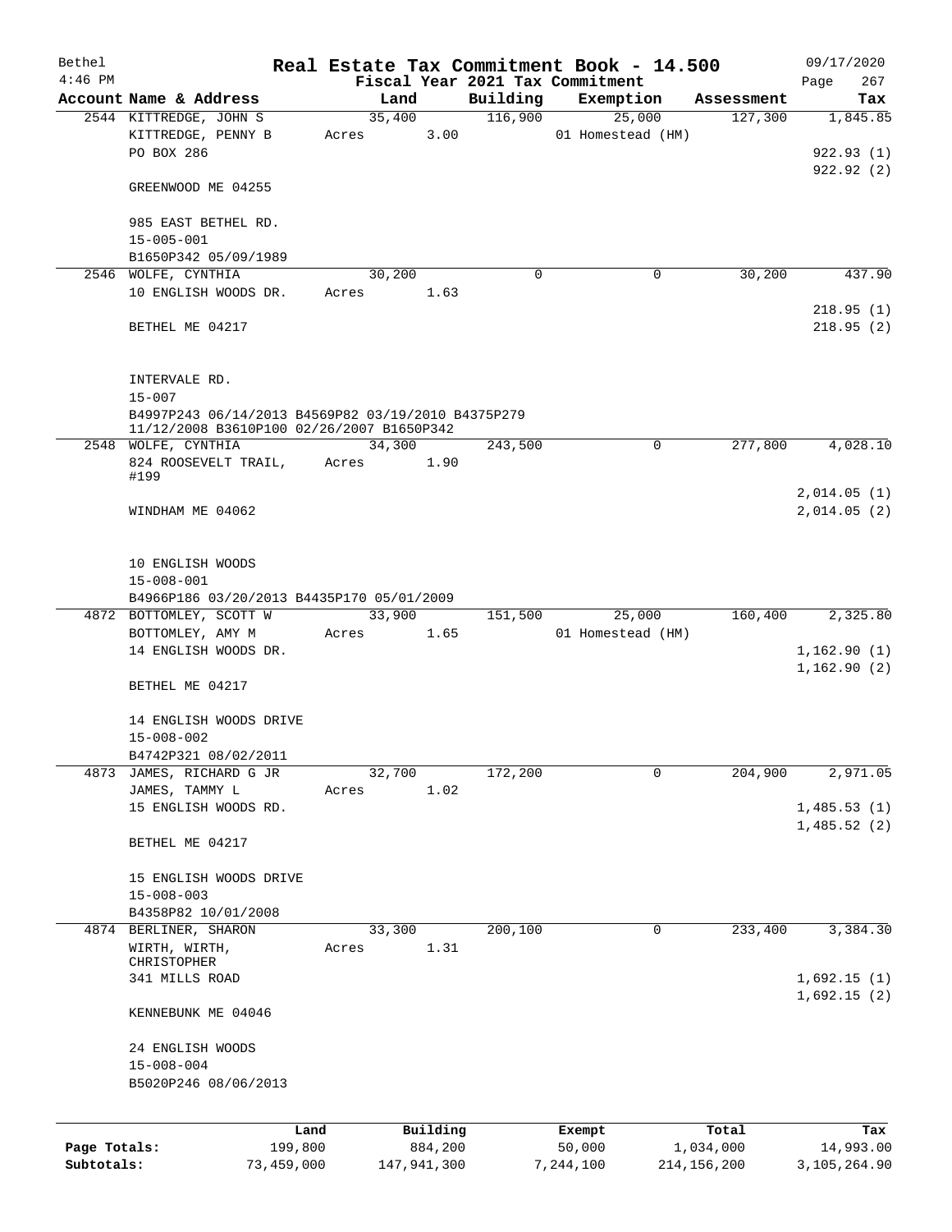Bethel 4:46 PM

# Real Estate Tax Commitment Book - 14.500

Fiscal Year 2021 Tax Commitment

09/17/2020 Page 267

| Account Name & Address | Land | Building | Exemption | Assessment | Tax |
|---|---|---|---|---|---|
| 2544 KITTREDGE, JOHN S | 35,400 | 116,900 | 25,000 | 127,300 | 1,845.85 |
| KITTREDGE, PENNY B | Acres 3.00 | | 01 Homestead (HM) | | |
| PO BOX 286 | | | | | 922.93 (1) |
| | | | | | 922.92 (2) |
| GREENWOOD ME 04255 | | | | | |
| 985 EAST BETHEL RD. | | | | | |
| 15-005-001 | | | | | |
| B1650P342 05/09/1989 | | | | | |
| 2546 WOLFE, CYNTHIA | 30,200 | 0 | 0 | 30,200 | 437.90 |
| 10 ENGLISH WOODS DR. | Acres 1.63 | | | | |
| | | | | | 218.95 (1) |
| BETHEL ME 04217 | | | | | 218.95 (2) |
| INTERVALE RD. | | | | | |
| 15-007 | | | | | |
| B4997P243 06/14/2013 B4569P82 03/19/2010 B4375P279 11/12/2008 B3610P100 02/26/2007 B1650P342 | | | | | |
| 2548 WOLFE, CYNTHIA | 34,300 | 243,500 | 0 | 277,800 | 4,028.10 |
| 824 ROOSEVELT TRAIL, #199 | Acres 1.90 | | | | |
| | | | | | 2,014.05 (1) |
| WINDHAM ME 04062 | | | | | 2,014.05 (2) |
| 10 ENGLISH WOODS | | | | | |
| 15-008-001 | | | | | |
| B4966P186 03/20/2013 B4435P170 05/01/2009 | | | | | |
| 4872 BOTTOMLEY, SCOTT W | 33,900 | 151,500 | 25,000 | 160,400 | 2,325.80 |
| BOTTOMLEY, AMY M | Acres 1.65 | | 01 Homestead (HM) | | |
| 14 ENGLISH WOODS DR. | | | | | 1,162.90 (1) |
| | | | | | 1,162.90 (2) |
| BETHEL ME 04217 | | | | | |
| 14 ENGLISH WOODS DRIVE | | | | | |
| 15-008-002 | | | | | |
| B4742P321 08/02/2011 | | | | | |
| 4873 JAMES, RICHARD G JR | 32,700 | 172,200 | 0 | 204,900 | 2,971.05 |
| JAMES, TAMMY L | Acres 1.02 | | | | |
| 15 ENGLISH WOODS RD. | | | | | 1,485.53 (1) |
| | | | | | 1,485.52 (2) |
| BETHEL ME 04217 | | | | | |
| 15 ENGLISH WOODS DRIVE | | | | | |
| 15-008-003 | | | | | |
| B4358P82 10/01/2008 | | | | | |
| 4874 BERLINER, SHARON | 33,300 | 200,100 | 0 | 233,400 | 3,384.30 |
| WIRTH, WIRTH, CHRISTOPHER | Acres 1.31 | | | | |
| 341 MILLS ROAD | | | | | 1,692.15 (1) |
| | | | | | 1,692.15 (2) |
| KENNEBUNK ME 04046 | | | | | |
| 24 ENGLISH WOODS | | | | | |
| 15-008-004 | | | | | |
| B5020P246 08/06/2013 | | | | | |

| | Land | Building | Exempt | Total | Tax |
|---|---|---|---|---|---|
| Page Totals: | 199,800 | 884,200 | 50,000 | 1,034,000 | 14,993.00 |
| Subtotals: | 73,459,000 | 147,941,300 | 7,244,100 | 214,156,200 | 3,105,264.90 |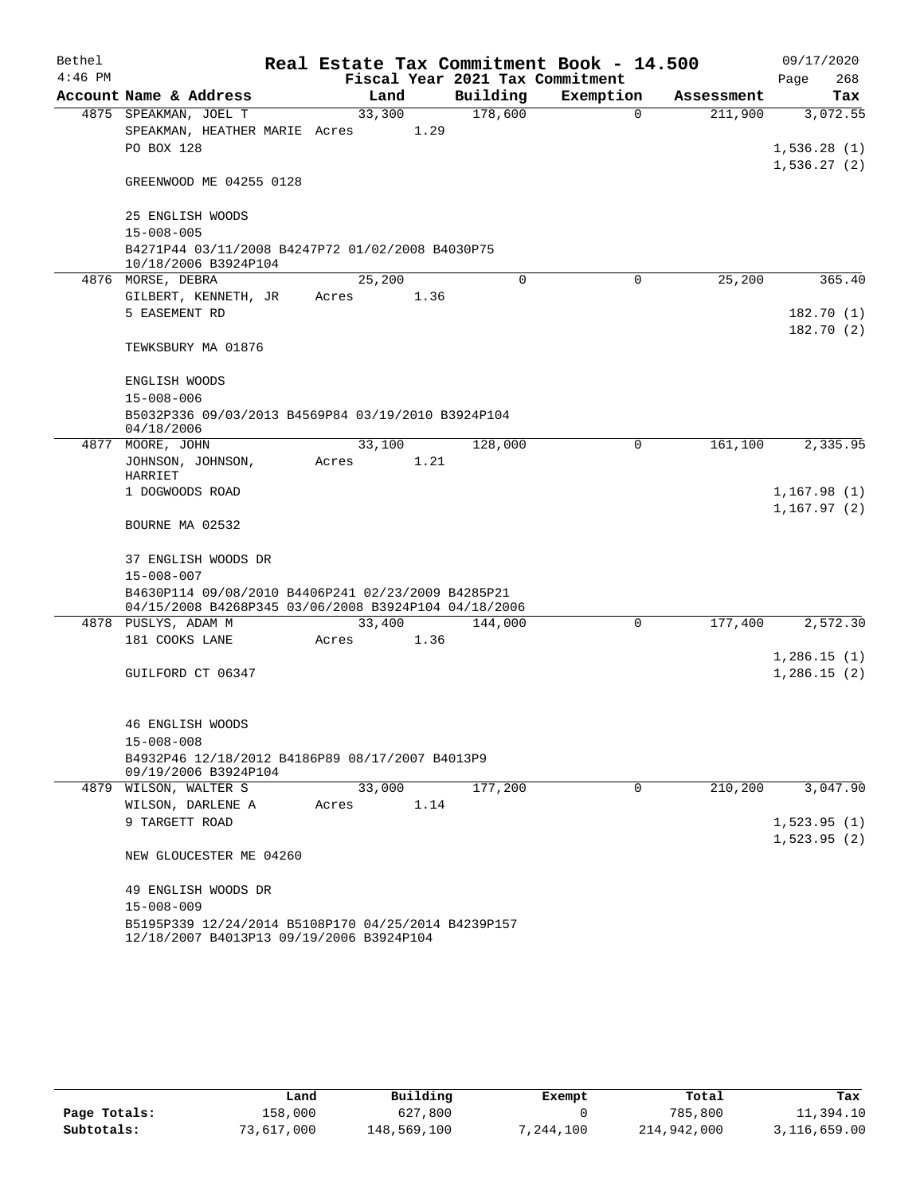Bethel 4:46 PM

# Real Estate Tax Commitment Book - 14.500

Fiscal Year 2021 Tax Commitment

09/17/2020

| Account Name & Address | Land | Building | Exemption | Assessment | Tax |
|---|---|---|---|---|---|
| 4875 SPEAKMAN, JOEL T | 33,300 | 178,600 | 0 | 211,900 | 3,072.55 |
| SPEAKMAN, HEATHER MARIE Acres 1.29 | | | | | |
| PO BOX 128 | | | | | 1,536.28 (1) |
| | | | | | 1,536.27 (2) |
| GREENWOOD ME 04255 0128 | | | | | |
| 25 ENGLISH WOODS | | | | | |
| 15-008-005 | | | | | |
| B4271P44 03/11/2008 B4247P72 01/02/2008 B4030P75 10/18/2006 B3924P104 | | | | | |
| 4876 MORSE, DEBRA | 25,200 | 0 | 0 | 25,200 | 365.40 |
| GILBERT, KENNETH, JR Acres 1.36 | | | | | |
| 5 EASEMENT RD | | | | | 182.70 (1) |
| | | | | | 182.70 (2) |
| TEWKSBURY MA 01876 | | | | | |
| ENGLISH WOODS | | | | | |
| 15-008-006 | | | | | |
| B5032P336 09/03/2013 B4569P84 03/19/2010 B3924P104 04/18/2006 | | | | | |
| 4877 MOORE, JOHN | 33,100 | 128,000 | 0 | 161,100 | 2,335.95 |
| JOHNSON, JOHNSON, HARRIET Acres 1.21 | | | | | |
| 1 DOGWOODS ROAD | | | | | 1,167.98 (1) |
| | | | | | 1,167.97 (2) |
| BOURNE MA 02532 | | | | | |
| 37 ENGLISH WOODS DR | | | | | |
| 15-008-007 | | | | | |
| B4630P114 09/08/2010 B4406P241 02/23/2009 B4285P21 04/15/2008 B4268P345 03/06/2008 B3924P104 04/18/2006 | | | | | |
| 4878 PUSLYS, ADAM M | 33,400 | 144,000 | 0 | 177,400 | 2,572.30 |
| 181 COOKS LANE Acres 1.36 | | | | | |
| | | | | | 1,286.15 (1) |
| GUILFORD CT 06347 | | | | | 1,286.15 (2) |
| 46 ENGLISH WOODS | | | | | |
| 15-008-008 | | | | | |
| B4932P46 12/18/2012 B4186P89 08/17/2007 B4013P9 09/19/2006 B3924P104 | | | | | |
| 4879 WILSON, WALTER S | 33,000 | 177,200 | 0 | 210,200 | 3,047.90 |
| WILSON, DARLENE A Acres 1.14 | | | | | |
| 9 TARGETT ROAD | | | | | 1,523.95 (1) |
| | | | | | 1,523.95 (2) |
| NEW GLOUCESTER ME 04260 | | | | | |
| 49 ENGLISH WOODS DR | | | | | |
| 15-008-009 | | | | | |
| B5195P339 12/24/2014 B5108P170 04/25/2014 B4239P157 12/18/2007 B4013P13 09/19/2006 B3924P104 | | | | | |

| | Land | Building | Exempt | Total | Tax |
|---|---|---|---|---|---|
| Page Totals: | 158,000 | 627,800 | 0 | 785,800 | 11,394.10 |
| Subtotals: | 73,617,000 | 148,569,100 | 7,244,100 | 214,942,000 | 3,116,659.00 |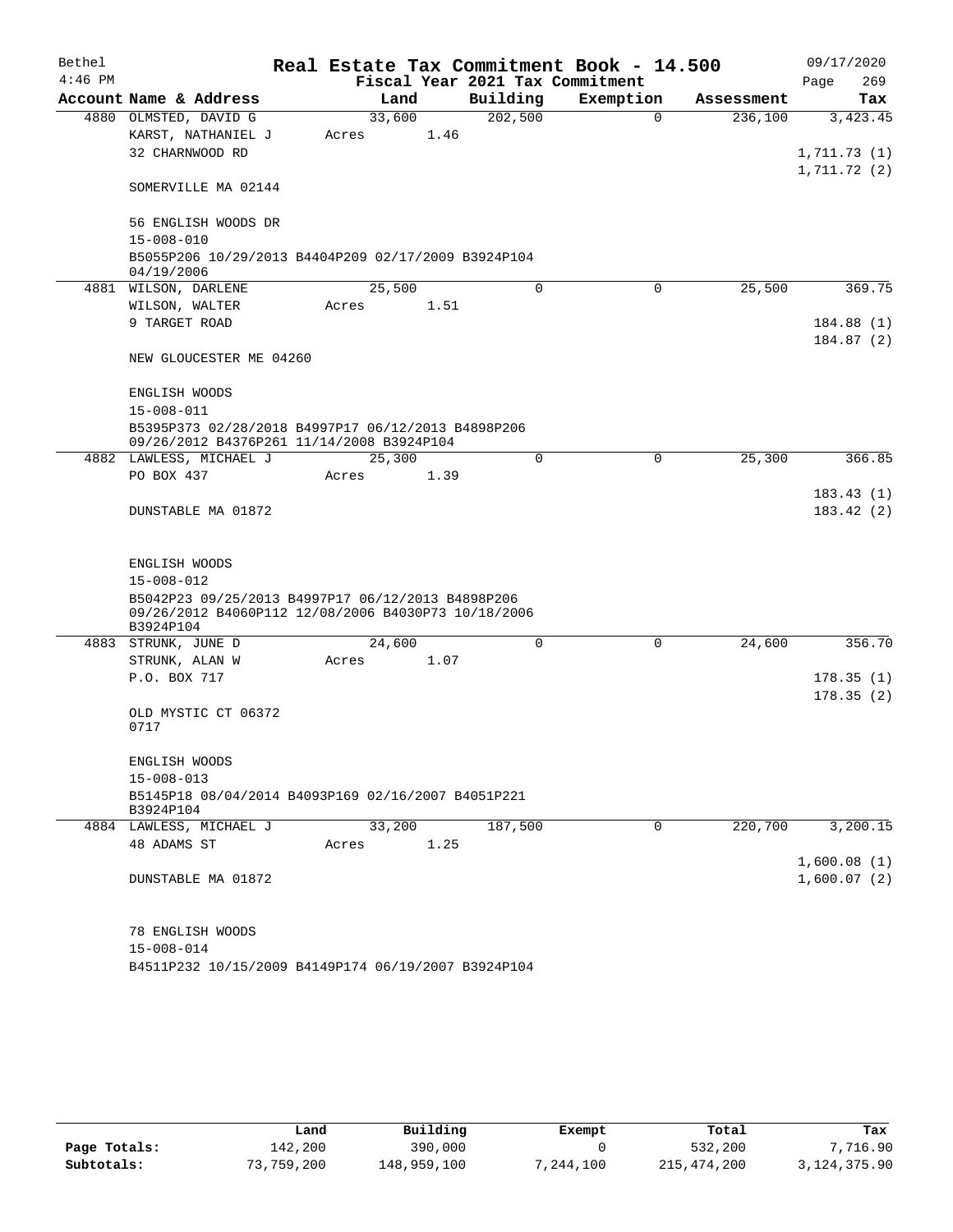Bethel 4:46 PM — Real Estate Tax Commitment Book - 14.500 — Fiscal Year 2021 Tax Commitment — 09/17/2020

| Account Name & Address | Land | Building | Exemption | Assessment | Tax |
|---|---|---|---|---|---|
| 4880 OLMSTED, DAVID G | 33,600 | 202,500 | 0 | 236,100 | 3,423.45 |
| KARST, NATHANIEL J | Acres 1.46 | | | | |
| 32 CHARNWOOD RD | | | | | 1,711.73 (1) |
| | | | | | 1,711.72 (2) |
| SOMERVILLE MA 02144 | | | | | |
| 56 ENGLISH WOODS DR | | | | | |
| 15-008-010 | | | | | |
| B5055P206 10/29/2013 B4404P209 02/17/2009 B3924P104 04/19/2006 | | | | | |
| 4881 WILSON, DARLENE | 25,500 | 0 | 0 | 25,500 | 369.75 |
| WILSON, WALTER | Acres 1.51 | | | | |
| 9 TARGET ROAD | | | | | 184.88 (1) |
| | | | | | 184.87 (2) |
| NEW GLOUCESTER ME 04260 | | | | | |
| ENGLISH WOODS | | | | | |
| 15-008-011 | | | | | |
| B5395P373 02/28/2018 B4997P17 06/12/2013 B4898P206 09/26/2012 B4376P261 11/14/2008 B3924P104 | | | | | |
| 4882 LAWLESS, MICHAEL J | 25,300 | 0 | 0 | 25,300 | 366.85 |
| PO BOX 437 | Acres 1.39 | | | | |
| | | | | | 183.43 (1) |
| DUNSTABLE MA 01872 | | | | | 183.42 (2) |
| ENGLISH WOODS | | | | | |
| 15-008-012 | | | | | |
| B5042P23 09/25/2013 B4997P17 06/12/2013 B4898P206 09/26/2012 B4060P112 12/08/2006 B4030P73 10/18/2006 B3924P104 | | | | | |
| 4883 STRUNK, JUNE D | 24,600 | 0 | 0 | 24,600 | 356.70 |
| STRUNK, ALAN W | Acres 1.07 | | | | |
| P.O. BOX 717 | | | | | 178.35 (1) |
| | | | | | 178.35 (2) |
| OLD MYSTIC CT 06372 0717 | | | | | |
| ENGLISH WOODS | | | | | |
| 15-008-013 | | | | | |
| B5145P18 08/04/2014 B4093P169 02/16/2007 B4051P221 B3924P104 | | | | | |
| 4884 LAWLESS, MICHAEL J | 33,200 | 187,500 | 0 | 220,700 | 3,200.15 |
| 48 ADAMS ST | Acres 1.25 | | | | |
| | | | | | 1,600.08 (1) |
| DUNSTABLE MA 01872 | | | | | 1,600.07 (2) |
| 78 ENGLISH WOODS | | | | | |
| 15-008-014 | | | | | |
| B4511P232 10/15/2009 B4149P174 06/19/2007 B3924P104 | | | | | |

| | Land | Building | Exempt | Total | Tax |
|---|---|---|---|---|---|
| Page Totals: | 142,200 | 390,000 | 0 | 532,200 | 7,716.90 |
| Subtotals: | 73,759,200 | 148,959,100 | 7,244,100 | 215,474,200 | 3,124,375.90 |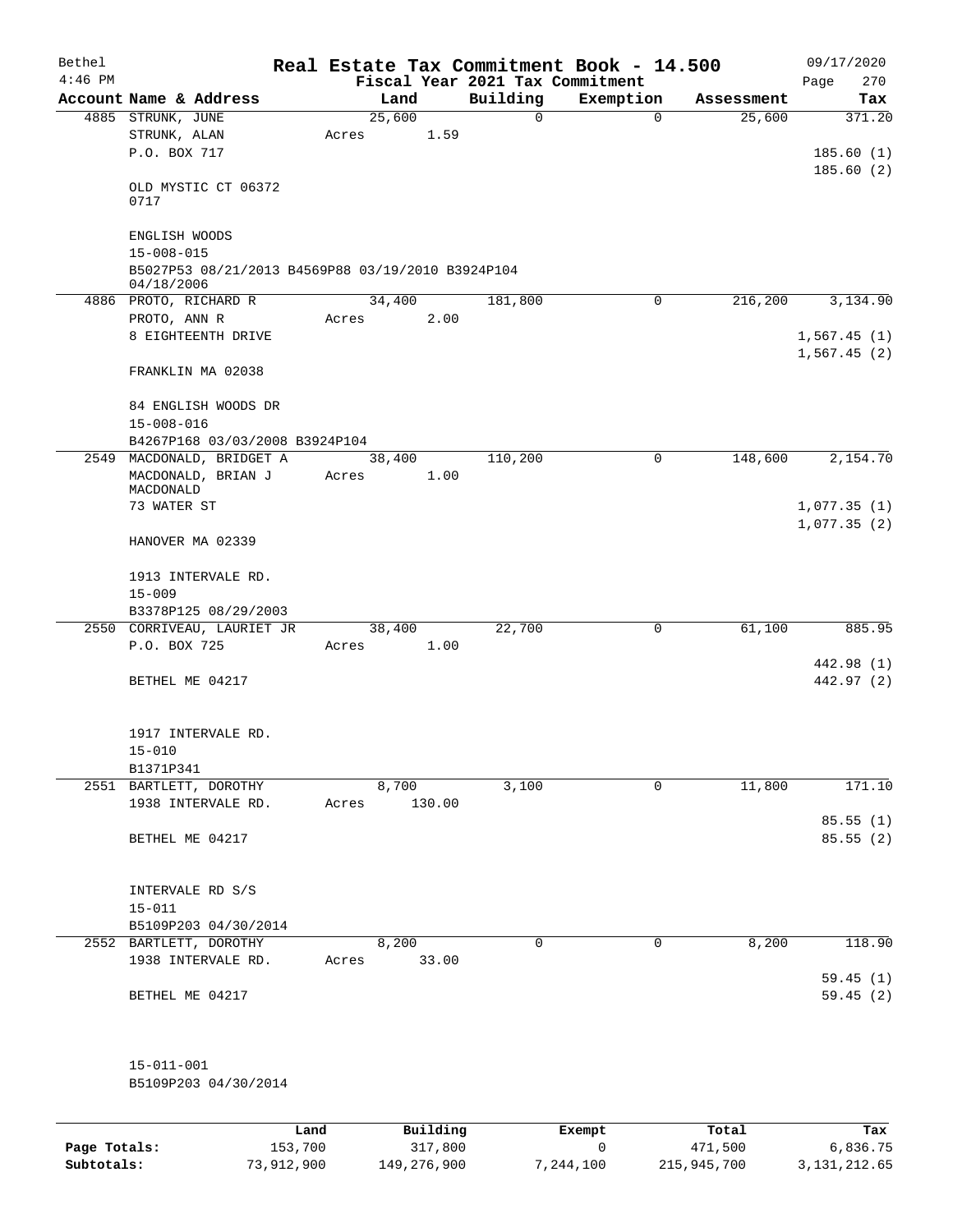# Real Estate Tax Commitment Book - 14.500

Bethel
4:46 PM

Fiscal Year 2021 Tax Commitment

09/17/2020

| Account Name & Address | Land | Building | Exemption | Assessment | Tax |
|---|---|---|---|---|---|
| 4885 STRUNK, JUNE | 25,600 | 0 | 0 | 25,600 | 371.20 |
| STRUNK, ALAN | Acres 1.59 | | | | |
| P.O. BOX 717 | | | | | 185.60 (1) |
| | | | | | 185.60 (2) |
| OLD MYSTIC CT 06372 0717 | | | | | |
| ENGLISH WOODS | | | | | |
| 15-008-015 | | | | | |
| B5027P53 08/21/2013 B4569P88 03/19/2010 B3924P104 04/18/2006 | | | | | |
| 4886 PROTO, RICHARD R | 34,400 | 181,800 | 0 | 216,200 | 3,134.90 |
| PROTO, ANN R | Acres 2.00 | | | | |
| 8 EIGHTEENTH DRIVE | | | | | 1,567.45 (1) |
| | | | | | 1,567.45 (2) |
| FRANKLIN MA 02038 | | | | | |
| 84 ENGLISH WOODS DR | | | | | |
| 15-008-016 | | | | | |
| B4267P168 03/03/2008 B3924P104 | | | | | |
| 2549 MACDONALD, BRIDGET A | 38,400 | 110,200 | 0 | 148,600 | 2,154.70 |
| MACDONALD, BRIAN J MACDONALD | Acres 1.00 | | | | |
| 73 WATER ST | | | | | 1,077.35 (1) |
| | | | | | 1,077.35 (2) |
| HANOVER MA 02339 | | | | | |
| 1913 INTERVALE RD. | | | | | |
| 15-009 | | | | | |
| B3378P125 08/29/2003 | | | | | |
| 2550 CORRIVEAU, LAURIET JR | 38,400 | 22,700 | 0 | 61,100 | 885.95 |
| P.O. BOX 725 | Acres 1.00 | | | | |
| | | | | | 442.98 (1) |
| BETHEL ME 04217 | | | | | 442.97 (2) |
| 1917 INTERVALE RD. | | | | | |
| 15-010 | | | | | |
| B1371P341 | | | | | |
| 2551 BARTLETT, DOROTHY | 8,700 | 3,100 | 0 | 11,800 | 171.10 |
| 1938 INTERVALE RD. | Acres 130.00 | | | | |
| | | | | | 85.55 (1) |
| BETHEL ME 04217 | | | | | 85.55 (2) |
| INTERVALE RD S/S | | | | | |
| 15-011 | | | | | |
| B5109P203 04/30/2014 | | | | | |
| 2552 BARTLETT, DOROTHY | 8,200 | 0 | 0 | 8,200 | 118.90 |
| 1938 INTERVALE RD. | Acres 33.00 | | | | |
| | | | | | 59.45 (1) |
| BETHEL ME 04217 | | | | | 59.45 (2) |
| 15-011-001 | | | | | |
| B5109P203 04/30/2014 | | | | | |

| | Land | Building | Exempt | Total | Tax |
|---|---|---|---|---|---|
| Page Totals: | 153,700 | 317,800 | 0 | 471,500 | 6,836.75 |
| Subtotals: | 73,912,900 | 149,276,900 | 7,244,100 | 215,945,700 | 3,131,212.65 |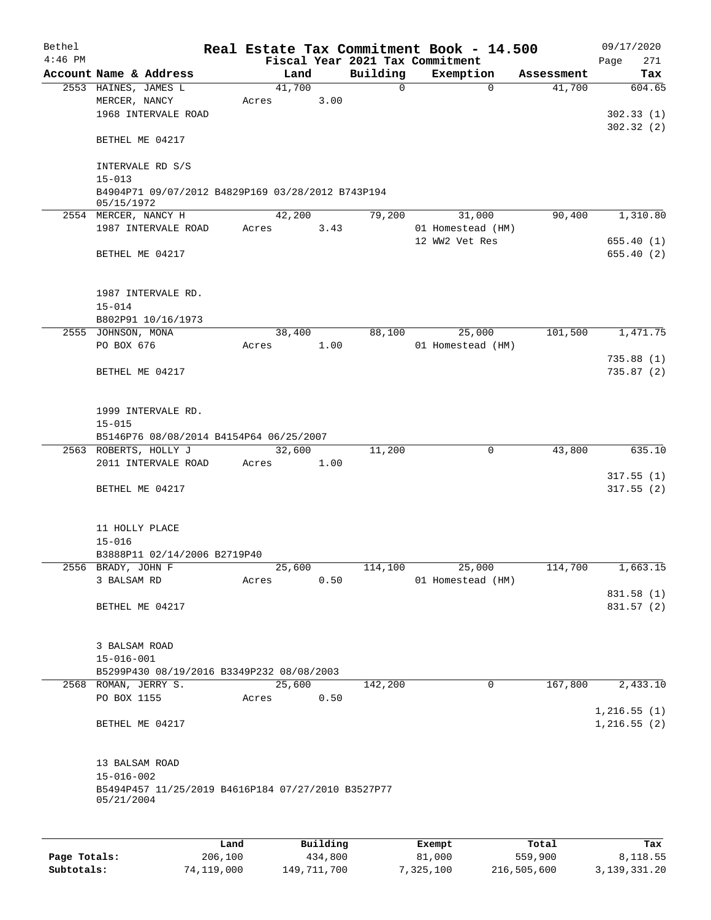Bethel 4:46 PM

# Real Estate Tax Commitment Book - 14.500

Fiscal Year 2021 Tax Commitment

09/17/2020 Page 271

| Account Name & Address | Land | Building | Exemption | Assessment | Tax |
|---|---|---|---|---|---|
| 2553 HAINES, JAMES L<br>MERCER, NANCY<br>1968 INTERVALE ROAD<br><br>BETHEL ME 04217<br><br>INTERVALE RD S/S<br>15-013<br>B4904P71 09/07/2012 B4829P169 03/28/2012 B743P194 05/15/1972 | 41,700<br>Acres 3.00 | 0 | 0 | 41,700 | 604.65<br><br>302.33 (1)<br>302.32 (2) |
| 2554 MERCER, NANCY H<br>1987 INTERVALE ROAD<br><br>BETHEL ME 04217<br><br>1987 INTERVALE RD.<br>15-014<br>B802P91 10/16/1973 | 42,200<br>Acres 3.43 | 79,200 | 31,000<br>01 Homestead (HM)<br>12 WW2 Vet Res | 90,400 | 1,310.80<br><br>655.40 (1)<br>655.40 (2) |
| 2555 JOHNSON, MONA<br>PO BOX 676<br><br>BETHEL ME 04217<br><br>1999 INTERVALE RD.<br>15-015<br>B5146P76 08/08/2014 B4154P64 06/25/2007 | 38,400<br>Acres 1.00 | 88,100 | 25,000<br>01 Homestead (HM) | 101,500 | 1,471.75<br><br>735.88 (1)<br>735.87 (2) |
| 2563 ROBERTS, HOLLY J<br>2011 INTERVALE ROAD<br><br>BETHEL ME 04217<br><br>11 HOLLY PLACE<br>15-016<br>B3888P11 02/14/2006 B2719P40 | 32,600<br>Acres 1.00 | 11,200 | 0 | 43,800 | 635.10<br><br>317.55 (1)<br>317.55 (2) |
| 2556 BRADY, JOHN F<br>3 BALSAM RD<br><br>BETHEL ME 04217<br><br>3 BALSAM ROAD<br>15-016-001<br>B5299P430 08/19/2016 B3349P232 08/08/2003 | 25,600<br>Acres 0.50 | 114,100 | 25,000<br>01 Homestead (HM) | 114,700 | 1,663.15<br><br>831.58 (1)<br>831.57 (2) |
| 2568 ROMAN, JERRY S.<br>PO BOX 1155<br><br>BETHEL ME 04217<br><br>13 BALSAM ROAD<br>15-016-002<br>B5494P457 11/25/2019 B4616P184 07/27/2010 B3527P77 05/21/2004 | 25,600<br>Acres 0.50 | 142,200 | 0 | 167,800 | 2,433.10<br><br>1,216.55 (1)<br>1,216.55 (2) |

| | Land | Building | Exempt | Total | Tax |
|---|---|---|---|---|---|
| Page Totals: | 206,100 | 434,800 | 81,000 | 559,900 | 8,118.55 |
| Subtotals: | 74,119,000 | 149,711,700 | 7,325,100 | 216,505,600 | 3,139,331.20 |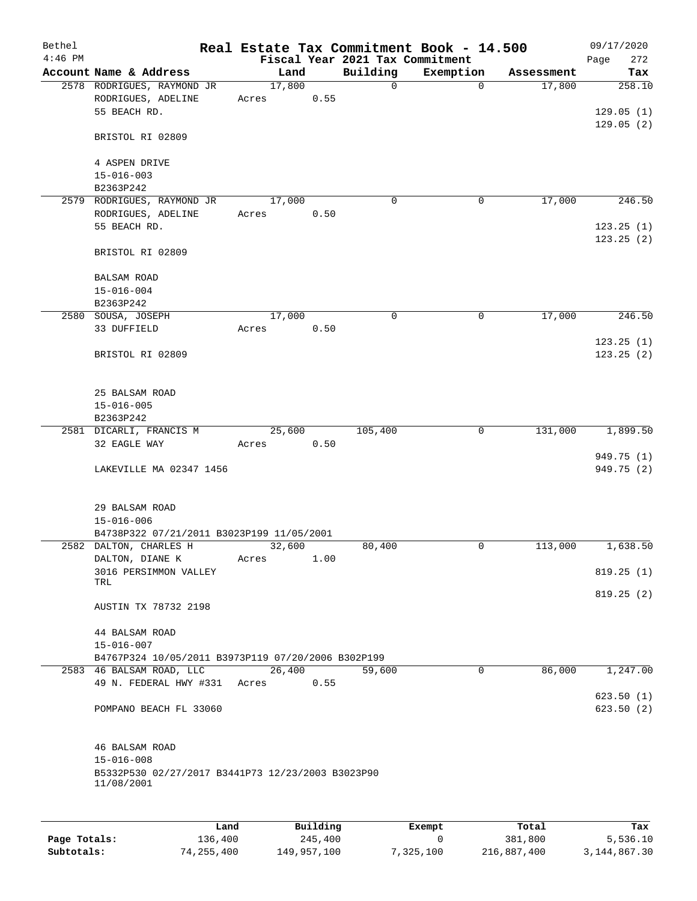# Real Estate Tax Commitment Book - 14.500

Bethel
4:46 PM

Fiscal Year 2021 Tax Commitment

09/17/2020

| Account Name & Address | Land | Building | Exemption | Assessment | Tax |
|---|---|---|---|---|---|
| 2578 RODRIGUES, RAYMOND JR<br>RODRIGUES, ADELINE<br>55 BEACH RD.<br><br>BRISTOL RI 02809<br><br>4 ASPEN DRIVE<br>15-016-003<br>B2363P242 | 17,800<br>Acres 0.55 | 0 | 0 | 17,800 | 258.10<br><br>129.05 (1)<br>129.05 (2) |
| 2579 RODRIGUES, RAYMOND JR<br>RODRIGUES, ADELINE<br>55 BEACH RD.<br><br>BRISTOL RI 02809<br><br>BALSAM ROAD<br>15-016-004<br>B2363P242 | 17,000<br>Acres 0.50 | 0 | 0 | 17,000 | 246.50<br><br>123.25 (1)<br>123.25 (2) |
| 2580 SOUSA, JOSEPH<br>33 DUFFIELD<br><br>BRISTOL RI 02809<br><br>25 BALSAM ROAD<br>15-016-005<br>B2363P242 | 17,000<br>Acres 0.50 | 0 | 0 | 17,000 | 246.50<br><br>123.25 (1)<br>123.25 (2) |
| 2581 DICARLI, FRANCIS M<br>32 EAGLE WAY<br><br>LAKEVILLE MA 02347 1456<br><br>29 BALSAM ROAD<br>15-016-006<br>B4738P322 07/21/2011 B3023P199 11/05/2001 | 25,600<br>Acres 0.50 | 105,400 | 0 | 131,000 | 1,899.50<br><br>949.75 (1)<br>949.75 (2) |
| 2582 DALTON, CHARLES H<br>DALTON, DIANE K<br>3016 PERSIMMON VALLEY TRL<br><br>AUSTIN TX 78732 2198<br><br>44 BALSAM ROAD<br>15-016-007<br>B4767P324 10/05/2011 B3973P119 07/20/2006 B302P199 | 32,600<br>Acres 1.00 | 80,400 | 0 | 113,000 | 1,638.50<br><br>819.25 (1)<br>819.25 (2) |
| 2583 46 BALSAM ROAD, LLC<br>49 N. FEDERAL HWY #331<br><br>POMPANO BEACH FL 33060<br><br>46 BALSAM ROAD<br>15-016-008<br>B5332P530 02/27/2017 B3441P73 12/23/2003 B3023P90 11/08/2001 | 26,400<br>Acres 0.55 | 59,600 | 0 | 86,000 | 1,247.00<br><br>623.50 (1)<br>623.50 (2) |

| | Land | Building | Exempt | Total | Tax |
|---|---|---|---|---|---|
| Page Totals: | 136,400 | 245,400 | 0 | 381,800 | 5,536.10 |
| Subtotals: | 74,255,400 | 149,957,100 | 7,325,100 | 216,887,400 | 3,144,867.30 |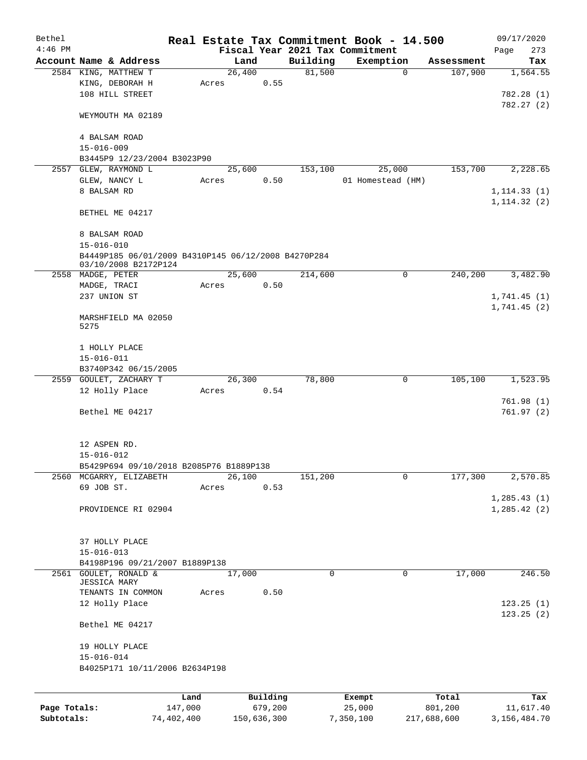Bethel
4:46 PM

# Real Estate Tax Commitment Book - 14.500

Fiscal Year 2021 Tax Commitment

09/17/2020

| Account Name & Address | Land | Building | Exemption | Assessment | Tax |
|---|---|---|---|---|---|
| 2584 KING, MATTHEW T | 26,400 | 81,500 | 0 | 107,900 | 1,564.55 |
| KING, DEBORAH H | Acres 0.55 | | | | |
| 108 HILL STREET | | | | | 782.28 (1) |
| | | | | | 782.27 (2) |
| WEYMOUTH MA 02189 | | | | | |
| 4 BALSAM ROAD | | | | | |
| 15-016-009 | | | | | |
| B3445P9 12/23/2004 B3023P90 | | | | | |
| 2557 GLEW, RAYMOND L | 25,600 | 153,100 | 25,000 | 153,700 | 2,228.65 |
| GLEW, NANCY L | Acres 0.50 | | 01 Homestead (HM) | | |
| 8 BALSAM RD | | | | | 1,114.33 (1) |
| | | | | | 1,114.32 (2) |
| BETHEL ME 04217 | | | | | |
| 8 BALSAM ROAD | | | | | |
| 15-016-010 | | | | | |
| B4449P185 06/01/2009 B4310P145 06/12/2008 B4270P284 03/10/2008 B2172P124 | | | | | |
| 2558 MADGE, PETER | 25,600 | 214,600 | 0 | 240,200 | 3,482.90 |
| MADGE, TRACI | Acres 0.50 | | | | |
| 237 UNION ST | | | | | 1,741.45 (1) |
| | | | | | 1,741.45 (2) |
| MARSHFIELD MA 02050 5275 | | | | | |
| 1 HOLLY PLACE | | | | | |
| 15-016-011 | | | | | |
| B3740P342 06/15/2005 | | | | | |
| 2559 GOULET, ZACHARY T | 26,300 | 78,800 | 0 | 105,100 | 1,523.95 |
| 12 Holly Place | Acres 0.54 | | | | |
| | | | | | 761.98 (1) |
| Bethel ME 04217 | | | | | 761.97 (2) |
| 12 ASPEN RD. | | | | | |
| 15-016-012 | | | | | |
| B5429P694 09/10/2018 B2085P76 B1889P138 | | | | | |
| 2560 MCGARRY, ELIZABETH | 26,100 | 151,200 | 0 | 177,300 | 2,570.85 |
| 69 JOB ST. | Acres 0.53 | | | | |
| | | | | | 1,285.43 (1) |
| PROVIDENCE RI 02904 | | | | | 1,285.42 (2) |
| 37 HOLLY PLACE | | | | | |
| 15-016-013 | | | | | |
| B4198P196 09/21/2007 B1889P138 | | | | | |
| 2561 GOULET, RONALD & JESSICA MARY | 17,000 | 0 | 0 | 17,000 | 246.50 |
| TENANTS IN COMMON | Acres 0.50 | | | | |
| 12 Holly Place | | | | | 123.25 (1) |
| | | | | | 123.25 (2) |
| Bethel ME 04217 | | | | | |
| 19 HOLLY PLACE | | | | | |
| 15-016-014 | | | | | |
| B4025P171 10/11/2006 B2634P198 | | | | | |

| | Land | Building | Exempt | Total | Tax |
|---|---|---|---|---|---|
| Page Totals: | 147,000 | 679,200 | 25,000 | 801,200 | 11,617.40 |
| Subtotals: | 74,402,400 | 150,636,300 | 7,350,100 | 217,688,600 | 3,156,484.70 |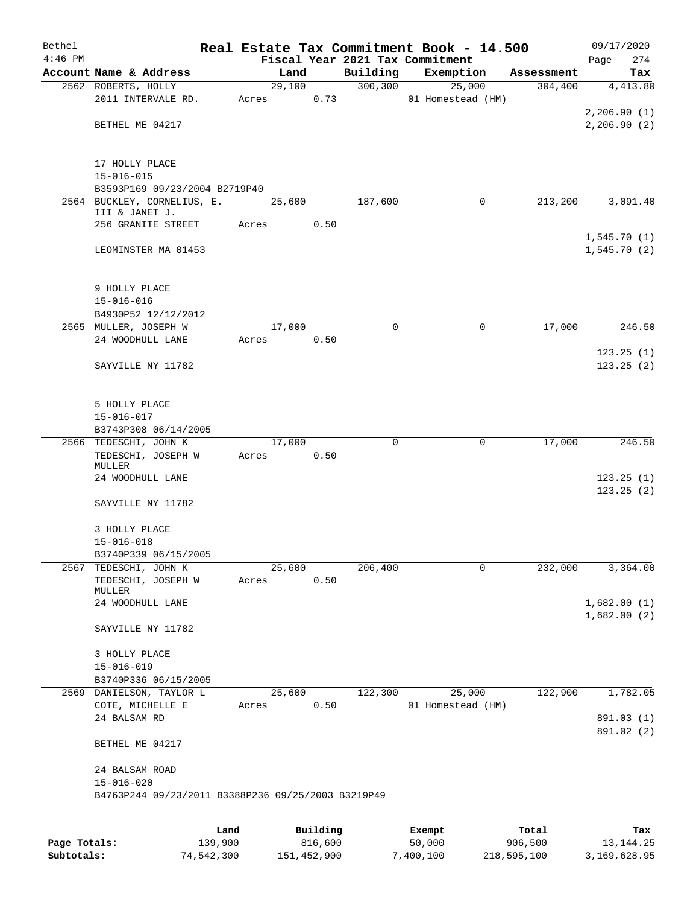Bethel
4:46 PM

# Real Estate Tax Commitment Book - 14.500

Fiscal Year 2021 Tax Commitment

09/17/2020
Page 274

| Account Name & Address | Land | Building | Exemption | Assessment | Tax |
|---|---|---|---|---|---|
| 2562 ROBERTS, HOLLY | 29,100 | 300,300 | 25,000 | 304,400 | 4,413.80 |
| 2011 INTERVALE RD. | Acres 0.73 | | 01 Homestead (HM) | | |
| | | | | | 2,206.90 (1) |
| BETHEL ME 04217 | | | | | 2,206.90 (2) |
| 17 HOLLY PLACE | | | | | |
| 15-016-015 | | | | | |
| B3593P169 09/23/2004 B2719P40 | | | | | |
| 2564 BUCKLEY, CORNELIUS, E. III & JANET J. | 25,600 | 187,600 | 0 | 213,200 | 3,091.40 |
| 256 GRANITE STREET | Acres 0.50 | | | | |
| | | | | | 1,545.70 (1) |
| LEOMINSTER MA 01453 | | | | | 1,545.70 (2) |
| 9 HOLLY PLACE | | | | | |
| 15-016-016 | | | | | |
| B4930P52 12/12/2012 | | | | | |
| 2565 MULLER, JOSEPH W | 17,000 | 0 | 0 | 17,000 | 246.50 |
| 24 WOODHULL LANE | Acres 0.50 | | | | |
| | | | | | 123.25 (1) |
| SAYVILLE NY 11782 | | | | | 123.25 (2) |
| 5 HOLLY PLACE | | | | | |
| 15-016-017 | | | | | |
| B3743P308 06/14/2005 | | | | | |
| 2566 TEDESCHI, JOHN K | 17,000 | 0 | 0 | 17,000 | 246.50 |
| TEDESCHI, JOSEPH W MULLER | Acres 0.50 | | | | |
| 24 WOODHULL LANE | | | | | 123.25 (1) |
| | | | | | 123.25 (2) |
| SAYVILLE NY 11782 | | | | | |
| 3 HOLLY PLACE | | | | | |
| 15-016-018 | | | | | |
| B3740P339 06/15/2005 | | | | | |
| 2567 TEDESCHI, JOHN K | 25,600 | 206,400 | 0 | 232,000 | 3,364.00 |
| TEDESCHI, JOSEPH W MULLER | Acres 0.50 | | | | |
| 24 WOODHULL LANE | | | | | 1,682.00 (1) |
| | | | | | 1,682.00 (2) |
| SAYVILLE NY 11782 | | | | | |
| 3 HOLLY PLACE | | | | | |
| 15-016-019 | | | | | |
| B3740P336 06/15/2005 | | | | | |
| 2569 DANIELSON, TAYLOR L | 25,600 | 122,300 | 25,000 | 122,900 | 1,782.05 |
| COTE, MICHELLE E | Acres 0.50 | | 01 Homestead (HM) | | |
| 24 BALSAM RD | | | | | 891.03 (1) |
| | | | | | 891.02 (2) |
| BETHEL ME 04217 | | | | | |
| 24 BALSAM ROAD | | | | | |
| 15-016-020 | | | | | |
| B4763P244 09/23/2011 B3388P236 09/25/2003 B3219P49 | | | | | |

| | Land | Building | Exempt | Total | Tax |
|---|---|---|---|---|---|
| Page Totals: | 139,900 | 816,600 | 50,000 | 906,500 | 13,144.25 |
| Subtotals: | 74,542,300 | 151,452,900 | 7,400,100 | 218,595,100 | 3,169,628.95 |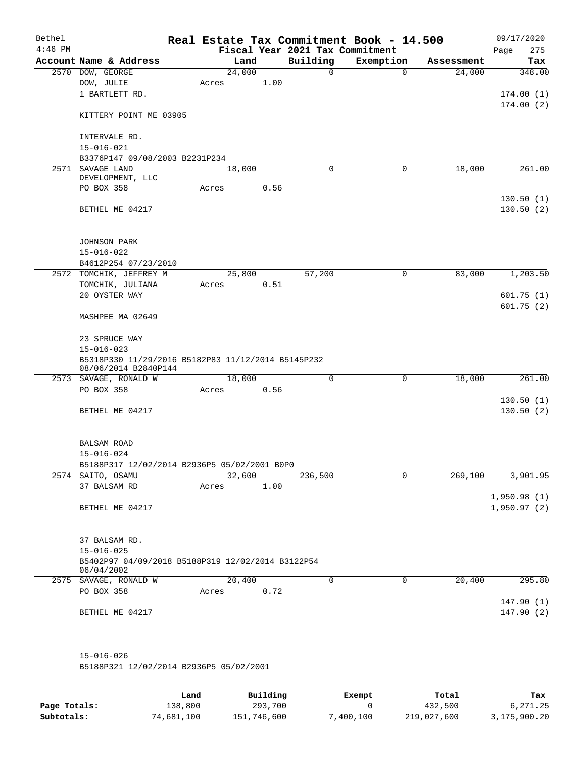# Real Estate Tax Commitment Book - 14.500

Bethel
4:46 PM

Fiscal Year 2021 Tax Commitment

09/17/2020
Page 275

| Account | Name & Address | Land | Building | Exemption | Assessment | Tax |
|---|---|---|---|---|---|---|
| 2570 | DOW, GEORGE | 24,000 | 0 | 0 | 24,000 | 348.00 |
| | DOW, JULIE | Acres 1.00 | | | | |
| | 1 BARTLETT RD. | | | | | 174.00 (1) |
| | | | | | | 174.00 (2) |
| | KITTERY POINT ME 03905 | | | | | |
| | INTERVALE RD. | | | | | |
| | 15-016-021 | | | | | |
| | B3376P147 09/08/2003 B2231P234 | | | | | |
| 2571 | SAVAGE LAND DEVELOPMENT, LLC | 18,000 | 0 | 0 | 18,000 | 261.00 |
| | PO BOX 358 | Acres 0.56 | | | | |
| | | | | | | 130.50 (1) |
| | BETHEL ME 04217 | | | | | 130.50 (2) |
| | JOHNSON PARK | | | | | |
| | 15-016-022 | | | | | |
| | B4612P254 07/23/2010 | | | | | |
| 2572 | TOMCHIK, JEFFREY M | 25,800 | 57,200 | 0 | 83,000 | 1,203.50 |
| | TOMCHIK, JULIANA | Acres 0.51 | | | | |
| | 20 OYSTER WAY | | | | | 601.75 (1) |
| | | | | | | 601.75 (2) |
| | MASHPEE MA 02649 | | | | | |
| | 23 SPRUCE WAY | | | | | |
| | 15-016-023 | | | | | |
| | B5318P330 11/29/2016 B5182P83 11/12/2014 B5145P232 08/06/2014 B2840P144 | | | | | |
| 2573 | SAVAGE, RONALD W | 18,000 | 0 | 0 | 18,000 | 261.00 |
| | PO BOX 358 | Acres 0.56 | | | | |
| | | | | | | 130.50 (1) |
| | BETHEL ME 04217 | | | | | 130.50 (2) |
| | BALSAM ROAD | | | | | |
| | 15-016-024 | | | | | |
| | B5188P317 12/02/2014 B2936P5 05/02/2001 B0P0 | | | | | |
| 2574 | SAITO, OSAMU | 32,600 | 236,500 | 0 | 269,100 | 3,901.95 |
| | 37 BALSAM RD | Acres 1.00 | | | | |
| | | | | | | 1,950.98 (1) |
| | BETHEL ME 04217 | | | | | 1,950.97 (2) |
| | 37 BALSAM RD. | | | | | |
| | 15-016-025 | | | | | |
| | B5402P97 04/09/2018 B5188P319 12/02/2014 B3122P54 06/04/2002 | | | | | |
| 2575 | SAVAGE, RONALD W | 20,400 | 0 | 0 | 20,400 | 295.80 |
| | PO BOX 358 | Acres 0.72 | | | | |
| | | | | | | 147.90 (1) |
| | BETHEL ME 04217 | | | | | 147.90 (2) |
| | 15-016-026 | | | | | |
| | B5188P321 12/02/2014 B2936P5 05/02/2001 | | | | | |

| | Land | Building | Exempt | Total | Tax |
|---|---|---|---|---|---|
| Page Totals: | 138,800 | 293,700 | 0 | 432,500 | 6,271.25 |
| Subtotals: | 74,681,100 | 151,746,600 | 7,400,100 | 219,027,600 | 3,175,900.20 |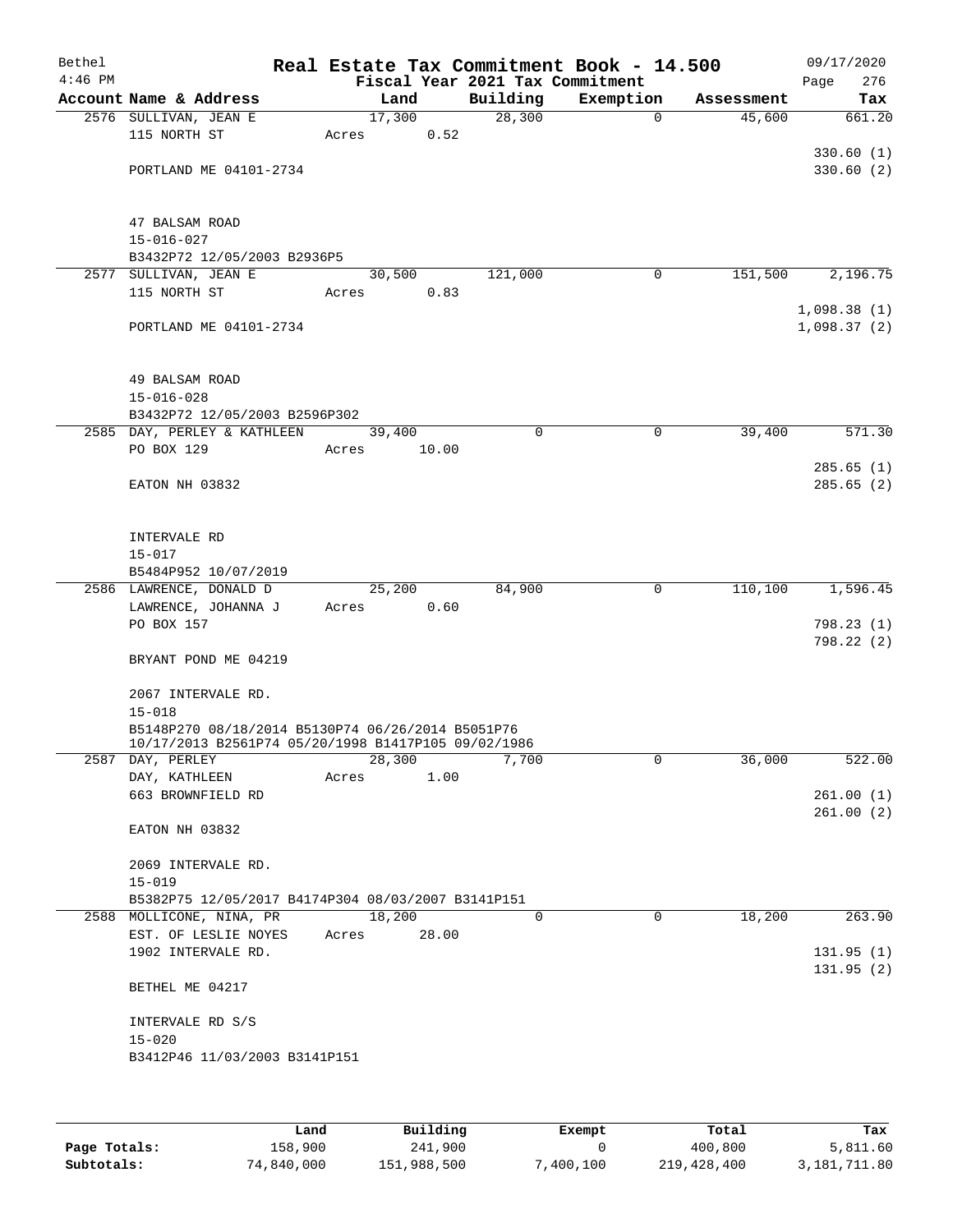Real Estate Tax Commitment Book - 14.500

Fiscal Year 2021 Tax Commitment

Bethel 4:46 PM — 09/17/2020

| Account Name & Address | Land | Building | Exemption | Assessment | Tax |
|---|---|---|---|---|---|
| 2576 SULLIVAN, JEAN E | 17,300 | 28,300 | 0 | 45,600 | 661.20 |
| 115 NORTH ST | Acres 0.52 | | | | |
| | | | | | 330.60 (1) |
| PORTLAND ME 04101-2734 | | | | | 330.60 (2) |
| 47 BALSAM ROAD | | | | | |
| 15-016-027 | | | | | |
| B3432P72 12/05/2003 B2936P5 | | | | | |
| 2577 SULLIVAN, JEAN E | 30,500 | 121,000 | 0 | 151,500 | 2,196.75 |
| 115 NORTH ST | Acres 0.83 | | | | |
| | | | | | 1,098.38 (1) |
| PORTLAND ME 04101-2734 | | | | | 1,098.37 (2) |
| 49 BALSAM ROAD | | | | | |
| 15-016-028 | | | | | |
| B3432P72 12/05/2003 B2596P302 | | | | | |
| 2585 DAY, PERLEY & KATHLEEN | 39,400 | 0 | 0 | 39,400 | 571.30 |
| PO BOX 129 | Acres 10.00 | | | | |
| | | | | | 285.65 (1) |
| EATON NH 03832 | | | | | 285.65 (2) |
| INTERVALE RD | | | | | |
| 15-017 | | | | | |
| B5484P952 10/07/2019 | | | | | |
| 2586 LAWRENCE, DONALD D | 25,200 | 84,900 | 0 | 110,100 | 1,596.45 |
| LAWRENCE, JOHANNA J | Acres 0.60 | | | | |
| PO BOX 157 | | | | | 798.23 (1) |
| | | | | | 798.22 (2) |
| BRYANT POND ME 04219 | | | | | |
| 2067 INTERVALE RD. | | | | | |
| 15-018 | | | | | |
| B5148P270 08/18/2014 B5130P74 06/26/2014 B5051P76 10/17/2013 B2561P74 05/20/1998 B1417P105 09/02/1986 | | | | | |
| 2587 DAY, PERLEY | 28,300 | 7,700 | 0 | 36,000 | 522.00 |
| DAY, KATHLEEN | Acres 1.00 | | | | |
| 663 BROWNFIELD RD | | | | | 261.00 (1) |
| | | | | | 261.00 (2) |
| EATON NH 03832 | | | | | |
| 2069 INTERVALE RD. | | | | | |
| 15-019 | | | | | |
| B5382P75 12/05/2017 B4174P304 08/03/2007 B3141P151 | | | | | |
| 2588 MOLLICONE, NINA, PR | 18,200 | 0 | 0 | 18,200 | 263.90 |
| EST. OF LESLIE NOYES | Acres 28.00 | | | | |
| 1902 INTERVALE RD. | | | | | 131.95 (1) |
| | | | | | 131.95 (2) |
| BETHEL ME 04217 | | | | | |
| INTERVALE RD S/S | | | | | |
| 15-020 | | | | | |
| B3412P46 11/03/2003 B3141P151 | | | | | |

| | Land | Building | Exempt | Total | Tax |
|---|---|---|---|---|---|
| Page Totals: | 158,900 | 241,900 | 0 | 400,800 | 5,811.60 |
| Subtotals: | 74,840,000 | 151,988,500 | 7,400,100 | 219,428,400 | 3,181,711.80 |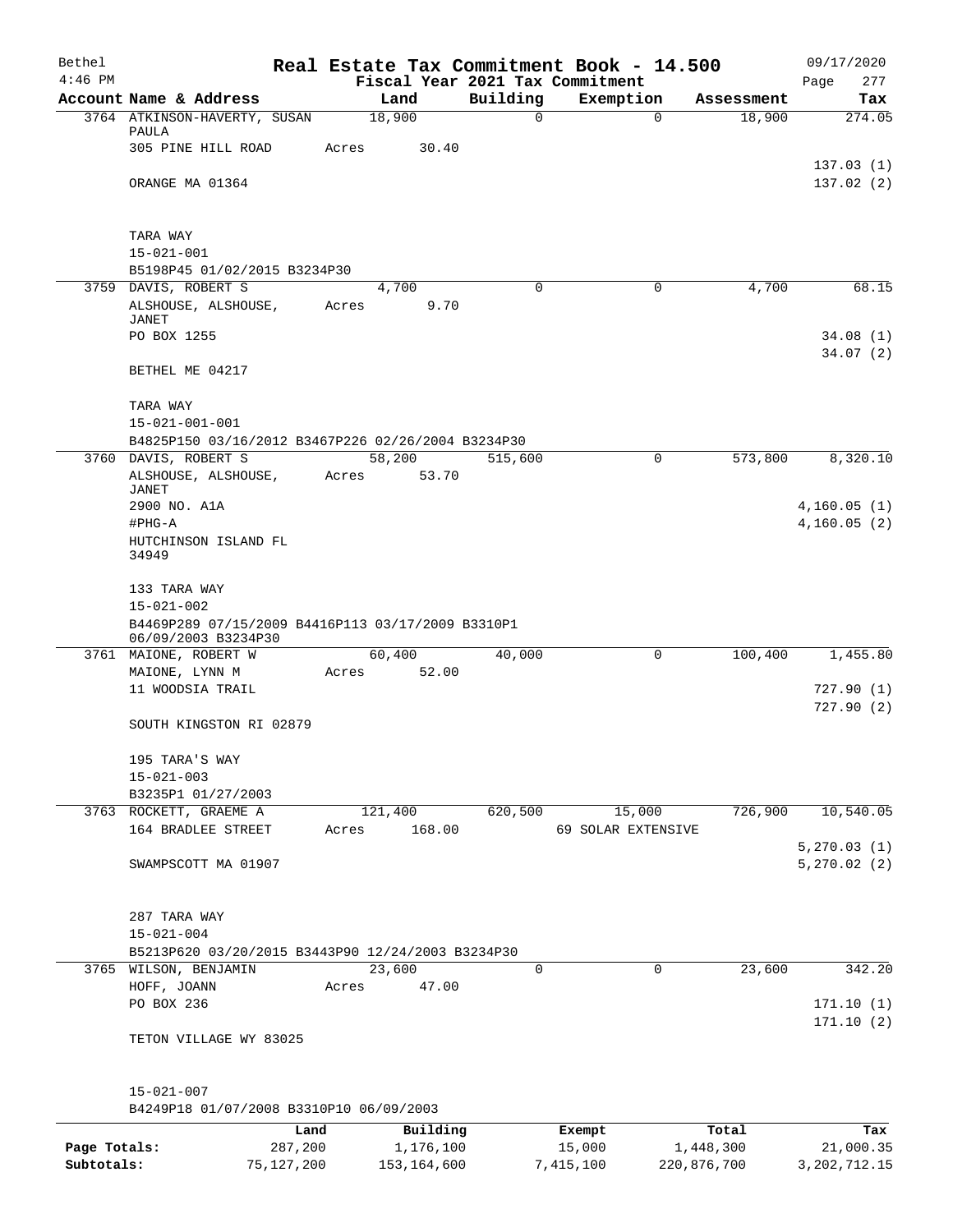Bethel — Real Estate Tax Commitment Book - 14.500 — 09/17/2020
4:46 PM — Fiscal Year 2021 Tax Commitment — Page 277

| Account Name & Address | Land | Building | Exemption | Assessment | Tax |
|---|---|---|---|---|---|
| 3764 ATKINSON-HAVERTY, SUSAN PAULA | 18,900 | 0 | 0 | 18,900 | 274.05 |
| 305 PINE HILL ROAD | Acres 30.40 | | | | |
| | | | | | 137.03 (1) |
| ORANGE MA 01364 | | | | | 137.02 (2) |
| TARA WAY | | | | | |
| 15-021-001 | | | | | |
| B5198P45 01/02/2015 B3234P30 | | | | | |
| 3759 DAVIS, ROBERT S | 4,700 | 0 | 0 | 4,700 | 68.15 |
| ALSHOUSE, ALSHOUSE, JANET | Acres 9.70 | | | | |
| PO BOX 1255 | | | | | 34.08 (1) |
| | | | | | 34.07 (2) |
| BETHEL ME 04217 | | | | | |
| TARA WAY | | | | | |
| 15-021-001-001 | | | | | |
| B4825P150 03/16/2012 B3467P226 02/26/2004 B3234P30 | | | | | |
| 3760 DAVIS, ROBERT S | 58,200 | 515,600 | 0 | 573,800 | 8,320.10 |
| ALSHOUSE, ALSHOUSE, JANET | Acres 53.70 | | | | |
| 2900 NO. A1A | | | | | 4,160.05 (1) |
| #PHG-A | | | | | 4,160.05 (2) |
| HUTCHINSON ISLAND FL 34949 | | | | | |
| 133 TARA WAY | | | | | |
| 15-021-002 | | | | | |
| B4469P289 07/15/2009 B4416P113 03/17/2009 B3310P1 06/09/2003 B3234P30 | | | | | |
| 3761 MAIONE, ROBERT W | 60,400 | 40,000 | 0 | 100,400 | 1,455.80 |
| MAIONE, LYNN M | Acres 52.00 | | | | |
| 11 WOODSIA TRAIL | | | | | 727.90 (1) |
| | | | | | 727.90 (2) |
| SOUTH KINGSTON RI 02879 | | | | | |
| 195 TARA'S WAY | | | | | |
| 15-021-003 | | | | | |
| B3235P1 01/27/2003 | | | | | |
| 3763 ROCKETT, GRAEME A | 121,400 | 620,500 | 15,000 | 726,900 | 10,540.05 |
| 164 BRADLEE STREET | Acres 168.00 | | 69 SOLAR EXTENSIVE | | |
| | | | | | 5,270.03 (1) |
| SWAMPSCOTT MA 01907 | | | | | 5,270.02 (2) |
| 287 TARA WAY | | | | | |
| 15-021-004 | | | | | |
| B5213P620 03/20/2015 B3443P90 12/24/2003 B3234P30 | | | | | |
| 3765 WILSON, BENJAMIN | 23,600 | 0 | 0 | 23,600 | 342.20 |
| HOFF, JOANN | Acres 47.00 | | | | |
| PO BOX 236 | | | | | 171.10 (1) |
| | | | | | 171.10 (2) |
| TETON VILLAGE WY 83025 | | | | | |
| 15-021-007 | | | | | |
| B4249P18 01/07/2008 B3310P10 06/09/2003 | | | | | |

| | Land | Building | Exempt | Total | Tax |
|---|---|---|---|---|---|
| Page Totals: | 287,200 | 1,176,100 | 15,000 | 1,448,300 | 21,000.35 |
| Subtotals: | 75,127,200 | 153,164,600 | 7,415,100 | 220,876,700 | 3,202,712.15 |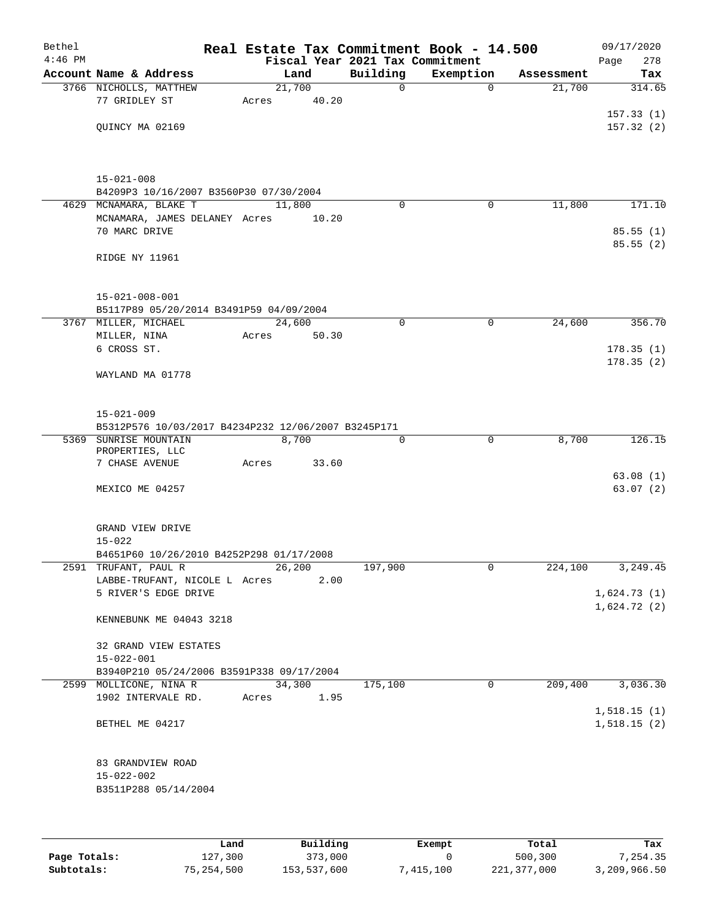Bethel 4:46 PM

# Real Estate Tax Commitment Book - 14.500

Fiscal Year 2021 Tax Commitment

09/17/2020

| Account Name & Address | Land | Building | Exemption | Assessment | Tax |
|---|---|---|---|---|---|
| 3766 NICHOLLS, MATTHEW | 21,700 | 0 | 0 | 21,700 | 314.65 |
| 77 GRIDLEY ST | Acres 40.20 | | | | |
| | | | | | 157.33 (1) |
| QUINCY MA 02169 | | | | | 157.32 (2) |
| 15-021-008 | | | | | |
| B4209P3 10/16/2007 B3560P30 07/30/2004 | | | | | |
| 4629 MCNAMARA, BLAKE T | 11,800 | 0 | 0 | 11,800 | 171.10 |
| MCNAMARA, JAMES DELANEY | Acres 10.20 | | | | |
| 70 MARC DRIVE | | | | | 85.55 (1) |
| | | | | | 85.55 (2) |
| RIDGE NY 11961 | | | | | |
| 15-021-008-001 | | | | | |
| B5117P89 05/20/2014 B3491P59 04/09/2004 | | | | | |
| 3767 MILLER, MICHAEL | 24,600 | 0 | 0 | 24,600 | 356.70 |
| MILLER, NINA | Acres 50.30 | | | | |
| 6 CROSS ST. | | | | | 178.35 (1) |
| | | | | | 178.35 (2) |
| WAYLAND MA 01778 | | | | | |
| 15-021-009 | | | | | |
| B5312P576 10/03/2017 B4234P232 12/06/2007 B3245P171 | | | | | |
| 5369 SUNRISE MOUNTAIN PROPERTIES, LLC | 8,700 | 0 | 0 | 8,700 | 126.15 |
| 7 CHASE AVENUE | Acres 33.60 | | | | |
| | | | | | 63.08 (1) |
| MEXICO ME 04257 | | | | | 63.07 (2) |
| GRAND VIEW DRIVE | | | | | |
| 15-022 | | | | | |
| B4651P60 10/26/2010 B4252P298 01/17/2008 | | | | | |
| 2591 TRUFANT, PAUL R | 26,200 | 197,900 | 0 | 224,100 | 3,249.45 |
| LABBE-TRUFANT, NICOLE L | Acres 2.00 | | | | |
| 5 RIVER'S EDGE DRIVE | | | | | 1,624.73 (1) |
| | | | | | 1,624.72 (2) |
| KENNEBUNK ME 04043 3218 | | | | | |
| 32 GRAND VIEW ESTATES | | | | | |
| 15-022-001 | | | | | |
| B3940P210 05/24/2006 B3591P338 09/17/2004 | | | | | |
| 2599 MOLLICONE, NINA R | 34,300 | 175,100 | 0 | 209,400 | 3,036.30 |
| 1902 INTERVALE RD. | Acres 1.95 | | | | |
| | | | | | 1,518.15 (1) |
| BETHEL ME 04217 | | | | | 1,518.15 (2) |
| 83 GRANDVIEW ROAD | | | | | |
| 15-022-002 | | | | | |
| B3511P288 05/14/2004 | | | | | |

| | Land | Building | Exempt | Total | Tax |
|---|---|---|---|---|---|
| Page Totals: | 127,300 | 373,000 | 0 | 500,300 | 7,254.35 |
| Subtotals: | 75,254,500 | 153,537,600 | 7,415,100 | 221,377,000 | 3,209,966.50 |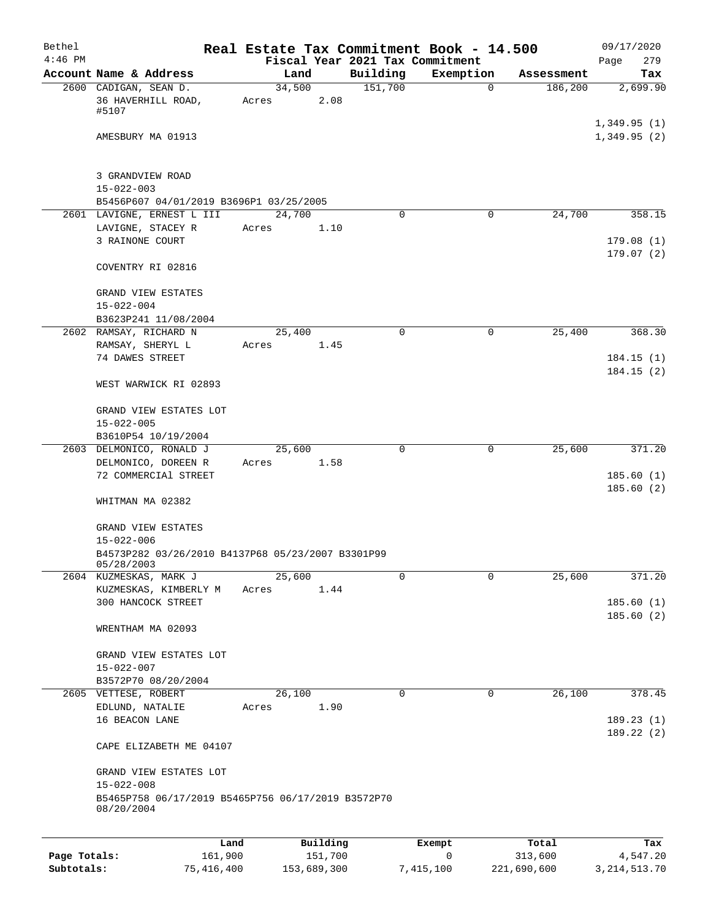Bethel 4:46 PM

# Real Estate Tax Commitment Book - 14.500

Fiscal Year 2021 Tax Commitment

09/17/2020

| Account Name & Address | Land | Building | Exemption | Assessment | Tax |
|---|---|---|---|---|---|
| 2600 CADIGAN, SEAN D. | 34,500 | 151,700 | 0 | 186,200 | 2,699.90 |
| 36 HAVERHILL ROAD, #5107 | Acres 2.08 | | | | |
| | | | | | 1,349.95 (1) |
| AMESBURY MA 01913 | | | | | 1,349.95 (2) |
| 3 GRANDVIEW ROAD | | | | | |
| 15-022-003 | | | | | |
| B5456P607 04/01/2019 B3696P1 03/25/2005 | | | | | |
| 2601 LAVIGNE, ERNEST L III | 24,700 | 0 | 0 | 24,700 | 358.15 |
| LAVIGNE, STACEY R | Acres 1.10 | | | | |
| 3 RAINONE COURT | | | | | 179.08 (1) |
| | | | | | 179.07 (2) |
| COVENTRY RI 02816 | | | | | |
| GRAND VIEW ESTATES | | | | | |
| 15-022-004 | | | | | |
| B3623P241 11/08/2004 | | | | | |
| 2602 RAMSAY, RICHARD N | 25,400 | 0 | 0 | 25,400 | 368.30 |
| RAMSAY, SHERYL L | Acres 1.45 | | | | |
| 74 DAWES STREET | | | | | 184.15 (1) |
| | | | | | 184.15 (2) |
| WEST WARWICK RI 02893 | | | | | |
| GRAND VIEW ESTATES LOT | | | | | |
| 15-022-005 | | | | | |
| B3610P54 10/19/2004 | | | | | |
| 2603 DELMONICO, RONALD J | 25,600 | 0 | 0 | 25,600 | 371.20 |
| DELMONICO, DOREEN R | Acres 1.58 | | | | |
| 72 COMMERCIAl STREET | | | | | 185.60 (1) |
| | | | | | 185.60 (2) |
| WHITMAN MA 02382 | | | | | |
| GRAND VIEW ESTATES | | | | | |
| 15-022-006 | | | | | |
| B4573P282 03/26/2010 B4137P68 05/23/2007 B3301P99 05/28/2003 | | | | | |
| 2604 KUZMESKAS, MARK J | 25,600 | 0 | 0 | 25,600 | 371.20 |
| KUZMESKAS, KIMBERLY M | Acres 1.44 | | | | |
| 300 HANCOCK STREET | | | | | 185.60 (1) |
| | | | | | 185.60 (2) |
| WRENTHAM MA 02093 | | | | | |
| GRAND VIEW ESTATES LOT | | | | | |
| 15-022-007 | | | | | |
| B3572P70 08/20/2004 | | | | | |
| 2605 VETTESE, ROBERT | 26,100 | 0 | 0 | 26,100 | 378.45 |
| EDLUND, NATALIE | Acres 1.90 | | | | |
| 16 BEACON LANE | | | | | 189.23 (1) |
| | | | | | 189.22 (2) |
| CAPE ELIZABETH ME 04107 | | | | | |
| GRAND VIEW ESTATES LOT | | | | | |
| 15-022-008 | | | | | |
| B5465P758 06/17/2019 B5465P756 06/17/2019 B3572P70 08/20/2004 | | | | | |

| | Land | Building | Exempt | Total | Tax |
|---|---|---|---|---|---|
| Page Totals: | 161,900 | 151,700 | 0 | 313,600 | 4,547.20 |
| Subtotals: | 75,416,400 | 153,689,300 | 7,415,100 | 221,690,600 | 3,214,513.70 |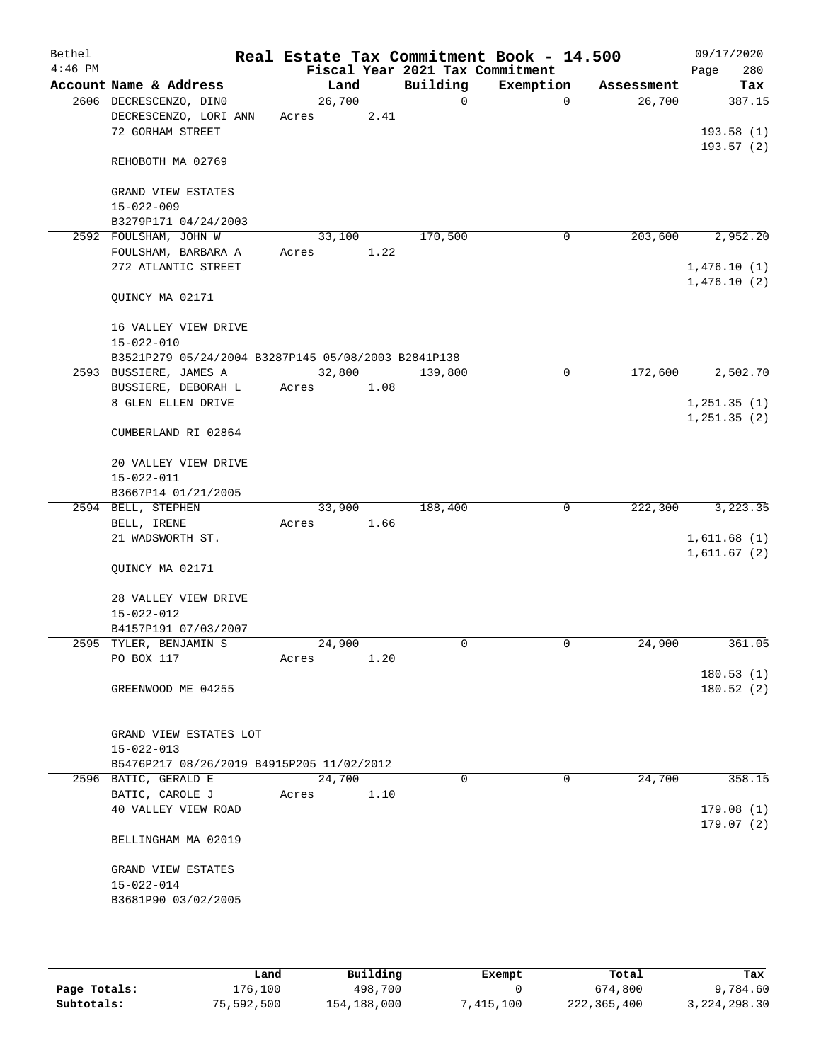# Real Estate Tax Commitment Book - 14.500

Bethel 4:46 PM — 09/17/2020

Fiscal Year 2021 Tax Commitment

| Account Name & Address | Land | Building | Exemption | Assessment | Tax |
|---|---|---|---|---|---|
| 2606 DECRESCENZO, DIN0 | 26,700 | 0 | 0 | 26,700 | 387.15 |
| DECRESCENZO, LORI ANN | Acres 2.41 | | | | |
| 72 GORHAM STREET | | | | | 193.58 (1) |
| | | | | | 193.57 (2) |
| REHOBOTH MA 02769 | | | | | |
| GRAND VIEW ESTATES | | | | | |
| 15-022-009 | | | | | |
| B3279P171 04/24/2003 | | | | | |
| 2592 FOULSHAM, JOHN W | 33,100 | 170,500 | 0 | 203,600 | 2,952.20 |
| FOULSHAM, BARBARA A | Acres 1.22 | | | | |
| 272 ATLANTIC STREET | | | | | 1,476.10 (1) |
| | | | | | 1,476.10 (2) |
| QUINCY MA 02171 | | | | | |
| 16 VALLEY VIEW DRIVE | | | | | |
| 15-022-010 | | | | | |
| B3521P279 05/24/2004 B3287P145 05/08/2003 B2841P138 | | | | | |
| 2593 BUSSIERE, JAMES A | 32,800 | 139,800 | 0 | 172,600 | 2,502.70 |
| BUSSIERE, DEBORAH L | Acres 1.08 | | | | |
| 8 GLEN ELLEN DRIVE | | | | | 1,251.35 (1) |
| | | | | | 1,251.35 (2) |
| CUMBERLAND RI 02864 | | | | | |
| 20 VALLEY VIEW DRIVE | | | | | |
| 15-022-011 | | | | | |
| B3667P14 01/21/2005 | | | | | |
| 2594 BELL, STEPHEN | 33,900 | 188,400 | 0 | 222,300 | 3,223.35 |
| BELL, IRENE | Acres 1.66 | | | | |
| 21 WADSWORTH ST. | | | | | 1,611.68 (1) |
| | | | | | 1,611.67 (2) |
| QUINCY MA 02171 | | | | | |
| 28 VALLEY VIEW DRIVE | | | | | |
| 15-022-012 | | | | | |
| B4157P191 07/03/2007 | | | | | |
| 2595 TYLER, BENJAMIN S | 24,900 | 0 | 0 | 24,900 | 361.05 |
| PO BOX 117 | Acres 1.20 | | | | |
| | | | | | 180.53 (1) |
| GREENWOOD ME 04255 | | | | | 180.52 (2) |
| GRAND VIEW ESTATES LOT | | | | | |
| 15-022-013 | | | | | |
| B5476P217 08/26/2019 B4915P205 11/02/2012 | | | | | |
| 2596 BATIC, GERALD E | 24,700 | 0 | 0 | 24,700 | 358.15 |
| BATIC, CAROLE J | Acres 1.10 | | | | |
| 40 VALLEY VIEW ROAD | | | | | 179.08 (1) |
| | | | | | 179.07 (2) |
| BELLINGHAM MA 02019 | | | | | |
| GRAND VIEW ESTATES | | | | | |
| 15-022-014 | | | | | |
| B3681P90 03/02/2005 | | | | | |

| | Land | Building | Exempt | Total | Tax |
|---|---|---|---|---|---|
| Page Totals: | 176,100 | 498,700 | 0 | 674,800 | 9,784.60 |
| Subtotals: | 75,592,500 | 154,188,000 | 7,415,100 | 222,365,400 | 3,224,298.30 |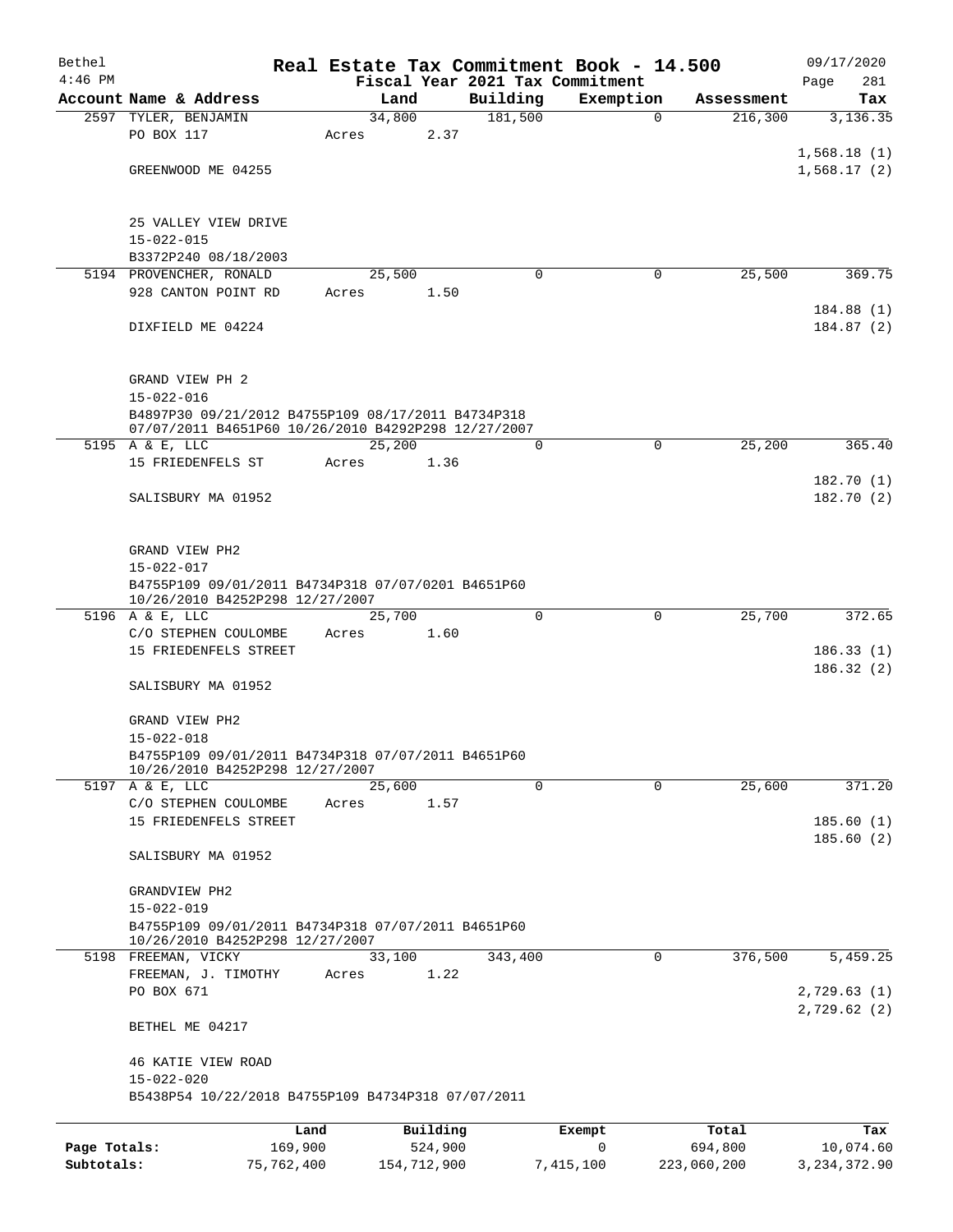Bethel 4:46 PM

# Real Estate Tax Commitment Book - 14.500

Fiscal Year 2021 Tax Commitment

09/17/2020 Page 281

| Account Name & Address | Land | Building | Exemption | Assessment | Tax |
|---|---|---|---|---|---|
| 2597 TYLER, BENJAMIN | 34,800 | 181,500 | 0 | 216,300 | 3,136.35 |
| PO BOX 117 | Acres 2.37 | | | | |
| | | | | | 1,568.18 (1) |
| GREENWOOD ME 04255 | | | | | 1,568.17 (2) |
| 25 VALLEY VIEW DRIVE | | | | | |
| 15-022-015 | | | | | |
| B3372P240 08/18/2003 | | | | | |
| 5194 PROVENCHER, RONALD | 25,500 | 0 | 0 | 25,500 | 369.75 |
| 928 CANTON POINT RD | Acres 1.50 | | | | |
| | | | | | 184.88 (1) |
| DIXFIELD ME 04224 | | | | | 184.87 (2) |
| GRAND VIEW PH 2 | | | | | |
| 15-022-016 | | | | | |
| B4897P30 09/21/2012 B4755P109 08/17/2011 B4734P318 07/07/2011 B4651P60 10/26/2010 B4292P298 12/27/2007 | | | | | |
| 5195 A & E, LLC | 25,200 | 0 | 0 | 25,200 | 365.40 |
| 15 FRIEDENFELS ST | Acres 1.36 | | | | |
| | | | | | 182.70 (1) |
| SALISBURY MA 01952 | | | | | 182.70 (2) |
| GRAND VIEW PH2 | | | | | |
| 15-022-017 | | | | | |
| B4755P109 09/01/2011 B4734P318 07/07/0201 B4651P60 10/26/2010 B4252P298 12/27/2007 | | | | | |
| 5196 A & E, LLC | 25,700 | 0 | 0 | 25,700 | 372.65 |
| C/O STEPHEN COULOMBE | Acres 1.60 | | | | |
| 15 FRIEDENFELS STREET | | | | | 186.33 (1) |
| | | | | | 186.32 (2) |
| SALISBURY MA 01952 | | | | | |
| GRAND VIEW PH2 | | | | | |
| 15-022-018 | | | | | |
| B4755P109 09/01/2011 B4734P318 07/07/2011 B4651P60 10/26/2010 B4252P298 12/27/2007 | | | | | |
| 5197 A & E, LLC | 25,600 | 0 | 0 | 25,600 | 371.20 |
| C/O STEPHEN COULOMBE | Acres 1.57 | | | | |
| 15 FRIEDENFELS STREET | | | | | 185.60 (1) |
| | | | | | 185.60 (2) |
| SALISBURY MA 01952 | | | | | |
| GRANDVIEW PH2 | | | | | |
| 15-022-019 | | | | | |
| B4755P109 09/01/2011 B4734P318 07/07/2011 B4651P60 10/26/2010 B4252P298 12/27/2007 | | | | | |
| 5198 FREEMAN, VICKY | 33,100 | 343,400 | 0 | 376,500 | 5,459.25 |
| FREEMAN, J. TIMOTHY | Acres 1.22 | | | | |
| PO BOX 671 | | | | | 2,729.63 (1) |
| | | | | | 2,729.62 (2) |
| BETHEL ME 04217 | | | | | |
| 46 KATIE VIEW ROAD | | | | | |
| 15-022-020 | | | | | |
| B5438P54 10/22/2018 B4755P109 B4734P318 07/07/2011 | | | | | |

| | Land | Building | Exempt | Total | Tax |
|---|---|---|---|---|---|
| Page Totals: | 169,900 | 524,900 | 0 | 694,800 | 10,074.60 |
| Subtotals: | 75,762,400 | 154,712,900 | 7,415,100 | 223,060,200 | 3,234,372.90 |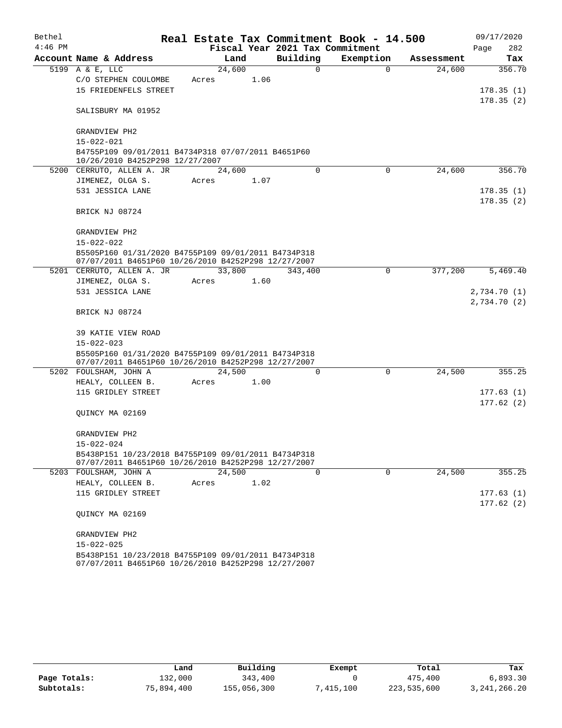Bethel 4:46 PM

# Real Estate Tax Commitment Book - 14.500

Fiscal Year 2021 Tax Commitment

09/17/2020 Page 282

| Account Name & Address | Land | Building | Exemption | Assessment | Tax |
|---|---|---|---|---|---|
| 5199 A & E, LLC | 24,600 | 0 | 0 | 24,600 | 356.70 |
| C/O STEPHEN COULOMBE | Acres 1.06 | | | | |
| 15 FRIEDENFELS STREET | | | | | 178.35 (1) |
| | | | | | 178.35 (2) |
| SALISBURY MA 01952 | | | | | |
| GRANDVIEW PH2 | | | | | |
| 15-022-021 | | | | | |
| B4755P109 09/01/2011 B4734P318 07/07/2011 B4651P60 10/26/2010 B4252P298 12/27/2007 | | | | | |
| 5200 CERRUTO, ALLEN A. JR | 24,600 | 0 | 0 | 24,600 | 356.70 |
| JIMENEZ, OLGA S. | Acres 1.07 | | | | |
| 531 JESSICA LANE | | | | | 178.35 (1) |
| | | | | | 178.35 (2) |
| BRICK NJ 08724 | | | | | |
| GRANDVIEW PH2 | | | | | |
| 15-022-022 | | | | | |
| B5505P160 01/31/2020 B4755P109 09/01/2011 B4734P318 07/07/2011 B4651P60 10/26/2010 B4252P298 12/27/2007 | | | | | |
| 5201 CERRUTO, ALLEN A. JR | 33,800 | 343,400 | 0 | 377,200 | 5,469.40 |
| JIMENEZ, OLGA S. | Acres 1.60 | | | | |
| 531 JESSICA LANE | | | | | 2,734.70 (1) |
| | | | | | 2,734.70 (2) |
| BRICK NJ 08724 | | | | | |
| 39 KATIE VIEW ROAD | | | | | |
| 15-022-023 | | | | | |
| B5505P160 01/31/2020 B4755P109 09/01/2011 B4734P318 07/07/2011 B4651P60 10/26/2010 B4252P298 12/27/2007 | | | | | |
| 5202 FOULSHAM, JOHN A | 24,500 | 0 | 0 | 24,500 | 355.25 |
| HEALY, COLLEEN B. | Acres 1.00 | | | | |
| 115 GRIDLEY STREET | | | | | 177.63 (1) |
| | | | | | 177.62 (2) |
| QUINCY MA 02169 | | | | | |
| GRANDVIEW PH2 | | | | | |
| 15-022-024 | | | | | |
| B5438P151 10/23/2018 B4755P109 09/01/2011 B4734P318 07/07/2011 B4651P60 10/26/2010 B4252P298 12/27/2007 | | | | | |
| 5203 FOULSHAM, JOHN A | 24,500 | 0 | 0 | 24,500 | 355.25 |
| HEALY, COLLEEN B. | Acres 1.02 | | | | |
| 115 GRIDLEY STREET | | | | | 177.63 (1) |
| | | | | | 177.62 (2) |
| QUINCY MA 02169 | | | | | |
| GRANDVIEW PH2 | | | | | |
| 15-022-025 | | | | | |
| B5438P151 10/23/2018 B4755P109 09/01/2011 B4734P318 07/07/2011 B4651P60 10/26/2010 B4252P298 12/27/2007 | | | | | |

| | Land | Building | Exempt | Total | Tax |
|---|---|---|---|---|---|
| Page Totals: | 132,000 | 343,400 | 0 | 475,400 | 6,893.30 |
| Subtotals: | 75,894,400 | 155,056,300 | 7,415,100 | 223,535,600 | 3,241,266.20 |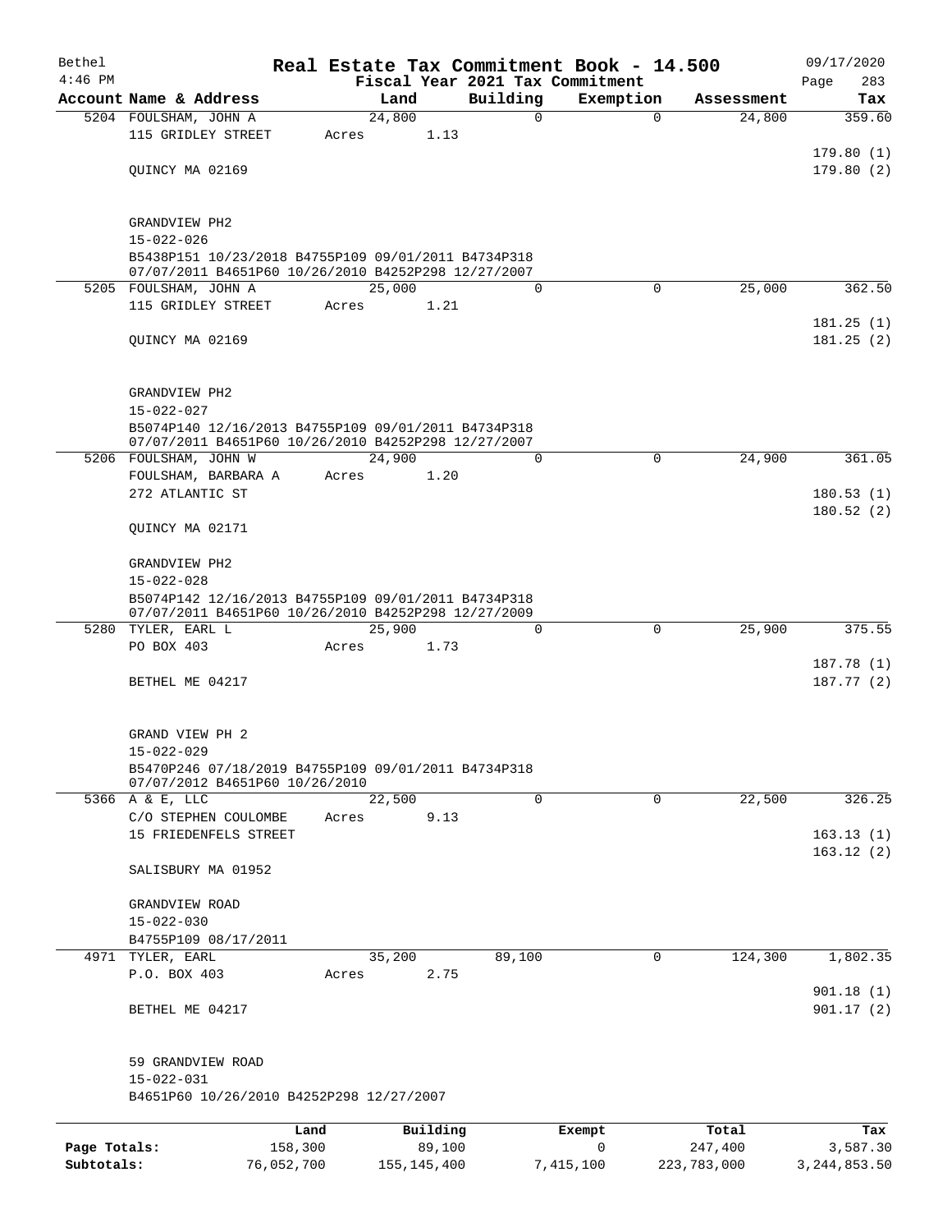# Real Estate Tax Commitment Book - 14.500

Bethel
4:46 PM

09/17/2020

Fiscal Year 2021 Tax Commitment

| Account Name & Address | Land | Building | Exemption | Assessment | Tax |
|---|---|---|---|---|---|
| 5204 FOULSHAM, JOHN A | 24,800 | 0 | 0 | 24,800 | 359.60 |
| 115 GRIDLEY STREET | Acres 1.13 | | | | |
| | | | | | 179.80 (1) |
| QUINCY MA 02169 | | | | | 179.80 (2) |
| GRANDVIEW PH2 | | | | | |
| 15-022-026 | | | | | |
| B5438P151 10/23/2018 B4755P109 09/01/2011 B4734P318 07/07/2011 B4651P60 10/26/2010 B4252P298 12/27/2007 | | | | | |
| 5205 FOULSHAM, JOHN A | 25,000 | 0 | 0 | 25,000 | 362.50 |
| 115 GRIDLEY STREET | Acres 1.21 | | | | |
| | | | | | 181.25 (1) |
| QUINCY MA 02169 | | | | | 181.25 (2) |
| GRANDVIEW PH2 | | | | | |
| 15-022-027 | | | | | |
| B5074P140 12/16/2013 B4755P109 09/01/2011 B4734P318 07/07/2011 B4651P60 10/26/2010 B4252P298 12/27/2007 | | | | | |
| 5206 FOULSHAM, JOHN W | 24,900 | 0 | 0 | 24,900 | 361.05 |
| FOULSHAM, BARBARA A | Acres 1.20 | | | | |
| 272 ATLANTIC ST | | | | | 180.53 (1) |
| | | | | | 180.52 (2) |
| QUINCY MA 02171 | | | | | |
| GRANDVIEW PH2 | | | | | |
| 15-022-028 | | | | | |
| B5074P142 12/16/2013 B4755P109 09/01/2011 B4734P318 07/07/2011 B4651P60 10/26/2010 B4252P298 12/27/2009 | | | | | |
| 5280 TYLER, EARL L | 25,900 | 0 | 0 | 25,900 | 375.55 |
| PO BOX 403 | Acres 1.73 | | | | |
| | | | | | 187.78 (1) |
| BETHEL ME 04217 | | | | | 187.77 (2) |
| GRAND VIEW PH 2 | | | | | |
| 15-022-029 | | | | | |
| B5470P246 07/18/2019 B4755P109 09/01/2011 B4734P318 07/07/2012 B4651P60 10/26/2010 | | | | | |
| 5366 A & E, LLC | 22,500 | 0 | 0 | 22,500 | 326.25 |
| C/O STEPHEN COULOMBE | Acres 9.13 | | | | |
| 15 FRIEDENFELS STREET | | | | | 163.13 (1) |
| | | | | | 163.12 (2) |
| SALISBURY MA 01952 | | | | | |
| GRANDVIEW ROAD | | | | | |
| 15-022-030 | | | | | |
| B4755P109 08/17/2011 | | | | | |
| 4971 TYLER, EARL | 35,200 | 89,100 | 0 | 124,300 | 1,802.35 |
| P.O. BOX 403 | Acres 2.75 | | | | |
| | | | | | 901.18 (1) |
| BETHEL ME 04217 | | | | | 901.17 (2) |
| 59 GRANDVIEW ROAD | | | | | |
| 15-022-031 | | | | | |
| B4651P60 10/26/2010 B4252P298 12/27/2007 | | | | | |

| | Land | Building | Exempt | Total | Tax |
|---|---|---|---|---|---|
| Page Totals: | 158,300 | 89,100 | 0 | 247,400 | 3,587.30 |
| Subtotals: | 76,052,700 | 155,145,400 | 7,415,100 | 223,783,000 | 3,244,853.50 |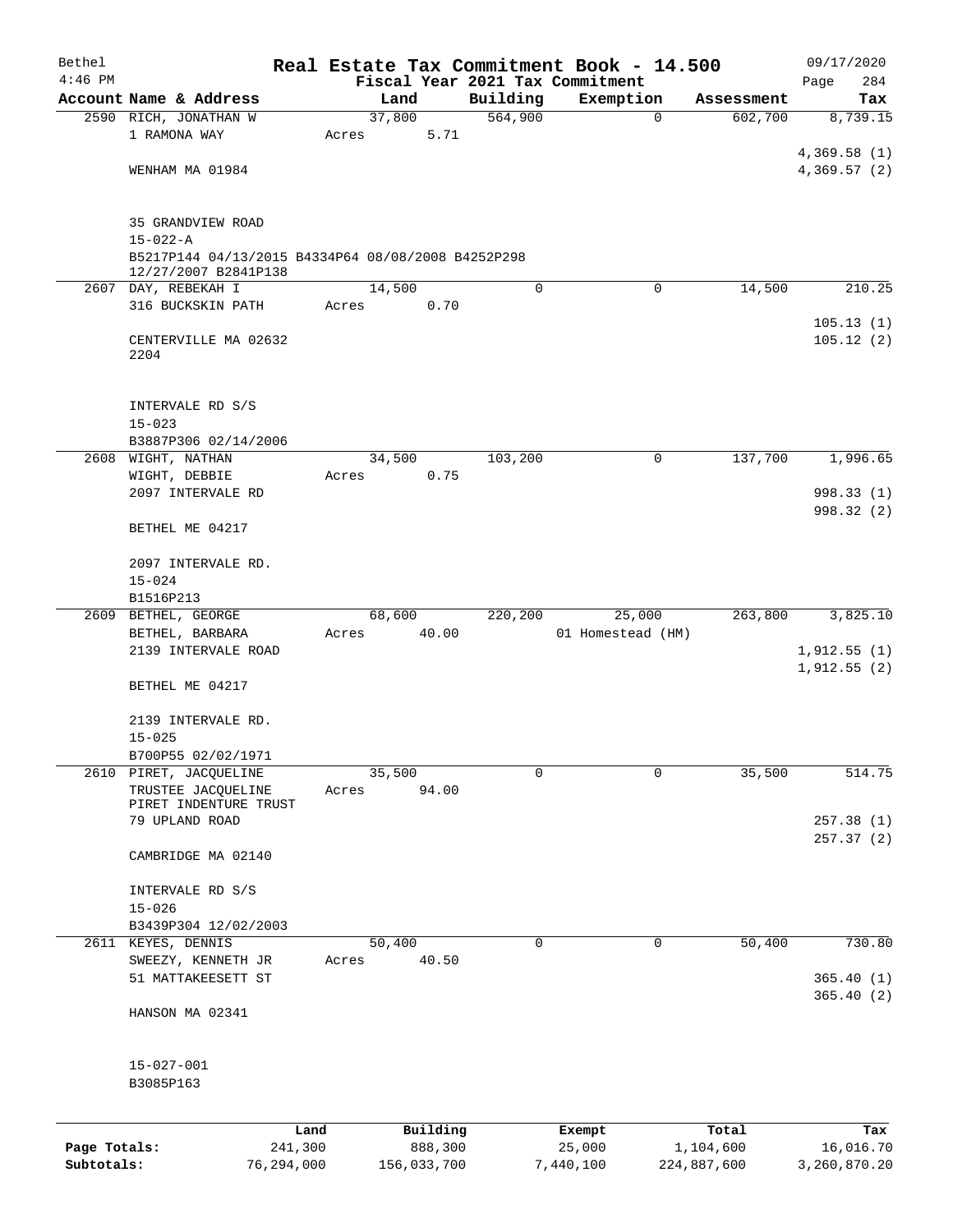Bethel 4:46 PM

# Real Estate Tax Commitment Book - 14.500

Fiscal Year 2021 Tax Commitment

09/17/2020 Page 284

| Account Name & Address | Land | Building | Exemption | Assessment | Tax |
|---|---|---|---|---|---|
| 2590 RICH, JONATHAN W<br>1 RAMONA WAY<br><br>WENHAM MA 01984<br><br>35 GRANDVIEW ROAD<br>15-022-A<br>B5217P144 04/13/2015 B4334P64 08/08/2008 B4252P298 12/27/2007 B2841P138 | 37,800<br>Acres 5.71 | 564,900 | 0 | 602,700 | 8,739.15<br><br>4,369.58 (1)<br>4,369.57 (2) |
| 2607 DAY, REBEKAH I<br>316 BUCKSKIN PATH<br><br>CENTERVILLE MA 02632<br>2204<br><br>INTERVALE RD S/S<br>15-023<br>B3887P306 02/14/2006 | 14,500<br>Acres 0.70 | 0 | 0 | 14,500 | 210.25<br><br>105.13 (1)<br>105.12 (2) |
| 2608 WIGHT, NATHAN<br>WIGHT, DEBBIE<br>2097 INTERVALE RD<br><br>BETHEL ME 04217<br><br>2097 INTERVALE RD.<br>15-024<br>B1516P213 | 34,500<br>Acres 0.75 | 103,200 | 0 | 137,700 | 1,996.65<br><br>998.33 (1)<br>998.32 (2) |
| 2609 BETHEL, GEORGE<br>BETHEL, BARBARA<br>2139 INTERVALE ROAD<br><br>BETHEL ME 04217<br><br>2139 INTERVALE RD.<br>15-025<br>B700P55 02/02/1971 | 68,600<br>Acres 40.00 | 220,200 | 25,000<br>01 Homestead (HM) | 263,800 | 3,825.10<br><br>1,912.55 (1)<br>1,912.55 (2) |
| 2610 PIRET, JACQUELINE<br>TRUSTEE JACQUELINE<br>PIRET INDENTURE TRUST<br>79 UPLAND ROAD<br><br>CAMBRIDGE MA 02140<br><br>INTERVALE RD S/S<br>15-026<br>B3439P304 12/02/2003 | 35,500<br>Acres 94.00 | 0 | 0 | 35,500 | 514.75<br><br>257.38 (1)<br>257.37 (2) |
| 2611 KEYES, DENNIS<br>SWEEZY, KENNETH JR<br>51 MATTAKEESETT ST<br><br>HANSON MA 02341<br><br>15-027-001<br>B3085P163 | 50,400<br>Acres 40.50 | 0 | 0 | 50,400 | 730.80<br><br>365.40 (1)<br>365.40 (2) |

| | Land | Building | Exempt | Total | Tax |
|---|---|---|---|---|---|
| Page Totals: | 241,300 | 888,300 | 25,000 | 1,104,600 | 16,016.70 |
| Subtotals: | 76,294,000 | 156,033,700 | 7,440,100 | 224,887,600 | 3,260,870.20 |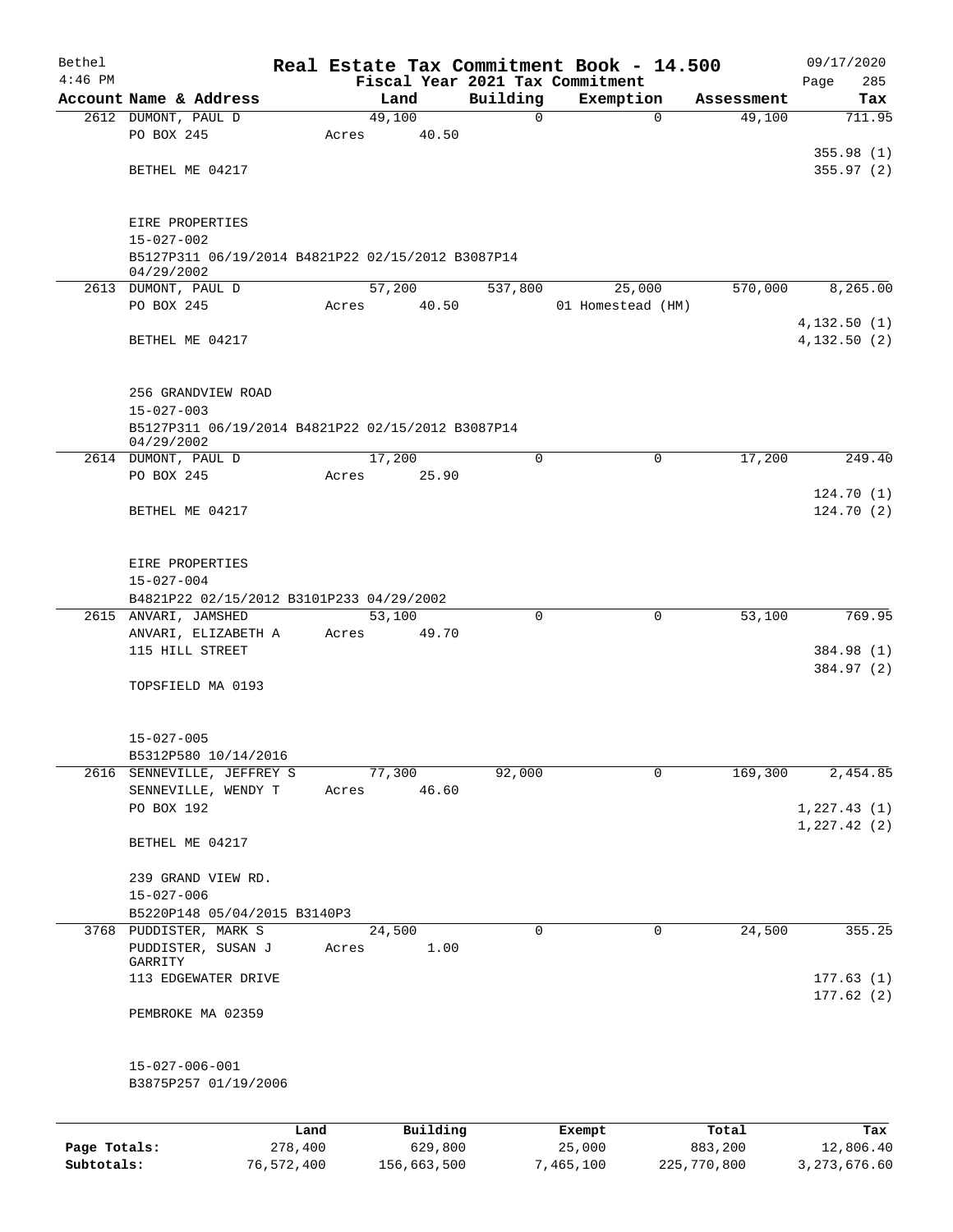Bethel 4:46 PM

**Real Estate Tax Commitment Book - 14.500**
**Fiscal Year 2021 Tax Commitment**

09/17/2020 Page 285

| Account Name & Address | Land | Building | Exemption | Assessment | Tax |
|---|---|---|---|---|---|
| 2612 DUMONT, PAUL D | 49,100 | 0 | 0 | 49,100 | 711.95 |
| PO BOX 245 | Acres 40.50 | | | | |
| | | | | | 355.98 (1) |
| BETHEL ME 04217 | | | | | 355.97 (2) |
| EIRE PROPERTIES | | | | | |
| 15-027-002 | | | | | |
| B5127P311 06/19/2014 B4821P22 02/15/2012 B3087P14 04/29/2002 | | | | | |
| 2613 DUMONT, PAUL D | 57,200 | 537,800 | 25,000 | 570,000 | 8,265.00 |
| PO BOX 245 | Acres 40.50 | | 01 Homestead (HM) | | |
| | | | | | 4,132.50 (1) |
| BETHEL ME 04217 | | | | | 4,132.50 (2) |
| 256 GRANDVIEW ROAD | | | | | |
| 15-027-003 | | | | | |
| B5127P311 06/19/2014 B4821P22 02/15/2012 B3087P14 04/29/2002 | | | | | |
| 2614 DUMONT, PAUL D | 17,200 | 0 | 0 | 17,200 | 249.40 |
| PO BOX 245 | Acres 25.90 | | | | |
| | | | | | 124.70 (1) |
| BETHEL ME 04217 | | | | | 124.70 (2) |
| EIRE PROPERTIES | | | | | |
| 15-027-004 | | | | | |
| B4821P22 02/15/2012 B3101P233 04/29/2002 | | | | | |
| 2615 ANVARI, JAMSHED | 53,100 | 0 | 0 | 53,100 | 769.95 |
| ANVARI, ELIZABETH A | Acres 49.70 | | | | |
| 115 HILL STREET | | | | | 384.98 (1) |
| | | | | | 384.97 (2) |
| TOPSFIELD MA 0193 | | | | | |
| 15-027-005 | | | | | |
| B5312P580 10/14/2016 | | | | | |
| 2616 SENNEVILLE, JEFFREY S | 77,300 | 92,000 | 0 | 169,300 | 2,454.85 |
| SENNEVILLE, WENDY T | Acres 46.60 | | | | |
| PO BOX 192 | | | | | 1,227.43 (1) |
| | | | | | 1,227.42 (2) |
| BETHEL ME 04217 | | | | | |
| 239 GRAND VIEW RD. | | | | | |
| 15-027-006 | | | | | |
| B5220P148 05/04/2015 B3140P3 | | | | | |
| 3768 PUDDISTER, MARK S | 24,500 | 0 | 0 | 24,500 | 355.25 |
| PUDDISTER, SUSAN J GARRITY | Acres 1.00 | | | | |
| 113 EDGEWATER DRIVE | | | | | 177.63 (1) |
| | | | | | 177.62 (2) |
| PEMBROKE MA 02359 | | | | | |
| 15-027-006-001 | | | | | |
| B3875P257 01/19/2006 | | | | | |

| | Land | Building | Exempt | Total | Tax |
|---|---|---|---|---|---|
| **Page Totals:** | 278,400 | 629,800 | 25,000 | 883,200 | 12,806.40 |
| **Subtotals:** | 76,572,400 | 156,663,500 | 7,465,100 | 225,770,800 | 3,273,676.60 |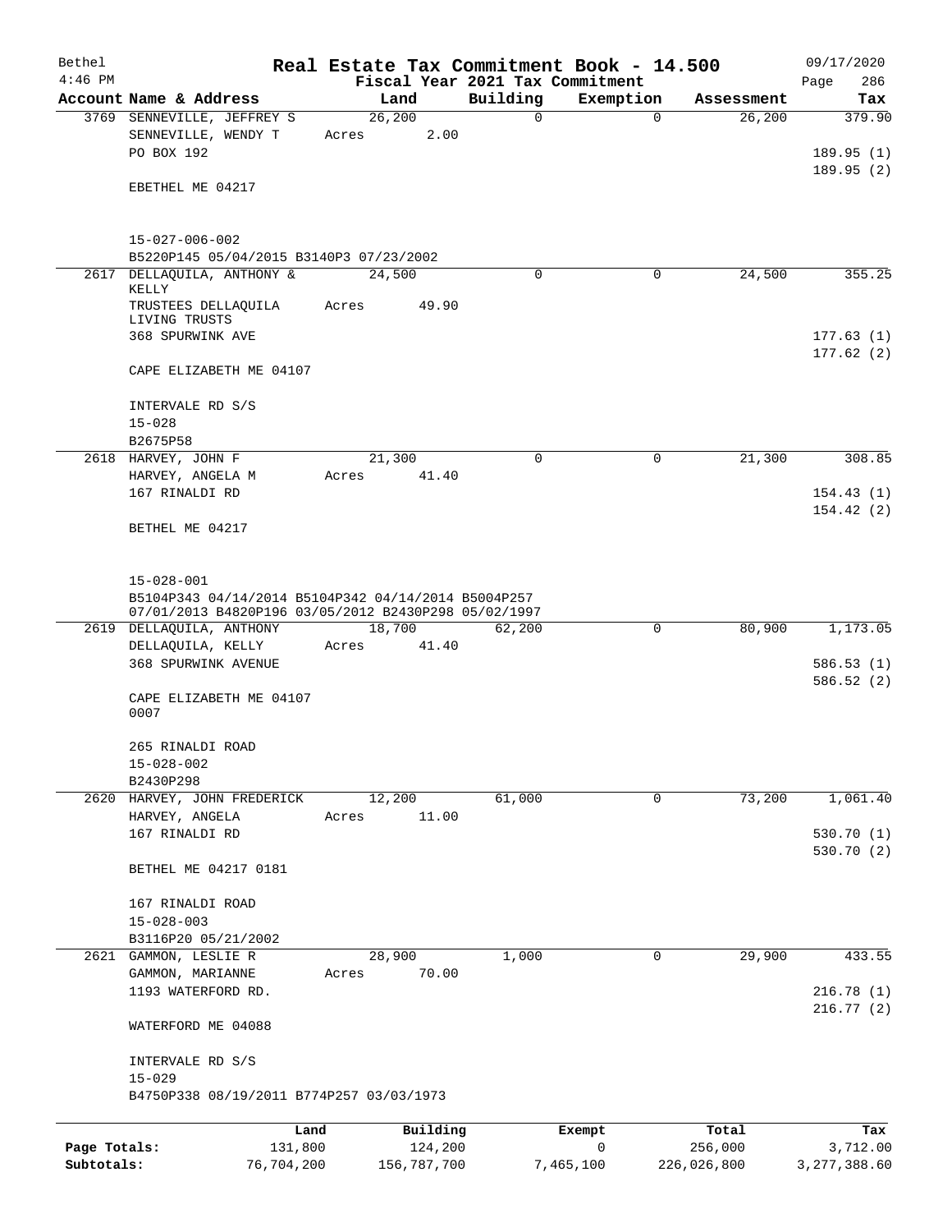Bethel 4:46 PM

# Real Estate Tax Commitment Book - 14.500

Fiscal Year 2021 Tax Commitment

09/17/2020

| Account Name & Address | Land | Building | Exemption | Assessment | Tax |
|---|---|---|---|---|---|
| 3769 SENNEVILLE, JEFFREY S<br>SENNEVILLE, WENDY T<br>PO BOX 192<br><br>EBETHEL ME 04217<br><br>15-027-006-002<br>B5220P145 05/04/2015 B3140P3 07/23/2002 | 26,200<br>Acres 2.00 | 0 | 0 | 26,200 | 379.90<br><br>189.95 (1)<br>189.95 (2) |
| 2617 DELLAQUILA, ANTHONY & KELLY<br>TRUSTEES DELLAQUILA LIVING TRUSTS<br>368 SPURWINK AVE<br><br>CAPE ELIZABETH ME 04107<br><br>INTERVALE RD S/S<br>15-028<br>B2675P58 | 24,500<br>Acres 49.90 | 0 | 0 | 24,500 | 355.25<br><br>177.63 (1)<br>177.62 (2) |
| 2618 HARVEY, JOHN F<br>HARVEY, ANGELA M<br>167 RINALDI RD<br><br>BETHEL ME 04217<br><br>15-028-001<br>B5104P343 04/14/2014 B5104P342 04/14/2014 B5004P257 07/01/2013 B4820P196 03/05/2012 B2430P298 05/02/1997 | 21,300<br>Acres 41.40 | 0 | 0 | 21,300 | 308.85<br><br>154.43 (1)<br>154.42 (2) |
| 2619 DELLAQUILA, ANTHONY<br>DELLAQUILA, KELLY<br>368 SPURWINK AVENUE<br><br>CAPE ELIZABETH ME 04107 0007<br><br>265 RINALDI ROAD<br>15-028-002<br>B2430P298 | 18,700<br>Acres 41.40 | 62,200 | 0 | 80,900 | 1,173.05<br><br>586.53 (1)<br>586.52 (2) |
| 2620 HARVEY, JOHN FREDERICK<br>HARVEY, ANGELA<br>167 RINALDI RD<br><br>BETHEL ME 04217 0181<br><br>167 RINALDI ROAD<br>15-028-003<br>B3116P20 05/21/2002 | 12,200<br>Acres 11.00 | 61,000 | 0 | 73,200 | 1,061.40<br><br>530.70 (1)<br>530.70 (2) |
| 2621 GAMMON, LESLIE R<br>GAMMON, MARIANNE<br>1193 WATERFORD RD.<br><br>WATERFORD ME 04088<br><br>INTERVALE RD S/S<br>15-029<br>B4750P338 08/19/2011 B774P257 03/03/1973 | 28,900<br>Acres 70.00 | 1,000 | 0 | 29,900 | 433.55<br><br>216.78 (1)<br>216.77 (2) |

| | Land | Building | Exempt | Total | Tax |
|---|---|---|---|---|---|
| Page Totals: | 131,800 | 124,200 | 0 | 256,000 | 3,712.00 |
| Subtotals: | 76,704,200 | 156,787,700 | 7,465,100 | 226,026,800 | 3,277,388.60 |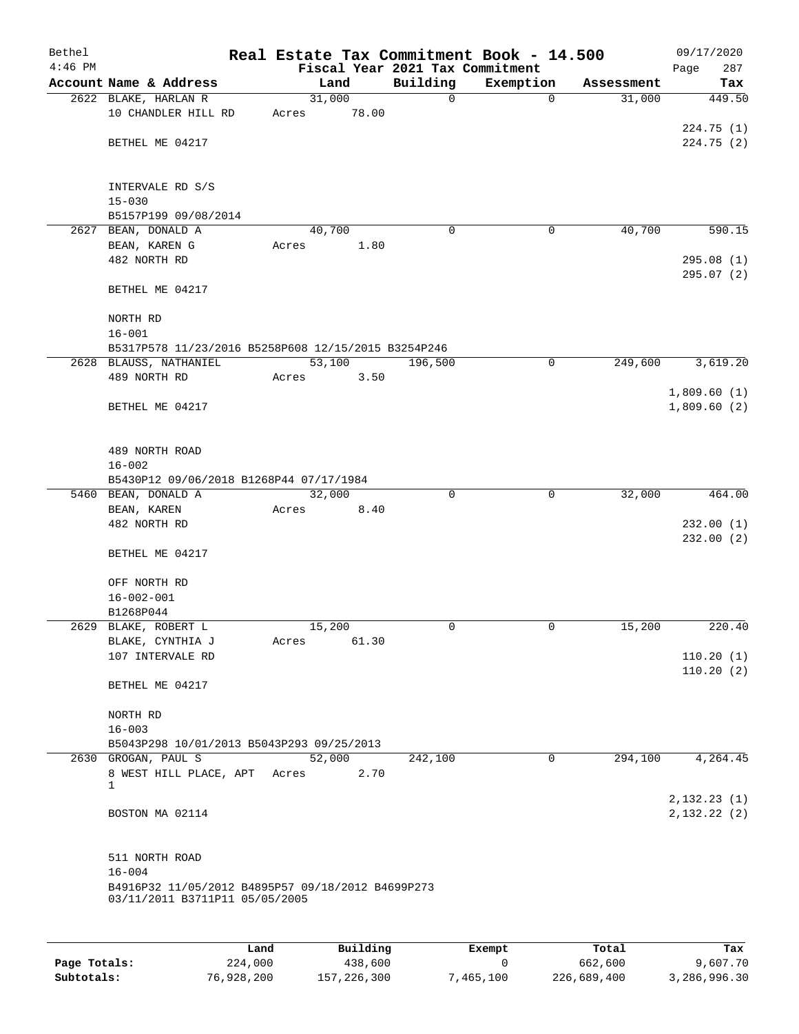Bethel 4:46 PM

# Real Estate Tax Commitment Book - 14.500

Fiscal Year 2021 Tax Commitment

09/17/2020 Page 287

| Account Name & Address | Land | Building | Exemption | Assessment | Tax |
|---|---|---|---|---|---|
| 2622 BLAKE, HARLAN R | 31,000 | 0 | 0 | 31,000 | 449.50 |
| 10 CHANDLER HILL RD | Acres 78.00 | | | | |
| | | | | | 224.75 (1) |
| BETHEL ME 04217 | | | | | 224.75 (2) |
| INTERVALE RD S/S | | | | | |
| 15-030 | | | | | |
| B5157P199 09/08/2014 | | | | | |
| 2627 BEAN, DONALD A | 40,700 | 0 | 0 | 40,700 | 590.15 |
| BEAN, KAREN G | Acres 1.80 | | | | |
| 482 NORTH RD | | | | | 295.08 (1) |
| | | | | | 295.07 (2) |
| BETHEL ME 04217 | | | | | |
| NORTH RD | | | | | |
| 16-001 | | | | | |
| B5317P578 11/23/2016 B5258P608 12/15/2015 B3254P246 | | | | | |
| 2628 BLAUSS, NATHANIEL | 53,100 | 196,500 | 0 | 249,600 | 3,619.20 |
| 489 NORTH RD | Acres 3.50 | | | | |
| | | | | | 1,809.60 (1) |
| BETHEL ME 04217 | | | | | 1,809.60 (2) |
| 489 NORTH ROAD | | | | | |
| 16-002 | | | | | |
| B5430P12 09/06/2018 B1268P44 07/17/1984 | | | | | |
| 5460 BEAN, DONALD A | 32,000 | 0 | 0 | 32,000 | 464.00 |
| BEAN, KAREN | Acres 8.40 | | | | |
| 482 NORTH RD | | | | | 232.00 (1) |
| | | | | | 232.00 (2) |
| BETHEL ME 04217 | | | | | |
| OFF NORTH RD | | | | | |
| 16-002-001 | | | | | |
| B1268P044 | | | | | |
| 2629 BLAKE, ROBERT L | 15,200 | 0 | 0 | 15,200 | 220.40 |
| BLAKE, CYNTHIA J | Acres 61.30 | | | | |
| 107 INTERVALE RD | | | | | 110.20 (1) |
| | | | | | 110.20 (2) |
| BETHEL ME 04217 | | | | | |
| NORTH RD | | | | | |
| 16-003 | | | | | |
| B5043P298 10/01/2013 B5043P293 09/25/2013 | | | | | |
| 2630 GROGAN, PAUL S | 52,000 | 242,100 | 0 | 294,100 | 4,264.45 |
| 8 WEST HILL PLACE, APT 1 | Acres 2.70 | | | | |
| | | | | | 2,132.23 (1) |
| BOSTON MA 02114 | | | | | 2,132.22 (2) |
| 511 NORTH ROAD | | | | | |
| 16-004 | | | | | |
| B4916P32 11/05/2012 B4895P57 09/18/2012 B4699P273 03/11/2011 B3711P11 05/05/2005 | | | | | |

| | Land | Building | Exempt | Total | Tax |
|---|---|---|---|---|---|
| Page Totals: | 224,000 | 438,600 | 0 | 662,600 | 9,607.70 |
| Subtotals: | 76,928,200 | 157,226,300 | 7,465,100 | 226,689,400 | 3,286,996.30 |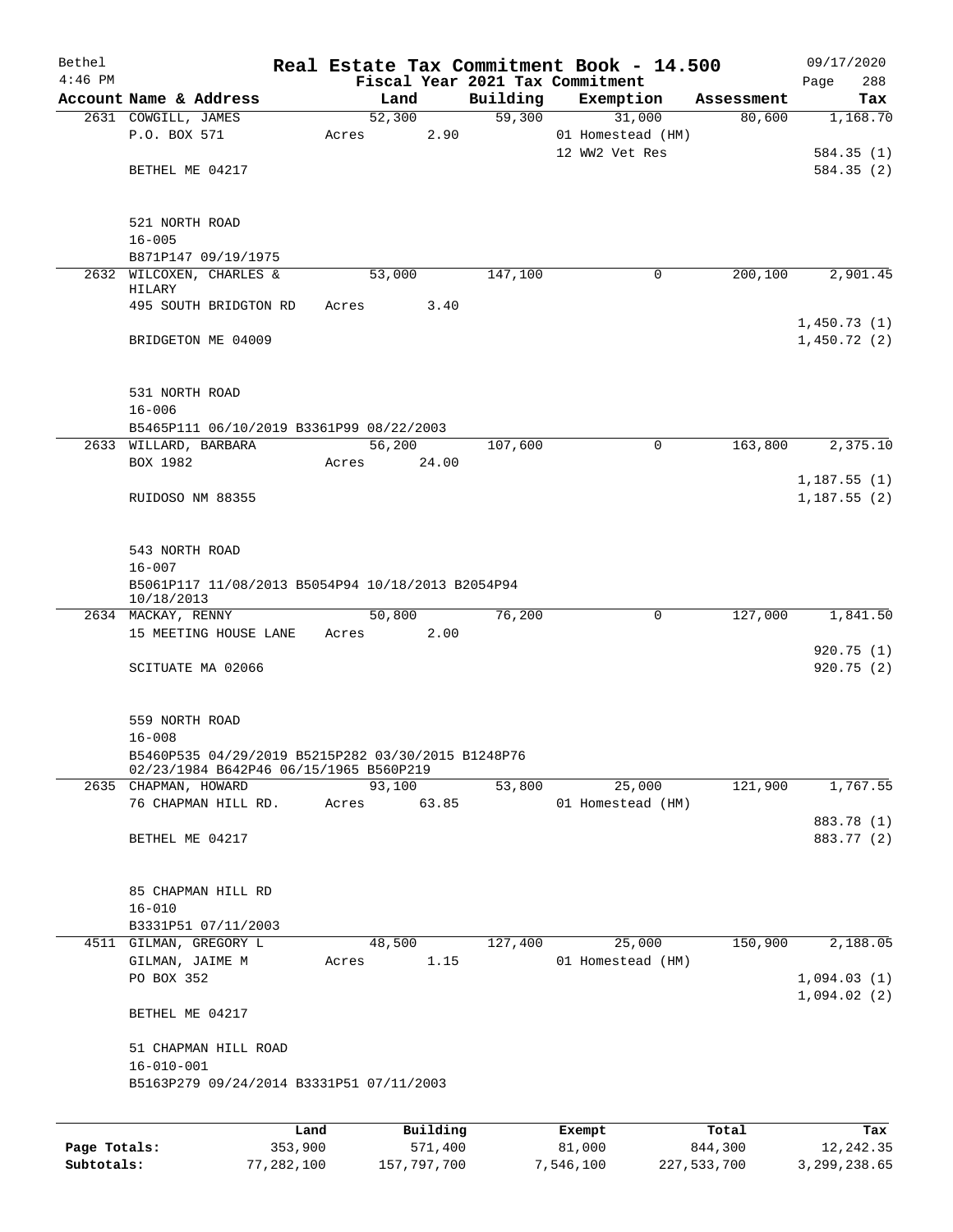Bethel
4:46 PM

# Real Estate Tax Commitment Book - 14.500

Fiscal Year 2021 Tax Commitment

09/17/2020
Page 288

| Account Name & Address | Land | Building | Exemption | Assessment | Tax |
|---|---|---|---|---|---|
| 2631 COWGILL, JAMES | 52,300 | 59,300 | 31,000 | 80,600 | 1,168.70 |
| P.O. BOX 571 | Acres 2.90 | | 01 Homestead (HM) | | |
| | | | 12 WW2 Vet Res | | 584.35 (1) |
| BETHEL ME 04217 | | | | | 584.35 (2) |
| 521 NORTH ROAD | | | | | |
| 16-005 | | | | | |
| B871P147 09/19/1975 | | | | | |
| 2632 WILCOXEN, CHARLES & HILARY | 53,000 | 147,100 | 0 | 200,100 | 2,901.45 |
| 495 SOUTH BRIDGTON RD | Acres 3.40 | | | | |
| | | | | | 1,450.73 (1) |
| BRIDGETON ME 04009 | | | | | 1,450.72 (2) |
| 531 NORTH ROAD | | | | | |
| 16-006 | | | | | |
| B5465P111 06/10/2019 B3361P99 08/22/2003 | | | | | |
| 2633 WILLARD, BARBARA | 56,200 | 107,600 | 0 | 163,800 | 2,375.10 |
| BOX 1982 | Acres 24.00 | | | | |
| | | | | | 1,187.55 (1) |
| RUIDOSO NM 88355 | | | | | 1,187.55 (2) |
| 543 NORTH ROAD | | | | | |
| 16-007 | | | | | |
| B5061P117 11/08/2013 B5054P94 10/18/2013 B2054P94 10/18/2013 | | | | | |
| 2634 MACKAY, RENNY | 50,800 | 76,200 | 0 | 127,000 | 1,841.50 |
| 15 MEETING HOUSE LANE | Acres 2.00 | | | | |
| | | | | | 920.75 (1) |
| SCITUATE MA 02066 | | | | | 920.75 (2) |
| 559 NORTH ROAD | | | | | |
| 16-008 | | | | | |
| B5460P535 04/29/2019 B5215P282 03/30/2015 B1248P76 02/23/1984 B642P46 06/15/1965 B560P219 | | | | | |
| 2635 CHAPMAN, HOWARD | 93,100 | 53,800 | 25,000 | 121,900 | 1,767.55 |
| 76 CHAPMAN HILL RD. | Acres 63.85 | | 01 Homestead (HM) | | |
| | | | | | 883.78 (1) |
| BETHEL ME 04217 | | | | | 883.77 (2) |
| 85 CHAPMAN HILL RD | | | | | |
| 16-010 | | | | | |
| B3331P51 07/11/2003 | | | | | |
| 4511 GILMAN, GREGORY L | 48,500 | 127,400 | 25,000 | 150,900 | 2,188.05 |
| GILMAN, JAIME M | Acres 1.15 | | 01 Homestead (HM) | | |
| PO BOX 352 | | | | | 1,094.03 (1) |
| | | | | | 1,094.02 (2) |
| BETHEL ME 04217 | | | | | |
| 51 CHAPMAN HILL ROAD | | | | | |
| 16-010-001 | | | | | |
| B5163P279 09/24/2014 B3331P51 07/11/2003 | | | | | |

| | Land | Building | Exempt | Total | Tax |
|---|---|---|---|---|---|
| Page Totals: | 353,900 | 571,400 | 81,000 | 844,300 | 12,242.35 |
| Subtotals: | 77,282,100 | 157,797,700 | 7,546,100 | 227,533,700 | 3,299,238.65 |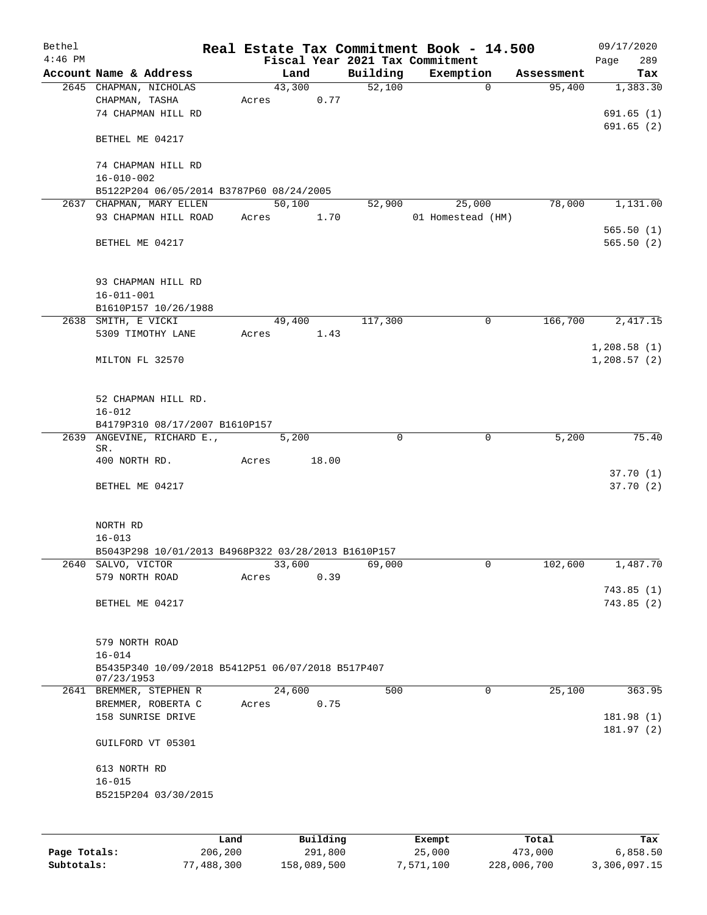# Real Estate Tax Commitment Book - 14.500

Bethel
4:46 PM

Fiscal Year 2021 Tax Commitment

09/17/2020
Page 289

| Account Name & Address | Land | Building | Exemption | Assessment | Tax |
|---|---|---|---|---|---|
| 2645 CHAPMAN, NICHOLAS | 43,300 | 52,100 | 0 | 95,400 | 1,383.30 |
| CHAPMAN, TASHA | Acres 0.77 | | | | |
| 74 CHAPMAN HILL RD | | | | | 691.65 (1) |
| | | | | | 691.65 (2) |
| BETHEL ME 04217 | | | | | |
| 74 CHAPMAN HILL RD | | | | | |
| 16-010-002 | | | | | |
| B5122P204 06/05/2014 B3787P60 08/24/2005 | | | | | |
| 2637 CHAPMAN, MARY ELLEN | 50,100 | 52,900 | 25,000 | 78,000 | 1,131.00 |
| 93 CHAPMAN HILL ROAD | Acres 1.70 | | 01 Homestead (HM) | | |
| | | | | | 565.50 (1) |
| BETHEL ME 04217 | | | | | 565.50 (2) |
| 93 CHAPMAN HILL RD | | | | | |
| 16-011-001 | | | | | |
| B1610P157 10/26/1988 | | | | | |
| 2638 SMITH, E VICKI | 49,400 | 117,300 | 0 | 166,700 | 2,417.15 |
| 5309 TIMOTHY LANE | Acres 1.43 | | | | |
| | | | | | 1,208.58 (1) |
| MILTON FL 32570 | | | | | 1,208.57 (2) |
| 52 CHAPMAN HILL RD. | | | | | |
| 16-012 | | | | | |
| B4179P310 08/17/2007 B1610P157 | | | | | |
| 2639 ANGEVINE, RICHARD E., SR. | 5,200 | 0 | 0 | 5,200 | 75.40 |
| 400 NORTH RD. | Acres 18.00 | | | | |
| | | | | | 37.70 (1) |
| BETHEL ME 04217 | | | | | 37.70 (2) |
| NORTH RD | | | | | |
| 16-013 | | | | | |
| B5043P298 10/01/2013 B4968P322 03/28/2013 B1610P157 | | | | | |
| 2640 SALVO, VICTOR | 33,600 | 69,000 | 0 | 102,600 | 1,487.70 |
| 579 NORTH ROAD | Acres 0.39 | | | | |
| | | | | | 743.85 (1) |
| BETHEL ME 04217 | | | | | 743.85 (2) |
| 579 NORTH ROAD | | | | | |
| 16-014 | | | | | |
| B5435P340 10/09/2018 B5412P51 06/07/2018 B517P407 07/23/1953 | | | | | |
| 2641 BREMMER, STEPHEN R | 24,600 | 500 | 0 | 25,100 | 363.95 |
| BREMMER, ROBERTA C | Acres 0.75 | | | | |
| 158 SUNRISE DRIVE | | | | | 181.98 (1) |
| | | | | | 181.97 (2) |
| GUILFORD VT 05301 | | | | | |
| 613 NORTH RD | | | | | |
| 16-015 | | | | | |
| B5215P204 03/30/2015 | | | | | |

| | Land | Building | Exempt | Total | Tax |
|---|---|---|---|---|---|
| Page Totals: | 206,200 | 291,800 | 25,000 | 473,000 | 6,858.50 |
| Subtotals: | 77,488,300 | 158,089,500 | 7,571,100 | 228,006,700 | 3,306,097.15 |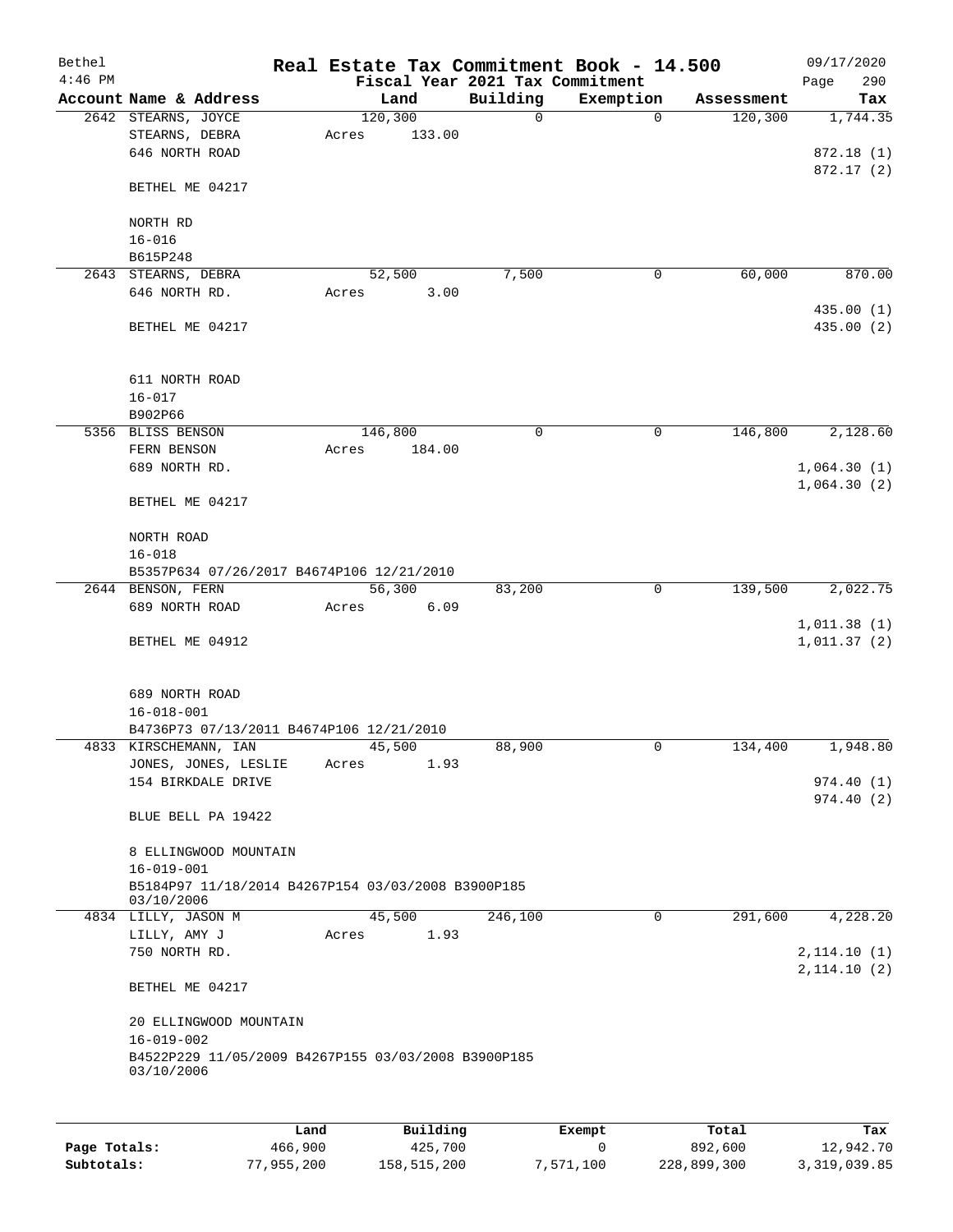Bethel
4:46 PM

# Real Estate Tax Commitment Book - 14.500

Fiscal Year 2021 Tax Commitment

09/17/2020
Page 290

| Account Name & Address | Land | Building | Exemption | Assessment | Tax |
|---|---|---|---|---|---|
| 2642 STEARNS, JOYCE<br>STEARNS, DEBRA<br>646 NORTH ROAD<br><br>BETHEL ME 04217<br><br>NORTH RD<br>16-016<br>B615P248 | 120,300<br>Acres 133.00 | 0 | 0 | 120,300 | 1,744.35<br><br>872.18 (1)<br>872.17 (2) |
| 2643 STEARNS, DEBRA<br>646 NORTH RD.<br><br>BETHEL ME 04217<br><br>611 NORTH ROAD<br>16-017<br>B902P66 | 52,500<br>Acres 3.00 | 7,500 | 0 | 60,000 | 870.00<br><br>435.00 (1)<br>435.00 (2) |
| 5356 BLISS BENSON<br>FERN BENSON<br>689 NORTH RD.<br><br>BETHEL ME 04217<br><br>NORTH ROAD<br>16-018<br>B5357P634 07/26/2017 B4674P106 12/21/2010 | 146,800<br>Acres 184.00 | 0 | 0 | 146,800 | 2,128.60<br><br>1,064.30 (1)<br>1,064.30 (2) |
| 2644 BENSON, FERN<br>689 NORTH ROAD<br><br>BETHEL ME 04912<br><br>689 NORTH ROAD<br>16-018-001<br>B4736P73 07/13/2011 B4674P106 12/21/2010 | 56,300<br>Acres 6.09 | 83,200 | 0 | 139,500 | 2,022.75<br><br>1,011.38 (1)<br>1,011.37 (2) |
| 4833 KIRSCHEMANN, IAN<br>JONES, JONES, LESLIE<br>154 BIRKDALE DRIVE<br><br>BLUE BELL PA 19422<br><br>8 ELLINGWOOD MOUNTAIN<br>16-019-001<br>B5184P97 11/18/2014 B4267P154 03/03/2008 B3900P185 03/10/2006 | 45,500<br>Acres 1.93 | 88,900 | 0 | 134,400 | 1,948.80<br><br>974.40 (1)<br>974.40 (2) |
| 4834 LILLY, JASON M<br>LILLY, AMY J<br>750 NORTH RD.<br><br>BETHEL ME 04217<br><br>20 ELLINGWOOD MOUNTAIN<br>16-019-002<br>B4522P229 11/05/2009 B4267P155 03/03/2008 B3900P185 03/10/2006 | 45,500<br>Acres 1.93 | 246,100 | 0 | 291,600 | 4,228.20<br><br>2,114.10 (1)<br>2,114.10 (2) |

| | Land | Building | Exempt | Total | Tax |
|---|---|---|---|---|---|
| Page Totals: | 466,900 | 425,700 | 0 | 892,600 | 12,942.70 |
| Subtotals: | 77,955,200 | 158,515,200 | 7,571,100 | 228,899,300 | 3,319,039.85 |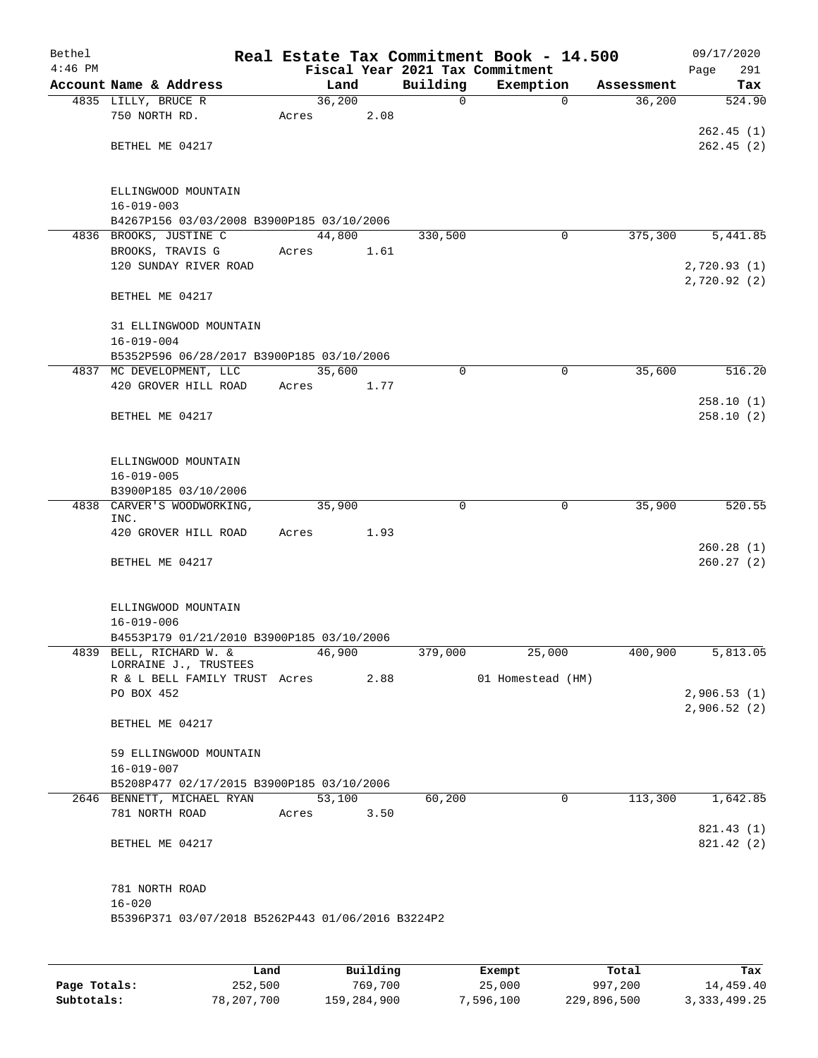# Real Estate Tax Commitment Book - 14.500

Bethel — 4:46 PM — 09/17/2020

Fiscal Year 2021 Tax Commitment

| Account Name & Address | Land | Building | Exemption | Assessment | Tax |
|---|---|---|---|---|---|
| 4835 LILLY, BRUCE R | 36,200 | 0 | 0 | 36,200 | 524.90 |
| 750 NORTH RD. | Acres 2.08 | | | | |
| | | | | | 262.45 (1) |
| BETHEL ME 04217 | | | | | 262.45 (2) |
| ELLINGWOOD MOUNTAIN | | | | | |
| 16-019-003 | | | | | |
| B4267P156 03/03/2008 B3900P185 03/10/2006 | | | | | |
| 4836 BROOKS, JUSTINE C | 44,800 | 330,500 | 0 | 375,300 | 5,441.85 |
| BROOKS, TRAVIS G | Acres 1.61 | | | | |
| 120 SUNDAY RIVER ROAD | | | | | 2,720.93 (1) |
| | | | | | 2,720.92 (2) |
| BETHEL ME 04217 | | | | | |
| 31 ELLINGWOOD MOUNTAIN | | | | | |
| 16-019-004 | | | | | |
| B5352P596 06/28/2017 B3900P185 03/10/2006 | | | | | |
| 4837 MC DEVELOPMENT, LLC | 35,600 | 0 | 0 | 35,600 | 516.20 |
| 420 GROVER HILL ROAD | Acres 1.77 | | | | |
| | | | | | 258.10 (1) |
| BETHEL ME 04217 | | | | | 258.10 (2) |
| ELLINGWOOD MOUNTAIN | | | | | |
| 16-019-005 | | | | | |
| B3900P185 03/10/2006 | | | | | |
| 4838 CARVER'S WOODWORKING, INC. | 35,900 | 0 | 0 | 35,900 | 520.55 |
| 420 GROVER HILL ROAD | Acres 1.93 | | | | |
| | | | | | 260.28 (1) |
| BETHEL ME 04217 | | | | | 260.27 (2) |
| ELLINGWOOD MOUNTAIN | | | | | |
| 16-019-006 | | | | | |
| B4553P179 01/21/2010 B3900P185 03/10/2006 | | | | | |
| 4839 BELL, RICHARD W. & LORRAINE J., TRUSTEES | 46,900 | 379,000 | 25,000 | 400,900 | 5,813.05 |
| R & L BELL FAMILY TRUST | Acres 2.88 | | 01 Homestead (HM) | | |
| PO BOX 452 | | | | | 2,906.53 (1) |
| | | | | | 2,906.52 (2) |
| BETHEL ME 04217 | | | | | |
| 59 ELLINGWOOD MOUNTAIN | | | | | |
| 16-019-007 | | | | | |
| B5208P477 02/17/2015 B3900P185 03/10/2006 | | | | | |
| 2646 BENNETT, MICHAEL RYAN | 53,100 | 60,200 | 0 | 113,300 | 1,642.85 |
| 781 NORTH ROAD | Acres 3.50 | | | | |
| | | | | | 821.43 (1) |
| BETHEL ME 04217 | | | | | 821.42 (2) |
| 781 NORTH ROAD | | | | | |
| 16-020 | | | | | |
| B5396P371 03/07/2018 B5262P443 01/06/2016 B3224P2 | | | | | |

| | Land | Building | Exempt | Total | Tax |
|---|---|---|---|---|---|
| Page Totals: | 252,500 | 769,700 | 25,000 | 997,200 | 14,459.40 |
| Subtotals: | 78,207,700 | 159,284,900 | 7,596,100 | 229,896,500 | 3,333,499.25 |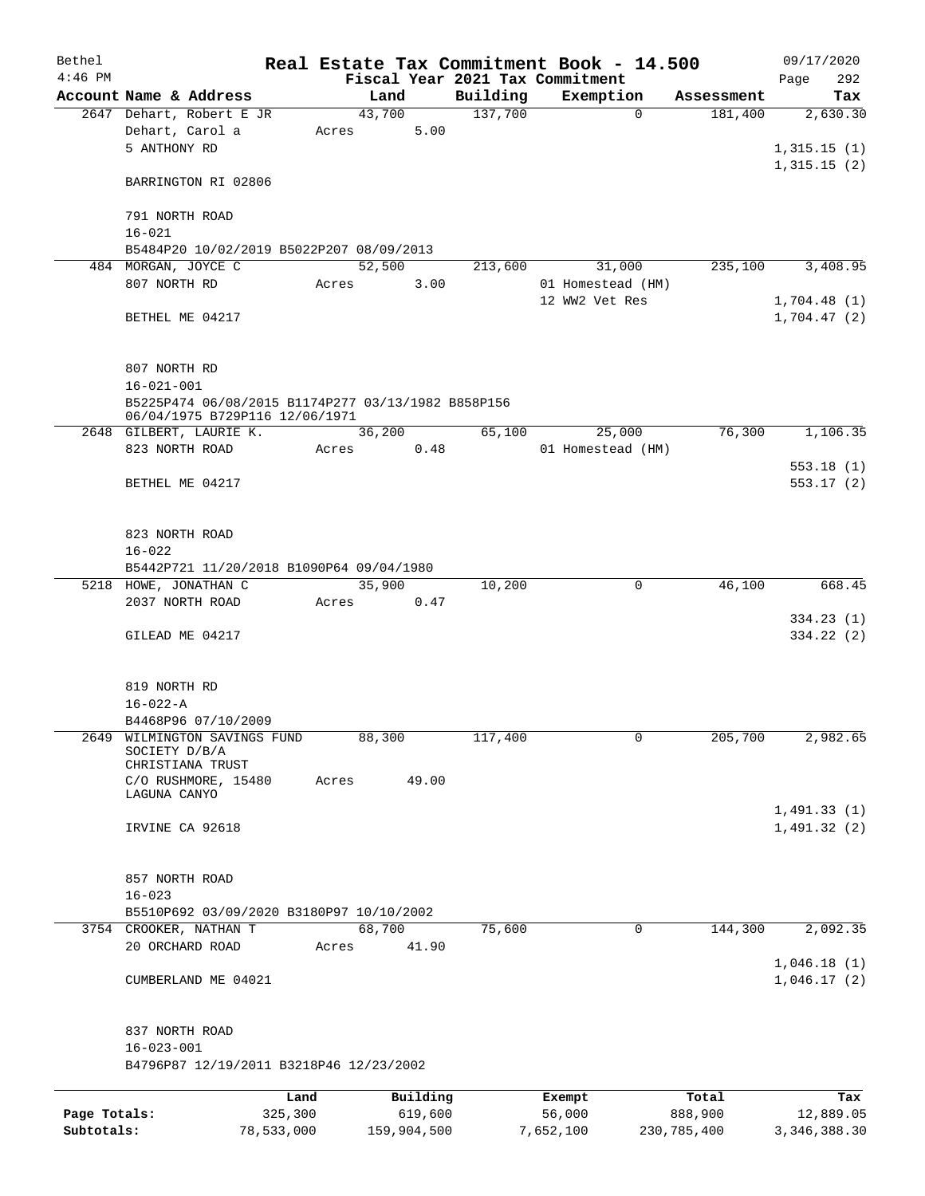Bethel 4:46 PM

# Real Estate Tax Commitment Book - 14.500

Fiscal Year 2021 Tax Commitment

09/17/2020 Page 292

| Account Name & Address | Land | Building | Exemption | Assessment | Tax |
|---|---|---|---|---|---|
| 2647 Dehart, Robert E JR<br>Dehart, Carol a<br>5 ANTHONY RD<br><br>BARRINGTON RI 02806<br><br>791 NORTH ROAD<br>16-021<br>B5484P20 10/02/2019 B5022P207 08/09/2013 | 43,700<br>Acres 5.00 | 137,700 | 0 | 181,400 | 2,630.30<br><br>1,315.15 (1)<br>1,315.15 (2) |
| 484 MORGAN, JOYCE C<br>807 NORTH RD<br><br>BETHEL ME 04217<br><br>807 NORTH RD<br>16-021-001<br>B5225P474 06/08/2015 B1174P277 03/13/1982 B858P156 06/04/1975 B729P116 12/06/1971 | 52,500<br>Acres 3.00 | 213,600 | 31,000<br>01 Homestead (HM)<br>12 WW2 Vet Res | 235,100 | 3,408.95<br><br>1,704.48 (1)<br>1,704.47 (2) |
| 2648 GILBERT, LAURIE K.<br>823 NORTH ROAD<br><br>BETHEL ME 04217<br><br>823 NORTH ROAD<br>16-022<br>B5442P721 11/20/2018 B1090P64 09/04/1980 | 36,200<br>Acres 0.48 | 65,100 | 25,000<br>01 Homestead (HM) | 76,300 | 1,106.35<br><br>553.18 (1)<br>553.17 (2) |
| 5218 HOWE, JONATHAN C<br>2037 NORTH ROAD<br><br>GILEAD ME 04217<br><br>819 NORTH RD<br>16-022-A<br>B4468P96 07/10/2009 | 35,900<br>Acres 0.47 | 10,200 | 0 | 46,100 | 668.45<br><br>334.23 (1)<br>334.22 (2) |
| 2649 WILMINGTON SAVINGS FUND SOCIETY D/B/A CHRISTIANA TRUST<br>C/O RUSHMORE, 15480 LAGUNA CANYO<br><br>IRVINE CA 92618<br><br>857 NORTH ROAD<br>16-023<br>B5510P692 03/09/2020 B3180P97 10/10/2002 | 88,300<br>Acres 49.00 | 117,400 | 0 | 205,700 | 2,982.65<br><br>1,491.33 (1)<br>1,491.32 (2) |
| 3754 CROOKER, NATHAN T<br>20 ORCHARD ROAD<br><br>CUMBERLAND ME 04021<br><br>837 NORTH ROAD<br>16-023-001<br>B4796P87 12/19/2011 B3218P46 12/23/2002 | 68,700<br>Acres 41.90 | 75,600 | 0 | 144,300 | 2,092.35<br><br>1,046.18 (1)<br>1,046.17 (2) |

| | Land | Building | Exempt | Total | Tax |
|---|---|---|---|---|---|
| Page Totals: | 325,300 | 619,600 | 56,000 | 888,900 | 12,889.05 |
| Subtotals: | 78,533,000 | 159,904,500 | 7,652,100 | 230,785,400 | 3,346,388.30 |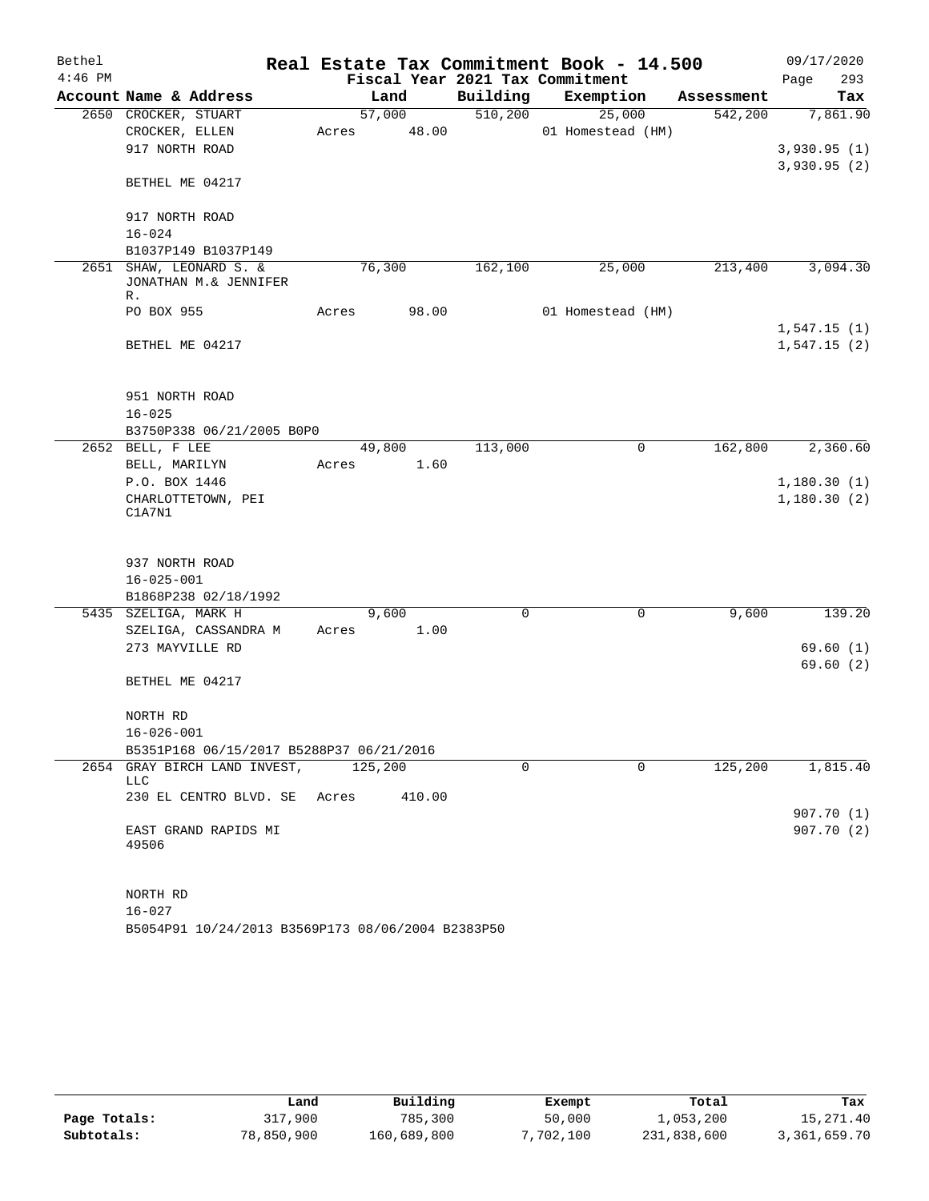Bethel 4:46 PM

# Real Estate Tax Commitment Book - 14.500

Fiscal Year 2021 Tax Commitment

09/17/2020

| Account Name & Address | Land | Building | Exemption | Assessment | Tax |
|---|---|---|---|---|---|
| 2650 CROCKER, STUART | 57,000 | 510,200 | 25,000 | 542,200 | 7,861.90 |
| CROCKER, ELLEN | Acres 48.00 | | 01 Homestead (HM) | | |
| 917 NORTH ROAD | | | | | 3,930.95 (1) |
| | | | | | 3,930.95 (2) |
| BETHEL ME 04217 | | | | | |
| 917 NORTH ROAD | | | | | |
| 16-024 | | | | | |
| B1037P149 B1037P149 | | | | | |
| 2651 SHAW, LEONARD S. & JONATHAN M.& JENNIFER R. | 76,300 | 162,100 | 25,000 | 213,400 | 3,094.30 |
| PO BOX 955 | Acres 98.00 | | 01 Homestead (HM) | | |
| | | | | | 1,547.15 (1) |
| BETHEL ME 04217 | | | | | 1,547.15 (2) |
| 951 NORTH ROAD | | | | | |
| 16-025 | | | | | |
| B3750P338 06/21/2005 B0P0 | | | | | |
| 2652 BELL, F LEE | 49,800 | 113,000 | 0 | 162,800 | 2,360.60 |
| BELL, MARILYN | Acres 1.60 | | | | |
| P.O. BOX 1446 | | | | | 1,180.30 (1) |
| CHARLOTTETOWN, PEI C1A7N1 | | | | | 1,180.30 (2) |
| 937 NORTH ROAD | | | | | |
| 16-025-001 | | | | | |
| B1868P238 02/18/1992 | | | | | |
| 5435 SZELIGA, MARK H | 9,600 | 0 | 0 | 9,600 | 139.20 |
| SZELIGA, CASSANDRA M | Acres 1.00 | | | | |
| 273 MAYVILLE RD | | | | | 69.60 (1) |
| | | | | | 69.60 (2) |
| BETHEL ME 04217 | | | | | |
| NORTH RD | | | | | |
| 16-026-001 | | | | | |
| B5351P168 06/15/2017 B5288P37 06/21/2016 | | | | | |
| 2654 GRAY BIRCH LAND INVEST, LLC | 125,200 | 0 | 0 | 125,200 | 1,815.40 |
| 230 EL CENTRO BLVD. SE | Acres 410.00 | | | | |
| | | | | | 907.70 (1) |
| EAST GRAND RAPIDS MI 49506 | | | | | 907.70 (2) |
| NORTH RD | | | | | |
| 16-027 | | | | | |
| B5054P91 10/24/2013 B3569P173 08/06/2004 B2383P50 | | | | | |

| | Land | Building | Exempt | Total | Tax |
|---|---|---|---|---|---|
| Page Totals: | 317,900 | 785,300 | 50,000 | 1,053,200 | 15,271.40 |
| Subtotals: | 78,850,900 | 160,689,800 | 7,702,100 | 231,838,600 | 3,361,659.70 |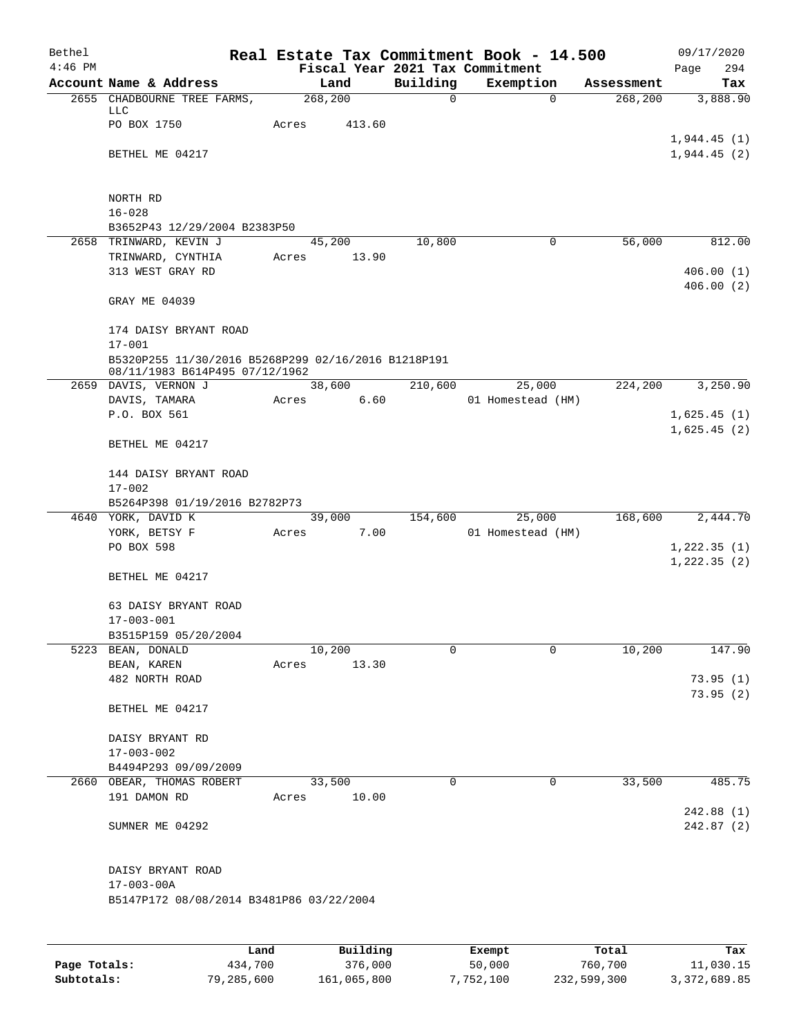# Real Estate Tax Commitment Book - 14.500

Bethel
4:46 PM

Fiscal Year 2021 Tax Commitment

09/17/2020
Page 294

| Account Name & Address | Land | Building | Exemption | Assessment | Tax |
|---|---|---|---|---|---|
| 2655 CHADBOURNE TREE FARMS, LLC | 268,200 | 0 | 0 | 268,200 | 3,888.90 |
| PO BOX 1750 | Acres 413.60 | | | | |
| | | | | | 1,944.45 (1) |
| BETHEL ME 04217 | | | | | 1,944.45 (2) |
| NORTH RD | | | | | |
| 16-028 | | | | | |
| B3652P43 12/29/2004 B2383P50 | | | | | |
| 2658 TRINWARD, KEVIN J | 45,200 | 10,800 | 0 | 56,000 | 812.00 |
| TRINWARD, CYNTHIA | Acres 13.90 | | | | |
| 313 WEST GRAY RD | | | | | 406.00 (1) |
| | | | | | 406.00 (2) |
| GRAY ME 04039 | | | | | |
| 174 DAISY BRYANT ROAD | | | | | |
| 17-001 | | | | | |
| B5320P255 11/30/2016 B5268P299 02/16/2016 B1218P191 08/11/1983 B614P495 07/12/1962 | | | | | |
| 2659 DAVIS, VERNON J | 38,600 | 210,600 | 25,000 | 224,200 | 3,250.90 |
| DAVIS, TAMARA | Acres 6.60 | | 01 Homestead (HM) | | |
| P.O. BOX 561 | | | | | 1,625.45 (1) |
| | | | | | 1,625.45 (2) |
| BETHEL ME 04217 | | | | | |
| 144 DAISY BRYANT ROAD | | | | | |
| 17-002 | | | | | |
| B5264P398 01/19/2016 B2782P73 | | | | | |
| 4640 YORK, DAVID K | 39,000 | 154,600 | 25,000 | 168,600 | 2,444.70 |
| YORK, BETSY F | Acres 7.00 | | 01 Homestead (HM) | | |
| PO BOX 598 | | | | | 1,222.35 (1) |
| | | | | | 1,222.35 (2) |
| BETHEL ME 04217 | | | | | |
| 63 DAISY BRYANT ROAD | | | | | |
| 17-003-001 | | | | | |
| B3515P159 05/20/2004 | | | | | |
| 5223 BEAN, DONALD | 10,200 | 0 | 0 | 10,200 | 147.90 |
| BEAN, KAREN | Acres 13.30 | | | | |
| 482 NORTH ROAD | | | | | 73.95 (1) |
| | | | | | 73.95 (2) |
| BETHEL ME 04217 | | | | | |
| DAISY BRYANT RD | | | | | |
| 17-003-002 | | | | | |
| B4494P293 09/09/2009 | | | | | |
| 2660 OBEAR, THOMAS ROBERT | 33,500 | 0 | 0 | 33,500 | 485.75 |
| 191 DAMON RD | Acres 10.00 | | | | |
| | | | | | 242.88 (1) |
| SUMNER ME 04292 | | | | | 242.87 (2) |
| DAISY BRYANT ROAD | | | | | |
| 17-003-00A | | | | | |
| B5147P172 08/08/2014 B3481P86 03/22/2004 | | | | | |

| | Land | Building | Exempt | Total | Tax |
|---|---|---|---|---|---|
| Page Totals: | 434,700 | 376,000 | 50,000 | 760,700 | 11,030.15 |
| Subtotals: | 79,285,600 | 161,065,800 | 7,752,100 | 232,599,300 | 3,372,689.85 |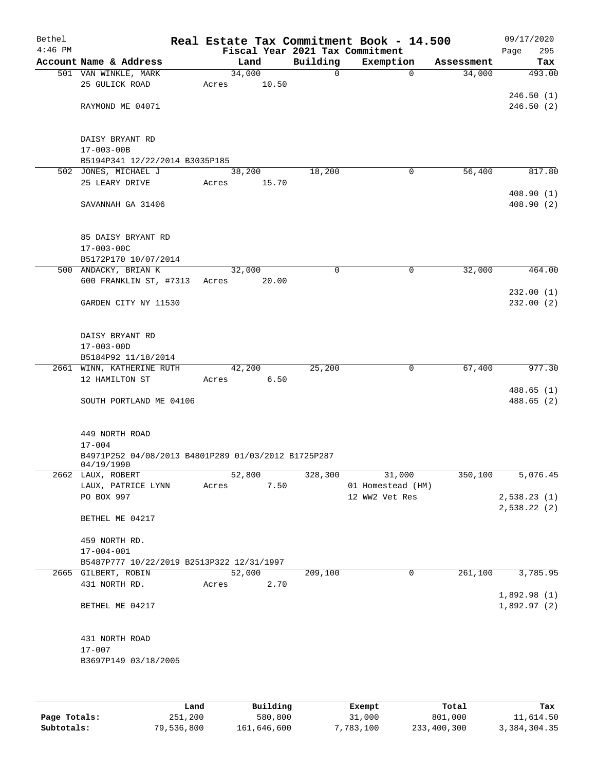Bethel 4:46 PM

# Real Estate Tax Commitment Book - 14.500

Fiscal Year 2021 Tax Commitment

09/17/2020 Page 295

| Account Name & Address | Land | Building | Exemption | Assessment | Tax |
|---|---|---|---|---|---|
| 501 VAN WINKLE, MARK | 34,000 | 0 | 0 | 34,000 | 493.00 |
| 25 GULICK ROAD | Acres 10.50 | | | | |
| | | | | | 246.50 (1) |
| RAYMOND ME 04071 | | | | | 246.50 (2) |
| DAISY BRYANT RD | | | | | |
| 17-003-00B | | | | | |
| B5194P341 12/22/2014 B3035P185 | | | | | |
| 502 JONES, MICHAEL J | 38,200 | 18,200 | 0 | 56,400 | 817.80 |
| 25 LEARY DRIVE | Acres 15.70 | | | | |
| | | | | | 408.90 (1) |
| SAVANNAH GA 31406 | | | | | 408.90 (2) |
| 85 DAISY BRYANT RD | | | | | |
| 17-003-00C | | | | | |
| B5172P170 10/07/2014 | | | | | |
| 500 ANDACKY, BRIAN K | 32,000 | 0 | 0 | 32,000 | 464.00 |
| 600 FRANKLIN ST, #7313 | Acres 20.00 | | | | |
| | | | | | 232.00 (1) |
| GARDEN CITY NY 11530 | | | | | 232.00 (2) |
| DAISY BRYANT RD | | | | | |
| 17-003-00D | | | | | |
| B5184P92 11/18/2014 | | | | | |
| 2661 WINN, KATHERINE RUTH | 42,200 | 25,200 | 0 | 67,400 | 977.30 |
| 12 HAMILTON ST | Acres 6.50 | | | | |
| | | | | | 488.65 (1) |
| SOUTH PORTLAND ME 04106 | | | | | 488.65 (2) |
| 449 NORTH ROAD | | | | | |
| 17-004 | | | | | |
| B4971P252 04/08/2013 B4801P289 01/03/2012 B1725P287 04/19/1990 | | | | | |
| 2662 LAUX, ROBERT | 52,800 | 328,300 | 31,000 | 350,100 | 5,076.45 |
| LAUX, PATRICE LYNN | Acres 7.50 | | 01 Homestead (HM) | | |
| PO BOX 997 | | | 12 WW2 Vet Res | | 2,538.23 (1) |
| | | | | | 2,538.22 (2) |
| BETHEL ME 04217 | | | | | |
| 459 NORTH RD. | | | | | |
| 17-004-001 | | | | | |
| B5487P777 10/22/2019 B2513P322 12/31/1997 | | | | | |
| 2665 GILBERT, ROBIN | 52,000 | 209,100 | 0 | 261,100 | 3,785.95 |
| 431 NORTH RD. | Acres 2.70 | | | | |
| | | | | | 1,892.98 (1) |
| BETHEL ME 04217 | | | | | 1,892.97 (2) |
| 431 NORTH ROAD | | | | | |
| 17-007 | | | | | |
| B3697P149 03/18/2005 | | | | | |

| | Land | Building | Exempt | Total | Tax |
|---|---|---|---|---|---|
| Page Totals: | 251,200 | 580,800 | 31,000 | 801,000 | 11,614.50 |
| Subtotals: | 79,536,800 | 161,646,600 | 7,783,100 | 233,400,300 | 3,384,304.35 |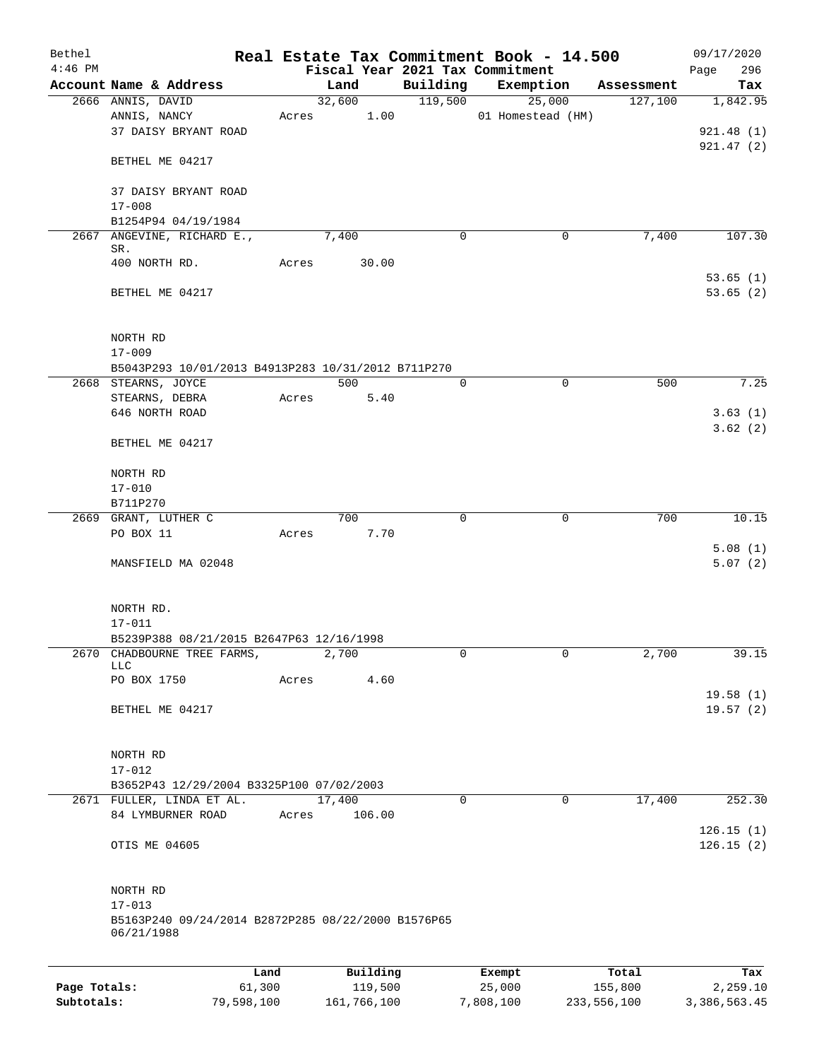# Real Estate Tax Commitment Book - 14.500

Bethel 4:46 PM — 09/17/2020

Fiscal Year 2021 Tax Commitment

| Account Name & Address | Land | Building | Exemption | Assessment | Tax |
|---|---|---|---|---|---|
| 2666 ANNIS, DAVID | 32,600 | 119,500 | 25,000 | 127,100 | 1,842.95 |
| ANNIS, NANCY | Acres 1.00 | | 01 Homestead (HM) | | |
| 37 DAISY BRYANT ROAD | | | | | 921.48 (1) |
| | | | | | 921.47 (2) |
| BETHEL ME 04217 | | | | | |
| 37 DAISY BRYANT ROAD | | | | | |
| 17-008 | | | | | |
| B1254P94 04/19/1984 | | | | | |
| 2667 ANGEVINE, RICHARD E., SR. | 7,400 | 0 | 0 | 7,400 | 107.30 |
| 400 NORTH RD. | Acres 30.00 | | | | |
| | | | | | 53.65 (1) |
| BETHEL ME 04217 | | | | | 53.65 (2) |
| NORTH RD | | | | | |
| 17-009 | | | | | |
| B5043P293 10/01/2013 B4913P283 10/31/2012 B711P270 | | | | | |
| 2668 STEARNS, JOYCE | 500 | 0 | 0 | 500 | 7.25 |
| STEARNS, DEBRA | Acres 5.40 | | | | |
| 646 NORTH ROAD | | | | | 3.63 (1) |
| | | | | | 3.62 (2) |
| BETHEL ME 04217 | | | | | |
| NORTH RD | | | | | |
| 17-010 | | | | | |
| B711P270 | | | | | |
| 2669 GRANT, LUTHER C | 700 | 0 | 0 | 700 | 10.15 |
| PO BOX 11 | Acres 7.70 | | | | |
| | | | | | 5.08 (1) |
| MANSFIELD MA 02048 | | | | | 5.07 (2) |
| NORTH RD. | | | | | |
| 17-011 | | | | | |
| B5239P388 08/21/2015 B2647P63 12/16/1998 | | | | | |
| 2670 CHADBOURNE TREE FARMS, LLC | 2,700 | 0 | 0 | 2,700 | 39.15 |
| PO BOX 1750 | Acres 4.60 | | | | |
| | | | | | 19.58 (1) |
| BETHEL ME 04217 | | | | | 19.57 (2) |
| NORTH RD | | | | | |
| 17-012 | | | | | |
| B3652P43 12/29/2004 B3325P100 07/02/2003 | | | | | |
| 2671 FULLER, LINDA ET AL. | 17,400 | 0 | 0 | 17,400 | 252.30 |
| 84 LYMBURNER ROAD | Acres 106.00 | | | | |
| | | | | | 126.15 (1) |
| OTIS ME 04605 | | | | | 126.15 (2) |
| NORTH RD | | | | | |
| 17-013 | | | | | |
| B5163P240 09/24/2014 B2872P285 08/22/2000 B1576P65 06/21/1988 | | | | | |

| | Land | Building | Exempt | Total | Tax |
|---|---|---|---|---|---|
| Page Totals: | 61,300 | 119,500 | 25,000 | 155,800 | 2,259.10 |
| Subtotals: | 79,598,100 | 161,766,100 | 7,808,100 | 233,556,100 | 3,386,563.45 |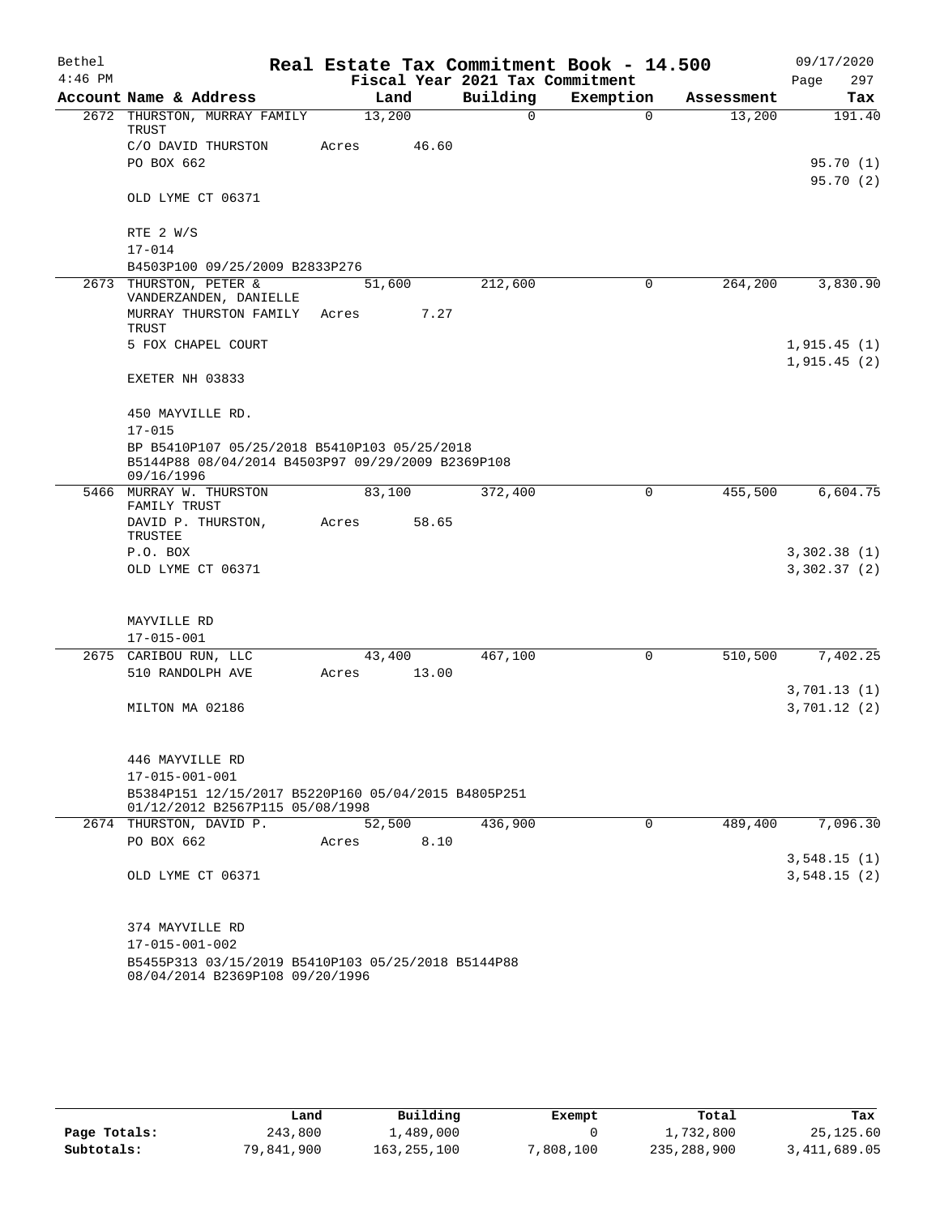Bethel 4:46 PM

# Real Estate Tax Commitment Book - 14.500

Fiscal Year 2021 Tax Commitment

09/17/2020 Page 297

| Account Name & Address | Land | Building | Exemption | Assessment | Tax |
|---|---|---|---|---|---|
| 2672 THURSTON, MURRAY FAMILY TRUST | 13,200 | 0 | 0 | 13,200 | 191.40 |
| C/O DAVID THURSTON | Acres 46.60 | | | | |
| PO BOX 662 | | | | | 95.70 (1) |
| | | | | | 95.70 (2) |
| OLD LYME CT 06371 | | | | | |
| RTE 2 W/S | | | | | |
| 17-014 | | | | | |
| B4503P100 09/25/2009 B2833P276 | | | | | |
| 2673 THURSTON, PETER & VANDERZANDEN, DANIELLE | 51,600 | 212,600 | 0 | 264,200 | 3,830.90 |
| MURRAY THURSTON FAMILY TRUST | Acres 7.27 | | | | |
| 5 FOX CHAPEL COURT | | | | | 1,915.45 (1) |
| | | | | | 1,915.45 (2) |
| EXETER NH 03833 | | | | | |
| 450 MAYVILLE RD. | | | | | |
| 17-015 | | | | | |
| BP B5410P107 05/25/2018 B5410P103 05/25/2018 B5144P88 08/04/2014 B4503P97 09/29/2009 B2369P108 09/16/1996 | | | | | |
| 5466 MURRAY W. THURSTON FAMILY TRUST | 83,100 | 372,400 | 0 | 455,500 | 6,604.75 |
| DAVID P. THURSTON, TRUSTEE | Acres 58.65 | | | | |
| P.O. BOX | | | | | 3,302.38 (1) |
| OLD LYME CT 06371 | | | | | 3,302.37 (2) |
| MAYVILLE RD | | | | | |
| 17-015-001 | | | | | |
| 2675 CARIBOU RUN, LLC | 43,400 | 467,100 | 0 | 510,500 | 7,402.25 |
| 510 RANDOLPH AVE | Acres 13.00 | | | | |
| | | | | | 3,701.13 (1) |
| MILTON MA 02186 | | | | | 3,701.12 (2) |
| 446 MAYVILLE RD | | | | | |
| 17-015-001-001 | | | | | |
| B5384P151 12/15/2017 B5220P160 05/04/2015 B4805P251 01/12/2012 B2567P115 05/08/1998 | | | | | |
| 2674 THURSTON, DAVID P. | 52,500 | 436,900 | 0 | 489,400 | 7,096.30 |
| PO BOX 662 | Acres 8.10 | | | | |
| | | | | | 3,548.15 (1) |
| OLD LYME CT 06371 | | | | | 3,548.15 (2) |
| 374 MAYVILLE RD | | | | | |
| 17-015-001-002 | | | | | |
| B5455P313 03/15/2019 B5410P103 05/25/2018 B5144P88 08/04/2014 B2369P108 09/20/1996 | | | | | |

| | Land | Building | Exempt | Total | Tax |
|---|---|---|---|---|---|
| Page Totals: | 243,800 | 1,489,000 | 0 | 1,732,800 | 25,125.60 |
| Subtotals: | 79,841,900 | 163,255,100 | 7,808,100 | 235,288,900 | 3,411,689.05 |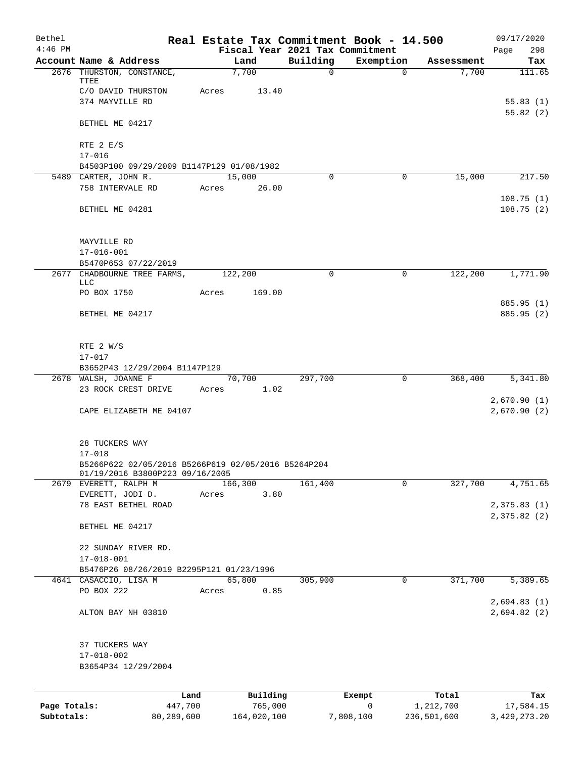Bethel 4:46 PM

# Real Estate Tax Commitment Book - 14.500

Fiscal Year 2021 Tax Commitment

09/17/2020 Page 298

| Account Name & Address | Land | Building | Exemption | Assessment | Tax |
|---|---|---|---|---|---|
| 2676 THURSTON, CONSTANCE, TTEE | 7,700 | 0 | 0 | 7,700 | 111.65 |
| C/O DAVID THURSTON | Acres 13.40 | | | | |
| 374 MAYVILLE RD | | | | | 55.83 (1) |
| | | | | | 55.82 (2) |
| BETHEL ME 04217 | | | | | |
| RTE 2 E/S | | | | | |
| 17-016 | | | | | |
| B4503P100 09/29/2009 B1147P129 01/08/1982 | | | | | |
| 5489 CARTER, JOHN R. | 15,000 | 0 | 0 | 15,000 | 217.50 |
| 758 INTERVALE RD | Acres 26.00 | | | | |
| | | | | | 108.75 (1) |
| BETHEL ME 04281 | | | | | 108.75 (2) |
| MAYVILLE RD | | | | | |
| 17-016-001 | | | | | |
| B5470P653 07/22/2019 | | | | | |
| 2677 CHADBOURNE TREE FARMS, LLC | 122,200 | 0 | 0 | 122,200 | 1,771.90 |
| PO BOX 1750 | Acres 169.00 | | | | |
| | | | | | 885.95 (1) |
| BETHEL ME 04217 | | | | | 885.95 (2) |
| RTE 2 W/S | | | | | |
| 17-017 | | | | | |
| B3652P43 12/29/2004 B1147P129 | | | | | |
| 2678 WALSH, JOANNE F | 70,700 | 297,700 | 0 | 368,400 | 5,341.80 |
| 23 ROCK CREST DRIVE | Acres 1.02 | | | | |
| | | | | | 2,670.90 (1) |
| CAPE ELIZABETH ME 04107 | | | | | 2,670.90 (2) |
| 28 TUCKERS WAY | | | | | |
| 17-018 | | | | | |
| B5266P622 02/05/2016 B5266P619 02/05/2016 B5264P204 01/19/2016 B3800P223 09/16/2005 | | | | | |
| 2679 EVERETT, RALPH M | 166,300 | 161,400 | 0 | 327,700 | 4,751.65 |
| EVERETT, JODI D. | Acres 3.80 | | | | |
| 78 EAST BETHEL ROAD | | | | | 2,375.83 (1) |
| | | | | | 2,375.82 (2) |
| BETHEL ME 04217 | | | | | |
| 22 SUNDAY RIVER RD. | | | | | |
| 17-018-001 | | | | | |
| B5476P26 08/26/2019 B2295P121 01/23/1996 | | | | | |
| 4641 CASACCIO, LISA M | 65,800 | 305,900 | 0 | 371,700 | 5,389.65 |
| PO BOX 222 | Acres 0.85 | | | | |
| | | | | | 2,694.83 (1) |
| ALTON BAY NH 03810 | | | | | 2,694.82 (2) |
| 37 TUCKERS WAY | | | | | |
| 17-018-002 | | | | | |
| B3654P34 12/29/2004 | | | | | |

| | Land | Building | Exempt | Total | Tax |
|---|---|---|---|---|---|
| Page Totals: | 447,700 | 765,000 | 0 | 1,212,700 | 17,584.15 |
| Subtotals: | 80,289,600 | 164,020,100 | 7,808,100 | 236,501,600 | 3,429,273.20 |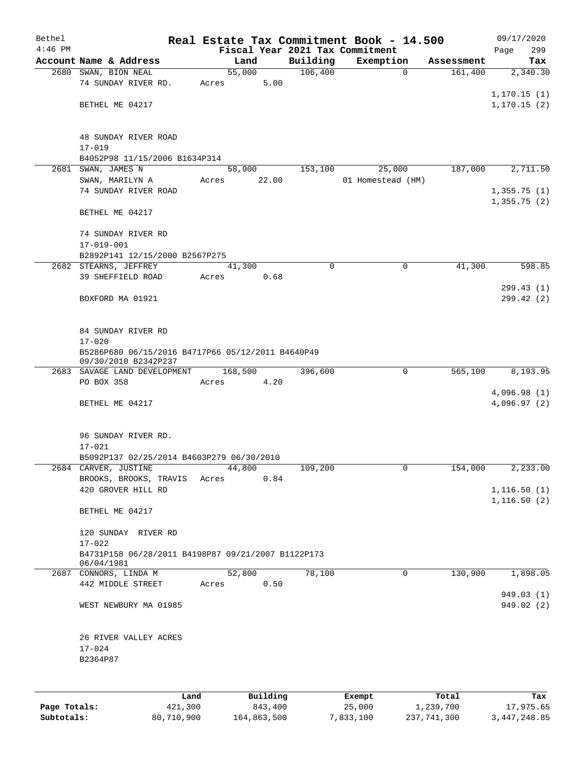# Real Estate Tax Commitment Book - 14.500

Bethel 4:46 PM — 09/17/2020

Fiscal Year 2021 Tax Commitment — Page 299

| Account Name & Address | Land | Building | Exemption | Assessment | Tax |
|---|---|---|---|---|---|
| 2680 SWAN, BION NEAL | 55,000 | 106,400 | 0 | 161,400 | 2,340.30 |
| 74 SUNDAY RIVER RD. | Acres 5.00 | | | | |
| | | | | | 1,170.15 (1) |
| BETHEL ME 04217 | | | | | 1,170.15 (2) |
| 48 SUNDAY RIVER ROAD | | | | | |
| 17-019 | | | | | |
| B4052P98 11/15/2006 B1634P314 | | | | | |
| 2681 SWAN, JAMES N | 58,900 | 153,100 | 25,000 | 187,000 | 2,711.50 |
| SWAN, MARILYN A | Acres 22.00 | | 01 Homestead (HM) | | |
| 74 SUNDAY RIVER ROAD | | | | | 1,355.75 (1) |
| | | | | | 1,355.75 (2) |
| BETHEL ME 04217 | | | | | |
| 74 SUNDAY RIVER RD | | | | | |
| 17-019-001 | | | | | |
| B2892P141 12/15/2000 B2567P275 | | | | | |
| 2682 STEARNS, JEFFREY | 41,300 | 0 | 0 | 41,300 | 598.85 |
| 39 SHEFFIELD ROAD | Acres 0.68 | | | | |
| | | | | | 299.43 (1) |
| BOXFORD MA 01921 | | | | | 299.42 (2) |
| 84 SUNDAY RIVER RD | | | | | |
| 17-020 | | | | | |
| B5286P680 06/15/2016 B4717P66 05/12/2011 B4640P49 09/30/2010 B2342P237 | | | | | |
| 2683 SAVAGE LAND DEVELOPMENT | 168,500 | 396,600 | 0 | 565,100 | 8,193.95 |
| PO BOX 358 | Acres 4.20 | | | | |
| | | | | | 4,096.98 (1) |
| BETHEL ME 04217 | | | | | 4,096.97 (2) |
| 96 SUNDAY RIVER RD. | | | | | |
| 17-021 | | | | | |
| B5092P137 02/25/2014 B4603P279 06/30/2010 | | | | | |
| 2684 CARVER, JUSTINE | 44,800 | 109,200 | 0 | 154,000 | 2,233.00 |
| BROOKS, BROOKS, TRAVIS | Acres 0.84 | | | | |
| 420 GROVER HILL RD | | | | | 1,116.50 (1) |
| | | | | | 1,116.50 (2) |
| BETHEL ME 04217 | | | | | |
| 120 SUNDAY RIVER RD | | | | | |
| 17-022 | | | | | |
| B4731P158 06/28/2011 B4198P87 09/21/2007 B1122P173 06/04/1981 | | | | | |
| 2687 CONNORS, LINDA M | 52,800 | 78,100 | 0 | 130,900 | 1,898.05 |
| 442 MIDDLE STREET | Acres 0.50 | | | | |
| | | | | | 949.03 (1) |
| WEST NEWBURY MA 01985 | | | | | 949.02 (2) |
| 26 RIVER VALLEY ACRES | | | | | |
| 17-024 | | | | | |
| B2364P87 | | | | | |

| | Land | Building | Exempt | Total | Tax |
|---|---|---|---|---|---|
| Page Totals: | 421,300 | 843,400 | 25,000 | 1,239,700 | 17,975.65 |
| Subtotals: | 80,710,900 | 164,863,500 | 7,833,100 | 237,741,300 | 3,447,248.85 |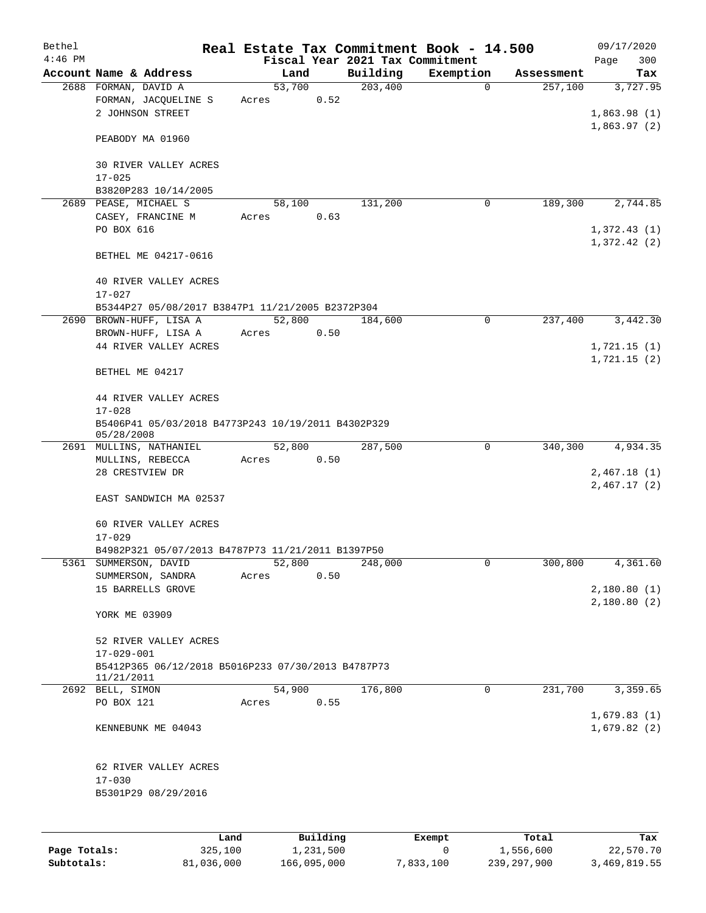Bethel  Real Estate Tax Commitment Book - 14.500  09/17/2020
4:46 PM  Fiscal Year 2021 Tax Commitment  Page 300

| Account Name & Address | Land | Building | Exemption | Assessment | Tax |
|---|---|---|---|---|---|
| 2688 FORMAN, DAVID A | 53,700 | 203,400 | 0 | 257,100 | 3,727.95 |
| FORMAN, JACQUELINE S | Acres 0.52 | | | | |
| 2 JOHNSON STREET | | | | | 1,863.98 (1) |
| | | | | | 1,863.97 (2) |
| PEABODY MA 01960 | | | | | |
| 30 RIVER VALLEY ACRES | | | | | |
| 17-025 | | | | | |
| B3820P283 10/14/2005 | | | | | |
| 2689 PEASE, MICHAEL S | 58,100 | 131,200 | 0 | 189,300 | 2,744.85 |
| CASEY, FRANCINE M | Acres 0.63 | | | | |
| PO BOX 616 | | | | | 1,372.43 (1) |
| | | | | | 1,372.42 (2) |
| BETHEL ME 04217-0616 | | | | | |
| 40 RIVER VALLEY ACRES | | | | | |
| 17-027 | | | | | |
| B5344P27 05/08/2017 B3847P1 11/21/2005 B2372P304 | | | | | |
| 2690 BROWN-HUFF, LISA A | 52,800 | 184,600 | 0 | 237,400 | 3,442.30 |
| BROWN-HUFF, LISA A | Acres 0.50 | | | | |
| 44 RIVER VALLEY ACRES | | | | | 1,721.15 (1) |
| | | | | | 1,721.15 (2) |
| BETHEL ME 04217 | | | | | |
| 44 RIVER VALLEY ACRES | | | | | |
| 17-028 | | | | | |
| B5406P41 05/03/2018 B4773P243 10/19/2011 B4302P329 05/28/2008 | | | | | |
| 2691 MULLINS, NATHANIEL | 52,800 | 287,500 | 0 | 340,300 | 4,934.35 |
| MULLINS, REBECCA | Acres 0.50 | | | | |
| 28 CRESTVIEW DR | | | | | 2,467.18 (1) |
| | | | | | 2,467.17 (2) |
| EAST SANDWICH MA 02537 | | | | | |
| 60 RIVER VALLEY ACRES | | | | | |
| 17-029 | | | | | |
| B4982P321 05/07/2013 B4787P73 11/21/2011 B1397P50 | | | | | |
| 5361 SUMMERSON, DAVID | 52,800 | 248,000 | 0 | 300,800 | 4,361.60 |
| SUMMERSON, SANDRA | Acres 0.50 | | | | |
| 15 BARRELLS GROVE | | | | | 2,180.80 (1) |
| | | | | | 2,180.80 (2) |
| YORK ME 03909 | | | | | |
| 52 RIVER VALLEY ACRES | | | | | |
| 17-029-001 | | | | | |
| B5412P365 06/12/2018 B5016P233 07/30/2013 B4787P73 11/21/2011 | | | | | |
| 2692 BELL, SIMON | 54,900 | 176,800 | 0 | 231,700 | 3,359.65 |
| PO BOX 121 | Acres 0.55 | | | | |
| | | | | | 1,679.83 (1) |
| KENNEBUNK ME 04043 | | | | | 1,679.82 (2) |
| 62 RIVER VALLEY ACRES | | | | | |
| 17-030 | | | | | |
| B5301P29 08/29/2016 | | | | | |

| | Land | Building | Exempt | Total | Tax |
|---|---|---|---|---|---|
| Page Totals: | 325,100 | 1,231,500 | 0 | 1,556,600 | 22,570.70 |
| Subtotals: | 81,036,000 | 166,095,000 | 7,833,100 | 239,297,900 | 3,469,819.55 |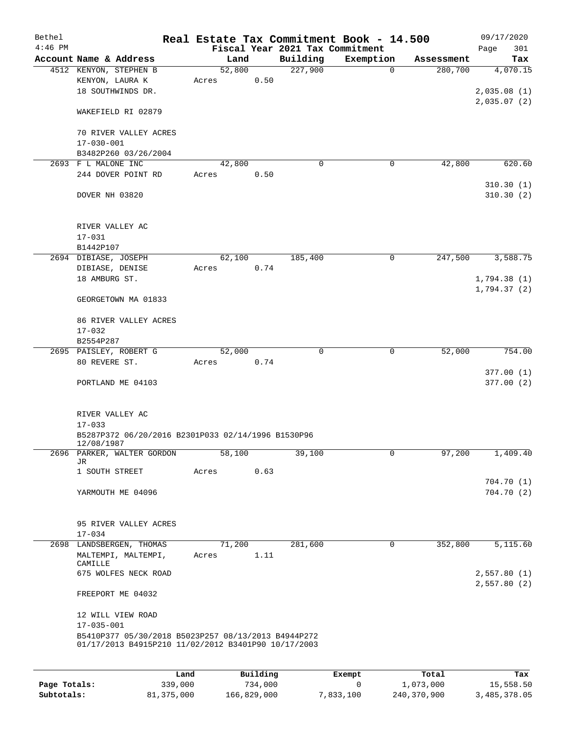# Real Estate Tax Commitment Book - 14.500

Bethel
4:46 PM

Fiscal Year 2021 Tax Commitment

09/17/2020
Page 301

| Account Name & Address | Land | Building | Exemption | Assessment | Tax |
|---|---|---|---|---|---|
| 4512 KENYON, STEPHEN B<br>KENYON, LAURA K<br>18 SOUTHWINDS DR.<br><br>WAKEFIELD RI 02879<br><br>70 RIVER VALLEY ACRES<br>17-030-001<br>B3482P260 03/26/2004 | 52,800<br>Acres 0.50 | 227,900 | 0 | 280,700 | 4,070.15<br><br>2,035.08 (1)<br>2,035.07 (2) |
| 2693 F L MALONE INC<br>244 DOVER POINT RD<br><br>DOVER NH 03820<br><br>RIVER VALLEY AC<br>17-031<br>B1442P107 | 42,800<br>Acres 0.50 | 0 | 0 | 42,800 | 620.60<br><br>310.30 (1)<br>310.30 (2) |
| 2694 DIBIASE, JOSEPH<br>DIBIASE, DENISE<br>18 AMBURG ST.<br><br>GEORGETOWN MA 01833<br><br>86 RIVER VALLEY ACRES<br>17-032<br>B2554P287 | 62,100<br>Acres 0.74 | 185,400 | 0 | 247,500 | 3,588.75<br><br>1,794.38 (1)<br>1,794.37 (2) |
| 2695 PAISLEY, ROBERT G<br>80 REVERE ST.<br><br>PORTLAND ME 04103<br><br>RIVER VALLEY AC<br>17-033<br>B5287P372 06/20/2016 B2301P033 02/14/1996 B1530P96 12/08/1987 | 52,000<br>Acres 0.74 | 0 | 0 | 52,000 | 754.00<br><br>377.00 (1)<br>377.00 (2) |
| 2696 PARKER, WALTER GORDON JR<br>1 SOUTH STREET<br><br>YARMOUTH ME 04096<br><br>95 RIVER VALLEY ACRES<br>17-034 | 58,100<br>Acres 0.63 | 39,100 | 0 | 97,200 | 1,409.40<br><br>704.70 (1)<br>704.70 (2) |
| 2698 LANDSBERGEN, THOMAS<br>MALTEMPI, MALTEMPI, CAMILLE<br>675 WOLFES NECK ROAD<br><br>FREEPORT ME 04032<br><br>12 WILL VIEW ROAD<br>17-035-001<br>B5410P377 05/30/2018 B5023P257 08/13/2013 B4944P272 01/17/2013 B4915P210 11/02/2012 B3401P90 10/17/2003 | 71,200<br>Acres 1.11 | 281,600 | 0 | 352,800 | 5,115.60<br><br>2,557.80 (1)<br>2,557.80 (2) |

| | Land | Building | Exempt | Total | Tax |
|---|---|---|---|---|---|
| Page Totals: | 339,000 | 734,000 | 0 | 1,073,000 | 15,558.50 |
| Subtotals: | 81,375,000 | 166,829,000 | 7,833,100 | 240,370,900 | 3,485,378.05 |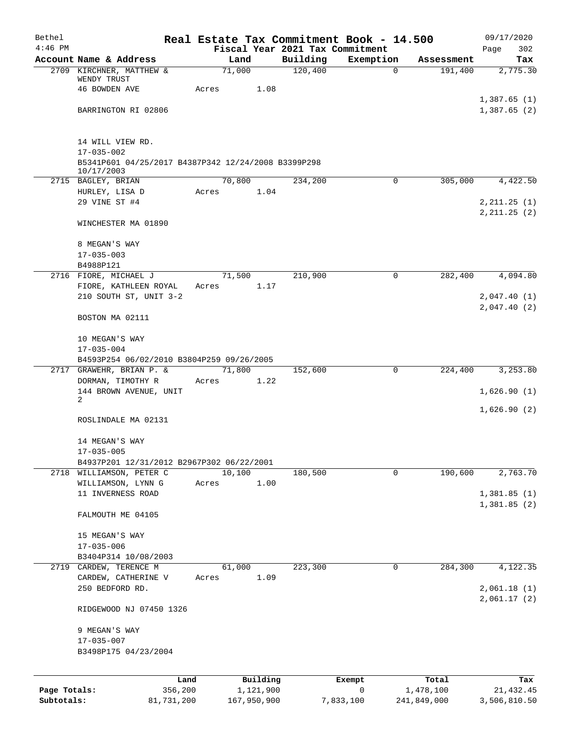Bethel 4:46 PM

# Real Estate Tax Commitment Book - 14.500

Fiscal Year 2021 Tax Commitment

09/17/2020 Page 302

| Account Name & Address | Land | Building | Exemption | Assessment | Tax |
|---|---|---|---|---|---|
| 2709 KIRCHNER, MATTHEW & WENDY TRUST | 71,000 | 120,400 | 0 | 191,400 | 2,775.30 |
| 46 BOWDEN AVE | Acres 1.08 | | | | |
| | | | | | 1,387.65 (1) |
| BARRINGTON RI 02806 | | | | | 1,387.65 (2) |
| 14 WILL VIEW RD. | | | | | |
| 17-035-002 | | | | | |
| B5341P601 04/25/2017 B4387P342 12/24/2008 B3399P298 10/17/2003 | | | | | |
| 2715 BAGLEY, BRIAN | 70,800 | 234,200 | 0 | 305,000 | 4,422.50 |
| HURLEY, LISA D | Acres 1.04 | | | | |
| 29 VINE ST #4 | | | | | 2,211.25 (1) |
| | | | | | 2,211.25 (2) |
| WINCHESTER MA 01890 | | | | | |
| 8 MEGAN'S WAY | | | | | |
| 17-035-003 | | | | | |
| B4988P121 | | | | | |
| 2716 FIORE, MICHAEL J | 71,500 | 210,900 | 0 | 282,400 | 4,094.80 |
| FIORE, KATHLEEN ROYAL | Acres 1.17 | | | | |
| 210 SOUTH ST, UNIT 3-2 | | | | | 2,047.40 (1) |
| | | | | | 2,047.40 (2) |
| BOSTON MA 02111 | | | | | |
| 10 MEGAN'S WAY | | | | | |
| 17-035-004 | | | | | |
| B4593P254 06/02/2010 B3804P259 09/26/2005 | | | | | |
| 2717 GRAWEHR, BRIAN P. & | 71,800 | 152,600 | 0 | 224,400 | 3,253.80 |
| DORMAN, TIMOTHY R | Acres 1.22 | | | | |
| 144 BROWN AVENUE, UNIT 2 | | | | | 1,626.90 (1) |
| | | | | | 1,626.90 (2) |
| ROSLINDALE MA 02131 | | | | | |
| 14 MEGAN'S WAY | | | | | |
| 17-035-005 | | | | | |
| B4937P201 12/31/2012 B2967P302 06/22/2001 | | | | | |
| 2718 WILLIAMSON, PETER C | 10,100 | 180,500 | 0 | 190,600 | 2,763.70 |
| WILLIAMSON, LYNN G | Acres 1.00 | | | | |
| 11 INVERNESS ROAD | | | | | 1,381.85 (1) |
| | | | | | 1,381.85 (2) |
| FALMOUTH ME 04105 | | | | | |
| 15 MEGAN'S WAY | | | | | |
| 17-035-006 | | | | | |
| B3404P314 10/08/2003 | | | | | |
| 2719 CARDEW, TERENCE M | 61,000 | 223,300 | 0 | 284,300 | 4,122.35 |
| CARDEW, CATHERINE V | Acres 1.09 | | | | |
| 250 BEDFORD RD. | | | | | 2,061.18 (1) |
| | | | | | 2,061.17 (2) |
| RIDGEWOOD NJ 07450 1326 | | | | | |
| 9 MEGAN'S WAY | | | | | |
| 17-035-007 | | | | | |
| B3498P175 04/23/2004 | | | | | |

| | Land | Building | Exempt | Total | Tax |
|---|---|---|---|---|---|
| Page Totals: | 356,200 | 1,121,900 | 0 | 1,478,100 | 21,432.45 |
| Subtotals: | 81,731,200 | 167,950,900 | 7,833,100 | 241,849,000 | 3,506,810.50 |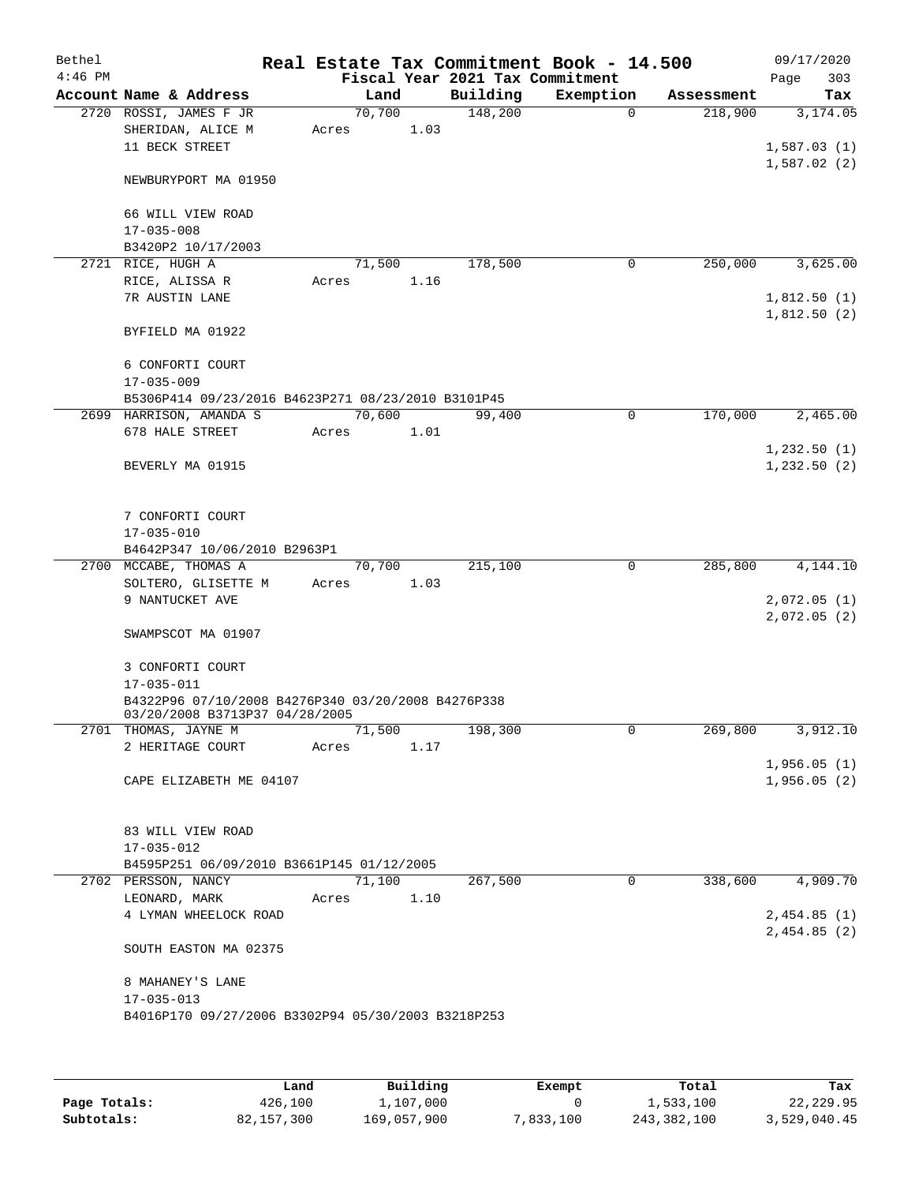Bethel 4:46 PM

# Real Estate Tax Commitment Book - 14.500

Fiscal Year 2021 Tax Commitment

09/17/2020 Page 303

| Account | Name & Address | Land | Building | Exemption | Assessment | Tax |
|---|---|---|---|---|---|---|
| 2720 | ROSSI, JAMES F JR<br>SHERIDAN, ALICE M<br>11 BECK STREET<br><br>NEWBURYPORT MA 01950<br><br>66 WILL VIEW ROAD<br>17-035-008<br>B3420P2 10/17/2003 | 70,700<br>Acres 1.03 | 148,200 | 0 | 218,900 | 3,174.05<br><br>1,587.03 (1)<br>1,587.02 (2) |
| 2721 | RICE, HUGH A<br>RICE, ALISSA R<br>7R AUSTIN LANE<br><br>BYFIELD MA 01922<br><br>6 CONFORTI COURT<br>17-035-009<br>B5306P414 09/23/2016 B4623P271 08/23/2010 B3101P45 | 71,500<br>Acres 1.16 | 178,500 | 0 | 250,000 | 3,625.00<br><br>1,812.50 (1)<br>1,812.50 (2) |
| 2699 | HARRISON, AMANDA S<br>678 HALE STREET<br><br>BEVERLY MA 01915<br><br>7 CONFORTI COURT<br>17-035-010<br>B4642P347 10/06/2010 B2963P1 | 70,600<br>Acres 1.01 | 99,400 | 0 | 170,000 | 2,465.00<br><br>1,232.50 (1)<br>1,232.50 (2) |
| 2700 | MCCABE, THOMAS A<br>SOLTERO, GLISETTE M<br>9 NANTUCKET AVE<br><br>SWAMPSCOT MA 01907<br><br>3 CONFORTI COURT<br>17-035-011<br>B4322P96 07/10/2008 B4276P340 03/20/2008 B4276P338 03/20/2008 B3713P37 04/28/2005 | 70,700<br>Acres 1.03 | 215,100 | 0 | 285,800 | 4,144.10<br><br>2,072.05 (1)<br>2,072.05 (2) |
| 2701 | THOMAS, JAYNE M<br>2 HERITAGE COURT<br><br>CAPE ELIZABETH ME 04107<br><br>83 WILL VIEW ROAD<br>17-035-012<br>B4595P251 06/09/2010 B3661P145 01/12/2005 | 71,500<br>Acres 1.17 | 198,300 | 0 | 269,800 | 3,912.10<br><br>1,956.05 (1)<br>1,956.05 (2) |
| 2702 | PERSSON, NANCY<br>LEONARD, MARK<br>4 LYMAN WHEELOCK ROAD<br><br>SOUTH EASTON MA 02375<br><br>8 MAHANEY'S LANE<br>17-035-013<br>B4016P170 09/27/2006 B3302P94 05/30/2003 B3218P253 | 71,100<br>Acres 1.10 | 267,500 | 0 | 338,600 | 4,909.70<br><br>2,454.85 (1)<br>2,454.85 (2) |

| | Land | Building | Exempt | Total | Tax |
|---|---|---|---|---|---|
| Page Totals: | 426,100 | 1,107,000 | 0 | 1,533,100 | 22,229.95 |
| Subtotals: | 82,157,300 | 169,057,900 | 7,833,100 | 243,382,100 | 3,529,040.45 |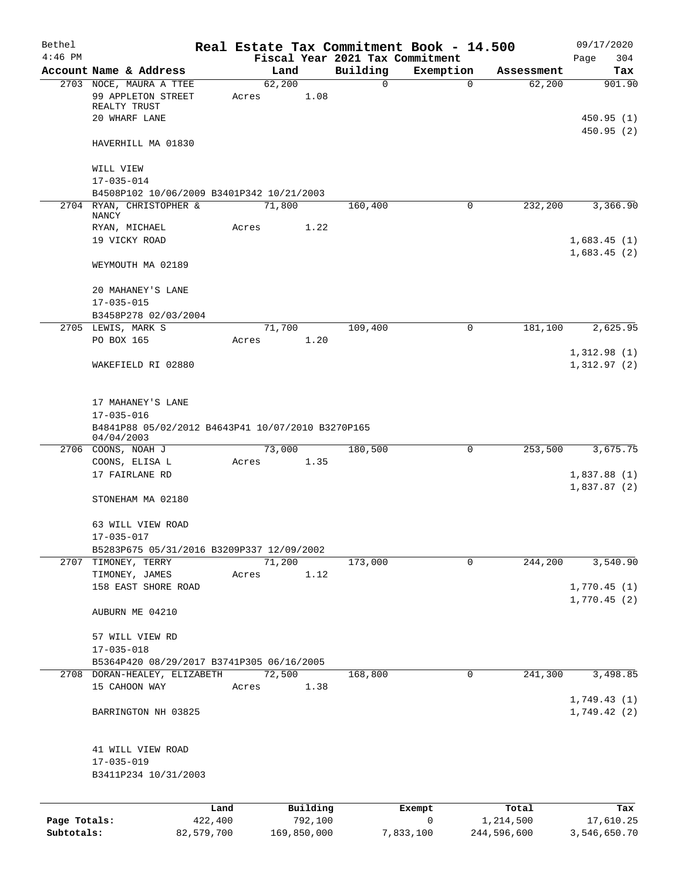Bethel | Real Estate Tax Commitment Book - 14.500 | 09/17/2020
4:46 PM | Fiscal Year 2021 Tax Commitment | Page 304

| Account Name & Address | Land | Building | Exemption | Assessment | Tax |
|---|---|---|---|---|---|
| 2703 NOCE, MAURA A TTEE | 62,200 | 0 | 0 | 62,200 | 901.90 |
| 99 APPLETON STREET REALTY TRUST | Acres 1.08 | | | | |
| 20 WHARF LANE | | | | | 450.95 (1) |
| | | | | | 450.95 (2) |
| HAVERHILL MA 01830 | | | | | |
| WILL VIEW | | | | | |
| 17-035-014 | | | | | |
| B4508P102 10/06/2009 B3401P342 10/21/2003 | | | | | |
| 2704 RYAN, CHRISTOPHER & NANCY | 71,800 | 160,400 | 0 | 232,200 | 3,366.90 |
| RYAN, MICHAEL | Acres 1.22 | | | | |
| 19 VICKY ROAD | | | | | 1,683.45 (1) |
| | | | | | 1,683.45 (2) |
| WEYMOUTH MA 02189 | | | | | |
| 20 MAHANEY'S LANE | | | | | |
| 17-035-015 | | | | | |
| B3458P278 02/03/2004 | | | | | |
| 2705 LEWIS, MARK S | 71,700 | 109,400 | 0 | 181,100 | 2,625.95 |
| PO BOX 165 | Acres 1.20 | | | | |
| | | | | | 1,312.98 (1) |
| WAKEFIELD RI 02880 | | | | | 1,312.97 (2) |
| 17 MAHANEY'S LANE | | | | | |
| 17-035-016 | | | | | |
| B4841P88 05/02/2012 B4643P41 10/07/2010 B3270P165 04/04/2003 | | | | | |
| 2706 COONS, NOAH J | 73,000 | 180,500 | 0 | 253,500 | 3,675.75 |
| COONS, ELISA L | Acres 1.35 | | | | |
| 17 FAIRLANE RD | | | | | 1,837.88 (1) |
| | | | | | 1,837.87 (2) |
| STONEHAM MA 02180 | | | | | |
| 63 WILL VIEW ROAD | | | | | |
| 17-035-017 | | | | | |
| B5283P675 05/31/2016 B3209P337 12/09/2002 | | | | | |
| 2707 TIMONEY, TERRY | 71,200 | 173,000 | 0 | 244,200 | 3,540.90 |
| TIMONEY, JAMES | Acres 1.12 | | | | |
| 158 EAST SHORE ROAD | | | | | 1,770.45 (1) |
| | | | | | 1,770.45 (2) |
| AUBURN ME 04210 | | | | | |
| 57 WILL VIEW RD | | | | | |
| 17-035-018 | | | | | |
| B5364P420 08/29/2017 B3741P305 06/16/2005 | | | | | |
| 2708 DORAN-HEALEY, ELIZABETH | 72,500 | 168,800 | 0 | 241,300 | 3,498.85 |
| 15 CAHOON WAY | Acres 1.38 | | | | |
| | | | | | 1,749.43 (1) |
| BARRINGTON NH 03825 | | | | | 1,749.42 (2) |
| 41 WILL VIEW ROAD | | | | | |
| 17-035-019 | | | | | |
| B3411P234 10/31/2003 | | | | | |

| | Land | Building | Exempt | Total | Tax |
|---|---|---|---|---|---|
| Page Totals: | 422,400 | 792,100 | 0 | 1,214,500 | 17,610.25 |
| Subtotals: | 82,579,700 | 169,850,000 | 7,833,100 | 244,596,600 | 3,546,650.70 |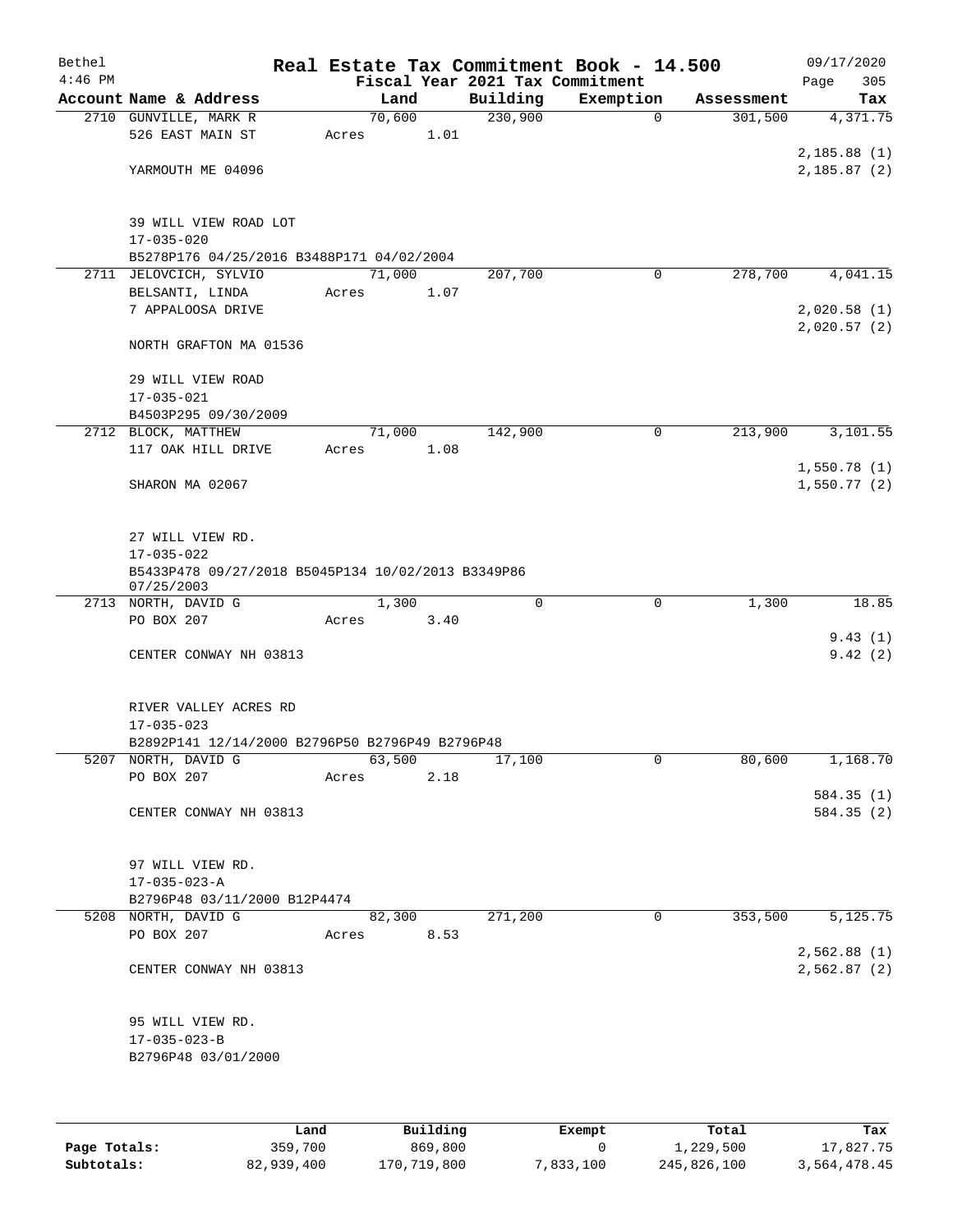Bethel
4:46 PM

# Real Estate Tax Commitment Book - 14.500

Fiscal Year 2021 Tax Commitment

09/17/2020
Page 305

| Account Name & Address | Land | Building | Exemption | Assessment | Tax |
|---|---|---|---|---|---|
| 2710 GUNVILLE, MARK R | 70,600 | 230,900 | 0 | 301,500 | 4,371.75 |
| 526 EAST MAIN ST | Acres 1.01 | | | | |
| | | | | | 2,185.88 (1) |
| YARMOUTH ME 04096 | | | | | 2,185.87 (2) |
| 39 WILL VIEW ROAD LOT | | | | | |
| 17-035-020 | | | | | |
| B5278P176 04/25/2016 B3488P171 04/02/2004 | | | | | |
| 2711 JELOVCICH, SYLVIO | 71,000 | 207,700 | 0 | 278,700 | 4,041.15 |
| BELSANTI, LINDA | Acres 1.07 | | | | |
| 7 APPALOOSA DRIVE | | | | | 2,020.58 (1) |
| | | | | | 2,020.57 (2) |
| NORTH GRAFTON MA 01536 | | | | | |
| 29 WILL VIEW ROAD | | | | | |
| 17-035-021 | | | | | |
| B4503P295 09/30/2009 | | | | | |
| 2712 BLOCK, MATTHEW | 71,000 | 142,900 | 0 | 213,900 | 3,101.55 |
| 117 OAK HILL DRIVE | Acres 1.08 | | | | |
| | | | | | 1,550.78 (1) |
| SHARON MA 02067 | | | | | 1,550.77 (2) |
| 27 WILL VIEW RD. | | | | | |
| 17-035-022 | | | | | |
| B5433P478 09/27/2018 B5045P134 10/02/2013 B3349P86 07/25/2003 | | | | | |
| 2713 NORTH, DAVID G | 1,300 | 0 | 0 | 1,300 | 18.85 |
| PO BOX 207 | Acres 3.40 | | | | |
| | | | | | 9.43 (1) |
| CENTER CONWAY NH 03813 | | | | | 9.42 (2) |
| RIVER VALLEY ACRES RD | | | | | |
| 17-035-023 | | | | | |
| B2892P141 12/14/2000 B2796P50 B2796P49 B2796P48 | | | | | |
| 5207 NORTH, DAVID G | 63,500 | 17,100 | 0 | 80,600 | 1,168.70 |
| PO BOX 207 | Acres 2.18 | | | | |
| | | | | | 584.35 (1) |
| CENTER CONWAY NH 03813 | | | | | 584.35 (2) |
| 97 WILL VIEW RD. | | | | | |
| 17-035-023-A | | | | | |
| B2796P48 03/11/2000 B12P4474 | | | | | |
| 5208 NORTH, DAVID G | 82,300 | 271,200 | 0 | 353,500 | 5,125.75 |
| PO BOX 207 | Acres 8.53 | | | | |
| | | | | | 2,562.88 (1) |
| CENTER CONWAY NH 03813 | | | | | 2,562.87 (2) |
| 95 WILL VIEW RD. | | | | | |
| 17-035-023-B | | | | | |
| B2796P48 03/01/2000 | | | | | |

| | Land | Building | Exempt | Total | Tax |
|---|---|---|---|---|---|
| Page Totals: | 359,700 | 869,800 | 0 | 1,229,500 | 17,827.75 |
| Subtotals: | 82,939,400 | 170,719,800 | 7,833,100 | 245,826,100 | 3,564,478.45 |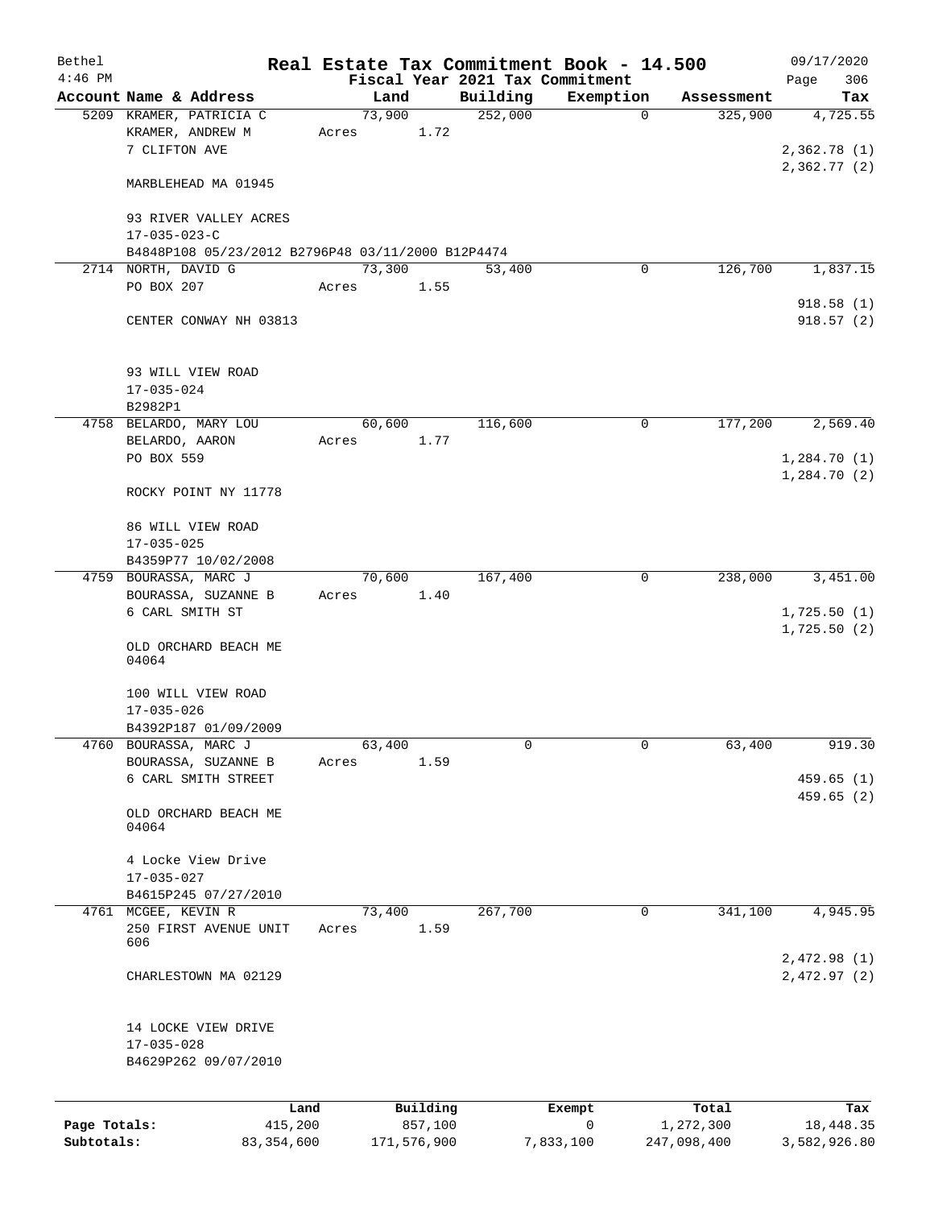Bethel 4:46 PM

# Real Estate Tax Commitment Book - 14.500

09/17/2020

Fiscal Year 2021 Tax Commitment

| Account Name & Address | Land | Building | Exemption | Assessment | Tax |
|---|---|---|---|---|---|
| 5209 KRAMER, PATRICIA C<br>KRAMER, ANDREW M<br>7 CLIFTON AVE<br><br>MARBLEHEAD MA 01945<br><br>93 RIVER VALLEY ACRES<br>17-035-023-C<br>B4848P108 05/23/2012 B2796P48 03/11/2000 B12P4474 | 73,900<br>Acres 1.72 | 252,000 | 0 | 325,900 | 4,725.55<br><br>2,362.78 (1)<br>2,362.77 (2) |
| 2714 NORTH, DAVID G<br>PO BOX 207<br><br>CENTER CONWAY NH 03813<br><br>93 WILL VIEW ROAD<br>17-035-024<br>B2982P1 | 73,300<br>Acres 1.55 | 53,400 | 0 | 126,700 | 1,837.15<br><br>918.58 (1)<br>918.57 (2) |
| 4758 BELARDO, MARY LOU<br>BELARDO, AARON<br>PO BOX 559<br><br>ROCKY POINT NY 11778<br><br>86 WILL VIEW ROAD<br>17-035-025<br>B4359P77 10/02/2008 | 60,600<br>Acres 1.77 | 116,600 | 0 | 177,200 | 2,569.40<br><br>1,284.70 (1)<br>1,284.70 (2) |
| 4759 BOURASSA, MARC J<br>BOURASSA, SUZANNE B<br>6 CARL SMITH ST<br><br>OLD ORCHARD BEACH ME 04064<br><br>100 WILL VIEW ROAD<br>17-035-026<br>B4392P187 01/09/2009 | 70,600<br>Acres 1.40 | 167,400 | 0 | 238,000 | 3,451.00<br><br>1,725.50 (1)<br>1,725.50 (2) |
| 4760 BOURASSA, MARC J<br>BOURASSA, SUZANNE B<br>6 CARL SMITH STREET<br><br>OLD ORCHARD BEACH ME 04064<br><br>4 Locke View Drive<br>17-035-027<br>B4615P245 07/27/2010 | 63,400<br>Acres 1.59 | 0 | 0 | 63,400 | 919.30<br><br>459.65 (1)<br>459.65 (2) |
| 4761 MCGEE, KEVIN R<br>250 FIRST AVENUE UNIT 606<br><br>CHARLESTOWN MA 02129<br><br>14 LOCKE VIEW DRIVE<br>17-035-028<br>B4629P262 09/07/2010 | 73,400<br>Acres 1.59 | 267,700 | 0 | 341,100 | 4,945.95<br><br>2,472.98 (1)<br>2,472.97 (2) |

| | Land | Building | Exempt | Total | Tax |
|---|---|---|---|---|---|
| Page Totals: | 415,200 | 857,100 | 0 | 1,272,300 | 18,448.35 |
| Subtotals: | 83,354,600 | 171,576,900 | 7,833,100 | 247,098,400 | 3,582,926.80 |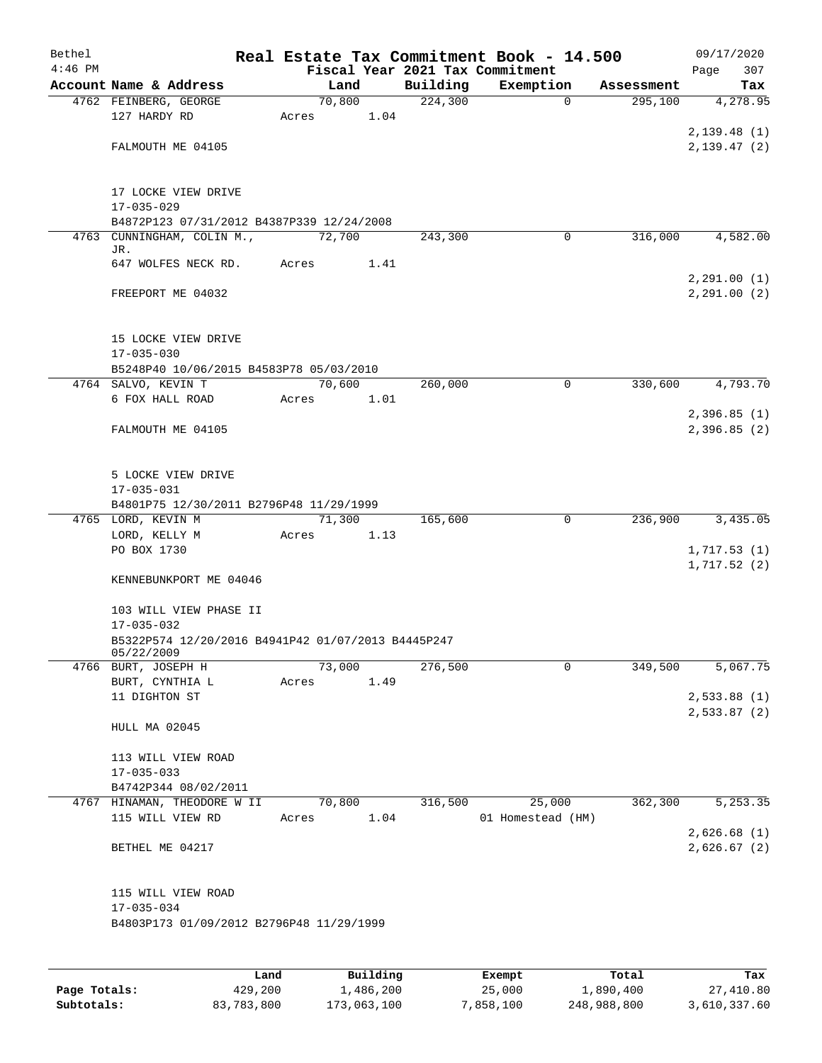Bethel 4:46 PM

# Real Estate Tax Commitment Book - 14.500

Fiscal Year 2021 Tax Commitment

09/17/2020

| Account Name & Address | Land | Building | Exemption | Assessment | Tax |
|---|---|---|---|---|---|
| 4762 FEINBERG, GEORGE | 70,800 | 224,300 | 0 | 295,100 | 4,278.95 |
| 127 HARDY RD | Acres 1.04 | | | | |
| | | | | | 2,139.48 (1) |
| FALMOUTH ME 04105 | | | | | 2,139.47 (2) |
| 17 LOCKE VIEW DRIVE | | | | | |
| 17-035-029 | | | | | |
| B4872P123 07/31/2012 B4387P339 12/24/2008 | | | | | |
| 4763 CUNNINGHAM, COLIN M., JR. | 72,700 | 243,300 | 0 | 316,000 | 4,582.00 |
| 647 WOLFES NECK RD. | Acres 1.41 | | | | |
| | | | | | 2,291.00 (1) |
| FREEPORT ME 04032 | | | | | 2,291.00 (2) |
| 15 LOCKE VIEW DRIVE | | | | | |
| 17-035-030 | | | | | |
| B5248P40 10/06/2015 B4583P78 05/03/2010 | | | | | |
| 4764 SALVO, KEVIN T | 70,600 | 260,000 | 0 | 330,600 | 4,793.70 |
| 6 FOX HALL ROAD | Acres 1.01 | | | | |
| | | | | | 2,396.85 (1) |
| FALMOUTH ME 04105 | | | | | 2,396.85 (2) |
| 5 LOCKE VIEW DRIVE | | | | | |
| 17-035-031 | | | | | |
| B4801P75 12/30/2011 B2796P48 11/29/1999 | | | | | |
| 4765 LORD, KEVIN M | 71,300 | 165,600 | 0 | 236,900 | 3,435.05 |
| LORD, KELLY M | Acres 1.13 | | | | |
| PO BOX 1730 | | | | | 1,717.53 (1) |
| | | | | | 1,717.52 (2) |
| KENNEBUNKPORT ME 04046 | | | | | |
| 103 WILL VIEW PHASE II | | | | | |
| 17-035-032 | | | | | |
| B5322P574 12/20/2016 B4941P42 01/07/2013 B4445P247 05/22/2009 | | | | | |
| 4766 BURT, JOSEPH H | 73,000 | 276,500 | 0 | 349,500 | 5,067.75 |
| BURT, CYNTHIA L | Acres 1.49 | | | | |
| 11 DIGHTON ST | | | | | 2,533.88 (1) |
| | | | | | 2,533.87 (2) |
| HULL MA 02045 | | | | | |
| 113 WILL VIEW ROAD | | | | | |
| 17-035-033 | | | | | |
| B4742P344 08/02/2011 | | | | | |
| 4767 HINAMAN, THEODORE W II | 70,800 | 316,500 | 25,000 | 362,300 | 5,253.35 |
| 115 WILL VIEW RD | Acres 1.04 | | 01 Homestead (HM) | | |
| | | | | | 2,626.68 (1) |
| BETHEL ME 04217 | | | | | 2,626.67 (2) |
| 115 WILL VIEW ROAD | | | | | |
| 17-035-034 | | | | | |
| B4803P173 01/09/2012 B2796P48 11/29/1999 | | | | | |

| | Land | Building | Exempt | Total | Tax |
|---|---|---|---|---|---|
| Page Totals: | 429,200 | 1,486,200 | 25,000 | 1,890,400 | 27,410.80 |
| Subtotals: | 83,783,800 | 173,063,100 | 7,858,100 | 248,988,800 | 3,610,337.60 |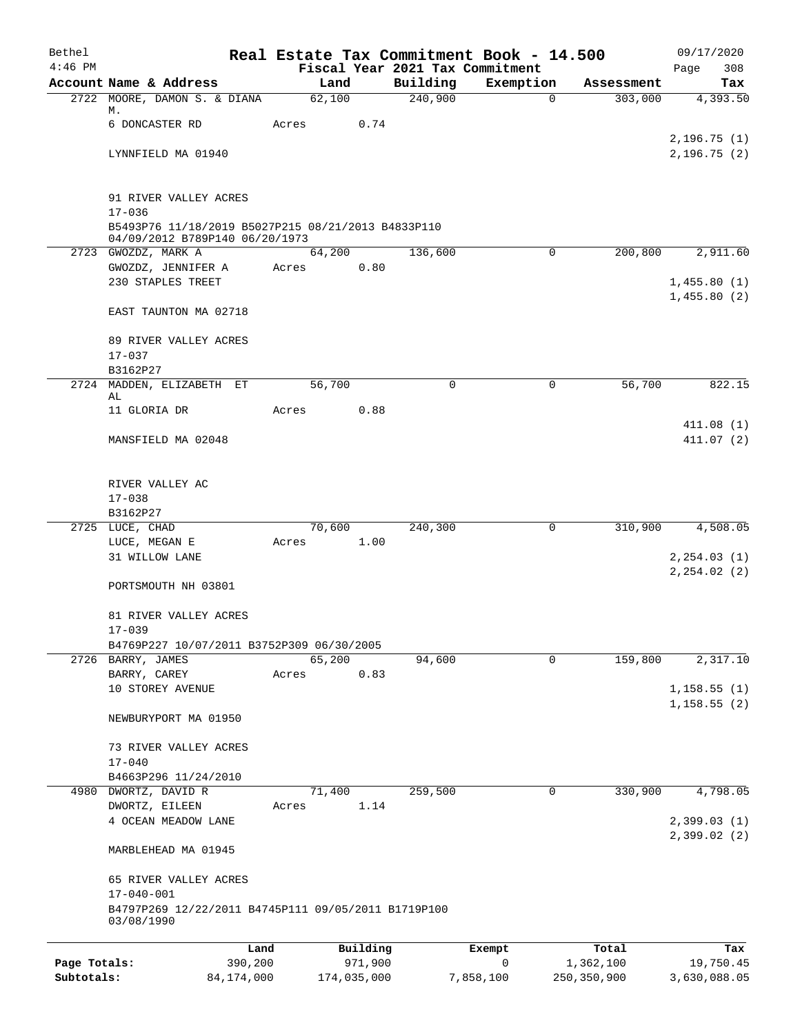Bethel 4:46 PM

# Real Estate Tax Commitment Book - 14.500

Fiscal Year 2021 Tax Commitment

09/17/2020 Page 308

| Account | Name & Address | Land | Building | Exemption | Assessment | Tax |
|---|---|---|---|---|---|---|
| 2722 | MOORE, DAMON S. & DIANA M. | 62,100 | 240,900 | 0 | 303,000 | 4,393.50 |
| | 6 DONCASTER RD | Acres 0.74 | | | | |
| | | | | | | 2,196.75 (1) |
| | LYNNFIELD MA 01940 | | | | | 2,196.75 (2) |
| | 91 RIVER VALLEY ACRES | | | | | |
| | 17-036 | | | | | |
| | B5493P76 11/18/2019 B5027P215 08/21/2013 B4833P110 04/09/2012 B789P140 06/20/1973 | | | | | |
| 2723 | GWOZDZ, MARK A | 64,200 | 136,600 | 0 | 200,800 | 2,911.60 |
| | GWOZDZ, JENNIFER A | Acres 0.80 | | | | |
| | 230 STAPLES TREET | | | | | 1,455.80 (1) |
| | | | | | | 1,455.80 (2) |
| | EAST TAUNTON MA 02718 | | | | | |
| | 89 RIVER VALLEY ACRES | | | | | |
| | 17-037 | | | | | |
| | B3162P27 | | | | | |
| 2724 | MADDEN, ELIZABETH ET AL | 56,700 | 0 | 0 | 56,700 | 822.15 |
| | 11 GLORIA DR | Acres 0.88 | | | | |
| | | | | | | 411.08 (1) |
| | MANSFIELD MA 02048 | | | | | 411.07 (2) |
| | RIVER VALLEY AC | | | | | |
| | 17-038 | | | | | |
| | B3162P27 | | | | | |
| 2725 | LUCE, CHAD | 70,600 | 240,300 | 0 | 310,900 | 4,508.05 |
| | LUCE, MEGAN E | Acres 1.00 | | | | |
| | 31 WILLOW LANE | | | | | 2,254.03 (1) |
| | | | | | | 2,254.02 (2) |
| | PORTSMOUTH NH 03801 | | | | | |
| | 81 RIVER VALLEY ACRES | | | | | |
| | 17-039 | | | | | |
| | B4769P227 10/07/2011 B3752P309 06/30/2005 | | | | | |
| 2726 | BARRY, JAMES | 65,200 | 94,600 | 0 | 159,800 | 2,317.10 |
| | BARRY, CAREY | Acres 0.83 | | | | |
| | 10 STOREY AVENUE | | | | | 1,158.55 (1) |
| | | | | | | 1,158.55 (2) |
| | NEWBURYPORT MA 01950 | | | | | |
| | 73 RIVER VALLEY ACRES | | | | | |
| | 17-040 | | | | | |
| | B4663P296 11/24/2010 | | | | | |
| 4980 | DWORTZ, DAVID R | 71,400 | 259,500 | 0 | 330,900 | 4,798.05 |
| | DWORTZ, EILEEN | Acres 1.14 | | | | |
| | 4 OCEAN MEADOW LANE | | | | | 2,399.03 (1) |
| | | | | | | 2,399.02 (2) |
| | MARBLEHEAD MA 01945 | | | | | |
| | 65 RIVER VALLEY ACRES | | | | | |
| | 17-040-001 | | | | | |
| | B4797P269 12/22/2011 B4745P111 09/05/2011 B1719P100 03/08/1990 | | | | | |

| | Land | Building | Exempt | Total | Tax |
|---|---|---|---|---|---|
| Page Totals: | 390,200 | 971,900 | 0 | 1,362,100 | 19,750.45 |
| Subtotals: | 84,174,000 | 174,035,000 | 7,858,100 | 250,350,900 | 3,630,088.05 |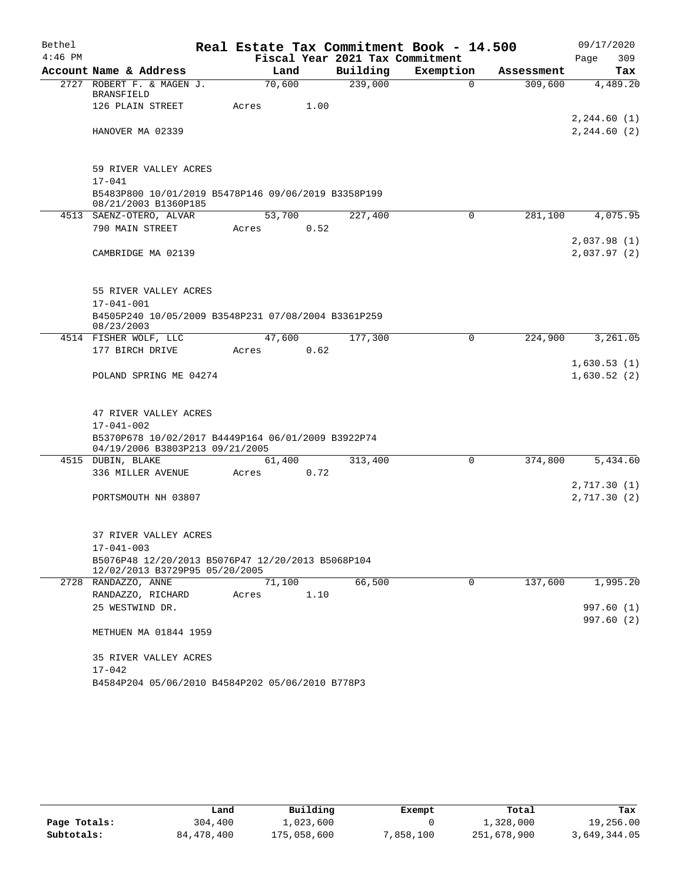Bethel — Real Estate Tax Commitment Book - 14.500 — 09/17/2020
4:46 PM — Fiscal Year 2021 Tax Commitment — Page 309

| Account | Name & Address | Land | Building | Exemption | Assessment | Tax |
|---|---|---|---|---|---|---|
| 2727 | ROBERT F. & MAGEN J. BRANSFIELD | 70,600 | 239,000 | 0 | 309,600 | 4,489.20 |
| | 126 PLAIN STREET | Acres 1.00 | | | | |
| | | | | | | 2,244.60 (1) |
| | HANOVER MA 02339 | | | | | 2,244.60 (2) |
| | 59 RIVER VALLEY ACRES | | | | | |
| | 17-041 | | | | | |
| | B5483P800 10/01/2019 B5478P146 09/06/2019 B3358P199 08/21/2003 B1360P185 | | | | | |
| 4513 | SAENZ-OTERO, ALVAR | 53,700 | 227,400 | 0 | 281,100 | 4,075.95 |
| | 790 MAIN STREET | Acres 0.52 | | | | |
| | | | | | | 2,037.98 (1) |
| | CAMBRIDGE MA 02139 | | | | | 2,037.97 (2) |
| | 55 RIVER VALLEY ACRES | | | | | |
| | 17-041-001 | | | | | |
| | B4505P240 10/05/2009 B3548P231 07/08/2004 B3361P259 08/23/2003 | | | | | |
| 4514 | FISHER WOLF, LLC | 47,600 | 177,300 | 0 | 224,900 | 3,261.05 |
| | 177 BIRCH DRIVE | Acres 0.62 | | | | |
| | | | | | | 1,630.53 (1) |
| | POLAND SPRING ME 04274 | | | | | 1,630.52 (2) |
| | 47 RIVER VALLEY ACRES | | | | | |
| | 17-041-002 | | | | | |
| | B5370P678 10/02/2017 B4449P164 06/01/2009 B3922P74 04/19/2006 B3803P213 09/21/2005 | | | | | |
| 4515 | DUBIN, BLAKE | 61,400 | 313,400 | 0 | 374,800 | 5,434.60 |
| | 336 MILLER AVENUE | Acres 0.72 | | | | |
| | | | | | | 2,717.30 (1) |
| | PORTSMOUTH NH 03807 | | | | | 2,717.30 (2) |
| | 37 RIVER VALLEY ACRES | | | | | |
| | 17-041-003 | | | | | |
| | B5076P48 12/20/2013 B5076P47 12/20/2013 B5068P104 12/02/2013 B3729P95 05/20/2005 | | | | | |
| 2728 | RANDAZZO, ANNE | 71,100 | 66,500 | 0 | 137,600 | 1,995.20 |
| | RANDAZZO, RICHARD | Acres 1.10 | | | | |
| | 25 WESTWIND DR. | | | | | 997.60 (1) |
| | | | | | | 997.60 (2) |
| | METHUEN MA 01844 1959 | | | | | |
| | 35 RIVER VALLEY ACRES | | | | | |
| | 17-042 | | | | | |
| | B4584P204 05/06/2010 B4584P202 05/06/2010 B778P3 | | | | | |

| | Land | Building | Exempt | Total | Tax |
|---|---|---|---|---|---|
| Page Totals: | 304,400 | 1,023,600 | 0 | 1,328,000 | 19,256.00 |
| Subtotals: | 84,478,400 | 175,058,600 | 7,858,100 | 251,678,900 | 3,649,344.05 |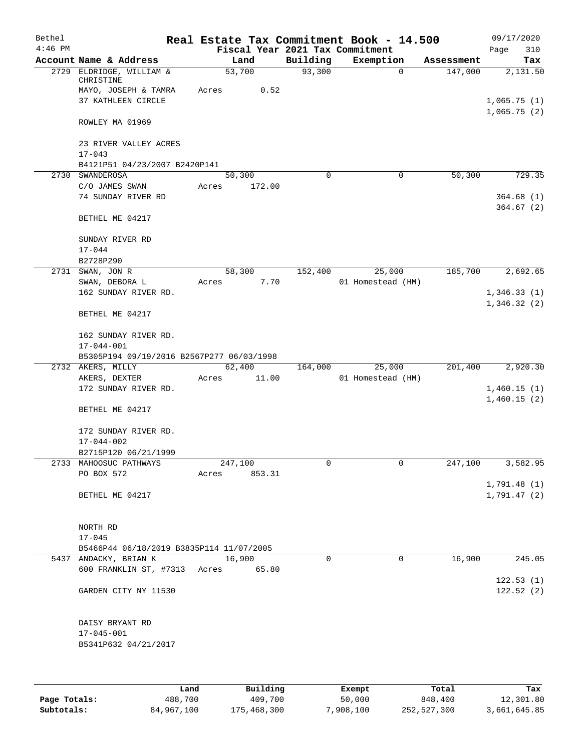Bethel 4:46 PM

# Real Estate Tax Commitment Book - 14.500

Fiscal Year 2021 Tax Commitment

09/17/2020 Page 310

| Account Name & Address | Land | Building | Exemption | Assessment | Tax |
|---|---|---|---|---|---|
| 2729 ELDRIDGE, WILLIAM & CHRISTINE | 53,700 | 93,300 | 0 | 147,000 | 2,131.50 |
| MAYO, JOSEPH & TAMRA | Acres 0.52 | | | | |
| 37 KATHLEEN CIRCLE | | | | | 1,065.75 (1) |
| | | | | | 1,065.75 (2) |
| ROWLEY MA 01969 | | | | | |
| 23 RIVER VALLEY ACRES | | | | | |
| 17-043 | | | | | |
| B4121P51 04/23/2007 B2420P141 | | | | | |
| 2730 SWANDEROSA | 50,300 | 0 | 0 | 50,300 | 729.35 |
| C/O JAMES SWAN | Acres 172.00 | | | | |
| 74 SUNDAY RIVER RD | | | | | 364.68 (1) |
| | | | | | 364.67 (2) |
| BETHEL ME 04217 | | | | | |
| SUNDAY RIVER RD | | | | | |
| 17-044 | | | | | |
| B2728P290 | | | | | |
| 2731 SWAN, JON R | 58,300 | 152,400 | 25,000 | 185,700 | 2,692.65 |
| SWAN, DEBORA L | Acres 7.70 | | 01 Homestead (HM) | | |
| 162 SUNDAY RIVER RD. | | | | | 1,346.33 (1) |
| | | | | | 1,346.32 (2) |
| BETHEL ME 04217 | | | | | |
| 162 SUNDAY RIVER RD. | | | | | |
| 17-044-001 | | | | | |
| B5305P194 09/19/2016 B2567P277 06/03/1998 | | | | | |
| 2732 AKERS, MILLY | 62,400 | 164,000 | 25,000 | 201,400 | 2,920.30 |
| AKERS, DEXTER | Acres 11.00 | | 01 Homestead (HM) | | |
| 172 SUNDAY RIVER RD. | | | | | 1,460.15 (1) |
| | | | | | 1,460.15 (2) |
| BETHEL ME 04217 | | | | | |
| 172 SUNDAY RIVER RD. | | | | | |
| 17-044-002 | | | | | |
| B2715P120 06/21/1999 | | | | | |
| 2733 MAHOOSUC PATHWAYS | 247,100 | 0 | 0 | 247,100 | 3,582.95 |
| PO BOX 572 | Acres 853.31 | | | | |
| | | | | | 1,791.48 (1) |
| BETHEL ME 04217 | | | | | 1,791.47 (2) |
| NORTH RD | | | | | |
| 17-045 | | | | | |
| B5466P44 06/18/2019 B3835P114 11/07/2005 | | | | | |
| 5437 ANDACKY, BRIAN K | 16,900 | 0 | 0 | 16,900 | 245.05 |
| 600 FRANKLIN ST, #7313 | Acres 65.80 | | | | |
| | | | | | 122.53 (1) |
| GARDEN CITY NY 11530 | | | | | 122.52 (2) |
| DAISY BRYANT RD | | | | | |
| 17-045-001 | | | | | |
| B5341P632 04/21/2017 | | | | | |

| | Land | Building | Exempt | Total | Tax |
|---|---|---|---|---|---|
| Page Totals: | 488,700 | 409,700 | 50,000 | 848,400 | 12,301.80 |
| Subtotals: | 84,967,100 | 175,468,300 | 7,908,100 | 252,527,300 | 3,661,645.85 |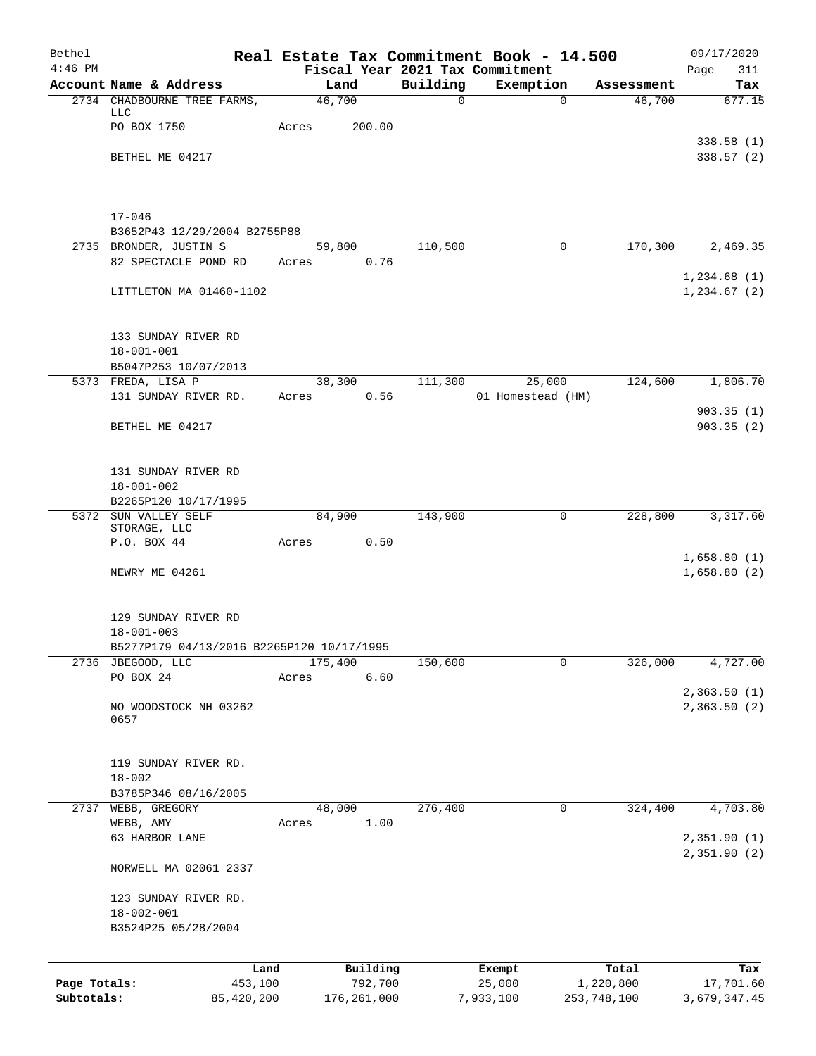Bethel
4:46 PM

# Real Estate Tax Commitment Book - 14.500

Fiscal Year 2021 Tax Commitment

09/17/2020
Page 311

| Account Name & Address | Land | Building | Exemption | Assessment | Tax |
|---|---|---|---|---|---|
| 2734 CHADBOURNE TREE FARMS, LLC | 46,700 | 0 | 0 | 46,700 | 677.15 |
| PO BOX 1750 | Acres 200.00 | | | | |
| | | | | | 338.58 (1) |
| BETHEL ME 04217 | | | | | 338.57 (2) |
| 17-046 | | | | | |
| B3652P43 12/29/2004 B2755P88 | | | | | |
| 2735 BRONDER, JUSTIN S | 59,800 | 110,500 | 0 | 170,300 | 2,469.35 |
| 82 SPECTACLE POND RD | Acres 0.76 | | | | |
| | | | | | 1,234.68 (1) |
| LITTLETON MA 01460-1102 | | | | | 1,234.67 (2) |
| 133 SUNDAY RIVER RD | | | | | |
| 18-001-001 | | | | | |
| B5047P253 10/07/2013 | | | | | |
| 5373 FREDA, LISA P | 38,300 | 111,300 | 25,000 | 124,600 | 1,806.70 |
| 131 SUNDAY RIVER RD. | Acres 0.56 | | 01 Homestead (HM) | | |
| | | | | | 903.35 (1) |
| BETHEL ME 04217 | | | | | 903.35 (2) |
| 131 SUNDAY RIVER RD | | | | | |
| 18-001-002 | | | | | |
| B2265P120 10/17/1995 | | | | | |
| 5372 SUN VALLEY SELF STORAGE, LLC | 84,900 | 143,900 | 0 | 228,800 | 3,317.60 |
| P.O. BOX 44 | Acres 0.50 | | | | |
| | | | | | 1,658.80 (1) |
| NEWRY ME 04261 | | | | | 1,658.80 (2) |
| 129 SUNDAY RIVER RD | | | | | |
| 18-001-003 | | | | | |
| B5277P179 04/13/2016 B2265P120 10/17/1995 | | | | | |
| 2736 JBEGOOD, LLC | 175,400 | 150,600 | 0 | 326,000 | 4,727.00 |
| PO BOX 24 | Acres 6.60 | | | | |
| | | | | | 2,363.50 (1) |
| NO WOODSTOCK NH 03262 0657 | | | | | 2,363.50 (2) |
| 119 SUNDAY RIVER RD. | | | | | |
| 18-002 | | | | | |
| B3785P346 08/16/2005 | | | | | |
| 2737 WEBB, GREGORY | 48,000 | 276,400 | 0 | 324,400 | 4,703.80 |
| WEBB, AMY | Acres 1.00 | | | | |
| 63 HARBOR LANE | | | | | 2,351.90 (1) |
| | | | | | 2,351.90 (2) |
| NORWELL MA 02061 2337 | | | | | |
| 123 SUNDAY RIVER RD. | | | | | |
| 18-002-001 | | | | | |
| B3524P25 05/28/2004 | | | | | |

| | Land | Building | Exempt | Total | Tax |
|---|---|---|---|---|---|
| Page Totals: | 453,100 | 792,700 | 25,000 | 1,220,800 | 17,701.60 |
| Subtotals: | 85,420,200 | 176,261,000 | 7,933,100 | 253,748,100 | 3,679,347.45 |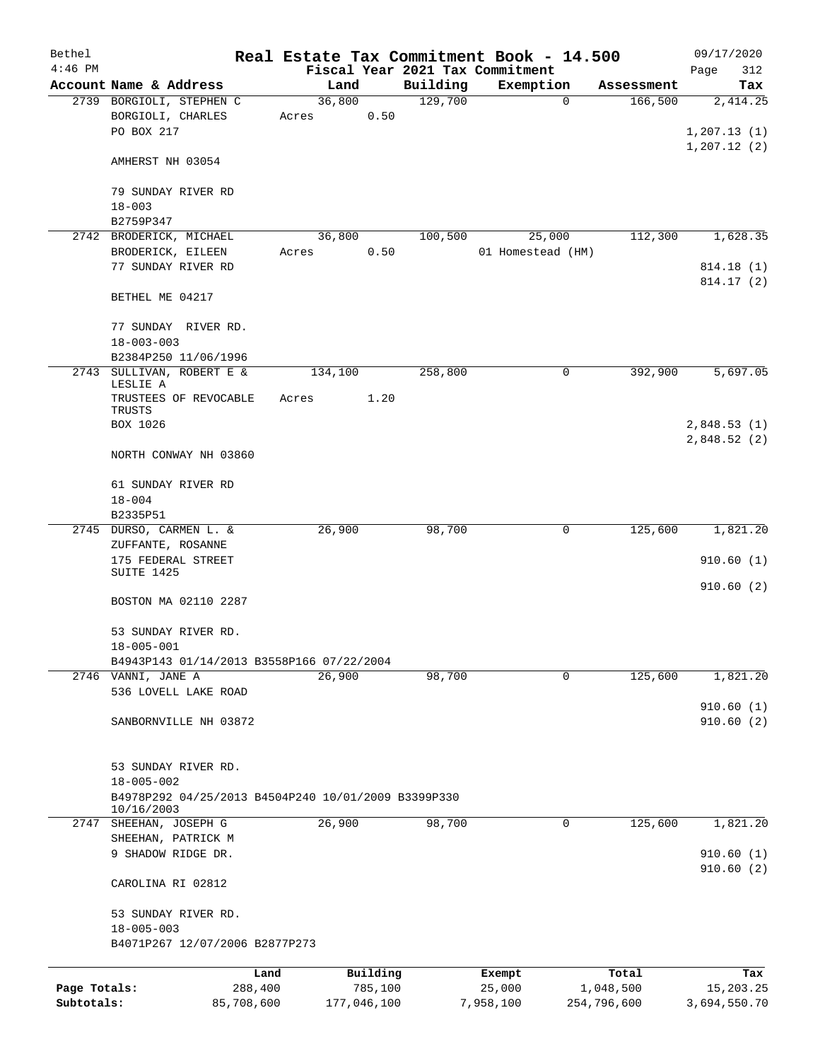Bethel 4:46 PM

# Real Estate Tax Commitment Book - 14.500

Fiscal Year 2021 Tax Commitment

09/17/2020 Page 312

| Account Name & Address | Land | Building | Exemption | Assessment | Tax |
|---|---|---|---|---|---|
| 2739 BORGIOLI, STEPHEN C | 36,800 | 129,700 | 0 | 166,500 | 2,414.25 |
| BORGIOLI, CHARLES | Acres 0.50 | | | | |
| PO BOX 217 | | | | | 1,207.13 (1) |
| | | | | | 1,207.12 (2) |
| AMHERST NH 03054 | | | | | |
| 79 SUNDAY RIVER RD | | | | | |
| 18-003 | | | | | |
| B2759P347 | | | | | |
| 2742 BRODERICK, MICHAEL | 36,800 | 100,500 | 25,000 | 112,300 | 1,628.35 |
| BRODERICK, EILEEN | Acres 0.50 | | 01 Homestead (HM) | | |
| 77 SUNDAY RIVER RD | | | | | 814.18 (1) |
| | | | | | 814.17 (2) |
| BETHEL ME 04217 | | | | | |
| 77 SUNDAY RIVER RD. | | | | | |
| 18-003-003 | | | | | |
| B2384P250 11/06/1996 | | | | | |
| 2743 SULLIVAN, ROBERT E & LESLIE A | 134,100 | 258,800 | 0 | 392,900 | 5,697.05 |
| TRUSTEES OF REVOCABLE TRUSTS | Acres 1.20 | | | | |
| BOX 1026 | | | | | 2,848.53 (1) |
| | | | | | 2,848.52 (2) |
| NORTH CONWAY NH 03860 | | | | | |
| 61 SUNDAY RIVER RD | | | | | |
| 18-004 | | | | | |
| B2335P51 | | | | | |
| 2745 DURSO, CARMEN L. & | 26,900 | 98,700 | 0 | 125,600 | 1,821.20 |
| ZUFFANTE, ROSANNE | | | | | |
| 175 FEDERAL STREET SUITE 1425 | | | | | 910.60 (1) |
| | | | | | 910.60 (2) |
| BOSTON MA 02110 2287 | | | | | |
| 53 SUNDAY RIVER RD. | | | | | |
| 18-005-001 | | | | | |
| B4943P143 01/14/2013 B3558P166 07/22/2004 | | | | | |
| 2746 VANNI, JANE A | 26,900 | 98,700 | 0 | 125,600 | 1,821.20 |
| 536 LOVELL LAKE ROAD | | | | | |
| | | | | | 910.60 (1) |
| SANBORNVILLE NH 03872 | | | | | 910.60 (2) |
| 53 SUNDAY RIVER RD. | | | | | |
| 18-005-002 | | | | | |
| B4978P292 04/25/2013 B4504P240 10/01/2009 B3399P330 10/16/2003 | | | | | |
| 2747 SHEEHAN, JOSEPH G | 26,900 | 98,700 | 0 | 125,600 | 1,821.20 |
| SHEEHAN, PATRICK M | | | | | |
| 9 SHADOW RIDGE DR. | | | | | 910.60 (1) |
| | | | | | 910.60 (2) |
| CAROLINA RI 02812 | | | | | |
| 53 SUNDAY RIVER RD. | | | | | |
| 18-005-003 | | | | | |
| B4071P267 12/07/2006 B2877P273 | | | | | |

| | Land | Building | Exempt | Total | Tax |
|---|---|---|---|---|---|
| Page Totals: | 288,400 | 785,100 | 25,000 | 1,048,500 | 15,203.25 |
| Subtotals: | 85,708,600 | 177,046,100 | 7,958,100 | 254,796,600 | 3,694,550.70 |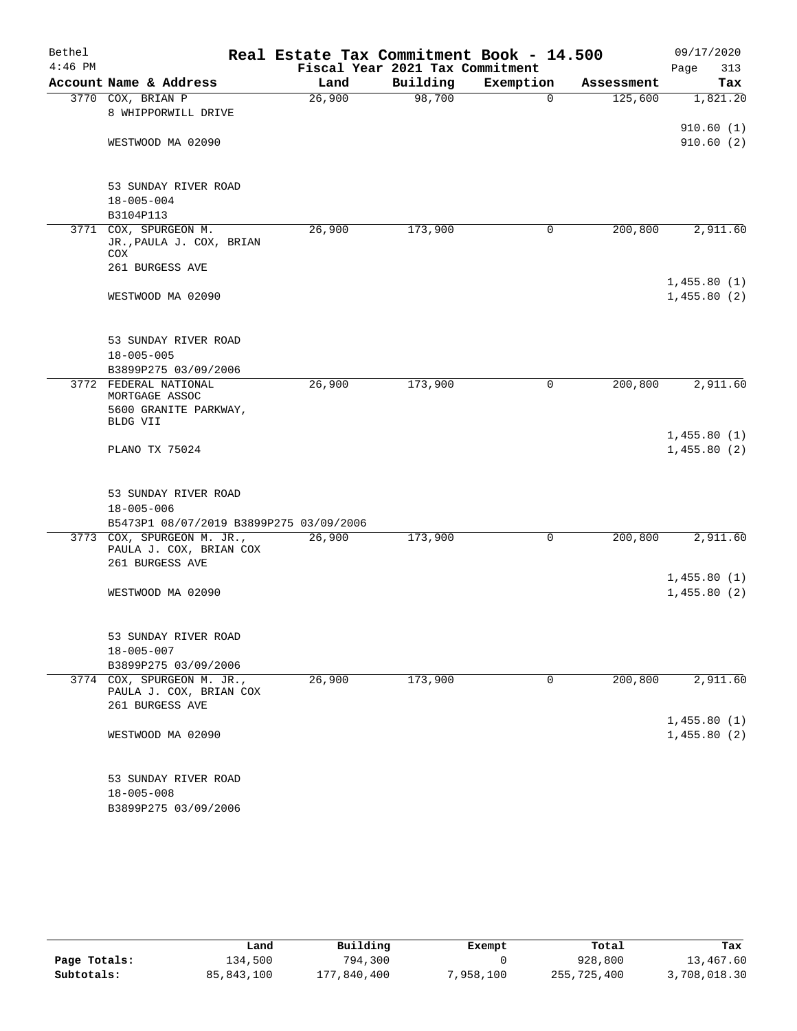# Real Estate Tax Commitment Book - 14.500

Bethel
4:46 PM

Fiscal Year 2021 Tax Commitment

09/17/2020

| Account | Name & Address | Land | Building | Exemption | Assessment | Tax |
|---|---|---|---|---|---|---|
| 3770 | COX, BRIAN P<br>8 WHIPPORWILL DRIVE<br><br>WESTWOOD MA 02090<br><br>53 SUNDAY RIVER ROAD<br>18-005-004<br>B3104P113 | 26,900 | 98,700 | 0 | 125,600 | 1,821.20<br><br>910.60 (1)<br>910.60 (2) |
| 3771 | COX, SPURGEON M. JR.,PAULA J. COX, BRIAN COX<br>261 BURGESS AVE<br><br>WESTWOOD MA 02090<br><br>53 SUNDAY RIVER ROAD<br>18-005-005<br>B3899P275 03/09/2006 | 26,900 | 173,900 | 0 | 200,800 | 2,911.60<br><br>1,455.80 (1)<br>1,455.80 (2) |
| 3772 | FEDERAL NATIONAL MORTGAGE ASSOC<br>5600 GRANITE PARKWAY, BLDG VII<br><br>PLANO TX 75024<br><br>53 SUNDAY RIVER ROAD<br>18-005-006<br>B5473P1 08/07/2019 B3899P275 03/09/2006 | 26,900 | 173,900 | 0 | 200,800 | 2,911.60<br><br>1,455.80 (1)<br>1,455.80 (2) |
| 3773 | COX, SPURGEON M. JR., PAULA J. COX, BRIAN COX<br>261 BURGESS AVE<br><br>WESTWOOD MA 02090<br><br>53 SUNDAY RIVER ROAD<br>18-005-007<br>B3899P275 03/09/2006 | 26,900 | 173,900 | 0 | 200,800 | 2,911.60<br><br>1,455.80 (1)<br>1,455.80 (2) |
| 3774 | COX, SPURGEON M. JR., PAULA J. COX, BRIAN COX<br>261 BURGESS AVE<br><br>WESTWOOD MA 02090<br><br>53 SUNDAY RIVER ROAD<br>18-005-008<br>B3899P275 03/09/2006 | 26,900 | 173,900 | 0 | 200,800 | 2,911.60<br><br>1,455.80 (1)<br>1,455.80 (2) |

| | Land | Building | Exempt | Total | Tax |
|---|---|---|---|---|---|
| Page Totals: | 134,500 | 794,300 | 0 | 928,800 | 13,467.60 |
| Subtotals: | 85,843,100 | 177,840,400 | 7,958,100 | 255,725,400 | 3,708,018.30 |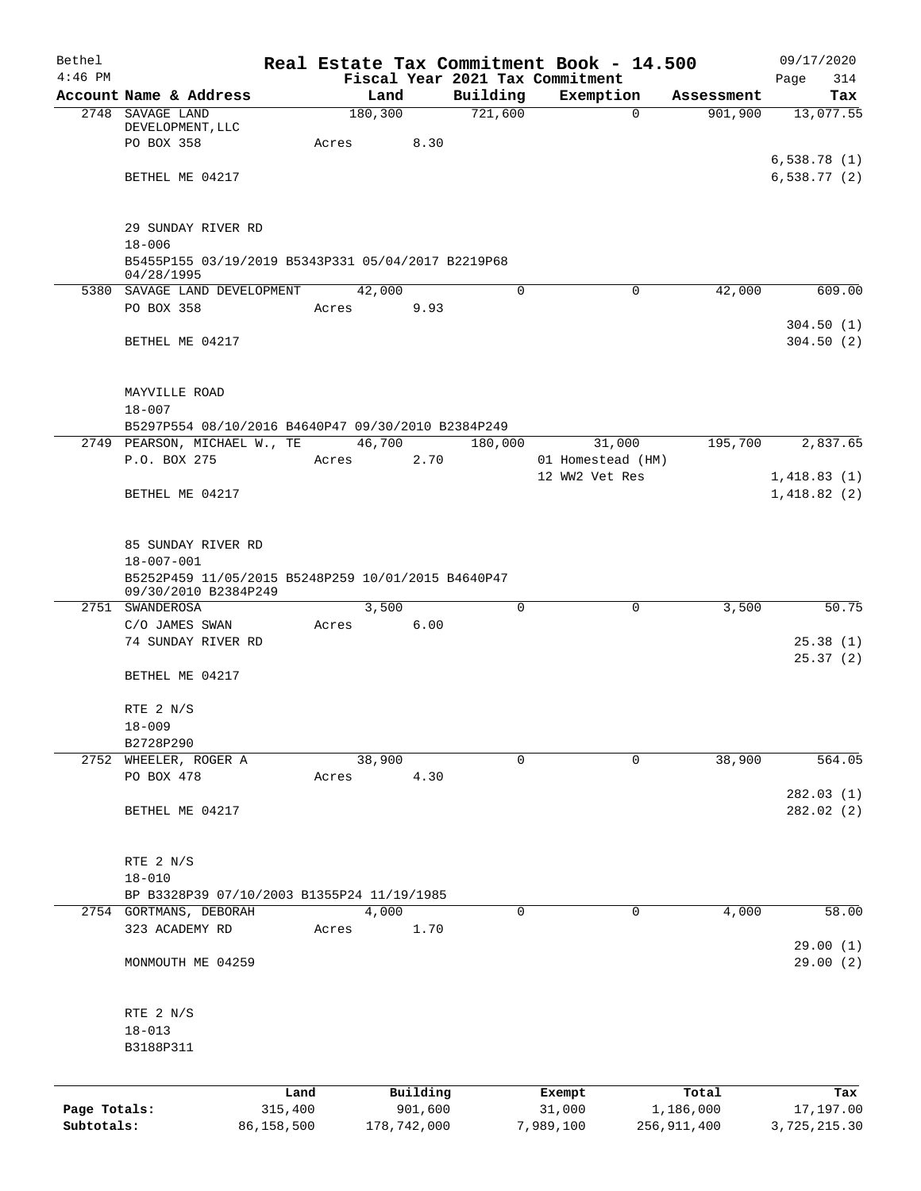Bethel 4:46 PM

# Real Estate Tax Commitment Book - 14.500

Fiscal Year 2021 Tax Commitment

09/17/2020 Page 314

| Account | Name & Address | Land | Building | Exemption | Assessment | Tax |
|---|---|---|---|---|---|---|
| 2748 | SAVAGE LAND DEVELOPMENT, LLC<br>PO BOX 358<br>BETHEL ME 04217<br>29 SUNDAY RIVER RD<br>18-006<br>B5455P155 03/19/2019 B5343P331 05/04/2017 B2219P68 04/28/1995 | 180,300<br>Acres 8.30 | 721,600 | 0 | 901,900 | 13,077.55<br>6,538.78 (1)<br>6,538.77 (2) |
| 5380 | SAVAGE LAND DEVELOPMENT<br>PO BOX 358<br>BETHEL ME 04217<br>MAYVILLE ROAD<br>18-007<br>B5297P554 08/10/2016 B4640P47 09/30/2010 B2384P249 | 42,000<br>Acres 9.93 | 0 | 0 | 42,000 | 609.00<br>304.50 (1)<br>304.50 (2) |
| 2749 | PEARSON, MICHAEL W., TE<br>P.O. BOX 275<br>BETHEL ME 04217<br>85 SUNDAY RIVER RD<br>18-007-001<br>B5252P459 11/05/2015 B5248P259 10/01/2015 B4640P47 09/30/2010 B2384P249 | 46,700<br>Acres 2.70 | 180,000 | 31,000<br>01 Homestead (HM)<br>12 WW2 Vet Res | 195,700 | 2,837.65<br>1,418.83 (1)<br>1,418.82 (2) |
| 2751 | SWANDEROSA<br>C/O JAMES SWAN<br>74 SUNDAY RIVER RD<br>BETHEL ME 04217<br>RTE 2 N/S<br>18-009<br>B2728P290 | 3,500<br>Acres 6.00 | 0 | 0 | 3,500 | 50.75<br>25.38 (1)<br>25.37 (2) |
| 2752 | WHEELER, ROGER A<br>PO BOX 478<br>BETHEL ME 04217<br>RTE 2 N/S<br>18-010<br>BP B3328P39 07/10/2003 B1355P24 11/19/1985 | 38,900<br>Acres 4.30 | 0 | 0 | 38,900 | 564.05<br>282.03 (1)<br>282.02 (2) |
| 2754 | GORTMANS, DEBORAH<br>323 ACADEMY RD<br>MONMOUTH ME 04259<br>RTE 2 N/S<br>18-013<br>B3188P311 | 4,000<br>Acres 1.70 | 0 | 0 | 4,000 | 58.00<br>29.00 (1)<br>29.00 (2) |

| | Land | Building | Exempt | Total | Tax |
|---|---|---|---|---|---|
| Page Totals: | 315,400 | 901,600 | 31,000 | 1,186,000 | 17,197.00 |
| Subtotals: | 86,158,500 | 178,742,000 | 7,989,100 | 256,911,400 | 3,725,215.30 |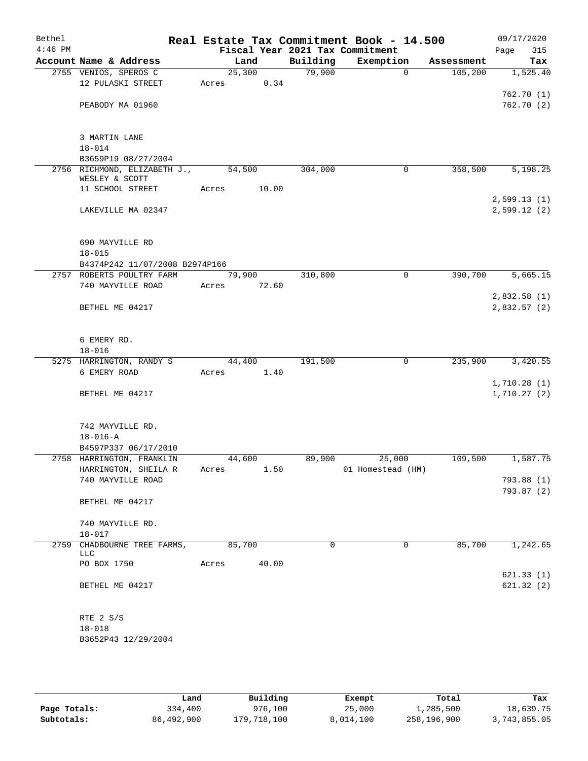# Real Estate Tax Commitment Book - 14.500

Bethel 4:46 PM — Fiscal Year 2021 Tax Commitment — 09/17/2020

| Account Name & Address | Land | Building | Exemption | Assessment | Tax |
|---|---|---|---|---|---|
| 2755 VENIOS, SPEROS C<br>12 PULASKI STREET<br>PEABODY MA 01960<br><br>3 MARTIN LANE<br>18-014<br>B3659P19 08/27/2004 | 25,300<br>Acres 0.34 | 79,900 | 0 | 105,200 | 1,525.40<br>762.70 (1)<br>762.70 (2) |
| 2756 RICHMOND, ELIZABETH J., WESLEY & SCOTT<br>11 SCHOOL STREET<br>LAKEVILLE MA 02347<br><br>690 MAYVILLE RD<br>18-015<br>B4374P242 11/07/2008 B2974P166 | 54,500<br>Acres 10.00 | 304,000 | 0 | 358,500 | 5,198.25<br>2,599.13 (1)<br>2,599.12 (2) |
| 2757 ROBERTS POULTRY FARM<br>740 MAYVILLE ROAD<br>BETHEL ME 04217<br><br>6 EMERY RD.<br>18-016 | 79,900<br>Acres 72.60 | 310,800 | 0 | 390,700 | 5,665.15<br>2,832.58 (1)<br>2,832.57 (2) |
| 5275 HARRINGTON, RANDY S<br>6 EMERY ROAD<br>BETHEL ME 04217<br><br>742 MAYVILLE RD.<br>18-016-A<br>B4597P337 06/17/2010 | 44,400<br>Acres 1.40 | 191,500 | 0 | 235,900 | 3,420.55<br>1,710.28 (1)<br>1,710.27 (2) |
| 2758 HARRINGTON, FRANKLIN<br>HARRINGTON, SHEILA R<br>740 MAYVILLE ROAD<br>BETHEL ME 04217<br><br>740 MAYVILLE RD.<br>18-017 | 44,600<br>Acres 1.50 | 89,900 | 25,000<br>01 Homestead (HM) | 109,500 | 1,587.75<br>793.88 (1)<br>793.87 (2) |
| 2759 CHADBOURNE TREE FARMS, LLC<br>PO BOX 1750<br>BETHEL ME 04217<br><br>RTE 2 S/S<br>18-018<br>B3652P43 12/29/2004 | 85,700<br>Acres 40.00 | 0 | 0 | 85,700 | 1,242.65<br>621.33 (1)<br>621.32 (2) |

| | Land | Building | Exempt | Total | Tax |
|---|---|---|---|---|---|
| Page Totals: | 334,400 | 976,100 | 25,000 | 1,285,500 | 18,639.75 |
| Subtotals: | 86,492,900 | 179,718,100 | 8,014,100 | 258,196,900 | 3,743,855.05 |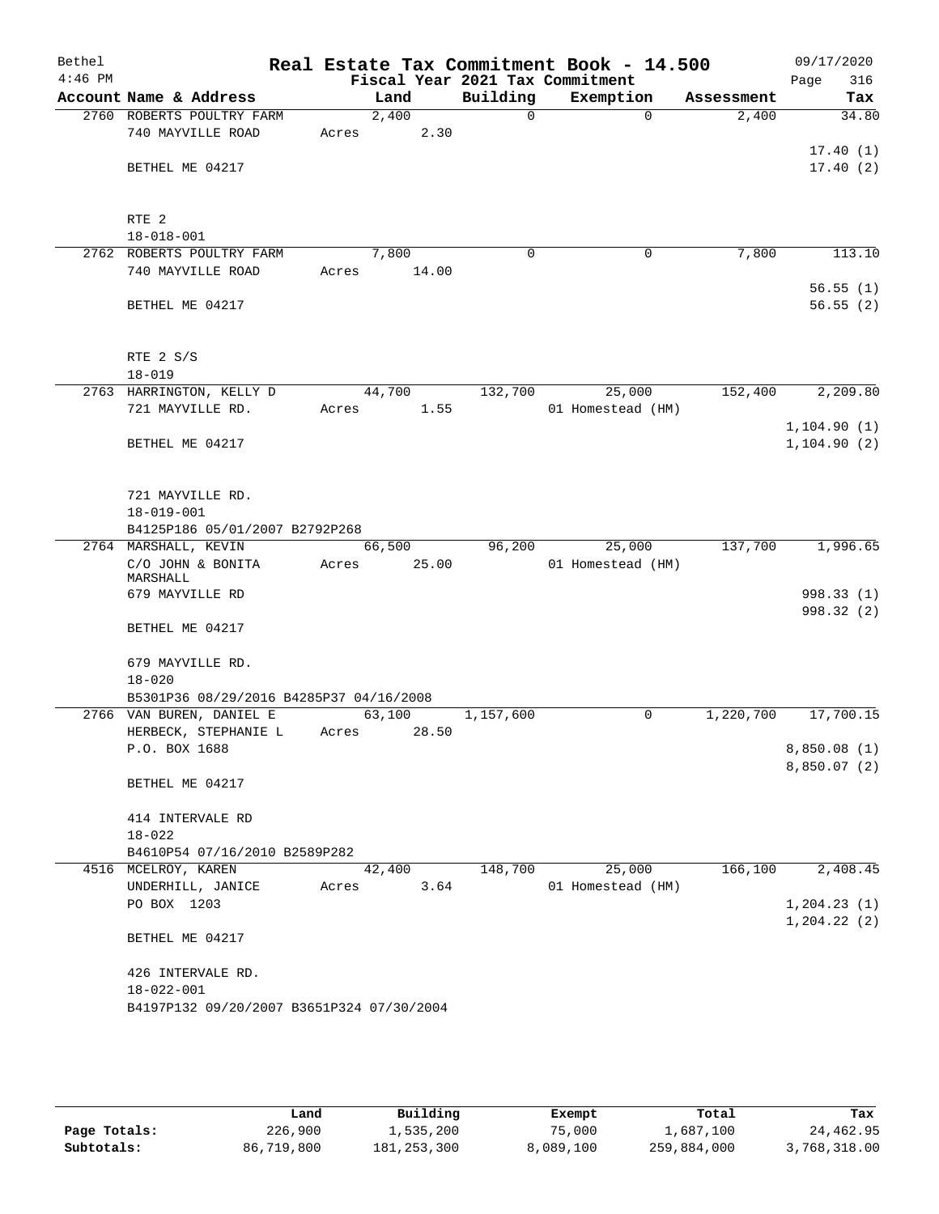Bethel 4:46 PM

# Real Estate Tax Commitment Book - 14.500

Fiscal Year 2021 Tax Commitment

09/17/2020 Page 316

| Account Name & Address | Land | Building | Exemption | Assessment | Tax |
|---|---|---|---|---|---|
| 2760 ROBERTS POULTRY FARM | 2,400 | 0 | 0 | 2,400 | 34.80 |
| 740 MAYVILLE ROAD | Acres 2.30 | | | | |
| | | | | | 17.40 (1) |
| BETHEL ME 04217 | | | | | 17.40 (2) |
| RTE 2 | | | | | |
| 18-018-001 | | | | | |
| 2762 ROBERTS POULTRY FARM | 7,800 | 0 | 0 | 7,800 | 113.10 |
| 740 MAYVILLE ROAD | Acres 14.00 | | | | |
| | | | | | 56.55 (1) |
| BETHEL ME 04217 | | | | | 56.55 (2) |
| RTE 2 S/S | | | | | |
| 18-019 | | | | | |
| 2763 HARRINGTON, KELLY D | 44,700 | 132,700 | 25,000 | 152,400 | 2,209.80 |
| 721 MAYVILLE RD. | Acres 1.55 | | 01 Homestead (HM) | | |
| | | | | | 1,104.90 (1) |
| BETHEL ME 04217 | | | | | 1,104.90 (2) |
| 721 MAYVILLE RD. | | | | | |
| 18-019-001 | | | | | |
| B4125P186 05/01/2007 B2792P268 | | | | | |
| 2764 MARSHALL, KEVIN | 66,500 | 96,200 | 25,000 | 137,700 | 1,996.65 |
| C/O JOHN & BONITA MARSHALL | Acres 25.00 | | 01 Homestead (HM) | | |
| 679 MAYVILLE RD | | | | | 998.33 (1) |
| | | | | | 998.32 (2) |
| BETHEL ME 04217 | | | | | |
| 679 MAYVILLE RD. | | | | | |
| 18-020 | | | | | |
| B5301P36 08/29/2016 B4285P37 04/16/2008 | | | | | |
| 2766 VAN BUREN, DANIEL E | 63,100 | 1,157,600 | 0 | 1,220,700 | 17,700.15 |
| HERBECK, STEPHANIE L | Acres 28.50 | | | | |
| P.O. BOX 1688 | | | | | 8,850.08 (1) |
| | | | | | 8,850.07 (2) |
| BETHEL ME 04217 | | | | | |
| 414 INTERVALE RD | | | | | |
| 18-022 | | | | | |
| B4610P54 07/16/2010 B2589P282 | | | | | |
| 4516 MCELROY, KAREN | 42,400 | 148,700 | 25,000 | 166,100 | 2,408.45 |
| UNDERHILL, JANICE | Acres 3.64 | | 01 Homestead (HM) | | |
| PO BOX 1203 | | | | | 1,204.23 (1) |
| | | | | | 1,204.22 (2) |
| BETHEL ME 04217 | | | | | |
| 426 INTERVALE RD. | | | | | |
| 18-022-001 | | | | | |
| B4197P132 09/20/2007 B3651P324 07/30/2004 | | | | | |

| | Land | Building | Exempt | Total | Tax |
|---|---|---|---|---|---|
| Page Totals: | 226,900 | 1,535,200 | 75,000 | 1,687,100 | 24,462.95 |
| Subtotals: | 86,719,800 | 181,253,300 | 8,089,100 | 259,884,000 | 3,768,318.00 |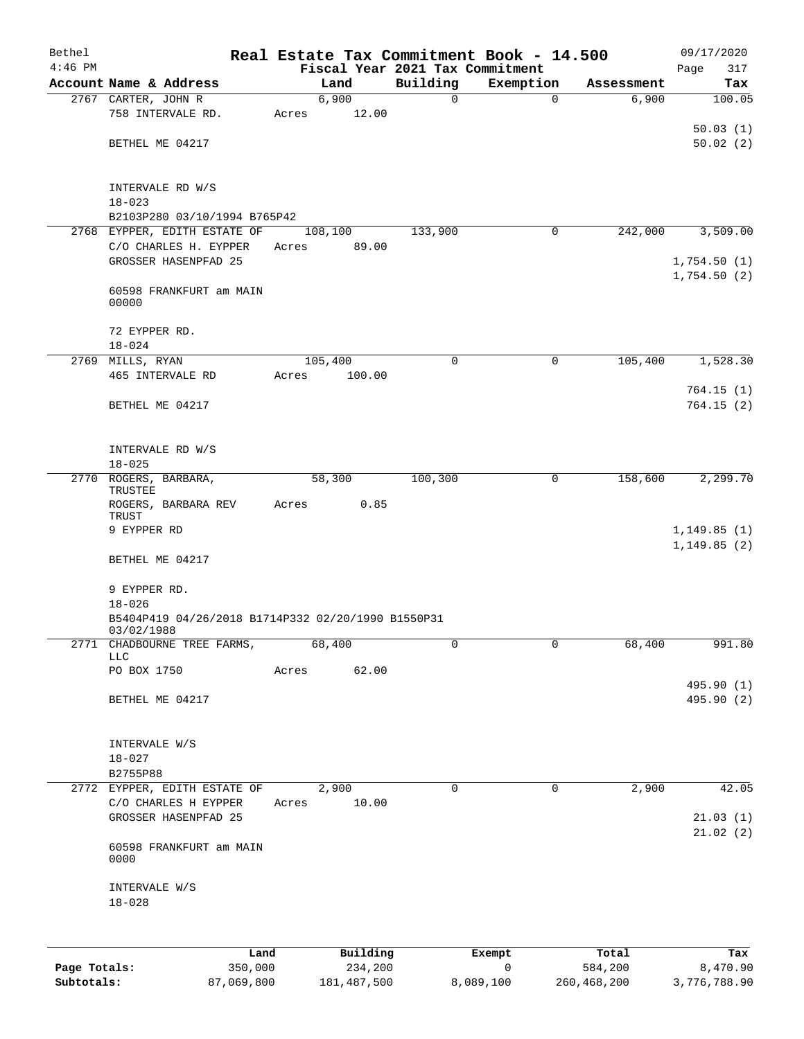# Real Estate Tax Commitment Book - 14.500

Bethel
4:46 PM

Fiscal Year 2021 Tax Commitment

09/17/2020

| Account | Name & Address | Land | Building | Exemption | Assessment | Tax |
|---|---|---|---|---|---|---|
| 2767 | CARTER, JOHN R<br>758 INTERVALE RD.<br><br>BETHEL ME 04217<br><br>INTERVALE RD W/S<br>18-023<br>B2103P280 03/10/1994 B765P42 | 6,900<br>Acres 12.00 | 0 | 0 | 6,900 | 100.05<br><br>50.03 (1)<br>50.02 (2) |
| 2768 | EYPPER, EDITH ESTATE OF<br>C/O CHARLES H. EYPPER<br>GROSSER HASENPFAD 25<br><br>60598 FRANKFURT am MAIN<br>00000<br><br>72 EYPPER RD.<br>18-024 | 108,100<br>Acres 89.00 | 133,900 | 0 | 242,000 | 3,509.00<br><br>1,754.50 (1)<br>1,754.50 (2) |
| 2769 | MILLS, RYAN<br>465 INTERVALE RD<br><br>BETHEL ME 04217<br><br>INTERVALE RD W/S<br>18-025 | 105,400<br>Acres 100.00 | 0 | 0 | 105,400 | 1,528.30<br><br>764.15 (1)<br>764.15 (2) |
| 2770 | ROGERS, BARBARA, TRUSTEE<br>ROGERS, BARBARA REV TRUST<br>9 EYPPER RD<br><br>BETHEL ME 04217<br><br>9 EYPPER RD.<br>18-026<br>B5404P419 04/26/2018 B1714P332 02/20/1990 B1550P31 03/02/1988 | 58,300<br>Acres 0.85 | 100,300 | 0 | 158,600 | 2,299.70<br><br>1,149.85 (1)<br>1,149.85 (2) |
| 2771 | CHADBOURNE TREE FARMS, LLC<br>PO BOX 1750<br><br>BETHEL ME 04217<br><br>INTERVALE W/S<br>18-027<br>B2755P88 | 68,400<br>Acres 62.00 | 0 | 0 | 68,400 | 991.80<br><br>495.90 (1)<br>495.90 (2) |
| 2772 | EYPPER, EDITH ESTATE OF<br>C/O CHARLES H EYPPER<br>GROSSER HASENPFAD 25<br><br>60598 FRANKFURT am MAIN<br>0000<br><br>INTERVALE W/S<br>18-028 | 2,900<br>Acres 10.00 | 0 | 0 | 2,900 | 42.05<br><br>21.03 (1)<br>21.02 (2) |

| | Land | Building | Exempt | Total | Tax |
|---|---|---|---|---|---|
| Page Totals: | 350,000 | 234,200 | 0 | 584,200 | 8,470.90 |
| Subtotals: | 87,069,800 | 181,487,500 | 8,089,100 | 260,468,200 | 3,776,788.90 |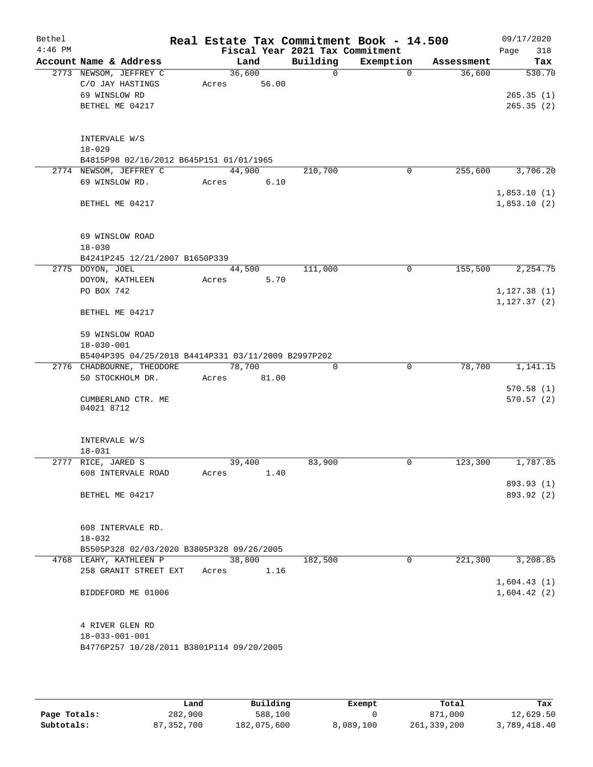# Real Estate Tax Commitment Book - 14.500

Bethel 4:46 PM — Fiscal Year 2021 Tax Commitment — 09/17/2020

| Account Name & Address | Land | Building | Exemption | Assessment | Tax |
|---|---|---|---|---|---|
| 2773 NEWSOM, JEFFREY C | 36,600 | 0 | 0 | 36,600 | 530.70 |
| C/O JAY HASTINGS | Acres 56.00 | | | | |
| 69 WINSLOW RD | | | | | 265.35 (1) |
| BETHEL ME 04217 | | | | | 265.35 (2) |
| INTERVALE W/S | | | | | |
| 18-029 | | | | | |
| B4815P98 02/16/2012 B645P151 01/01/1965 | | | | | |
| 2774 NEWSOM, JEFFREY C | 44,900 | 210,700 | 0 | 255,600 | 3,706.20 |
| 69 WINSLOW RD. | Acres 6.10 | | | | |
| | | | | | 1,853.10 (1) |
| BETHEL ME 04217 | | | | | 1,853.10 (2) |
| 69 WINSLOW ROAD | | | | | |
| 18-030 | | | | | |
| B4241P245 12/21/2007 B1650P339 | | | | | |
| 2775 DOYON, JOEL | 44,500 | 111,000 | 0 | 155,500 | 2,254.75 |
| DOYON, KATHLEEN | Acres 5.70 | | | | |
| PO BOX 742 | | | | | 1,127.38 (1) |
| | | | | | 1,127.37 (2) |
| BETHEL ME 04217 | | | | | |
| 59 WINSLOW ROAD | | | | | |
| 18-030-001 | | | | | |
| B5404P395 04/25/2018 B4414P331 03/11/2009 B2997P202 | | | | | |
| 2776 CHADBOURNE, THEODORE | 78,700 | 0 | 0 | 78,700 | 1,141.15 |
| 50 STOCKHOLM DR. | Acres 81.00 | | | | |
| | | | | | 570.58 (1) |
| CUMBERLAND CTR. ME 04021 8712 | | | | | 570.57 (2) |
| INTERVALE W/S | | | | | |
| 18-031 | | | | | |
| 2777 RICE, JARED S | 39,400 | 83,900 | 0 | 123,300 | 1,787.85 |
| 608 INTERVALE ROAD | Acres 1.40 | | | | |
| | | | | | 893.93 (1) |
| BETHEL ME 04217 | | | | | 893.92 (2) |
| 608 INTERVALE RD. | | | | | |
| 18-032 | | | | | |
| B5505P328 02/03/2020 B3805P328 09/26/2005 | | | | | |
| 4768 LEAHY, KATHLEEN P | 38,800 | 182,500 | 0 | 221,300 | 3,208.85 |
| 258 GRANIT STREET EXT | Acres 1.16 | | | | |
| | | | | | 1,604.43 (1) |
| BIDDEFORD ME 01006 | | | | | 1,604.42 (2) |
| 4 RIVER GLEN RD | | | | | |
| 18-033-001-001 | | | | | |
| B4776P257 10/28/2011 B3801P114 09/20/2005 | | | | | |

| | Land | Building | Exempt | Total | Tax |
|---|---|---|---|---|---|
| Page Totals: | 282,900 | 588,100 | 0 | 871,000 | 12,629.50 |
| Subtotals: | 87,352,700 | 182,075,600 | 8,089,100 | 261,339,200 | 3,789,418.40 |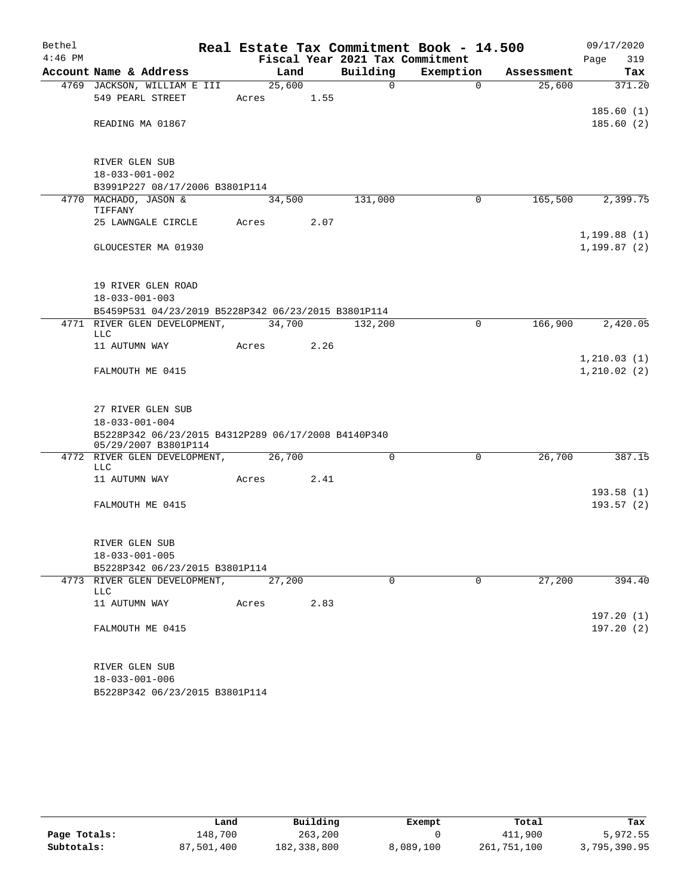# Real Estate Tax Commitment Book - 14.500

Bethel
4:46 PM

Fiscal Year 2021 Tax Commitment

09/17/2020

| Account Name & Address | Land | Building | Exemption | Assessment | Tax |
|---|---|---|---|---|---|
| 4769 JACKSON, WILLIAM E III | 25,600 | 0 | 0 | 25,600 | 371.20 |
| 549 PEARL STREET | Acres 1.55 | | | | |
| | | | | | 185.60 (1) |
| READING MA 01867 | | | | | 185.60 (2) |
| RIVER GLEN SUB | | | | | |
| 18-033-001-002 | | | | | |
| B3991P227 08/17/2006 B3801P114 | | | | | |
| 4770 MACHADO, JASON & TIFFANY | 34,500 | 131,000 | 0 | 165,500 | 2,399.75 |
| 25 LAWNGALE CIRCLE | Acres 2.07 | | | | |
| | | | | | 1,199.88 (1) |
| GLOUCESTER MA 01930 | | | | | 1,199.87 (2) |
| 19 RIVER GLEN ROAD | | | | | |
| 18-033-001-003 | | | | | |
| B5459P531 04/23/2019 B5228P342 06/23/2015 B3801P114 | | | | | |
| 4771 RIVER GLEN DEVELOPMENT, LLC | 34,700 | 132,200 | 0 | 166,900 | 2,420.05 |
| 11 AUTUMN WAY | Acres 2.26 | | | | |
| | | | | | 1,210.03 (1) |
| FALMOUTH ME 0415 | | | | | 1,210.02 (2) |
| 27 RIVER GLEN SUB | | | | | |
| 18-033-001-004 | | | | | |
| B5228P342 06/23/2015 B4312P289 06/17/2008 B4140P340 05/29/2007 B3801P114 | | | | | |
| 4772 RIVER GLEN DEVELOPMENT, LLC | 26,700 | 0 | 0 | 26,700 | 387.15 |
| 11 AUTUMN WAY | Acres 2.41 | | | | |
| | | | | | 193.58 (1) |
| FALMOUTH ME 0415 | | | | | 193.57 (2) |
| RIVER GLEN SUB | | | | | |
| 18-033-001-005 | | | | | |
| B5228P342 06/23/2015 B3801P114 | | | | | |
| 4773 RIVER GLEN DEVELOPMENT, LLC | 27,200 | 0 | 0 | 27,200 | 394.40 |
| 11 AUTUMN WAY | Acres 2.83 | | | | |
| | | | | | 197.20 (1) |
| FALMOUTH ME 0415 | | | | | 197.20 (2) |
| RIVER GLEN SUB | | | | | |
| 18-033-001-006 | | | | | |
| B5228P342 06/23/2015 B3801P114 | | | | | |

| | Land | Building | Exempt | Total | Tax |
|---|---|---|---|---|---|
| Page Totals: | 148,700 | 263,200 | 0 | 411,900 | 5,972.55 |
| Subtotals: | 87,501,400 | 182,338,800 | 8,089,100 | 261,751,100 | 3,795,390.95 |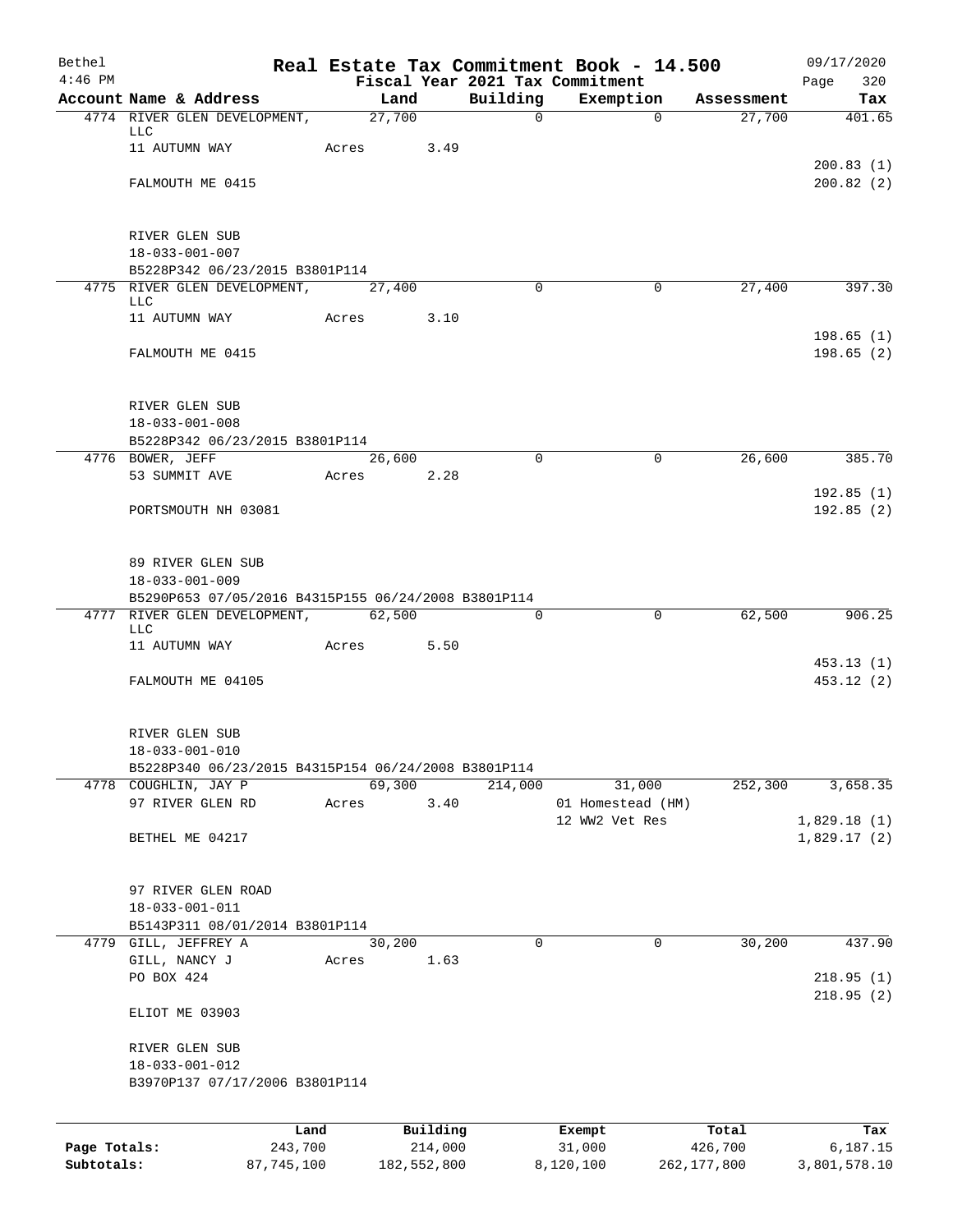# Real Estate Tax Commitment Book - 14.500

Bethel
4:46 PM

Fiscal Year 2021 Tax Commitment

09/17/2020
Page 320

| Account Name & Address | Land | Building | Exemption | Assessment | Tax |
|---|---|---|---|---|---|
| 4774 RIVER GLEN DEVELOPMENT, LLC | 27,700 | 0 | 0 | 27,700 | 401.65 |
| 11 AUTUMN WAY | Acres 3.49 | | | | |
| | | | | | 200.83 (1) |
| FALMOUTH ME 0415 | | | | | 200.82 (2) |
| RIVER GLEN SUB | | | | | |
| 18-033-001-007 | | | | | |
| B5228P342 06/23/2015 B3801P114 | | | | | |
| 4775 RIVER GLEN DEVELOPMENT, LLC | 27,400 | 0 | 0 | 27,400 | 397.30 |
| 11 AUTUMN WAY | Acres 3.10 | | | | |
| | | | | | 198.65 (1) |
| FALMOUTH ME 0415 | | | | | 198.65 (2) |
| RIVER GLEN SUB | | | | | |
| 18-033-001-008 | | | | | |
| B5228P342 06/23/2015 B3801P114 | | | | | |
| 4776 BOWER, JEFF | 26,600 | 0 | 0 | 26,600 | 385.70 |
| 53 SUMMIT AVE | Acres 2.28 | | | | |
| | | | | | 192.85 (1) |
| PORTSMOUTH NH 03081 | | | | | 192.85 (2) |
| 89 RIVER GLEN SUB | | | | | |
| 18-033-001-009 | | | | | |
| B5290P653 07/05/2016 B4315P155 06/24/2008 B3801P114 | | | | | |
| 4777 RIVER GLEN DEVELOPMENT, LLC | 62,500 | 0 | 0 | 62,500 | 906.25 |
| 11 AUTUMN WAY | Acres 5.50 | | | | |
| | | | | | 453.13 (1) |
| FALMOUTH ME 04105 | | | | | 453.12 (2) |
| RIVER GLEN SUB | | | | | |
| 18-033-001-010 | | | | | |
| B5228P340 06/23/2015 B4315P154 06/24/2008 B3801P114 | | | | | |
| 4778 COUGHLIN, JAY P | 69,300 | 214,000 | 31,000 | 252,300 | 3,658.35 |
| 97 RIVER GLEN RD | Acres 3.40 | | 01 Homestead (HM) | | |
| | | | 12 WW2 Vet Res | | 1,829.18 (1) |
| BETHEL ME 04217 | | | | | 1,829.17 (2) |
| 97 RIVER GLEN ROAD | | | | | |
| 18-033-001-011 | | | | | |
| B5143P311 08/01/2014 B3801P114 | | | | | |
| 4779 GILL, JEFFREY A | 30,200 | 0 | 0 | 30,200 | 437.90 |
| GILL, NANCY J | Acres 1.63 | | | | |
| PO BOX 424 | | | | | 218.95 (1) |
| | | | | | 218.95 (2) |
| ELIOT ME 03903 | | | | | |
| RIVER GLEN SUB | | | | | |
| 18-033-001-012 | | | | | |
| B3970P137 07/17/2006 B3801P114 | | | | | |

| | Land | Building | Exempt | Total | Tax |
|---|---|---|---|---|---|
| Page Totals: | 243,700 | 214,000 | 31,000 | 426,700 | 6,187.15 |
| Subtotals: | 87,745,100 | 182,552,800 | 8,120,100 | 262,177,800 | 3,801,578.10 |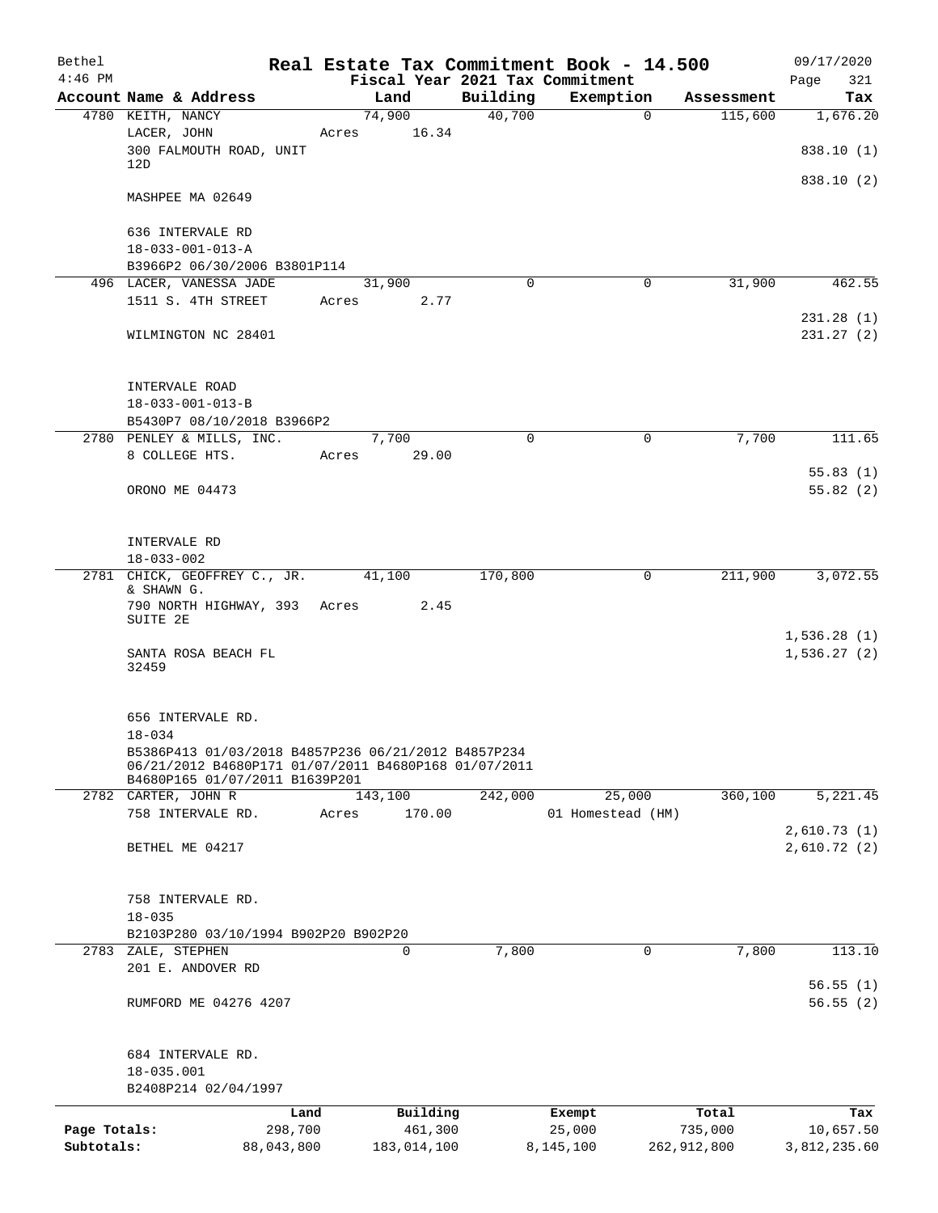Bethel 4:46 PM

# Real Estate Tax Commitment Book - 14.500

Fiscal Year 2021 Tax Commitment

09/17/2020 Page 321

| Account Name & Address | Land | Building | Exemption | Assessment | Tax |
|---|---|---|---|---|---|
| 4780 KEITH, NANCY<br>LACER, JOHN<br>300 FALMOUTH ROAD, UNIT 12D<br>MASHPEE MA 02649<br><br>636 INTERVALE RD<br>18-033-001-013-A<br>B3966P2 06/30/2006 B3801P114 | 74,900<br>Acres 16.34 | 40,700 | 0 | 115,600 | 1,676.20<br><br>838.10 (1)<br>838.10 (2) |
| 496 LACER, VANESSA JADE<br>1511 S. 4TH STREET<br>WILMINGTON NC 28401<br><br>INTERVALE ROAD<br>18-033-001-013-B<br>B5430P7 08/10/2018 B3966P2 | 31,900<br>Acres 2.77 | 0 | 0 | 31,900 | 462.55<br><br>231.28 (1)<br>231.27 (2) |
| 2780 PENLEY & MILLS, INC.<br>8 COLLEGE HTS.<br>ORONO ME 04473<br><br>INTERVALE RD<br>18-033-002 | 7,700<br>Acres 29.00 | 0 | 0 | 7,700 | 111.65<br><br>55.83 (1)<br>55.82 (2) |
| 2781 CHICK, GEOFFREY C., JR. & SHAWN G.<br>790 NORTH HIGHWAY, 393 SUITE 2E<br>SANTA ROSA BEACH FL 32459<br><br>656 INTERVALE RD.<br>18-034<br>B5386P413 01/03/2018 B4857P236 06/21/2012 B4857P234 06/21/2012 B4680P171 01/07/2011 B4680P168 01/07/2011 B4680P165 01/07/2011 B1639P201 | 41,100<br>Acres 2.45 | 170,800 | 0 | 211,900 | 3,072.55<br><br>1,536.28 (1)<br>1,536.27 (2) |
| 2782 CARTER, JOHN R<br>758 INTERVALE RD.<br>BETHEL ME 04217<br><br>758 INTERVALE RD.<br>18-035<br>B2103P280 03/10/1994 B902P20 B902P20 | 143,100<br>Acres 170.00 | 242,000 | 25,000<br>01 Homestead (HM) | 360,100 | 5,221.45<br><br>2,610.73 (1)<br>2,610.72 (2) |
| 2783 ZALE, STEPHEN<br>201 E. ANDOVER RD<br>RUMFORD ME 04276 4207<br><br>684 INTERVALE RD.<br>18-035.001<br>B2408P214 02/04/1997 | 0 | 7,800 | 0 | 7,800 | 113.10<br><br>56.55 (1)<br>56.55 (2) |

| | Land | Building | Exempt | Total | Tax |
|---|---|---|---|---|---|
| Page Totals: | 298,700 | 461,300 | 25,000 | 735,000 | 10,657.50 |
| Subtotals: | 88,043,800 | 183,014,100 | 8,145,100 | 262,912,800 | 3,812,235.60 |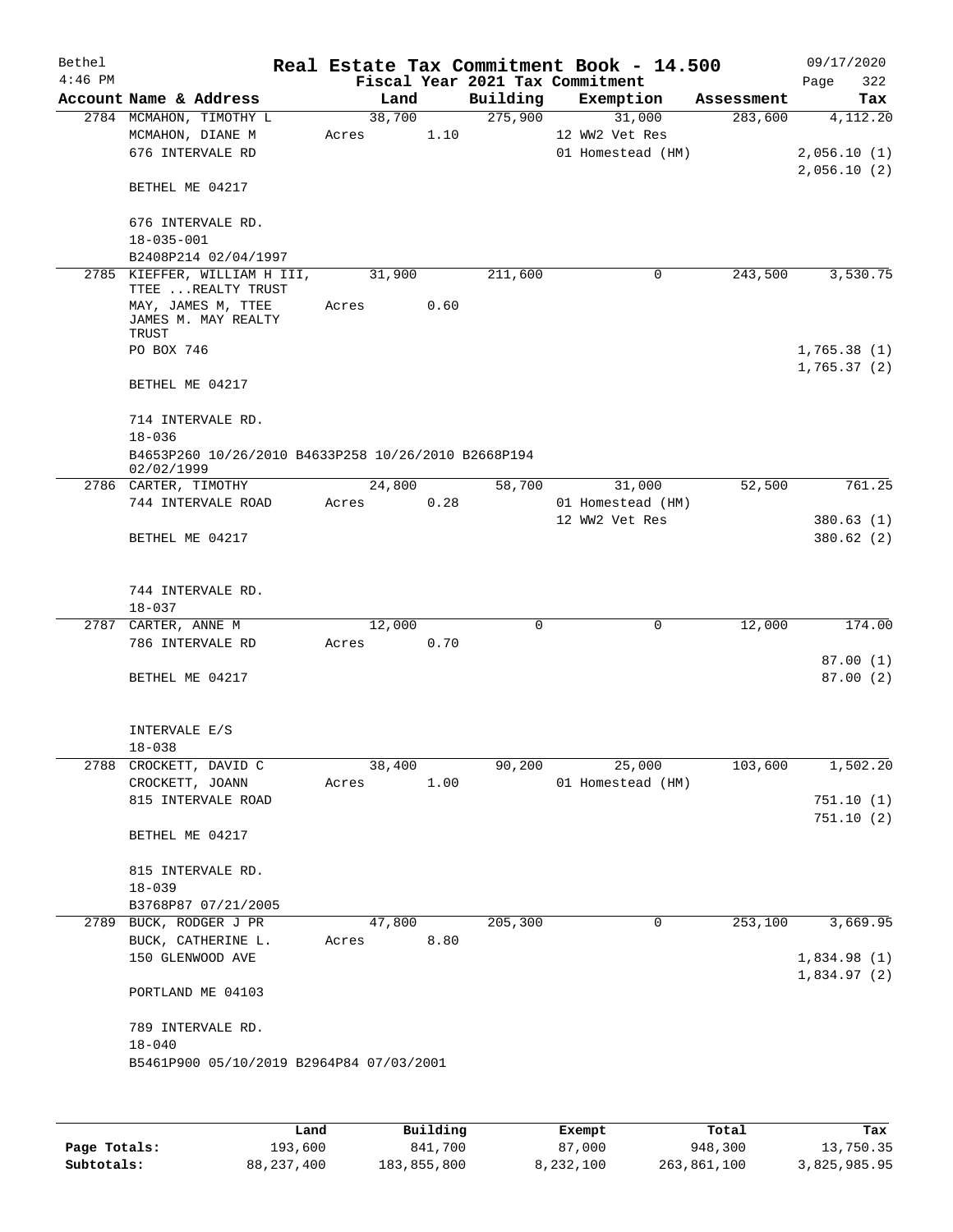# Real Estate Tax Commitment Book - 14.500

Bethel
4:46 PM

Fiscal Year 2021 Tax Commitment

09/17/2020
Page 322

| Account Name & Address | Land | Building | Exemption | Assessment | Tax |
|---|---|---|---|---|---|
| 2784 MCMAHON, TIMOTHY L | 38,700 | 275,900 | 31,000 | 283,600 | 4,112.20 |
| MCMAHON, DIANE M | Acres 1.10 | | 12 WW2 Vet Res | | |
| 676 INTERVALE RD | | | 01 Homestead (HM) | | 2,056.10 (1) |
| | | | | | 2,056.10 (2) |
| BETHEL ME 04217 | | | | | |
| 676 INTERVALE RD. | | | | | |
| 18-035-001 | | | | | |
| B2408P214 02/04/1997 | | | | | |
| 2785 KIEFFER, WILLIAM H III, TTEE ...REALTY TRUST | 31,900 | 211,600 | 0 | 243,500 | 3,530.75 |
| MAY, JAMES M, TTEE JAMES M. MAY REALTY TRUST | Acres 0.60 | | | | |
| PO BOX 746 | | | | | 1,765.38 (1) |
| | | | | | 1,765.37 (2) |
| BETHEL ME 04217 | | | | | |
| 714 INTERVALE RD. | | | | | |
| 18-036 | | | | | |
| B4653P260 10/26/2010 B4633P258 10/26/2010 B2668P194 02/02/1999 | | | | | |
| 2786 CARTER, TIMOTHY | 24,800 | 58,700 | 31,000 | 52,500 | 761.25 |
| 744 INTERVALE ROAD | Acres 0.28 | | 01 Homestead (HM) | | |
| | | | 12 WW2 Vet Res | | 380.63 (1) |
| BETHEL ME 04217 | | | | | 380.62 (2) |
| 744 INTERVALE RD. | | | | | |
| 18-037 | | | | | |
| 2787 CARTER, ANNE M | 12,000 | 0 | 0 | 12,000 | 174.00 |
| 786 INTERVALE RD | Acres 0.70 | | | | |
| | | | | | 87.00 (1) |
| BETHEL ME 04217 | | | | | 87.00 (2) |
| INTERVALE E/S | | | | | |
| 18-038 | | | | | |
| 2788 CROCKETT, DAVID C | 38,400 | 90,200 | 25,000 | 103,600 | 1,502.20 |
| CROCKETT, JOANN | Acres 1.00 | | 01 Homestead (HM) | | |
| 815 INTERVALE ROAD | | | | | 751.10 (1) |
| | | | | | 751.10 (2) |
| BETHEL ME 04217 | | | | | |
| 815 INTERVALE RD. | | | | | |
| 18-039 | | | | | |
| B3768P87 07/21/2005 | | | | | |
| 2789 BUCK, RODGER J PR | 47,800 | 205,300 | 0 | 253,100 | 3,669.95 |
| BUCK, CATHERINE L. | Acres 8.80 | | | | |
| 150 GLENWOOD AVE | | | | | 1,834.98 (1) |
| | | | | | 1,834.97 (2) |
| PORTLAND ME 04103 | | | | | |
| 789 INTERVALE RD. | | | | | |
| 18-040 | | | | | |
| B5461P900 05/10/2019 B2964P84 07/03/2001 | | | | | |

| | Land | Building | Exempt | Total | Tax |
|---|---|---|---|---|---|
| Page Totals: | 193,600 | 841,700 | 87,000 | 948,300 | 13,750.35 |
| Subtotals: | 88,237,400 | 183,855,800 | 8,232,100 | 263,861,100 | 3,825,985.95 |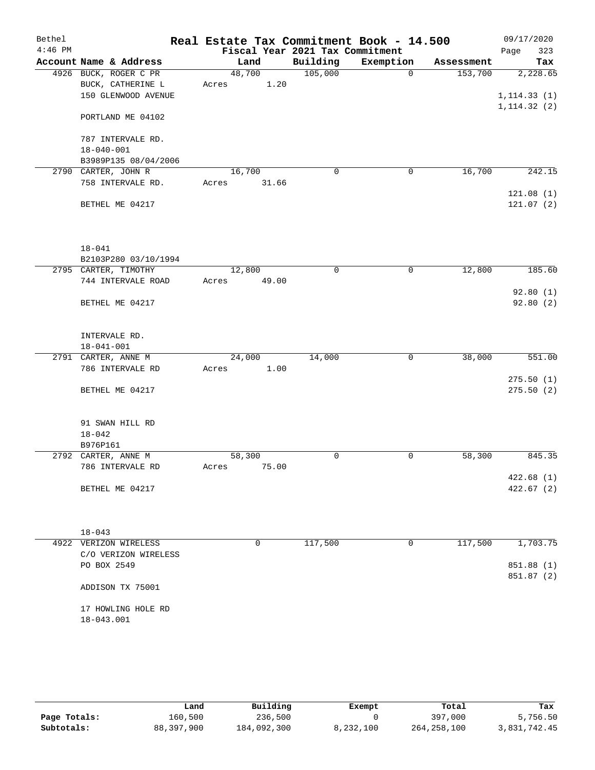# Real Estate Tax Commitment Book - 14.500

Bethel 4:46 PM — Fiscal Year 2021 Tax Commitment — 09/17/2020

| Account Name & Address | Land | Building | Exemption | Assessment | Tax |
|---|---|---|---|---|---|
| 4926 BUCK, ROGER C PR<br>BUCK, CATHERINE L<br>150 GLENWOOD AVENUE<br><br>PORTLAND ME 04102<br><br>787 INTERVALE RD.<br>18-040-001<br>B3989P135 08/04/2006 | 48,700<br>Acres 1.20 | 105,000 | 0 | 153,700 | 2,228.65<br><br>1,114.33 (1)<br>1,114.32 (2) |
| 2790 CARTER, JOHN R<br>758 INTERVALE RD.<br><br>BETHEL ME 04217<br><br>18-041<br>B2103P280 03/10/1994 | 16,700<br>Acres 31.66 | 0 | 0 | 16,700 | 242.15<br><br>121.08 (1)<br>121.07 (2) |
| 2795 CARTER, TIMOTHY<br>744 INTERVALE ROAD<br><br>BETHEL ME 04217<br><br>INTERVALE RD.<br>18-041-001 | 12,800<br>Acres 49.00 | 0 | 0 | 12,800 | 185.60<br><br>92.80 (1)<br>92.80 (2) |
| 2791 CARTER, ANNE M<br>786 INTERVALE RD<br><br>BETHEL ME 04217<br><br>91 SWAN HILL RD<br>18-042<br>B976P161 | 24,000<br>Acres 1.00 | 14,000 | 0 | 38,000 | 551.00<br><br>275.50 (1)<br>275.50 (2) |
| 2792 CARTER, ANNE M<br>786 INTERVALE RD<br><br>BETHEL ME 04217<br><br>18-043 | 58,300<br>Acres 75.00 | 0 | 0 | 58,300 | 845.35<br><br>422.68 (1)<br>422.67 (2) |
| 4922 VERIZON WIRELESS<br>C/O VERIZON WIRELESS<br>PO BOX 2549<br><br>ADDISON TX 75001<br><br>17 HOWLING HOLE RD<br>18-043.001 | 0 | 117,500 | 0 | 117,500 | 1,703.75<br><br>851.88 (1)<br>851.87 (2) |

| | Land | Building | Exempt | Total | Tax |
|---|---|---|---|---|---|
| Page Totals: | 160,500 | 236,500 | 0 | 397,000 | 5,756.50 |
| Subtotals: | 88,397,900 | 184,092,300 | 8,232,100 | 264,258,100 | 3,831,742.45 |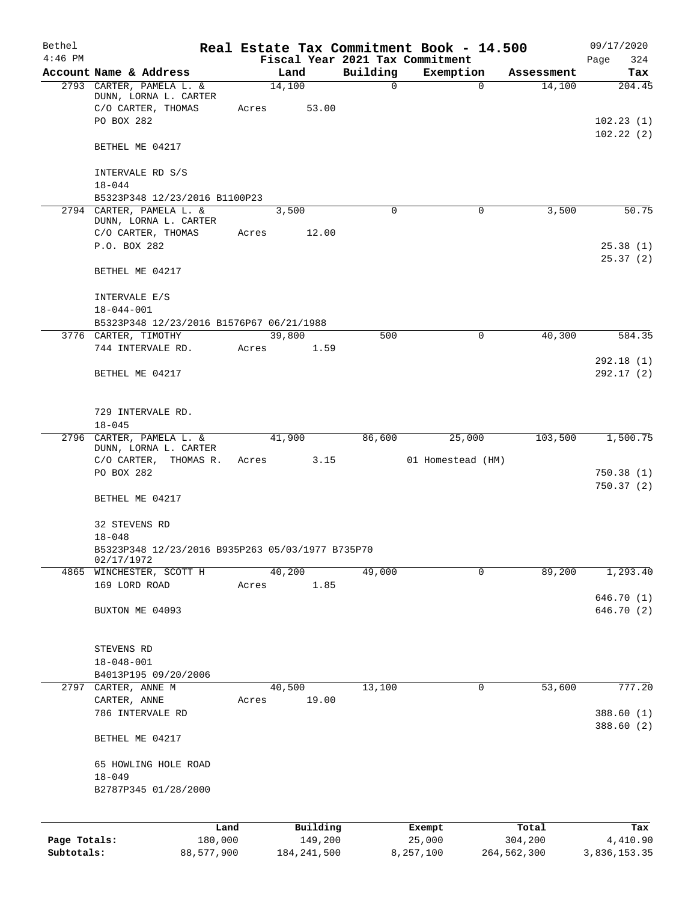Bethel — Real Estate Tax Commitment Book - 14.500 — 09/17/2020
4:46 PM — Fiscal Year 2021 Tax Commitment — Page 324

| Account Name & Address | Land | Building | Exemption | Assessment | Tax |
|---|---|---|---|---|---|
| 2793 CARTER, PAMELA L. & DUNN, LORNA L. CARTER | 14,100 | 0 | 0 | 14,100 | 204.45 |
| C/O CARTER, THOMAS | Acres 53.00 | | | | |
| PO BOX 282 | | | | | 102.23 (1) |
| | | | | | 102.22 (2) |
| BETHEL ME 04217 | | | | | |
| INTERVALE RD S/S | | | | | |
| 18-044 | | | | | |
| B5323P348 12/23/2016 B1100P23 | | | | | |
| 2794 CARTER, PAMELA L. & DUNN, LORNA L. CARTER | 3,500 | 0 | 0 | 3,500 | 50.75 |
| C/O CARTER, THOMAS | Acres 12.00 | | | | |
| P.O. BOX 282 | | | | | 25.38 (1) |
| | | | | | 25.37 (2) |
| BETHEL ME 04217 | | | | | |
| INTERVALE E/S | | | | | |
| 18-044-001 | | | | | |
| B5323P348 12/23/2016 B1576P67 06/21/1988 | | | | | |
| 3776 CARTER, TIMOTHY | 39,800 | 500 | 0 | 40,300 | 584.35 |
| 744 INTERVALE RD. | Acres 1.59 | | | | |
| | | | | | 292.18 (1) |
| BETHEL ME 04217 | | | | | 292.17 (2) |
| 729 INTERVALE RD. | | | | | |
| 18-045 | | | | | |
| 2796 CARTER, PAMELA L. & DUNN, LORNA L. CARTER | 41,900 | 86,600 | 25,000 | 103,500 | 1,500.75 |
| C/O CARTER, THOMAS R. | Acres 3.15 | | 01 Homestead (HM) | | |
| PO BOX 282 | | | | | 750.38 (1) |
| | | | | | 750.37 (2) |
| BETHEL ME 04217 | | | | | |
| 32 STEVENS RD | | | | | |
| 18-048 | | | | | |
| B5323P348 12/23/2016 B935P263 05/03/1977 B735P70 02/17/1972 | | | | | |
| 4865 WINCHESTER, SCOTT H | 40,200 | 49,000 | 0 | 89,200 | 1,293.40 |
| 169 LORD ROAD | Acres 1.85 | | | | |
| | | | | | 646.70 (1) |
| BUXTON ME 04093 | | | | | 646.70 (2) |
| STEVENS RD | | | | | |
| 18-048-001 | | | | | |
| B4013P195 09/20/2006 | | | | | |
| 2797 CARTER, ANNE M | 40,500 | 13,100 | 0 | 53,600 | 777.20 |
| CARTER, ANNE | Acres 19.00 | | | | |
| 786 INTERVALE RD | | | | | 388.60 (1) |
| | | | | | 388.60 (2) |
| BETHEL ME 04217 | | | | | |
| 65 HOWLING HOLE ROAD | | | | | |
| 18-049 | | | | | |
| B2787P345 01/28/2000 | | | | | |

| | Land | Building | Exempt | Total | Tax |
|---|---|---|---|---|---|
| Page Totals: | 180,000 | 149,200 | 25,000 | 304,200 | 4,410.90 |
| Subtotals: | 88,577,900 | 184,241,500 | 8,257,100 | 264,562,300 | 3,836,153.35 |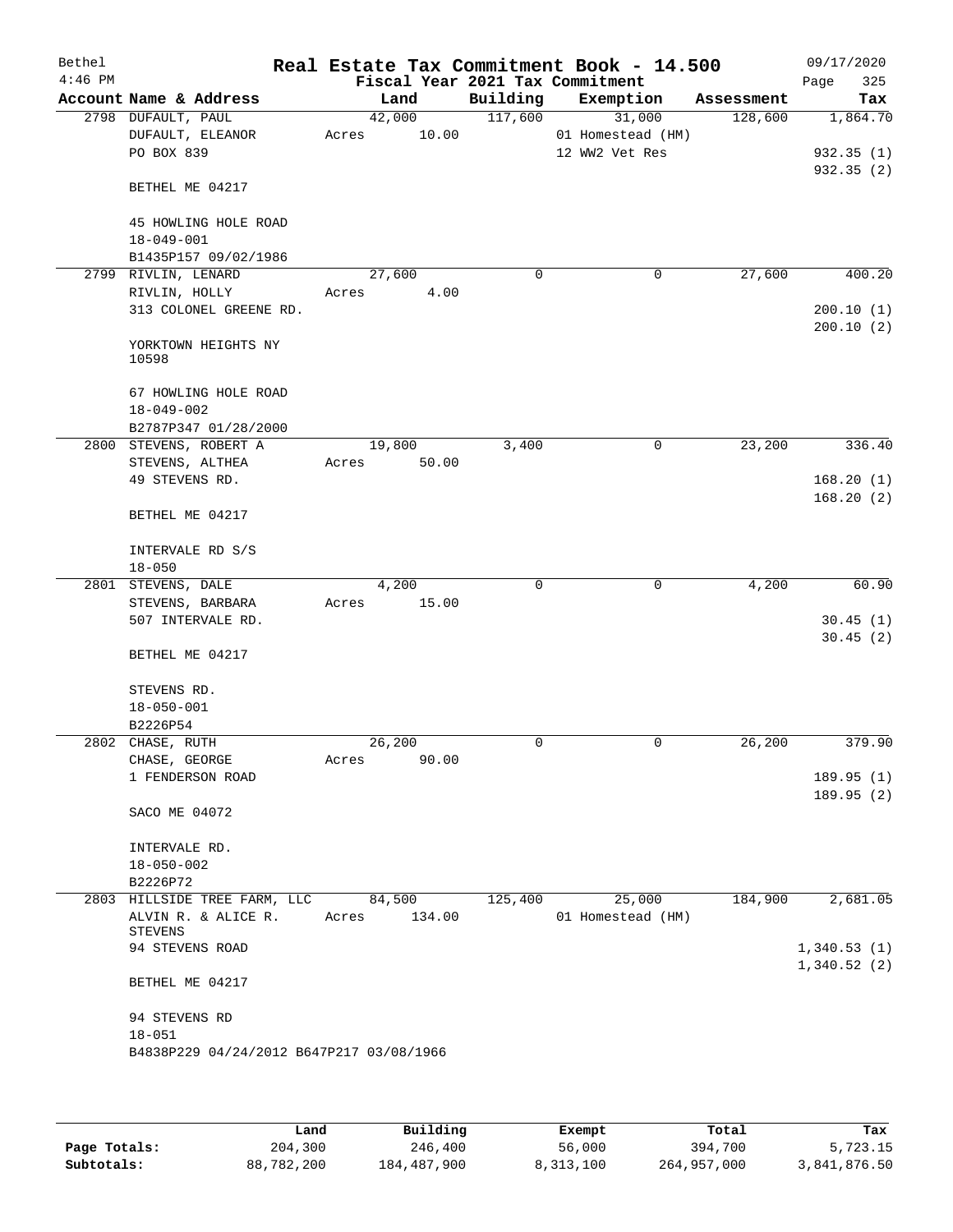# Real Estate Tax Commitment Book - 14.500

Bethel
4:46 PM

Fiscal Year 2021 Tax Commitment

09/17/2020

| Account Name & Address | Land | Building | Exemption | Assessment | Tax |
|---|---|---|---|---|---|
| 2798 DUFAULT, PAUL<br>DUFAULT, ELEANOR<br>PO BOX 839<br><br>BETHEL ME 04217<br><br>45 HOWLING HOLE ROAD<br>18-049-001<br>B1435P157 09/02/1986 | 42,000<br>Acres 10.00 | 117,600 | 31,000<br>01 Homestead (HM)<br>12 WW2 Vet Res | 128,600 | 1,864.70<br><br>932.35 (1)<br>932.35 (2) |
| 2799 RIVLIN, LENARD<br>RIVLIN, HOLLY<br>313 COLONEL GREENE RD.<br><br>YORKTOWN HEIGHTS NY 10598<br><br>67 HOWLING HOLE ROAD<br>18-049-002<br>B2787P347 01/28/2000 | 27,600<br>Acres 4.00 | 0 | 0 | 27,600 | 400.20<br><br>200.10 (1)<br>200.10 (2) |
| 2800 STEVENS, ROBERT A<br>STEVENS, ALTHEA<br>49 STEVENS RD.<br><br>BETHEL ME 04217<br><br>INTERVALE RD S/S<br>18-050 | 19,800<br>Acres 50.00 | 3,400 | 0 | 23,200 | 336.40<br><br>168.20 (1)<br>168.20 (2) |
| 2801 STEVENS, DALE<br>STEVENS, BARBARA<br>507 INTERVALE RD.<br><br>BETHEL ME 04217<br><br>STEVENS RD.<br>18-050-001<br>B2226P54 | 4,200<br>Acres 15.00 | 0 | 0 | 4,200 | 60.90<br><br>30.45 (1)<br>30.45 (2) |
| 2802 CHASE, RUTH<br>CHASE, GEORGE<br>1 FENDERSON ROAD<br><br>SACO ME 04072<br><br>INTERVALE RD.<br>18-050-002<br>B2226P72 | 26,200<br>Acres 90.00 | 0 | 0 | 26,200 | 379.90<br><br>189.95 (1)<br>189.95 (2) |
| 2803 HILLSIDE TREE FARM, LLC<br>ALVIN R. & ALICE R. STEVENS<br>94 STEVENS ROAD<br><br>BETHEL ME 04217<br><br>94 STEVENS RD<br>18-051<br>B4838P229 04/24/2012 B647P217 03/08/1966 | 84,500<br>Acres 134.00 | 125,400 | 25,000<br>01 Homestead (HM) | 184,900 | 2,681.05<br><br>1,340.53 (1)<br>1,340.52 (2) |

| | Land | Building | Exempt | Total | Tax |
|---|---|---|---|---|---|
| Page Totals: | 204,300 | 246,400 | 56,000 | 394,700 | 5,723.15 |
| Subtotals: | 88,782,200 | 184,487,900 | 8,313,100 | 264,957,000 | 3,841,876.50 |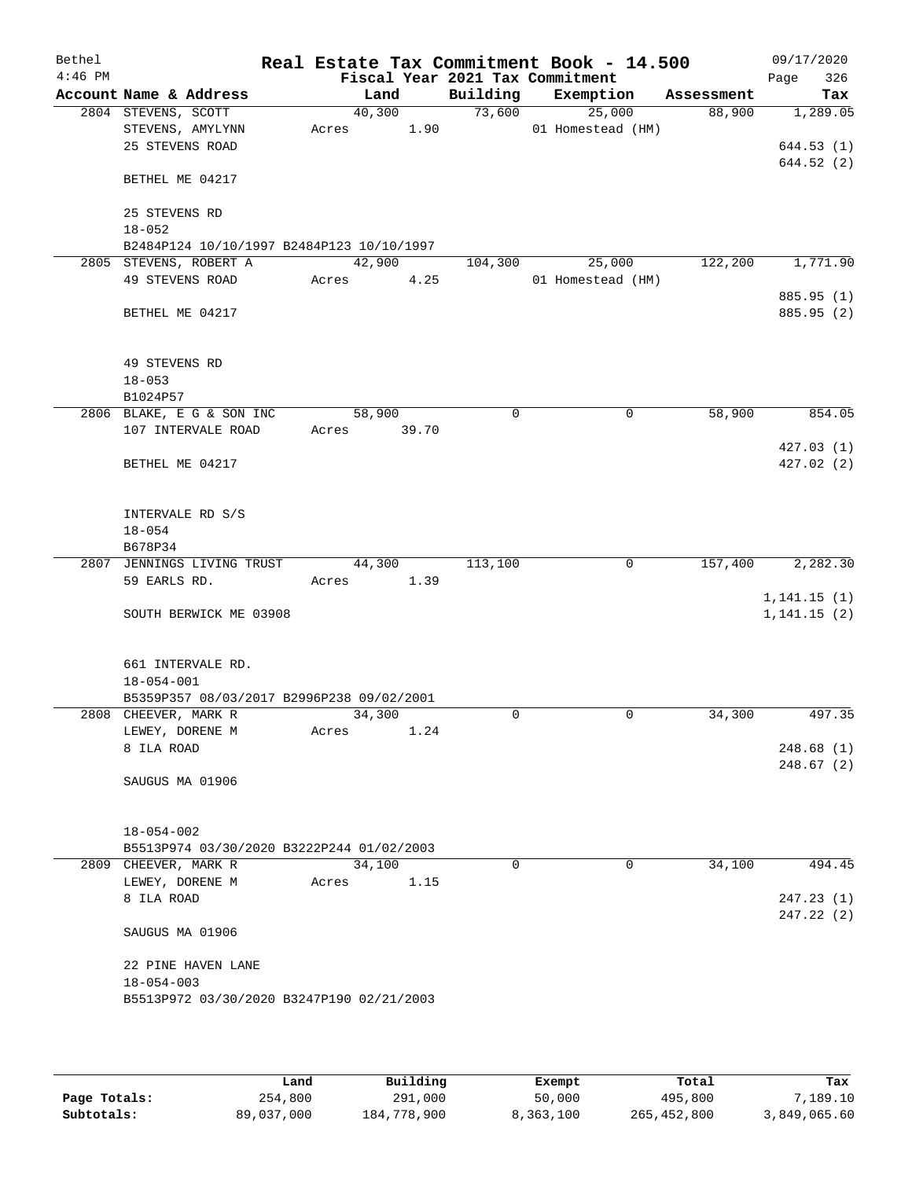# Real Estate Tax Commitment Book - 14.500

Bethel 4:46 PM — Fiscal Year 2021 Tax Commitment — 09/17/2020

| Account Name & Address | Land | Building | Exemption | Assessment | Tax |
|---|---|---|---|---|---|
| 2804 STEVENS, SCOTT | 40,300 | 73,600 | 25,000 | 88,900 | 1,289.05 |
| STEVENS, AMYLYNN | Acres 1.90 | | 01 Homestead (HM) | | |
| 25 STEVENS ROAD | | | | | 644.53 (1) |
| | | | | | 644.52 (2) |
| BETHEL ME 04217 | | | | | |
| 25 STEVENS RD | | | | | |
| 18-052 | | | | | |
| B2484P124 10/10/1997 B2484P123 10/10/1997 | | | | | |
| 2805 STEVENS, ROBERT A | 42,900 | 104,300 | 25,000 | 122,200 | 1,771.90 |
| 49 STEVENS ROAD | Acres 4.25 | | 01 Homestead (HM) | | |
| | | | | | 885.95 (1) |
| BETHEL ME 04217 | | | | | 885.95 (2) |
| 49 STEVENS RD | | | | | |
| 18-053 | | | | | |
| B1024P57 | | | | | |
| 2806 BLAKE, E G & SON INC | 58,900 | 0 | 0 | 58,900 | 854.05 |
| 107 INTERVALE ROAD | Acres 39.70 | | | | |
| | | | | | 427.03 (1) |
| BETHEL ME 04217 | | | | | 427.02 (2) |
| INTERVALE RD S/S | | | | | |
| 18-054 | | | | | |
| B678P34 | | | | | |
| 2807 JENNINGS LIVING TRUST | 44,300 | 113,100 | 0 | 157,400 | 2,282.30 |
| 59 EARLS RD. | Acres 1.39 | | | | |
| | | | | | 1,141.15 (1) |
| SOUTH BERWICK ME 03908 | | | | | 1,141.15 (2) |
| 661 INTERVALE RD. | | | | | |
| 18-054-001 | | | | | |
| B5359P357 08/03/2017 B2996P238 09/02/2001 | | | | | |
| 2808 CHEEVER, MARK R | 34,300 | 0 | 0 | 34,300 | 497.35 |
| LEWEY, DORENE M | Acres 1.24 | | | | |
| 8 ILA ROAD | | | | | 248.68 (1) |
| | | | | | 248.67 (2) |
| SAUGUS MA 01906 | | | | | |
| 18-054-002 | | | | | |
| B5513P974 03/30/2020 B3222P244 01/02/2003 | | | | | |
| 2809 CHEEVER, MARK R | 34,100 | 0 | 0 | 34,100 | 494.45 |
| LEWEY, DORENE M | Acres 1.15 | | | | |
| 8 ILA ROAD | | | | | 247.23 (1) |
| | | | | | 247.22 (2) |
| SAUGUS MA 01906 | | | | | |
| 22 PINE HAVEN LANE | | | | | |
| 18-054-003 | | | | | |
| B5513P972 03/30/2020 B3247P190 02/21/2003 | | | | | |

| | Land | Building | Exempt | Total | Tax |
|---|---|---|---|---|---|
| Page Totals: | 254,800 | 291,000 | 50,000 | 495,800 | 7,189.10 |
| Subtotals: | 89,037,000 | 184,778,900 | 8,363,100 | 265,452,800 | 3,849,065.60 |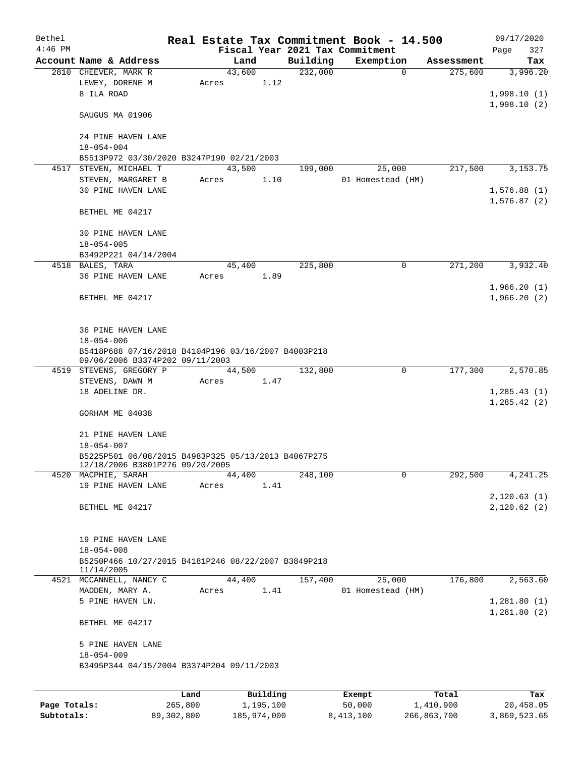# Real Estate Tax Commitment Book - 14.500

Bethel 4:46 PM — Fiscal Year 2021 Tax Commitment — 09/17/2020

| Account Name & Address | Land | Building | Exemption | Assessment | Tax |
|---|---|---|---|---|---|
| 2810 CHEEVER, MARK R | 43,600 | 232,000 | 0 | 275,600 | 3,996.20 |
| LEWEY, DORENE M | Acres 1.12 | | | | |
| 8 ILA ROAD | | | | | 1,998.10 (1) |
| | | | | | 1,998.10 (2) |
| SAUGUS MA 01906 | | | | | |
| 24 PINE HAVEN LANE | | | | | |
| 18-054-004 | | | | | |
| B5513P972 03/30/2020 B3247P190 02/21/2003 | | | | | |
| 4517 STEVEN, MICHAEL T | 43,500 | 199,000 | 25,000 | 217,500 | 3,153.75 |
| STEVEN, MARGARET B | Acres 1.10 | | 01 Homestead (HM) | | |
| 30 PINE HAVEN LANE | | | | | 1,576.88 (1) |
| | | | | | 1,576.87 (2) |
| BETHEL ME 04217 | | | | | |
| 30 PINE HAVEN LANE | | | | | |
| 18-054-005 | | | | | |
| B3492P221 04/14/2004 | | | | | |
| 4518 BALES, TARA | 45,400 | 225,800 | 0 | 271,200 | 3,932.40 |
| 36 PINE HAVEN LANE | Acres 1.89 | | | | |
| | | | | | 1,966.20 (1) |
| BETHEL ME 04217 | | | | | 1,966.20 (2) |
| 36 PINE HAVEN LANE | | | | | |
| 18-054-006 | | | | | |
| B5418P688 07/16/2018 B4104P196 03/16/2007 B4003P218 09/06/2006 B3374P202 09/11/2003 | | | | | |
| 4519 STEVENS, GREGORY P | 44,500 | 132,800 | 0 | 177,300 | 2,570.85 |
| STEVENS, DAWN M | Acres 1.47 | | | | |
| 18 ADELINE DR. | | | | | 1,285.43 (1) |
| | | | | | 1,285.42 (2) |
| GORHAM ME 04038 | | | | | |
| 21 PINE HAVEN LANE | | | | | |
| 18-054-007 | | | | | |
| B5225P501 06/08/2015 B4983P325 05/13/2013 B4067P275 12/18/2006 B3801P276 09/20/2005 | | | | | |
| 4520 MACPHIE, SARAH | 44,400 | 248,100 | 0 | 292,500 | 4,241.25 |
| 19 PINE HAVEN LANE | Acres 1.41 | | | | |
| | | | | | 2,120.63 (1) |
| BETHEL ME 04217 | | | | | 2,120.62 (2) |
| 19 PINE HAVEN LANE | | | | | |
| 18-054-008 | | | | | |
| B5250P466 10/27/2015 B4181P246 08/22/2007 B3849P218 11/14/2005 | | | | | |
| 4521 MCCANNELL, NANCY C | 44,400 | 157,400 | 25,000 | 176,800 | 2,563.60 |
| MADDEN, MARY A. | Acres 1.41 | | 01 Homestead (HM) | | |
| 5 PINE HAVEN LN. | | | | | 1,281.80 (1) |
| | | | | | 1,281.80 (2) |
| BETHEL ME 04217 | | | | | |
| 5 PINE HAVEN LANE | | | | | |
| 18-054-009 | | | | | |
| B3495P344 04/15/2004 B3374P204 09/11/2003 | | | | | |

| | Land | Building | Exempt | Total | Tax |
|---|---|---|---|---|---|
| Page Totals: | 265,800 | 1,195,100 | 50,000 | 1,410,900 | 20,458.05 |
| Subtotals: | 89,302,800 | 185,974,000 | 8,413,100 | 266,863,700 | 3,869,523.65 |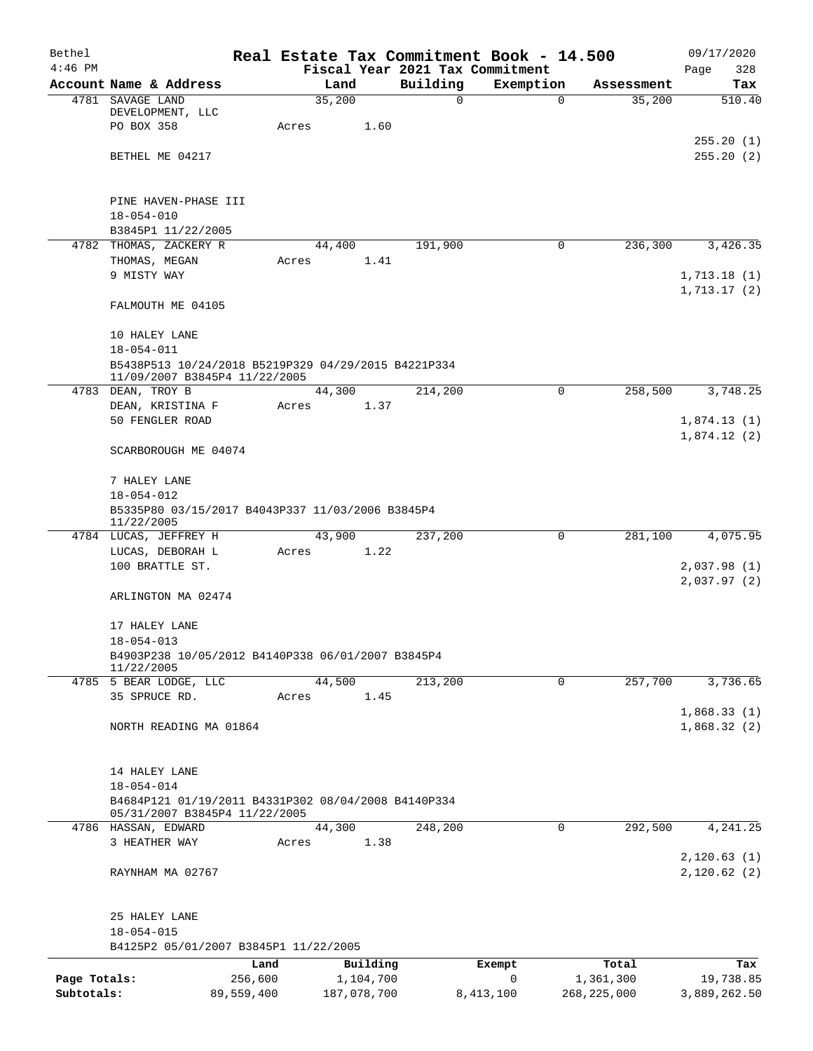Bethel
4:46 PM

# Real Estate Tax Commitment Book - 14.500

Fiscal Year 2021 Tax Commitment

09/17/2020
Page 328

| Account Name & Address | Land | Building | Exemption | Assessment | Tax |
|---|---|---|---|---|---|
| 4781 SAVAGE LAND DEVELOPMENT, LLC | 35,200 | 0 | 0 | 35,200 | 510.40 |
| PO BOX 358 | Acres 1.60 | | | | |
| | | | | | 255.20 (1) |
| BETHEL ME 04217 | | | | | 255.20 (2) |
| PINE HAVEN-PHASE III | | | | | |
| 18-054-010 | | | | | |
| B3845P1 11/22/2005 | | | | | |
| 4782 THOMAS, ZACKERY R | 44,400 | 191,900 | 0 | 236,300 | 3,426.35 |
| THOMAS, MEGAN | Acres 1.41 | | | | |
| 9 MISTY WAY | | | | | 1,713.18 (1) |
| | | | | | 1,713.17 (2) |
| FALMOUTH ME 04105 | | | | | |
| 10 HALEY LANE | | | | | |
| 18-054-011 | | | | | |
| B5438P513 10/24/2018 B5219P329 04/29/2015 B4221P334 11/09/2007 B3845P4 11/22/2005 | | | | | |
| 4783 DEAN, TROY B | 44,300 | 214,200 | 0 | 258,500 | 3,748.25 |
| DEAN, KRISTINA F | Acres 1.37 | | | | |
| 50 FENGLER ROAD | | | | | 1,874.13 (1) |
| | | | | | 1,874.12 (2) |
| SCARBOROUGH ME 04074 | | | | | |
| 7 HALEY LANE | | | | | |
| 18-054-012 | | | | | |
| B5335P80 03/15/2017 B4043P337 11/03/2006 B3845P4 11/22/2005 | | | | | |
| 4784 LUCAS, JEFFREY H | 43,900 | 237,200 | 0 | 281,100 | 4,075.95 |
| LUCAS, DEBORAH L | Acres 1.22 | | | | |
| 100 BRATTLE ST. | | | | | 2,037.98 (1) |
| | | | | | 2,037.97 (2) |
| ARLINGTON MA 02474 | | | | | |
| 17 HALEY LANE | | | | | |
| 18-054-013 | | | | | |
| B4903P238 10/05/2012 B4140P338 06/01/2007 B3845P4 11/22/2005 | | | | | |
| 4785 5 BEAR LODGE, LLC | 44,500 | 213,200 | 0 | 257,700 | 3,736.65 |
| 35 SPRUCE RD. | Acres 1.45 | | | | |
| | | | | | 1,868.33 (1) |
| NORTH READING MA 01864 | | | | | 1,868.32 (2) |
| 14 HALEY LANE | | | | | |
| 18-054-014 | | | | | |
| B4684P121 01/19/2011 B4331P302 08/04/2008 B4140P334 05/31/2007 B3845P4 11/22/2005 | | | | | |
| 4786 HASSAN, EDWARD | 44,300 | 248,200 | 0 | 292,500 | 4,241.25 |
| 3 HEATHER WAY | Acres 1.38 | | | | |
| | | | | | 2,120.63 (1) |
| RAYNHAM MA 02767 | | | | | 2,120.62 (2) |
| 25 HALEY LANE | | | | | |
| 18-054-015 | | | | | |
| B4125P2 05/01/2007 B3845P1 11/22/2005 | | | | | |

| | Land | Building | Exempt | Total | Tax |
|---|---|---|---|---|---|
| Page Totals: | 256,600 | 1,104,700 | 0 | 1,361,300 | 19,738.85 |
| Subtotals: | 89,559,400 | 187,078,700 | 8,413,100 | 268,225,000 | 3,889,262.50 |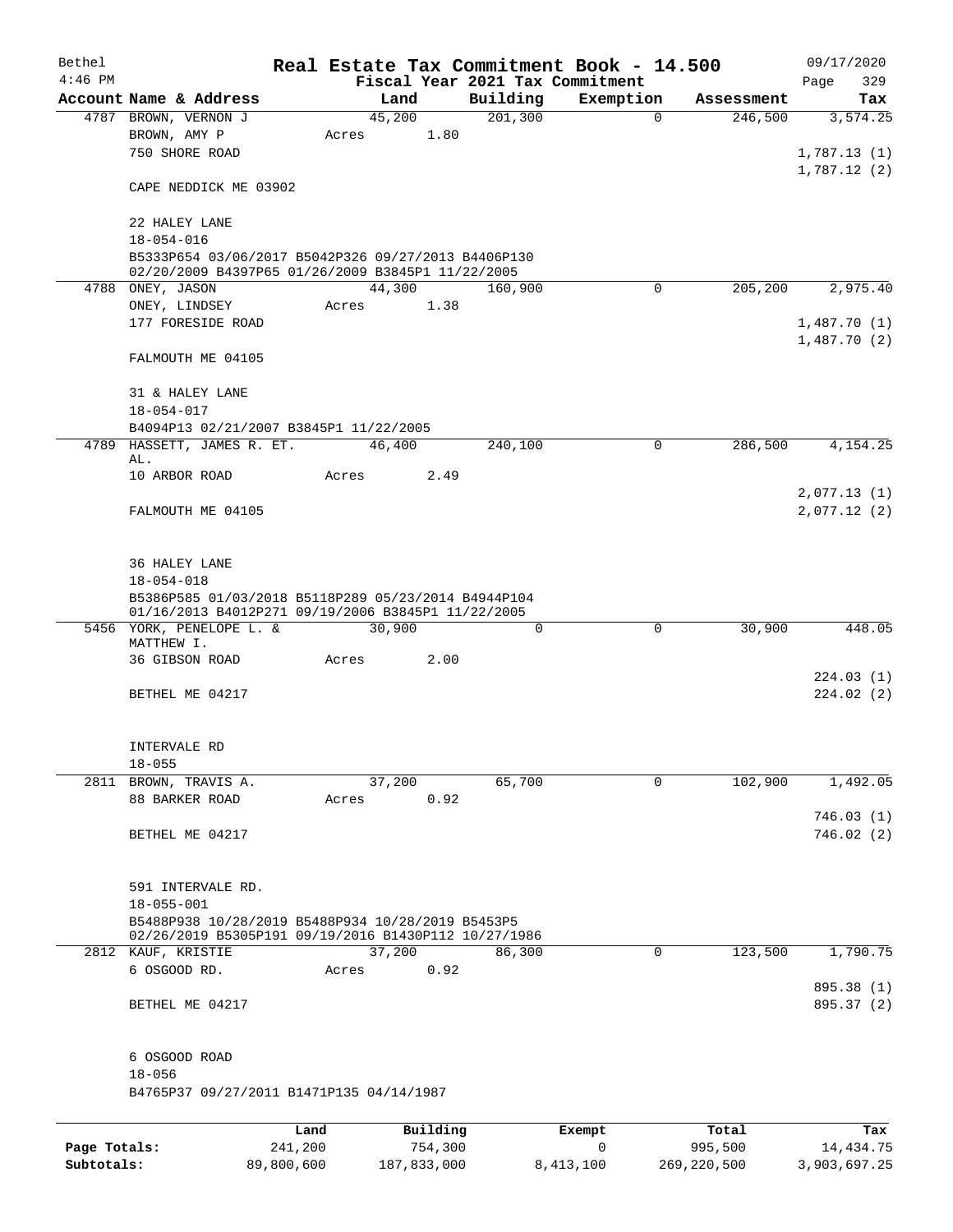Bethel 4:46 PM

**Real Estate Tax Commitment Book - 14.500**

**Fiscal Year 2021 Tax Commitment**

09/17/2020

| Account Name & Address | Land | Building | Exemption | Assessment | Tax |
|---|---|---|---|---|---|
| 4787 BROWN, VERNON J | 45,200 | 201,300 | 0 | 246,500 | 3,574.25 |
| BROWN, AMY P | Acres 1.80 | | | | |
| 750 SHORE ROAD | | | | | 1,787.13 (1) |
| | | | | | 1,787.12 (2) |
| CAPE NEDDICK ME 03902 | | | | | |
| 22 HALEY LANE | | | | | |
| 18-054-016 | | | | | |
| B5333P654 03/06/2017 B5042P326 09/27/2013 B4406P130 02/20/2009 B4397P65 01/26/2009 B3845P1 11/22/2005 | | | | | |
| 4788 ONEY, JASON | 44,300 | 160,900 | 0 | 205,200 | 2,975.40 |
| ONEY, LINDSEY | Acres 1.38 | | | | |
| 177 FORESIDE ROAD | | | | | 1,487.70 (1) |
| | | | | | 1,487.70 (2) |
| FALMOUTH ME 04105 | | | | | |
| 31 & HALEY LANE | | | | | |
| 18-054-017 | | | | | |
| B4094P13 02/21/2007 B3845P1 11/22/2005 | | | | | |
| 4789 HASSETT, JAMES R. ET. AL. | 46,400 | 240,100 | 0 | 286,500 | 4,154.25 |
| 10 ARBOR ROAD | Acres 2.49 | | | | |
| | | | | | 2,077.13 (1) |
| FALMOUTH ME 04105 | | | | | 2,077.12 (2) |
| 36 HALEY LANE | | | | | |
| 18-054-018 | | | | | |
| B5386P585 01/03/2018 B5118P289 05/23/2014 B4944P104 01/16/2013 B4012P271 09/19/2006 B3845P1 11/22/2005 | | | | | |
| 5456 YORK, PENELOPE L. & MATTHEW I. | 30,900 | 0 | 0 | 30,900 | 448.05 |
| 36 GIBSON ROAD | Acres 2.00 | | | | |
| | | | | | 224.03 (1) |
| BETHEL ME 04217 | | | | | 224.02 (2) |
| INTERVALE RD | | | | | |
| 18-055 | | | | | |
| 2811 BROWN, TRAVIS A. | 37,200 | 65,700 | 0 | 102,900 | 1,492.05 |
| 88 BARKER ROAD | Acres 0.92 | | | | |
| | | | | | 746.03 (1) |
| BETHEL ME 04217 | | | | | 746.02 (2) |
| 591 INTERVALE RD. | | | | | |
| 18-055-001 | | | | | |
| B5488P938 10/28/2019 B5488P934 10/28/2019 B5453P5 02/26/2019 B5305P191 09/19/2016 B1430P112 10/27/1986 | | | | | |
| 2812 KAUF, KRISTIE | 37,200 | 86,300 | 0 | 123,500 | 1,790.75 |
| 6 OSGOOD RD. | Acres 0.92 | | | | |
| | | | | | 895.38 (1) |
| BETHEL ME 04217 | | | | | 895.37 (2) |
| 6 OSGOOD ROAD | | | | | |
| 18-056 | | | | | |
| B4765P37 09/27/2011 B1471P135 04/14/1987 | | | | | |

| | Land | Building | Exempt | Total | Tax |
|---|---|---|---|---|---|
| Page Totals: | 241,200 | 754,300 | 0 | 995,500 | 14,434.75 |
| Subtotals: | 89,800,600 | 187,833,000 | 8,413,100 | 269,220,500 | 3,903,697.25 |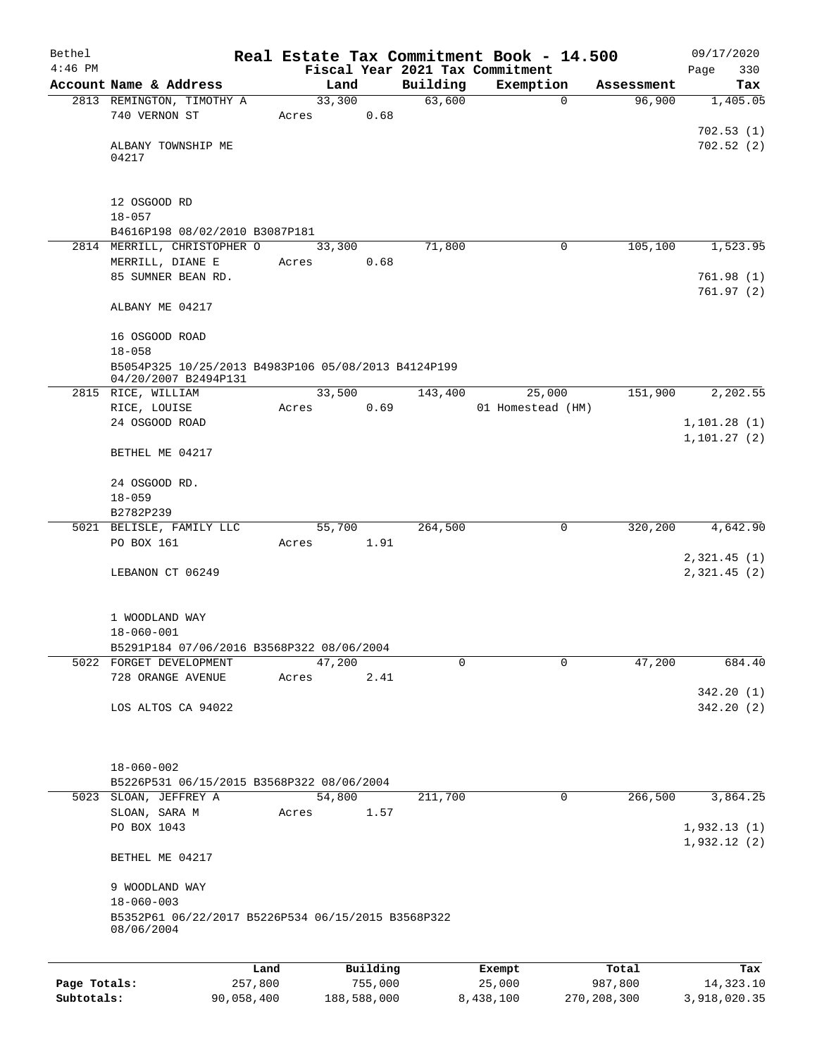Bethel 4:46 PM

# Real Estate Tax Commitment Book - 14.500

Fiscal Year 2021 Tax Commitment

09/17/2020

| Account Name & Address | Land | Building | Exemption | Assessment | Tax |
|---|---|---|---|---|---|
| 2813 REMINGTON, TIMOTHY A<br>740 VERNON ST<br><br>ALBANY TOWNSHIP ME<br>04217<br><br>12 OSGOOD RD<br>18-057<br>B4616P198 08/02/2010 B3087P181 | 33,300<br>Acres 0.68 | 63,600 | 0 | 96,900 | 1,405.05<br><br>702.53 (1)<br>702.52 (2) |
| 2814 MERRILL, CHRISTOPHER O<br>MERRILL, DIANE E<br>85 SUMNER BEAN RD.<br><br>ALBANY ME 04217<br><br>16 OSGOOD ROAD<br>18-058<br>B5054P325 10/25/2013 B4983P106 05/08/2013 B4124P199 04/20/2007 B2494P131 | 33,300<br>Acres 0.68 | 71,800 | 0 | 105,100 | 1,523.95<br><br>761.98 (1)<br>761.97 (2) |
| 2815 RICE, WILLIAM<br>RICE, LOUISE<br>24 OSGOOD ROAD<br><br>BETHEL ME 04217<br><br>24 OSGOOD RD.<br>18-059<br>B2782P239 | 33,500<br>Acres 0.69 | 143,400 | 25,000<br>01 Homestead (HM) | 151,900 | 2,202.55<br><br>1,101.28 (1)<br>1,101.27 (2) |
| 5021 BELISLE, FAMILY LLC<br>PO BOX 161<br><br>LEBANON CT 06249<br><br>1 WOODLAND WAY<br>18-060-001<br>B5291P184 07/06/2016 B3568P322 08/06/2004 | 55,700<br>Acres 1.91 | 264,500 | 0 | 320,200 | 4,642.90<br><br>2,321.45 (1)<br>2,321.45 (2) |
| 5022 FORGET DEVELOPMENT<br>728 ORANGE AVENUE<br><br>LOS ALTOS CA 94022<br><br>18-060-002<br>B5226P531 06/15/2015 B3568P322 08/06/2004 | 47,200<br>Acres 2.41 | 0 | 0 | 47,200 | 684.40<br><br>342.20 (1)<br>342.20 (2) |
| 5023 SLOAN, JEFFREY A<br>SLOAN, SARA M<br>PO BOX 1043<br><br>BETHEL ME 04217<br><br>9 WOODLAND WAY<br>18-060-003<br>B5352P61 06/22/2017 B5226P534 06/15/2015 B3568P322 08/06/2004 | 54,800<br>Acres 1.57 | 211,700 | 0 | 266,500 | 3,864.25<br><br>1,932.13 (1)<br>1,932.12 (2) |

| | Land | Building | Exempt | Total | Tax |
|---|---|---|---|---|---|
| Page Totals: | 257,800 | 755,000 | 25,000 | 987,800 | 14,323.10 |
| Subtotals: | 90,058,400 | 188,588,000 | 8,438,100 | 270,208,300 | 3,918,020.35 |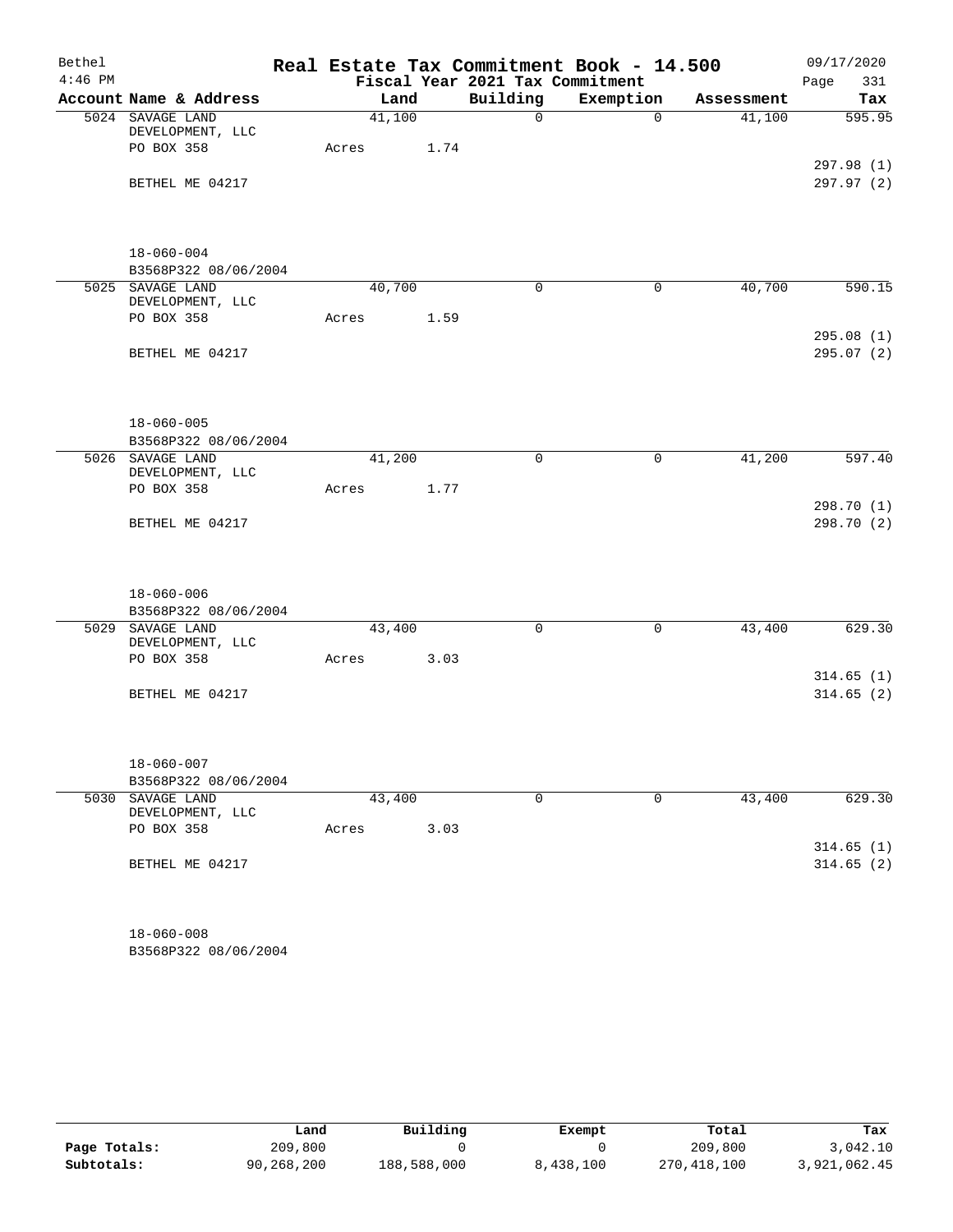Bethel

4:46 PM

# Real Estate Tax Commitment Book - 14.500

## Fiscal Year 2021 Tax Commitment

09/17/2020

Page 331

| Account | Name & Address | Land | | Building | Exemption | Assessment | Tax |
|---|---|---|---|---|---|---|---|
| 5024 | SAVAGE LAND DEVELOPMENT, LLC | 41,100 | | 0 | 0 | 41,100 | 595.95 |
| | PO BOX 358 | Acres | 1.74 | | | | |
| | | | | | | | 297.98 (1) |
| | BETHEL ME 04217 | | | | | | 297.97 (2) |
| | 18-060-004 | | | | | | |
| | B3568P322 08/06/2004 | | | | | | |
| 5025 | SAVAGE LAND DEVELOPMENT, LLC | 40,700 | | 0 | 0 | 40,700 | 590.15 |
| | PO BOX 358 | Acres | 1.59 | | | | |
| | | | | | | | 295.08 (1) |
| | BETHEL ME 04217 | | | | | | 295.07 (2) |
| | 18-060-005 | | | | | | |
| | B3568P322 08/06/2004 | | | | | | |
| 5026 | SAVAGE LAND DEVELOPMENT, LLC | 41,200 | | 0 | 0 | 41,200 | 597.40 |
| | PO BOX 358 | Acres | 1.77 | | | | |
| | | | | | | | 298.70 (1) |
| | BETHEL ME 04217 | | | | | | 298.70 (2) |
| | 18-060-006 | | | | | | |
| | B3568P322 08/06/2004 | | | | | | |
| 5029 | SAVAGE LAND DEVELOPMENT, LLC | 43,400 | | 0 | 0 | 43,400 | 629.30 |
| | PO BOX 358 | Acres | 3.03 | | | | |
| | | | | | | | 314.65 (1) |
| | BETHEL ME 04217 | | | | | | 314.65 (2) |
| | 18-060-007 | | | | | | |
| | B3568P322 08/06/2004 | | | | | | |
| 5030 | SAVAGE LAND DEVELOPMENT, LLC | 43,400 | | 0 | 0 | 43,400 | 629.30 |
| | PO BOX 358 | Acres | 3.03 | | | | |
| | | | | | | | 314.65 (1) |
| | BETHEL ME 04217 | | | | | | 314.65 (2) |
| | 18-060-008 | | | | | | |
| | B3568P322 08/06/2004 | | | | | | |

| | Land | Building | Exempt | Total | Tax |
|---|---|---|---|---|---|
| Page Totals: | 209,800 | 0 | 0 | 209,800 | 3,042.10 |
| Subtotals: | 90,268,200 | 188,588,000 | 8,438,100 | 270,418,100 | 3,921,062.45 |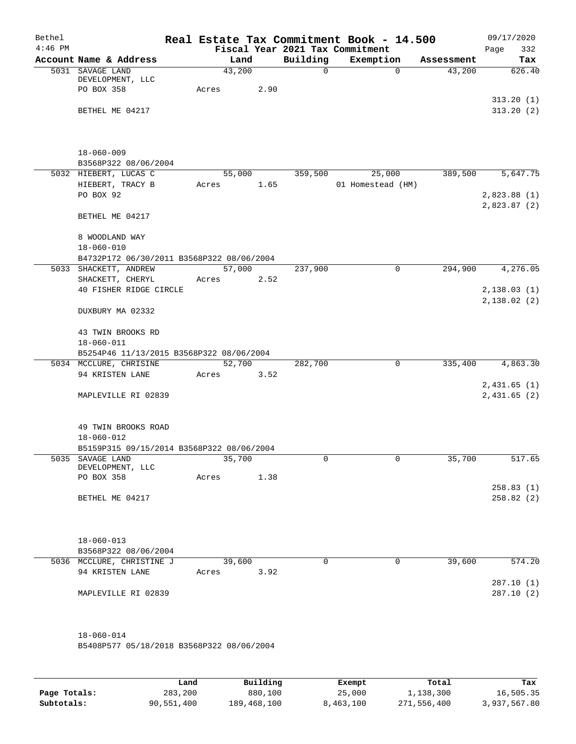Bethel
4:46 PM

# Real Estate Tax Commitment Book - 14.500

Fiscal Year 2021 Tax Commitment

09/17/2020
Page 332

| Account Name & Address | Land | Building | Exemption | Assessment | Tax |
|---|---|---|---|---|---|
| 5031 SAVAGE LAND DEVELOPMENT, LLC<br>PO BOX 358<br><br>BETHEL ME 04217<br><br>18-060-009<br>B3568P322 08/06/2004 | 43,200<br>Acres 2.90 | 0 | 0 | 43,200 | 626.40<br><br>313.20 (1)<br>313.20 (2) |
| 5032 HIEBERT, LUCAS C<br>HIEBERT, TRACY B<br>PO BOX 92<br><br>BETHEL ME 04217<br><br>8 WOODLAND WAY<br>18-060-010<br>B4732P172 06/30/2011 B3568P322 08/06/2004 | 55,000<br>Acres 1.65 | 359,500 | 25,000<br>01 Homestead (HM) | 389,500 | 5,647.75<br><br>2,823.88 (1)<br>2,823.87 (2) |
| 5033 SHACKETT, ANDREW<br>SHACKETT, CHERYL<br>40 FISHER RIDGE CIRCLE<br><br>DUXBURY MA 02332<br><br>43 TWIN BROOKS RD<br>18-060-011<br>B5254P46 11/13/2015 B3568P322 08/06/2004 | 57,000<br>Acres 2.52 | 237,900 | 0 | 294,900 | 4,276.05<br><br>2,138.03 (1)<br>2,138.02 (2) |
| 5034 MCCLURE, CHRISINE<br>94 KRISTEN LANE<br><br>MAPLEVILLE RI 02839<br><br>49 TWIN BROOKS ROAD<br>18-060-012<br>B5159P315 09/15/2014 B3568P322 08/06/2004 | 52,700<br>Acres 3.52 | 282,700 | 0 | 335,400 | 4,863.30<br><br>2,431.65 (1)<br>2,431.65 (2) |
| 5035 SAVAGE LAND DEVELOPMENT, LLC<br>PO BOX 358<br><br>BETHEL ME 04217<br><br>18-060-013<br>B3568P322 08/06/2004 | 35,700<br>Acres 1.38 | 0 | 0 | 35,700 | 517.65<br><br>258.83 (1)<br>258.82 (2) |
| 5036 MCCLURE, CHRISTINE J<br>94 KRISTEN LANE<br><br>MAPLEVILLE RI 02839<br><br>18-060-014<br>B5408P577 05/18/2018 B3568P322 08/06/2004 | 39,600<br>Acres 3.92 | 0 | 0 | 39,600 | 574.20<br><br>287.10 (1)<br>287.10 (2) |

| | Land | Building | Exempt | Total | Tax |
|---|---|---|---|---|---|
| Page Totals: | 283,200 | 880,100 | 25,000 | 1,138,300 | 16,505.35 |
| Subtotals: | 90,551,400 | 189,468,100 | 8,463,100 | 271,556,400 | 3,937,567.80 |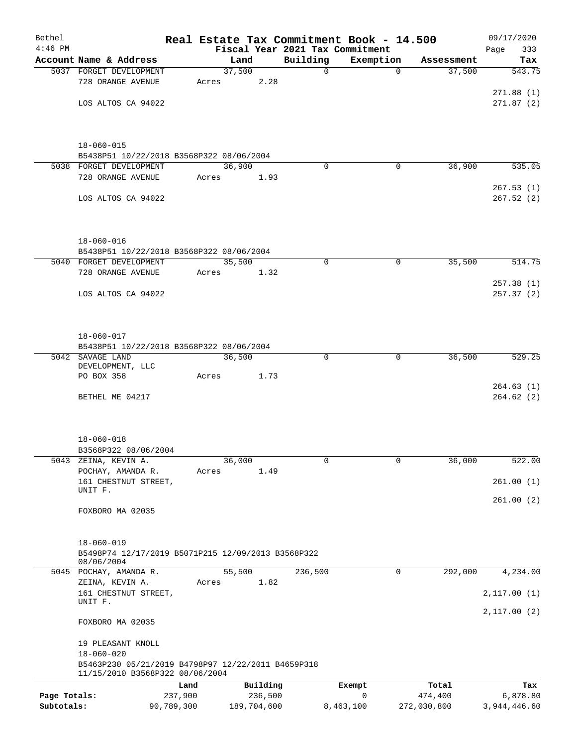# Real Estate Tax Commitment Book - 14.500

Bethel 4:46 PM — 09/17/2020

Fiscal Year 2021 Tax Commitment — Page 333

| Account Name & Address | Land | Building | Exemption | Assessment | Tax |
|---|---|---|---|---|---|
| 5037 FORGET DEVELOPMENT | 37,500 | 0 | 0 | 37,500 | 543.75 |
| 728 ORANGE AVENUE | Acres 2.28 | | | | |
| | | | | | 271.88 (1) |
| LOS ALTOS CA 94022 | | | | | 271.87 (2) |
| 18-060-015 | | | | | |
| B5438P51 10/22/2018 B3568P322 08/06/2004 | | | | | |
| 5038 FORGET DEVELOPMENT | 36,900 | 0 | 0 | 36,900 | 535.05 |
| 728 ORANGE AVENUE | Acres 1.93 | | | | |
| | | | | | 267.53 (1) |
| LOS ALTOS CA 94022 | | | | | 267.52 (2) |
| 18-060-016 | | | | | |
| B5438P51 10/22/2018 B3568P322 08/06/2004 | | | | | |
| 5040 FORGET DEVELOPMENT | 35,500 | 0 | 0 | 35,500 | 514.75 |
| 728 ORANGE AVENUE | Acres 1.32 | | | | |
| | | | | | 257.38 (1) |
| LOS ALTOS CA 94022 | | | | | 257.37 (2) |
| 18-060-017 | | | | | |
| B5438P51 10/22/2018 B3568P322 08/06/2004 | | | | | |
| 5042 SAVAGE LAND DEVELOPMENT, LLC | 36,500 | 0 | 0 | 36,500 | 529.25 |
| PO BOX 358 | Acres 1.73 | | | | |
| | | | | | 264.63 (1) |
| BETHEL ME 04217 | | | | | 264.62 (2) |
| 18-060-018 | | | | | |
| B3568P322 08/06/2004 | | | | | |
| 5043 ZEINA, KEVIN A. | 36,000 | 0 | 0 | 36,000 | 522.00 |
| POCHAY, AMANDA R. | Acres 1.49 | | | | |
| 161 CHESTNUT STREET, UNIT F. | | | | | 261.00 (1) |
| | | | | | 261.00 (2) |
| FOXBORO MA 02035 | | | | | |
| 18-060-019 | | | | | |
| B5498P74 12/17/2019 B5071P215 12/09/2013 B3568P322 08/06/2004 | | | | | |
| 5045 POCHAY, AMANDA R. | 55,500 | 236,500 | 0 | 292,000 | 4,234.00 |
| ZEINA, KEVIN A. | Acres 1.82 | | | | |
| 161 CHESTNUT STREET, UNIT F. | | | | | 2,117.00 (1) |
| | | | | | 2,117.00 (2) |
| FOXBORO MA 02035 | | | | | |
| 19 PLEASANT KNOLL | | | | | |
| 18-060-020 | | | | | |
| B5463P230 05/21/2019 B4798P97 12/22/2011 B4659P318 11/15/2010 B3568P322 08/06/2004 | | | | | |

| | Land | Building | Exempt | Total | Tax |
|---|---|---|---|---|---|
| Page Totals: | 237,900 | 236,500 | 0 | 474,400 | 6,878.80 |
| Subtotals: | 90,789,300 | 189,704,600 | 8,463,100 | 272,030,800 | 3,944,446.60 |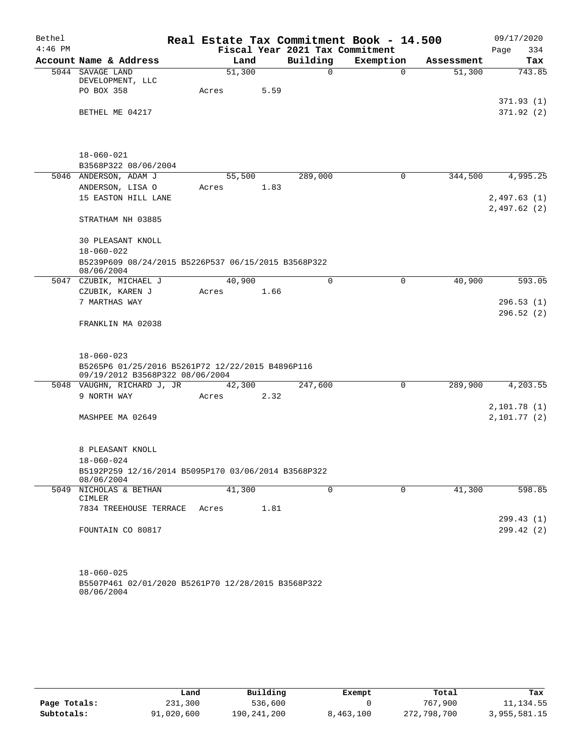Bethel 4:46 PM

# Real Estate Tax Commitment Book - 14.500

Fiscal Year 2021 Tax Commitment

09/17/2020 Page 334

| Account Name & Address | Land | Building | Exemption | Assessment | Tax |
|---|---|---|---|---|---|
| 5044 SAVAGE LAND DEVELOPMENT, LLC | 51,300 | 0 | 0 | 51,300 | 743.85 |
| PO BOX 358 | Acres 5.59 | | | | |
| | | | | | 371.93 (1) |
| BETHEL ME 04217 | | | | | 371.92 (2) |
| 18-060-021 | | | | | |
| B3568P322 08/06/2004 | | | | | |
| 5046 ANDERSON, ADAM J | 55,500 | 289,000 | 0 | 344,500 | 4,995.25 |
| ANDERSON, LISA O | Acres 1.83 | | | | |
| 15 EASTON HILL LANE | | | | | 2,497.63 (1) |
| | | | | | 2,497.62 (2) |
| STRATHAM NH 03885 | | | | | |
| 30 PLEASANT KNOLL | | | | | |
| 18-060-022 | | | | | |
| B5239P609 08/24/2015 B5226P537 06/15/2015 B3568P322 08/06/2004 | | | | | |
| 5047 CZUBIK, MICHAEL J | 40,900 | 0 | 0 | 40,900 | 593.05 |
| CZUBIK, KAREN J | Acres 1.66 | | | | |
| 7 MARTHAS WAY | | | | | 296.53 (1) |
| | | | | | 296.52 (2) |
| FRANKLIN MA 02038 | | | | | |
| 18-060-023 | | | | | |
| B5265P6 01/25/2016 B5261P72 12/22/2015 B4896P116 09/19/2012 B3568P322 08/06/2004 | | | | | |
| 5048 VAUGHN, RICHARD J, JR | 42,300 | 247,600 | 0 | 289,900 | 4,203.55 |
| 9 NORTH WAY | Acres 2.32 | | | | |
| | | | | | 2,101.78 (1) |
| MASHPEE MA 02649 | | | | | 2,101.77 (2) |
| 8 PLEASANT KNOLL | | | | | |
| 18-060-024 | | | | | |
| B5192P259 12/16/2014 B5095P170 03/06/2014 B3568P322 08/06/2004 | | | | | |
| 5049 NICHOLAS & BETHAN CIMLER | 41,300 | 0 | 0 | 41,300 | 598.85 |
| 7834 TREEHOUSE TERRACE | Acres 1.81 | | | | |
| | | | | | 299.43 (1) |
| FOUNTAIN CO 80817 | | | | | 299.42 (2) |
| 18-060-025 | | | | | |
| B5507P461 02/01/2020 B5261P70 12/28/2015 B3568P322 08/06/2004 | | | | | |

| | Land | Building | Exempt | Total | Tax |
|---|---|---|---|---|---|
| Page Totals: | 231,300 | 536,600 | 0 | 767,900 | 11,134.55 |
| Subtotals: | 91,020,600 | 190,241,200 | 8,463,100 | 272,798,700 | 3,955,581.15 |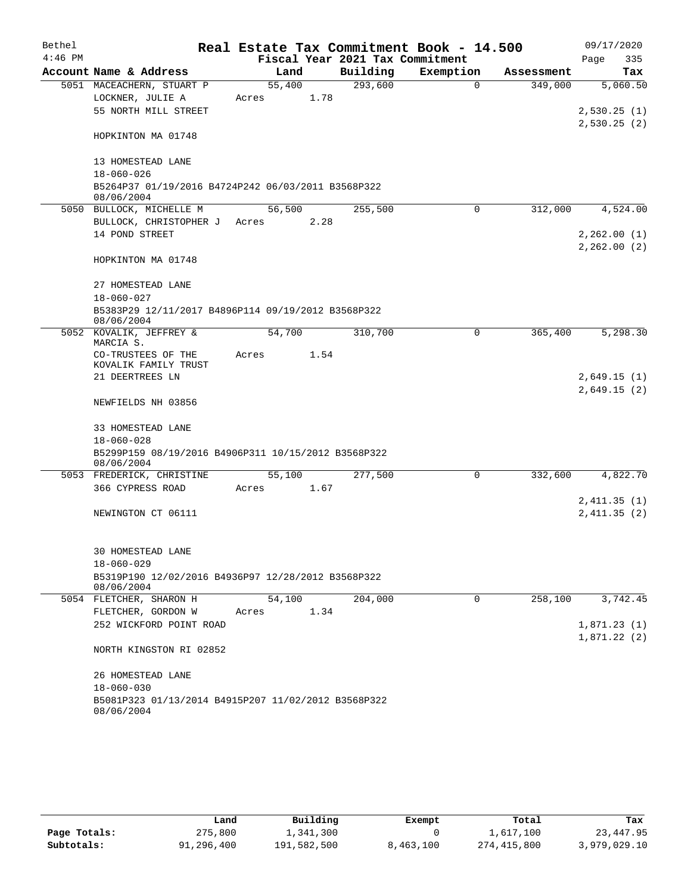Bethel 4:46 PM

# Real Estate Tax Commitment Book - 14.500

Fiscal Year 2021 Tax Commitment

09/17/2020 Page 335

| Account Name & Address | Land | Building | Exemption | Assessment | Tax |
|---|---|---|---|---|---|
| 5051 MACEACHERN, STUART P | 55,400 | 293,600 | 0 | 349,000 | 5,060.50 |
| LOCKNER, JULIE A | Acres 1.78 | | | | |
| 55 NORTH MILL STREET | | | | | 2,530.25 (1) |
| | | | | | 2,530.25 (2) |
| HOPKINTON MA 01748 | | | | | |
| 13 HOMESTEAD LANE | | | | | |
| 18-060-026 | | | | | |
| B5264P37 01/19/2016 B4724P242 06/03/2011 B3568P322 08/06/2004 | | | | | |
| 5050 BULLOCK, MICHELLE M | 56,500 | 255,500 | 0 | 312,000 | 4,524.00 |
| BULLOCK, CHRISTOPHER J | Acres 2.28 | | | | |
| 14 POND STREET | | | | | 2,262.00 (1) |
| | | | | | 2,262.00 (2) |
| HOPKINTON MA 01748 | | | | | |
| 27 HOMESTEAD LANE | | | | | |
| 18-060-027 | | | | | |
| B5383P29 12/11/2017 B4896P114 09/19/2012 B3568P322 08/06/2004 | | | | | |
| 5052 KOVALIK, JEFFREY & MARCIA S. | 54,700 | 310,700 | 0 | 365,400 | 5,298.30 |
| CO-TRUSTEES OF THE KOVALIK FAMILY TRUST | Acres 1.54 | | | | |
| 21 DEERTREES LN | | | | | 2,649.15 (1) |
| | | | | | 2,649.15 (2) |
| NEWFIELDS NH 03856 | | | | | |
| 33 HOMESTEAD LANE | | | | | |
| 18-060-028 | | | | | |
| B5299P159 08/19/2016 B4906P311 10/15/2012 B3568P322 08/06/2004 | | | | | |
| 5053 FREDERICK, CHRISTINE | 55,100 | 277,500 | 0 | 332,600 | 4,822.70 |
| 366 CYPRESS ROAD | Acres 1.67 | | | | |
| | | | | | 2,411.35 (1) |
| NEWINGTON CT 06111 | | | | | 2,411.35 (2) |
| 30 HOMESTEAD LANE | | | | | |
| 18-060-029 | | | | | |
| B5319P190 12/02/2016 B4936P97 12/28/2012 B3568P322 08/06/2004 | | | | | |
| 5054 FLETCHER, SHARON H | 54,100 | 204,000 | 0 | 258,100 | 3,742.45 |
| FLETCHER, GORDON W | Acres 1.34 | | | | |
| 252 WICKFORD POINT ROAD | | | | | 1,871.23 (1) |
| | | | | | 1,871.22 (2) |
| NORTH KINGSTON RI 02852 | | | | | |
| 26 HOMESTEAD LANE | | | | | |
| 18-060-030 | | | | | |
| B5081P323 01/13/2014 B4915P207 11/02/2012 B3568P322 08/06/2004 | | | | | |

| | Land | Building | Exempt | Total | Tax |
|---|---|---|---|---|---|
| Page Totals: | 275,800 | 1,341,300 | 0 | 1,617,100 | 23,447.95 |
| Subtotals: | 91,296,400 | 191,582,500 | 8,463,100 | 274,415,800 | 3,979,029.10 |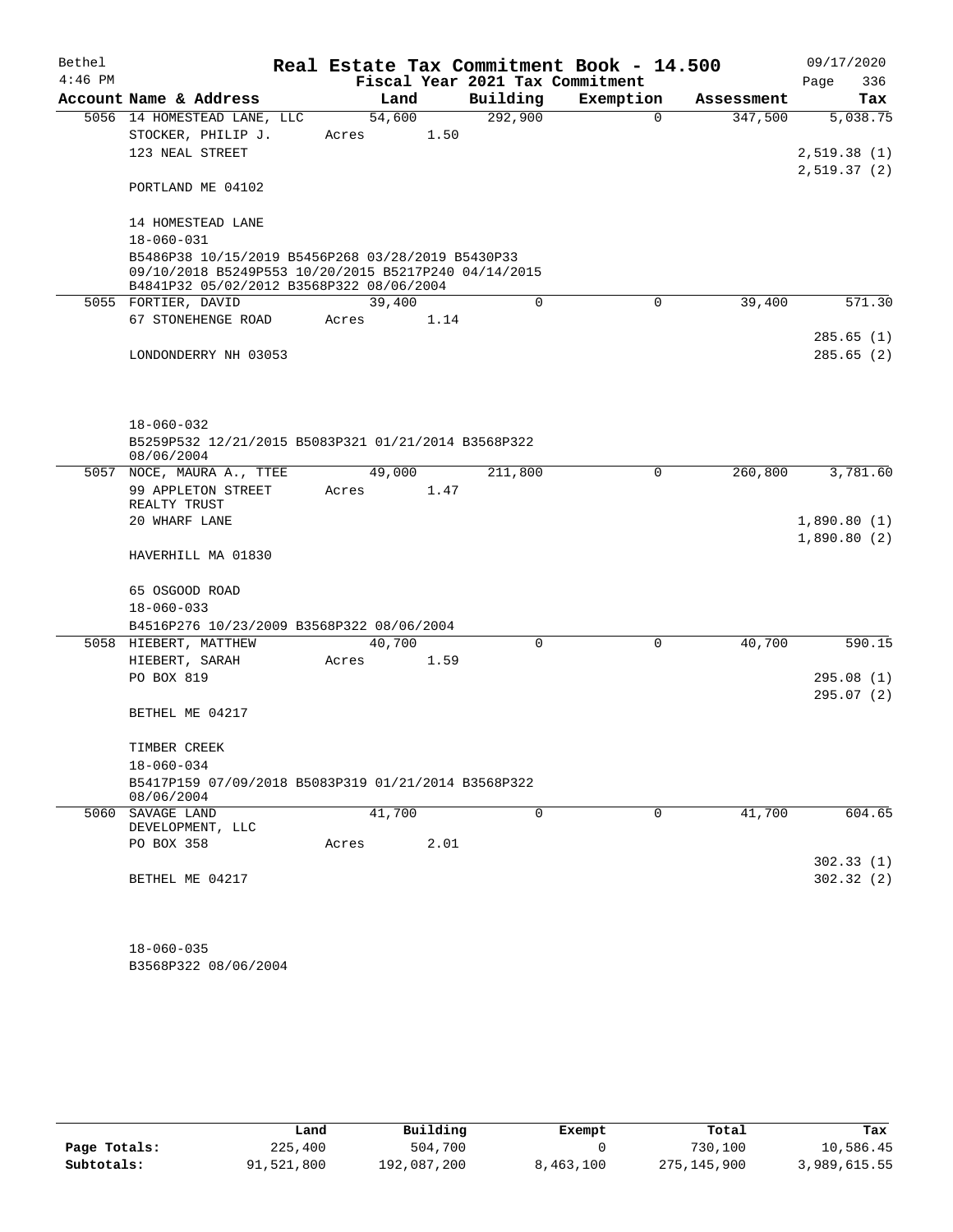# Real Estate Tax Commitment Book - 14.500

Bethel 4:46 PM — Fiscal Year 2021 Tax Commitment — 09/17/2020

| Account Name & Address | Land | Building | Exemption | Assessment | Tax |
|---|---|---|---|---|---|
| 5056 14 HOMESTEAD LANE, LLC | 54,600 | 292,900 | 0 | 347,500 | 5,038.75 |
| STOCKER, PHILIP J. | Acres 1.50 | | | | |
| 123 NEAL STREET | | | | | 2,519.38 (1) |
| | | | | | 2,519.37 (2) |
| PORTLAND ME 04102 | | | | | |
| 14 HOMESTEAD LANE | | | | | |
| 18-060-031 | | | | | |
| B5486P38 10/15/2019 B5456P268 03/28/2019 B5430P33 09/10/2018 B5249P553 10/20/2015 B5217P240 04/14/2015 B4841P32 05/02/2012 B3568P322 08/06/2004 | | | | | |
| 5055 FORTIER, DAVID | 39,400 | 0 | 0 | 39,400 | 571.30 |
| 67 STONEHENGE ROAD | Acres 1.14 | | | | |
| | | | | | 285.65 (1) |
| LONDONDERRY NH 03053 | | | | | 285.65 (2) |
| 18-060-032 | | | | | |
| B5259P532 12/21/2015 B5083P321 01/21/2014 B3568P322 08/06/2004 | | | | | |
| 5057 NOCE, MAURA A., TTEE | 49,000 | 211,800 | 0 | 260,800 | 3,781.60 |
| 99 APPLETON STREET REALTY TRUST | Acres 1.47 | | | | |
| 20 WHARF LANE | | | | | 1,890.80 (1) |
| | | | | | 1,890.80 (2) |
| HAVERHILL MA 01830 | | | | | |
| 65 OSGOOD ROAD | | | | | |
| 18-060-033 | | | | | |
| B4516P276 10/23/2009 B3568P322 08/06/2004 | | | | | |
| 5058 HIEBERT, MATTHEW | 40,700 | 0 | 0 | 40,700 | 590.15 |
| HIEBERT, SARAH | Acres 1.59 | | | | |
| PO BOX 819 | | | | | 295.08 (1) |
| | | | | | 295.07 (2) |
| BETHEL ME 04217 | | | | | |
| TIMBER CREEK | | | | | |
| 18-060-034 | | | | | |
| B5417P159 07/09/2018 B5083P319 01/21/2014 B3568P322 08/06/2004 | | | | | |
| 5060 SAVAGE LAND DEVELOPMENT, LLC | 41,700 | 0 | 0 | 41,700 | 604.65 |
| PO BOX 358 | Acres 2.01 | | | | |
| | | | | | 302.33 (1) |
| BETHEL ME 04217 | | | | | 302.32 (2) |
| 18-060-035 | | | | | |
| B3568P322 08/06/2004 | | | | | |

| | Land | Building | Exempt | Total | Tax |
|---|---|---|---|---|---|
| Page Totals: | 225,400 | 504,700 | 0 | 730,100 | 10,586.45 |
| Subtotals: | 91,521,800 | 192,087,200 | 8,463,100 | 275,145,900 | 3,989,615.55 |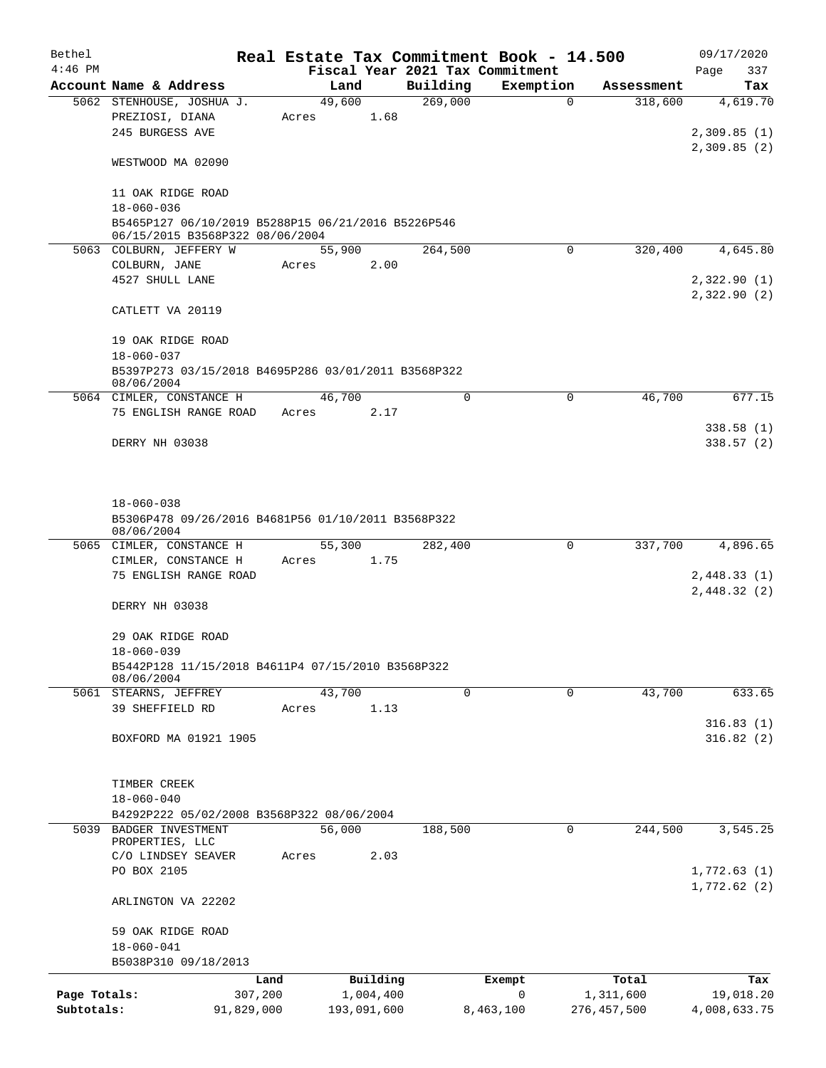Bethel 4:46 PM

# Real Estate Tax Commitment Book - 14.500

Fiscal Year 2021 Tax Commitment

09/17/2020 Page 337

| Account Name & Address | Land | Building | Exemption | Assessment | Tax |
|---|---|---|---|---|---|
| 5062 STENHOUSE, JOSHUA J. | 49,600 | 269,000 | 0 | 318,600 | 4,619.70 |
| PREZIOSI, DIANA | Acres 1.68 | | | | |
| 245 BURGESS AVE | | | | | 2,309.85 (1) |
| | | | | | 2,309.85 (2) |
| WESTWOOD MA 02090 | | | | | |
| 11 OAK RIDGE ROAD | | | | | |
| 18-060-036 | | | | | |
| B5465P127 06/10/2019 B5288P15 06/21/2016 B5226P546 06/15/2015 B3568P322 08/06/2004 | | | | | |
| 5063 COLBURN, JEFFERY W | 55,900 | 264,500 | 0 | 320,400 | 4,645.80 |
| COLBURN, JANE | Acres 2.00 | | | | |
| 4527 SHULL LANE | | | | | 2,322.90 (1) |
| | | | | | 2,322.90 (2) |
| CATLETT VA 20119 | | | | | |
| 19 OAK RIDGE ROAD | | | | | |
| 18-060-037 | | | | | |
| B5397P273 03/15/2018 B4695P286 03/01/2011 B3568P322 08/06/2004 | | | | | |
| 5064 CIMLER, CONSTANCE H | 46,700 | 0 | 0 | 46,700 | 677.15 |
| 75 ENGLISH RANGE ROAD | Acres 2.17 | | | | |
| | | | | | 338.58 (1) |
| DERRY NH 03038 | | | | | 338.57 (2) |
| 18-060-038 | | | | | |
| B5306P478 09/26/2016 B4681P56 01/10/2011 B3568P322 08/06/2004 | | | | | |
| 5065 CIMLER, CONSTANCE H | 55,300 | 282,400 | 0 | 337,700 | 4,896.65 |
| CIMLER, CONSTANCE H | Acres 1.75 | | | | |
| 75 ENGLISH RANGE ROAD | | | | | 2,448.33 (1) |
| | | | | | 2,448.32 (2) |
| DERRY NH 03038 | | | | | |
| 29 OAK RIDGE ROAD | | | | | |
| 18-060-039 | | | | | |
| B5442P128 11/15/2018 B4611P4 07/15/2010 B3568P322 08/06/2004 | | | | | |
| 5061 STEARNS, JEFFREY | 43,700 | 0 | 0 | 43,700 | 633.65 |
| 39 SHEFFIELD RD | Acres 1.13 | | | | |
| | | | | | 316.83 (1) |
| BOXFORD MA 01921 1905 | | | | | 316.82 (2) |
| TIMBER CREEK | | | | | |
| 18-060-040 | | | | | |
| B4292P222 05/02/2008 B3568P322 08/06/2004 | | | | | |
| 5039 BADGER INVESTMENT PROPERTIES, LLC | 56,000 | 188,500 | 0 | 244,500 | 3,545.25 |
| C/O LINDSEY SEAVER | Acres 2.03 | | | | |
| PO BOX 2105 | | | | | 1,772.63 (1) |
| | | | | | 1,772.62 (2) |
| ARLINGTON VA 22202 | | | | | |
| 59 OAK RIDGE ROAD | | | | | |
| 18-060-041 | | | | | |
| B5038P310 09/18/2013 | | | | | |

| | Land | Building | Exempt | Total | Tax |
|---|---|---|---|---|---|
| Page Totals: | 307,200 | 1,004,400 | 0 | 1,311,600 | 19,018.20 |
| Subtotals: | 91,829,000 | 193,091,600 | 8,463,100 | 276,457,500 | 4,008,633.75 |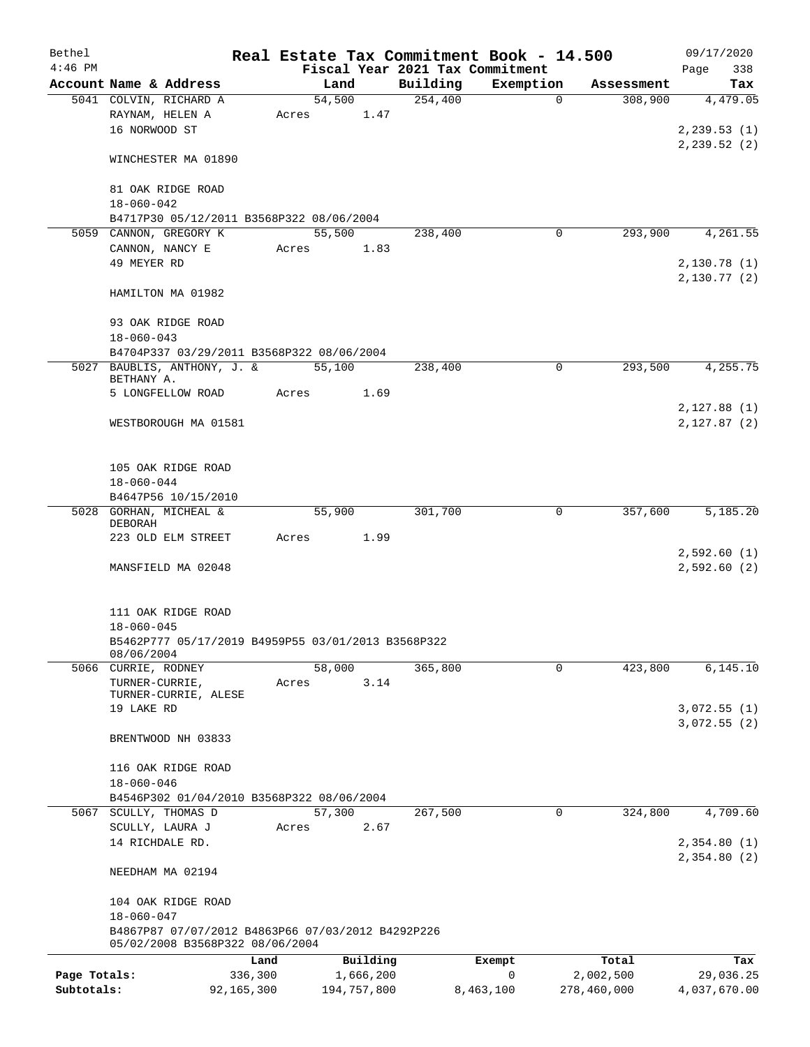Bethel 4:46 PM

# Real Estate Tax Commitment Book - 14.500

Fiscal Year 2021 Tax Commitment

09/17/2020

| Account Name & Address | Land | Building | Exemption | Assessment | Tax |
|---|---|---|---|---|---|
| 5041 COLVIN, RICHARD A<br>RAYNAM, HELEN A<br>16 NORWOOD ST<br><br>WINCHESTER MA 01890<br><br>81 OAK RIDGE ROAD<br>18-060-042<br>B4717P30 05/12/2011 B3568P322 08/06/2004 | 54,500<br>Acres 1.47 | 254,400 | 0 | 308,900 | 4,479.05<br><br>2,239.53 (1)<br>2,239.52 (2) |
| 5059 CANNON, GREGORY K<br>CANNON, NANCY E<br>49 MEYER RD<br><br>HAMILTON MA 01982<br><br>93 OAK RIDGE ROAD<br>18-060-043<br>B4704P337 03/29/2011 B3568P322 08/06/2004 | 55,500<br>Acres 1.83 | 238,400 | 0 | 293,900 | 4,261.55<br><br>2,130.78 (1)<br>2,130.77 (2) |
| 5027 BAUBLIS, ANTHONY, J. & BETHANY A.<br>5 LONGFELLOW ROAD<br><br>WESTBOROUGH MA 01581<br><br>105 OAK RIDGE ROAD<br>18-060-044<br>B4647P56 10/15/2010 | 55,100<br>Acres 1.69 | 238,400 | 0 | 293,500 | 4,255.75<br><br>2,127.88 (1)<br>2,127.87 (2) |
| 5028 GORHAN, MICHEAL & DEBORAH<br>223 OLD ELM STREET<br><br>MANSFIELD MA 02048<br><br>111 OAK RIDGE ROAD<br>18-060-045<br>B5462P777 05/17/2019 B4959P55 03/01/2013 B3568P322 08/06/2004 | 55,900<br>Acres 1.99 | 301,700 | 0 | 357,600 | 5,185.20<br><br>2,592.60 (1)<br>2,592.60 (2) |
| 5066 CURRIE, RODNEY<br>TURNER-CURRIE, TURNER-CURRIE, ALESE<br>19 LAKE RD<br><br>BRENTWOOD NH 03833<br><br>116 OAK RIDGE ROAD<br>18-060-046<br>B4546P302 01/04/2010 B3568P322 08/06/2004 | 58,000<br>Acres 3.14 | 365,800 | 0 | 423,800 | 6,145.10<br><br>3,072.55 (1)<br>3,072.55 (2) |
| 5067 SCULLY, THOMAS D<br>SCULLY, LAURA J<br>14 RICHDALE RD.<br><br>NEEDHAM MA 02194<br><br>104 OAK RIDGE ROAD<br>18-060-047<br>B4867P87 07/07/2012 B4863P66 07/03/2012 B4292P226 05/02/2008 B3568P322 08/06/2004 | 57,300<br>Acres 2.67 | 267,500 | 0 | 324,800 | 4,709.60<br><br>2,354.80 (1)<br>2,354.80 (2) |

| | Land | Building | Exempt | Total | Tax |
|---|---|---|---|---|---|
| Page Totals: | 336,300 | 1,666,200 | 0 | 2,002,500 | 29,036.25 |
| Subtotals: | 92,165,300 | 194,757,800 | 8,463,100 | 278,460,000 | 4,037,670.00 |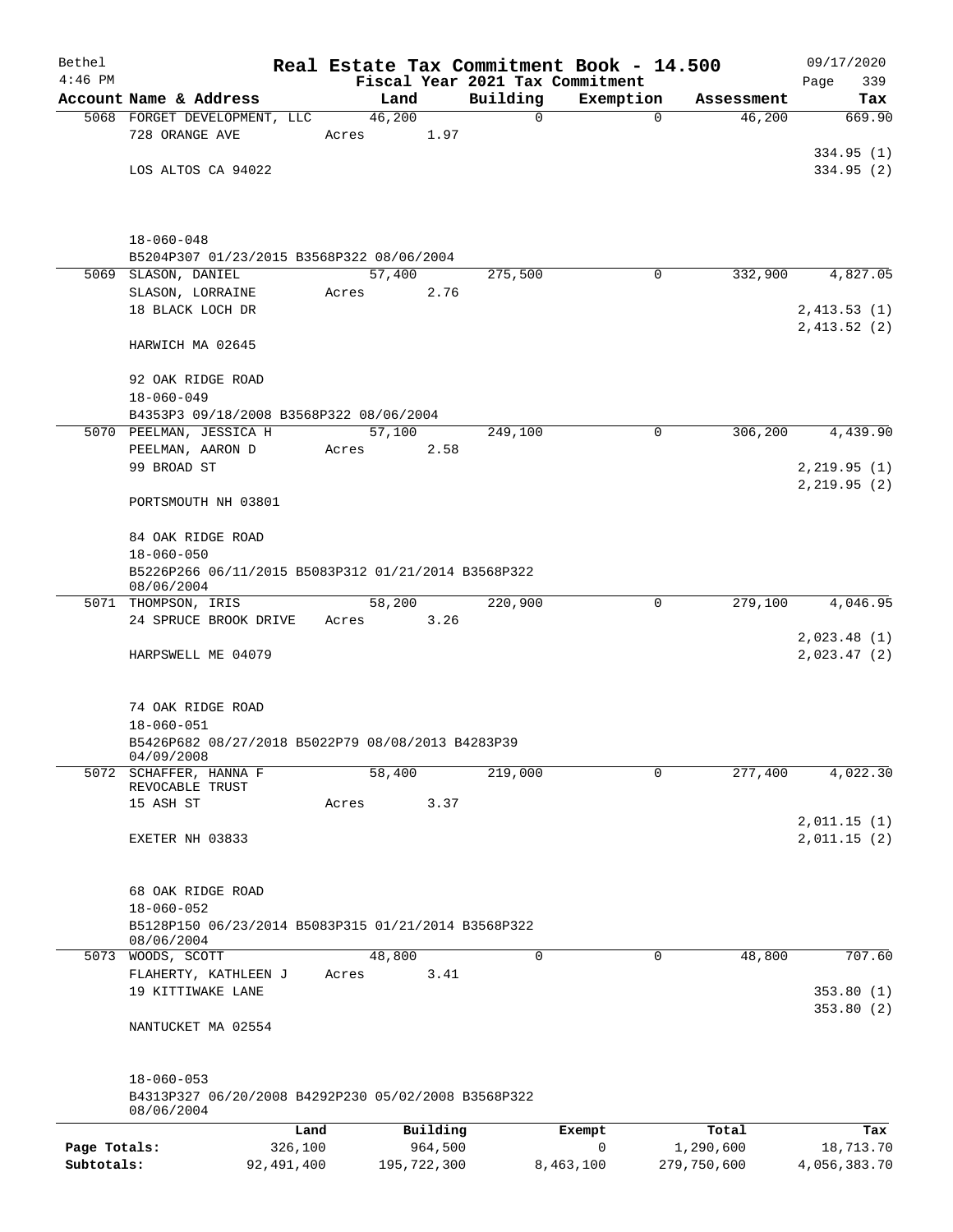Bethel 4:46 PM

# Real Estate Tax Commitment Book - 14.500

Fiscal Year 2021 Tax Commitment

09/17/2020

| Account Name & Address | Land | Building | Exemption | Assessment | Tax |
|---|---|---|---|---|---|
| 5068 FORGET DEVELOPMENT, LLC | 46,200 | 0 | 0 | 46,200 | 669.90 |
| 728 ORANGE AVE | Acres 1.97 | | | | |
| | | | | | 334.95 (1) |
| LOS ALTOS CA 94022 | | | | | 334.95 (2) |
| 18-060-048 | | | | | |
| B5204P307 01/23/2015 B3568P322 08/06/2004 | | | | | |
| 5069 SLASON, DANIEL | 57,400 | 275,500 | 0 | 332,900 | 4,827.05 |
| SLASON, LORRAINE | Acres 2.76 | | | | |
| 18 BLACK LOCH DR | | | | | 2,413.53 (1) |
| | | | | | 2,413.52 (2) |
| HARWICH MA 02645 | | | | | |
| 92 OAK RIDGE ROAD | | | | | |
| 18-060-049 | | | | | |
| B4353P3 09/18/2008 B3568P322 08/06/2004 | | | | | |
| 5070 PEELMAN, JESSICA H | 57,100 | 249,100 | 0 | 306,200 | 4,439.90 |
| PEELMAN, AARON D | Acres 2.58 | | | | |
| 99 BROAD ST | | | | | 2,219.95 (1) |
| | | | | | 2,219.95 (2) |
| PORTSMOUTH NH 03801 | | | | | |
| 84 OAK RIDGE ROAD | | | | | |
| 18-060-050 | | | | | |
| B5226P266 06/11/2015 B5083P312 01/21/2014 B3568P322 08/06/2004 | | | | | |
| 5071 THOMPSON, IRIS | 58,200 | 220,900 | 0 | 279,100 | 4,046.95 |
| 24 SPRUCE BROOK DRIVE | Acres 3.26 | | | | |
| | | | | | 2,023.48 (1) |
| HARPSWELL ME 04079 | | | | | 2,023.47 (2) |
| 74 OAK RIDGE ROAD | | | | | |
| 18-060-051 | | | | | |
| B5426P682 08/27/2018 B5022P79 08/08/2013 B4283P39 04/09/2008 | | | | | |
| 5072 SCHAFFER, HANNA F REVOCABLE TRUST | 58,400 | 219,000 | 0 | 277,400 | 4,022.30 |
| 15 ASH ST | Acres 3.37 | | | | |
| | | | | | 2,011.15 (1) |
| EXETER NH 03833 | | | | | 2,011.15 (2) |
| 68 OAK RIDGE ROAD | | | | | |
| 18-060-052 | | | | | |
| B5128P150 06/23/2014 B5083P315 01/21/2014 B3568P322 08/06/2004 | | | | | |
| 5073 WOODS, SCOTT | 48,800 | 0 | 0 | 48,800 | 707.60 |
| FLAHERTY, KATHLEEN J | Acres 3.41 | | | | |
| 19 KITTIWAKE LANE | | | | | 353.80 (1) |
| | | | | | 353.80 (2) |
| NANTUCKET MA 02554 | | | | | |
| 18-060-053 | | | | | |
| B4313P327 06/20/2008 B4292P230 05/02/2008 B3568P322 08/06/2004 | | | | | |

| | Land | Building | Exempt | Total | Tax |
|---|---|---|---|---|---|
| Page Totals: | 326,100 | 964,500 | 0 | 1,290,600 | 18,713.70 |
| Subtotals: | 92,491,400 | 195,722,300 | 8,463,100 | 279,750,600 | 4,056,383.70 |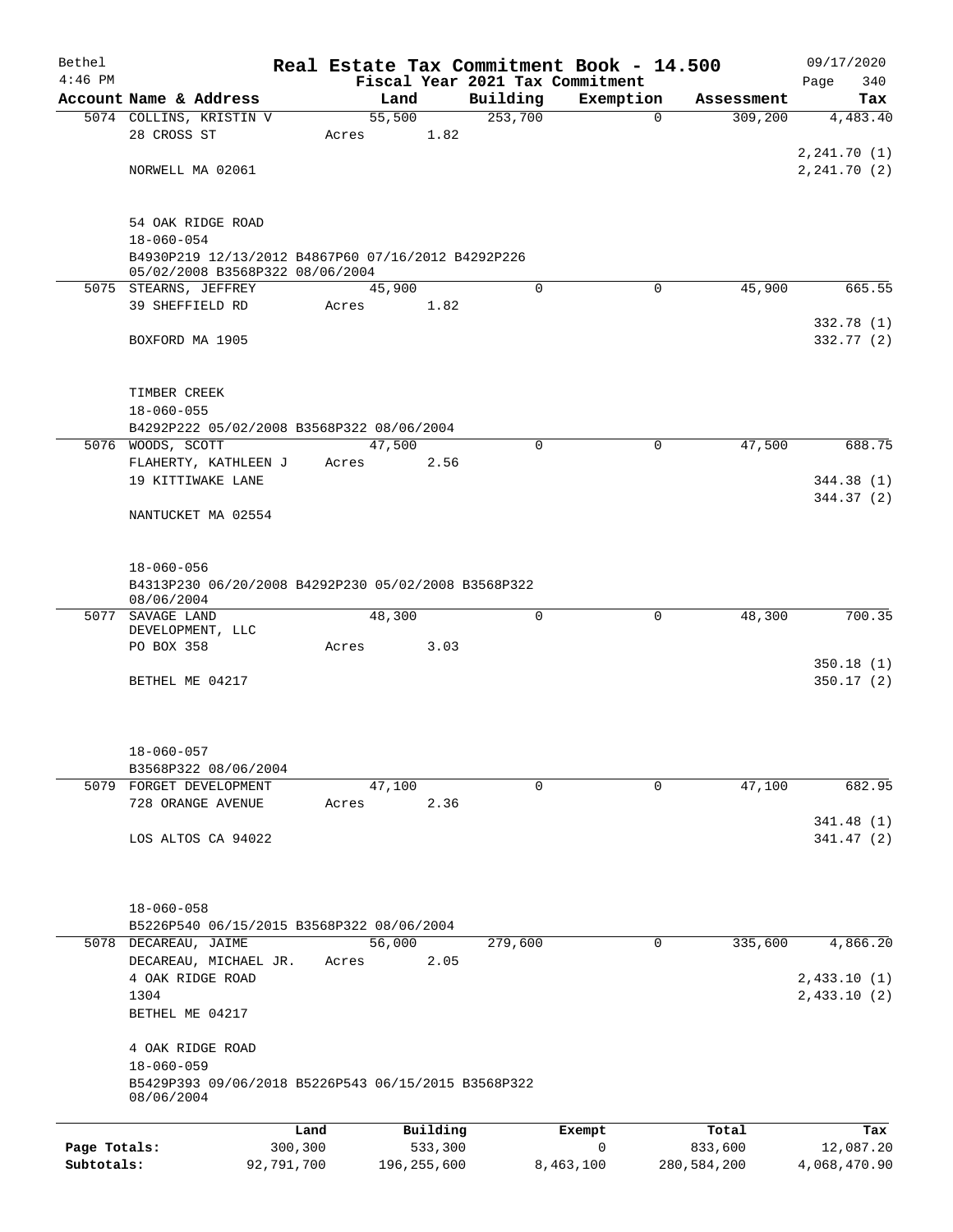Bethel 4:46 PM

# Real Estate Tax Commitment Book - 14.500

Fiscal Year 2021 Tax Commitment

09/17/2020

| Account Name & Address | Land | Building | Exemption | Assessment | Tax |
|---|---|---|---|---|---|
| 5074 COLLINS, KRISTIN V | 55,500 | 253,700 | 0 | 309,200 | 4,483.40 |
| 28 CROSS ST | Acres 1.82 | | | | |
| | | | | | 2,241.70 (1) |
| NORWELL MA 02061 | | | | | 2,241.70 (2) |
| 54 OAK RIDGE ROAD | | | | | |
| 18-060-054 | | | | | |
| B4930P219 12/13/2012 B4867P60 07/16/2012 B4292P226 05/02/2008 B3568P322 08/06/2004 | | | | | |
| 5075 STEARNS, JEFFREY | 45,900 | 0 | 0 | 45,900 | 665.55 |
| 39 SHEFFIELD RD | Acres 1.82 | | | | |
| | | | | | 332.78 (1) |
| BOXFORD MA 1905 | | | | | 332.77 (2) |
| TIMBER CREEK | | | | | |
| 18-060-055 | | | | | |
| B4292P222 05/02/2008 B3568P322 08/06/2004 | | | | | |
| 5076 WOODS, SCOTT | 47,500 | 0 | 0 | 47,500 | 688.75 |
| FLAHERTY, KATHLEEN J | Acres 2.56 | | | | |
| 19 KITTIWAKE LANE | | | | | 344.38 (1) |
| | | | | | 344.37 (2) |
| NANTUCKET MA 02554 | | | | | |
| 18-060-056 | | | | | |
| B4313P230 06/20/2008 B4292P230 05/02/2008 B3568P322 08/06/2004 | | | | | |
| 5077 SAVAGE LAND DEVELOPMENT, LLC | 48,300 | 0 | 0 | 48,300 | 700.35 |
| PO BOX 358 | Acres 3.03 | | | | |
| | | | | | 350.18 (1) |
| BETHEL ME 04217 | | | | | 350.17 (2) |
| 18-060-057 | | | | | |
| B3568P322 08/06/2004 | | | | | |
| 5079 FORGET DEVELOPMENT | 47,100 | 0 | 0 | 47,100 | 682.95 |
| 728 ORANGE AVENUE | Acres 2.36 | | | | |
| | | | | | 341.48 (1) |
| LOS ALTOS CA 94022 | | | | | 341.47 (2) |
| 18-060-058 | | | | | |
| B5226P540 06/15/2015 B3568P322 08/06/2004 | | | | | |
| 5078 DECAREAU, JAIME | 56,000 | 279,600 | 0 | 335,600 | 4,866.20 |
| DECAREAU, MICHAEL JR. | Acres 2.05 | | | | |
| 4 OAK RIDGE ROAD | | | | | 2,433.10 (1) |
| 1304 | | | | | 2,433.10 (2) |
| BETHEL ME 04217 | | | | | |
| 4 OAK RIDGE ROAD | | | | | |
| 18-060-059 | | | | | |
| B5429P393 09/06/2018 B5226P543 06/15/2015 B3568P322 08/06/2004 | | | | | |

| | Land | Building | Exempt | Total | Tax |
|---|---|---|---|---|---|
| Page Totals: | 300,300 | 533,300 | 0 | 833,600 | 12,087.20 |
| Subtotals: | 92,791,700 | 196,255,600 | 8,463,100 | 280,584,200 | 4,068,470.90 |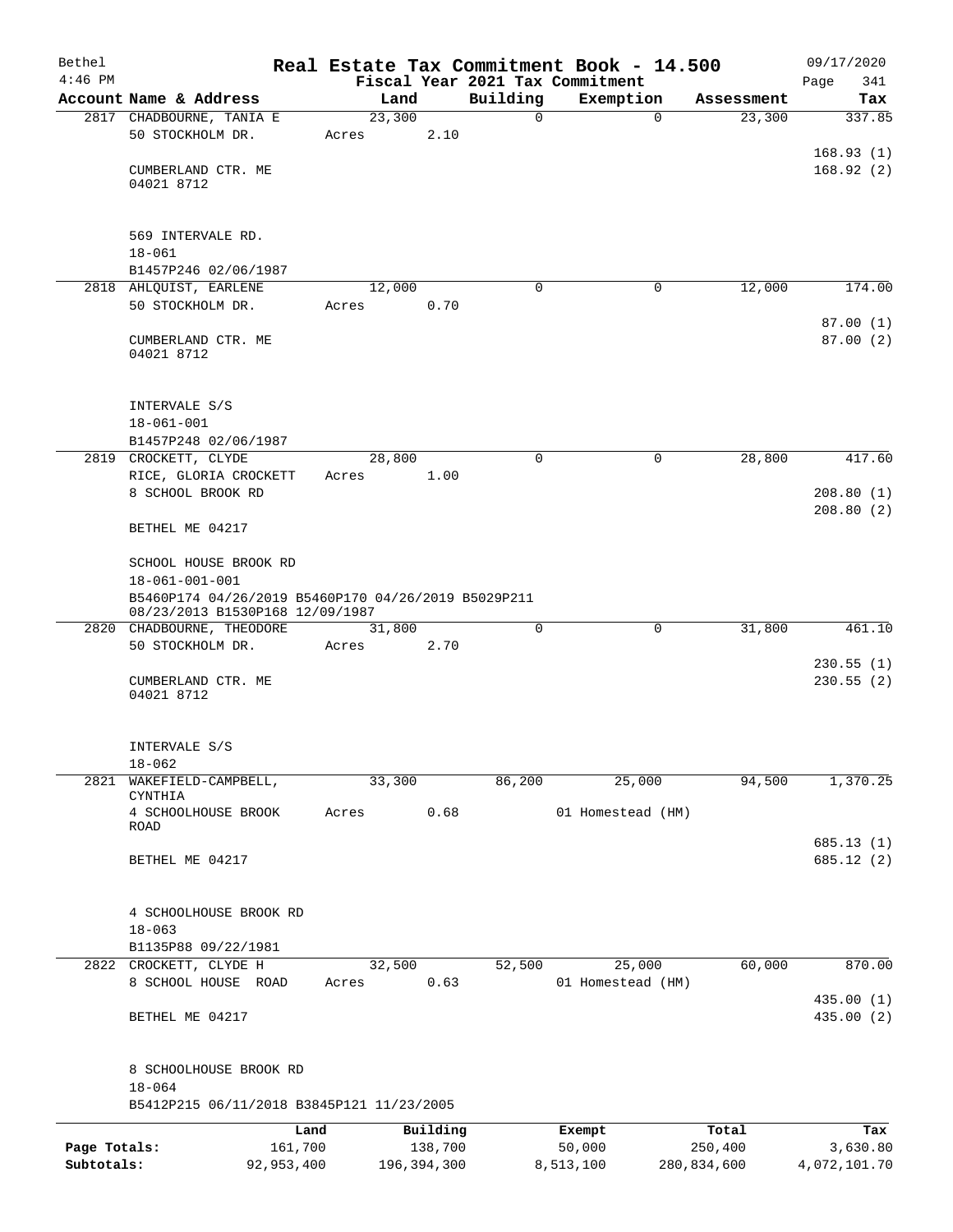Bethel 4:46 PM

# Real Estate Tax Commitment Book - 14.500

Fiscal Year 2021 Tax Commitment

09/17/2020

| Account Name & Address | Land | Building | Exemption | Assessment | Tax |
|---|---|---|---|---|---|
| 2817 CHADBOURNE, TANIA E | 23,300 | 0 | 0 | 23,300 | 337.85 |
| 50 STOCKHOLM DR. | Acres 2.10 | | | | |
| | | | | | 168.93 (1) |
| CUMBERLAND CTR. ME 04021 8712 | | | | | 168.92 (2) |
| 569 INTERVALE RD. | | | | | |
| 18-061 | | | | | |
| B1457P246 02/06/1987 | | | | | |
| 2818 AHLQUIST, EARLENE | 12,000 | 0 | 0 | 12,000 | 174.00 |
| 50 STOCKHOLM DR. | Acres 0.70 | | | | |
| | | | | | 87.00 (1) |
| CUMBERLAND CTR. ME 04021 8712 | | | | | 87.00 (2) |
| INTERVALE S/S | | | | | |
| 18-061-001 | | | | | |
| B1457P248 02/06/1987 | | | | | |
| 2819 CROCKETT, CLYDE | 28,800 | 0 | 0 | 28,800 | 417.60 |
| RICE, GLORIA CROCKETT | Acres 1.00 | | | | |
| 8 SCHOOL BROOK RD | | | | | 208.80 (1) |
| | | | | | 208.80 (2) |
| BETHEL ME 04217 | | | | | |
| SCHOOL HOUSE BROOK RD | | | | | |
| 18-061-001-001 | | | | | |
| B5460P174 04/26/2019 B5460P170 04/26/2019 B5029P211 08/23/2013 B1530P168 12/09/1987 | | | | | |
| 2820 CHADBOURNE, THEODORE | 31,800 | 0 | 0 | 31,800 | 461.10 |
| 50 STOCKHOLM DR. | Acres 2.70 | | | | |
| | | | | | 230.55 (1) |
| CUMBERLAND CTR. ME 04021 8712 | | | | | 230.55 (2) |
| INTERVALE S/S | | | | | |
| 18-062 | | | | | |
| 2821 WAKEFIELD-CAMPBELL, CYNTHIA | 33,300 | 86,200 | 25,000 | 94,500 | 1,370.25 |
| 4 SCHOOLHOUSE BROOK ROAD | Acres 0.68 | | 01 Homestead (HM) | | |
| | | | | | 685.13 (1) |
| BETHEL ME 04217 | | | | | 685.12 (2) |
| 4 SCHOOLHOUSE BROOK RD | | | | | |
| 18-063 | | | | | |
| B1135P88 09/22/1981 | | | | | |
| 2822 CROCKETT, CLYDE H | 32,500 | 52,500 | 25,000 | 60,000 | 870.00 |
| 8 SCHOOL HOUSE ROAD | Acres 0.63 | | 01 Homestead (HM) | | |
| | | | | | 435.00 (1) |
| BETHEL ME 04217 | | | | | 435.00 (2) |
| 8 SCHOOLHOUSE BROOK RD | | | | | |
| 18-064 | | | | | |
| B5412P215 06/11/2018 B3845P121 11/23/2005 | | | | | |

| | Land | Building | Exempt | Total | Tax |
|---|---|---|---|---|---|
| Page Totals: | 161,700 | 138,700 | 50,000 | 250,400 | 3,630.80 |
| Subtotals: | 92,953,400 | 196,394,300 | 8,513,100 | 280,834,600 | 4,072,101.70 |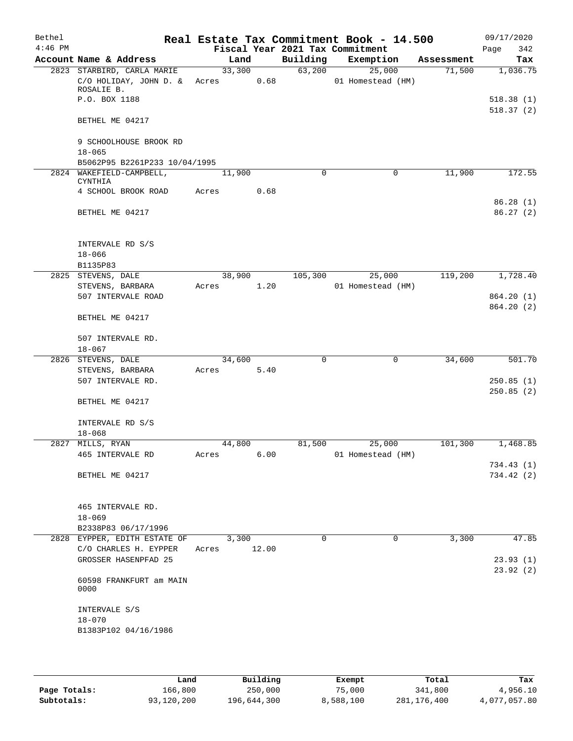# Real Estate Tax Commitment Book - 14.500

Bethel 4:46 PM — 09/17/2020

Fiscal Year 2021 Tax Commitment

| Account Name & Address | Land | Building | Exemption | Assessment | Tax |
|---|---|---|---|---|---|
| 2823 STARBIRD, CARLA MARIE | 33,300 | 63,200 | 25,000 | 71,500 | 1,036.75 |
| C/O HOLIDAY, JOHN D. & ROSALIE B. | Acres 0.68 | | 01 Homestead (HM) | | |
| P.O. BOX 1188 | | | | | 518.38 (1) |
| | | | | | 518.37 (2) |
| BETHEL ME 04217 | | | | | |
| 9 SCHOOLHOUSE BROOK RD | | | | | |
| 18-065 | | | | | |
| B5062P95 B2261P233 10/04/1995 | | | | | |
| 2824 WAKEFIELD-CAMPBELL, CYNTHIA | 11,900 | 0 | 0 | 11,900 | 172.55 |
| 4 SCHOOL BROOK ROAD | Acres 0.68 | | | | |
| | | | | | 86.28 (1) |
| BETHEL ME 04217 | | | | | 86.27 (2) |
| INTERVALE RD S/S | | | | | |
| 18-066 | | | | | |
| B1135P83 | | | | | |
| 2825 STEVENS, DALE | 38,900 | 105,300 | 25,000 | 119,200 | 1,728.40 |
| STEVENS, BARBARA | Acres 1.20 | | 01 Homestead (HM) | | |
| 507 INTERVALE ROAD | | | | | 864.20 (1) |
| | | | | | 864.20 (2) |
| BETHEL ME 04217 | | | | | |
| 507 INTERVALE RD. | | | | | |
| 18-067 | | | | | |
| 2826 STEVENS, DALE | 34,600 | 0 | 0 | 34,600 | 501.70 |
| STEVENS, BARBARA | Acres 5.40 | | | | |
| 507 INTERVALE RD. | | | | | 250.85 (1) |
| | | | | | 250.85 (2) |
| BETHEL ME 04217 | | | | | |
| INTERVALE RD S/S | | | | | |
| 18-068 | | | | | |
| 2827 MILLS, RYAN | 44,800 | 81,500 | 25,000 | 101,300 | 1,468.85 |
| 465 INTERVALE RD | Acres 6.00 | | 01 Homestead (HM) | | |
| | | | | | 734.43 (1) |
| BETHEL ME 04217 | | | | | 734.42 (2) |
| 465 INTERVALE RD. | | | | | |
| 18-069 | | | | | |
| B2338P83 06/17/1996 | | | | | |
| 2828 EYPPER, EDITH ESTATE OF | 3,300 | 0 | 0 | 3,300 | 47.85 |
| C/O CHARLES H. EYPPER | Acres 12.00 | | | | |
| GROSSER HASENPFAD 25 | | | | | 23.93 (1) |
| | | | | | 23.92 (2) |
| 60598 FRANKFURT am MAIN 0000 | | | | | |
| INTERVALE S/S | | | | | |
| 18-070 | | | | | |
| B1383P102 04/16/1986 | | | | | |

| | Land | Building | Exempt | Total | Tax |
|---|---|---|---|---|---|
| Page Totals: | 166,800 | 250,000 | 75,000 | 341,800 | 4,956.10 |
| Subtotals: | 93,120,200 | 196,644,300 | 8,588,100 | 281,176,400 | 4,077,057.80 |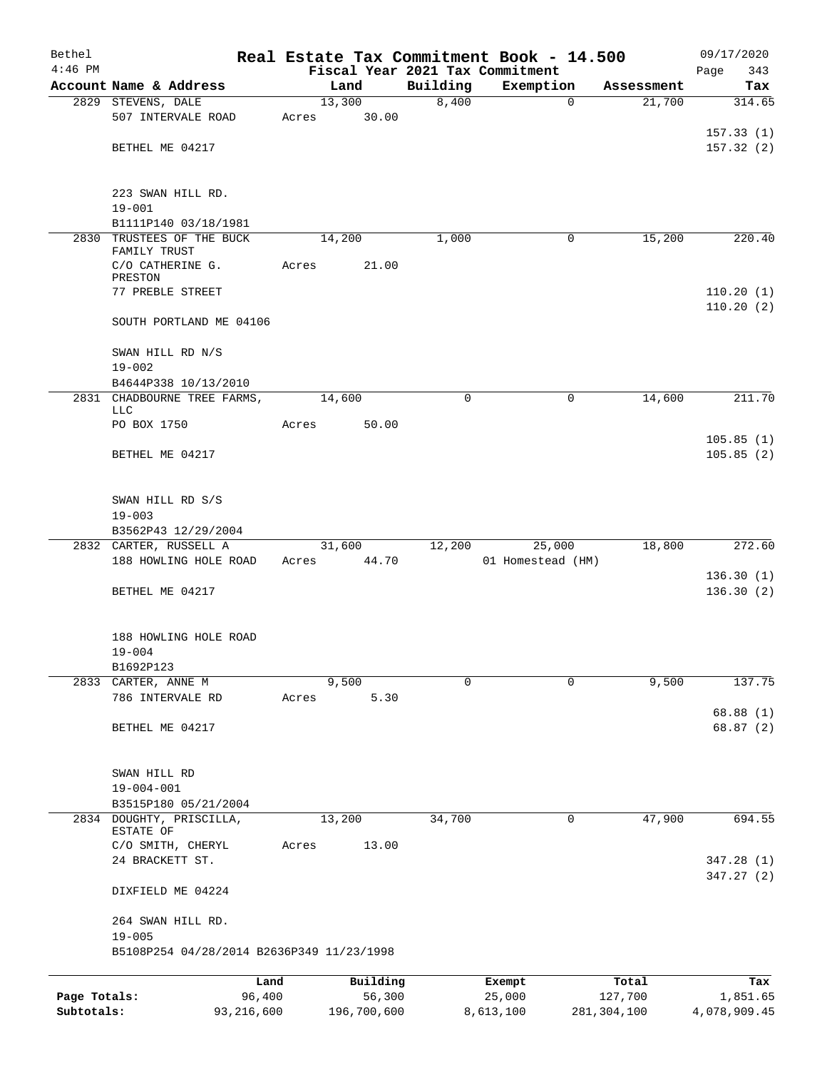Bethel 4:46 PM

**Real Estate Tax Commitment Book - 14.500**
**Fiscal Year 2021 Tax Commitment**

09/17/2020 Page 343

| Account | Name & Address | Land | Building | Exemption | Assessment | Tax |
|---|---|---|---|---|---|---|
| 2829 | STEVENS, DALE<br>507 INTERVALE ROAD<br>BETHEL ME 04217<br><br>223 SWAN HILL RD.<br>19-001<br>B1111P140 03/18/1981 | 13,300<br>Acres 30.00 | 8,400 | 0 | 21,700 | 314.65<br>157.33 (1)<br>157.32 (2) |
| 2830 | TRUSTEES OF THE BUCK FAMILY TRUST<br>C/O CATHERINE G. PRESTON<br>77 PREBLE STREET<br>SOUTH PORTLAND ME 04106<br><br>SWAN HILL RD N/S<br>19-002<br>B4644P338 10/13/2010 | 14,200<br>Acres 21.00 | 1,000 | 0 | 15,200 | 220.40<br>110.20 (1)<br>110.20 (2) |
| 2831 | CHADBOURNE TREE FARMS, LLC<br>PO BOX 1750<br>BETHEL ME 04217<br><br>SWAN HILL RD S/S<br>19-003<br>B3562P43 12/29/2004 | 14,600<br>Acres 50.00 | 0 | 0 | 14,600 | 211.70<br>105.85 (1)<br>105.85 (2) |
| 2832 | CARTER, RUSSELL A<br>188 HOWLING HOLE ROAD<br>BETHEL ME 04217<br><br>188 HOWLING HOLE ROAD<br>19-004<br>B1692P123 | 31,600<br>Acres 44.70 | 12,200 | 25,000<br>01 Homestead (HM) | 18,800 | 272.60<br>136.30 (1)<br>136.30 (2) |
| 2833 | CARTER, ANNE M<br>786 INTERVALE RD<br>BETHEL ME 04217<br><br>SWAN HILL RD<br>19-004-001<br>B3515P180 05/21/2004 | 9,500<br>Acres 5.30 | 0 | 0 | 9,500 | 137.75<br>68.88 (1)<br>68.87 (2) |
| 2834 | DOUGHTY, PRISCILLA, ESTATE OF<br>C/O SMITH, CHERYL<br>24 BRACKETT ST.<br>DIXFIELD ME 04224<br><br>264 SWAN HILL RD.<br>19-005<br>B5108P254 04/28/2014 B2636P349 11/23/1998 | 13,200<br>Acres 13.00 | 34,700 | 0 | 47,900 | 694.55<br>347.28 (1)<br>347.27 (2) |

| | Land | Building | Exempt | Total | Tax |
|---|---|---|---|---|---|
| Page Totals: | 96,400 | 56,300 | 25,000 | 127,700 | 1,851.65 |
| Subtotals: | 93,216,600 | 196,700,600 | 8,613,100 | 281,304,100 | 4,078,909.45 |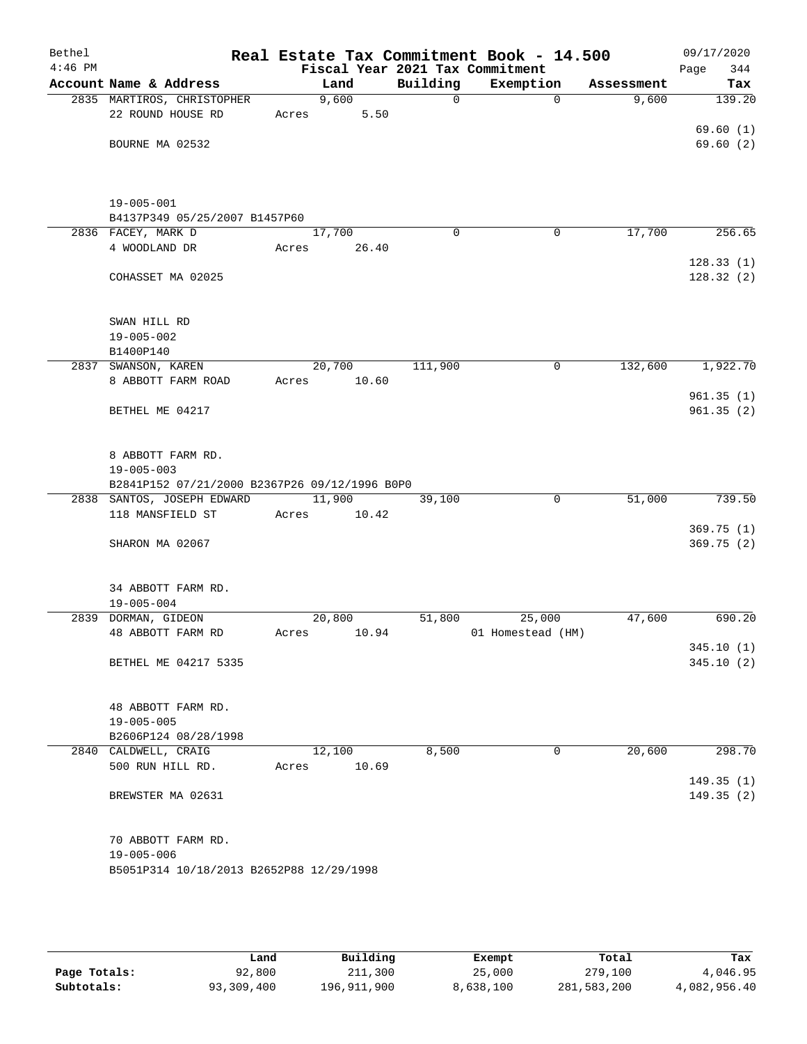Bethel 4:46 PM

# Real Estate Tax Commitment Book - 14.500

Fiscal Year 2021 Tax Commitment

09/17/2020 Page 344

| Account Name & Address | Land | Building | Exemption | Assessment | Tax |
|---|---|---|---|---|---|
| 2835 MARTIROS, CHRISTOPHER | 9,600 | 0 | 0 | 9,600 | 139.20 |
| 22 ROUND HOUSE RD | Acres 5.50 | | | | |
| | | | | | 69.60 (1) |
| BOURNE MA 02532 | | | | | 69.60 (2) |
| 19-005-001 | | | | | |
| B4137P349 05/25/2007 B1457P60 | | | | | |
| 2836 FACEY, MARK D | 17,700 | 0 | 0 | 17,700 | 256.65 |
| 4 WOODLAND DR | Acres 26.40 | | | | |
| | | | | | 128.33 (1) |
| COHASSET MA 02025 | | | | | 128.32 (2) |
| SWAN HILL RD | | | | | |
| 19-005-002 | | | | | |
| B1400P140 | | | | | |
| 2837 SWANSON, KAREN | 20,700 | 111,900 | 0 | 132,600 | 1,922.70 |
| 8 ABBOTT FARM ROAD | Acres 10.60 | | | | |
| | | | | | 961.35 (1) |
| BETHEL ME 04217 | | | | | 961.35 (2) |
| 8 ABBOTT FARM RD. | | | | | |
| 19-005-003 | | | | | |
| B2841P152 07/21/2000 B2367P26 09/12/1996 B0P0 | | | | | |
| 2838 SANTOS, JOSEPH EDWARD | 11,900 | 39,100 | 0 | 51,000 | 739.50 |
| 118 MANSFIELD ST | Acres 10.42 | | | | |
| | | | | | 369.75 (1) |
| SHARON MA 02067 | | | | | 369.75 (2) |
| 34 ABBOTT FARM RD. | | | | | |
| 19-005-004 | | | | | |
| 2839 DORMAN, GIDEON | 20,800 | 51,800 | 25,000 | 47,600 | 690.20 |
| 48 ABBOTT FARM RD | Acres 10.94 | | 01 Homestead (HM) | | |
| | | | | | 345.10 (1) |
| BETHEL ME 04217 5335 | | | | | 345.10 (2) |
| 48 ABBOTT FARM RD. | | | | | |
| 19-005-005 | | | | | |
| B2606P124 08/28/1998 | | | | | |
| 2840 CALDWELL, CRAIG | 12,100 | 8,500 | 0 | 20,600 | 298.70 |
| 500 RUN HILL RD. | Acres 10.69 | | | | |
| | | | | | 149.35 (1) |
| BREWSTER MA 02631 | | | | | 149.35 (2) |
| 70 ABBOTT FARM RD. | | | | | |
| 19-005-006 | | | | | |
| B5051P314 10/18/2013 B2652P88 12/29/1998 | | | | | |

| | Land | Building | Exempt | Total | Tax |
|---|---|---|---|---|---|
| Page Totals: | 92,800 | 211,300 | 25,000 | 279,100 | 4,046.95 |
| Subtotals: | 93,309,400 | 196,911,900 | 8,638,100 | 281,583,200 | 4,082,956.40 |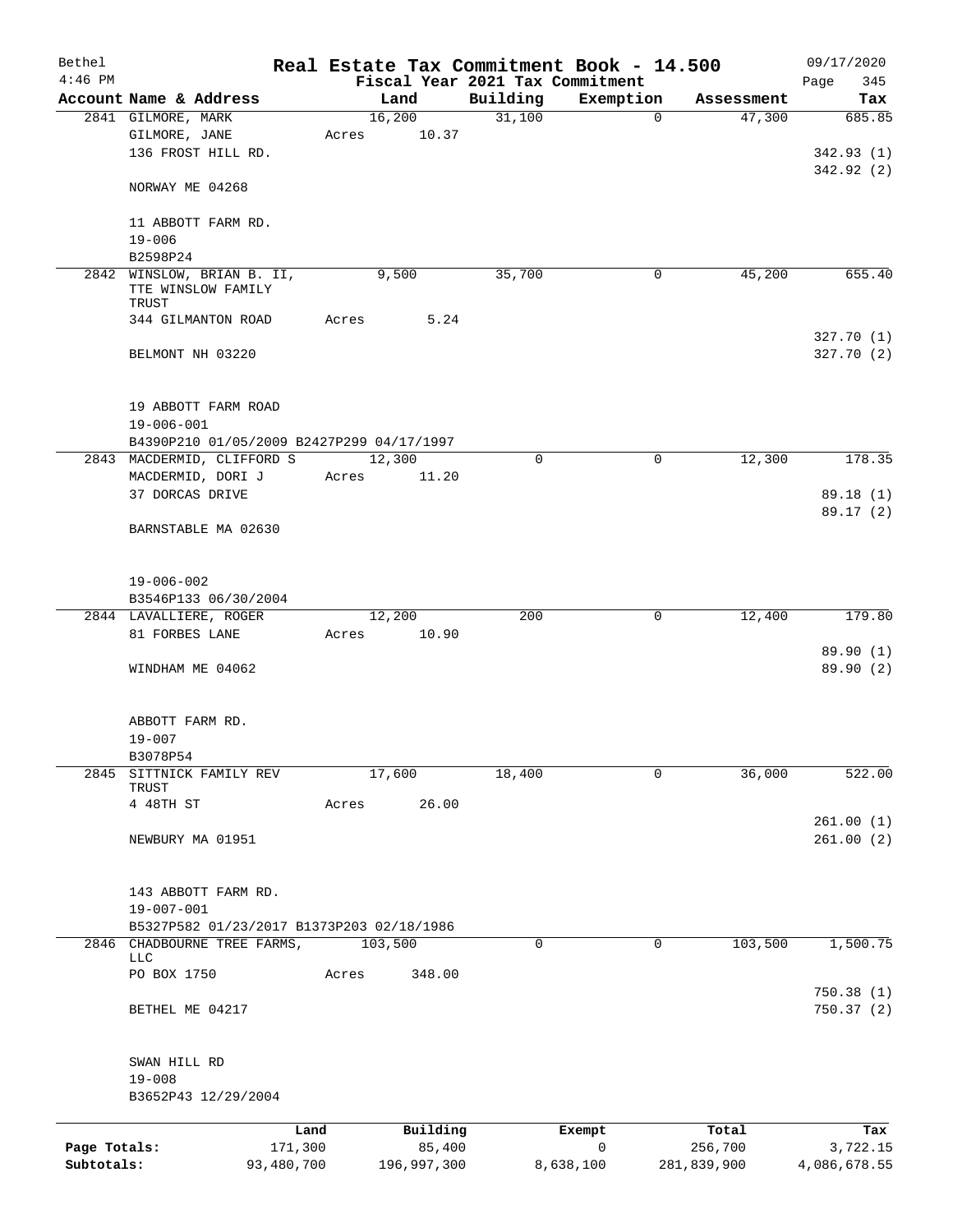Bethel 4:46 PM

# Real Estate Tax Commitment Book - 14.500

Fiscal Year 2021 Tax Commitment

09/17/2020 Page 345

| Account Name & Address | Land | Building | Exemption | Assessment | Tax |
|---|---|---|---|---|---|
| 2841 GILMORE, MARK<br>GILMORE, JANE<br>136 FROST HILL RD.<br><br>NORWAY ME 04268<br><br>11 ABBOTT FARM RD.<br>19-006<br>B2598P24 | 16,200<br>Acres 10.37 | 31,100 | 0 | 47,300 | 685.85<br><br>342.93 (1)<br>342.92 (2) |
| 2842 WINSLOW, BRIAN B. II, TTE WINSLOW FAMILY TRUST<br>344 GILMANTON ROAD<br><br>BELMONT NH 03220<br><br>19 ABBOTT FARM ROAD<br>19-006-001<br>B4390P210 01/05/2009 B2427P299 04/17/1997 | 9,500<br>Acres 5.24 | 35,700 | 0 | 45,200 | 655.40<br><br>327.70 (1)<br>327.70 (2) |
| 2843 MACDERMID, CLIFFORD S<br>MACDERMID, DORI J<br>37 DORCAS DRIVE<br><br>BARNSTABLE MA 02630<br><br>19-006-002<br>B3546P133 06/30/2004 | 12,300<br>Acres 11.20 | 0 | 0 | 12,300 | 178.35<br><br>89.18 (1)<br>89.17 (2) |
| 2844 LAVALLIERE, ROGER<br>81 FORBES LANE<br><br>WINDHAM ME 04062<br><br>ABBOTT FARM RD.<br>19-007<br>B3078P54 | 12,200<br>Acres 10.90 | 200 | 0 | 12,400 | 179.80<br><br>89.90 (1)<br>89.90 (2) |
| 2845 SITTNICK FAMILY REV TRUST<br>4 48TH ST<br><br>NEWBURY MA 01951<br><br>143 ABBOTT FARM RD.<br>19-007-001<br>B5327P582 01/23/2017 B1373P203 02/18/1986 | 17,600<br>Acres 26.00 | 18,400 | 0 | 36,000 | 522.00<br><br>261.00 (1)<br>261.00 (2) |
| 2846 CHADBOURNE TREE FARMS, LLC<br>PO BOX 1750<br><br>BETHEL ME 04217<br><br>SWAN HILL RD<br>19-008<br>B3652P43 12/29/2004 | 103,500<br>Acres 348.00 | 0 | 0 | 103,500 | 1,500.75<br><br>750.38 (1)<br>750.37 (2) |

| | Land | Building | Exempt | Total | Tax |
|---|---|---|---|---|---|
| Page Totals: | 171,300 | 85,400 | 0 | 256,700 | 3,722.15 |
| Subtotals: | 93,480,700 | 196,997,300 | 8,638,100 | 281,839,900 | 4,086,678.55 |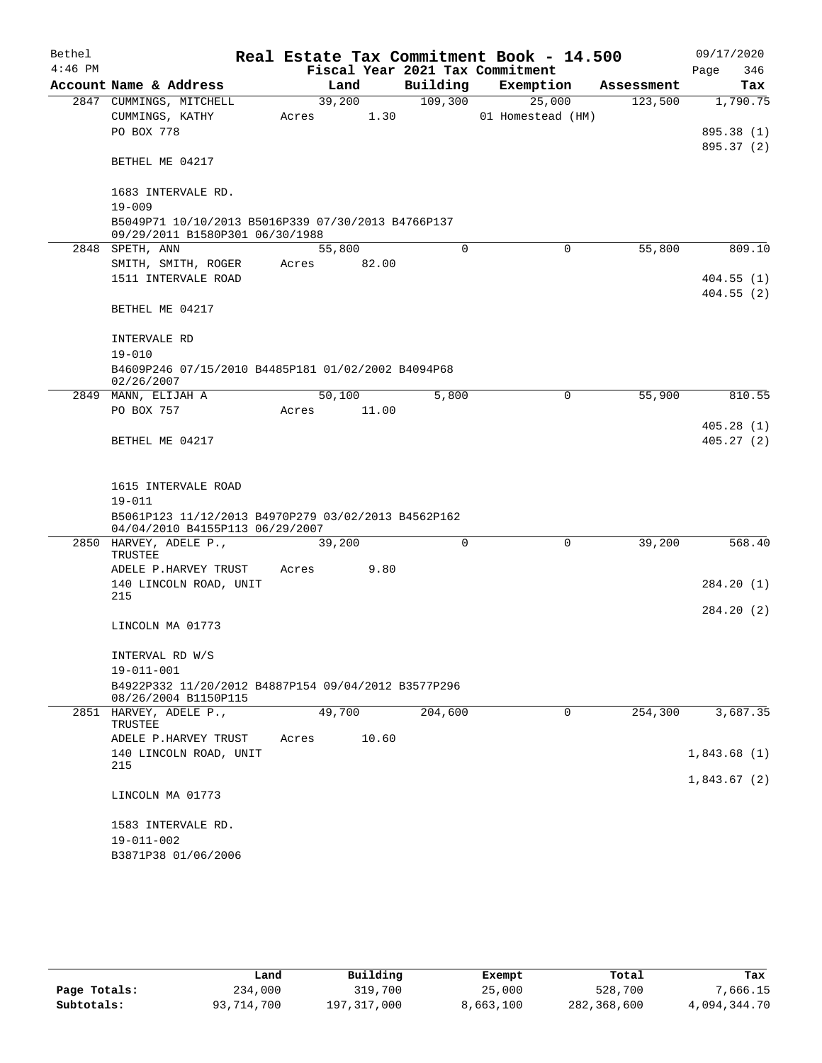# Real Estate Tax Commitment Book - 14.500

Bethel 4:46 PM — 09/17/2020

Fiscal Year 2021 Tax Commitment

| Account Name & Address | Land | Building | Exemption | Assessment | Tax |
|---|---|---|---|---|---|
| 2847 CUMMINGS, MITCHELL | 39,200 | 109,300 | 25,000 | 123,500 | 1,790.75 |
| CUMMINGS, KATHY | Acres 1.30 | | 01 Homestead (HM) | | |
| PO BOX 778 | | | | | 895.38 (1) |
| | | | | | 895.37 (2) |
| BETHEL ME 04217 | | | | | |
| 1683 INTERVALE RD. | | | | | |
| 19-009 | | | | | |
| B5049P71 10/10/2013 B5016P339 07/30/2013 B4766P137 09/29/2011 B1580P301 06/30/1988 | | | | | |
| 2848 SPETH, ANN | 55,800 | 0 | 0 | 55,800 | 809.10 |
| SMITH, SMITH, ROGER | Acres 82.00 | | | | |
| 1511 INTERVALE ROAD | | | | | 404.55 (1) |
| | | | | | 404.55 (2) |
| BETHEL ME 04217 | | | | | |
| INTERVALE RD | | | | | |
| 19-010 | | | | | |
| B4609P246 07/15/2010 B4485P181 01/02/2002 B4094P68 02/26/2007 | | | | | |
| 2849 MANN, ELIJAH A | 50,100 | 5,800 | 0 | 55,900 | 810.55 |
| PO BOX 757 | Acres 11.00 | | | | |
| | | | | | 405.28 (1) |
| BETHEL ME 04217 | | | | | 405.27 (2) |
| 1615 INTERVALE ROAD | | | | | |
| 19-011 | | | | | |
| B5061P123 11/12/2013 B4970P279 03/02/2013 B4562P162 04/04/2010 B4155P113 06/29/2007 | | | | | |
| 2850 HARVEY, ADELE P., TRUSTEE | 39,200 | 0 | 0 | 39,200 | 568.40 |
| ADELE P.HARVEY TRUST | Acres 9.80 | | | | |
| 140 LINCOLN ROAD, UNIT 215 | | | | | 284.20 (1) |
| | | | | | 284.20 (2) |
| LINCOLN MA 01773 | | | | | |
| INTERVAL RD W/S | | | | | |
| 19-011-001 | | | | | |
| B4922P332 11/20/2012 B4887P154 09/04/2012 B3577P296 08/26/2004 B1150P115 | | | | | |
| 2851 HARVEY, ADELE P., TRUSTEE | 49,700 | 204,600 | 0 | 254,300 | 3,687.35 |
| ADELE P.HARVEY TRUST | Acres 10.60 | | | | |
| 140 LINCOLN ROAD, UNIT 215 | | | | | 1,843.68 (1) |
| | | | | | 1,843.67 (2) |
| LINCOLN MA 01773 | | | | | |
| 1583 INTERVALE RD. | | | | | |
| 19-011-002 | | | | | |
| B3871P38 01/06/2006 | | | | | |

| | Land | Building | Exempt | Total | Tax |
|---|---|---|---|---|---|
| Page Totals: | 234,000 | 319,700 | 25,000 | 528,700 | 7,666.15 |
| Subtotals: | 93,714,700 | 197,317,000 | 8,663,100 | 282,368,600 | 4,094,344.70 |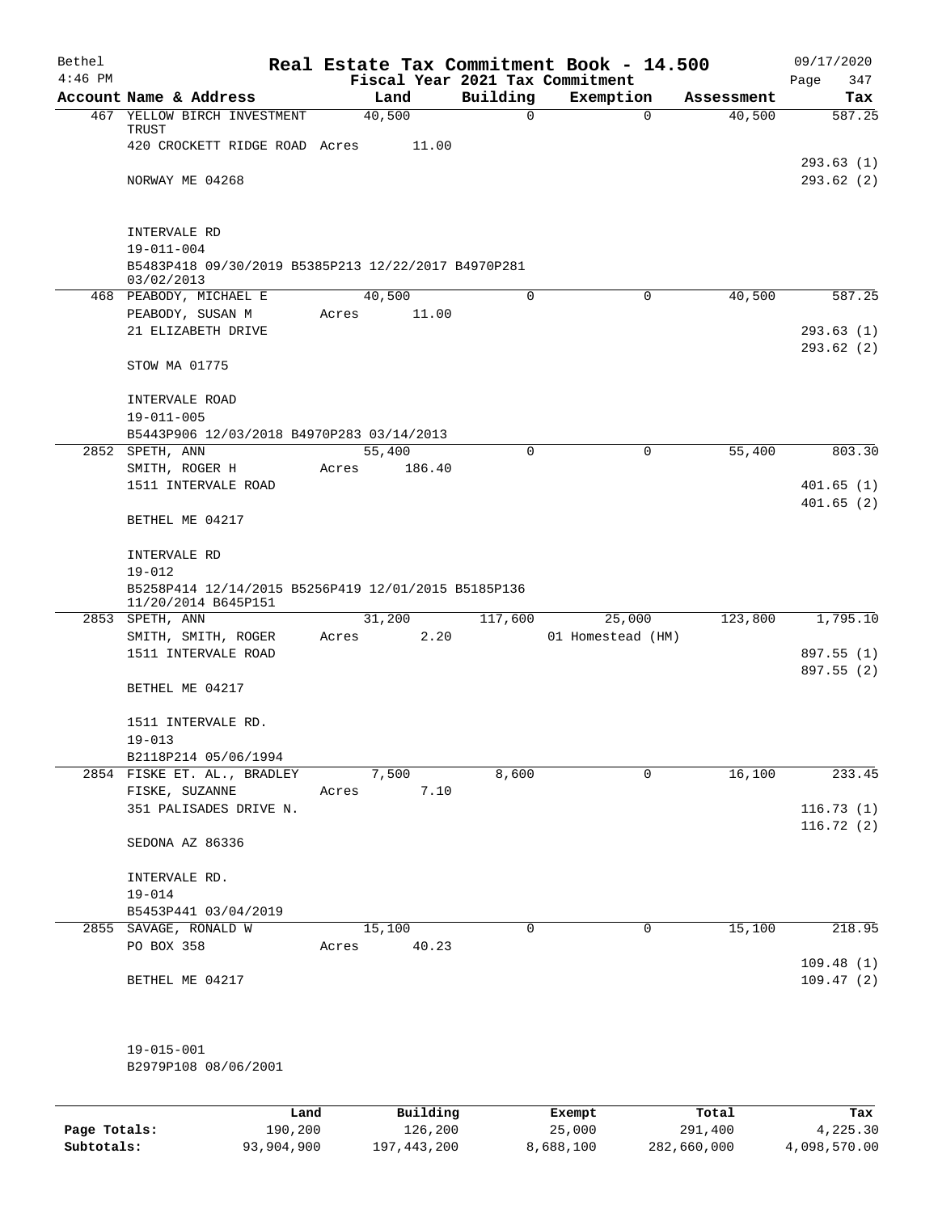# Real Estate Tax Commitment Book - 14.500

Bethel 4:46 PM — 09/17/2020

Fiscal Year 2021 Tax Commitment — Page 347

| Account Name & Address | Land | Building | Exemption | Assessment | Tax |
|---|---|---|---|---|---|
| 467 YELLOW BIRCH INVESTMENT TRUST | 40,500 | 0 | 0 | 40,500 | 587.25 |
| 420 CROCKETT RIDGE ROAD | Acres 11.00 | | | | |
| | | | | | 293.63 (1) |
| NORWAY ME 04268 | | | | | 293.62 (2) |
| INTERVALE RD | | | | | |
| 19-011-004 | | | | | |
| B5483P418 09/30/2019 B5385P213 12/22/2017 B4970P281 03/02/2013 | | | | | |
| 468 PEABODY, MICHAEL E | 40,500 | 0 | 0 | 40,500 | 587.25 |
| PEABODY, SUSAN M | Acres 11.00 | | | | |
| 21 ELIZABETH DRIVE | | | | | 293.63 (1) |
| | | | | | 293.62 (2) |
| STOW MA 01775 | | | | | |
| INTERVALE ROAD | | | | | |
| 19-011-005 | | | | | |
| B5443P906 12/03/2018 B4970P283 03/14/2013 | | | | | |
| 2852 SPETH, ANN | 55,400 | 0 | 0 | 55,400 | 803.30 |
| SMITH, ROGER H | Acres 186.40 | | | | |
| 1511 INTERVALE ROAD | | | | | 401.65 (1) |
| | | | | | 401.65 (2) |
| BETHEL ME 04217 | | | | | |
| INTERVALE RD | | | | | |
| 19-012 | | | | | |
| B5258P414 12/14/2015 B5256P419 12/01/2015 B5185P136 11/20/2014 B645P151 | | | | | |
| 2853 SPETH, ANN | 31,200 | 117,600 | 25,000 | 123,800 | 1,795.10 |
| SMITH, SMITH, ROGER | Acres 2.20 | | 01 Homestead (HM) | | |
| 1511 INTERVALE ROAD | | | | | 897.55 (1) |
| | | | | | 897.55 (2) |
| BETHEL ME 04217 | | | | | |
| 1511 INTERVALE RD. | | | | | |
| 19-013 | | | | | |
| B2118P214 05/06/1994 | | | | | |
| 2854 FISKE ET. AL., BRADLEY | 7,500 | 8,600 | 0 | 16,100 | 233.45 |
| FISKE, SUZANNE | Acres 7.10 | | | | |
| 351 PALISADES DRIVE N. | | | | | 116.73 (1) |
| | | | | | 116.72 (2) |
| SEDONA AZ 86336 | | | | | |
| INTERVALE RD. | | | | | |
| 19-014 | | | | | |
| B5453P441 03/04/2019 | | | | | |
| 2855 SAVAGE, RONALD W | 15,100 | 0 | 0 | 15,100 | 218.95 |
| PO BOX 358 | Acres 40.23 | | | | |
| | | | | | 109.48 (1) |
| BETHEL ME 04217 | | | | | 109.47 (2) |
| 19-015-001 | | | | | |
| B2979P108 08/06/2001 | | | | | |

| | Land | Building | Exempt | Total | Tax |
|---|---|---|---|---|---|
| Page Totals: | 190,200 | 126,200 | 25,000 | 291,400 | 4,225.30 |
| Subtotals: | 93,904,900 | 197,443,200 | 8,688,100 | 282,660,000 | 4,098,570.00 |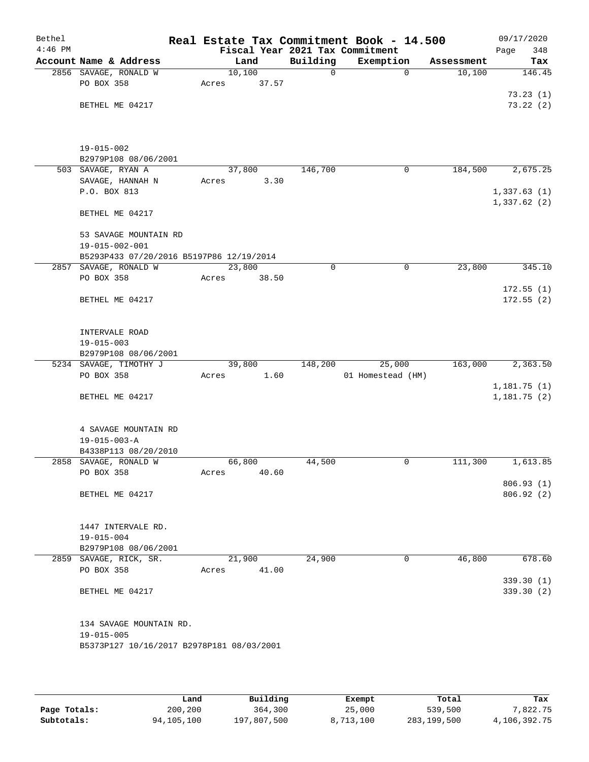# Real Estate Tax Commitment Book - 14.500

Bethel 4:46 PM — Fiscal Year 2021 Tax Commitment — 09/17/2020

| Account | Name & Address | Land | Building | Exemption | Assessment | Tax |
|---|---|---|---|---|---|---|
| 2856 | SAVAGE, RONALD W<br>PO BOX 358<br>BETHEL ME 04217<br><br>19-015-002<br>B2979P108 08/06/2001 | 10,100<br>Acres 37.57 | 0 | 0 | 10,100 | 146.45<br>73.23 (1)<br>73.22 (2) |
| 503 | SAVAGE, RYAN A<br>SAVAGE, HANNAH N<br>P.O. BOX 813<br>BETHEL ME 04217<br><br>53 SAVAGE MOUNTAIN RD<br>19-015-002-001<br>B5293P433 07/20/2016 B5197P86 12/19/2014 | 37,800<br>Acres 3.30 | 146,700 | 0 | 184,500 | 2,675.25<br>1,337.63 (1)<br>1,337.62 (2) |
| 2857 | SAVAGE, RONALD W<br>PO BOX 358<br>BETHEL ME 04217<br><br>INTERVALE ROAD<br>19-015-003<br>B2979P108 08/06/2001 | 23,800<br>Acres 38.50 | 0 | 0 | 23,800 | 345.10<br>172.55 (1)<br>172.55 (2) |
| 5234 | SAVAGE, TIMOTHY J<br>PO BOX 358<br>BETHEL ME 04217<br><br>4 SAVAGE MOUNTAIN RD<br>19-015-003-A<br>B4338P113 08/20/2010 | 39,800<br>Acres 1.60 | 148,200 | 25,000<br>01 Homestead (HM) | 163,000 | 2,363.50<br>1,181.75 (1)<br>1,181.75 (2) |
| 2858 | SAVAGE, RONALD W<br>PO BOX 358<br>BETHEL ME 04217<br><br>1447 INTERVALE RD.<br>19-015-004<br>B2979P108 08/06/2001 | 66,800<br>Acres 40.60 | 44,500 | 0 | 111,300 | 1,613.85<br>806.93 (1)<br>806.92 (2) |
| 2859 | SAVAGE, RICK, SR.<br>PO BOX 358<br>BETHEL ME 04217<br><br>134 SAVAGE MOUNTAIN RD.<br>19-015-005<br>B5373P127 10/16/2017 B2978P181 08/03/2001 | 21,900<br>Acres 41.00 | 24,900 | 0 | 46,800 | 678.60<br>339.30 (1)<br>339.30 (2) |

| | Land | Building | Exempt | Total | Tax |
|---|---|---|---|---|---|
| Page Totals: | 200,200 | 364,300 | 25,000 | 539,500 | 7,822.75 |
| Subtotals: | 94,105,100 | 197,807,500 | 8,713,100 | 283,199,500 | 4,106,392.75 |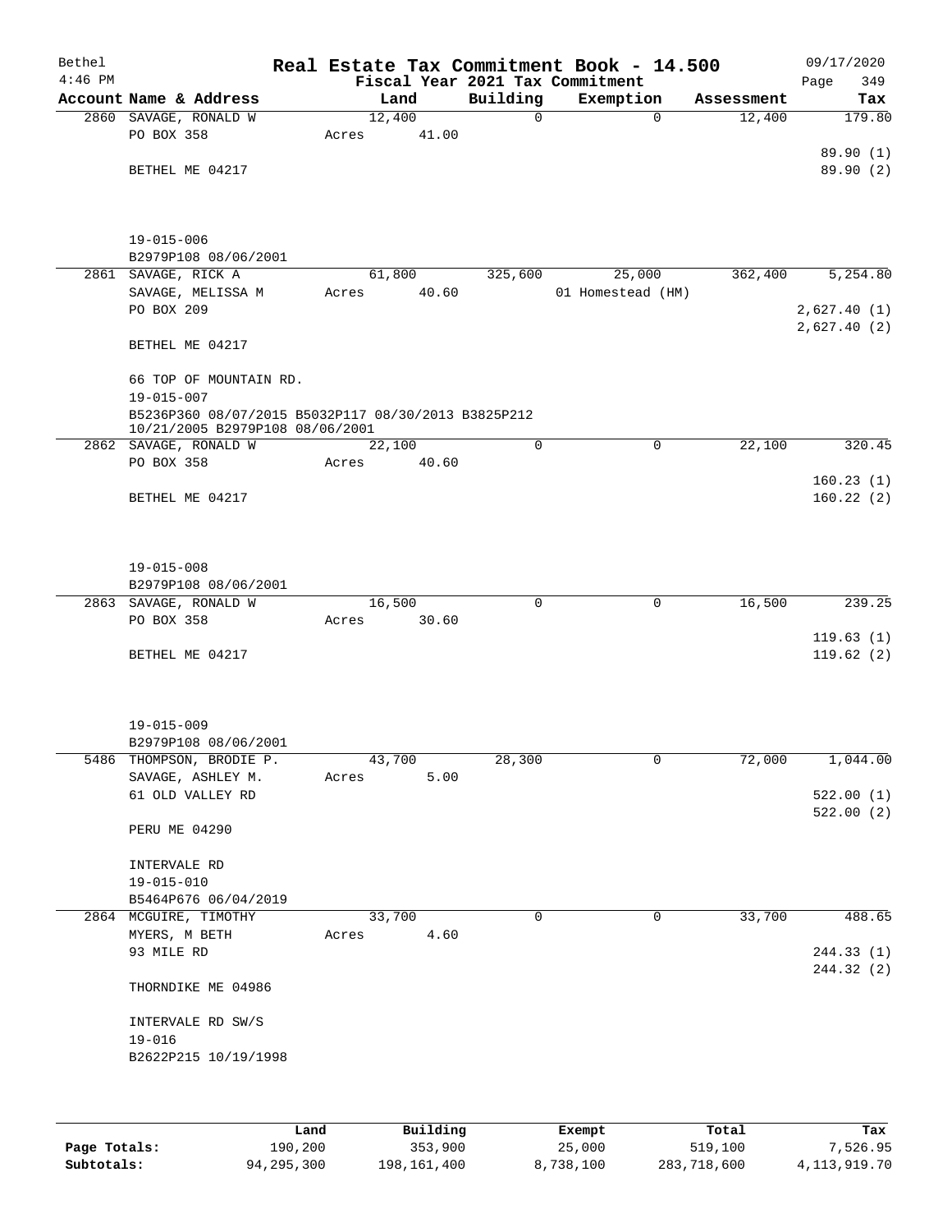Bethel 4:46 PM

# Real Estate Tax Commitment Book - 14.500

Fiscal Year 2021 Tax Commitment

09/17/2020 Page 349

| Account | Name & Address | Land | Building | Exemption | Assessment | Tax |
|---|---|---|---|---|---|---|
| 2860 | SAVAGE, RONALD W<br>PO BOX 358<br>BETHEL ME 04217<br>19-015-006<br>B2979P108 08/06/2001 | 12,400<br>Acres 41.00 | 0 | 0 | 12,400 | 179.80<br>89.90 (1)<br>89.90 (2) |
| 2861 | SAVAGE, RICK A<br>SAVAGE, MELISSA M<br>PO BOX 209<br>BETHEL ME 04217<br>66 TOP OF MOUNTAIN RD.<br>19-015-007<br>B5236P360 08/07/2015 B5032P117 08/30/2013 B3825P212 10/21/2005 B2979P108 08/06/2001 | 61,800<br>Acres 40.60 | 325,600 | 25,000<br>01 Homestead (HM) | 362,400 | 5,254.80<br>2,627.40 (1)<br>2,627.40 (2) |
| 2862 | SAVAGE, RONALD W<br>PO BOX 358<br>BETHEL ME 04217<br>19-015-008<br>B2979P108 08/06/2001 | 22,100<br>Acres 40.60 | 0 | 0 | 22,100 | 320.45<br>160.23 (1)<br>160.22 (2) |
| 2863 | SAVAGE, RONALD W<br>PO BOX 358<br>BETHEL ME 04217<br>19-015-009<br>B2979P108 08/06/2001 | 16,500<br>Acres 30.60 | 0 | 0 | 16,500 | 239.25<br>119.63 (1)<br>119.62 (2) |
| 5486 | THOMPSON, BRODIE P.<br>SAVAGE, ASHLEY M.<br>61 OLD VALLEY RD<br>PERU ME 04290<br>INTERVALE RD<br>19-015-010<br>B5464P676 06/04/2019 | 43,700<br>Acres 5.00 | 28,300 | 0 | 72,000 | 1,044.00<br>522.00 (1)<br>522.00 (2) |
| 2864 | MCGUIRE, TIMOTHY<br>MYERS, M BETH<br>93 MILE RD<br>THORNDIKE ME 04986<br>INTERVALE RD SW/S<br>19-016<br>B2622P215 10/19/1998 | 33,700<br>Acres 4.60 | 0 | 0 | 33,700 | 488.65<br>244.33 (1)<br>244.32 (2) |

| | Land | Building | Exempt | Total | Tax |
|---|---|---|---|---|---|
| Page Totals: | 190,200 | 353,900 | 25,000 | 519,100 | 7,526.95 |
| Subtotals: | 94,295,300 | 198,161,400 | 8,738,100 | 283,718,600 | 4,113,919.70 |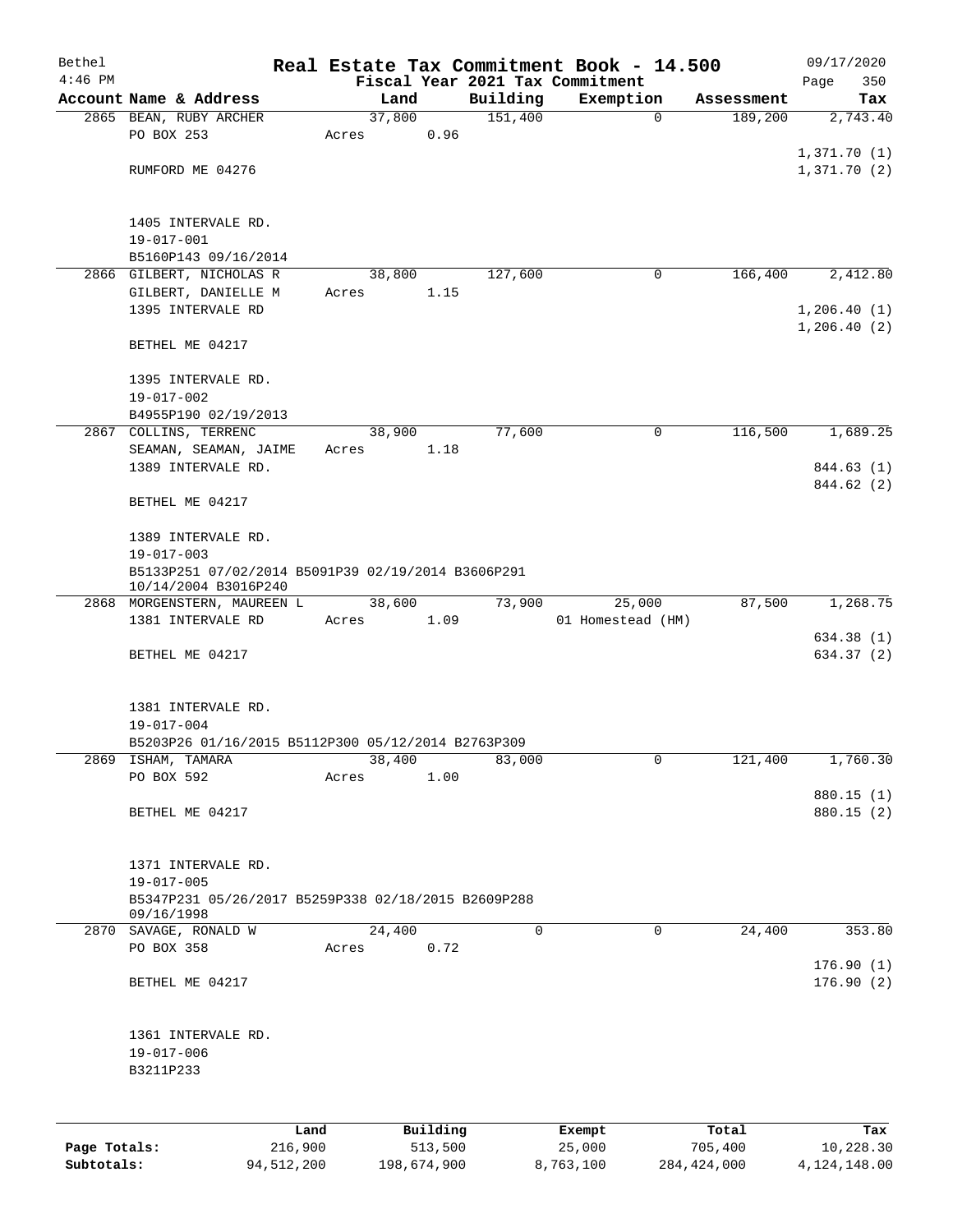Bethel
4:46 PM

# Real Estate Tax Commitment Book - 14.500

Fiscal Year 2021 Tax Commitment

09/17/2020
Page 350

| Account Name & Address | Land | Building | Exemption | Assessment | Tax |
|---|---|---|---|---|---|
| 2865 BEAN, RUBY ARCHER | 37,800 | 151,400 | 0 | 189,200 | 2,743.40 |
| PO BOX 253 | Acres 0.96 | | | | |
| | | | | | 1,371.70 (1) |
| RUMFORD ME 04276 | | | | | 1,371.70 (2) |
| 1405 INTERVALE RD. | | | | | |
| 19-017-001 | | | | | |
| B5160P143 09/16/2014 | | | | | |
| 2866 GILBERT, NICHOLAS R | 38,800 | 127,600 | 0 | 166,400 | 2,412.80 |
| GILBERT, DANIELLE M | Acres 1.15 | | | | |
| 1395 INTERVALE RD | | | | | 1,206.40 (1) |
| | | | | | 1,206.40 (2) |
| BETHEL ME 04217 | | | | | |
| 1395 INTERVALE RD. | | | | | |
| 19-017-002 | | | | | |
| B4955P190 02/19/2013 | | | | | |
| 2867 COLLINS, TERRENC | 38,900 | 77,600 | 0 | 116,500 | 1,689.25 |
| SEAMAN, SEAMAN, JAIME | Acres 1.18 | | | | |
| 1389 INTERVALE RD. | | | | | 844.63 (1) |
| | | | | | 844.62 (2) |
| BETHEL ME 04217 | | | | | |
| 1389 INTERVALE RD. | | | | | |
| 19-017-003 | | | | | |
| B5133P251 07/02/2014 B5091P39 02/19/2014 B3606P291 10/14/2004 B3016P240 | | | | | |
| 2868 MORGENSTERN, MAUREEN L | 38,600 | 73,900 | 25,000 | 87,500 | 1,268.75 |
| 1381 INTERVALE RD | Acres 1.09 | | 01 Homestead (HM) | | |
| | | | | | 634.38 (1) |
| BETHEL ME 04217 | | | | | 634.37 (2) |
| 1381 INTERVALE RD. | | | | | |
| 19-017-004 | | | | | |
| B5203P26 01/16/2015 B5112P300 05/12/2014 B2763P309 | | | | | |
| 2869 ISHAM, TAMARA | 38,400 | 83,000 | 0 | 121,400 | 1,760.30 |
| PO BOX 592 | Acres 1.00 | | | | |
| | | | | | 880.15 (1) |
| BETHEL ME 04217 | | | | | 880.15 (2) |
| 1371 INTERVALE RD. | | | | | |
| 19-017-005 | | | | | |
| B5347P231 05/26/2017 B5259P338 02/18/2015 B2609P288 09/16/1998 | | | | | |
| 2870 SAVAGE, RONALD W | 24,400 | 0 | 0 | 24,400 | 353.80 |
| PO BOX 358 | Acres 0.72 | | | | |
| | | | | | 176.90 (1) |
| BETHEL ME 04217 | | | | | 176.90 (2) |
| 1361 INTERVALE RD. | | | | | |
| 19-017-006 | | | | | |
| B3211P233 | | | | | |

| | Land | Building | Exempt | Total | Tax |
|---|---|---|---|---|---|
| Page Totals: | 216,900 | 513,500 | 25,000 | 705,400 | 10,228.30 |
| Subtotals: | 94,512,200 | 198,674,900 | 8,763,100 | 284,424,000 | 4,124,148.00 |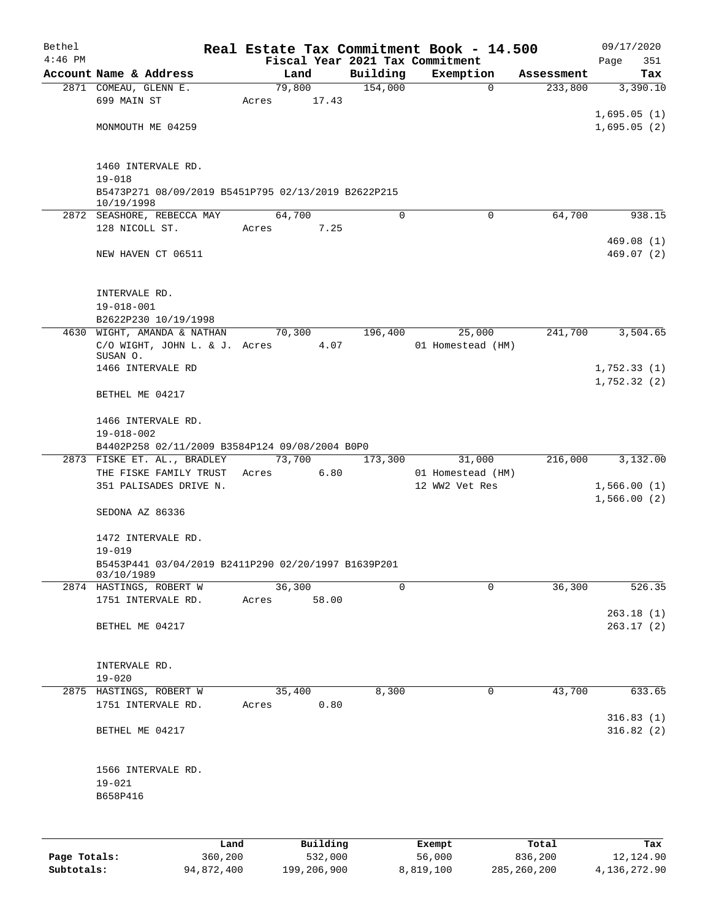Bethel 4:46 PM

# Real Estate Tax Commitment Book - 14.500

Fiscal Year 2021 Tax Commitment

09/17/2020

| Account Name & Address | Land | Building | Exemption | Assessment | Tax |
|---|---|---|---|---|---|
| 2871 COMEAU, GLENN E. | 79,800 | 154,000 | 0 | 233,800 | 3,390.10 |
| 699 MAIN ST | Acres 17.43 | | | | |
| | | | | | 1,695.05 (1) |
| MONMOUTH ME 04259 | | | | | 1,695.05 (2) |
| 1460 INTERVALE RD. | | | | | |
| 19-018 | | | | | |
| B5473P271 08/09/2019 B5451P795 02/13/2019 B2622P215 10/19/1998 | | | | | |
| 2872 SEASHORE, REBECCA MAY | 64,700 | 0 | 0 | 64,700 | 938.15 |
| 128 NICOLL ST. | Acres 7.25 | | | | |
| | | | | | 469.08 (1) |
| NEW HAVEN CT 06511 | | | | | 469.07 (2) |
| INTERVALE RD. | | | | | |
| 19-018-001 | | | | | |
| B2622P230 10/19/1998 | | | | | |
| 4630 WIGHT, AMANDA & NATHAN | 70,300 | 196,400 | 25,000 | 241,700 | 3,504.65 |
| C/O WIGHT, JOHN L. & J. SUSAN O. | Acres 4.07 | | 01 Homestead (HM) | | |
| 1466 INTERVALE RD | | | | | 1,752.33 (1) |
| | | | | | 1,752.32 (2) |
| BETHEL ME 04217 | | | | | |
| 1466 INTERVALE RD. | | | | | |
| 19-018-002 | | | | | |
| B4402P258 02/11/2009 B3584P124 09/08/2004 B0P0 | | | | | |
| 2873 FISKE ET. AL., BRADLEY | 73,700 | 173,300 | 31,000 | 216,000 | 3,132.00 |
| THE FISKE FAMILY TRUST | Acres 6.80 | | 01 Homestead (HM) | | |
| 351 PALISADES DRIVE N. | | | 12 WW2 Vet Res | | 1,566.00 (1) |
| | | | | | 1,566.00 (2) |
| SEDONA AZ 86336 | | | | | |
| 1472 INTERVALE RD. | | | | | |
| 19-019 | | | | | |
| B5453P441 03/04/2019 B2411P290 02/20/1997 B1639P201 03/10/1989 | | | | | |
| 2874 HASTINGS, ROBERT W | 36,300 | 0 | 0 | 36,300 | 526.35 |
| 1751 INTERVALE RD. | Acres 58.00 | | | | |
| | | | | | 263.18 (1) |
| BETHEL ME 04217 | | | | | 263.17 (2) |
| INTERVALE RD. | | | | | |
| 19-020 | | | | | |
| 2875 HASTINGS, ROBERT W | 35,400 | 8,300 | 0 | 43,700 | 633.65 |
| 1751 INTERVALE RD. | Acres 0.80 | | | | |
| | | | | | 316.83 (1) |
| BETHEL ME 04217 | | | | | 316.82 (2) |
| 1566 INTERVALE RD. | | | | | |
| 19-021 | | | | | |
| B658P416 | | | | | |

| | Land | Building | Exempt | Total | Tax |
|---|---|---|---|---|---|
| Page Totals: | 360,200 | 532,000 | 56,000 | 836,200 | 12,124.90 |
| Subtotals: | 94,872,400 | 199,206,900 | 8,819,100 | 285,260,200 | 4,136,272.90 |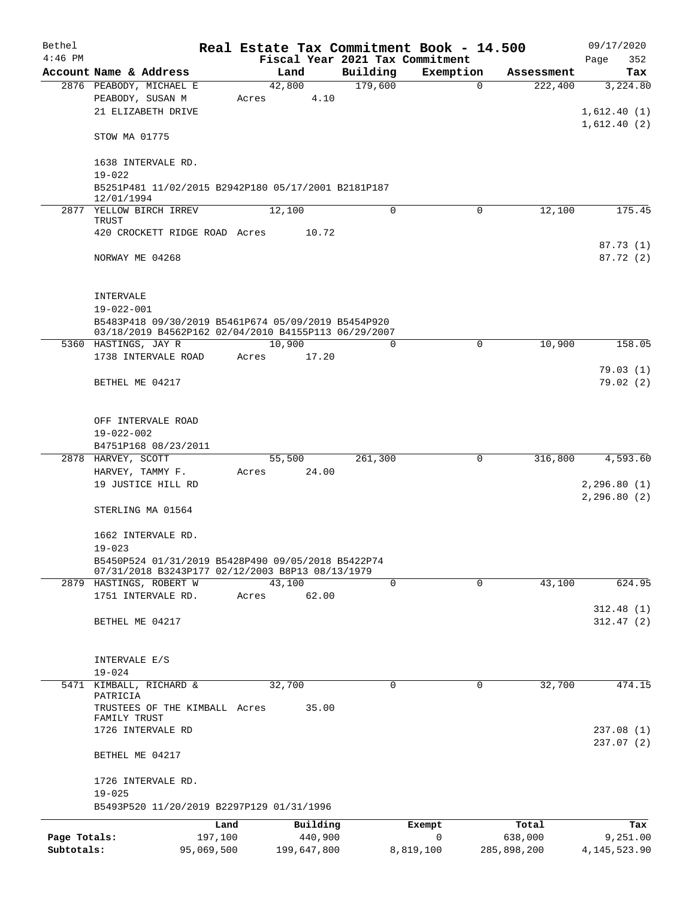Bethel 4:46 PM

# Real Estate Tax Commitment Book - 14.500

Fiscal Year 2021 Tax Commitment

09/17/2020 Page 352

| Account Name & Address | Land | Building | Exemption | Assessment | Tax |
|---|---|---|---|---|---|
| 2876 PEABODY, MICHAEL E | 42,800 | 179,600 | 0 | 222,400 | 3,224.80 |
| PEABODY, SUSAN M | Acres 4.10 | | | | |
| 21 ELIZABETH DRIVE | | | | | 1,612.40 (1) |
| | | | | | 1,612.40 (2) |
| STOW MA 01775 | | | | | |
| 1638 INTERVALE RD. | | | | | |
| 19-022 | | | | | |
| B5251P481 11/02/2015 B2942P180 05/17/2001 B2181P187 12/01/1994 | | | | | |
| 2877 YELLOW BIRCH IRREV TRUST | 12,100 | 0 | 0 | 12,100 | 175.45 |
| 420 CROCKETT RIDGE ROAD | Acres 10.72 | | | | |
| | | | | | 87.73 (1) |
| NORWAY ME 04268 | | | | | 87.72 (2) |
| INTERVALE | | | | | |
| 19-022-001 | | | | | |
| B5483P418 09/30/2019 B5461P674 05/09/2019 B5454P920 03/18/2019 B4562P162 02/04/2010 B4155P113 06/29/2007 | | | | | |
| 5360 HASTINGS, JAY R | 10,900 | 0 | 0 | 10,900 | 158.05 |
| 1738 INTERVALE ROAD | Acres 17.20 | | | | |
| | | | | | 79.03 (1) |
| BETHEL ME 04217 | | | | | 79.02 (2) |
| OFF INTERVALE ROAD | | | | | |
| 19-022-002 | | | | | |
| B4751P168 08/23/2011 | | | | | |
| 2878 HARVEY, SCOTT | 55,500 | 261,300 | 0 | 316,800 | 4,593.60 |
| HARVEY, TAMMY F. | Acres 24.00 | | | | |
| 19 JUSTICE HILL RD | | | | | 2,296.80 (1) |
| | | | | | 2,296.80 (2) |
| STERLING MA 01564 | | | | | |
| 1662 INTERVALE RD. | | | | | |
| 19-023 | | | | | |
| B5450P524 01/31/2019 B5428P490 09/05/2018 B5422P74 07/31/2018 B3243P177 02/12/2003 B8P13 08/13/1979 | | | | | |
| 2879 HASTINGS, ROBERT W | 43,100 | 0 | 0 | 43,100 | 624.95 |
| 1751 INTERVALE RD. | Acres 62.00 | | | | |
| | | | | | 312.48 (1) |
| BETHEL ME 04217 | | | | | 312.47 (2) |
| INTERVALE E/S | | | | | |
| 19-024 | | | | | |
| 5471 KIMBALL, RICHARD & PATRICIA | 32,700 | 0 | 0 | 32,700 | 474.15 |
| TRUSTEES OF THE KIMBALL FAMILY TRUST | Acres 35.00 | | | | |
| 1726 INTERVALE RD | | | | | 237.08 (1) |
| | | | | | 237.07 (2) |
| BETHEL ME 04217 | | | | | |
| 1726 INTERVALE RD. | | | | | |
| 19-025 | | | | | |
| B5493P520 11/20/2019 B2297P129 01/31/1996 | | | | | |

| | Land | Building | Exempt | Total | Tax |
|---|---|---|---|---|---|
| Page Totals: | 197,100 | 440,900 | 0 | 638,000 | 9,251.00 |
| Subtotals: | 95,069,500 | 199,647,800 | 8,819,100 | 285,898,200 | 4,145,523.90 |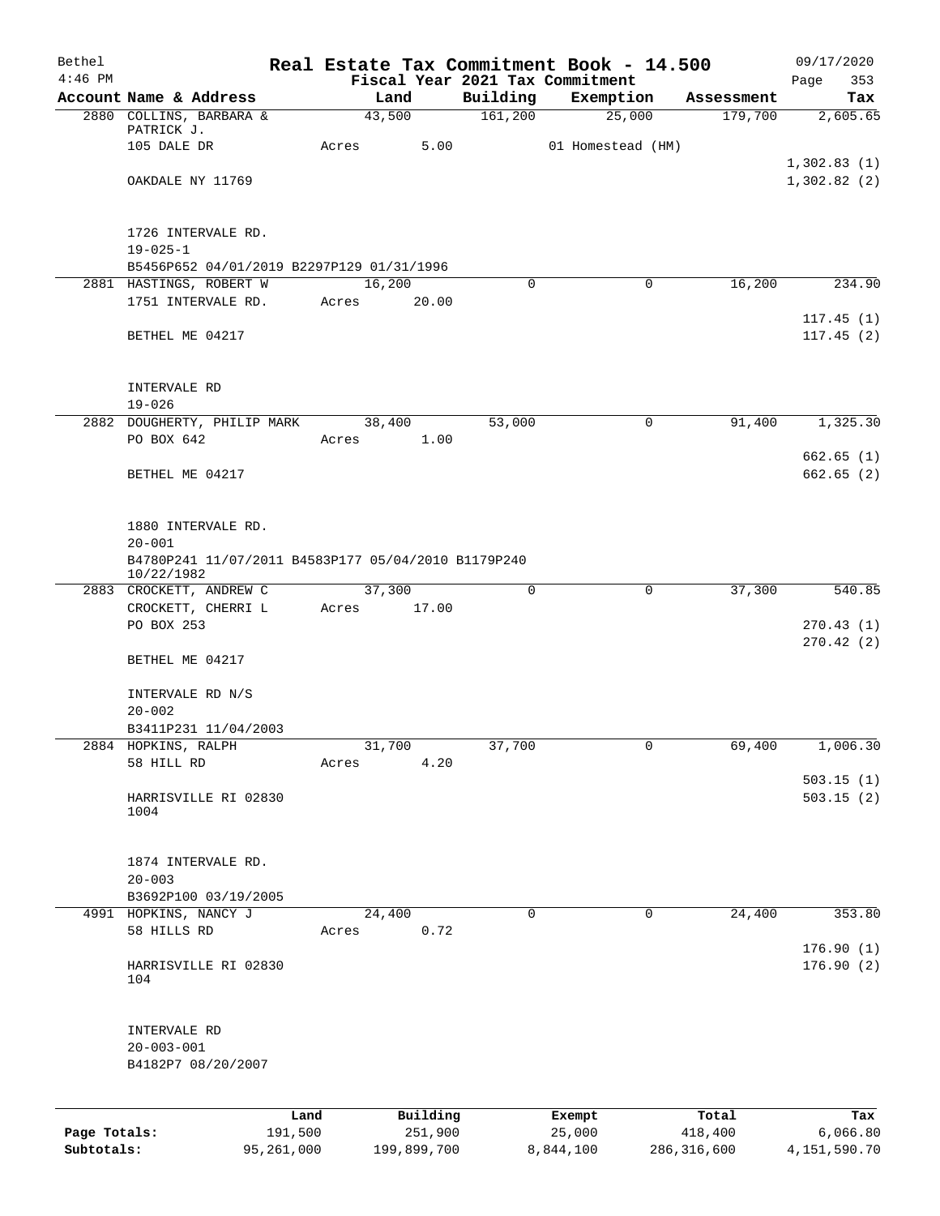# Real Estate Tax Commitment Book - 14.500

Bethel 4:46 PM — Fiscal Year 2021 Tax Commitment — 09/17/2020

| Account Name & Address | Land | Building | Exemption | Assessment | Tax |
|---|---|---|---|---|---|
| 2880 COLLINS, BARBARA & PATRICK J.<br>105 DALE DR<br>OAKDALE NY 11769<br><br>1726 INTERVALE RD.<br>19-025-1<br>B5456P652 04/01/2019 B2297P129 01/31/1996 | 43,500<br>Acres 5.00 | 161,200 | 25,000<br>01 Homestead (HM) | 179,700 | 2,605.65<br>1,302.83 (1)<br>1,302.82 (2) |
| 2881 HASTINGS, ROBERT W<br>1751 INTERVALE RD.<br>BETHEL ME 04217<br><br>INTERVALE RD<br>19-026 | 16,200<br>Acres 20.00 | 0 | 0 | 16,200 | 234.90<br>117.45 (1)<br>117.45 (2) |
| 2882 DOUGHERTY, PHILIP MARK<br>PO BOX 642<br>BETHEL ME 04217<br><br>1880 INTERVALE RD.<br>20-001<br>B4780P241 11/07/2011 B4583P177 05/04/2010 B1179P240 10/22/1982 | 38,400<br>Acres 1.00 | 53,000 | 0 | 91,400 | 1,325.30<br>662.65 (1)<br>662.65 (2) |
| 2883 CROCKETT, ANDREW C<br>CROCKETT, CHERRI L<br>PO BOX 253<br>BETHEL ME 04217<br><br>INTERVALE RD N/S<br>20-002<br>B3411P231 11/04/2003 | 37,300<br>Acres 17.00 | 0 | 0 | 37,300 | 540.85<br>270.43 (1)<br>270.42 (2) |
| 2884 HOPKINS, RALPH<br>58 HILL RD<br>HARRISVILLE RI 02830 1004<br><br>1874 INTERVALE RD.<br>20-003<br>B3692P100 03/19/2005 | 31,700<br>Acres 4.20 | 37,700 | 0 | 69,400 | 1,006.30<br>503.15 (1)<br>503.15 (2) |
| 4991 HOPKINS, NANCY J<br>58 HILLS RD<br>HARRISVILLE RI 02830 104<br><br>INTERVALE RD<br>20-003-001<br>B4182P7 08/20/2007 | 24,400<br>Acres 0.72 | 0 | 0 | 24,400 | 353.80<br>176.90 (1)<br>176.90 (2) |

| | Land | Building | Exempt | Total | Tax |
|---|---|---|---|---|---|
| Page Totals: | 191,500 | 251,900 | 25,000 | 418,400 | 6,066.80 |
| Subtotals: | 95,261,000 | 199,899,700 | 8,844,100 | 286,316,600 | 4,151,590.70 |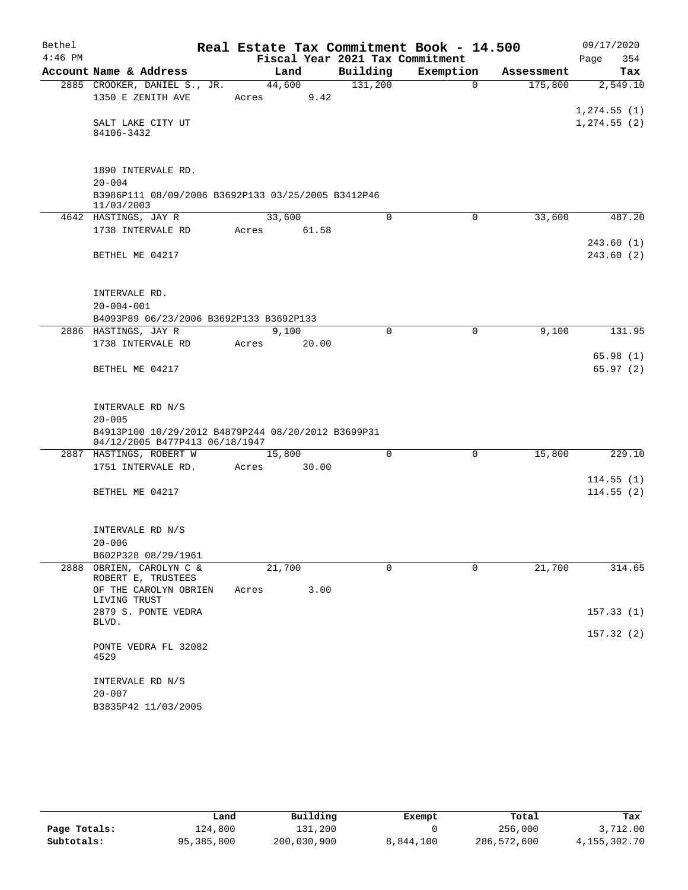# Real Estate Tax Commitment Book - 14.500

Bethel 4:46 PM — 09/17/2020

Fiscal Year 2021 Tax Commitment — Page 354

| Account Name & Address | Land | Building | Exemption | Assessment | Tax |
|---|---|---|---|---|---|
| 2885 CROOKER, DANIEL S., JR. | 44,600 | 131,200 | 0 | 175,800 | 2,549.10 |
| 1350 E ZENITH AVE | Acres 9.42 | | | | |
| | | | | | 1,274.55 (1) |
| SALT LAKE CITY UT 84106-3432 | | | | | 1,274.55 (2) |
| 1890 INTERVALE RD. | | | | | |
| 20-004 | | | | | |
| B3986P111 08/09/2006 B3692P133 03/25/2005 B3412P46 11/03/2003 | | | | | |
| 4642 HASTINGS, JAY R | 33,600 | 0 | 0 | 33,600 | 487.20 |
| 1738 INTERVALE RD | Acres 61.58 | | | | |
| | | | | | 243.60 (1) |
| BETHEL ME 04217 | | | | | 243.60 (2) |
| INTERVALE RD. | | | | | |
| 20-004-001 | | | | | |
| B4093P89 06/23/2006 B3692P133 B3692P133 | | | | | |
| 2886 HASTINGS, JAY R | 9,100 | 0 | 0 | 9,100 | 131.95 |
| 1738 INTERVALE RD | Acres 20.00 | | | | |
| | | | | | 65.98 (1) |
| BETHEL ME 04217 | | | | | 65.97 (2) |
| INTERVALE RD N/S | | | | | |
| 20-005 | | | | | |
| B4913P100 10/29/2012 B4879P244 08/20/2012 B3699P31 04/12/2005 B477P413 06/18/1947 | | | | | |
| 2887 HASTINGS, ROBERT W | 15,800 | 0 | 0 | 15,800 | 229.10 |
| 1751 INTERVALE RD. | Acres 30.00 | | | | |
| | | | | | 114.55 (1) |
| BETHEL ME 04217 | | | | | 114.55 (2) |
| INTERVALE RD N/S | | | | | |
| 20-006 | | | | | |
| B602P328 08/29/1961 | | | | | |
| 2888 OBRIEN, CAROLYN C & ROBERT E, TRUSTEES | 21,700 | 0 | 0 | 21,700 | 314.65 |
| OF THE CAROLYN OBRIEN LIVING TRUST | Acres 3.00 | | | | |
| 2879 S. PONTE VEDRA BLVD. | | | | | 157.33 (1) |
| | | | | | 157.32 (2) |
| PONTE VEDRA FL 32082 4529 | | | | | |
| INTERVALE RD N/S | | | | | |
| 20-007 | | | | | |
| B3835P42 11/03/2005 | | | | | |

| | Land | Building | Exempt | Total | Tax |
|---|---|---|---|---|---|
| Page Totals: | 124,800 | 131,200 | 0 | 256,000 | 3,712.00 |
| Subtotals: | 95,385,800 | 200,030,900 | 8,844,100 | 286,572,600 | 4,155,302.70 |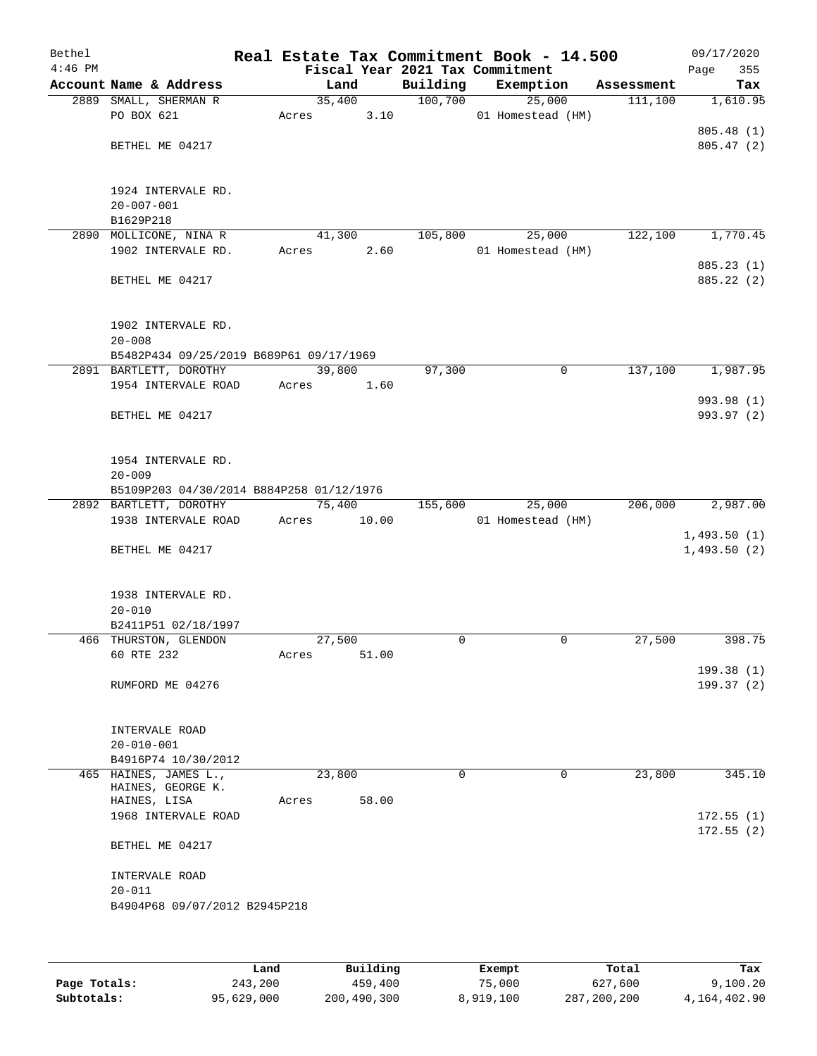# Real Estate Tax Commitment Book - 14.500

Bethel 4:46 PM — 09/17/2020

Fiscal Year 2021 Tax Commitment

| Account Name & Address | Land | Building | Exemption | Assessment | Tax |
|---|---|---|---|---|---|
| 2889 SMALL, SHERMAN R | 35,400 | 100,700 | 25,000 | 111,100 | 1,610.95 |
| PO BOX 621 | Acres 3.10 | | 01 Homestead (HM) | | |
| | | | | | 805.48 (1) |
| BETHEL ME 04217 | | | | | 805.47 (2) |
| 1924 INTERVALE RD. | | | | | |
| 20-007-001 | | | | | |
| B1629P218 | | | | | |
| 2890 MOLLICONE, NINA R | 41,300 | 105,800 | 25,000 | 122,100 | 1,770.45 |
| 1902 INTERVALE RD. | Acres 2.60 | | 01 Homestead (HM) | | |
| | | | | | 885.23 (1) |
| BETHEL ME 04217 | | | | | 885.22 (2) |
| 1902 INTERVALE RD. | | | | | |
| 20-008 | | | | | |
| B5482P434 09/25/2019 B689P61 09/17/1969 | | | | | |
| 2891 BARTLETT, DOROTHY | 39,800 | 97,300 | 0 | 137,100 | 1,987.95 |
| 1954 INTERVALE ROAD | Acres 1.60 | | | | |
| | | | | | 993.98 (1) |
| BETHEL ME 04217 | | | | | 993.97 (2) |
| 1954 INTERVALE RD. | | | | | |
| 20-009 | | | | | |
| B5109P203 04/30/2014 B884P258 01/12/1976 | | | | | |
| 2892 BARTLETT, DOROTHY | 75,400 | 155,600 | 25,000 | 206,000 | 2,987.00 |
| 1938 INTERVALE ROAD | Acres 10.00 | | 01 Homestead (HM) | | |
| | | | | | 1,493.50 (1) |
| BETHEL ME 04217 | | | | | 1,493.50 (2) |
| 1938 INTERVALE RD. | | | | | |
| 20-010 | | | | | |
| B2411P51 02/18/1997 | | | | | |
| 466 THURSTON, GLENDON | 27,500 | 0 | 0 | 27,500 | 398.75 |
| 60 RTE 232 | Acres 51.00 | | | | |
| | | | | | 199.38 (1) |
| RUMFORD ME 04276 | | | | | 199.37 (2) |
| INTERVALE ROAD | | | | | |
| 20-010-001 | | | | | |
| B4916P74 10/30/2012 | | | | | |
| 465 HAINES, JAMES L., | 23,800 | 0 | 0 | 23,800 | 345.10 |
| HAINES, GEORGE K. | | | | | |
| HAINES, LISA | Acres 58.00 | | | | |
| 1968 INTERVALE ROAD | | | | | 172.55 (1) |
| | | | | | 172.55 (2) |
| BETHEL ME 04217 | | | | | |
| INTERVALE ROAD | | | | | |
| 20-011 | | | | | |
| B4904P68 09/07/2012 B2945P218 | | | | | |

| | Land | Building | Exempt | Total | Tax |
|---|---|---|---|---|---|
| Page Totals: | 243,200 | 459,400 | 75,000 | 627,600 | 9,100.20 |
| Subtotals: | 95,629,000 | 200,490,300 | 8,919,100 | 287,200,200 | 4,164,402.90 |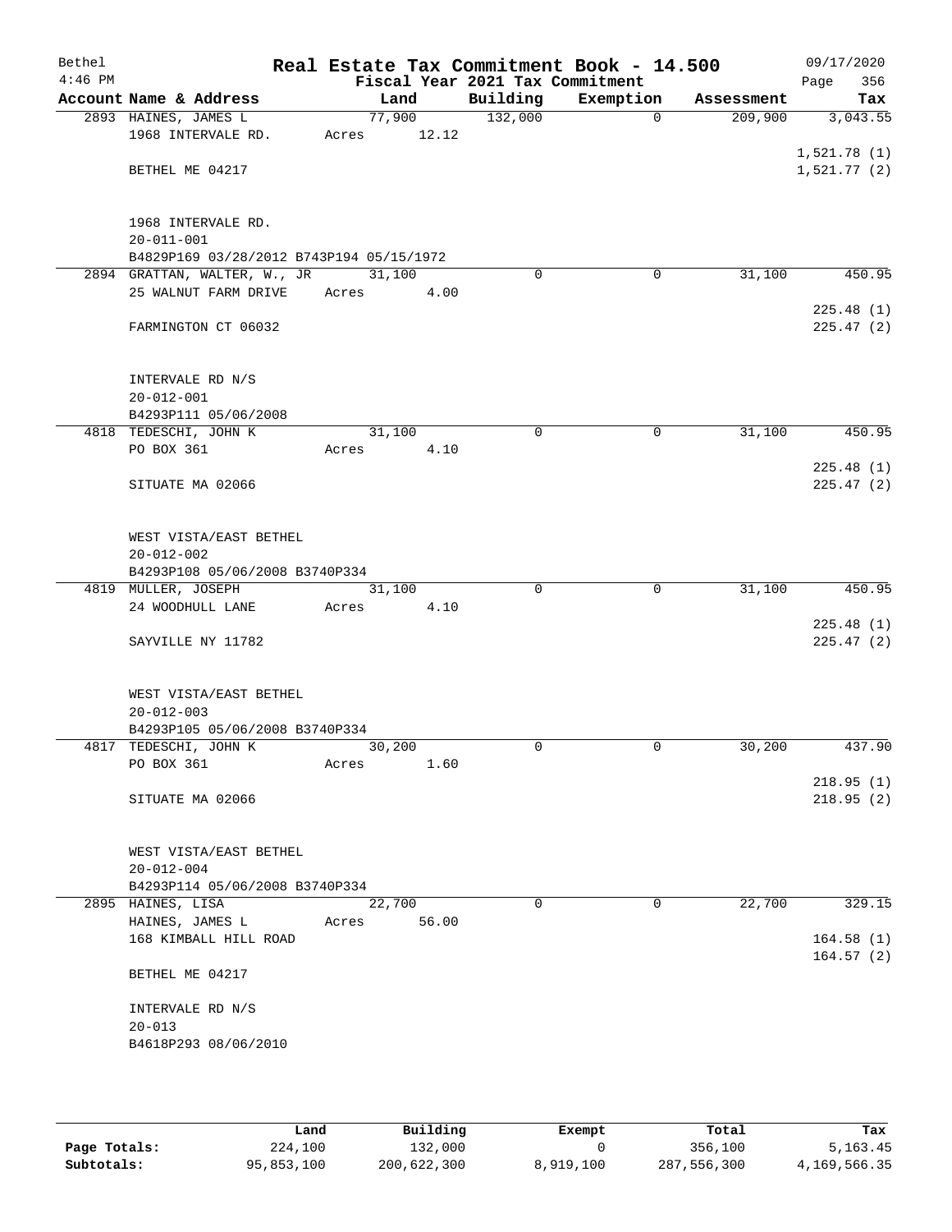Bethel 4:46 PM

# Real Estate Tax Commitment Book - 14.500

Fiscal Year 2021 Tax Commitment

09/17/2020 Page 356

| Account | Name & Address | Land | Building | Exemption | Assessment | Tax |
|---|---|---|---|---|---|---|
| 2893 | HAINES, JAMES L<br>1968 INTERVALE RD.<br><br>BETHEL ME 04217<br><br>1968 INTERVALE RD.<br>20-011-001<br>B4829P169 03/28/2012 B743P194 05/15/1972 | 77,900<br>Acres 12.12 | 132,000 | 0 | 209,900 | 3,043.55<br><br>1,521.78 (1)<br>1,521.77 (2) |
| 2894 | GRATTAN, WALTER, W., JR<br>25 WALNUT FARM DRIVE<br><br>FARMINGTON CT 06032<br><br>INTERVALE RD N/S<br>20-012-001<br>B4293P111 05/06/2008 | 31,100<br>Acres 4.00 | 0 | 0 | 31,100 | 450.95<br><br>225.48 (1)<br>225.47 (2) |
| 4818 | TEDESCHI, JOHN K<br>PO BOX 361<br><br>SITUATE MA 02066<br><br>WEST VISTA/EAST BETHEL<br>20-012-002<br>B4293P108 05/06/2008 B3740P334 | 31,100<br>Acres 4.10 | 0 | 0 | 31,100 | 450.95<br><br>225.48 (1)<br>225.47 (2) |
| 4819 | MULLER, JOSEPH<br>24 WOODHULL LANE<br><br>SAYVILLE NY 11782<br><br>WEST VISTA/EAST BETHEL<br>20-012-003<br>B4293P105 05/06/2008 B3740P334 | 31,100<br>Acres 4.10 | 0 | 0 | 31,100 | 450.95<br><br>225.48 (1)<br>225.47 (2) |
| 4817 | TEDESCHI, JOHN K<br>PO BOX 361<br><br>SITUATE MA 02066<br><br>WEST VISTA/EAST BETHEL<br>20-012-004<br>B4293P114 05/06/2008 B3740P334 | 30,200<br>Acres 1.60 | 0 | 0 | 30,200 | 437.90<br><br>218.95 (1)<br>218.95 (2) |
| 2895 | HAINES, LISA<br>HAINES, JAMES L<br>168 KIMBALL HILL ROAD<br><br>BETHEL ME 04217<br><br>INTERVALE RD N/S<br>20-013<br>B4618P293 08/06/2010 | 22,700<br>Acres 56.00 | 0 | 0 | 22,700 | 329.15<br><br>164.58 (1)<br>164.57 (2) |

| | Land | Building | Exempt | Total | Tax |
|---|---|---|---|---|---|
| **Page Totals:** | 224,100 | 132,000 | 0 | 356,100 | 5,163.45 |
| **Subtotals:** | 95,853,100 | 200,622,300 | 8,919,100 | 287,556,300 | 4,169,566.35 |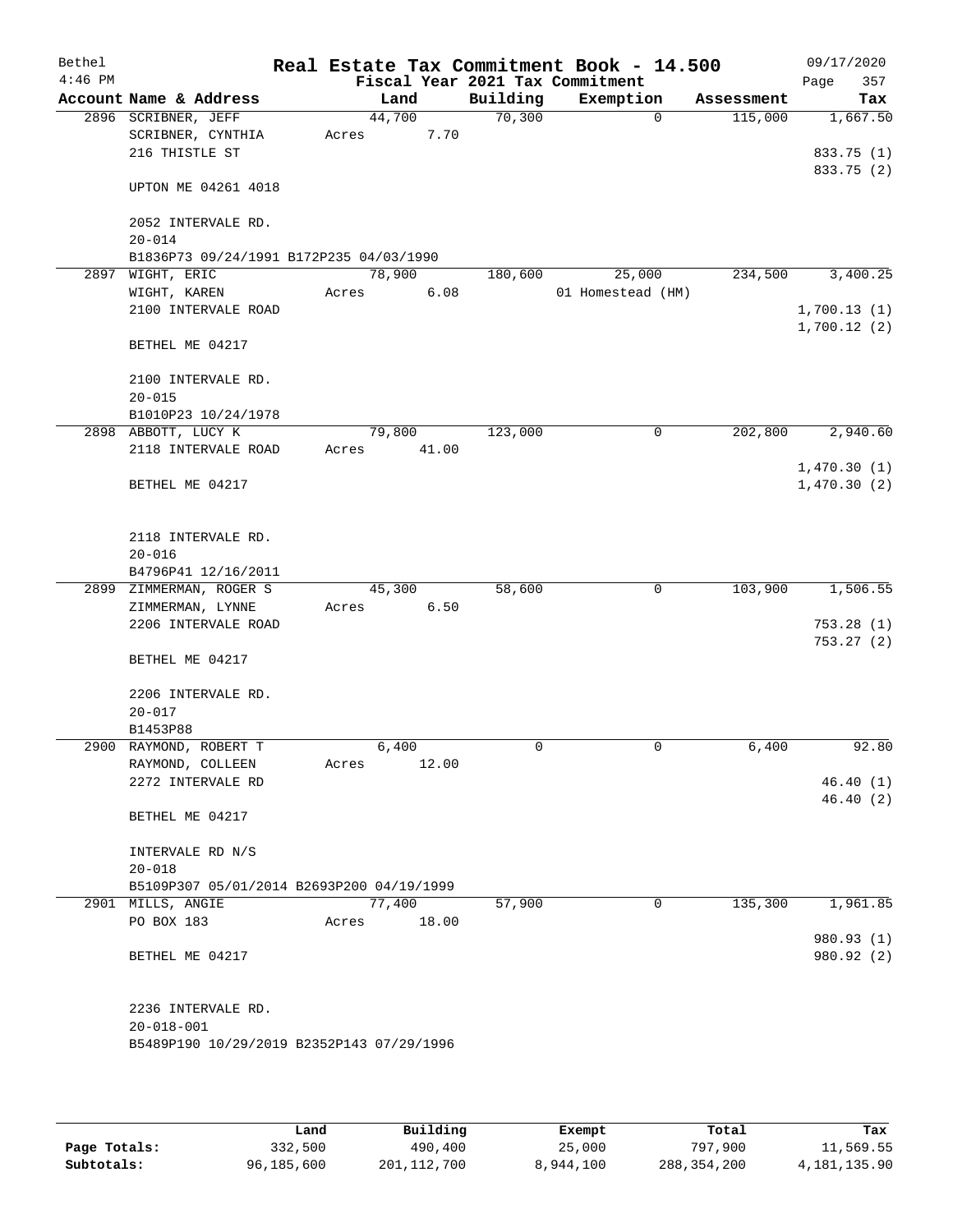Bethel — Real Estate Tax Commitment Book - 14.500 — 09/17/2020

4:46 PM — Fiscal Year 2021 Tax Commitment

| Account Name & Address | Land | Building | Exemption | Assessment | Tax |
|---|---|---|---|---|---|
| 2896 SCRIBNER, JEFF | 44,700 | 70,300 | 0 | 115,000 | 1,667.50 |
| SCRIBNER, CYNTHIA | Acres 7.70 | | | | |
| 216 THISTLE ST | | | | | 833.75 (1) |
| | | | | | 833.75 (2) |
| UPTON ME 04261 4018 | | | | | |
| 2052 INTERVALE RD. | | | | | |
| 20-014 | | | | | |
| B1836P73 09/24/1991 B172P235 04/03/1990 | | | | | |
| 2897 WIGHT, ERIC | 78,900 | 180,600 | 25,000 | 234,500 | 3,400.25 |
| WIGHT, KAREN | Acres 6.08 | | 01 Homestead (HM) | | |
| 2100 INTERVALE ROAD | | | | | 1,700.13 (1) |
| | | | | | 1,700.12 (2) |
| BETHEL ME 04217 | | | | | |
| 2100 INTERVALE RD. | | | | | |
| 20-015 | | | | | |
| B1010P23 10/24/1978 | | | | | |
| 2898 ABBOTT, LUCY K | 79,800 | 123,000 | 0 | 202,800 | 2,940.60 |
| 2118 INTERVALE ROAD | Acres 41.00 | | | | |
| | | | | | 1,470.30 (1) |
| BETHEL ME 04217 | | | | | 1,470.30 (2) |
| 2118 INTERVALE RD. | | | | | |
| 20-016 | | | | | |
| B4796P41 12/16/2011 | | | | | |
| 2899 ZIMMERMAN, ROGER S | 45,300 | 58,600 | 0 | 103,900 | 1,506.55 |
| ZIMMERMAN, LYNNE | Acres 6.50 | | | | |
| 2206 INTERVALE ROAD | | | | | 753.28 (1) |
| | | | | | 753.27 (2) |
| BETHEL ME 04217 | | | | | |
| 2206 INTERVALE RD. | | | | | |
| 20-017 | | | | | |
| B1453P88 | | | | | |
| 2900 RAYMOND, ROBERT T | 6,400 | 0 | 0 | 6,400 | 92.80 |
| RAYMOND, COLLEEN | Acres 12.00 | | | | |
| 2272 INTERVALE RD | | | | | 46.40 (1) |
| | | | | | 46.40 (2) |
| BETHEL ME 04217 | | | | | |
| INTERVALE RD N/S | | | | | |
| 20-018 | | | | | |
| B5109P307 05/01/2014 B2693P200 04/19/1999 | | | | | |
| 2901 MILLS, ANGIE | 77,400 | 57,900 | 0 | 135,300 | 1,961.85 |
| PO BOX 183 | Acres 18.00 | | | | |
| | | | | | 980.93 (1) |
| BETHEL ME 04217 | | | | | 980.92 (2) |
| 2236 INTERVALE RD. | | | | | |
| 20-018-001 | | | | | |
| B5489P190 10/29/2019 B2352P143 07/29/1996 | | | | | |

| | Land | Building | Exempt | Total | Tax |
|---|---|---|---|---|---|
| Page Totals: | 332,500 | 490,400 | 25,000 | 797,900 | 11,569.55 |
| Subtotals: | 96,185,600 | 201,112,700 | 8,944,100 | 288,354,200 | 4,181,135.90 |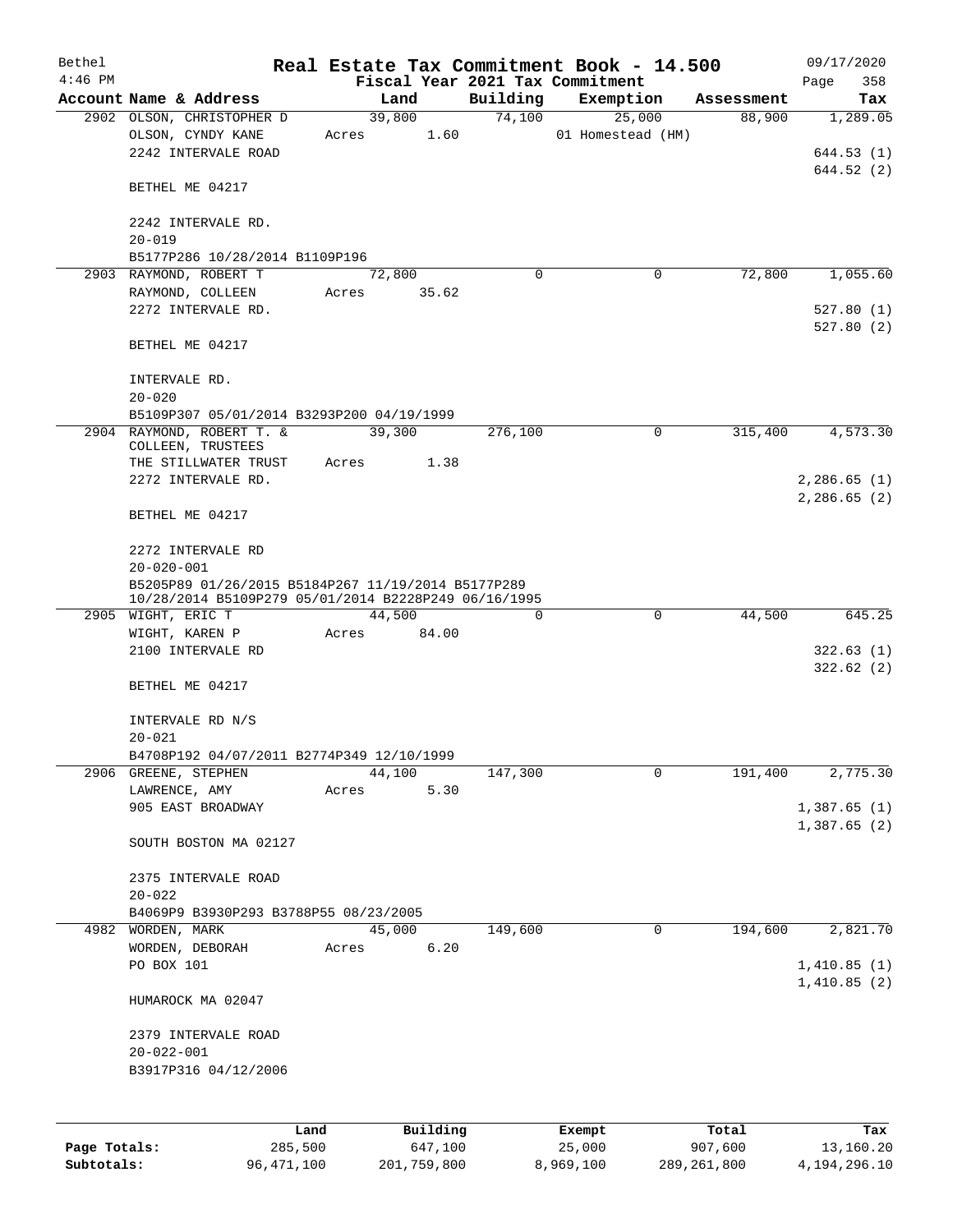Bethel 4:46 PM

# Real Estate Tax Commitment Book - 14.500

Fiscal Year 2021 Tax Commitment

09/17/2020 Page 358

| Account Name & Address | Land | Building | Exemption | Assessment | Tax |
|---|---|---|---|---|---|
| 2902 OLSON, CHRISTOPHER D | 39,800 | 74,100 | 25,000 | 88,900 | 1,289.05 |
| OLSON, CYNDY KANE | Acres 1.60 | | 01 Homestead (HM) | | |
| 2242 INTERVALE ROAD | | | | | 644.53 (1) |
| | | | | | 644.52 (2) |
| BETHEL ME 04217 | | | | | |
| 2242 INTERVALE RD. | | | | | |
| 20-019 | | | | | |
| B5177P286 10/28/2014 B1109P196 | | | | | |
| 2903 RAYMOND, ROBERT T | 72,800 | 0 | 0 | 72,800 | 1,055.60 |
| RAYMOND, COLLEEN | Acres 35.62 | | | | |
| 2272 INTERVALE RD. | | | | | 527.80 (1) |
| | | | | | 527.80 (2) |
| BETHEL ME 04217 | | | | | |
| INTERVALE RD. | | | | | |
| 20-020 | | | | | |
| B5109P307 05/01/2014 B3293P200 04/19/1999 | | | | | |
| 2904 RAYMOND, ROBERT T. & COLLEEN, TRUSTEES | 39,300 | 276,100 | 0 | 315,400 | 4,573.30 |
| THE STILLWATER TRUST | Acres 1.38 | | | | |
| 2272 INTERVALE RD. | | | | | 2,286.65 (1) |
| | | | | | 2,286.65 (2) |
| BETHEL ME 04217 | | | | | |
| 2272 INTERVALE RD | | | | | |
| 20-020-001 | | | | | |
| B5205P89 01/26/2015 B5184P267 11/19/2014 B5177P289 10/28/2014 B5109P279 05/01/2014 B2228P249 06/16/1995 | | | | | |
| 2905 WIGHT, ERIC T | 44,500 | 0 | 0 | 44,500 | 645.25 |
| WIGHT, KAREN P | Acres 84.00 | | | | |
| 2100 INTERVALE RD | | | | | 322.63 (1) |
| | | | | | 322.62 (2) |
| BETHEL ME 04217 | | | | | |
| INTERVALE RD N/S | | | | | |
| 20-021 | | | | | |
| B4708P192 04/07/2011 B2774P349 12/10/1999 | | | | | |
| 2906 GREENE, STEPHEN | 44,100 | 147,300 | 0 | 191,400 | 2,775.30 |
| LAWRENCE, AMY | Acres 5.30 | | | | |
| 905 EAST BROADWAY | | | | | 1,387.65 (1) |
| | | | | | 1,387.65 (2) |
| SOUTH BOSTON MA 02127 | | | | | |
| 2375 INTERVALE ROAD | | | | | |
| 20-022 | | | | | |
| B4069P9 B3930P293 B3788P55 08/23/2005 | | | | | |
| 4982 WORDEN, MARK | 45,000 | 149,600 | 0 | 194,600 | 2,821.70 |
| WORDEN, DEBORAH | Acres 6.20 | | | | |
| PO BOX 101 | | | | | 1,410.85 (1) |
| | | | | | 1,410.85 (2) |
| HUMAROCK MA 02047 | | | | | |
| 2379 INTERVALE ROAD | | | | | |
| 20-022-001 | | | | | |
| B3917P316 04/12/2006 | | | | | |

| | Land | Building | Exempt | Total | Tax |
|---|---|---|---|---|---|
| Page Totals: | 285,500 | 647,100 | 25,000 | 907,600 | 13,160.20 |
| Subtotals: | 96,471,100 | 201,759,800 | 8,969,100 | 289,261,800 | 4,194,296.10 |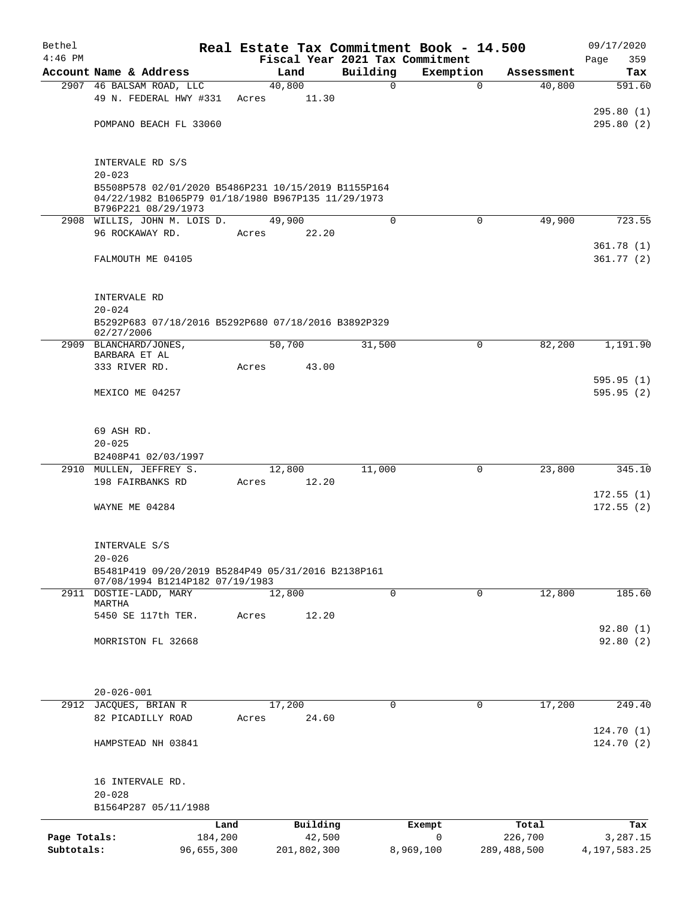# Real Estate Tax Commitment Book - 14.500

Bethel
4:46 PM

Fiscal Year 2021 Tax Commitment

09/17/2020

| Account | Name & Address | Land | Building | Exemption | Assessment | Tax |
|---|---|---|---|---|---|---|
| 2907 | 46 BALSAM ROAD, LLC<br>49 N. FEDERAL HWY #331<br>POMPANO BEACH FL 33060<br><br>INTERVALE RD S/S<br>20-023<br>B5508P578 02/01/2020 B5486P231 10/15/2019 B1155P164 04/22/1982 B1065P79 01/18/1980 B967P135 11/29/1973 B796P221 08/29/1973 | 40,800<br>Acres 11.30 | 0 | 0 | 40,800 | 591.60<br>295.80 (1)<br>295.80 (2) |
| 2908 | WILLIS, JOHN M. LOIS D.<br>96 ROCKAWAY RD.<br>FALMOUTH ME 04105<br><br>INTERVALE RD<br>20-024<br>B5292P683 07/18/2016 B5292P680 07/18/2016 B3892P329 02/27/2006 | 49,900<br>Acres 22.20 | 0 | 0 | 49,900 | 723.55<br>361.78 (1)<br>361.77 (2) |
| 2909 | BLANCHARD/JONES, BARBARA ET AL<br>333 RIVER RD.<br>MEXICO ME 04257<br><br>69 ASH RD.<br>20-025<br>B2408P41 02/03/1997 | 50,700<br>Acres 43.00 | 31,500 | 0 | 82,200 | 1,191.90<br>595.95 (1)<br>595.95 (2) |
| 2910 | MULLEN, JEFFREY S.<br>198 FAIRBANKS RD<br>WAYNE ME 04284<br><br>INTERVALE S/S<br>20-026<br>B5481P419 09/20/2019 B5284P49 05/31/2016 B2138P161 07/08/1994 B1214P182 07/19/1983 | 12,800<br>Acres 12.20 | 11,000 | 0 | 23,800 | 345.10<br>172.55 (1)<br>172.55 (2) |
| 2911 | DOSTIE-LADD, MARY MARTHA<br>5450 SE 117th TER.<br>MORRISTON FL 32668<br><br>20-026-001 | 12,800<br>Acres 12.20 | 0 | 0 | 12,800 | 185.60<br>92.80 (1)<br>92.80 (2) |
| 2912 | JACQUES, BRIAN R<br>82 PICADILLY ROAD<br>HAMPSTEAD NH 03841<br><br>16 INTERVALE RD.<br>20-028<br>B1564P287 05/11/1988 | 17,200<br>Acres 24.60 | 0 | 0 | 17,200 | 249.40<br>124.70 (1)<br>124.70 (2) |

| | Land | Building | Exempt | Total | Tax |
|---|---|---|---|---|---|
| Page Totals: | 184,200 | 42,500 | 0 | 226,700 | 3,287.15 |
| Subtotals: | 96,655,300 | 201,802,300 | 8,969,100 | 289,488,500 | 4,197,583.25 |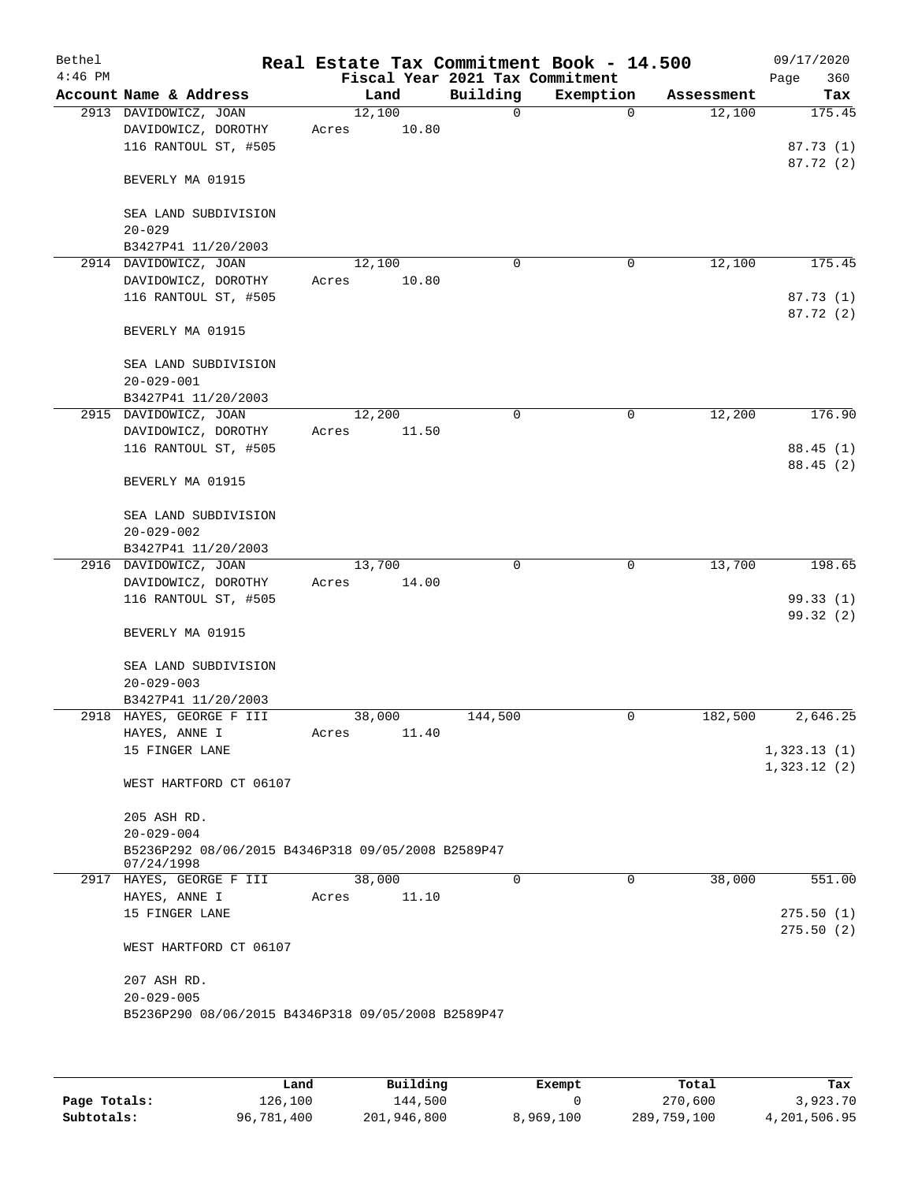# Real Estate Tax Commitment Book - 14.500

Bethel 4:46 PM — Fiscal Year 2021 Tax Commitment — 09/17/2020

| Account Name & Address | Land | Building | Exemption | Assessment | Tax |
|---|---|---|---|---|---|
| 2913 DAVIDOWICZ, JOAN<br>DAVIDOWICZ, DOROTHY<br>116 RANTOUL ST, #505<br><br>BEVERLY MA 01915<br><br>SEA LAND SUBDIVISION<br>20-029<br>B3427P41 11/20/2003 | 12,100<br>Acres 10.80 | 0 | 0 | 12,100 | 175.45<br><br>87.73 (1)<br>87.72 (2) |
| 2914 DAVIDOWICZ, JOAN<br>DAVIDOWICZ, DOROTHY<br>116 RANTOUL ST, #505<br><br>BEVERLY MA 01915<br><br>SEA LAND SUBDIVISION<br>20-029-001<br>B3427P41 11/20/2003 | 12,100<br>Acres 10.80 | 0 | 0 | 12,100 | 175.45<br><br>87.73 (1)<br>87.72 (2) |
| 2915 DAVIDOWICZ, JOAN<br>DAVIDOWICZ, DOROTHY<br>116 RANTOUL ST, #505<br><br>BEVERLY MA 01915<br><br>SEA LAND SUBDIVISION<br>20-029-002<br>B3427P41 11/20/2003 | 12,200<br>Acres 11.50 | 0 | 0 | 12,200 | 176.90<br><br>88.45 (1)<br>88.45 (2) |
| 2916 DAVIDOWICZ, JOAN<br>DAVIDOWICZ, DOROTHY<br>116 RANTOUL ST, #505<br><br>BEVERLY MA 01915<br><br>SEA LAND SUBDIVISION<br>20-029-003<br>B3427P41 11/20/2003 | 13,700<br>Acres 14.00 | 0 | 0 | 13,700 | 198.65<br><br>99.33 (1)<br>99.32 (2) |
| 2918 HAYES, GEORGE F III<br>HAYES, ANNE I<br>15 FINGER LANE<br><br>WEST HARTFORD CT 06107<br><br>205 ASH RD.<br>20-029-004<br>B5236P292 08/06/2015 B4346P318 09/05/2008 B2589P47 07/24/1998 | 38,000<br>Acres 11.40 | 144,500 | 0 | 182,500 | 2,646.25<br><br>1,323.13 (1)<br>1,323.12 (2) |
| 2917 HAYES, GEORGE F III<br>HAYES, ANNE I<br>15 FINGER LANE<br><br>WEST HARTFORD CT 06107<br><br>207 ASH RD.<br>20-029-005<br>B5236P290 08/06/2015 B4346P318 09/05/2008 B2589P47 | 38,000<br>Acres 11.10 | 0 | 0 | 38,000 | 551.00<br><br>275.50 (1)<br>275.50 (2) |

| | Land | Building | Exempt | Total | Tax |
|---|---|---|---|---|---|
| Page Totals: | 126,100 | 144,500 | 0 | 270,600 | 3,923.70 |
| Subtotals: | 96,781,400 | 201,946,800 | 8,969,100 | 289,759,100 | 4,201,506.95 |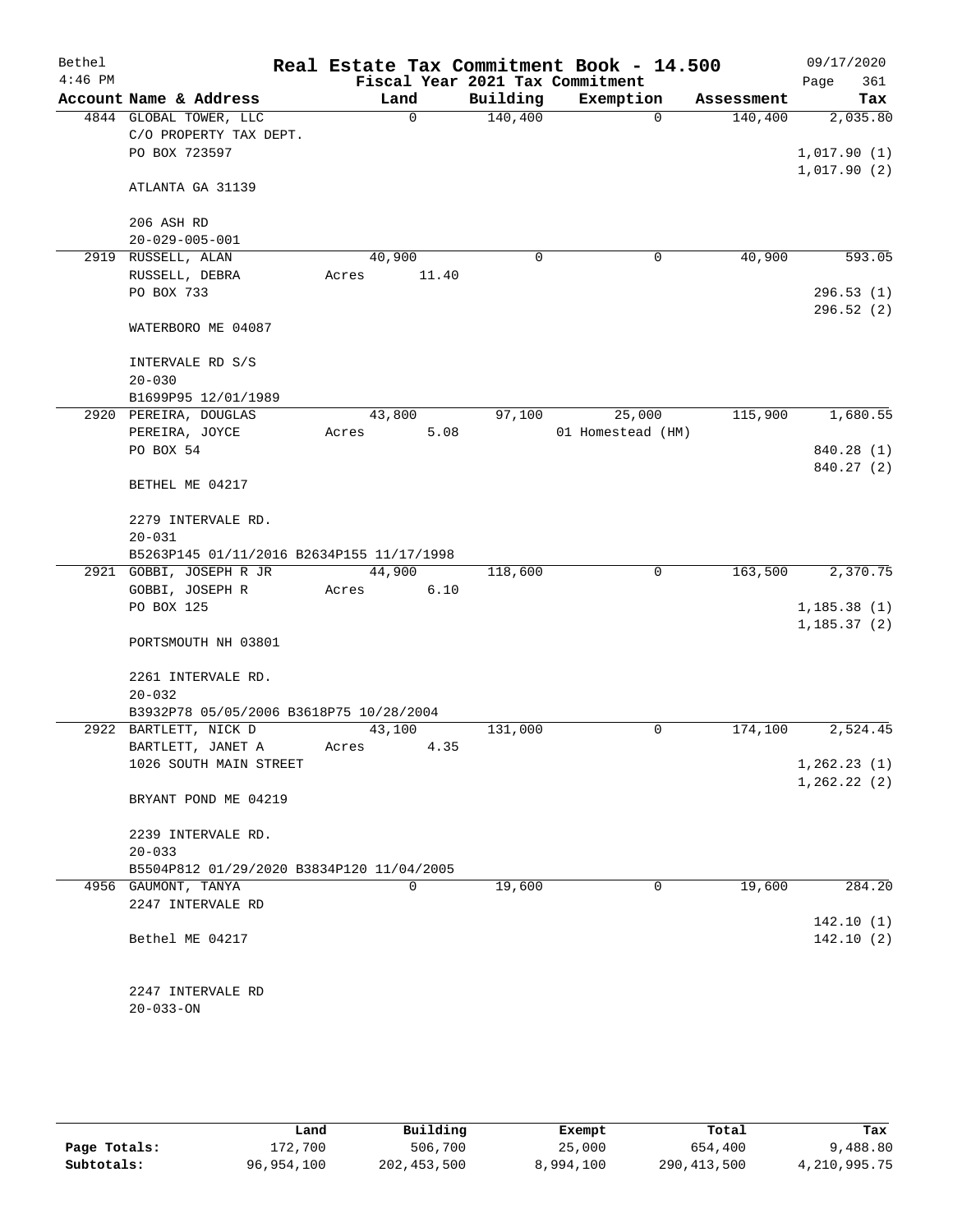Bethel 4:46 PM

# Real Estate Tax Commitment Book - 14.500

Fiscal Year 2021 Tax Commitment

09/17/2020

| Account | Name & Address | Land | Building | Exemption | Assessment | Tax |
|---|---|---|---|---|---|---|
| 4844 | GLOBAL TOWER, LLC<br>C/O PROPERTY TAX DEPT.<br>PO BOX 723597<br><br>ATLANTA GA 31139<br><br>206 ASH RD<br>20-029-005-001 | 0 | 140,400 | 0 | 140,400 | 2,035.80<br><br>1,017.90 (1)<br>1,017.90 (2) |
| 2919 | RUSSELL, ALAN<br>RUSSELL, DEBRA<br>PO BOX 733<br><br>WATERBORO ME 04087<br><br>INTERVALE RD S/S<br>20-030<br>B1699P95 12/01/1989 | 40,900<br>Acres 11.40 | 0 | 0 | 40,900 | 593.05<br><br>296.53 (1)<br>296.52 (2) |
| 2920 | PEREIRA, DOUGLAS<br>PEREIRA, JOYCE<br>PO BOX 54<br><br>BETHEL ME 04217<br><br>2279 INTERVALE RD.<br>20-031<br>B5263P145 01/11/2016 B2634P155 11/17/1998 | 43,800<br>Acres 5.08 | 97,100 | 25,000<br>01 Homestead (HM) | 115,900 | 1,680.55<br><br>840.28 (1)<br>840.27 (2) |
| 2921 | GOBBI, JOSEPH R JR<br>GOBBI, JOSEPH R<br>PO BOX 125<br><br>PORTSMOUTH NH 03801<br><br>2261 INTERVALE RD.<br>20-032<br>B3932P78 05/05/2006 B3618P75 10/28/2004 | 44,900<br>Acres 6.10 | 118,600 | 0 | 163,500 | 2,370.75<br><br>1,185.38 (1)<br>1,185.37 (2) |
| 2922 | BARTLETT, NICK D<br>BARTLETT, JANET A<br>1026 SOUTH MAIN STREET<br><br>BRYANT POND ME 04219<br><br>2239 INTERVALE RD.<br>20-033<br>B5504P812 01/29/2020 B3834P120 11/04/2005 | 43,100<br>Acres 4.35 | 131,000 | 0 | 174,100 | 2,524.45<br><br>1,262.23 (1)<br>1,262.22 (2) |
| 4956 | GAUMONT, TANYA<br>2247 INTERVALE RD<br><br>Bethel ME 04217<br><br>2247 INTERVALE RD<br>20-033-ON | 0 | 19,600 | 0 | 19,600 | 284.20<br><br>142.10 (1)<br>142.10 (2) |

| | Land | Building | Exempt | Total | Tax |
|---|---|---|---|---|---|
| Page Totals: | 172,700 | 506,700 | 25,000 | 654,400 | 9,488.80 |
| Subtotals: | 96,954,100 | 202,453,500 | 8,994,100 | 290,413,500 | 4,210,995.75 |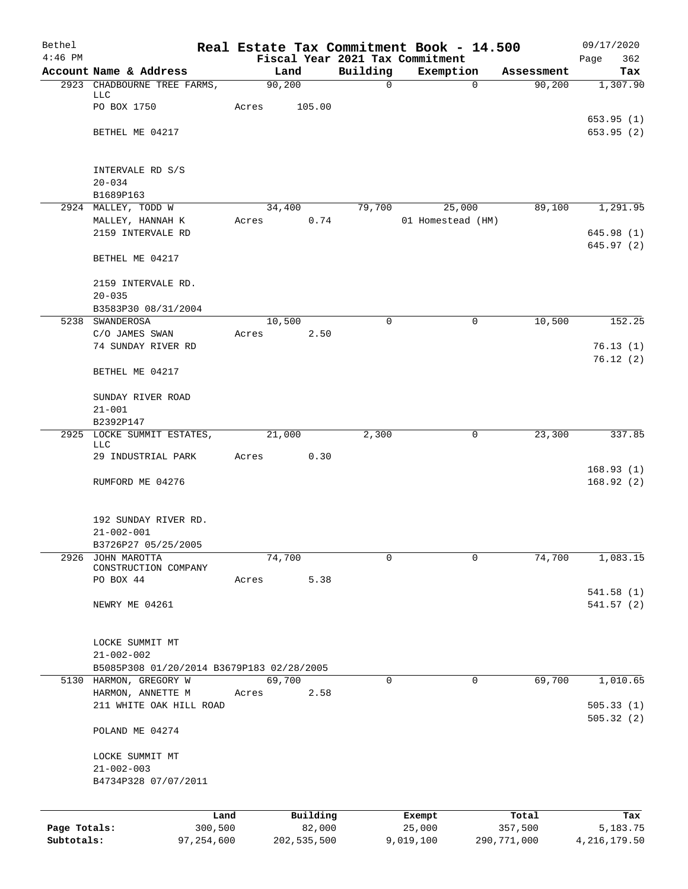# Real Estate Tax Commitment Book - 14.500

Bethel
4:46 PM

Fiscal Year 2021 Tax Commitment

09/17/2020
Page 362

| Account Name & Address | Land | Building | Exemption | Assessment | Tax |
|---|---|---|---|---|---|
| 2923 CHADBOURNE TREE FARMS, LLC | 90,200 | 0 | 0 | 90,200 | 1,307.90 |
| PO BOX 1750 | Acres 105.00 | | | | |
| | | | | | 653.95 (1) |
| BETHEL ME 04217 | | | | | 653.95 (2) |
| INTERVALE RD S/S | | | | | |
| 20-034 | | | | | |
| B1689P163 | | | | | |
| 2924 MALLEY, TODD W | 34,400 | 79,700 | 25,000 | 89,100 | 1,291.95 |
| MALLEY, HANNAH K | Acres 0.74 | | 01 Homestead (HM) | | |
| 2159 INTERVALE RD | | | | | 645.98 (1) |
| | | | | | 645.97 (2) |
| BETHEL ME 04217 | | | | | |
| 2159 INTERVALE RD. | | | | | |
| 20-035 | | | | | |
| B3583P30 08/31/2004 | | | | | |
| 5238 SWANDEROSA | 10,500 | 0 | 0 | 10,500 | 152.25 |
| C/O JAMES SWAN | Acres 2.50 | | | | |
| 74 SUNDAY RIVER RD | | | | | 76.13 (1) |
| | | | | | 76.12 (2) |
| BETHEL ME 04217 | | | | | |
| SUNDAY RIVER ROAD | | | | | |
| 21-001 | | | | | |
| B2392P147 | | | | | |
| 2925 LOCKE SUMMIT ESTATES, LLC | 21,000 | 2,300 | 0 | 23,300 | 337.85 |
| 29 INDUSTRIAL PARK | Acres 0.30 | | | | |
| | | | | | 168.93 (1) |
| RUMFORD ME 04276 | | | | | 168.92 (2) |
| 192 SUNDAY RIVER RD. | | | | | |
| 21-002-001 | | | | | |
| B3726P27 05/25/2005 | | | | | |
| 2926 JOHN MAROTTA CONSTRUCTION COMPANY | 74,700 | 0 | 0 | 74,700 | 1,083.15 |
| PO BOX 44 | Acres 5.38 | | | | |
| | | | | | 541.58 (1) |
| NEWRY ME 04261 | | | | | 541.57 (2) |
| LOCKE SUMMIT MT | | | | | |
| 21-002-002 | | | | | |
| B5085P308 01/20/2014 B3679P183 02/28/2005 | | | | | |
| 5130 HARMON, GREGORY W | 69,700 | 0 | 0 | 69,700 | 1,010.65 |
| HARMON, ANNETTE M | Acres 2.58 | | | | |
| 211 WHITE OAK HILL ROAD | | | | | 505.33 (1) |
| | | | | | 505.32 (2) |
| POLAND ME 04274 | | | | | |
| LOCKE SUMMIT MT | | | | | |
| 21-002-003 | | | | | |
| B4734P328 07/07/2011 | | | | | |

| | Land | Building | Exempt | Total | Tax |
|---|---|---|---|---|---|
| Page Totals: | 300,500 | 82,000 | 25,000 | 357,500 | 5,183.75 |
| Subtotals: | 97,254,600 | 202,535,500 | 9,019,100 | 290,771,000 | 4,216,179.50 |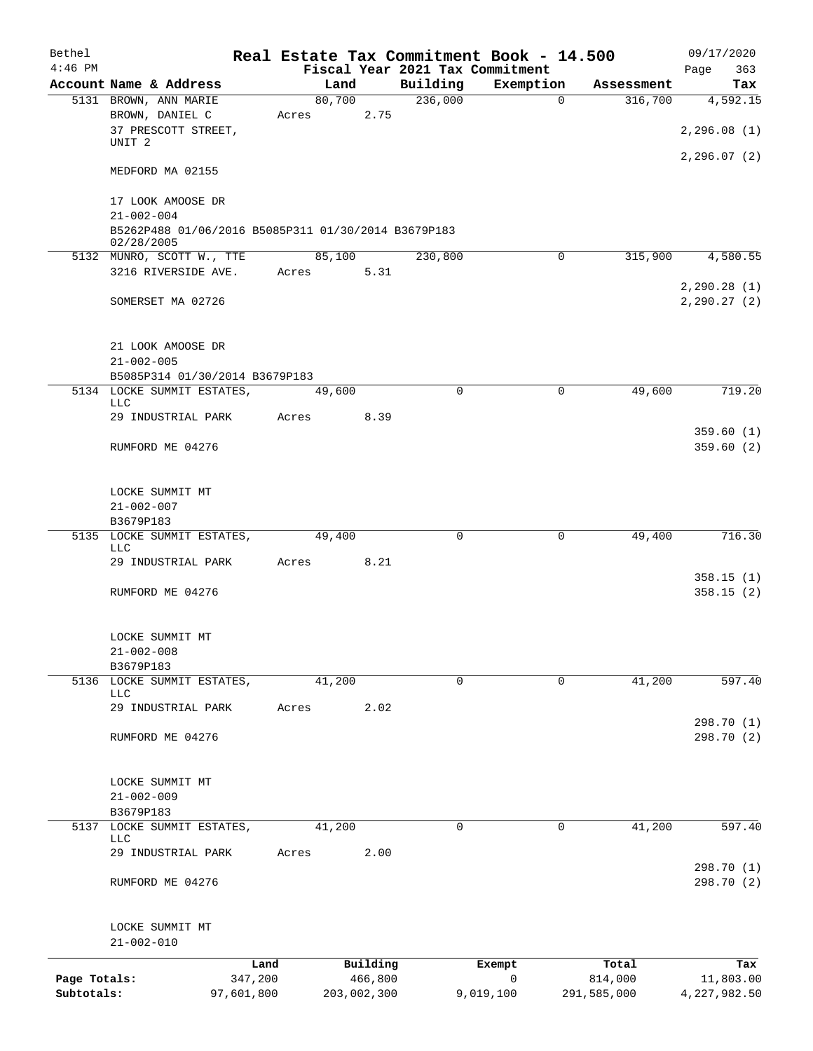# Real Estate Tax Commitment Book - 14.500

Bethel 4:46 PM — Fiscal Year 2021 Tax Commitment — 09/17/2020

| Account Name & Address | Land | Building | Exemption | Assessment | Tax |
|---|---|---|---|---|---|
| 5131 BROWN, ANN MARIE | 80,700 | 236,000 | 0 | 316,700 | 4,592.15 |
| BROWN, DANIEL C | Acres 2.75 | | | | |
| 37 PRESCOTT STREET, UNIT 2 | | | | | 2,296.08 (1) |
| | | | | | 2,296.07 (2) |
| MEDFORD MA 02155 | | | | | |
| 17 LOOK AMOOSE DR | | | | | |
| 21-002-004 | | | | | |
| B5262P488 01/06/2016 B5085P311 01/30/2014 B3679P183 02/28/2005 | | | | | |
| 5132 MUNRO, SCOTT W., TTE | 85,100 | 230,800 | 0 | 315,900 | 4,580.55 |
| 3216 RIVERSIDE AVE. | Acres 5.31 | | | | |
| | | | | | 2,290.28 (1) |
| SOMERSET MA 02726 | | | | | 2,290.27 (2) |
| 21 LOOK AMOOSE DR | | | | | |
| 21-002-005 | | | | | |
| B5085P314 01/30/2014 B3679P183 | | | | | |
| 5134 LOCKE SUMMIT ESTATES, LLC | 49,600 | 0 | 0 | 49,600 | 719.20 |
| 29 INDUSTRIAL PARK | Acres 8.39 | | | | |
| | | | | | 359.60 (1) |
| RUMFORD ME 04276 | | | | | 359.60 (2) |
| LOCKE SUMMIT MT | | | | | |
| 21-002-007 | | | | | |
| B3679P183 | | | | | |
| 5135 LOCKE SUMMIT ESTATES, LLC | 49,400 | 0 | 0 | 49,400 | 716.30 |
| 29 INDUSTRIAL PARK | Acres 8.21 | | | | |
| | | | | | 358.15 (1) |
| RUMFORD ME 04276 | | | | | 358.15 (2) |
| LOCKE SUMMIT MT | | | | | |
| 21-002-008 | | | | | |
| B3679P183 | | | | | |
| 5136 LOCKE SUMMIT ESTATES, LLC | 41,200 | 0 | 0 | 41,200 | 597.40 |
| 29 INDUSTRIAL PARK | Acres 2.02 | | | | |
| | | | | | 298.70 (1) |
| RUMFORD ME 04276 | | | | | 298.70 (2) |
| LOCKE SUMMIT MT | | | | | |
| 21-002-009 | | | | | |
| B3679P183 | | | | | |
| 5137 LOCKE SUMMIT ESTATES, LLC | 41,200 | 0 | 0 | 41,200 | 597.40 |
| 29 INDUSTRIAL PARK | Acres 2.00 | | | | |
| | | | | | 298.70 (1) |
| RUMFORD ME 04276 | | | | | 298.70 (2) |
| LOCKE SUMMIT MT | | | | | |
| 21-002-010 | | | | | |

| | Land | Building | Exempt | Total | Tax |
|---|---|---|---|---|---|
| Page Totals: | 347,200 | 466,800 | 0 | 814,000 | 11,803.00 |
| Subtotals: | 97,601,800 | 203,002,300 | 9,019,100 | 291,585,000 | 4,227,982.50 |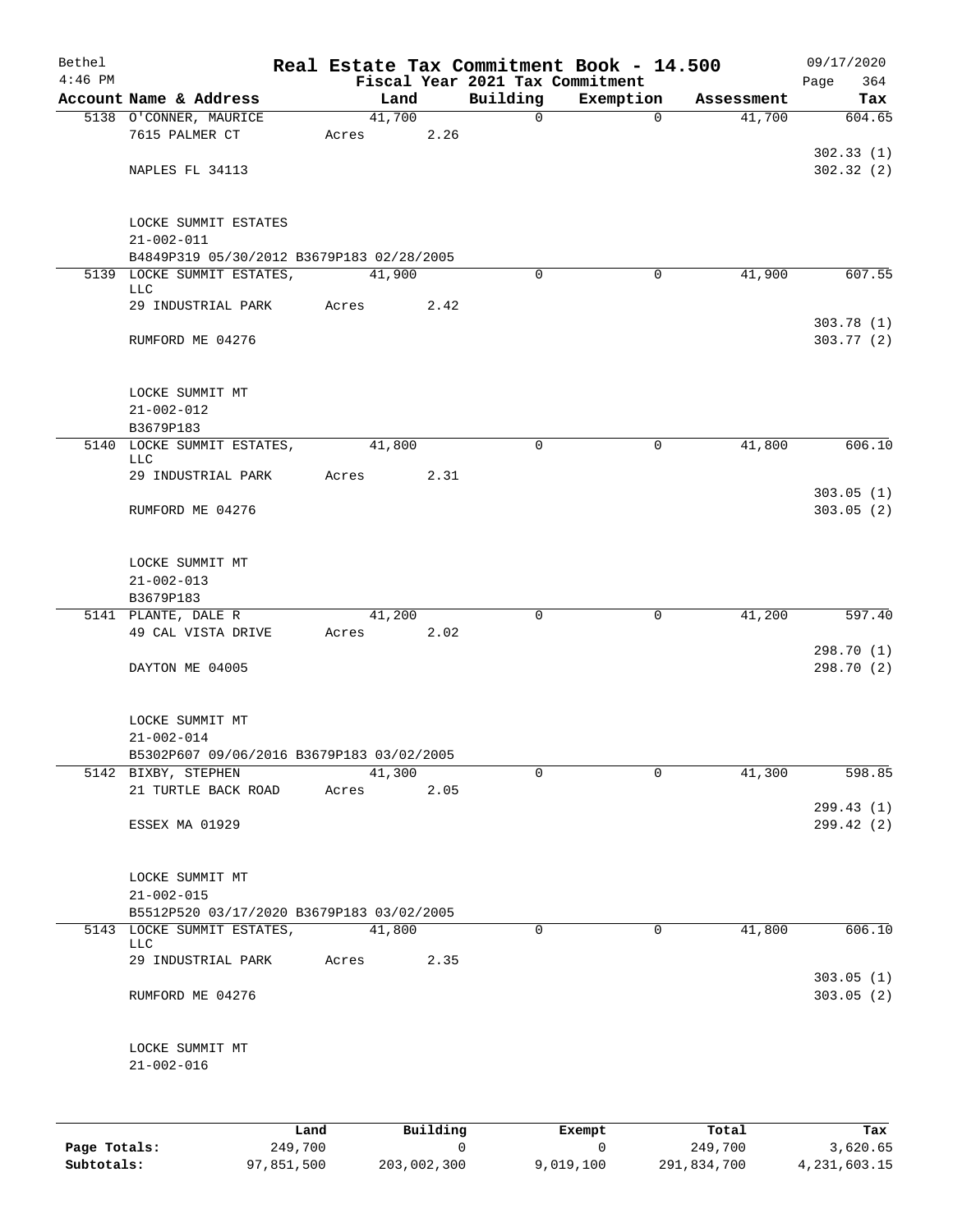Bethel 4:46 PM

**Real Estate Tax Commitment Book - 14.500**

Fiscal Year 2021 Tax Commitment

09/17/2020

| Account Name & Address | Land | Building | Exemption | Assessment | Tax |
|---|---|---|---|---|---|
| 5138 O'CONNER, MAURICE | 41,700 | 0 | 0 | 41,700 | 604.65 |
| 7615 PALMER CT | Acres 2.26 | | | | |
| | | | | | 302.33 (1) |
| NAPLES FL 34113 | | | | | 302.32 (2) |
| LOCKE SUMMIT ESTATES | | | | | |
| 21-002-011 | | | | | |
| B4849P319 05/30/2012 B3679P183 02/28/2005 | | | | | |
| 5139 LOCKE SUMMIT ESTATES, LLC | 41,900 | 0 | 0 | 41,900 | 607.55 |
| 29 INDUSTRIAL PARK | Acres 2.42 | | | | |
| | | | | | 303.78 (1) |
| RUMFORD ME 04276 | | | | | 303.77 (2) |
| LOCKE SUMMIT MT | | | | | |
| 21-002-012 | | | | | |
| B3679P183 | | | | | |
| 5140 LOCKE SUMMIT ESTATES, LLC | 41,800 | 0 | 0 | 41,800 | 606.10 |
| 29 INDUSTRIAL PARK | Acres 2.31 | | | | |
| | | | | | 303.05 (1) |
| RUMFORD ME 04276 | | | | | 303.05 (2) |
| LOCKE SUMMIT MT | | | | | |
| 21-002-013 | | | | | |
| B3679P183 | | | | | |
| 5141 PLANTE, DALE R | 41,200 | 0 | 0 | 41,200 | 597.40 |
| 49 CAL VISTA DRIVE | Acres 2.02 | | | | |
| | | | | | 298.70 (1) |
| DAYTON ME 04005 | | | | | 298.70 (2) |
| LOCKE SUMMIT MT | | | | | |
| 21-002-014 | | | | | |
| B5302P607 09/06/2016 B3679P183 03/02/2005 | | | | | |
| 5142 BIXBY, STEPHEN | 41,300 | 0 | 0 | 41,300 | 598.85 |
| 21 TURTLE BACK ROAD | Acres 2.05 | | | | |
| | | | | | 299.43 (1) |
| ESSEX MA 01929 | | | | | 299.42 (2) |
| LOCKE SUMMIT MT | | | | | |
| 21-002-015 | | | | | |
| B5512P520 03/17/2020 B3679P183 03/02/2005 | | | | | |
| 5143 LOCKE SUMMIT ESTATES, LLC | 41,800 | 0 | 0 | 41,800 | 606.10 |
| 29 INDUSTRIAL PARK | Acres 2.35 | | | | |
| | | | | | 303.05 (1) |
| RUMFORD ME 04276 | | | | | 303.05 (2) |
| LOCKE SUMMIT MT | | | | | |
| 21-002-016 | | | | | |

| | Land | Building | Exempt | Total | Tax |
|---|---|---|---|---|---|
| Page Totals: | 249,700 | 0 | 0 | 249,700 | 3,620.65 |
| Subtotals: | 97,851,500 | 203,002,300 | 9,019,100 | 291,834,700 | 4,231,603.15 |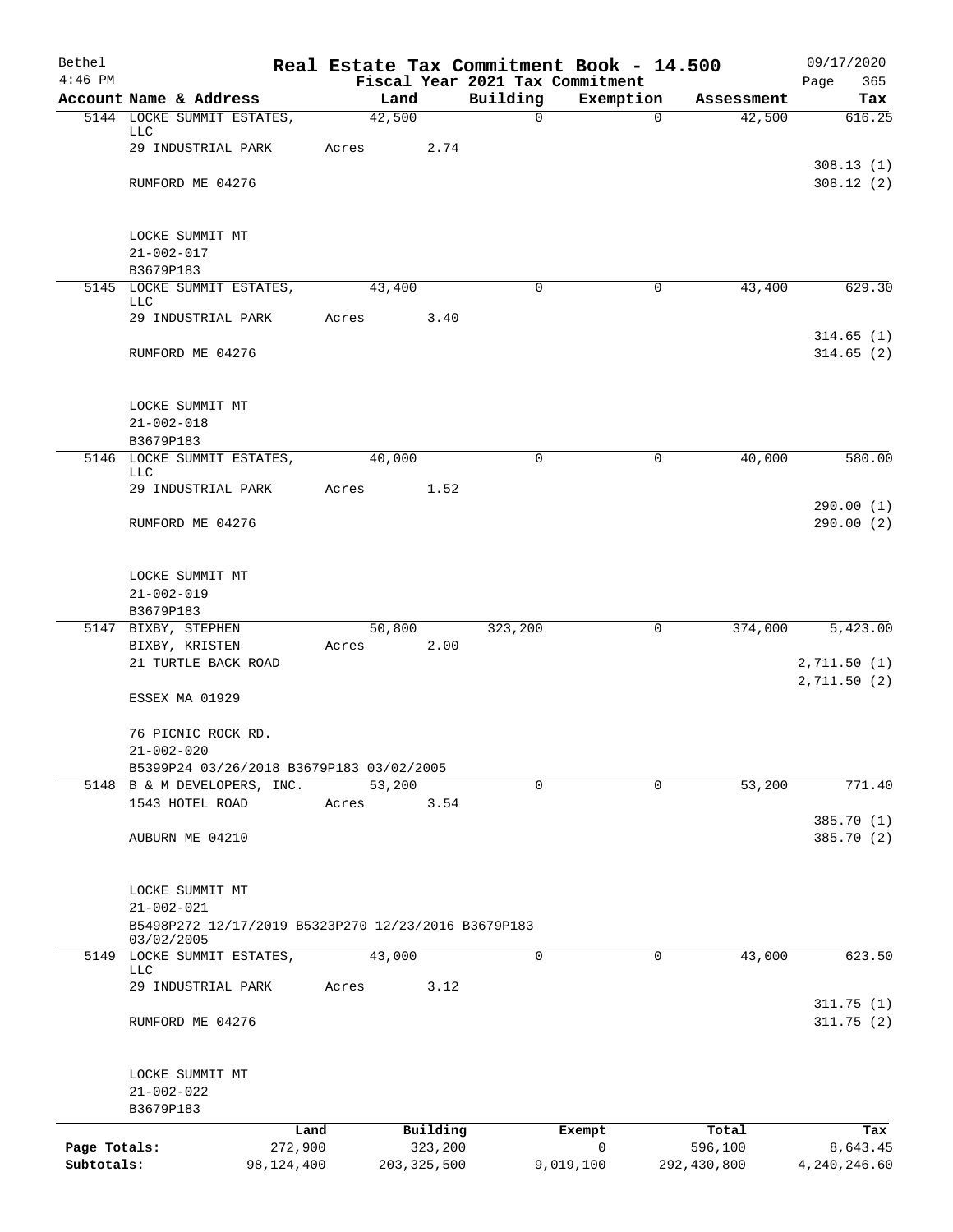Bethel | Real Estate Tax Commitment Book - 14.500 | 09/17/2020
4:46 PM | Fiscal Year 2021 Tax Commitment

| Account Name & Address | Land | Building | Exemption | Assessment | Tax |
|---|---|---|---|---|---|
| 5144 LOCKE SUMMIT ESTATES, LLC | 42,500 | 0 | 0 | 42,500 | 616.25 |
| 29 INDUSTRIAL PARK | Acres 2.74 | | | | |
| | | | | | 308.13 (1) |
| RUMFORD ME 04276 | | | | | 308.12 (2) |
| LOCKE SUMMIT MT | | | | | |
| 21-002-017 | | | | | |
| B3679P183 | | | | | |
| 5145 LOCKE SUMMIT ESTATES, LLC | 43,400 | 0 | 0 | 43,400 | 629.30 |
| 29 INDUSTRIAL PARK | Acres 3.40 | | | | |
| | | | | | 314.65 (1) |
| RUMFORD ME 04276 | | | | | 314.65 (2) |
| LOCKE SUMMIT MT | | | | | |
| 21-002-018 | | | | | |
| B3679P183 | | | | | |
| 5146 LOCKE SUMMIT ESTATES, LLC | 40,000 | 0 | 0 | 40,000 | 580.00 |
| 29 INDUSTRIAL PARK | Acres 1.52 | | | | |
| | | | | | 290.00 (1) |
| RUMFORD ME 04276 | | | | | 290.00 (2) |
| LOCKE SUMMIT MT | | | | | |
| 21-002-019 | | | | | |
| B3679P183 | | | | | |
| 5147 BIXBY, STEPHEN | 50,800 | 323,200 | 0 | 374,000 | 5,423.00 |
| BIXBY, KRISTEN | Acres 2.00 | | | | |
| 21 TURTLE BACK ROAD | | | | | 2,711.50 (1) |
| | | | | | 2,711.50 (2) |
| ESSEX MA 01929 | | | | | |
| 76 PICNIC ROCK RD. | | | | | |
| 21-002-020 | | | | | |
| B5399P24 03/26/2018 B3679P183 03/02/2005 | | | | | |
| 5148 B & M DEVELOPERS, INC. | 53,200 | 0 | 0 | 53,200 | 771.40 |
| 1543 HOTEL ROAD | Acres 3.54 | | | | |
| | | | | | 385.70 (1) |
| AUBURN ME 04210 | | | | | 385.70 (2) |
| LOCKE SUMMIT MT | | | | | |
| 21-002-021 | | | | | |
| B5498P272 12/17/2019 B5323P270 12/23/2016 B3679P183 03/02/2005 | | | | | |
| 5149 LOCKE SUMMIT ESTATES, LLC | 43,000 | 0 | 0 | 43,000 | 623.50 |
| 29 INDUSTRIAL PARK | Acres 3.12 | | | | |
| | | | | | 311.75 (1) |
| RUMFORD ME 04276 | | | | | 311.75 (2) |
| LOCKE SUMMIT MT | | | | | |
| 21-002-022 | | | | | |
| B3679P183 | | | | | |

| | Land | Building | Exempt | Total | Tax |
|---|---|---|---|---|---|
| Page Totals: | 272,900 | 323,200 | 0 | 596,100 | 8,643.45 |
| Subtotals: | 98,124,400 | 203,325,500 | 9,019,100 | 292,430,800 | 4,240,246.60 |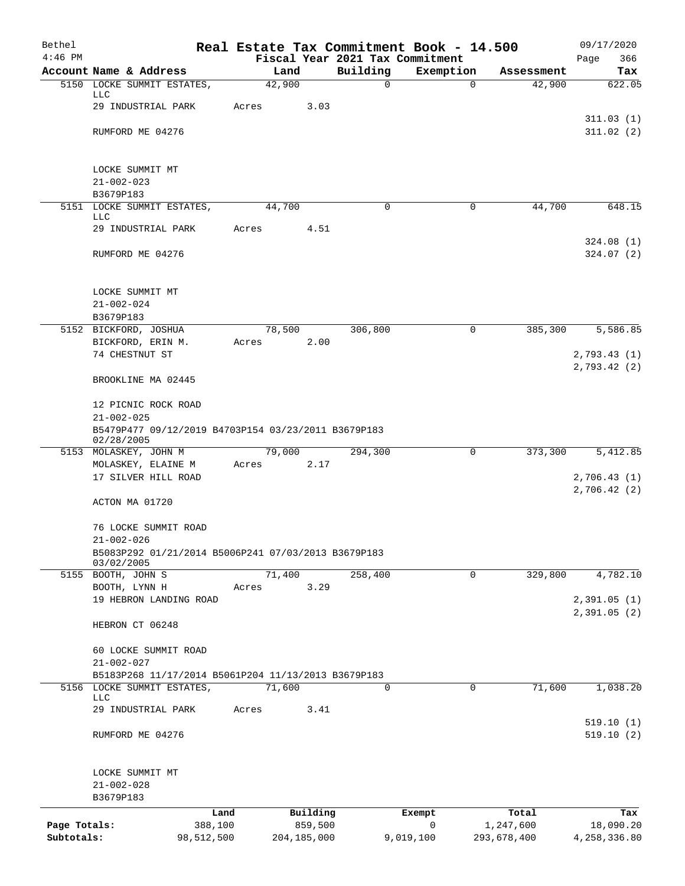# Real Estate Tax Commitment Book - 14.500

Bethel
4:46 PM

Fiscal Year 2021 Tax Commitment

09/17/2020
Page 366

| Account | Name & Address | Land | Building | Exemption | Assessment | Tax |
|---|---|---|---|---|---|---|
| 5150 | LOCKE SUMMIT ESTATES, LLC | 42,900 | 0 | 0 | 42,900 | 622.05 |
| | 29 INDUSTRIAL PARK | Acres 3.03 | | | | |
| | | | | | | 311.03 (1) |
| | RUMFORD ME 04276 | | | | | 311.02 (2) |
| | LOCKE SUMMIT MT | | | | | |
| | 21-002-023 | | | | | |
| | B3679P183 | | | | | |
| 5151 | LOCKE SUMMIT ESTATES, LLC | 44,700 | 0 | 0 | 44,700 | 648.15 |
| | 29 INDUSTRIAL PARK | Acres 4.51 | | | | |
| | | | | | | 324.08 (1) |
| | RUMFORD ME 04276 | | | | | 324.07 (2) |
| | LOCKE SUMMIT MT | | | | | |
| | 21-002-024 | | | | | |
| | B3679P183 | | | | | |
| 5152 | BICKFORD, JOSHUA | 78,500 | 306,800 | 0 | 385,300 | 5,586.85 |
| | BICKFORD, ERIN M. | Acres 2.00 | | | | |
| | 74 CHESTNUT ST | | | | | 2,793.43 (1) |
| | | | | | | 2,793.42 (2) |
| | BROOKLINE MA 02445 | | | | | |
| | 12 PICNIC ROCK ROAD | | | | | |
| | 21-002-025 | | | | | |
| | B5479P477 09/12/2019 B4703P154 03/23/2011 B3679P183 02/28/2005 | | | | | |
| 5153 | MOLASKEY, JOHN M | 79,000 | 294,300 | 0 | 373,300 | 5,412.85 |
| | MOLASKEY, ELAINE M | Acres 2.17 | | | | |
| | 17 SILVER HILL ROAD | | | | | 2,706.43 (1) |
| | | | | | | 2,706.42 (2) |
| | ACTON MA 01720 | | | | | |
| | 76 LOCKE SUMMIT ROAD | | | | | |
| | 21-002-026 | | | | | |
| | B5083P292 01/21/2014 B5006P241 07/03/2013 B3679P183 03/02/2005 | | | | | |
| 5155 | BOOTH, JOHN S | 71,400 | 258,400 | 0 | 329,800 | 4,782.10 |
| | BOOTH, LYNN H | Acres 3.29 | | | | |
| | 19 HEBRON LANDING ROAD | | | | | 2,391.05 (1) |
| | | | | | | 2,391.05 (2) |
| | HEBRON CT 06248 | | | | | |
| | 60 LOCKE SUMMIT ROAD | | | | | |
| | 21-002-027 | | | | | |
| | B5183P268 11/17/2014 B5061P204 11/13/2013 B3679P183 | | | | | |
| 5156 | LOCKE SUMMIT ESTATES, LLC | 71,600 | 0 | 0 | 71,600 | 1,038.20 |
| | 29 INDUSTRIAL PARK | Acres 3.41 | | | | |
| | | | | | | 519.10 (1) |
| | RUMFORD ME 04276 | | | | | 519.10 (2) |
| | LOCKE SUMMIT MT | | | | | |
| | 21-002-028 | | | | | |
| | B3679P183 | | | | | |

| | Land | Building | Exempt | Total | Tax |
|---|---|---|---|---|---|
| Page Totals: | 388,100 | 859,500 | 0 | 1,247,600 | 18,090.20 |
| Subtotals: | 98,512,500 | 204,185,000 | 9,019,100 | 293,678,400 | 4,258,336.80 |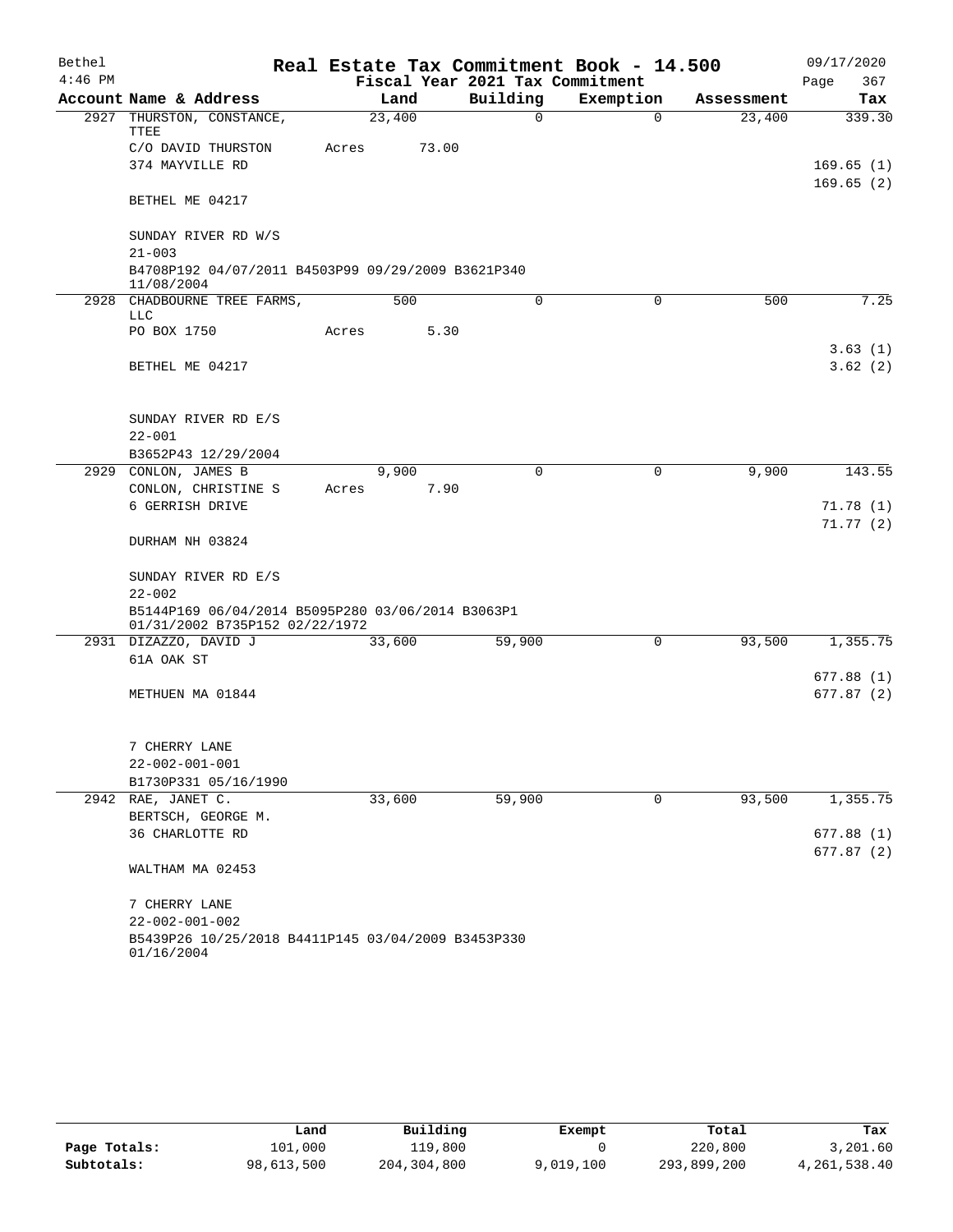Bethel Real Estate Tax Commitment Book - 14.500 09/17/2020
4:46 PM Fiscal Year 2021 Tax Commitment

| Account Name & Address | Land | Building | Exemption | Assessment | Tax |
|---|---|---|---|---|---|
| 2927 THURSTON, CONSTANCE, TTEE | 23,400 | 0 | 0 | 23,400 | 339.30 |
| C/O DAVID THURSTON | Acres 73.00 | | | | |
| 374 MAYVILLE RD | | | | | 169.65 (1) |
| | | | | | 169.65 (2) |
| BETHEL ME 04217 | | | | | |
| SUNDAY RIVER RD W/S | | | | | |
| 21-003 | | | | | |
| B4708P192 04/07/2011 B4503P99 09/29/2009 B3621P340 11/08/2004 | | | | | |
| 2928 CHADBOURNE TREE FARMS, LLC | 500 | 0 | 0 | 500 | 7.25 |
| PO BOX 1750 | Acres 5.30 | | | | |
| | | | | | 3.63 (1) |
| BETHEL ME 04217 | | | | | 3.62 (2) |
| SUNDAY RIVER RD E/S | | | | | |
| 22-001 | | | | | |
| B3652P43 12/29/2004 | | | | | |
| 2929 CONLON, JAMES B | 9,900 | 0 | 0 | 9,900 | 143.55 |
| CONLON, CHRISTINE S | Acres 7.90 | | | | |
| 6 GERRISH DRIVE | | | | | 71.78 (1) |
| | | | | | 71.77 (2) |
| DURHAM NH 03824 | | | | | |
| SUNDAY RIVER RD E/S | | | | | |
| 22-002 | | | | | |
| B5144P169 06/04/2014 B5095P280 03/06/2014 B3063P1 01/31/2002 B735P152 02/22/1972 | | | | | |
| 2931 DIZAZZO, DAVID J | 33,600 | 59,900 | 0 | 93,500 | 1,355.75 |
| 61A OAK ST | | | | | |
| | | | | | 677.88 (1) |
| METHUEN MA 01844 | | | | | 677.87 (2) |
| 7 CHERRY LANE | | | | | |
| 22-002-001-001 | | | | | |
| B1730P331 05/16/1990 | | | | | |
| 2942 RAE, JANET C. | 33,600 | 59,900 | 0 | 93,500 | 1,355.75 |
| BERTSCH, GEORGE M. | | | | | |
| 36 CHARLOTTE RD | | | | | 677.88 (1) |
| | | | | | 677.87 (2) |
| WALTHAM MA 02453 | | | | | |
| 7 CHERRY LANE | | | | | |
| 22-002-001-002 | | | | | |
| B5439P26 10/25/2018 B4411P145 03/04/2009 B3453P330 01/16/2004 | | | | | |

| | Land | Building | Exempt | Total | Tax |
|---|---|---|---|---|---|
| Page Totals: | 101,000 | 119,800 | 0 | 220,800 | 3,201.60 |
| Subtotals: | 98,613,500 | 204,304,800 | 9,019,100 | 293,899,200 | 4,261,538.40 |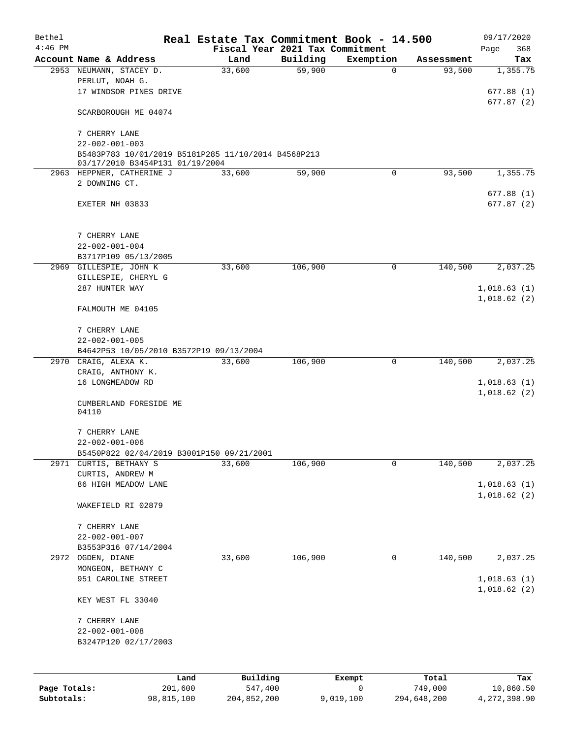Bethel 4:46 PM

# Real Estate Tax Commitment Book - 14.500

Fiscal Year 2021 Tax Commitment

09/17/2020 Page 368

| Account Name & Address | Land | Building | Exemption | Assessment | Tax |
|---|---|---|---|---|---|
| 2953 NEUMANN, STACEY D. | 33,600 | 59,900 | 0 | 93,500 | 1,355.75 |
| PERLUT, NOAH G. | | | | | |
| 17 WINDSOR PINES DRIVE | | | | | 677.88 (1) |
| | | | | | 677.87 (2) |
| SCARBOROUGH ME 04074 | | | | | |
| 7 CHERRY LANE | | | | | |
| 22-002-001-003 | | | | | |
| B5483P783 10/01/2019 B5181P285 11/10/2014 B4568P213 03/17/2010 B3454P131 01/19/2004 | | | | | |
| 2963 HEPPNER, CATHERINE J | 33,600 | 59,900 | 0 | 93,500 | 1,355.75 |
| 2 DOWNING CT. | | | | | 677.88 (1) |
| EXETER NH 03833 | | | | | 677.87 (2) |
| 7 CHERRY LANE | | | | | |
| 22-002-001-004 | | | | | |
| B3717P109 05/13/2005 | | | | | |
| 2969 GILLESPIE, JOHN K | 33,600 | 106,900 | 0 | 140,500 | 2,037.25 |
| GILLESPIE, CHERYL G | | | | | |
| 287 HUNTER WAY | | | | | 1,018.63 (1) |
| | | | | | 1,018.62 (2) |
| FALMOUTH ME 04105 | | | | | |
| 7 CHERRY LANE | | | | | |
| 22-002-001-005 | | | | | |
| B4642P53 10/05/2010 B3572P19 09/13/2004 | | | | | |
| 2970 CRAIG, ALEXA K. | 33,600 | 106,900 | 0 | 140,500 | 2,037.25 |
| CRAIG, ANTHONY K. | | | | | |
| 16 LONGMEADOW RD | | | | | 1,018.63 (1) |
| | | | | | 1,018.62 (2) |
| CUMBERLAND FORESIDE ME 04110 | | | | | |
| 7 CHERRY LANE | | | | | |
| 22-002-001-006 | | | | | |
| B5450P822 02/04/2019 B3001P150 09/21/2001 | | | | | |
| 2971 CURTIS, BETHANY S | 33,600 | 106,900 | 0 | 140,500 | 2,037.25 |
| CURTIS, ANDREW M | | | | | |
| 86 HIGH MEADOW LANE | | | | | 1,018.63 (1) |
| | | | | | 1,018.62 (2) |
| WAKEFIELD RI 02879 | | | | | |
| 7 CHERRY LANE | | | | | |
| 22-002-001-007 | | | | | |
| B3553P316 07/14/2004 | | | | | |
| 2972 OGDEN, DIANE | 33,600 | 106,900 | 0 | 140,500 | 2,037.25 |
| MONGEON, BETHANY C | | | | | |
| 951 CAROLINE STREET | | | | | 1,018.63 (1) |
| | | | | | 1,018.62 (2) |
| KEY WEST FL 33040 | | | | | |
| 7 CHERRY LANE | | | | | |
| 22-002-001-008 | | | | | |
| B3247P120 02/17/2003 | | | | | |

| | Land | Building | Exempt | Total | Tax |
|---|---|---|---|---|---|
| Page Totals: | 201,600 | 547,400 | 0 | 749,000 | 10,860.50 |
| Subtotals: | 98,815,100 | 204,852,200 | 9,019,100 | 294,648,200 | 4,272,398.90 |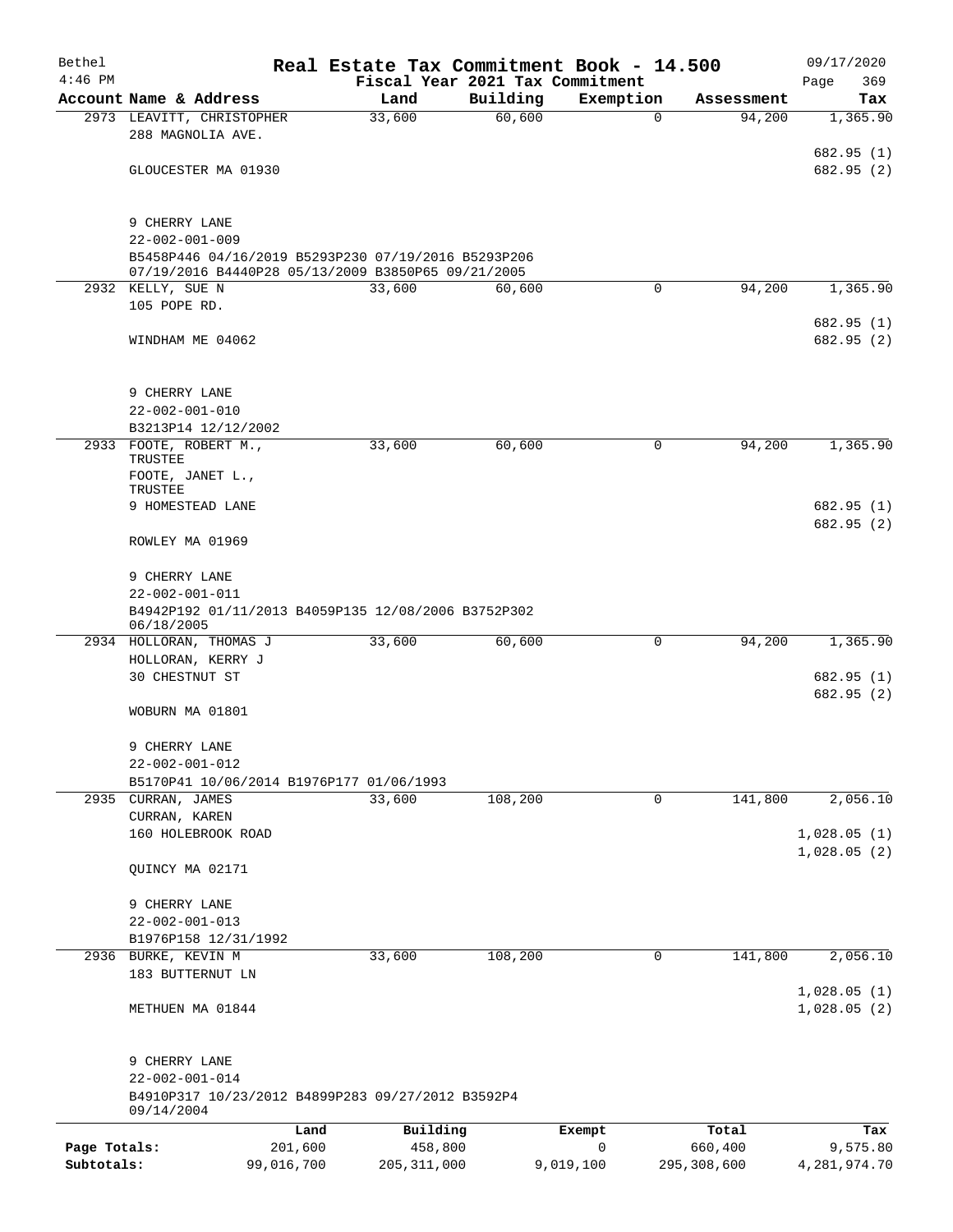Bethel 4:46 PM

# Real Estate Tax Commitment Book - 14.500

Fiscal Year 2021 Tax Commitment

09/17/2020 Page 369

| Account Name & Address | Land | Building | Exemption | Assessment | Tax |
|---|---|---|---|---|---|
| 2973 LEAVITT, CHRISTOPHER<br>288 MAGNOLIA AVE.<br><br>GLOUCESTER MA 01930<br><br>9 CHERRY LANE<br>22-002-001-009<br>B5458P446 04/16/2019 B5293P230 07/19/2016 B5293P206 07/19/2016 B4440P28 05/13/2009 B3850P65 09/21/2005 | 33,600 | 60,600 | 0 | 94,200 | 1,365.90<br><br>682.95 (1)<br>682.95 (2) |
| 2932 KELLY, SUE N<br>105 POPE RD.<br><br>WINDHAM ME 04062<br><br>9 CHERRY LANE<br>22-002-001-010<br>B3213P14 12/12/2002 | 33,600 | 60,600 | 0 | 94,200 | 1,365.90<br><br>682.95 (1)<br>682.95 (2) |
| 2933 FOOTE, ROBERT M., TRUSTEE<br>FOOTE, JANET L., TRUSTEE<br>9 HOMESTEAD LANE<br><br>ROWLEY MA 01969<br><br>9 CHERRY LANE<br>22-002-001-011<br>B4942P192 01/11/2013 B4059P135 12/08/2006 B3752P302 06/18/2005 | 33,600 | 60,600 | 0 | 94,200 | 1,365.90<br><br>682.95 (1)<br>682.95 (2) |
| 2934 HOLLORAN, THOMAS J<br>HOLLORAN, KERRY J<br>30 CHESTNUT ST<br><br>WOBURN MA 01801<br><br>9 CHERRY LANE<br>22-002-001-012<br>B5170P41 10/06/2014 B1976P177 01/06/1993 | 33,600 | 60,600 | 0 | 94,200 | 1,365.90<br><br>682.95 (1)<br>682.95 (2) |
| 2935 CURRAN, JAMES<br>CURRAN, KAREN<br>160 HOLEBROOK ROAD<br><br>QUINCY MA 02171<br><br>9 CHERRY LANE<br>22-002-001-013<br>B1976P158 12/31/1992 | 33,600 | 108,200 | 0 | 141,800 | 2,056.10<br><br>1,028.05 (1)<br>1,028.05 (2) |
| 2936 BURKE, KEVIN M<br>183 BUTTERNUT LN<br><br>METHUEN MA 01844<br><br>9 CHERRY LANE<br>22-002-001-014<br>B4910P317 10/23/2012 B4899P283 09/27/2012 B3592P4 09/14/2004 | 33,600 | 108,200 | 0 | 141,800 | 2,056.10<br><br>1,028.05 (1)<br>1,028.05 (2) |

| | Land | Building | Exempt | Total | Tax |
|---|---|---|---|---|---|
| Page Totals: | 201,600 | 458,800 | 0 | 660,400 | 9,575.80 |
| Subtotals: | 99,016,700 | 205,311,000 | 9,019,100 | 295,308,600 | 4,281,974.70 |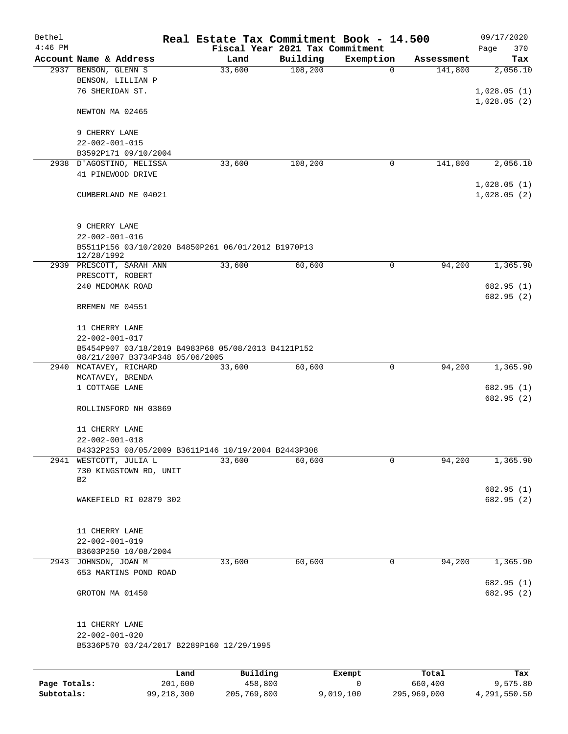Bethel 4:46 PM

# Real Estate Tax Commitment Book - 14.500

Fiscal Year 2021 Tax Commitment

09/17/2020 Page 370

| Account Name & Address | Land | Building | Exemption | Assessment | Tax |
|---|---|---|---|---|---|
| 2937 BENSON, GLENN S<br>BENSON, LILLIAN P<br>76 SHERIDAN ST.<br><br>NEWTON MA 02465<br><br>9 CHERRY LANE<br>22-002-001-015<br>B3592P171 09/10/2004 | 33,600 | 108,200 | 0 | 141,800 | 2,056.10<br><br>1,028.05 (1)<br>1,028.05 (2) |
| 2938 D'AGOSTINO, MELISSA<br>41 PINEWOOD DRIVE<br><br>CUMBERLAND ME 04021<br><br>9 CHERRY LANE<br>22-002-001-016<br>B5511P156 03/10/2020 B4850P261 06/01/2012 B1970P13 12/28/1992 | 33,600 | 108,200 | 0 | 141,800 | 2,056.10<br><br>1,028.05 (1)<br>1,028.05 (2) |
| 2939 PRESCOTT, SARAH ANN<br>PRESCOTT, ROBERT<br>240 MEDOMAK ROAD<br><br>BREMEN ME 04551<br><br>11 CHERRY LANE<br>22-002-001-017<br>B5454P907 03/18/2019 B4983P68 05/08/2013 B4121P152 08/21/2007 B3734P348 05/06/2005 | 33,600 | 60,600 | 0 | 94,200 | 1,365.90<br><br>682.95 (1)<br>682.95 (2) |
| 2940 MCATAVEY, RICHARD<br>MCATAVEY, BRENDA<br>1 COTTAGE LANE<br><br>ROLLINSFORD NH 03869<br><br>11 CHERRY LANE<br>22-002-001-018<br>B4332P253 08/05/2009 B3611P146 10/19/2004 B2443P308 | 33,600 | 60,600 | 0 | 94,200 | 1,365.90<br><br>682.95 (1)<br>682.95 (2) |
| 2941 WESTCOTT, JULIA L<br>730 KINGSTOWN RD, UNIT B2<br><br>WAKEFIELD RI 02879 302<br><br>11 CHERRY LANE<br>22-002-001-019<br>B3603P250 10/08/2004 | 33,600 | 60,600 | 0 | 94,200 | 1,365.90<br><br>682.95 (1)<br>682.95 (2) |
| 2943 JOHNSON, JOAN M<br>653 MARTINS POND ROAD<br><br>GROTON MA 01450<br><br>11 CHERRY LANE<br>22-002-001-020<br>B5336P570 03/24/2017 B2289P160 12/29/1995 | 33,600 | 60,600 | 0 | 94,200 | 1,365.90<br><br>682.95 (1)<br>682.95 (2) |

| | Land | Building | Exempt | Total | Tax |
|---|---|---|---|---|---|
| Page Totals: | 201,600 | 458,800 | 0 | 660,400 | 9,575.80 |
| Subtotals: | 99,218,300 | 205,769,800 | 9,019,100 | 295,969,000 | 4,291,550.50 |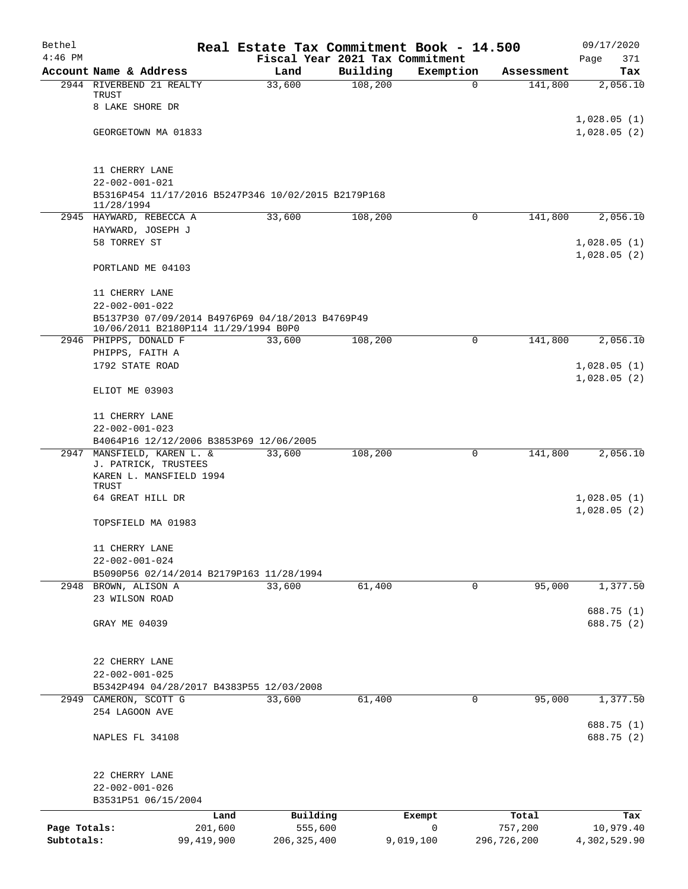# Real Estate Tax Commitment Book - 14.500

Bethel
4:46 PM

Fiscal Year 2021 Tax Commitment

09/17/2020
Page 371

| Account Name & Address | Land | Building | Exemption | Assessment | Tax |
|---|---|---|---|---|---|
| 2944 RIVERBEND 21 REALTY TRUST<br>8 LAKE SHORE DR<br><br>GEORGETOWN MA 01833<br><br>11 CHERRY LANE<br>22-002-001-021<br>B5316P454 11/17/2016 B5247P346 10/02/2015 B2179P168 11/28/1994 | 33,600 | 108,200 | 0 | 141,800 | 2,056.10<br><br>1,028.05 (1)<br>1,028.05 (2) |
| 2945 HAYWARD, REBECCA A<br>HAYWARD, JOSEPH J<br>58 TORREY ST<br><br>PORTLAND ME 04103<br><br>11 CHERRY LANE<br>22-002-001-022<br>B5137P30 07/09/2014 B4976P69 04/18/2013 B4769P49 10/06/2011 B2180P114 11/29/1994 B0P0 | 33,600 | 108,200 | 0 | 141,800 | 2,056.10<br><br>1,028.05 (1)<br>1,028.05 (2) |
| 2946 PHIPPS, DONALD F<br>PHIPPS, FAITH A<br>1792 STATE ROAD<br><br>ELIOT ME 03903<br><br>11 CHERRY LANE<br>22-002-001-023<br>B4064P16 12/12/2006 B3853P69 12/06/2005 | 33,600 | 108,200 | 0 | 141,800 | 2,056.10<br><br>1,028.05 (1)<br>1,028.05 (2) |
| 2947 MANSFIELD, KAREN L. & J. PATRICK, TRUSTEES<br>KAREN L. MANSFIELD 1994 TRUST<br>64 GREAT HILL DR<br><br>TOPSFIELD MA 01983<br><br>11 CHERRY LANE<br>22-002-001-024<br>B5090P56 02/14/2014 B2179P163 11/28/1994 | 33,600 | 108,200 | 0 | 141,800 | 2,056.10<br><br>1,028.05 (1)<br>1,028.05 (2) |
| 2948 BROWN, ALISON A<br>23 WILSON ROAD<br><br>GRAY ME 04039<br><br>22 CHERRY LANE<br>22-002-001-025<br>B5342P494 04/28/2017 B4383P55 12/03/2008 | 33,600 | 61,400 | 0 | 95,000 | 1,377.50<br><br>688.75 (1)<br>688.75 (2) |
| 2949 CAMERON, SCOTT G<br>254 LAGOON AVE<br><br>NAPLES FL 34108<br><br>22 CHERRY LANE<br>22-002-001-026<br>B3531P51 06/15/2004 | 33,600 | 61,400 | 0 | 95,000 | 1,377.50<br><br>688.75 (1)<br>688.75 (2) |

| | Land | Building | Exempt | Total | Tax |
|---|---|---|---|---|---|
| Page Totals: | 201,600 | 555,600 | 0 | 757,200 | 10,979.40 |
| Subtotals: | 99,419,900 | 206,325,400 | 9,019,100 | 296,726,200 | 4,302,529.90 |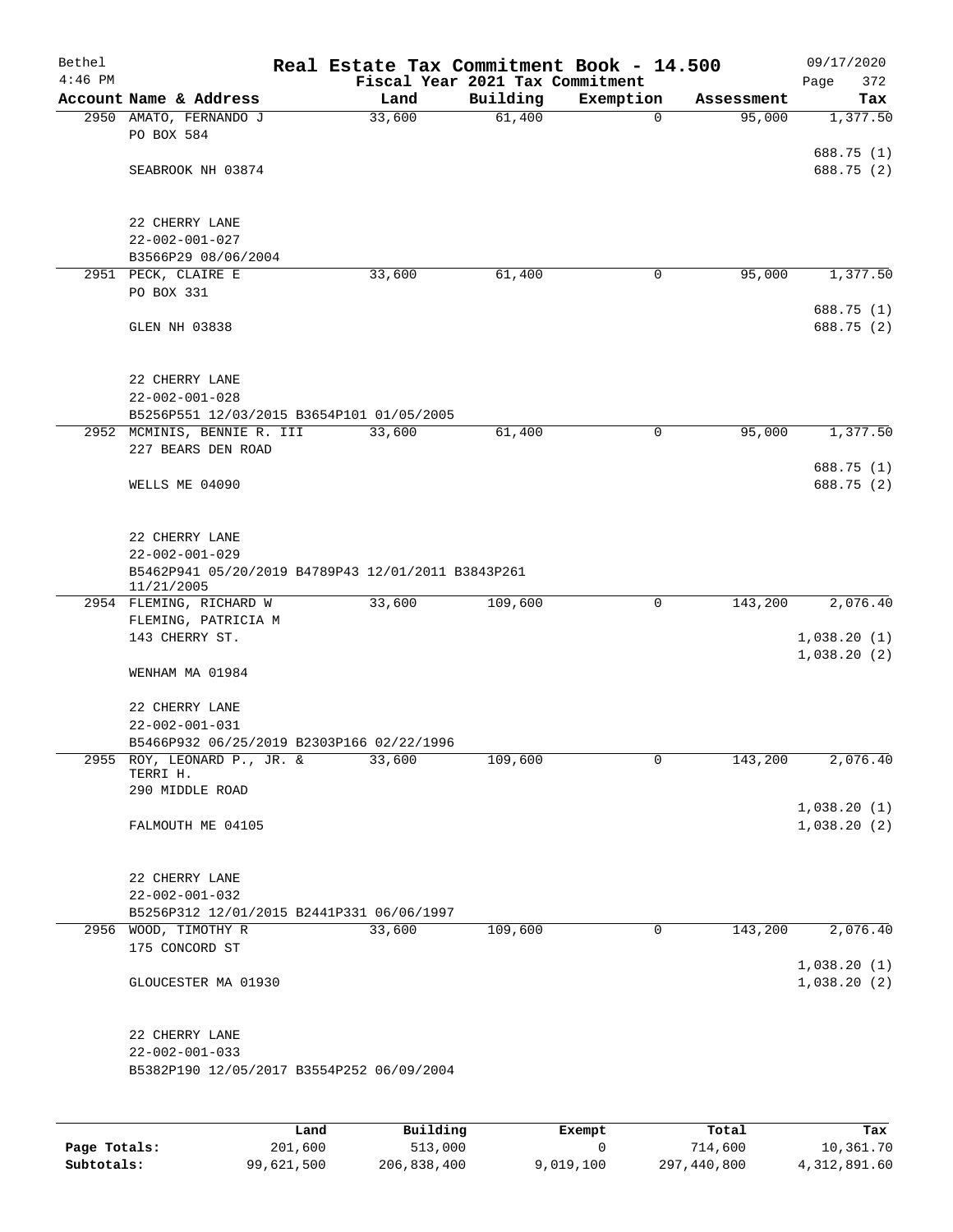Bethel 4:46 PM

# Real Estate Tax Commitment Book - 14.500

Fiscal Year 2021 Tax Commitment

09/17/2020

| Account Name & Address | Land | Building | Exemption | Assessment | Tax |
|---|---|---|---|---|---|
| 2950 AMATO, FERNANDO J<br>PO BOX 584<br><br>SEABROOK NH 03874<br><br>22 CHERRY LANE<br>22-002-001-027<br>B3566P29 08/06/2004 | 33,600 | 61,400 | 0 | 95,000 | 1,377.50<br><br>688.75 (1)<br>688.75 (2) |
| 2951 PECK, CLAIRE E<br>PO BOX 331<br><br>GLEN NH 03838<br><br>22 CHERRY LANE<br>22-002-001-028<br>B5256P551 12/03/2015 B3654P101 01/05/2005 | 33,600 | 61,400 | 0 | 95,000 | 1,377.50<br><br>688.75 (1)<br>688.75 (2) |
| 2952 MCMINIS, BENNIE R. III<br>227 BEARS DEN ROAD<br><br>WELLS ME 04090<br><br>22 CHERRY LANE<br>22-002-001-029<br>B5462P941 05/20/2019 B4789P43 12/01/2011 B3843P261 11/21/2005 | 33,600 | 61,400 | 0 | 95,000 | 1,377.50<br><br>688.75 (1)<br>688.75 (2) |
| 2954 FLEMING, RICHARD W<br>FLEMING, PATRICIA M<br>143 CHERRY ST.<br><br>WENHAM MA 01984<br><br>22 CHERRY LANE<br>22-002-001-031<br>B5466P932 06/25/2019 B2303P166 02/22/1996 | 33,600 | 109,600 | 0 | 143,200 | 2,076.40<br><br>1,038.20 (1)<br>1,038.20 (2) |
| 2955 ROY, LEONARD P., JR. &<br>TERRI H.<br>290 MIDDLE ROAD<br><br>FALMOUTH ME 04105<br><br>22 CHERRY LANE<br>22-002-001-032<br>B5256P312 12/01/2015 B2441P331 06/06/1997 | 33,600 | 109,600 | 0 | 143,200 | 2,076.40<br><br>1,038.20 (1)<br>1,038.20 (2) |
| 2956 WOOD, TIMOTHY R<br>175 CONCORD ST<br><br>GLOUCESTER MA 01930<br><br>22 CHERRY LANE<br>22-002-001-033<br>B5382P190 12/05/2017 B3554P252 06/09/2004 | 33,600 | 109,600 | 0 | 143,200 | 2,076.40<br><br>1,038.20 (1)<br>1,038.20 (2) |

| | Land | Building | Exempt | Total | Tax |
|---|---|---|---|---|---|
| Page Totals: | 201,600 | 513,000 | 0 | 714,600 | 10,361.70 |
| Subtotals: | 99,621,500 | 206,838,400 | 9,019,100 | 297,440,800 | 4,312,891.60 |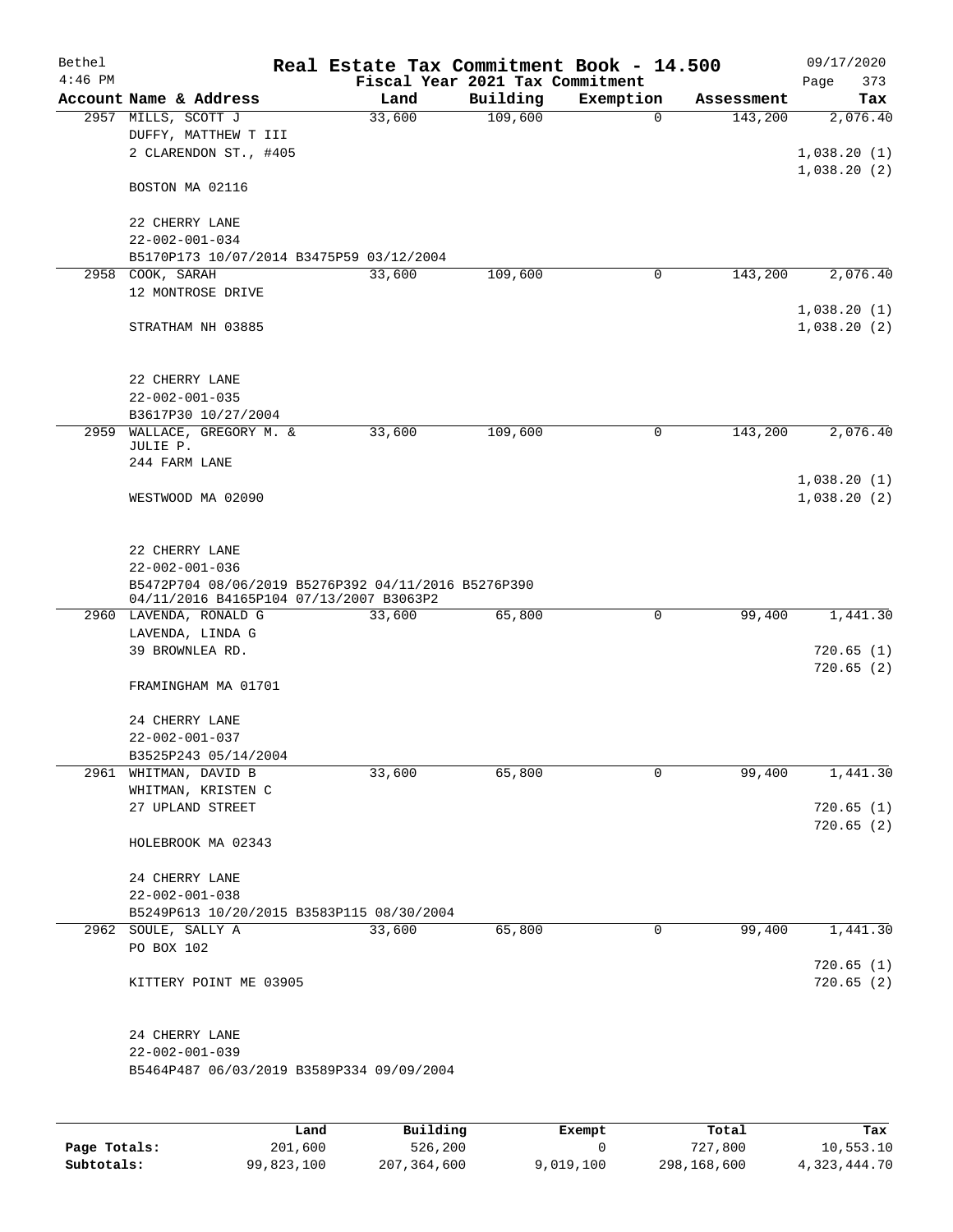Bethel — Real Estate Tax Commitment Book - 14.500 — 09/17/2020
4:46 PM — Fiscal Year 2021 Tax Commitment

| Account Name & Address | Land | Building | Exemption | Assessment | Tax |
|---|---|---|---|---|---|
| 2957 MILLS, SCOTT J<br>DUFFY, MATTHEW T III<br>2 CLARENDON ST., #405<br><br>BOSTON MA 02116<br><br>22 CHERRY LANE<br>22-002-001-034<br>B5170P173 10/07/2014 B3475P59 03/12/2004 | 33,600 | 109,600 | 0 | 143,200 | 2,076.40<br><br>1,038.20 (1)<br>1,038.20 (2) |
| 2958 COOK, SARAH<br>12 MONTROSE DRIVE<br><br>STRATHAM NH 03885<br><br>22 CHERRY LANE<br>22-002-001-035<br>B3617P30 10/27/2004 | 33,600 | 109,600 | 0 | 143,200 | 2,076.40<br><br>1,038.20 (1)<br>1,038.20 (2) |
| 2959 WALLACE, GREGORY M. &<br>JULIE P.<br>244 FARM LANE<br><br>WESTWOOD MA 02090<br><br>22 CHERRY LANE<br>22-002-001-036<br>B5472P704 08/06/2019 B5276P392 04/11/2016 B5276P390<br>04/11/2016 B4165P104 07/13/2007 B3063P2 | 33,600 | 109,600 | 0 | 143,200 | 2,076.40<br><br>1,038.20 (1)<br>1,038.20 (2) |
| 2960 LAVENDA, RONALD G<br>LAVENDA, LINDA G<br>39 BROWNLEA RD.<br><br>FRAMINGHAM MA 01701<br><br>24 CHERRY LANE<br>22-002-001-037<br>B3525P243 05/14/2004 | 33,600 | 65,800 | 0 | 99,400 | 1,441.30<br><br>720.65 (1)<br>720.65 (2) |
| 2961 WHITMAN, DAVID B<br>WHITMAN, KRISTEN C<br>27 UPLAND STREET<br><br>HOLEBROOK MA 02343<br><br>24 CHERRY LANE<br>22-002-001-038<br>B5249P613 10/20/2015 B3583P115 08/30/2004 | 33,600 | 65,800 | 0 | 99,400 | 1,441.30<br><br>720.65 (1)<br>720.65 (2) |
| 2962 SOULE, SALLY A<br>PO BOX 102<br><br>KITTERY POINT ME 03905<br><br>24 CHERRY LANE<br>22-002-001-039<br>B5464P487 06/03/2019 B3589P334 09/09/2004 | 33,600 | 65,800 | 0 | 99,400 | 1,441.30<br><br>720.65 (1)<br>720.65 (2) |

| | Land | Building | Exempt | Total | Tax |
|---|---|---|---|---|---|
| Page Totals: | 201,600 | 526,200 | 0 | 727,800 | 10,553.10 |
| Subtotals: | 99,823,100 | 207,364,600 | 9,019,100 | 298,168,600 | 4,323,444.70 |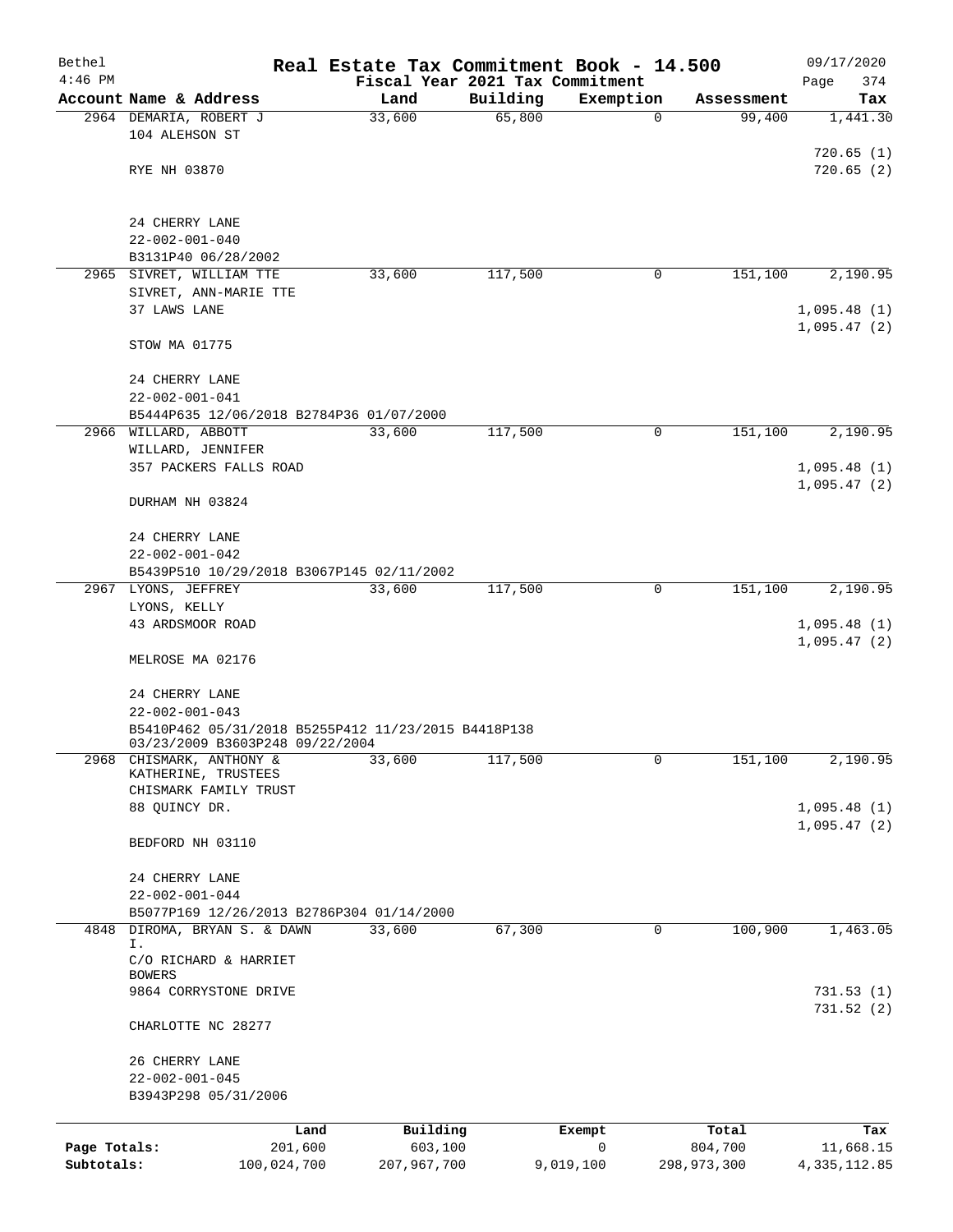Bethel | Real Estate Tax Commitment Book - 14.500 | 09/17/2020
4:46 PM | Fiscal Year 2021 Tax Commitment | Page 374

| Account Name & Address | Land | Building | Exemption | Assessment | Tax |
|---|---|---|---|---|---|
| 2964 DEMARIA, ROBERT J<br>104 ALEHSON ST<br><br>RYE NH 03870<br><br>24 CHERRY LANE<br>22-002-001-040<br>B3131P40 06/28/2002 | 33,600 | 65,800 | 0 | 99,400 | 1,441.30<br><br>720.65 (1)<br>720.65 (2) |
| 2965 SIVRET, WILLIAM TTE<br>SIVRET, ANN-MARIE TTE<br>37 LAWS LANE<br><br>STOW MA 01775<br><br>24 CHERRY LANE<br>22-002-001-041<br>B5444P635 12/06/2018 B2784P36 01/07/2000 | 33,600 | 117,500 | 0 | 151,100 | 2,190.95<br><br>1,095.48 (1)<br>1,095.47 (2) |
| 2966 WILLARD, ABBOTT<br>WILLARD, JENNIFER<br>357 PACKERS FALLS ROAD<br><br>DURHAM NH 03824<br><br>24 CHERRY LANE<br>22-002-001-042<br>B5439P510 10/29/2018 B3067P145 02/11/2002 | 33,600 | 117,500 | 0 | 151,100 | 2,190.95<br><br>1,095.48 (1)<br>1,095.47 (2) |
| 2967 LYONS, JEFFREY<br>LYONS, KELLY<br>43 ARDSMOOR ROAD<br><br>MELROSE MA 02176<br><br>24 CHERRY LANE<br>22-002-001-043<br>B5410P462 05/31/2018 B5255P412 11/23/2015 B4418P138 03/23/2009 B3603P248 09/22/2004 | 33,600 | 117,500 | 0 | 151,100 | 2,190.95<br><br>1,095.48 (1)<br>1,095.47 (2) |
| 2968 CHISMARK, ANTHONY &<br>KATHERINE, TRUSTEES<br>CHISMARK FAMILY TRUST<br>88 QUINCY DR.<br><br>BEDFORD NH 03110<br><br>24 CHERRY LANE<br>22-002-001-044<br>B5077P169 12/26/2013 B2786P304 01/14/2000 | 33,600 | 117,500 | 0 | 151,100 | 2,190.95<br><br>1,095.48 (1)<br>1,095.47 (2) |
| 4848 DIROMA, BRYAN S. & DAWN I.<br>C/O RICHARD & HARRIET BOWERS<br>9864 CORRYSTONE DRIVE<br><br>CHARLOTTE NC 28277<br><br>26 CHERRY LANE<br>22-002-001-045<br>B3943P298 05/31/2006 | 33,600 | 67,300 | 0 | 100,900 | 1,463.05<br><br>731.53 (1)<br>731.52 (2) |

| | Land | Building | Exempt | Total | Tax |
|---|---|---|---|---|---|
| Page Totals: | 201,600 | 603,100 | 0 | 804,700 | 11,668.15 |
| Subtotals: | 100,024,700 | 207,967,700 | 9,019,100 | 298,973,300 | 4,335,112.85 |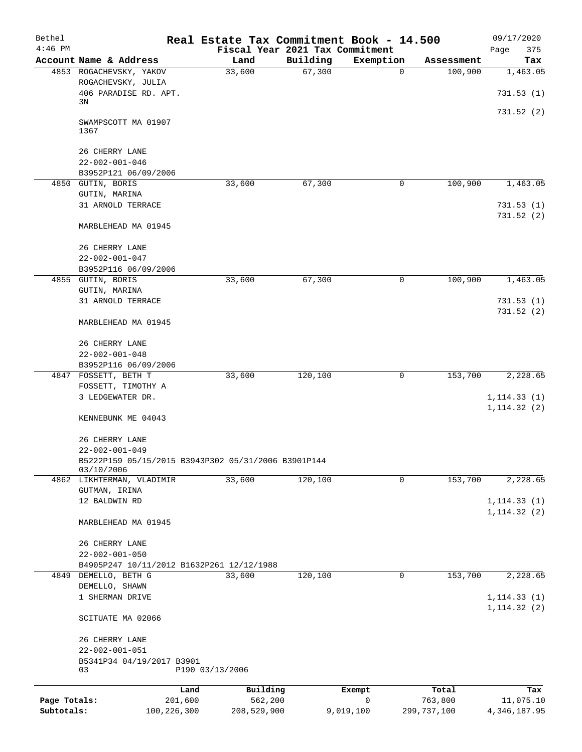Bethel 4:46 PM

# Real Estate Tax Commitment Book - 14.500

Fiscal Year 2021 Tax Commitment

09/17/2020 Page 375

| Account Name & Address | Land | Building | Exemption | Assessment | Tax |
|---|---|---|---|---|---|
| 4853 ROGACHEVSKY, YAKOV<br>ROGACHEVSKY, JULIA<br>406 PARADISE RD. APT. 3N<br>SWAMPSCOTT MA 01907 1367<br><br>26 CHERRY LANE<br>22-002-001-046<br>B3952P121 06/09/2006 | 33,600 | 67,300 | 0 | 100,900 | 1,463.05<br><br>731.53 (1)<br>731.52 (2) |
| 4850 GUTIN, BORIS<br>GUTIN, MARINA<br>31 ARNOLD TERRACE<br>MARBLEHEAD MA 01945<br><br>26 CHERRY LANE<br>22-002-001-047<br>B3952P116 06/09/2006 | 33,600 | 67,300 | 0 | 100,900 | 1,463.05<br><br>731.53 (1)<br>731.52 (2) |
| 4855 GUTIN, BORIS<br>GUTIN, MARINA<br>31 ARNOLD TERRACE<br>MARBLEHEAD MA 01945<br><br>26 CHERRY LANE<br>22-002-001-048<br>B3952P116 06/09/2006 | 33,600 | 67,300 | 0 | 100,900 | 1,463.05<br><br>731.53 (1)<br>731.52 (2) |
| 4847 FOSSETT, BETH T<br>FOSSETT, TIMOTHY A<br>3 LEDGEWATER DR.<br>KENNEBUNK ME 04043<br><br>26 CHERRY LANE<br>22-002-001-049<br>B5222P159 05/15/2015 B3943P302 05/31/2006 B3901P144 03/10/2006 | 33,600 | 120,100 | 0 | 153,700 | 2,228.65<br><br>1,114.33 (1)<br>1,114.32 (2) |
| 4862 LIKHTERMAN, VLADIMIR<br>GUTMAN, IRINA<br>12 BALDWIN RD<br>MARBLEHEAD MA 01945<br><br>26 CHERRY LANE<br>22-002-001-050<br>B4905P247 10/11/2012 B1632P261 12/12/1988 | 33,600 | 120,100 | 0 | 153,700 | 2,228.65<br><br>1,114.33 (1)<br>1,114.32 (2) |
| 4849 DEMELLO, BETH G<br>DEMELLO, SHAWN<br>1 SHERMAN DRIVE<br>SCITUATE MA 02066<br><br>26 CHERRY LANE<br>22-002-001-051<br>B5341P34 04/19/2017 B3901 P190 03/13/2006 | 33,600 | 120,100 | 0 | 153,700 | 2,228.65<br><br>1,114.33 (1)<br>1,114.32 (2) |

| | Land | Building | Exempt | Total | Tax |
|---|---|---|---|---|---|
| Page Totals: | 201,600 | 562,200 | 0 | 763,800 | 11,075.10 |
| Subtotals: | 100,226,300 | 208,529,900 | 9,019,100 | 299,737,100 | 4,346,187.95 |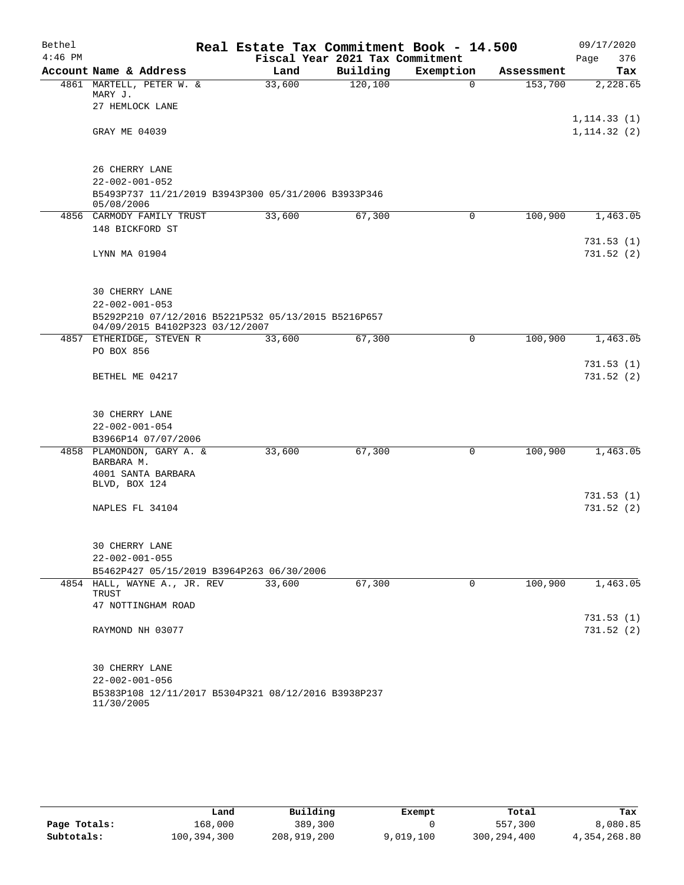# Real Estate Tax Commitment Book - 14.500

Bethel 4:46 PM — Fiscal Year 2021 Tax Commitment — 09/17/2020

| Account Name & Address | Land | Building | Exemption | Assessment | Tax |
|---|---|---|---|---|---|
| 4861 MARTELL, PETER W. & MARY J.<br>27 HEMLOCK LANE<br>GRAY ME 04039<br><br>26 CHERRY LANE<br>22-002-001-052<br>B5493P737 11/21/2019 B3943P300 05/31/2006 B3933P346 05/08/2006 | 33,600 | 120,100 | 0 | 153,700 | 2,228.65<br>1,114.33 (1)<br>1,114.32 (2) |
| 4856 CARMODY FAMILY TRUST<br>148 BICKFORD ST<br>LYNN MA 01904<br><br>30 CHERRY LANE<br>22-002-001-053<br>B5292P210 07/12/2016 B5221P532 05/13/2015 B5216P657 04/09/2015 B4102P323 03/12/2007 | 33,600 | 67,300 | 0 | 100,900 | 1,463.05<br>731.53 (1)<br>731.52 (2) |
| 4857 ETHERIDGE, STEVEN R<br>PO BOX 856<br>BETHEL ME 04217<br><br>30 CHERRY LANE<br>22-002-001-054<br>B3966P14 07/07/2006 | 33,600 | 67,300 | 0 | 100,900 | 1,463.05<br>731.53 (1)<br>731.52 (2) |
| 4858 PLAMONDON, GARY A. & BARBARA M.<br>4001 SANTA BARBARA BLVD, BOX 124<br>NAPLES FL 34104<br><br>30 CHERRY LANE<br>22-002-001-055<br>B5462P427 05/15/2019 B3964P263 06/30/2006 | 33,600 | 67,300 | 0 | 100,900 | 1,463.05<br>731.53 (1)<br>731.52 (2) |
| 4854 HALL, WAYNE A., JR. REV TRUST<br>47 NOTTINGHAM ROAD<br>RAYMOND NH 03077<br><br>30 CHERRY LANE<br>22-002-001-056<br>B5383P108 12/11/2017 B5304P321 08/12/2016 B3938P237 11/30/2005 | 33,600 | 67,300 | 0 | 100,900 | 1,463.05<br>731.53 (1)<br>731.52 (2) |

| | Land | Building | Exempt | Total | Tax |
|---|---|---|---|---|---|
| Page Totals: | 168,000 | 389,300 | 0 | 557,300 | 8,080.85 |
| Subtotals: | 100,394,300 | 208,919,200 | 9,019,100 | 300,294,400 | 4,354,268.80 |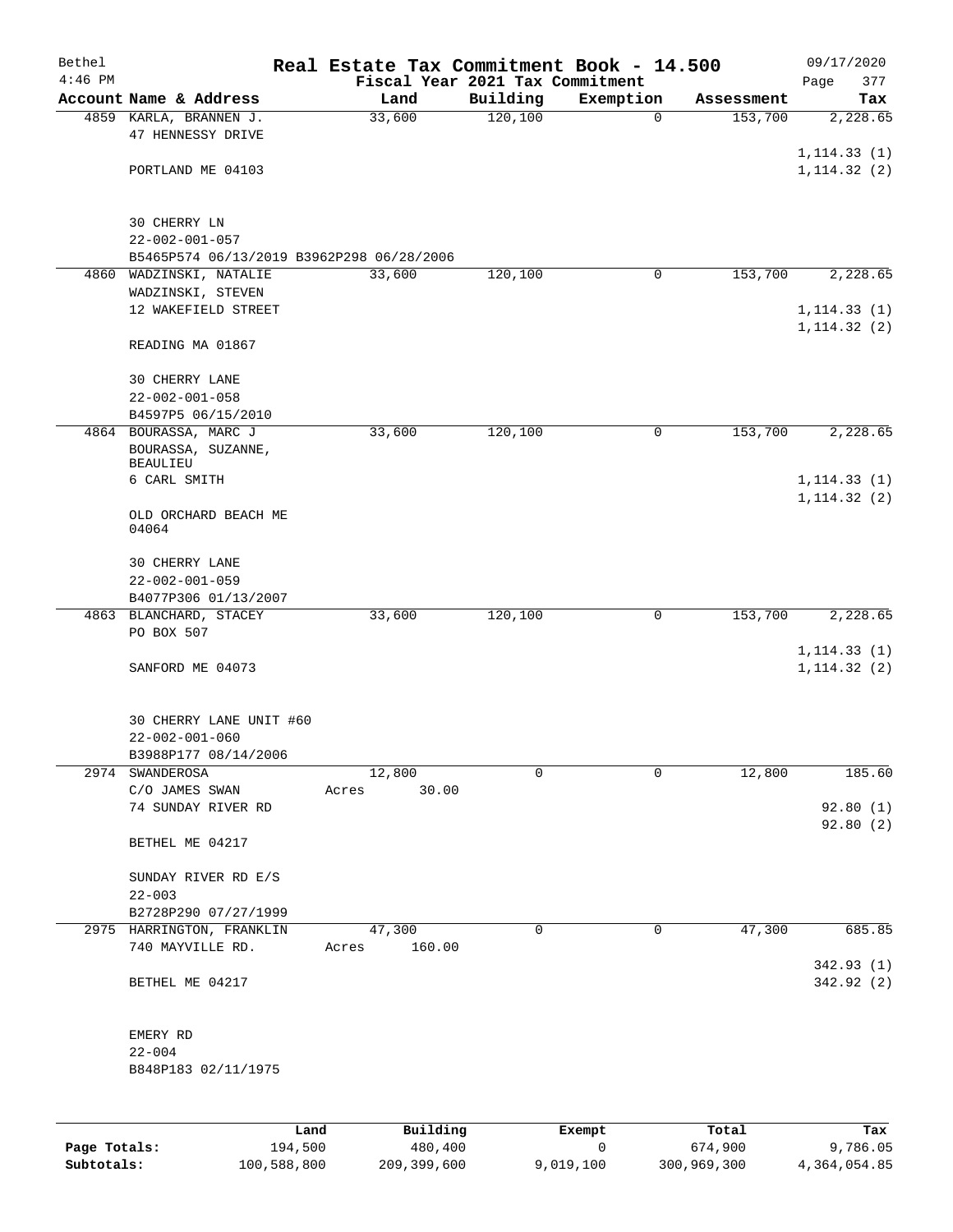# Real Estate Tax Commitment Book - 14.500

Bethel
4:46 PM

Fiscal Year 2021 Tax Commitment

09/17/2020

| Account Name & Address | Land | Building | Exemption | Assessment | Tax |
|---|---|---|---|---|---|
| 4859 KARLA, BRANNEN J. | 33,600 | 120,100 | 0 | 153,700 | 2,228.65 |
| 47 HENNESSY DRIVE | | | | | |
| | | | | | 1,114.33 (1) |
| PORTLAND ME 04103 | | | | | 1,114.32 (2) |
| 30 CHERRY LN | | | | | |
| 22-002-001-057 | | | | | |
| B5465P574 06/13/2019 B3962P298 06/28/2006 | | | | | |
| 4860 WADZINSKI, NATALIE | 33,600 | 120,100 | 0 | 153,700 | 2,228.65 |
| WADZINSKI, STEVEN | | | | | |
| 12 WAKEFIELD STREET | | | | | 1,114.33 (1) |
| | | | | | 1,114.32 (2) |
| READING MA 01867 | | | | | |
| 30 CHERRY LANE | | | | | |
| 22-002-001-058 | | | | | |
| B4597P5 06/15/2010 | | | | | |
| 4864 BOURASSA, MARC J | 33,600 | 120,100 | 0 | 153,700 | 2,228.65 |
| BOURASSA, SUZANNE, BEAULIEU | | | | | |
| 6 CARL SMITH | | | | | 1,114.33 (1) |
| | | | | | 1,114.32 (2) |
| OLD ORCHARD BEACH ME 04064 | | | | | |
| 30 CHERRY LANE | | | | | |
| 22-002-001-059 | | | | | |
| B4077P306 01/13/2007 | | | | | |
| 4863 BLANCHARD, STACEY | 33,600 | 120,100 | 0 | 153,700 | 2,228.65 |
| PO BOX 507 | | | | | |
| | | | | | 1,114.33 (1) |
| SANFORD ME 04073 | | | | | 1,114.32 (2) |
| 30 CHERRY LANE UNIT #60 | | | | | |
| 22-002-001-060 | | | | | |
| B3988P177 08/14/2006 | | | | | |
| 2974 SWANDEROSA | 12,800 | 0 | 0 | 12,800 | 185.60 |
| C/O JAMES SWAN | Acres 30.00 | | | | |
| 74 SUNDAY RIVER RD | | | | | 92.80 (1) |
| | | | | | 92.80 (2) |
| BETHEL ME 04217 | | | | | |
| SUNDAY RIVER RD E/S | | | | | |
| 22-003 | | | | | |
| B2728P290 07/27/1999 | | | | | |
| 2975 HARRINGTON, FRANKLIN | 47,300 | 0 | 0 | 47,300 | 685.85 |
| 740 MAYVILLE RD. | Acres 160.00 | | | | |
| | | | | | 342.93 (1) |
| BETHEL ME 04217 | | | | | 342.92 (2) |
| EMERY RD | | | | | |
| 22-004 | | | | | |
| B848P183 02/11/1975 | | | | | |

| | Land | Building | Exempt | Total | Tax |
|---|---|---|---|---|---|
| Page Totals: | 194,500 | 480,400 | 0 | 674,900 | 9,786.05 |
| Subtotals: | 100,588,800 | 209,399,600 | 9,019,100 | 300,969,300 | 4,364,054.85 |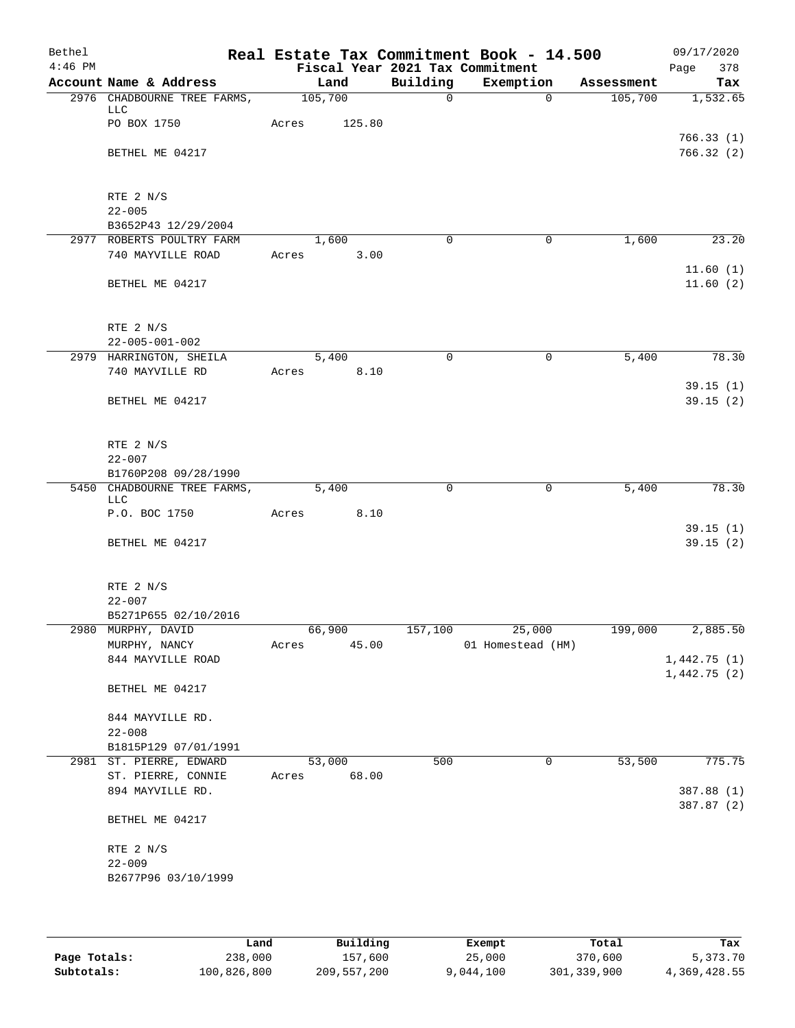Bethel 4:46 PM

# Real Estate Tax Commitment Book - 14.500

Fiscal Year 2021 Tax Commitment

09/17/2020 Page 378

| Account Name & Address | Land | Building | Exemption | Assessment | Tax |
|---|---|---|---|---|---|
| 2976 CHADBOURNE TREE FARMS, LLC | 105,700 | 0 | 0 | 105,700 | 1,532.65 |
| PO BOX 1750 | Acres 125.80 | | | | |
| | | | | | 766.33 (1) |
| BETHEL ME 04217 | | | | | 766.32 (2) |
| RTE 2 N/S | | | | | |
| 22-005 | | | | | |
| B3652P43 12/29/2004 | | | | | |
| 2977 ROBERTS POULTRY FARM | 1,600 | 0 | 0 | 1,600 | 23.20 |
| 740 MAYVILLE ROAD | Acres 3.00 | | | | |
| | | | | | 11.60 (1) |
| BETHEL ME 04217 | | | | | 11.60 (2) |
| RTE 2 N/S | | | | | |
| 22-005-001-002 | | | | | |
| 2979 HARRINGTON, SHEILA | 5,400 | 0 | 0 | 5,400 | 78.30 |
| 740 MAYVILLE RD | Acres 8.10 | | | | |
| | | | | | 39.15 (1) |
| BETHEL ME 04217 | | | | | 39.15 (2) |
| RTE 2 N/S | | | | | |
| 22-007 | | | | | |
| B1760P208 09/28/1990 | | | | | |
| 5450 CHADBOURNE TREE FARMS, LLC | 5,400 | 0 | 0 | 5,400 | 78.30 |
| P.O. BOC 1750 | Acres 8.10 | | | | |
| | | | | | 39.15 (1) |
| BETHEL ME 04217 | | | | | 39.15 (2) |
| RTE 2 N/S | | | | | |
| 22-007 | | | | | |
| B5271P655 02/10/2016 | | | | | |
| 2980 MURPHY, DAVID | 66,900 | 157,100 | 25,000 | 199,000 | 2,885.50 |
| MURPHY, NANCY | Acres 45.00 | | 01 Homestead (HM) | | |
| 844 MAYVILLE ROAD | | | | | 1,442.75 (1) |
| | | | | | 1,442.75 (2) |
| BETHEL ME 04217 | | | | | |
| 844 MAYVILLE RD. | | | | | |
| 22-008 | | | | | |
| B1815P129 07/01/1991 | | | | | |
| 2981 ST. PIERRE, EDWARD | 53,000 | 500 | 0 | 53,500 | 775.75 |
| ST. PIERRE, CONNIE | Acres 68.00 | | | | |
| 894 MAYVILLE RD. | | | | | 387.88 (1) |
| | | | | | 387.87 (2) |
| BETHEL ME 04217 | | | | | |
| RTE 2 N/S | | | | | |
| 22-009 | | | | | |
| B2677P96 03/10/1999 | | | | | |

| | Land | Building | Exempt | Total | Tax |
|---|---|---|---|---|---|
| Page Totals: | 238,000 | 157,600 | 25,000 | 370,600 | 5,373.70 |
| Subtotals: | 100,826,800 | 209,557,200 | 9,044,100 | 301,339,900 | 4,369,428.55 |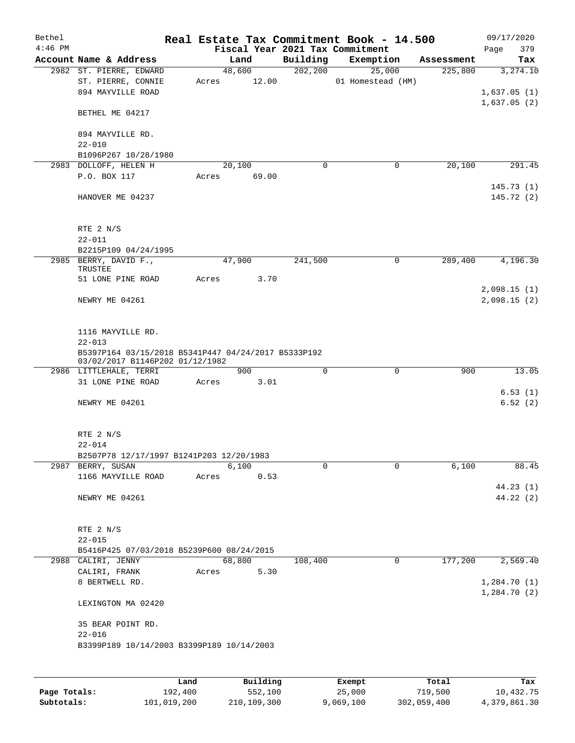# Real Estate Tax Commitment Book - 14.500

Bethel
4:46 PM

09/17/2020
Page 379

Fiscal Year 2021 Tax Commitment

| Account Name & Address | Land | Building | Exemption | Assessment | Tax |
|---|---|---|---|---|---|
| 2982 ST. PIERRE, EDWARD | 48,600 | 202,200 | 25,000 | 225,800 | 3,274.10 |
| ST. PIERRE, CONNIE | Acres 12.00 | | 01 Homestead (HM) | | |
| 894 MAYVILLE ROAD | | | | | 1,637.05 (1) |
| | | | | | 1,637.05 (2) |
| BETHEL ME 04217 | | | | | |
| 894 MAYVILLE RD. | | | | | |
| 22-010 | | | | | |
| B1096P267 10/28/1980 | | | | | |
| 2983 DOLLOFF, HELEN H | 20,100 | 0 | 0 | 20,100 | 291.45 |
| P.O. BOX 117 | Acres 69.00 | | | | |
| | | | | | 145.73 (1) |
| HANOVER ME 04237 | | | | | 145.72 (2) |
| RTE 2 N/S | | | | | |
| 22-011 | | | | | |
| B2215P109 04/24/1995 | | | | | |
| 2985 BERRY, DAVID F., TRUSTEE | 47,900 | 241,500 | 0 | 289,400 | 4,196.30 |
| 51 LONE PINE ROAD | Acres 3.70 | | | | |
| | | | | | 2,098.15 (1) |
| NEWRY ME 04261 | | | | | 2,098.15 (2) |
| 1116 MAYVILLE RD. | | | | | |
| 22-013 | | | | | |
| B5397P164 03/15/2018 B5341P447 04/24/2017 B5333P192 03/02/2017 B1146P202 01/12/1982 | | | | | |
| 2986 LITTLEHALE, TERRI | 900 | 0 | 0 | 900 | 13.05 |
| 31 LONE PINE ROAD | Acres 3.01 | | | | |
| | | | | | 6.53 (1) |
| NEWRY ME 04261 | | | | | 6.52 (2) |
| RTE 2 N/S | | | | | |
| 22-014 | | | | | |
| B2507P78 12/17/1997 B1241P203 12/20/1983 | | | | | |
| 2987 BERRY, SUSAN | 6,100 | 0 | 0 | 6,100 | 88.45 |
| 1166 MAYVILLE ROAD | Acres 0.53 | | | | |
| | | | | | 44.23 (1) |
| NEWRY ME 04261 | | | | | 44.22 (2) |
| RTE 2 N/S | | | | | |
| 22-015 | | | | | |
| B5416P425 07/03/2018 B5239P600 08/24/2015 | | | | | |
| 2988 CALIRI, JENNY | 68,800 | 108,400 | 0 | 177,200 | 2,569.40 |
| CALIRI, FRANK | Acres 5.30 | | | | |
| 8 BERTWELL RD. | | | | | 1,284.70 (1) |
| | | | | | 1,284.70 (2) |
| LEXINGTON MA 02420 | | | | | |
| 35 BEAR POINT RD. | | | | | |
| 22-016 | | | | | |
| B3399P189 10/14/2003 B3399P189 10/14/2003 | | | | | |

| | Land | Building | Exempt | Total | Tax |
|---|---|---|---|---|---|
| Page Totals: | 192,400 | 552,100 | 25,000 | 719,500 | 10,432.75 |
| Subtotals: | 101,019,200 | 210,109,300 | 9,069,100 | 302,059,400 | 4,379,861.30 |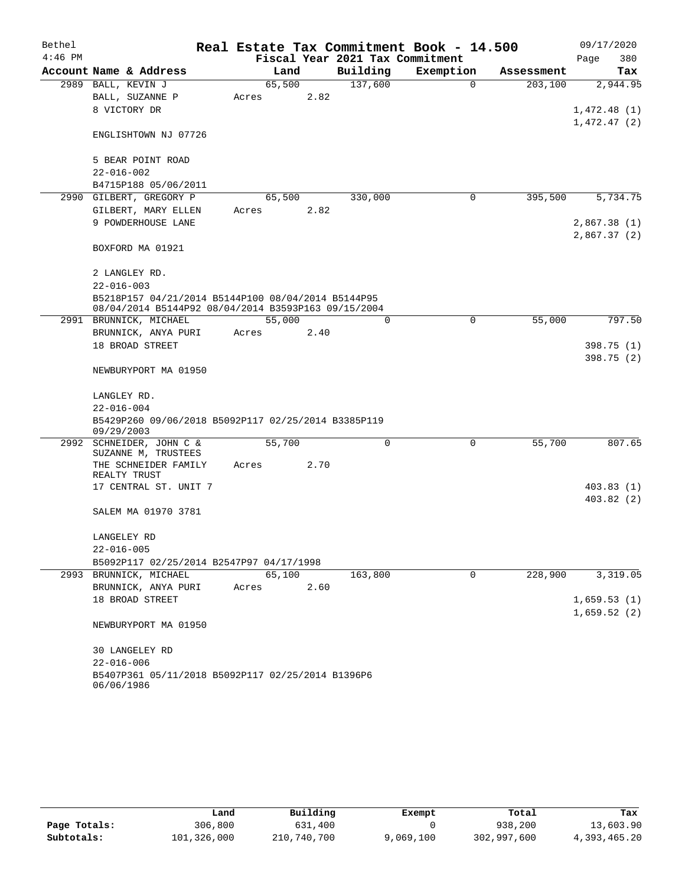Bethel 4:46 PM

# Real Estate Tax Commitment Book - 14.500

Fiscal Year 2021 Tax Commitment

09/17/2020 Page 380

| Account Name & Address | Land | Building | Exemption | Assessment | Tax |
|---|---|---|---|---|---|
| 2989 BALL, KEVIN J | 65,500 | 137,600 | 0 | 203,100 | 2,944.95 |
| BALL, SUZANNE P | Acres 2.82 | | | | |
| 8 VICTORY DR | | | | | 1,472.48 (1) |
| | | | | | 1,472.47 (2) |
| ENGLISHTOWN NJ 07726 | | | | | |
| 5 BEAR POINT ROAD | | | | | |
| 22-016-002 | | | | | |
| B4715P188 05/06/2011 | | | | | |
| 2990 GILBERT, GREGORY P | 65,500 | 330,000 | 0 | 395,500 | 5,734.75 |
| GILBERT, MARY ELLEN | Acres 2.82 | | | | |
| 9 POWDERHOUSE LANE | | | | | 2,867.38 (1) |
| | | | | | 2,867.37 (2) |
| BOXFORD MA 01921 | | | | | |
| 2 LANGLEY RD. | | | | | |
| 22-016-003 | | | | | |
| B5218P157 04/21/2014 B5144P100 08/04/2014 B5144P95 08/04/2014 B5144P92 08/04/2014 B3593P163 09/15/2004 | | | | | |
| 2991 BRUNNICK, MICHAEL | 55,000 | 0 | 0 | 55,000 | 797.50 |
| BRUNNICK, ANYA PURI | Acres 2.40 | | | | |
| 18 BROAD STREET | | | | | 398.75 (1) |
| | | | | | 398.75 (2) |
| NEWBURYPORT MA 01950 | | | | | |
| LANGLEY RD. | | | | | |
| 22-016-004 | | | | | |
| B5429P260 09/06/2018 B5092P117 02/25/2014 B3385P119 09/29/2003 | | | | | |
| 2992 SCHNEIDER, JOHN C & SUZANNE M, TRUSTEES | 55,700 | 0 | 0 | 55,700 | 807.65 |
| THE SCHNEIDER FAMILY REALTY TRUST | Acres 2.70 | | | | |
| 17 CENTRAL ST. UNIT 7 | | | | | 403.83 (1) |
| | | | | | 403.82 (2) |
| SALEM MA 01970 3781 | | | | | |
| LANGELEY RD | | | | | |
| 22-016-005 | | | | | |
| B5092P117 02/25/2014 B2547P97 04/17/1998 | | | | | |
| 2993 BRUNNICK, MICHAEL | 65,100 | 163,800 | 0 | 228,900 | 3,319.05 |
| BRUNNICK, ANYA PURI | Acres 2.60 | | | | |
| 18 BROAD STREET | | | | | 1,659.53 (1) |
| | | | | | 1,659.52 (2) |
| NEWBURYPORT MA 01950 | | | | | |
| 30 LANGELEY RD | | | | | |
| 22-016-006 | | | | | |
| B5407P361 05/11/2018 B5092P117 02/25/2014 B1396P6 06/06/1986 | | | | | |

| | Land | Building | Exempt | Total | Tax |
|---|---|---|---|---|---|
| Page Totals: | 306,800 | 631,400 | 0 | 938,200 | 13,603.90 |
| Subtotals: | 101,326,000 | 210,740,700 | 9,069,100 | 302,997,600 | 4,393,465.20 |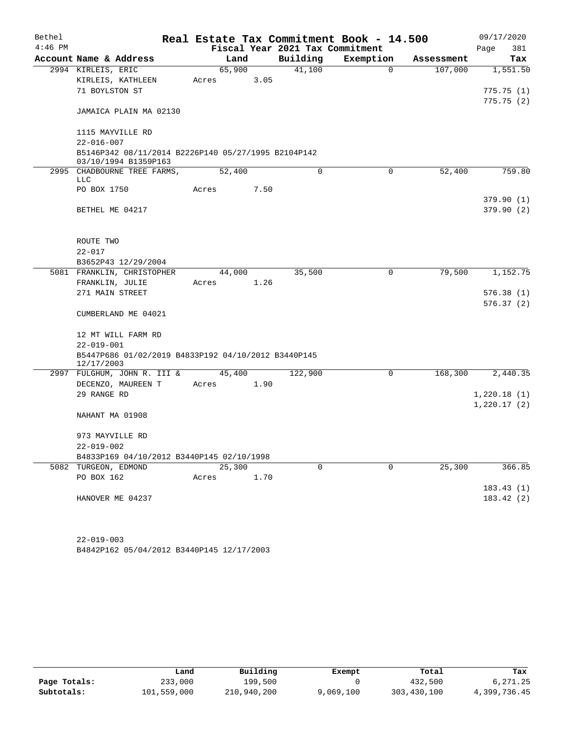# Real Estate Tax Commitment Book - 14.500

Bethel
4:46 PM

Fiscal Year 2021 Tax Commitment

09/17/2020
Page 381

| Account Name & Address | Land | Building | Exemption | Assessment | Tax |
|---|---|---|---|---|---|
| 2994 KIRLEIS, ERIC | 65,900 | 41,100 | 0 | 107,000 | 1,551.50 |
| KIRLEIS, KATHLEEN | Acres 3.05 | | | | |
| 71 BOYLSTON ST | | | | | 775.75 (1) |
| | | | | | 775.75 (2) |
| JAMAICA PLAIN MA 02130 | | | | | |
| 1115 MAYVILLE RD | | | | | |
| 22-016-007 | | | | | |
| B5146P342 08/11/2014 B2226P140 05/27/1995 B2104P142 03/10/1994 B1359P163 | | | | | |
| 2995 CHADBOURNE TREE FARMS, LLC | 52,400 | 0 | 0 | 52,400 | 759.80 |
| PO BOX 1750 | Acres 7.50 | | | | |
| | | | | | 379.90 (1) |
| BETHEL ME 04217 | | | | | 379.90 (2) |
| ROUTE TWO | | | | | |
| 22-017 | | | | | |
| B3652P43 12/29/2004 | | | | | |
| 5081 FRANKLIN, CHRISTOPHER | 44,000 | 35,500 | 0 | 79,500 | 1,152.75 |
| FRANKLIN, JULIE | Acres 1.26 | | | | |
| 271 MAIN STREET | | | | | 576.38 (1) |
| | | | | | 576.37 (2) |
| CUMBERLAND ME 04021 | | | | | |
| 12 MT WILL FARM RD | | | | | |
| 22-019-001 | | | | | |
| B5447P686 01/02/2019 B4833P192 04/10/2012 B3440P145 12/17/2003 | | | | | |
| 2997 FULGHUM, JOHN R. III & | 45,400 | 122,900 | 0 | 168,300 | 2,440.35 |
| DECENZO, MAUREEN T | Acres 1.90 | | | | |
| 29 RANGE RD | | | | | 1,220.18 (1) |
| | | | | | 1,220.17 (2) |
| NAHANT MA 01908 | | | | | |
| 973 MAYVILLE RD | | | | | |
| 22-019-002 | | | | | |
| B4833P169 04/10/2012 B3440P145 02/10/1998 | | | | | |
| 5082 TURGEON, EDMOND | 25,300 | 0 | 0 | 25,300 | 366.85 |
| PO BOX 162 | Acres 1.70 | | | | |
| | | | | | 183.43 (1) |
| HANOVER ME 04237 | | | | | 183.42 (2) |
| 22-019-003 | | | | | |
| B4842P162 05/04/2012 B3440P145 12/17/2003 | | | | | |

| | Land | Building | Exempt | Total | Tax |
|---|---|---|---|---|---|
| Page Totals: | 233,000 | 199,500 | 0 | 432,500 | 6,271.25 |
| Subtotals: | 101,559,000 | 210,940,200 | 9,069,100 | 303,430,100 | 4,399,736.45 |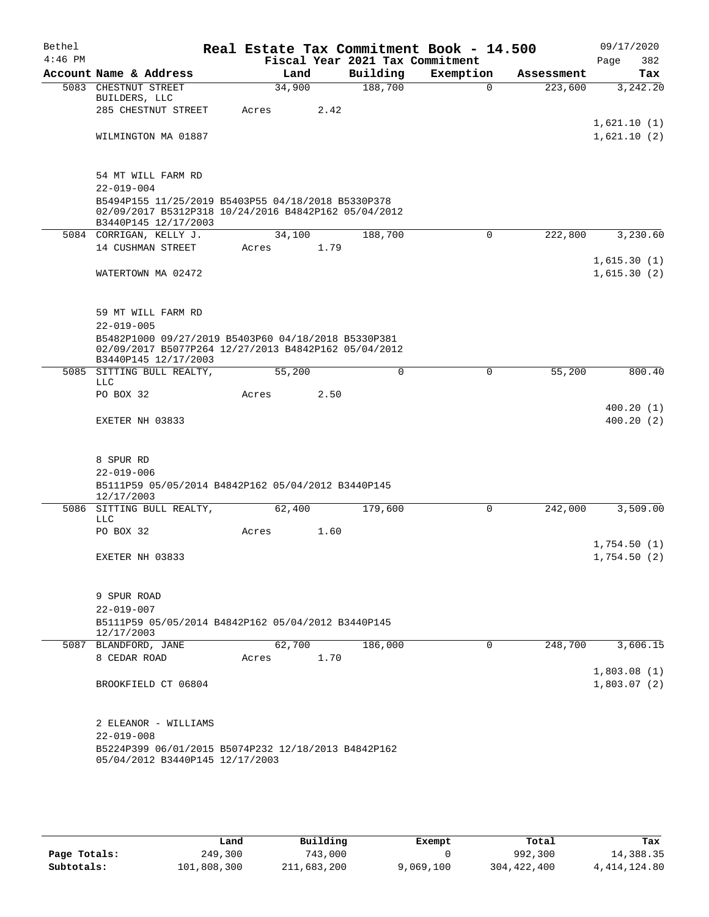Bethel 4:46 PM

# Real Estate Tax Commitment Book - 14.500

Fiscal Year 2021 Tax Commitment

09/17/2020

| Account Name & Address | Land | Building | Exemption | Assessment | Tax |
|---|---|---|---|---|---|
| 5083 CHESTNUT STREET BUILDERS, LLC | 34,900 | 188,700 | 0 | 223,600 | 3,242.20 |
| 285 CHESTNUT STREET | Acres 2.42 | | | | |
| | | | | | 1,621.10 (1) |
| WILMINGTON MA 01887 | | | | | 1,621.10 (2) |
| 54 MT WILL FARM RD | | | | | |
| 22-019-004 | | | | | |
| B5494P155 11/25/2019 B5403P55 04/18/2018 B5330P378 02/09/2017 B5312P318 10/24/2016 B4842P162 05/04/2012 B3440P145 12/17/2003 | | | | | |
| 5084 CORRIGAN, KELLY J. | 34,100 | 188,700 | 0 | 222,800 | 3,230.60 |
| 14 CUSHMAN STREET | Acres 1.79 | | | | |
| | | | | | 1,615.30 (1) |
| WATERTOWN MA 02472 | | | | | 1,615.30 (2) |
| 59 MT WILL FARM RD | | | | | |
| 22-019-005 | | | | | |
| B5482P1000 09/27/2019 B5403P60 04/18/2018 B5330P381 02/09/2017 B5077P264 12/27/2013 B4842P162 05/04/2012 B3440P145 12/17/2003 | | | | | |
| 5085 SITTING BULL REALTY, LLC | 55,200 | 0 | 0 | 55,200 | 800.40 |
| PO BOX 32 | Acres 2.50 | | | | |
| | | | | | 400.20 (1) |
| EXETER NH 03833 | | | | | 400.20 (2) |
| 8 SPUR RD | | | | | |
| 22-019-006 | | | | | |
| B5111P59 05/05/2014 B4842P162 05/04/2012 B3440P145 12/17/2003 | | | | | |
| 5086 SITTING BULL REALTY, LLC | 62,400 | 179,600 | 0 | 242,000 | 3,509.00 |
| PO BOX 32 | Acres 1.60 | | | | |
| | | | | | 1,754.50 (1) |
| EXETER NH 03833 | | | | | 1,754.50 (2) |
| 9 SPUR ROAD | | | | | |
| 22-019-007 | | | | | |
| B5111P59 05/05/2014 B4842P162 05/04/2012 B3440P145 12/17/2003 | | | | | |
| 5087 BLANDFORD, JANE | 62,700 | 186,000 | 0 | 248,700 | 3,606.15 |
| 8 CEDAR ROAD | Acres 1.70 | | | | |
| | | | | | 1,803.08 (1) |
| BROOKFIELD CT 06804 | | | | | 1,803.07 (2) |
| 2 ELEANOR - WILLIAMS | | | | | |
| 22-019-008 | | | | | |
| B5224P399 06/01/2015 B5074P232 12/18/2013 B4842P162 05/04/2012 B3440P145 12/17/2003 | | | | | |

| | Land | Building | Exempt | Total | Tax |
|---|---|---|---|---|---|
| Page Totals: | 249,300 | 743,000 | 0 | 992,300 | 14,388.35 |
| Subtotals: | 101,808,300 | 211,683,200 | 9,069,100 | 304,422,400 | 4,414,124.80 |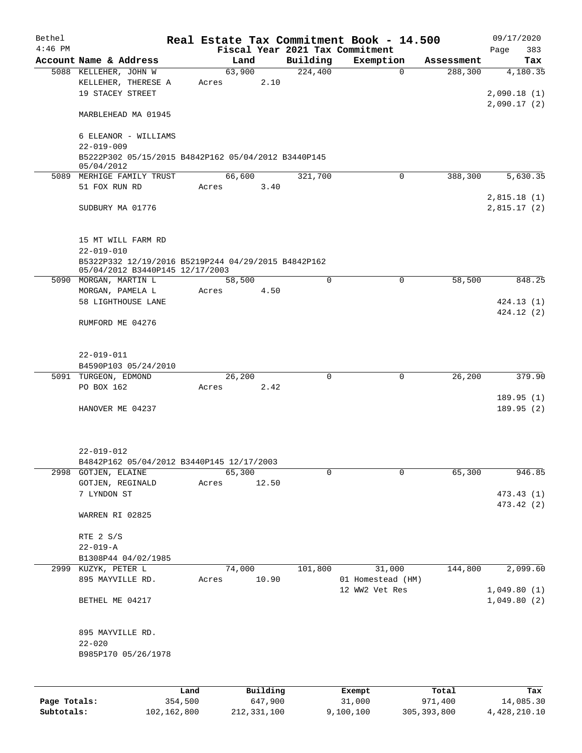Bethel 4:46 PM

# Real Estate Tax Commitment Book - 14.500

Fiscal Year 2021 Tax Commitment

09/17/2020 Page 383

| Account Name & Address | Land | Building | Exemption | Assessment | Tax |
|---|---|---|---|---|---|
| 5088 KELLEHER, JOHN W | 63,900 | 224,400 | 0 | 288,300 | 4,180.35 |
| KELLEHER, THERESE A | Acres 2.10 | | | | |
| 19 STACEY STREET | | | | | 2,090.18 (1) |
| | | | | | 2,090.17 (2) |
| MARBLEHEAD MA 01945 | | | | | |
| 6 ELEANOR - WILLIAMS | | | | | |
| 22-019-009 | | | | | |
| B5222P302 05/15/2015 B4842P162 05/04/2012 B3440P145 05/04/2012 | | | | | |
| 5089 MERHIGE FAMILY TRUST | 66,600 | 321,700 | 0 | 388,300 | 5,630.35 |
| 51 FOX RUN RD | Acres 3.40 | | | | |
| | | | | | 2,815.18 (1) |
| SUDBURY MA 01776 | | | | | 2,815.17 (2) |
| 15 MT WILL FARM RD | | | | | |
| 22-019-010 | | | | | |
| B5322P332 12/19/2016 B5219P244 04/29/2015 B4842P162 05/04/2012 B3440P145 12/17/2003 | | | | | |
| 5090 MORGAN, MARTIN L | 58,500 | 0 | 0 | 58,500 | 848.25 |
| MORGAN, PAMELA L | Acres 4.50 | | | | |
| 58 LIGHTHOUSE LANE | | | | | 424.13 (1) |
| | | | | | 424.12 (2) |
| RUMFORD ME 04276 | | | | | |
| 22-019-011 | | | | | |
| B4590P103 05/24/2010 | | | | | |
| 5091 TURGEON, EDMOND | 26,200 | 0 | 0 | 26,200 | 379.90 |
| PO BOX 162 | Acres 2.42 | | | | |
| | | | | | 189.95 (1) |
| HANOVER ME 04237 | | | | | 189.95 (2) |
| 22-019-012 | | | | | |
| B4842P162 05/04/2012 B3440P145 12/17/2003 | | | | | |
| 2998 GOTJEN, ELAINE | 65,300 | 0 | 0 | 65,300 | 946.85 |
| GOTJEN, REGINALD | Acres 12.50 | | | | |
| 7 LYNDON ST | | | | | 473.43 (1) |
| | | | | | 473.42 (2) |
| WARREN RI 02825 | | | | | |
| RTE 2 S/S | | | | | |
| 22-019-A | | | | | |
| B1308P44 04/02/1985 | | | | | |
| 2999 KUZYK, PETER L | 74,000 | 101,800 | 31,000 | 144,800 | 2,099.60 |
| 895 MAYVILLE RD. | Acres 10.90 | | 01 Homestead (HM) | | |
| | | | 12 WW2 Vet Res | | 1,049.80 (1) |
| BETHEL ME 04217 | | | | | 1,049.80 (2) |
| 895 MAYVILLE RD. | | | | | |
| 22-020 | | | | | |
| B985P170 05/26/1978 | | | | | |

| | Land | Building | Exempt | Total | Tax |
|---|---|---|---|---|---|
| Page Totals: | 354,500 | 647,900 | 31,000 | 971,400 | 14,085.30 |
| Subtotals: | 102,162,800 | 212,331,100 | 9,100,100 | 305,393,800 | 4,428,210.10 |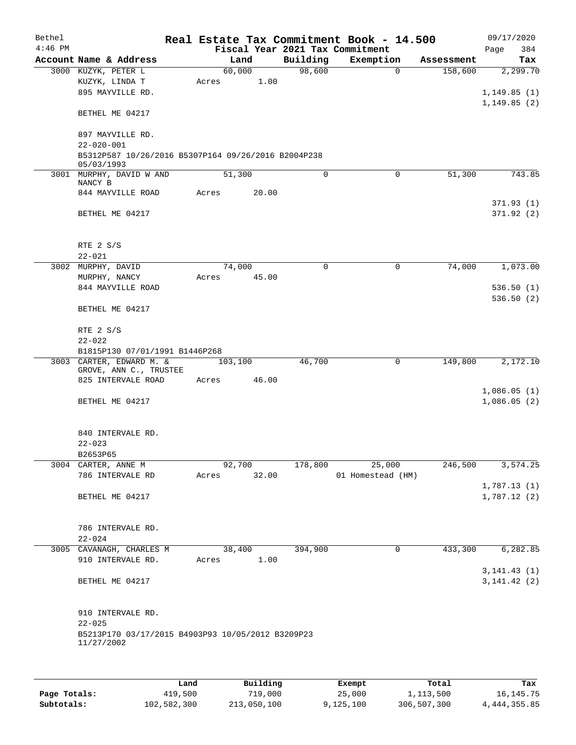# Real Estate Tax Commitment Book - 14.500

Bethel
4:46 PM

Fiscal Year 2021 Tax Commitment

09/17/2020

| Account | Name & Address | Land | Building | Exemption | Assessment | Tax |
|---|---|---|---|---|---|---|
| 3000 | KUZYK, PETER L<br>KUZYK, LINDA T<br>895 MAYVILLE RD.<br>BETHEL ME 04217<br><br>897 MAYVILLE RD.<br>22-020-001<br>B5312P587 10/26/2016 B5307P164 09/26/2016 B2004P238 05/03/1993 | 60,000<br>Acres 1.00 | 98,600 | 0 | 158,600 | 2,299.70<br><br>1,149.85 (1)<br>1,149.85 (2) |
| 3001 | MURPHY, DAVID W AND NANCY B<br>844 MAYVILLE ROAD<br>BETHEL ME 04217<br><br>RTE 2 S/S<br>22-021 | 51,300<br>Acres 20.00 | 0 | 0 | 51,300 | 743.85<br><br>371.93 (1)<br>371.92 (2) |
| 3002 | MURPHY, DAVID<br>MURPHY, NANCY<br>844 MAYVILLE ROAD<br>BETHEL ME 04217<br><br>RTE 2 S/S<br>22-022<br>B1815P130 07/01/1991 B1446P268 | 74,000<br>Acres 45.00 | 0 | 0 | 74,000 | 1,073.00<br><br>536.50 (1)<br>536.50 (2) |
| 3003 | CARTER, EDWARD M. &<br>GROVE, ANN C., TRUSTEE<br>825 INTERVALE ROAD<br>BETHEL ME 04217<br><br>840 INTERVALE RD.<br>22-023<br>B2653P65 | 103,100<br>Acres 46.00 | 46,700 | 0 | 149,800 | 2,172.10<br><br>1,086.05 (1)<br>1,086.05 (2) |
| 3004 | CARTER, ANNE M<br>786 INTERVALE RD<br>BETHEL ME 04217<br><br>786 INTERVALE RD.<br>22-024 | 92,700<br>Acres 32.00 | 178,800 | 25,000<br>01 Homestead (HM) | 246,500 | 3,574.25<br><br>1,787.13 (1)<br>1,787.12 (2) |
| 3005 | CAVANAGH, CHARLES M<br>910 INTERVALE RD.<br>BETHEL ME 04217<br><br>910 INTERVALE RD.<br>22-025<br>B5213P170 03/17/2015 B4903P93 10/05/2012 B3209P23 11/27/2002 | 38,400<br>Acres 1.00 | 394,900 | 0 | 433,300 | 6,282.85<br><br>3,141.43 (1)<br>3,141.42 (2) |

| | Land | Building | Exempt | Total | Tax |
|---|---|---|---|---|---|
| Page Totals: | 419,500 | 719,000 | 25,000 | 1,113,500 | 16,145.75 |
| Subtotals: | 102,582,300 | 213,050,100 | 9,125,100 | 306,507,300 | 4,444,355.85 |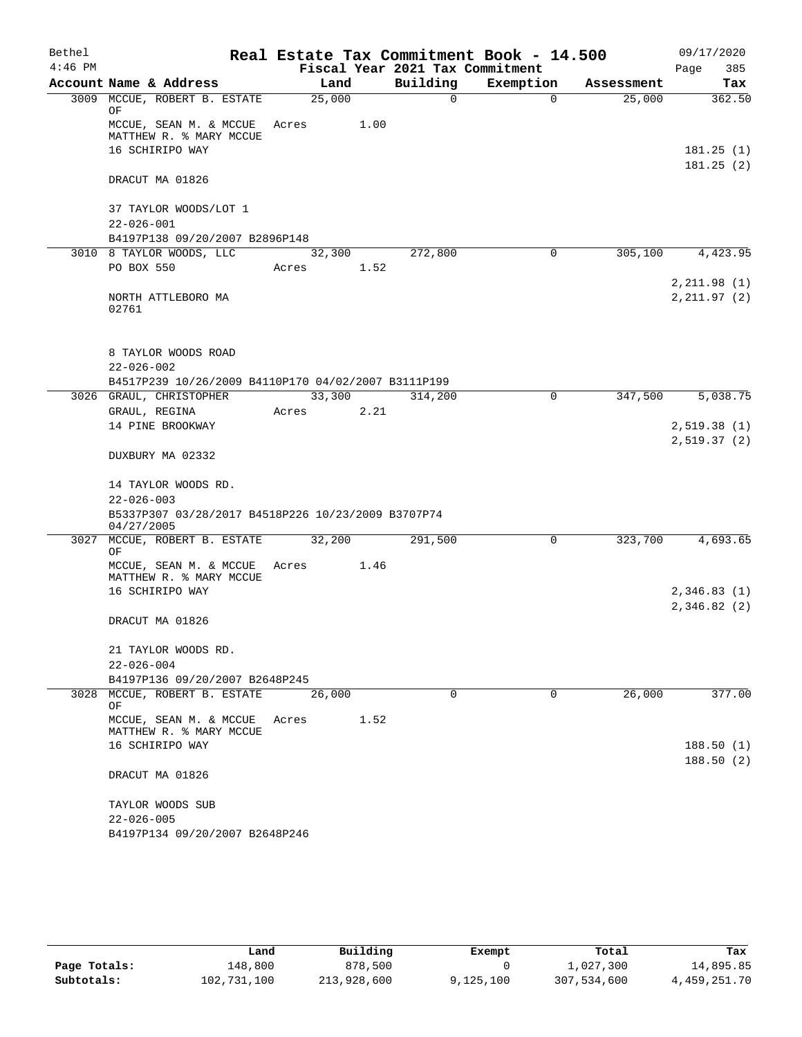# Bethel
# Real Estate Tax Commitment Book - 14.500
## Fiscal Year 2021 Tax Commitment

4:46 PM — 09/17/2020 — Page 385

| Account Name & Address | Land | Building | Exemption | Assessment | Tax |
|---|---|---|---|---|---|
| 3009 MCCUE, ROBERT B. ESTATE OF | 25,000 | 0 | 0 | 25,000 | 362.50 |
| MCCUE, SEAN M. & MCCUE MATTHEW R. % MARY MCCUE | Acres 1.00 | | | | |
| 16 SCHIRIPO WAY | | | | | 181.25 (1) |
| | | | | | 181.25 (2) |
| DRACUT MA 01826 | | | | | |
| 37 TAYLOR WOODS/LOT 1 | | | | | |
| 22-026-001 | | | | | |
| B4197P138 09/20/2007 B2896P148 | | | | | |
| 3010 8 TAYLOR WOODS, LLC | 32,300 | 272,800 | 0 | 305,100 | 4,423.95 |
| PO BOX 550 | Acres 1.52 | | | | |
| | | | | | 2,211.98 (1) |
| NORTH ATTLEBORO MA 02761 | | | | | 2,211.97 (2) |
| 8 TAYLOR WOODS ROAD | | | | | |
| 22-026-002 | | | | | |
| B4517P239 10/26/2009 B4110P170 04/02/2007 B3111P199 | | | | | |
| 3026 GRAUL, CHRISTOPHER | 33,300 | 314,200 | 0 | 347,500 | 5,038.75 |
| GRAUL, REGINA | Acres 2.21 | | | | |
| 14 PINE BROOKWAY | | | | | 2,519.38 (1) |
| | | | | | 2,519.37 (2) |
| DUXBURY MA 02332 | | | | | |
| 14 TAYLOR WOODS RD. | | | | | |
| 22-026-003 | | | | | |
| B5337P307 03/28/2017 B4518P226 10/23/2009 B3707P74 04/27/2005 | | | | | |
| 3027 MCCUE, ROBERT B. ESTATE OF | 32,200 | 291,500 | 0 | 323,700 | 4,693.65 |
| MCCUE, SEAN M. & MCCUE MATTHEW R. % MARY MCCUE | Acres 1.46 | | | | |
| 16 SCHIRIPO WAY | | | | | 2,346.83 (1) |
| | | | | | 2,346.82 (2) |
| DRACUT MA 01826 | | | | | |
| 21 TAYLOR WOODS RD. | | | | | |
| 22-026-004 | | | | | |
| B4197P136 09/20/2007 B2648P245 | | | | | |
| 3028 MCCUE, ROBERT B. ESTATE OF | 26,000 | 0 | 0 | 26,000 | 377.00 |
| MCCUE, SEAN M. & MCCUE MATTHEW R. % MARY MCCUE | Acres 1.52 | | | | |
| 16 SCHIRIPO WAY | | | | | 188.50 (1) |
| | | | | | 188.50 (2) |
| DRACUT MA 01826 | | | | | |
| TAYLOR WOODS SUB | | | | | |
| 22-026-005 | | | | | |
| B4197P134 09/20/2007 B2648P246 | | | | | |

| | Land | Building | Exempt | Total | Tax |
|---|---|---|---|---|---|
| Page Totals: | 148,800 | 878,500 | 0 | 1,027,300 | 14,895.85 |
| Subtotals: | 102,731,100 | 213,928,600 | 9,125,100 | 307,534,600 | 4,459,251.70 |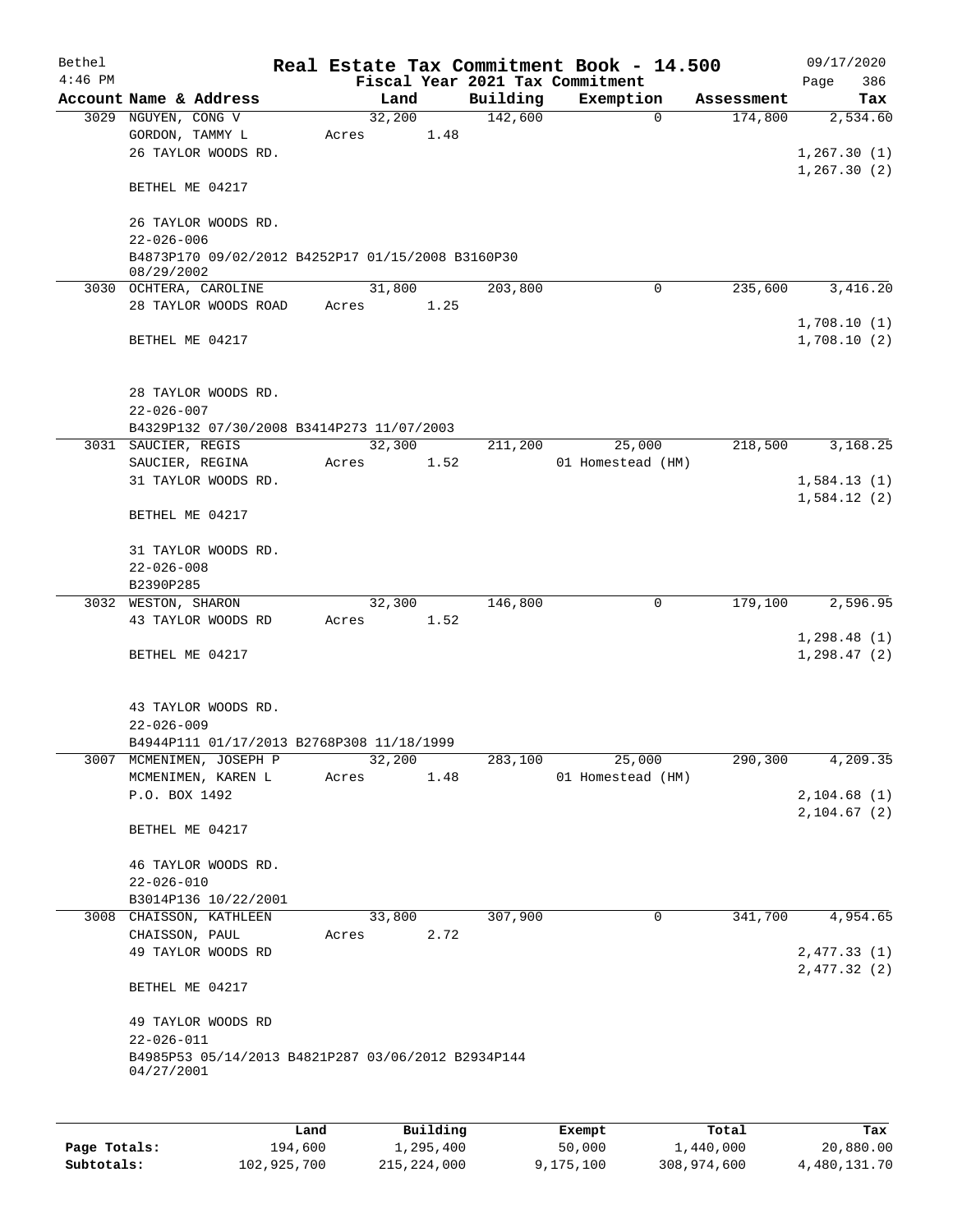Bethel  4:46 PM

# Real Estate Tax Commitment Book - 14.500

Fiscal Year 2021 Tax Commitment

09/17/2020

| Account Name & Address | Land | Building | Exemption | Assessment | Tax |
|---|---|---|---|---|---|
| 3029 NGUYEN, CONG V | 32,200 | 142,600 | 0 | 174,800 | 2,534.60 |
| GORDON, TAMMY L | Acres 1.48 | | | | |
| 26 TAYLOR WOODS RD. | | | | | 1,267.30 (1) |
| | | | | | 1,267.30 (2) |
| BETHEL ME 04217 | | | | | |
| 26 TAYLOR WOODS RD. | | | | | |
| 22-026-006 | | | | | |
| B4873P170 09/02/2012 B4252P17 01/15/2008 B3160P30 08/29/2002 | | | | | |
| 3030 OCHTERA, CAROLINE | 31,800 | 203,800 | 0 | 235,600 | 3,416.20 |
| 28 TAYLOR WOODS ROAD | Acres 1.25 | | | | |
| | | | | | 1,708.10 (1) |
| BETHEL ME 04217 | | | | | 1,708.10 (2) |
| 28 TAYLOR WOODS RD. | | | | | |
| 22-026-007 | | | | | |
| B4329P132 07/30/2008 B3414P273 11/07/2003 | | | | | |
| 3031 SAUCIER, REGIS | 32,300 | 211,200 | 25,000 | 218,500 | 3,168.25 |
| SAUCIER, REGINA | Acres 1.52 | | 01 Homestead (HM) | | |
| 31 TAYLOR WOODS RD. | | | | | 1,584.13 (1) |
| | | | | | 1,584.12 (2) |
| BETHEL ME 04217 | | | | | |
| 31 TAYLOR WOODS RD. | | | | | |
| 22-026-008 | | | | | |
| B2390P285 | | | | | |
| 3032 WESTON, SHARON | 32,300 | 146,800 | 0 | 179,100 | 2,596.95 |
| 43 TAYLOR WOODS RD | Acres 1.52 | | | | |
| | | | | | 1,298.48 (1) |
| BETHEL ME 04217 | | | | | 1,298.47 (2) |
| 43 TAYLOR WOODS RD. | | | | | |
| 22-026-009 | | | | | |
| B4944P111 01/17/2013 B2768P308 11/18/1999 | | | | | |
| 3007 MCMENIMEN, JOSEPH P | 32,200 | 283,100 | 25,000 | 290,300 | 4,209.35 |
| MCMENIMEN, KAREN L | Acres 1.48 | | 01 Homestead (HM) | | |
| P.O. BOX 1492 | | | | | 2,104.68 (1) |
| | | | | | 2,104.67 (2) |
| BETHEL ME 04217 | | | | | |
| 46 TAYLOR WOODS RD. | | | | | |
| 22-026-010 | | | | | |
| B3014P136 10/22/2001 | | | | | |
| 3008 CHAISSON, KATHLEEN | 33,800 | 307,900 | 0 | 341,700 | 4,954.65 |
| CHAISSON, PAUL | Acres 2.72 | | | | |
| 49 TAYLOR WOODS RD | | | | | 2,477.33 (1) |
| | | | | | 2,477.32 (2) |
| BETHEL ME 04217 | | | | | |
| 49 TAYLOR WOODS RD | | | | | |
| 22-026-011 | | | | | |
| B4985P53 05/14/2013 B4821P287 03/06/2012 B2934P144 04/27/2001 | | | | | |

| | Land | Building | Exempt | Total | Tax |
|---|---|---|---|---|---|
| Page Totals: | 194,600 | 1,295,400 | 50,000 | 1,440,000 | 20,880.00 |
| Subtotals: | 102,925,700 | 215,224,000 | 9,175,100 | 308,974,600 | 4,480,131.70 |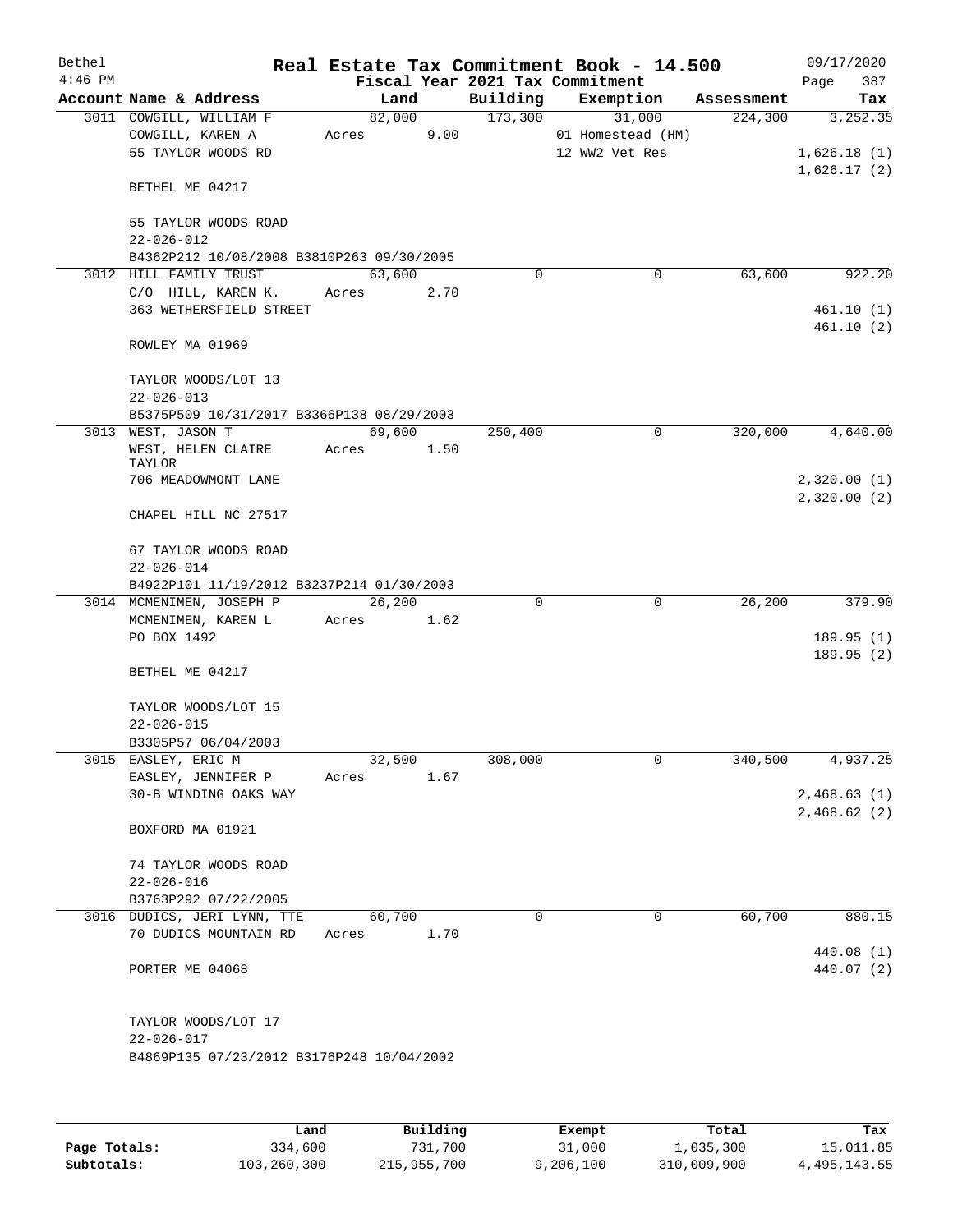Bethel — Real Estate Tax Commitment Book - 14.500 — 09/17/2020

4:46 PM — Fiscal Year 2021 Tax Commitment — Page 387

| Account Name & Address | Land | Building | Exemption | Assessment | Tax |
|---|---|---|---|---|---|
| 3011 COWGILL, WILLIAM F<br>COWGILL, KAREN A<br>55 TAYLOR WOODS RD<br><br>BETHEL ME 04217<br><br>55 TAYLOR WOODS ROAD<br>22-026-012<br>B4362P212 10/08/2008 B3810P263 09/30/2005 | 82,000<br>Acres 9.00 | 173,300 | 31,000<br>01 Homestead (HM)<br>12 WW2 Vet Res | 224,300 | 3,252.35<br><br>1,626.18 (1)<br>1,626.17 (2) |
| 3012 HILL FAMILY TRUST<br>C/O HILL, KAREN K.<br>363 WETHERSFIELD STREET<br><br>ROWLEY MA 01969<br><br>TAYLOR WOODS/LOT 13<br>22-026-013<br>B5375P509 10/31/2017 B3366P138 08/29/2003 | 63,600<br>Acres 2.70 | 0 | 0 | 63,600 | 922.20<br><br>461.10 (1)<br>461.10 (2) |
| 3013 WEST, JASON T<br>WEST, HELEN CLAIRE TAYLOR<br>706 MEADOWMONT LANE<br><br>CHAPEL HILL NC 27517<br><br>67 TAYLOR WOODS ROAD<br>22-026-014<br>B4922P101 11/19/2012 B3237P214 01/30/2003 | 69,600<br>Acres 1.50 | 250,400 | 0 | 320,000 | 4,640.00<br><br>2,320.00 (1)<br>2,320.00 (2) |
| 3014 MCMENIMEN, JOSEPH P<br>MCMENIMEN, KAREN L<br>PO BOX 1492<br><br>BETHEL ME 04217<br><br>TAYLOR WOODS/LOT 15<br>22-026-015<br>B3305P57 06/04/2003 | 26,200<br>Acres 1.62 | 0 | 0 | 26,200 | 379.90<br><br>189.95 (1)<br>189.95 (2) |
| 3015 EASLEY, ERIC M<br>EASLEY, JENNIFER P<br>30-B WINDING OAKS WAY<br><br>BOXFORD MA 01921<br><br>74 TAYLOR WOODS ROAD<br>22-026-016<br>B3763P292 07/22/2005 | 32,500<br>Acres 1.67 | 308,000 | 0 | 340,500 | 4,937.25<br><br>2,468.63 (1)<br>2,468.62 (2) |
| 3016 DUDICS, JERI LYNN, TTE<br>70 DUDICS MOUNTAIN RD<br><br>PORTER ME 04068<br><br>TAYLOR WOODS/LOT 17<br>22-026-017<br>B4869P135 07/23/2012 B3176P248 10/04/2002 | 60,700<br>Acres 1.70 | 0 | 0 | 60,700 | 880.15<br><br>440.08 (1)<br>440.07 (2) |

| | Land | Building | Exempt | Total | Tax |
|---|---|---|---|---|---|
| Page Totals: | 334,600 | 731,700 | 31,000 | 1,035,300 | 15,011.85 |
| Subtotals: | 103,260,300 | 215,955,700 | 9,206,100 | 310,009,900 | 4,495,143.55 |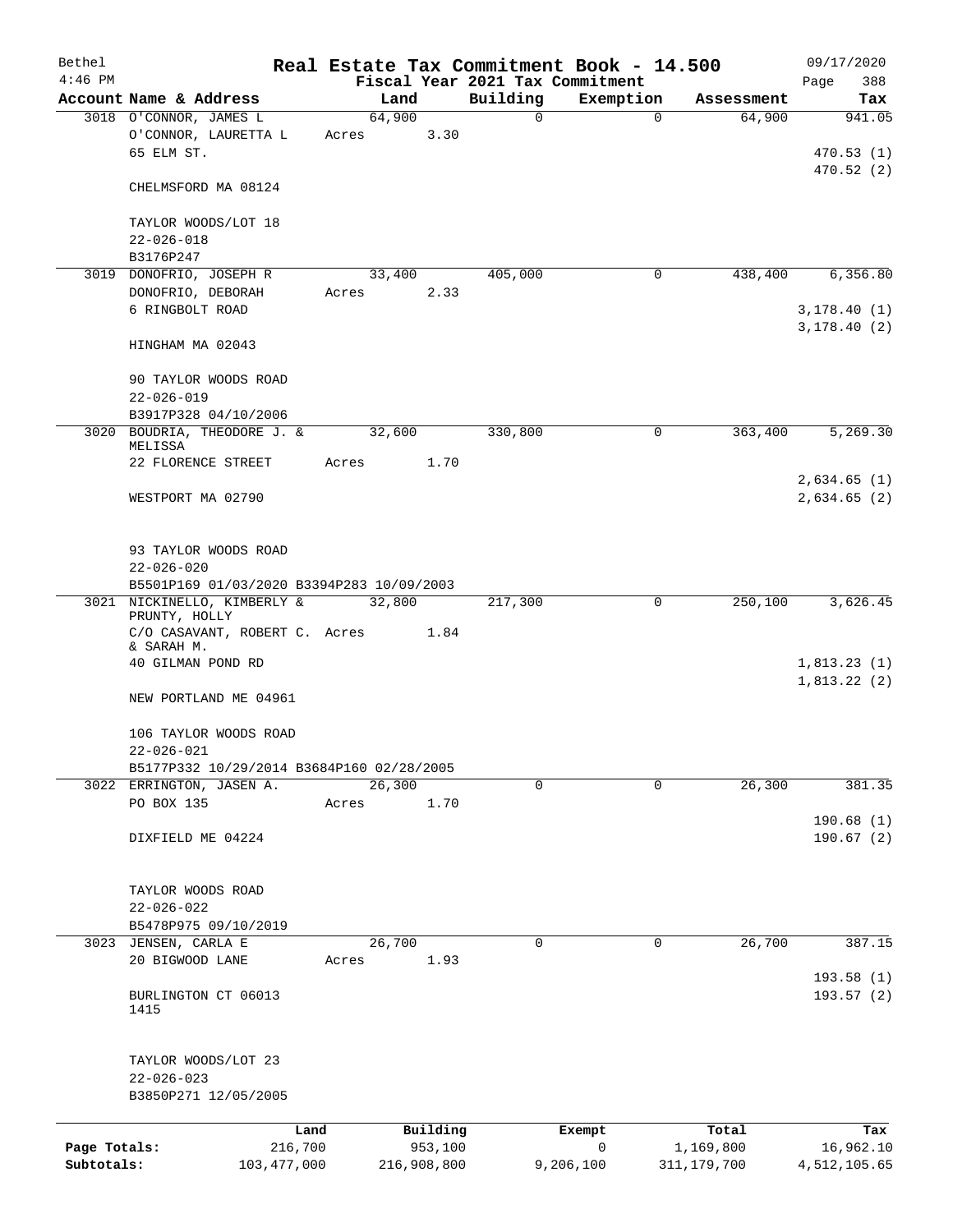Bethel 4:46 PM

# Real Estate Tax Commitment Book - 14.500

Fiscal Year 2021 Tax Commitment

09/17/2020 Page 388

| Account | Name & Address | Land | Building | Exemption | Assessment | Tax |
|---|---|---|---|---|---|---|
| 3018 | O'CONNOR, JAMES L<br>O'CONNOR, LAURETTA L<br>65 ELM ST.<br><br>CHELMSFORD MA 08124<br><br>TAYLOR WOODS/LOT 18<br>22-026-018<br>B3176P247 | 64,900<br>Acres 3.30 | 0 | 0 | 64,900 | 941.05<br><br>470.53 (1)<br>470.52 (2) |
| 3019 | DONOFRIO, JOSEPH R<br>DONOFRIO, DEBORAH<br>6 RINGBOLT ROAD<br><br>HINGHAM MA 02043<br><br>90 TAYLOR WOODS ROAD<br>22-026-019<br>B3917P328 04/10/2006 | 33,400<br>Acres 2.33 | 405,000 | 0 | 438,400 | 6,356.80<br><br>3,178.40 (1)<br>3,178.40 (2) |
| 3020 | BOUDRIA, THEODORE J. & MELISSA<br>22 FLORENCE STREET<br><br>WESTPORT MA 02790<br><br>93 TAYLOR WOODS ROAD<br>22-026-020<br>B5501P169 01/03/2020 B3394P283 10/09/2003 | 32,600<br>Acres 1.70 | 330,800 | 0 | 363,400 | 5,269.30<br><br>2,634.65 (1)<br>2,634.65 (2) |
| 3021 | NICKINELLO, KIMBERLY & PRUNTY, HOLLY<br>C/O CASAVANT, ROBERT C. & SARAH M.<br>40 GILMAN POND RD<br><br>NEW PORTLAND ME 04961<br><br>106 TAYLOR WOODS ROAD<br>22-026-021<br>B5177P332 10/29/2014 B3684P160 02/28/2005 | 32,800<br>Acres 1.84 | 217,300 | 0 | 250,100 | 3,626.45<br><br>1,813.23 (1)<br>1,813.22 (2) |
| 3022 | ERRINGTON, JASEN A.<br>PO BOX 135<br><br>DIXFIELD ME 04224<br><br>TAYLOR WOODS ROAD<br>22-026-022<br>B5478P975 09/10/2019 | 26,300<br>Acres 1.70 | 0 | 0 | 26,300 | 381.35<br><br>190.68 (1)<br>190.67 (2) |
| 3023 | JENSEN, CARLA E<br>20 BIGWOOD LANE<br><br>BURLINGTON CT 06013<br>1415<br><br>TAYLOR WOODS/LOT 23<br>22-026-023<br>B3850P271 12/05/2005 | 26,700<br>Acres 1.93 | 0 | 0 | 26,700 | 387.15<br><br>193.58 (1)<br>193.57 (2) |

| | Land | Building | Exempt | Total | Tax |
|---|---|---|---|---|---|
| Page Totals: | 216,700 | 953,100 | 0 | 1,169,800 | 16,962.10 |
| Subtotals: | 103,477,000 | 216,908,800 | 9,206,100 | 311,179,700 | 4,512,105.65 |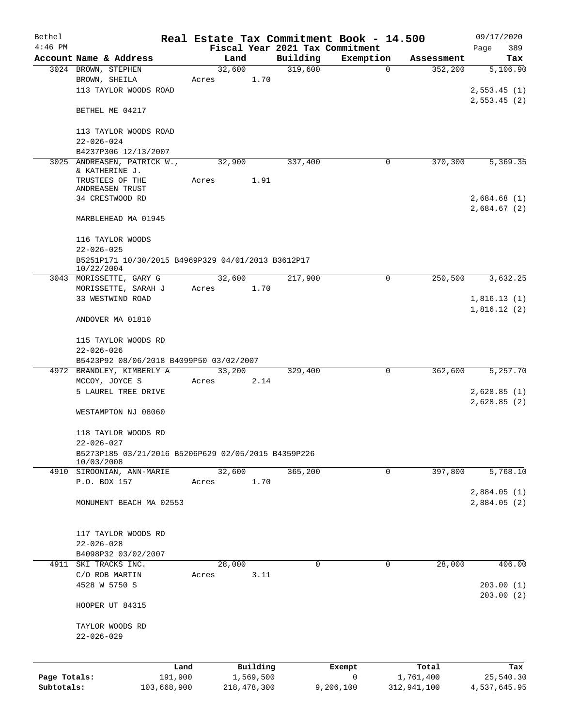Bethel | Real Estate Tax Commitment Book - 14.500 | 09/17/2020
4:46 PM | Fiscal Year 2021 Tax Commitment | Page 389

| Account Name & Address | Land | Building | Exemption | Assessment | Tax |
|---|---|---|---|---|---|
| 3024 BROWN, STEPHEN | 32,600 | 319,600 | 0 | 352,200 | 5,106.90 |
| BROWN, SHEILA | Acres 1.70 | | | | |
| 113 TAYLOR WOODS ROAD | | | | | 2,553.45 (1) |
| | | | | | 2,553.45 (2) |
| BETHEL ME 04217 | | | | | |
| 113 TAYLOR WOODS ROAD | | | | | |
| 22-026-024 | | | | | |
| B4237P306 12/13/2007 | | | | | |
| 3025 ANDREASEN, PATRICK W., & KATHERINE J. | 32,900 | 337,400 | 0 | 370,300 | 5,369.35 |
| TRUSTEES OF THE ANDREASEN TRUST | Acres 1.91 | | | | |
| 34 CRESTWOOD RD | | | | | 2,684.68 (1) |
| | | | | | 2,684.67 (2) |
| MARBLEHEAD MA 01945 | | | | | |
| 116 TAYLOR WOODS | | | | | |
| 22-026-025 | | | | | |
| B5251P171 10/30/2015 B4969P329 04/01/2013 B3612P17 10/22/2004 | | | | | |
| 3043 MORISSETTE, GARY G | 32,600 | 217,900 | 0 | 250,500 | 3,632.25 |
| MORISSETTE, SARAH J | Acres 1.70 | | | | |
| 33 WESTWIND ROAD | | | | | 1,816.13 (1) |
| | | | | | 1,816.12 (2) |
| ANDOVER MA 01810 | | | | | |
| 115 TAYLOR WOODS RD | | | | | |
| 22-026-026 | | | | | |
| B5423P92 08/06/2018 B4099P50 03/02/2007 | | | | | |
| 4972 BRANDLEY, KIMBERLY A | 33,200 | 329,400 | 0 | 362,600 | 5,257.70 |
| MCCOY, JOYCE S | Acres 2.14 | | | | |
| 5 LAUREL TREE DRIVE | | | | | 2,628.85 (1) |
| | | | | | 2,628.85 (2) |
| WESTAMPTON NJ 08060 | | | | | |
| 118 TAYLOR WOODS RD | | | | | |
| 22-026-027 | | | | | |
| B5273P185 03/21/2016 B5206P629 02/05/2015 B4359P226 10/03/2008 | | | | | |
| 4910 SIROONIAN, ANN-MARIE | 32,600 | 365,200 | 0 | 397,800 | 5,768.10 |
| P.O. BOX 157 | Acres 1.70 | | | | |
| | | | | | 2,884.05 (1) |
| MONUMENT BEACH MA 02553 | | | | | 2,884.05 (2) |
| 117 TAYLOR WOODS RD | | | | | |
| 22-026-028 | | | | | |
| B4098P32 03/02/2007 | | | | | |
| 4911 SKI TRACKS INC. | 28,000 | 0 | 0 | 28,000 | 406.00 |
| C/O ROB MARTIN | Acres 3.11 | | | | |
| 4528 W 5750 S | | | | | 203.00 (1) |
| | | | | | 203.00 (2) |
| HOOPER UT 84315 | | | | | |
| TAYLOR WOODS RD | | | | | |
| 22-026-029 | | | | | |

| | Land | Building | Exempt | Total | Tax |
|---|---|---|---|---|---|
| Page Totals: | 191,900 | 1,569,500 | 0 | 1,761,400 | 25,540.30 |
| Subtotals: | 103,668,900 | 218,478,300 | 9,206,100 | 312,941,100 | 4,537,645.95 |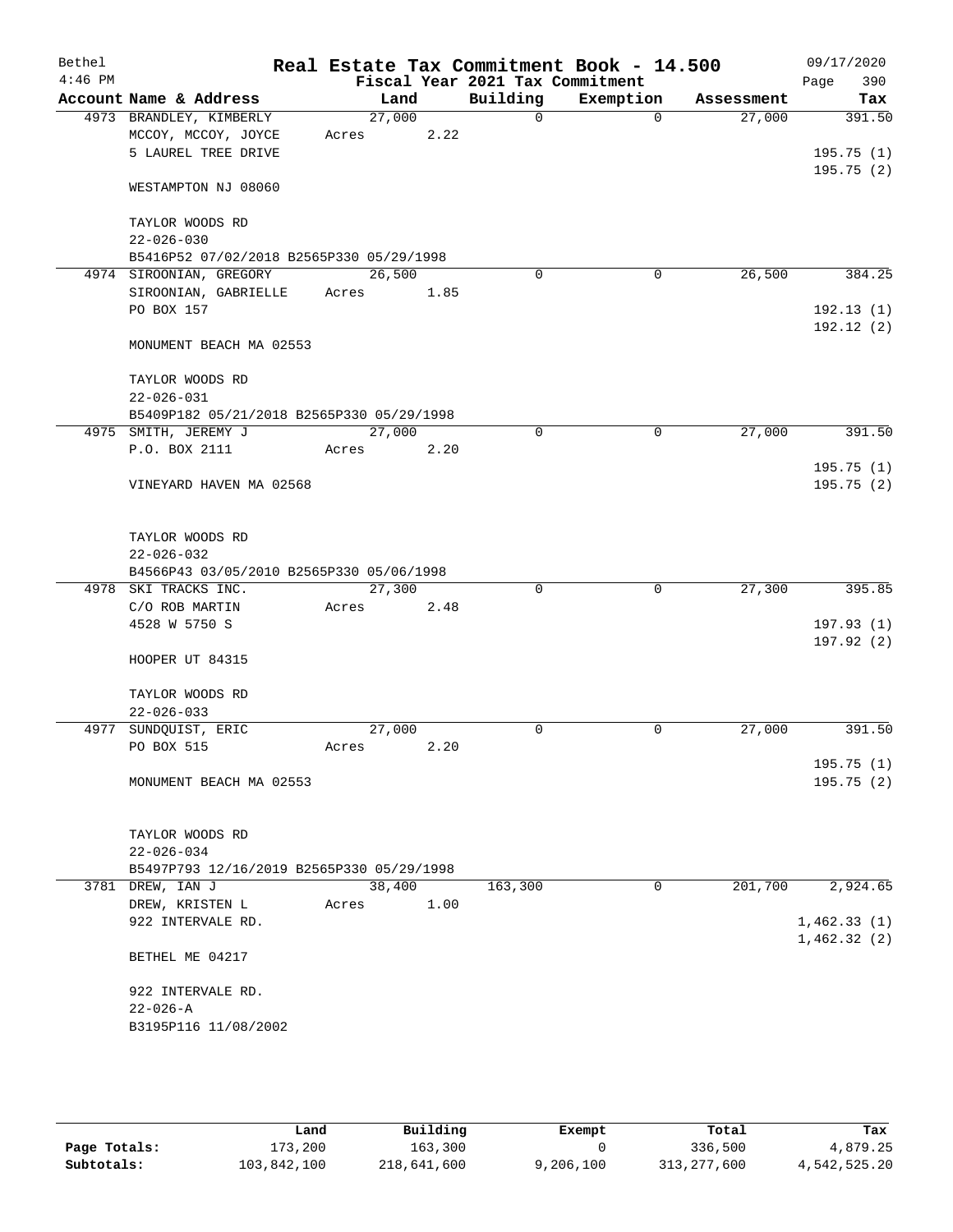Bethel 4:46 PM

# Real Estate Tax Commitment Book - 14.500

Fiscal Year 2021 Tax Commitment

09/17/2020 Page 390

| Account Name & Address | Land | Building | Exemption | Assessment | Tax |
|---|---|---|---|---|---|
| 4973 BRANDLEY, KIMBERLY | 27,000 | 0 | 0 | 27,000 | 391.50 |
| MCCOY, MCCOY, JOYCE | Acres 2.22 | | | | |
| 5 LAUREL TREE DRIVE | | | | | 195.75 (1) |
| | | | | | 195.75 (2) |
| WESTAMPTON NJ 08060 | | | | | |
| TAYLOR WOODS RD | | | | | |
| 22-026-030 | | | | | |
| B5416P52 07/02/2018 B2565P330 05/29/1998 | | | | | |
| 4974 SIROONIAN, GREGORY | 26,500 | 0 | 0 | 26,500 | 384.25 |
| SIROONIAN, GABRIELLE | Acres 1.85 | | | | |
| PO BOX 157 | | | | | 192.13 (1) |
| | | | | | 192.12 (2) |
| MONUMENT BEACH MA 02553 | | | | | |
| TAYLOR WOODS RD | | | | | |
| 22-026-031 | | | | | |
| B5409P182 05/21/2018 B2565P330 05/29/1998 | | | | | |
| 4975 SMITH, JEREMY J | 27,000 | 0 | 0 | 27,000 | 391.50 |
| P.O. BOX 2111 | Acres 2.20 | | | | |
| | | | | | 195.75 (1) |
| VINEYARD HAVEN MA 02568 | | | | | 195.75 (2) |
| TAYLOR WOODS RD | | | | | |
| 22-026-032 | | | | | |
| B4566P43 03/05/2010 B2565P330 05/06/1998 | | | | | |
| 4978 SKI TRACKS INC. | 27,300 | 0 | 0 | 27,300 | 395.85 |
| C/O ROB MARTIN | Acres 2.48 | | | | |
| 4528 W 5750 S | | | | | 197.93 (1) |
| | | | | | 197.92 (2) |
| HOOPER UT 84315 | | | | | |
| TAYLOR WOODS RD | | | | | |
| 22-026-033 | | | | | |
| 4977 SUNDQUIST, ERIC | 27,000 | 0 | 0 | 27,000 | 391.50 |
| PO BOX 515 | Acres 2.20 | | | | |
| | | | | | 195.75 (1) |
| MONUMENT BEACH MA 02553 | | | | | 195.75 (2) |
| TAYLOR WOODS RD | | | | | |
| 22-026-034 | | | | | |
| B5497P793 12/16/2019 B2565P330 05/29/1998 | | | | | |
| 3781 DREW, IAN J | 38,400 | 163,300 | 0 | 201,700 | 2,924.65 |
| DREW, KRISTEN L | Acres 1.00 | | | | |
| 922 INTERVALE RD. | | | | | 1,462.33 (1) |
| | | | | | 1,462.32 (2) |
| BETHEL ME 04217 | | | | | |
| 922 INTERVALE RD. | | | | | |
| 22-026-A | | | | | |
| B3195P116 11/08/2002 | | | | | |

| | Land | Building | Exempt | Total | Tax |
|---|---|---|---|---|---|
| Page Totals: | 173,200 | 163,300 | 0 | 336,500 | 4,879.25 |
| Subtotals: | 103,842,100 | 218,641,600 | 9,206,100 | 313,277,600 | 4,542,525.20 |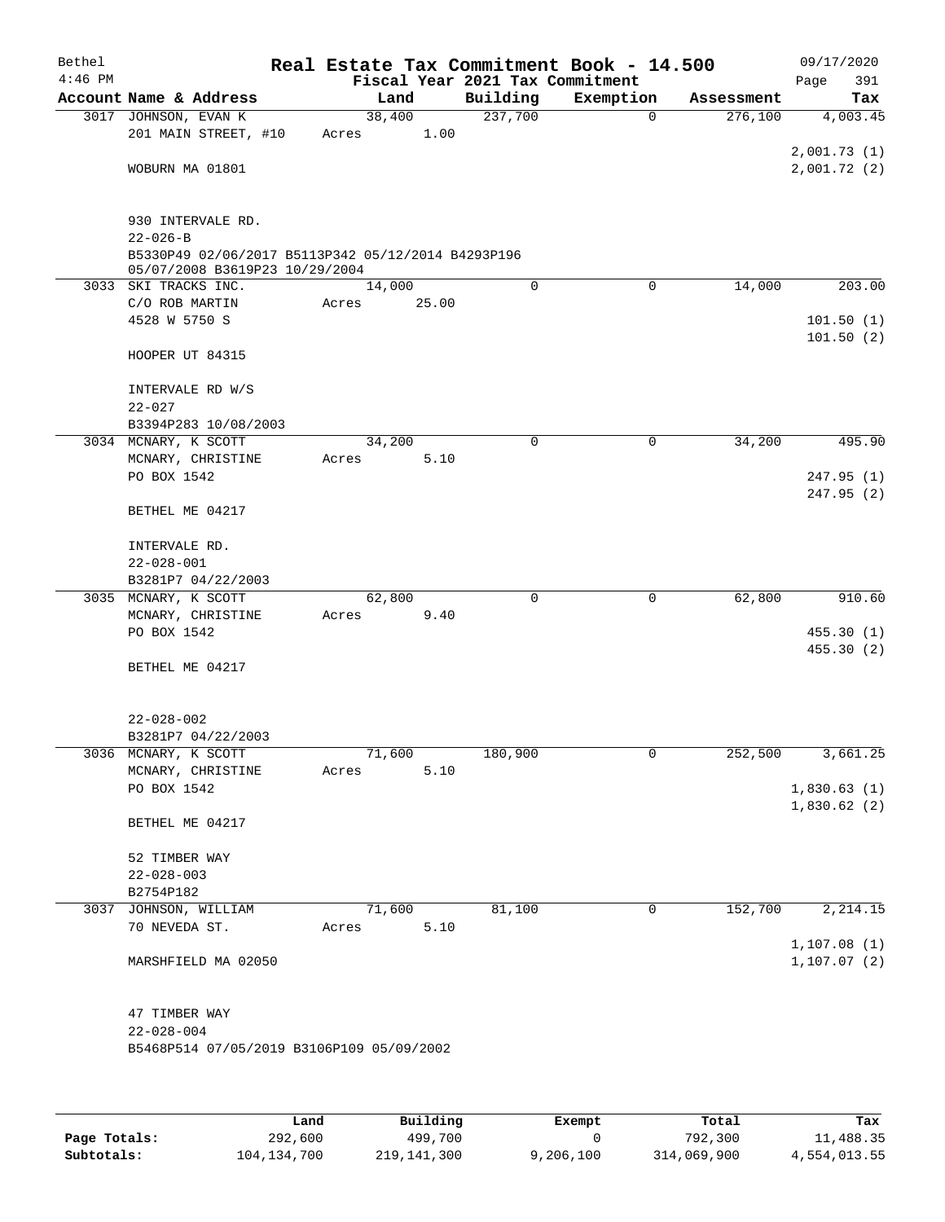Bethel
4:46 PM

# Real Estate Tax Commitment Book - 14.500

Fiscal Year 2021 Tax Commitment

09/17/2020
Page 391

| Account Name & Address | Land | Building | Exemption | Assessment | Tax |
|---|---|---|---|---|---|
| 3017 JOHNSON, EVAN K | 38,400 | 237,700 | 0 | 276,100 | 4,003.45 |
| 201 MAIN STREET, #10 | Acres 1.00 | | | | |
| | | | | | 2,001.73 (1) |
| WOBURN MA 01801 | | | | | 2,001.72 (2) |
| 930 INTERVALE RD. | | | | | |
| 22-026-B | | | | | |
| B5330P49 02/06/2017 B5113P342 05/12/2014 B4293P196 05/07/2008 B3619P23 10/29/2004 | | | | | |
| 3033 SKI TRACKS INC. | 14,000 | 0 | 0 | 14,000 | 203.00 |
| C/O ROB MARTIN | Acres 25.00 | | | | |
| 4528 W 5750 S | | | | | 101.50 (1) |
| | | | | | 101.50 (2) |
| HOOPER UT 84315 | | | | | |
| INTERVALE RD W/S | | | | | |
| 22-027 | | | | | |
| B3394P283 10/08/2003 | | | | | |
| 3034 MCNARY, K SCOTT | 34,200 | 0 | 0 | 34,200 | 495.90 |
| MCNARY, CHRISTINE | Acres 5.10 | | | | |
| PO BOX 1542 | | | | | 247.95 (1) |
| | | | | | 247.95 (2) |
| BETHEL ME 04217 | | | | | |
| INTERVALE RD. | | | | | |
| 22-028-001 | | | | | |
| B3281P7 04/22/2003 | | | | | |
| 3035 MCNARY, K SCOTT | 62,800 | 0 | 0 | 62,800 | 910.60 |
| MCNARY, CHRISTINE | Acres 9.40 | | | | |
| PO BOX 1542 | | | | | 455.30 (1) |
| | | | | | 455.30 (2) |
| BETHEL ME 04217 | | | | | |
| 22-028-002 | | | | | |
| B3281P7 04/22/2003 | | | | | |
| 3036 MCNARY, K SCOTT | 71,600 | 180,900 | 0 | 252,500 | 3,661.25 |
| MCNARY, CHRISTINE | Acres 5.10 | | | | |
| PO BOX 1542 | | | | | 1,830.63 (1) |
| | | | | | 1,830.62 (2) |
| BETHEL ME 04217 | | | | | |
| 52 TIMBER WAY | | | | | |
| 22-028-003 | | | | | |
| B2754P182 | | | | | |
| 3037 JOHNSON, WILLIAM | 71,600 | 81,100 | 0 | 152,700 | 2,214.15 |
| 70 NEVEDA ST. | Acres 5.10 | | | | |
| | | | | | 1,107.08 (1) |
| MARSHFIELD MA 02050 | | | | | 1,107.07 (2) |
| 47 TIMBER WAY | | | | | |
| 22-028-004 | | | | | |
| B5468P514 07/05/2019 B3106P109 05/09/2002 | | | | | |

| | Land | Building | Exempt | Total | Tax |
|---|---|---|---|---|---|
| Page Totals: | 292,600 | 499,700 | 0 | 792,300 | 11,488.35 |
| Subtotals: | 104,134,700 | 219,141,300 | 9,206,100 | 314,069,900 | 4,554,013.55 |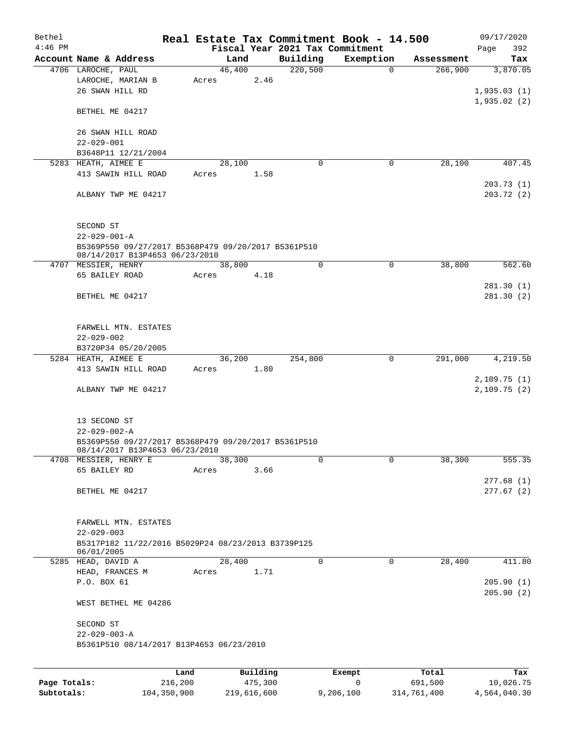Bethel
4:46 PM

# Real Estate Tax Commitment Book - 14.500

Fiscal Year 2021 Tax Commitment

09/17/2020
Page 392

| Account Name & Address | Land | Building | Exemption | Assessment | Tax |
|---|---|---|---|---|---|
| 4706 LAROCHE, PAUL | 46,400 | 220,500 | 0 | 266,900 | 3,870.05 |
| LAROCHE, MARIAN B | Acres 2.46 | | | | |
| 26 SWAN HILL RD | | | | | 1,935.03 (1) |
| | | | | | 1,935.02 (2) |
| BETHEL ME 04217 | | | | | |
| 26 SWAN HILL ROAD | | | | | |
| 22-029-001 | | | | | |
| B3648P11 12/21/2004 | | | | | |
| 5283 HEATH, AIMEE E | 28,100 | 0 | 0 | 28,100 | 407.45 |
| 413 SAWIN HILL ROAD | Acres 1.58 | | | | |
| | | | | | 203.73 (1) |
| ALBANY TWP ME 04217 | | | | | 203.72 (2) |
| SECOND ST | | | | | |
| 22-029-001-A | | | | | |
| B5369P550 09/27/2017 B5368P479 09/20/2017 B5361P510 08/14/2017 B13P4653 06/23/2010 | | | | | |
| 4707 MESSIER, HENRY | 38,800 | 0 | 0 | 38,800 | 562.60 |
| 65 BAILEY ROAD | Acres 4.18 | | | | |
| | | | | | 281.30 (1) |
| BETHEL ME 04217 | | | | | 281.30 (2) |
| FARWELL MTN. ESTATES | | | | | |
| 22-029-002 | | | | | |
| B3720P34 05/20/2005 | | | | | |
| 5284 HEATH, AIMEE E | 36,200 | 254,800 | 0 | 291,000 | 4,219.50 |
| 413 SAWIN HILL ROAD | Acres 1.80 | | | | |
| | | | | | 2,109.75 (1) |
| ALBANY TWP ME 04217 | | | | | 2,109.75 (2) |
| 13 SECOND ST | | | | | |
| 22-029-002-A | | | | | |
| B5369P550 09/27/2017 B5368P479 09/20/2017 B5361P510 08/14/2017 B13P4653 06/23/2010 | | | | | |
| 4708 MESSIER, HENRY E | 38,300 | 0 | 0 | 38,300 | 555.35 |
| 65 BAILEY RD | Acres 3.66 | | | | |
| | | | | | 277.68 (1) |
| BETHEL ME 04217 | | | | | 277.67 (2) |
| FARWELL MTN. ESTATES | | | | | |
| 22-029-003 | | | | | |
| B5317P182 11/22/2016 B5029P24 08/23/2013 B3739P125 06/01/2005 | | | | | |
| 5285 HEAD, DAVID A | 28,400 | 0 | 0 | 28,400 | 411.80 |
| HEAD, FRANCES M | Acres 1.71 | | | | |
| P.O. BOX 61 | | | | | 205.90 (1) |
| | | | | | 205.90 (2) |
| WEST BETHEL ME 04286 | | | | | |
| SECOND ST | | | | | |
| 22-029-003-A | | | | | |
| B5361P510 08/14/2017 B13P4653 06/23/2010 | | | | | |

| | Land | Building | Exempt | Total | Tax |
|---|---|---|---|---|---|
| Page Totals: | 216,200 | 475,300 | 0 | 691,500 | 10,026.75 |
| Subtotals: | 104,350,900 | 219,616,600 | 9,206,100 | 314,761,400 | 4,564,040.30 |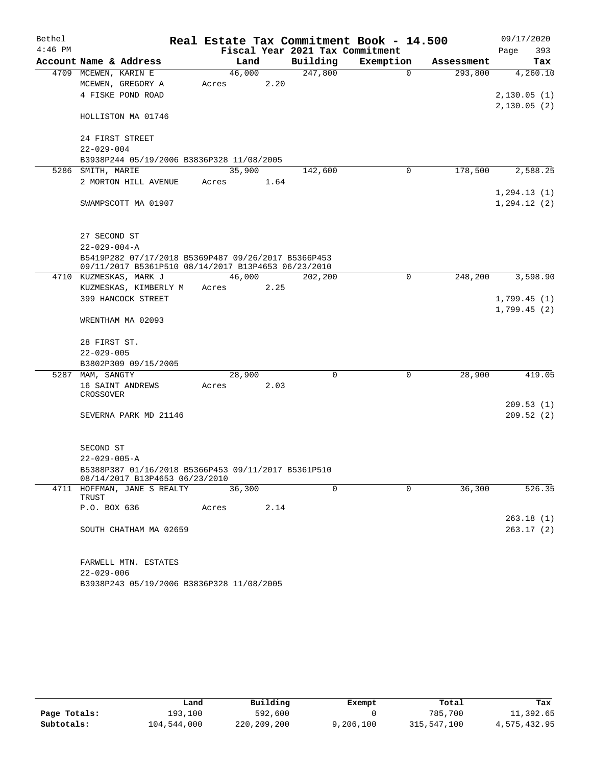Bethel 4:46 PM

# Real Estate Tax Commitment Book - 14.500

Fiscal Year 2021 Tax Commitment

09/17/2020 Page 393

| Account Name & Address | Land | Building | Exemption | Assessment | Tax |
|---|---|---|---|---|---|
| 4709 MCEWEN, KARIN E | 46,000 | 247,800 | 0 | 293,800 | 4,260.10 |
| MCEWEN, GREGORY A | Acres 2.20 | | | | |
| 4 FISKE POND ROAD | | | | | 2,130.05 (1) |
| | | | | | 2,130.05 (2) |
| HOLLISTON MA 01746 | | | | | |
| 24 FIRST STREET | | | | | |
| 22-029-004 | | | | | |
| B3938P244 05/19/2006 B3836P328 11/08/2005 | | | | | |
| 5286 SMITH, MARIE | 35,900 | 142,600 | 0 | 178,500 | 2,588.25 |
| 2 MORTON HILL AVENUE | Acres 1.64 | | | | |
| | | | | | 1,294.13 (1) |
| SWAMPSCOTT MA 01907 | | | | | 1,294.12 (2) |
| 27 SECOND ST | | | | | |
| 22-029-004-A | | | | | |
| B5419P282 07/17/2018 B5369P487 09/26/2017 B5366P453 09/11/2017 B5361P510 08/14/2017 B13P4653 06/23/2010 | | | | | |
| 4710 KUZMESKAS, MARK J | 46,000 | 202,200 | 0 | 248,200 | 3,598.90 |
| KUZMESKAS, KIMBERLY M | Acres 2.25 | | | | |
| 399 HANCOCK STREET | | | | | 1,799.45 (1) |
| | | | | | 1,799.45 (2) |
| WRENTHAM MA 02093 | | | | | |
| 28 FIRST ST. | | | | | |
| 22-029-005 | | | | | |
| B3802P309 09/15/2005 | | | | | |
| 5287 MAM, SANGTY | 28,900 | 0 | 0 | 28,900 | 419.05 |
| 16 SAINT ANDREWS CROSSOVER | Acres 2.03 | | | | |
| | | | | | 209.53 (1) |
| SEVERNA PARK MD 21146 | | | | | 209.52 (2) |
| SECOND ST | | | | | |
| 22-029-005-A | | | | | |
| B5388P387 01/16/2018 B5366P453 09/11/2017 B5361P510 08/14/2017 B13P4653 06/23/2010 | | | | | |
| 4711 HOFFMAN, JANE S REALTY TRUST | 36,300 | 0 | 0 | 36,300 | 526.35 |
| P.O. BOX 636 | Acres 2.14 | | | | |
| | | | | | 263.18 (1) |
| SOUTH CHATHAM MA 02659 | | | | | 263.17 (2) |
| FARWELL MTN. ESTATES | | | | | |
| 22-029-006 | | | | | |
| B3938P243 05/19/2006 B3836P328 11/08/2005 | | | | | |

| | Land | Building | Exempt | Total | Tax |
|---|---|---|---|---|---|
| Page Totals: | 193,100 | 592,600 | 0 | 785,700 | 11,392.65 |
| Subtotals: | 104,544,000 | 220,209,200 | 9,206,100 | 315,547,100 | 4,575,432.95 |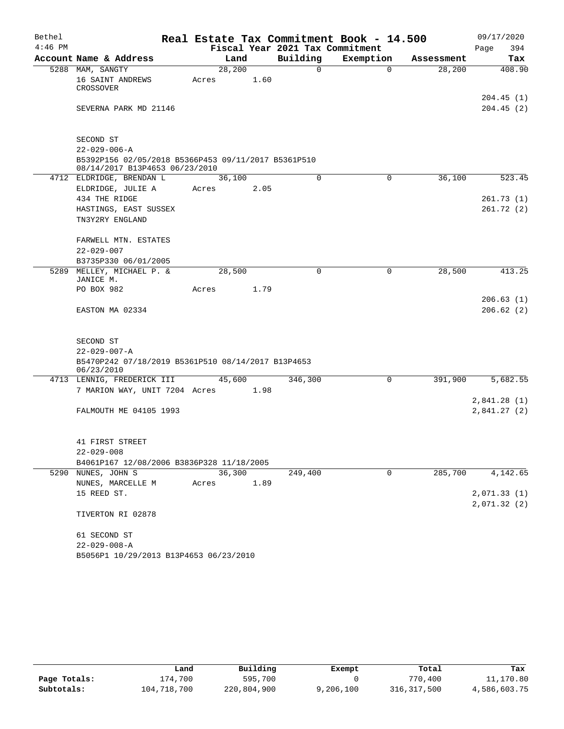# Real Estate Tax Commitment Book - 14.500

Bethel
4:46 PM

Fiscal Year 2021 Tax Commitment

09/17/2020
Page 394

| Account Name & Address | Land | Building | Exemption | Assessment | Tax |
|---|---|---|---|---|---|
| 5288 MAM, SANGTY | 28,200 | 0 | 0 | 28,200 | 408.90 |
| 16 SAINT ANDREWS CROSSOVER | Acres 1.60 | | | | |
| | | | | | 204.45 (1) |
| SEVERNA PARK MD 21146 | | | | | 204.45 (2) |
| SECOND ST | | | | | |
| 22-029-006-A | | | | | |
| B5392P156 02/05/2018 B5366P453 09/11/2017 B5361P510 08/14/2017 B13P4653 06/23/2010 | | | | | |
| 4712 ELDRIDGE, BRENDAN L | 36,100 | 0 | 0 | 36,100 | 523.45 |
| ELDRIDGE, JULIE A | Acres 2.05 | | | | |
| 434 THE RIDGE | | | | | 261.73 (1) |
| HASTINGS, EAST SUSSEX | | | | | 261.72 (2) |
| TN3Y2RY ENGLAND | | | | | |
| FARWELL MTN. ESTATES | | | | | |
| 22-029-007 | | | | | |
| B3735P330 06/01/2005 | | | | | |
| 5289 MELLEY, MICHAEL P. & JANICE M. | 28,500 | 0 | 0 | 28,500 | 413.25 |
| PO BOX 982 | Acres 1.79 | | | | |
| | | | | | 206.63 (1) |
| EASTON MA 02334 | | | | | 206.62 (2) |
| SECOND ST | | | | | |
| 22-029-007-A | | | | | |
| B5470P242 07/18/2019 B5361P510 08/14/2017 B13P4653 06/23/2010 | | | | | |
| 4713 LENNIG, FREDERICK III | 45,600 | 346,300 | 0 | 391,900 | 5,682.55 |
| 7 MARION WAY, UNIT 7204 | Acres 1.98 | | | | |
| | | | | | 2,841.28 (1) |
| FALMOUTH ME 04105 1993 | | | | | 2,841.27 (2) |
| 41 FIRST STREET | | | | | |
| 22-029-008 | | | | | |
| B4061P167 12/08/2006 B3836P328 11/18/2005 | | | | | |
| 5290 NUNES, JOHN S | 36,300 | 249,400 | 0 | 285,700 | 4,142.65 |
| NUNES, MARCELLE M | Acres 1.89 | | | | |
| 15 REED ST. | | | | | 2,071.33 (1) |
| | | | | | 2,071.32 (2) |
| TIVERTON RI 02878 | | | | | |
| 61 SECOND ST | | | | | |
| 22-029-008-A | | | | | |
| B5056P1 10/29/2013 B13P4653 06/23/2010 | | | | | |

| | Land | Building | Exempt | Total | Tax |
|---|---|---|---|---|---|
| Page Totals: | 174,700 | 595,700 | 0 | 770,400 | 11,170.80 |
| Subtotals: | 104,718,700 | 220,804,900 | 9,206,100 | 316,317,500 | 4,586,603.75 |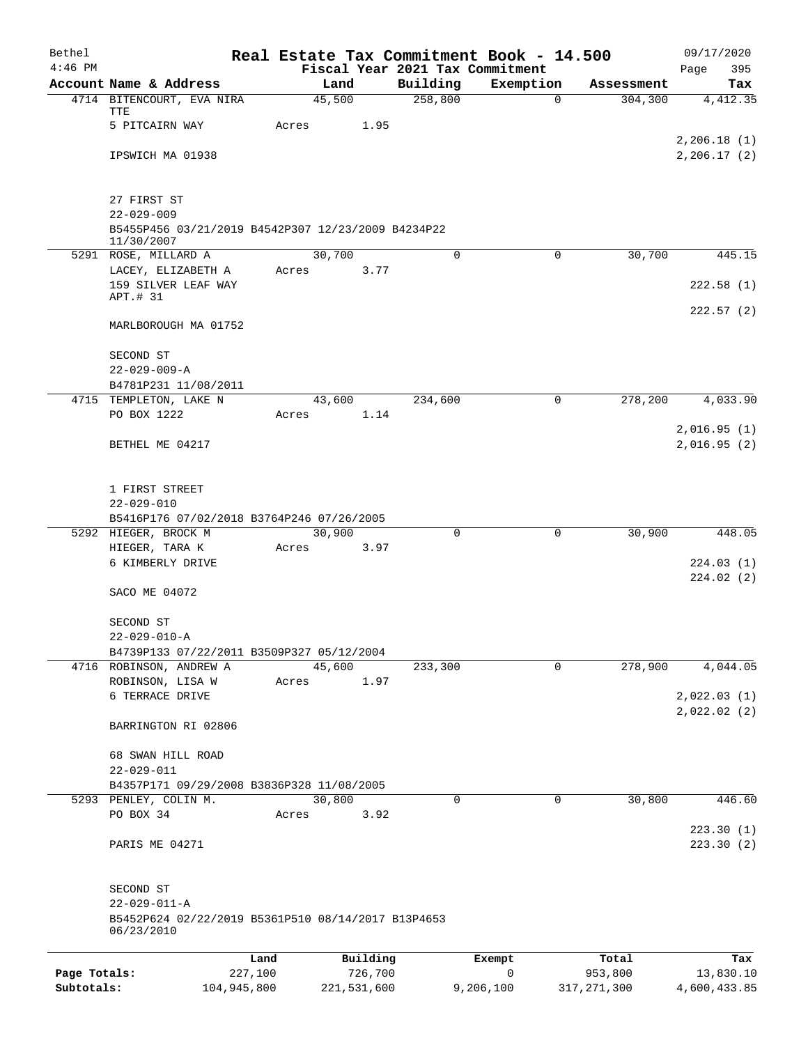Bethel 4:46 PM

# Real Estate Tax Commitment Book - 14.500

Fiscal Year 2021 Tax Commitment

09/17/2020 Page 395

| Account Name & Address | Land | Building | Exemption | Assessment | Tax |
|---|---|---|---|---|---|
| 4714 BITENCOURT, EVA NIRA TTE | 45,500 | 258,800 | 0 | 304,300 | 4,412.35 |
| 5 PITCAIRN WAY | Acres 1.95 | | | | |
| | | | | | 2,206.18 (1) |
| IPSWICH MA 01938 | | | | | 2,206.17 (2) |
| 27 FIRST ST | | | | | |
| 22-029-009 | | | | | |
| B5455P456 03/21/2019 B4542P307 12/23/2009 B4234P22 11/30/2007 | | | | | |
| 5291 ROSE, MILLARD A | 30,700 | 0 | 0 | 30,700 | 445.15 |
| LACEY, ELIZABETH A | Acres 3.77 | | | | |
| 159 SILVER LEAF WAY APT.# 31 | | | | | 222.58 (1) |
| | | | | | 222.57 (2) |
| MARLBOROUGH MA 01752 | | | | | |
| SECOND ST | | | | | |
| 22-029-009-A | | | | | |
| B4781P231 11/08/2011 | | | | | |
| 4715 TEMPLETON, LAKE N | 43,600 | 234,600 | 0 | 278,200 | 4,033.90 |
| PO BOX 1222 | Acres 1.14 | | | | |
| | | | | | 2,016.95 (1) |
| BETHEL ME 04217 | | | | | 2,016.95 (2) |
| 1 FIRST STREET | | | | | |
| 22-029-010 | | | | | |
| B5416P176 07/02/2018 B3764P246 07/26/2005 | | | | | |
| 5292 HIEGER, BROCK M | 30,900 | 0 | 0 | 30,900 | 448.05 |
| HIEGER, TARA K | Acres 3.97 | | | | |
| 6 KIMBERLY DRIVE | | | | | 224.03 (1) |
| | | | | | 224.02 (2) |
| SACO ME 04072 | | | | | |
| SECOND ST | | | | | |
| 22-029-010-A | | | | | |
| B4739P133 07/22/2011 B3509P327 05/12/2004 | | | | | |
| 4716 ROBINSON, ANDREW A | 45,600 | 233,300 | 0 | 278,900 | 4,044.05 |
| ROBINSON, LISA W | Acres 1.97 | | | | |
| 6 TERRACE DRIVE | | | | | 2,022.03 (1) |
| | | | | | 2,022.02 (2) |
| BARRINGTON RI 02806 | | | | | |
| 68 SWAN HILL ROAD | | | | | |
| 22-029-011 | | | | | |
| B4357P171 09/29/2008 B3836P328 11/08/2005 | | | | | |
| 5293 PENLEY, COLIN M. | 30,800 | 0 | 0 | 30,800 | 446.60 |
| PO BOX 34 | Acres 3.92 | | | | |
| | | | | | 223.30 (1) |
| PARIS ME 04271 | | | | | 223.30 (2) |
| SECOND ST | | | | | |
| 22-029-011-A | | | | | |
| B5452P624 02/22/2019 B5361P510 08/14/2017 B13P4653 06/23/2010 | | | | | |

| | Land | Building | Exempt | Total | Tax |
|---|---|---|---|---|---|
| Page Totals: | 227,100 | 726,700 | 0 | 953,800 | 13,830.10 |
| Subtotals: | 104,945,800 | 221,531,600 | 9,206,100 | 317,271,300 | 4,600,433.85 |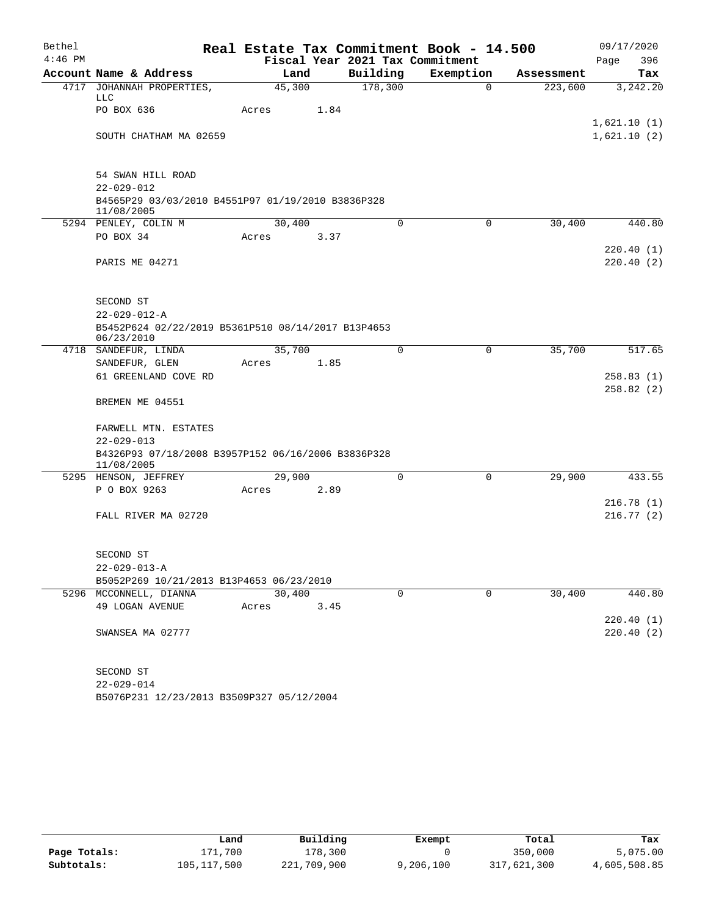# Real Estate Tax Commitment Book - 14.500

Bethel 4:46 PM — Fiscal Year 2021 Tax Commitment — 09/17/2020

| Account Name & Address | Land | Building | Exemption | Assessment | Tax |
|---|---|---|---|---|---|
| 4717 JOHANNAH PROPERTIES, LLC | 45,300 | 178,300 | 0 | 223,600 | 3,242.20 |
| PO BOX 636 | Acres 1.84 | | | | |
| | | | | | 1,621.10 (1) |
| SOUTH CHATHAM MA 02659 | | | | | 1,621.10 (2) |
| 54 SWAN HILL ROAD | | | | | |
| 22-029-012 | | | | | |
| B4565P29 03/03/2010 B4551P97 01/19/2010 B3836P328 11/08/2005 | | | | | |
| 5294 PENLEY, COLIN M | 30,400 | 0 | 0 | 30,400 | 440.80 |
| PO BOX 34 | Acres 3.37 | | | | |
| | | | | | 220.40 (1) |
| PARIS ME 04271 | | | | | 220.40 (2) |
| SECOND ST | | | | | |
| 22-029-012-A | | | | | |
| B5452P624 02/22/2019 B5361P510 08/14/2017 B13P4653 06/23/2010 | | | | | |
| 4718 SANDEFUR, LINDA | 35,700 | 0 | 0 | 35,700 | 517.65 |
| SANDEFUR, GLEN | Acres 1.85 | | | | |
| 61 GREENLAND COVE RD | | | | | 258.83 (1) |
| | | | | | 258.82 (2) |
| BREMEN ME 04551 | | | | | |
| FARWELL MTN. ESTATES | | | | | |
| 22-029-013 | | | | | |
| B4326P93 07/18/2008 B3957P152 06/16/2006 B3836P328 11/08/2005 | | | | | |
| 5295 HENSON, JEFFREY | 29,900 | 0 | 0 | 29,900 | 433.55 |
| P O BOX 9263 | Acres 2.89 | | | | |
| | | | | | 216.78 (1) |
| FALL RIVER MA 02720 | | | | | 216.77 (2) |
| SECOND ST | | | | | |
| 22-029-013-A | | | | | |
| B5052P269 10/21/2013 B13P4653 06/23/2010 | | | | | |
| 5296 MCCONNELL, DIANNA | 30,400 | 0 | 0 | 30,400 | 440.80 |
| 49 LOGAN AVENUE | Acres 3.45 | | | | |
| | | | | | 220.40 (1) |
| SWANSEA MA 02777 | | | | | 220.40 (2) |
| SECOND ST | | | | | |
| 22-029-014 | | | | | |
| B5076P231 12/23/2013 B3509P327 05/12/2004 | | | | | |

| | Land | Building | Exempt | Total | Tax |
|---|---|---|---|---|---|
| Page Totals: | 171,700 | 178,300 | 0 | 350,000 | 5,075.00 |
| Subtotals: | 105,117,500 | 221,709,900 | 9,206,100 | 317,621,300 | 4,605,508.85 |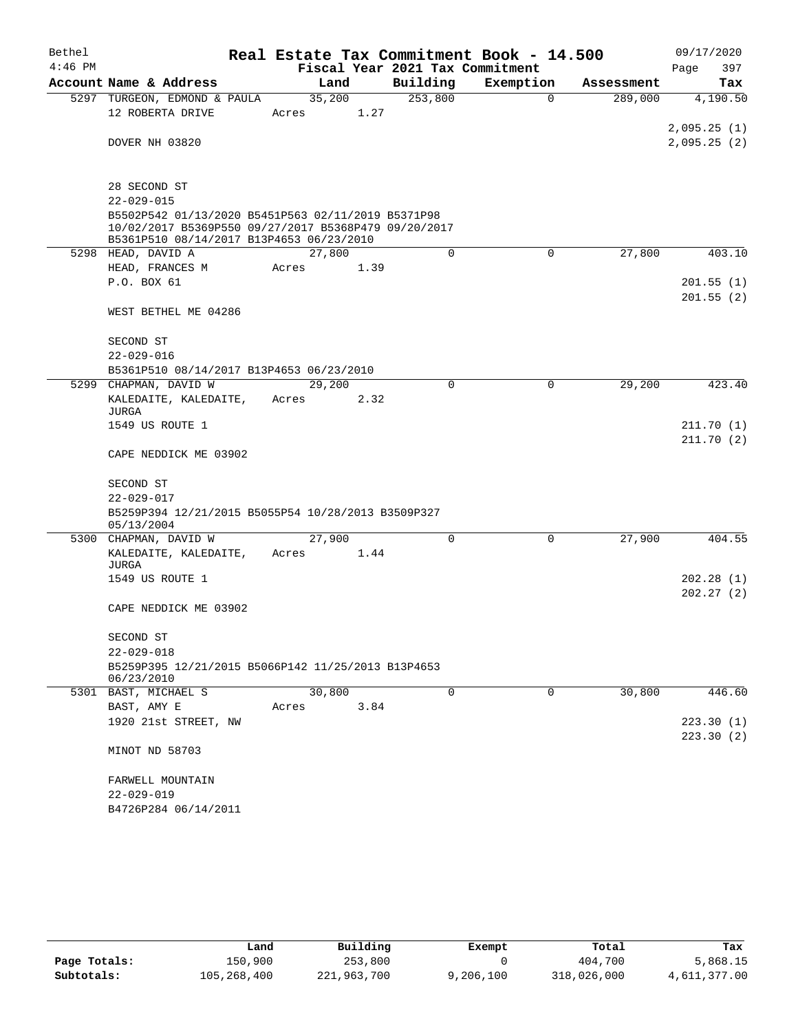# Real Estate Tax Commitment Book - 14.500

Bethel 4:46 PM — Fiscal Year 2021 Tax Commitment — 09/17/2020 Page 397

| Account Name & Address | Land | Building | Exemption | Assessment | Tax |
|---|---|---|---|---|---|
| 5297 TURGEON, EDMOND & PAULA | 35,200 | 253,800 | 0 | 289,000 | 4,190.50 |
| 12 ROBERTA DRIVE | Acres 1.27 | | | | |
| | | | | | 2,095.25 (1) |
| DOVER NH 03820 | | | | | 2,095.25 (2) |
| 28 SECOND ST | | | | | |
| 22-029-015 | | | | | |
| B5502P542 01/13/2020 B5451P563 02/11/2019 B5371P98 10/02/2017 B5369P550 09/27/2017 B5368P479 09/20/2017 B5361P510 08/14/2017 B13P4653 06/23/2010 | | | | | |
| 5298 HEAD, DAVID A | 27,800 | 0 | 0 | 27,800 | 403.10 |
| HEAD, FRANCES M | Acres 1.39 | | | | |
| P.O. BOX 61 | | | | | 201.55 (1) |
| | | | | | 201.55 (2) |
| WEST BETHEL ME 04286 | | | | | |
| SECOND ST | | | | | |
| 22-029-016 | | | | | |
| B5361P510 08/14/2017 B13P4653 06/23/2010 | | | | | |
| 5299 CHAPMAN, DAVID W | 29,200 | 0 | 0 | 29,200 | 423.40 |
| KALEDAITE, KALEDAITE, JURGA | Acres 2.32 | | | | |
| 1549 US ROUTE 1 | | | | | 211.70 (1) |
| | | | | | 211.70 (2) |
| CAPE NEDDICK ME 03902 | | | | | |
| SECOND ST | | | | | |
| 22-029-017 | | | | | |
| B5259P394 12/21/2015 B5055P54 10/28/2013 B3509P327 05/13/2004 | | | | | |
| 5300 CHAPMAN, DAVID W | 27,900 | 0 | 0 | 27,900 | 404.55 |
| KALEDAITE, KALEDAITE, JURGA | Acres 1.44 | | | | |
| 1549 US ROUTE 1 | | | | | 202.28 (1) |
| | | | | | 202.27 (2) |
| CAPE NEDDICK ME 03902 | | | | | |
| SECOND ST | | | | | |
| 22-029-018 | | | | | |
| B5259P395 12/21/2015 B5066P142 11/25/2013 B13P4653 06/23/2010 | | | | | |
| 5301 BAST, MICHAEL S | 30,800 | 0 | 0 | 30,800 | 446.60 |
| BAST, AMY E | Acres 3.84 | | | | |
| 1920 21st STREET, NW | | | | | 223.30 (1) |
| | | | | | 223.30 (2) |
| MINOT ND 58703 | | | | | |
| FARWELL MOUNTAIN | | | | | |
| 22-029-019 | | | | | |
| B4726P284 06/14/2011 | | | | | |

| | Land | Building | Exempt | Total | Tax |
|---|---|---|---|---|---|
| Page Totals: | 150,900 | 253,800 | 0 | 404,700 | 5,868.15 |
| Subtotals: | 105,268,400 | 221,963,700 | 9,206,100 | 318,026,000 | 4,611,377.00 |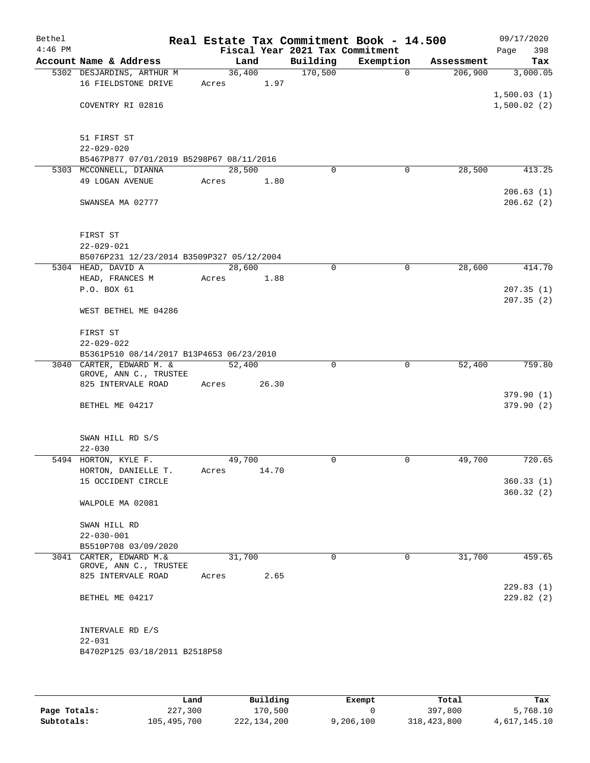Bethel 4:46 PM

# Real Estate Tax Commitment Book - 14.500

Fiscal Year 2021 Tax Commitment

09/17/2020

| Account | Name & Address | Land | Building | Exemption | Assessment | Tax |
|---|---|---|---|---|---|---|
| 5302 | DESJARDINS, ARTHUR M<br>16 FIELDSTONE DRIVE<br>COVENTRY RI 02816<br>51 FIRST ST<br>22-029-020<br>B5467P877 07/01/2019 B5298P67 08/11/2016 | 36,400<br>Acres 1.97 | 170,500 | 0 | 206,900 | 3,000.05<br>1,500.03 (1)<br>1,500.02 (2) |
| 5303 | MCCONNELL, DIANNA<br>49 LOGAN AVENUE<br>SWANSEA MA 02777<br>FIRST ST<br>22-029-021<br>B5076P231 12/23/2014 B3509P327 05/12/2004 | 28,500<br>Acres 1.80 | 0 | 0 | 28,500 | 413.25<br>206.63 (1)<br>206.62 (2) |
| 5304 | HEAD, DAVID A<br>HEAD, FRANCES M<br>P.O. BOX 61<br>WEST BETHEL ME 04286<br>FIRST ST<br>22-029-022<br>B5361P510 08/14/2017 B13P4653 06/23/2010 | 28,600<br>Acres 1.88 | 0 | 0 | 28,600 | 414.70<br>207.35 (1)<br>207.35 (2) |
| 3040 | CARTER, EDWARD M. &<br>GROVE, ANN C., TRUSTEE<br>825 INTERVALE ROAD<br>BETHEL ME 04217<br>SWAN HILL RD S/S<br>22-030 | 52,400<br>Acres 26.30 | 0 | 0 | 52,400 | 759.80<br>379.90 (1)<br>379.90 (2) |
| 5494 | HORTON, KYLE F.<br>HORTON, DANIELLE T.<br>15 OCCIDENT CIRCLE<br>WALPOLE MA 02081<br>SWAN HILL RD<br>22-030-001<br>B5510P708 03/09/2020 | 49,700<br>Acres 14.70 | 0 | 0 | 49,700 | 720.65<br>360.33 (1)<br>360.32 (2) |
| 3041 | CARTER, EDWARD M.&<br>GROVE, ANN C., TRUSTEE<br>825 INTERVALE ROAD<br>BETHEL ME 04217<br>INTERVALE RD E/S<br>22-031<br>B4702P125 03/18/2011 B2518P58 | 31,700<br>Acres 2.65 | 0 | 0 | 31,700 | 459.65<br>229.83 (1)<br>229.82 (2) |

| | Land | Building | Exempt | Total | Tax |
|---|---|---|---|---|---|
| Page Totals: | 227,300 | 170,500 | 0 | 397,800 | 5,768.10 |
| Subtotals: | 105,495,700 | 222,134,200 | 9,206,100 | 318,423,800 | 4,617,145.10 |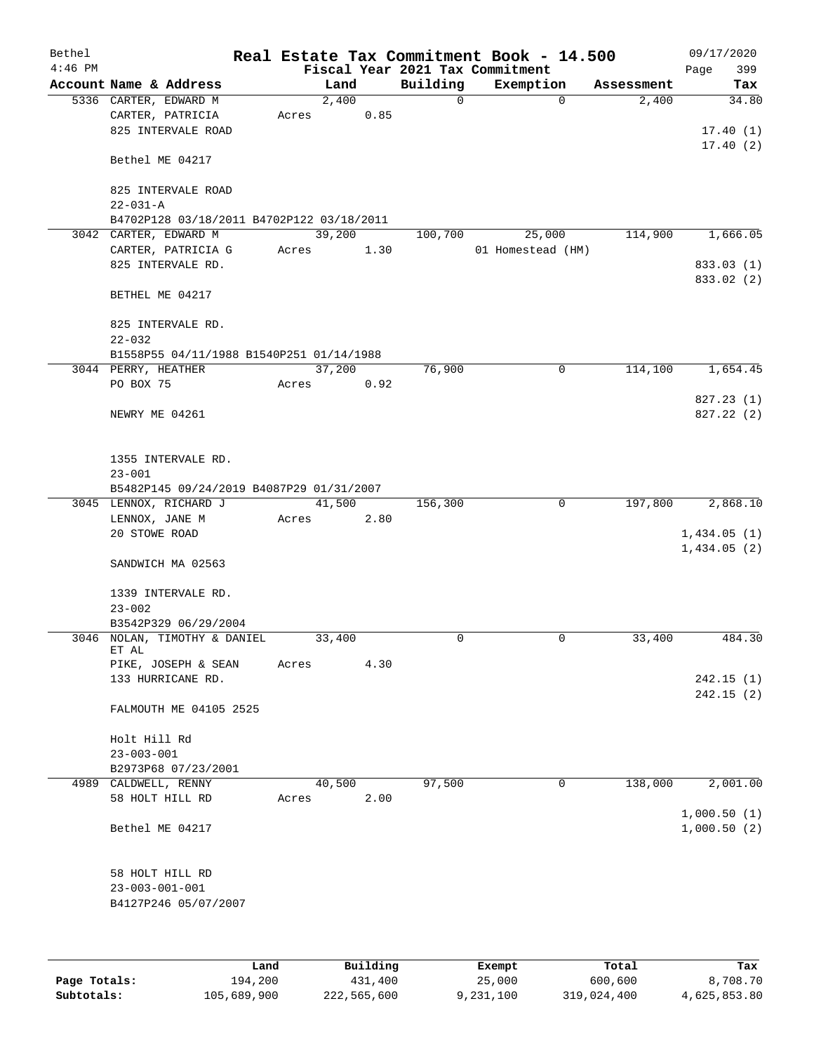# Real Estate Tax Commitment Book - 14.500

Bethel
4:46 PM

Fiscal Year 2021 Tax Commitment

09/17/2020

| Account Name & Address | Land | Building | Exemption | Assessment | Tax |
|---|---|---|---|---|---|
| 5336 CARTER, EDWARD M | 2,400 | 0 | 0 | 2,400 | 34.80 |
| CARTER, PATRICIA | Acres 0.85 | | | | |
| 825 INTERVALE ROAD | | | | | 17.40 (1) |
| | | | | | 17.40 (2) |
| Bethel ME 04217 | | | | | |
| 825 INTERVALE ROAD | | | | | |
| 22-031-A | | | | | |
| B4702P128 03/18/2011 B4702P122 03/18/2011 | | | | | |
| 3042 CARTER, EDWARD M | 39,200 | 100,700 | 25,000 | 114,900 | 1,666.05 |
| CARTER, PATRICIA G | Acres 1.30 | | 01 Homestead (HM) | | |
| 825 INTERVALE RD. | | | | | 833.03 (1) |
| | | | | | 833.02 (2) |
| BETHEL ME 04217 | | | | | |
| 825 INTERVALE RD. | | | | | |
| 22-032 | | | | | |
| B1558P55 04/11/1988 B1540P251 01/14/1988 | | | | | |
| 3044 PERRY, HEATHER | 37,200 | 76,900 | 0 | 114,100 | 1,654.45 |
| PO BOX 75 | Acres 0.92 | | | | |
| | | | | | 827.23 (1) |
| NEWRY ME 04261 | | | | | 827.22 (2) |
| 1355 INTERVALE RD. | | | | | |
| 23-001 | | | | | |
| B5482P145 09/24/2019 B4087P29 01/31/2007 | | | | | |
| 3045 LENNOX, RICHARD J | 41,500 | 156,300 | 0 | 197,800 | 2,868.10 |
| LENNOX, JANE M | Acres 2.80 | | | | |
| 20 STOWE ROAD | | | | | 1,434.05 (1) |
| | | | | | 1,434.05 (2) |
| SANDWICH MA 02563 | | | | | |
| 1339 INTERVALE RD. | | | | | |
| 23-002 | | | | | |
| B3542P329 06/29/2004 | | | | | |
| 3046 NOLAN, TIMOTHY & DANIEL ET AL | 33,400 | 0 | 0 | 33,400 | 484.30 |
| PIKE, JOSEPH & SEAN | Acres 4.30 | | | | |
| 133 HURRICANE RD. | | | | | 242.15 (1) |
| | | | | | 242.15 (2) |
| FALMOUTH ME 04105 2525 | | | | | |
| Holt Hill Rd | | | | | |
| 23-003-001 | | | | | |
| B2973P68 07/23/2001 | | | | | |
| 4989 CALDWELL, RENNY | 40,500 | 97,500 | 0 | 138,000 | 2,001.00 |
| 58 HOLT HILL RD | Acres 2.00 | | | | |
| | | | | | 1,000.50 (1) |
| Bethel ME 04217 | | | | | 1,000.50 (2) |
| 58 HOLT HILL RD | | | | | |
| 23-003-001-001 | | | | | |
| B4127P246 05/07/2007 | | | | | |

| | Land | Building | Exempt | Total | Tax |
|---|---|---|---|---|---|
| Page Totals: | 194,200 | 431,400 | 25,000 | 600,600 | 8,708.70 |
| Subtotals: | 105,689,900 | 222,565,600 | 9,231,100 | 319,024,400 | 4,625,853.80 |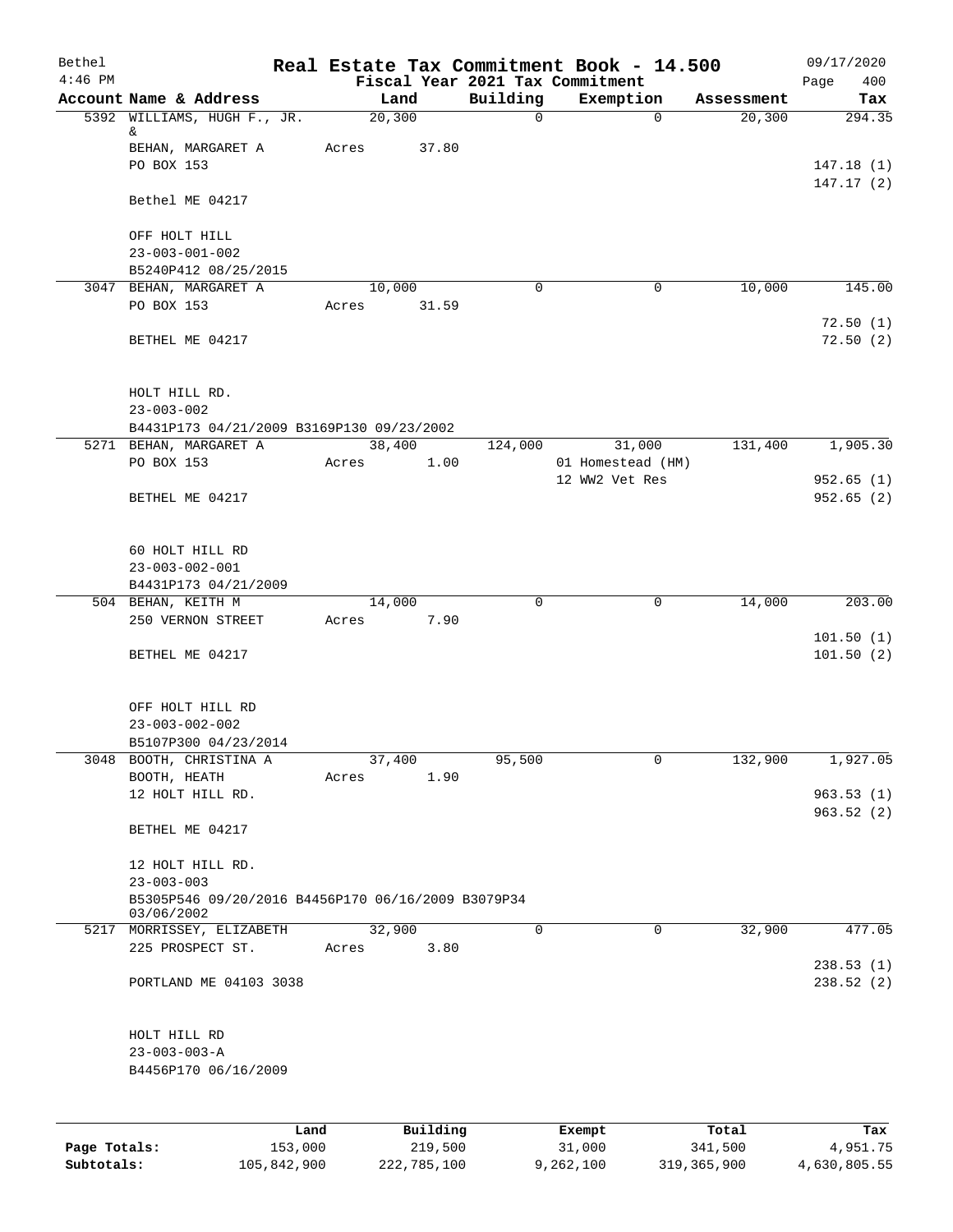# Real Estate Tax Commitment Book - 14.500

Bethel
4:46 PM

Fiscal Year 2021 Tax Commitment

09/17/2020
Page 400

| Account Name & Address | Land | Building | Exemption | Assessment | Tax |
|---|---|---|---|---|---|
| 5392 WILLIAMS, HUGH F., JR. & | 20,300 | 0 | 0 | 20,300 | 294.35 |
| BEHAN, MARGARET A | Acres 37.80 | | | | |
| PO BOX 153 | | | | | 147.18 (1) |
| | | | | | 147.17 (2) |
| Bethel ME 04217 | | | | | |
| OFF HOLT HILL | | | | | |
| 23-003-001-002 | | | | | |
| B5240P412 08/25/2015 | | | | | |
| 3047 BEHAN, MARGARET A | 10,000 | 0 | 0 | 10,000 | 145.00 |
| PO BOX 153 | Acres 31.59 | | | | |
| | | | | | 72.50 (1) |
| BETHEL ME 04217 | | | | | 72.50 (2) |
| HOLT HILL RD. | | | | | |
| 23-003-002 | | | | | |
| B4431P173 04/21/2009 B3169P130 09/23/2002 | | | | | |
| 5271 BEHAN, MARGARET A | 38,400 | 124,000 | 31,000 | 131,400 | 1,905.30 |
| PO BOX 153 | Acres 1.00 | | 01 Homestead (HM) | | |
| | | | 12 WW2 Vet Res | | 952.65 (1) |
| BETHEL ME 04217 | | | | | 952.65 (2) |
| 60 HOLT HILL RD | | | | | |
| 23-003-002-001 | | | | | |
| B4431P173 04/21/2009 | | | | | |
| 504 BEHAN, KEITH M | 14,000 | 0 | 0 | 14,000 | 203.00 |
| 250 VERNON STREET | Acres 7.90 | | | | |
| | | | | | 101.50 (1) |
| BETHEL ME 04217 | | | | | 101.50 (2) |
| OFF HOLT HILL RD | | | | | |
| 23-003-002-002 | | | | | |
| B5107P300 04/23/2014 | | | | | |
| 3048 BOOTH, CHRISTINA A | 37,400 | 95,500 | 0 | 132,900 | 1,927.05 |
| BOOTH, HEATH | Acres 1.90 | | | | |
| 12 HOLT HILL RD. | | | | | 963.53 (1) |
| | | | | | 963.52 (2) |
| BETHEL ME 04217 | | | | | |
| 12 HOLT HILL RD. | | | | | |
| 23-003-003 | | | | | |
| B5305P546 09/20/2016 B4456P170 06/16/2009 B3079P34 03/06/2002 | | | | | |
| 5217 MORRISSEY, ELIZABETH | 32,900 | 0 | 0 | 32,900 | 477.05 |
| 225 PROSPECT ST. | Acres 3.80 | | | | |
| | | | | | 238.53 (1) |
| PORTLAND ME 04103 3038 | | | | | 238.52 (2) |
| HOLT HILL RD | | | | | |
| 23-003-003-A | | | | | |
| B4456P170 06/16/2009 | | | | | |

| | Land | Building | Exempt | Total | Tax |
|---|---|---|---|---|---|
| Page Totals: | 153,000 | 219,500 | 31,000 | 341,500 | 4,951.75 |
| Subtotals: | 105,842,900 | 222,785,100 | 9,262,100 | 319,365,900 | 4,630,805.55 |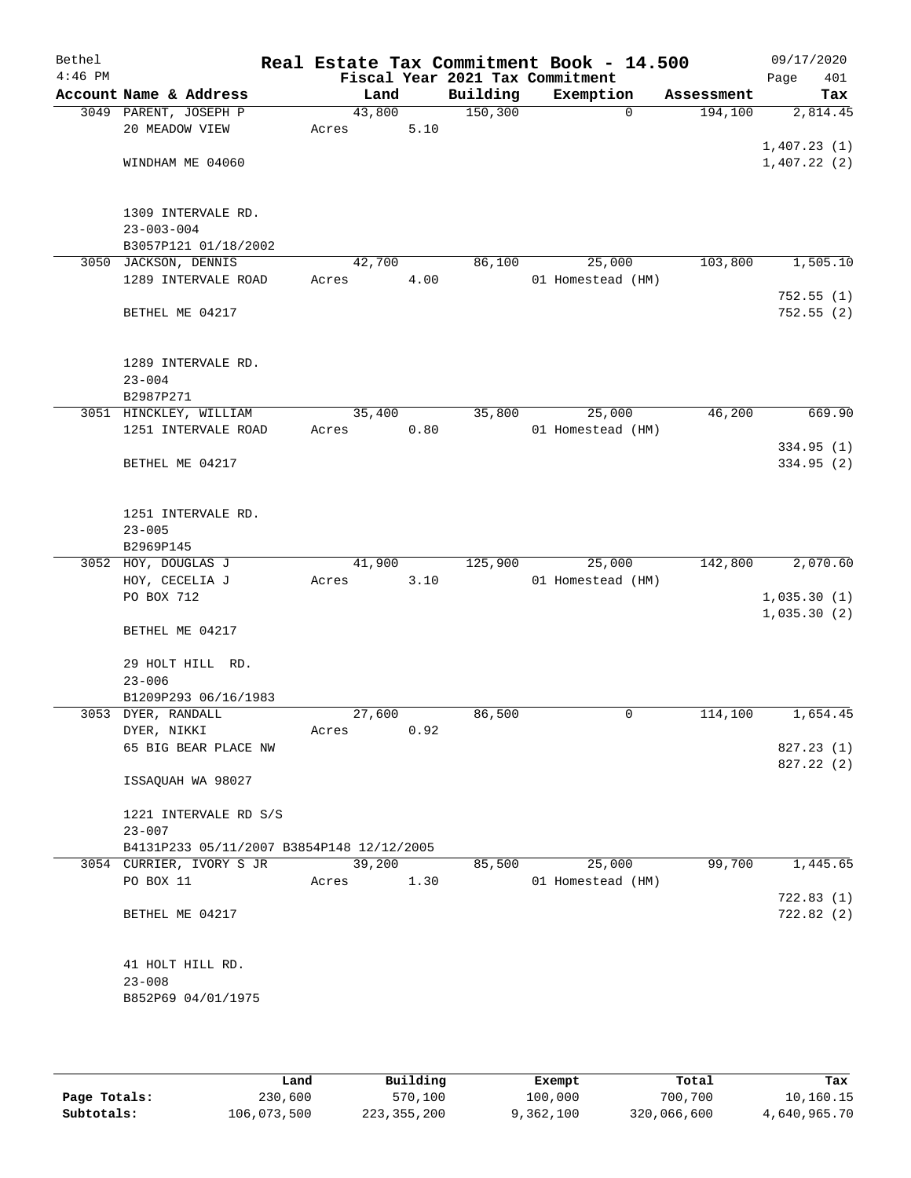# Real Estate Tax Commitment Book - 14.500

Bethel 4:46 PM — 09/17/2020

Fiscal Year 2021 Tax Commitment

| Account Name & Address | Land | Building | Exemption | Assessment | Tax |
|---|---|---|---|---|---|
| 3049 PARENT, JOSEPH P<br>20 MEADOW VIEW<br><br>WINDHAM ME 04060<br><br>1309 INTERVALE RD.<br>23-003-004<br>B3057P121 01/18/2002 | 43,800<br>Acres 5.10 | 150,300 | 0 | 194,100 | 2,814.45<br><br>1,407.23 (1)<br>1,407.22 (2) |
| 3050 JACKSON, DENNIS<br>1289 INTERVALE ROAD<br><br>BETHEL ME 04217<br><br>1289 INTERVALE RD.<br>23-004<br>B2987P271 | 42,700<br>Acres 4.00 | 86,100 | 25,000<br>01 Homestead (HM) | 103,800 | 1,505.10<br><br>752.55 (1)<br>752.55 (2) |
| 3051 HINCKLEY, WILLIAM<br>1251 INTERVALE ROAD<br><br>BETHEL ME 04217<br><br>1251 INTERVALE RD.<br>23-005<br>B2969P145 | 35,400<br>Acres 0.80 | 35,800 | 25,000<br>01 Homestead (HM) | 46,200 | 669.90<br><br>334.95 (1)<br>334.95 (2) |
| 3052 HOY, DOUGLAS J<br>HOY, CECELIA J<br>PO BOX 712<br><br>BETHEL ME 04217<br><br>29 HOLT HILL RD.<br>23-006<br>B1209P293 06/16/1983 | 41,900<br>Acres 3.10 | 125,900 | 25,000<br>01 Homestead (HM) | 142,800 | 2,070.60<br><br>1,035.30 (1)<br>1,035.30 (2) |
| 3053 DYER, RANDALL<br>DYER, NIKKI<br>65 BIG BEAR PLACE NW<br><br>ISSAQUAH WA 98027<br><br>1221 INTERVALE RD S/S<br>23-007<br>B4131P233 05/11/2007 B3854P148 12/12/2005 | 27,600<br>Acres 0.92 | 86,500 | 0 | 114,100 | 1,654.45<br><br>827.23 (1)<br>827.22 (2) |
| 3054 CURRIER, IVORY S JR<br>PO BOX 11<br><br>BETHEL ME 04217<br><br>41 HOLT HILL RD.<br>23-008<br>B852P69 04/01/1975 | 39,200<br>Acres 1.30 | 85,500 | 25,000<br>01 Homestead (HM) | 99,700 | 1,445.65<br><br>722.83 (1)<br>722.82 (2) |

| | Land | Building | Exempt | Total | Tax |
|---|---|---|---|---|---|
| Page Totals: | 230,600 | 570,100 | 100,000 | 700,700 | 10,160.15 |
| Subtotals: | 106,073,500 | 223,355,200 | 9,362,100 | 320,066,600 | 4,640,965.70 |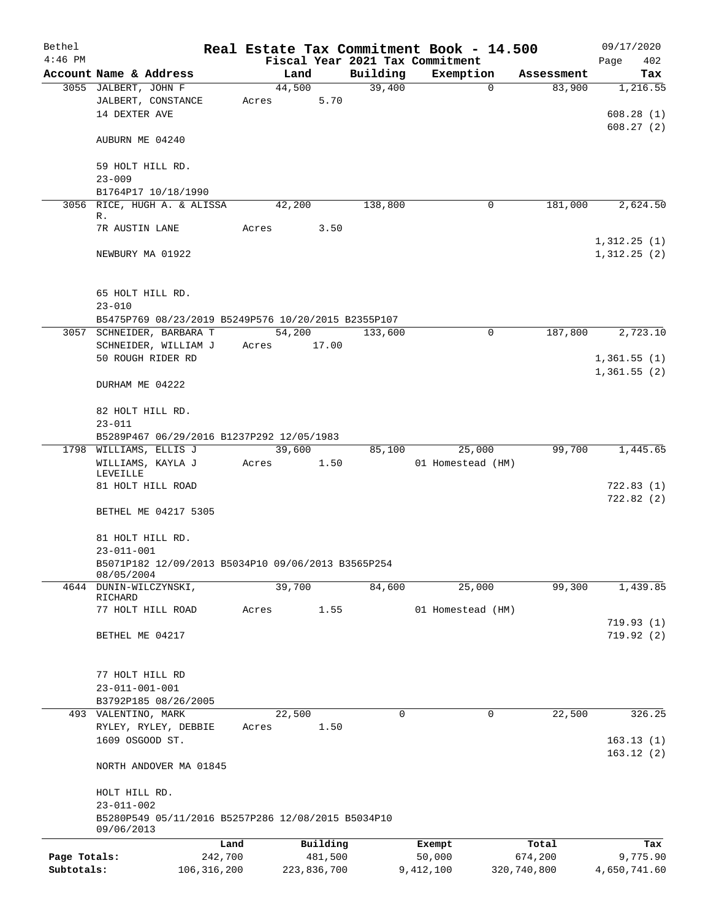Bethel | Real Estate Tax Commitment Book - 14.500 | 09/17/2020
4:46 PM | Fiscal Year 2021 Tax Commitment | Page 402

| Account Name & Address | Land | Building | Exemption | Assessment | Tax |
|---|---|---|---|---|---|
| 3055 JALBERT, JOHN F | 44,500 | 39,400 | 0 | 83,900 | 1,216.55 |
| JALBERT, CONSTANCE | Acres 5.70 | | | | |
| 14 DEXTER AVE | | | | | 608.28 (1) |
| | | | | | 608.27 (2) |
| AUBURN ME 04240 | | | | | |
| 59 HOLT HILL RD. | | | | | |
| 23-009 | | | | | |
| B1764P17 10/18/1990 | | | | | |
| 3056 RICE, HUGH A. & ALISSA R. | 42,200 | 138,800 | 0 | 181,000 | 2,624.50 |
| 7R AUSTIN LANE | Acres 3.50 | | | | |
| | | | | | 1,312.25 (1) |
| NEWBURY MA 01922 | | | | | 1,312.25 (2) |
| 65 HOLT HILL RD. | | | | | |
| 23-010 | | | | | |
| B5475P769 08/23/2019 B5249P576 10/20/2015 B2355P107 | | | | | |
| 3057 SCHNEIDER, BARBARA T | 54,200 | 133,600 | 0 | 187,800 | 2,723.10 |
| SCHNEIDER, WILLIAM J | Acres 17.00 | | | | |
| 50 ROUGH RIDER RD | | | | | 1,361.55 (1) |
| | | | | | 1,361.55 (2) |
| DURHAM ME 04222 | | | | | |
| 82 HOLT HILL RD. | | | | | |
| 23-011 | | | | | |
| B5289P467 06/29/2016 B1237P292 12/05/1983 | | | | | |
| 1798 WILLIAMS, ELLIS J | 39,600 | 85,100 | 25,000 | 99,700 | 1,445.65 |
| WILLIAMS, KAYLA J LEVEILLE | Acres 1.50 | | 01 Homestead (HM) | | |
| 81 HOLT HILL ROAD | | | | | 722.83 (1) |
| | | | | | 722.82 (2) |
| BETHEL ME 04217 5305 | | | | | |
| 81 HOLT HILL RD. | | | | | |
| 23-011-001 | | | | | |
| B5071P182 12/09/2013 B5034P10 09/06/2013 B3565P254 08/05/2004 | | | | | |
| 4644 DUNIN-WILCZYNSKI, RICHARD | 39,700 | 84,600 | 25,000 | 99,300 | 1,439.85 |
| 77 HOLT HILL ROAD | Acres 1.55 | | 01 Homestead (HM) | | |
| | | | | | 719.93 (1) |
| BETHEL ME 04217 | | | | | 719.92 (2) |
| 77 HOLT HILL RD | | | | | |
| 23-011-001-001 | | | | | |
| B3792P185 08/26/2005 | | | | | |
| 493 VALENTINO, MARK | 22,500 | 0 | 0 | 22,500 | 326.25 |
| RYLEY, RYLEY, DEBBIE | Acres 1.50 | | | | |
| 1609 OSGOOD ST. | | | | | 163.13 (1) |
| | | | | | 163.12 (2) |
| NORTH ANDOVER MA 01845 | | | | | |
| HOLT HILL RD. | | | | | |
| 23-011-002 | | | | | |
| B5280P549 05/11/2016 B5257P286 12/08/2015 B5034P10 09/06/2013 | | | | | |

| | Land | Building | Exempt | Total | Tax |
|---|---|---|---|---|---|
| Page Totals: | 242,700 | 481,500 | 50,000 | 674,200 | 9,775.90 |
| Subtotals: | 106,316,200 | 223,836,700 | 9,412,100 | 320,740,800 | 4,650,741.60 |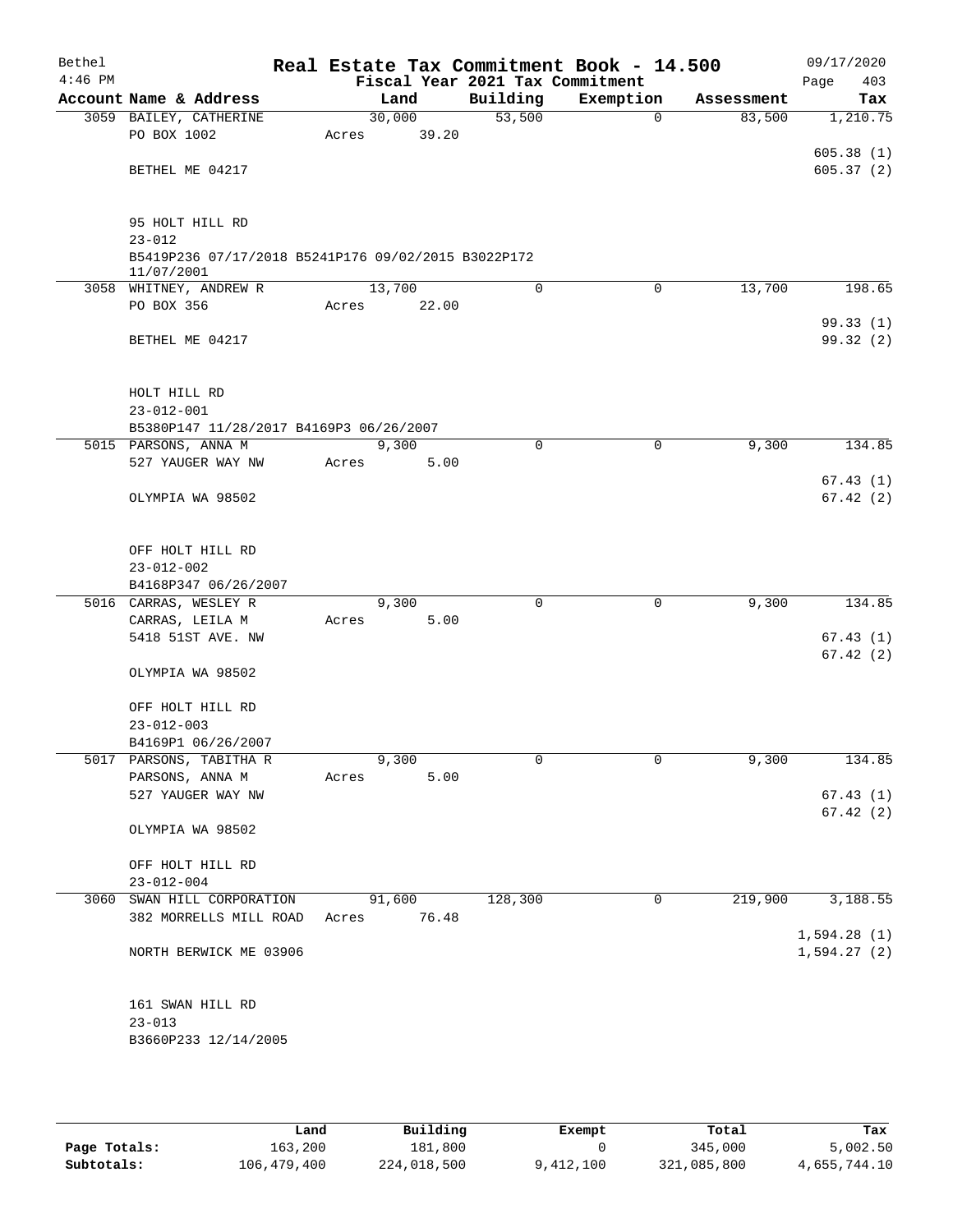Bethel 4:46 PM

# Real Estate Tax Commitment Book - 14.500

Fiscal Year 2021 Tax Commitment

09/17/2020 Page 403

| Account Name & Address | Land | Building | Exemption | Assessment | Tax |
|---|---|---|---|---|---|
| 3059 BAILEY, CATHERINE<br>PO BOX 1002<br><br>BETHEL ME 04217<br><br>95 HOLT HILL RD<br>23-012<br>B5419P236 07/17/2018 B5241P176 09/02/2015 B3022P172 11/07/2001 | 30,000<br>Acres 39.20 | 53,500 | 0 | 83,500 | 1,210.75<br><br>605.38 (1)<br>605.37 (2) |
| 3058 WHITNEY, ANDREW R<br>PO BOX 356<br><br>BETHEL ME 04217<br><br>HOLT HILL RD<br>23-012-001<br>B5380P147 11/28/2017 B4169P3 06/26/2007 | 13,700<br>Acres 22.00 | 0 | 0 | 13,700 | 198.65<br><br>99.33 (1)<br>99.32 (2) |
| 5015 PARSONS, ANNA M<br>527 YAUGER WAY NW<br><br>OLYMPIA WA 98502<br><br>OFF HOLT HILL RD<br>23-012-002<br>B4168P347 06/26/2007 | 9,300<br>Acres 5.00 | 0 | 0 | 9,300 | 134.85<br><br>67.43 (1)<br>67.42 (2) |
| 5016 CARRAS, WESLEY R<br>CARRAS, LEILA M<br>5418 51ST AVE. NW<br><br>OLYMPIA WA 98502<br><br>OFF HOLT HILL RD<br>23-012-003<br>B4169P1 06/26/2007 | 9,300<br>Acres 5.00 | 0 | 0 | 9,300 | 134.85<br><br>67.43 (1)<br>67.42 (2) |
| 5017 PARSONS, TABITHA R<br>PARSONS, ANNA M<br>527 YAUGER WAY NW<br><br>OLYMPIA WA 98502<br><br>OFF HOLT HILL RD<br>23-012-004 | 9,300<br>Acres 5.00 | 0 | 0 | 9,300 | 134.85<br><br>67.43 (1)<br>67.42 (2) |
| 3060 SWAN HILL CORPORATION<br>382 MORRELLS MILL ROAD<br><br>NORTH BERWICK ME 03906<br><br>161 SWAN HILL RD<br>23-013<br>B3660P233 12/14/2005 | 91,600<br>Acres 76.48 | 128,300 | 0 | 219,900 | 3,188.55<br><br>1,594.28 (1)<br>1,594.27 (2) |

| | Land | Building | Exempt | Total | Tax |
|---|---|---|---|---|---|
| Page Totals: | 163,200 | 181,800 | 0 | 345,000 | 5,002.50 |
| Subtotals: | 106,479,400 | 224,018,500 | 9,412,100 | 321,085,800 | 4,655,744.10 |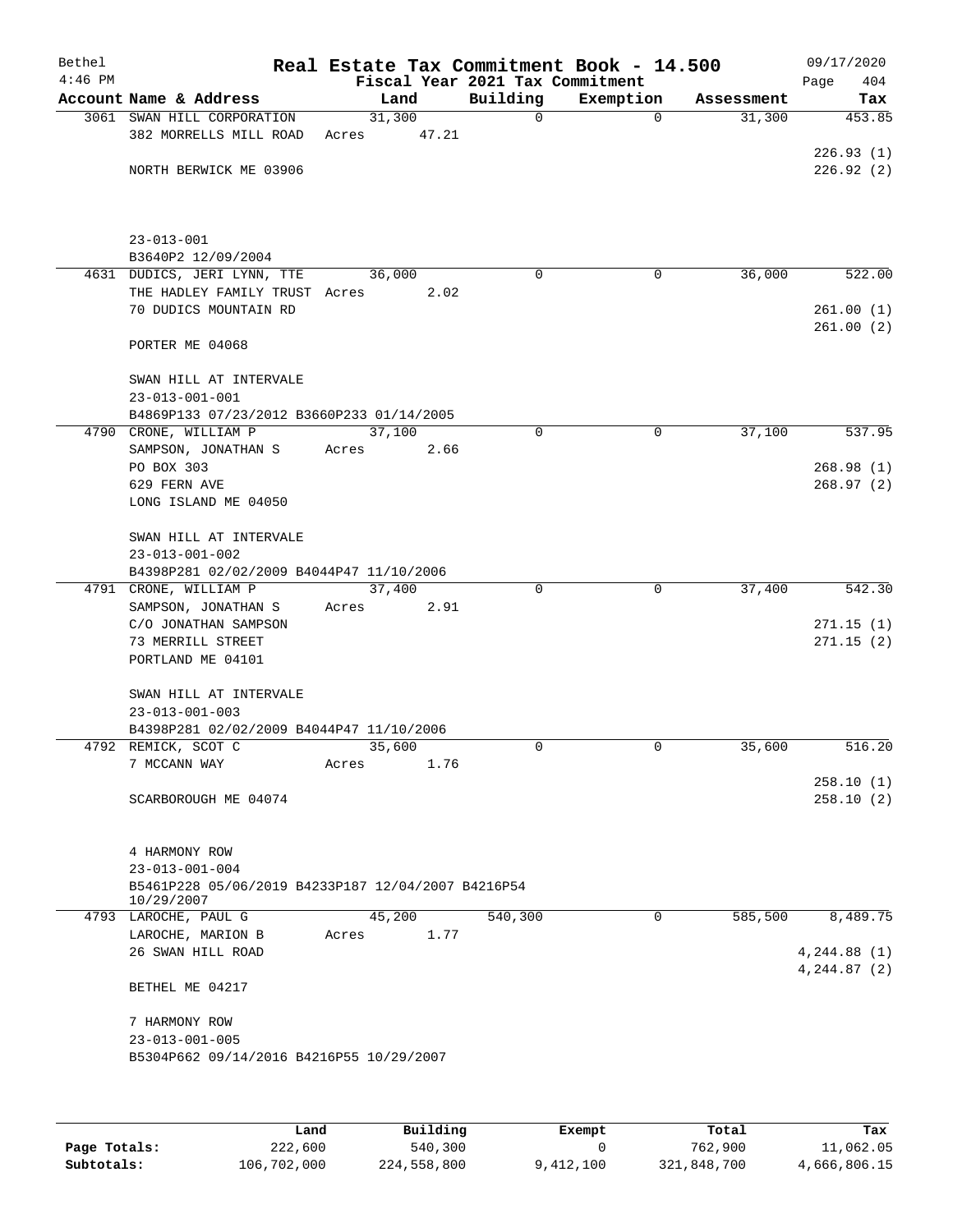Bethel 4:46 PM

# Real Estate Tax Commitment Book - 14.500

Fiscal Year 2021 Tax Commitment

09/17/2020 Page 404

| Account Name & Address | Land | Building | Exemption | Assessment | Tax |
|---|---|---|---|---|---|
| 3061 SWAN HILL CORPORATION | 31,300 | 0 | 0 | 31,300 | 453.85 |
| 382 MORRELLS MILL ROAD | Acres 47.21 | | | | |
| | | | | | 226.93 (1) |
| NORTH BERWICK ME 03906 | | | | | 226.92 (2) |
| 23-013-001 | | | | | |
| B3640P2 12/09/2004 | | | | | |
| 4631 DUDICS, JERI LYNN, TTE | 36,000 | 0 | 0 | 36,000 | 522.00 |
| THE HADLEY FAMILY TRUST | Acres 2.02 | | | | |
| 70 DUDICS MOUNTAIN RD | | | | | 261.00 (1) |
| | | | | | 261.00 (2) |
| PORTER ME 04068 | | | | | |
| SWAN HILL AT INTERVALE | | | | | |
| 23-013-001-001 | | | | | |
| B4869P133 07/23/2012 B3660P233 01/14/2005 | | | | | |
| 4790 CRONE, WILLIAM P | 37,100 | 0 | 0 | 37,100 | 537.95 |
| SAMPSON, JONATHAN S | Acres 2.66 | | | | |
| PO BOX 303 | | | | | 268.98 (1) |
| 629 FERN AVE | | | | | 268.97 (2) |
| LONG ISLAND ME 04050 | | | | | |
| SWAN HILL AT INTERVALE | | | | | |
| 23-013-001-002 | | | | | |
| B4398P281 02/02/2009 B4044P47 11/10/2006 | | | | | |
| 4791 CRONE, WILLIAM P | 37,400 | 0 | 0 | 37,400 | 542.30 |
| SAMPSON, JONATHAN S | Acres 2.91 | | | | |
| C/O JONATHAN SAMPSON | | | | | 271.15 (1) |
| 73 MERRILL STREET | | | | | 271.15 (2) |
| PORTLAND ME 04101 | | | | | |
| SWAN HILL AT INTERVALE | | | | | |
| 23-013-001-003 | | | | | |
| B4398P281 02/02/2009 B4044P47 11/10/2006 | | | | | |
| 4792 REMICK, SCOT C | 35,600 | 0 | 0 | 35,600 | 516.20 |
| 7 MCCANN WAY | Acres 1.76 | | | | |
| | | | | | 258.10 (1) |
| SCARBOROUGH ME 04074 | | | | | 258.10 (2) |
| 4 HARMONY ROW | | | | | |
| 23-013-001-004 | | | | | |
| B5461P228 05/06/2019 B4233P187 12/04/2007 B4216P54 10/29/2007 | | | | | |
| 4793 LAROCHE, PAUL G | 45,200 | 540,300 | 0 | 585,500 | 8,489.75 |
| LAROCHE, MARION B | Acres 1.77 | | | | |
| 26 SWAN HILL ROAD | | | | | 4,244.88 (1) |
| | | | | | 4,244.87 (2) |
| BETHEL ME 04217 | | | | | |
| 7 HARMONY ROW | | | | | |
| 23-013-001-005 | | | | | |
| B5304P662 09/14/2016 B4216P55 10/29/2007 | | | | | |

| | Land | Building | Exempt | Total | Tax |
|---|---|---|---|---|---|
| Page Totals: | 222,600 | 540,300 | 0 | 762,900 | 11,062.05 |
| Subtotals: | 106,702,000 | 224,558,800 | 9,412,100 | 321,848,700 | 4,666,806.15 |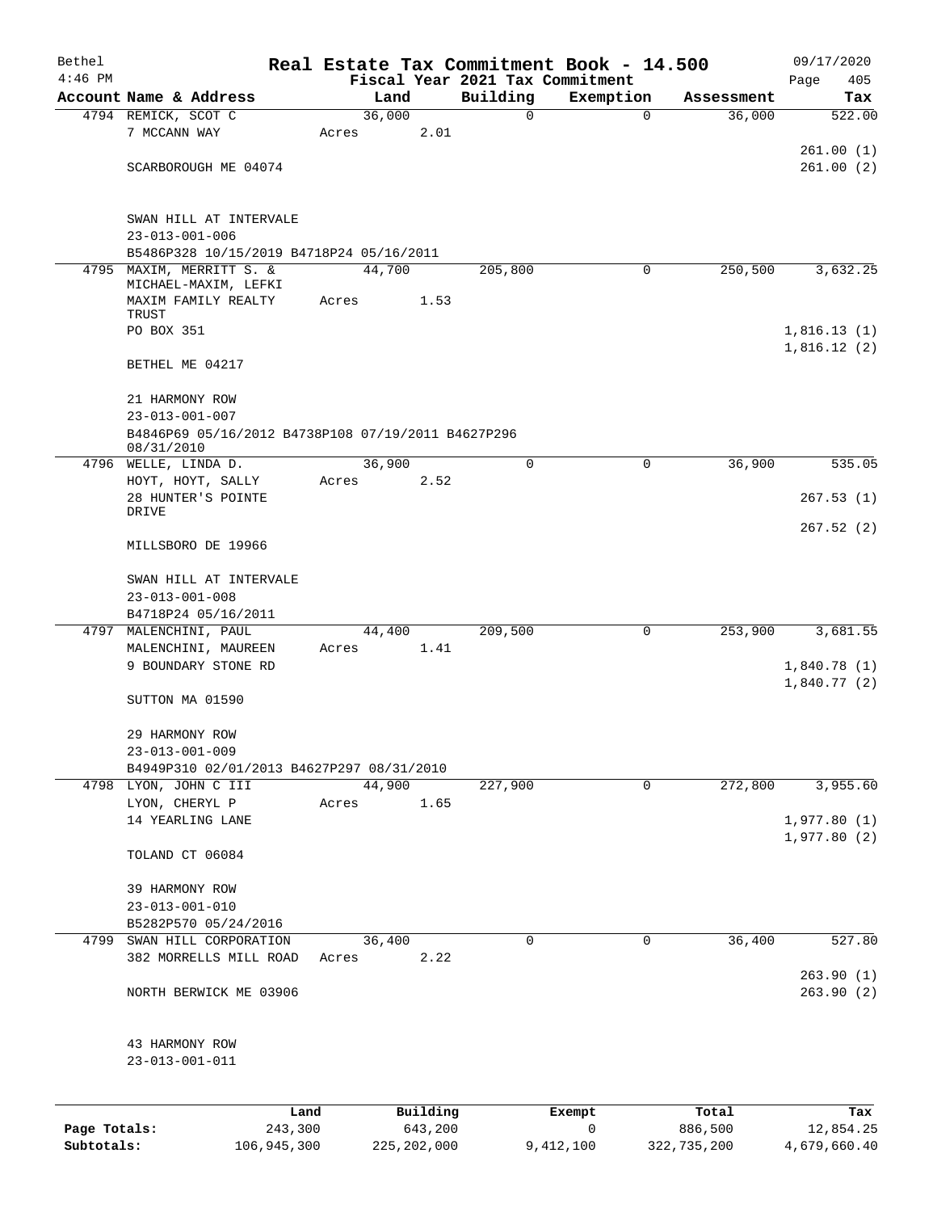Bethel
4:46 PM

# Real Estate Tax Commitment Book - 14.500

Fiscal Year 2021 Tax Commitment

09/17/2020
Page 405

| Account Name & Address | Land | Building | Exemption | Assessment | Tax |
|---|---|---|---|---|---|
| 4794 REMICK, SCOT C | 36,000 | 0 | 0 | 36,000 | 522.00 |
| 7 MCCANN WAY | Acres 2.01 | | | | |
| | | | | | 261.00 (1) |
| SCARBOROUGH ME 04074 | | | | | 261.00 (2) |
| SWAN HILL AT INTERVALE | | | | | |
| 23-013-001-006 | | | | | |
| B5486P328 10/15/2019 B4718P24 05/16/2011 | | | | | |
| 4795 MAXIM, MERRITT S. & | 44,700 | 205,800 | 0 | 250,500 | 3,632.25 |
| MICHAEL-MAXIM, LEFKI | | | | | |
| MAXIM FAMILY REALTY TRUST | Acres 1.53 | | | | |
| PO BOX 351 | | | | | 1,816.13 (1) |
| | | | | | 1,816.12 (2) |
| BETHEL ME 04217 | | | | | |
| 21 HARMONY ROW | | | | | |
| 23-013-001-007 | | | | | |
| B4846P69 05/16/2012 B4738P108 07/19/2011 B4627P296 08/31/2010 | | | | | |
| 4796 WELLE, LINDA D. | 36,900 | 0 | 0 | 36,900 | 535.05 |
| HOYT, HOYT, SALLY | Acres 2.52 | | | | |
| 28 HUNTER'S POINTE DRIVE | | | | | 267.53 (1) |
| | | | | | 267.52 (2) |
| MILLSBORO DE 19966 | | | | | |
| SWAN HILL AT INTERVALE | | | | | |
| 23-013-001-008 | | | | | |
| B4718P24 05/16/2011 | | | | | |
| 4797 MALENCHINI, PAUL | 44,400 | 209,500 | 0 | 253,900 | 3,681.55 |
| MALENCHINI, MAUREEN | Acres 1.41 | | | | |
| 9 BOUNDARY STONE RD | | | | | 1,840.78 (1) |
| | | | | | 1,840.77 (2) |
| SUTTON MA 01590 | | | | | |
| 29 HARMONY ROW | | | | | |
| 23-013-001-009 | | | | | |
| B4949P310 02/01/2013 B4627P297 08/31/2010 | | | | | |
| 4798 LYON, JOHN C III | 44,900 | 227,900 | 0 | 272,800 | 3,955.60 |
| LYON, CHERYL P | Acres 1.65 | | | | |
| 14 YEARLING LANE | | | | | 1,977.80 (1) |
| | | | | | 1,977.80 (2) |
| TOLAND CT 06084 | | | | | |
| 39 HARMONY ROW | | | | | |
| 23-013-001-010 | | | | | |
| B5282P570 05/24/2016 | | | | | |
| 4799 SWAN HILL CORPORATION | 36,400 | 0 | 0 | 36,400 | 527.80 |
| 382 MORRELLS MILL ROAD | Acres 2.22 | | | | |
| | | | | | 263.90 (1) |
| NORTH BERWICK ME 03906 | | | | | 263.90 (2) |
| 43 HARMONY ROW | | | | | |
| 23-013-001-011 | | | | | |

| | Land | Building | Exempt | Total | Tax |
|---|---|---|---|---|---|
| Page Totals: | 243,300 | 643,200 | 0 | 886,500 | 12,854.25 |
| Subtotals: | 106,945,300 | 225,202,000 | 9,412,100 | 322,735,200 | 4,679,660.40 |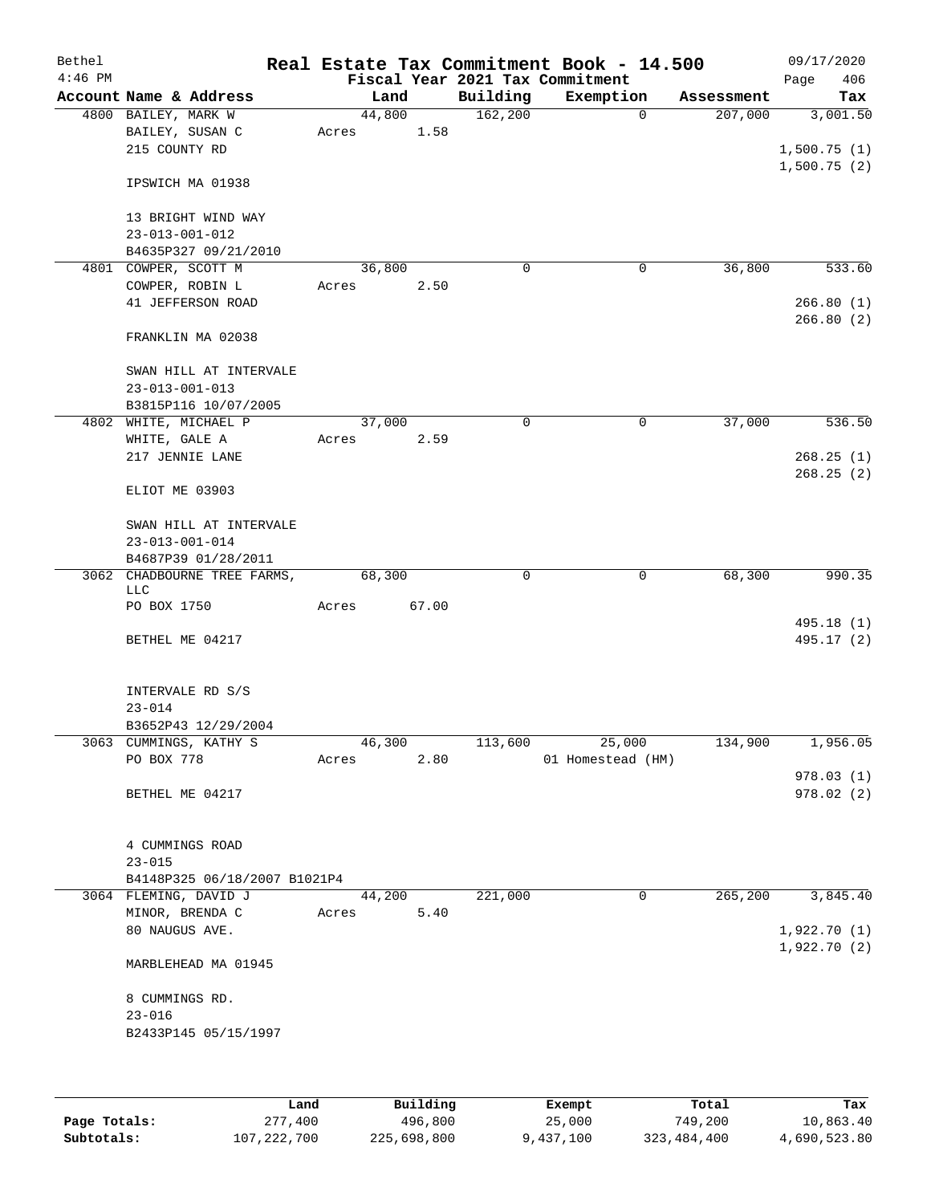# Real Estate Tax Commitment Book - 14.500

Bethel 4:46 PM — Fiscal Year 2021 Tax Commitment — 09/17/2020

| Account Name & Address | Land | Building | Exemption | Assessment | Tax |
|---|---|---|---|---|---|
| 4800 BAILEY, MARK W<br>BAILEY, SUSAN C<br>215 COUNTY RD<br><br>IPSWICH MA 01938<br><br>13 BRIGHT WIND WAY<br>23-013-001-012<br>B4635P327 09/21/2010 | 44,800<br>Acres 1.58 | 162,200 | 0 | 207,000 | 3,001.50<br><br>1,500.75 (1)<br>1,500.75 (2) |
| 4801 COWPER, SCOTT M<br>COWPER, ROBIN L<br>41 JEFFERSON ROAD<br><br>FRANKLIN MA 02038<br><br>SWAN HILL AT INTERVALE<br>23-013-001-013<br>B3815P116 10/07/2005 | 36,800<br>Acres 2.50 | 0 | 0 | 36,800 | 533.60<br><br>266.80 (1)<br>266.80 (2) |
| 4802 WHITE, MICHAEL P<br>WHITE, GALE A<br>217 JENNIE LANE<br><br>ELIOT ME 03903<br><br>SWAN HILL AT INTERVALE<br>23-013-001-014<br>B4687P39 01/28/2011 | 37,000<br>Acres 2.59 | 0 | 0 | 37,000 | 536.50<br><br>268.25 (1)<br>268.25 (2) |
| 3062 CHADBOURNE TREE FARMS, LLC<br>PO BOX 1750<br><br>BETHEL ME 04217<br><br>INTERVALE RD S/S<br>23-014<br>B3652P43 12/29/2004 | 68,300<br>Acres 67.00 | 0 | 0 | 68,300 | 990.35<br><br>495.18 (1)<br>495.17 (2) |
| 3063 CUMMINGS, KATHY S<br>PO BOX 778<br><br>BETHEL ME 04217<br><br>4 CUMMINGS ROAD<br>23-015<br>B4148P325 06/18/2007 B1021P4 | 46,300<br>Acres 2.80 | 113,600 | 25,000<br>01 Homestead (HM) | 134,900 | 1,956.05<br><br>978.03 (1)<br>978.02 (2) |
| 3064 FLEMING, DAVID J<br>MINOR, BRENDA C<br>80 NAUGUS AVE.<br><br>MARBLEHEAD MA 01945<br><br>8 CUMMINGS RD.<br>23-016<br>B2433P145 05/15/1997 | 44,200<br>Acres 5.40 | 221,000 | 0 | 265,200 | 3,845.40<br><br>1,922.70 (1)<br>1,922.70 (2) |

| | Land | Building | Exempt | Total | Tax |
|---|---|---|---|---|---|
| Page Totals: | 277,400 | 496,800 | 25,000 | 749,200 | 10,863.40 |
| Subtotals: | 107,222,700 | 225,698,800 | 9,437,100 | 323,484,400 | 4,690,523.80 |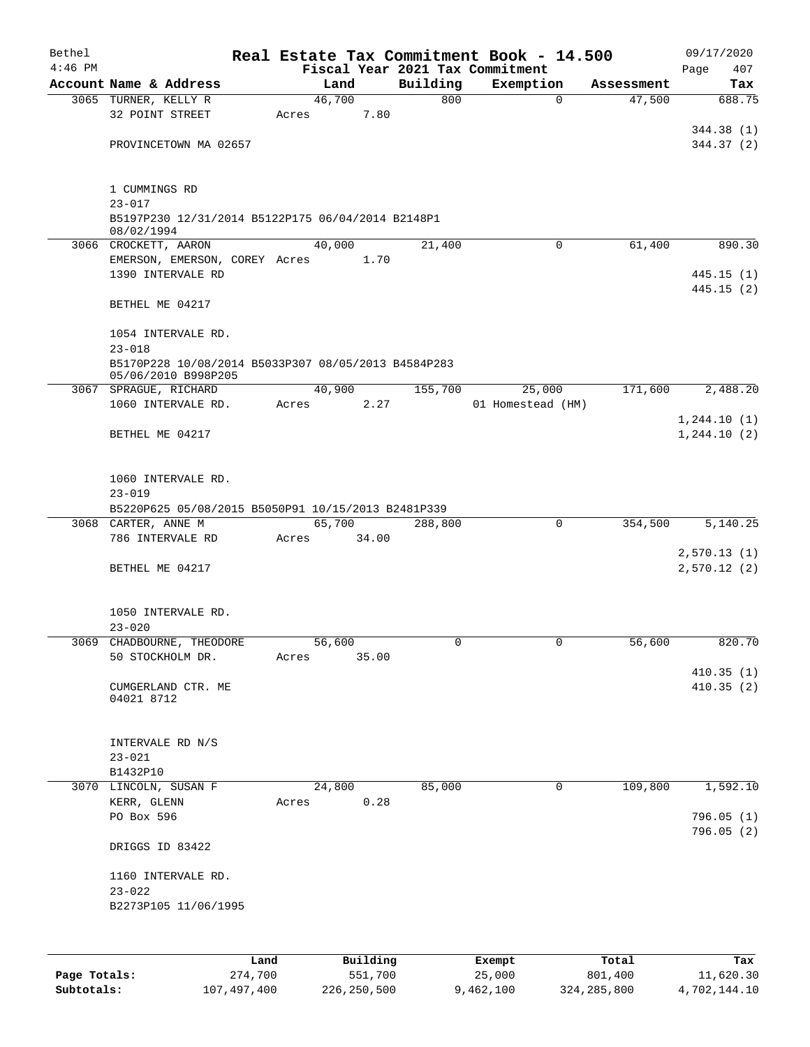Bethel 4:46 PM

# Real Estate Tax Commitment Book - 14.500

Fiscal Year 2021 Tax Commitment

09/17/2020 Page 407

| Account Name & Address | Land | Building | Exemption | Assessment | Tax |
|---|---|---|---|---|---|
| 3065 TURNER, KELLY R | 46,700 | 800 | 0 | 47,500 | 688.75 |
| 32 POINT STREET | Acres 7.80 | | | | |
| | | | | | 344.38 (1) |
| PROVINCETOWN MA 02657 | | | | | 344.37 (2) |
| 1 CUMMINGS RD | | | | | |
| 23-017 | | | | | |
| B5197P230 12/31/2014 B5122P175 06/04/2014 B2148P1 08/02/1994 | | | | | |
| 3066 CROCKETT, AARON | 40,000 | 21,400 | 0 | 61,400 | 890.30 |
| EMERSON, EMERSON, COREY | Acres 1.70 | | | | |
| 1390 INTERVALE RD | | | | | 445.15 (1) |
| | | | | | 445.15 (2) |
| BETHEL ME 04217 | | | | | |
| 1054 INTERVALE RD. | | | | | |
| 23-018 | | | | | |
| B5170P228 10/08/2014 B5033P307 08/05/2013 B4584P283 05/06/2010 B998P205 | | | | | |
| 3067 SPRAGUE, RICHARD | 40,900 | 155,700 | 25,000 | 171,600 | 2,488.20 |
| 1060 INTERVALE RD. | Acres 2.27 | | 01 Homestead (HM) | | |
| | | | | | 1,244.10 (1) |
| BETHEL ME 04217 | | | | | 1,244.10 (2) |
| 1060 INTERVALE RD. | | | | | |
| 23-019 | | | | | |
| B5220P625 05/08/2015 B5050P91 10/15/2013 B2481P339 | | | | | |
| 3068 CARTER, ANNE M | 65,700 | 288,800 | 0 | 354,500 | 5,140.25 |
| 786 INTERVALE RD | Acres 34.00 | | | | |
| | | | | | 2,570.13 (1) |
| BETHEL ME 04217 | | | | | 2,570.12 (2) |
| 1050 INTERVALE RD. | | | | | |
| 23-020 | | | | | |
| 3069 CHADBOURNE, THEODORE | 56,600 | 0 | 0 | 56,600 | 820.70 |
| 50 STOCKHOLM DR. | Acres 35.00 | | | | |
| | | | | | 410.35 (1) |
| CUMGERLAND CTR. ME 04021 8712 | | | | | 410.35 (2) |
| INTERVALE RD N/S | | | | | |
| 23-021 | | | | | |
| B1432P10 | | | | | |
| 3070 LINCOLN, SUSAN F | 24,800 | 85,000 | 0 | 109,800 | 1,592.10 |
| KERR, GLENN | Acres 0.28 | | | | |
| PO Box 596 | | | | | 796.05 (1) |
| | | | | | 796.05 (2) |
| DRIGGS ID 83422 | | | | | |
| 1160 INTERVALE RD. | | | | | |
| 23-022 | | | | | |
| B2273P105 11/06/1995 | | | | | |

| | Land | Building | Exempt | Total | Tax |
|---|---|---|---|---|---|
| Page Totals: | 274,700 | 551,700 | 25,000 | 801,400 | 11,620.30 |
| Subtotals: | 107,497,400 | 226,250,500 | 9,462,100 | 324,285,800 | 4,702,144.10 |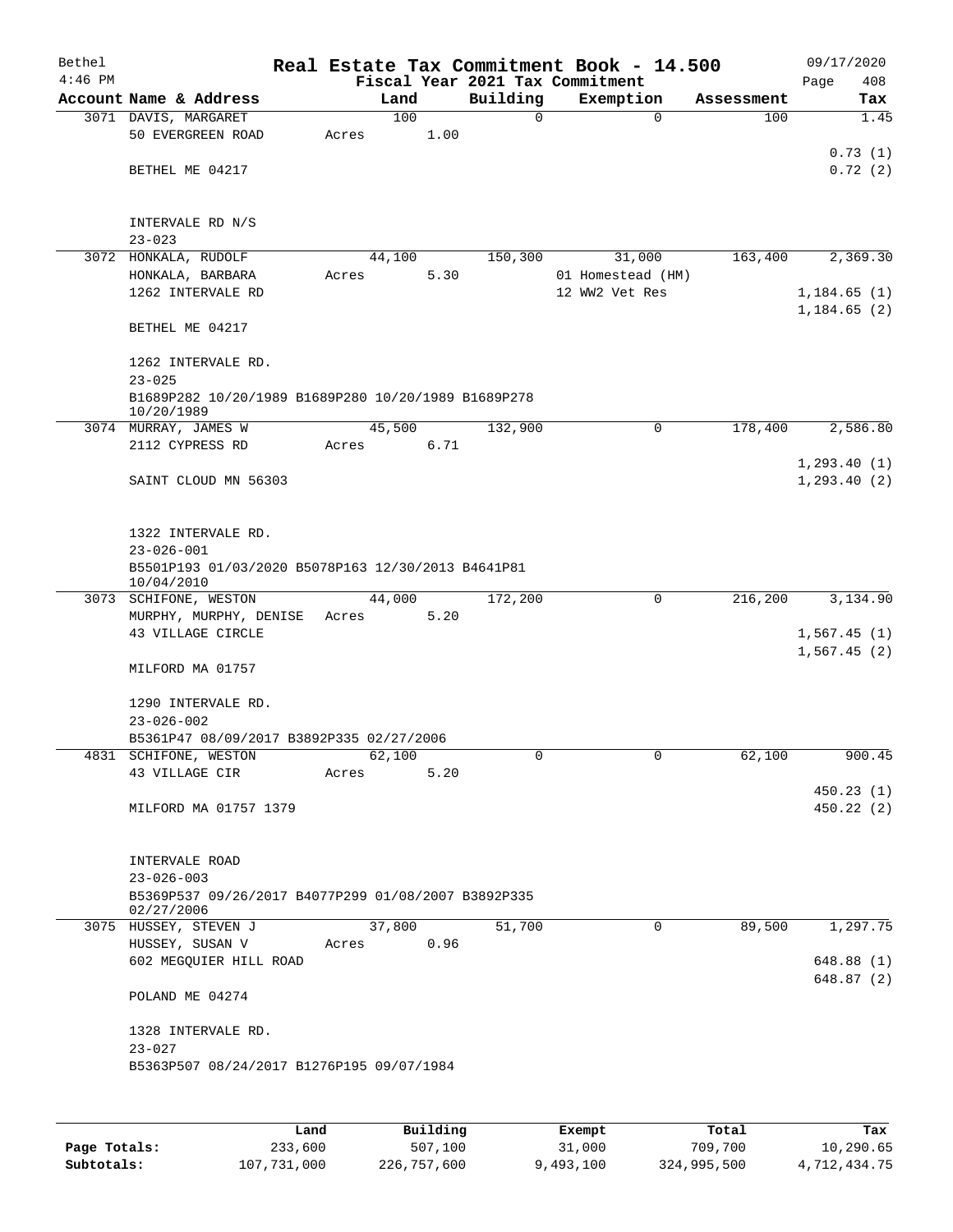# Real Estate Tax Commitment Book - 14.500

Bethel 4:46 PM — Fiscal Year 2021 Tax Commitment — 09/17/2020 Page 408

| Account Name & Address | Land | Building | Exemption | Assessment | Tax |
|---|---|---|---|---|---|
| 3071 DAVIS, MARGARET | 100 | 0 | 0 | 100 | 1.45 |
| 50 EVERGREEN ROAD | Acres 1.00 | | | | |
| | | | | | 0.73 (1) |
| BETHEL ME 04217 | | | | | 0.72 (2) |
| INTERVALE RD N/S | | | | | |
| 23-023 | | | | | |
| 3072 HONKALA, RUDOLF | 44,100 | 150,300 | 31,000 | 163,400 | 2,369.30 |
| HONKALA, BARBARA | Acres 5.30 | | 01 Homestead (HM) | | |
| 1262 INTERVALE RD | | | 12 WW2 Vet Res | | 1,184.65 (1) |
| | | | | | 1,184.65 (2) |
| BETHEL ME 04217 | | | | | |
| 1262 INTERVALE RD. | | | | | |
| 23-025 | | | | | |
| B1689P282 10/20/1989 B1689P280 10/20/1989 B1689P278 10/20/1989 | | | | | |
| 3074 MURRAY, JAMES W | 45,500 | 132,900 | 0 | 178,400 | 2,586.80 |
| 2112 CYPRESS RD | Acres 6.71 | | | | |
| | | | | | 1,293.40 (1) |
| SAINT CLOUD MN 56303 | | | | | 1,293.40 (2) |
| 1322 INTERVALE RD. | | | | | |
| 23-026-001 | | | | | |
| B5501P193 01/03/2020 B5078P163 12/30/2013 B4641P81 10/04/2010 | | | | | |
| 3073 SCHIFONE, WESTON | 44,000 | 172,200 | 0 | 216,200 | 3,134.90 |
| MURPHY, MURPHY, DENISE | Acres 5.20 | | | | |
| 43 VILLAGE CIRCLE | | | | | 1,567.45 (1) |
| | | | | | 1,567.45 (2) |
| MILFORD MA 01757 | | | | | |
| 1290 INTERVALE RD. | | | | | |
| 23-026-002 | | | | | |
| B5361P47 08/09/2017 B3892P335 02/27/2006 | | | | | |
| 4831 SCHIFONE, WESTON | 62,100 | 0 | 0 | 62,100 | 900.45 |
| 43 VILLAGE CIR | Acres 5.20 | | | | |
| | | | | | 450.23 (1) |
| MILFORD MA 01757 1379 | | | | | 450.22 (2) |
| INTERVALE ROAD | | | | | |
| 23-026-003 | | | | | |
| B5369P537 09/26/2017 B4077P299 01/08/2007 B3892P335 02/27/2006 | | | | | |
| 3075 HUSSEY, STEVEN J | 37,800 | 51,700 | 0 | 89,500 | 1,297.75 |
| HUSSEY, SUSAN V | Acres 0.96 | | | | |
| 602 MEGQUIER HILL ROAD | | | | | 648.88 (1) |
| | | | | | 648.87 (2) |
| POLAND ME 04274 | | | | | |
| 1328 INTERVALE RD. | | | | | |
| 23-027 | | | | | |
| B5363P507 08/24/2017 B1276P195 09/07/1984 | | | | | |

| | Land | Building | Exempt | Total | Tax |
|---|---|---|---|---|---|
| Page Totals: | 233,600 | 507,100 | 31,000 | 709,700 | 10,290.65 |
| Subtotals: | 107,731,000 | 226,757,600 | 9,493,100 | 324,995,500 | 4,712,434.75 |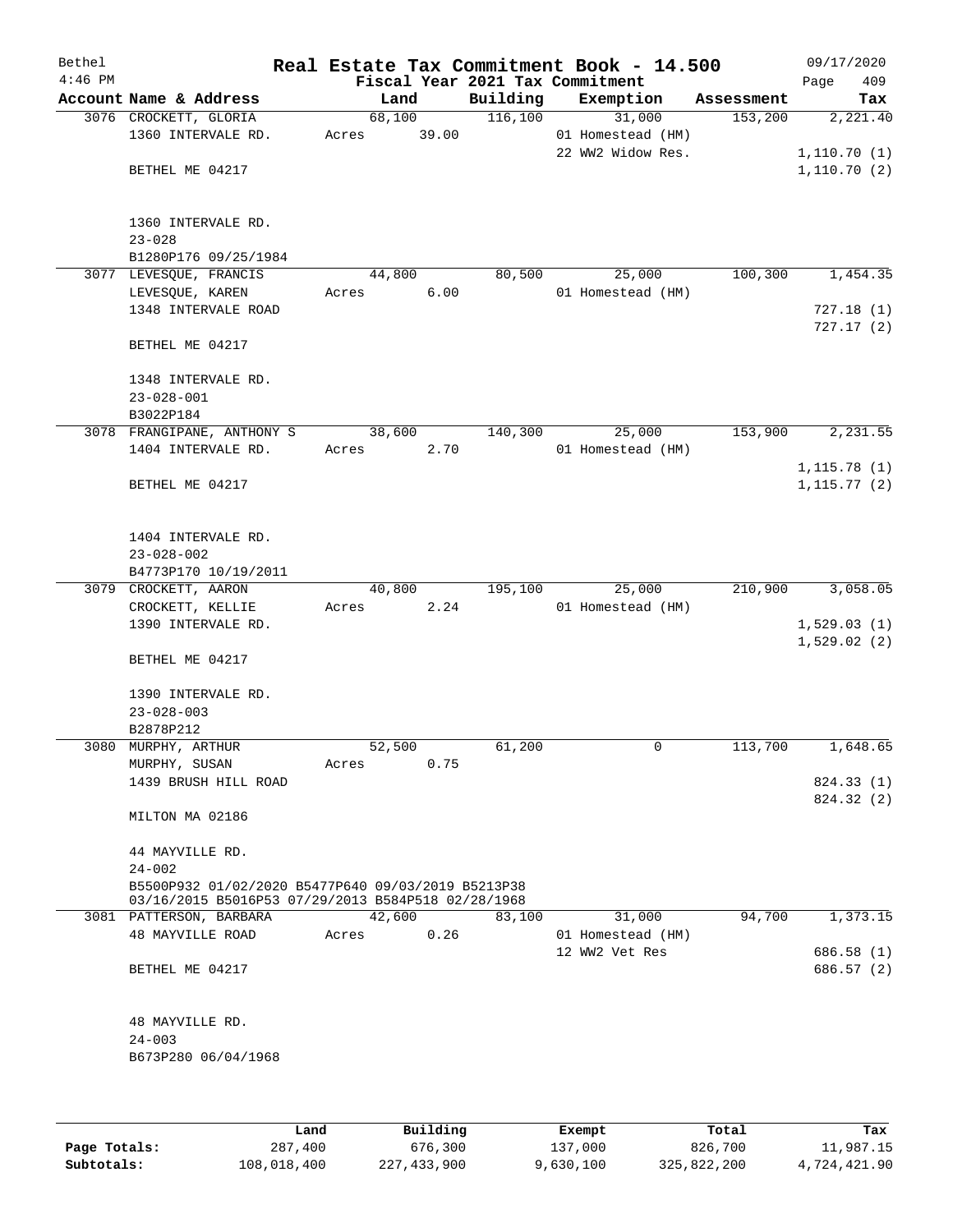# Real Estate Tax Commitment Book - 14.500

Bethel 4:46 PM — 09/17/2020

Fiscal Year 2021 Tax Commitment — Page 409

| Account Name & Address | Land | Building | Exemption | Assessment | Tax |
|---|---|---|---|---|---|
| 3076 CROCKETT, GLORIA | 68,100 | 116,100 | 31,000 | 153,200 | 2,221.40 |
| 1360 INTERVALE RD. | Acres 39.00 | | 01 Homestead (HM) | | |
| | | | 22 WW2 Widow Res. | | 1,110.70 (1) |
| BETHEL ME 04217 | | | | | 1,110.70 (2) |
| 1360 INTERVALE RD. | | | | | |
| 23-028 | | | | | |
| B1280P176 09/25/1984 | | | | | |
| 3077 LEVESQUE, FRANCIS | 44,800 | 80,500 | 25,000 | 100,300 | 1,454.35 |
| LEVESQUE, KAREN | Acres 6.00 | | 01 Homestead (HM) | | |
| 1348 INTERVALE ROAD | | | | | 727.18 (1) |
| | | | | | 727.17 (2) |
| BETHEL ME 04217 | | | | | |
| 1348 INTERVALE RD. | | | | | |
| 23-028-001 | | | | | |
| B3022P184 | | | | | |
| 3078 FRANGIPANE, ANTHONY S | 38,600 | 140,300 | 25,000 | 153,900 | 2,231.55 |
| 1404 INTERVALE RD. | Acres 2.70 | | 01 Homestead (HM) | | |
| | | | | | 1,115.78 (1) |
| BETHEL ME 04217 | | | | | 1,115.77 (2) |
| 1404 INTERVALE RD. | | | | | |
| 23-028-002 | | | | | |
| B4773P170 10/19/2011 | | | | | |
| 3079 CROCKETT, AARON | 40,800 | 195,100 | 25,000 | 210,900 | 3,058.05 |
| CROCKETT, KELLIE | Acres 2.24 | | 01 Homestead (HM) | | |
| 1390 INTERVALE RD. | | | | | 1,529.03 (1) |
| | | | | | 1,529.02 (2) |
| BETHEL ME 04217 | | | | | |
| 1390 INTERVALE RD. | | | | | |
| 23-028-003 | | | | | |
| B2878P212 | | | | | |
| 3080 MURPHY, ARTHUR | 52,500 | 61,200 | 0 | 113,700 | 1,648.65 |
| MURPHY, SUSAN | Acres 0.75 | | | | |
| 1439 BRUSH HILL ROAD | | | | | 824.33 (1) |
| | | | | | 824.32 (2) |
| MILTON MA 02186 | | | | | |
| 44 MAYVILLE RD. | | | | | |
| 24-002 | | | | | |
| B5500P932 01/02/2020 B5477P640 09/03/2019 B5213P38 03/16/2015 B5016P53 07/29/2013 B584P518 02/28/1968 | | | | | |
| 3081 PATTERSON, BARBARA | 42,600 | 83,100 | 31,000 | 94,700 | 1,373.15 |
| 48 MAYVILLE ROAD | Acres 0.26 | | 01 Homestead (HM) | | |
| | | | 12 WW2 Vet Res | | 686.58 (1) |
| BETHEL ME 04217 | | | | | 686.57 (2) |
| 48 MAYVILLE RD. | | | | | |
| 24-003 | | | | | |
| B673P280 06/04/1968 | | | | | |

| | Land | Building | Exempt | Total | Tax |
|---|---|---|---|---|---|
| Page Totals: | 287,400 | 676,300 | 137,000 | 826,700 | 11,987.15 |
| Subtotals: | 108,018,400 | 227,433,900 | 9,630,100 | 325,822,200 | 4,724,421.90 |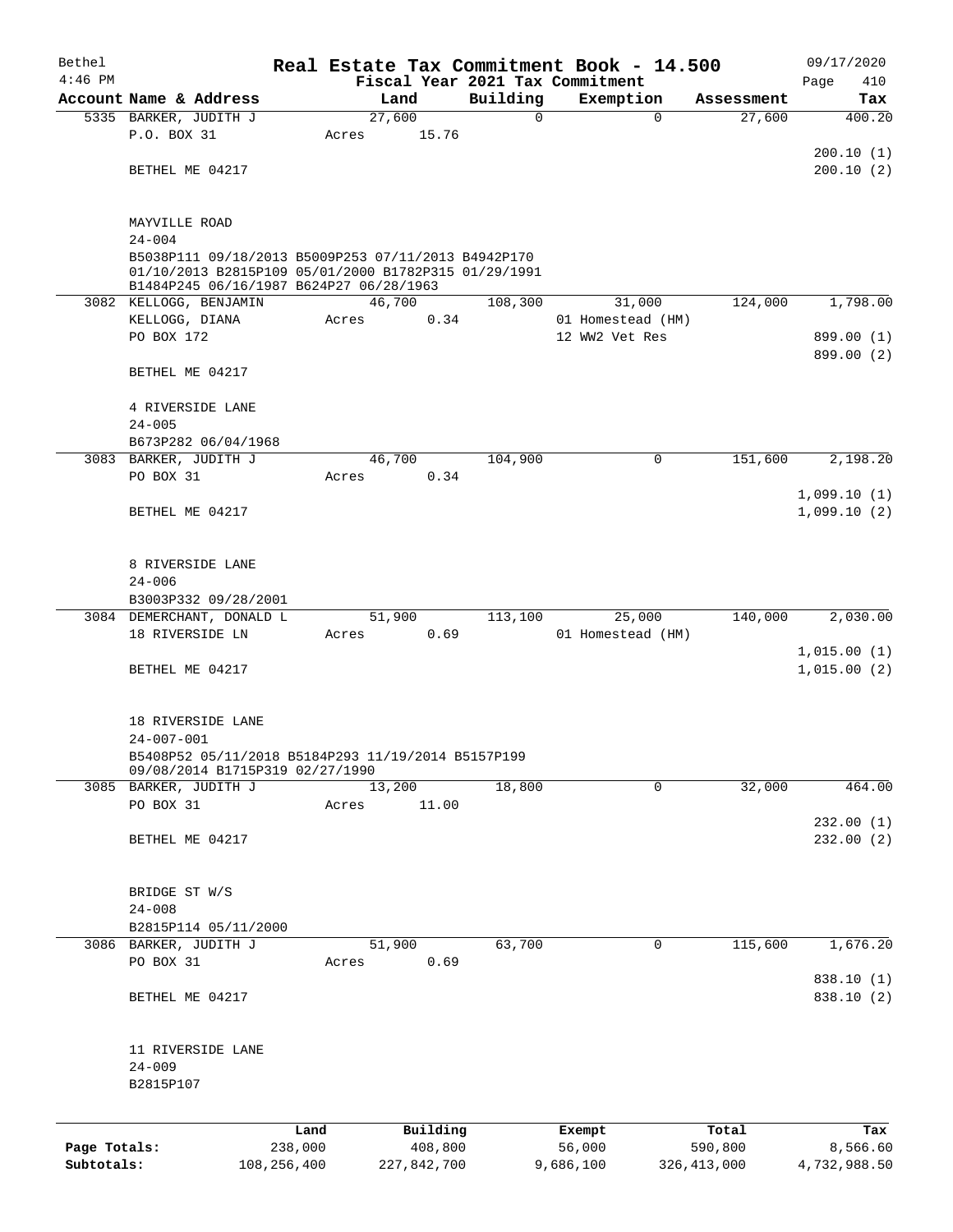Bethel 4:46 PM

# Real Estate Tax Commitment Book - 14.500

## Fiscal Year 2021 Tax Commitment

09/17/2020 Page 410

| Account Name & Address | Land | Building | Exemption | Assessment | Tax |
|---|---|---|---|---|---|
| 5335 BARKER, JUDITH J | 27,600 | 0 | 0 | 27,600 | 400.20 |
| P.O. BOX 31 | Acres 15.76 | | | | |
| | | | | | 200.10 (1) |
| BETHEL ME 04217 | | | | | 200.10 (2) |
| MAYVILLE ROAD | | | | | |
| 24-004 | | | | | |
| B5038P111 09/18/2013 B5009P253 07/11/2013 B4942P170 01/10/2013 B2815P109 05/01/2000 B1782P315 01/29/1991 B1484P245 06/16/1987 B624P27 06/28/1963 | | | | | |
| 3082 KELLOGG, BENJAMIN | 46,700 | 108,300 | 31,000 | 124,000 | 1,798.00 |
| KELLOGG, DIANA | Acres 0.34 | | 01 Homestead (HM) | | |
| PO BOX 172 | | | 12 WW2 Vet Res | | 899.00 (1) |
| | | | | | 899.00 (2) |
| BETHEL ME 04217 | | | | | |
| 4 RIVERSIDE LANE | | | | | |
| 24-005 | | | | | |
| B673P282 06/04/1968 | | | | | |
| 3083 BARKER, JUDITH J | 46,700 | 104,900 | 0 | 151,600 | 2,198.20 |
| PO BOX 31 | Acres 0.34 | | | | |
| | | | | | 1,099.10 (1) |
| BETHEL ME 04217 | | | | | 1,099.10 (2) |
| 8 RIVERSIDE LANE | | | | | |
| 24-006 | | | | | |
| B3003P332 09/28/2001 | | | | | |
| 3084 DEMERCHANT, DONALD L | 51,900 | 113,100 | 25,000 | 140,000 | 2,030.00 |
| 18 RIVERSIDE LN | Acres 0.69 | | 01 Homestead (HM) | | |
| | | | | | 1,015.00 (1) |
| BETHEL ME 04217 | | | | | 1,015.00 (2) |
| 18 RIVERSIDE LANE | | | | | |
| 24-007-001 | | | | | |
| B5408P52 05/11/2018 B5184P293 11/19/2014 B5157P199 09/08/2014 B1715P319 02/27/1990 | | | | | |
| 3085 BARKER, JUDITH J | 13,200 | 18,800 | 0 | 32,000 | 464.00 |
| PO BOX 31 | Acres 11.00 | | | | |
| | | | | | 232.00 (1) |
| BETHEL ME 04217 | | | | | 232.00 (2) |
| BRIDGE ST W/S | | | | | |
| 24-008 | | | | | |
| B2815P114 05/11/2000 | | | | | |
| 3086 BARKER, JUDITH J | 51,900 | 63,700 | 0 | 115,600 | 1,676.20 |
| PO BOX 31 | Acres 0.69 | | | | |
| | | | | | 838.10 (1) |
| BETHEL ME 04217 | | | | | 838.10 (2) |
| 11 RIVERSIDE LANE | | | | | |
| 24-009 | | | | | |
| B2815P107 | | | | | |

| | Land | Building | Exempt | Total | Tax |
|---|---|---|---|---|---|
| Page Totals: | 238,000 | 408,800 | 56,000 | 590,800 | 8,566.60 |
| Subtotals: | 108,256,400 | 227,842,700 | 9,686,100 | 326,413,000 | 4,732,988.50 |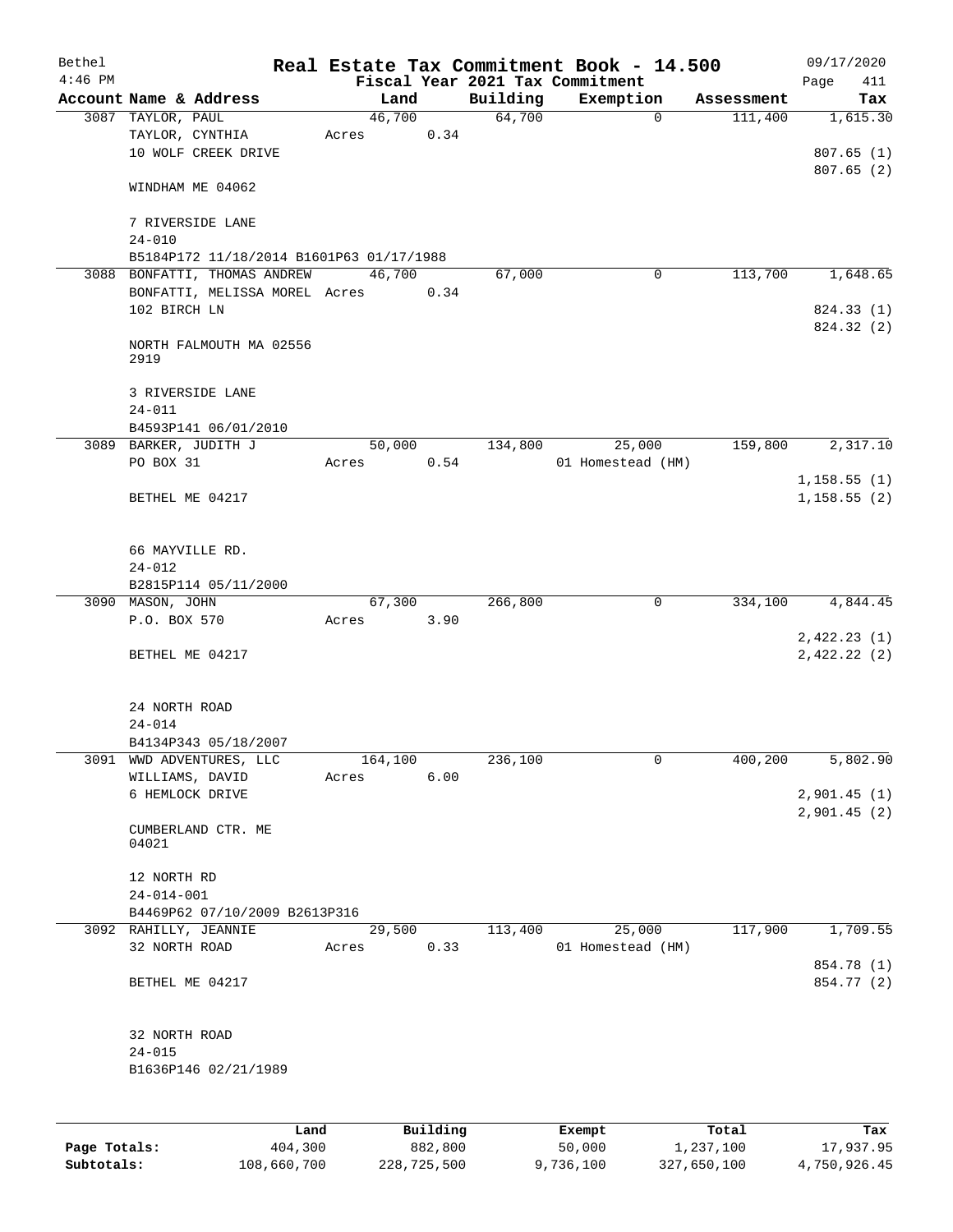# Real Estate Tax Commitment Book - 14.500

Bethel
4:46 PM

Fiscal Year 2021 Tax Commitment

09/17/2020
Page 411

| Account Name & Address | Land | Building | Exemption | Assessment | Tax |
|---|---|---|---|---|---|
| 3087 TAYLOR, PAUL | 46,700 | 64,700 | 0 | 111,400 | 1,615.30 |
| TAYLOR, CYNTHIA | Acres 0.34 | | | | |
| 10 WOLF CREEK DRIVE | | | | | 807.65 (1) |
| | | | | | 807.65 (2) |
| WINDHAM ME 04062 | | | | | |
| 7 RIVERSIDE LANE | | | | | |
| 24-010 | | | | | |
| B5184P172 11/18/2014 B1601P63 01/17/1988 | | | | | |
| 3088 BONFATTI, THOMAS ANDREW | 46,700 | 67,000 | 0 | 113,700 | 1,648.65 |
| BONFATTI, MELISSA MOREL | Acres 0.34 | | | | |
| 102 BIRCH LN | | | | | 824.33 (1) |
| | | | | | 824.32 (2) |
| NORTH FALMOUTH MA 02556 2919 | | | | | |
| 3 RIVERSIDE LANE | | | | | |
| 24-011 | | | | | |
| B4593P141 06/01/2010 | | | | | |
| 3089 BARKER, JUDITH J | 50,000 | 134,800 | 25,000 | 159,800 | 2,317.10 |
| PO BOX 31 | Acres 0.54 | | 01 Homestead (HM) | | |
| | | | | | 1,158.55 (1) |
| BETHEL ME 04217 | | | | | 1,158.55 (2) |
| 66 MAYVILLE RD. | | | | | |
| 24-012 | | | | | |
| B2815P114 05/11/2000 | | | | | |
| 3090 MASON, JOHN | 67,300 | 266,800 | 0 | 334,100 | 4,844.45 |
| P.O. BOX 570 | Acres 3.90 | | | | |
| | | | | | 2,422.23 (1) |
| BETHEL ME 04217 | | | | | 2,422.22 (2) |
| 24 NORTH ROAD | | | | | |
| 24-014 | | | | | |
| B4134P343 05/18/2007 | | | | | |
| 3091 WWD ADVENTURES, LLC | 164,100 | 236,100 | 0 | 400,200 | 5,802.90 |
| WILLIAMS, DAVID | Acres 6.00 | | | | |
| 6 HEMLOCK DRIVE | | | | | 2,901.45 (1) |
| | | | | | 2,901.45 (2) |
| CUMBERLAND CTR. ME 04021 | | | | | |
| 12 NORTH RD | | | | | |
| 24-014-001 | | | | | |
| B4469P62 07/10/2009 B2613P316 | | | | | |
| 3092 RAHILLY, JEANNIE | 29,500 | 113,400 | 25,000 | 117,900 | 1,709.55 |
| 32 NORTH ROAD | Acres 0.33 | | 01 Homestead (HM) | | |
| | | | | | 854.78 (1) |
| BETHEL ME 04217 | | | | | 854.77 (2) |
| 32 NORTH ROAD | | | | | |
| 24-015 | | | | | |
| B1636P146 02/21/1989 | | | | | |

| | Land | Building | Exempt | Total | Tax |
|---|---|---|---|---|---|
| Page Totals: | 404,300 | 882,800 | 50,000 | 1,237,100 | 17,937.95 |
| Subtotals: | 108,660,700 | 228,725,500 | 9,736,100 | 327,650,100 | 4,750,926.45 |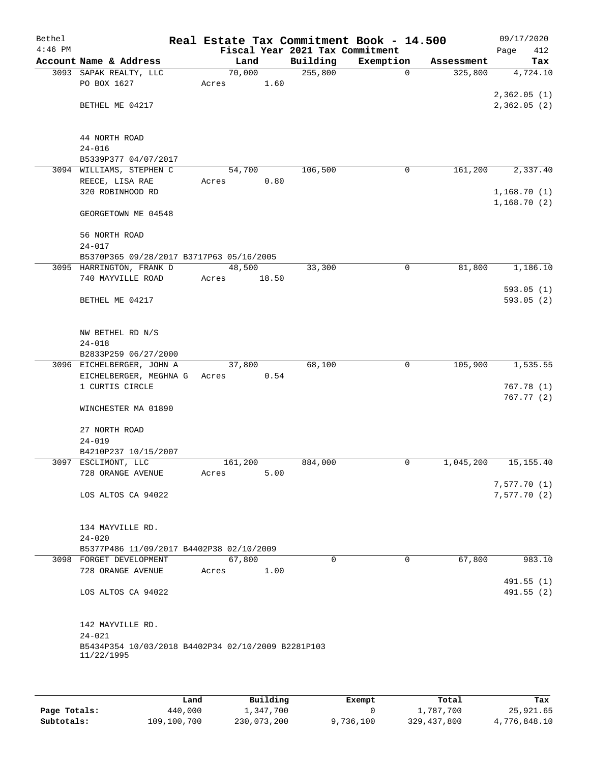# Real Estate Tax Commitment Book - 14.500

Bethel
4:46 PM

Fiscal Year 2021 Tax Commitment

09/17/2020
Page 412

| Account Name & Address | Land | Building | Exemption | Assessment | Tax |
|---|---|---|---|---|---|
| 3093 SAPAK REALTY, LLC<br>PO BOX 1627<br><br>BETHEL ME 04217<br><br>44 NORTH ROAD<br>24-016<br>B5339P377 04/07/2017 | 70,000<br>Acres 1.60 | 255,800 | 0 | 325,800 | 4,724.10<br><br>2,362.05 (1)<br>2,362.05 (2) |
| 3094 WILLIAMS, STEPHEN C<br>REECE, LISA RAE<br>320 ROBINHOOD RD<br><br>GEORGETOWN ME 04548<br><br>56 NORTH ROAD<br>24-017<br>B5370P365 09/28/2017 B3717P63 05/16/2005 | 54,700<br>Acres 0.80 | 106,500 | 0 | 161,200 | 2,337.40<br><br>1,168.70 (1)<br>1,168.70 (2) |
| 3095 HARRINGTON, FRANK D<br>740 MAYVILLE ROAD<br><br>BETHEL ME 04217<br><br>NW BETHEL RD N/S<br>24-018<br>B2833P259 06/27/2000 | 48,500<br>Acres 18.50 | 33,300 | 0 | 81,800 | 1,186.10<br><br>593.05 (1)<br>593.05 (2) |
| 3096 EICHELBERGER, JOHN A<br>EICHELBERGER, MEGHNA G<br>1 CURTIS CIRCLE<br><br>WINCHESTER MA 01890<br><br>27 NORTH ROAD<br>24-019<br>B4210P237 10/15/2007 | 37,800<br>Acres 0.54 | 68,100 | 0 | 105,900 | 1,535.55<br><br>767.78 (1)<br>767.77 (2) |
| 3097 ESCLIMONT, LLC<br>728 ORANGE AVENUE<br><br>LOS ALTOS CA 94022<br><br>134 MAYVILLE RD.<br>24-020<br>B5377P486 11/09/2017 B4402P38 02/10/2009 | 161,200<br>Acres 5.00 | 884,000 | 0 | 1,045,200 | 15,155.40<br><br>7,577.70 (1)<br>7,577.70 (2) |
| 3098 FORGET DEVELOPMENT<br>728 ORANGE AVENUE<br><br>LOS ALTOS CA 94022<br><br>142 MAYVILLE RD.<br>24-021<br>B5434P354 10/03/2018 B4402P34 02/10/2009 B2281P103 11/22/1995 | 67,800<br>Acres 1.00 | 0 | 0 | 67,800 | 983.10<br><br>491.55 (1)<br>491.55 (2) |

| | Land | Building | Exempt | Total | Tax |
|---|---|---|---|---|---|
| Page Totals: | 440,000 | 1,347,700 | 0 | 1,787,700 | 25,921.65 |
| Subtotals: | 109,100,700 | 230,073,200 | 9,736,100 | 329,437,800 | 4,776,848.10 |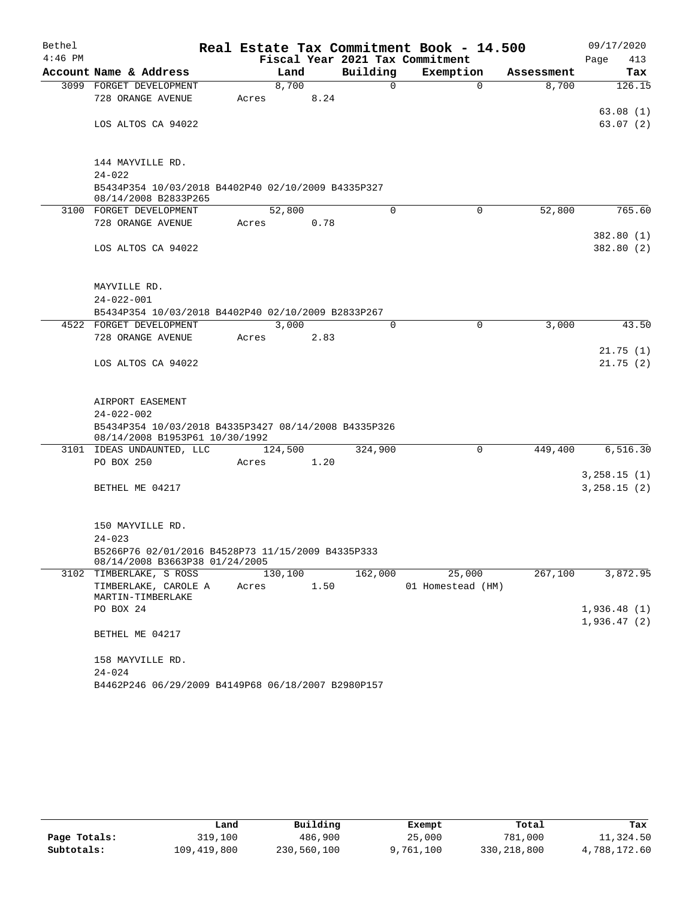Bethel 4:46 PM

# Real Estate Tax Commitment Book - 14.500

Fiscal Year 2021 Tax Commitment

09/17/2020 Page 413

| Account Name & Address | Land | Building | Exemption | Assessment | Tax |
|---|---|---|---|---|---|
| 3099 FORGET DEVELOPMENT | 8,700 | 0 | 0 | 8,700 | 126.15 |
| 728 ORANGE AVENUE | Acres 8.24 | | | | |
| | | | | | 63.08 (1) |
| LOS ALTOS CA 94022 | | | | | 63.07 (2) |
| 144 MAYVILLE RD. | | | | | |
| 24-022 | | | | | |
| B5434P354 10/03/2018 B4402P40 02/10/2009 B4335P327 08/14/2008 B2833P265 | | | | | |
| 3100 FORGET DEVELOPMENT | 52,800 | 0 | 0 | 52,800 | 765.60 |
| 728 ORANGE AVENUE | Acres 0.78 | | | | |
| | | | | | 382.80 (1) |
| LOS ALTOS CA 94022 | | | | | 382.80 (2) |
| MAYVILLE RD. | | | | | |
| 24-022-001 | | | | | |
| B5434P354 10/03/2018 B4402P40 02/10/2009 B2833P267 | | | | | |
| 4522 FORGET DEVELOPMENT | 3,000 | 0 | 0 | 3,000 | 43.50 |
| 728 ORANGE AVENUE | Acres 2.83 | | | | |
| | | | | | 21.75 (1) |
| LOS ALTOS CA 94022 | | | | | 21.75 (2) |
| AIRPORT EASEMENT | | | | | |
| 24-022-002 | | | | | |
| B5434P354 10/03/2018 B4335P3427 08/14/2008 B4335P326 08/14/2008 B1953P61 10/30/1992 | | | | | |
| 3101 IDEAS UNDAUNTED, LLC | 124,500 | 324,900 | 0 | 449,400 | 6,516.30 |
| PO BOX 250 | Acres 1.20 | | | | |
| | | | | | 3,258.15 (1) |
| BETHEL ME 04217 | | | | | 3,258.15 (2) |
| 150 MAYVILLE RD. | | | | | |
| 24-023 | | | | | |
| B5266P76 02/01/2016 B4528P73 11/15/2009 B4335P333 08/14/2008 B3663P38 01/24/2005 | | | | | |
| 3102 TIMBERLAKE, S ROSS | 130,100 | 162,000 | 25,000 | 267,100 | 3,872.95 |
| TIMBERLAKE, CAROLE A MARTIN-TIMBERLAKE | Acres 1.50 | | 01 Homestead (HM) | | |
| PO BOX 24 | | | | | 1,936.48 (1) |
| | | | | | 1,936.47 (2) |
| BETHEL ME 04217 | | | | | |
| 158 MAYVILLE RD. | | | | | |
| 24-024 | | | | | |
| B4462P246 06/29/2009 B4149P68 06/18/2007 B2980P157 | | | | | |

| | Land | Building | Exempt | Total | Tax |
|---|---|---|---|---|---|
| Page Totals: | 319,100 | 486,900 | 25,000 | 781,000 | 11,324.50 |
| Subtotals: | 109,419,800 | 230,560,100 | 9,761,100 | 330,218,800 | 4,788,172.60 |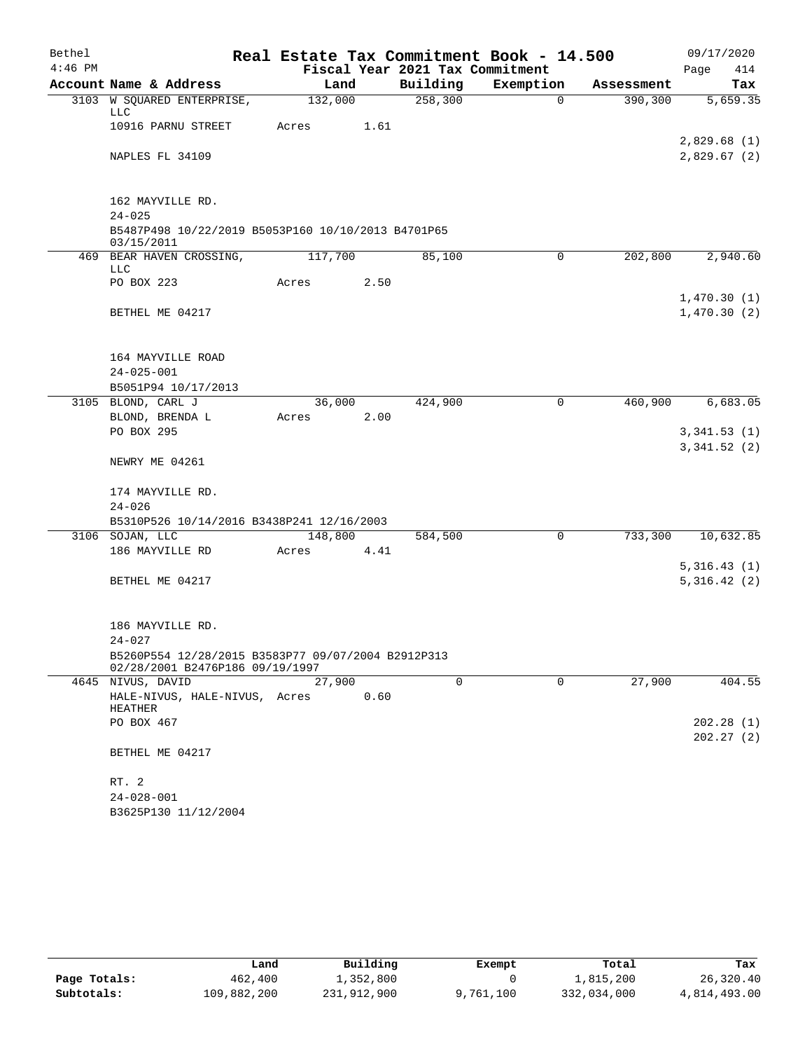Bethel 4:46 PM

# Real Estate Tax Commitment Book - 14.500

Fiscal Year 2021 Tax Commitment

09/17/2020 Page 414

| Account Name & Address | Land | Building | Exemption | Assessment | Tax |
|---|---|---|---|---|---|
| 3103 W SQUARED ENTERPRISE, LLC | 132,000 | 258,300 | 0 | 390,300 | 5,659.35 |
| 10916 PARNU STREET | Acres 1.61 | | | | |
| | | | | | 2,829.68 (1) |
| NAPLES FL 34109 | | | | | 2,829.67 (2) |
| 162 MAYVILLE RD. | | | | | |
| 24-025 | | | | | |
| B5487P498 10/22/2019 B5053P160 10/10/2013 B4701P65 03/15/2011 | | | | | |
| 469 BEAR HAVEN CROSSING, LLC | 117,700 | 85,100 | 0 | 202,800 | 2,940.60 |
| PO BOX 223 | Acres 2.50 | | | | |
| | | | | | 1,470.30 (1) |
| BETHEL ME 04217 | | | | | 1,470.30 (2) |
| 164 MAYVILLE ROAD | | | | | |
| 24-025-001 | | | | | |
| B5051P94 10/17/2013 | | | | | |
| 3105 BLOND, CARL J | 36,000 | 424,900 | 0 | 460,900 | 6,683.05 |
| BLOND, BRENDA L | Acres 2.00 | | | | |
| PO BOX 295 | | | | | 3,341.53 (1) |
| | | | | | 3,341.52 (2) |
| NEWRY ME 04261 | | | | | |
| 174 MAYVILLE RD. | | | | | |
| 24-026 | | | | | |
| B5310P526 10/14/2016 B3438P241 12/16/2003 | | | | | |
| 3106 SOJAN, LLC | 148,800 | 584,500 | 0 | 733,300 | 10,632.85 |
| 186 MAYVILLE RD | Acres 4.41 | | | | |
| | | | | | 5,316.43 (1) |
| BETHEL ME 04217 | | | | | 5,316.42 (2) |
| 186 MAYVILLE RD. | | | | | |
| 24-027 | | | | | |
| B5260P554 12/28/2015 B3583P77 09/07/2004 B2912P313 02/28/2001 B2476P186 09/19/1997 | | | | | |
| 4645 NIVUS, DAVID | 27,900 | 0 | 0 | 27,900 | 404.55 |
| HALE-NIVUS, HALE-NIVUS, HEATHER | Acres 0.60 | | | | |
| PO BOX 467 | | | | | 202.28 (1) |
| | | | | | 202.27 (2) |
| BETHEL ME 04217 | | | | | |
| RT. 2 | | | | | |
| 24-028-001 | | | | | |
| B3625P130 11/12/2004 | | | | | |

| | Land | Building | Exempt | Total | Tax |
|---|---|---|---|---|---|
| Page Totals: | 462,400 | 1,352,800 | 0 | 1,815,200 | 26,320.40 |
| Subtotals: | 109,882,200 | 231,912,900 | 9,761,100 | 332,034,000 | 4,814,493.00 |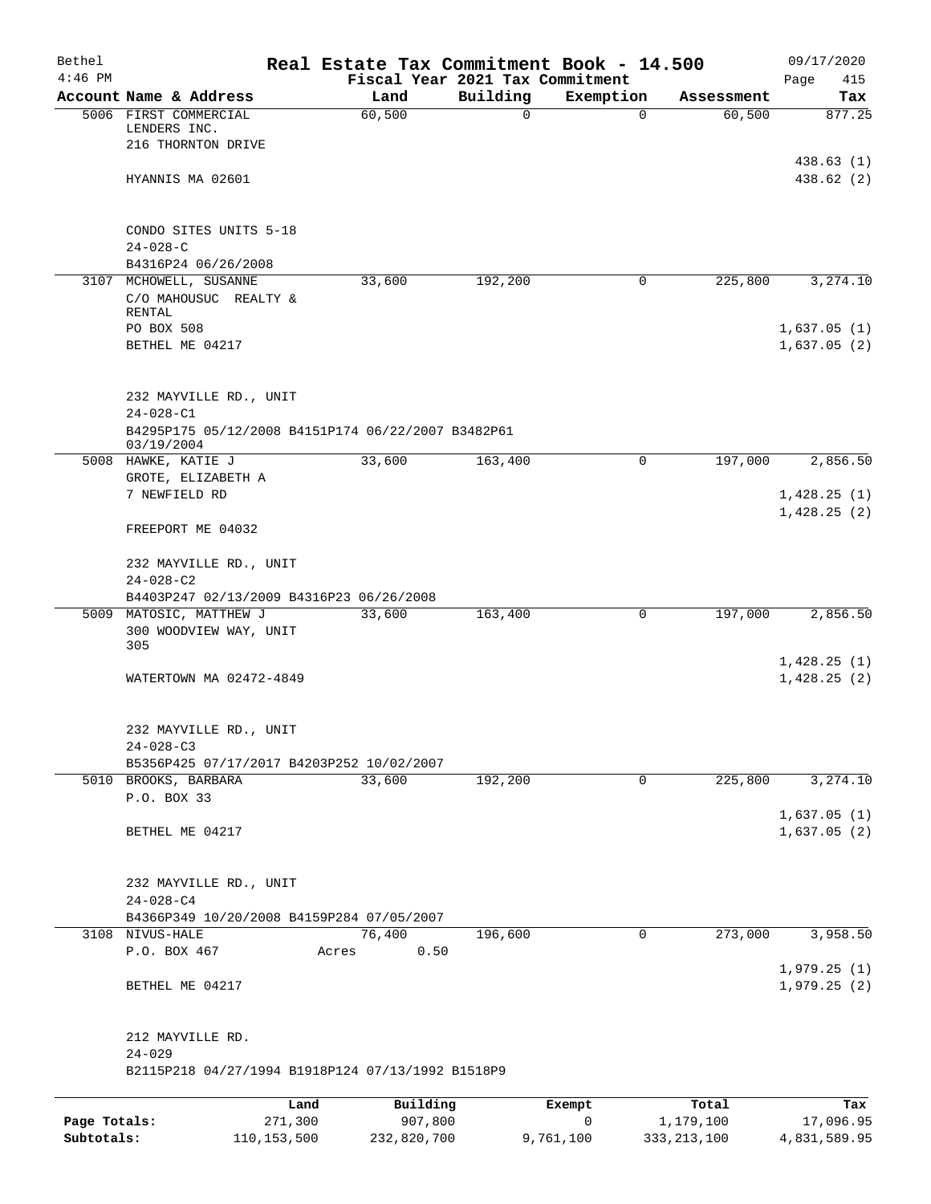Bethel 4:46 PM

# Real Estate Tax Commitment Book - 14.500

Fiscal Year 2021 Tax Commitment

09/17/2020 Page 415

| Account Name & Address | Land | Building | Exemption | Assessment | Tax |
|---|---|---|---|---|---|
| 5006 FIRST COMMERCIAL LENDERS INC. 216 THORNTON DRIVE HYANNIS MA 02601 | 60,500 | 0 | 0 | 60,500 | 877.25 |
| | | | | | 438.63 (1) |
| | | | | | 438.62 (2) |
| CONDO SITES UNITS 5-18 24-028-C B4316P24 06/26/2008 | | | | | |
| 3107 MCHOWELL, SUSANNE C/O MAHOUSUC REALTY & RENTAL PO BOX 508 BETHEL ME 04217 | 33,600 | 192,200 | 0 | 225,800 | 3,274.10 |
| | | | | | 1,637.05 (1) |
| | | | | | 1,637.05 (2) |
| 232 MAYVILLE RD., UNIT 24-028-C1 B4295P175 05/12/2008 B4151P174 06/22/2007 B3482P61 03/19/2004 | | | | | |
| 5008 HAWKE, KATIE J GROTE, ELIZABETH A 7 NEWFIELD RD FREEPORT ME 04032 | 33,600 | 163,400 | 0 | 197,000 | 2,856.50 |
| | | | | | 1,428.25 (1) |
| | | | | | 1,428.25 (2) |
| 232 MAYVILLE RD., UNIT 24-028-C2 B4403P247 02/13/2009 B4316P23 06/26/2008 | | | | | |
| 5009 MATOSIC, MATTHEW J 300 WOODVIEW WAY, UNIT 305 WATERTOWN MA 02472-4849 | 33,600 | 163,400 | 0 | 197,000 | 2,856.50 |
| | | | | | 1,428.25 (1) |
| | | | | | 1,428.25 (2) |
| 232 MAYVILLE RD., UNIT 24-028-C3 B5356P425 07/17/2017 B4203P252 10/02/2007 | | | | | |
| 5010 BROOKS, BARBARA P.O. BOX 33 BETHEL ME 04217 | 33,600 | 192,200 | 0 | 225,800 | 3,274.10 |
| | | | | | 1,637.05 (1) |
| | | | | | 1,637.05 (2) |
| 232 MAYVILLE RD., UNIT 24-028-C4 B4366P349 10/20/2008 B4159P284 07/05/2007 | | | | | |
| 3108 NIVUS-HALE P.O. BOX 467 BETHEL ME 04217 | 76,400 Acres 0.50 | 196,600 | 0 | 273,000 | 3,958.50 |
| | | | | | 1,979.25 (1) |
| | | | | | 1,979.25 (2) |
| 212 MAYVILLE RD. 24-029 B2115P218 04/27/1994 B1918P124 07/13/1992 B1518P9 | | | | | |

| | Land | Building | Exempt | Total | Tax |
|---|---|---|---|---|---|
| Page Totals: | 271,300 | 907,800 | 0 | 1,179,100 | 17,096.95 |
| Subtotals: | 110,153,500 | 232,820,700 | 9,761,100 | 333,213,100 | 4,831,589.95 |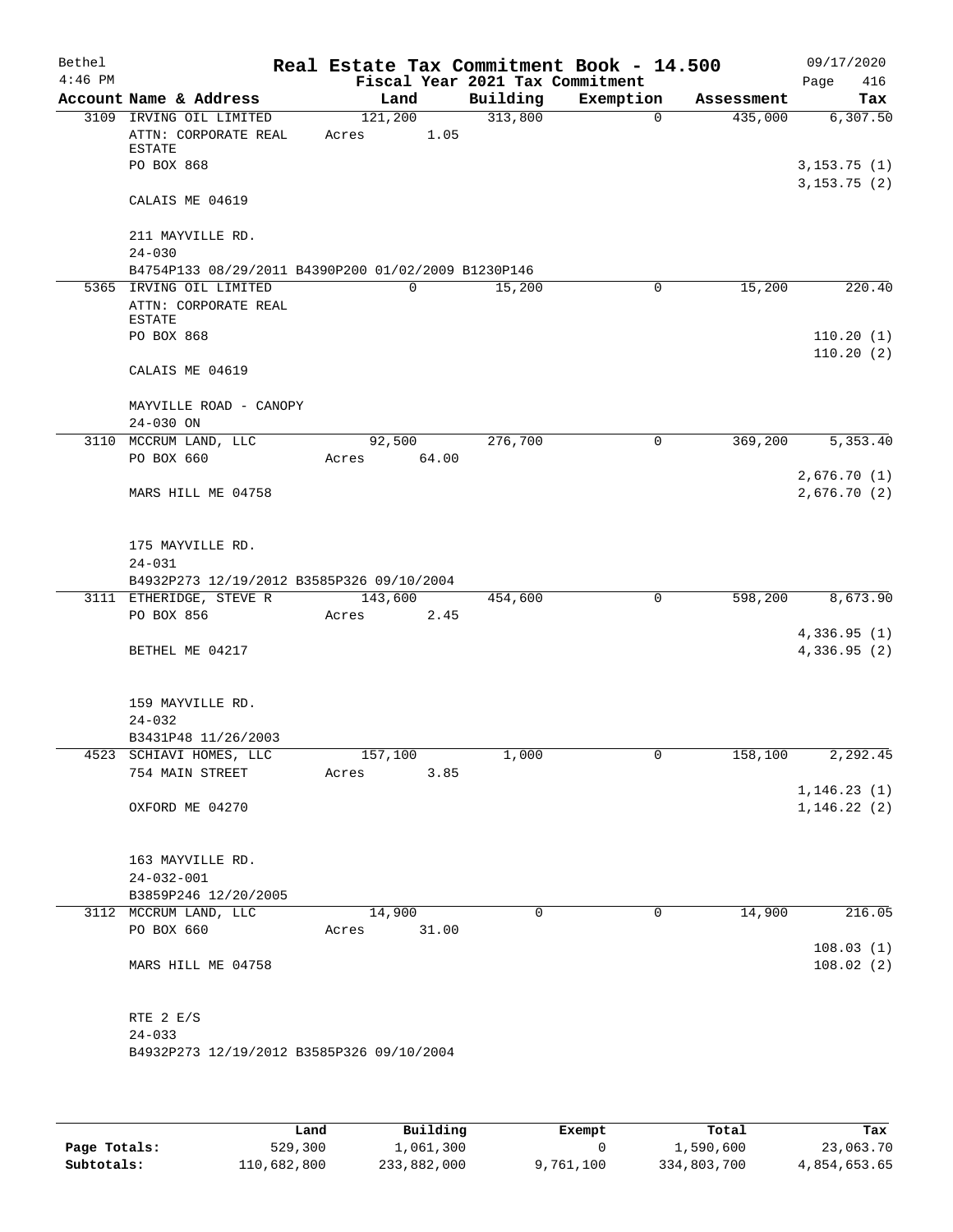Bethel 4:46 PM

# Real Estate Tax Commitment Book - 14.500

Fiscal Year 2021 Tax Commitment

09/17/2020

| Account Name & Address | Land | Building | Exemption | Assessment | Tax |
|---|---|---|---|---|---|
| 3109 IRVING OIL LIMITED | 121,200 | 313,800 | 0 | 435,000 | 6,307.50 |
| ATTN: CORPORATE REAL ESTATE | Acres 1.05 | | | | |
| PO BOX 868 | | | | | 3,153.75 (1) |
| | | | | | 3,153.75 (2) |
| CALAIS ME 04619 | | | | | |
| 211 MAYVILLE RD. | | | | | |
| 24-030 | | | | | |
| B4754P133 08/29/2011 B4390P200 01/02/2009 B1230P146 | | | | | |
| 5365 IRVING OIL LIMITED | 0 | 15,200 | 0 | 15,200 | 220.40 |
| ATTN: CORPORATE REAL ESTATE | | | | | |
| PO BOX 868 | | | | | 110.20 (1) |
| | | | | | 110.20 (2) |
| CALAIS ME 04619 | | | | | |
| MAYVILLE ROAD - CANOPY | | | | | |
| 24-030 ON | | | | | |
| 3110 MCCRUM LAND, LLC | 92,500 | 276,700 | 0 | 369,200 | 5,353.40 |
| PO BOX 660 | Acres 64.00 | | | | |
| | | | | | 2,676.70 (1) |
| MARS HILL ME 04758 | | | | | 2,676.70 (2) |
| 175 MAYVILLE RD. | | | | | |
| 24-031 | | | | | |
| B4932P273 12/19/2012 B3585P326 09/10/2004 | | | | | |
| 3111 ETHERIDGE, STEVE R | 143,600 | 454,600 | 0 | 598,200 | 8,673.90 |
| PO BOX 856 | Acres 2.45 | | | | |
| | | | | | 4,336.95 (1) |
| BETHEL ME 04217 | | | | | 4,336.95 (2) |
| 159 MAYVILLE RD. | | | | | |
| 24-032 | | | | | |
| B3431P48 11/26/2003 | | | | | |
| 4523 SCHIAVI HOMES, LLC | 157,100 | 1,000 | 0 | 158,100 | 2,292.45 |
| 754 MAIN STREET | Acres 3.85 | | | | |
| | | | | | 1,146.23 (1) |
| OXFORD ME 04270 | | | | | 1,146.22 (2) |
| 163 MAYVILLE RD. | | | | | |
| 24-032-001 | | | | | |
| B3859P246 12/20/2005 | | | | | |
| 3112 MCCRUM LAND, LLC | 14,900 | 0 | 0 | 14,900 | 216.05 |
| PO BOX 660 | Acres 31.00 | | | | |
| | | | | | 108.03 (1) |
| MARS HILL ME 04758 | | | | | 108.02 (2) |
| RTE 2 E/S | | | | | |
| 24-033 | | | | | |
| B4932P273 12/19/2012 B3585P326 09/10/2004 | | | | | |

| | Land | Building | Exempt | Total | Tax |
|---|---|---|---|---|---|
| Page Totals: | 529,300 | 1,061,300 | 0 | 1,590,600 | 23,063.70 |
| Subtotals: | 110,682,800 | 233,882,000 | 9,761,100 | 334,803,700 | 4,854,653.65 |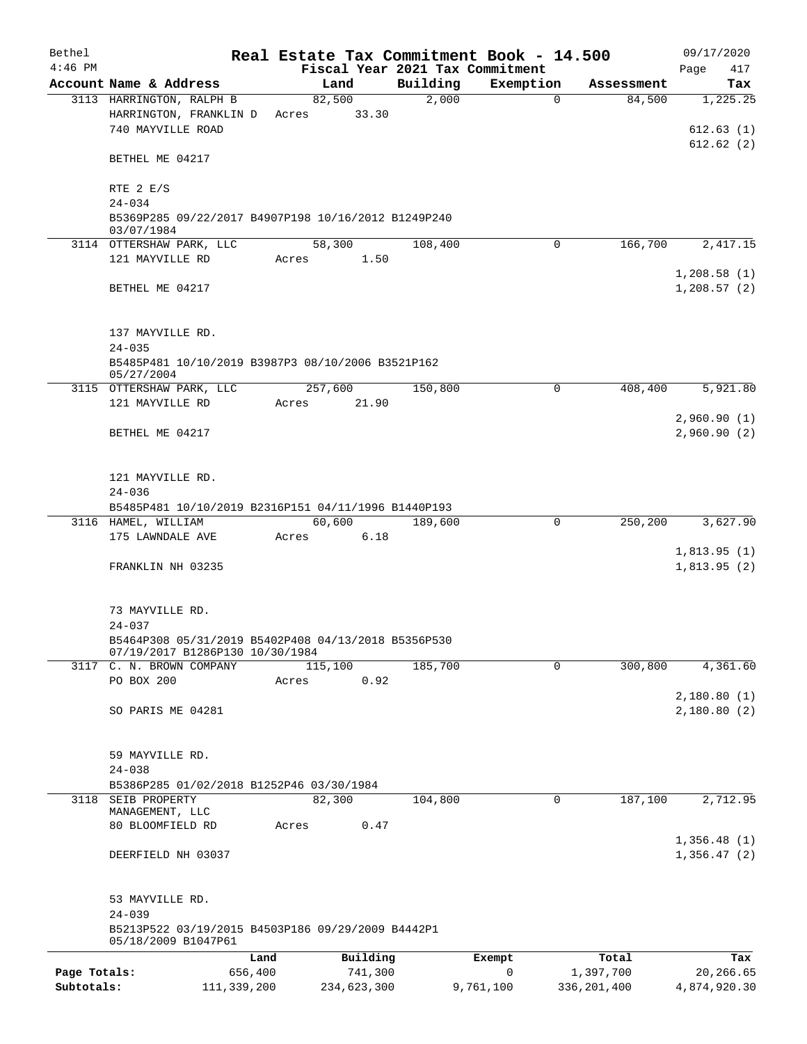Bethel | Real Estate Tax Commitment Book - 14.500 | 09/17/2020
4:46 PM | Fiscal Year 2021 Tax Commitment | Page 417

| Account Name & Address | Land | Building | Exemption | Assessment | Tax |
|---|---|---|---|---|---|
| 3113 HARRINGTON, RALPH B | 82,500 | 2,000 | 0 | 84,500 | 1,225.25 |
| HARRINGTON, FRANKLIN D | Acres 33.30 | | | | |
| 740 MAYVILLE ROAD | | | | | 612.63 (1) |
| | | | | | 612.62 (2) |
| BETHEL ME 04217 | | | | | |
| RTE 2 E/S | | | | | |
| 24-034 | | | | | |
| B5369P285 09/22/2017 B4907P198 10/16/2012 B1249P240 03/07/1984 | | | | | |
| 3114 OTTERSHAW PARK, LLC | 58,300 | 108,400 | 0 | 166,700 | 2,417.15 |
| 121 MAYVILLE RD | Acres 1.50 | | | | |
| | | | | | 1,208.58 (1) |
| BETHEL ME 04217 | | | | | 1,208.57 (2) |
| 137 MAYVILLE RD. | | | | | |
| 24-035 | | | | | |
| B5485P481 10/10/2019 B3987P3 08/10/2006 B3521P162 05/27/2004 | | | | | |
| 3115 OTTERSHAW PARK, LLC | 257,600 | 150,800 | 0 | 408,400 | 5,921.80 |
| 121 MAYVILLE RD | Acres 21.90 | | | | |
| | | | | | 2,960.90 (1) |
| BETHEL ME 04217 | | | | | 2,960.90 (2) |
| 121 MAYVILLE RD. | | | | | |
| 24-036 | | | | | |
| B5485P481 10/10/2019 B2316P151 04/11/1996 B1440P193 | | | | | |
| 3116 HAMEL, WILLIAM | 60,600 | 189,600 | 0 | 250,200 | 3,627.90 |
| 175 LAWNDALE AVE | Acres 6.18 | | | | |
| | | | | | 1,813.95 (1) |
| FRANKLIN NH 03235 | | | | | 1,813.95 (2) |
| 73 MAYVILLE RD. | | | | | |
| 24-037 | | | | | |
| B5464P308 05/31/2019 B5402P408 04/13/2018 B5356P530 07/19/2017 B1286P130 10/30/1984 | | | | | |
| 3117 C. N. BROWN COMPANY | 115,100 | 185,700 | 0 | 300,800 | 4,361.60 |
| PO BOX 200 | Acres 0.92 | | | | |
| | | | | | 2,180.80 (1) |
| SO PARIS ME 04281 | | | | | 2,180.80 (2) |
| 59 MAYVILLE RD. | | | | | |
| 24-038 | | | | | |
| B5386P285 01/02/2018 B1252P46 03/30/1984 | | | | | |
| 3118 SEIB PROPERTY MANAGEMENT, LLC | 82,300 | 104,800 | 0 | 187,100 | 2,712.95 |
| 80 BLOOMFIELD RD | Acres 0.47 | | | | |
| | | | | | 1,356.48 (1) |
| DEERFIELD NH 03037 | | | | | 1,356.47 (2) |
| 53 MAYVILLE RD. | | | | | |
| 24-039 | | | | | |
| B5213P522 03/19/2015 B4503P186 09/29/2009 B4442P1 05/18/2009 B1047P61 | | | | | |

| | Land | Building | Exempt | Total | Tax |
|---|---|---|---|---|---|
| Page Totals: | 656,400 | 741,300 | 0 | 1,397,700 | 20,266.65 |
| Subtotals: | 111,339,200 | 234,623,300 | 9,761,100 | 336,201,400 | 4,874,920.30 |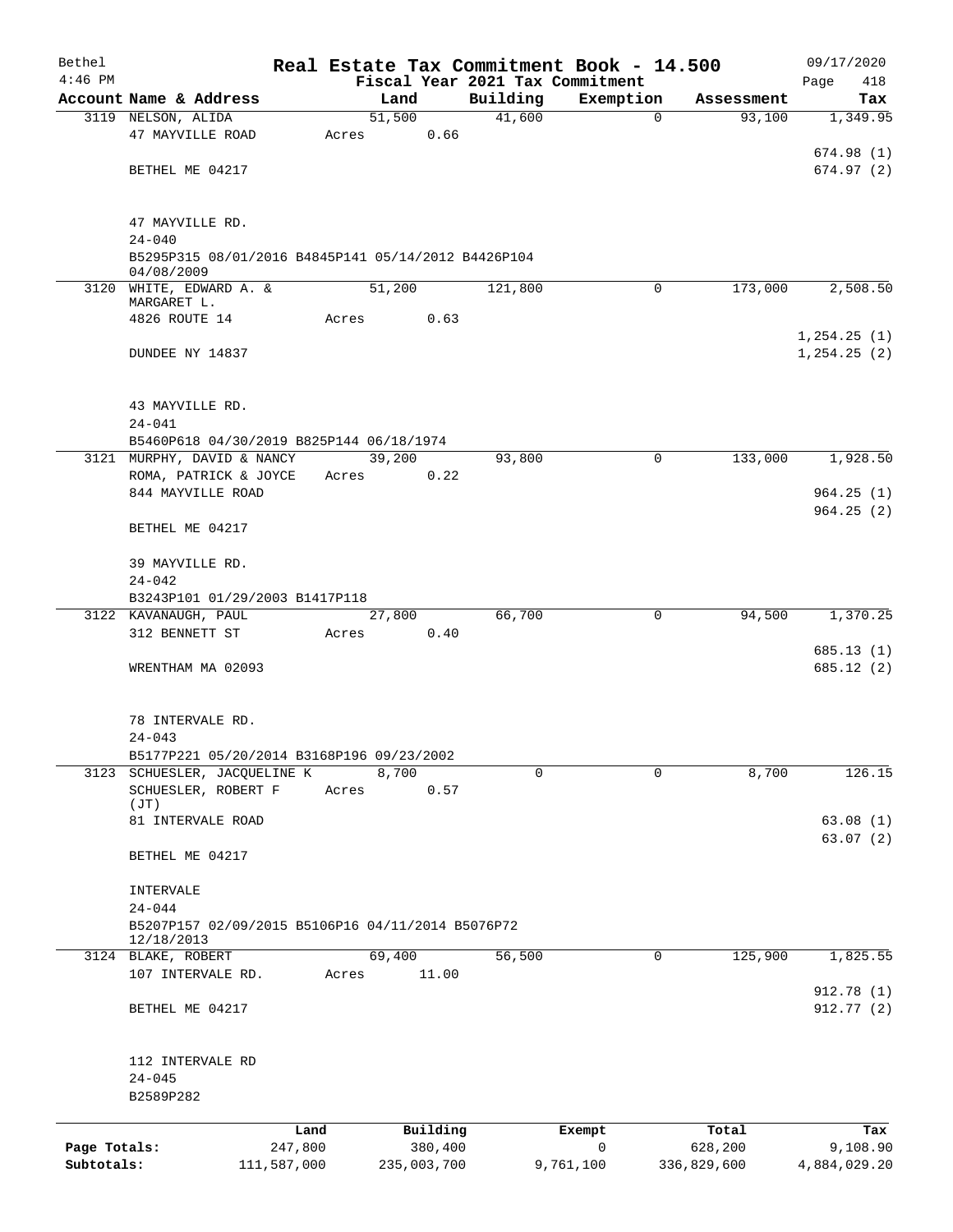Bethel 4:46 PM

# Real Estate Tax Commitment Book - 14.500

Fiscal Year 2021 Tax Commitment

09/17/2020 Page 418

| Account Name & Address | Land | Building | Exemption | Assessment | Tax |
|---|---|---|---|---|---|
| 3119 NELSON, ALIDA<br>47 MAYVILLE ROAD<br><br>BETHEL ME 04217<br><br>47 MAYVILLE RD.<br>24-040<br>B5295P315 08/01/2016 B4845P141 05/14/2012 B4426P104 04/08/2009 | 51,500<br>Acres 0.66 | 41,600 | 0 | 93,100 | 1,349.95<br><br>674.98 (1)<br>674.97 (2) |
| 3120 WHITE, EDWARD A. & MARGARET L.<br>4826 ROUTE 14<br><br>DUNDEE NY 14837<br><br>43 MAYVILLE RD.<br>24-041<br>B5460P618 04/30/2019 B825P144 06/18/1974 | 51,200<br>Acres 0.63 | 121,800 | 0 | 173,000 | 2,508.50<br><br>1,254.25 (1)<br>1,254.25 (2) |
| 3121 MURPHY, DAVID & NANCY<br>ROMA, PATRICK & JOYCE<br>844 MAYVILLE ROAD<br><br>BETHEL ME 04217<br><br>39 MAYVILLE RD.<br>24-042<br>B3243P101 01/29/2003 B1417P118 | 39,200<br>Acres 0.22 | 93,800 | 0 | 133,000 | 1,928.50<br><br>964.25 (1)<br>964.25 (2) |
| 3122 KAVANAUGH, PAUL<br>312 BENNETT ST<br><br>WRENTHAM MA 02093<br><br>78 INTERVALE RD.<br>24-043<br>B5177P221 05/20/2014 B3168P196 09/23/2002 | 27,800<br>Acres 0.40 | 66,700 | 0 | 94,500 | 1,370.25<br><br>685.13 (1)<br>685.12 (2) |
| 3123 SCHUESLER, JACQUELINE K<br>SCHUESLER, ROBERT F (JT)<br>81 INTERVALE ROAD<br><br>BETHEL ME 04217<br><br>INTERVALE<br>24-044<br>B5207P157 02/09/2015 B5106P16 04/11/2014 B5076P72 12/18/2013 | 8,700<br>Acres 0.57 | 0 | 0 | 8,700 | 126.15<br><br>63.08 (1)<br>63.07 (2) |
| 3124 BLAKE, ROBERT<br>107 INTERVALE RD.<br><br>BETHEL ME 04217<br><br>112 INTERVALE RD<br>24-045<br>B2589P282 | 69,400<br>Acres 11.00 | 56,500 | 0 | 125,900 | 1,825.55<br><br>912.78 (1)<br>912.77 (2) |

| | Land | Building | Exempt | Total | Tax |
|---|---|---|---|---|---|
| Page Totals: | 247,800 | 380,400 | 0 | 628,200 | 9,108.90 |
| Subtotals: | 111,587,000 | 235,003,700 | 9,761,100 | 336,829,600 | 4,884,029.20 |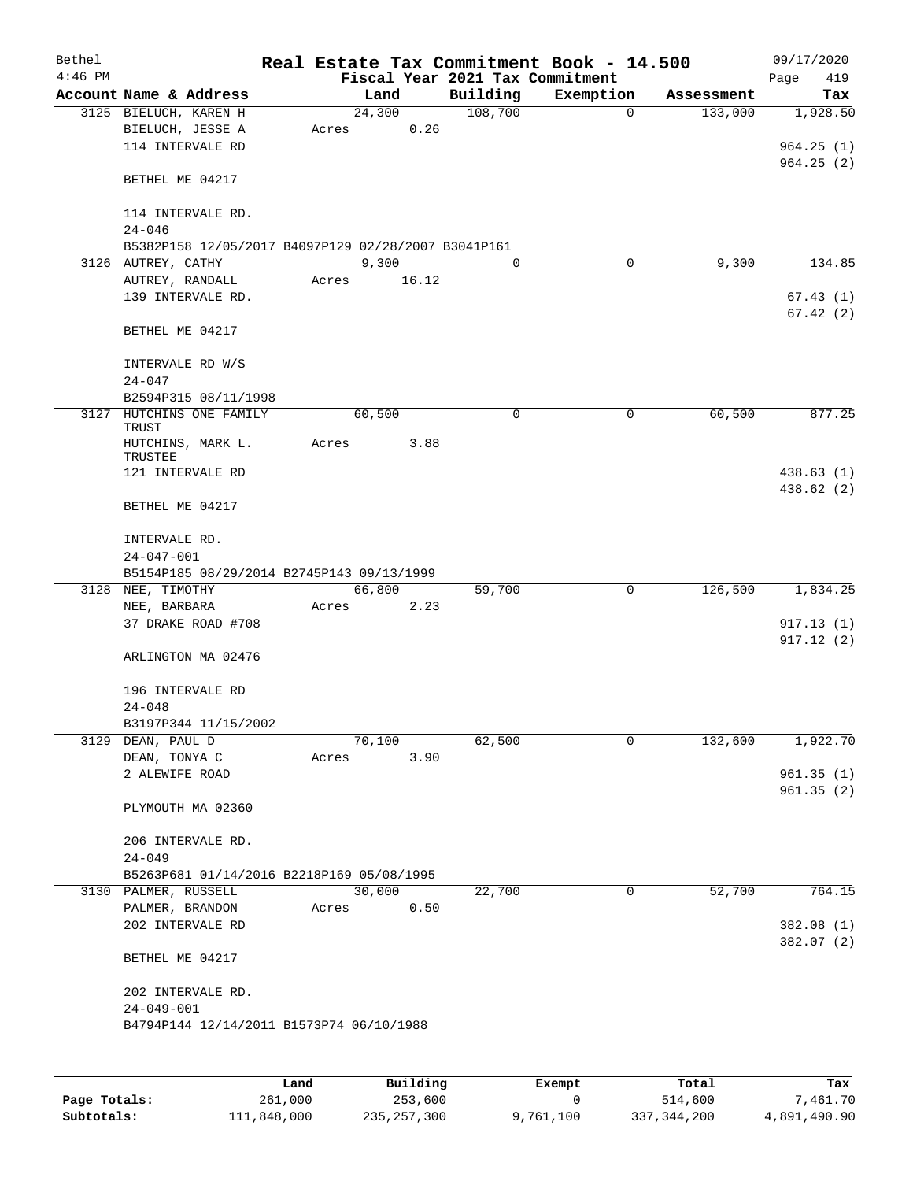Bethel 4:46 PM

# Real Estate Tax Commitment Book - 14.500

Fiscal Year 2021 Tax Commitment

09/17/2020 Page 419

| Account Name & Address | Land | Building | Exemption | Assessment | Tax |
|---|---|---|---|---|---|
| 3125 BIELUCH, KAREN H | 24,300 | 108,700 | 0 | 133,000 | 1,928.50 |
| BIELUCH, JESSE A | Acres 0.26 | | | | |
| 114 INTERVALE RD | | | | | 964.25 (1) |
| | | | | | 964.25 (2) |
| BETHEL ME 04217 | | | | | |
| 114 INTERVALE RD. | | | | | |
| 24-046 | | | | | |
| B5382P158 12/05/2017 B4097P129 02/28/2007 B3041P161 | | | | | |
| 3126 AUTREY, CATHY | 9,300 | 0 | 0 | 9,300 | 134.85 |
| AUTREY, RANDALL | Acres 16.12 | | | | |
| 139 INTERVALE RD. | | | | | 67.43 (1) |
| | | | | | 67.42 (2) |
| BETHEL ME 04217 | | | | | |
| INTERVALE RD W/S | | | | | |
| 24-047 | | | | | |
| B2594P315 08/11/1998 | | | | | |
| 3127 HUTCHINS ONE FAMILY TRUST | 60,500 | 0 | 0 | 60,500 | 877.25 |
| HUTCHINS, MARK L. TRUSTEE | Acres 3.88 | | | | |
| 121 INTERVALE RD | | | | | 438.63 (1) |
| | | | | | 438.62 (2) |
| BETHEL ME 04217 | | | | | |
| INTERVALE RD. | | | | | |
| 24-047-001 | | | | | |
| B5154P185 08/29/2014 B2745P143 09/13/1999 | | | | | |
| 3128 NEE, TIMOTHY | 66,800 | 59,700 | 0 | 126,500 | 1,834.25 |
| NEE, BARBARA | Acres 2.23 | | | | |
| 37 DRAKE ROAD #708 | | | | | 917.13 (1) |
| | | | | | 917.12 (2) |
| ARLINGTON MA 02476 | | | | | |
| 196 INTERVALE RD | | | | | |
| 24-048 | | | | | |
| B3197P344 11/15/2002 | | | | | |
| 3129 DEAN, PAUL D | 70,100 | 62,500 | 0 | 132,600 | 1,922.70 |
| DEAN, TONYA C | Acres 3.90 | | | | |
| 2 ALEWIFE ROAD | | | | | 961.35 (1) |
| | | | | | 961.35 (2) |
| PLYMOUTH MA 02360 | | | | | |
| 206 INTERVALE RD. | | | | | |
| 24-049 | | | | | |
| B5263P681 01/14/2016 B2218P169 05/08/1995 | | | | | |
| 3130 PALMER, RUSSELL | 30,000 | 22,700 | 0 | 52,700 | 764.15 |
| PALMER, BRANDON | Acres 0.50 | | | | |
| 202 INTERVALE RD | | | | | 382.08 (1) |
| | | | | | 382.07 (2) |
| BETHEL ME 04217 | | | | | |
| 202 INTERVALE RD. | | | | | |
| 24-049-001 | | | | | |
| B4794P144 12/14/2011 B1573P74 06/10/1988 | | | | | |

| | Land | Building | Exempt | Total | Tax |
|---|---|---|---|---|---|
| Page Totals: | 261,000 | 253,600 | 0 | 514,600 | 7,461.70 |
| Subtotals: | 111,848,000 | 235,257,300 | 9,761,100 | 337,344,200 | 4,891,490.90 |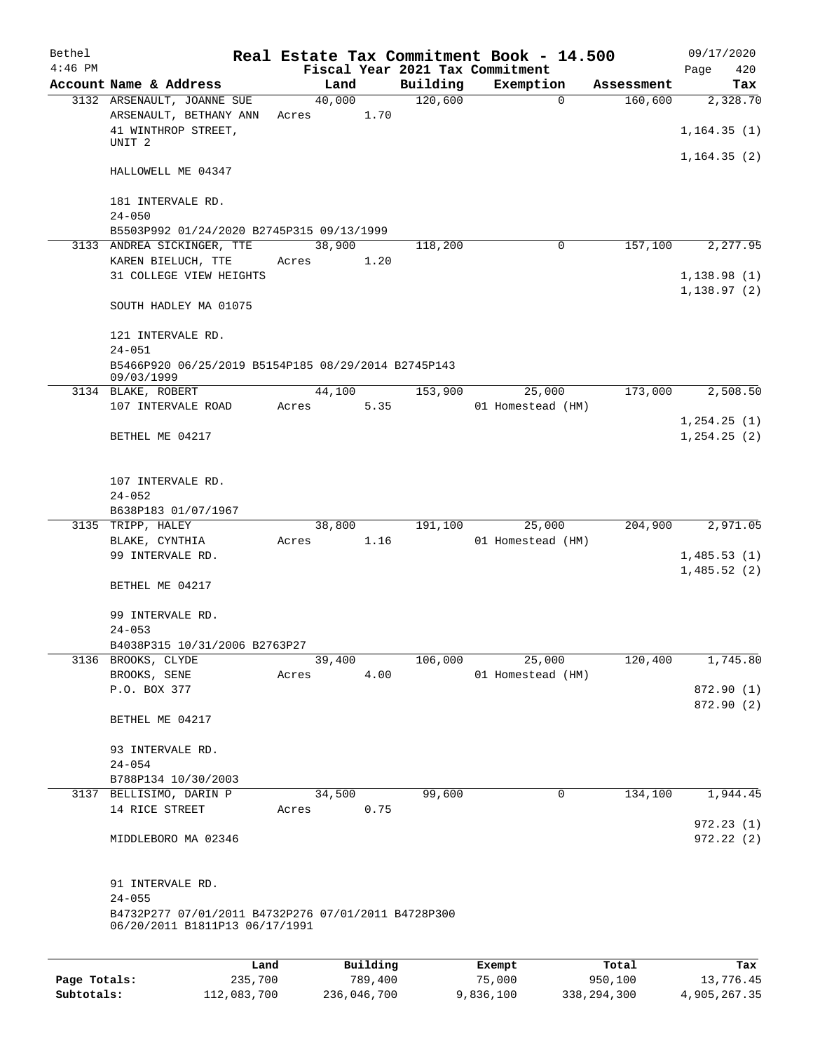Bethel 4:46 PM

# Real Estate Tax Commitment Book - 14.500

Fiscal Year 2021 Tax Commitment

09/17/2020

| Account Name & Address | Land | Building | Exemption | Assessment | Tax |
|---|---|---|---|---|---|
| 3132 ARSENAULT, JOANNE SUE | 40,000 | 120,600 | 0 | 160,600 | 2,328.70 |
| ARSENAULT, BETHANY ANN | Acres 1.70 | | | | |
| 41 WINTHROP STREET, UNIT 2 | | | | | 1,164.35 (1) |
| | | | | | 1,164.35 (2) |
| HALLOWELL ME 04347 | | | | | |
| 181 INTERVALE RD. | | | | | |
| 24-050 | | | | | |
| B5503P992 01/24/2020 B2745P315 09/13/1999 | | | | | |
| 3133 ANDREA SICKINGER, TTE | 38,900 | 118,200 | 0 | 157,100 | 2,277.95 |
| KAREN BIELUCH, TTE | Acres 1.20 | | | | |
| 31 COLLEGE VIEW HEIGHTS | | | | | 1,138.98 (1) |
| | | | | | 1,138.97 (2) |
| SOUTH HADLEY MA 01075 | | | | | |
| 121 INTERVALE RD. | | | | | |
| 24-051 | | | | | |
| B5466P920 06/25/2019 B5154P185 08/29/2014 B2745P143 09/03/1999 | | | | | |
| 3134 BLAKE, ROBERT | 44,100 | 153,900 | 25,000 | 173,000 | 2,508.50 |
| 107 INTERVALE ROAD | Acres 5.35 | | 01 Homestead (HM) | | |
| | | | | | 1,254.25 (1) |
| BETHEL ME 04217 | | | | | 1,254.25 (2) |
| 107 INTERVALE RD. | | | | | |
| 24-052 | | | | | |
| B638P183 01/07/1967 | | | | | |
| 3135 TRIPP, HALEY | 38,800 | 191,100 | 25,000 | 204,900 | 2,971.05 |
| BLAKE, CYNTHIA | Acres 1.16 | | 01 Homestead (HM) | | |
| 99 INTERVALE RD. | | | | | 1,485.53 (1) |
| | | | | | 1,485.52 (2) |
| BETHEL ME 04217 | | | | | |
| 99 INTERVALE RD. | | | | | |
| 24-053 | | | | | |
| B4038P315 10/31/2006 B2763P27 | | | | | |
| 3136 BROOKS, CLYDE | 39,400 | 106,000 | 25,000 | 120,400 | 1,745.80 |
| BROOKS, SENE | Acres 4.00 | | 01 Homestead (HM) | | |
| P.O. BOX 377 | | | | | 872.90 (1) |
| | | | | | 872.90 (2) |
| BETHEL ME 04217 | | | | | |
| 93 INTERVALE RD. | | | | | |
| 24-054 | | | | | |
| B788P134 10/30/2003 | | | | | |
| 3137 BELLISIMO, DARIN P | 34,500 | 99,600 | 0 | 134,100 | 1,944.45 |
| 14 RICE STREET | Acres 0.75 | | | | |
| | | | | | 972.23 (1) |
| MIDDLEBORO MA 02346 | | | | | 972.22 (2) |
| 91 INTERVALE RD. | | | | | |
| 24-055 | | | | | |
| B4732P277 07/01/2011 B4732P276 07/01/2011 B4728P300 06/20/2011 B1811P13 06/17/1991 | | | | | |

| | Land | Building | Exempt | Total | Tax |
|---|---|---|---|---|---|
| Page Totals: | 235,700 | 789,400 | 75,000 | 950,100 | 13,776.45 |
| Subtotals: | 112,083,700 | 236,046,700 | 9,836,100 | 338,294,300 | 4,905,267.35 |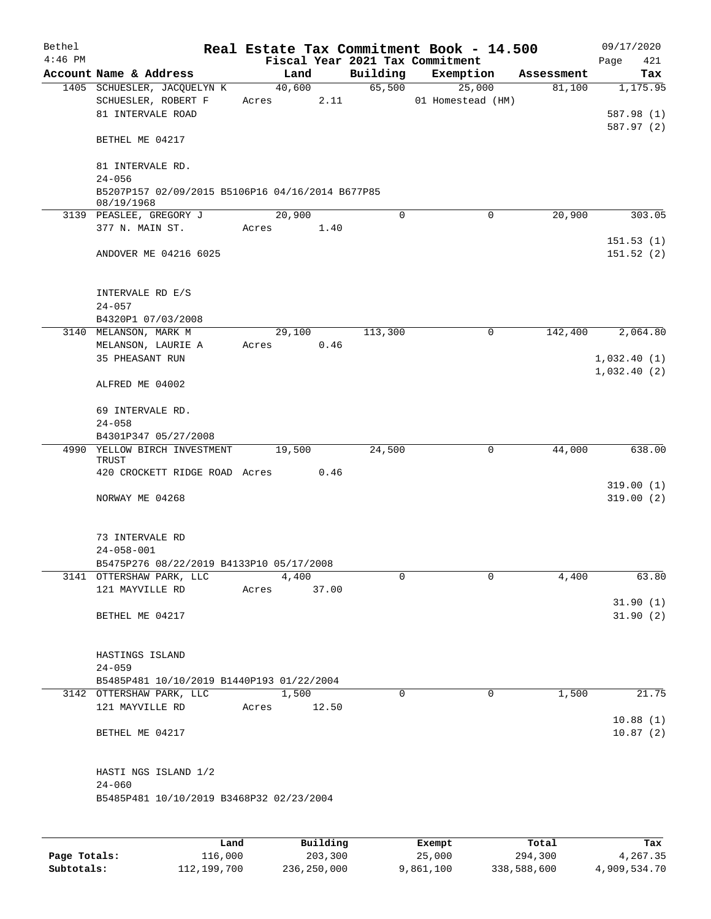Bethel 4:46 PM

# Real Estate Tax Commitment Book - 14.500

Fiscal Year 2021 Tax Commitment

09/17/2020 Page 421

| Account Name & Address | Land | Building | Exemption | Assessment | Tax |
|---|---|---|---|---|---|
| 1405 SCHUESLER, JACQUELYN K<br>SCHUESLER, ROBERT F<br>81 INTERVALE ROAD<br><br>BETHEL ME 04217<br><br>81 INTERVALE RD.<br>24-056<br>B5207P157 02/09/2015 B5106P16 04/16/2014 B677P85 08/19/1968 | 40,600<br>Acres 2.11 | 65,500 | 25,000<br>01 Homestead (HM) | 81,100 | 1,175.95<br><br>587.98 (1)<br>587.97 (2) |
| 3139 PEASLEE, GREGORY J<br>377 N. MAIN ST.<br><br>ANDOVER ME 04216 6025<br><br>INTERVALE RD E/S<br>24-057<br>B4320P1 07/03/2008 | 20,900<br>Acres 1.40 | 0 | 0 | 20,900 | 303.05<br><br>151.53 (1)<br>151.52 (2) |
| 3140 MELANSON, MARK M<br>MELANSON, LAURIE A<br>35 PHEASANT RUN<br><br>ALFRED ME 04002<br><br>69 INTERVALE RD.<br>24-058<br>B4301P347 05/27/2008 | 29,100<br>Acres 0.46 | 113,300 | 0 | 142,400 | 2,064.80<br><br>1,032.40 (1)<br>1,032.40 (2) |
| 4990 YELLOW BIRCH INVESTMENT TRUST<br>420 CROCKETT RIDGE ROAD<br><br>NORWAY ME 04268<br><br>73 INTERVALE RD<br>24-058-001<br>B5475P276 08/22/2019 B4133P10 05/17/2008 | 19,500<br>Acres 0.46 | 24,500 | 0 | 44,000 | 638.00<br><br>319.00 (1)<br>319.00 (2) |
| 3141 OTTERSHAW PARK, LLC<br>121 MAYVILLE RD<br><br>BETHEL ME 04217<br><br>HASTINGS ISLAND<br>24-059<br>B5485P481 10/10/2019 B1440P193 01/22/2004 | 4,400<br>Acres 37.00 | 0 | 0 | 4,400 | 63.80<br><br>31.90 (1)<br>31.90 (2) |
| 3142 OTTERSHAW PARK, LLC<br>121 MAYVILLE RD<br><br>BETHEL ME 04217<br><br>HASTI NGS ISLAND 1/2<br>24-060<br>B5485P481 10/10/2019 B3468P32 02/23/2004 | 1,500<br>Acres 12.50 | 0 | 0 | 1,500 | 21.75<br><br>10.88 (1)<br>10.87 (2) |

| | Land | Building | Exempt | Total | Tax |
|---|---|---|---|---|---|
| Page Totals: | 116,000 | 203,300 | 25,000 | 294,300 | 4,267.35 |
| Subtotals: | 112,199,700 | 236,250,000 | 9,861,100 | 338,588,600 | 4,909,534.70 |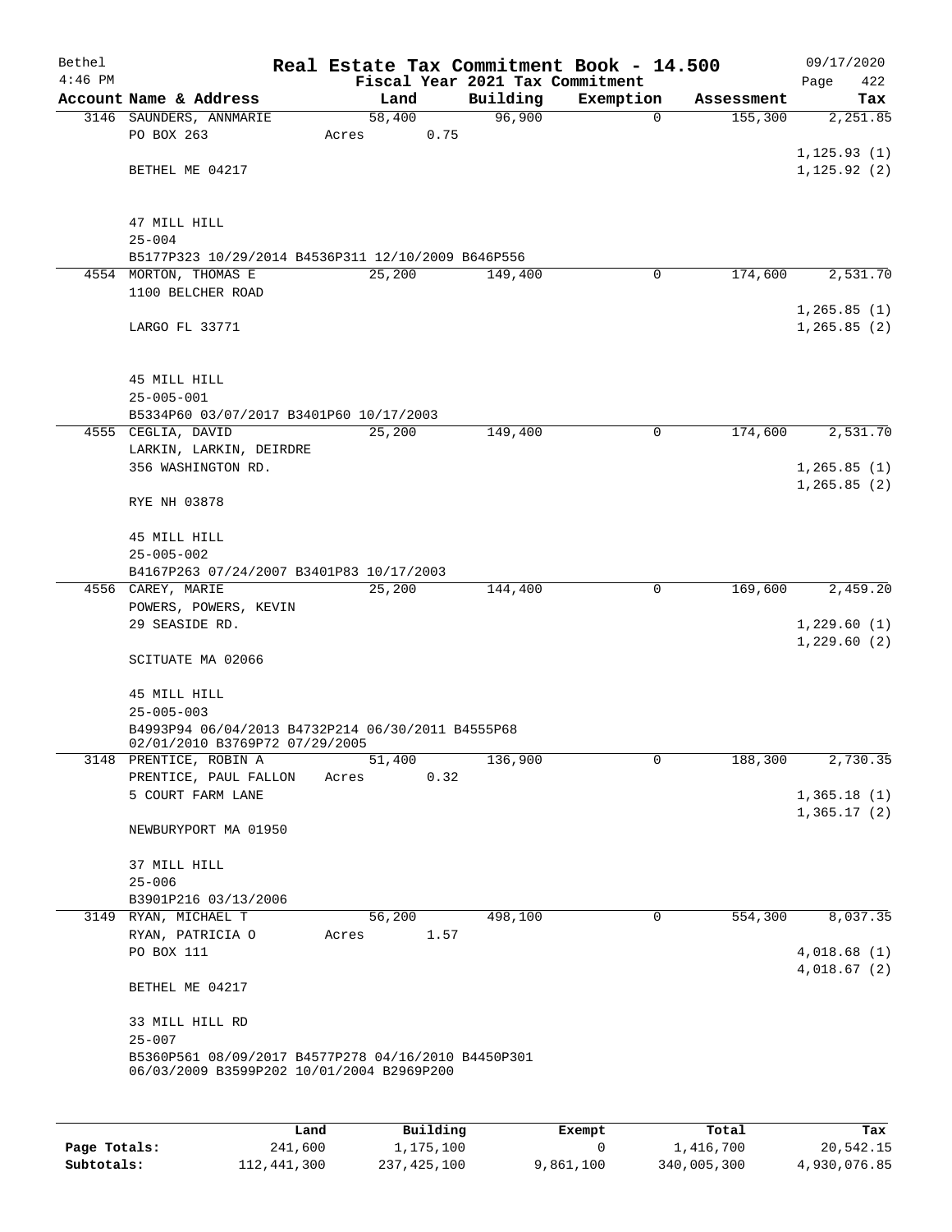Bethel 4:46 PM

# Real Estate Tax Commitment Book - 14.500

Fiscal Year 2021 Tax Commitment

09/17/2020 Page 422

| Account Name & Address | Land | Building | Exemption | Assessment | Tax |
|---|---|---|---|---|---|
| 3146 SAUNDERS, ANNMARIE<br>PO BOX 263<br><br>BETHEL ME 04217<br><br>47 MILL HILL<br>25-004<br>B5177P323 10/29/2014 B4536P311 12/10/2009 B646P556 | 58,400<br>Acres 0.75 | 96,900 | 0 | 155,300 | 2,251.85<br><br>1,125.93 (1)<br>1,125.92 (2) |
| 4554 MORTON, THOMAS E<br>1100 BELCHER ROAD<br><br>LARGO FL 33771<br><br>45 MILL HILL<br>25-005-001<br>B5334P60 03/07/2017 B3401P60 10/17/2003 | 25,200 | 149,400 | 0 | 174,600 | 2,531.70<br><br>1,265.85 (1)<br>1,265.85 (2) |
| 4555 CEGLIA, DAVID<br>LARKIN, LARKIN, DEIRDRE<br>356 WASHINGTON RD.<br><br>RYE NH 03878<br><br>45 MILL HILL<br>25-005-002<br>B4167P263 07/24/2007 B3401P83 10/17/2003 | 25,200 | 149,400 | 0 | 174,600 | 2,531.70<br><br>1,265.85 (1)<br>1,265.85 (2) |
| 4556 CAREY, MARIE<br>POWERS, POWERS, KEVIN<br>29 SEASIDE RD.<br><br>SCITUATE MA 02066<br><br>45 MILL HILL<br>25-005-003<br>B4993P94 06/04/2013 B4732P214 06/30/2011 B4555P68 02/01/2010 B3769P72 07/29/2005 | 25,200 | 144,400 | 0 | 169,600 | 2,459.20<br><br>1,229.60 (1)<br>1,229.60 (2) |
| 3148 PRENTICE, ROBIN A<br>PRENTICE, PAUL FALLON<br>5 COURT FARM LANE<br><br>NEWBURYPORT MA 01950<br><br>37 MILL HILL<br>25-006<br>B3901P216 03/13/2006 | 51,400<br>Acres 0.32 | 136,900 | 0 | 188,300 | 2,730.35<br><br>1,365.18 (1)<br>1,365.17 (2) |
| 3149 RYAN, MICHAEL T<br>RYAN, PATRICIA O<br>PO BOX 111<br><br>BETHEL ME 04217<br><br>33 MILL HILL RD<br>25-007<br>B5360P561 08/09/2017 B4577P278 04/16/2010 B4450P301 06/03/2009 B3599P202 10/01/2004 B2969P200 | 56,200<br>Acres 1.57 | 498,100 | 0 | 554,300 | 8,037.35<br><br>4,018.68 (1)<br>4,018.67 (2) |

| | Land | Building | Exempt | Total | Tax |
|---|---|---|---|---|---|
| Page Totals: | 241,600 | 1,175,100 | 0 | 1,416,700 | 20,542.15 |
| Subtotals: | 112,441,300 | 237,425,100 | 9,861,100 | 340,005,300 | 4,930,076.85 |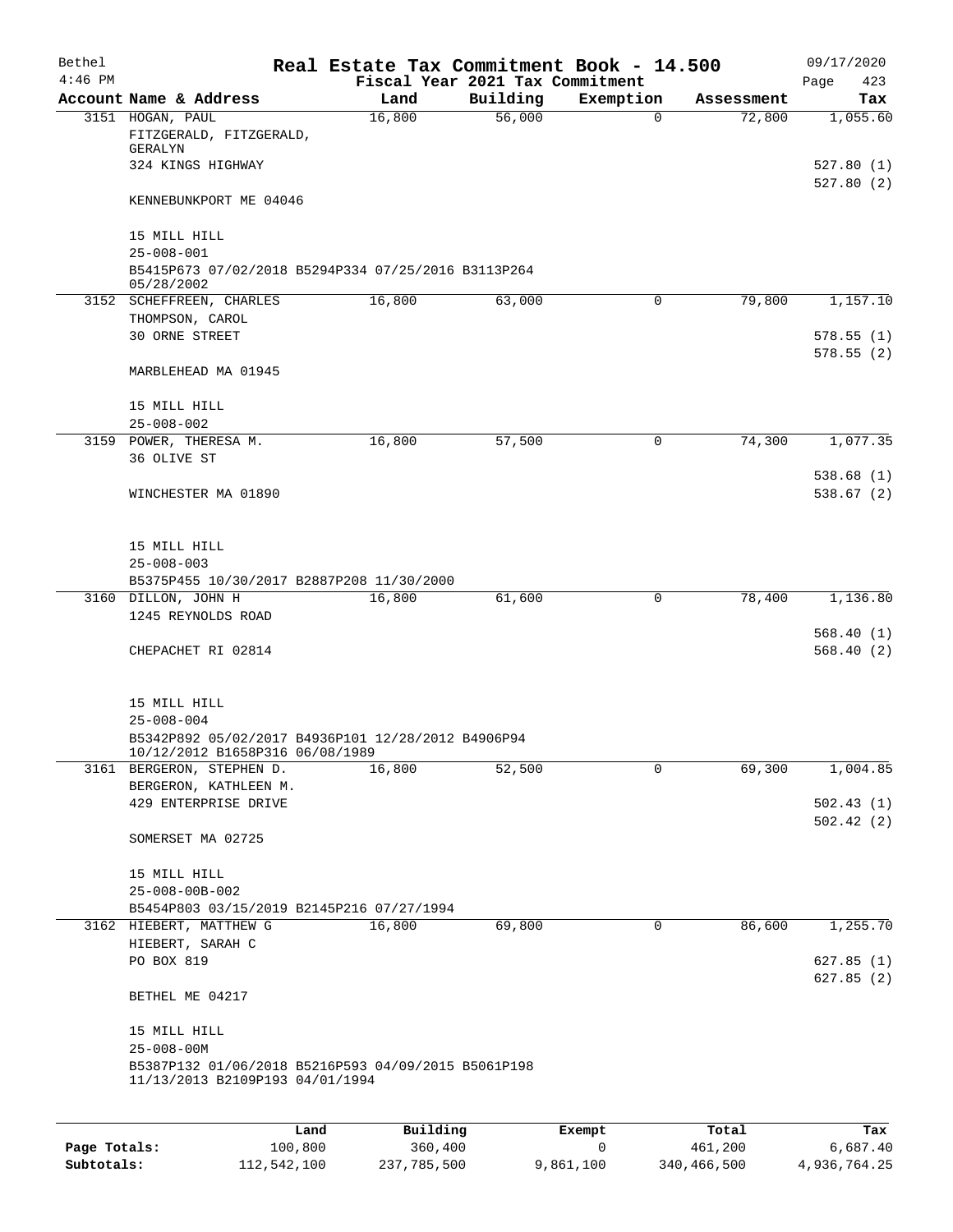Bethel 4:46 PM

# Real Estate Tax Commitment Book - 14.500

Fiscal Year 2021 Tax Commitment

09/17/2020

| Account Name & Address | Land | Building | Exemption | Assessment | Tax |
|---|---|---|---|---|---|
| 3151 HOGAN, PAUL | 16,800 | 56,000 | 0 | 72,800 | 1,055.60 |
| FITZGERALD, FITZGERALD, GERALYN | | | | | |
| 324 KINGS HIGHWAY | | | | | 527.80 (1) |
| | | | | | 527.80 (2) |
| KENNEBUNKPORT ME 04046 | | | | | |
| 15 MILL HILL | | | | | |
| 25-008-001 | | | | | |
| B5415P673 07/02/2018 B5294P334 07/25/2016 B3113P264 05/28/2002 | | | | | |
| 3152 SCHEFFREEN, CHARLES | 16,800 | 63,000 | 0 | 79,800 | 1,157.10 |
| THOMPSON, CAROL | | | | | |
| 30 ORNE STREET | | | | | 578.55 (1) |
| | | | | | 578.55 (2) |
| MARBLEHEAD MA 01945 | | | | | |
| 15 MILL HILL | | | | | |
| 25-008-002 | | | | | |
| 3159 POWER, THERESA M. | 16,800 | 57,500 | 0 | 74,300 | 1,077.35 |
| 36 OLIVE ST | | | | | |
| | | | | | 538.68 (1) |
| WINCHESTER MA 01890 | | | | | 538.67 (2) |
| 15 MILL HILL | | | | | |
| 25-008-003 | | | | | |
| B5375P455 10/30/2017 B2887P208 11/30/2000 | | | | | |
| 3160 DILLON, JOHN H | 16,800 | 61,600 | 0 | 78,400 | 1,136.80 |
| 1245 REYNOLDS ROAD | | | | | |
| | | | | | 568.40 (1) |
| CHEPACHET RI 02814 | | | | | 568.40 (2) |
| 15 MILL HILL | | | | | |
| 25-008-004 | | | | | |
| B5342P892 05/02/2017 B4936P101 12/28/2012 B4906P94 10/12/2012 B1658P316 06/08/1989 | | | | | |
| 3161 BERGERON, STEPHEN D. | 16,800 | 52,500 | 0 | 69,300 | 1,004.85 |
| BERGERON, KATHLEEN M. | | | | | |
| 429 ENTERPRISE DRIVE | | | | | 502.43 (1) |
| | | | | | 502.42 (2) |
| SOMERSET MA 02725 | | | | | |
| 15 MILL HILL | | | | | |
| 25-008-00B-002 | | | | | |
| B5454P803 03/15/2019 B2145P216 07/27/1994 | | | | | |
| 3162 HIEBERT, MATTHEW G | 16,800 | 69,800 | 0 | 86,600 | 1,255.70 |
| HIEBERT, SARAH C | | | | | |
| PO BOX 819 | | | | | 627.85 (1) |
| | | | | | 627.85 (2) |
| BETHEL ME 04217 | | | | | |
| 15 MILL HILL | | | | | |
| 25-008-00M | | | | | |
| B5387P132 01/06/2018 B5216P593 04/09/2015 B5061P198 11/13/2013 B2109P193 04/01/1994 | | | | | |

| | Land | Building | Exempt | Total | Tax |
|---|---|---|---|---|---|
| Page Totals: | 100,800 | 360,400 | 0 | 461,200 | 6,687.40 |
| Subtotals: | 112,542,100 | 237,785,500 | 9,861,100 | 340,466,500 | 4,936,764.25 |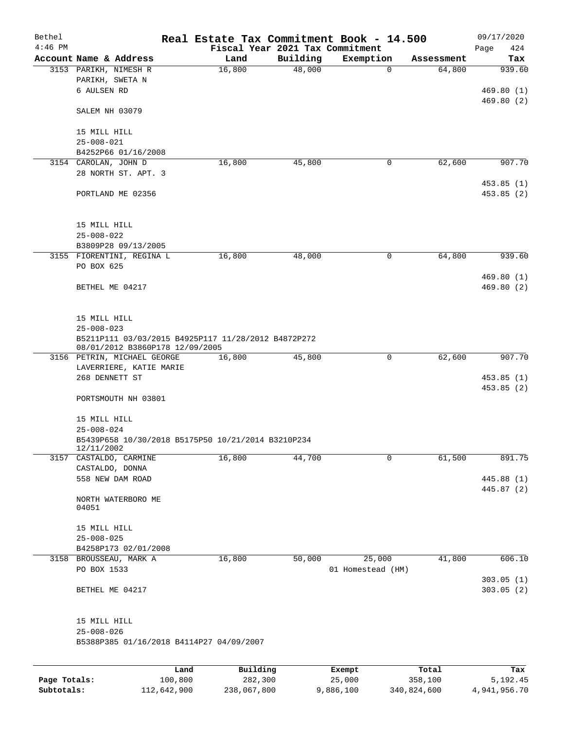# Real Estate Tax Commitment Book - 14.500

Bethel
4:46 PM

Fiscal Year 2021 Tax Commitment

09/17/2020

| Account Name & Address | Land | Building | Exemption | Assessment | Tax |
|---|---|---|---|---|---|
| 3153 PARIKH, NIMESH R<br>PARIKH, SWETA N<br>6 AULSEN RD<br><br>SALEM NH 03079<br><br>15 MILL HILL<br>25-008-021<br>B4252P66 01/16/2008 | 16,800 | 48,000 | 0 | 64,800 | 939.60<br><br>469.80 (1)<br>469.80 (2) |
| 3154 CAROLAN, JOHN D<br>28 NORTH ST. APT. 3<br><br>PORTLAND ME 02356<br><br>15 MILL HILL<br>25-008-022<br>B3809P28 09/13/2005 | 16,800 | 45,800 | 0 | 62,600 | 907.70<br><br>453.85 (1)<br>453.85 (2) |
| 3155 FIORENTINI, REGINA L<br>PO BOX 625<br><br>BETHEL ME 04217<br><br>15 MILL HILL<br>25-008-023<br>B5211P111 03/03/2015 B4925P117 11/28/2012 B4872P272 08/01/2012 B3860P178 12/09/2005 | 16,800 | 48,000 | 0 | 64,800 | 939.60<br><br>469.80 (1)<br>469.80 (2) |
| 3156 PETRIN, MICHAEL GEORGE<br>LAVERRIERE, KATIE MARIE<br>268 DENNETT ST<br><br>PORTSMOUTH NH 03801<br><br>15 MILL HILL<br>25-008-024<br>B5439P658 10/30/2018 B5175P50 10/21/2014 B3210P234 12/11/2002 | 16,800 | 45,800 | 0 | 62,600 | 907.70<br><br>453.85 (1)<br>453.85 (2) |
| 3157 CASTALDO, CARMINE<br>CASTALDO, DONNA<br>558 NEW DAM ROAD<br><br>NORTH WATERBORO ME 04051<br><br>15 MILL HILL<br>25-008-025<br>B4258P173 02/01/2008 | 16,800 | 44,700 | 0 | 61,500 | 891.75<br><br>445.88 (1)<br>445.87 (2) |
| 3158 BROUSSEAU, MARK A<br>PO BOX 1533<br><br>BETHEL ME 04217<br><br>15 MILL HILL<br>25-008-026<br>B5388P385 01/16/2018 B4114P27 04/09/2007 | 16,800 | 50,000 | 25,000<br>01 Homestead (HM) | 41,800 | 606.10<br><br>303.05 (1)<br>303.05 (2) |

| | Land | Building | Exempt | Total | Tax |
|---|---|---|---|---|---|
| Page Totals: | 100,800 | 282,300 | 25,000 | 358,100 | 5,192.45 |
| Subtotals: | 112,642,900 | 238,067,800 | 9,886,100 | 340,824,600 | 4,941,956.70 |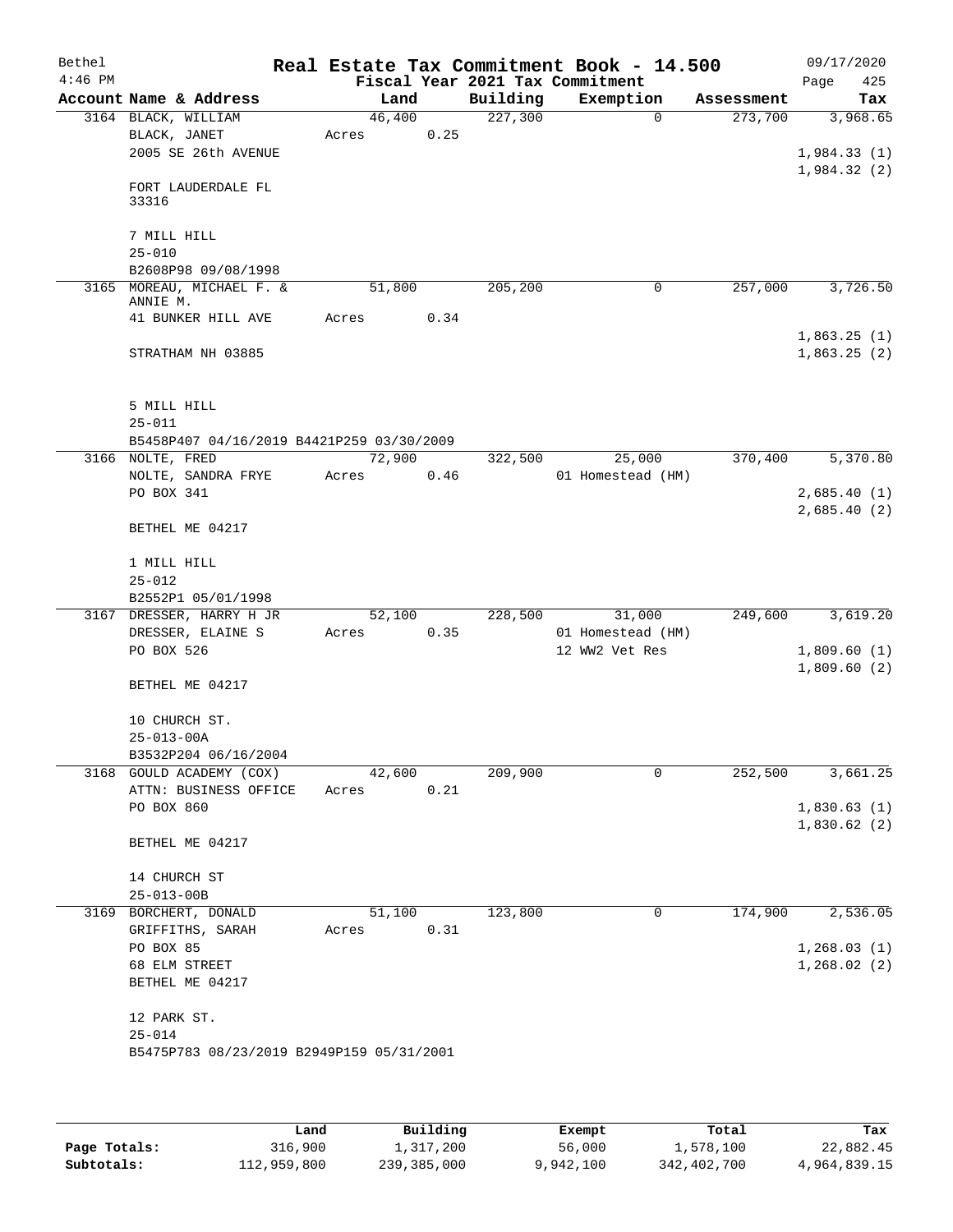Bethel 4:46 PM

# Real Estate Tax Commitment Book - 14.500

Fiscal Year 2021 Tax Commitment

09/17/2020 Page 425

| Account Name & Address | Land | Building | Exemption | Assessment | Tax |
|---|---|---|---|---|---|
| 3164 BLACK, WILLIAM | 46,400 | 227,300 | 0 | 273,700 | 3,968.65 |
| BLACK, JANET | Acres 0.25 | | | | |
| 2005 SE 26th AVENUE | | | | | 1,984.33 (1) |
| | | | | | 1,984.32 (2) |
| FORT LAUDERDALE FL 33316 | | | | | |
| 7 MILL HILL | | | | | |
| 25-010 | | | | | |
| B2608P98 09/08/1998 | | | | | |
| 3165 MOREAU, MICHAEL F. & ANNIE M. | 51,800 | 205,200 | 0 | 257,000 | 3,726.50 |
| 41 BUNKER HILL AVE | Acres 0.34 | | | | |
| | | | | | 1,863.25 (1) |
| STRATHAM NH 03885 | | | | | 1,863.25 (2) |
| 5 MILL HILL | | | | | |
| 25-011 | | | | | |
| B5458P407 04/16/2019 B4421P259 03/30/2009 | | | | | |
| 3166 NOLTE, FRED | 72,900 | 322,500 | 25,000 | 370,400 | 5,370.80 |
| NOLTE, SANDRA FRYE | Acres 0.46 | | 01 Homestead (HM) | | |
| PO BOX 341 | | | | | 2,685.40 (1) |
| | | | | | 2,685.40 (2) |
| BETHEL ME 04217 | | | | | |
| 1 MILL HILL | | | | | |
| 25-012 | | | | | |
| B2552P1 05/01/1998 | | | | | |
| 3167 DRESSER, HARRY H JR | 52,100 | 228,500 | 31,000 | 249,600 | 3,619.20 |
| DRESSER, ELAINE S | Acres 0.35 | | 01 Homestead (HM) | | |
| PO BOX 526 | | | 12 WW2 Vet Res | | 1,809.60 (1) |
| | | | | | 1,809.60 (2) |
| BETHEL ME 04217 | | | | | |
| 10 CHURCH ST. | | | | | |
| 25-013-00A | | | | | |
| B3532P204 06/16/2004 | | | | | |
| 3168 GOULD ACADEMY (COX) | 42,600 | 209,900 | 0 | 252,500 | 3,661.25 |
| ATTN: BUSINESS OFFICE | Acres 0.21 | | | | |
| PO BOX 860 | | | | | 1,830.63 (1) |
| | | | | | 1,830.62 (2) |
| BETHEL ME 04217 | | | | | |
| 14 CHURCH ST | | | | | |
| 25-013-00B | | | | | |
| 3169 BORCHERT, DONALD | 51,100 | 123,800 | 0 | 174,900 | 2,536.05 |
| GRIFFITHS, SARAH | Acres 0.31 | | | | |
| PO BOX 85 | | | | | 1,268.03 (1) |
| 68 ELM STREET | | | | | 1,268.02 (2) |
| BETHEL ME 04217 | | | | | |
| 12 PARK ST. | | | | | |
| 25-014 | | | | | |
| B5475P783 08/23/2019 B2949P159 05/31/2001 | | | | | |

| | Land | Building | Exempt | Total | Tax |
|---|---|---|---|---|---|
| Page Totals: | 316,900 | 1,317,200 | 56,000 | 1,578,100 | 22,882.45 |
| Subtotals: | 112,959,800 | 239,385,000 | 9,942,100 | 342,402,700 | 4,964,839.15 |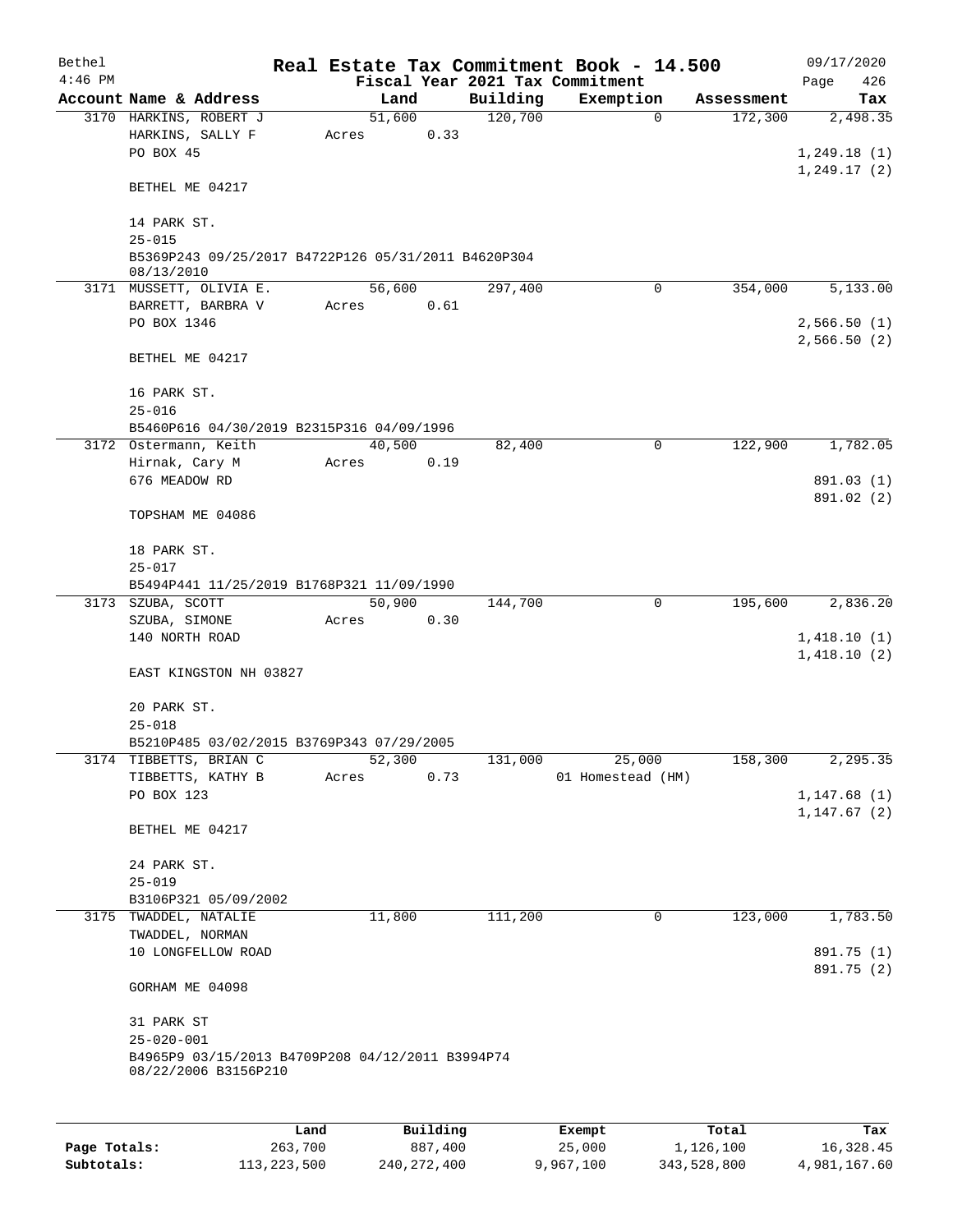Bethel 4:46 PM

# Real Estate Tax Commitment Book - 14.500

09/17/2020

Fiscal Year 2021 Tax Commitment

Page 426

| Account Name & Address | Land | Building | Exemption | Assessment | Tax |
|---|---|---|---|---|---|
| 3170 HARKINS, ROBERT J<br>HARKINS, SALLY F<br>PO BOX 45<br><br>BETHEL ME 04217<br><br>14 PARK ST.<br>25-015<br>B5369P243 09/25/2017 B4722P126 05/31/2011 B4620P304 08/13/2010 | 51,600<br>Acres 0.33 | 120,700 | 0 | 172,300 | 2,498.35<br><br>1,249.18 (1)<br>1,249.17 (2) |
| 3171 MUSSETT, OLIVIA E.<br>BARRETT, BARBRA V<br>PO BOX 1346<br><br>BETHEL ME 04217<br><br>16 PARK ST.<br>25-016<br>B5460P616 04/30/2019 B2315P316 04/09/1996 | 56,600<br>Acres 0.61 | 297,400 | 0 | 354,000 | 5,133.00<br><br>2,566.50 (1)<br>2,566.50 (2) |
| 3172 Ostermann, Keith<br>Hirnak, Cary M<br>676 MEADOW RD<br><br>TOPSHAM ME 04086<br><br>18 PARK ST.<br>25-017<br>B5494P441 11/25/2019 B1768P321 11/09/1990 | 40,500<br>Acres 0.19 | 82,400 | 0 | 122,900 | 1,782.05<br><br>891.03 (1)<br>891.02 (2) |
| 3173 SZUBA, SCOTT<br>SZUBA, SIMONE<br>140 NORTH ROAD<br><br>EAST KINGSTON NH 03827<br><br>20 PARK ST.<br>25-018<br>B5210P485 03/02/2015 B3769P343 07/29/2005 | 50,900<br>Acres 0.30 | 144,700 | 0 | 195,600 | 2,836.20<br><br>1,418.10 (1)<br>1,418.10 (2) |
| 3174 TIBBETTS, BRIAN C<br>TIBBETTS, KATHY B<br>PO BOX 123<br><br>BETHEL ME 04217<br><br>24 PARK ST.<br>25-019<br>B3106P321 05/09/2002 | 52,300<br>Acres 0.73 | 131,000 | 25,000<br>01 Homestead (HM) | 158,300 | 2,295.35<br><br>1,147.68 (1)<br>1,147.67 (2) |
| 3175 TWADDEL, NATALIE<br>TWADDEL, NORMAN<br>10 LONGFELLOW ROAD<br><br>GORHAM ME 04098<br><br>31 PARK ST<br>25-020-001<br>B4965P9 03/15/2013 B4709P208 04/12/2011 B3994P74 08/22/2006 B3156P210 | 11,800 | 111,200 | 0 | 123,000 | 1,783.50<br><br>891.75 (1)<br>891.75 (2) |

| | Land | Building | Exempt | Total | Tax |
|---|---|---|---|---|---|
| **Page Totals:** | 263,700 | 887,400 | 25,000 | 1,126,100 | 16,328.45 |
| **Subtotals:** | 113,223,500 | 240,272,400 | 9,967,100 | 343,528,800 | 4,981,167.60 |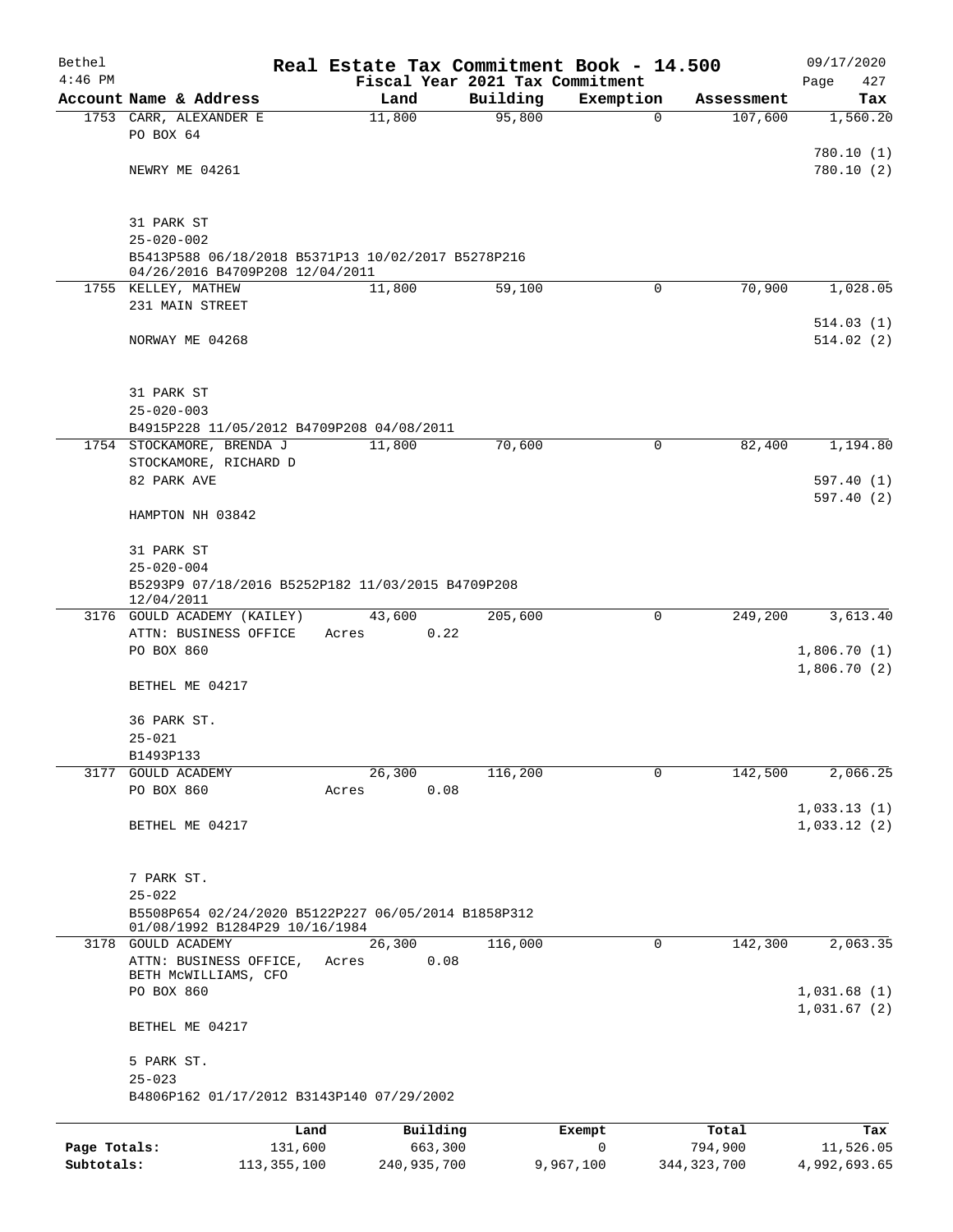# Real Estate Tax Commitment Book - 14.500

Bethel
4:46 PM

Fiscal Year 2021 Tax Commitment

09/17/2020

| Account Name & Address | Land | Building | Exemption | Assessment | Tax |
|---|---|---|---|---|---|
| 1753 CARR, ALEXANDER E<br>PO BOX 64<br><br>NEWRY ME 04261<br><br>31 PARK ST<br>25-020-002<br>B5413P588 06/18/2018 B5371P13 10/02/2017 B5278P216 04/26/2016 B4709P208 12/04/2011 | 11,800 | 95,800 | 0 | 107,600 | 1,560.20<br><br>780.10 (1)<br>780.10 (2) |
| 1755 KELLEY, MATHEW<br>231 MAIN STREET<br><br>NORWAY ME 04268<br><br>31 PARK ST<br>25-020-003<br>B4915P228 11/05/2012 B4709P208 04/08/2011 | 11,800 | 59,100 | 0 | 70,900 | 1,028.05<br><br>514.03 (1)<br>514.02 (2) |
| 1754 STOCKAMORE, BRENDA J<br>STOCKAMORE, RICHARD D<br>82 PARK AVE<br><br>HAMPTON NH 03842<br><br>31 PARK ST<br>25-020-004<br>B5293P9 07/18/2016 B5252P182 11/03/2015 B4709P208 12/04/2011 | 11,800 | 70,600 | 0 | 82,400 | 1,194.80<br><br>597.40 (1)<br>597.40 (2) |
| 3176 GOULD ACADEMY (KAILEY)<br>ATTN: BUSINESS OFFICE<br>PO BOX 860<br><br>BETHEL ME 04217<br><br>36 PARK ST.<br>25-021<br>B1493P133 | 43,600<br>Acres 0.22 | 205,600 | 0 | 249,200 | 3,613.40<br><br>1,806.70 (1)<br>1,806.70 (2) |
| 3177 GOULD ACADEMY<br>PO BOX 860<br><br>BETHEL ME 04217<br><br>7 PARK ST.<br>25-022<br>B5508P654 02/24/2020 B5122P227 06/05/2014 B1858P312 01/08/1992 B1284P29 10/16/1984 | 26,300<br>Acres 0.08 | 116,200 | 0 | 142,500 | 2,066.25<br><br>1,033.13 (1)<br>1,033.12 (2) |
| 3178 GOULD ACADEMY<br>ATTN: BUSINESS OFFICE, BETH McWILLIAMS, CFO<br>PO BOX 860<br><br>BETHEL ME 04217<br><br>5 PARK ST.<br>25-023<br>B4806P162 01/17/2012 B3143P140 07/29/2002 | 26,300<br>Acres 0.08 | 116,000 | 0 | 142,300 | 2,063.35<br><br>1,031.68 (1)<br>1,031.67 (2) |

| | Land | Building | Exempt | Total | Tax |
|---|---|---|---|---|---|
| Page Totals: | 131,600 | 663,300 | 0 | 794,900 | 11,526.05 |
| Subtotals: | 113,355,100 | 240,935,700 | 9,967,100 | 344,323,700 | 4,992,693.65 |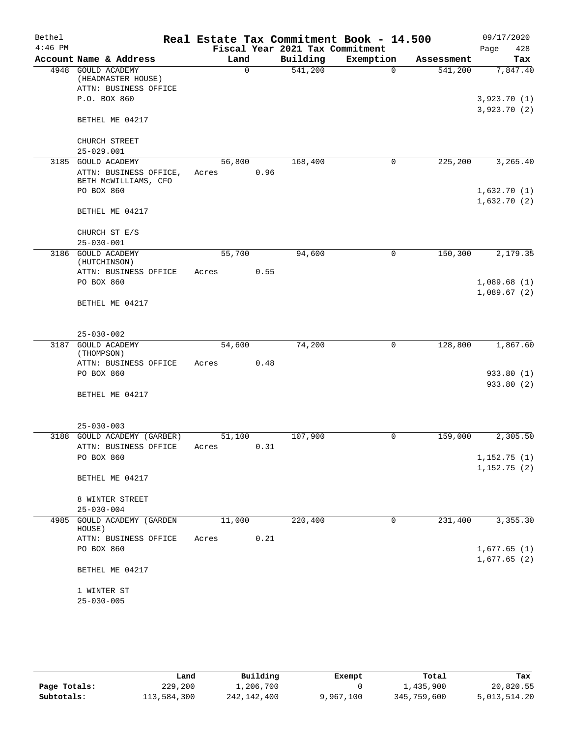# Real Estate Tax Commitment Book - 14.500

Bethel 4:46 PM — Fiscal Year 2021 Tax Commitment — 09/17/2020

| Account | Name & Address | Land | Building | Exemption | Assessment | Tax |
|---|---|---|---|---|---|---|
| 4948 | GOULD ACADEMY (HEADMASTER HOUSE)<br>ATTN: BUSINESS OFFICE<br>P.O. BOX 860<br>BETHEL ME 04217<br>CHURCH STREET<br>25-029.001 | 0 | 541,200 | 0 | 541,200 | 7,847.40<br>3,923.70 (1)<br>3,923.70 (2) |
| 3185 | GOULD ACADEMY<br>ATTN: BUSINESS OFFICE, BETH McWILLIAMS, CFO<br>PO BOX 860<br>BETHEL ME 04217<br>CHURCH ST E/S<br>25-030-001 | 56,800<br>Acres 0.96 | 168,400 | 0 | 225,200 | 3,265.40<br>1,632.70 (1)<br>1,632.70 (2) |
| 3186 | GOULD ACADEMY (HUTCHINSON)<br>ATTN: BUSINESS OFFICE<br>PO BOX 860<br>BETHEL ME 04217<br>25-030-002 | 55,700<br>Acres 0.55 | 94,600 | 0 | 150,300 | 2,179.35<br>1,089.68 (1)<br>1,089.67 (2) |
| 3187 | GOULD ACADEMY (THOMPSON)<br>ATTN: BUSINESS OFFICE<br>PO BOX 860<br>BETHEL ME 04217<br>25-030-003 | 54,600<br>Acres 0.48 | 74,200 | 0 | 128,800 | 1,867.60<br>933.80 (1)<br>933.80 (2) |
| 3188 | GOULD ACADEMY (GARBER)<br>ATTN: BUSINESS OFFICE<br>PO BOX 860<br>BETHEL ME 04217<br>8 WINTER STREET<br>25-030-004 | 51,100<br>Acres 0.31 | 107,900 | 0 | 159,000 | 2,305.50<br>1,152.75 (1)<br>1,152.75 (2) |
| 4985 | GOULD ACADEMY (GARDEN HOUSE)<br>ATTN: BUSINESS OFFICE<br>PO BOX 860<br>BETHEL ME 04217<br>1 WINTER ST<br>25-030-005 | 11,000<br>Acres 0.21 | 220,400 | 0 | 231,400 | 3,355.30<br>1,677.65 (1)<br>1,677.65 (2) |

| | Land | Building | Exempt | Total | Tax |
|---|---|---|---|---|---|
| Page Totals: | 229,200 | 1,206,700 | 0 | 1,435,900 | 20,820.55 |
| Subtotals: | 113,584,300 | 242,142,400 | 9,967,100 | 345,759,600 | 5,013,514.20 |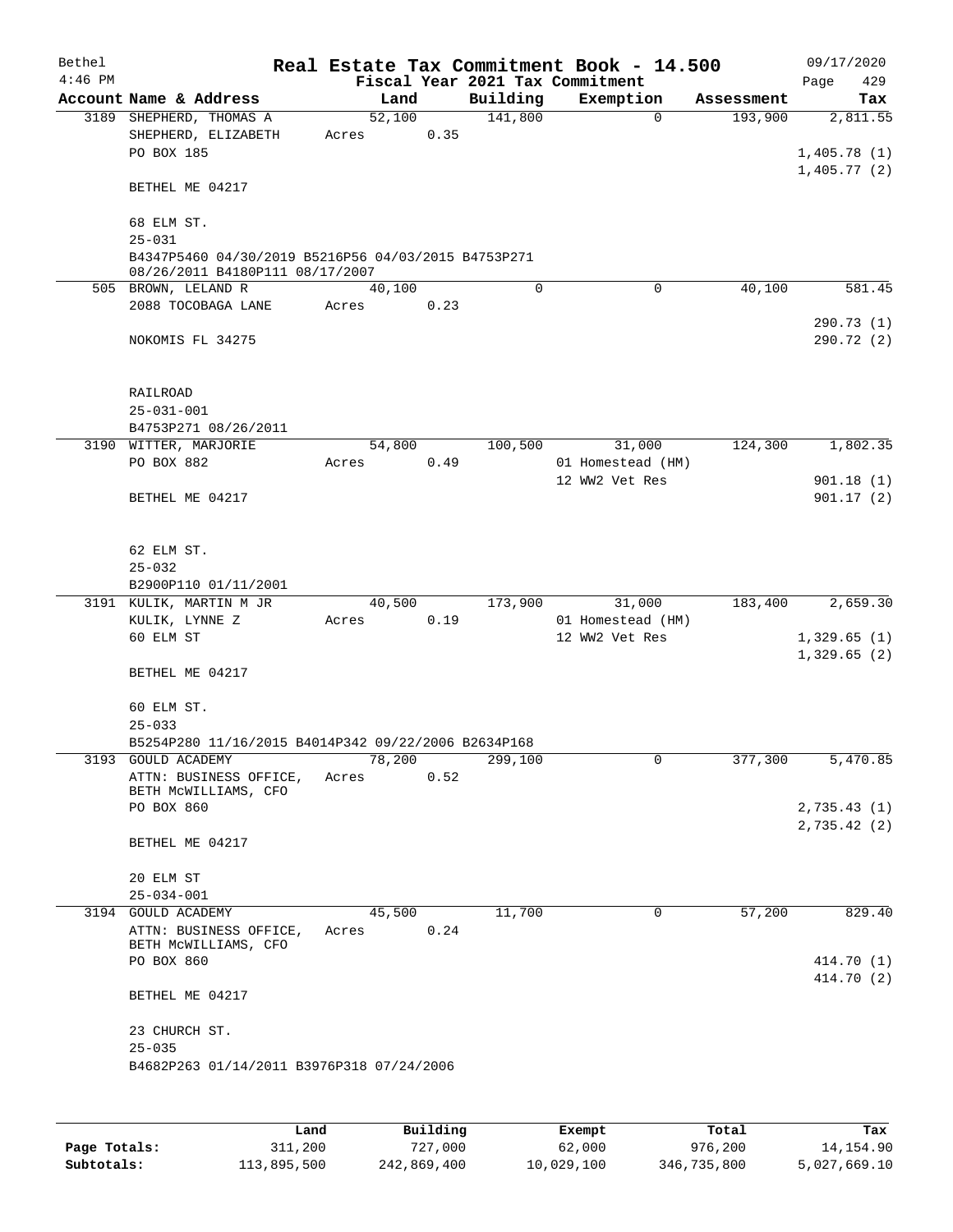Bethel 4:46 PM

# Real Estate Tax Commitment Book - 14.500

Fiscal Year 2021 Tax Commitment

09/17/2020

| Account Name & Address | Land | Building | Exemption | Assessment | Tax |
|---|---|---|---|---|---|
| 3189 SHEPHERD, THOMAS A | 52,100 | 141,800 | 0 | 193,900 | 2,811.55 |
| SHEPHERD, ELIZABETH | Acres 0.35 | | | | |
| PO BOX 185 | | | | | 1,405.78 (1) |
| | | | | | 1,405.77 (2) |
| BETHEL ME 04217 | | | | | |
| 68 ELM ST. | | | | | |
| 25-031 | | | | | |
| B4347P5460 04/30/2019 B5216P56 04/03/2015 B4753P271 08/26/2011 B4180P111 08/17/2007 | | | | | |
| 505 BROWN, LELAND R | 40,100 | 0 | 0 | 40,100 | 581.45 |
| 2088 TOCOBAGA LANE | Acres 0.23 | | | | |
| | | | | | 290.73 (1) |
| NOKOMIS FL 34275 | | | | | 290.72 (2) |
| RAILROAD | | | | | |
| 25-031-001 | | | | | |
| B4753P271 08/26/2011 | | | | | |
| 3190 WITTER, MARJORIE | 54,800 | 100,500 | 31,000 | 124,300 | 1,802.35 |
| PO BOX 882 | Acres 0.49 | | 01 Homestead (HM) | | |
| | | | 12 WW2 Vet Res | | 901.18 (1) |
| BETHEL ME 04217 | | | | | 901.17 (2) |
| 62 ELM ST. | | | | | |
| 25-032 | | | | | |
| B2900P110 01/11/2001 | | | | | |
| 3191 KULIK, MARTIN M JR | 40,500 | 173,900 | 31,000 | 183,400 | 2,659.30 |
| KULIK, LYNNE Z | Acres 0.19 | | 01 Homestead (HM) | | |
| 60 ELM ST | | | 12 WW2 Vet Res | | 1,329.65 (1) |
| | | | | | 1,329.65 (2) |
| BETHEL ME 04217 | | | | | |
| 60 ELM ST. | | | | | |
| 25-033 | | | | | |
| B5254P280 11/16/2015 B4014P342 09/22/2006 B2634P168 | | | | | |
| 3193 GOULD ACADEMY | 78,200 | 299,100 | 0 | 377,300 | 5,470.85 |
| ATTN: BUSINESS OFFICE, BETH McWILLIAMS, CFO | Acres 0.52 | | | | |
| PO BOX 860 | | | | | 2,735.43 (1) |
| | | | | | 2,735.42 (2) |
| BETHEL ME 04217 | | | | | |
| 20 ELM ST | | | | | |
| 25-034-001 | | | | | |
| 3194 GOULD ACADEMY | 45,500 | 11,700 | 0 | 57,200 | 829.40 |
| ATTN: BUSINESS OFFICE, BETH McWILLIAMS, CFO | Acres 0.24 | | | | |
| PO BOX 860 | | | | | 414.70 (1) |
| | | | | | 414.70 (2) |
| BETHEL ME 04217 | | | | | |
| 23 CHURCH ST. | | | | | |
| 25-035 | | | | | |
| B4682P263 01/14/2011 B3976P318 07/24/2006 | | | | | |

| | Land | Building | Exempt | Total | Tax |
|---|---|---|---|---|---|
| Page Totals: | 311,200 | 727,000 | 62,000 | 976,200 | 14,154.90 |
| Subtotals: | 113,895,500 | 242,869,400 | 10,029,100 | 346,735,800 | 5,027,669.10 |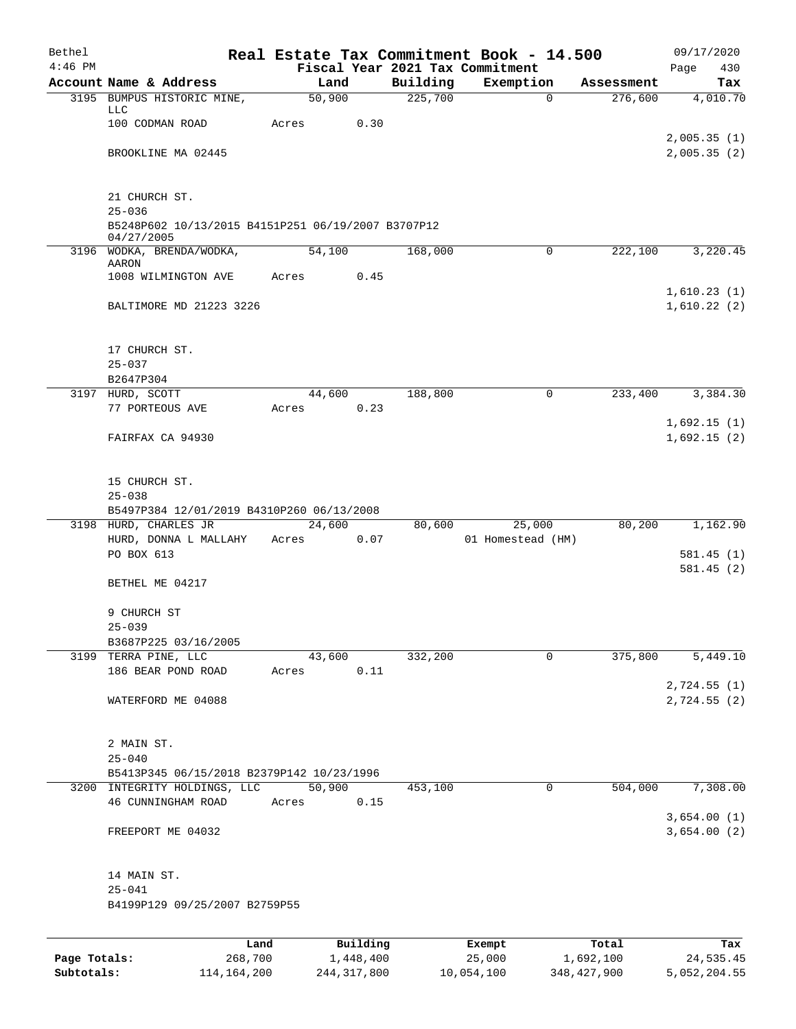# Real Estate Tax Commitment Book - 14.500

Bethel
4:46 PM

Fiscal Year 2021 Tax Commitment

09/17/2020

| Account | Name & Address | Land | Building | Exemption | Assessment | Tax |
|---|---|---|---|---|---|---|
| 3195 | BUMPUS HISTORIC MINE, LLC | 50,900 | 225,700 | 0 | 276,600 | 4,010.70 |
| | 100 CODMAN ROAD | Acres 0.30 | | | | |
| | | | | | | 2,005.35 (1) |
| | BROOKLINE MA 02445 | | | | | 2,005.35 (2) |
| | 21 CHURCH ST. | | | | | |
| | 25-036 | | | | | |
| | B5248P602 10/13/2015 B4151P251 06/19/2007 B3707P12 04/27/2005 | | | | | |
| 3196 | WODKA, BRENDA/WODKA, AARON | 54,100 | 168,000 | 0 | 222,100 | 3,220.45 |
| | 1008 WILMINGTON AVE | Acres 0.45 | | | | |
| | | | | | | 1,610.23 (1) |
| | BALTIMORE MD 21223 3226 | | | | | 1,610.22 (2) |
| | 17 CHURCH ST. | | | | | |
| | 25-037 | | | | | |
| | B2647P304 | | | | | |
| 3197 | HURD, SCOTT | 44,600 | 188,800 | 0 | 233,400 | 3,384.30 |
| | 77 PORTEOUS AVE | Acres 0.23 | | | | |
| | | | | | | 1,692.15 (1) |
| | FAIRFAX CA 94930 | | | | | 1,692.15 (2) |
| | 15 CHURCH ST. | | | | | |
| | 25-038 | | | | | |
| | B5497P384 12/01/2019 B4310P260 06/13/2008 | | | | | |
| 3198 | HURD, CHARLES JR | 24,600 | 80,600 | 25,000 | 80,200 | 1,162.90 |
| | HURD, DONNA L MALLAHY | Acres 0.07 | | 01 Homestead (HM) | | |
| | PO BOX 613 | | | | | 581.45 (1) |
| | | | | | | 581.45 (2) |
| | BETHEL ME 04217 | | | | | |
| | 9 CHURCH ST | | | | | |
| | 25-039 | | | | | |
| | B3687P225 03/16/2005 | | | | | |
| 3199 | TERRA PINE, LLC | 43,600 | 332,200 | 0 | 375,800 | 5,449.10 |
| | 186 BEAR POND ROAD | Acres 0.11 | | | | |
| | | | | | | 2,724.55 (1) |
| | WATERFORD ME 04088 | | | | | 2,724.55 (2) |
| | 2 MAIN ST. | | | | | |
| | 25-040 | | | | | |
| | B5413P345 06/15/2018 B2379P142 10/23/1996 | | | | | |
| 3200 | INTEGRITY HOLDINGS, LLC | 50,900 | 453,100 | 0 | 504,000 | 7,308.00 |
| | 46 CUNNINGHAM ROAD | Acres 0.15 | | | | |
| | | | | | | 3,654.00 (1) |
| | FREEPORT ME 04032 | | | | | 3,654.00 (2) |
| | 14 MAIN ST. | | | | | |
| | 25-041 | | | | | |
| | B4199P129 09/25/2007 B2759P55 | | | | | |

| | Land | Building | Exempt | Total | Tax |
|---|---|---|---|---|---|
| Page Totals: | 268,700 | 1,448,400 | 25,000 | 1,692,100 | 24,535.45 |
| Subtotals: | 114,164,200 | 244,317,800 | 10,054,100 | 348,427,900 | 5,052,204.55 |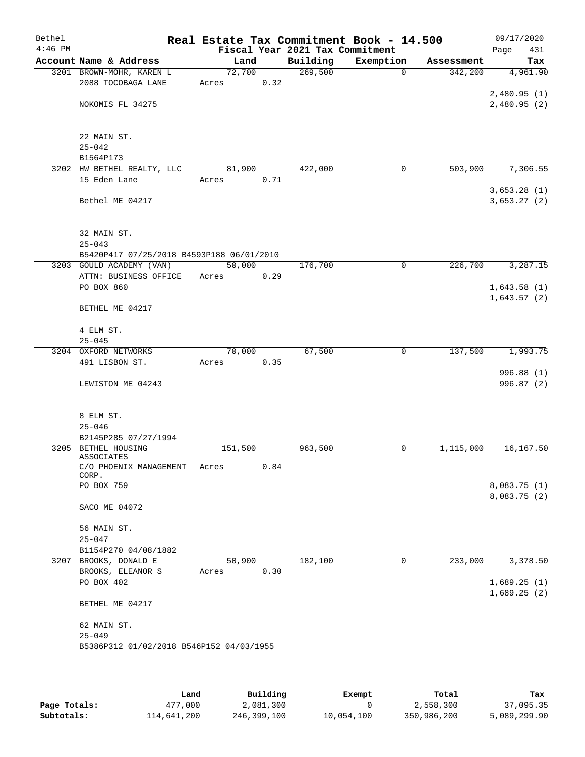# Real Estate Tax Commitment Book - 14.500

Bethel
4:46 PM

09/17/2020

Fiscal Year 2021 Tax Commitment

| Account | Name & Address | Land | Building | Exemption | Assessment | Tax |
|---|---|---|---|---|---|---|
| 3201 | BROWN-MOHR, KAREN L<br>2088 TOCOBAGA LANE<br><br>NOKOMIS FL 34275<br><br>22 MAIN ST.<br>25-042<br>B1564P173 | 72,700<br>Acres 0.32 | 269,500 | 0 | 342,200 | 4,961.90<br><br>2,480.95 (1)<br>2,480.95 (2) |
| 3202 | HW BETHEL REALTY, LLC<br>15 Eden Lane<br><br>Bethel ME 04217<br><br>32 MAIN ST.<br>25-043<br>B5420P417 07/25/2018 B4593P188 06/01/2010 | 81,900<br>Acres 0.71 | 422,000 | 0 | 503,900 | 7,306.55<br><br>3,653.28 (1)<br>3,653.27 (2) |
| 3203 | GOULD ACADEMY (VAN)<br>ATTN: BUSINESS OFFICE<br>PO BOX 860<br><br>BETHEL ME 04217<br><br>4 ELM ST.<br>25-045 | 50,000<br>Acres 0.29 | 176,700 | 0 | 226,700 | 3,287.15<br><br>1,643.58 (1)<br>1,643.57 (2) |
| 3204 | OXFORD NETWORKS<br>491 LISBON ST.<br><br>LEWISTON ME 04243<br><br>8 ELM ST.<br>25-046<br>B2145P285 07/27/1994 | 70,000<br>Acres 0.35 | 67,500 | 0 | 137,500 | 1,993.75<br><br>996.88 (1)<br>996.87 (2) |
| 3205 | BETHEL HOUSING ASSOCIATES<br>C/O PHOENIX MANAGEMENT CORP.<br>PO BOX 759<br><br>SACO ME 04072<br><br>56 MAIN ST.<br>25-047<br>B1154P270 04/08/1882 | 151,500<br>Acres 0.84 | 963,500 | 0 | 1,115,000 | 16,167.50<br><br>8,083.75 (1)<br>8,083.75 (2) |
| 3207 | BROOKS, DONALD E<br>BROOKS, ELEANOR S<br>PO BOX 402<br><br>BETHEL ME 04217<br><br>62 MAIN ST.<br>25-049<br>B5386P312 01/02/2018 B546P152 04/03/1955 | 50,900<br>Acres 0.30 | 182,100 | 0 | 233,000 | 3,378.50<br><br>1,689.25 (1)<br>1,689.25 (2) |

| | Land | Building | Exempt | Total | Tax |
|---|---|---|---|---|---|
| Page Totals: | 477,000 | 2,081,300 | 0 | 2,558,300 | 37,095.35 |
| Subtotals: | 114,641,200 | 246,399,100 | 10,054,100 | 350,986,200 | 5,089,299.90 |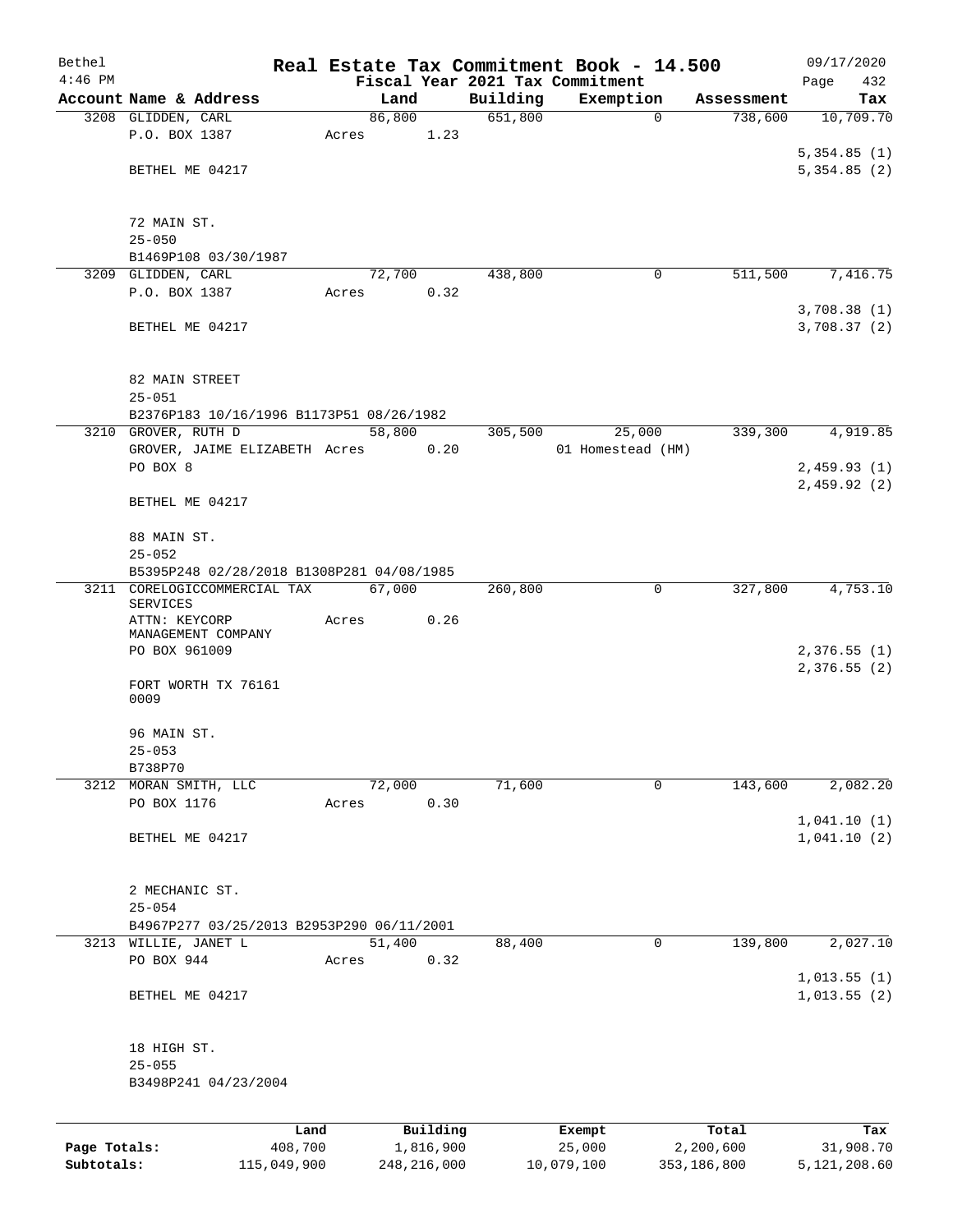Bethel
4:46 PM

# Real Estate Tax Commitment Book - 14.500

09/17/2020

Fiscal Year 2021 Tax Commitment

Page 432

| Account Name & Address | Land | Building | Exemption | Assessment | Tax |
|---|---|---|---|---|---|
| 3208 GLIDDEN, CARL | 86,800 | 651,800 | 0 | 738,600 | 10,709.70 |
| P.O. BOX 1387 | Acres 1.23 | | | | |
| | | | | | 5,354.85 (1) |
| BETHEL ME 04217 | | | | | 5,354.85 (2) |
| 72 MAIN ST. | | | | | |
| 25-050 | | | | | |
| B1469P108 03/30/1987 | | | | | |
| 3209 GLIDDEN, CARL | 72,700 | 438,800 | 0 | 511,500 | 7,416.75 |
| P.O. BOX 1387 | Acres 0.32 | | | | |
| | | | | | 3,708.38 (1) |
| BETHEL ME 04217 | | | | | 3,708.37 (2) |
| 82 MAIN STREET | | | | | |
| 25-051 | | | | | |
| B2376P183 10/16/1996 B1173P51 08/26/1982 | | | | | |
| 3210 GROVER, RUTH D | 58,800 | 305,500 | 25,000 | 339,300 | 4,919.85 |
| GROVER, JAIME ELIZABETH | Acres 0.20 | | 01 Homestead (HM) | | |
| PO BOX 8 | | | | | 2,459.93 (1) |
| | | | | | 2,459.92 (2) |
| BETHEL ME 04217 | | | | | |
| 88 MAIN ST. | | | | | |
| 25-052 | | | | | |
| B5395P248 02/28/2018 B1308P281 04/08/1985 | | | | | |
| 3211 CORELOGICCOMMERCIAL TAX SERVICES | 67,000 | 260,800 | 0 | 327,800 | 4,753.10 |
| ATTN: KEYCORP MANAGEMENT COMPANY | Acres 0.26 | | | | |
| PO BOX 961009 | | | | | 2,376.55 (1) |
| | | | | | 2,376.55 (2) |
| FORT WORTH TX 76161 0009 | | | | | |
| 96 MAIN ST. | | | | | |
| 25-053 | | | | | |
| B738P70 | | | | | |
| 3212 MORAN SMITH, LLC | 72,000 | 71,600 | 0 | 143,600 | 2,082.20 |
| PO BOX 1176 | Acres 0.30 | | | | |
| | | | | | 1,041.10 (1) |
| BETHEL ME 04217 | | | | | 1,041.10 (2) |
| 2 MECHANIC ST. | | | | | |
| 25-054 | | | | | |
| B4967P277 03/25/2013 B2953P290 06/11/2001 | | | | | |
| 3213 WILLIE, JANET L | 51,400 | 88,400 | 0 | 139,800 | 2,027.10 |
| PO BOX 944 | Acres 0.32 | | | | |
| | | | | | 1,013.55 (1) |
| BETHEL ME 04217 | | | | | 1,013.55 (2) |
| 18 HIGH ST. | | | | | |
| 25-055 | | | | | |
| B3498P241 04/23/2004 | | | | | |

| | Land | Building | Exempt | Total | Tax |
|---|---|---|---|---|---|
| Page Totals: | 408,700 | 1,816,900 | 25,000 | 2,200,600 | 31,908.70 |
| Subtotals: | 115,049,900 | 248,216,000 | 10,079,100 | 353,186,800 | 5,121,208.60 |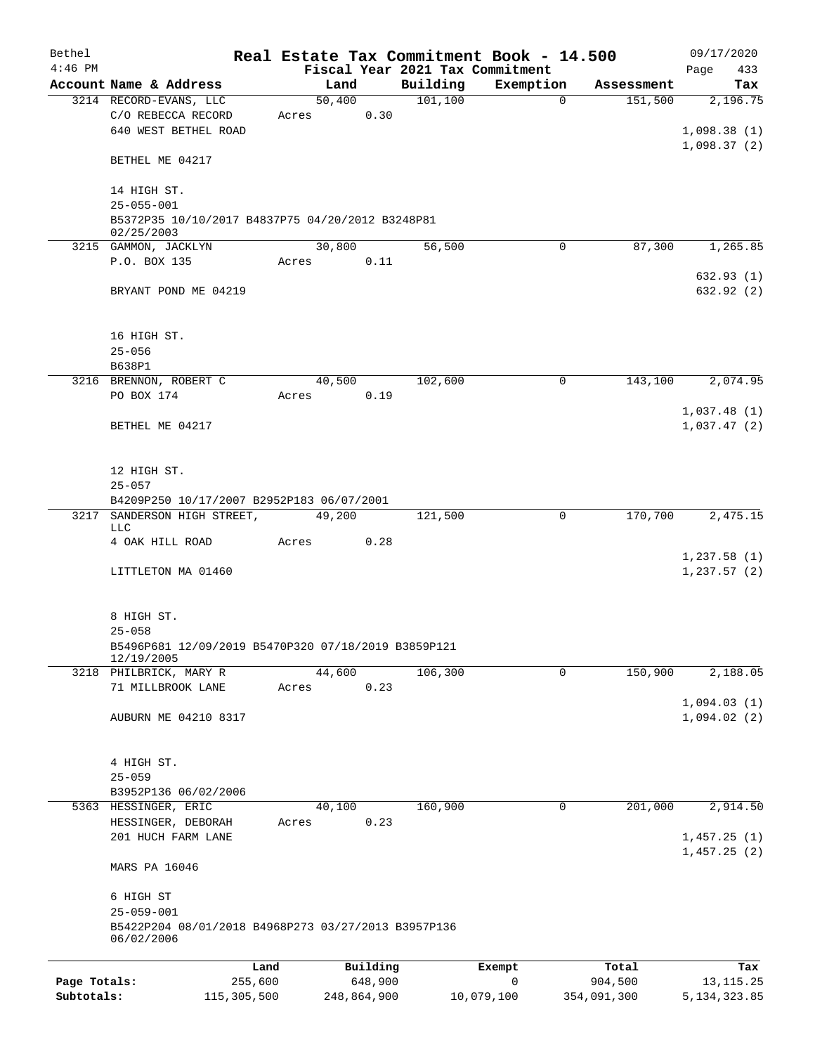Bethel 4:46 PM

# Real Estate Tax Commitment Book - 14.500

Fiscal Year 2021 Tax Commitment

09/17/2020

| Account Name & Address | Land | Building | Exemption | Assessment | Tax |
|---|---|---|---|---|---|
| 3214 RECORD-EVANS, LLC | 50,400 | 101,100 | 0 | 151,500 | 2,196.75 |
| C/O REBECCA RECORD | Acres 0.30 | | | | |
| 640 WEST BETHEL ROAD | | | | | 1,098.38 (1) |
| | | | | | 1,098.37 (2) |
| BETHEL ME 04217 | | | | | |
| 14 HIGH ST. | | | | | |
| 25-055-001 | | | | | |
| B5372P35 10/10/2017 B4837P75 04/20/2012 B3248P81 02/25/2003 | | | | | |
| 3215 GAMMON, JACKLYN | 30,800 | 56,500 | 0 | 87,300 | 1,265.85 |
| P.O. BOX 135 | Acres 0.11 | | | | |
| | | | | | 632.93 (1) |
| BRYANT POND ME 04219 | | | | | 632.92 (2) |
| 16 HIGH ST. | | | | | |
| 25-056 | | | | | |
| B638P1 | | | | | |
| 3216 BRENNON, ROBERT C | 40,500 | 102,600 | 0 | 143,100 | 2,074.95 |
| PO BOX 174 | Acres 0.19 | | | | |
| | | | | | 1,037.48 (1) |
| BETHEL ME 04217 | | | | | 1,037.47 (2) |
| 12 HIGH ST. | | | | | |
| 25-057 | | | | | |
| B4209P250 10/17/2007 B2952P183 06/07/2001 | | | | | |
| 3217 SANDERSON HIGH STREET, LLC | 49,200 | 121,500 | 0 | 170,700 | 2,475.15 |
| 4 OAK HILL ROAD | Acres 0.28 | | | | |
| | | | | | 1,237.58 (1) |
| LITTLETON MA 01460 | | | | | 1,237.57 (2) |
| 8 HIGH ST. | | | | | |
| 25-058 | | | | | |
| B5496P681 12/09/2019 B5470P320 07/18/2019 B3859P121 12/19/2005 | | | | | |
| 3218 PHILBRICK, MARY R | 44,600 | 106,300 | 0 | 150,900 | 2,188.05 |
| 71 MILLBROOK LANE | Acres 0.23 | | | | |
| | | | | | 1,094.03 (1) |
| AUBURN ME 04210 8317 | | | | | 1,094.02 (2) |
| 4 HIGH ST. | | | | | |
| 25-059 | | | | | |
| B3952P136 06/02/2006 | | | | | |
| 5363 HESSINGER, ERIC | 40,100 | 160,900 | 0 | 201,000 | 2,914.50 |
| HESSINGER, DEBORAH | Acres 0.23 | | | | |
| 201 HUCH FARM LANE | | | | | 1,457.25 (1) |
| | | | | | 1,457.25 (2) |
| MARS PA 16046 | | | | | |
| 6 HIGH ST | | | | | |
| 25-059-001 | | | | | |
| B5422P204 08/01/2018 B4968P273 03/27/2013 B3957P136 06/02/2006 | | | | | |

| | Land | Building | Exempt | Total | Tax |
|---|---|---|---|---|---|
| Page Totals: | 255,600 | 648,900 | 0 | 904,500 | 13,115.25 |
| Subtotals: | 115,305,500 | 248,864,900 | 10,079,100 | 354,091,300 | 5,134,323.85 |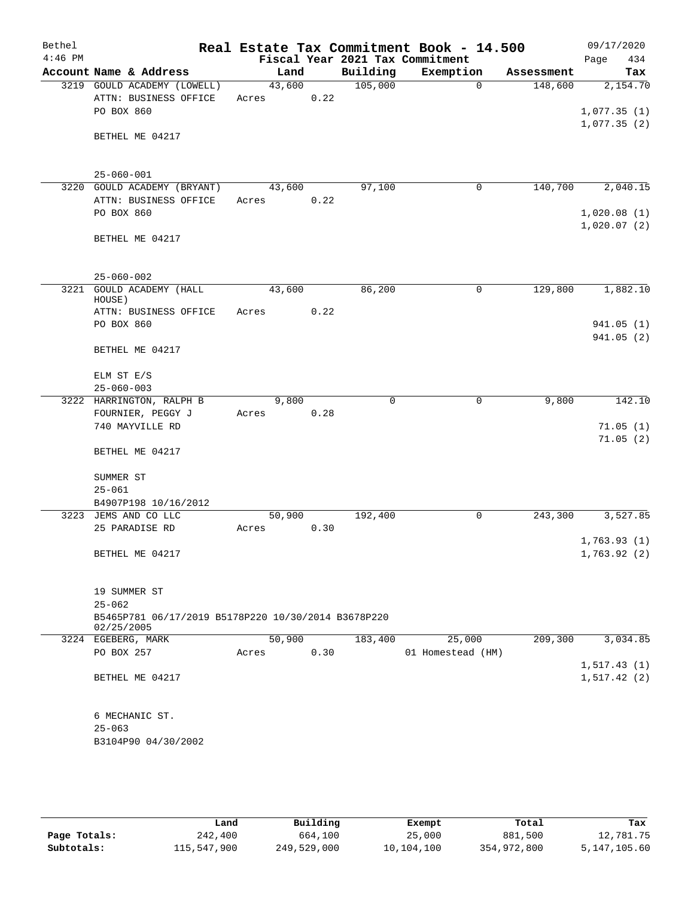# Real Estate Tax Commitment Book - 14.500

Bethel
4:46 PM

Fiscal Year 2021 Tax Commitment

09/17/2020

| Account Name & Address | Land | Building | Exemption | Assessment | Tax |
|---|---|---|---|---|---|
| 3219 GOULD ACADEMY (LOWELL) | 43,600 | 105,000 | 0 | 148,600 | 2,154.70 |
| ATTN: BUSINESS OFFICE | Acres 0.22 | | | | |
| PO BOX 860 | | | | | 1,077.35 (1) |
| | | | | | 1,077.35 (2) |
| BETHEL ME 04217 | | | | | |
| 25-060-001 | | | | | |
| 3220 GOULD ACADEMY (BRYANT) | 43,600 | 97,100 | 0 | 140,700 | 2,040.15 |
| ATTN: BUSINESS OFFICE | Acres 0.22 | | | | |
| PO BOX 860 | | | | | 1,020.08 (1) |
| | | | | | 1,020.07 (2) |
| BETHEL ME 04217 | | | | | |
| 25-060-002 | | | | | |
| 3221 GOULD ACADEMY (HALL HOUSE) | 43,600 | 86,200 | 0 | 129,800 | 1,882.10 |
| ATTN: BUSINESS OFFICE | Acres 0.22 | | | | |
| PO BOX 860 | | | | | 941.05 (1) |
| | | | | | 941.05 (2) |
| BETHEL ME 04217 | | | | | |
| ELM ST E/S | | | | | |
| 25-060-003 | | | | | |
| 3222 HARRINGTON, RALPH B | 9,800 | 0 | 0 | 9,800 | 142.10 |
| FOURNIER, PEGGY J | Acres 0.28 | | | | |
| 740 MAYVILLE RD | | | | | 71.05 (1) |
| | | | | | 71.05 (2) |
| BETHEL ME 04217 | | | | | |
| SUMMER ST | | | | | |
| 25-061 | | | | | |
| B4907P198 10/16/2012 | | | | | |
| 3223 JEMS AND CO LLC | 50,900 | 192,400 | 0 | 243,300 | 3,527.85 |
| 25 PARADISE RD | Acres 0.30 | | | | |
| | | | | | 1,763.93 (1) |
| BETHEL ME 04217 | | | | | 1,763.92 (2) |
| 19 SUMMER ST | | | | | |
| 25-062 | | | | | |
| B5465P781 06/17/2019 B5178P220 10/30/2014 B3678P220 02/25/2005 | | | | | |
| 3224 EGEBERG, MARK | 50,900 | 183,400 | 25,000 | 209,300 | 3,034.85 |
| PO BOX 257 | Acres 0.30 | | 01 Homestead (HM) | | |
| | | | | | 1,517.43 (1) |
| BETHEL ME 04217 | | | | | 1,517.42 (2) |
| 6 MECHANIC ST. | | | | | |
| 25-063 | | | | | |
| B3104P90 04/30/2002 | | | | | |

| | Land | Building | Exempt | Total | Tax |
|---|---|---|---|---|---|
| Page Totals: | 242,400 | 664,100 | 25,000 | 881,500 | 12,781.75 |
| Subtotals: | 115,547,900 | 249,529,000 | 10,104,100 | 354,972,800 | 5,147,105.60 |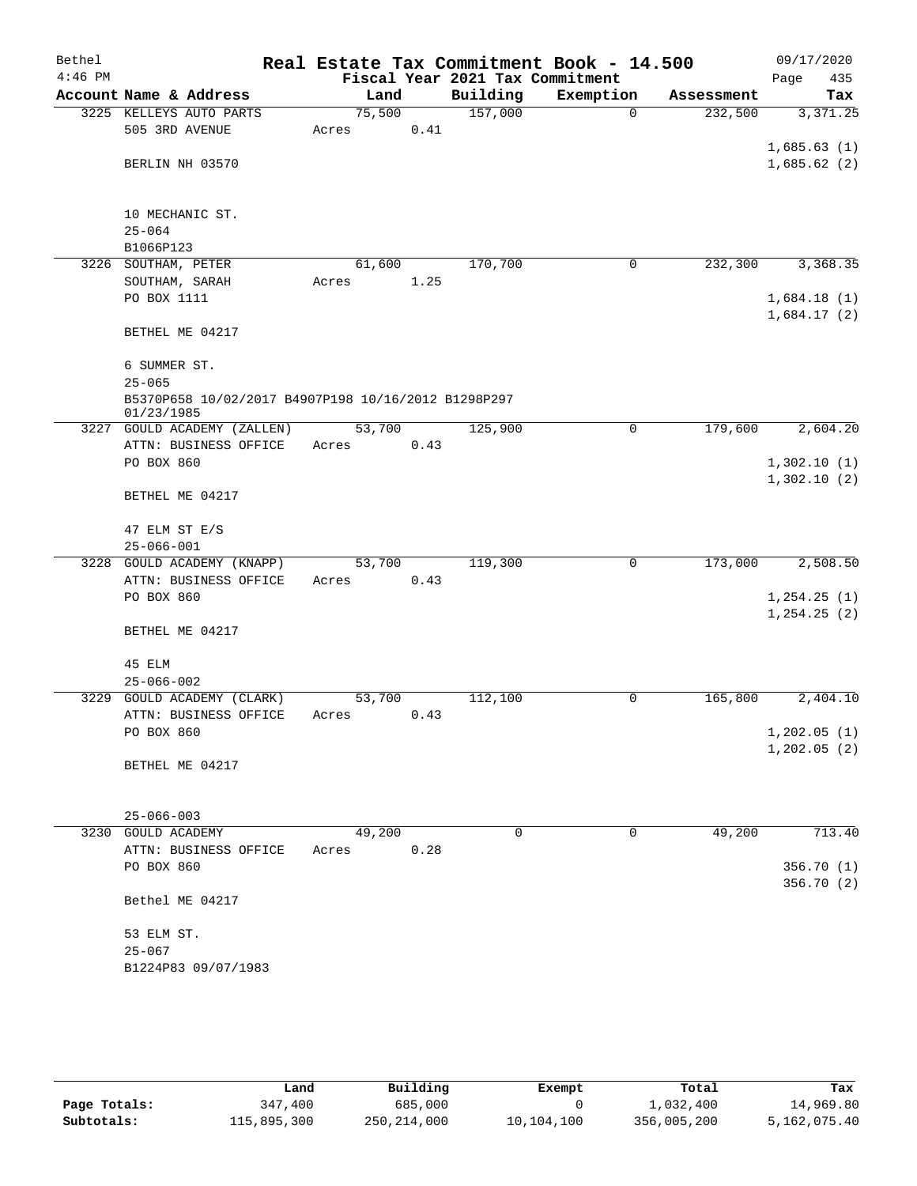Bethel 4:46 PM

# Real Estate Tax Commitment Book - 14.500

Fiscal Year 2021 Tax Commitment

09/17/2020 Page 435

| Account | Name & Address | Land | Building | Exemption | Assessment | Tax |
|---|---|---|---|---|---|---|
| 3225 | KELLEYS AUTO PARTS<br>505 3RD AVENUE<br><br>BERLIN NH 03570<br><br>10 MECHANIC ST.<br>25-064<br>B1066P123 | 75,500<br>Acres 0.41 | 157,000 | 0 | 232,500 | 3,371.25<br><br>1,685.63 (1)<br>1,685.62 (2) |
| 3226 | SOUTHAM, PETER<br>SOUTHAM, SARAH<br>PO BOX 1111<br><br>BETHEL ME 04217<br><br>6 SUMMER ST.<br>25-065<br>B5370P658 10/02/2017 B4907P198 10/16/2012 B1298P297 01/23/1985 | 61,600<br>Acres 1.25 | 170,700 | 0 | 232,300 | 3,368.35<br><br>1,684.18 (1)<br>1,684.17 (2) |
| 3227 | GOULD ACADEMY (ZALLEN)<br>ATTN: BUSINESS OFFICE<br>PO BOX 860<br><br>BETHEL ME 04217<br><br>47 ELM ST E/S<br>25-066-001 | 53,700<br>Acres 0.43 | 125,900 | 0 | 179,600 | 2,604.20<br><br>1,302.10 (1)<br>1,302.10 (2) |
| 3228 | GOULD ACADEMY (KNAPP)<br>ATTN: BUSINESS OFFICE<br>PO BOX 860<br><br>BETHEL ME 04217<br><br>45 ELM<br>25-066-002 | 53,700<br>Acres 0.43 | 119,300 | 0 | 173,000 | 2,508.50<br><br>1,254.25 (1)<br>1,254.25 (2) |
| 3229 | GOULD ACADEMY (CLARK)<br>ATTN: BUSINESS OFFICE<br>PO BOX 860<br><br>BETHEL ME 04217<br><br>25-066-003 | 53,700<br>Acres 0.43 | 112,100 | 0 | 165,800 | 2,404.10<br><br>1,202.05 (1)<br>1,202.05 (2) |
| 3230 | GOULD ACADEMY<br>ATTN: BUSINESS OFFICE<br>PO BOX 860<br><br>Bethel ME 04217<br><br>53 ELM ST.<br>25-067<br>B1224P83 09/07/1983 | 49,200<br>Acres 0.28 | 0 | 0 | 49,200 | 713.40<br><br>356.70 (1)<br>356.70 (2) |

| | Land | Building | Exempt | Total | Tax |
|---|---|---|---|---|---|
| Page Totals: | 347,400 | 685,000 | 0 | 1,032,400 | 14,969.80 |
| Subtotals: | 115,895,300 | 250,214,000 | 10,104,100 | 356,005,200 | 5,162,075.40 |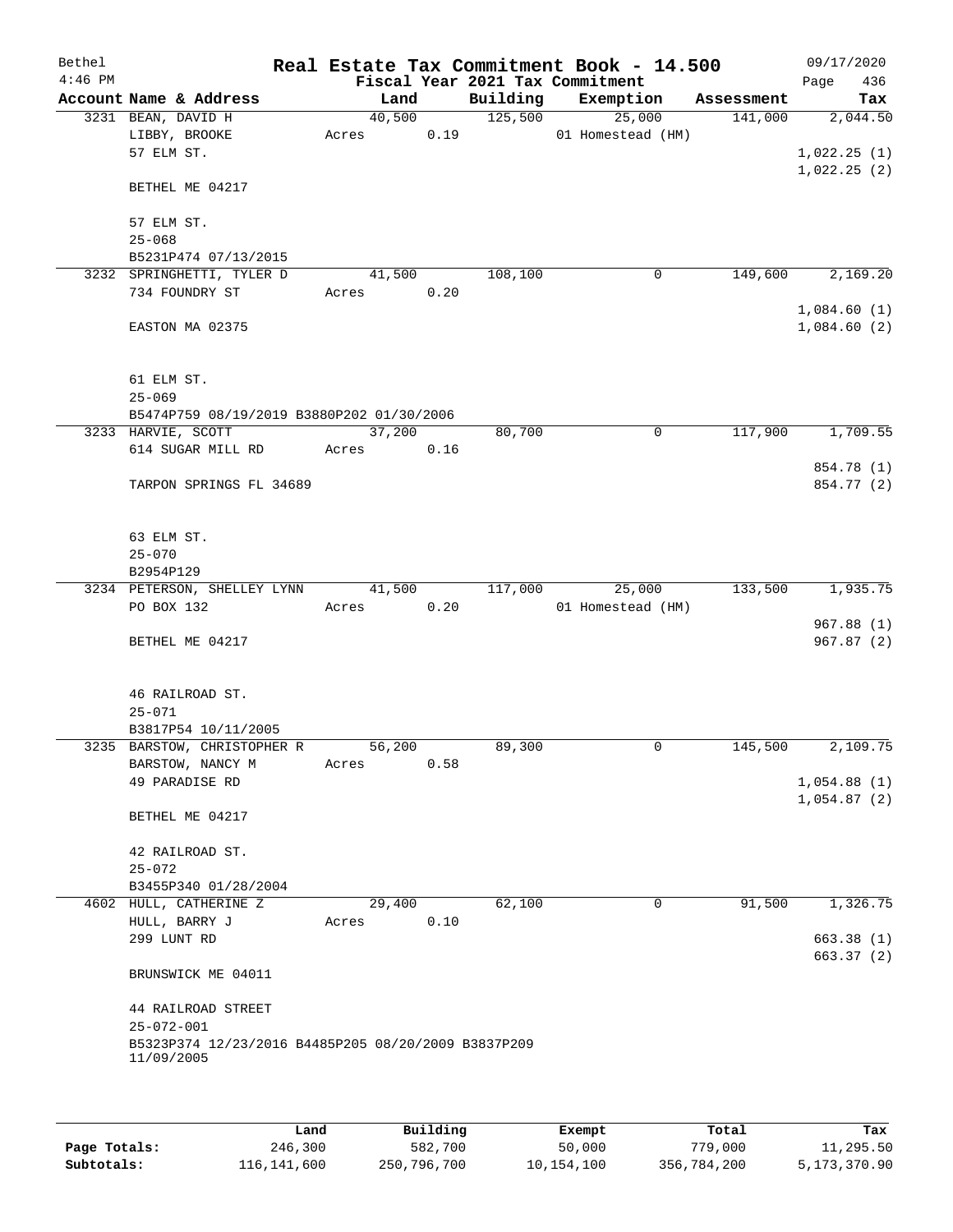Bethel 4:46 PM

# Real Estate Tax Commitment Book - 14.500

Fiscal Year 2021 Tax Commitment

09/17/2020

| Account Name & Address | Land | Building | Exemption | Assessment | Tax |
|---|---|---|---|---|---|
| 3231 BEAN, DAVID H | 40,500 | 125,500 | 25,000 | 141,000 | 2,044.50 |
| LIBBY, BROOKE | Acres 0.19 | | 01 Homestead (HM) | | |
| 57 ELM ST. | | | | | 1,022.25 (1) |
| | | | | | 1,022.25 (2) |
| BETHEL ME 04217 | | | | | |
| 57 ELM ST. | | | | | |
| 25-068 | | | | | |
| B5231P474 07/13/2015 | | | | | |
| 3232 SPRINGHETTI, TYLER D | 41,500 | 108,100 | 0 | 149,600 | 2,169.20 |
| 734 FOUNDRY ST | Acres 0.20 | | | | |
| | | | | | 1,084.60 (1) |
| EASTON MA 02375 | | | | | 1,084.60 (2) |
| 61 ELM ST. | | | | | |
| 25-069 | | | | | |
| B5474P759 08/19/2019 B3880P202 01/30/2006 | | | | | |
| 3233 HARVIE, SCOTT | 37,200 | 80,700 | 0 | 117,900 | 1,709.55 |
| 614 SUGAR MILL RD | Acres 0.16 | | | | |
| | | | | | 854.78 (1) |
| TARPON SPRINGS FL 34689 | | | | | 854.77 (2) |
| 63 ELM ST. | | | | | |
| 25-070 | | | | | |
| B2954P129 | | | | | |
| 3234 PETERSON, SHELLEY LYNN | 41,500 | 117,000 | 25,000 | 133,500 | 1,935.75 |
| PO BOX 132 | Acres 0.20 | | 01 Homestead (HM) | | |
| | | | | | 967.88 (1) |
| BETHEL ME 04217 | | | | | 967.87 (2) |
| 46 RAILROAD ST. | | | | | |
| 25-071 | | | | | |
| B3817P54 10/11/2005 | | | | | |
| 3235 BARSTOW, CHRISTOPHER R | 56,200 | 89,300 | 0 | 145,500 | 2,109.75 |
| BARSTOW, NANCY M | Acres 0.58 | | | | |
| 49 PARADISE RD | | | | | 1,054.88 (1) |
| | | | | | 1,054.87 (2) |
| BETHEL ME 04217 | | | | | |
| 42 RAILROAD ST. | | | | | |
| 25-072 | | | | | |
| B3455P340 01/28/2004 | | | | | |
| 4602 HULL, CATHERINE Z | 29,400 | 62,100 | 0 | 91,500 | 1,326.75 |
| HULL, BARRY J | Acres 0.10 | | | | |
| 299 LUNT RD | | | | | 663.38 (1) |
| | | | | | 663.37 (2) |
| BRUNSWICK ME 04011 | | | | | |
| 44 RAILROAD STREET | | | | | |
| 25-072-001 | | | | | |
| B5323P374 12/23/2016 B4485P205 08/20/2009 B3837P209 11/09/2005 | | | | | |

| | Land | Building | Exempt | Total | Tax |
|---|---|---|---|---|---|
| Page Totals: | 246,300 | 582,700 | 50,000 | 779,000 | 11,295.50 |
| Subtotals: | 116,141,600 | 250,796,700 | 10,154,100 | 356,784,200 | 5,173,370.90 |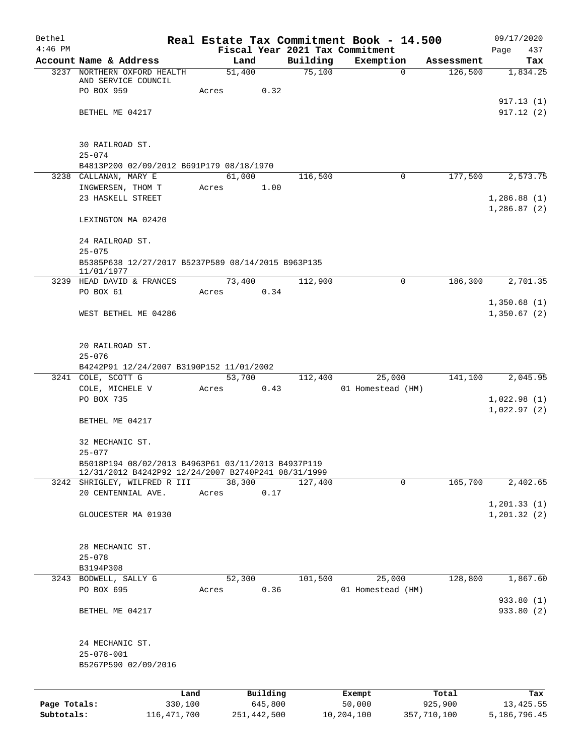Bethel 4:46 PM

# Real Estate Tax Commitment Book - 14.500

Fiscal Year 2021 Tax Commitment

09/17/2020 Page 437

| Account Name & Address | Land | Building | Exemption | Assessment | Tax |
|---|---|---|---|---|---|
| 3237 NORTHERN OXFORD HEALTH AND SERVICE COUNCIL | 51,400 | 75,100 | 0 | 126,500 | 1,834.25 |
| PO BOX 959 | Acres 0.32 | | | | |
| | | | | | 917.13 (1) |
| BETHEL ME 04217 | | | | | 917.12 (2) |
| 30 RAILROAD ST. | | | | | |
| 25-074 | | | | | |
| B4813P200 02/09/2012 B691P179 08/18/1970 | | | | | |
| 3238 CALLANAN, MARY E | 61,000 | 116,500 | 0 | 177,500 | 2,573.75 |
| INGWERSEN, THOM T | Acres 1.00 | | | | |
| 23 HASKELL STREET | | | | | 1,286.88 (1) |
| | | | | | 1,286.87 (2) |
| LEXINGTON MA 02420 | | | | | |
| 24 RAILROAD ST. | | | | | |
| 25-075 | | | | | |
| B5385P638 12/27/2017 B5237P589 08/14/2015 B963P135 11/01/1977 | | | | | |
| 3239 HEAD DAVID & FRANCES | 73,400 | 112,900 | 0 | 186,300 | 2,701.35 |
| PO BOX 61 | Acres 0.34 | | | | |
| | | | | | 1,350.68 (1) |
| WEST BETHEL ME 04286 | | | | | 1,350.67 (2) |
| 20 RAILROAD ST. | | | | | |
| 25-076 | | | | | |
| B4242P91 12/24/2007 B3190P152 11/01/2002 | | | | | |
| 3241 COLE, SCOTT G | 53,700 | 112,400 | 25,000 | 141,100 | 2,045.95 |
| COLE, MICHELE V | Acres 0.43 | | 01 Homestead (HM) | | |
| PO BOX 735 | | | | | 1,022.98 (1) |
| | | | | | 1,022.97 (2) |
| BETHEL ME 04217 | | | | | |
| 32 MECHANIC ST. | | | | | |
| 25-077 | | | | | |
| B5018P194 08/02/2013 B4963P61 03/11/2013 B4937P119 12/31/2012 B4242P92 12/24/2007 B2740P241 08/31/1999 | | | | | |
| 3242 SHRIGLEY, WILFRED R III | 38,300 | 127,400 | 0 | 165,700 | 2,402.65 |
| 20 CENTENNIAL AVE. | Acres 0.17 | | | | |
| | | | | | 1,201.33 (1) |
| GLOUCESTER MA 01930 | | | | | 1,201.32 (2) |
| 28 MECHANIC ST. | | | | | |
| 25-078 | | | | | |
| B3194P308 | | | | | |
| 3243 BODWELL, SALLY G | 52,300 | 101,500 | 25,000 | 128,800 | 1,867.60 |
| PO BOX 695 | Acres 0.36 | | 01 Homestead (HM) | | |
| | | | | | 933.80 (1) |
| BETHEL ME 04217 | | | | | 933.80 (2) |
| 24 MECHANIC ST. | | | | | |
| 25-078-001 | | | | | |
| B5267P590 02/09/2016 | | | | | |

| | Land | Building | Exempt | Total | Tax |
|---|---|---|---|---|---|
| Page Totals: | 330,100 | 645,800 | 50,000 | 925,900 | 13,425.55 |
| Subtotals: | 116,471,700 | 251,442,500 | 10,204,100 | 357,710,100 | 5,186,796.45 |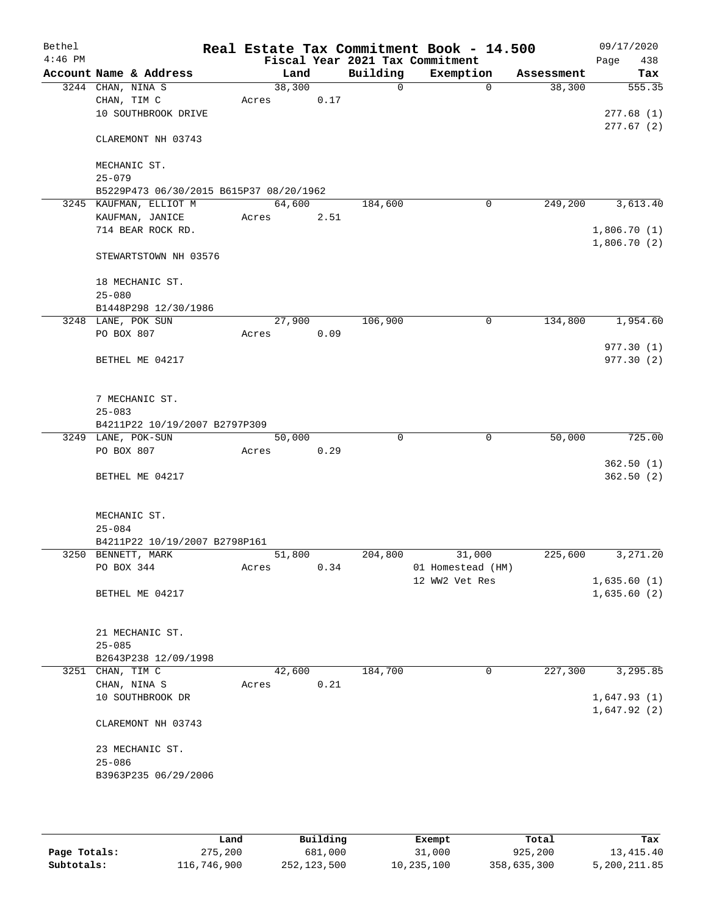# Real Estate Tax Commitment Book - 14.500

Bethel
4:46 PM

Fiscal Year 2021 Tax Commitment

09/17/2020
Page 438

| Account | Name & Address | Land | Building | Exemption | Assessment | Tax |
|---|---|---|---|---|---|---|
| 3244 | CHAN, NINA S<br>CHAN, TIM C<br>10 SOUTHBROOK DRIVE<br><br>CLAREMONT NH 03743<br><br>MECHANIC ST.<br>25-079<br>B5229P473 06/30/2015 B615P37 08/20/1962 | 38,300<br>Acres 0.17 | 0 | 0 | 38,300 | 555.35<br><br>277.68 (1)<br>277.67 (2) |
| 3245 | KAUFMAN, ELLIOT M<br>KAUFMAN, JANICE<br>714 BEAR ROCK RD.<br><br>STEWARTSTOWN NH 03576<br><br>18 MECHANIC ST.<br>25-080<br>B1448P298 12/30/1986 | 64,600<br>Acres 2.51 | 184,600 | 0 | 249,200 | 3,613.40<br><br>1,806.70 (1)<br>1,806.70 (2) |
| 3248 | LANE, POK SUN<br>PO BOX 807<br><br>BETHEL ME 04217<br><br>7 MECHANIC ST.<br>25-083<br>B4211P22 10/19/2007 B2797P309 | 27,900<br>Acres 0.09 | 106,900 | 0 | 134,800 | 1,954.60<br><br>977.30 (1)<br>977.30 (2) |
| 3249 | LANE, POK-SUN<br>PO BOX 807<br><br>BETHEL ME 04217<br><br>MECHANIC ST.<br>25-084<br>B4211P22 10/19/2007 B2798P161 | 50,000<br>Acres 0.29 | 0 | 0 | 50,000 | 725.00<br><br>362.50 (1)<br>362.50 (2) |
| 3250 | BENNETT, MARK<br>PO BOX 344<br><br>BETHEL ME 04217<br><br>21 MECHANIC ST.<br>25-085<br>B2643P238 12/09/1998 | 51,800<br>Acres 0.34 | 204,800 | 31,000<br>01 Homestead (HM)<br>12 WW2 Vet Res | 225,600 | 3,271.20<br><br>1,635.60 (1)<br>1,635.60 (2) |
| 3251 | CHAN, TIM C<br>CHAN, NINA S<br>10 SOUTHBROOK DR<br><br>CLAREMONT NH 03743<br><br>23 MECHANIC ST.<br>25-086<br>B3963P235 06/29/2006 | 42,600<br>Acres 0.21 | 184,700 | 0 | 227,300 | 3,295.85<br><br>1,647.93 (1)<br>1,647.92 (2) |

| | Land | Building | Exempt | Total | Tax |
|---|---|---|---|---|---|
| **Page Totals:** | 275,200 | 681,000 | 31,000 | 925,200 | 13,415.40 |
| **Subtotals:** | 116,746,900 | 252,123,500 | 10,235,100 | 358,635,300 | 5,200,211.85 |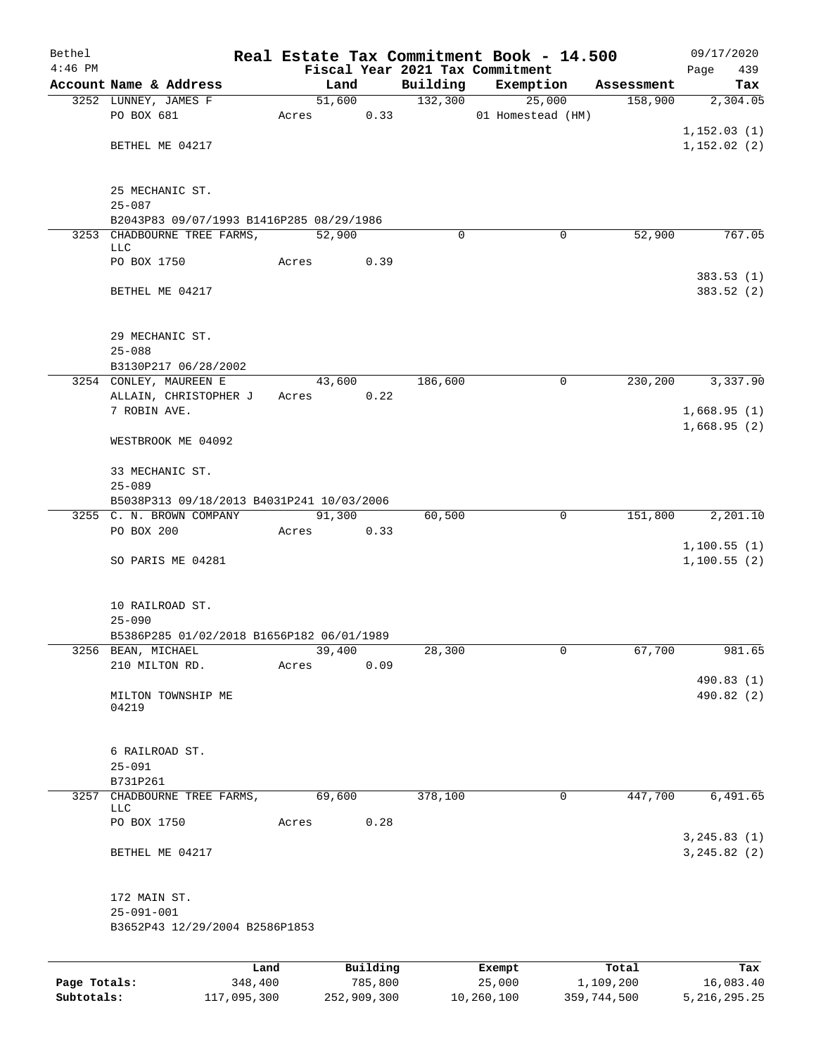Bethel 4:46 PM

# Real Estate Tax Commitment Book - 14.500

Fiscal Year 2021 Tax Commitment

09/17/2020

| Account Name & Address | Land | Building | Exemption | Assessment | Tax |
|---|---|---|---|---|---|
| 3252 LUNNEY, JAMES F | 51,600 | 132,300 | 25,000 | 158,900 | 2,304.05 |
| PO BOX 681 | Acres 0.33 | | 01 Homestead (HM) | | |
| | | | | | 1,152.03 (1) |
| BETHEL ME 04217 | | | | | 1,152.02 (2) |
| 25 MECHANIC ST. | | | | | |
| 25-087 | | | | | |
| B2043P83 09/07/1993 B1416P285 08/29/1986 | | | | | |
| 3253 CHADBOURNE TREE FARMS, LLC | 52,900 | 0 | 0 | 52,900 | 767.05 |
| PO BOX 1750 | Acres 0.39 | | | | |
| | | | | | 383.53 (1) |
| BETHEL ME 04217 | | | | | 383.52 (2) |
| 29 MECHANIC ST. | | | | | |
| 25-088 | | | | | |
| B3130P217 06/28/2002 | | | | | |
| 3254 CONLEY, MAUREEN E | 43,600 | 186,600 | 0 | 230,200 | 3,337.90 |
| ALLAIN, CHRISTOPHER J | Acres 0.22 | | | | |
| 7 ROBIN AVE. | | | | | 1,668.95 (1) |
| | | | | | 1,668.95 (2) |
| WESTBROOK ME 04092 | | | | | |
| 33 MECHANIC ST. | | | | | |
| 25-089 | | | | | |
| B5038P313 09/18/2013 B4031P241 10/03/2006 | | | | | |
| 3255 C. N. BROWN COMPANY | 91,300 | 60,500 | 0 | 151,800 | 2,201.10 |
| PO BOX 200 | Acres 0.33 | | | | |
| | | | | | 1,100.55 (1) |
| SO PARIS ME 04281 | | | | | 1,100.55 (2) |
| 10 RAILROAD ST. | | | | | |
| 25-090 | | | | | |
| B5386P285 01/02/2018 B1656P182 06/01/1989 | | | | | |
| 3256 BEAN, MICHAEL | 39,400 | 28,300 | 0 | 67,700 | 981.65 |
| 210 MILTON RD. | Acres 0.09 | | | | |
| | | | | | 490.83 (1) |
| MILTON TOWNSHIP ME 04219 | | | | | 490.82 (2) |
| 6 RAILROAD ST. | | | | | |
| 25-091 | | | | | |
| B731P261 | | | | | |
| 3257 CHADBOURNE TREE FARMS, LLC | 69,600 | 378,100 | 0 | 447,700 | 6,491.65 |
| PO BOX 1750 | Acres 0.28 | | | | |
| | | | | | 3,245.83 (1) |
| BETHEL ME 04217 | | | | | 3,245.82 (2) |
| 172 MAIN ST. | | | | | |
| 25-091-001 | | | | | |
| B3652P43 12/29/2004 B2586P1853 | | | | | |

| | Land | Building | Exempt | Total | Tax |
|---|---|---|---|---|---|
| Page Totals: | 348,400 | 785,800 | 25,000 | 1,109,200 | 16,083.40 |
| Subtotals: | 117,095,300 | 252,909,300 | 10,260,100 | 359,744,500 | 5,216,295.25 |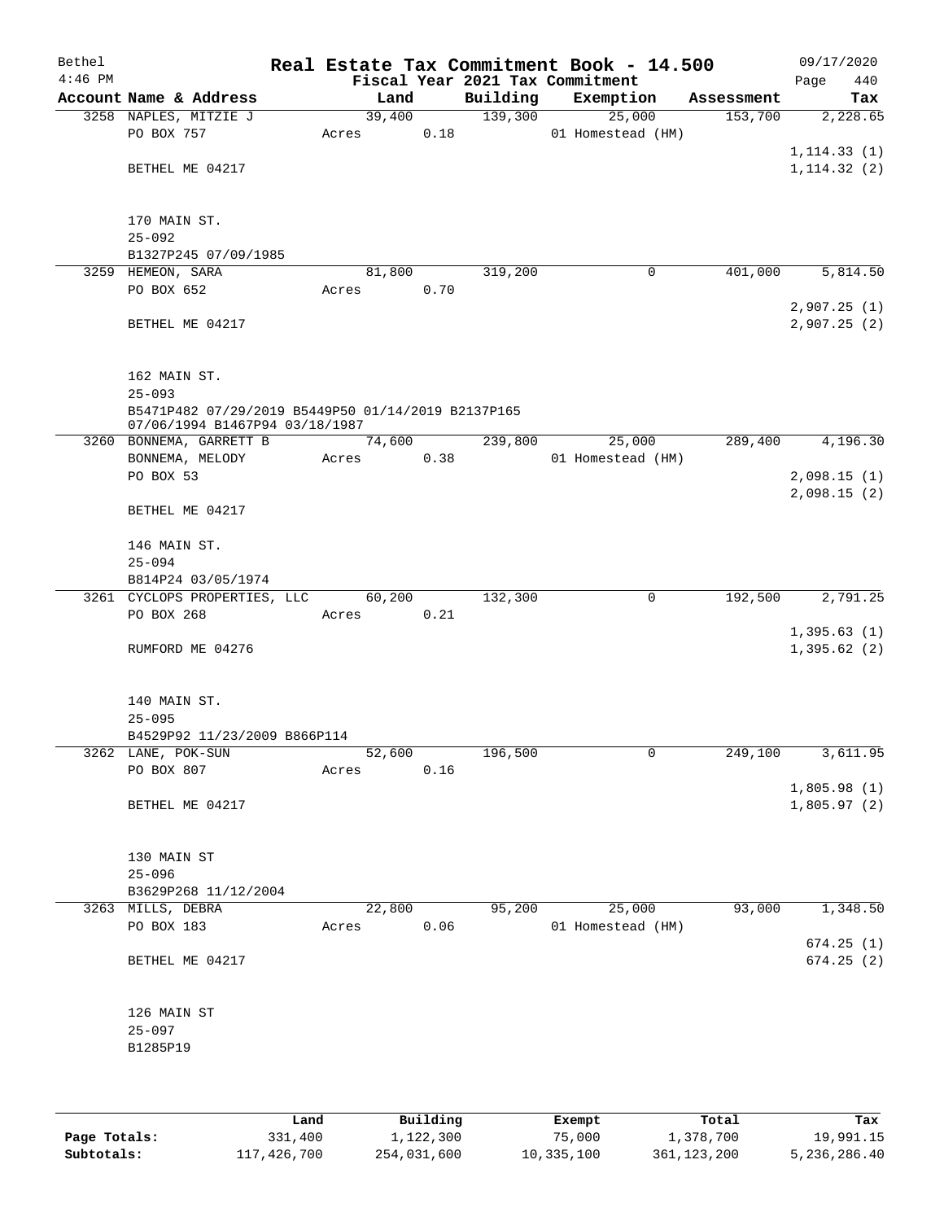Bethel
4:46 PM

# Real Estate Tax Commitment Book - 14.500

Fiscal Year 2021 Tax Commitment

09/17/2020
Page 440

| Account Name & Address | Land | Building | Exemption | Assessment | Tax |
|---|---|---|---|---|---|
| 3258 NAPLES, MITZIE J | 39,400 | 139,300 | 25,000 | 153,700 | 2,228.65 |
| PO BOX 757 | Acres 0.18 | | 01 Homestead (HM) | | |
| | | | | | 1,114.33 (1) |
| BETHEL ME 04217 | | | | | 1,114.32 (2) |
| 170 MAIN ST. | | | | | |
| 25-092 | | | | | |
| B1327P245 07/09/1985 | | | | | |
| 3259 HEMEON, SARA | 81,800 | 319,200 | 0 | 401,000 | 5,814.50 |
| PO BOX 652 | Acres 0.70 | | | | |
| | | | | | 2,907.25 (1) |
| BETHEL ME 04217 | | | | | 2,907.25 (2) |
| 162 MAIN ST. | | | | | |
| 25-093 | | | | | |
| B5471P482 07/29/2019 B5449P50 01/14/2019 B2137P165 07/06/1994 B1467P94 03/18/1987 | | | | | |
| 3260 BONNEMA, GARRETT B | 74,600 | 239,800 | 25,000 | 289,400 | 4,196.30 |
| BONNEMA, MELODY | Acres 0.38 | | 01 Homestead (HM) | | |
| PO BOX 53 | | | | | 2,098.15 (1) |
| | | | | | 2,098.15 (2) |
| BETHEL ME 04217 | | | | | |
| 146 MAIN ST. | | | | | |
| 25-094 | | | | | |
| B814P24 03/05/1974 | | | | | |
| 3261 CYCLOPS PROPERTIES, LLC | 60,200 | 132,300 | 0 | 192,500 | 2,791.25 |
| PO BOX 268 | Acres 0.21 | | | | |
| | | | | | 1,395.63 (1) |
| RUMFORD ME 04276 | | | | | 1,395.62 (2) |
| 140 MAIN ST. | | | | | |
| 25-095 | | | | | |
| B4529P92 11/23/2009 B866P114 | | | | | |
| 3262 LANE, POK-SUN | 52,600 | 196,500 | 0 | 249,100 | 3,611.95 |
| PO BOX 807 | Acres 0.16 | | | | |
| | | | | | 1,805.98 (1) |
| BETHEL ME 04217 | | | | | 1,805.97 (2) |
| 130 MAIN ST | | | | | |
| 25-096 | | | | | |
| B3629P268 11/12/2004 | | | | | |
| 3263 MILLS, DEBRA | 22,800 | 95,200 | 25,000 | 93,000 | 1,348.50 |
| PO BOX 183 | Acres 0.06 | | 01 Homestead (HM) | | |
| | | | | | 674.25 (1) |
| BETHEL ME 04217 | | | | | 674.25 (2) |
| 126 MAIN ST | | | | | |
| 25-097 | | | | | |
| B1285P19 | | | | | |

| | Land | Building | Exempt | Total | Tax |
|---|---|---|---|---|---|
| Page Totals: | 331,400 | 1,122,300 | 75,000 | 1,378,700 | 19,991.15 |
| Subtotals: | 117,426,700 | 254,031,600 | 10,335,100 | 361,123,200 | 5,236,286.40 |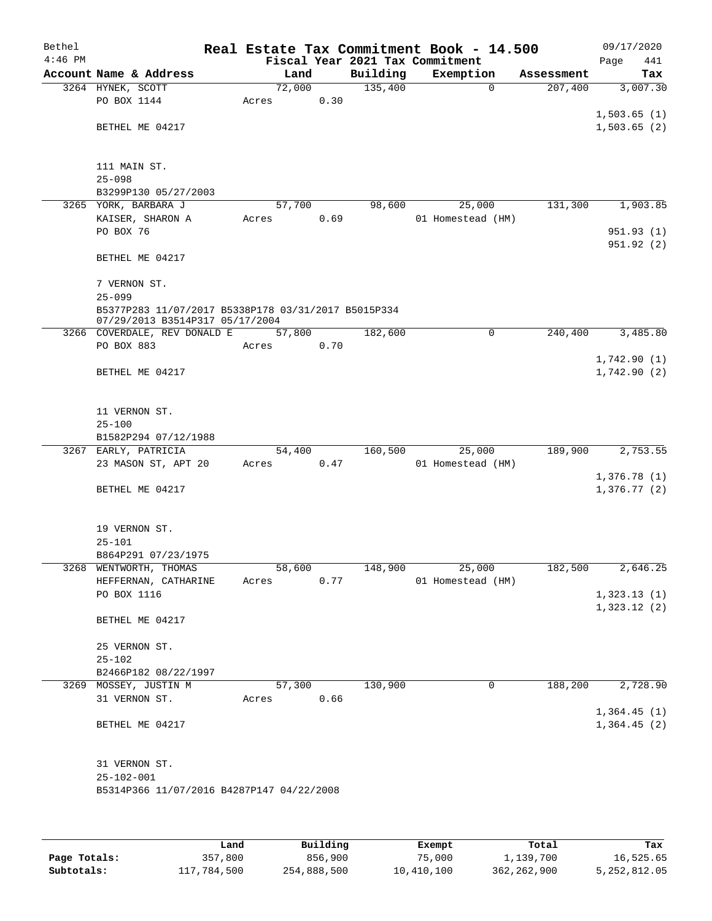# Real Estate Tax Commitment Book - 14.500

Bethel
4:46 PM

Fiscal Year 2021 Tax Commitment

09/17/2020
Page 441

| Account Name & Address | Land | Building | Exemption | Assessment | Tax |
|---|---|---|---|---|---|
| 3264 HYNEK, SCOTT | 72,000 | 135,400 | 0 | 207,400 | 3,007.30 |
| PO BOX 1144 | Acres 0.30 | | | | |
| | | | | | 1,503.65 (1) |
| BETHEL ME 04217 | | | | | 1,503.65 (2) |
| 111 MAIN ST. | | | | | |
| 25-098 | | | | | |
| B3299P130 05/27/2003 | | | | | |
| 3265 YORK, BARBARA J | 57,700 | 98,600 | 25,000 | 131,300 | 1,903.85 |
| KAISER, SHARON A | Acres 0.69 | | 01 Homestead (HM) | | |
| PO BOX 76 | | | | | 951.93 (1) |
| | | | | | 951.92 (2) |
| BETHEL ME 04217 | | | | | |
| 7 VERNON ST. | | | | | |
| 25-099 | | | | | |
| B5377P283 11/07/2017 B5338P178 03/31/2017 B5015P334 07/29/2013 B3514P317 05/17/2004 | | | | | |
| 3266 COVERDALE, REV DONALD E | 57,800 | 182,600 | 0 | 240,400 | 3,485.80 |
| PO BOX 883 | Acres 0.70 | | | | |
| | | | | | 1,742.90 (1) |
| BETHEL ME 04217 | | | | | 1,742.90 (2) |
| 11 VERNON ST. | | | | | |
| 25-100 | | | | | |
| B1582P294 07/12/1988 | | | | | |
| 3267 EARLY, PATRICIA | 54,400 | 160,500 | 25,000 | 189,900 | 2,753.55 |
| 23 MASON ST, APT 20 | Acres 0.47 | | 01 Homestead (HM) | | |
| | | | | | 1,376.78 (1) |
| BETHEL ME 04217 | | | | | 1,376.77 (2) |
| 19 VERNON ST. | | | | | |
| 25-101 | | | | | |
| B864P291 07/23/1975 | | | | | |
| 3268 WENTWORTH, THOMAS | 58,600 | 148,900 | 25,000 | 182,500 | 2,646.25 |
| HEFFERNAN, CATHARINE | Acres 0.77 | | 01 Homestead (HM) | | |
| PO BOX 1116 | | | | | 1,323.13 (1) |
| | | | | | 1,323.12 (2) |
| BETHEL ME 04217 | | | | | |
| 25 VERNON ST. | | | | | |
| 25-102 | | | | | |
| B2466P182 08/22/1997 | | | | | |
| 3269 MOSSEY, JUSTIN M | 57,300 | 130,900 | 0 | 188,200 | 2,728.90 |
| 31 VERNON ST. | Acres 0.66 | | | | |
| | | | | | 1,364.45 (1) |
| BETHEL ME 04217 | | | | | 1,364.45 (2) |
| 31 VERNON ST. | | | | | |
| 25-102-001 | | | | | |
| B5314P366 11/07/2016 B4287P147 04/22/2008 | | | | | |

| | Land | Building | Exempt | Total | Tax |
|---|---|---|---|---|---|
| Page Totals: | 357,800 | 856,900 | 75,000 | 1,139,700 | 16,525.65 |
| Subtotals: | 117,784,500 | 254,888,500 | 10,410,100 | 362,262,900 | 5,252,812.05 |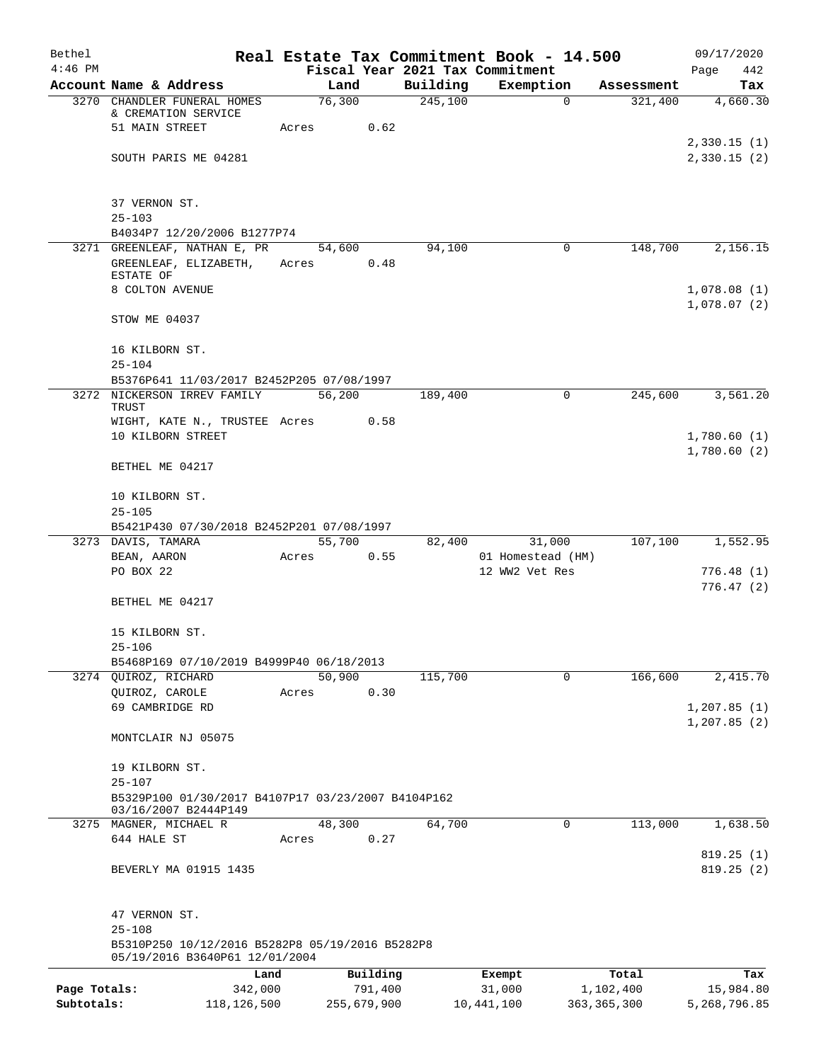Bethel 4:46 PM

# Real Estate Tax Commitment Book - 14.500

Fiscal Year 2021 Tax Commitment

09/17/2020 Page 442

| Account Name & Address | Land | Building | Exemption | Assessment | Tax |
|---|---|---|---|---|---|
| 3270 CHANDLER FUNERAL HOMES & CREMATION SERVICE | 76,300 | 245,100 | 0 | 321,400 | 4,660.30 |
| 51 MAIN STREET | Acres 0.62 | | | | |
| | | | | | 2,330.15 (1) |
| SOUTH PARIS ME 04281 | | | | | 2,330.15 (2) |
| 37 VERNON ST. | | | | | |
| 25-103 | | | | | |
| B4034P7 12/20/2006 B1277P74 | | | | | |
| 3271 GREENLEAF, NATHAN E, PR | 54,600 | 94,100 | 0 | 148,700 | 2,156.15 |
| GREENLEAF, ELIZABETH, ESTATE OF | Acres 0.48 | | | | |
| 8 COLTON AVENUE | | | | | 1,078.08 (1) |
| | | | | | 1,078.07 (2) |
| STOW ME 04037 | | | | | |
| 16 KILBORN ST. | | | | | |
| 25-104 | | | | | |
| B5376P641 11/03/2017 B2452P205 07/08/1997 | | | | | |
| 3272 NICKERSON IRREV FAMILY TRUST | 56,200 | 189,400 | 0 | 245,600 | 3,561.20 |
| WIGHT, KATE N., TRUSTEE | Acres 0.58 | | | | |
| 10 KILBORN STREET | | | | | 1,780.60 (1) |
| | | | | | 1,780.60 (2) |
| BETHEL ME 04217 | | | | | |
| 10 KILBORN ST. | | | | | |
| 25-105 | | | | | |
| B5421P430 07/30/2018 B2452P201 07/08/1997 | | | | | |
| 3273 DAVIS, TAMARA | 55,700 | 82,400 | 31,000 | 107,100 | 1,552.95 |
| BEAN, AARON | Acres 0.55 | | 01 Homestead (HM) | | |
| PO BOX 22 | | | 12 WW2 Vet Res | | 776.48 (1) |
| | | | | | 776.47 (2) |
| BETHEL ME 04217 | | | | | |
| 15 KILBORN ST. | | | | | |
| 25-106 | | | | | |
| B5468P169 07/10/2019 B4999P40 06/18/2013 | | | | | |
| 3274 QUIROZ, RICHARD | 50,900 | 115,700 | 0 | 166,600 | 2,415.70 |
| QUIROZ, CAROLE | Acres 0.30 | | | | |
| 69 CAMBRIDGE RD | | | | | 1,207.85 (1) |
| | | | | | 1,207.85 (2) |
| MONTCLAIR NJ 05075 | | | | | |
| 19 KILBORN ST. | | | | | |
| 25-107 | | | | | |
| B5329P100 01/30/2017 B4107P17 03/23/2007 B4104P162 03/16/2007 B2444P149 | | | | | |
| 3275 MAGNER, MICHAEL R | 48,300 | 64,700 | 0 | 113,000 | 1,638.50 |
| 644 HALE ST | Acres 0.27 | | | | |
| | | | | | 819.25 (1) |
| BEVERLY MA 01915 1435 | | | | | 819.25 (2) |
| 47 VERNON ST. | | | | | |
| 25-108 | | | | | |
| B5310P250 10/12/2016 B5282P8 05/19/2016 B5282P8 05/19/2016 B3640P61 12/01/2004 | | | | | |

| | Land | Building | Exempt | Total | Tax |
|---|---|---|---|---|---|
| Page Totals: | 342,000 | 791,400 | 31,000 | 1,102,400 | 15,984.80 |
| Subtotals: | 118,126,500 | 255,679,900 | 10,441,100 | 363,365,300 | 5,268,796.85 |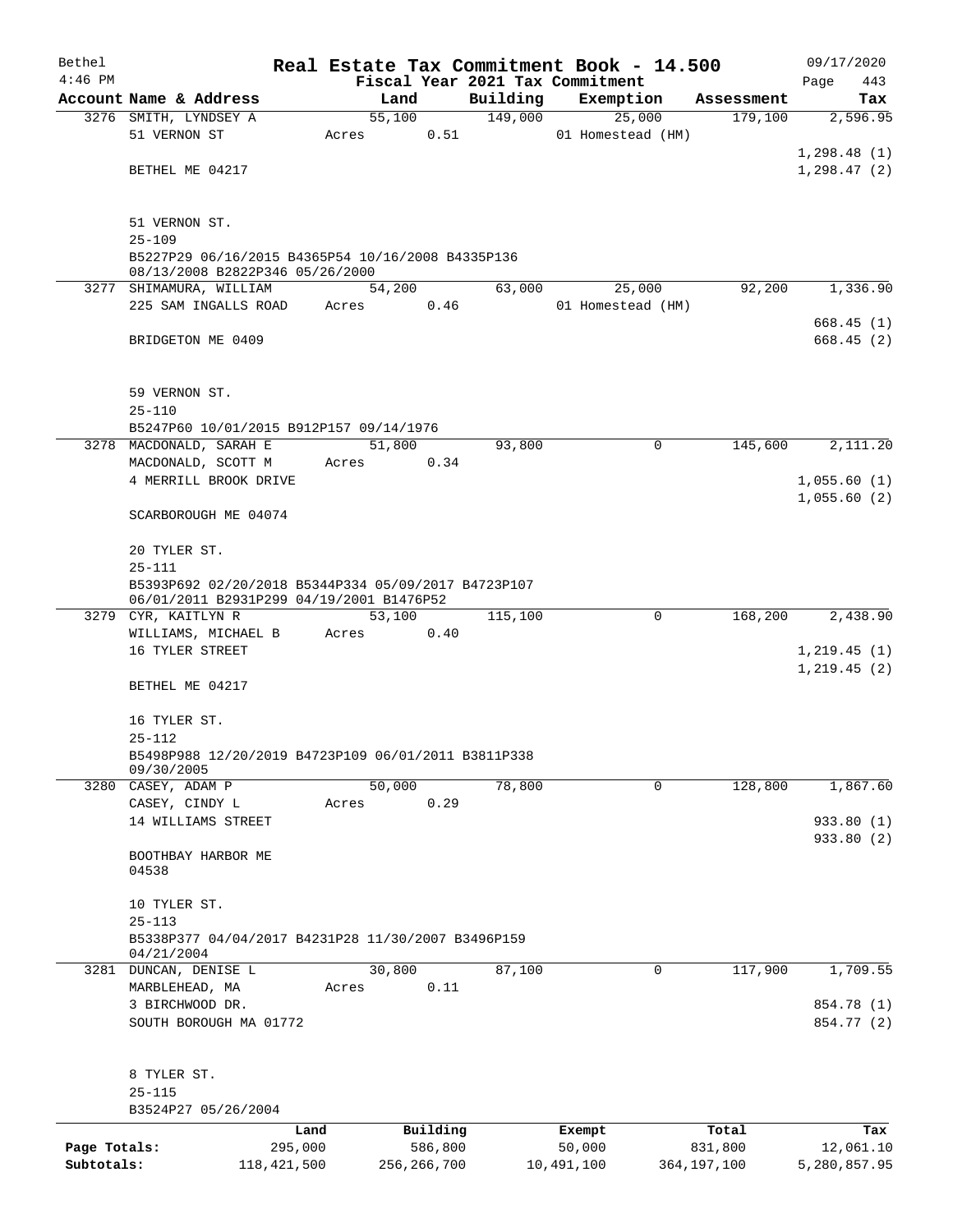Bethel — Real Estate Tax Commitment Book - 14.500 — 09/17/2020

4:46 PM — Fiscal Year 2021 Tax Commitment — Page 443

| Account Name & Address | Land | Building | Exemption | Assessment | Tax |
|---|---|---|---|---|---|
| 3276 SMITH, LYNDSEY A | 55,100 | 149,000 | 25,000 | 179,100 | 2,596.95 |
| 51 VERNON ST | Acres 0.51 | | 01 Homestead (HM) | | |
| | | | | | 1,298.48 (1) |
| BETHEL ME 04217 | | | | | 1,298.47 (2) |
| 51 VERNON ST. | | | | | |
| 25-109 | | | | | |
| B5227P29 06/16/2015 B4365P54 10/16/2008 B4335P136 08/13/2008 B2822P346 05/26/2000 | | | | | |
| 3277 SHIMAMURA, WILLIAM | 54,200 | 63,000 | 25,000 | 92,200 | 1,336.90 |
| 225 SAM INGALLS ROAD | Acres 0.46 | | 01 Homestead (HM) | | |
| | | | | | 668.45 (1) |
| BRIDGETON ME 0409 | | | | | 668.45 (2) |
| 59 VERNON ST. | | | | | |
| 25-110 | | | | | |
| B5247P60 10/01/2015 B912P157 09/14/1976 | | | | | |
| 3278 MACDONALD, SARAH E | 51,800 | 93,800 | 0 | 145,600 | 2,111.20 |
| MACDONALD, SCOTT M | Acres 0.34 | | | | |
| 4 MERRILL BROOK DRIVE | | | | | 1,055.60 (1) |
| | | | | | 1,055.60 (2) |
| SCARBOROUGH ME 04074 | | | | | |
| 20 TYLER ST. | | | | | |
| 25-111 | | | | | |
| B5393P692 02/20/2018 B5344P334 05/09/2017 B4723P107 06/01/2011 B2931P299 04/19/2001 B1476P52 | | | | | |
| 3279 CYR, KAITLYN R | 53,100 | 115,100 | 0 | 168,200 | 2,438.90 |
| WILLIAMS, MICHAEL B | Acres 0.40 | | | | |
| 16 TYLER STREET | | | | | 1,219.45 (1) |
| | | | | | 1,219.45 (2) |
| BETHEL ME 04217 | | | | | |
| 16 TYLER ST. | | | | | |
| 25-112 | | | | | |
| B5498P988 12/20/2019 B4723P109 06/01/2011 B3811P338 09/30/2005 | | | | | |
| 3280 CASEY, ADAM P | 50,000 | 78,800 | 0 | 128,800 | 1,867.60 |
| CASEY, CINDY L | Acres 0.29 | | | | |
| 14 WILLIAMS STREET | | | | | 933.80 (1) |
| | | | | | 933.80 (2) |
| BOOTHBAY HARBOR ME 04538 | | | | | |
| 10 TYLER ST. | | | | | |
| 25-113 | | | | | |
| B5338P377 04/04/2017 B4231P28 11/30/2007 B3496P159 04/21/2004 | | | | | |
| 3281 DUNCAN, DENISE L | 30,800 | 87,100 | 0 | 117,900 | 1,709.55 |
| MARBLEHEAD, MA | Acres 0.11 | | | | |
| 3 BIRCHWOOD DR. | | | | | 854.78 (1) |
| SOUTH BOROUGH MA 01772 | | | | | 854.77 (2) |
| 8 TYLER ST. | | | | | |
| 25-115 | | | | | |
| B3524P27 05/26/2004 | | | | | |

| | Land | Building | Exempt | Total | Tax |
|---|---|---|---|---|---|
| Page Totals: | 295,000 | 586,800 | 50,000 | 831,800 | 12,061.10 |
| Subtotals: | 118,421,500 | 256,266,700 | 10,491,100 | 364,197,100 | 5,280,857.95 |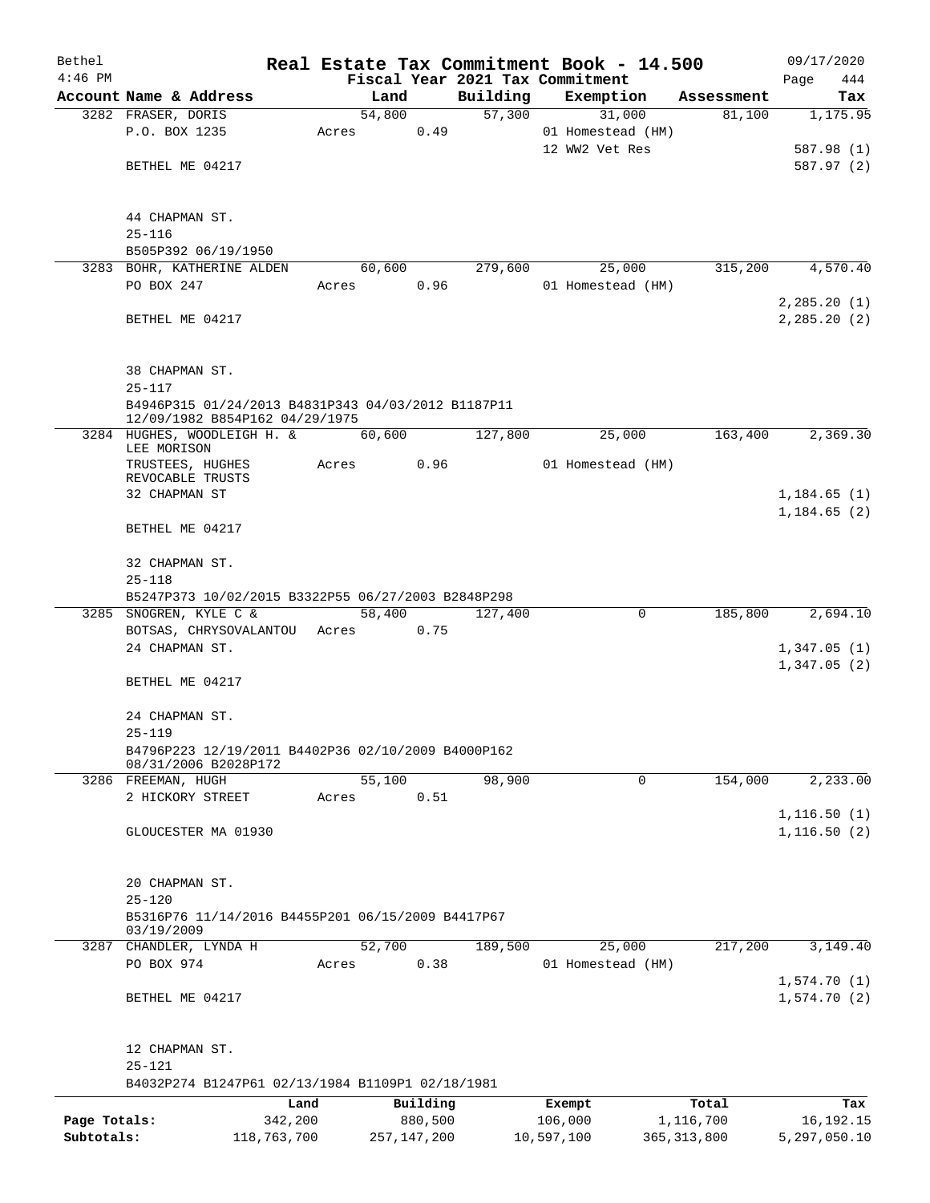Bethel 4:46 PM

# Real Estate Tax Commitment Book - 14.500

## Fiscal Year 2021 Tax Commitment

09/17/2020 Page 444

| Account Name & Address | Land | Building | Exemption | Assessment | Tax |
|---|---|---|---|---|---|
| 3282 FRASER, DORIS | 54,800 | 57,300 | 31,000 | 81,100 | 1,175.95 |
| P.O. BOX 1235 | Acres 0.49 | | 01 Homestead (HM) | | |
| | | | 12 WW2 Vet Res | | 587.98 (1) |
| BETHEL ME 04217 | | | | | 587.97 (2) |
| 44 CHAPMAN ST. | | | | | |
| 25-116 | | | | | |
| B505P392 06/19/1950 | | | | | |
| 3283 BOHR, KATHERINE ALDEN | 60,600 | 279,600 | 25,000 | 315,200 | 4,570.40 |
| PO BOX 247 | Acres 0.96 | | 01 Homestead (HM) | | |
| | | | | | 2,285.20 (1) |
| BETHEL ME 04217 | | | | | 2,285.20 (2) |
| 38 CHAPMAN ST. | | | | | |
| 25-117 | | | | | |
| B4946P315 01/24/2013 B4831P343 04/03/2012 B1187P11 12/09/1982 B854P162 04/29/1975 | | | | | |
| 3284 HUGHES, WOODLEIGH H. & LEE MORISON | 60,600 | 127,800 | 25,000 | 163,400 | 2,369.30 |
| TRUSTEES, HUGHES REVOCABLE TRUSTS | Acres 0.96 | | 01 Homestead (HM) | | |
| 32 CHAPMAN ST | | | | | 1,184.65 (1) |
| | | | | | 1,184.65 (2) |
| BETHEL ME 04217 | | | | | |
| 32 CHAPMAN ST. | | | | | |
| 25-118 | | | | | |
| B5247P373 10/02/2015 B3322P55 06/27/2003 B2848P298 | | | | | |
| 3285 SNOGREN, KYLE C & | 58,400 | 127,400 | 0 | 185,800 | 2,694.10 |
| BOTSAS, CHRYSOVALANTOU | Acres 0.75 | | | | |
| 24 CHAPMAN ST. | | | | | 1,347.05 (1) |
| | | | | | 1,347.05 (2) |
| BETHEL ME 04217 | | | | | |
| 24 CHAPMAN ST. | | | | | |
| 25-119 | | | | | |
| B4796P223 12/19/2011 B4402P36 02/10/2009 B4000P162 08/31/2006 B2028P172 | | | | | |
| 3286 FREEMAN, HUGH | 55,100 | 98,900 | 0 | 154,000 | 2,233.00 |
| 2 HICKORY STREET | Acres 0.51 | | | | |
| | | | | | 1,116.50 (1) |
| GLOUCESTER MA 01930 | | | | | 1,116.50 (2) |
| 20 CHAPMAN ST. | | | | | |
| 25-120 | | | | | |
| B5316P76 11/14/2016 B4455P201 06/15/2009 B4417P67 03/19/2009 | | | | | |
| 3287 CHANDLER, LYNDA H | 52,700 | 189,500 | 25,000 | 217,200 | 3,149.40 |
| PO BOX 974 | Acres 0.38 | | 01 Homestead (HM) | | |
| | | | | | 1,574.70 (1) |
| BETHEL ME 04217 | | | | | 1,574.70 (2) |
| 12 CHAPMAN ST. | | | | | |
| 25-121 | | | | | |
| B4032P274 B1247P61 02/13/1984 B1109P1 02/18/1981 | | | | | |

| | Land | Building | Exempt | Total | Tax |
|---|---|---|---|---|---|
| Page Totals: | 342,200 | 880,500 | 106,000 | 1,116,700 | 16,192.15 |
| Subtotals: | 118,763,700 | 257,147,200 | 10,597,100 | 365,313,800 | 5,297,050.10 |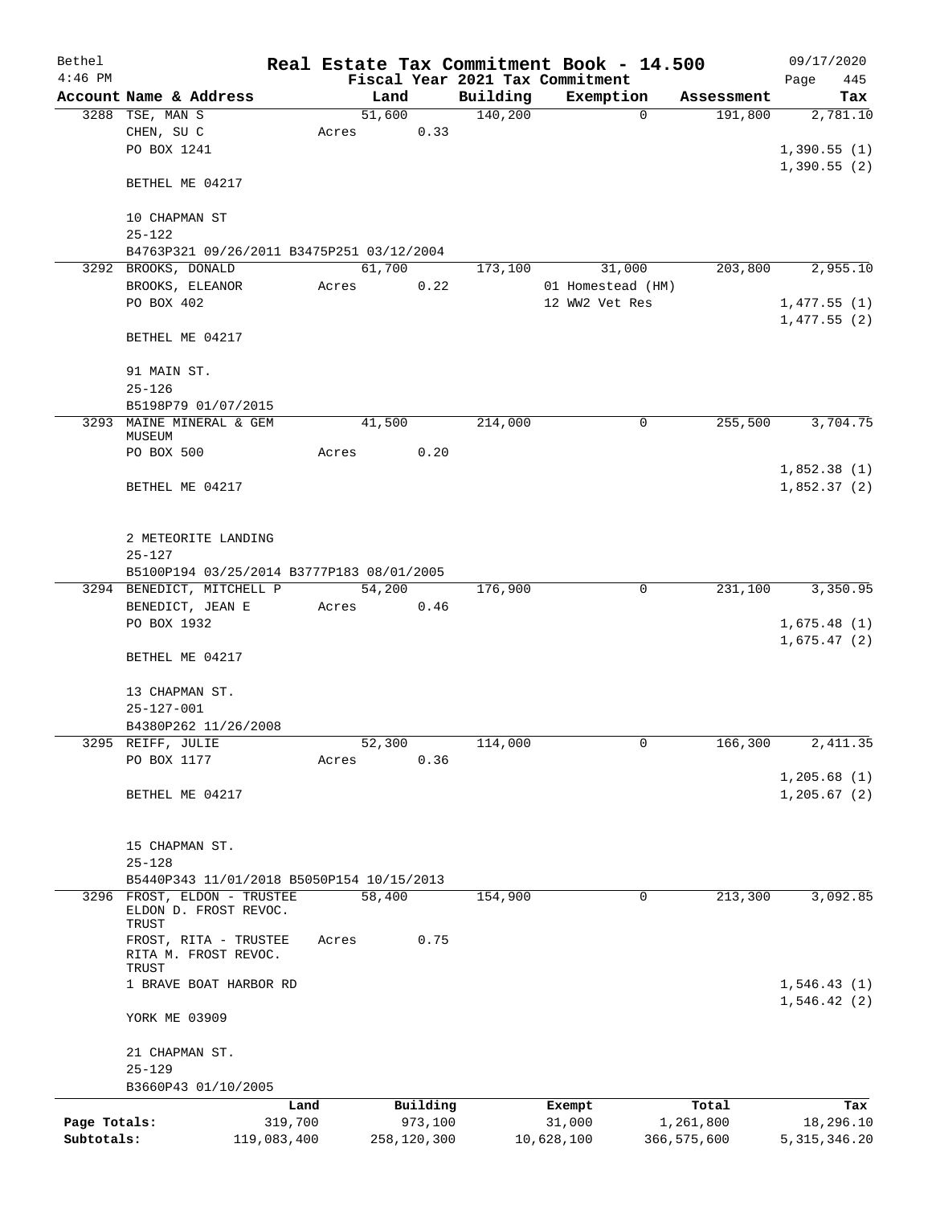Bethel 4:46 PM

**Real Estate Tax Commitment Book - 14.500**

**Fiscal Year 2021 Tax Commitment**

09/17/2020 Page 445

| Account | Name & Address | Land | Building | Exemption | Assessment | Tax |
|---|---|---|---|---|---|---|
| 3288 | TSE, MAN S<br>CHEN, SU C<br>PO BOX 1241<br><br>BETHEL ME 04217<br><br>10 CHAPMAN ST<br>25-122<br>B4763P321 09/26/2011 B3475P251 03/12/2004 | 51,600<br>Acres 0.33 | 140,200 | 0 | 191,800 | 2,781.10<br><br>1,390.55 (1)<br>1,390.55 (2) |
| 3292 | BROOKS, DONALD<br>BROOKS, ELEANOR<br>PO BOX 402<br><br>BETHEL ME 04217<br><br>91 MAIN ST.<br>25-126<br>B5198P79 01/07/2015 | 61,700<br>Acres 0.22 | 173,100 | 31,000<br>01 Homestead (HM)<br>12 WW2 Vet Res | 203,800 | 2,955.10<br><br>1,477.55 (1)<br>1,477.55 (2) |
| 3293 | MAINE MINERAL & GEM MUSEUM<br>PO BOX 500<br><br>BETHEL ME 04217<br><br>2 METEORITE LANDING<br>25-127<br>B5100P194 03/25/2014 B3777P183 08/01/2005 | 41,500<br>Acres 0.20 | 214,000 | 0 | 255,500 | 3,704.75<br><br>1,852.38 (1)<br>1,852.37 (2) |
| 3294 | BENEDICT, MITCHELL P<br>BENEDICT, JEAN E<br>PO BOX 1932<br><br>BETHEL ME 04217<br><br>13 CHAPMAN ST.<br>25-127-001<br>B4380P262 11/26/2008 | 54,200<br>Acres 0.46 | 176,900 | 0 | 231,100 | 3,350.95<br><br>1,675.48 (1)<br>1,675.47 (2) |
| 3295 | REIFF, JULIE<br>PO BOX 1177<br><br>BETHEL ME 04217<br><br>15 CHAPMAN ST.<br>25-128<br>B5440P343 11/01/2018 B5050P154 10/15/2013 | 52,300<br>Acres 0.36 | 114,000 | 0 | 166,300 | 2,411.35<br><br>1,205.68 (1)<br>1,205.67 (2) |
| 3296 | FROST, ELDON - TRUSTEE<br>ELDON D. FROST REVOC. TRUST<br>FROST, RITA - TRUSTEE<br>RITA M. FROST REVOC. TRUST<br>1 BRAVE BOAT HARBOR RD<br><br>YORK ME 03909<br><br>21 CHAPMAN ST.<br>25-129<br>B3660P43 01/10/2005 | 58,400<br>Acres 0.75 | 154,900 | 0 | 213,300 | 3,092.85<br><br>1,546.43 (1)<br>1,546.42 (2) |

| | Land | Building | Exempt | Total | Tax |
|---|---|---|---|---|---|
| Page Totals: | 319,700 | 973,100 | 31,000 | 1,261,800 | 18,296.10 |
| Subtotals: | 119,083,400 | 258,120,300 | 10,628,100 | 366,575,600 | 5,315,346.20 |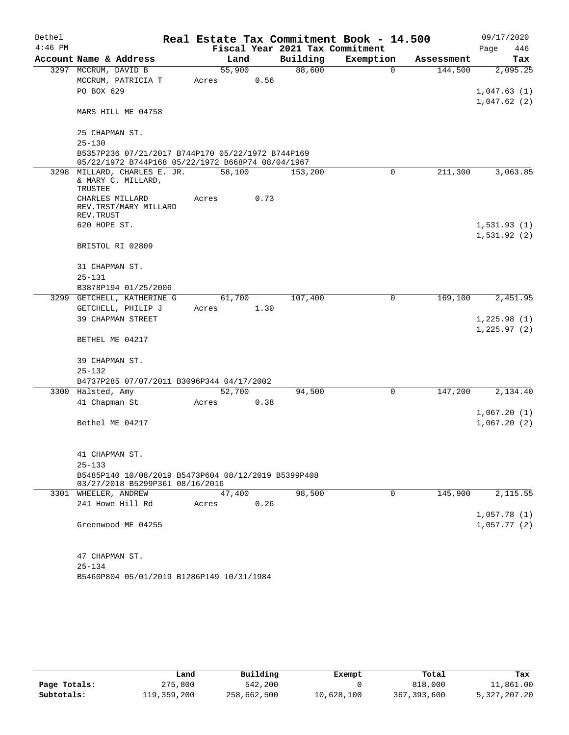Bethel 4:46 PM

# Real Estate Tax Commitment Book - 14.500

## Fiscal Year 2021 Tax Commitment

09/17/2020 Page 446

| Account Name & Address | Land | Building | Exemption | Assessment | Tax |
|---|---|---|---|---|---|
| 3297 MCCRUM, DAVID B | 55,900 | 88,600 | 0 | 144,500 | 2,095.25 |
| MCCRUM, PATRICIA T | Acres 0.56 | | | | |
| PO BOX 629 | | | | | 1,047.63 (1) |
| | | | | | 1,047.62 (2) |
| MARS HILL ME 04758 | | | | | |
| 25 CHAPMAN ST. | | | | | |
| 25-130 | | | | | |
| B5357P236 07/21/2017 B744P170 05/22/1972 B744P169 05/22/1972 B744P168 05/22/1972 B668P74 08/04/1967 | | | | | |
| 3298 MILLARD, CHARLES E. JR. & MARY C. MILLARD, TRUSTEE | 58,100 | 153,200 | 0 | 211,300 | 3,063.85 |
| CHARLES MILLARD REV.TRST/MARY MILLARD REV.TRUST | Acres 0.73 | | | | |
| 620 HOPE ST. | | | | | 1,531.93 (1) |
| | | | | | 1,531.92 (2) |
| BRISTOL RI 02809 | | | | | |
| 31 CHAPMAN ST. | | | | | |
| 25-131 | | | | | |
| B3878P194 01/25/2006 | | | | | |
| 3299 GETCHELL, KATHERINE G | 61,700 | 107,400 | 0 | 169,100 | 2,451.95 |
| GETCHELL, PHILIP J | Acres 1.30 | | | | |
| 39 CHAPMAN STREET | | | | | 1,225.98 (1) |
| | | | | | 1,225.97 (2) |
| BETHEL ME 04217 | | | | | |
| 39 CHAPMAN ST. | | | | | |
| 25-132 | | | | | |
| B4737P285 07/07/2011 B3096P344 04/17/2002 | | | | | |
| 3300 Halsted, Amy | 52,700 | 94,500 | 0 | 147,200 | 2,134.40 |
| 41 Chapman St | Acres 0.38 | | | | |
| | | | | | 1,067.20 (1) |
| Bethel ME 04217 | | | | | 1,067.20 (2) |
| 41 CHAPMAN ST. | | | | | |
| 25-133 | | | | | |
| B5485P140 10/08/2019 B5473P604 08/12/2019 B5399P408 03/27/2018 B5299P361 08/16/2016 | | | | | |
| 3301 WHEELER, ANDREW | 47,400 | 98,500 | 0 | 145,900 | 2,115.55 |
| 241 Howe Hill Rd | Acres 0.26 | | | | |
| | | | | | 1,057.78 (1) |
| Greenwood ME 04255 | | | | | 1,057.77 (2) |
| 47 CHAPMAN ST. | | | | | |
| 25-134 | | | | | |
| B5460P804 05/01/2019 B1286P149 10/31/1984 | | | | | |

| | Land | Building | Exempt | Total | Tax |
|---|---|---|---|---|---|
| Page Totals: | 275,800 | 542,200 | 0 | 818,000 | 11,861.00 |
| Subtotals: | 119,359,200 | 258,662,500 | 10,628,100 | 367,393,600 | 5,327,207.20 |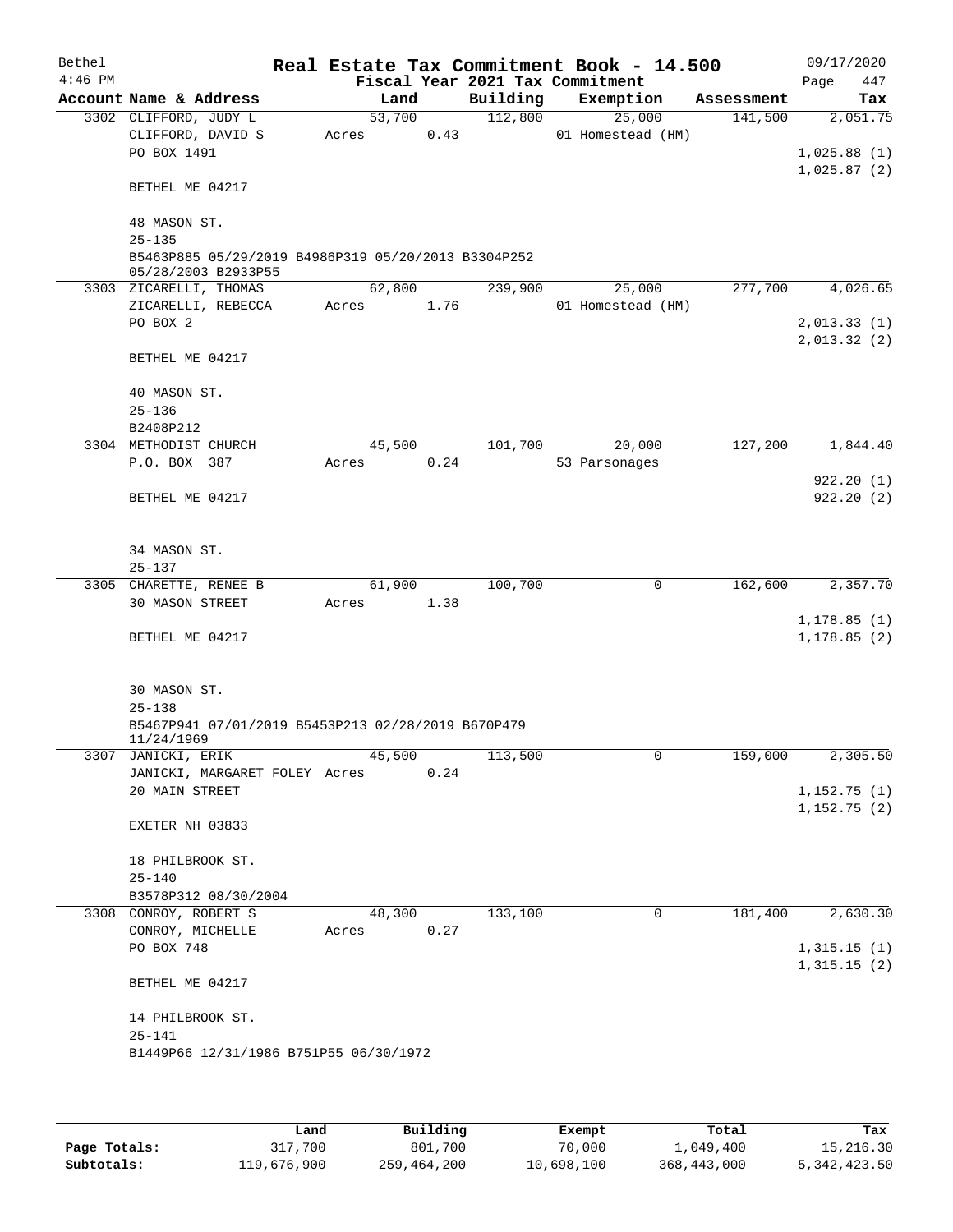Bethel 4:46 PM

# Real Estate Tax Commitment Book - 14.500

Fiscal Year 2021 Tax Commitment

09/17/2020 Page 447

| Account Name & Address | Land | Building | Exemption | Assessment | Tax |
|---|---|---|---|---|---|
| 3302 CLIFFORD, JUDY L | 53,700 | 112,800 | 25,000 | 141,500 | 2,051.75 |
| CLIFFORD, DAVID S | Acres 0.43 | | 01 Homestead (HM) | | |
| PO BOX 1491 | | | | | 1,025.88 (1) |
| | | | | | 1,025.87 (2) |
| BETHEL ME 04217 | | | | | |
| 48 MASON ST. | | | | | |
| 25-135 | | | | | |
| B5463P885 05/29/2019 B4986P319 05/20/2013 B3304P252 05/28/2003 B2933P55 | | | | | |
| 3303 ZICARELLI, THOMAS | 62,800 | 239,900 | 25,000 | 277,700 | 4,026.65 |
| ZICARELLI, REBECCA | Acres 1.76 | | 01 Homestead (HM) | | |
| PO BOX 2 | | | | | 2,013.33 (1) |
| | | | | | 2,013.32 (2) |
| BETHEL ME 04217 | | | | | |
| 40 MASON ST. | | | | | |
| 25-136 | | | | | |
| B2408P212 | | | | | |
| 3304 METHODIST CHURCH | 45,500 | 101,700 | 20,000 | 127,200 | 1,844.40 |
| P.O. BOX 387 | Acres 0.24 | | 53 Parsonages | | |
| | | | | | 922.20 (1) |
| BETHEL ME 04217 | | | | | 922.20 (2) |
| 34 MASON ST. | | | | | |
| 25-137 | | | | | |
| 3305 CHARETTE, RENEE B | 61,900 | 100,700 | 0 | 162,600 | 2,357.70 |
| 30 MASON STREET | Acres 1.38 | | | | |
| | | | | | 1,178.85 (1) |
| BETHEL ME 04217 | | | | | 1,178.85 (2) |
| 30 MASON ST. | | | | | |
| 25-138 | | | | | |
| B5467P941 07/01/2019 B5453P213 02/28/2019 B670P479 11/24/1969 | | | | | |
| 3307 JANICKI, ERIK | 45,500 | 113,500 | 0 | 159,000 | 2,305.50 |
| JANICKI, MARGARET FOLEY | Acres 0.24 | | | | |
| 20 MAIN STREET | | | | | 1,152.75 (1) |
| | | | | | 1,152.75 (2) |
| EXETER NH 03833 | | | | | |
| 18 PHILBROOK ST. | | | | | |
| 25-140 | | | | | |
| B3578P312 08/30/2004 | | | | | |
| 3308 CONROY, ROBERT S | 48,300 | 133,100 | 0 | 181,400 | 2,630.30 |
| CONROY, MICHELLE | Acres 0.27 | | | | |
| PO BOX 748 | | | | | 1,315.15 (1) |
| | | | | | 1,315.15 (2) |
| BETHEL ME 04217 | | | | | |
| 14 PHILBROOK ST. | | | | | |
| 25-141 | | | | | |
| B1449P66 12/31/1986 B751P55 06/30/1972 | | | | | |

| | Land | Building | Exempt | Total | Tax |
|---|---|---|---|---|---|
| Page Totals: | 317,700 | 801,700 | 70,000 | 1,049,400 | 15,216.30 |
| Subtotals: | 119,676,900 | 259,464,200 | 10,698,100 | 368,443,000 | 5,342,423.50 |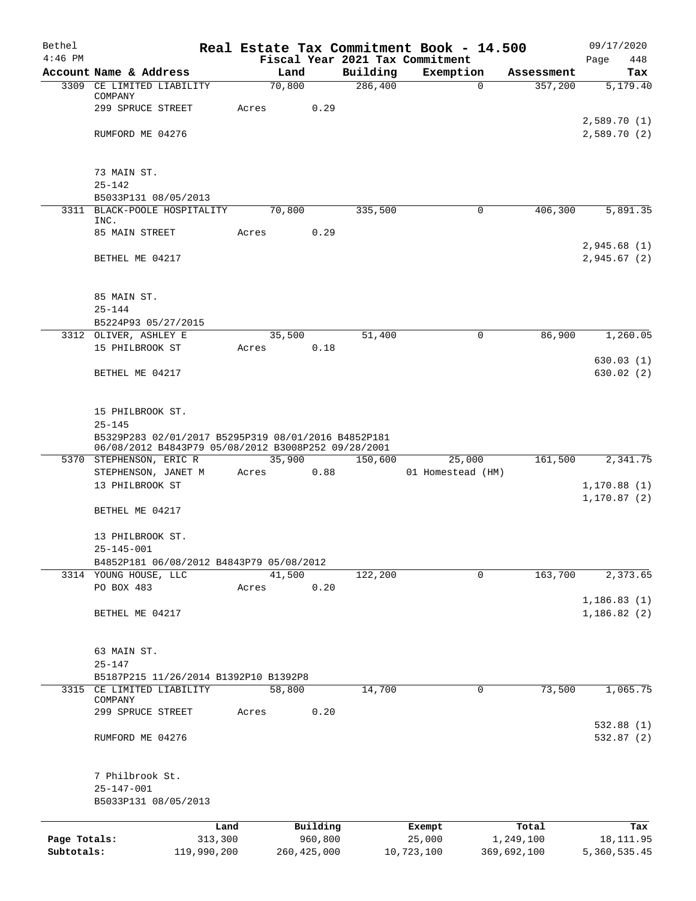Bethel 4:46 PM

# Real Estate Tax Commitment Book - 14.500

Fiscal Year 2021 Tax Commitment

09/17/2020 Page 448

| Account Name & Address | Land | Building | Exemption | Assessment | Tax |
|---|---|---|---|---|---|
| 3309 CE LIMITED LIABILITY COMPANY | 70,800 | 286,400 | 0 | 357,200 | 5,179.40 |
| 299 SPRUCE STREET | Acres 0.29 | | | | |
| | | | | | 2,589.70 (1) |
| RUMFORD ME 04276 | | | | | 2,589.70 (2) |
| 73 MAIN ST. | | | | | |
| 25-142 | | | | | |
| B5033P131 08/05/2013 | | | | | |
| 3311 BLACK-POOLE HOSPITALITY INC. | 70,800 | 335,500 | 0 | 406,300 | 5,891.35 |
| 85 MAIN STREET | Acres 0.29 | | | | |
| | | | | | 2,945.68 (1) |
| BETHEL ME 04217 | | | | | 2,945.67 (2) |
| 85 MAIN ST. | | | | | |
| 25-144 | | | | | |
| B5224P93 05/27/2015 | | | | | |
| 3312 OLIVER, ASHLEY E | 35,500 | 51,400 | 0 | 86,900 | 1,260.05 |
| 15 PHILBROOK ST | Acres 0.18 | | | | |
| | | | | | 630.03 (1) |
| BETHEL ME 04217 | | | | | 630.02 (2) |
| 15 PHILBROOK ST. | | | | | |
| 25-145 | | | | | |
| B5329P283 02/01/2017 B5295P319 08/01/2016 B4852P181 06/08/2012 B4843P79 05/08/2012 B3008P252 09/28/2001 | | | | | |
| 5370 STEPHENSON, ERIC R | 35,900 | 150,600 | 25,000 | 161,500 | 2,341.75 |
| STEPHENSON, JANET M | Acres 0.88 | | 01 Homestead (HM) | | |
| 13 PHILBROOK ST | | | | | 1,170.88 (1) |
| | | | | | 1,170.87 (2) |
| BETHEL ME 04217 | | | | | |
| 13 PHILBROOK ST. | | | | | |
| 25-145-001 | | | | | |
| B4852P181 06/08/2012 B4843P79 05/08/2012 | | | | | |
| 3314 YOUNG HOUSE, LLC | 41,500 | 122,200 | 0 | 163,700 | 2,373.65 |
| PO BOX 483 | Acres 0.20 | | | | |
| | | | | | 1,186.83 (1) |
| BETHEL ME 04217 | | | | | 1,186.82 (2) |
| 63 MAIN ST. | | | | | |
| 25-147 | | | | | |
| B5187P215 11/26/2014 B1392P10 B1392P8 | | | | | |
| 3315 CE LIMITED LIABILITY COMPANY | 58,800 | 14,700 | 0 | 73,500 | 1,065.75 |
| 299 SPRUCE STREET | Acres 0.20 | | | | |
| | | | | | 532.88 (1) |
| RUMFORD ME 04276 | | | | | 532.87 (2) |
| 7 Philbrook St. | | | | | |
| 25-147-001 | | | | | |
| B5033P131 08/05/2013 | | | | | |

| | Land | Building | Exempt | Total | Tax |
|---|---|---|---|---|---|
| Page Totals: | 313,300 | 960,800 | 25,000 | 1,249,100 | 18,111.95 |
| Subtotals: | 119,990,200 | 260,425,000 | 10,723,100 | 369,692,100 | 5,360,535.45 |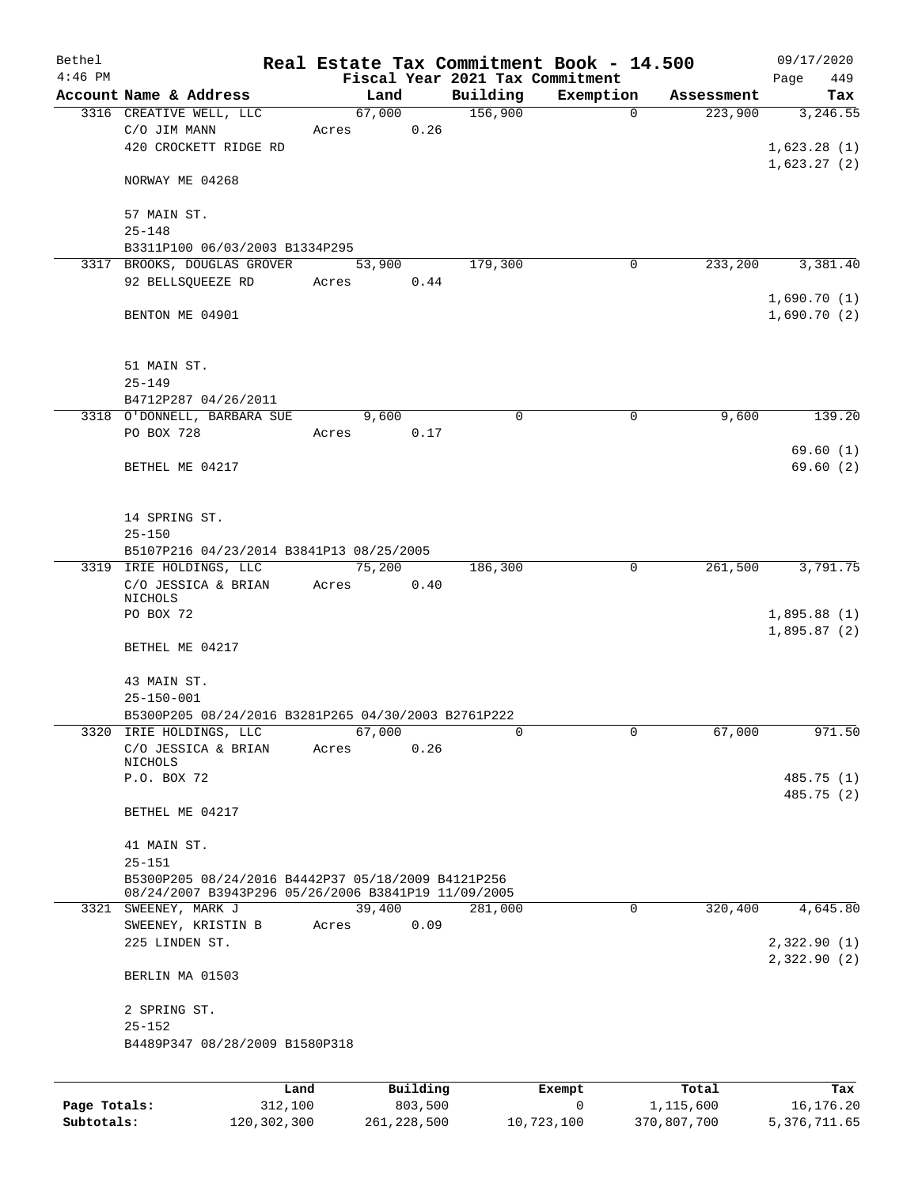# Real Estate Tax Commitment Book - 14.500

Bethel 4:46 PM

Fiscal Year 2021 Tax Commitment

09/17/2020 Page 449

| Account Name & Address | Land | Building | Exemption | Assessment | Tax |
|---|---|---|---|---|---|
| 3316 CREATIVE WELL, LLC | 67,000 | 156,900 | 0 | 223,900 | 3,246.55 |
| C/O JIM MANN | Acres 0.26 | | | | |
| 420 CROCKETT RIDGE RD | | | | | 1,623.28 (1) |
| | | | | | 1,623.27 (2) |
| NORWAY ME 04268 | | | | | |
| 57 MAIN ST. | | | | | |
| 25-148 | | | | | |
| B3311P100 06/03/2003 B1334P295 | | | | | |
| 3317 BROOKS, DOUGLAS GROVER | 53,900 | 179,300 | 0 | 233,200 | 3,381.40 |
| 92 BELLSQUEEZE RD | Acres 0.44 | | | | |
| | | | | | 1,690.70 (1) |
| BENTON ME 04901 | | | | | 1,690.70 (2) |
| 51 MAIN ST. | | | | | |
| 25-149 | | | | | |
| B4712P287 04/26/2011 | | | | | |
| 3318 O'DONNELL, BARBARA SUE | 9,600 | 0 | 0 | 9,600 | 139.20 |
| PO BOX 728 | Acres 0.17 | | | | |
| | | | | | 69.60 (1) |
| BETHEL ME 04217 | | | | | 69.60 (2) |
| 14 SPRING ST. | | | | | |
| 25-150 | | | | | |
| B5107P216 04/23/2014 B3841P13 08/25/2005 | | | | | |
| 3319 IRIE HOLDINGS, LLC | 75,200 | 186,300 | 0 | 261,500 | 3,791.75 |
| C/O JESSICA & BRIAN NICHOLS | Acres 0.40 | | | | |
| PO BOX 72 | | | | | 1,895.88 (1) |
| | | | | | 1,895.87 (2) |
| BETHEL ME 04217 | | | | | |
| 43 MAIN ST. | | | | | |
| 25-150-001 | | | | | |
| B5300P205 08/24/2016 B3281P265 04/30/2003 B2761P222 | | | | | |
| 3320 IRIE HOLDINGS, LLC | 67,000 | 0 | 0 | 67,000 | 971.50 |
| C/O JESSICA & BRIAN NICHOLS | Acres 0.26 | | | | |
| P.O. BOX 72 | | | | | 485.75 (1) |
| | | | | | 485.75 (2) |
| BETHEL ME 04217 | | | | | |
| 41 MAIN ST. | | | | | |
| 25-151 | | | | | |
| B5300P205 08/24/2016 B4442P37 05/18/2009 B4121P256 08/24/2007 B3943P296 05/26/2006 B3841P19 11/09/2005 | | | | | |
| 3321 SWEENEY, MARK J | 39,400 | 281,000 | 0 | 320,400 | 4,645.80 |
| SWEENEY, KRISTIN B | Acres 0.09 | | | | |
| 225 LINDEN ST. | | | | | 2,322.90 (1) |
| | | | | | 2,322.90 (2) |
| BERLIN MA 01503 | | | | | |
| 2 SPRING ST. | | | | | |
| 25-152 | | | | | |
| B4489P347 08/28/2009 B1580P318 | | | | | |

| | Land | Building | Exempt | Total | Tax |
|---|---|---|---|---|---|
| Page Totals: | 312,100 | 803,500 | 0 | 1,115,600 | 16,176.20 |
| Subtotals: | 120,302,300 | 261,228,500 | 10,723,100 | 370,807,700 | 5,376,711.65 |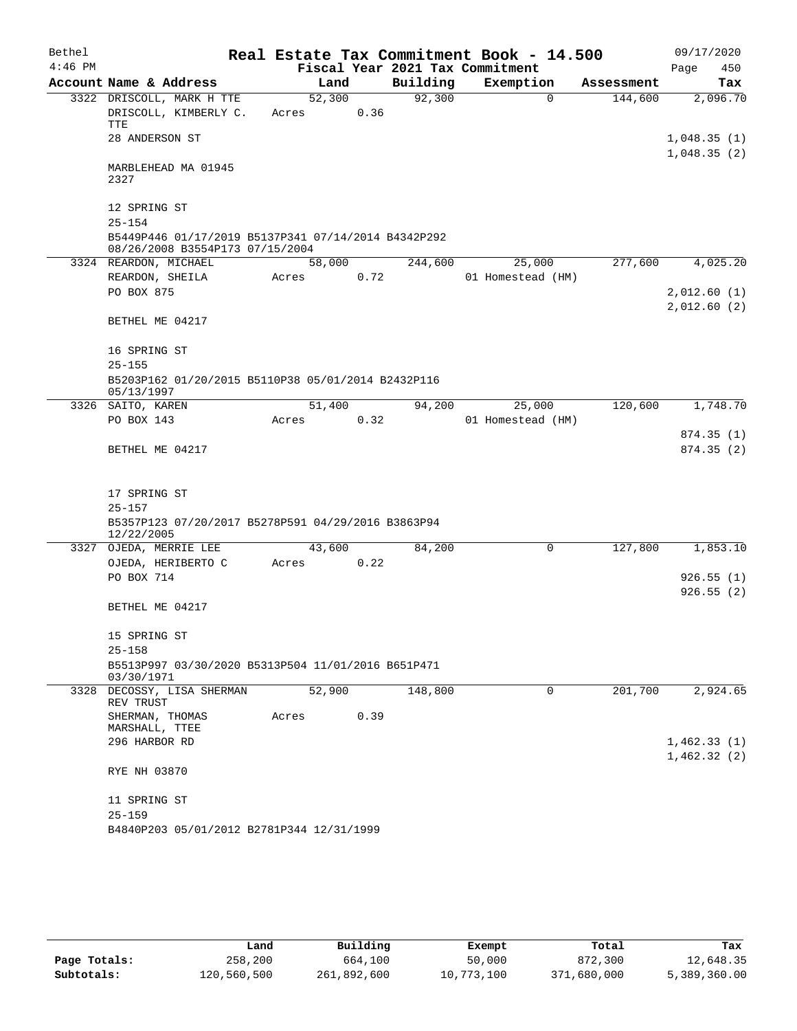# Real Estate Tax Commitment Book - 14.500

Bethel 4:46 PM — 09/17/2020

Fiscal Year 2021 Tax Commitment

| Account Name & Address | Land | Building | Exemption | Assessment | Tax |
|---|---|---|---|---|---|
| 3322 DRISCOLL, MARK H TTE | 52,300 | 92,300 | 0 | 144,600 | 2,096.70 |
| DRISCOLL, KIMBERLY C. TTE | Acres 0.36 | | | | |
| 28 ANDERSON ST | | | | | 1,048.35 (1) |
| | | | | | 1,048.35 (2) |
| MARBLEHEAD MA 01945 2327 | | | | | |
| 12 SPRING ST | | | | | |
| 25-154 | | | | | |
| B5449P446 01/17/2019 B5137P341 07/14/2014 B4342P292 08/26/2008 B3554P173 07/15/2004 | | | | | |
| 3324 REARDON, MICHAEL | 58,000 | 244,600 | 25,000 | 277,600 | 4,025.20 |
| REARDON, SHEILA | Acres 0.72 | | 01 Homestead (HM) | | |
| PO BOX 875 | | | | | 2,012.60 (1) |
| | | | | | 2,012.60 (2) |
| BETHEL ME 04217 | | | | | |
| 16 SPRING ST | | | | | |
| 25-155 | | | | | |
| B5203P162 01/20/2015 B5110P38 05/01/2014 B2432P116 05/13/1997 | | | | | |
| 3326 SAITO, KAREN | 51,400 | 94,200 | 25,000 | 120,600 | 1,748.70 |
| PO BOX 143 | Acres 0.32 | | 01 Homestead (HM) | | |
| | | | | | 874.35 (1) |
| BETHEL ME 04217 | | | | | 874.35 (2) |
| 17 SPRING ST | | | | | |
| 25-157 | | | | | |
| B5357P123 07/20/2017 B5278P591 04/29/2016 B3863P94 12/22/2005 | | | | | |
| 3327 OJEDA, MERRIE LEE | 43,600 | 84,200 | 0 | 127,800 | 1,853.10 |
| OJEDA, HERIBERTO C | Acres 0.22 | | | | |
| PO BOX 714 | | | | | 926.55 (1) |
| | | | | | 926.55 (2) |
| BETHEL ME 04217 | | | | | |
| 15 SPRING ST | | | | | |
| 25-158 | | | | | |
| B5513P997 03/30/2020 B5313P504 11/01/2016 B651P471 03/30/1971 | | | | | |
| 3328 DECOSSY, LISA SHERMAN REV TRUST | 52,900 | 148,800 | 0 | 201,700 | 2,924.65 |
| SHERMAN, THOMAS MARSHALL, TTEE | Acres 0.39 | | | | |
| 296 HARBOR RD | | | | | 1,462.33 (1) |
| | | | | | 1,462.32 (2) |
| RYE NH 03870 | | | | | |
| 11 SPRING ST | | | | | |
| 25-159 | | | | | |
| B4840P203 05/01/2012 B2781P344 12/31/1999 | | | | | |

| | Land | Building | Exempt | Total | Tax |
|---|---|---|---|---|---|
| Page Totals: | 258,200 | 664,100 | 50,000 | 872,300 | 12,648.35 |
| Subtotals: | 120,560,500 | 261,892,600 | 10,773,100 | 371,680,000 | 5,389,360.00 |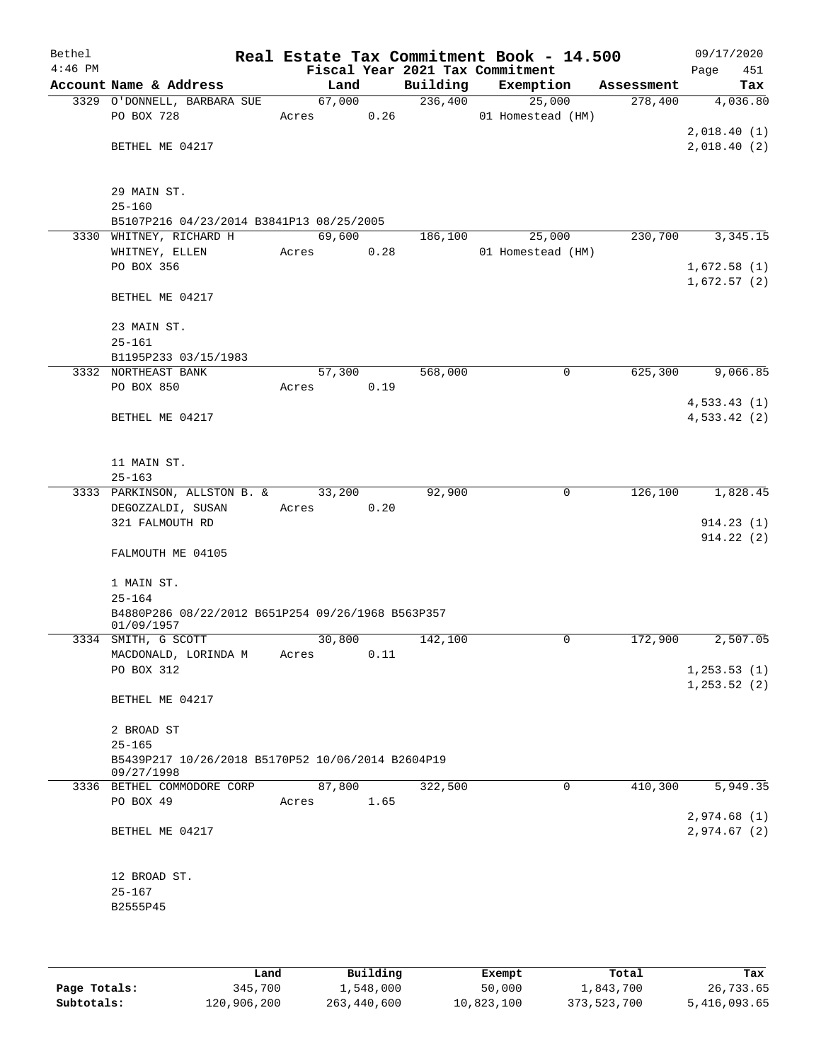Bethel 4:46 PM

# Real Estate Tax Commitment Book - 14.500

Fiscal Year 2021 Tax Commitment

09/17/2020

| Account | Name & Address | Land | Building | Exemption | Assessment | Tax |
|---|---|---|---|---|---|---|
| 3329 | O'DONNELL, BARBARA SUE<br>PO BOX 728<br>BETHEL ME 04217<br>29 MAIN ST.<br>25-160<br>B5107P216 04/23/2014 B3841P13 08/25/2005 | 67,000<br>Acres 0.26 | 236,400 | 25,000<br>01 Homestead (HM) | 278,400 | 4,036.80<br>2,018.40 (1)<br>2,018.40 (2) |
| 3330 | WHITNEY, RICHARD H<br>WHITNEY, ELLEN<br>PO BOX 356<br>BETHEL ME 04217<br>23 MAIN ST.<br>25-161<br>B1195P233 03/15/1983 | 69,600<br>Acres 0.28 | 186,100 | 25,000<br>01 Homestead (HM) | 230,700 | 3,345.15<br>1,672.58 (1)<br>1,672.57 (2) |
| 3332 | NORTHEAST BANK<br>PO BOX 850<br>BETHEL ME 04217<br>11 MAIN ST.<br>25-163 | 57,300<br>Acres 0.19 | 568,000 | 0 | 625,300 | 9,066.85<br>4,533.43 (1)<br>4,533.42 (2) |
| 3333 | PARKINSON, ALLSTON B. &<br>DEGOZZALDI, SUSAN<br>321 FALMOUTH RD<br>FALMOUTH ME 04105<br>1 MAIN ST.<br>25-164<br>B4880P286 08/22/2012 B651P254 09/26/1968 B563P357 01/09/1957 | 33,200<br>Acres 0.20 | 92,900 | 0 | 126,100 | 1,828.45<br>914.23 (1)<br>914.22 (2) |
| 3334 | SMITH, G SCOTT<br>MACDONALD, LORINDA M<br>PO BOX 312<br>BETHEL ME 04217<br>2 BROAD ST<br>25-165<br>B5439P217 10/26/2018 B5170P52 10/06/2014 B2604P19 09/27/1998 | 30,800<br>Acres 0.11 | 142,100 | 0 | 172,900 | 2,507.05<br>1,253.53 (1)<br>1,253.52 (2) |
| 3336 | BETHEL COMMODORE CORP<br>PO BOX 49<br>BETHEL ME 04217<br>12 BROAD ST.<br>25-167<br>B2555P45 | 87,800<br>Acres 1.65 | 322,500 | 0 | 410,300 | 5,949.35<br>2,974.68 (1)<br>2,974.67 (2) |

| | Land | Building | Exempt | Total | Tax |
|---|---|---|---|---|---|
| Page Totals: | 345,700 | 1,548,000 | 50,000 | 1,843,700 | 26,733.65 |
| Subtotals: | 120,906,200 | 263,440,600 | 10,823,100 | 373,523,700 | 5,416,093.65 |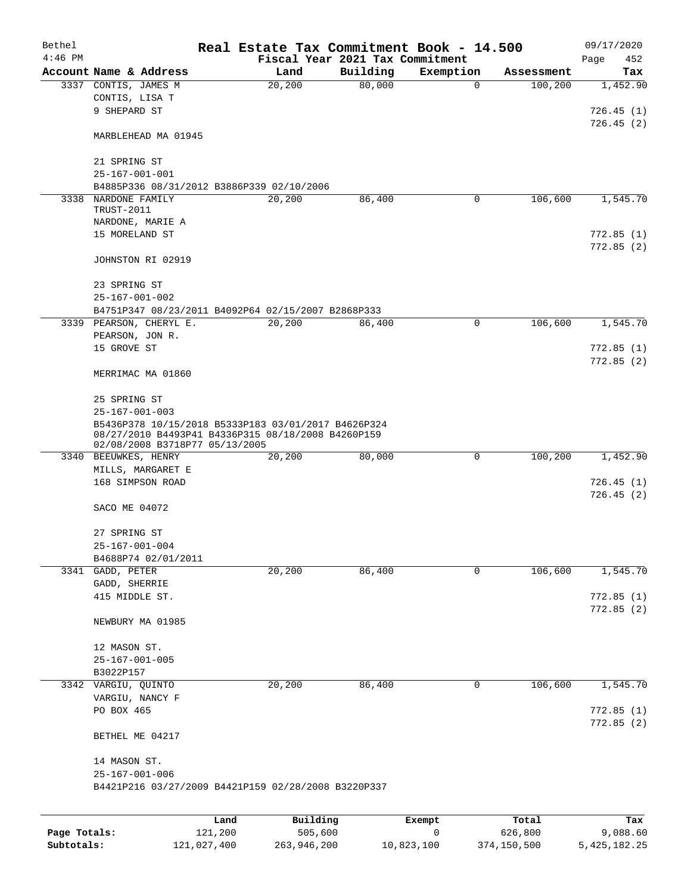Bethel 4:46 PM

# Real Estate Tax Commitment Book - 14.500

Fiscal Year 2021 Tax Commitment

09/17/2020 Page 452

| Account Name & Address | Land | Building | Exemption | Assessment | Tax |
|---|---|---|---|---|---|
| 3337 CONTIS, JAMES M<br>CONTIS, LISA T<br>9 SHEPARD ST<br><br>MARBLEHEAD MA 01945<br><br>21 SPRING ST<br>25-167-001-001<br>B4885P336 08/31/2012 B3886P339 02/10/2006 | 20,200 | 80,000 | 0 | 100,200 | 1,452.90<br>726.45 (1)<br>726.45 (2) |
| 3338 NARDONE FAMILY TRUST-2011<br>NARDONE, MARIE A<br>15 MORELAND ST<br><br>JOHNSTON RI 02919<br><br>23 SPRING ST<br>25-167-001-002<br>B4751P347 08/23/2011 B4092P64 02/15/2007 B2868P333 | 20,200 | 86,400 | 0 | 106,600 | 1,545.70<br>772.85 (1)<br>772.85 (2) |
| 3339 PEARSON, CHERYL E.<br>PEARSON, JON R.<br>15 GROVE ST<br><br>MERRIMAC MA 01860<br><br>25 SPRING ST<br>25-167-001-003<br>B5436P378 10/15/2018 B5333P183 03/01/2017 B4626P324 08/27/2010 B4493P41 B4336P315 08/18/2008 B4260P159 02/08/2008 B3718P77 05/13/2005 | 20,200 | 86,400 | 0 | 106,600 | 1,545.70<br>772.85 (1)<br>772.85 (2) |
| 3340 BEEUWKES, HENRY<br>MILLS, MARGARET E<br>168 SIMPSON ROAD<br><br>SACO ME 04072<br><br>27 SPRING ST<br>25-167-001-004<br>B4688P74 02/01/2011 | 20,200 | 80,000 | 0 | 100,200 | 1,452.90<br>726.45 (1)<br>726.45 (2) |
| 3341 GADD, PETER<br>GADD, SHERRIE<br>415 MIDDLE ST.<br><br>NEWBURY MA 01985<br><br>12 MASON ST.<br>25-167-001-005<br>B3022P157 | 20,200 | 86,400 | 0 | 106,600 | 1,545.70<br>772.85 (1)<br>772.85 (2) |
| 3342 VARGIU, QUINTO<br>VARGIU, NANCY F<br>PO BOX 465<br><br>BETHEL ME 04217<br><br>14 MASON ST.<br>25-167-001-006<br>B4421P216 03/27/2009 B4421P159 02/28/2008 B3220P337 | 20,200 | 86,400 | 0 | 106,600 | 1,545.70<br>772.85 (1)<br>772.85 (2) |

| | Land | Building | Exempt | Total | Tax |
|---|---|---|---|---|---|
| Page Totals: | 121,200 | 505,600 | 0 | 626,800 | 9,088.60 |
| Subtotals: | 121,027,400 | 263,946,200 | 10,823,100 | 374,150,500 | 5,425,182.25 |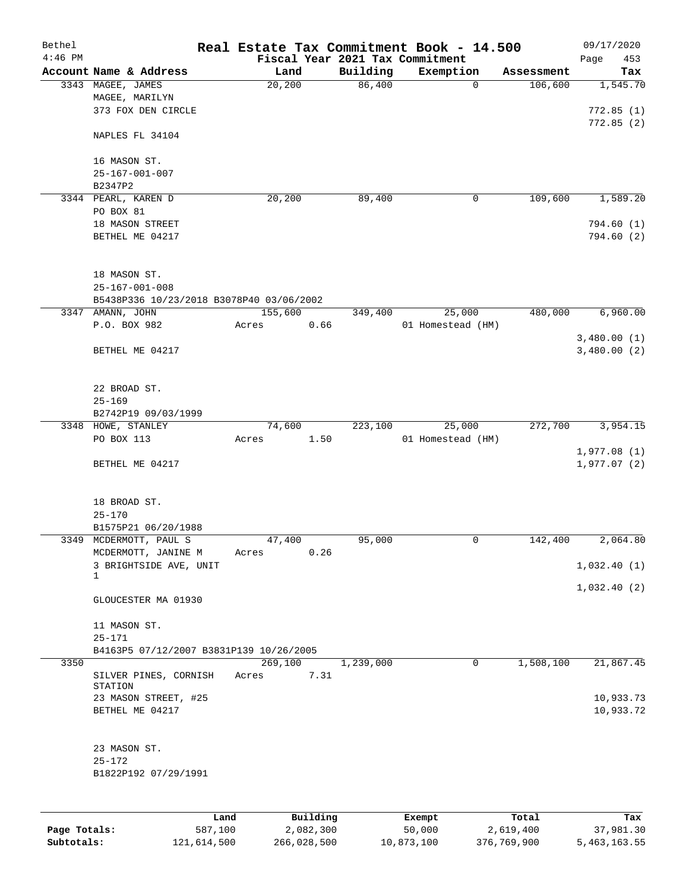Bethel 4:46 PM

# Real Estate Tax Commitment Book - 14.500

Fiscal Year 2021 Tax Commitment

09/17/2020

| Account Name & Address | Land | Building | Exemption | Assessment | Tax |
|---|---|---|---|---|---|
| 3343 MAGEE, JAMES<br>MAGEE, MARILYN<br>373 FOX DEN CIRCLE<br><br>NAPLES FL 34104<br><br>16 MASON ST.<br>25-167-001-007<br>B2347P2 | 20,200 | 86,400 | 0 | 106,600 | 1,545.70<br><br>772.85 (1)<br>772.85 (2) |
| 3344 PEARL, KAREN D<br>PO BOX 81<br>18 MASON STREET<br>BETHEL ME 04217<br><br>18 MASON ST.<br>25-167-001-008<br>B5438P336 10/23/2018 B3078P40 03/06/2002 | 20,200 | 89,400 | 0 | 109,600 | 1,589.20<br><br>794.60 (1)<br>794.60 (2) |
| 3347 AMANN, JOHN<br>P.O. BOX 982<br><br>BETHEL ME 04217<br><br>22 BROAD ST.<br>25-169<br>B2742P19 09/03/1999 | 155,600<br>Acres 0.66 | 349,400 | 25,000<br>01 Homestead (HM) | 480,000 | 6,960.00<br><br>3,480.00 (1)<br>3,480.00 (2) |
| 3348 HOWE, STANLEY<br>PO BOX 113<br><br>BETHEL ME 04217<br><br>18 BROAD ST.<br>25-170<br>B1575P21 06/20/1988 | 74,600<br>Acres 1.50 | 223,100 | 25,000<br>01 Homestead (HM) | 272,700 | 3,954.15<br><br>1,977.08 (1)<br>1,977.07 (2) |
| 3349 MCDERMOTT, PAUL S<br>MCDERMOTT, JANINE M<br>3 BRIGHTSIDE AVE, UNIT 1<br><br>GLOUCESTER MA 01930<br><br>11 MASON ST.<br>25-171<br>B4163P5 07/12/2007 B3831P139 10/26/2005 | 47,400<br>Acres 0.26 | 95,000 | 0 | 142,400 | 2,064.80<br><br>1,032.40 (1)<br>1,032.40 (2) |
| 3350<br>SILVER PINES, CORNISH STATION<br>23 MASON STREET, #25<br>BETHEL ME 04217<br><br>23 MASON ST.<br>25-172<br>B1822P192 07/29/1991 | 269,100<br>Acres 7.31 | 1,239,000 | 0 | 1,508,100 | 21,867.45<br><br>10,933.73<br>10,933.72 |

| | Land | Building | Exempt | Total | Tax |
|---|---|---|---|---|---|
| Page Totals: | 587,100 | 2,082,300 | 50,000 | 2,619,400 | 37,981.30 |
| Subtotals: | 121,614,500 | 266,028,500 | 10,873,100 | 376,769,900 | 5,463,163.55 |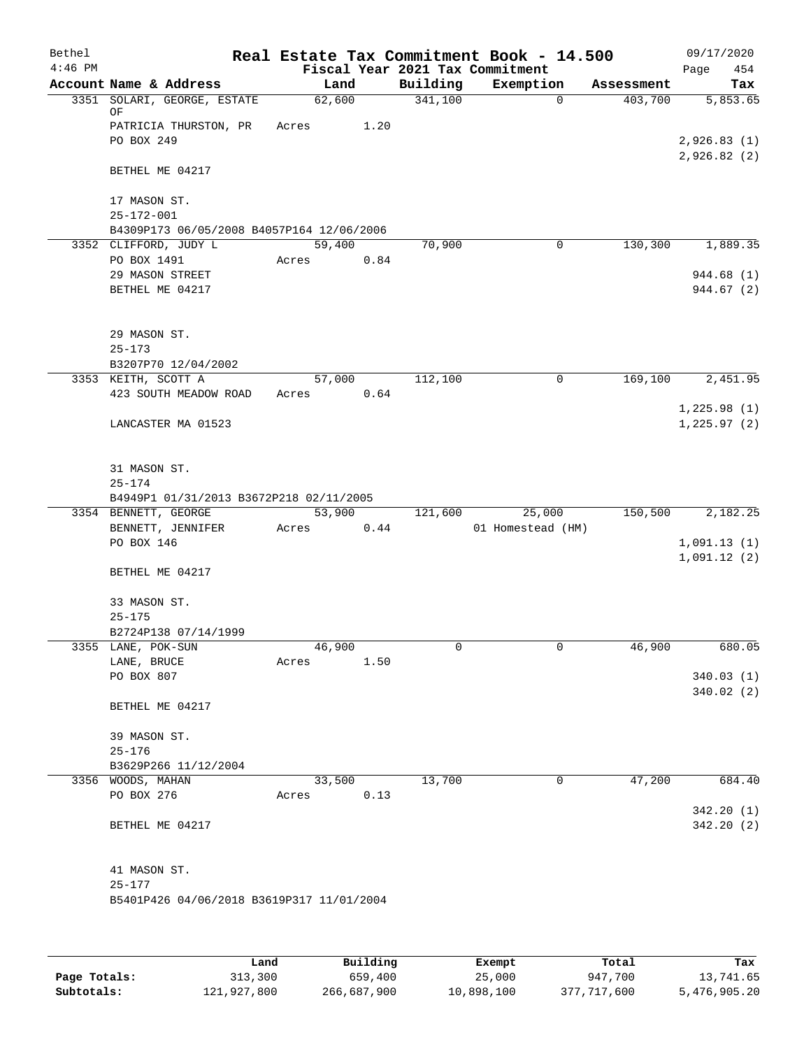# Real Estate Tax Commitment Book - 14.500

Bethel
4:46 PM

Fiscal Year 2021 Tax Commitment

09/17/2020
Page 454

| Account Name & Address | Land | Building | Exemption | Assessment | Tax |
|---|---|---|---|---|---|
| 3351 SOLARI, GEORGE, ESTATE OF | 62,600 | 341,100 | 0 | 403,700 | 5,853.65 |
| PATRICIA THURSTON, PR | Acres 1.20 | | | | |
| PO BOX 249 | | | | | 2,926.83 (1) |
| | | | | | 2,926.82 (2) |
| BETHEL ME 04217 | | | | | |
| 17 MASON ST. | | | | | |
| 25-172-001 | | | | | |
| B4309P173 06/05/2008 B4057P164 12/06/2006 | | | | | |
| 3352 CLIFFORD, JUDY L | 59,400 | 70,900 | 0 | 130,300 | 1,889.35 |
| PO BOX 1491 | Acres 0.84 | | | | |
| 29 MASON STREET | | | | | 944.68 (1) |
| BETHEL ME 04217 | | | | | 944.67 (2) |
| 29 MASON ST. | | | | | |
| 25-173 | | | | | |
| B3207P70 12/04/2002 | | | | | |
| 3353 KEITH, SCOTT A | 57,000 | 112,100 | 0 | 169,100 | 2,451.95 |
| 423 SOUTH MEADOW ROAD | Acres 0.64 | | | | |
| | | | | | 1,225.98 (1) |
| LANCASTER MA 01523 | | | | | 1,225.97 (2) |
| 31 MASON ST. | | | | | |
| 25-174 | | | | | |
| B4949P1 01/31/2013 B3672P218 02/11/2005 | | | | | |
| 3354 BENNETT, GEORGE | 53,900 | 121,600 | 25,000 | 150,500 | 2,182.25 |
| BENNETT, JENNIFER | Acres 0.44 | | 01 Homestead (HM) | | |
| PO BOX 146 | | | | | 1,091.13 (1) |
| | | | | | 1,091.12 (2) |
| BETHEL ME 04217 | | | | | |
| 33 MASON ST. | | | | | |
| 25-175 | | | | | |
| B2724P138 07/14/1999 | | | | | |
| 3355 LANE, POK-SUN | 46,900 | 0 | 0 | 46,900 | 680.05 |
| LANE, BRUCE | Acres 1.50 | | | | |
| PO BOX 807 | | | | | 340.03 (1) |
| | | | | | 340.02 (2) |
| BETHEL ME 04217 | | | | | |
| 39 MASON ST. | | | | | |
| 25-176 | | | | | |
| B3629P266 11/12/2004 | | | | | |
| 3356 WOODS, MAHAN | 33,500 | 13,700 | 0 | 47,200 | 684.40 |
| PO BOX 276 | Acres 0.13 | | | | |
| | | | | | 342.20 (1) |
| BETHEL ME 04217 | | | | | 342.20 (2) |
| 41 MASON ST. | | | | | |
| 25-177 | | | | | |
| B5401P426 04/06/2018 B3619P317 11/01/2004 | | | | | |

| | Land | Building | Exempt | Total | Tax |
|---|---|---|---|---|---|
| Page Totals: | 313,300 | 659,400 | 25,000 | 947,700 | 13,741.65 |
| Subtotals: | 121,927,800 | 266,687,900 | 10,898,100 | 377,717,600 | 5,476,905.20 |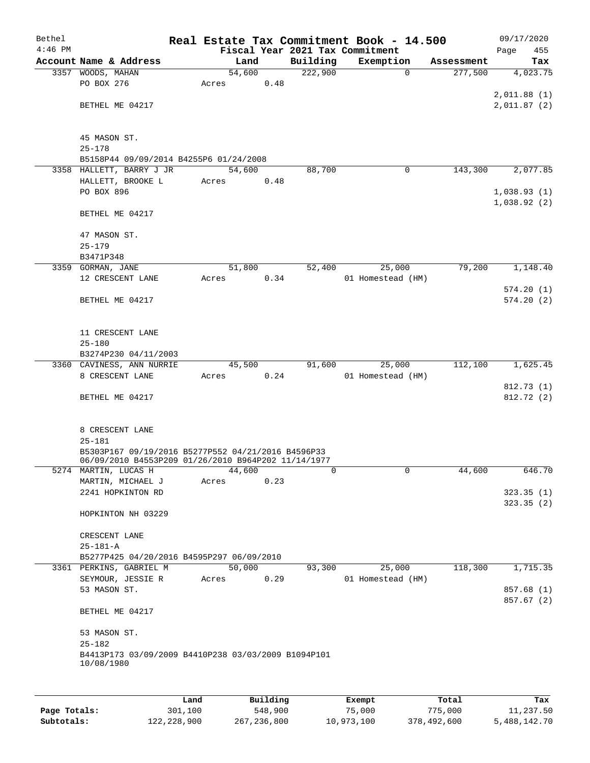# Real Estate Tax Commitment Book - 14.500

Bethel 4:46 PM — Fiscal Year 2021 Tax Commitment — 09/17/2020

| Account Name & Address | Land | Building | Exemption | Assessment | Tax |
|---|---|---|---|---|---|
| 3357 WOODS, MAHAN | 54,600 | 222,900 | 0 | 277,500 | 4,023.75 |
| PO BOX 276 | Acres 0.48 | | | | |
| | | | | | 2,011.88 (1) |
| BETHEL ME 04217 | | | | | 2,011.87 (2) |
| 45 MASON ST. | | | | | |
| 25-178 | | | | | |
| B5158P44 09/09/2014 B4255P6 01/24/2008 | | | | | |
| 3358 HALLETT, BARRY J JR | 54,600 | 88,700 | 0 | 143,300 | 2,077.85 |
| HALLETT, BROOKE L | Acres 0.48 | | | | |
| PO BOX 896 | | | | | 1,038.93 (1) |
| | | | | | 1,038.92 (2) |
| BETHEL ME 04217 | | | | | |
| 47 MASON ST. | | | | | |
| 25-179 | | | | | |
| B3471P348 | | | | | |
| 3359 GORMAN, JANE | 51,800 | 52,400 | 25,000 | 79,200 | 1,148.40 |
| 12 CRESCENT LANE | Acres 0.34 | | 01 Homestead (HM) | | |
| | | | | | 574.20 (1) |
| BETHEL ME 04217 | | | | | 574.20 (2) |
| 11 CRESCENT LANE | | | | | |
| 25-180 | | | | | |
| B3274P230 04/11/2003 | | | | | |
| 3360 CAVINESS, ANN NURRIE | 45,500 | 91,600 | 25,000 | 112,100 | 1,625.45 |
| 8 CRESCENT LANE | Acres 0.24 | | 01 Homestead (HM) | | |
| | | | | | 812.73 (1) |
| BETHEL ME 04217 | | | | | 812.72 (2) |
| 8 CRESCENT LANE | | | | | |
| 25-181 | | | | | |
| B5303P167 09/19/2016 B5277P552 04/21/2016 B4596P33 06/09/2010 B4553P209 01/26/2010 B964P202 11/14/1977 | | | | | |
| 5274 MARTIN, LUCAS H | 44,600 | 0 | 0 | 44,600 | 646.70 |
| MARTIN, MICHAEL J | Acres 0.23 | | | | |
| 2241 HOPKINTON RD | | | | | 323.35 (1) |
| | | | | | 323.35 (2) |
| HOPKINTON NH 03229 | | | | | |
| CRESCENT LANE | | | | | |
| 25-181-A | | | | | |
| B5277P425 04/20/2016 B4595P297 06/09/2010 | | | | | |
| 3361 PERKINS, GABRIEL M | 50,000 | 93,300 | 25,000 | 118,300 | 1,715.35 |
| SEYMOUR, JESSIE R | Acres 0.29 | | 01 Homestead (HM) | | |
| 53 MASON ST. | | | | | 857.68 (1) |
| | | | | | 857.67 (2) |
| BETHEL ME 04217 | | | | | |
| 53 MASON ST. | | | | | |
| 25-182 | | | | | |
| B4413P173 03/09/2009 B4410P238 03/03/2009 B1094P101 10/08/1980 | | | | | |

| | Land | Building | Exempt | Total | Tax |
|---|---|---|---|---|---|
| Page Totals: | 301,100 | 548,900 | 75,000 | 775,000 | 11,237.50 |
| Subtotals: | 122,228,900 | 267,236,800 | 10,973,100 | 378,492,600 | 5,488,142.70 |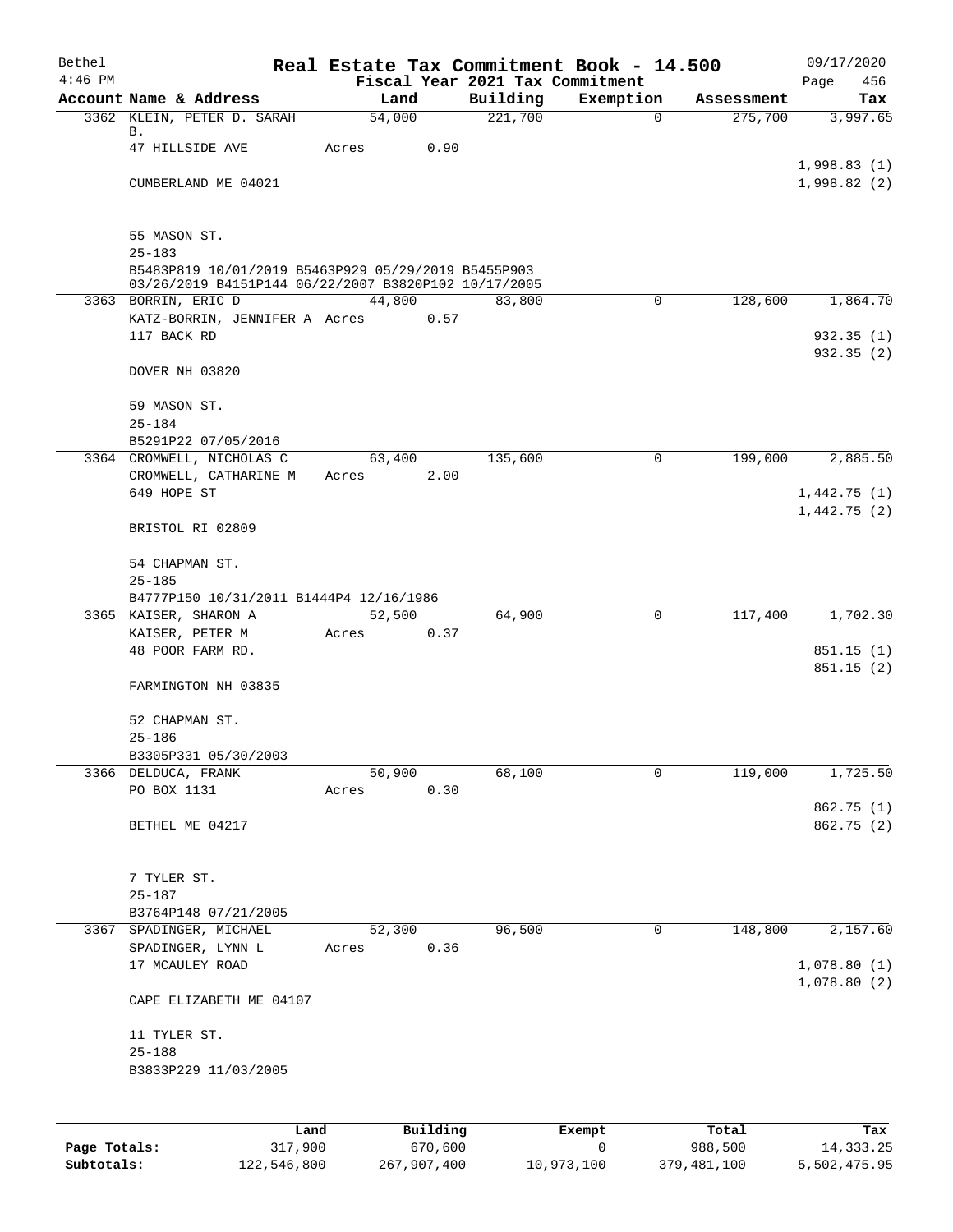# Real Estate Tax Commitment Book - 14.500

Bethel
4:46 PM

Fiscal Year 2021 Tax Commitment

09/17/2020
Page 456

| Account Name & Address | Land | Building | Exemption | Assessment | Tax |
|---|---|---|---|---|---|
| 3362 KLEIN, PETER D. SARAH B. | 54,000 | 221,700 | 0 | 275,700 | 3,997.65 |
| 47 HILLSIDE AVE | Acres 0.90 | | | | |
| | | | | | 1,998.83 (1) |
| CUMBERLAND ME 04021 | | | | | 1,998.82 (2) |
| 55 MASON ST. | | | | | |
| 25-183 | | | | | |
| B5483P819 10/01/2019 B5463P929 05/29/2019 B5455P903 03/26/2019 B4151P144 06/22/2007 B3820P102 10/17/2005 | | | | | |
| 3363 BORRIN, ERIC D | 44,800 | 83,800 | 0 | 128,600 | 1,864.70 |
| KATZ-BORRIN, JENNIFER A | Acres 0.57 | | | | |
| 117 BACK RD | | | | | 932.35 (1) |
| | | | | | 932.35 (2) |
| DOVER NH 03820 | | | | | |
| 59 MASON ST. | | | | | |
| 25-184 | | | | | |
| B5291P22 07/05/2016 | | | | | |
| 3364 CROMWELL, NICHOLAS C | 63,400 | 135,600 | 0 | 199,000 | 2,885.50 |
| CROMWELL, CATHARINE M | Acres 2.00 | | | | |
| 649 HOPE ST | | | | | 1,442.75 (1) |
| | | | | | 1,442.75 (2) |
| BRISTOL RI 02809 | | | | | |
| 54 CHAPMAN ST. | | | | | |
| 25-185 | | | | | |
| B4777P150 10/31/2011 B1444P4 12/16/1986 | | | | | |
| 3365 KAISER, SHARON A | 52,500 | 64,900 | 0 | 117,400 | 1,702.30 |
| KAISER, PETER M | Acres 0.37 | | | | |
| 48 POOR FARM RD. | | | | | 851.15 (1) |
| | | | | | 851.15 (2) |
| FARMINGTON NH 03835 | | | | | |
| 52 CHAPMAN ST. | | | | | |
| 25-186 | | | | | |
| B3305P331 05/30/2003 | | | | | |
| 3366 DELDUCA, FRANK | 50,900 | 68,100 | 0 | 119,000 | 1,725.50 |
| PO BOX 1131 | Acres 0.30 | | | | |
| | | | | | 862.75 (1) |
| BETHEL ME 04217 | | | | | 862.75 (2) |
| 7 TYLER ST. | | | | | |
| 25-187 | | | | | |
| B3764P148 07/21/2005 | | | | | |
| 3367 SPADINGER, MICHAEL | 52,300 | 96,500 | 0 | 148,800 | 2,157.60 |
| SPADINGER, LYNN L | Acres 0.36 | | | | |
| 17 MCAULEY ROAD | | | | | 1,078.80 (1) |
| | | | | | 1,078.80 (2) |
| CAPE ELIZABETH ME 04107 | | | | | |
| 11 TYLER ST. | | | | | |
| 25-188 | | | | | |
| B3833P229 11/03/2005 | | | | | |

| | Land | Building | Exempt | Total | Tax |
|---|---|---|---|---|---|
| Page Totals: | 317,900 | 670,600 | 0 | 988,500 | 14,333.25 |
| Subtotals: | 122,546,800 | 267,907,400 | 10,973,100 | 379,481,100 | 5,502,475.95 |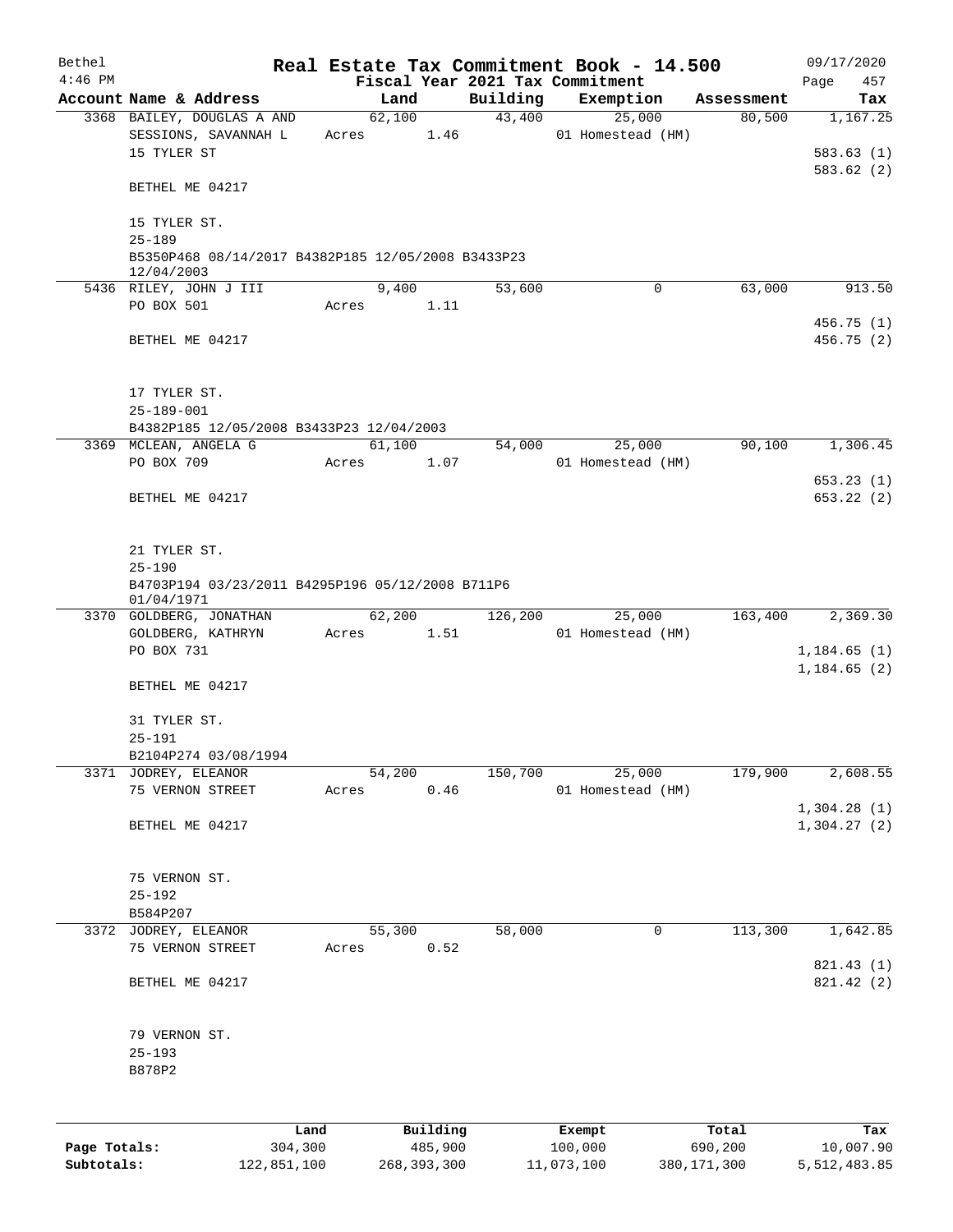Bethel 4:46 PM

# Real Estate Tax Commitment Book - 14.500

Fiscal Year 2021 Tax Commitment

09/17/2020 Page 457

| Account Name & Address | Land | Building | Exemption | Assessment | Tax |
|---|---|---|---|---|---|
| 3368 BAILEY, DOUGLAS A AND | 62,100 | 43,400 | 25,000 | 80,500 | 1,167.25 |
| SESSIONS, SAVANNAH L | Acres 1.46 | | 01 Homestead (HM) | | |
| 15 TYLER ST | | | | | 583.63 (1) |
| | | | | | 583.62 (2) |
| BETHEL ME 04217 | | | | | |
| 15 TYLER ST. | | | | | |
| 25-189 | | | | | |
| B5350P468 08/14/2017 B4382P185 12/05/2008 B3433P23 12/04/2003 | | | | | |
| 5436 RILEY, JOHN J III | 9,400 | 53,600 | 0 | 63,000 | 913.50 |
| PO BOX 501 | Acres 1.11 | | | | |
| | | | | | 456.75 (1) |
| BETHEL ME 04217 | | | | | 456.75 (2) |
| 17 TYLER ST. | | | | | |
| 25-189-001 | | | | | |
| B4382P185 12/05/2008 B3433P23 12/04/2003 | | | | | |
| 3369 MCLEAN, ANGELA G | 61,100 | 54,000 | 25,000 | 90,100 | 1,306.45 |
| PO BOX 709 | Acres 1.07 | | 01 Homestead (HM) | | |
| | | | | | 653.23 (1) |
| BETHEL ME 04217 | | | | | 653.22 (2) |
| 21 TYLER ST. | | | | | |
| 25-190 | | | | | |
| B4703P194 03/23/2011 B4295P196 05/12/2008 B711P6 01/04/1971 | | | | | |
| 3370 GOLDBERG, JONATHAN | 62,200 | 126,200 | 25,000 | 163,400 | 2,369.30 |
| GOLDBERG, KATHRYN | Acres 1.51 | | 01 Homestead (HM) | | |
| PO BOX 731 | | | | | 1,184.65 (1) |
| | | | | | 1,184.65 (2) |
| BETHEL ME 04217 | | | | | |
| 31 TYLER ST. | | | | | |
| 25-191 | | | | | |
| B2104P274 03/08/1994 | | | | | |
| 3371 JODREY, ELEANOR | 54,200 | 150,700 | 25,000 | 179,900 | 2,608.55 |
| 75 VERNON STREET | Acres 0.46 | | 01 Homestead (HM) | | |
| | | | | | 1,304.28 (1) |
| BETHEL ME 04217 | | | | | 1,304.27 (2) |
| 75 VERNON ST. | | | | | |
| 25-192 | | | | | |
| B584P207 | | | | | |
| 3372 JODREY, ELEANOR | 55,300 | 58,000 | 0 | 113,300 | 1,642.85 |
| 75 VERNON STREET | Acres 0.52 | | | | |
| | | | | | 821.43 (1) |
| BETHEL ME 04217 | | | | | 821.42 (2) |
| 79 VERNON ST. | | | | | |
| 25-193 | | | | | |
| B878P2 | | | | | |

| | Land | Building | Exempt | Total | Tax |
|---|---|---|---|---|---|
| Page Totals: | 304,300 | 485,900 | 100,000 | 690,200 | 10,007.90 |
| Subtotals: | 122,851,100 | 268,393,300 | 11,073,100 | 380,171,300 | 5,512,483.85 |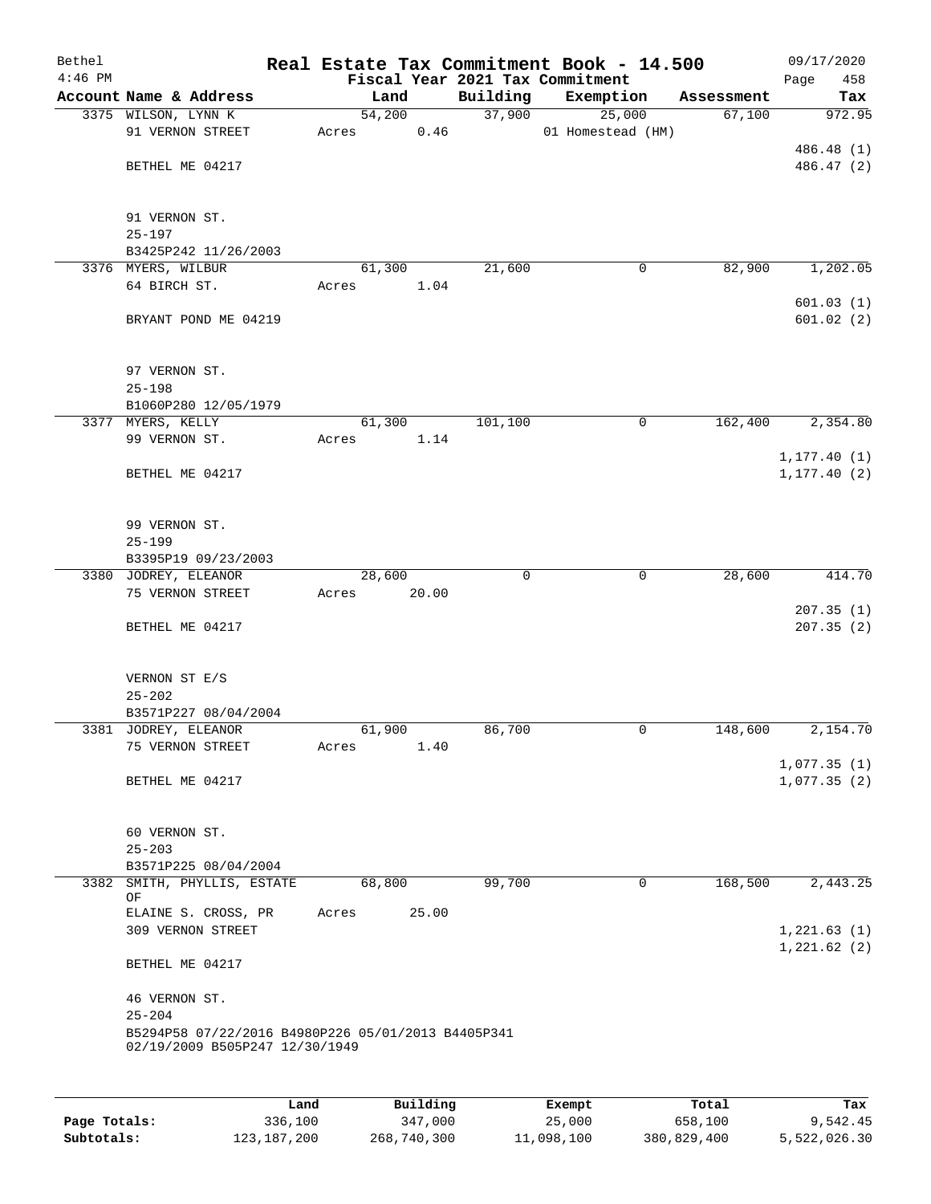# Real Estate Tax Commitment Book - 14.500

Bethel
4:46 PM

Fiscal Year 2021 Tax Commitment

09/17/2020
Page 458

| Account Name & Address | Land | Building | Exemption | Assessment | Tax |
|---|---|---|---|---|---|
| 3375 WILSON, LYNN K | 54,200 | 37,900 | 25,000 | 67,100 | 972.95 |
| 91 VERNON STREET | Acres 0.46 | | 01 Homestead (HM) | | |
| | | | | | 486.48 (1) |
| BETHEL ME 04217 | | | | | 486.47 (2) |
| 91 VERNON ST. | | | | | |
| 25-197 | | | | | |
| B3425P242 11/26/2003 | | | | | |
| 3376 MYERS, WILBUR | 61,300 | 21,600 | 0 | 82,900 | 1,202.05 |
| 64 BIRCH ST. | Acres 1.04 | | | | |
| | | | | | 601.03 (1) |
| BRYANT POND ME 04219 | | | | | 601.02 (2) |
| 97 VERNON ST. | | | | | |
| 25-198 | | | | | |
| B1060P280 12/05/1979 | | | | | |
| 3377 MYERS, KELLY | 61,300 | 101,100 | 0 | 162,400 | 2,354.80 |
| 99 VERNON ST. | Acres 1.14 | | | | |
| | | | | | 1,177.40 (1) |
| BETHEL ME 04217 | | | | | 1,177.40 (2) |
| 99 VERNON ST. | | | | | |
| 25-199 | | | | | |
| B3395P19 09/23/2003 | | | | | |
| 3380 JODREY, ELEANOR | 28,600 | 0 | 0 | 28,600 | 414.70 |
| 75 VERNON STREET | Acres 20.00 | | | | |
| | | | | | 207.35 (1) |
| BETHEL ME 04217 | | | | | 207.35 (2) |
| VERNON ST E/S | | | | | |
| 25-202 | | | | | |
| B3571P227 08/04/2004 | | | | | |
| 3381 JODREY, ELEANOR | 61,900 | 86,700 | 0 | 148,600 | 2,154.70 |
| 75 VERNON STREET | Acres 1.40 | | | | |
| | | | | | 1,077.35 (1) |
| BETHEL ME 04217 | | | | | 1,077.35 (2) |
| 60 VERNON ST. | | | | | |
| 25-203 | | | | | |
| B3571P225 08/04/2004 | | | | | |
| 3382 SMITH, PHYLLIS, ESTATE OF | 68,800 | 99,700 | 0 | 168,500 | 2,443.25 |
| ELAINE S. CROSS, PR | Acres 25.00 | | | | |
| 309 VERNON STREET | | | | | 1,221.63 (1) |
| | | | | | 1,221.62 (2) |
| BETHEL ME 04217 | | | | | |
| 46 VERNON ST. | | | | | |
| 25-204 | | | | | |
| B5294P58 07/22/2016 B4980P226 05/01/2013 B4405P341 02/19/2009 B505P247 12/30/1949 | | | | | |

| | Land | Building | Exempt | Total | Tax |
|---|---|---|---|---|---|
| Page Totals: | 336,100 | 347,000 | 25,000 | 658,100 | 9,542.45 |
| Subtotals: | 123,187,200 | 268,740,300 | 11,098,100 | 380,829,400 | 5,522,026.30 |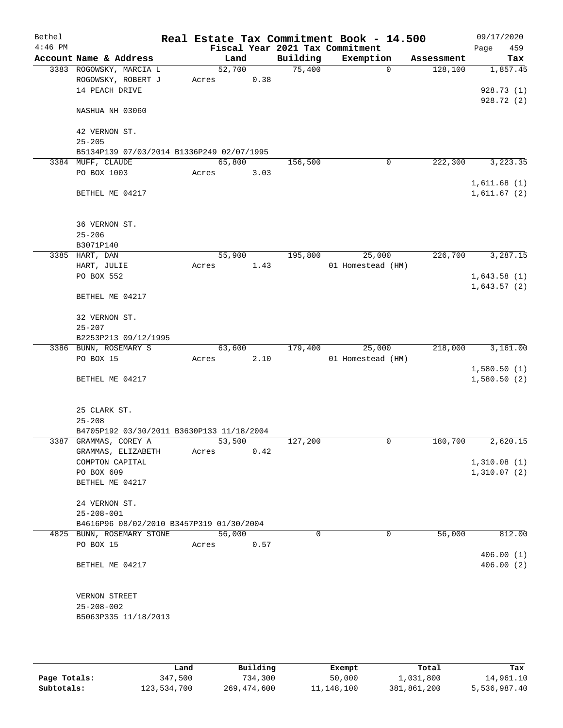# Real Estate Tax Commitment Book - 14.500

Bethel
4:46 PM

Fiscal Year 2021 Tax Commitment

09/17/2020
Page 459

| Account Name & Address | Land | Building | Exemption | Assessment | Tax |
|---|---|---|---|---|---|
| 3383 ROGOWSKY, MARCIA L | 52,700 | 75,400 | 0 | 128,100 | 1,857.45 |
| ROGOWSKY, ROBERT J | Acres 0.38 | | | | |
| 14 PEACH DRIVE | | | | | 928.73 (1) |
| | | | | | 928.72 (2) |
| NASHUA NH 03060 | | | | | |
| 42 VERNON ST. | | | | | |
| 25-205 | | | | | |
| B5134P139 07/03/2014 B1336P249 02/07/1995 | | | | | |
| 3384 MUFF, CLAUDE | 65,800 | 156,500 | 0 | 222,300 | 3,223.35 |
| PO BOX 1003 | Acres 3.03 | | | | |
| | | | | | 1,611.68 (1) |
| BETHEL ME 04217 | | | | | 1,611.67 (2) |
| 36 VERNON ST. | | | | | |
| 25-206 | | | | | |
| B3071P140 | | | | | |
| 3385 HART, DAN | 55,900 | 195,800 | 25,000 | 226,700 | 3,287.15 |
| HART, JULIE | Acres 1.43 | | 01 Homestead (HM) | | |
| PO BOX 552 | | | | | 1,643.58 (1) |
| | | | | | 1,643.57 (2) |
| BETHEL ME 04217 | | | | | |
| 32 VERNON ST. | | | | | |
| 25-207 | | | | | |
| B2253P213 09/12/1995 | | | | | |
| 3386 BUNN, ROSEMARY S | 63,600 | 179,400 | 25,000 | 218,000 | 3,161.00 |
| PO BOX 15 | Acres 2.10 | | 01 Homestead (HM) | | |
| | | | | | 1,580.50 (1) |
| BETHEL ME 04217 | | | | | 1,580.50 (2) |
| 25 CLARK ST. | | | | | |
| 25-208 | | | | | |
| B4705P192 03/30/2011 B3630P133 11/18/2004 | | | | | |
| 3387 GRAMMAS, COREY A | 53,500 | 127,200 | 0 | 180,700 | 2,620.15 |
| GRAMMAS, ELIZABETH | Acres 0.42 | | | | |
| COMPTON CAPITAL | | | | | 1,310.08 (1) |
| PO BOX 609 | | | | | 1,310.07 (2) |
| BETHEL ME 04217 | | | | | |
| 24 VERNON ST. | | | | | |
| 25-208-001 | | | | | |
| B4616P96 08/02/2010 B3457P319 01/30/2004 | | | | | |
| 4825 BUNN, ROSEMARY STONE | 56,000 | 0 | 0 | 56,000 | 812.00 |
| PO BOX 15 | Acres 0.57 | | | | |
| | | | | | 406.00 (1) |
| BETHEL ME 04217 | | | | | 406.00 (2) |
| VERNON STREET | | | | | |
| 25-208-002 | | | | | |
| B5063P335 11/18/2013 | | | | | |

| | Land | Building | Exempt | Total | Tax |
|---|---|---|---|---|---|
| Page Totals: | 347,500 | 734,300 | 50,000 | 1,031,800 | 14,961.10 |
| Subtotals: | 123,534,700 | 269,474,600 | 11,148,100 | 381,861,200 | 5,536,987.40 |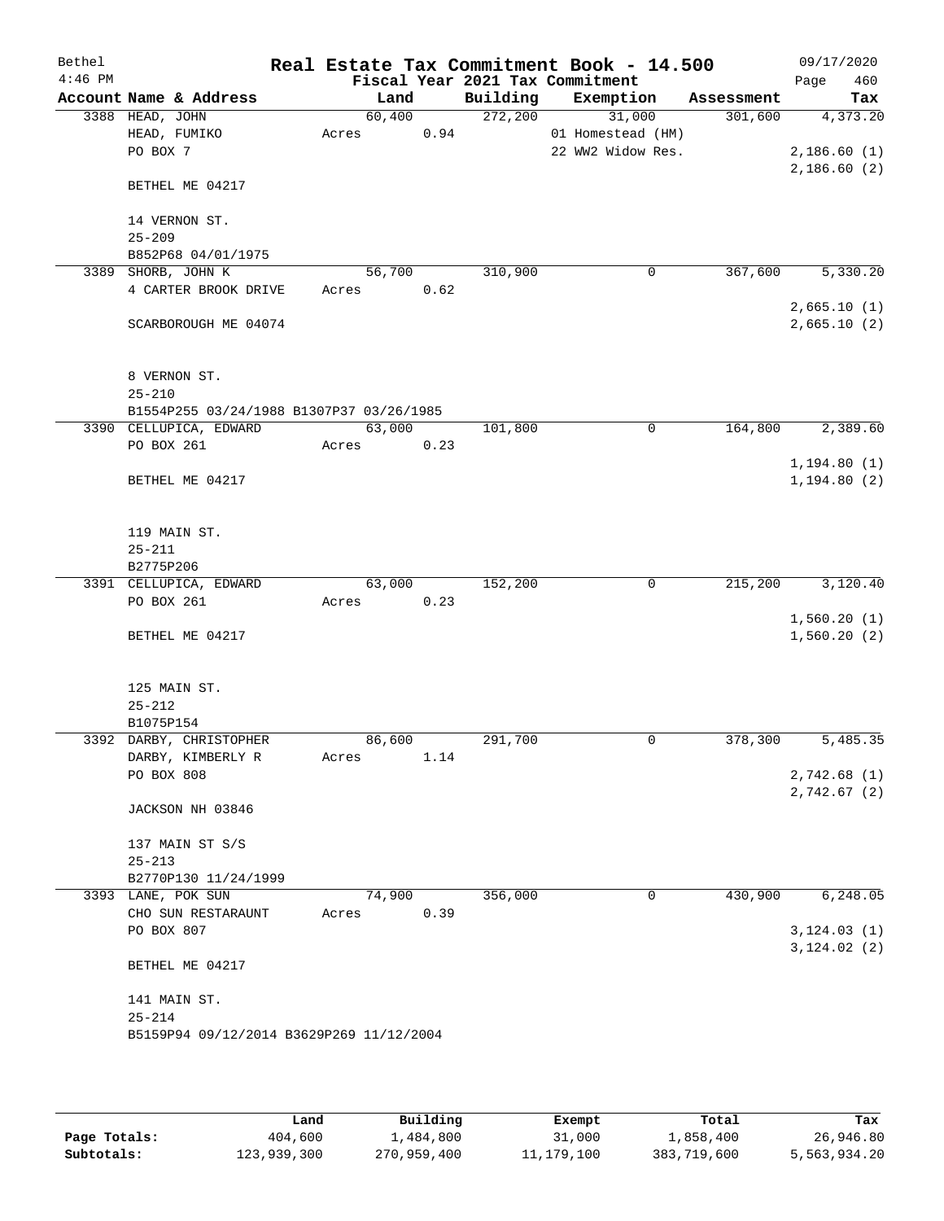# Real Estate Tax Commitment Book - 14.500

Bethel
4:46 PM

Fiscal Year 2021 Tax Commitment

09/17/2020

| Account Name & Address | Land | Building | Exemption | Assessment | Tax |
|---|---|---|---|---|---|
| 3388 HEAD, JOHN | 60,400 | 272,200 | 31,000 | 301,600 | 4,373.20 |
| HEAD, FUMIKO | Acres 0.94 | | 01 Homestead (HM) | | |
| PO BOX 7 | | | 22 WW2 Widow Res. | | 2,186.60 (1) |
| | | | | | 2,186.60 (2) |
| BETHEL ME 04217 | | | | | |
| 14 VERNON ST. | | | | | |
| 25-209 | | | | | |
| B852P68 04/01/1975 | | | | | |
| 3389 SHORB, JOHN K | 56,700 | 310,900 | 0 | 367,600 | 5,330.20 |
| 4 CARTER BROOK DRIVE | Acres 0.62 | | | | |
| | | | | | 2,665.10 (1) |
| SCARBOROUGH ME 04074 | | | | | 2,665.10 (2) |
| 8 VERNON ST. | | | | | |
| 25-210 | | | | | |
| B1554P255 03/24/1988 B1307P37 03/26/1985 | | | | | |
| 3390 CELLUPICA, EDWARD | 63,000 | 101,800 | 0 | 164,800 | 2,389.60 |
| PO BOX 261 | Acres 0.23 | | | | |
| | | | | | 1,194.80 (1) |
| BETHEL ME 04217 | | | | | 1,194.80 (2) |
| 119 MAIN ST. | | | | | |
| 25-211 | | | | | |
| B2775P206 | | | | | |
| 3391 CELLUPICA, EDWARD | 63,000 | 152,200 | 0 | 215,200 | 3,120.40 |
| PO BOX 261 | Acres 0.23 | | | | |
| | | | | | 1,560.20 (1) |
| BETHEL ME 04217 | | | | | 1,560.20 (2) |
| 125 MAIN ST. | | | | | |
| 25-212 | | | | | |
| B1075P154 | | | | | |
| 3392 DARBY, CHRISTOPHER | 86,600 | 291,700 | 0 | 378,300 | 5,485.35 |
| DARBY, KIMBERLY R | Acres 1.14 | | | | |
| PO BOX 808 | | | | | 2,742.68 (1) |
| | | | | | 2,742.67 (2) |
| JACKSON NH 03846 | | | | | |
| 137 MAIN ST S/S | | | | | |
| 25-213 | | | | | |
| B2770P130 11/24/1999 | | | | | |
| 3393 LANE, POK SUN | 74,900 | 356,000 | 0 | 430,900 | 6,248.05 |
| CHO SUN RESTARAUNT | Acres 0.39 | | | | |
| PO BOX 807 | | | | | 3,124.03 (1) |
| | | | | | 3,124.02 (2) |
| BETHEL ME 04217 | | | | | |
| 141 MAIN ST. | | | | | |
| 25-214 | | | | | |
| B5159P94 09/12/2014 B3629P269 11/12/2004 | | | | | |

| | Land | Building | Exempt | Total | Tax |
|---|---|---|---|---|---|
| Page Totals: | 404,600 | 1,484,800 | 31,000 | 1,858,400 | 26,946.80 |
| Subtotals: | 123,939,300 | 270,959,400 | 11,179,100 | 383,719,600 | 5,563,934.20 |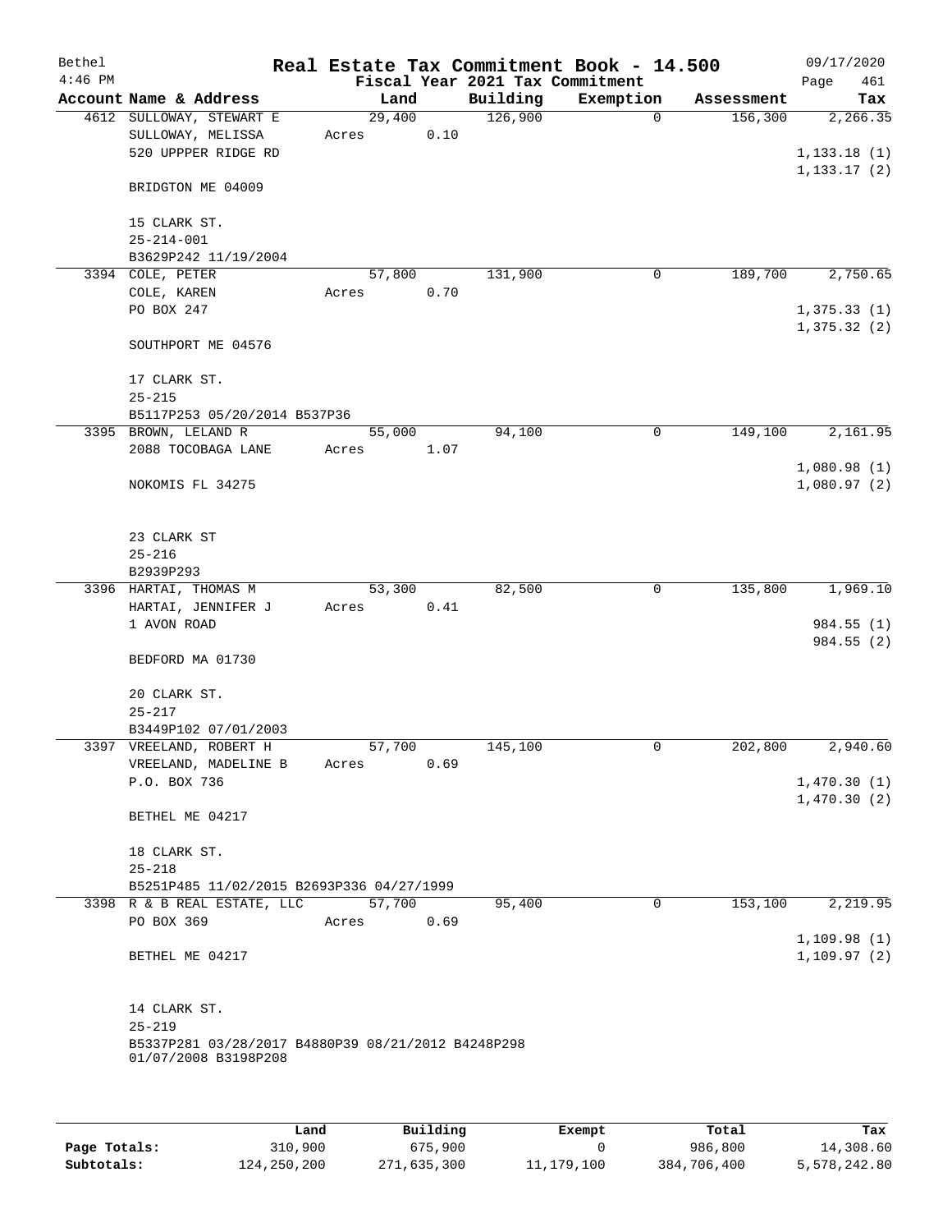# Real Estate Tax Commitment Book - 14.500

Bethel
4:46 PM

Fiscal Year 2021 Tax Commitment

09/17/2020

| Account Name & Address | Land | Building | Exemption | Assessment | Tax |
|---|---|---|---|---|---|
| 4612 SULLOWAY, STEWART E<br>SULLOWAY, MELISSA<br>520 UPPPER RIDGE RD<br><br>BRIDGTON ME 04009<br><br>15 CLARK ST.<br>25-214-001<br>B3629P242 11/19/2004 | 29,400<br>Acres 0.10 | 126,900 | 0 | 156,300 | 2,266.35<br><br>1,133.18 (1)<br>1,133.17 (2) |
| 3394 COLE, PETER<br>COLE, KAREN<br>PO BOX 247<br><br>SOUTHPORT ME 04576<br><br>17 CLARK ST.<br>25-215<br>B5117P253 05/20/2014 B537P36 | 57,800<br>Acres 0.70 | 131,900 | 0 | 189,700 | 2,750.65<br><br>1,375.33 (1)<br>1,375.32 (2) |
| 3395 BROWN, LELAND R<br>2088 TOCOBAGA LANE<br><br>NOKOMIS FL 34275<br><br>23 CLARK ST<br>25-216<br>B2939P293 | 55,000<br>Acres 1.07 | 94,100 | 0 | 149,100 | 2,161.95<br><br>1,080.98 (1)<br>1,080.97 (2) |
| 3396 HARTAI, THOMAS M<br>HARTAI, JENNIFER J<br>1 AVON ROAD<br><br>BEDFORD MA 01730<br><br>20 CLARK ST.<br>25-217<br>B3449P102 07/01/2003 | 53,300<br>Acres 0.41 | 82,500 | 0 | 135,800 | 1,969.10<br><br>984.55 (1)<br>984.55 (2) |
| 3397 VREELAND, ROBERT H<br>VREELAND, MADELINE B<br>P.O. BOX 736<br><br>BETHEL ME 04217<br><br>18 CLARK ST.<br>25-218<br>B5251P485 11/02/2015 B2693P336 04/27/1999 | 57,700<br>Acres 0.69 | 145,100 | 0 | 202,800 | 2,940.60<br><br>1,470.30 (1)<br>1,470.30 (2) |
| 3398 R & B REAL ESTATE, LLC<br>PO BOX 369<br><br>BETHEL ME 04217<br><br>14 CLARK ST.<br>25-219<br>B5337P281 03/28/2017 B4880P39 08/21/2012 B4248P298 01/07/2008 B3198P208 | 57,700<br>Acres 0.69 | 95,400 | 0 | 153,100 | 2,219.95<br><br>1,109.98 (1)<br>1,109.97 (2) |

| | Land | Building | Exempt | Total | Tax |
|---|---|---|---|---|---|
| Page Totals: | 310,900 | 675,900 | 0 | 986,800 | 14,308.60 |
| Subtotals: | 124,250,200 | 271,635,300 | 11,179,100 | 384,706,400 | 5,578,242.80 |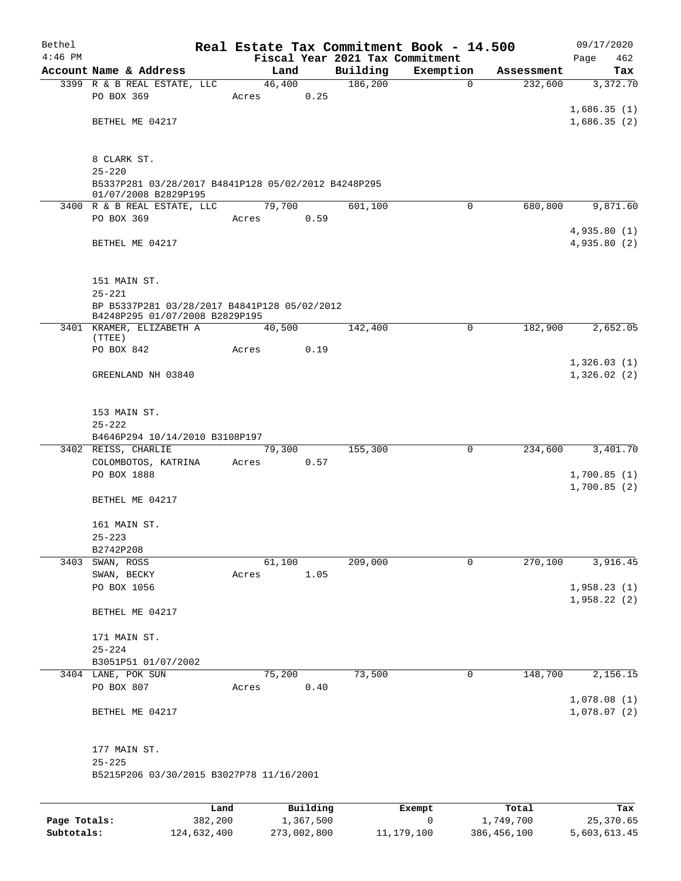Bethel 4:46 PM

# Real Estate Tax Commitment Book - 14.500

Fiscal Year 2021 Tax Commitment

09/17/2020

| Account Name & Address | Land | Building | Exemption | Assessment | Tax |
|---|---|---|---|---|---|
| 3399 R & B REAL ESTATE, LLC<br>PO BOX 369<br><br>BETHEL ME 04217<br><br>8 CLARK ST.<br>25-220<br>B5337P281 03/28/2017 B4841P128 05/02/2012 B4248P295 01/07/2008 B2829P195 | 46,400<br>Acres 0.25 | 186,200 | 0 | 232,600 | 3,372.70<br><br>1,686.35 (1)<br>1,686.35 (2) |
| 3400 R & B REAL ESTATE, LLC<br>PO BOX 369<br><br>BETHEL ME 04217<br><br>151 MAIN ST.<br>25-221<br>BP B5337P281 03/28/2017 B4841P128 05/02/2012 B4248P295 01/07/2008 B2829P195 | 79,700<br>Acres 0.59 | 601,100 | 0 | 680,800 | 9,871.60<br><br>4,935.80 (1)<br>4,935.80 (2) |
| 3401 KRAMER, ELIZABETH A (TTEE)<br>PO BOX 842<br><br>GREENLAND NH 03840<br><br>153 MAIN ST.<br>25-222<br>B4646P294 10/14/2010 B3108P197 | 40,500<br>Acres 0.19 | 142,400 | 0 | 182,900 | 2,652.05<br><br>1,326.03 (1)<br>1,326.02 (2) |
| 3402 REISS, CHARLIE<br>COLOMBOTOS, KATRINA<br>PO BOX 1888<br><br>BETHEL ME 04217<br><br>161 MAIN ST.<br>25-223<br>B2742P208 | 79,300<br>Acres 0.57 | 155,300 | 0 | 234,600 | 3,401.70<br><br>1,700.85 (1)<br>1,700.85 (2) |
| 3403 SWAN, ROSS<br>SWAN, BECKY<br>PO BOX 1056<br><br>BETHEL ME 04217<br><br>171 MAIN ST.<br>25-224<br>B3051P51 01/07/2002 | 61,100<br>Acres 1.05 | 209,000 | 0 | 270,100 | 3,916.45<br><br>1,958.23 (1)<br>1,958.22 (2) |
| 3404 LANE, POK SUN<br>PO BOX 807<br><br>BETHEL ME 04217<br><br>177 MAIN ST.<br>25-225<br>B5215P206 03/30/2015 B3027P78 11/16/2001 | 75,200<br>Acres 0.40 | 73,500 | 0 | 148,700 | 2,156.15<br><br>1,078.08 (1)<br>1,078.07 (2) |

| | Land | Building | Exempt | Total | Tax |
|---|---|---|---|---|---|
| Page Totals: | 382,200 | 1,367,500 | 0 | 1,749,700 | 25,370.65 |
| Subtotals: | 124,632,400 | 273,002,800 | 11,179,100 | 386,456,100 | 5,603,613.45 |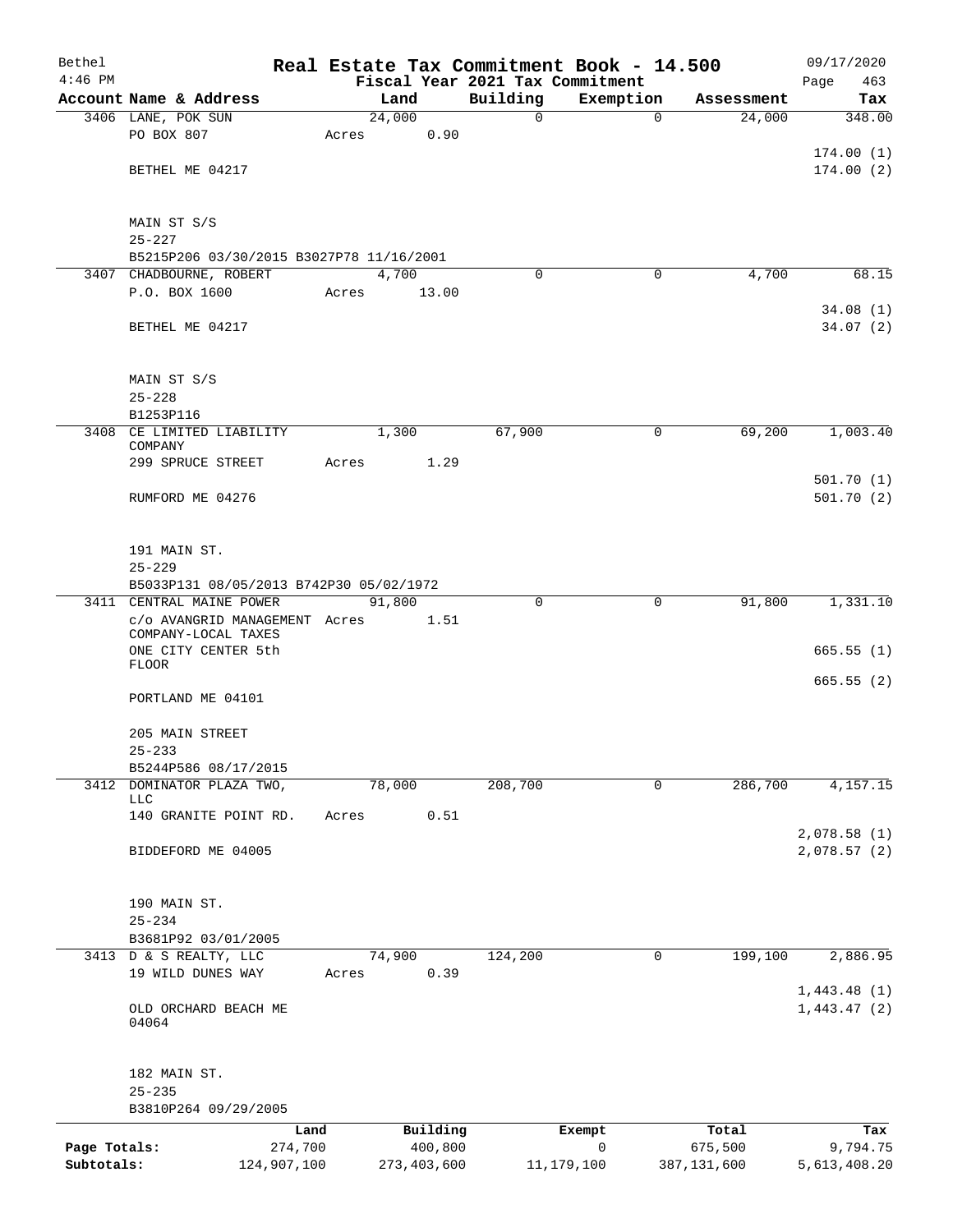Bethel
4:46 PM

# Real Estate Tax Commitment Book - 14.500

Fiscal Year 2021 Tax Commitment

09/17/2020

| Account | Name & Address | Land | Building | Exemption | Assessment | Tax |
|---|---|---|---|---|---|---|
| 3406 | LANE, POK SUN | 24,000 | 0 | 0 | 24,000 | 348.00 |
| | PO BOX 807 | Acres 0.90 | | | | |
| | | | | | | 174.00 (1) |
| | BETHEL ME 04217 | | | | | 174.00 (2) |
| | MAIN ST S/S | | | | | |
| | 25-227 | | | | | |
| | B5215P206 03/30/2015 B3027P78 11/16/2001 | | | | | |
| 3407 | CHADBOURNE, ROBERT | 4,700 | 0 | 0 | 4,700 | 68.15 |
| | P.O. BOX 1600 | Acres 13.00 | | | | |
| | | | | | | 34.08 (1) |
| | BETHEL ME 04217 | | | | | 34.07 (2) |
| | MAIN ST S/S | | | | | |
| | 25-228 | | | | | |
| | B1253P116 | | | | | |
| 3408 | CE LIMITED LIABILITY COMPANY | 1,300 | 67,900 | 0 | 69,200 | 1,003.40 |
| | 299 SPRUCE STREET | Acres 1.29 | | | | |
| | | | | | | 501.70 (1) |
| | RUMFORD ME 04276 | | | | | 501.70 (2) |
| | 191 MAIN ST. | | | | | |
| | 25-229 | | | | | |
| | B5033P131 08/05/2013 B742P30 05/02/1972 | | | | | |
| 3411 | CENTRAL MAINE POWER | 91,800 | 0 | 0 | 91,800 | 1,331.10 |
| | c/o AVANGRID MANAGEMENT COMPANY-LOCAL TAXES | Acres 1.51 | | | | |
| | ONE CITY CENTER 5th FLOOR | | | | | 665.55 (1) |
| | | | | | | 665.55 (2) |
| | PORTLAND ME 04101 | | | | | |
| | 205 MAIN STREET | | | | | |
| | 25-233 | | | | | |
| | B5244P586 08/17/2015 | | | | | |
| 3412 | DOMINATOR PLAZA TWO, LLC | 78,000 | 208,700 | 0 | 286,700 | 4,157.15 |
| | 140 GRANITE POINT RD. | Acres 0.51 | | | | |
| | | | | | | 2,078.58 (1) |
| | BIDDEFORD ME 04005 | | | | | 2,078.57 (2) |
| | 190 MAIN ST. | | | | | |
| | 25-234 | | | | | |
| | B3681P92 03/01/2005 | | | | | |
| 3413 | D & S REALTY, LLC | 74,900 | 124,200 | 0 | 199,100 | 2,886.95 |
| | 19 WILD DUNES WAY | Acres 0.39 | | | | |
| | | | | | | 1,443.48 (1) |
| | OLD ORCHARD BEACH ME 04064 | | | | | 1,443.47 (2) |
| | 182 MAIN ST. | | | | | |
| | 25-235 | | | | | |
| | B3810P264 09/29/2005 | | | | | |

| | Land | Building | Exempt | Total | Tax |
|---|---|---|---|---|---|
| Page Totals: | 274,700 | 400,800 | 0 | 675,500 | 9,794.75 |
| Subtotals: | 124,907,100 | 273,403,600 | 11,179,100 | 387,131,600 | 5,613,408.20 |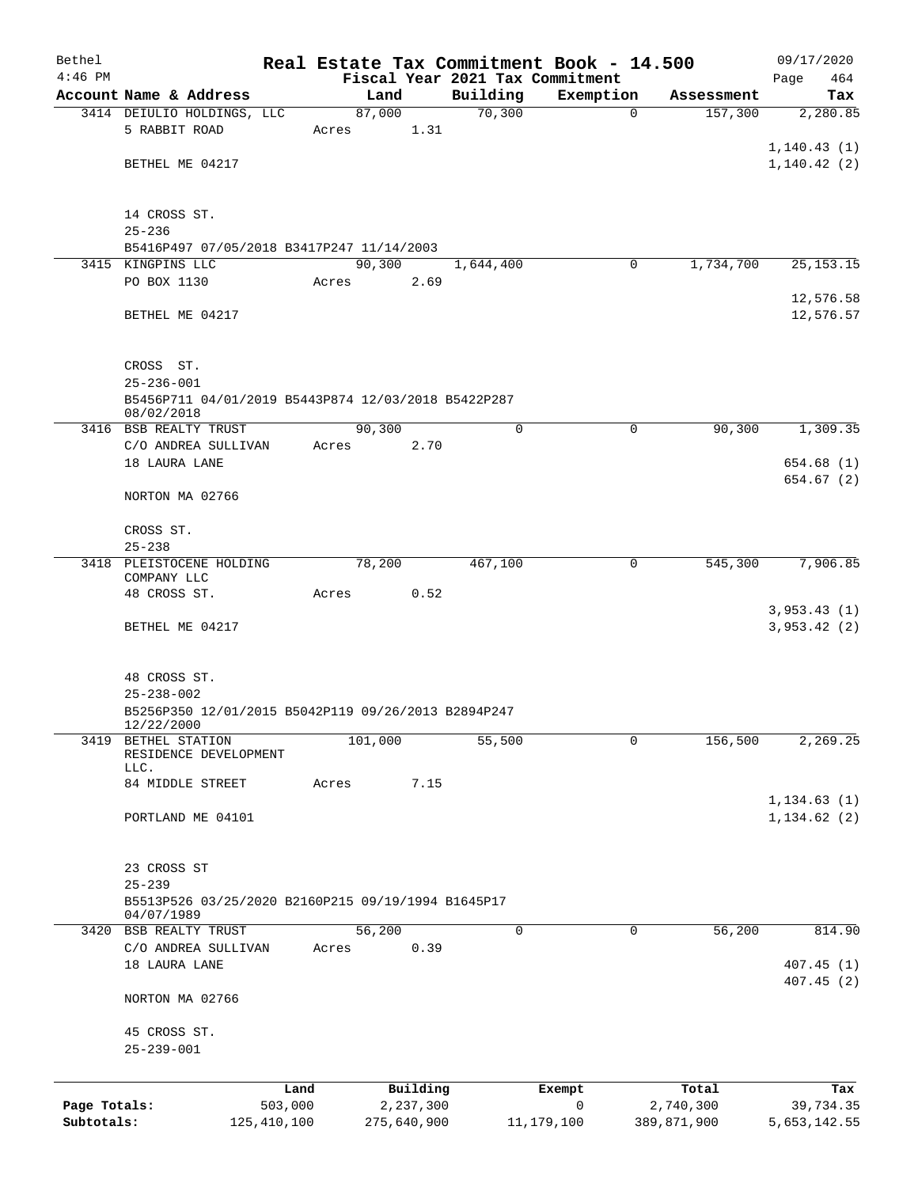Bethel

4:46 PM

# Real Estate Tax Commitment Book - 14.500

Fiscal Year 2021 Tax Commitment

09/17/2020

| Account Name & Address | Land | Building | Exemption | Assessment | Tax |
|---|---|---|---|---|---|
| 3414 DEIULIO HOLDINGS, LLC | 87,000 | 70,300 | 0 | 157,300 | 2,280.85 |
| 5 RABBIT ROAD | Acres 1.31 | | | | |
| | | | | | 1,140.43 (1) |
| BETHEL ME 04217 | | | | | 1,140.42 (2) |
| 14 CROSS ST. | | | | | |
| 25-236 | | | | | |
| B5416P497 07/05/2018 B3417P247 11/14/2003 | | | | | |
| 3415 KINGPINS LLC | 90,300 | 1,644,400 | 0 | 1,734,700 | 25,153.15 |
| PO BOX 1130 | Acres 2.69 | | | | |
| | | | | | 12,576.58 |
| BETHEL ME 04217 | | | | | 12,576.57 |
| CROSS ST. | | | | | |
| 25-236-001 | | | | | |
| B5456P711 04/01/2019 B5443P874 12/03/2018 B5422P287 08/02/2018 | | | | | |
| 3416 BSB REALTY TRUST | 90,300 | 0 | 0 | 90,300 | 1,309.35 |
| C/O ANDREA SULLIVAN | Acres 2.70 | | | | |
| 18 LAURA LANE | | | | | 654.68 (1) |
| | | | | | 654.67 (2) |
| NORTON MA 02766 | | | | | |
| CROSS ST. | | | | | |
| 25-238 | | | | | |
| 3418 PLEISTOCENE HOLDING COMPANY LLC | 78,200 | 467,100 | 0 | 545,300 | 7,906.85 |
| 48 CROSS ST. | Acres 0.52 | | | | |
| | | | | | 3,953.43 (1) |
| BETHEL ME 04217 | | | | | 3,953.42 (2) |
| 48 CROSS ST. | | | | | |
| 25-238-002 | | | | | |
| B5256P350 12/01/2015 B5042P119 09/26/2013 B2894P247 12/22/2000 | | | | | |
| 3419 BETHEL STATION RESIDENCE DEVELOPMENT LLC. | 101,000 | 55,500 | 0 | 156,500 | 2,269.25 |
| 84 MIDDLE STREET | Acres 7.15 | | | | |
| | | | | | 1,134.63 (1) |
| PORTLAND ME 04101 | | | | | 1,134.62 (2) |
| 23 CROSS ST | | | | | |
| 25-239 | | | | | |
| B5513P526 03/25/2020 B2160P215 09/19/1994 B1645P17 04/07/1989 | | | | | |
| 3420 BSB REALTY TRUST | 56,200 | 0 | 0 | 56,200 | 814.90 |
| C/O ANDREA SULLIVAN | Acres 0.39 | | | | |
| 18 LAURA LANE | | | | | 407.45 (1) |
| | | | | | 407.45 (2) |
| NORTON MA 02766 | | | | | |
| 45 CROSS ST. | | | | | |
| 25-239-001 | | | | | |

| | Land | Building | Exempt | Total | Tax |
|---|---|---|---|---|---|
| Page Totals: | 503,000 | 2,237,300 | 0 | 2,740,300 | 39,734.35 |
| Subtotals: | 125,410,100 | 275,640,900 | 11,179,100 | 389,871,900 | 5,653,142.55 |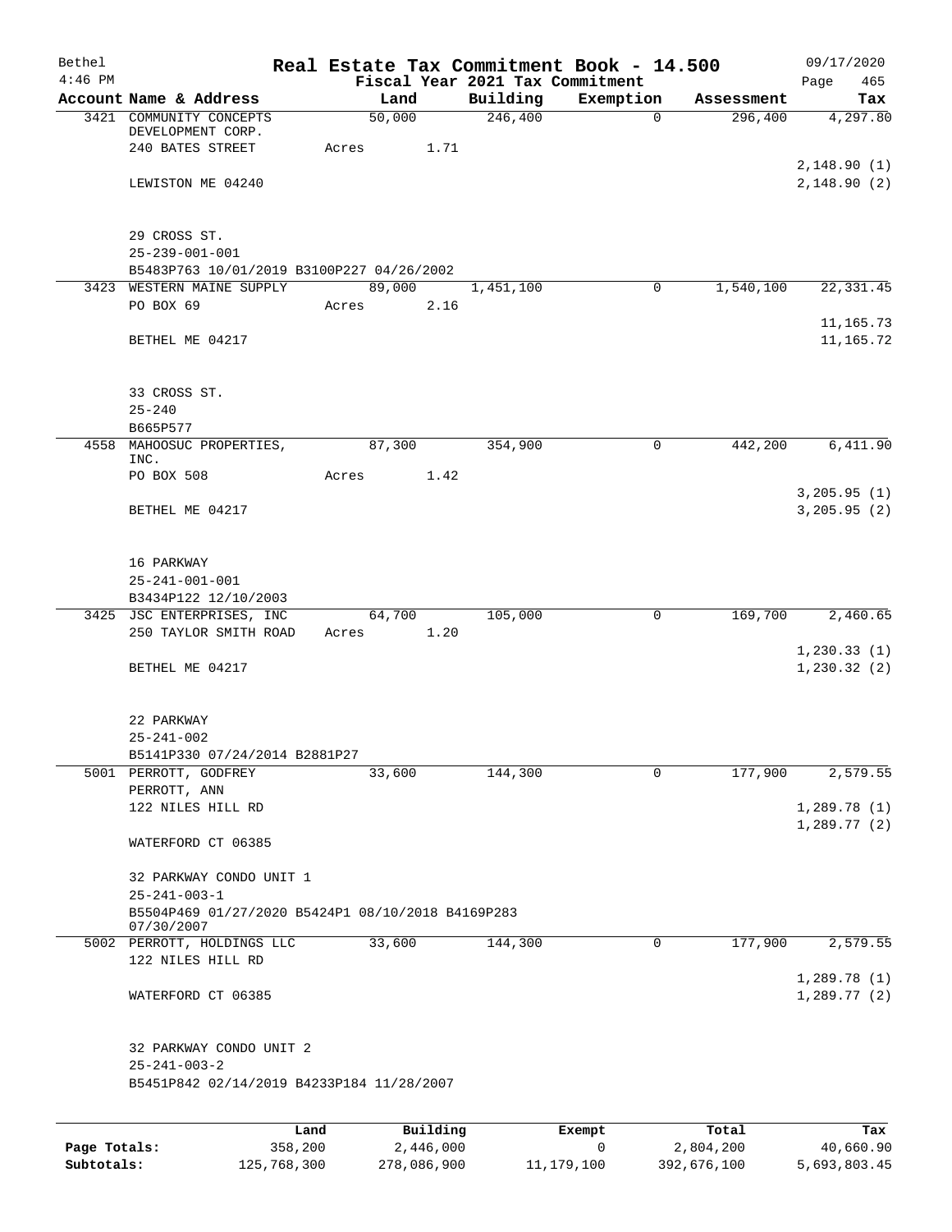Bethel 4:46 PM

# Real Estate Tax Commitment Book - 14.500

Fiscal Year 2021 Tax Commitment

09/17/2020 Page 465

| Account Name & Address | Land | Building | Exemption | Assessment | Tax |
|---|---|---|---|---|---|
| 3421 COMMUNITY CONCEPTS DEVELOPMENT CORP. | 50,000 | 246,400 | 0 | 296,400 | 4,297.80 |
| 240 BATES STREET | Acres 1.71 | | | | |
| | | | | | 2,148.90 (1) |
| LEWISTON ME 04240 | | | | | 2,148.90 (2) |
| 29 CROSS ST. | | | | | |
| 25-239-001-001 | | | | | |
| B5483P763 10/01/2019 B3100P227 04/26/2002 | | | | | |
| 3423 WESTERN MAINE SUPPLY | 89,000 | 1,451,100 | 0 | 1,540,100 | 22,331.45 |
| PO BOX 69 | Acres 2.16 | | | | |
| | | | | | 11,165.73 |
| BETHEL ME 04217 | | | | | 11,165.72 |
| 33 CROSS ST. | | | | | |
| 25-240 | | | | | |
| B665P577 | | | | | |
| 4558 MAHOOSUC PROPERTIES, INC. | 87,300 | 354,900 | 0 | 442,200 | 6,411.90 |
| PO BOX 508 | Acres 1.42 | | | | |
| | | | | | 3,205.95 (1) |
| BETHEL ME 04217 | | | | | 3,205.95 (2) |
| 16 PARKWAY | | | | | |
| 25-241-001-001 | | | | | |
| B3434P122 12/10/2003 | | | | | |
| 3425 JSC ENTERPRISES, INC | 64,700 | 105,000 | 0 | 169,700 | 2,460.65 |
| 250 TAYLOR SMITH ROAD | Acres 1.20 | | | | |
| | | | | | 1,230.33 (1) |
| BETHEL ME 04217 | | | | | 1,230.32 (2) |
| 22 PARKWAY | | | | | |
| 25-241-002 | | | | | |
| B5141P330 07/24/2014 B2881P27 | | | | | |
| 5001 PERROTT, GODFREY | 33,600 | 144,300 | 0 | 177,900 | 2,579.55 |
| PERROTT, ANN | | | | | |
| 122 NILES HILL RD | | | | | 1,289.78 (1) |
| | | | | | 1,289.77 (2) |
| WATERFORD CT 06385 | | | | | |
| 32 PARKWAY CONDO UNIT 1 | | | | | |
| 25-241-003-1 | | | | | |
| B5504P469 01/27/2020 B5424P1 08/10/2018 B4169P283 07/30/2007 | | | | | |
| 5002 PERROTT, HOLDINGS LLC | 33,600 | 144,300 | 0 | 177,900 | 2,579.55 |
| 122 NILES HILL RD | | | | | |
| | | | | | 1,289.78 (1) |
| WATERFORD CT 06385 | | | | | 1,289.77 (2) |
| 32 PARKWAY CONDO UNIT 2 | | | | | |
| 25-241-003-2 | | | | | |
| B5451P842 02/14/2019 B4233P184 11/28/2007 | | | | | |

| | Land | Building | Exempt | Total | Tax |
|---|---|---|---|---|---|
| Page Totals: | 358,200 | 2,446,000 | 0 | 2,804,200 | 40,660.90 |
| Subtotals: | 125,768,300 | 278,086,900 | 11,179,100 | 392,676,100 | 5,693,803.45 |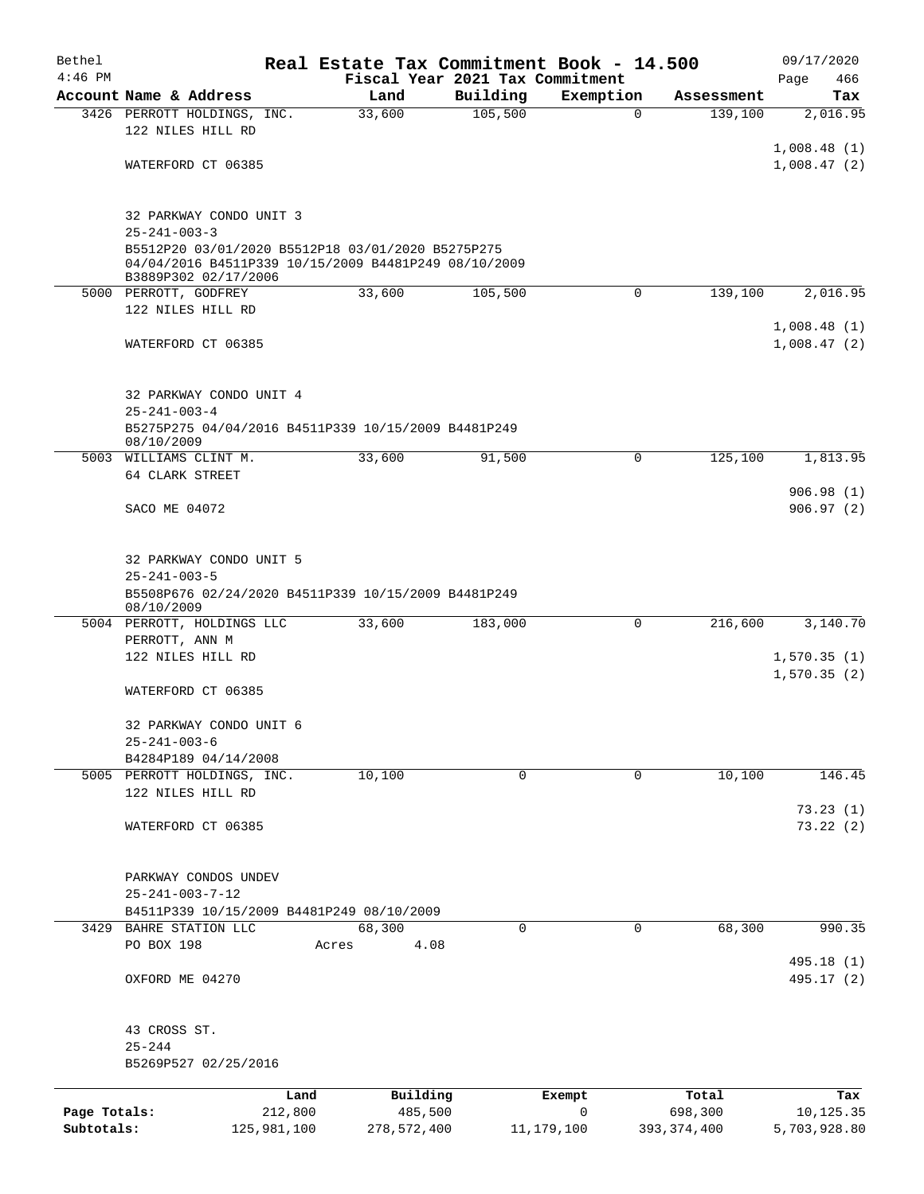Bethel
4:46 PM

# Real Estate Tax Commitment Book - 14.500

Fiscal Year 2021 Tax Commitment

09/17/2020

| Account | Name & Address | Land | Building | Exemption | Assessment | Tax |
|---|---|---|---|---|---|---|
| 3426 | PERROTT HOLDINGS, INC.<br>122 NILES HILL RD<br><br>WATERFORD CT 06385<br><br>32 PARKWAY CONDO UNIT 3<br>25-241-003-3<br>B5512P20 03/01/2020 B5512P18 03/01/2020 B5275P275 04/04/2016 B4511P339 10/15/2009 B4481P249 08/10/2009 B3889P302 02/17/2006 | 33,600 | 105,500 | 0 | 139,100 | 2,016.95<br>1,008.48 (1)<br>1,008.47 (2) |
| 5000 | PERROTT, GODFREY<br>122 NILES HILL RD<br><br>WATERFORD CT 06385<br><br>32 PARKWAY CONDO UNIT 4<br>25-241-003-4<br>B5275P275 04/04/2016 B4511P339 10/15/2009 B4481P249 08/10/2009 | 33,600 | 105,500 | 0 | 139,100 | 2,016.95<br>1,008.48 (1)<br>1,008.47 (2) |
| 5003 | WILLIAMS CLINT M.<br>64 CLARK STREET<br><br>SACO ME 04072<br><br>32 PARKWAY CONDO UNIT 5<br>25-241-003-5<br>B5508P676 02/24/2020 B4511P339 10/15/2009 B4481P249 08/10/2009 | 33,600 | 91,500 | 0 | 125,100 | 1,813.95<br>906.98 (1)<br>906.97 (2) |
| 5004 | PERROTT, HOLDINGS LLC<br>PERROTT, ANN M<br>122 NILES HILL RD<br><br>WATERFORD CT 06385<br><br>32 PARKWAY CONDO UNIT 6<br>25-241-003-6<br>B4284P189 04/14/2008 | 33,600 | 183,000 | 0 | 216,600 | 3,140.70<br>1,570.35 (1)<br>1,570.35 (2) |
| 5005 | PERROTT HOLDINGS, INC.<br>122 NILES HILL RD<br><br>WATERFORD CT 06385<br><br>PARKWAY CONDOS UNDEV<br>25-241-003-7-12<br>B4511P339 10/15/2009 B4481P249 08/10/2009 | 10,100 | 0 | 0 | 10,100 | 146.45<br>73.23 (1)<br>73.22 (2) |
| 3429 | BAHRE STATION LLC<br>PO BOX 198<br><br>OXFORD ME 04270<br><br>43 CROSS ST.<br>25-244<br>B5269P527 02/25/2016 | 68,300<br>Acres 4.08 | 0 | 0 | 68,300 | 990.35<br>495.18 (1)<br>495.17 (2) |

| | Land | Building | Exempt | Total | Tax |
|---|---|---|---|---|---|
| Page Totals: | 212,800 | 485,500 | 0 | 698,300 | 10,125.35 |
| Subtotals: | 125,981,100 | 278,572,400 | 11,179,100 | 393,374,400 | 5,703,928.80 |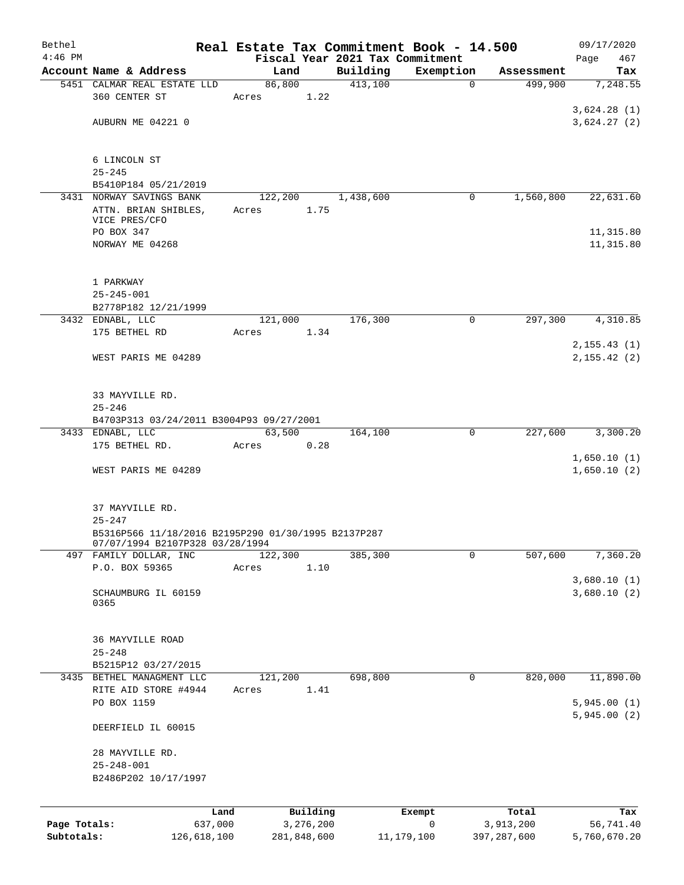# Real Estate Tax Commitment Book - 14.500

Bethel
4:46 PM

Fiscal Year 2021 Tax Commitment

09/17/2020

| Account Name & Address | Land | Building | Exemption | Assessment | Tax |
|---|---|---|---|---|---|
| 5451 CALMAR REAL ESTATE LLD<br>360 CENTER ST<br><br>AUBURN ME 04221 0<br><br>6 LINCOLN ST<br>25-245<br>B5410P184 05/21/2019 | 86,800<br>Acres 1.22 | 413,100 | 0 | 499,900 | 7,248.55<br><br>3,624.28 (1)<br>3,624.27 (2) |
| 3431 NORWAY SAVINGS BANK<br>ATTN. BRIAN SHIBLES, VICE PRES/CFO<br>PO BOX 347<br>NORWAY ME 04268<br><br>1 PARKWAY<br>25-245-001<br>B2778P182 12/21/1999 | 122,200<br>Acres 1.75 | 1,438,600 | 0 | 1,560,800 | 22,631.60<br><br>11,315.80<br>11,315.80 |
| 3432 EDNABL, LLC<br>175 BETHEL RD<br><br>WEST PARIS ME 04289<br><br>33 MAYVILLE RD.<br>25-246<br>B4703P313 03/24/2011 B3004P93 09/27/2001 | 121,000<br>Acres 1.34 | 176,300 | 0 | 297,300 | 4,310.85<br><br>2,155.43 (1)<br>2,155.42 (2) |
| 3433 EDNABL, LLC<br>175 BETHEL RD.<br><br>WEST PARIS ME 04289<br><br>37 MAYVILLE RD.<br>25-247<br>B5316P566 11/18/2016 B2195P290 01/30/1995 B2137P287 07/07/1994 B2107P328 03/28/1994 | 63,500<br>Acres 0.28 | 164,100 | 0 | 227,600 | 3,300.20<br><br>1,650.10 (1)<br>1,650.10 (2) |
| 497 FAMILY DOLLAR, INC<br>P.O. BOX 59365<br><br>SCHAUMBURG IL 60159 0365<br><br>36 MAYVILLE ROAD<br>25-248<br>B5215P12 03/27/2015 | 122,300<br>Acres 1.10 | 385,300 | 0 | 507,600 | 7,360.20<br><br>3,680.10 (1)<br>3,680.10 (2) |
| 3435 BETHEL MANAGMENT LLC<br>RITE AID STORE #4944<br>PO BOX 1159<br><br>DEERFIELD IL 60015<br><br>28 MAYVILLE RD.<br>25-248-001<br>B2486P202 10/17/1997 | 121,200<br>Acres 1.41 | 698,800 | 0 | 820,000 | 11,890.00<br><br>5,945.00 (1)<br>5,945.00 (2) |

| | Land | Building | Exempt | Total | Tax |
|---|---|---|---|---|---|
| Page Totals: | 637,000 | 3,276,200 | 0 | 3,913,200 | 56,741.40 |
| Subtotals: | 126,618,100 | 281,848,600 | 11,179,100 | 397,287,600 | 5,760,670.20 |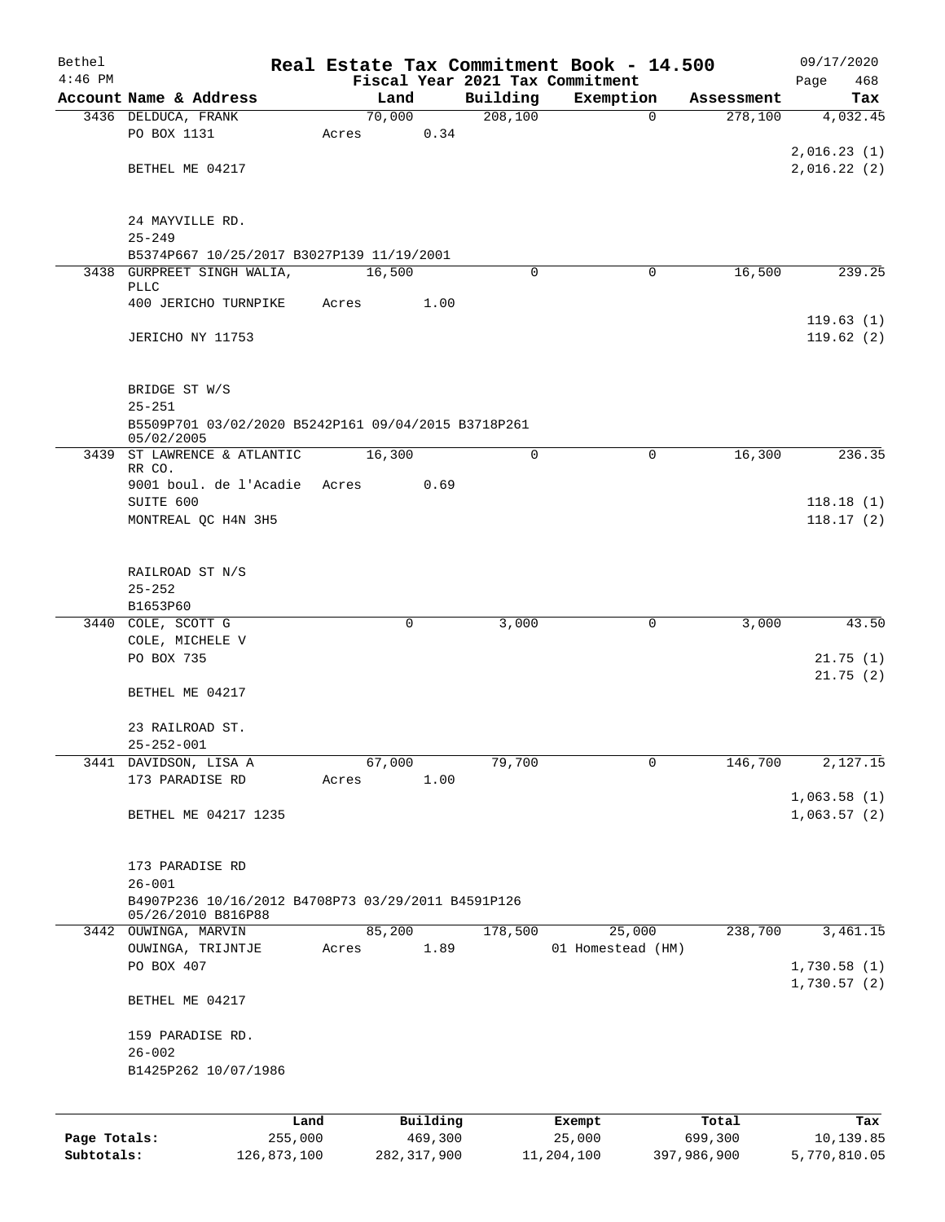Bethel 4:46 PM

# Real Estate Tax Commitment Book - 14.500

Fiscal Year 2021 Tax Commitment

09/17/2020 Page 468

| Account Name & Address | Land | Building | Exemption | Assessment | Tax |
|---|---|---|---|---|---|
| 3436 DELDUCA, FRANK | 70,000 | 208,100 | 0 | 278,100 | 4,032.45 |
| PO BOX 1131 | Acres 0.34 | | | | |
| | | | | | 2,016.23 (1) |
| BETHEL ME 04217 | | | | | 2,016.22 (2) |
| 24 MAYVILLE RD. | | | | | |
| 25-249 | | | | | |
| B5374P667 10/25/2017 B3027P139 11/19/2001 | | | | | |
| 3438 GURPREET SINGH WALIA, PLLC | 16,500 | 0 | 0 | 16,500 | 239.25 |
| 400 JERICHO TURNPIKE | Acres 1.00 | | | | |
| | | | | | 119.63 (1) |
| JERICHO NY 11753 | | | | | 119.62 (2) |
| BRIDGE ST W/S | | | | | |
| 25-251 | | | | | |
| B5509P701 03/02/2020 B5242P161 09/04/2015 B3718P261 05/02/2005 | | | | | |
| 3439 ST LAWRENCE & ATLANTIC RR CO. | 16,300 | 0 | 0 | 16,300 | 236.35 |
| 9001 boul. de l'Acadie | Acres 0.69 | | | | |
| SUITE 600 | | | | | 118.18 (1) |
| MONTREAL QC H4N 3H5 | | | | | 118.17 (2) |
| RAILROAD ST N/S | | | | | |
| 25-252 | | | | | |
| B1653P60 | | | | | |
| 3440 COLE, SCOTT G | 0 | 3,000 | 0 | 3,000 | 43.50 |
| COLE, MICHELE V | | | | | |
| PO BOX 735 | | | | | 21.75 (1) |
| | | | | | 21.75 (2) |
| BETHEL ME 04217 | | | | | |
| 23 RAILROAD ST. | | | | | |
| 25-252-001 | | | | | |
| 3441 DAVIDSON, LISA A | 67,000 | 79,700 | 0 | 146,700 | 2,127.15 |
| 173 PARADISE RD | Acres 1.00 | | | | |
| | | | | | 1,063.58 (1) |
| BETHEL ME 04217 1235 | | | | | 1,063.57 (2) |
| 173 PARADISE RD | | | | | |
| 26-001 | | | | | |
| B4907P236 10/16/2012 B4708P73 03/29/2011 B4591P126 05/26/2010 B816P88 | | | | | |
| 3442 OUWINGA, MARVIN | 85,200 | 178,500 | 25,000 | 238,700 | 3,461.15 |
| OUWINGA, TRIJNTJE | Acres 1.89 | | 01 Homestead (HM) | | |
| PO BOX 407 | | | | | 1,730.58 (1) |
| | | | | | 1,730.57 (2) |
| BETHEL ME 04217 | | | | | |
| 159 PARADISE RD. | | | | | |
| 26-002 | | | | | |
| B1425P262 10/07/1986 | | | | | |

| | Land | Building | Exempt | Total | Tax |
|---|---|---|---|---|---|
| Page Totals: | 255,000 | 469,300 | 25,000 | 699,300 | 10,139.85 |
| Subtotals: | 126,873,100 | 282,317,900 | 11,204,100 | 397,986,900 | 5,770,810.05 |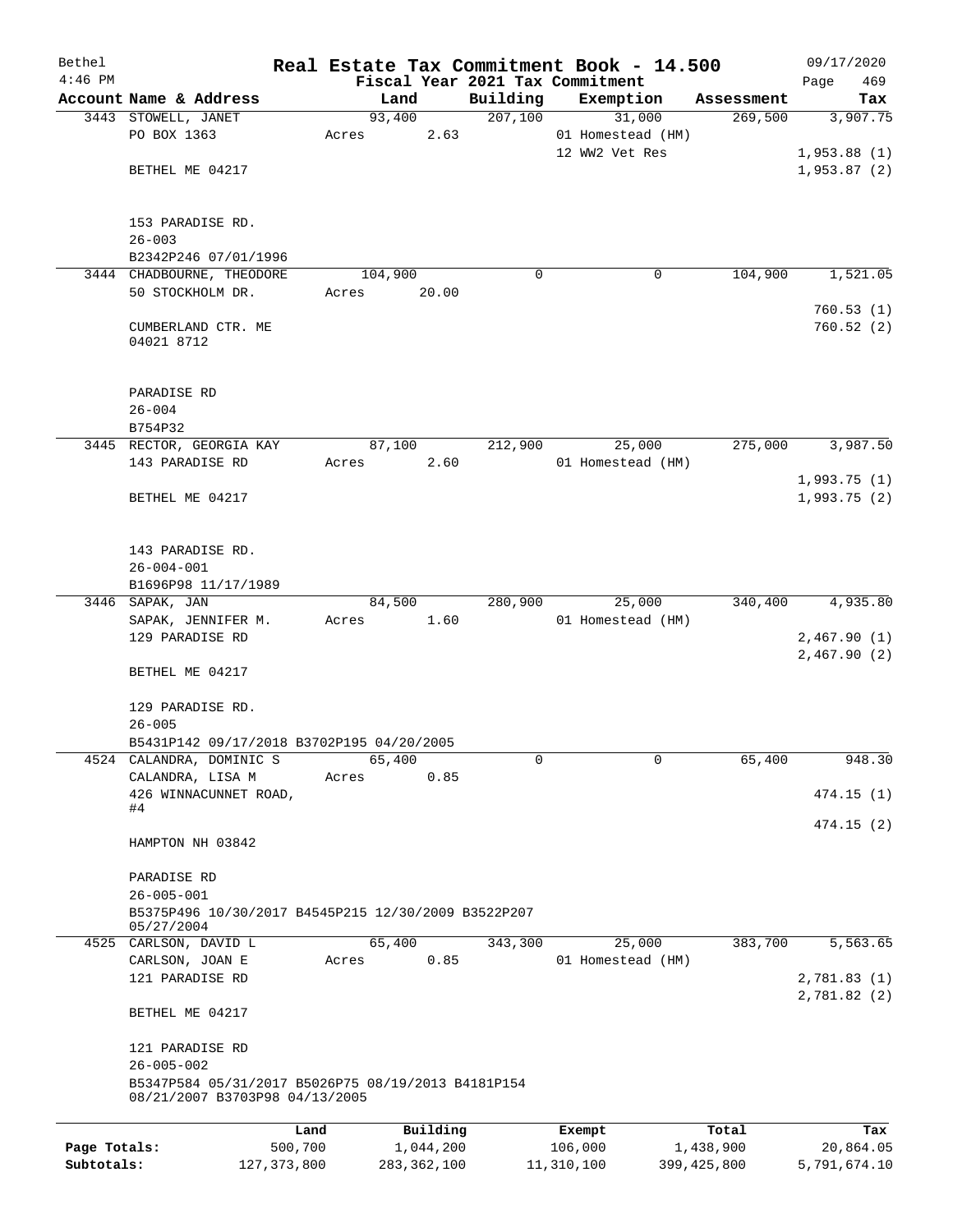Bethel 4:46 PM

# Real Estate Tax Commitment Book - 14.500

## Fiscal Year 2021 Tax Commitment

09/17/2020

| Account Name & Address | Land | Building | Exemption | Assessment | Tax |
|---|---|---|---|---|---|
| 3443 STOWELL, JANET<br>PO BOX 1363<br><br>BETHEL ME 04217<br><br>153 PARADISE RD.<br>26-003<br>B2342P246 07/01/1996 | 93,400<br>Acres 2.63 | 207,100 | 31,000<br>01 Homestead (HM)<br>12 WW2 Vet Res | 269,500 | 3,907.75<br><br>1,953.88 (1)<br>1,953.87 (2) |
| 3444 CHADBOURNE, THEODORE<br>50 STOCKHOLM DR.<br><br>CUMBERLAND CTR. ME 04021 8712<br><br>PARADISE RD<br>26-004<br>B754P32 | 104,900<br>Acres 20.00 | 0 | 0 | 104,900 | 1,521.05<br><br>760.53 (1)<br>760.52 (2) |
| 3445 RECTOR, GEORGIA KAY<br>143 PARADISE RD<br><br>BETHEL ME 04217<br><br>143 PARADISE RD.<br>26-004-001<br>B1696P98 11/17/1989 | 87,100<br>Acres 2.60 | 212,900 | 25,000<br>01 Homestead (HM) | 275,000 | 3,987.50<br><br>1,993.75 (1)<br>1,993.75 (2) |
| 3446 SAPAK, JAN<br>SAPAK, JENNIFER M.<br>129 PARADISE RD<br><br>BETHEL ME 04217<br><br>129 PARADISE RD.<br>26-005<br>B5431P142 09/17/2018 B3702P195 04/20/2005 | 84,500<br>Acres 1.60 | 280,900 | 25,000<br>01 Homestead (HM) | 340,400 | 4,935.80<br><br>2,467.90 (1)<br>2,467.90 (2) |
| 4524 CALANDRA, DOMINIC S<br>CALANDRA, LISA M<br>426 WINNACUNNET ROAD, #4<br><br>HAMPTON NH 03842<br><br>PARADISE RD<br>26-005-001<br>B5375P496 10/30/2017 B4545P215 12/30/2009 B3522P207 05/27/2004 | 65,400<br>Acres 0.85 | 0 | 0 | 65,400 | 948.30<br><br>474.15 (1)<br>474.15 (2) |
| 4525 CARLSON, DAVID L<br>CARLSON, JOAN E<br>121 PARADISE RD<br><br>BETHEL ME 04217<br><br>121 PARADISE RD<br>26-005-002<br>B5347P584 05/31/2017 B5026P75 08/19/2013 B4181P154 08/21/2007 B3703P98 04/13/2005 | 65,400<br>Acres 0.85 | 343,300 | 25,000<br>01 Homestead (HM) | 383,700 | 5,563.65<br><br>2,781.83 (1)<br>2,781.82 (2) |

| | Land | Building | Exempt | Total | Tax |
|---|---|---|---|---|---|
| Page Totals: | 500,700 | 1,044,200 | 106,000 | 1,438,900 | 20,864.05 |
| Subtotals: | 127,373,800 | 283,362,100 | 11,310,100 | 399,425,800 | 5,791,674.10 |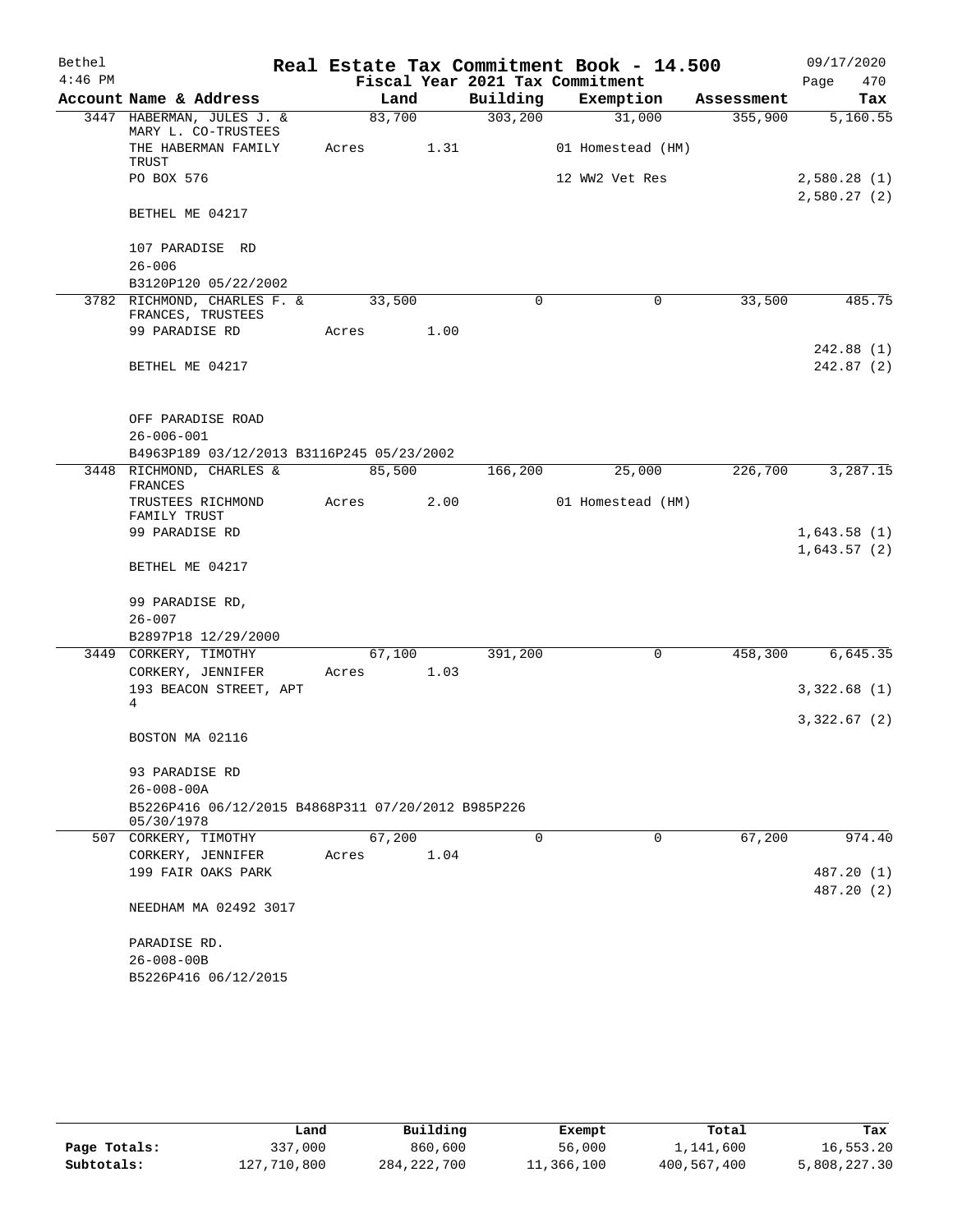Bethel 4:46 PM

# Real Estate Tax Commitment Book - 14.500

Fiscal Year 2021 Tax Commitment

09/17/2020 Page 470

| Account Name & Address | Land | Building | Exemption | Assessment | Tax |
|---|---|---|---|---|---|
| 3447 HABERMAN, JULES J. & MARY L. CO-TRUSTEES | 83,700 | 303,200 | 31,000 | 355,900 | 5,160.55 |
| THE HABERMAN FAMILY TRUST | Acres 1.31 | | 01 Homestead (HM) | | |
| PO BOX 576 | | | 12 WW2 Vet Res | | 2,580.28 (1) |
| | | | | | 2,580.27 (2) |
| BETHEL ME 04217 | | | | | |
| 107 PARADISE RD | | | | | |
| 26-006 | | | | | |
| B3120P120 05/22/2002 | | | | | |
| 3782 RICHMOND, CHARLES F. & FRANCES, TRUSTEES | 33,500 | 0 | 0 | 33,500 | 485.75 |
| 99 PARADISE RD | Acres 1.00 | | | | |
| | | | | | 242.88 (1) |
| BETHEL ME 04217 | | | | | 242.87 (2) |
| OFF PARADISE ROAD | | | | | |
| 26-006-001 | | | | | |
| B4963P189 03/12/2013 B3116P245 05/23/2002 | | | | | |
| 3448 RICHMOND, CHARLES & FRANCES | 85,500 | 166,200 | 25,000 | 226,700 | 3,287.15 |
| TRUSTEES RICHMOND FAMILY TRUST | Acres 2.00 | | 01 Homestead (HM) | | |
| 99 PARADISE RD | | | | | 1,643.58 (1) |
| | | | | | 1,643.57 (2) |
| BETHEL ME 04217 | | | | | |
| 99 PARADISE RD, | | | | | |
| 26-007 | | | | | |
| B2897P18 12/29/2000 | | | | | |
| 3449 CORKERY, TIMOTHY | 67,100 | 391,200 | 0 | 458,300 | 6,645.35 |
| CORKERY, JENNIFER | Acres 1.03 | | | | |
| 193 BEACON STREET, APT 4 | | | | | 3,322.68 (1) |
| | | | | | 3,322.67 (2) |
| BOSTON MA 02116 | | | | | |
| 93 PARADISE RD | | | | | |
| 26-008-00A | | | | | |
| B5226P416 06/12/2015 B4868P311 07/20/2012 B985P226 05/30/1978 | | | | | |
| 507 CORKERY, TIMOTHY | 67,200 | 0 | 0 | 67,200 | 974.40 |
| CORKERY, JENNIFER | Acres 1.04 | | | | |
| 199 FAIR OAKS PARK | | | | | 487.20 (1) |
| | | | | | 487.20 (2) |
| NEEDHAM MA 02492 3017 | | | | | |
| PARADISE RD. | | | | | |
| 26-008-00B | | | | | |
| B5226P416 06/12/2015 | | | | | |

| | Land | Building | Exempt | Total | Tax |
|---|---|---|---|---|---|
| Page Totals: | 337,000 | 860,600 | 56,000 | 1,141,600 | 16,553.20 |
| Subtotals: | 127,710,800 | 284,222,700 | 11,366,100 | 400,567,400 | 5,808,227.30 |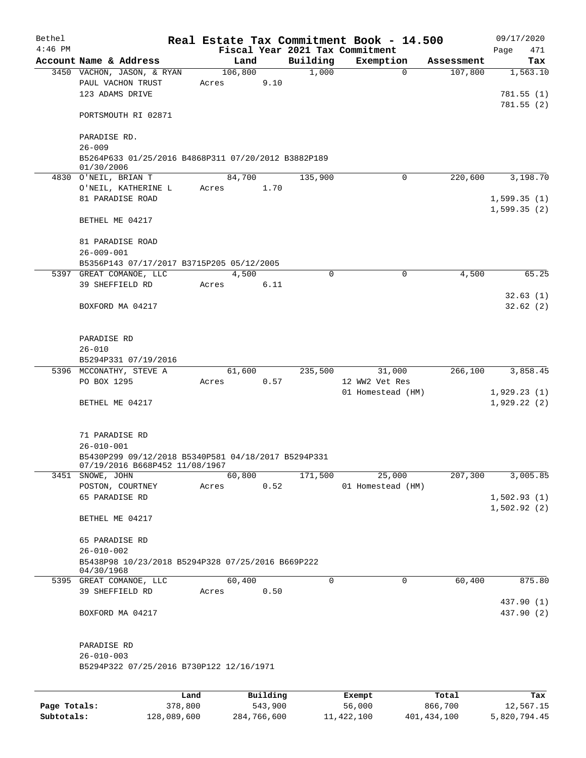Bethel
4:46 PM

# Real Estate Tax Commitment Book - 14.500

Fiscal Year 2021 Tax Commitment

09/17/2020
Page 471

| Account Name & Address | Land | Building | Exemption | Assessment | Tax |
|---|---|---|---|---|---|
| 3450 VACHON, JASON, & RYAN | 106,800 | 1,000 | 0 | 107,800 | 1,563.10 |
| PAUL VACHON TRUST | Acres 9.10 | | | | |
| 123 ADAMS DRIVE | | | | | 781.55 (1) |
| | | | | | 781.55 (2) |
| PORTSMOUTH RI 02871 | | | | | |
| PARADISE RD. | | | | | |
| 26-009 | | | | | |
| B5264P633 01/25/2016 B4868P311 07/20/2012 B3882P189 01/30/2006 | | | | | |
| 4830 O'NEIL, BRIAN T | 84,700 | 135,900 | 0 | 220,600 | 3,198.70 |
| O'NEIL, KATHERINE L | Acres 1.70 | | | | |
| 81 PARADISE ROAD | | | | | 1,599.35 (1) |
| | | | | | 1,599.35 (2) |
| BETHEL ME 04217 | | | | | |
| 81 PARADISE ROAD | | | | | |
| 26-009-001 | | | | | |
| B5356P143 07/17/2017 B3715P205 05/12/2005 | | | | | |
| 5397 GREAT COMANOE, LLC | 4,500 | 0 | 0 | 4,500 | 65.25 |
| 39 SHEFFIELD RD | Acres 6.11 | | | | |
| | | | | | 32.63 (1) |
| BOXFORD MA 04217 | | | | | 32.62 (2) |
| PARADISE RD | | | | | |
| 26-010 | | | | | |
| B5294P331 07/19/2016 | | | | | |
| 5396 MCCONATHY, STEVE A | 61,600 | 235,500 | 31,000 | 266,100 | 3,858.45 |
| PO BOX 1295 | Acres 0.57 | | 12 WW2 Vet Res | | |
| | | | 01 Homestead (HM) | | 1,929.23 (1) |
| BETHEL ME 04217 | | | | | 1,929.22 (2) |
| 71 PARADISE RD | | | | | |
| 26-010-001 | | | | | |
| B5430P299 09/12/2018 B5340P581 04/18/2017 B5294P331 07/19/2016 B668P452 11/08/1967 | | | | | |
| 3451 SNOWE, JOHN | 60,800 | 171,500 | 25,000 | 207,300 | 3,005.85 |
| POSTON, COURTNEY | Acres 0.52 | | 01 Homestead (HM) | | |
| 65 PARADISE RD | | | | | 1,502.93 (1) |
| | | | | | 1,502.92 (2) |
| BETHEL ME 04217 | | | | | |
| 65 PARADISE RD | | | | | |
| 26-010-002 | | | | | |
| B5438P98 10/23/2018 B5294P328 07/25/2016 B669P222 04/30/1968 | | | | | |
| 5395 GREAT COMANOE, LLC | 60,400 | 0 | 0 | 60,400 | 875.80 |
| 39 SHEFFIELD RD | Acres 0.50 | | | | |
| | | | | | 437.90 (1) |
| BOXFORD MA 04217 | | | | | 437.90 (2) |
| PARADISE RD | | | | | |
| 26-010-003 | | | | | |
| B5294P322 07/25/2016 B730P122 12/16/1971 | | | | | |

| | Land | Building | Exempt | Total | Tax |
|---|---|---|---|---|---|
| Page Totals: | 378,800 | 543,900 | 56,000 | 866,700 | 12,567.15 |
| Subtotals: | 128,089,600 | 284,766,600 | 11,422,100 | 401,434,100 | 5,820,794.45 |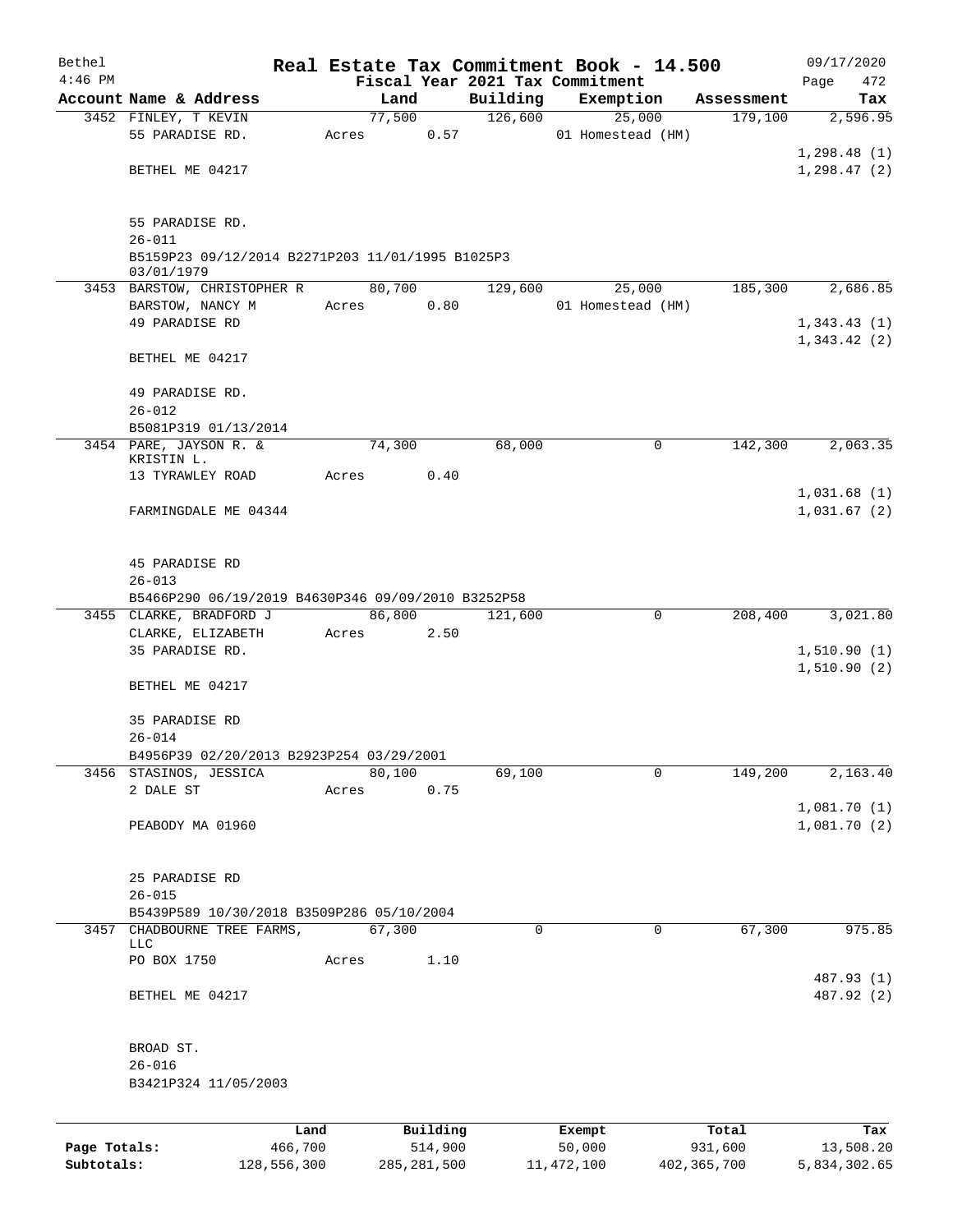Bethel 4:46 PM

# Real Estate Tax Commitment Book - 14.500

09/17/2020

Fiscal Year 2021 Tax Commitment

| Account Name & Address | Land | Building | Exemption | Assessment | Tax |
|---|---|---|---|---|---|
| 3452 FINLEY, T KEVIN | 77,500 | 126,600 | 25,000 | 179,100 | 2,596.95 |
| 55 PARADISE RD. | Acres 0.57 | | 01 Homestead (HM) | | |
| | | | | | 1,298.48 (1) |
| BETHEL ME 04217 | | | | | 1,298.47 (2) |
| 55 PARADISE RD. | | | | | |
| 26-011 | | | | | |
| B5159P23 09/12/2014 B2271P203 11/01/1995 B1025P3 03/01/1979 | | | | | |
| 3453 BARSTOW, CHRISTOPHER R | 80,700 | 129,600 | 25,000 | 185,300 | 2,686.85 |
| BARSTOW, NANCY M | Acres 0.80 | | 01 Homestead (HM) | | |
| 49 PARADISE RD | | | | | 1,343.43 (1) |
| | | | | | 1,343.42 (2) |
| BETHEL ME 04217 | | | | | |
| 49 PARADISE RD. | | | | | |
| 26-012 | | | | | |
| B5081P319 01/13/2014 | | | | | |
| 3454 PARE, JAYSON R. & KRISTIN L. | 74,300 | 68,000 | 0 | 142,300 | 2,063.35 |
| 13 TYRAWLEY ROAD | Acres 0.40 | | | | |
| | | | | | 1,031.68 (1) |
| FARMINGDALE ME 04344 | | | | | 1,031.67 (2) |
| 45 PARADISE RD | | | | | |
| 26-013 | | | | | |
| B5466P290 06/19/2019 B4630P346 09/09/2010 B3252P58 | | | | | |
| 3455 CLARKE, BRADFORD J | 86,800 | 121,600 | 0 | 208,400 | 3,021.80 |
| CLARKE, ELIZABETH | Acres 2.50 | | | | |
| 35 PARADISE RD. | | | | | 1,510.90 (1) |
| | | | | | 1,510.90 (2) |
| BETHEL ME 04217 | | | | | |
| 35 PARADISE RD | | | | | |
| 26-014 | | | | | |
| B4956P39 02/20/2013 B2923P254 03/29/2001 | | | | | |
| 3456 STASINOS, JESSICA | 80,100 | 69,100 | 0 | 149,200 | 2,163.40 |
| 2 DALE ST | Acres 0.75 | | | | |
| | | | | | 1,081.70 (1) |
| PEABODY MA 01960 | | | | | 1,081.70 (2) |
| 25 PARADISE RD | | | | | |
| 26-015 | | | | | |
| B5439P589 10/30/2018 B3509P286 05/10/2004 | | | | | |
| 3457 CHADBOURNE TREE FARMS, LLC | 67,300 | 0 | 0 | 67,300 | 975.85 |
| PO BOX 1750 | Acres 1.10 | | | | |
| | | | | | 487.93 (1) |
| BETHEL ME 04217 | | | | | 487.92 (2) |
| BROAD ST. | | | | | |
| 26-016 | | | | | |
| B3421P324 11/05/2003 | | | | | |

| | Land | Building | Exempt | Total | Tax |
|---|---|---|---|---|---|
| Page Totals: | 466,700 | 514,900 | 50,000 | 931,600 | 13,508.20 |
| Subtotals: | 128,556,300 | 285,281,500 | 11,472,100 | 402,365,700 | 5,834,302.65 |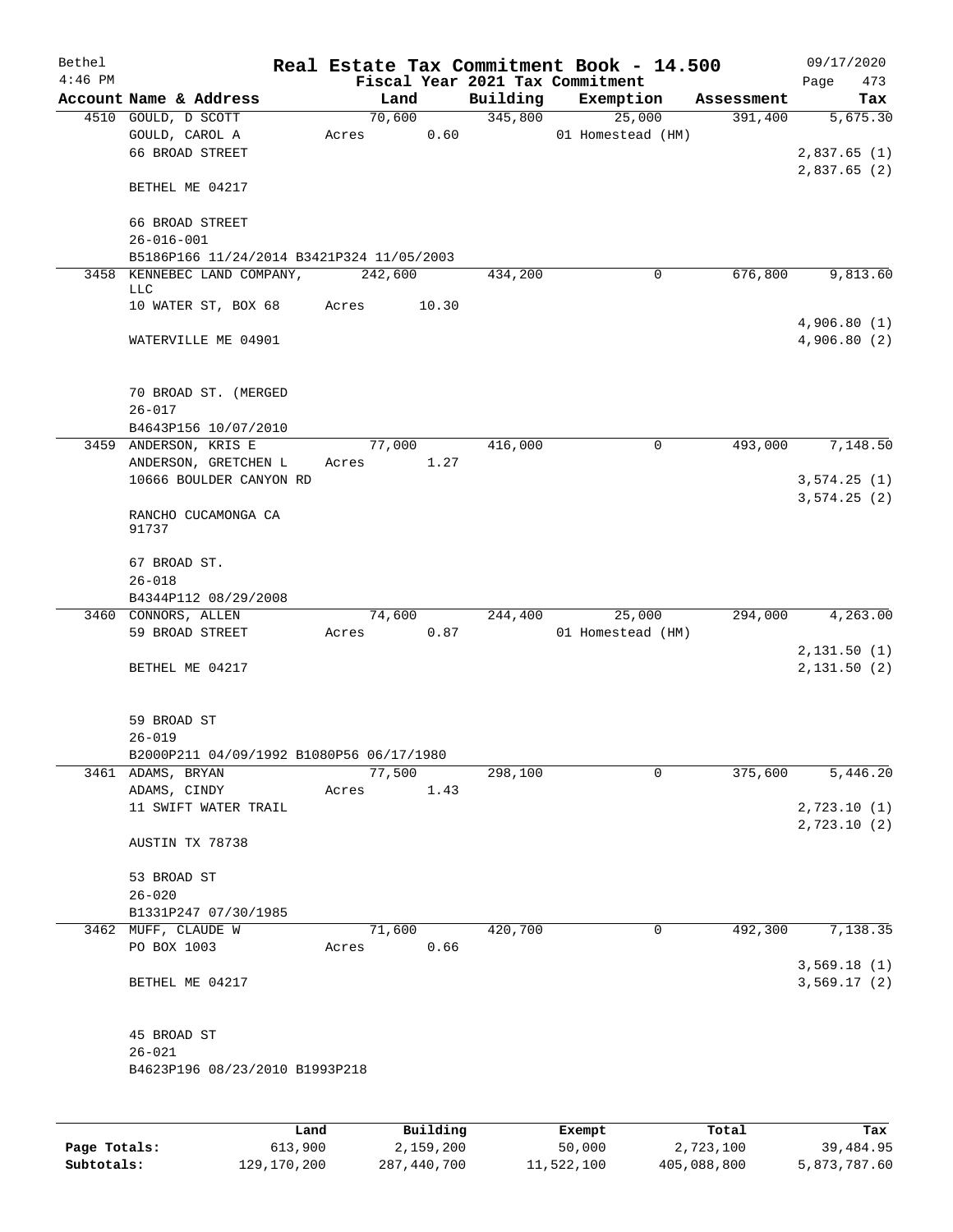# Real Estate Tax Commitment Book - 14.500

Bethel
4:46 PM

Fiscal Year 2021 Tax Commitment

09/17/2020

| Account | Name & Address | Land | Building | Exemption | Assessment | Tax |
|---|---|---|---|---|---|---|
| 4510 | GOULD, D SCOTT<br>GOULD, CAROL A<br>66 BROAD STREET<br><br>BETHEL ME 04217<br><br>66 BROAD STREET<br>26-016-001<br>B5186P166 11/24/2014 B3421P324 11/05/2003 | 70,600<br>Acres 0.60 | 345,800 | 25,000<br>01 Homestead (HM) | 391,400 | 5,675.30<br><br>2,837.65 (1)<br>2,837.65 (2) |
| 3458 | KENNEBEC LAND COMPANY, LLC<br>10 WATER ST, BOX 68<br><br>WATERVILLE ME 04901<br><br>70 BROAD ST. (MERGED<br>26-017<br>B4643P156 10/07/2010 | 242,600<br>Acres 10.30 | 434,200 | 0 | 676,800 | 9,813.60<br><br>4,906.80 (1)<br>4,906.80 (2) |
| 3459 | ANDERSON, KRIS E<br>ANDERSON, GRETCHEN L<br>10666 BOULDER CANYON RD<br><br>RANCHO CUCAMONGA CA 91737<br><br>67 BROAD ST.<br>26-018<br>B4344P112 08/29/2008 | 77,000<br>Acres 1.27 | 416,000 | 0 | 493,000 | 7,148.50<br><br>3,574.25 (1)<br>3,574.25 (2) |
| 3460 | CONNORS, ALLEN<br>59 BROAD STREET<br><br>BETHEL ME 04217<br><br>59 BROAD ST<br>26-019<br>B2000P211 04/09/1992 B1080P56 06/17/1980 | 74,600<br>Acres 0.87 | 244,400 | 25,000<br>01 Homestead (HM) | 294,000 | 4,263.00<br><br>2,131.50 (1)<br>2,131.50 (2) |
| 3461 | ADAMS, BRYAN<br>ADAMS, CINDY<br>11 SWIFT WATER TRAIL<br><br>AUSTIN TX 78738<br><br>53 BROAD ST<br>26-020<br>B1331P247 07/30/1985 | 77,500<br>Acres 1.43 | 298,100 | 0 | 375,600 | 5,446.20<br><br>2,723.10 (1)<br>2,723.10 (2) |
| 3462 | MUFF, CLAUDE W<br>PO BOX 1003<br><br>BETHEL ME 04217<br><br>45 BROAD ST<br>26-021<br>B4623P196 08/23/2010 B1993P218 | 71,600<br>Acres 0.66 | 420,700 | 0 | 492,300 | 7,138.35<br><br>3,569.18 (1)<br>3,569.17 (2) |

| | Land | Building | Exempt | Total | Tax |
|---|---|---|---|---|---|
| Page Totals: | 613,900 | 2,159,200 | 50,000 | 2,723,100 | 39,484.95 |
| Subtotals: | 129,170,200 | 287,440,700 | 11,522,100 | 405,088,800 | 5,873,787.60 |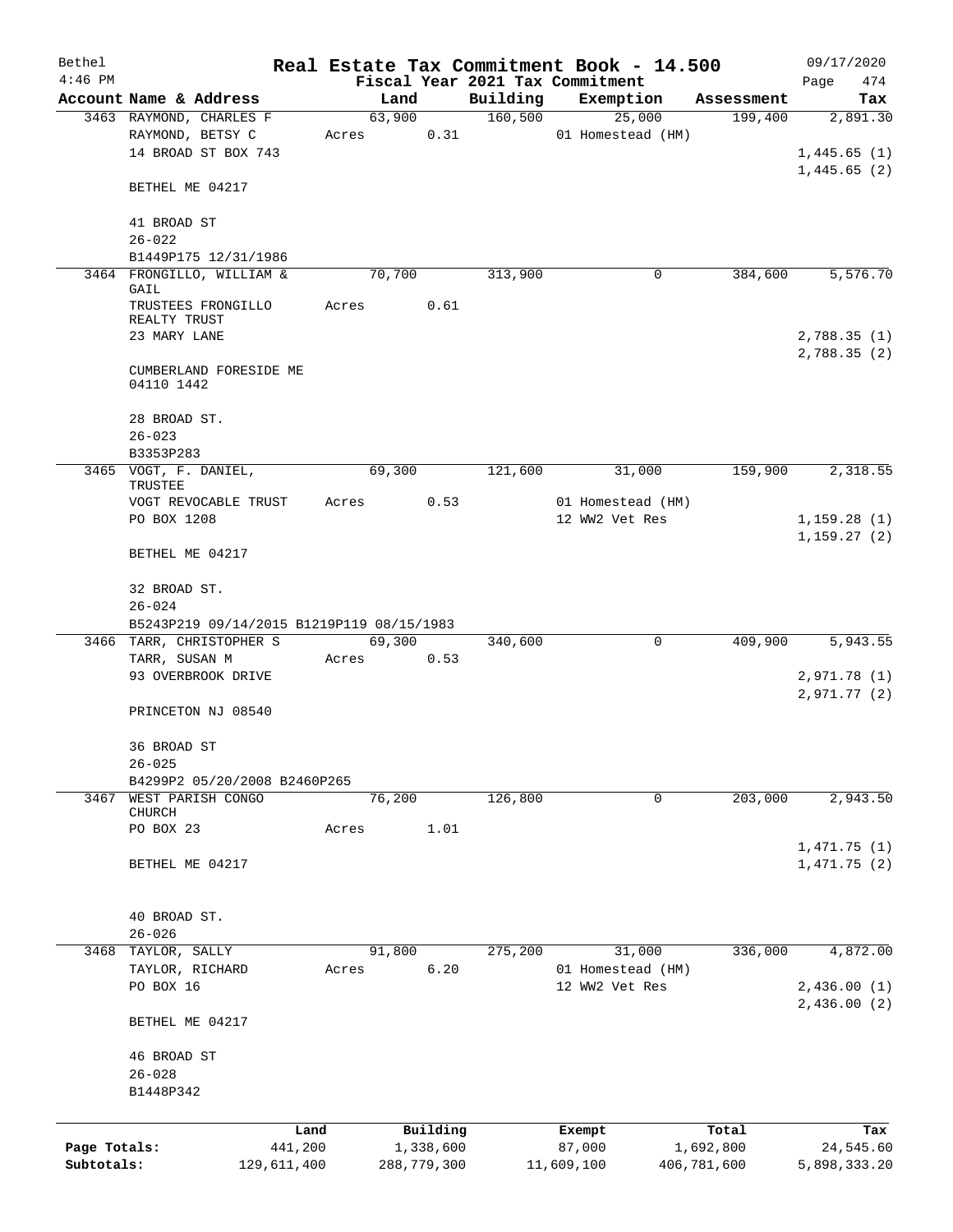Bethel 4:46 PM

# Real Estate Tax Commitment Book - 14.500

Fiscal Year 2021 Tax Commitment

09/17/2020 Page 474

| Account Name & Address | Land | Building | Exemption | Assessment | Tax |
|---|---|---|---|---|---|
| 3463 RAYMOND, CHARLES F<br>RAYMOND, BETSY C<br>14 BROAD ST BOX 743<br><br>BETHEL ME 04217<br><br>41 BROAD ST<br>26-022<br>B1449P175 12/31/1986 | 63,900<br>Acres 0.31 | 160,500 | 25,000<br>01 Homestead (HM) | 199,400 | 2,891.30<br><br>1,445.65 (1)<br>1,445.65 (2) |
| 3464 FRONGILLO, WILLIAM & GAIL<br>TRUSTEES FRONGILLO REALTY TRUST<br>23 MARY LANE<br><br>CUMBERLAND FORESIDE ME 04110 1442<br><br>28 BROAD ST.<br>26-023<br>B3353P283 | 70,700<br>Acres 0.61 | 313,900 | 0 | 384,600 | 5,576.70<br><br>2,788.35 (1)<br>2,788.35 (2) |
| 3465 VOGT, F. DANIEL, TRUSTEE<br>VOGT REVOCABLE TRUST<br>PO BOX 1208<br><br>BETHEL ME 04217<br><br>32 BROAD ST.<br>26-024<br>B5243P219 09/14/2015 B1219P119 08/15/1983 | 69,300<br>Acres 0.53 | 121,600 | 31,000<br>01 Homestead (HM)<br>12 WW2 Vet Res | 159,900 | 2,318.55<br><br>1,159.28 (1)<br>1,159.27 (2) |
| 3466 TARR, CHRISTOPHER S<br>TARR, SUSAN M<br>93 OVERBROOK DRIVE<br><br>PRINCETON NJ 08540<br><br>36 BROAD ST<br>26-025<br>B4299P2 05/20/2008 B2460P265 | 69,300<br>Acres 0.53 | 340,600 | 0 | 409,900 | 5,943.55<br><br>2,971.78 (1)<br>2,971.77 (2) |
| 3467 WEST PARISH CONGO CHURCH<br>PO BOX 23<br><br>BETHEL ME 04217<br><br>40 BROAD ST.<br>26-026 | 76,200<br>Acres 1.01 | 126,800 | 0 | 203,000 | 2,943.50<br><br>1,471.75 (1)<br>1,471.75 (2) |
| 3468 TAYLOR, SALLY<br>TAYLOR, RICHARD<br>PO BOX 16<br><br>BETHEL ME 04217<br><br>46 BROAD ST<br>26-028<br>B1448P342 | 91,800<br>Acres 6.20 | 275,200 | 31,000<br>01 Homestead (HM)<br>12 WW2 Vet Res | 336,000 | 4,872.00<br><br>2,436.00 (1)<br>2,436.00 (2) |

| | Land | Building | Exempt | Total | Tax |
|---|---|---|---|---|---|
| Page Totals: | 441,200 | 1,338,600 | 87,000 | 1,692,800 | 24,545.60 |
| Subtotals: | 129,611,400 | 288,779,300 | 11,609,100 | 406,781,600 | 5,898,333.20 |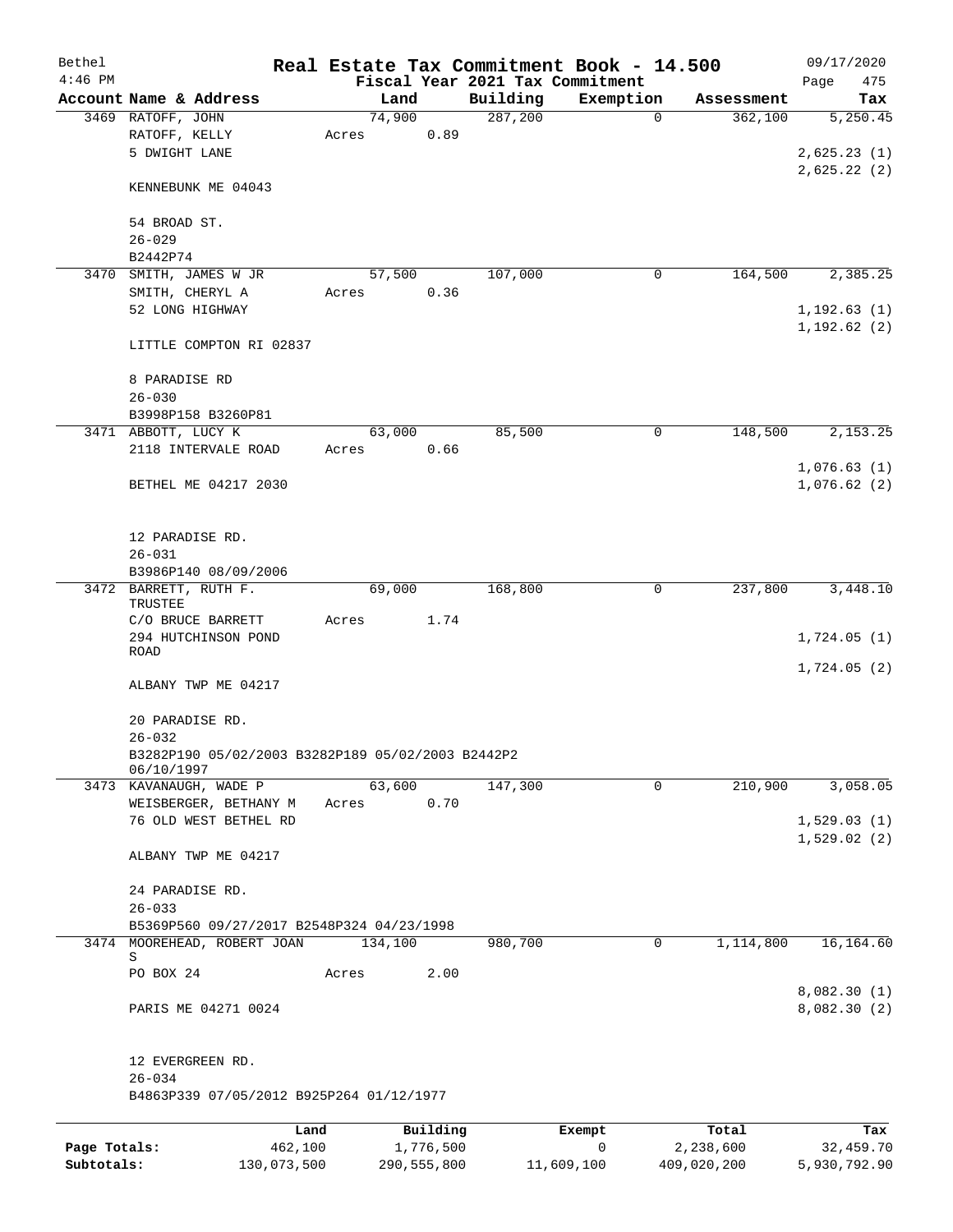Bethel                                    Real Estate Tax Commitment Book - 14.500                    09/17/2020
4:46 PM                                   Fiscal Year 2021 Tax Commitment                             Page 475

| Account Name & Address | Land | Building | Exemption | Assessment | Tax |
|---|---|---|---|---|---|
| 3469 RATOFF, JOHN | 74,900 | 287,200 | 0 | 362,100 | 5,250.45 |
| RATOFF, KELLY | Acres 0.89 | | | | |
| 5 DWIGHT LANE | | | | | 2,625.23 (1) |
| | | | | | 2,625.22 (2) |
| KENNEBUNK ME 04043 | | | | | |
| 54 BROAD ST. | | | | | |
| 26-029 | | | | | |
| B2442P74 | | | | | |
| 3470 SMITH, JAMES W JR | 57,500 | 107,000 | 0 | 164,500 | 2,385.25 |
| SMITH, CHERYL A | Acres 0.36 | | | | |
| 52 LONG HIGHWAY | | | | | 1,192.63 (1) |
| | | | | | 1,192.62 (2) |
| LITTLE COMPTON RI 02837 | | | | | |
| 8 PARADISE RD | | | | | |
| 26-030 | | | | | |
| B3998P158 B3260P81 | | | | | |
| 3471 ABBOTT, LUCY K | 63,000 | 85,500 | 0 | 148,500 | 2,153.25 |
| 2118 INTERVALE ROAD | Acres 0.66 | | | | |
| | | | | | 1,076.63 (1) |
| BETHEL ME 04217 2030 | | | | | 1,076.62 (2) |
| 12 PARADISE RD. | | | | | |
| 26-031 | | | | | |
| B3986P140 08/09/2006 | | | | | |
| 3472 BARRETT, RUTH F. TRUSTEE | 69,000 | 168,800 | 0 | 237,800 | 3,448.10 |
| C/O BRUCE BARRETT | Acres 1.74 | | | | |
| 294 HUTCHINSON POND ROAD | | | | | 1,724.05 (1) |
| | | | | | 1,724.05 (2) |
| ALBANY TWP ME 04217 | | | | | |
| 20 PARADISE RD. | | | | | |
| 26-032 | | | | | |
| B3282P190 05/02/2003 B3282P189 05/02/2003 B2442P2 06/10/1997 | | | | | |
| 3473 KAVANAUGH, WADE P | 63,600 | 147,300 | 0 | 210,900 | 3,058.05 |
| WEISBERGER, BETHANY M | Acres 0.70 | | | | |
| 76 OLD WEST BETHEL RD | | | | | 1,529.03 (1) |
| | | | | | 1,529.02 (2) |
| ALBANY TWP ME 04217 | | | | | |
| 24 PARADISE RD. | | | | | |
| 26-033 | | | | | |
| B5369P560 09/27/2017 B2548P324 04/23/1998 | | | | | |
| 3474 MOOREHEAD, ROBERT JOAN S | 134,100 | 980,700 | 0 | 1,114,800 | 16,164.60 |
| PO BOX 24 | Acres 2.00 | | | | |
| | | | | | 8,082.30 (1) |
| PARIS ME 04271 0024 | | | | | 8,082.30 (2) |
| 12 EVERGREEN RD. | | | | | |
| 26-034 | | | | | |
| B4863P339 07/05/2012 B925P264 01/12/1977 | | | | | |

| | Land | Building | Exempt | Total | Tax |
|---|---|---|---|---|---|
| Page Totals: | 462,100 | 1,776,500 | 0 | 2,238,600 | 32,459.70 |
| Subtotals: | 130,073,500 | 290,555,800 | 11,609,100 | 409,020,200 | 5,930,792.90 |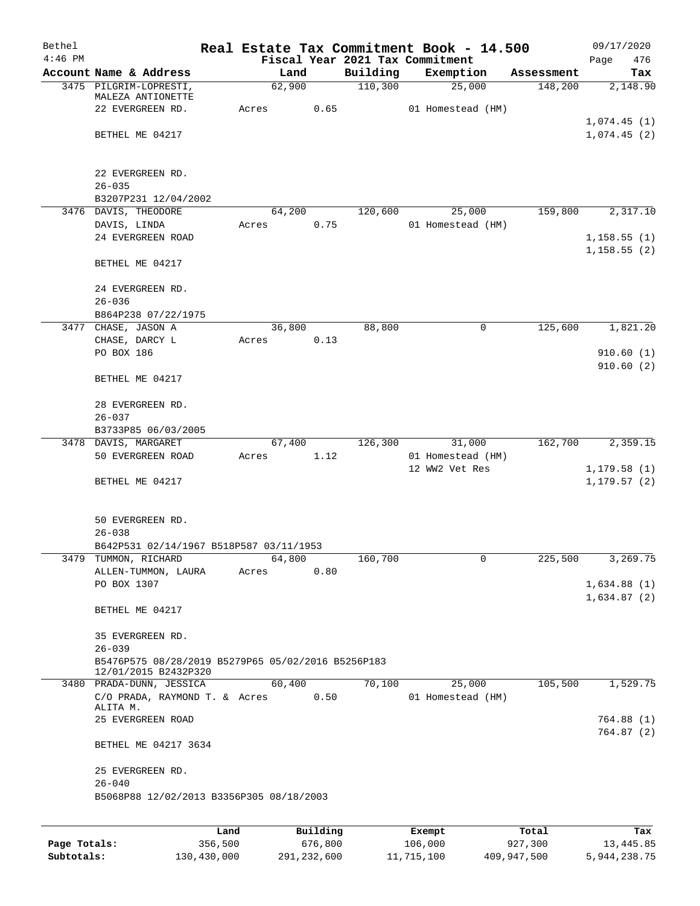Bethel | Real Estate Tax Commitment Book - 14.500 | 09/17/2020
4:46 PM | Fiscal Year 2021 Tax Commitment | Page 476

| Account Name & Address | Land | Building | Exemption | Assessment | Tax |
|---|---|---|---|---|---|
| 3475 PILGRIM-LOPRESTI, MALEZA ANTIONETTE | 62,900 | 110,300 | 25,000 | 148,200 | 2,148.90 |
| 22 EVERGREEN RD. | Acres 0.65 | | 01 Homestead (HM) | | |
| | | | | | 1,074.45 (1) |
| BETHEL ME 04217 | | | | | 1,074.45 (2) |
| 22 EVERGREEN RD. | | | | | |
| 26-035 | | | | | |
| B3207P231 12/04/2002 | | | | | |
| 3476 DAVIS, THEODORE | 64,200 | 120,600 | 25,000 | 159,800 | 2,317.10 |
| DAVIS, LINDA | Acres 0.75 | | 01 Homestead (HM) | | |
| 24 EVERGREEN ROAD | | | | | 1,158.55 (1) |
| | | | | | 1,158.55 (2) |
| BETHEL ME 04217 | | | | | |
| 24 EVERGREEN RD. | | | | | |
| 26-036 | | | | | |
| B864P238 07/22/1975 | | | | | |
| 3477 CHASE, JASON A | 36,800 | 88,800 | 0 | 125,600 | 1,821.20 |
| CHASE, DARCY L | Acres 0.13 | | | | |
| PO BOX 186 | | | | | 910.60 (1) |
| | | | | | 910.60 (2) |
| BETHEL ME 04217 | | | | | |
| 28 EVERGREEN RD. | | | | | |
| 26-037 | | | | | |
| B3733P85 06/03/2005 | | | | | |
| 3478 DAVIS, MARGARET | 67,400 | 126,300 | 31,000 | 162,700 | 2,359.15 |
| 50 EVERGREEN ROAD | Acres 1.12 | | 01 Homestead (HM) | | |
| | | | 12 WW2 Vet Res | | 1,179.58 (1) |
| BETHEL ME 04217 | | | | | 1,179.57 (2) |
| 50 EVERGREEN RD. | | | | | |
| 26-038 | | | | | |
| B642P531 02/14/1967 B518P587 03/11/1953 | | | | | |
| 3479 TUMMON, RICHARD | 64,800 | 160,700 | 0 | 225,500 | 3,269.75 |
| ALLEN-TUMMON, LAURA | Acres 0.80 | | | | |
| PO BOX 1307 | | | | | 1,634.88 (1) |
| | | | | | 1,634.87 (2) |
| BETHEL ME 04217 | | | | | |
| 35 EVERGREEN RD. | | | | | |
| 26-039 | | | | | |
| B5476P575 08/28/2019 B5279P65 05/02/2016 B5256P183 12/01/2015 B2432P320 | | | | | |
| 3480 PRADA-DUNN, JESSICA | 60,400 | 70,100 | 25,000 | 105,500 | 1,529.75 |
| C/O PRADA, RAYMOND T. & ALITA M. | Acres 0.50 | | 01 Homestead (HM) | | |
| 25 EVERGREEN ROAD | | | | | 764.88 (1) |
| | | | | | 764.87 (2) |
| BETHEL ME 04217 3634 | | | | | |
| 25 EVERGREEN RD. | | | | | |
| 26-040 | | | | | |
| B5068P88 12/02/2013 B3356P305 08/18/2003 | | | | | |

| | Land | Building | Exempt | Total | Tax |
|---|---|---|---|---|---|
| Page Totals: | 356,500 | 676,800 | 106,000 | 927,300 | 13,445.85 |
| Subtotals: | 130,430,000 | 291,232,600 | 11,715,100 | 409,947,500 | 5,944,238.75 |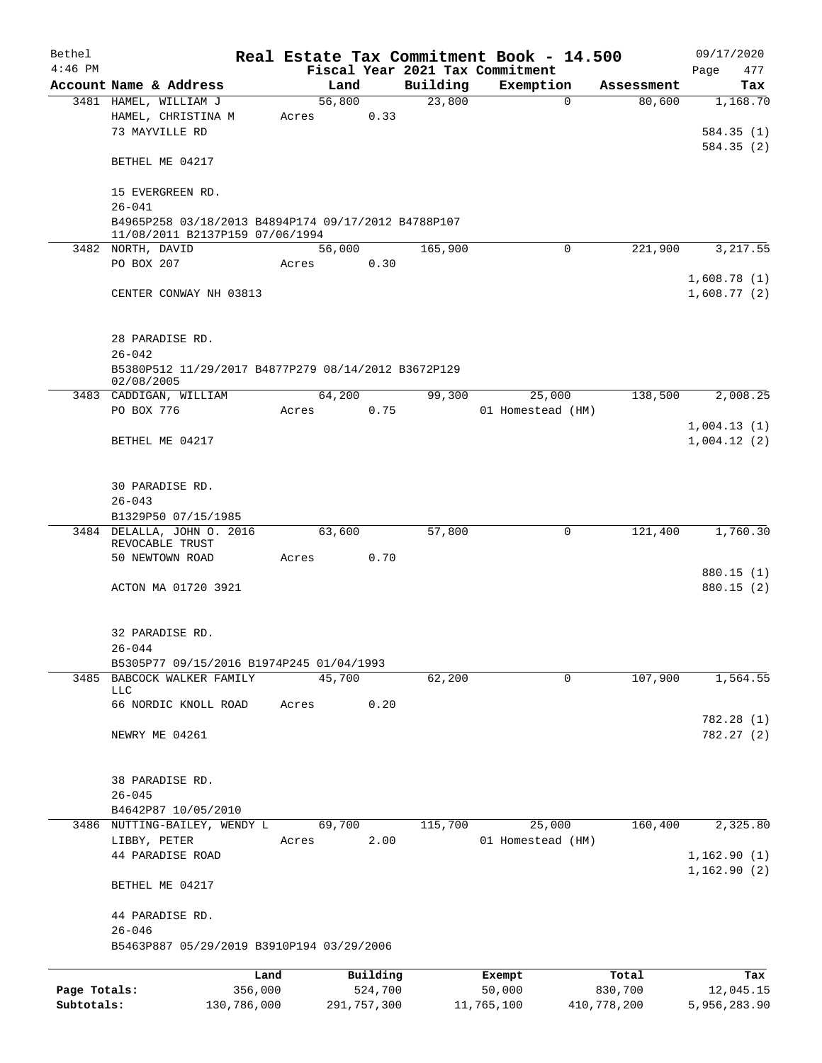Bethel
4:46 PM

# Real Estate Tax Commitment Book - 14.500

Fiscal Year 2021 Tax Commitment

09/17/2020
Page 477

| Account Name & Address | Land | Building | Exemption | Assessment | Tax |
|---|---|---|---|---|---|
| 3481 HAMEL, WILLIAM J | 56,800 | 23,800 | 0 | 80,600 | 1,168.70 |
| HAMEL, CHRISTINA M | Acres 0.33 | | | | |
| 73 MAYVILLE RD | | | | | 584.35 (1) |
| | | | | | 584.35 (2) |
| BETHEL ME 04217 | | | | | |
| 15 EVERGREEN RD. | | | | | |
| 26-041 | | | | | |
| B4965P258 03/18/2013 B4894P174 09/17/2012 B4788P107 11/08/2011 B2137P159 07/06/1994 | | | | | |
| 3482 NORTH, DAVID | 56,000 | 165,900 | 0 | 221,900 | 3,217.55 |
| PO BOX 207 | Acres 0.30 | | | | |
| | | | | | 1,608.78 (1) |
| CENTER CONWAY NH 03813 | | | | | 1,608.77 (2) |
| 28 PARADISE RD. | | | | | |
| 26-042 | | | | | |
| B5380P512 11/29/2017 B4877P279 08/14/2012 B3672P129 02/08/2005 | | | | | |
| 3483 CADDIGAN, WILLIAM | 64,200 | 99,300 | 25,000 | 138,500 | 2,008.25 |
| PO BOX 776 | Acres 0.75 | | 01 Homestead (HM) | | |
| | | | | | 1,004.13 (1) |
| BETHEL ME 04217 | | | | | 1,004.12 (2) |
| 30 PARADISE RD. | | | | | |
| 26-043 | | | | | |
| B1329P50 07/15/1985 | | | | | |
| 3484 DELALLA, JOHN O. 2016 REVOCABLE TRUST | 63,600 | 57,800 | 0 | 121,400 | 1,760.30 |
| 50 NEWTOWN ROAD | Acres 0.70 | | | | |
| | | | | | 880.15 (1) |
| ACTON MA 01720 3921 | | | | | 880.15 (2) |
| 32 PARADISE RD. | | | | | |
| 26-044 | | | | | |
| B5305P77 09/15/2016 B1974P245 01/04/1993 | | | | | |
| 3485 BABCOCK WALKER FAMILY LLC | 45,700 | 62,200 | 0 | 107,900 | 1,564.55 |
| 66 NORDIC KNOLL ROAD | Acres 0.20 | | | | |
| | | | | | 782.28 (1) |
| NEWRY ME 04261 | | | | | 782.27 (2) |
| 38 PARADISE RD. | | | | | |
| 26-045 | | | | | |
| B4642P87 10/05/2010 | | | | | |
| 3486 NUTTING-BAILEY, WENDY L | 69,700 | 115,700 | 25,000 | 160,400 | 2,325.80 |
| LIBBY, PETER | Acres 2.00 | | 01 Homestead (HM) | | |
| 44 PARADISE ROAD | | | | | 1,162.90 (1) |
| | | | | | 1,162.90 (2) |
| BETHEL ME 04217 | | | | | |
| 44 PARADISE RD. | | | | | |
| 26-046 | | | | | |
| B5463P887 05/29/2019 B3910P194 03/29/2006 | | | | | |

| | Land | Building | Exempt | Total | Tax |
|---|---|---|---|---|---|
| Page Totals: | 356,000 | 524,700 | 50,000 | 830,700 | 12,045.15 |
| Subtotals: | 130,786,000 | 291,757,300 | 11,765,100 | 410,778,200 | 5,956,283.90 |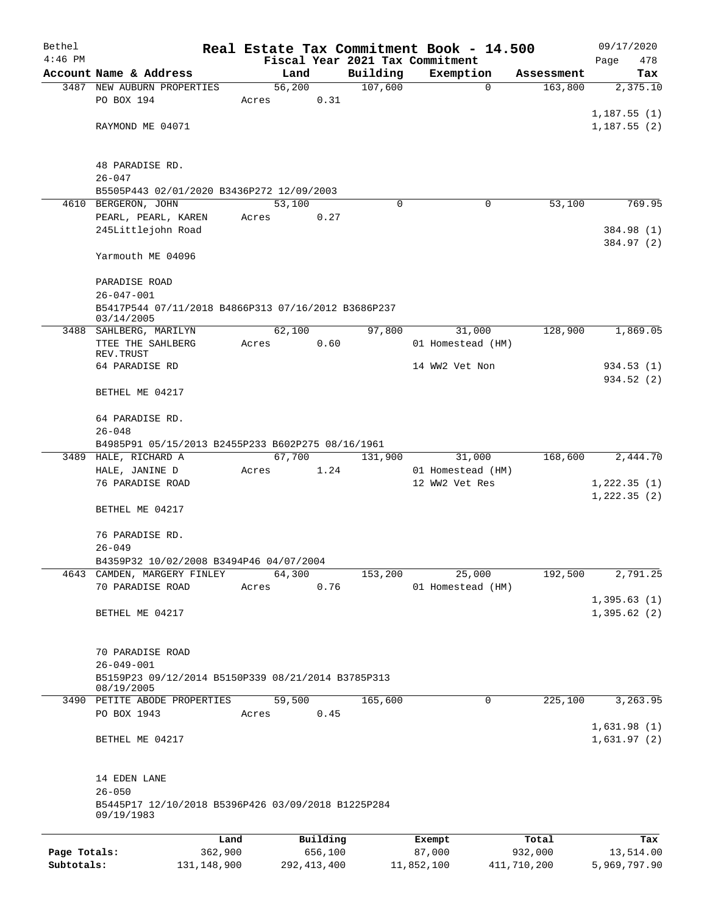Bethel

4:46 PM

# Real Estate Tax Commitment Book - 14.500

## Fiscal Year 2021 Tax Commitment

09/17/2020

| Account | Name & Address | Land | Building | Exemption | Assessment | Tax |
|---|---|---|---|---|---|---|
| 3487 | NEW AUBURN PROPERTIES<br>PO BOX 194<br><br>RAYMOND ME 04071<br><br>48 PARADISE RD.<br>26-047<br>B5505P443 02/01/2020 B3436P272 12/09/2003 | 56,200<br>Acres 0.31 | 107,600 | 0 | 163,800 | 2,375.10<br><br>1,187.55 (1)<br>1,187.55 (2) |
| 4610 | BERGERON, JOHN<br>PEARL, PEARL, KAREN<br>245Littlejohn Road<br><br>Yarmouth ME 04096<br><br>PARADISE ROAD<br>26-047-001<br>B5417P544 07/11/2018 B4866P313 07/16/2012 B3686P237 03/14/2005 | 53,100<br>Acres 0.27 | 0 | 0 | 53,100 | 769.95<br><br>384.98 (1)<br>384.97 (2) |
| 3488 | SAHLBERG, MARILYN<br>TTEE THE SAHLBERG REV.TRUST<br>64 PARADISE RD<br><br>BETHEL ME 04217<br><br>64 PARADISE RD.<br>26-048<br>B4985P91 05/15/2013 B2455P233 B602P275 08/16/1961 | 62,100<br>Acres 0.60 | 97,800 | 31,000<br>01 Homestead (HM)<br>14 WW2 Vet Non | 128,900 | 1,869.05<br><br>934.53 (1)<br>934.52 (2) |
| 3489 | HALE, RICHARD A<br>HALE, JANINE D<br>76 PARADISE ROAD<br><br>BETHEL ME 04217<br><br>76 PARADISE RD.<br>26-049<br>B4359P32 10/02/2008 B3494P46 04/07/2004 | 67,700<br>Acres 1.24 | 131,900 | 31,000<br>01 Homestead (HM)<br>12 WW2 Vet Res | 168,600 | 2,444.70<br><br>1,222.35 (1)<br>1,222.35 (2) |
| 4643 | CAMDEN, MARGERY FINLEY<br>70 PARADISE ROAD<br><br>BETHEL ME 04217<br><br>70 PARADISE ROAD<br>26-049-001<br>B5159P23 09/12/2014 B5150P339 08/21/2014 B3785P313 08/19/2005 | 64,300<br>Acres 0.76 | 153,200 | 25,000<br>01 Homestead (HM) | 192,500 | 2,791.25<br><br>1,395.63 (1)<br>1,395.62 (2) |
| 3490 | PETITE ABODE PROPERTIES<br>PO BOX 1943<br><br>BETHEL ME 04217<br><br>14 EDEN LANE<br>26-050<br>B5445P17 12/10/2018 B5396P426 03/09/2018 B1225P284 09/19/1983 | 59,500<br>Acres 0.45 | 165,600 | 0 | 225,100 | 3,263.95<br><br>1,631.98 (1)<br>1,631.97 (2) |

| | Land | Building | Exempt | Total | Tax |
|---|---|---|---|---|---|
| Page Totals: | 362,900 | 656,100 | 87,000 | 932,000 | 13,514.00 |
| Subtotals: | 131,148,900 | 292,413,400 | 11,852,100 | 411,710,200 | 5,969,797.90 |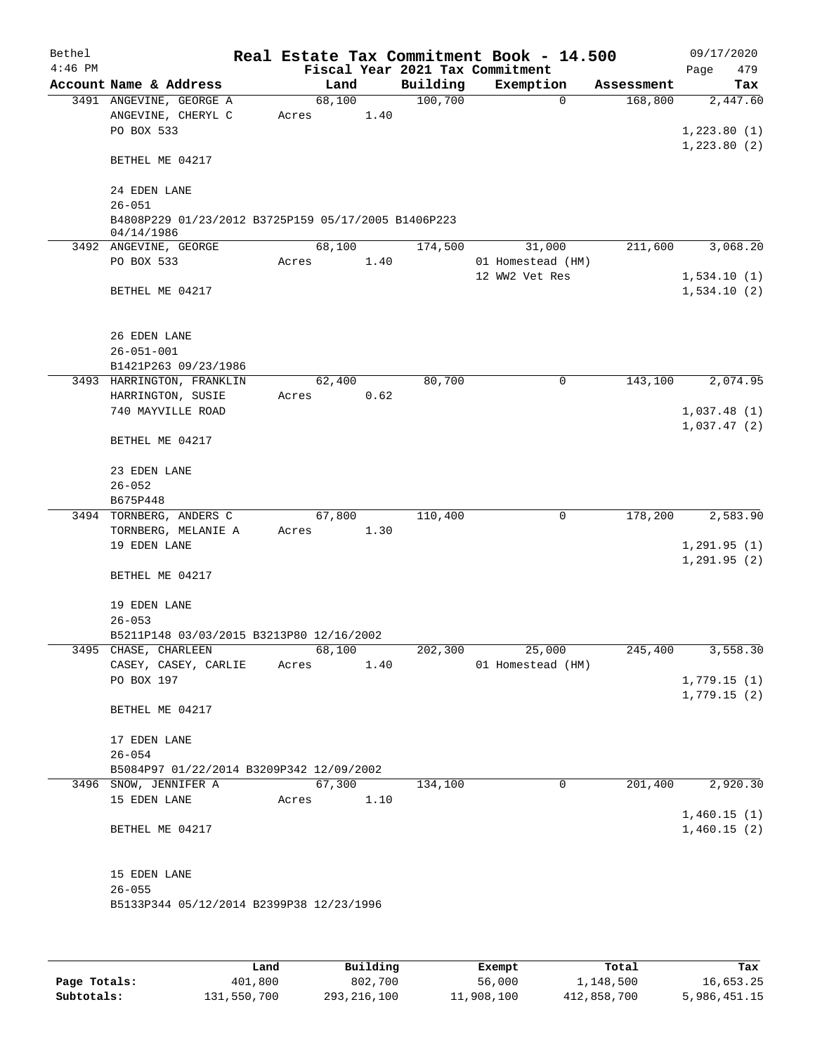Bethel 4:46 PM

# Real Estate Tax Commitment Book - 14.500

Fiscal Year 2021 Tax Commitment

09/17/2020 Page 479

| Account Name & Address | Land | Building | Exemption | Assessment | Tax |
|---|---|---|---|---|---|
| 3491 ANGEVINE, GEORGE A | 68,100 | 100,700 | 0 | 168,800 | 2,447.60 |
| ANGEVINE, CHERYL C | Acres 1.40 | | | | |
| PO BOX 533 | | | | | 1,223.80 (1) |
| | | | | | 1,223.80 (2) |
| BETHEL ME 04217 | | | | | |
| 24 EDEN LANE | | | | | |
| 26-051 | | | | | |
| B4808P229 01/23/2012 B3725P159 05/17/2005 B1406P223 04/14/1986 | | | | | |
| 3492 ANGEVINE, GEORGE | 68,100 | 174,500 | 31,000 | 211,600 | 3,068.20 |
| PO BOX 533 | Acres 1.40 | | 01 Homestead (HM) | | |
| | | | 12 WW2 Vet Res | | 1,534.10 (1) |
| BETHEL ME 04217 | | | | | 1,534.10 (2) |
| 26 EDEN LANE | | | | | |
| 26-051-001 | | | | | |
| B1421P263 09/23/1986 | | | | | |
| 3493 HARRINGTON, FRANKLIN | 62,400 | 80,700 | 0 | 143,100 | 2,074.95 |
| HARRINGTON, SUSIE | Acres 0.62 | | | | |
| 740 MAYVILLE ROAD | | | | | 1,037.48 (1) |
| | | | | | 1,037.47 (2) |
| BETHEL ME 04217 | | | | | |
| 23 EDEN LANE | | | | | |
| 26-052 | | | | | |
| B675P448 | | | | | |
| 3494 TORNBERG, ANDERS C | 67,800 | 110,400 | 0 | 178,200 | 2,583.90 |
| TORNBERG, MELANIE A | Acres 1.30 | | | | |
| 19 EDEN LANE | | | | | 1,291.95 (1) |
| | | | | | 1,291.95 (2) |
| BETHEL ME 04217 | | | | | |
| 19 EDEN LANE | | | | | |
| 26-053 | | | | | |
| B5211P148 03/03/2015 B3213P80 12/16/2002 | | | | | |
| 3495 CHASE, CHARLEEN | 68,100 | 202,300 | 25,000 | 245,400 | 3,558.30 |
| CASEY, CASEY, CARLIE | Acres 1.40 | | 01 Homestead (HM) | | |
| PO BOX 197 | | | | | 1,779.15 (1) |
| | | | | | 1,779.15 (2) |
| BETHEL ME 04217 | | | | | |
| 17 EDEN LANE | | | | | |
| 26-054 | | | | | |
| B5084P97 01/22/2014 B3209P342 12/09/2002 | | | | | |
| 3496 SNOW, JENNIFER A | 67,300 | 134,100 | 0 | 201,400 | 2,920.30 |
| 15 EDEN LANE | Acres 1.10 | | | | |
| | | | | | 1,460.15 (1) |
| BETHEL ME 04217 | | | | | 1,460.15 (2) |
| 15 EDEN LANE | | | | | |
| 26-055 | | | | | |
| B5133P344 05/12/2014 B2399P38 12/23/1996 | | | | | |

| | Land | Building | Exempt | Total | Tax |
|---|---|---|---|---|---|
| Page Totals: | 401,800 | 802,700 | 56,000 | 1,148,500 | 16,653.25 |
| Subtotals: | 131,550,700 | 293,216,100 | 11,908,100 | 412,858,700 | 5,986,451.15 |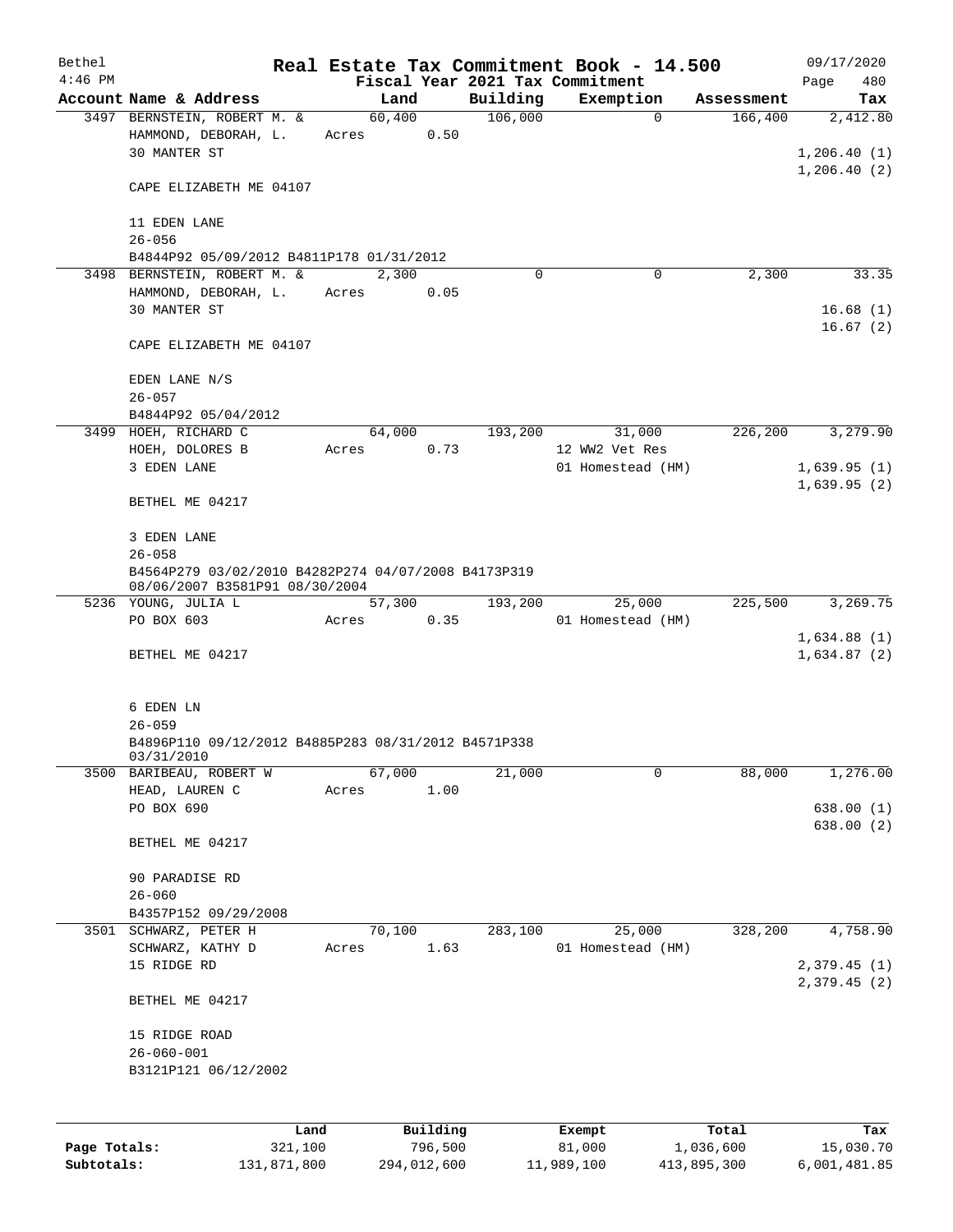# Real Estate Tax Commitment Book - 14.500

Bethel
4:46 PM

Fiscal Year 2021 Tax Commitment

09/17/2020
Page 480

| Account Name & Address | Land | Building | Exemption | Assessment | Tax |
|---|---|---|---|---|---|
| 3497 BERNSTEIN, ROBERT M. & | 60,400 | 106,000 | 0 | 166,400 | 2,412.80 |
| HAMMOND, DEBORAH, L. | Acres 0.50 | | | | |
| 30 MANTER ST | | | | | 1,206.40 (1) |
| | | | | | 1,206.40 (2) |
| CAPE ELIZABETH ME 04107 | | | | | |
| 11 EDEN LANE | | | | | |
| 26-056 | | | | | |
| B4844P92 05/09/2012 B4811P178 01/31/2012 | | | | | |
| 3498 BERNSTEIN, ROBERT M. & | 2,300 | 0 | 0 | 2,300 | 33.35 |
| HAMMOND, DEBORAH, L. | Acres 0.05 | | | | |
| 30 MANTER ST | | | | | 16.68 (1) |
| | | | | | 16.67 (2) |
| CAPE ELIZABETH ME 04107 | | | | | |
| EDEN LANE N/S | | | | | |
| 26-057 | | | | | |
| B4844P92 05/04/2012 | | | | | |
| 3499 HOEH, RICHARD C | 64,000 | 193,200 | 31,000 | 226,200 | 3,279.90 |
| HOEH, DOLORES B | Acres 0.73 | | 12 WW2 Vet Res | | |
| 3 EDEN LANE | | | 01 Homestead (HM) | | 1,639.95 (1) |
| | | | | | 1,639.95 (2) |
| BETHEL ME 04217 | | | | | |
| 3 EDEN LANE | | | | | |
| 26-058 | | | | | |
| B4564P279 03/02/2010 B4282P274 04/07/2008 B4173P319 08/06/2007 B3581P91 08/30/2004 | | | | | |
| 5236 YOUNG, JULIA L | 57,300 | 193,200 | 25,000 | 225,500 | 3,269.75 |
| PO BOX 603 | Acres 0.35 | | 01 Homestead (HM) | | |
| | | | | | 1,634.88 (1) |
| BETHEL ME 04217 | | | | | 1,634.87 (2) |
| 6 EDEN LN | | | | | |
| 26-059 | | | | | |
| B4896P110 09/12/2012 B4885P283 08/31/2012 B4571P338 03/31/2010 | | | | | |
| 3500 BARIBEAU, ROBERT W | 67,000 | 21,000 | 0 | 88,000 | 1,276.00 |
| HEAD, LAUREN C | Acres 1.00 | | | | |
| PO BOX 690 | | | | | 638.00 (1) |
| | | | | | 638.00 (2) |
| BETHEL ME 04217 | | | | | |
| 90 PARADISE RD | | | | | |
| 26-060 | | | | | |
| B4357P152 09/29/2008 | | | | | |
| 3501 SCHWARZ, PETER H | 70,100 | 283,100 | 25,000 | 328,200 | 4,758.90 |
| SCHWARZ, KATHY D | Acres 1.63 | | 01 Homestead (HM) | | |
| 15 RIDGE RD | | | | | 2,379.45 (1) |
| | | | | | 2,379.45 (2) |
| BETHEL ME 04217 | | | | | |
| 15 RIDGE ROAD | | | | | |
| 26-060-001 | | | | | |
| B3121P121 06/12/2002 | | | | | |

| | Land | Building | Exempt | Total | Tax |
|---|---|---|---|---|---|
| Page Totals: | 321,100 | 796,500 | 81,000 | 1,036,600 | 15,030.70 |
| Subtotals: | 131,871,800 | 294,012,600 | 11,989,100 | 413,895,300 | 6,001,481.85 |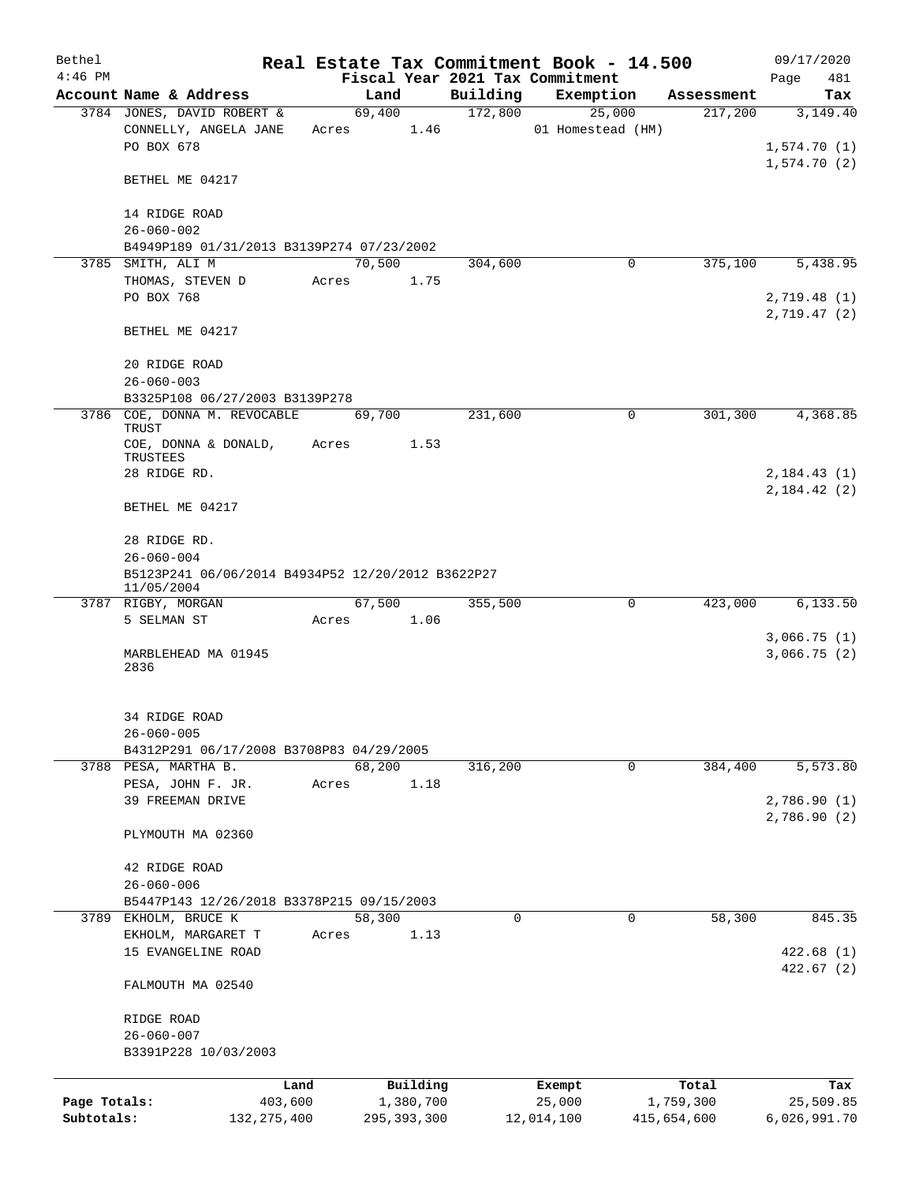# Real Estate Tax Commitment Book - 14.500

Bethel
4:46 PM

Fiscal Year 2021 Tax Commitment

09/17/2020
Page 481

| Account Name & Address | Land | Building | Exemption | Assessment | Tax |
|---|---|---|---|---|---|
| 3784 JONES, DAVID ROBERT & | 69,400 | 172,800 | 25,000 | 217,200 | 3,149.40 |
| CONNELLY, ANGELA JANE | Acres 1.46 | | 01 Homestead (HM) | | |
| PO BOX 678 | | | | | 1,574.70 (1) |
| | | | | | 1,574.70 (2) |
| BETHEL ME 04217 | | | | | |
| 14 RIDGE ROAD | | | | | |
| 26-060-002 | | | | | |
| B4949P189 01/31/2013 B3139P274 07/23/2002 | | | | | |
| 3785 SMITH, ALI M | 70,500 | 304,600 | 0 | 375,100 | 5,438.95 |
| THOMAS, STEVEN D | Acres 1.75 | | | | |
| PO BOX 768 | | | | | 2,719.48 (1) |
| | | | | | 2,719.47 (2) |
| BETHEL ME 04217 | | | | | |
| 20 RIDGE ROAD | | | | | |
| 26-060-003 | | | | | |
| B3325P108 06/27/2003 B3139P278 | | | | | |
| 3786 COE, DONNA M. REVOCABLE TRUST | 69,700 | 231,600 | 0 | 301,300 | 4,368.85 |
| COE, DONNA & DONALD, TRUSTEES | Acres 1.53 | | | | |
| 28 RIDGE RD. | | | | | 2,184.43 (1) |
| | | | | | 2,184.42 (2) |
| BETHEL ME 04217 | | | | | |
| 28 RIDGE RD. | | | | | |
| 26-060-004 | | | | | |
| B5123P241 06/06/2014 B4934P52 12/20/2012 B3622P27 11/05/2004 | | | | | |
| 3787 RIGBY, MORGAN | 67,500 | 355,500 | 0 | 423,000 | 6,133.50 |
| 5 SELMAN ST | Acres 1.06 | | | | |
| | | | | | 3,066.75 (1) |
| MARBLEHEAD MA 01945 2836 | | | | | 3,066.75 (2) |
| 34 RIDGE ROAD | | | | | |
| 26-060-005 | | | | | |
| B4312P291 06/17/2008 B3708P83 04/29/2005 | | | | | |
| 3788 PESA, MARTHA B. | 68,200 | 316,200 | 0 | 384,400 | 5,573.80 |
| PESA, JOHN F. JR. | Acres 1.18 | | | | |
| 39 FREEMAN DRIVE | | | | | 2,786.90 (1) |
| | | | | | 2,786.90 (2) |
| PLYMOUTH MA 02360 | | | | | |
| 42 RIDGE ROAD | | | | | |
| 26-060-006 | | | | | |
| B5447P143 12/26/2018 B3378P215 09/15/2003 | | | | | |
| 3789 EKHOLM, BRUCE K | 58,300 | 0 | 0 | 58,300 | 845.35 |
| EKHOLM, MARGARET T | Acres 1.13 | | | | |
| 15 EVANGELINE ROAD | | | | | 422.68 (1) |
| | | | | | 422.67 (2) |
| FALMOUTH MA 02540 | | | | | |
| RIDGE ROAD | | | | | |
| 26-060-007 | | | | | |
| B3391P228 10/03/2003 | | | | | |

| | Land | Building | Exempt | Total | Tax |
|---|---|---|---|---|---|
| Page Totals: | 403,600 | 1,380,700 | 25,000 | 1,759,300 | 25,509.85 |
| Subtotals: | 132,275,400 | 295,393,300 | 12,014,100 | 415,654,600 | 6,026,991.70 |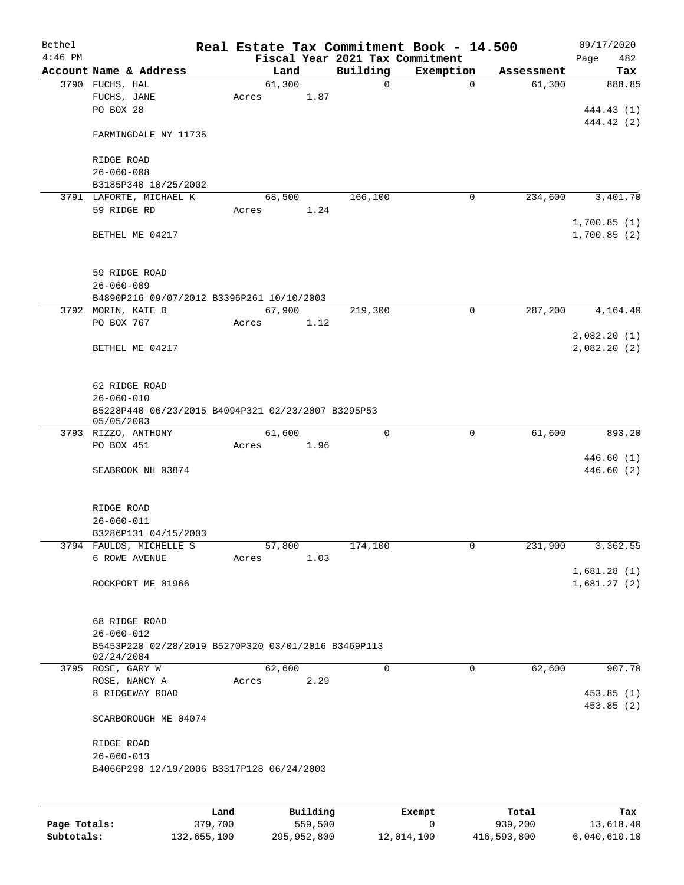# Real Estate Tax Commitment Book - 14.500

Bethel
4:46 PM

Fiscal Year 2021 Tax Commitment

09/17/2020
Page 482

| Account Name & Address | Land | Building | Exemption | Assessment | Tax |
|---|---|---|---|---|---|
| 3790 FUCHS, HAL | 61,300 | 0 | 0 | 61,300 | 888.85 |
| FUCHS, JANE | Acres 1.87 | | | | |
| PO BOX 28 | | | | | 444.43 (1) |
| | | | | | 444.42 (2) |
| FARMINGDALE NY 11735 | | | | | |
| RIDGE ROAD | | | | | |
| 26-060-008 | | | | | |
| B3185P340 10/25/2002 | | | | | |
| 3791 LAFORTE, MICHAEL K | 68,500 | 166,100 | 0 | 234,600 | 3,401.70 |
| 59 RIDGE RD | Acres 1.24 | | | | |
| | | | | | 1,700.85 (1) |
| BETHEL ME 04217 | | | | | 1,700.85 (2) |
| 59 RIDGE ROAD | | | | | |
| 26-060-009 | | | | | |
| B4890P216 09/07/2012 B3396P261 10/10/2003 | | | | | |
| 3792 MORIN, KATE B | 67,900 | 219,300 | 0 | 287,200 | 4,164.40 |
| PO BOX 767 | Acres 1.12 | | | | |
| | | | | | 2,082.20 (1) |
| BETHEL ME 04217 | | | | | 2,082.20 (2) |
| 62 RIDGE ROAD | | | | | |
| 26-060-010 | | | | | |
| B5228P440 06/23/2015 B4094P321 02/23/2007 B3295P53 05/05/2003 | | | | | |
| 3793 RIZZO, ANTHONY | 61,600 | 0 | 0 | 61,600 | 893.20 |
| PO BOX 451 | Acres 1.96 | | | | |
| | | | | | 446.60 (1) |
| SEABROOK NH 03874 | | | | | 446.60 (2) |
| RIDGE ROAD | | | | | |
| 26-060-011 | | | | | |
| B3286P131 04/15/2003 | | | | | |
| 3794 FAULDS, MICHELLE S | 57,800 | 174,100 | 0 | 231,900 | 3,362.55 |
| 6 ROWE AVENUE | Acres 1.03 | | | | |
| | | | | | 1,681.28 (1) |
| ROCKPORT ME 01966 | | | | | 1,681.27 (2) |
| 68 RIDGE ROAD | | | | | |
| 26-060-012 | | | | | |
| B5453P220 02/28/2019 B5270P320 03/01/2016 B3469P113 02/24/2004 | | | | | |
| 3795 ROSE, GARY W | 62,600 | 0 | 0 | 62,600 | 907.70 |
| ROSE, NANCY A | Acres 2.29 | | | | |
| 8 RIDGEWAY ROAD | | | | | 453.85 (1) |
| | | | | | 453.85 (2) |
| SCARBOROUGH ME 04074 | | | | | |
| RIDGE ROAD | | | | | |
| 26-060-013 | | | | | |
| B4066P298 12/19/2006 B3317P128 06/24/2003 | | | | | |

| | Land | Building | Exempt | Total | Tax |
|---|---|---|---|---|---|
| Page Totals: | 379,700 | 559,500 | 0 | 939,200 | 13,618.40 |
| Subtotals: | 132,655,100 | 295,952,800 | 12,014,100 | 416,593,800 | 6,040,610.10 |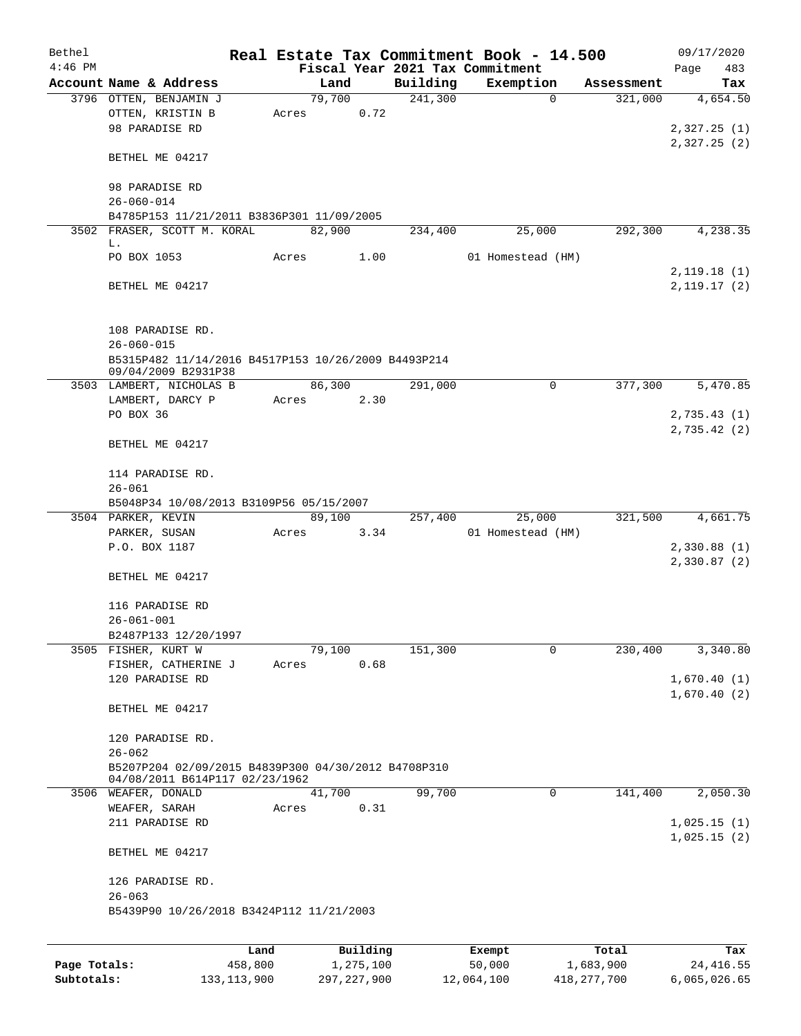Bethel 4:46 PM

# Real Estate Tax Commitment Book - 14.500

Fiscal Year 2021 Tax Commitment

09/17/2020 Page 483

| Account Name & Address | Land | Building | Exemption | Assessment | Tax |
|---|---|---|---|---|---|
| 3796 OTTEN, BENJAMIN J | 79,700 | 241,300 | 0 | 321,000 | 4,654.50 |
| OTTEN, KRISTIN B | Acres 0.72 | | | | |
| 98 PARADISE RD | | | | | 2,327.25 (1) |
| | | | | | 2,327.25 (2) |
| BETHEL ME 04217 | | | | | |
| 98 PARADISE RD | | | | | |
| 26-060-014 | | | | | |
| B4785P153 11/21/2011 B3836P301 11/09/2005 | | | | | |
| 3502 FRASER, SCOTT M. KORAL L. | 82,900 | 234,400 | 25,000 | 292,300 | 4,238.35 |
| PO BOX 1053 | Acres 1.00 | | 01 Homestead (HM) | | |
| | | | | | 2,119.18 (1) |
| BETHEL ME 04217 | | | | | 2,119.17 (2) |
| 108 PARADISE RD. | | | | | |
| 26-060-015 | | | | | |
| B5315P482 11/14/2016 B4517P153 10/26/2009 B4493P214 09/04/2009 B2931P38 | | | | | |
| 3503 LAMBERT, NICHOLAS B | 86,300 | 291,000 | 0 | 377,300 | 5,470.85 |
| LAMBERT, DARCY P | Acres 2.30 | | | | |
| PO BOX 36 | | | | | 2,735.43 (1) |
| | | | | | 2,735.42 (2) |
| BETHEL ME 04217 | | | | | |
| 114 PARADISE RD. | | | | | |
| 26-061 | | | | | |
| B5048P34 10/08/2013 B3109P56 05/15/2007 | | | | | |
| 3504 PARKER, KEVIN | 89,100 | 257,400 | 25,000 | 321,500 | 4,661.75 |
| PARKER, SUSAN | Acres 3.34 | | 01 Homestead (HM) | | |
| P.O. BOX 1187 | | | | | 2,330.88 (1) |
| | | | | | 2,330.87 (2) |
| BETHEL ME 04217 | | | | | |
| 116 PARADISE RD | | | | | |
| 26-061-001 | | | | | |
| B2487P133 12/20/1997 | | | | | |
| 3505 FISHER, KURT W | 79,100 | 151,300 | 0 | 230,400 | 3,340.80 |
| FISHER, CATHERINE J | Acres 0.68 | | | | |
| 120 PARADISE RD | | | | | 1,670.40 (1) |
| | | | | | 1,670.40 (2) |
| BETHEL ME 04217 | | | | | |
| 120 PARADISE RD. | | | | | |
| 26-062 | | | | | |
| B5207P204 02/09/2015 B4839P300 04/30/2012 B4708P310 04/08/2011 B614P117 02/23/1962 | | | | | |
| 3506 WEAFER, DONALD | 41,700 | 99,700 | 0 | 141,400 | 2,050.30 |
| WEAFER, SARAH | Acres 0.31 | | | | |
| 211 PARADISE RD | | | | | 1,025.15 (1) |
| | | | | | 1,025.15 (2) |
| BETHEL ME 04217 | | | | | |
| 126 PARADISE RD. | | | | | |
| 26-063 | | | | | |
| B5439P90 10/26/2018 B3424P112 11/21/2003 | | | | | |

| | Land | Building | Exempt | Total | Tax |
|---|---|---|---|---|---|
| Page Totals: | 458,800 | 1,275,100 | 50,000 | 1,683,900 | 24,416.55 |
| Subtotals: | 133,113,900 | 297,227,900 | 12,064,100 | 418,277,700 | 6,065,026.65 |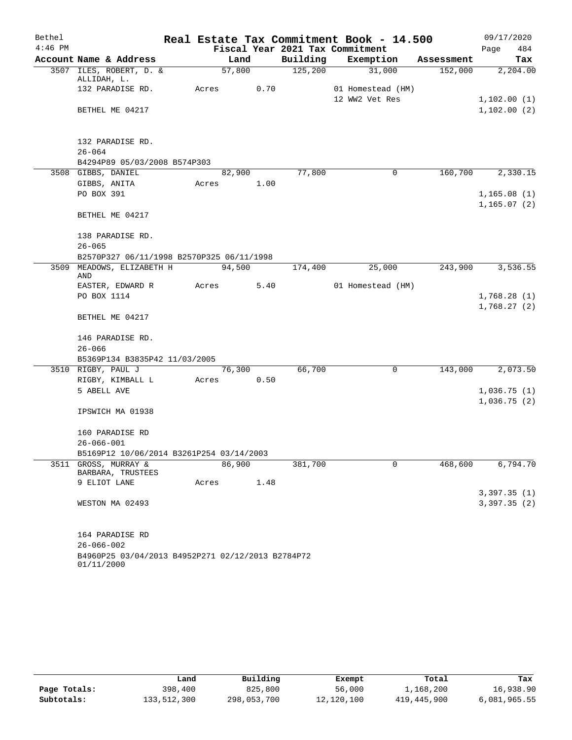Bethel 4:46 PM

# Real Estate Tax Commitment Book - 14.500

## Fiscal Year 2021 Tax Commitment

09/17/2020 Page 484

| Account Name & Address | Land | Building | Exemption | Assessment | Tax |
|---|---|---|---|---|---|
| 3507 ILES, ROBERT, D. & ALLIDAH, L. | 57,800 | 125,200 | 31,000 | 152,000 | 2,204.00 |
| 132 PARADISE RD. | Acres 0.70 | | 01 Homestead (HM) | | |
| | | | 12 WW2 Vet Res | | 1,102.00 (1) |
| BETHEL ME 04217 | | | | | 1,102.00 (2) |
| 132 PARADISE RD. | | | | | |
| 26-064 | | | | | |
| B4294P89 05/03/2008 B574P303 | | | | | |
| 3508 GIBBS, DANIEL | 82,900 | 77,800 | 0 | 160,700 | 2,330.15 |
| GIBBS, ANITA | Acres 1.00 | | | | |
| PO BOX 391 | | | | | 1,165.08 (1) |
| | | | | | 1,165.07 (2) |
| BETHEL ME 04217 | | | | | |
| 138 PARADISE RD. | | | | | |
| 26-065 | | | | | |
| B2570P327 06/11/1998 B2570P325 06/11/1998 | | | | | |
| 3509 MEADOWS, ELIZABETH H AND | 94,500 | 174,400 | 25,000 | 243,900 | 3,536.55 |
| EASTER, EDWARD R | Acres 5.40 | | 01 Homestead (HM) | | |
| PO BOX 1114 | | | | | 1,768.28 (1) |
| | | | | | 1,768.27 (2) |
| BETHEL ME 04217 | | | | | |
| 146 PARADISE RD. | | | | | |
| 26-066 | | | | | |
| B5369P134 B3835P42 11/03/2005 | | | | | |
| 3510 RIGBY, PAUL J | 76,300 | 66,700 | 0 | 143,000 | 2,073.50 |
| RIGBY, KIMBALL L | Acres 0.50 | | | | |
| 5 ABELL AVE | | | | | 1,036.75 (1) |
| | | | | | 1,036.75 (2) |
| IPSWICH MA 01938 | | | | | |
| 160 PARADISE RD | | | | | |
| 26-066-001 | | | | | |
| B5169P12 10/06/2014 B3261P254 03/14/2003 | | | | | |
| 3511 GROSS, MURRAY & BARBARA, TRUSTEES | 86,900 | 381,700 | 0 | 468,600 | 6,794.70 |
| 9 ELIOT LANE | Acres 1.48 | | | | |
| | | | | | 3,397.35 (1) |
| WESTON MA 02493 | | | | | 3,397.35 (2) |
| 164 PARADISE RD | | | | | |
| 26-066-002 | | | | | |
| B4960P25 03/04/2013 B4952P271 02/12/2013 B2784P72 01/11/2000 | | | | | |

| | Land | Building | Exempt | Total | Tax |
|---|---|---|---|---|---|
| Page Totals: | 398,400 | 825,800 | 56,000 | 1,168,200 | 16,938.90 |
| Subtotals: | 133,512,300 | 298,053,700 | 12,120,100 | 419,445,900 | 6,081,965.55 |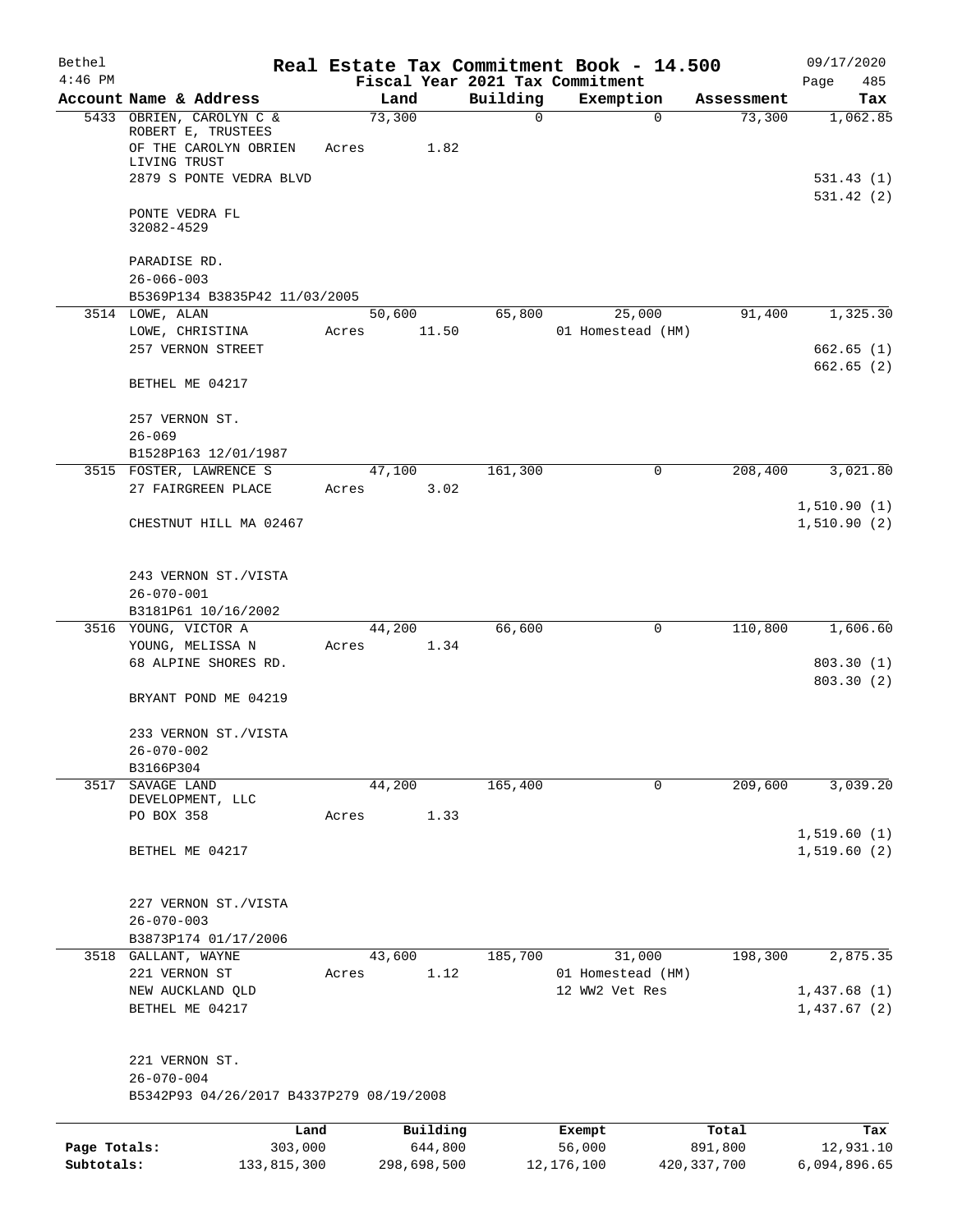Bethel 4:46 PM

# Real Estate Tax Commitment Book - 14.500

Fiscal Year 2021 Tax Commitment

09/17/2020 Page 485

| Account | Name & Address | Land | Building | Exemption | Assessment | Tax |
|---|---|---|---|---|---|---|
| 5433 | OBRIEN, CAROLYN C & ROBERT E, TRUSTEES<br>OF THE CAROLYN OBRIEN LIVING TRUST<br>2879 S PONTE VEDRA BLVD<br><br>PONTE VEDRA FL 32082-4529<br><br>PARADISE RD.<br>26-066-003<br>B5369P134 B3835P42 11/03/2005 | 73,300<br>Acres 1.82 | 0 | 0 | 73,300 | 1,062.85<br><br>531.43 (1)<br>531.42 (2) |
| 3514 | LOWE, ALAN<br>LOWE, CHRISTINA<br>257 VERNON STREET<br><br>BETHEL ME 04217<br><br>257 VERNON ST.<br>26-069<br>B1528P163 12/01/1987 | 50,600<br>Acres 11.50 | 65,800 | 25,000<br>01 Homestead (HM) | 91,400 | 1,325.30<br><br>662.65 (1)<br>662.65 (2) |
| 3515 | FOSTER, LAWRENCE S<br>27 FAIRGREEN PLACE<br><br>CHESTNUT HILL MA 02467<br><br>243 VERNON ST./VISTA<br>26-070-001<br>B3181P61 10/16/2002 | 47,100<br>Acres 3.02 | 161,300 | 0 | 208,400 | 3,021.80<br><br>1,510.90 (1)<br>1,510.90 (2) |
| 3516 | YOUNG, VICTOR A<br>YOUNG, MELISSA N<br>68 ALPINE SHORES RD.<br><br>BRYANT POND ME 04219<br><br>233 VERNON ST./VISTA<br>26-070-002<br>B3166P304 | 44,200<br>Acres 1.34 | 66,600 | 0 | 110,800 | 1,606.60<br><br>803.30 (1)<br>803.30 (2) |
| 3517 | SAVAGE LAND DEVELOPMENT, LLC<br>PO BOX 358<br><br>BETHEL ME 04217<br><br>227 VERNON ST./VISTA<br>26-070-003<br>B3873P174 01/17/2006 | 44,200<br>Acres 1.33 | 165,400 | 0 | 209,600 | 3,039.20<br><br>1,519.60 (1)<br>1,519.60 (2) |
| 3518 | GALLANT, WAYNE<br>221 VERNON ST<br>NEW AUCKLAND QLD<br>BETHEL ME 04217<br><br>221 VERNON ST.<br>26-070-004<br>B5342P93 04/26/2017 B4337P279 08/19/2008 | 43,600<br>Acres 1.12 | 185,700 | 31,000<br>01 Homestead (HM)<br>12 WW2 Vet Res | 198,300 | 2,875.35<br><br>1,437.68 (1)<br>1,437.67 (2) |

| | Land | Building | Exempt | Total | Tax |
|---|---|---|---|---|---|
| Page Totals: | 303,000 | 644,800 | 56,000 | 891,800 | 12,931.10 |
| Subtotals: | 133,815,300 | 298,698,500 | 12,176,100 | 420,337,700 | 6,094,896.65 |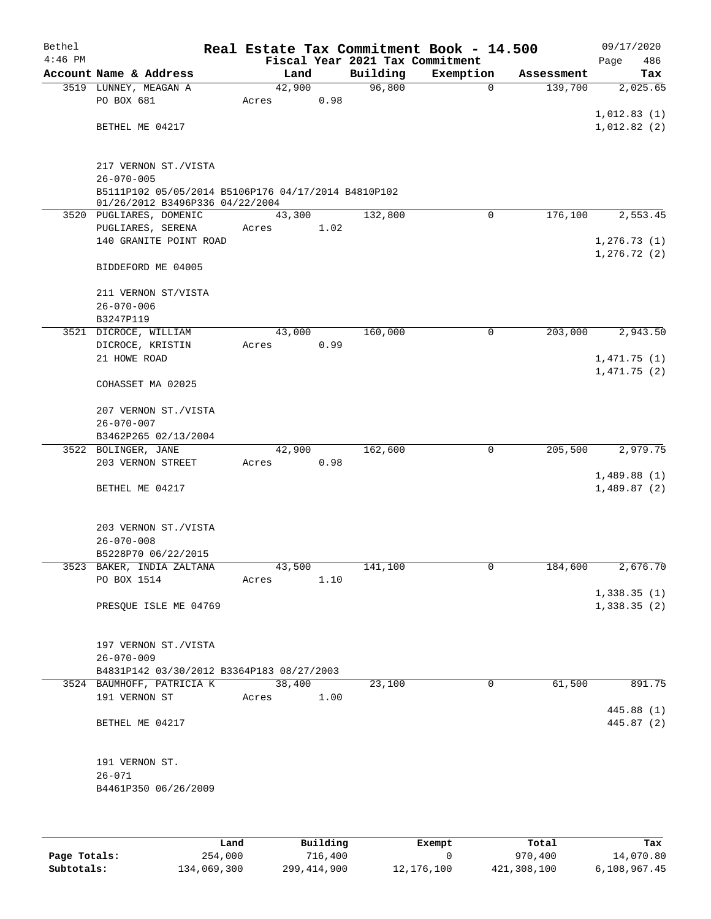# Real Estate Tax Commitment Book - 14.500

Bethel
4:46 PM

Fiscal Year 2021 Tax Commitment

09/17/2020
Page 486

| Account Name & Address | Land | Building | Exemption | Assessment | Tax |
|---|---|---|---|---|---|
| 3519 LUNNEY, MEAGAN A | 42,900 | 96,800 | 0 | 139,700 | 2,025.65 |
| PO BOX 681 | Acres 0.98 | | | | |
| | | | | | 1,012.83 (1) |
| BETHEL ME 04217 | | | | | 1,012.82 (2) |
| 217 VERNON ST./VISTA | | | | | |
| 26-070-005 | | | | | |
| B5111P102 05/05/2014 B5106P176 04/17/2014 B4810P102 01/26/2012 B3496P336 04/22/2004 | | | | | |
| 3520 PUGLIARES, DOMENIC | 43,300 | 132,800 | 0 | 176,100 | 2,553.45 |
| PUGLIARES, SERENA | Acres 1.02 | | | | |
| 140 GRANITE POINT ROAD | | | | | 1,276.73 (1) |
| | | | | | 1,276.72 (2) |
| BIDDEFORD ME 04005 | | | | | |
| 211 VERNON ST/VISTA | | | | | |
| 26-070-006 | | | | | |
| B3247P119 | | | | | |
| 3521 DICROCE, WILLIAM | 43,000 | 160,000 | 0 | 203,000 | 2,943.50 |
| DICROCE, KRISTIN | Acres 0.99 | | | | |
| 21 HOWE ROAD | | | | | 1,471.75 (1) |
| | | | | | 1,471.75 (2) |
| COHASSET MA 02025 | | | | | |
| 207 VERNON ST./VISTA | | | | | |
| 26-070-007 | | | | | |
| B3462P265 02/13/2004 | | | | | |
| 3522 BOLINGER, JANE | 42,900 | 162,600 | 0 | 205,500 | 2,979.75 |
| 203 VERNON STREET | Acres 0.98 | | | | |
| | | | | | 1,489.88 (1) |
| BETHEL ME 04217 | | | | | 1,489.87 (2) |
| 203 VERNON ST./VISTA | | | | | |
| 26-070-008 | | | | | |
| B5228P70 06/22/2015 | | | | | |
| 3523 BAKER, INDIA ZALTANA | 43,500 | 141,100 | 0 | 184,600 | 2,676.70 |
| PO BOX 1514 | Acres 1.10 | | | | |
| | | | | | 1,338.35 (1) |
| PRESQUE ISLE ME 04769 | | | | | 1,338.35 (2) |
| 197 VERNON ST./VISTA | | | | | |
| 26-070-009 | | | | | |
| B4831P142 03/30/2012 B3364P183 08/27/2003 | | | | | |
| 3524 BAUMHOFF, PATRICIA K | 38,400 | 23,100 | 0 | 61,500 | 891.75 |
| 191 VERNON ST | Acres 1.00 | | | | |
| | | | | | 445.88 (1) |
| BETHEL ME 04217 | | | | | 445.87 (2) |
| 191 VERNON ST. | | | | | |
| 26-071 | | | | | |
| B4461P350 06/26/2009 | | | | | |

| | Land | Building | Exempt | Total | Tax |
|---|---|---|---|---|---|
| Page Totals: | 254,000 | 716,400 | 0 | 970,400 | 14,070.80 |
| Subtotals: | 134,069,300 | 299,414,900 | 12,176,100 | 421,308,100 | 6,108,967.45 |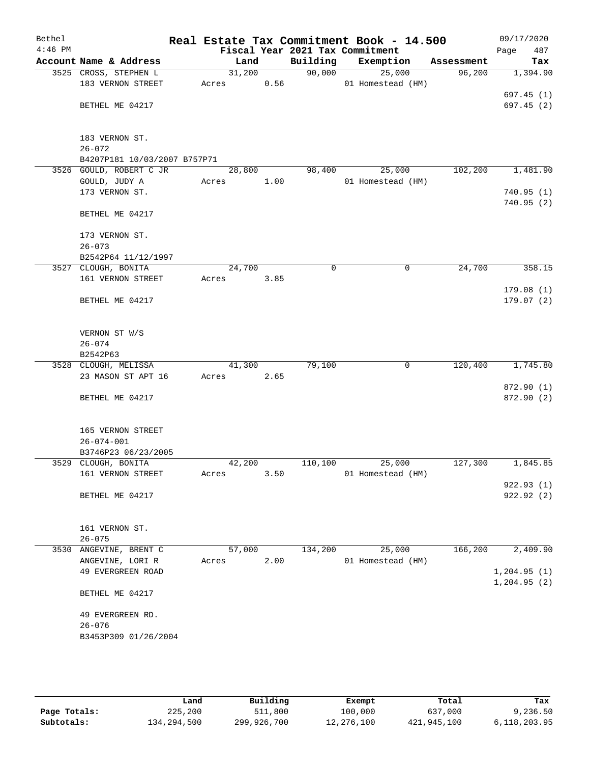Bethel 4:46 PM

# Real Estate Tax Commitment Book - 14.500

Fiscal Year 2021 Tax Commitment

09/17/2020 Page 487

| Account Name & Address | Land | Building | Exemption | Assessment | Tax |
|---|---|---|---|---|---|
| 3525 CROSS, STEPHEN L<br>183 VERNON STREET<br><br>BETHEL ME 04217<br><br>183 VERNON ST.<br>26-072<br>B4207P181 10/03/2007 B757P71 | 31,200<br>Acres 0.56 | 90,000 | 25,000<br>01 Homestead (HM) | 96,200 | 1,394.90<br><br>697.45 (1)<br>697.45 (2) |
| 3526 GOULD, ROBERT C JR<br>GOULD, JUDY A<br>173 VERNON ST.<br><br>BETHEL ME 04217<br><br>173 VERNON ST.<br>26-073<br>B2542P64 11/12/1997 | 28,800<br>Acres 1.00 | 98,400 | 25,000<br>01 Homestead (HM) | 102,200 | 1,481.90<br><br>740.95 (1)<br>740.95 (2) |
| 3527 CLOUGH, BONITA<br>161 VERNON STREET<br><br>BETHEL ME 04217<br><br>VERNON ST W/S<br>26-074<br>B2542P63 | 24,700<br>Acres 3.85 | 0 | 0 | 24,700 | 358.15<br><br>179.08 (1)<br>179.07 (2) |
| 3528 CLOUGH, MELISSA<br>23 MASON ST APT 16<br><br>BETHEL ME 04217<br><br>165 VERNON STREET<br>26-074-001<br>B3746P23 06/23/2005 | 41,300<br>Acres 2.65 | 79,100 | 0 | 120,400 | 1,745.80<br><br>872.90 (1)<br>872.90 (2) |
| 3529 CLOUGH, BONITA<br>161 VERNON STREET<br><br>BETHEL ME 04217<br><br>161 VERNON ST.<br>26-075 | 42,200<br>Acres 3.50 | 110,100 | 25,000<br>01 Homestead (HM) | 127,300 | 1,845.85<br><br>922.93 (1)<br>922.92 (2) |
| 3530 ANGEVINE, BRENT C<br>ANGEVINE, LORI R<br>49 EVERGREEN ROAD<br><br>BETHEL ME 04217<br><br>49 EVERGREEN RD.<br>26-076<br>B3453P309 01/26/2004 | 57,000<br>Acres 2.00 | 134,200 | 25,000<br>01 Homestead (HM) | 166,200 | 2,409.90<br><br>1,204.95 (1)<br>1,204.95 (2) |

| | Land | Building | Exempt | Total | Tax |
|---|---|---|---|---|---|
| Page Totals: | 225,200 | 511,800 | 100,000 | 637,000 | 9,236.50 |
| Subtotals: | 134,294,500 | 299,926,700 | 12,276,100 | 421,945,100 | 6,118,203.95 |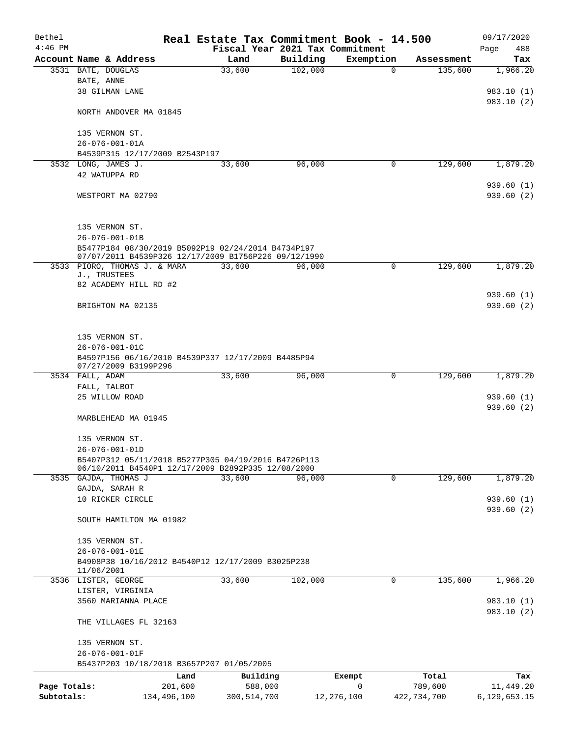Bethel — Real Estate Tax Commitment Book - 14.500 — 09/17/2020

4:46 PM — Fiscal Year 2021 Tax Commitment

| Account Name & Address | Land | Building | Exemption | Assessment | Tax |
|---|---|---|---|---|---|
| 3531 BATE, DOUGLAS<br>BATE, ANNE<br>38 GILMAN LANE<br><br>NORTH ANDOVER MA 01845<br><br>135 VERNON ST.<br>26-076-001-01A<br>B4539P315 12/17/2009 B2543P197 | 33,600 | 102,000 | 0 | 135,600 | 1,966.20<br><br>983.10 (1)<br>983.10 (2) |
| 3532 LONG, JAMES J.<br>42 WATUPPA RD<br><br>WESTPORT MA 02790<br><br>135 VERNON ST.<br>26-076-001-01B<br>B5477P184 08/30/2019 B5092P19 02/24/2014 B4734P197 07/07/2011 B4539P326 12/17/2009 B1756P226 09/12/1990 | 33,600 | 96,000 | 0 | 129,600 | 1,879.20<br><br>939.60 (1)<br>939.60 (2) |
| 3533 PIORO, THOMAS J. & MARA J., TRUSTEES<br>82 ACADEMY HILL RD #2<br><br>BRIGHTON MA 02135<br><br>135 VERNON ST.<br>26-076-001-01C<br>B4597P156 06/16/2010 B4539P337 12/17/2009 B4485P94 07/27/2009 B3199P296 | 33,600 | 96,000 | 0 | 129,600 | 1,879.20<br><br>939.60 (1)<br>939.60 (2) |
| 3534 FALL, ADAM<br>FALL, TALBOT<br>25 WILLOW ROAD<br><br>MARBLEHEAD MA 01945<br><br>135 VERNON ST.<br>26-076-001-01D<br>B5407P312 05/11/2018 B5277P305 04/19/2016 B4726P113 06/10/2011 B4540P1 12/17/2009 B2892P335 12/08/2000 | 33,600 | 96,000 | 0 | 129,600 | 1,879.20<br><br>939.60 (1)<br>939.60 (2) |
| 3535 GAJDA, THOMAS J<br>GAJDA, SARAH R<br>10 RICKER CIRCLE<br><br>SOUTH HAMILTON MA 01982<br><br>135 VERNON ST.<br>26-076-001-01E<br>B4908P38 10/16/2012 B4540P12 12/17/2009 B3025P238 11/06/2001 | 33,600 | 96,000 | 0 | 129,600 | 1,879.20<br><br>939.60 (1)<br>939.60 (2) |
| 3536 LISTER, GEORGE<br>LISTER, VIRGINIA<br>3560 MARIANNA PLACE<br><br>THE VILLAGES FL 32163<br><br>135 VERNON ST.<br>26-076-001-01F<br>B5437P203 10/18/2018 B3657P207 01/05/2005 | 33,600 | 102,000 | 0 | 135,600 | 1,966.20<br><br>983.10 (1)<br>983.10 (2) |

| | Land | Building | Exempt | Total | Tax |
|---|---|---|---|---|---|
| Page Totals: | 201,600 | 588,000 | 0 | 789,600 | 11,449.20 |
| Subtotals: | 134,496,100 | 300,514,700 | 12,276,100 | 422,734,700 | 6,129,653.15 |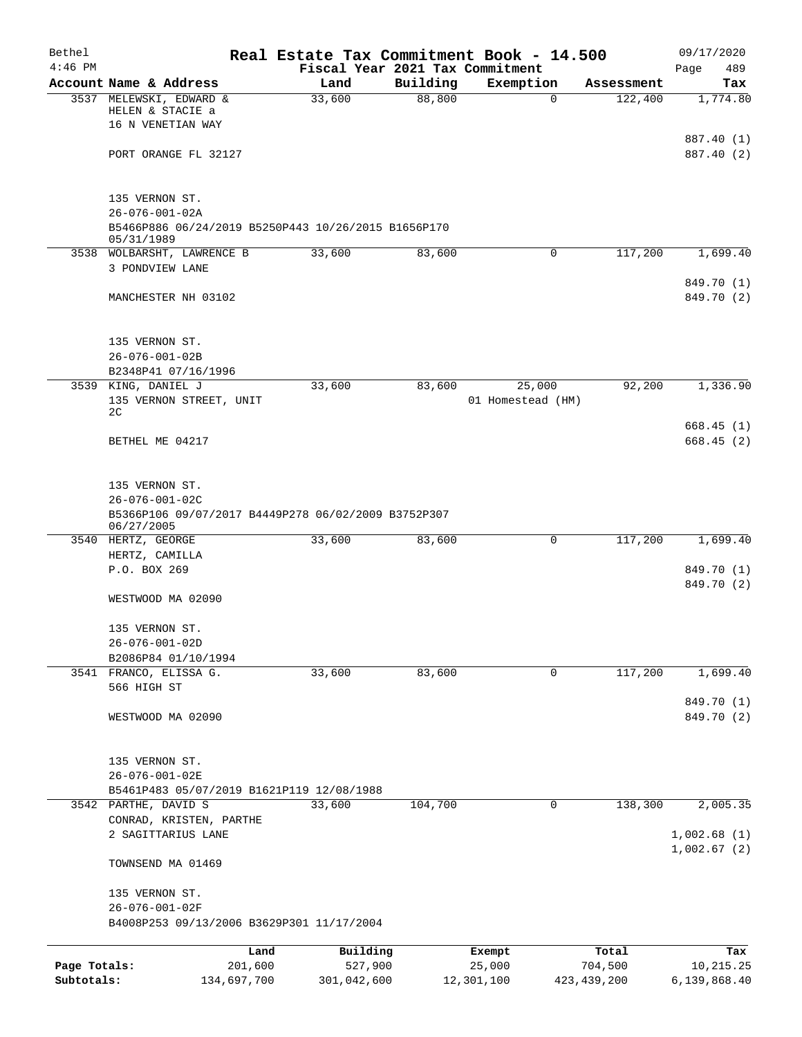Bethel 4:46 PM

# Real Estate Tax Commitment Book - 14.500

Fiscal Year 2021 Tax Commitment

09/17/2020

| Account Name & Address | Land | Building | Exemption | Assessment | Tax |
|---|---|---|---|---|---|
| 3537 MELEWSKI, EDWARD & HELEN & STACIE a 16 N VENETIAN WAY PORT ORANGE FL 32127 | 33,600 | 88,800 | 0 | 122,400 | 1,774.80 887.40 (1) 887.40 (2) |
| 135 VERNON ST. 26-076-001-02A B5466P886 06/24/2019 B5250P443 10/26/2015 B1656P170 05/31/1989 | | | | | |
| 3538 WOLBARSHT, LAWRENCE B 3 PONDVIEW LANE MANCHESTER NH 03102 | 33,600 | 83,600 | 0 | 117,200 | 1,699.40 849.70 (1) 849.70 (2) |
| 135 VERNON ST. 26-076-001-02B B2348P41 07/16/1996 | | | | | |
| 3539 KING, DANIEL J 135 VERNON STREET, UNIT 2C BETHEL ME 04217 | 33,600 | 83,600 | 25,000 01 Homestead (HM) | 92,200 | 1,336.90 668.45 (1) 668.45 (2) |
| 135 VERNON ST. 26-076-001-02C B5366P106 09/07/2017 B4449P278 06/02/2009 B3752P307 06/27/2005 | | | | | |
| 3540 HERTZ, GEORGE HERTZ, CAMILLA P.O. BOX 269 WESTWOOD MA 02090 | 33,600 | 83,600 | 0 | 117,200 | 1,699.40 849.70 (1) 849.70 (2) |
| 135 VERNON ST. 26-076-001-02D B2086P84 01/10/1994 | | | | | |
| 3541 FRANCO, ELISSA G. 566 HIGH ST WESTWOOD MA 02090 | 33,600 | 83,600 | 0 | 117,200 | 1,699.40 849.70 (1) 849.70 (2) |
| 135 VERNON ST. 26-076-001-02E B5461P483 05/07/2019 B1621P119 12/08/1988 | | | | | |
| 3542 PARTHE, DAVID S CONRAD, KRISTEN, PARTHE 2 SAGITTARIUS LANE TOWNSEND MA 01469 | 33,600 | 104,700 | 0 | 138,300 | 2,005.35 1,002.68 (1) 1,002.67 (2) |
| 135 VERNON ST. 26-076-001-02F B4008P253 09/13/2006 B3629P301 11/17/2004 | | | | | |

| | Land | Building | Exempt | Total | Tax |
|---|---|---|---|---|---|
| Page Totals: | 201,600 | 527,900 | 25,000 | 704,500 | 10,215.25 |
| Subtotals: | 134,697,700 | 301,042,600 | 12,301,100 | 423,439,200 | 6,139,868.40 |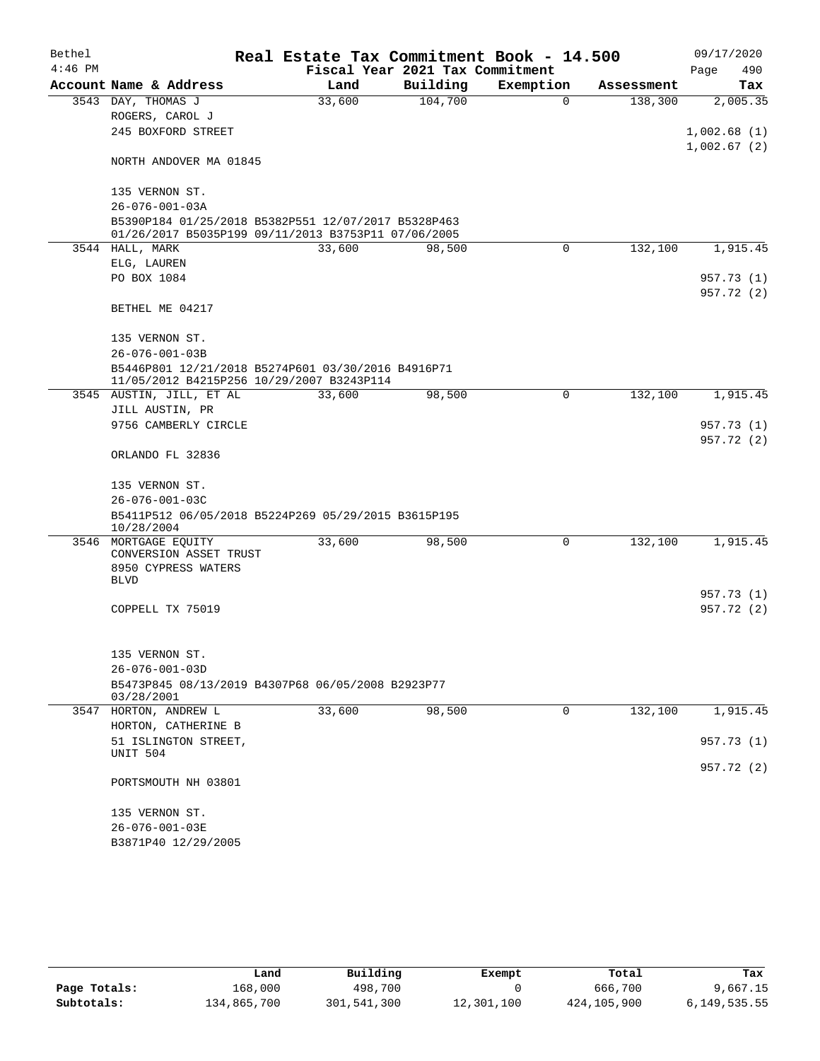Bethel 4:46 PM

# Real Estate Tax Commitment Book - 14.500

Fiscal Year 2021 Tax Commitment

09/17/2020 Page 490

| Account Name & Address | Land | Building | Exemption | Assessment | Tax |
|---|---|---|---|---|---|
| 3543 DAY, THOMAS J<br>ROGERS, CAROL J<br>245 BOXFORD STREET<br><br>NORTH ANDOVER MA 01845<br><br>135 VERNON ST.<br>26-076-001-03A<br>B5390P184 01/25/2018 B5382P551 12/07/2017 B5328P463 01/26/2017 B5035P199 09/11/2013 B3753P11 07/06/2005 | 33,600 | 104,700 | 0 | 138,300 | 2,005.35<br><br>1,002.68 (1)<br>1,002.67 (2) |
| 3544 HALL, MARK<br>ELG, LAUREN<br>PO BOX 1084<br><br>BETHEL ME 04217<br><br>135 VERNON ST.<br>26-076-001-03B<br>B5446P801 12/21/2018 B5274P601 03/30/2016 B4916P71 11/05/2012 B4215P256 10/29/2007 B3243P114 | 33,600 | 98,500 | 0 | 132,100 | 1,915.45<br><br>957.73 (1)<br>957.72 (2) |
| 3545 AUSTIN, JILL, ET AL<br>JILL AUSTIN, PR<br>9756 CAMBERLY CIRCLE<br><br>ORLANDO FL 32836<br><br>135 VERNON ST.<br>26-076-001-03C<br>B5411P512 06/05/2018 B5224P269 05/29/2015 B3615P195 10/28/2004 | 33,600 | 98,500 | 0 | 132,100 | 1,915.45<br><br>957.73 (1)<br>957.72 (2) |
| 3546 MORTGAGE EQUITY CONVERSION ASSET TRUST<br>8950 CYPRESS WATERS BLVD<br><br>COPPELL TX 75019<br><br>135 VERNON ST.<br>26-076-001-03D<br>B5473P845 08/13/2019 B4307P68 06/05/2008 B2923P77 03/28/2001 | 33,600 | 98,500 | 0 | 132,100 | 1,915.45<br><br>957.73 (1)<br>957.72 (2) |
| 3547 HORTON, ANDREW L<br>HORTON, CATHERINE B<br>51 ISLINGTON STREET, UNIT 504<br><br>PORTSMOUTH NH 03801<br><br>135 VERNON ST.<br>26-076-001-03E<br>B3871P40 12/29/2005 | 33,600 | 98,500 | 0 | 132,100 | 1,915.45<br><br>957.73 (1)<br>957.72 (2) |

| | Land | Building | Exempt | Total | Tax |
|---|---|---|---|---|---|
| Page Totals: | 168,000 | 498,700 | 0 | 666,700 | 9,667.15 |
| Subtotals: | 134,865,700 | 301,541,300 | 12,301,100 | 424,105,900 | 6,149,535.55 |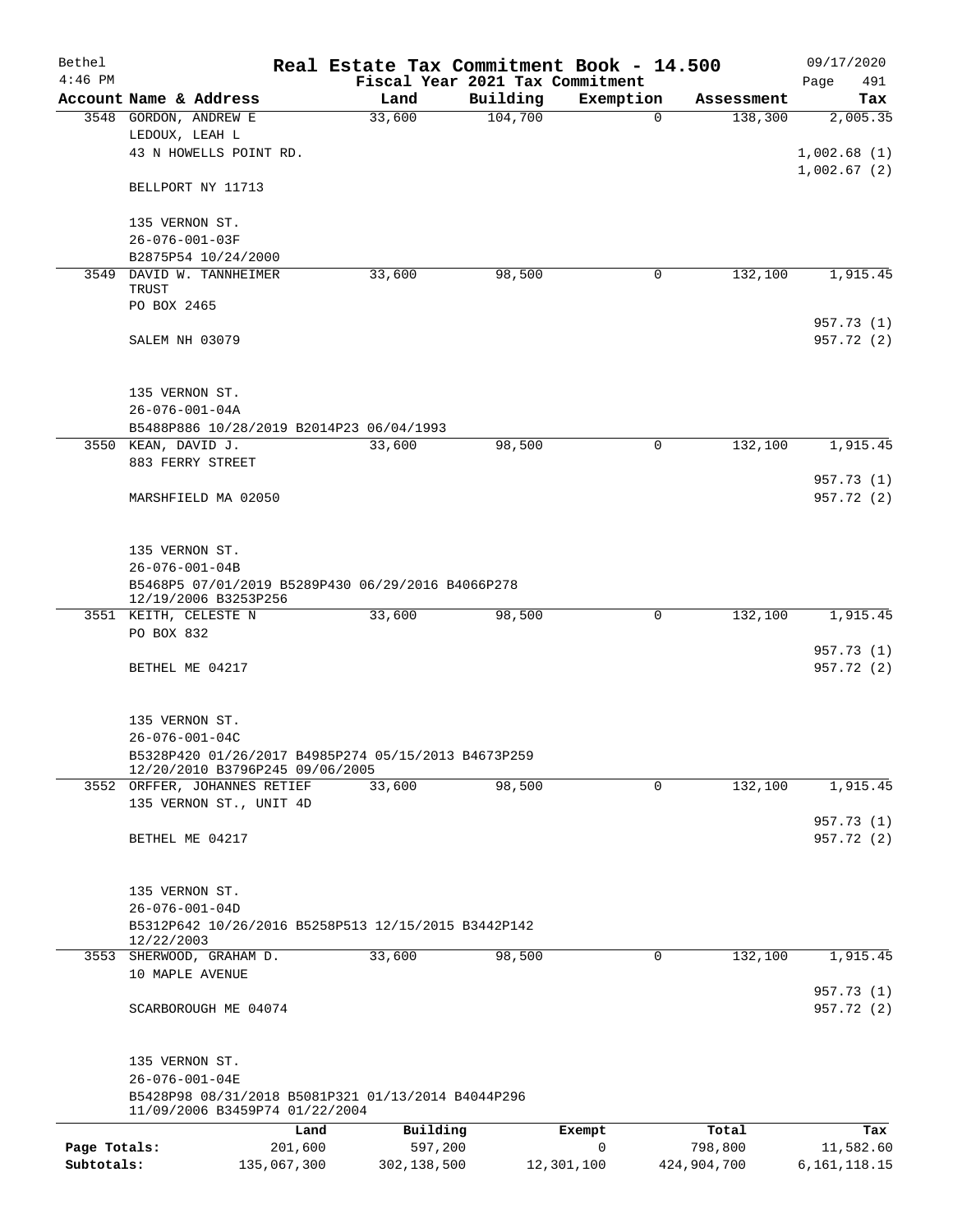Bethel 4:46 PM

# Real Estate Tax Commitment Book - 14.500

Fiscal Year 2021 Tax Commitment

09/17/2020

| Account | Name & Address | Land | Building | Exemption | Assessment | Tax |
|---|---|---|---|---|---|---|
| 3548 | GORDON, ANDREW E<br>LEDOUX, LEAH L<br>43 N HOWELLS POINT RD.<br>BELLPORT NY 11713<br>135 VERNON ST.<br>26-076-001-03F<br>B2875P54 10/24/2000 | 33,600 | 104,700 | 0 | 138,300 | 2,005.35<br>1,002.68 (1)<br>1,002.67 (2) |
| 3549 | DAVID W. TANNHEIMER TRUST<br>PO BOX 2465<br>SALEM NH 03079<br>135 VERNON ST.<br>26-076-001-04A<br>B5488P886 10/28/2019 B2014P23 06/04/1993 | 33,600 | 98,500 | 0 | 132,100 | 1,915.45<br>957.73 (1)<br>957.72 (2) |
| 3550 | KEAN, DAVID J.<br>883 FERRY STREET<br>MARSHFIELD MA 02050<br>135 VERNON ST.<br>26-076-001-04B<br>B5468P5 07/01/2019 B5289P430 06/29/2016 B4066P278 12/19/2006 B3253P256 | 33,600 | 98,500 | 0 | 132,100 | 1,915.45<br>957.73 (1)<br>957.72 (2) |
| 3551 | KEITH, CELESTE N<br>PO BOX 832<br>BETHEL ME 04217<br>135 VERNON ST.<br>26-076-001-04C<br>B5328P420 01/26/2017 B4985P274 05/15/2013 B4673P259 12/20/2010 B3796P245 09/06/2005 | 33,600 | 98,500 | 0 | 132,100 | 1,915.45<br>957.73 (1)<br>957.72 (2) |
| 3552 | ORFFER, JOHANNES RETIEF<br>135 VERNON ST., UNIT 4D<br>BETHEL ME 04217<br>135 VERNON ST.<br>26-076-001-04D<br>B5312P642 10/26/2016 B5258P513 12/15/2015 B3442P142 12/22/2003 | 33,600 | 98,500 | 0 | 132,100 | 1,915.45<br>957.73 (1)<br>957.72 (2) |
| 3553 | SHERWOOD, GRAHAM D.<br>10 MAPLE AVENUE<br>SCARBOROUGH ME 04074<br>135 VERNON ST.<br>26-076-001-04E<br>B5428P98 08/31/2018 B5081P321 01/13/2014 B4044P296 11/09/2006 B3459P74 01/22/2004 | 33,600 | 98,500 | 0 | 132,100 | 1,915.45<br>957.73 (1)<br>957.72 (2) |

| | Land | Building | Exempt | Total | Tax |
|---|---|---|---|---|---|
| Page Totals: | 201,600 | 597,200 | 0 | 798,800 | 11,582.60 |
| Subtotals: | 135,067,300 | 302,138,500 | 12,301,100 | 424,904,700 | 6,161,118.15 |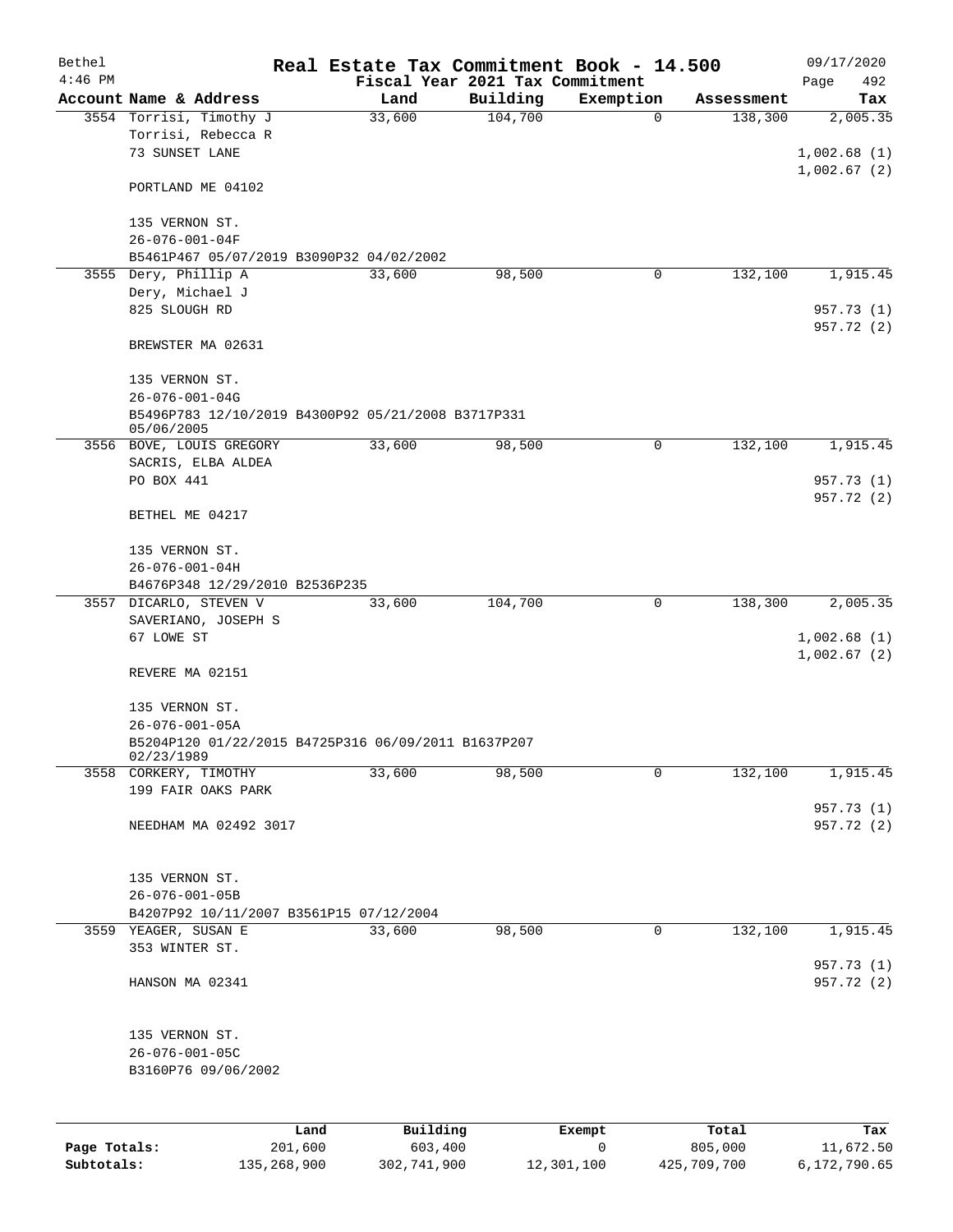Bethel 4:46 PM

# Real Estate Tax Commitment Book - 14.500

Fiscal Year 2021 Tax Commitment

09/17/2020 Page 492

| Account Name & Address | Land | Building | Exemption | Assessment | Tax |
|---|---|---|---|---|---|
| 3554 Torrisi, Timothy J<br>Torrisi, Rebecca R<br>73 SUNSET LANE<br><br>PORTLAND ME 04102<br><br>135 VERNON ST.<br>26-076-001-04F<br>B5461P467 05/07/2019 B3090P32 04/02/2002 | 33,600 | 104,700 | 0 | 138,300 | 2,005.35<br><br>1,002.68 (1)<br>1,002.67 (2) |
| 3555 Dery, Phillip A<br>Dery, Michael J<br>825 SLOUGH RD<br><br>BREWSTER MA 02631<br><br>135 VERNON ST.<br>26-076-001-04G<br>B5496P783 12/10/2019 B4300P92 05/21/2008 B3717P331 05/06/2005 | 33,600 | 98,500 | 0 | 132,100 | 1,915.45<br><br>957.73 (1)<br>957.72 (2) |
| 3556 BOVE, LOUIS GREGORY<br>SACRIS, ELBA ALDEA<br>PO BOX 441<br><br>BETHEL ME 04217<br><br>135 VERNON ST.<br>26-076-001-04H<br>B4676P348 12/29/2010 B2536P235 | 33,600 | 98,500 | 0 | 132,100 | 1,915.45<br><br>957.73 (1)<br>957.72 (2) |
| 3557 DICARLO, STEVEN V<br>SAVERIANO, JOSEPH S<br>67 LOWE ST<br><br>REVERE MA 02151<br><br>135 VERNON ST.<br>26-076-001-05A<br>B5204P120 01/22/2015 B4725P316 06/09/2011 B1637P207 02/23/1989 | 33,600 | 104,700 | 0 | 138,300 | 2,005.35<br><br>1,002.68 (1)<br>1,002.67 (2) |
| 3558 CORKERY, TIMOTHY<br>199 FAIR OAKS PARK<br><br>NEEDHAM MA 02492 3017<br><br>135 VERNON ST.<br>26-076-001-05B<br>B4207P92 10/11/2007 B3561P15 07/12/2004 | 33,600 | 98,500 | 0 | 132,100 | 1,915.45<br><br>957.73 (1)<br>957.72 (2) |
| 3559 YEAGER, SUSAN E<br>353 WINTER ST.<br><br>HANSON MA 02341<br><br>135 VERNON ST.<br>26-076-001-05C<br>B3160P76 09/06/2002 | 33,600 | 98,500 | 0 | 132,100 | 1,915.45<br><br>957.73 (1)<br>957.72 (2) |

| | Land | Building | Exempt | Total | Tax |
|---|---|---|---|---|---|
| Page Totals: | 201,600 | 603,400 | 0 | 805,000 | 11,672.50 |
| Subtotals: | 135,268,900 | 302,741,900 | 12,301,100 | 425,709,700 | 6,172,790.65 |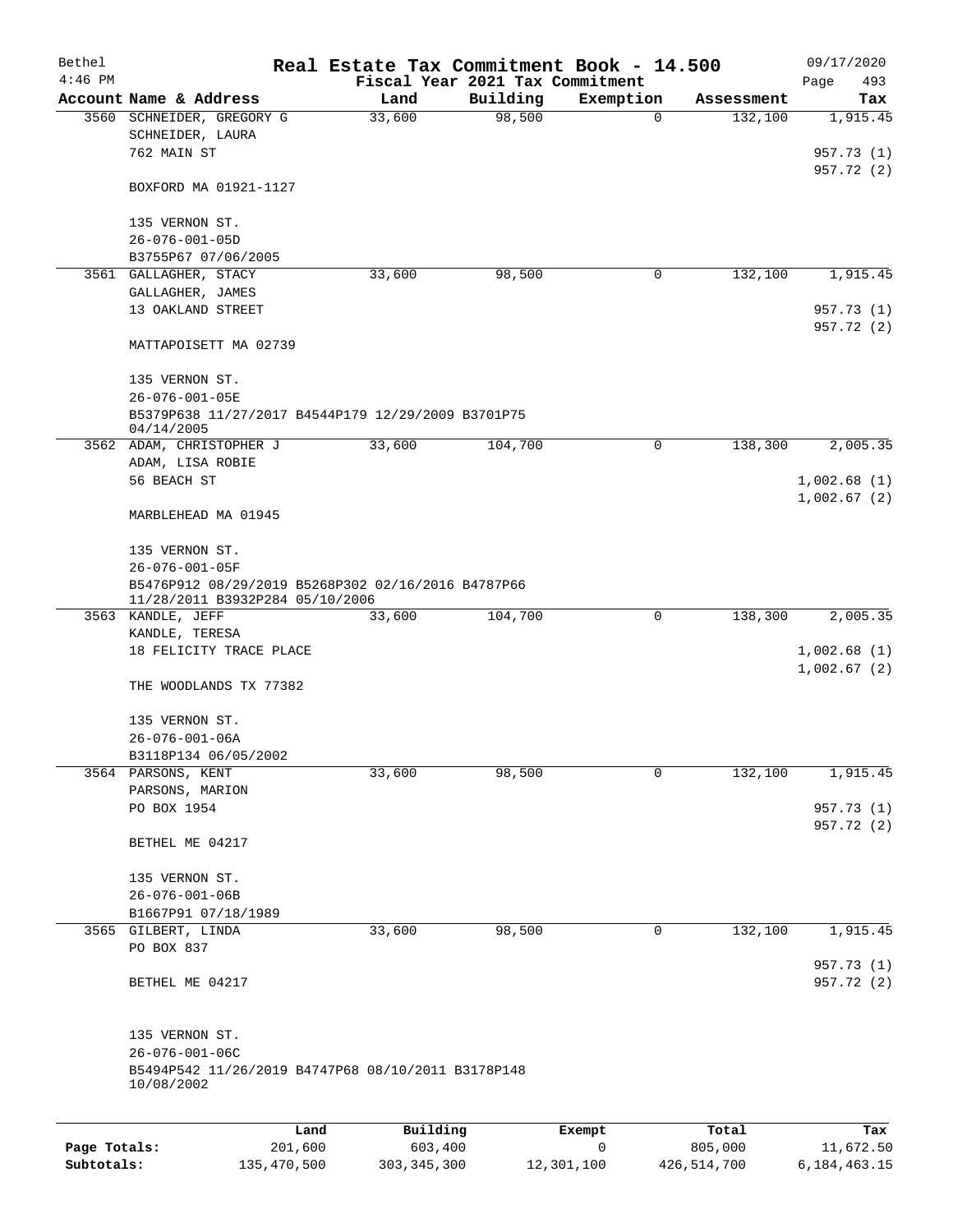# Real Estate Tax Commitment Book - 14.500

Bethel
4:46 PM

Fiscal Year 2021 Tax Commitment

09/17/2020
Page 493

| Account Name & Address | Land | Building | Exemption | Assessment | Tax |
|---|---|---|---|---|---|
| 3560 SCHNEIDER, GREGORY G | 33,600 | 98,500 | 0 | 132,100 | 1,915.45 |
| SCHNEIDER, LAURA | | | | | |
| 762 MAIN ST | | | | | 957.73 (1) |
| | | | | | 957.72 (2) |
| BOXFORD MA 01921-1127 | | | | | |
| 135 VERNON ST. | | | | | |
| 26-076-001-05D | | | | | |
| B3755P67 07/06/2005 | | | | | |
| 3561 GALLAGHER, STACY | 33,600 | 98,500 | 0 | 132,100 | 1,915.45 |
| GALLAGHER, JAMES | | | | | |
| 13 OAKLAND STREET | | | | | 957.73 (1) |
| | | | | | 957.72 (2) |
| MATTAPOISETT MA 02739 | | | | | |
| 135 VERNON ST. | | | | | |
| 26-076-001-05E | | | | | |
| B5379P638 11/27/2017 B4544P179 12/29/2009 B3701P75 04/14/2005 | | | | | |
| 3562 ADAM, CHRISTOPHER J | 33,600 | 104,700 | 0 | 138,300 | 2,005.35 |
| ADAM, LISA ROBIE | | | | | |
| 56 BEACH ST | | | | | 1,002.68 (1) |
| | | | | | 1,002.67 (2) |
| MARBLEHEAD MA 01945 | | | | | |
| 135 VERNON ST. | | | | | |
| 26-076-001-05F | | | | | |
| B5476P912 08/29/2019 B5268P302 02/16/2016 B4787P66 11/28/2011 B3932P284 05/10/2006 | | | | | |
| 3563 KANDLE, JEFF | 33,600 | 104,700 | 0 | 138,300 | 2,005.35 |
| KANDLE, TERESA | | | | | |
| 18 FELICITY TRACE PLACE | | | | | 1,002.68 (1) |
| | | | | | 1,002.67 (2) |
| THE WOODLANDS TX 77382 | | | | | |
| 135 VERNON ST. | | | | | |
| 26-076-001-06A | | | | | |
| B3118P134 06/05/2002 | | | | | |
| 3564 PARSONS, KENT | 33,600 | 98,500 | 0 | 132,100 | 1,915.45 |
| PARSONS, MARION | | | | | |
| PO BOX 1954 | | | | | 957.73 (1) |
| | | | | | 957.72 (2) |
| BETHEL ME 04217 | | | | | |
| 135 VERNON ST. | | | | | |
| 26-076-001-06B | | | | | |
| B1667P91 07/18/1989 | | | | | |
| 3565 GILBERT, LINDA | 33,600 | 98,500 | 0 | 132,100 | 1,915.45 |
| PO BOX 837 | | | | | |
| | | | | | 957.73 (1) |
| BETHEL ME 04217 | | | | | 957.72 (2) |
| 135 VERNON ST. | | | | | |
| 26-076-001-06C | | | | | |
| B5494P542 11/26/2019 B4747P68 08/10/2011 B3178P148 10/08/2002 | | | | | |

| | Land | Building | Exempt | Total | Tax |
|---|---|---|---|---|---|
| Page Totals: | 201,600 | 603,400 | 0 | 805,000 | 11,672.50 |
| Subtotals: | 135,470,500 | 303,345,300 | 12,301,100 | 426,514,700 | 6,184,463.15 |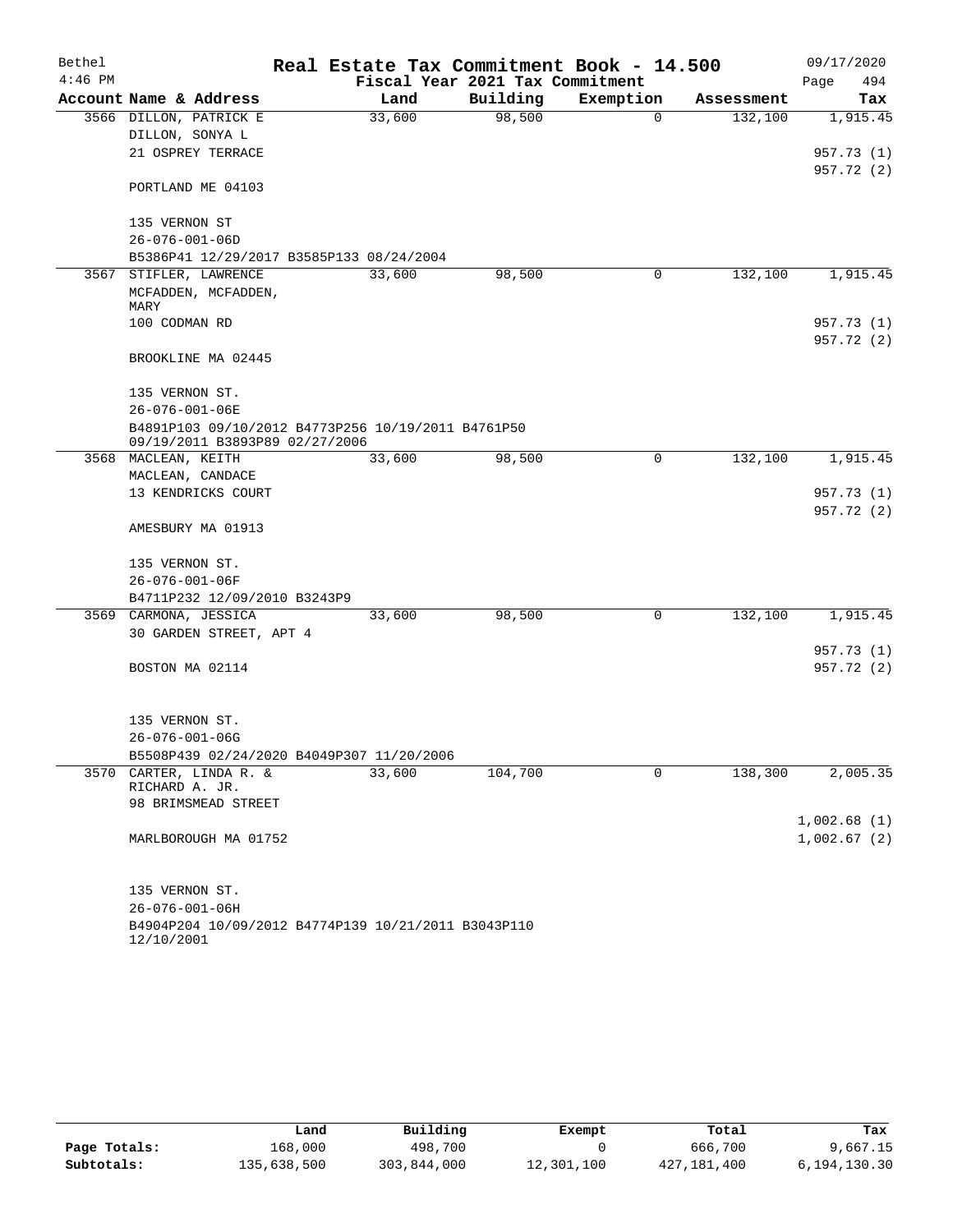Bethel 4:46 PM

# Real Estate Tax Commitment Book - 14.500

Fiscal Year 2021 Tax Commitment

09/17/2020 Page 494

| Account Name & Address | Land | Building | Exemption | Assessment | Tax |
|---|---|---|---|---|---|
| 3566 DILLON, PATRICK E | 33,600 | 98,500 | 0 | 132,100 | 1,915.45 |
| DILLON, SONYA L | | | | | |
| 21 OSPREY TERRACE | | | | | 957.73 (1) |
| | | | | | 957.72 (2) |
| PORTLAND ME 04103 | | | | | |
| 135 VERNON ST | | | | | |
| 26-076-001-06D | | | | | |
| B5386P41 12/29/2017 B3585P133 08/24/2004 | | | | | |
| 3567 STIFLER, LAWRENCE | 33,600 | 98,500 | 0 | 132,100 | 1,915.45 |
| MCFADDEN, MCFADDEN, MARY | | | | | |
| 100 CODMAN RD | | | | | 957.73 (1) |
| | | | | | 957.72 (2) |
| BROOKLINE MA 02445 | | | | | |
| 135 VERNON ST. | | | | | |
| 26-076-001-06E | | | | | |
| B4891P103 09/10/2012 B4773P256 10/19/2011 B4761P50 09/19/2011 B3893P89 02/27/2006 | | | | | |
| 3568 MACLEAN, KEITH | 33,600 | 98,500 | 0 | 132,100 | 1,915.45 |
| MACLEAN, CANDACE | | | | | |
| 13 KENDRICKS COURT | | | | | 957.73 (1) |
| | | | | | 957.72 (2) |
| AMESBURY MA 01913 | | | | | |
| 135 VERNON ST. | | | | | |
| 26-076-001-06F | | | | | |
| B4711P232 12/09/2010 B3243P9 | | | | | |
| 3569 CARMONA, JESSICA | 33,600 | 98,500 | 0 | 132,100 | 1,915.45 |
| 30 GARDEN STREET, APT 4 | | | | | |
| | | | | | 957.73 (1) |
| BOSTON MA 02114 | | | | | 957.72 (2) |
| 135 VERNON ST. | | | | | |
| 26-076-001-06G | | | | | |
| B5508P439 02/24/2020 B4049P307 11/20/2006 | | | | | |
| 3570 CARTER, LINDA R. & RICHARD A. JR. | 33,600 | 104,700 | 0 | 138,300 | 2,005.35 |
| 98 BRIMSMEAD STREET | | | | | |
| | | | | | 1,002.68 (1) |
| MARLBOROUGH MA 01752 | | | | | 1,002.67 (2) |
| 135 VERNON ST. | | | | | |
| 26-076-001-06H | | | | | |
| B4904P204 10/09/2012 B4774P139 10/21/2011 B3043P110 12/10/2001 | | | | | |

| | Land | Building | Exempt | Total | Tax |
|---|---|---|---|---|---|
| Page Totals: | 168,000 | 498,700 | 0 | 666,700 | 9,667.15 |
| Subtotals: | 135,638,500 | 303,844,000 | 12,301,100 | 427,181,400 | 6,194,130.30 |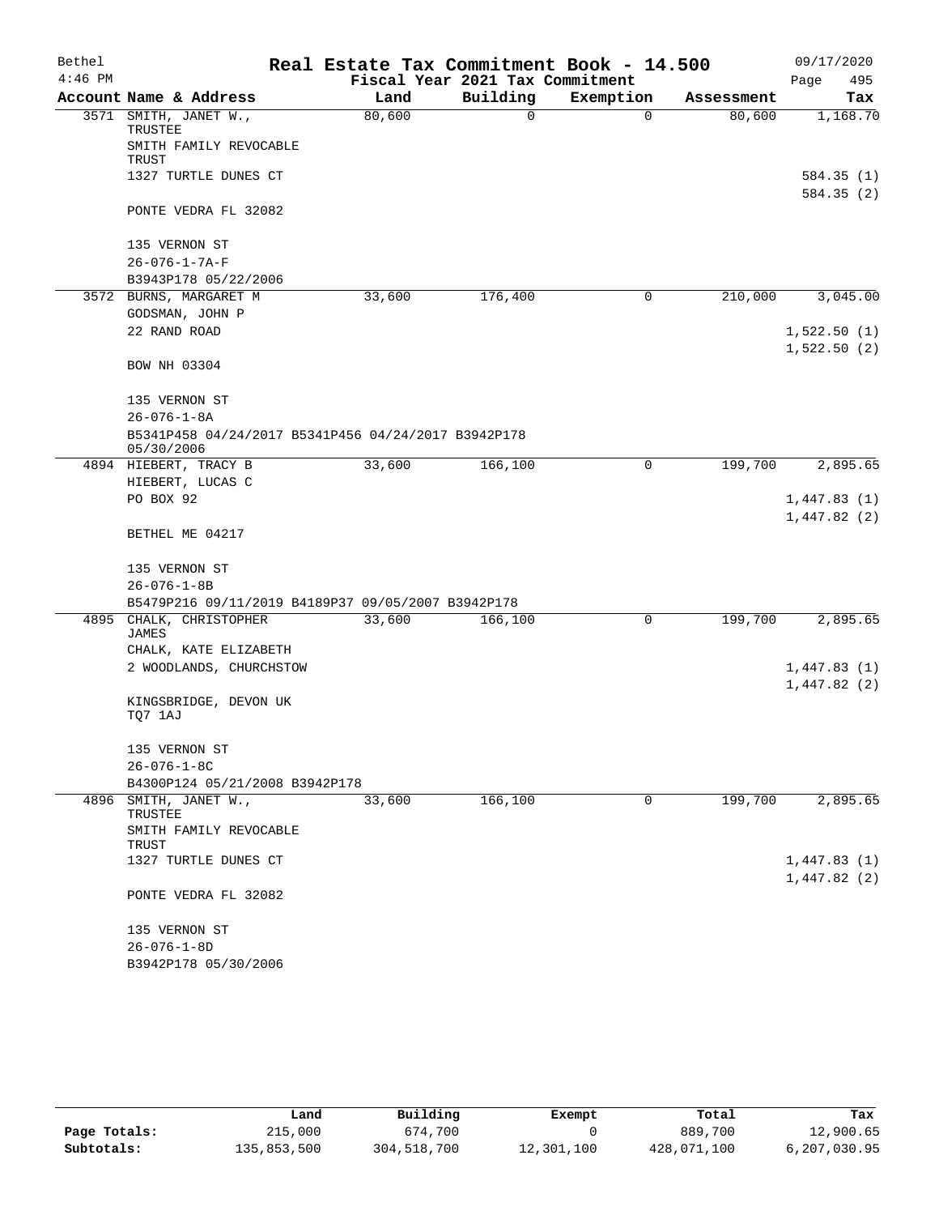Bethel | Real Estate Tax Commitment Book - 14.500 | 09/17/2020
4:46 PM | Fiscal Year 2021 Tax Commitment | Page 495

| Account Name & Address | Land | Building | Exemption | Assessment | Tax |
|---|---|---|---|---|---|
| 3571 SMITH, JANET W., TRUSTEE<br>SMITH FAMILY REVOCABLE TRUST<br>1327 TURTLE DUNES CT<br><br>PONTE VEDRA FL 32082<br><br>135 VERNON ST<br>26-076-1-7A-F<br>B3943P178 05/22/2006 | 80,600 | 0 | 0 | 80,600 | 1,168.70<br><br>584.35 (1)<br>584.35 (2) |
| 3572 BURNS, MARGARET M<br>GODSMAN, JOHN P<br>22 RAND ROAD<br><br>BOW NH 03304<br><br>135 VERNON ST<br>26-076-1-8A<br>B5341P458 04/24/2017 B5341P456 04/24/2017 B3942P178 05/30/2006 | 33,600 | 176,400 | 0 | 210,000 | 3,045.00<br><br>1,522.50 (1)<br>1,522.50 (2) |
| 4894 HIEBERT, TRACY B<br>HIEBERT, LUCAS C<br>PO BOX 92<br><br>BETHEL ME 04217<br><br>135 VERNON ST<br>26-076-1-8B<br>B5479P216 09/11/2019 B4189P37 09/05/2007 B3942P178 | 33,600 | 166,100 | 0 | 199,700 | 2,895.65<br><br>1,447.83 (1)<br>1,447.82 (2) |
| 4895 CHALK, CHRISTOPHER JAMES<br>CHALK, KATE ELIZABETH<br>2 WOODLANDS, CHURCHSTOW<br><br>KINGSBRIDGE, DEVON UK TQ7 1AJ<br><br>135 VERNON ST<br>26-076-1-8C<br>B4300P124 05/21/2008 B3942P178 | 33,600 | 166,100 | 0 | 199,700 | 2,895.65<br><br>1,447.83 (1)<br>1,447.82 (2) |
| 4896 SMITH, JANET W., TRUSTEE<br>SMITH FAMILY REVOCABLE TRUST<br>1327 TURTLE DUNES CT<br><br>PONTE VEDRA FL 32082<br><br>135 VERNON ST<br>26-076-1-8D<br>B3942P178 05/30/2006 | 33,600 | 166,100 | 0 | 199,700 | 2,895.65<br><br>1,447.83 (1)<br>1,447.82 (2) |

| | Land | Building | Exempt | Total | Tax |
|---|---|---|---|---|---|
| Page Totals: | 215,000 | 674,700 | 0 | 889,700 | 12,900.65 |
| Subtotals: | 135,853,500 | 304,518,700 | 12,301,100 | 428,071,100 | 6,207,030.95 |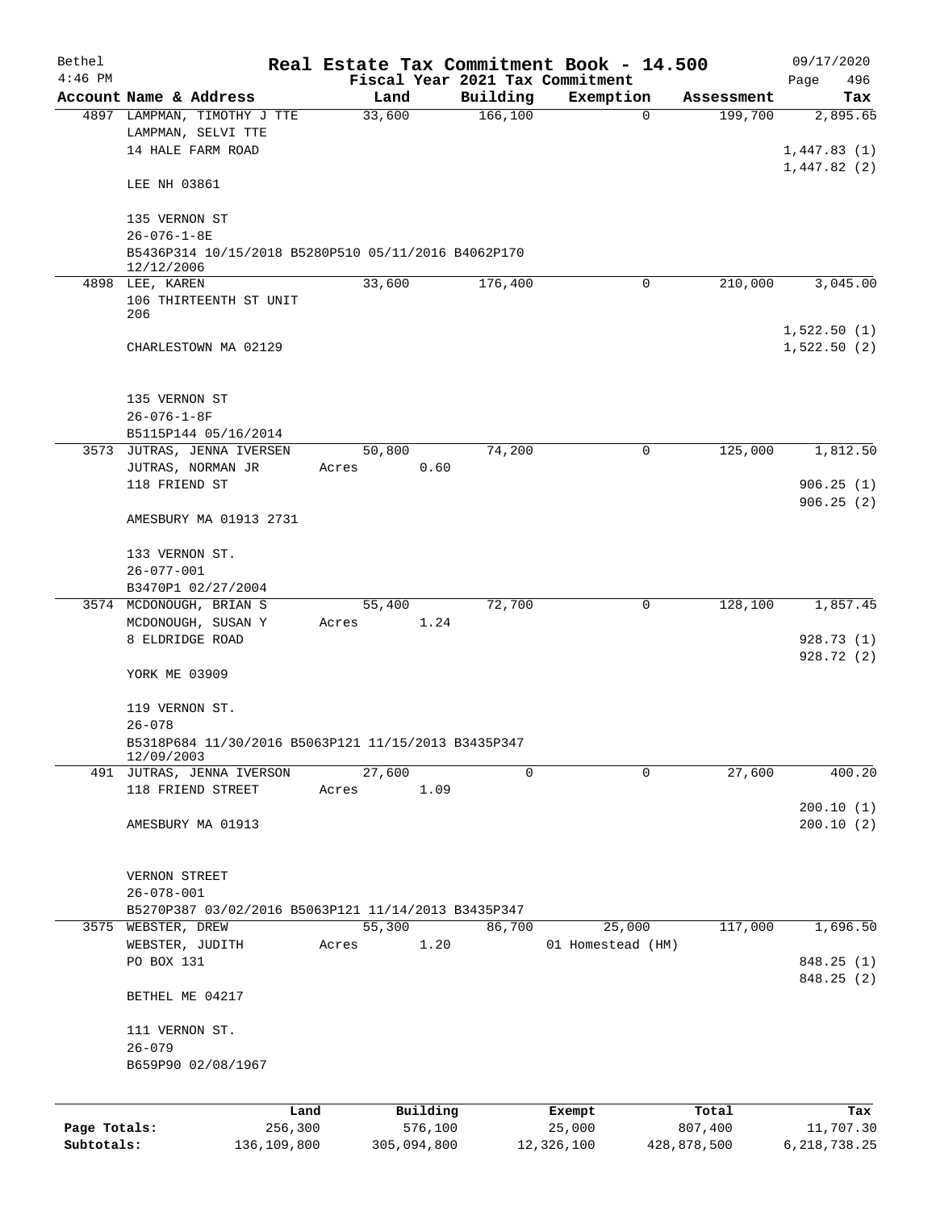Bethel 4:46 PM

# Real Estate Tax Commitment Book - 14.500

Fiscal Year 2021 Tax Commitment

09/17/2020 Page 496

| Account Name & Address | Land | Building | Exemption | Assessment | Tax |
|---|---|---|---|---|---|
| 4897 LAMPMAN, TIMOTHY J TTE | 33,600 | 166,100 | 0 | 199,700 | 2,895.65 |
| LAMPMAN, SELVI TTE | | | | | |
| 14 HALE FARM ROAD | | | | | 1,447.83 (1) |
| | | | | | 1,447.82 (2) |
| LEE NH 03861 | | | | | |
| 135 VERNON ST | | | | | |
| 26-076-1-8E | | | | | |
| B5436P314 10/15/2018 B5280P510 05/11/2016 B4062P170 12/12/2006 | | | | | |
| 4898 LEE, KAREN | 33,600 | 176,400 | 0 | 210,000 | 3,045.00 |
| 106 THIRTEENTH ST UNIT 206 | | | | | |
| | | | | | 1,522.50 (1) |
| CHARLESTOWN MA 02129 | | | | | 1,522.50 (2) |
| 135 VERNON ST | | | | | |
| 26-076-1-8F | | | | | |
| B5115P144 05/16/2014 | | | | | |
| 3573 JUTRAS, JENNA IVERSEN | 50,800 | 74,200 | 0 | 125,000 | 1,812.50 |
| JUTRAS, NORMAN JR | Acres 0.60 | | | | |
| 118 FRIEND ST | | | | | 906.25 (1) |
| | | | | | 906.25 (2) |
| AMESBURY MA 01913 2731 | | | | | |
| 133 VERNON ST. | | | | | |
| 26-077-001 | | | | | |
| B3470P1 02/27/2004 | | | | | |
| 3574 MCDONOUGH, BRIAN S | 55,400 | 72,700 | 0 | 128,100 | 1,857.45 |
| MCDONOUGH, SUSAN Y | Acres 1.24 | | | | |
| 8 ELDRIDGE ROAD | | | | | 928.73 (1) |
| | | | | | 928.72 (2) |
| YORK ME 03909 | | | | | |
| 119 VERNON ST. | | | | | |
| 26-078 | | | | | |
| B5318P684 11/30/2016 B5063P121 11/15/2013 B3435P347 12/09/2003 | | | | | |
| 491 JUTRAS, JENNA IVERSON | 27,600 | 0 | 0 | 27,600 | 400.20 |
| 118 FRIEND STREET | Acres 1.09 | | | | |
| | | | | | 200.10 (1) |
| AMESBURY MA 01913 | | | | | 200.10 (2) |
| VERNON STREET | | | | | |
| 26-078-001 | | | | | |
| B5270P387 03/02/2016 B5063P121 11/14/2013 B3435P347 | | | | | |
| 3575 WEBSTER, DREW | 55,300 | 86,700 | 25,000 | 117,000 | 1,696.50 |
| WEBSTER, JUDITH | Acres 1.20 | | 01 Homestead (HM) | | |
| PO BOX 131 | | | | | 848.25 (1) |
| | | | | | 848.25 (2) |
| BETHEL ME 04217 | | | | | |
| 111 VERNON ST. | | | | | |
| 26-079 | | | | | |
| B659P90 02/08/1967 | | | | | |

| | Land | Building | Exempt | Total | Tax |
|---|---|---|---|---|---|
| Page Totals: | 256,300 | 576,100 | 25,000 | 807,400 | 11,707.30 |
| Subtotals: | 136,109,800 | 305,094,800 | 12,326,100 | 428,878,500 | 6,218,738.25 |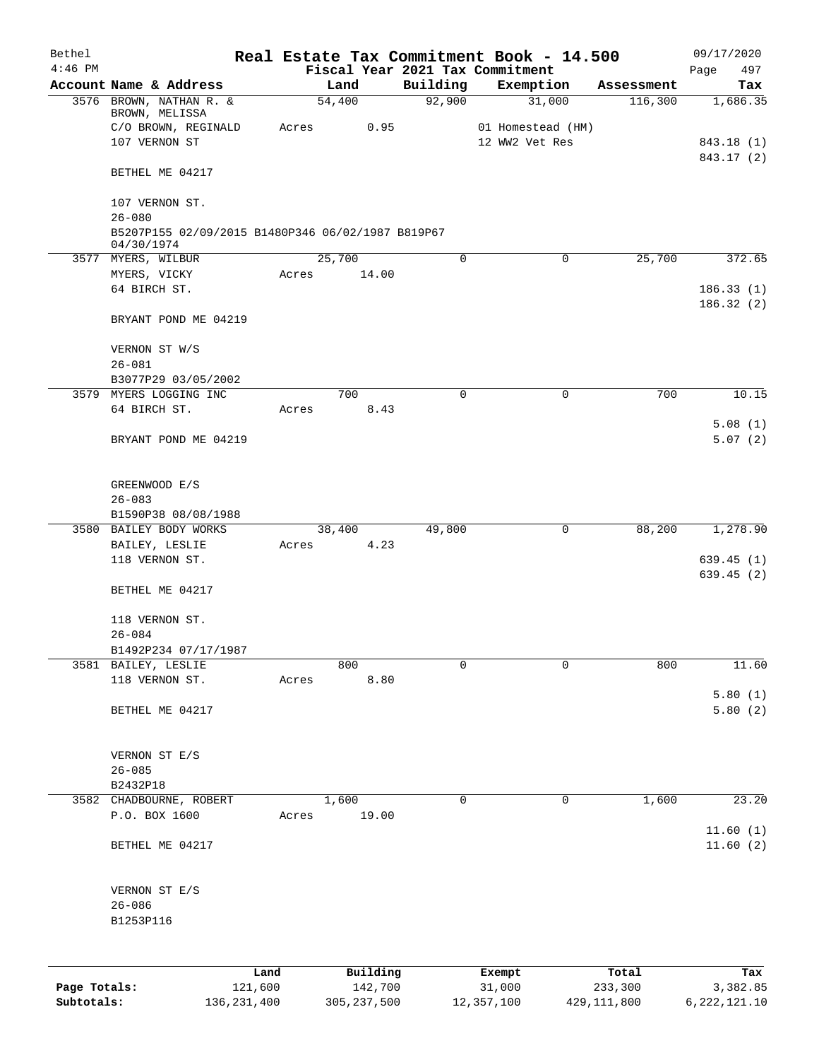# Real Estate Tax Commitment Book - 14.500

Bethel 4:46 PM — Fiscal Year 2021 Tax Commitment — 09/17/2020

| Account Name & Address | Land | Building | Exemption | Assessment | Tax |
|---|---|---|---|---|---|
| 3576 BROWN, NATHAN R. & BROWN, MELISSA | 54,400 | 92,900 | 31,000 | 116,300 | 1,686.35 |
| C/O BROWN, REGINALD | Acres 0.95 | | 01 Homestead (HM) | | |
| 107 VERNON ST | | | 12 WW2 Vet Res | | 843.18 (1) |
| | | | | | 843.17 (2) |
| BETHEL ME 04217 | | | | | |
| 107 VERNON ST. | | | | | |
| 26-080 | | | | | |
| B5207P155 02/09/2015 B1480P346 06/02/1987 B819P67 04/30/1974 | | | | | |
| 3577 MYERS, WILBUR | 25,700 | 0 | 0 | 25,700 | 372.65 |
| MYERS, VICKY | Acres 14.00 | | | | |
| 64 BIRCH ST. | | | | | 186.33 (1) |
| | | | | | 186.32 (2) |
| BRYANT POND ME 04219 | | | | | |
| VERNON ST W/S | | | | | |
| 26-081 | | | | | |
| B3077P29 03/05/2002 | | | | | |
| 3579 MYERS LOGGING INC | 700 | 0 | 0 | 700 | 10.15 |
| 64 BIRCH ST. | Acres 8.43 | | | | |
| | | | | | 5.08 (1) |
| BRYANT POND ME 04219 | | | | | 5.07 (2) |
| GREENWOOD E/S | | | | | |
| 26-083 | | | | | |
| B1590P38 08/08/1988 | | | | | |
| 3580 BAILEY BODY WORKS | 38,400 | 49,800 | 0 | 88,200 | 1,278.90 |
| BAILEY, LESLIE | Acres 4.23 | | | | |
| 118 VERNON ST. | | | | | 639.45 (1) |
| | | | | | 639.45 (2) |
| BETHEL ME 04217 | | | | | |
| 118 VERNON ST. | | | | | |
| 26-084 | | | | | |
| B1492P234 07/17/1987 | | | | | |
| 3581 BAILEY, LESLIE | 800 | 0 | 0 | 800 | 11.60 |
| 118 VERNON ST. | Acres 8.80 | | | | |
| | | | | | 5.80 (1) |
| BETHEL ME 04217 | | | | | 5.80 (2) |
| VERNON ST E/S | | | | | |
| 26-085 | | | | | |
| B2432P18 | | | | | |
| 3582 CHADBOURNE, ROBERT | 1,600 | 0 | 0 | 1,600 | 23.20 |
| P.O. BOX 1600 | Acres 19.00 | | | | |
| | | | | | 11.60 (1) |
| BETHEL ME 04217 | | | | | 11.60 (2) |
| VERNON ST E/S | | | | | |
| 26-086 | | | | | |
| B1253P116 | | | | | |

| | Land | Building | Exempt | Total | Tax |
|---|---|---|---|---|---|
| Page Totals: | 121,600 | 142,700 | 31,000 | 233,300 | 3,382.85 |
| Subtotals: | 136,231,400 | 305,237,500 | 12,357,100 | 429,111,800 | 6,222,121.10 |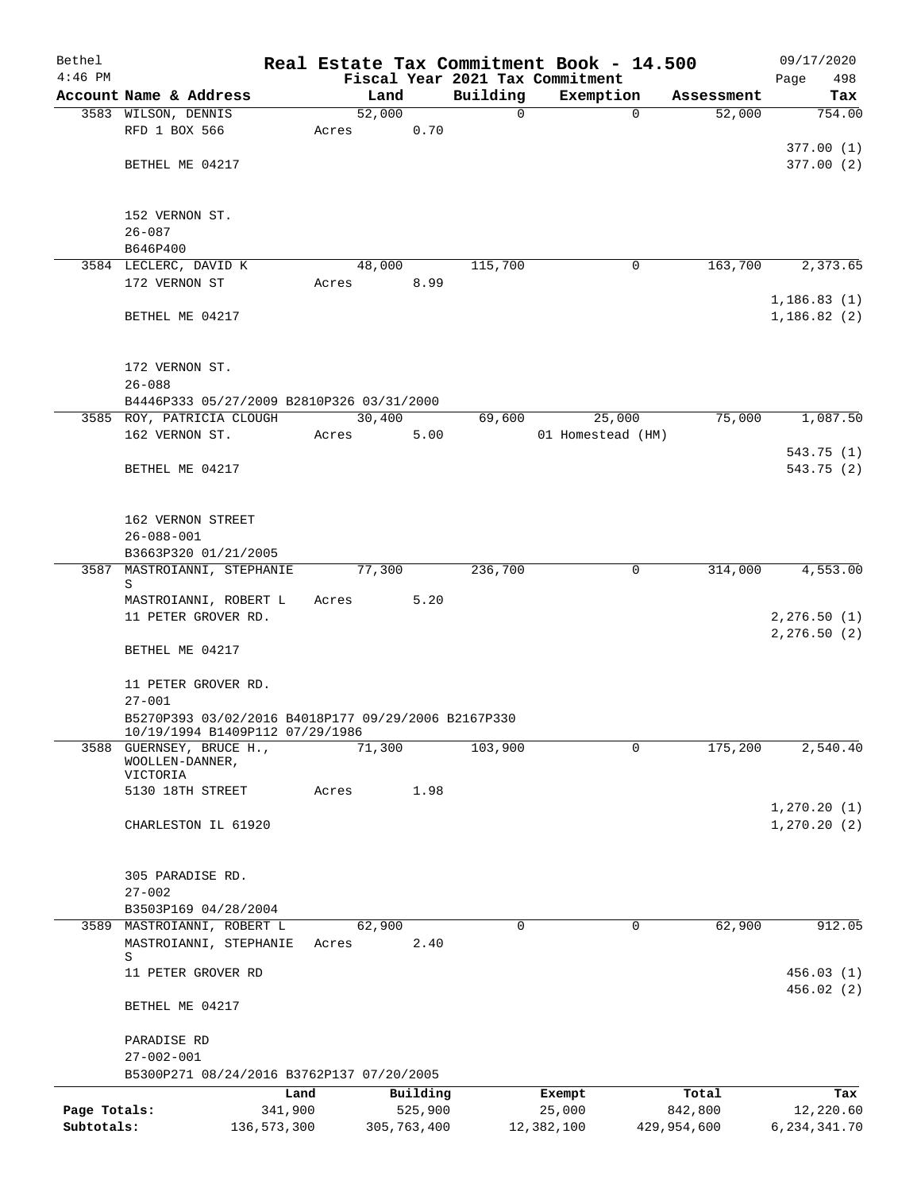Bethel 4:46 PM

# Real Estate Tax Commitment Book - 14.500

Fiscal Year 2021 Tax Commitment

09/17/2020 Page 498

| Account Name & Address | Land | Building | Exemption | Assessment | Tax |
|---|---|---|---|---|---|
| 3583 WILSON, DENNIS | 52,000 | 0 | 0 | 52,000 | 754.00 |
| RFD 1 BOX 566 | Acres 0.70 | | | | |
| | | | | | 377.00 (1) |
| BETHEL ME 04217 | | | | | 377.00 (2) |
| 152 VERNON ST. | | | | | |
| 26-087 | | | | | |
| B646P400 | | | | | |
| 3584 LECLERC, DAVID K | 48,000 | 115,700 | 0 | 163,700 | 2,373.65 |
| 172 VERNON ST | Acres 8.99 | | | | |
| | | | | | 1,186.83 (1) |
| BETHEL ME 04217 | | | | | 1,186.82 (2) |
| 172 VERNON ST. | | | | | |
| 26-088 | | | | | |
| B4446P333 05/27/2009 B2810P326 03/31/2000 | | | | | |
| 3585 ROY, PATRICIA CLOUGH | 30,400 | 69,600 | 25,000 | 75,000 | 1,087.50 |
| 162 VERNON ST. | Acres 5.00 | | 01 Homestead (HM) | | |
| | | | | | 543.75 (1) |
| BETHEL ME 04217 | | | | | 543.75 (2) |
| 162 VERNON STREET | | | | | |
| 26-088-001 | | | | | |
| B3663P320 01/21/2005 | | | | | |
| 3587 MASTROIANNI, STEPHANIE S | 77,300 | 236,700 | 0 | 314,000 | 4,553.00 |
| MASTROIANNI, ROBERT L | Acres 5.20 | | | | |
| 11 PETER GROVER RD. | | | | | 2,276.50 (1) |
| | | | | | 2,276.50 (2) |
| BETHEL ME 04217 | | | | | |
| 11 PETER GROVER RD. | | | | | |
| 27-001 | | | | | |
| B5270P393 03/02/2016 B4018P177 09/29/2006 B2167P330 10/19/1994 B1409P112 07/29/1986 | | | | | |
| 3588 GUERNSEY, BRUCE H., WOOLLEN-DANNER, VICTORIA | 71,300 | 103,900 | 0 | 175,200 | 2,540.40 |
| 5130 18TH STREET | Acres 1.98 | | | | |
| | | | | | 1,270.20 (1) |
| CHARLESTON IL 61920 | | | | | 1,270.20 (2) |
| 305 PARADISE RD. | | | | | |
| 27-002 | | | | | |
| B3503P169 04/28/2004 | | | | | |
| 3589 MASTROIANNI, ROBERT L | 62,900 | 0 | 0 | 62,900 | 912.05 |
| MASTROIANNI, STEPHANIE S | Acres 2.40 | | | | |
| 11 PETER GROVER RD | | | | | 456.03 (1) |
| | | | | | 456.02 (2) |
| BETHEL ME 04217 | | | | | |
| PARADISE RD | | | | | |
| 27-002-001 | | | | | |
| B5300P271 08/24/2016 B3762P137 07/20/2005 | | | | | |

| | Land | Building | Exempt | Total | Tax |
|---|---|---|---|---|---|
| Page Totals: | 341,900 | 525,900 | 25,000 | 842,800 | 12,220.60 |
| Subtotals: | 136,573,300 | 305,763,400 | 12,382,100 | 429,954,600 | 6,234,341.70 |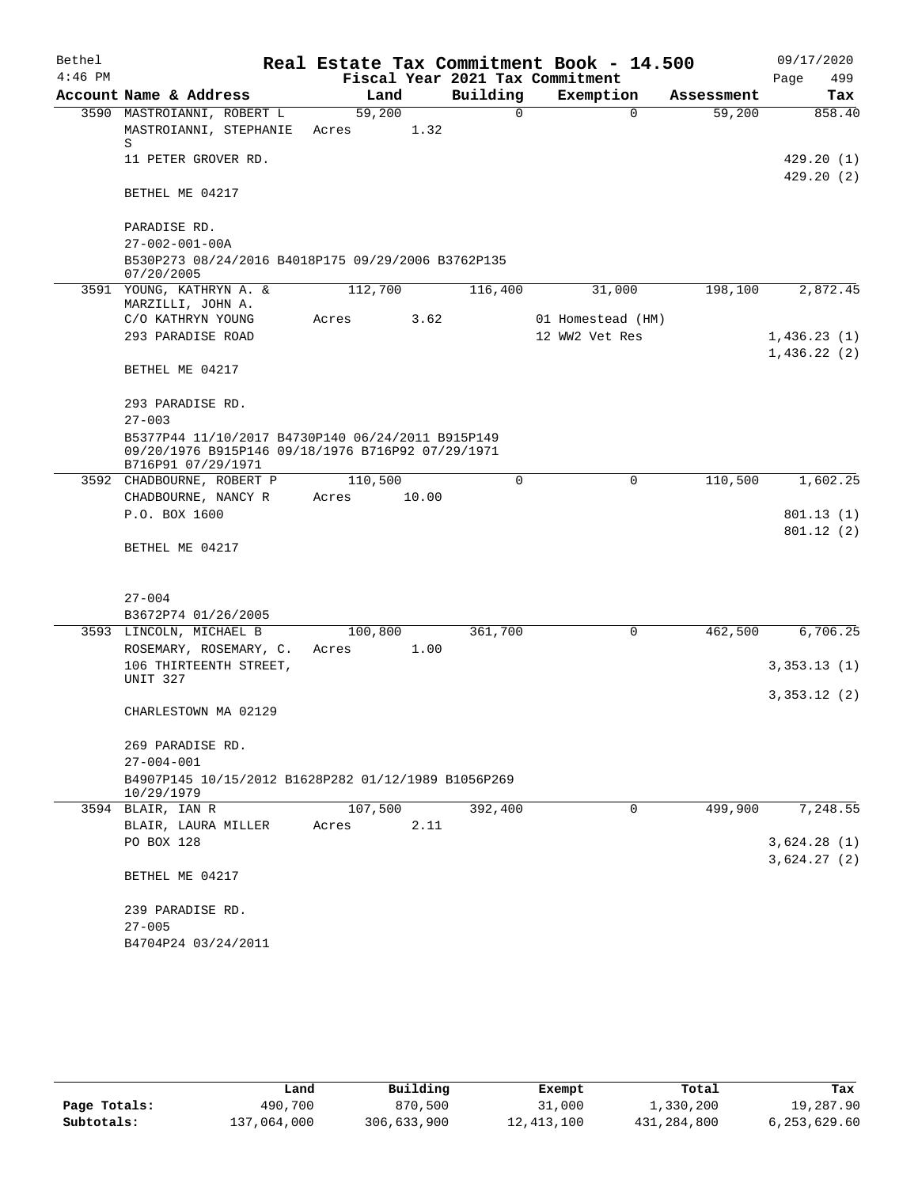# Real Estate Tax Commitment Book - 14.500

Bethel 4:46 PM — 09/17/2020

Fiscal Year 2021 Tax Commitment

| Account Name & Address | Land | Building | Exemption | Assessment | Tax |
|---|---|---|---|---|---|
| 3590 MASTROIANNI, ROBERT L | 59,200 | 0 | 0 | 59,200 | 858.40 |
| MASTROIANNI, STEPHANIE S | Acres 1.32 | | | | |
| 11 PETER GROVER RD. | | | | | 429.20 (1) |
| | | | | | 429.20 (2) |
| BETHEL ME 04217 | | | | | |
| PARADISE RD. | | | | | |
| 27-002-001-00A | | | | | |
| B530P273 08/24/2016 B4018P175 09/29/2006 B3762P135 07/20/2005 | | | | | |
| 3591 YOUNG, KATHRYN A. & MARZILLI, JOHN A. | 112,700 | 116,400 | 31,000 | 198,100 | 2,872.45 |
| C/O KATHRYN YOUNG | Acres 3.62 | | 01 Homestead (HM) | | |
| 293 PARADISE ROAD | | | 12 WW2 Vet Res | | 1,436.23 (1) |
| | | | | | 1,436.22 (2) |
| BETHEL ME 04217 | | | | | |
| 293 PARADISE RD. | | | | | |
| 27-003 | | | | | |
| B5377P44 11/10/2017 B4730P140 06/24/2011 B915P149 09/20/1976 B915P146 09/18/1976 B716P92 07/29/1971 B716P91 07/29/1971 | | | | | |
| 3592 CHADBOURNE, ROBERT P | 110,500 | 0 | 0 | 110,500 | 1,602.25 |
| CHADBOURNE, NANCY R | Acres 10.00 | | | | |
| P.O. BOX 1600 | | | | | 801.13 (1) |
| | | | | | 801.12 (2) |
| BETHEL ME 04217 | | | | | |
| 27-004 | | | | | |
| B3672P74 01/26/2005 | | | | | |
| 3593 LINCOLN, MICHAEL B | 100,800 | 361,700 | 0 | 462,500 | 6,706.25 |
| ROSEMARY, ROSEMARY, C. | Acres 1.00 | | | | |
| 106 THIRTEENTH STREET, UNIT 327 | | | | | 3,353.13 (1) |
| | | | | | 3,353.12 (2) |
| CHARLESTOWN MA 02129 | | | | | |
| 269 PARADISE RD. | | | | | |
| 27-004-001 | | | | | |
| B4907P145 10/15/2012 B1628P282 01/12/1989 B1056P269 10/29/1979 | | | | | |
| 3594 BLAIR, IAN R | 107,500 | 392,400 | 0 | 499,900 | 7,248.55 |
| BLAIR, LAURA MILLER | Acres 2.11 | | | | |
| PO BOX 128 | | | | | 3,624.28 (1) |
| | | | | | 3,624.27 (2) |
| BETHEL ME 04217 | | | | | |
| 239 PARADISE RD. | | | | | |
| 27-005 | | | | | |
| B4704P24 03/24/2011 | | | | | |

| | Land | Building | Exempt | Total | Tax |
|---|---|---|---|---|---|
| Page Totals: | 490,700 | 870,500 | 31,000 | 1,330,200 | 19,287.90 |
| Subtotals: | 137,064,000 | 306,633,900 | 12,413,100 | 431,284,800 | 6,253,629.60 |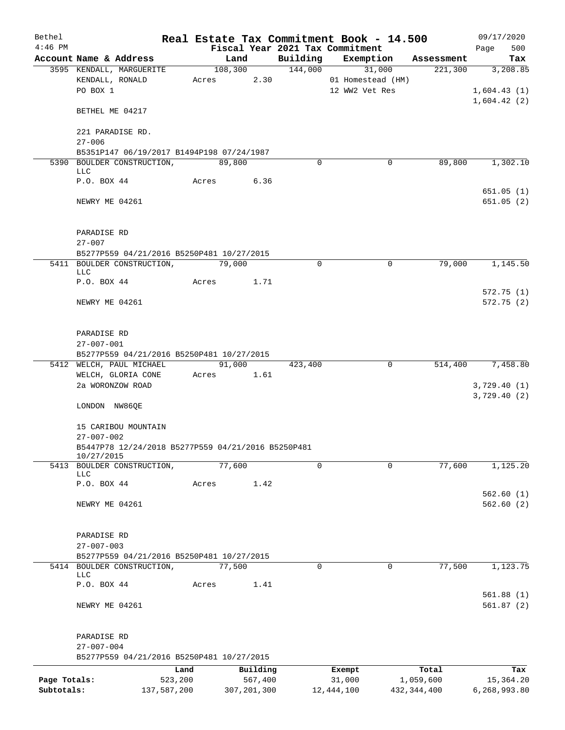Bethel  
4:46 PM

# Real Estate Tax Commitment Book - 14.500

## Fiscal Year 2021 Tax Commitment

09/17/2020  
Page 500

| Account Name & Address | Land | Building | Exemption | Assessment | Tax |
|---|---|---|---|---|---|
| 3595 KENDALL, MARGUERITE | 108,300 | 144,000 | 31,000 | 221,300 | 3,208.85 |
| KENDALL, RONALD | Acres 2.30 | | 01 Homestead (HM) | | |
| PO BOX 1 | | | 12 WW2 Vet Res | | 1,604.43 (1) |
| | | | | | 1,604.42 (2) |
| BETHEL ME 04217 | | | | | |
| 221 PARADISE RD. | | | | | |
| 27-006 | | | | | |
| B5351P147 06/19/2017 B1494P198 07/24/1987 | | | | | |
| 5390 BOULDER CONSTRUCTION, LLC | 89,800 | 0 | 0 | 89,800 | 1,302.10 |
| P.O. BOX 44 | Acres 6.36 | | | | |
| | | | | | 651.05 (1) |
| NEWRY ME 04261 | | | | | 651.05 (2) |
| PARADISE RD | | | | | |
| 27-007 | | | | | |
| B5277P559 04/21/2016 B5250P481 10/27/2015 | | | | | |
| 5411 BOULDER CONSTRUCTION, LLC | 79,000 | 0 | 0 | 79,000 | 1,145.50 |
| P.O. BOX 44 | Acres 1.71 | | | | |
| | | | | | 572.75 (1) |
| NEWRY ME 04261 | | | | | 572.75 (2) |
| PARADISE RD | | | | | |
| 27-007-001 | | | | | |
| B5277P559 04/21/2016 B5250P481 10/27/2015 | | | | | |
| 5412 WELCH, PAUL MICHAEL | 91,000 | 423,400 | 0 | 514,400 | 7,458.80 |
| WELCH, GLORIA CONE | Acres 1.61 | | | | |
| 2a WORONZOW ROAD | | | | | 3,729.40 (1) |
| | | | | | 3,729.40 (2) |
| LONDON NW86QE | | | | | |
| 15 CARIBOU MOUNTAIN | | | | | |
| 27-007-002 | | | | | |
| B5447P78 12/24/2018 B5277P559 04/21/2016 B5250P481 10/27/2015 | | | | | |
| 5413 BOULDER CONSTRUCTION, LLC | 77,600 | 0 | 0 | 77,600 | 1,125.20 |
| P.O. BOX 44 | Acres 1.42 | | | | |
| | | | | | 562.60 (1) |
| NEWRY ME 04261 | | | | | 562.60 (2) |
| PARADISE RD | | | | | |
| 27-007-003 | | | | | |
| B5277P559 04/21/2016 B5250P481 10/27/2015 | | | | | |
| 5414 BOULDER CONSTRUCTION, LLC | 77,500 | 0 | 0 | 77,500 | 1,123.75 |
| P.O. BOX 44 | Acres 1.41 | | | | |
| | | | | | 561.88 (1) |
| NEWRY ME 04261 | | | | | 561.87 (2) |
| PARADISE RD | | | | | |
| 27-007-004 | | | | | |
| B5277P559 04/21/2016 B5250P481 10/27/2015 | | | | | |

| | Land | Building | Exempt | Total | Tax |
|---|---|---|---|---|---|
| Page Totals: | 523,200 | 567,400 | 31,000 | 1,059,600 | 15,364.20 |
| Subtotals: | 137,587,200 | 307,201,300 | 12,444,100 | 432,344,400 | 6,268,993.80 |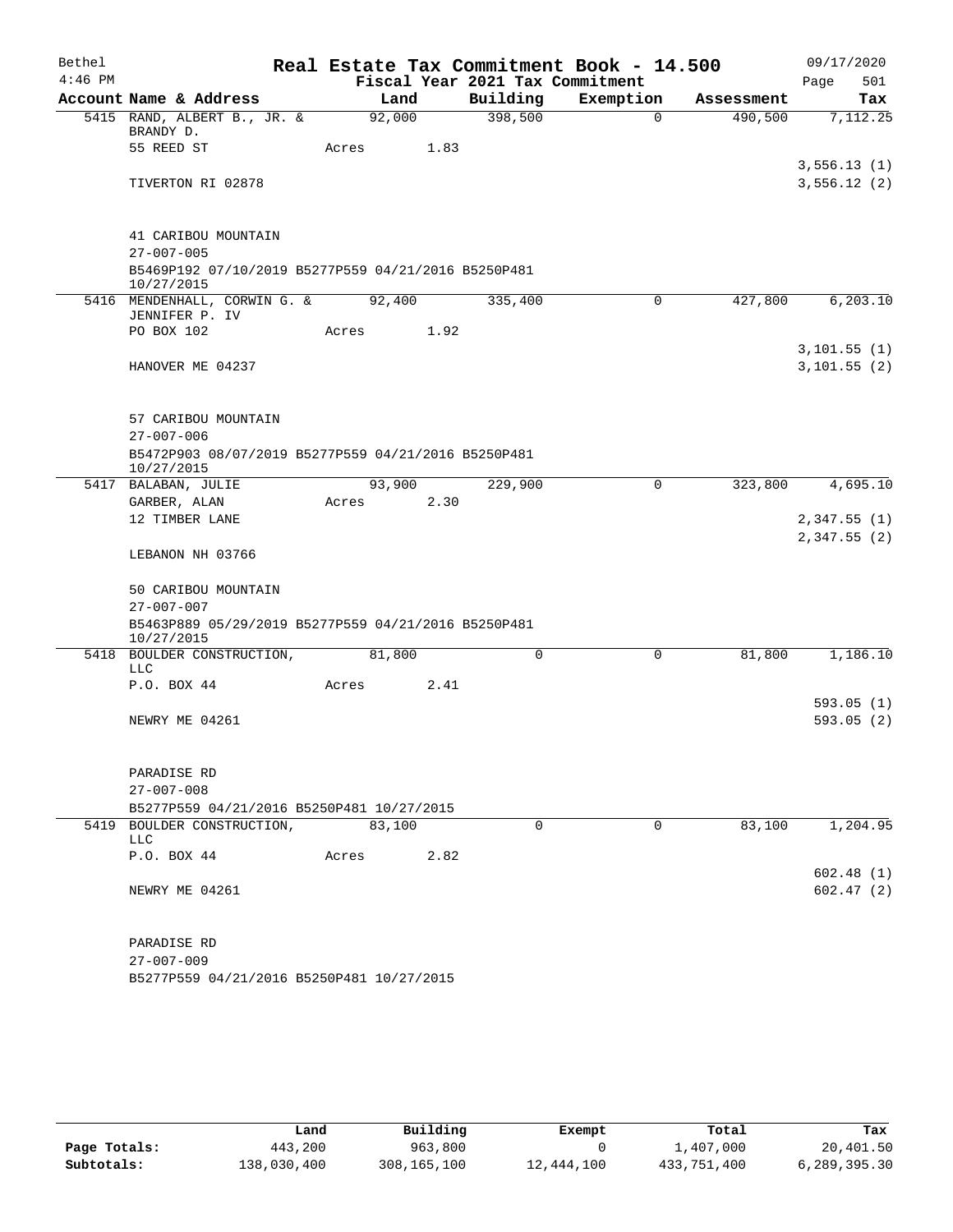Bethel 4:46 PM

# Real Estate Tax Commitment Book - 14.500

Fiscal Year 2021 Tax Commitment

09/17/2020

| Account Name & Address | Land | Building | Exemption | Assessment | Tax |
|---|---|---|---|---|---|
| 5415 RAND, ALBERT B., JR. & BRANDY D. | 92,000 | 398,500 | 0 | 490,500 | 7,112.25 |
| 55 REED ST | Acres 1.83 | | | | |
| | | | | | 3,556.13 (1) |
| TIVERTON RI 02878 | | | | | 3,556.12 (2) |
| 41 CARIBOU MOUNTAIN | | | | | |
| 27-007-005 | | | | | |
| B5469P192 07/10/2019 B5277P559 04/21/2016 B5250P481 10/27/2015 | | | | | |
| 5416 MENDENHALL, CORWIN G. & JENNIFER P. IV | 92,400 | 335,400 | 0 | 427,800 | 6,203.10 |
| PO BOX 102 | Acres 1.92 | | | | |
| | | | | | 3,101.55 (1) |
| HANOVER ME 04237 | | | | | 3,101.55 (2) |
| 57 CARIBOU MOUNTAIN | | | | | |
| 27-007-006 | | | | | |
| B5472P903 08/07/2019 B5277P559 04/21/2016 B5250P481 10/27/2015 | | | | | |
| 5417 BALABAN, JULIE | 93,900 | 229,900 | 0 | 323,800 | 4,695.10 |
| GARBER, ALAN | Acres 2.30 | | | | |
| 12 TIMBER LANE | | | | | 2,347.55 (1) |
| | | | | | 2,347.55 (2) |
| LEBANON NH 03766 | | | | | |
| 50 CARIBOU MOUNTAIN | | | | | |
| 27-007-007 | | | | | |
| B5463P889 05/29/2019 B5277P559 04/21/2016 B5250P481 10/27/2015 | | | | | |
| 5418 BOULDER CONSTRUCTION, LLC | 81,800 | 0 | 0 | 81,800 | 1,186.10 |
| P.O. BOX 44 | Acres 2.41 | | | | |
| | | | | | 593.05 (1) |
| NEWRY ME 04261 | | | | | 593.05 (2) |
| PARADISE RD | | | | | |
| 27-007-008 | | | | | |
| B5277P559 04/21/2016 B5250P481 10/27/2015 | | | | | |
| 5419 BOULDER CONSTRUCTION, LLC | 83,100 | 0 | 0 | 83,100 | 1,204.95 |
| P.O. BOX 44 | Acres 2.82 | | | | |
| | | | | | 602.48 (1) |
| NEWRY ME 04261 | | | | | 602.47 (2) |
| PARADISE RD | | | | | |
| 27-007-009 | | | | | |
| B5277P559 04/21/2016 B5250P481 10/27/2015 | | | | | |

| | Land | Building | Exempt | Total | Tax |
|---|---|---|---|---|---|
| Page Totals: | 443,200 | 963,800 | 0 | 1,407,000 | 20,401.50 |
| Subtotals: | 138,030,400 | 308,165,100 | 12,444,100 | 433,751,400 | 6,289,395.30 |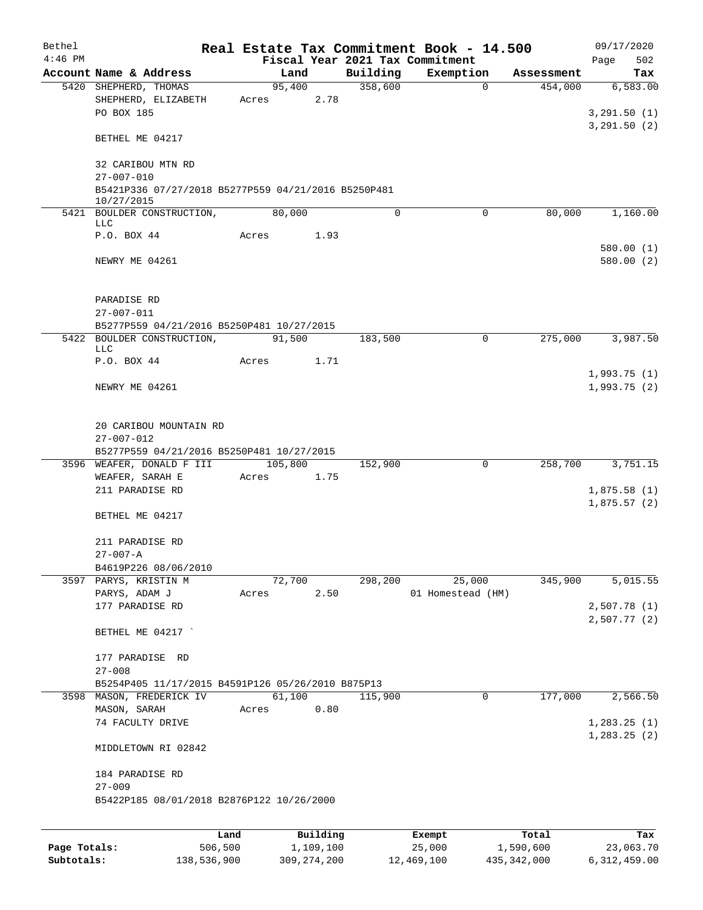# Real Estate Tax Commitment Book - 14.500

Bethel
4:46 PM

Fiscal Year 2021 Tax Commitment

09/17/2020
Page 502

| Account Name & Address | Land | Building | Exemption | Assessment | Tax |
|---|---|---|---|---|---|
| 5420 SHEPHERD, THOMAS | 95,400 | 358,600 | 0 | 454,000 | 6,583.00 |
| SHEPHERD, ELIZABETH | Acres 2.78 | | | | |
| PO BOX 185 | | | | | 3,291.50 (1) |
| | | | | | 3,291.50 (2) |
| BETHEL ME 04217 | | | | | |
| 32 CARIBOU MTN RD | | | | | |
| 27-007-010 | | | | | |
| B5421P336 07/27/2018 B5277P559 04/21/2016 B5250P481 10/27/2015 | | | | | |
| 5421 BOULDER CONSTRUCTION, LLC | 80,000 | 0 | 0 | 80,000 | 1,160.00 |
| P.O. BOX 44 | Acres 1.93 | | | | |
| | | | | | 580.00 (1) |
| NEWRY ME 04261 | | | | | 580.00 (2) |
| PARADISE RD | | | | | |
| 27-007-011 | | | | | |
| B5277P559 04/21/2016 B5250P481 10/27/2015 | | | | | |
| 5422 BOULDER CONSTRUCTION, LLC | 91,500 | 183,500 | 0 | 275,000 | 3,987.50 |
| P.O. BOX 44 | Acres 1.71 | | | | |
| | | | | | 1,993.75 (1) |
| NEWRY ME 04261 | | | | | 1,993.75 (2) |
| 20 CARIBOU MOUNTAIN RD | | | | | |
| 27-007-012 | | | | | |
| B5277P559 04/21/2016 B5250P481 10/27/2015 | | | | | |
| 3596 WEAFER, DONALD F III | 105,800 | 152,900 | 0 | 258,700 | 3,751.15 |
| WEAFER, SARAH E | Acres 1.75 | | | | |
| 211 PARADISE RD | | | | | 1,875.58 (1) |
| | | | | | 1,875.57 (2) |
| BETHEL ME 04217 | | | | | |
| 211 PARADISE RD | | | | | |
| 27-007-A | | | | | |
| B4619P226 08/06/2010 | | | | | |
| 3597 PARYS, KRISTIN M | 72,700 | 298,200 | 25,000 | 345,900 | 5,015.55 |
| PARYS, ADAM J | Acres 2.50 | | 01 Homestead (HM) | | |
| 177 PARADISE RD | | | | | 2,507.78 (1) |
| | | | | | 2,507.77 (2) |
| BETHEL ME 04217 ` | | | | | |
| 177 PARADISE RD | | | | | |
| 27-008 | | | | | |
| B5254P405 11/17/2015 B4591P126 05/26/2010 B875P13 | | | | | |
| 3598 MASON, FREDERICK IV | 61,100 | 115,900 | 0 | 177,000 | 2,566.50 |
| MASON, SARAH | Acres 0.80 | | | | |
| 74 FACULTY DRIVE | | | | | 1,283.25 (1) |
| | | | | | 1,283.25 (2) |
| MIDDLETOWN RI 02842 | | | | | |
| 184 PARADISE RD | | | | | |
| 27-009 | | | | | |
| B5422P185 08/01/2018 B2876P122 10/26/2000 | | | | | |

| | Land | Building | Exempt | Total | Tax |
|---|---|---|---|---|---|
| Page Totals: | 506,500 | 1,109,100 | 25,000 | 1,590,600 | 23,063.70 |
| Subtotals: | 138,536,900 | 309,274,200 | 12,469,100 | 435,342,000 | 6,312,459.00 |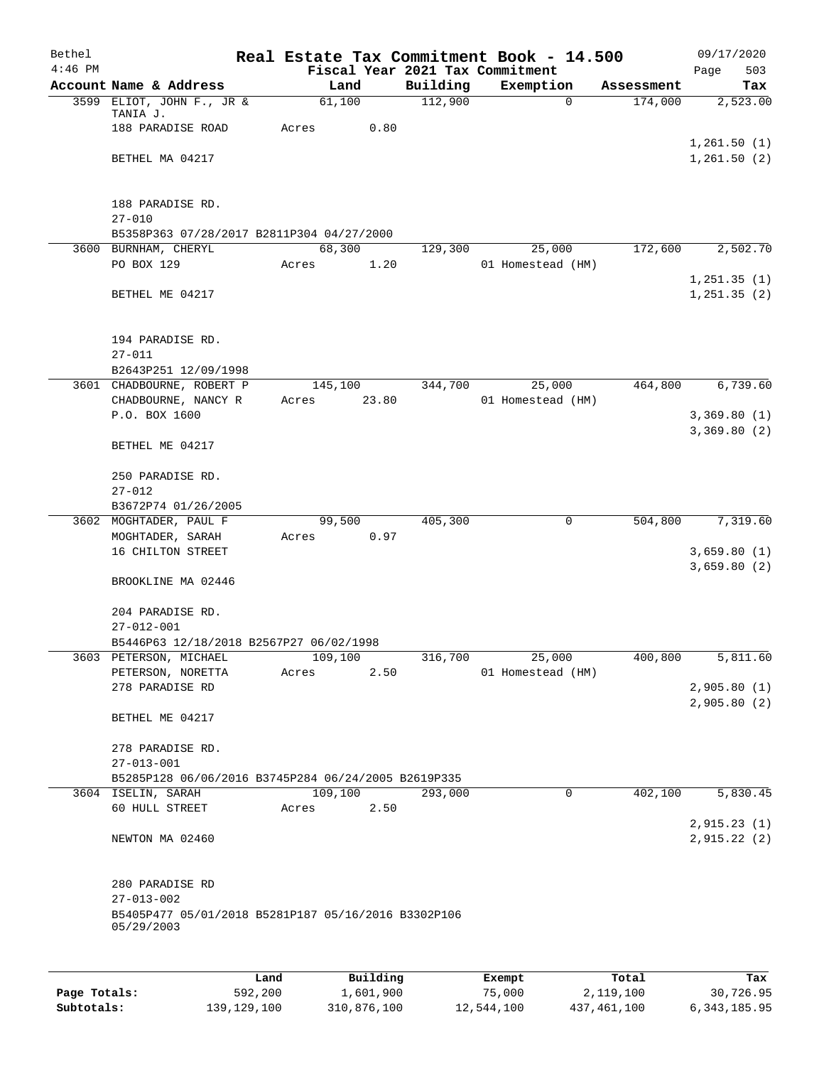Bethel 4:46 PM

# Real Estate Tax Commitment Book - 14.500

Fiscal Year 2021 Tax Commitment

09/17/2020 Page 503

| Account Name & Address | Land | Building | Exemption | Assessment | Tax |
|---|---|---|---|---|---|
| 3599 ELIOT, JOHN F., JR & TANIA J. | 61,100 | 112,900 | 0 | 174,000 | 2,523.00 |
| 188 PARADISE ROAD | Acres 0.80 | | | | |
| | | | | | 1,261.50 (1) |
| BETHEL MA 04217 | | | | | 1,261.50 (2) |
| 188 PARADISE RD. | | | | | |
| 27-010 | | | | | |
| B5358P363 07/28/2017 B2811P304 04/27/2000 | | | | | |
| 3600 BURNHAM, CHERYL | 68,300 | 129,300 | 25,000 | 172,600 | 2,502.70 |
| PO BOX 129 | Acres 1.20 | | 01 Homestead (HM) | | |
| | | | | | 1,251.35 (1) |
| BETHEL ME 04217 | | | | | 1,251.35 (2) |
| 194 PARADISE RD. | | | | | |
| 27-011 | | | | | |
| B2643P251 12/09/1998 | | | | | |
| 3601 CHADBOURNE, ROBERT P | 145,100 | 344,700 | 25,000 | 464,800 | 6,739.60 |
| CHADBOURNE, NANCY R | Acres 23.80 | | 01 Homestead (HM) | | |
| P.O. BOX 1600 | | | | | 3,369.80 (1) |
| | | | | | 3,369.80 (2) |
| BETHEL ME 04217 | | | | | |
| 250 PARADISE RD. | | | | | |
| 27-012 | | | | | |
| B3672P74 01/26/2005 | | | | | |
| 3602 MOGHTADER, PAUL F | 99,500 | 405,300 | 0 | 504,800 | 7,319.60 |
| MOGHTADER, SARAH | Acres 0.97 | | | | |
| 16 CHILTON STREET | | | | | 3,659.80 (1) |
| | | | | | 3,659.80 (2) |
| BROOKLINE MA 02446 | | | | | |
| 204 PARADISE RD. | | | | | |
| 27-012-001 | | | | | |
| B5446P63 12/18/2018 B2567P27 06/02/1998 | | | | | |
| 3603 PETERSON, MICHAEL | 109,100 | 316,700 | 25,000 | 400,800 | 5,811.60 |
| PETERSON, NORETTA | Acres 2.50 | | 01 Homestead (HM) | | |
| 278 PARADISE RD | | | | | 2,905.80 (1) |
| | | | | | 2,905.80 (2) |
| BETHEL ME 04217 | | | | | |
| 278 PARADISE RD. | | | | | |
| 27-013-001 | | | | | |
| B5285P128 06/06/2016 B3745P284 06/24/2005 B2619P335 | | | | | |
| 3604 ISELIN, SARAH | 109,100 | 293,000 | 0 | 402,100 | 5,830.45 |
| 60 HULL STREET | Acres 2.50 | | | | |
| | | | | | 2,915.23 (1) |
| NEWTON MA 02460 | | | | | 2,915.22 (2) |
| 280 PARADISE RD | | | | | |
| 27-013-002 | | | | | |
| B5405P477 05/01/2018 B5281P187 05/16/2016 B3302P106 05/29/2003 | | | | | |

| | Land | Building | Exempt | Total | Tax |
|---|---|---|---|---|---|
| Page Totals: | 592,200 | 1,601,900 | 75,000 | 2,119,100 | 30,726.95 |
| Subtotals: | 139,129,100 | 310,876,100 | 12,544,100 | 437,461,100 | 6,343,185.95 |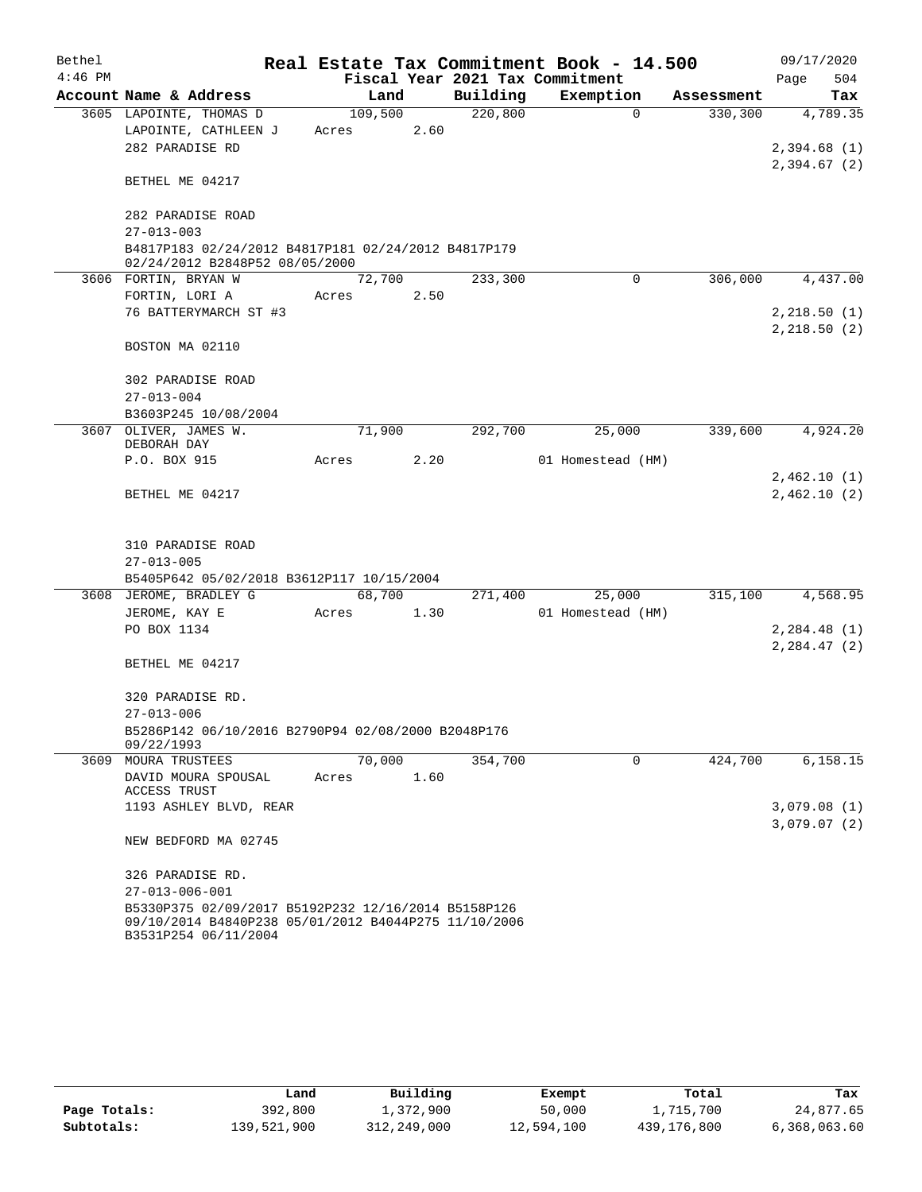Bethel 4:46 PM

# Real Estate Tax Commitment Book - 14.500

Fiscal Year 2021 Tax Commitment

09/17/2020 Page 504

| Account Name & Address | Land | Building | Exemption | Assessment | Tax |
|---|---|---|---|---|---|
| 3605 LAPOINTE, THOMAS D<br>LAPOINTE, CATHLEEN J<br>282 PARADISE RD<br><br>BETHEL ME 04217<br><br>282 PARADISE ROAD<br>27-013-003<br>B4817P183 02/24/2012 B4817P181 02/24/2012 B4817P179 02/24/2012 B2848P52 08/05/2000 | 109,500<br>Acres 2.60 | 220,800 | 0 | 330,300 | 4,789.35<br><br>2,394.68 (1)<br>2,394.67 (2) |
| 3606 FORTIN, BRYAN W<br>FORTIN, LORI A<br>76 BATTERYMARCH ST #3<br><br>BOSTON MA 02110<br><br>302 PARADISE ROAD<br>27-013-004<br>B3603P245 10/08/2004 | 72,700<br>Acres 2.50 | 233,300 | 0 | 306,000 | 4,437.00<br><br>2,218.50 (1)<br>2,218.50 (2) |
| 3607 OLIVER, JAMES W.<br>DEBORAH DAY<br>P.O. BOX 915<br><br>BETHEL ME 04217<br><br>310 PARADISE ROAD<br>27-013-005<br>B5405P642 05/02/2018 B3612P117 10/15/2004 | 71,900<br>Acres 2.20 | 292,700 | 25,000<br>01 Homestead (HM) | 339,600 | 4,924.20<br><br>2,462.10 (1)<br>2,462.10 (2) |
| 3608 JEROME, BRADLEY G<br>JEROME, KAY E<br>PO BOX 1134<br><br>BETHEL ME 04217<br><br>320 PARADISE RD.<br>27-013-006<br>B5286P142 06/10/2016 B2790P94 02/08/2000 B2048P176 09/22/1993 | 68,700<br>Acres 1.30 | 271,400 | 25,000<br>01 Homestead (HM) | 315,100 | 4,568.95<br><br>2,284.48 (1)<br>2,284.47 (2) |
| 3609 MOURA TRUSTEES<br>DAVID MOURA SPOUSAL ACCESS TRUST<br>1193 ASHLEY BLVD, REAR<br><br>NEW BEDFORD MA 02745<br><br>326 PARADISE RD.<br>27-013-006-001<br>B5330P375 02/09/2017 B5192P232 12/16/2014 B5158P126 09/10/2014 B4840P238 05/01/2012 B4044P275 11/10/2006 B3531P254 06/11/2004 | 70,000<br>Acres 1.60 | 354,700 | 0 | 424,700 | 6,158.15<br><br>3,079.08 (1)<br>3,079.07 (2) |

| | Land | Building | Exempt | Total | Tax |
|---|---|---|---|---|---|
| Page Totals: | 392,800 | 1,372,900 | 50,000 | 1,715,700 | 24,877.65 |
| Subtotals: | 139,521,900 | 312,249,000 | 12,594,100 | 439,176,800 | 6,368,063.60 |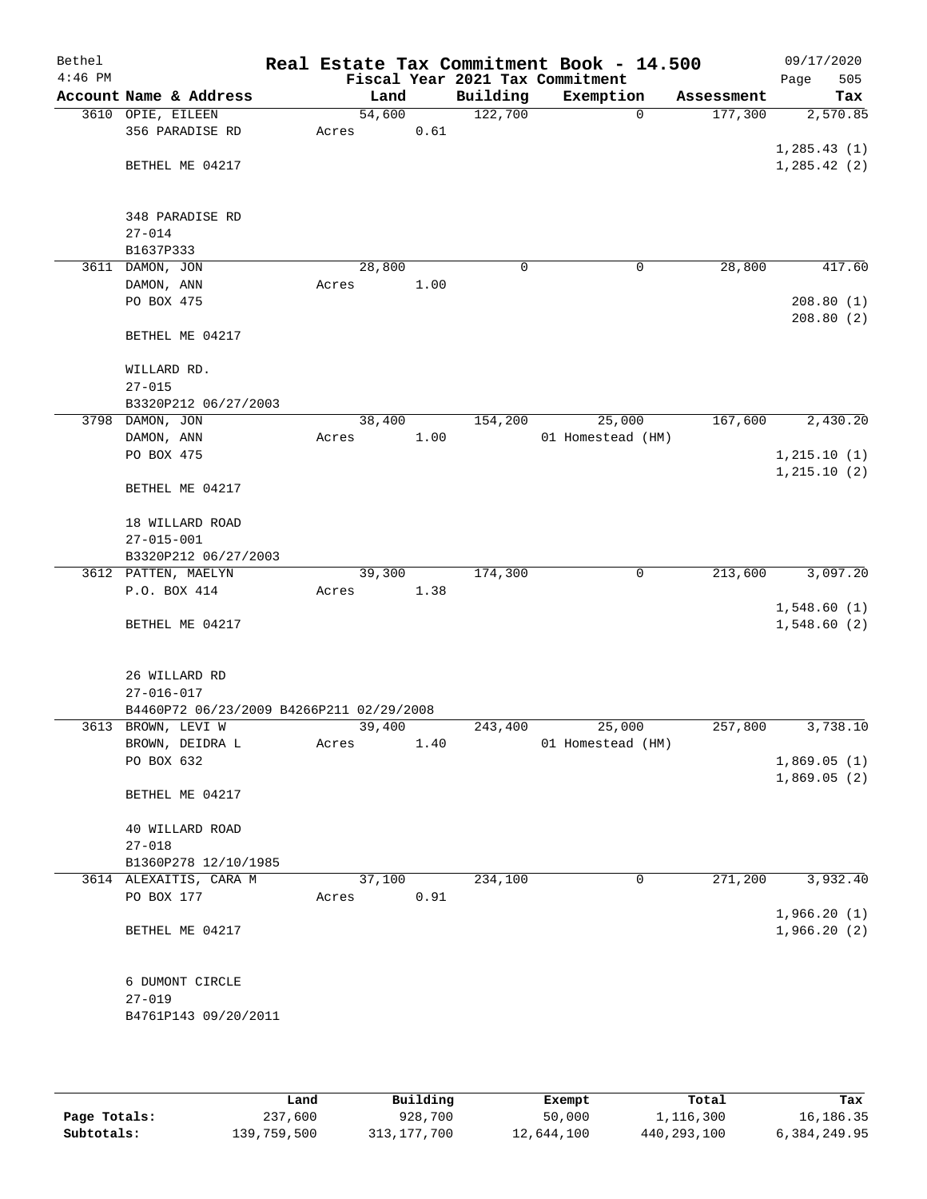# Real Estate Tax Commitment Book - 14.500

Bethel 4:46 PM — 09/17/2020

Fiscal Year 2021 Tax Commitment — Page 505

| Account Name & Address | Land | Building | Exemption | Assessment | Tax |
|---|---|---|---|---|---|
| 3610 OPIE, EILEEN | 54,600 | 122,700 | 0 | 177,300 | 2,570.85 |
| 356 PARADISE RD | Acres 0.61 | | | | |
| | | | | | 1,285.43 (1) |
| BETHEL ME 04217 | | | | | 1,285.42 (2) |
| 348 PARADISE RD | | | | | |
| 27-014 | | | | | |
| B1637P333 | | | | | |
| 3611 DAMON, JON | 28,800 | 0 | 0 | 28,800 | 417.60 |
| DAMON, ANN | Acres 1.00 | | | | |
| PO BOX 475 | | | | | 208.80 (1) |
| | | | | | 208.80 (2) |
| BETHEL ME 04217 | | | | | |
| WILLARD RD. | | | | | |
| 27-015 | | | | | |
| B3320P212 06/27/2003 | | | | | |
| 3798 DAMON, JON | 38,400 | 154,200 | 25,000 | 167,600 | 2,430.20 |
| DAMON, ANN | Acres 1.00 | | 01 Homestead (HM) | | |
| PO BOX 475 | | | | | 1,215.10 (1) |
| | | | | | 1,215.10 (2) |
| BETHEL ME 04217 | | | | | |
| 18 WILLARD ROAD | | | | | |
| 27-015-001 | | | | | |
| B3320P212 06/27/2003 | | | | | |
| 3612 PATTEN, MAELYN | 39,300 | 174,300 | 0 | 213,600 | 3,097.20 |
| P.O. BOX 414 | Acres 1.38 | | | | |
| | | | | | 1,548.60 (1) |
| BETHEL ME 04217 | | | | | 1,548.60 (2) |
| 26 WILLARD RD | | | | | |
| 27-016-017 | | | | | |
| B4460P72 06/23/2009 B4266P211 02/29/2008 | | | | | |
| 3613 BROWN, LEVI W | 39,400 | 243,400 | 25,000 | 257,800 | 3,738.10 |
| BROWN, DEIDRA L | Acres 1.40 | | 01 Homestead (HM) | | |
| PO BOX 632 | | | | | 1,869.05 (1) |
| | | | | | 1,869.05 (2) |
| BETHEL ME 04217 | | | | | |
| 40 WILLARD ROAD | | | | | |
| 27-018 | | | | | |
| B1360P278 12/10/1985 | | | | | |
| 3614 ALEXAITIS, CARA M | 37,100 | 234,100 | 0 | 271,200 | 3,932.40 |
| PO BOX 177 | Acres 0.91 | | | | |
| | | | | | 1,966.20 (1) |
| BETHEL ME 04217 | | | | | 1,966.20 (2) |
| 6 DUMONT CIRCLE | | | | | |
| 27-019 | | | | | |
| B4761P143 09/20/2011 | | | | | |

| | Land | Building | Exempt | Total | Tax |
|---|---|---|---|---|---|
| Page Totals: | 237,600 | 928,700 | 50,000 | 1,116,300 | 16,186.35 |
| Subtotals: | 139,759,500 | 313,177,700 | 12,644,100 | 440,293,100 | 6,384,249.95 |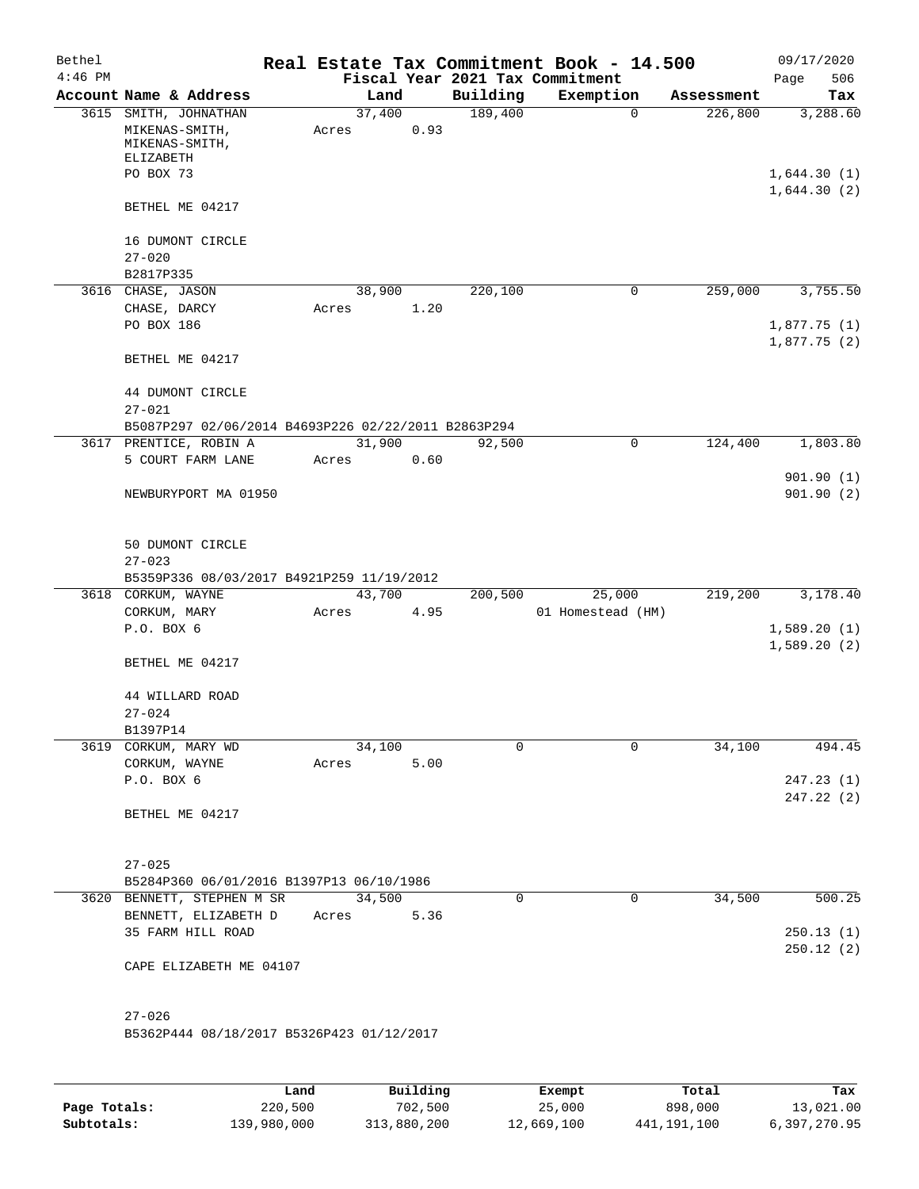# Real Estate Tax Commitment Book - 14.500

Bethel
4:46 PM

Fiscal Year 2021 Tax Commitment

09/17/2020
Page 506

| Account Name & Address | Land | Building | Exemption | Assessment | Tax |
|---|---|---|---|---|---|
| 3615 SMITH, JOHNATHAN | 37,400 | 189,400 | 0 | 226,800 | 3,288.60 |
| MIKENAS-SMITH, MIKENAS-SMITH, ELIZABETH | Acres 0.93 | | | | |
| PO BOX 73 | | | | | 1,644.30 (1) |
| | | | | | 1,644.30 (2) |
| BETHEL ME 04217 | | | | | |
| 16 DUMONT CIRCLE | | | | | |
| 27-020 | | | | | |
| B2817P335 | | | | | |
| 3616 CHASE, JASON | 38,900 | 220,100 | 0 | 259,000 | 3,755.50 |
| CHASE, DARCY | Acres 1.20 | | | | |
| PO BOX 186 | | | | | 1,877.75 (1) |
| | | | | | 1,877.75 (2) |
| BETHEL ME 04217 | | | | | |
| 44 DUMONT CIRCLE | | | | | |
| 27-021 | | | | | |
| B5087P297 02/06/2014 B4693P226 02/22/2011 B2863P294 | | | | | |
| 3617 PRENTICE, ROBIN A | 31,900 | 92,500 | 0 | 124,400 | 1,803.80 |
| 5 COURT FARM LANE | Acres 0.60 | | | | |
| | | | | | 901.90 (1) |
| NEWBURYPORT MA 01950 | | | | | 901.90 (2) |
| 50 DUMONT CIRCLE | | | | | |
| 27-023 | | | | | |
| B5359P336 08/03/2017 B4921P259 11/19/2012 | | | | | |
| 3618 CORKUM, WAYNE | 43,700 | 200,500 | 25,000 | 219,200 | 3,178.40 |
| CORKUM, MARY | Acres 4.95 | | 01 Homestead (HM) | | |
| P.O. BOX 6 | | | | | 1,589.20 (1) |
| | | | | | 1,589.20 (2) |
| BETHEL ME 04217 | | | | | |
| 44 WILLARD ROAD | | | | | |
| 27-024 | | | | | |
| B1397P14 | | | | | |
| 3619 CORKUM, MARY WD | 34,100 | 0 | 0 | 34,100 | 494.45 |
| CORKUM, WAYNE | Acres 5.00 | | | | |
| P.O. BOX 6 | | | | | 247.23 (1) |
| | | | | | 247.22 (2) |
| BETHEL ME 04217 | | | | | |
| 27-025 | | | | | |
| B5284P360 06/01/2016 B1397P13 06/10/1986 | | | | | |
| 3620 BENNETT, STEPHEN M SR | 34,500 | 0 | 0 | 34,500 | 500.25 |
| BENNETT, ELIZABETH D | Acres 5.36 | | | | |
| 35 FARM HILL ROAD | | | | | 250.13 (1) |
| | | | | | 250.12 (2) |
| CAPE ELIZABETH ME 04107 | | | | | |
| 27-026 | | | | | |
| B5362P444 08/18/2017 B5326P423 01/12/2017 | | | | | |

| | Land | Building | Exempt | Total | Tax |
|---|---|---|---|---|---|
| Page Totals: | 220,500 | 702,500 | 25,000 | 898,000 | 13,021.00 |
| Subtotals: | 139,980,000 | 313,880,200 | 12,669,100 | 441,191,100 | 6,397,270.95 |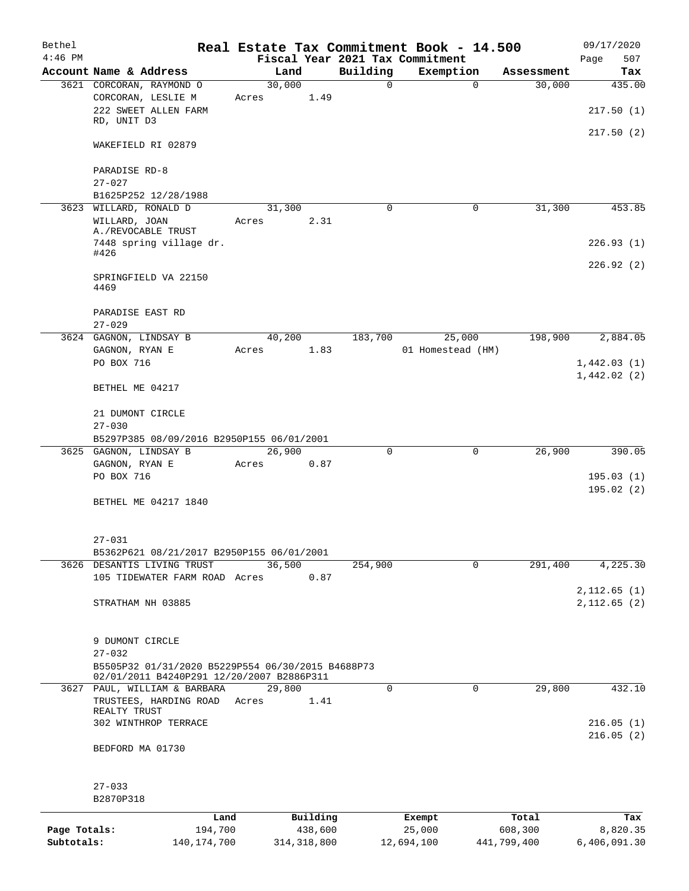Bethel 4:46 PM

# Real Estate Tax Commitment Book - 14.500

Fiscal Year 2021 Tax Commitment

09/17/2020 Page 507

| Account Name & Address | Land | Building | Exemption | Assessment | Tax |
|---|---|---|---|---|---|
| 3621 CORCORAN, RAYMOND O | 30,000 | 0 | 0 | 30,000 | 435.00 |
| CORCORAN, LESLIE M | Acres 1.49 | | | | |
| 222 SWEET ALLEN FARM RD, UNIT D3 | | | | | 217.50 (1) |
| | | | | | 217.50 (2) |
| WAKEFIELD RI 02879 | | | | | |
| PARADISE RD-8 | | | | | |
| 27-027 | | | | | |
| B1625P252 12/28/1988 | | | | | |
| 3623 WILLARD, RONALD D | 31,300 | 0 | 0 | 31,300 | 453.85 |
| WILLARD, JOAN A./REVOCABLE TRUST | Acres 2.31 | | | | |
| 7448 spring village dr. #426 | | | | | 226.93 (1) |
| | | | | | 226.92 (2) |
| SPRINGFIELD VA 22150 4469 | | | | | |
| PARADISE EAST RD | | | | | |
| 27-029 | | | | | |
| 3624 GAGNON, LINDSAY B | 40,200 | 183,700 | 25,000 | 198,900 | 2,884.05 |
| GAGNON, RYAN E | Acres 1.83 | | 01 Homestead (HM) | | |
| PO BOX 716 | | | | | 1,442.03 (1) |
| | | | | | 1,442.02 (2) |
| BETHEL ME 04217 | | | | | |
| 21 DUMONT CIRCLE | | | | | |
| 27-030 | | | | | |
| B5297P385 08/09/2016 B2950P155 06/01/2001 | | | | | |
| 3625 GAGNON, LINDSAY B | 26,900 | 0 | 0 | 26,900 | 390.05 |
| GAGNON, RYAN E | Acres 0.87 | | | | |
| PO BOX 716 | | | | | 195.03 (1) |
| | | | | | 195.02 (2) |
| BETHEL ME 04217 1840 | | | | | |
| 27-031 | | | | | |
| B5362P621 08/21/2017 B2950P155 06/01/2001 | | | | | |
| 3626 DESANTIS LIVING TRUST | 36,500 | 254,900 | 0 | 291,400 | 4,225.30 |
| 105 TIDEWATER FARM ROAD | Acres 0.87 | | | | |
| | | | | | 2,112.65 (1) |
| STRATHAM NH 03885 | | | | | 2,112.65 (2) |
| 9 DUMONT CIRCLE | | | | | |
| 27-032 | | | | | |
| B5505P32 01/31/2020 B5229P554 06/30/2015 B4688P73 02/01/2011 B4240P291 12/20/2007 B2886P311 | | | | | |
| 3627 PAUL, WILLIAM & BARBARA | 29,800 | 0 | 0 | 29,800 | 432.10 |
| TRUSTEES, HARDING ROAD REALTY TRUST | Acres 1.41 | | | | |
| 302 WINTHROP TERRACE | | | | | 216.05 (1) |
| | | | | | 216.05 (2) |
| BEDFORD MA 01730 | | | | | |
| 27-033 | | | | | |
| B2870P318 | | | | | |

| | Land | Building | Exempt | Total | Tax |
|---|---|---|---|---|---|
| Page Totals: | 194,700 | 438,600 | 25,000 | 608,300 | 8,820.35 |
| Subtotals: | 140,174,700 | 314,318,800 | 12,694,100 | 441,799,400 | 6,406,091.30 |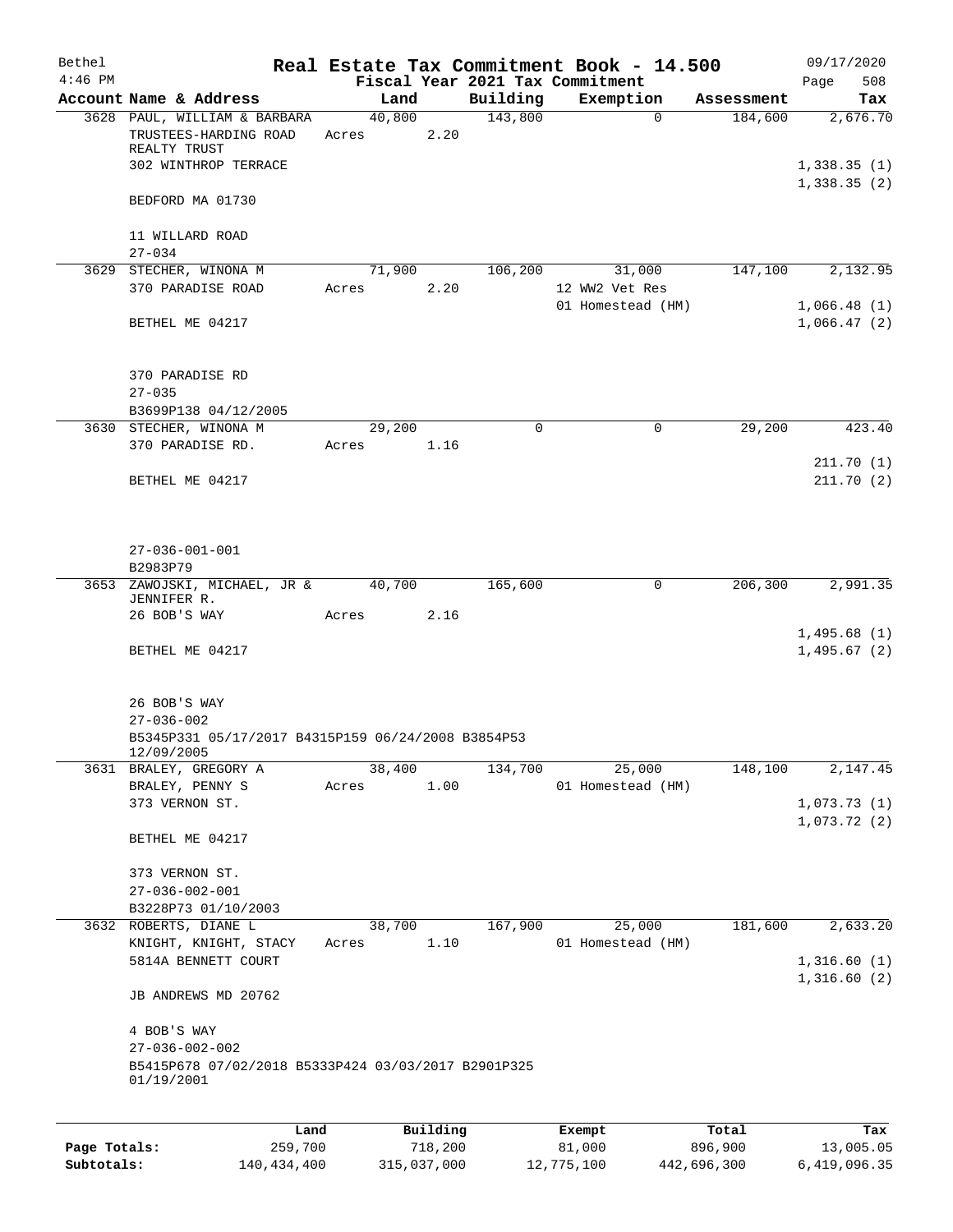Bethel 4:46 PM

# Real Estate Tax Commitment Book - 14.500

## Fiscal Year 2021 Tax Commitment

09/17/2020 Page 508

| Account Name & Address | Land | Building | Exemption | Assessment | Tax |
|---|---|---|---|---|---|
| 3628 PAUL, WILLIAM & BARBARA | 40,800 | 143,800 | 0 | 184,600 | 2,676.70 |
| TRUSTEES-HARDING ROAD REALTY TRUST | Acres 2.20 | | | | |
| 302 WINTHROP TERRACE | | | | | 1,338.35 (1) |
| | | | | | 1,338.35 (2) |
| BEDFORD MA 01730 | | | | | |
| 11 WILLARD ROAD | | | | | |
| 27-034 | | | | | |
| 3629 STECHER, WINONA M | 71,900 | 106,200 | 31,000 | 147,100 | 2,132.95 |
| 370 PARADISE ROAD | Acres 2.20 | | 12 WW2 Vet Res | | |
| | | | 01 Homestead (HM) | | 1,066.48 (1) |
| BETHEL ME 04217 | | | | | 1,066.47 (2) |
| 370 PARADISE RD | | | | | |
| 27-035 | | | | | |
| B3699P138 04/12/2005 | | | | | |
| 3630 STECHER, WINONA M | 29,200 | 0 | 0 | 29,200 | 423.40 |
| 370 PARADISE RD. | Acres 1.16 | | | | |
| | | | | | 211.70 (1) |
| BETHEL ME 04217 | | | | | 211.70 (2) |
| 27-036-001-001 | | | | | |
| B2983P79 | | | | | |
| 3653 ZAWOJSKI, MICHAEL, JR & JENNIFER R. | 40,700 | 165,600 | 0 | 206,300 | 2,991.35 |
| 26 BOB'S WAY | Acres 2.16 | | | | |
| | | | | | 1,495.68 (1) |
| BETHEL ME 04217 | | | | | 1,495.67 (2) |
| 26 BOB'S WAY | | | | | |
| 27-036-002 | | | | | |
| B5345P331 05/17/2017 B4315P159 06/24/2008 B3854P53 12/09/2005 | | | | | |
| 3631 BRALEY, GREGORY A | 38,400 | 134,700 | 25,000 | 148,100 | 2,147.45 |
| BRALEY, PENNY S | Acres 1.00 | | 01 Homestead (HM) | | |
| 373 VERNON ST. | | | | | 1,073.73 (1) |
| | | | | | 1,073.72 (2) |
| BETHEL ME 04217 | | | | | |
| 373 VERNON ST. | | | | | |
| 27-036-002-001 | | | | | |
| B3228P73 01/10/2003 | | | | | |
| 3632 ROBERTS, DIANE L | 38,700 | 167,900 | 25,000 | 181,600 | 2,633.20 |
| KNIGHT, KNIGHT, STACY | Acres 1.10 | | 01 Homestead (HM) | | |
| 5814A BENNETT COURT | | | | | 1,316.60 (1) |
| | | | | | 1,316.60 (2) |
| JB ANDREWS MD 20762 | | | | | |
| 4 BOB'S WAY | | | | | |
| 27-036-002-002 | | | | | |
| B5415P678 07/02/2018 B5333P424 03/03/2017 B2901P325 01/19/2001 | | | | | |

| | Land | Building | Exempt | Total | Tax |
|---|---|---|---|---|---|
| Page Totals: | 259,700 | 718,200 | 81,000 | 896,900 | 13,005.05 |
| Subtotals: | 140,434,400 | 315,037,000 | 12,775,100 | 442,696,300 | 6,419,096.35 |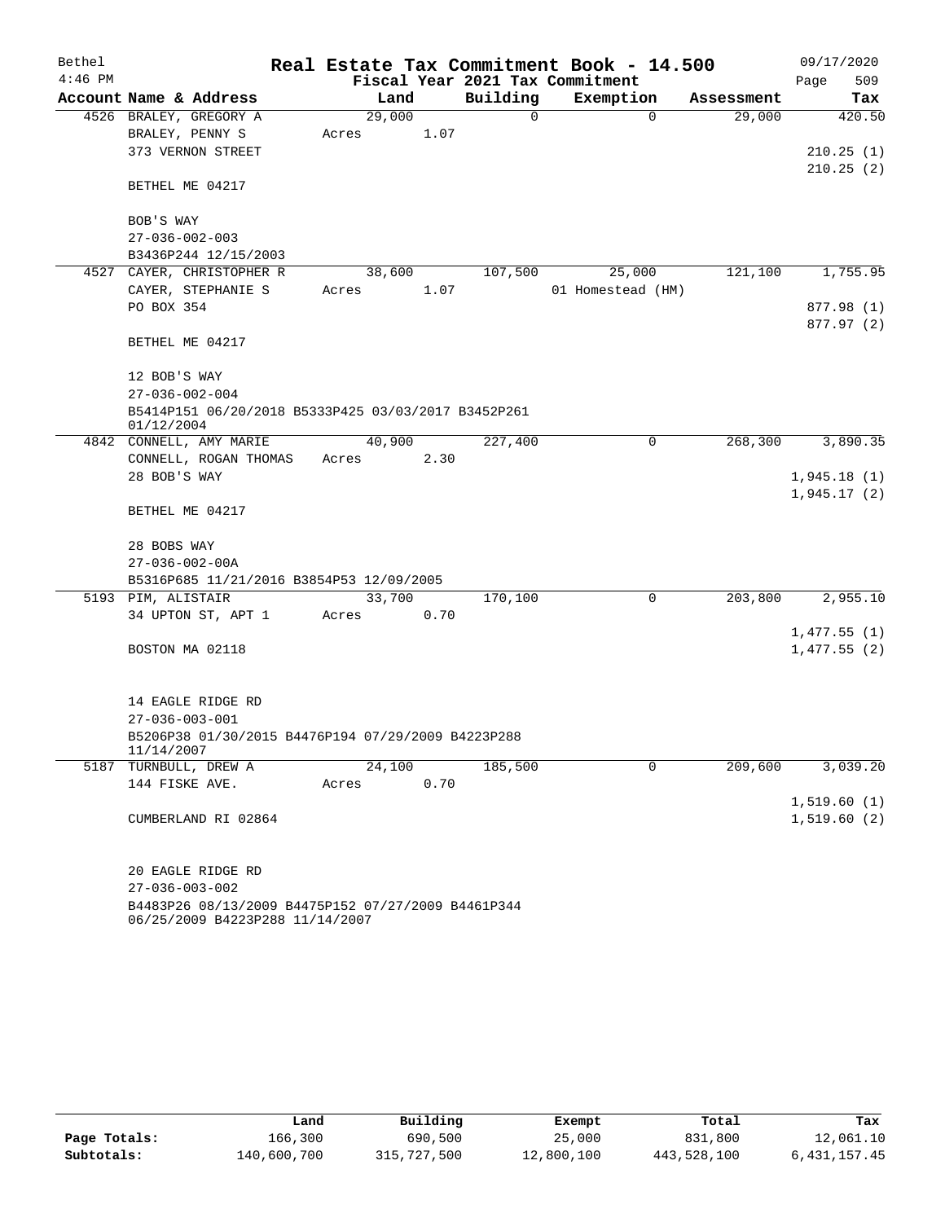# Real Estate Tax Commitment Book - 14.500

Bethel
4:46 PM

09/17/2020

Fiscal Year 2021 Tax Commitment

| Account Name & Address | Land | Building | Exemption | Assessment | Tax |
|---|---|---|---|---|---|
| 4526 BRALEY, GREGORY A | 29,000 | 0 | 0 | 29,000 | 420.50 |
| BRALEY, PENNY S | Acres 1.07 | | | | |
| 373 VERNON STREET | | | | | 210.25 (1) |
| | | | | | 210.25 (2) |
| BETHEL ME 04217 | | | | | |
| BOB'S WAY | | | | | |
| 27-036-002-003 | | | | | |
| B3436P244 12/15/2003 | | | | | |
| 4527 CAYER, CHRISTOPHER R | 38,600 | 107,500 | 25,000 | 121,100 | 1,755.95 |
| CAYER, STEPHANIE S | Acres 1.07 | | 01 Homestead (HM) | | |
| PO BOX 354 | | | | | 877.98 (1) |
| | | | | | 877.97 (2) |
| BETHEL ME 04217 | | | | | |
| 12 BOB'S WAY | | | | | |
| 27-036-002-004 | | | | | |
| B5414P151 06/20/2018 B5333P425 03/03/2017 B3452P261 01/12/2004 | | | | | |
| 4842 CONNELL, AMY MARIE | 40,900 | 227,400 | 0 | 268,300 | 3,890.35 |
| CONNELL, ROGAN THOMAS | Acres 2.30 | | | | |
| 28 BOB'S WAY | | | | | 1,945.18 (1) |
| | | | | | 1,945.17 (2) |
| BETHEL ME 04217 | | | | | |
| 28 BOBS WAY | | | | | |
| 27-036-002-00A | | | | | |
| B5316P685 11/21/2016 B3854P53 12/09/2005 | | | | | |
| 5193 PIM, ALISTAIR | 33,700 | 170,100 | 0 | 203,800 | 2,955.10 |
| 34 UPTON ST, APT 1 | Acres 0.70 | | | | |
| | | | | | 1,477.55 (1) |
| BOSTON MA 02118 | | | | | 1,477.55 (2) |
| 14 EAGLE RIDGE RD | | | | | |
| 27-036-003-001 | | | | | |
| B5206P38 01/30/2015 B4476P194 07/29/2009 B4223P288 11/14/2007 | | | | | |
| 5187 TURNBULL, DREW A | 24,100 | 185,500 | 0 | 209,600 | 3,039.20 |
| 144 FISKE AVE. | Acres 0.70 | | | | |
| | | | | | 1,519.60 (1) |
| CUMBERLAND RI 02864 | | | | | 1,519.60 (2) |
| 20 EAGLE RIDGE RD | | | | | |
| 27-036-003-002 | | | | | |
| B4483P26 08/13/2009 B4475P152 07/27/2009 B4461P344 06/25/2009 B4223P288 11/14/2007 | | | | | |

| | Land | Building | Exempt | Total | Tax |
|---|---|---|---|---|---|
| Page Totals: | 166,300 | 690,500 | 25,000 | 831,800 | 12,061.10 |
| Subtotals: | 140,600,700 | 315,727,500 | 12,800,100 | 443,528,100 | 6,431,157.45 |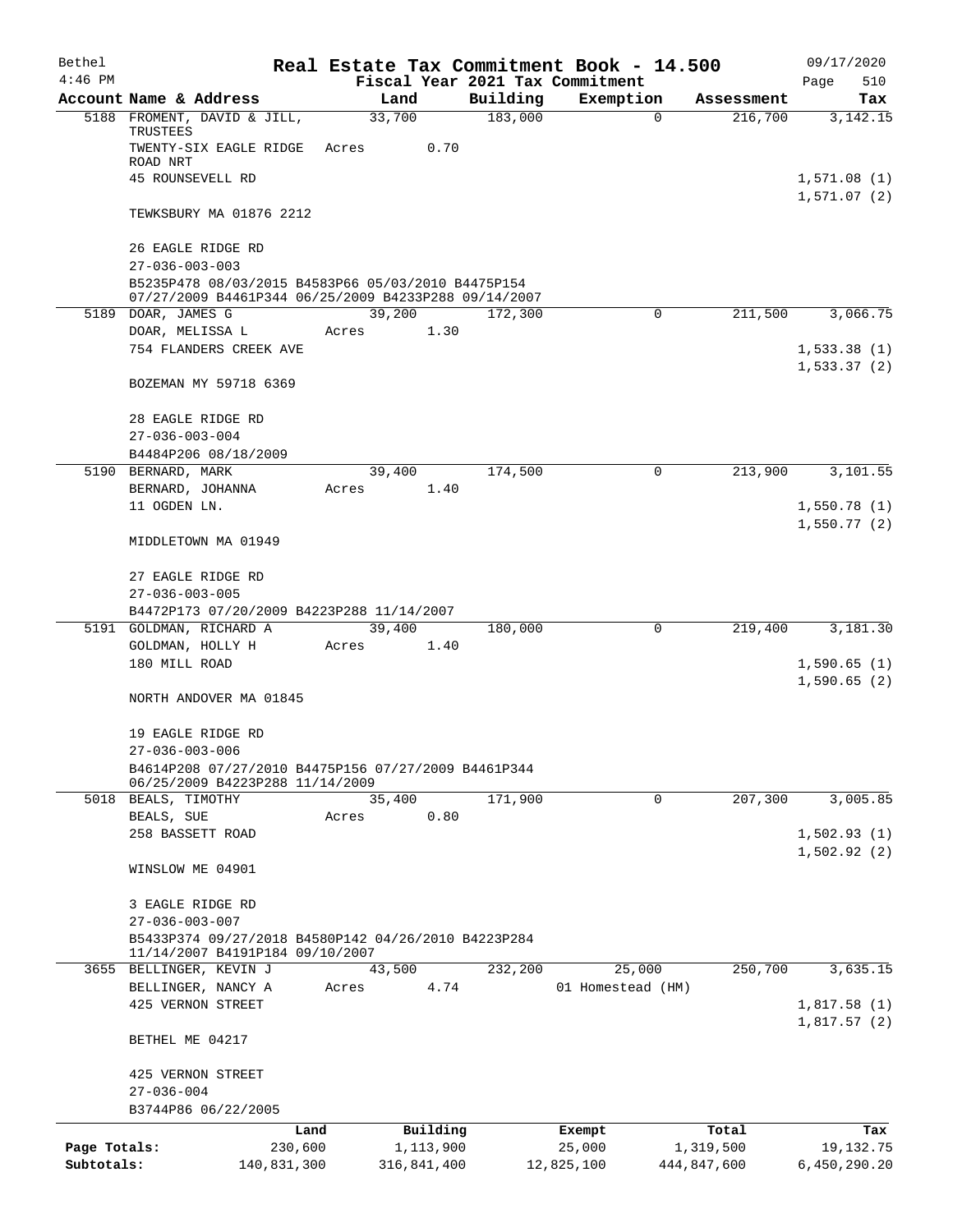# Real Estate Tax Commitment Book - 14.500

Bethel 4:46 PM — 09/17/2020

Fiscal Year 2021 Tax Commitment

| Account Name & Address | Land | Building | Exemption | Assessment | Tax |
|---|---|---|---|---|---|
| 5188 FROMENT, DAVID & JILL, TRUSTEES | 33,700 | 183,000 | 0 | 216,700 | 3,142.15 |
| TWENTY-SIX EAGLE RIDGE ROAD NRT | Acres 0.70 | | | | |
| 45 ROUNSEVELL RD | | | | | 1,571.08 (1) |
| | | | | | 1,571.07 (2) |
| TEWKSBURY MA 01876 2212 | | | | | |
| 26 EAGLE RIDGE RD | | | | | |
| 27-036-003-003 | | | | | |
| B5235P478 08/03/2015 B4583P66 05/03/2010 B4475P154 07/27/2009 B4461P344 06/25/2009 B4233P288 09/14/2007 | | | | | |
| 5189 DOAR, JAMES G | 39,200 | 172,300 | 0 | 211,500 | 3,066.75 |
| DOAR, MELISSA L | Acres 1.30 | | | | |
| 754 FLANDERS CREEK AVE | | | | | 1,533.38 (1) |
| | | | | | 1,533.37 (2) |
| BOZEMAN MY 59718 6369 | | | | | |
| 28 EAGLE RIDGE RD | | | | | |
| 27-036-003-004 | | | | | |
| B4484P206 08/18/2009 | | | | | |
| 5190 BERNARD, MARK | 39,400 | 174,500 | 0 | 213,900 | 3,101.55 |
| BERNARD, JOHANNA | Acres 1.40 | | | | |
| 11 OGDEN LN. | | | | | 1,550.78 (1) |
| | | | | | 1,550.77 (2) |
| MIDDLETOWN MA 01949 | | | | | |
| 27 EAGLE RIDGE RD | | | | | |
| 27-036-003-005 | | | | | |
| B4472P173 07/20/2009 B4223P288 11/14/2007 | | | | | |
| 5191 GOLDMAN, RICHARD A | 39,400 | 180,000 | 0 | 219,400 | 3,181.30 |
| GOLDMAN, HOLLY H | Acres 1.40 | | | | |
| 180 MILL ROAD | | | | | 1,590.65 (1) |
| | | | | | 1,590.65 (2) |
| NORTH ANDOVER MA 01845 | | | | | |
| 19 EAGLE RIDGE RD | | | | | |
| 27-036-003-006 | | | | | |
| B4614P208 07/27/2010 B4475P156 07/27/2009 B4461P344 06/25/2009 B4223P288 11/14/2009 | | | | | |
| 5018 BEALS, TIMOTHY | 35,400 | 171,900 | 0 | 207,300 | 3,005.85 |
| BEALS, SUE | Acres 0.80 | | | | |
| 258 BASSETT ROAD | | | | | 1,502.93 (1) |
| | | | | | 1,502.92 (2) |
| WINSLOW ME 04901 | | | | | |
| 3 EAGLE RIDGE RD | | | | | |
| 27-036-003-007 | | | | | |
| B5433P374 09/27/2018 B4580P142 04/26/2010 B4223P284 11/14/2007 B4191P184 09/10/2007 | | | | | |
| 3655 BELLINGER, KEVIN J | 43,500 | 232,200 | 25,000 | 250,700 | 3,635.15 |
| BELLINGER, NANCY A | Acres 4.74 | | 01 Homestead (HM) | | |
| 425 VERNON STREET | | | | | 1,817.58 (1) |
| | | | | | 1,817.57 (2) |
| BETHEL ME 04217 | | | | | |
| 425 VERNON STREET | | | | | |
| 27-036-004 | | | | | |
| B3744P86 06/22/2005 | | | | | |

| | Land | Building | Exempt | Total | Tax |
|---|---|---|---|---|---|
| Page Totals: | 230,600 | 1,113,900 | 25,000 | 1,319,500 | 19,132.75 |
| Subtotals: | 140,831,300 | 316,841,400 | 12,825,100 | 444,847,600 | 6,450,290.20 |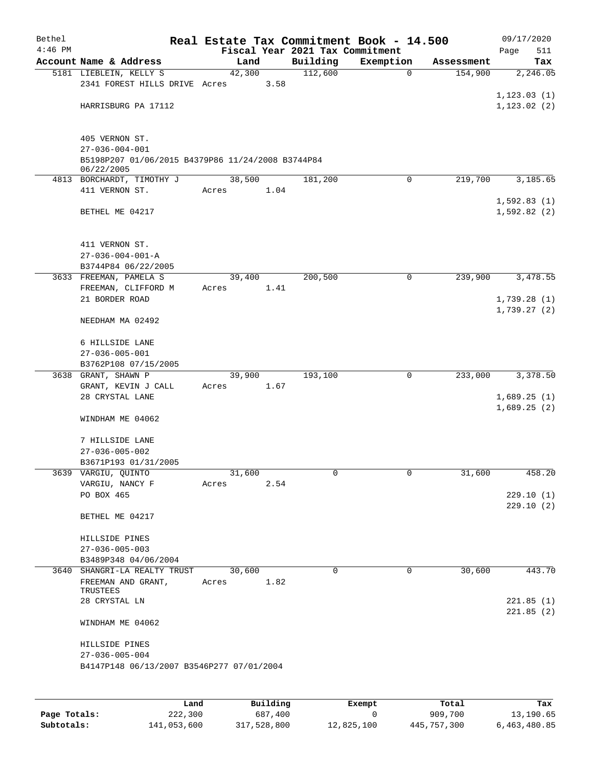# Real Estate Tax Commitment Book - 14.500

Bethel
4:46 PM

Fiscal Year 2021 Tax Commitment

09/17/2020

| Account | Name & Address | Land | Building | Exemption | Assessment | Tax |
|---|---|---|---|---|---|---|
| 5181 | LIEBLEIN, KELLY S<br>2341 FOREST HILLS DRIVE<br>HARRISBURG PA 17112<br><br>405 VERNON ST.<br>27-036-004-001<br>B5198P207 01/06/2015 B4379P86 11/24/2008 B3744P84 06/22/2005 | 42,300<br>Acres 3.58 | 112,600 | 0 | 154,900 | 2,246.05<br>1,123.03 (1)<br>1,123.02 (2) |
| 4813 | BORCHARDT, TIMOTHY J<br>411 VERNON ST.<br>BETHEL ME 04217<br><br>411 VERNON ST.<br>27-036-004-001-A<br>B3744P84 06/22/2005 | 38,500<br>Acres 1.04 | 181,200 | 0 | 219,700 | 3,185.65<br>1,592.83 (1)<br>1,592.82 (2) |
| 3633 | FREEMAN, PAMELA S<br>FREEMAN, CLIFFORD M<br>21 BORDER ROAD<br>NEEDHAM MA 02492<br><br>6 HILLSIDE LANE<br>27-036-005-001<br>B3762P108 07/15/2005 | 39,400<br>Acres 1.41 | 200,500 | 0 | 239,900 | 3,478.55<br>1,739.28 (1)<br>1,739.27 (2) |
| 3638 | GRANT, SHAWN P<br>GRANT, KEVIN J CALL<br>28 CRYSTAL LANE<br>WINDHAM ME 04062<br><br>7 HILLSIDE LANE<br>27-036-005-002<br>B3671P193 01/31/2005 | 39,900<br>Acres 1.67 | 193,100 | 0 | 233,000 | 3,378.50<br>1,689.25 (1)<br>1,689.25 (2) |
| 3639 | VARGIU, QUINTO<br>VARGIU, NANCY F<br>PO BOX 465<br>BETHEL ME 04217<br><br>HILLSIDE PINES<br>27-036-005-003<br>B3489P348 04/06/2004 | 31,600<br>Acres 2.54 | 0 | 0 | 31,600 | 458.20<br>229.10 (1)<br>229.10 (2) |
| 3640 | SHANGRI-LA REALTY TRUST<br>FREEMAN AND GRANT, TRUSTEES<br>28 CRYSTAL LN<br>WINDHAM ME 04062<br><br>HILLSIDE PINES<br>27-036-005-004<br>B4147P148 06/13/2007 B3546P277 07/01/2004 | 30,600<br>Acres 1.82 | 0 | 0 | 30,600 | 443.70<br>221.85 (1)<br>221.85 (2) |

| | Land | Building | Exempt | Total | Tax |
|---|---|---|---|---|---|
| Page Totals: | 222,300 | 687,400 | 0 | 909,700 | 13,190.65 |
| Subtotals: | 141,053,600 | 317,528,800 | 12,825,100 | 445,757,300 | 6,463,480.85 |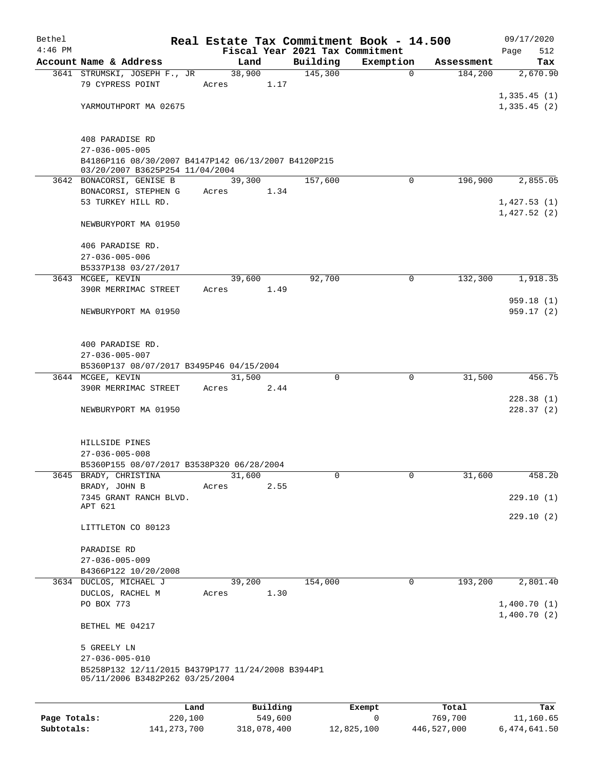Bethel	Real Estate Tax Commitment Book - 14.500	09/17/2020
4:46 PM	Fiscal Year 2021 Tax Commitment

| Account Name & Address | Land | Building | Exemption | Assessment | Tax |
|---|---|---|---|---|---|
| 3641 STRUMSKI, JOSEPH F., JR | 38,900 | 145,300 | 0 | 184,200 | 2,670.90 |
| 79 CYPRESS POINT | Acres 1.17 | | | | |
| | | | | | 1,335.45 (1) |
| YARMOUTHPORT MA 02675 | | | | | 1,335.45 (2) |
| 408 PARADISE RD | | | | | |
| 27-036-005-005 | | | | | |
| B4186P116 08/30/2007 B4147P142 06/13/2007 B4120P215 03/20/2007 B3625P254 11/04/2004 | | | | | |
| 3642 BONACORSI, GENISE B | 39,300 | 157,600 | 0 | 196,900 | 2,855.05 |
| BONACORSI, STEPHEN G | Acres 1.34 | | | | |
| 53 TURKEY HILL RD. | | | | | 1,427.53 (1) |
| | | | | | 1,427.52 (2) |
| NEWBURYPORT MA 01950 | | | | | |
| 406 PARADISE RD. | | | | | |
| 27-036-005-006 | | | | | |
| B5337P138 03/27/2017 | | | | | |
| 3643 MCGEE, KEVIN | 39,600 | 92,700 | 0 | 132,300 | 1,918.35 |
| 390R MERRIMAC STREET | Acres 1.49 | | | | |
| | | | | | 959.18 (1) |
| NEWBURYPORT MA 01950 | | | | | 959.17 (2) |
| 400 PARADISE RD. | | | | | |
| 27-036-005-007 | | | | | |
| B5360P137 08/07/2017 B3495P46 04/15/2004 | | | | | |
| 3644 MCGEE, KEVIN | 31,500 | 0 | 0 | 31,500 | 456.75 |
| 390R MERRIMAC STREET | Acres 2.44 | | | | |
| | | | | | 228.38 (1) |
| NEWBURYPORT MA 01950 | | | | | 228.37 (2) |
| HILLSIDE PINES | | | | | |
| 27-036-005-008 | | | | | |
| B5360P155 08/07/2017 B3538P320 06/28/2004 | | | | | |
| 3645 BRADY, CHRISTINA | 31,600 | 0 | 0 | 31,600 | 458.20 |
| BRADY, JOHN B | Acres 2.55 | | | | |
| 7345 GRANT RANCH BLVD. | | | | | 229.10 (1) |
| APT 621 | | | | | |
| | | | | | 229.10 (2) |
| LITTLETON CO 80123 | | | | | |
| PARADISE RD | | | | | |
| 27-036-005-009 | | | | | |
| B4366P122 10/20/2008 | | | | | |
| 3634 DUCLOS, MICHAEL J | 39,200 | 154,000 | 0 | 193,200 | 2,801.40 |
| DUCLOS, RACHEL M | Acres 1.30 | | | | |
| PO BOX 773 | | | | | 1,400.70 (1) |
| | | | | | 1,400.70 (2) |
| BETHEL ME 04217 | | | | | |
| 5 GREELY LN | | | | | |
| 27-036-005-010 | | | | | |
| B5258P132 12/11/2015 B4379P177 11/24/2008 B3944P1 05/11/2006 B3482P262 03/25/2004 | | | | | |

| | Land | Building | Exempt | Total | Tax |
|---|---|---|---|---|---|
| Page Totals: | 220,100 | 549,600 | 0 | 769,700 | 11,160.65 |
| Subtotals: | 141,273,700 | 318,078,400 | 12,825,100 | 446,527,000 | 6,474,641.50 |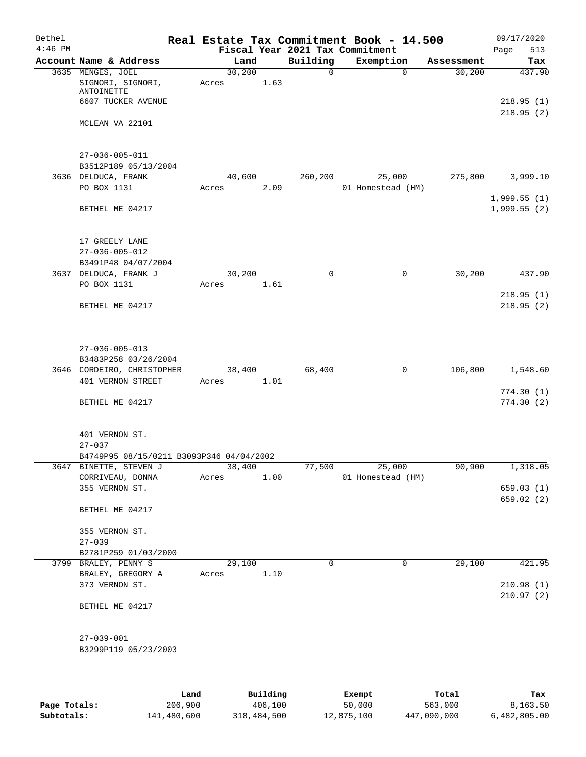Bethel
4:46 PM

# Real Estate Tax Commitment Book - 14.500

Fiscal Year 2021 Tax Commitment

09/17/2020
Page 513

| Account | Name & Address | Land | Building | Exemption | Assessment | Tax |
|---|---|---|---|---|---|---|
| 3635 | MENGES, JOEL<br>SIGNORI, SIGNORI, ANTOINETTE<br>6607 TUCKER AVENUE<br><br>MCLEAN VA 22101<br><br>27-036-005-011<br>B3512P189 05/13/2004 | 30,200<br>Acres 1.63 | 0 | 0 | 30,200 | 437.90<br><br>218.95 (1)<br>218.95 (2) |
| 3636 | DELDUCA, FRANK<br>PO BOX 1131<br><br>BETHEL ME 04217<br><br>17 GREELY LANE<br>27-036-005-012<br>B3491P48 04/07/2004 | 40,600<br>Acres 2.09 | 260,200 | 25,000<br>01 Homestead (HM) | 275,800 | 3,999.10<br><br>1,999.55 (1)<br>1,999.55 (2) |
| 3637 | DELDUCA, FRANK J<br>PO BOX 1131<br><br>BETHEL ME 04217<br><br>27-036-005-013<br>B3483P258 03/26/2004 | 30,200<br>Acres 1.61 | 0 | 0 | 30,200 | 437.90<br><br>218.95 (1)<br>218.95 (2) |
| 3646 | CORDEIRO, CHRISTOPHER<br>401 VERNON STREET<br><br>BETHEL ME 04217<br><br>401 VERNON ST.<br>27-037<br>B4749P95 08/15/0211 B3093P346 04/04/2002 | 38,400<br>Acres 1.01 | 68,400 | 0 | 106,800 | 1,548.60<br><br>774.30 (1)<br>774.30 (2) |
| 3647 | BINETTE, STEVEN J<br>CORRIVEAU, DONNA<br>355 VERNON ST.<br><br>BETHEL ME 04217<br><br>355 VERNON ST.<br>27-039<br>B2781P259 01/03/2000 | 38,400<br>Acres 1.00 | 77,500 | 25,000<br>01 Homestead (HM) | 90,900 | 1,318.05<br><br>659.03 (1)<br>659.02 (2) |
| 3799 | BRALEY, PENNY S<br>BRALEY, GREGORY A<br>373 VERNON ST.<br><br>BETHEL ME 04217<br><br>27-039-001<br>B3299P119 05/23/2003 | 29,100<br>Acres 1.10 | 0 | 0 | 29,100 | 421.95<br><br>210.98 (1)<br>210.97 (2) |

| | Land | Building | Exempt | Total | Tax |
|---|---|---|---|---|---|
| Page Totals: | 206,900 | 406,100 | 50,000 | 563,000 | 8,163.50 |
| Subtotals: | 141,480,600 | 318,484,500 | 12,875,100 | 447,090,000 | 6,482,805.00 |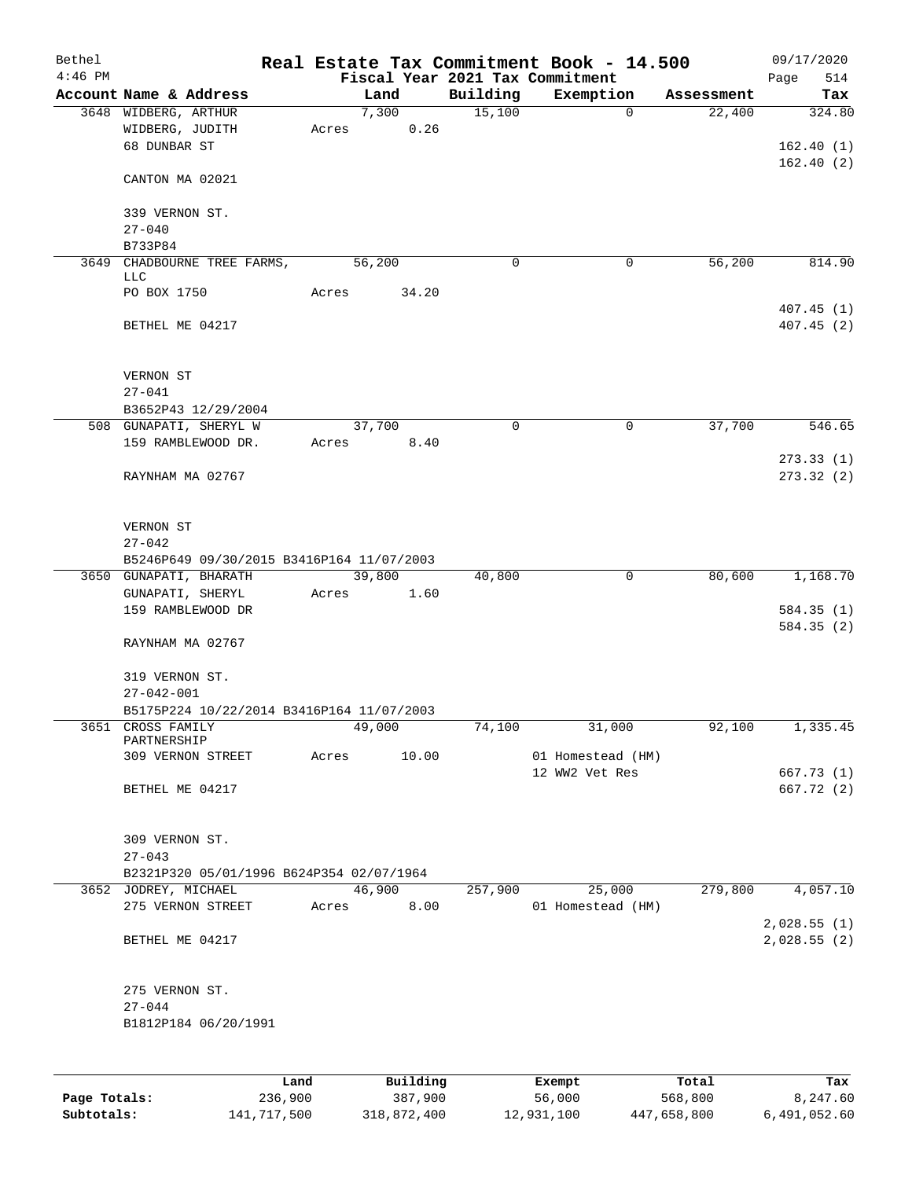Bethel 4:46 PM

# Real Estate Tax Commitment Book - 14.500

Fiscal Year 2021 Tax Commitment

09/17/2020 Page 514

| Account | Name & Address | Land | Building | Exemption | Assessment | Tax |
|---|---|---|---|---|---|---|
| 3648 | WIDBERG, ARTHUR<br>WIDBERG, JUDITH<br>68 DUNBAR ST<br><br>CANTON MA 02021<br><br>339 VERNON ST.<br>27-040<br>B733P84 | 7,300<br>Acres 0.26 | 15,100 | 0 | 22,400 | 324.80<br><br>162.40 (1)<br>162.40 (2) |
| 3649 | CHADBOURNE TREE FARMS, LLC<br>PO BOX 1750<br><br>BETHEL ME 04217<br><br>VERNON ST<br>27-041<br>B3652P43 12/29/2004 | 56,200<br>Acres 34.20 | 0 | 0 | 56,200 | 814.90<br><br>407.45 (1)<br>407.45 (2) |
| 508 | GUNAPATI, SHERYL W<br>159 RAMBLEWOOD DR.<br><br>RAYNHAM MA 02767<br><br>VERNON ST<br>27-042<br>B5246P649 09/30/2015 B3416P164 11/07/2003 | 37,700<br>Acres 8.40 | 0 | 0 | 37,700 | 546.65<br><br>273.33 (1)<br>273.32 (2) |
| 3650 | GUNAPATI, BHARATH<br>GUNAPATI, SHERYL<br>159 RAMBLEWOOD DR<br><br>RAYNHAM MA 02767<br><br>319 VERNON ST.<br>27-042-001<br>B5175P224 10/22/2014 B3416P164 11/07/2003 | 39,800<br>Acres 1.60 | 40,800 | 0 | 80,600 | 1,168.70<br><br>584.35 (1)<br>584.35 (2) |
| 3651 | CROSS FAMILY PARTNERSHIP<br>309 VERNON STREET<br><br>BETHEL ME 04217<br><br>309 VERNON ST.<br>27-043<br>B2321P320 05/01/1996 B624P354 02/07/1964 | 49,000<br>Acres 10.00 | 74,100 | 31,000<br>01 Homestead (HM)<br>12 WW2 Vet Res | 92,100 | 1,335.45<br><br>667.73 (1)<br>667.72 (2) |
| 3652 | JODREY, MICHAEL<br>275 VERNON STREET<br><br>BETHEL ME 04217<br><br>275 VERNON ST.<br>27-044<br>B1812P184 06/20/1991 | 46,900<br>Acres 8.00 | 257,900 | 25,000<br>01 Homestead (HM) | 279,800 | 4,057.10<br><br>2,028.55 (1)<br>2,028.55 (2) |

| | Land | Building | Exempt | Total | Tax |
|---|---|---|---|---|---|
| Page Totals: | 236,900 | 387,900 | 56,000 | 568,800 | 8,247.60 |
| Subtotals: | 141,717,500 | 318,872,400 | 12,931,100 | 447,658,800 | 6,491,052.60 |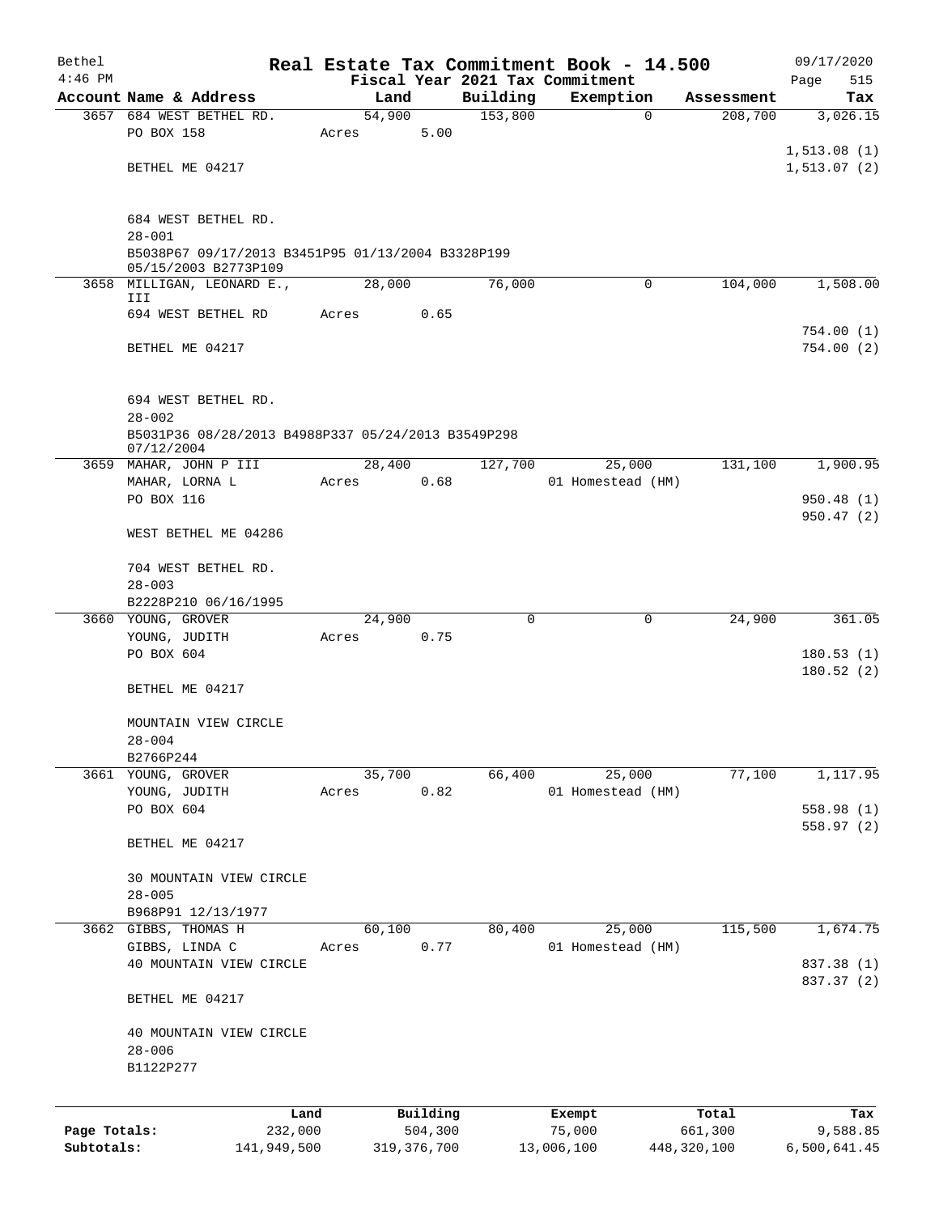Bethel
4:46 PM

# Real Estate Tax Commitment Book - 14.500

Fiscal Year 2021 Tax Commitment

09/17/2020

| Account | Name & Address | Land | Building | Exemption | Assessment | Tax |
|---|---|---|---|---|---|---|
| 3657 | 684 WEST BETHEL RD. | 54,900 | 153,800 | 0 | 208,700 | 3,026.15 |
| | PO BOX 158 | Acres 5.00 | | | | |
| | | | | | | 1,513.08 (1) |
| | BETHEL ME 04217 | | | | | 1,513.07 (2) |
| | 684 WEST BETHEL RD. | | | | | |
| | 28-001 | | | | | |
| | B5038P67 09/17/2013 B3451P95 01/13/2004 B3328P199 05/15/2003 B2773P109 | | | | | |
| 3658 | MILLIGAN, LEONARD E., III | 28,000 | 76,000 | 0 | 104,000 | 1,508.00 |
| | 694 WEST BETHEL RD | Acres 0.65 | | | | |
| | | | | | | 754.00 (1) |
| | BETHEL ME 04217 | | | | | 754.00 (2) |
| | 694 WEST BETHEL RD. | | | | | |
| | 28-002 | | | | | |
| | B5031P36 08/28/2013 B4988P337 05/24/2013 B3549P298 07/12/2004 | | | | | |
| 3659 | MAHAR, JOHN P III | 28,400 | 127,700 | 25,000 | 131,100 | 1,900.95 |
| | MAHAR, LORNA L | Acres 0.68 | | 01 Homestead (HM) | | |
| | PO BOX 116 | | | | | 950.48 (1) |
| | | | | | | 950.47 (2) |
| | WEST BETHEL ME 04286 | | | | | |
| | 704 WEST BETHEL RD. | | | | | |
| | 28-003 | | | | | |
| | B2228P210 06/16/1995 | | | | | |
| 3660 | YOUNG, GROVER | 24,900 | 0 | 0 | 24,900 | 361.05 |
| | YOUNG, JUDITH | Acres 0.75 | | | | |
| | PO BOX 604 | | | | | 180.53 (1) |
| | | | | | | 180.52 (2) |
| | BETHEL ME 04217 | | | | | |
| | MOUNTAIN VIEW CIRCLE | | | | | |
| | 28-004 | | | | | |
| | B2766P244 | | | | | |
| 3661 | YOUNG, GROVER | 35,700 | 66,400 | 25,000 | 77,100 | 1,117.95 |
| | YOUNG, JUDITH | Acres 0.82 | | 01 Homestead (HM) | | |
| | PO BOX 604 | | | | | 558.98 (1) |
| | | | | | | 558.97 (2) |
| | BETHEL ME 04217 | | | | | |
| | 30 MOUNTAIN VIEW CIRCLE | | | | | |
| | 28-005 | | | | | |
| | B968P91 12/13/1977 | | | | | |
| 3662 | GIBBS, THOMAS H | 60,100 | 80,400 | 25,000 | 115,500 | 1,674.75 |
| | GIBBS, LINDA C | Acres 0.77 | | 01 Homestead (HM) | | |
| | 40 MOUNTAIN VIEW CIRCLE | | | | | 837.38 (1) |
| | | | | | | 837.37 (2) |
| | BETHEL ME 04217 | | | | | |
| | 40 MOUNTAIN VIEW CIRCLE | | | | | |
| | 28-006 | | | | | |
| | B1122P277 | | | | | |

| | Land | Building | Exempt | Total | Tax |
|---|---|---|---|---|---|
| Page Totals: | 232,000 | 504,300 | 75,000 | 661,300 | 9,588.85 |
| Subtotals: | 141,949,500 | 319,376,700 | 13,006,100 | 448,320,100 | 6,500,641.45 |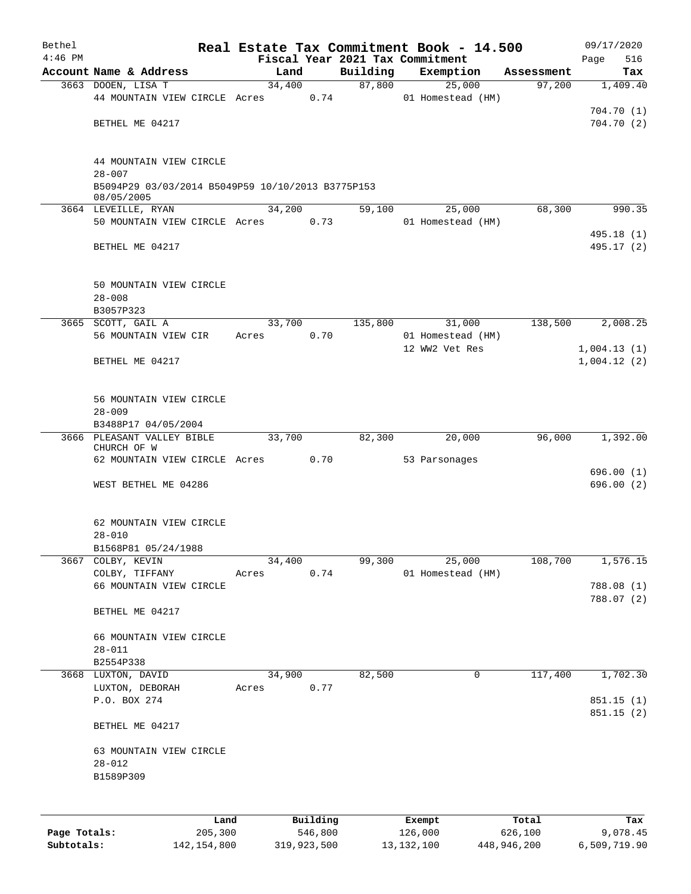# Real Estate Tax Commitment Book - 14.500

Bethel
4:46 PM

Fiscal Year 2021 Tax Commitment

09/17/2020
Page 516

| Account Name & Address | Land | Building | Exemption | Assessment | Tax |
|---|---|---|---|---|---|
| 3663 DOOEN, LISA T | 34,400 | 87,800 | 25,000 | 97,200 | 1,409.40 |
| 44 MOUNTAIN VIEW CIRCLE | Acres 0.74 | | 01 Homestead (HM) | | |
| | | | | | 704.70 (1) |
| BETHEL ME 04217 | | | | | 704.70 (2) |
| 44 MOUNTAIN VIEW CIRCLE | | | | | |
| 28-007 | | | | | |
| B5094P29 03/03/2014 B5049P59 10/10/2013 B3775P153 08/05/2005 | | | | | |
| 3664 LEVEILLE, RYAN | 34,200 | 59,100 | 25,000 | 68,300 | 990.35 |
| 50 MOUNTAIN VIEW CIRCLE | Acres 0.73 | | 01 Homestead (HM) | | |
| | | | | | 495.18 (1) |
| BETHEL ME 04217 | | | | | 495.17 (2) |
| 50 MOUNTAIN VIEW CIRCLE | | | | | |
| 28-008 | | | | | |
| B3057P323 | | | | | |
| 3665 SCOTT, GAIL A | 33,700 | 135,800 | 31,000 | 138,500 | 2,008.25 |
| 56 MOUNTAIN VIEW CIR | Acres 0.70 | | 01 Homestead (HM) | | |
| | | | 12 WW2 Vet Res | | 1,004.13 (1) |
| BETHEL ME 04217 | | | | | 1,004.12 (2) |
| 56 MOUNTAIN VIEW CIRCLE | | | | | |
| 28-009 | | | | | |
| B3488P17 04/05/2004 | | | | | |
| 3666 PLEASANT VALLEY BIBLE CHURCH OF W | 33,700 | 82,300 | 20,000 | 96,000 | 1,392.00 |
| 62 MOUNTAIN VIEW CIRCLE | Acres 0.70 | | 53 Parsonages | | |
| | | | | | 696.00 (1) |
| WEST BETHEL ME 04286 | | | | | 696.00 (2) |
| 62 MOUNTAIN VIEW CIRCLE | | | | | |
| 28-010 | | | | | |
| B1568P81 05/24/1988 | | | | | |
| 3667 COLBY, KEVIN | 34,400 | 99,300 | 25,000 | 108,700 | 1,576.15 |
| COLBY, TIFFANY | Acres 0.74 | | 01 Homestead (HM) | | |
| 66 MOUNTAIN VIEW CIRCLE | | | | | 788.08 (1) |
| | | | | | 788.07 (2) |
| BETHEL ME 04217 | | | | | |
| 66 MOUNTAIN VIEW CIRCLE | | | | | |
| 28-011 | | | | | |
| B2554P338 | | | | | |
| 3668 LUXTON, DAVID | 34,900 | 82,500 | 0 | 117,400 | 1,702.30 |
| LUXTON, DEBORAH | Acres 0.77 | | | | |
| P.O. BOX 274 | | | | | 851.15 (1) |
| | | | | | 851.15 (2) |
| BETHEL ME 04217 | | | | | |
| 63 MOUNTAIN VIEW CIRCLE | | | | | |
| 28-012 | | | | | |
| B1589P309 | | | | | |

| | Land | Building | Exempt | Total | Tax |
|---|---|---|---|---|---|
| Page Totals: | 205,300 | 546,800 | 126,000 | 626,100 | 9,078.45 |
| Subtotals: | 142,154,800 | 319,923,500 | 13,132,100 | 448,946,200 | 6,509,719.90 |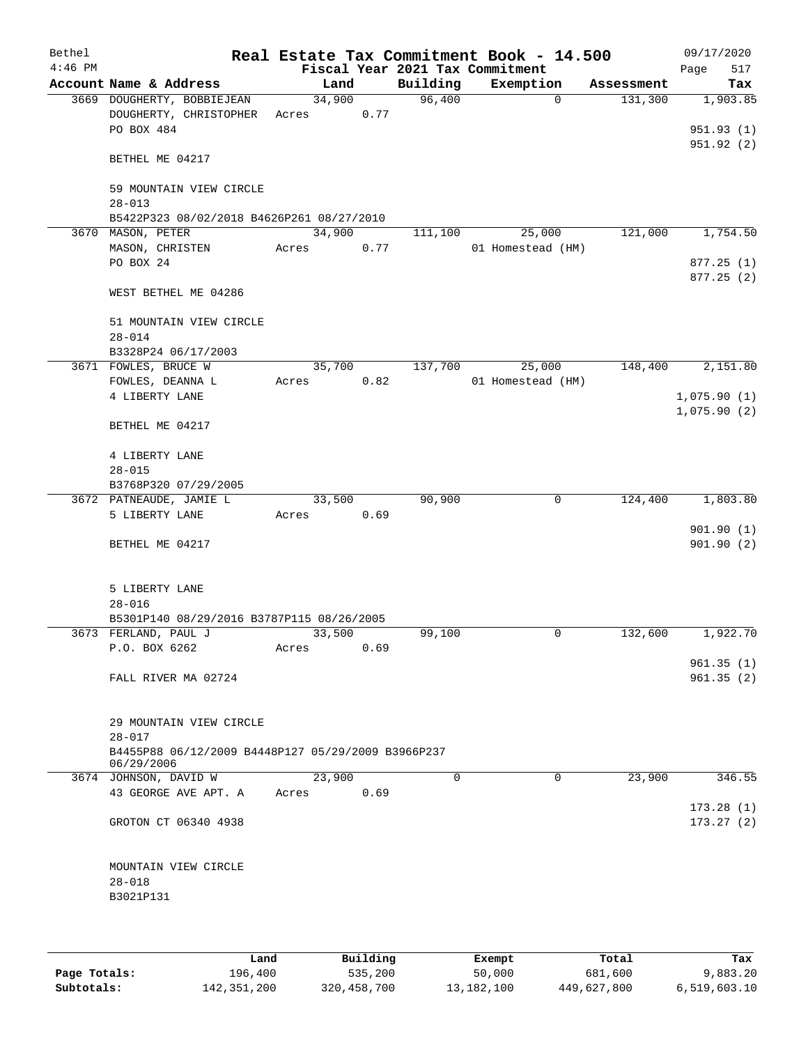Bethel 4:46 PM

# Real Estate Tax Commitment Book - 14.500

Fiscal Year 2021 Tax Commitment

09/17/2020 Page 517

| Account Name & Address | Land | Building | Exemption | Assessment | Tax |
|---|---|---|---|---|---|
| 3669 DOUGHERTY, BOBBIEJEAN | 34,900 | 96,400 | 0 | 131,300 | 1,903.85 |
| DOUGHERTY, CHRISTOPHER | Acres 0.77 | | | | |
| PO BOX 484 | | | | | 951.93 (1) |
| | | | | | 951.92 (2) |
| BETHEL ME 04217 | | | | | |
| 59 MOUNTAIN VIEW CIRCLE | | | | | |
| 28-013 | | | | | |
| B5422P323 08/02/2018 B4626P261 08/27/2010 | | | | | |
| 3670 MASON, PETER | 34,900 | 111,100 | 25,000 | 121,000 | 1,754.50 |
| MASON, CHRISTEN | Acres 0.77 | | 01 Homestead (HM) | | |
| PO BOX 24 | | | | | 877.25 (1) |
| | | | | | 877.25 (2) |
| WEST BETHEL ME 04286 | | | | | |
| 51 MOUNTAIN VIEW CIRCLE | | | | | |
| 28-014 | | | | | |
| B3328P24 06/17/2003 | | | | | |
| 3671 FOWLES, BRUCE W | 35,700 | 137,700 | 25,000 | 148,400 | 2,151.80 |
| FOWLES, DEANNA L | Acres 0.82 | | 01 Homestead (HM) | | |
| 4 LIBERTY LANE | | | | | 1,075.90 (1) |
| | | | | | 1,075.90 (2) |
| BETHEL ME 04217 | | | | | |
| 4 LIBERTY LANE | | | | | |
| 28-015 | | | | | |
| B3768P320 07/29/2005 | | | | | |
| 3672 PATNEAUDE, JAMIE L | 33,500 | 90,900 | 0 | 124,400 | 1,803.80 |
| 5 LIBERTY LANE | Acres 0.69 | | | | |
| | | | | | 901.90 (1) |
| BETHEL ME 04217 | | | | | 901.90 (2) |
| 5 LIBERTY LANE | | | | | |
| 28-016 | | | | | |
| B5301P140 08/29/2016 B3787P115 08/26/2005 | | | | | |
| 3673 FERLAND, PAUL J | 33,500 | 99,100 | 0 | 132,600 | 1,922.70 |
| P.O. BOX 6262 | Acres 0.69 | | | | |
| | | | | | 961.35 (1) |
| FALL RIVER MA 02724 | | | | | 961.35 (2) |
| 29 MOUNTAIN VIEW CIRCLE | | | | | |
| 28-017 | | | | | |
| B4455P88 06/12/2009 B4448P127 05/29/2009 B3966P237 06/29/2006 | | | | | |
| 3674 JOHNSON, DAVID W | 23,900 | 0 | 0 | 23,900 | 346.55 |
| 43 GEORGE AVE APT. A | Acres 0.69 | | | | |
| | | | | | 173.28 (1) |
| GROTON CT 06340 4938 | | | | | 173.27 (2) |
| MOUNTAIN VIEW CIRCLE | | | | | |
| 28-018 | | | | | |
| B3021P131 | | | | | |

| | Land | Building | Exempt | Total | Tax |
|---|---|---|---|---|---|
| Page Totals: | 196,400 | 535,200 | 50,000 | 681,600 | 9,883.20 |
| Subtotals: | 142,351,200 | 320,458,700 | 13,182,100 | 449,627,800 | 6,519,603.10 |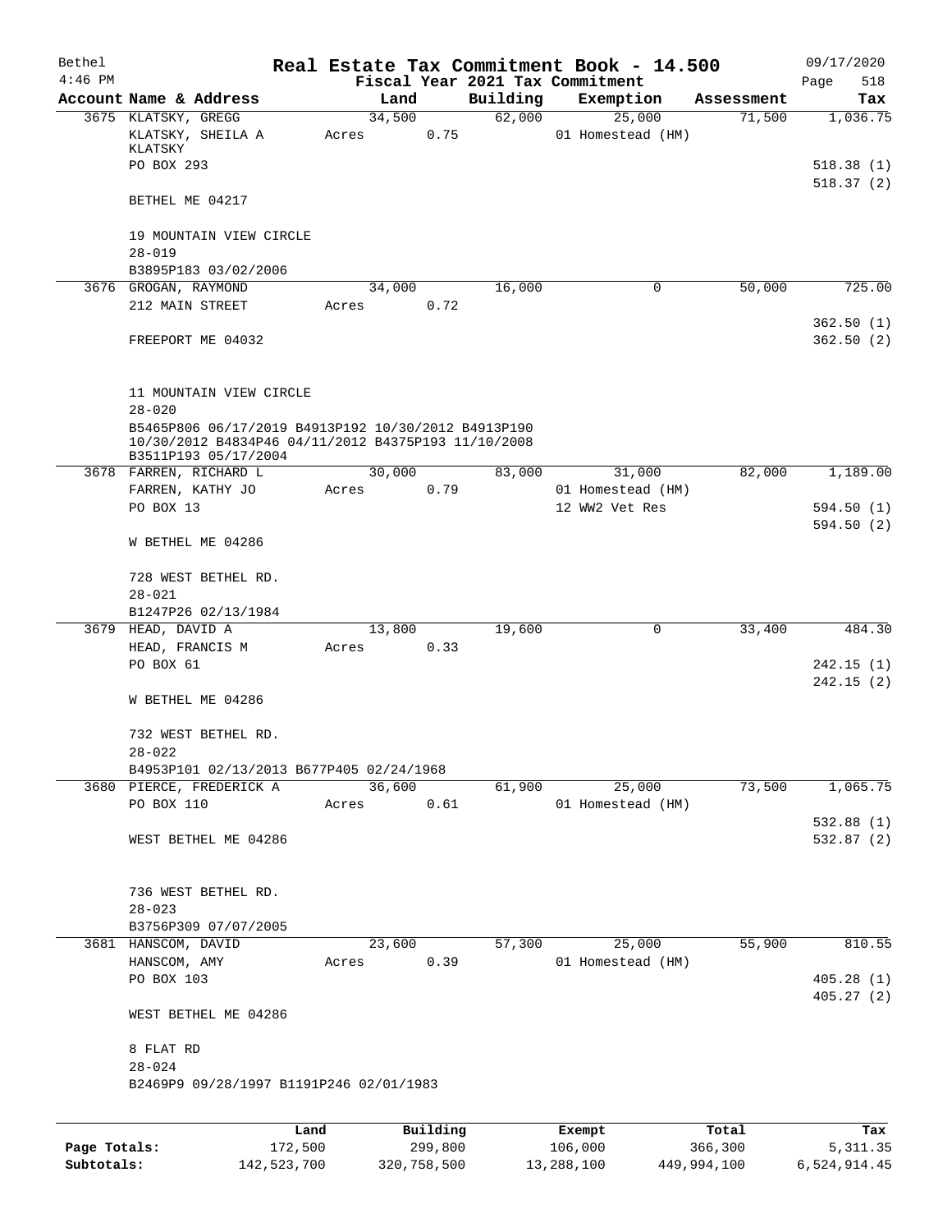Bethel
4:46 PM

# Real Estate Tax Commitment Book - 14.500

Fiscal Year 2021 Tax Commitment

09/17/2020
Page 518

| Account Name & Address | Land | Building | Exemption | Assessment | Tax |
|---|---|---|---|---|---|
| 3675 KLATSKY, GREGG | 34,500 | 62,000 | 25,000 | 71,500 | 1,036.75 |
| KLATSKY, SHEILA A KLATSKY | Acres 0.75 | | 01 Homestead (HM) | | |
| PO BOX 293 | | | | | 518.38 (1) |
| | | | | | 518.37 (2) |
| BETHEL ME 04217 | | | | | |
| 19 MOUNTAIN VIEW CIRCLE | | | | | |
| 28-019 | | | | | |
| B3895P183 03/02/2006 | | | | | |
| 3676 GROGAN, RAYMOND | 34,000 | 16,000 | 0 | 50,000 | 725.00 |
| 212 MAIN STREET | Acres 0.72 | | | | |
| | | | | | 362.50 (1) |
| FREEPORT ME 04032 | | | | | 362.50 (2) |
| 11 MOUNTAIN VIEW CIRCLE | | | | | |
| 28-020 | | | | | |
| B5465P806 06/17/2019 B4913P192 10/30/2012 B4913P190 10/30/2012 B4834P46 04/11/2012 B4375P193 11/10/2008 B3511P193 05/17/2004 | | | | | |
| 3678 FARREN, RICHARD L | 30,000 | 83,000 | 31,000 | 82,000 | 1,189.00 |
| FARREN, KATHY JO | Acres 0.79 | | 01 Homestead (HM) | | |
| PO BOX 13 | | | 12 WW2 Vet Res | | 594.50 (1) |
| | | | | | 594.50 (2) |
| W BETHEL ME 04286 | | | | | |
| 728 WEST BETHEL RD. | | | | | |
| 28-021 | | | | | |
| B1247P26 02/13/1984 | | | | | |
| 3679 HEAD, DAVID A | 13,800 | 19,600 | 0 | 33,400 | 484.30 |
| HEAD, FRANCIS M | Acres 0.33 | | | | |
| PO BOX 61 | | | | | 242.15 (1) |
| | | | | | 242.15 (2) |
| W BETHEL ME 04286 | | | | | |
| 732 WEST BETHEL RD. | | | | | |
| 28-022 | | | | | |
| B4953P101 02/13/2013 B677P405 02/24/1968 | | | | | |
| 3680 PIERCE, FREDERICK A | 36,600 | 61,900 | 25,000 | 73,500 | 1,065.75 |
| PO BOX 110 | Acres 0.61 | | 01 Homestead (HM) | | |
| | | | | | 532.88 (1) |
| WEST BETHEL ME 04286 | | | | | 532.87 (2) |
| 736 WEST BETHEL RD. | | | | | |
| 28-023 | | | | | |
| B3756P309 07/07/2005 | | | | | |
| 3681 HANSCOM, DAVID | 23,600 | 57,300 | 25,000 | 55,900 | 810.55 |
| HANSCOM, AMY | Acres 0.39 | | 01 Homestead (HM) | | |
| PO BOX 103 | | | | | 405.28 (1) |
| | | | | | 405.27 (2) |
| WEST BETHEL ME 04286 | | | | | |
| 8 FLAT RD | | | | | |
| 28-024 | | | | | |
| B2469P9 09/28/1997 B1191P246 02/01/1983 | | | | | |

| | Land | Building | Exempt | Total | Tax |
|---|---|---|---|---|---|
| Page Totals: | 172,500 | 299,800 | 106,000 | 366,300 | 5,311.35 |
| Subtotals: | 142,523,700 | 320,758,500 | 13,288,100 | 449,994,100 | 6,524,914.45 |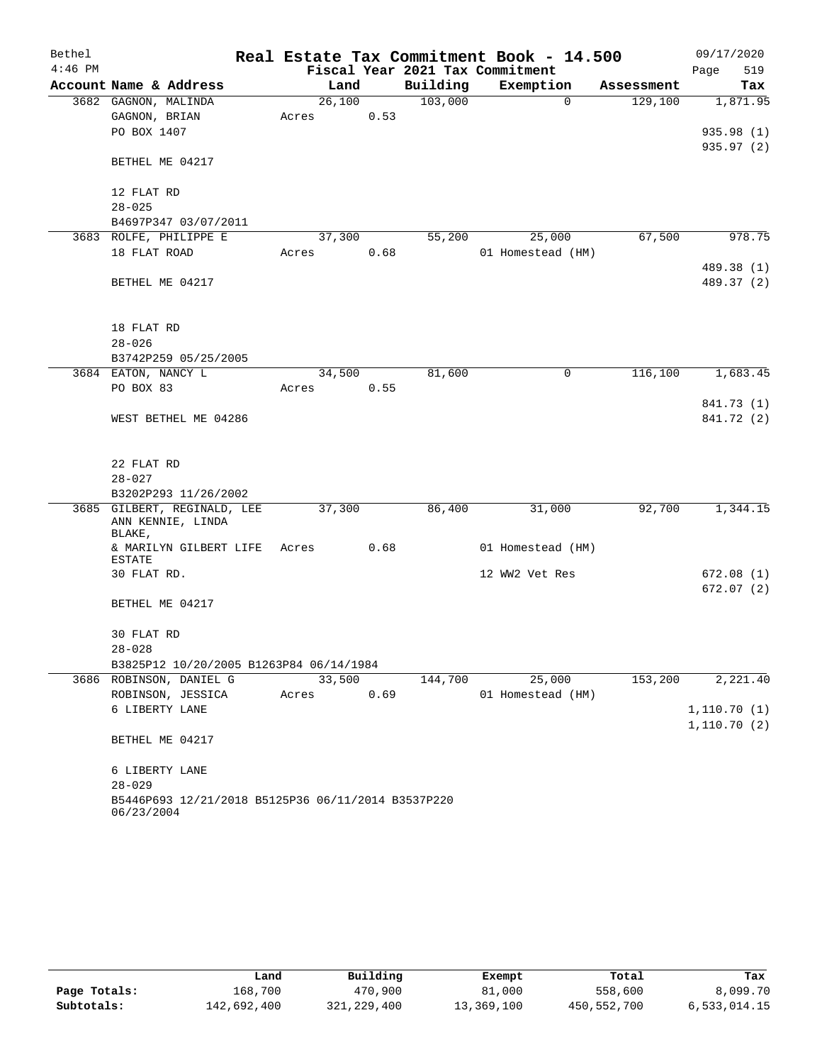Bethel 4:46 PM

# Real Estate Tax Commitment Book - 14.500

## Fiscal Year 2021 Tax Commitment

09/17/2020 Page 519

| Account Name & Address | Land | Building | Exemption | Assessment | Tax |
|---|---|---|---|---|---|
| 3682 GAGNON, MALINDA | 26,100 | 103,000 | 0 | 129,100 | 1,871.95 |
| GAGNON, BRIAN | Acres 0.53 | | | | |
| PO BOX 1407 | | | | | 935.98 (1) |
| | | | | | 935.97 (2) |
| BETHEL ME 04217 | | | | | |
| 12 FLAT RD | | | | | |
| 28-025 | | | | | |
| B4697P347 03/07/2011 | | | | | |
| 3683 ROLFE, PHILIPPE E | 37,300 | 55,200 | 25,000 | 67,500 | 978.75 |
| 18 FLAT ROAD | Acres 0.68 | | 01 Homestead (HM) | | |
| | | | | | 489.38 (1) |
| BETHEL ME 04217 | | | | | 489.37 (2) |
| 18 FLAT RD | | | | | |
| 28-026 | | | | | |
| B3742P259 05/25/2005 | | | | | |
| 3684 EATON, NANCY L | 34,500 | 81,600 | 0 | 116,100 | 1,683.45 |
| PO BOX 83 | Acres 0.55 | | | | |
| | | | | | 841.73 (1) |
| WEST BETHEL ME 04286 | | | | | 841.72 (2) |
| 22 FLAT RD | | | | | |
| 28-027 | | | | | |
| B3202P293 11/26/2002 | | | | | |
| 3685 GILBERT, REGINALD, LEE ANN KENNIE, LINDA BLAKE, | 37,300 | 86,400 | 31,000 | 92,700 | 1,344.15 |
| & MARILYN GILBERT LIFE ESTATE | Acres 0.68 | | 01 Homestead (HM) | | |
| 30 FLAT RD. | | | 12 WW2 Vet Res | | 672.08 (1) |
| | | | | | 672.07 (2) |
| BETHEL ME 04217 | | | | | |
| 30 FLAT RD | | | | | |
| 28-028 | | | | | |
| B3825P12 10/20/2005 B1263P84 06/14/1984 | | | | | |
| 3686 ROBINSON, DANIEL G | 33,500 | 144,700 | 25,000 | 153,200 | 2,221.40 |
| ROBINSON, JESSICA | Acres 0.69 | | 01 Homestead (HM) | | |
| 6 LIBERTY LANE | | | | | 1,110.70 (1) |
| | | | | | 1,110.70 (2) |
| BETHEL ME 04217 | | | | | |
| 6 LIBERTY LANE | | | | | |
| 28-029 | | | | | |
| B5446P693 12/21/2018 B5125P36 06/11/2014 B3537P220 06/23/2004 | | | | | |

| | Land | Building | Exempt | Total | Tax |
|---|---|---|---|---|---|
| Page Totals: | 168,700 | 470,900 | 81,000 | 558,600 | 8,099.70 |
| Subtotals: | 142,692,400 | 321,229,400 | 13,369,100 | 450,552,700 | 6,533,014.15 |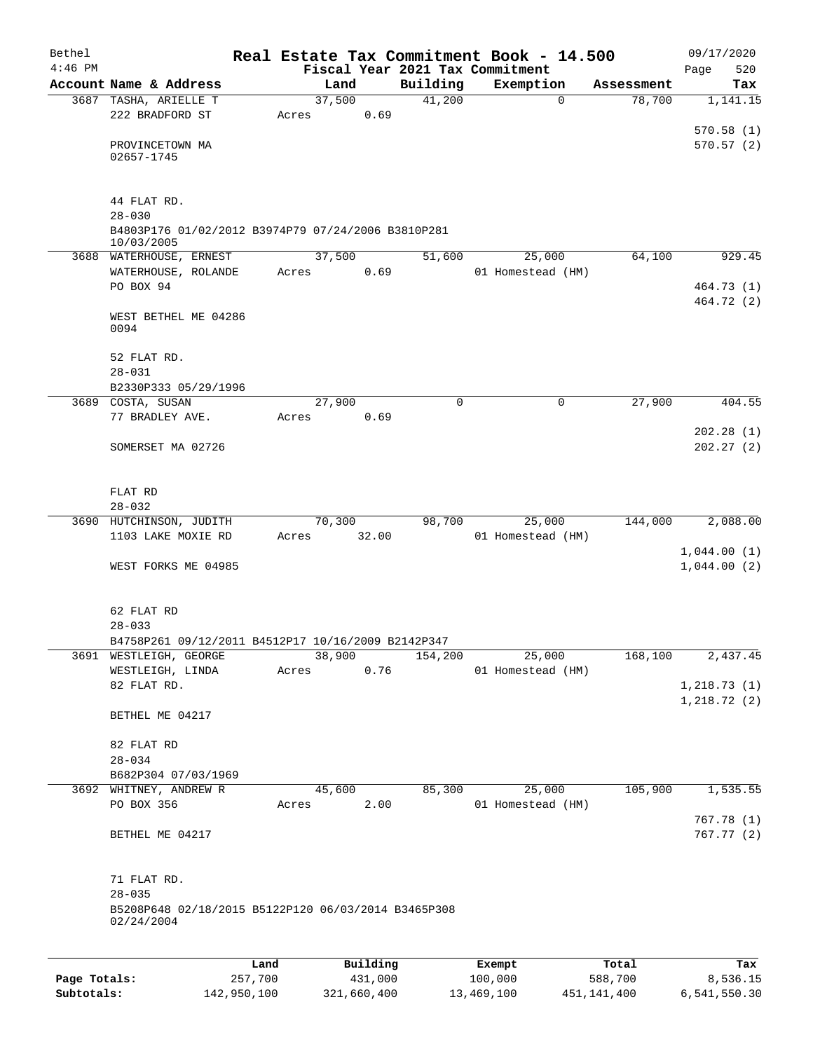Bethel 4:46 PM

# Real Estate Tax Commitment Book - 14.500

Fiscal Year 2021 Tax Commitment

09/17/2020

| Account Name & Address | Land | Building | Exemption | Assessment | Tax |
|---|---|---|---|---|---|
| 3687 TASHA, ARIELLE T | 37,500 | 41,200 | 0 | 78,700 | 1,141.15 |
| 222 BRADFORD ST | Acres 0.69 | | | | |
| | | | | | 570.58 (1) |
| PROVINCETOWN MA 02657-1745 | | | | | 570.57 (2) |
| 44 FLAT RD. | | | | | |
| 28-030 | | | | | |
| B4803P176 01/02/2012 B3974P79 07/24/2006 B3810P281 10/03/2005 | | | | | |
| 3688 WATERHOUSE, ERNEST | 37,500 | 51,600 | 25,000 | 64,100 | 929.45 |
| WATERHOUSE, ROLANDE | Acres 0.69 | | 01 Homestead (HM) | | |
| PO BOX 94 | | | | | 464.73 (1) |
| | | | | | 464.72 (2) |
| WEST BETHEL ME 04286 0094 | | | | | |
| 52 FLAT RD. | | | | | |
| 28-031 | | | | | |
| B2330P333 05/29/1996 | | | | | |
| 3689 COSTA, SUSAN | 27,900 | 0 | 0 | 27,900 | 404.55 |
| 77 BRADLEY AVE. | Acres 0.69 | | | | |
| | | | | | 202.28 (1) |
| SOMERSET MA 02726 | | | | | 202.27 (2) |
| FLAT RD | | | | | |
| 28-032 | | | | | |
| 3690 HUTCHINSON, JUDITH | 70,300 | 98,700 | 25,000 | 144,000 | 2,088.00 |
| 1103 LAKE MOXIE RD | Acres 32.00 | | 01 Homestead (HM) | | |
| | | | | | 1,044.00 (1) |
| WEST FORKS ME 04985 | | | | | 1,044.00 (2) |
| 62 FLAT RD | | | | | |
| 28-033 | | | | | |
| B4758P261 09/12/2011 B4512P17 10/16/2009 B2142P347 | | | | | |
| 3691 WESTLEIGH, GEORGE | 38,900 | 154,200 | 25,000 | 168,100 | 2,437.45 |
| WESTLEIGH, LINDA | Acres 0.76 | | 01 Homestead (HM) | | |
| 82 FLAT RD. | | | | | 1,218.73 (1) |
| | | | | | 1,218.72 (2) |
| BETHEL ME 04217 | | | | | |
| 82 FLAT RD | | | | | |
| 28-034 | | | | | |
| B682P304 07/03/1969 | | | | | |
| 3692 WHITNEY, ANDREW R | 45,600 | 85,300 | 25,000 | 105,900 | 1,535.55 |
| PO BOX 356 | Acres 2.00 | | 01 Homestead (HM) | | |
| | | | | | 767.78 (1) |
| BETHEL ME 04217 | | | | | 767.77 (2) |
| 71 FLAT RD. | | | | | |
| 28-035 | | | | | |
| B5208P648 02/18/2015 B5122P120 06/03/2014 B3465P308 02/24/2004 | | | | | |

| | Land | Building | Exempt | Total | Tax |
|---|---|---|---|---|---|
| Page Totals: | 257,700 | 431,000 | 100,000 | 588,700 | 8,536.15 |
| Subtotals: | 142,950,100 | 321,660,400 | 13,469,100 | 451,141,400 | 6,541,550.30 |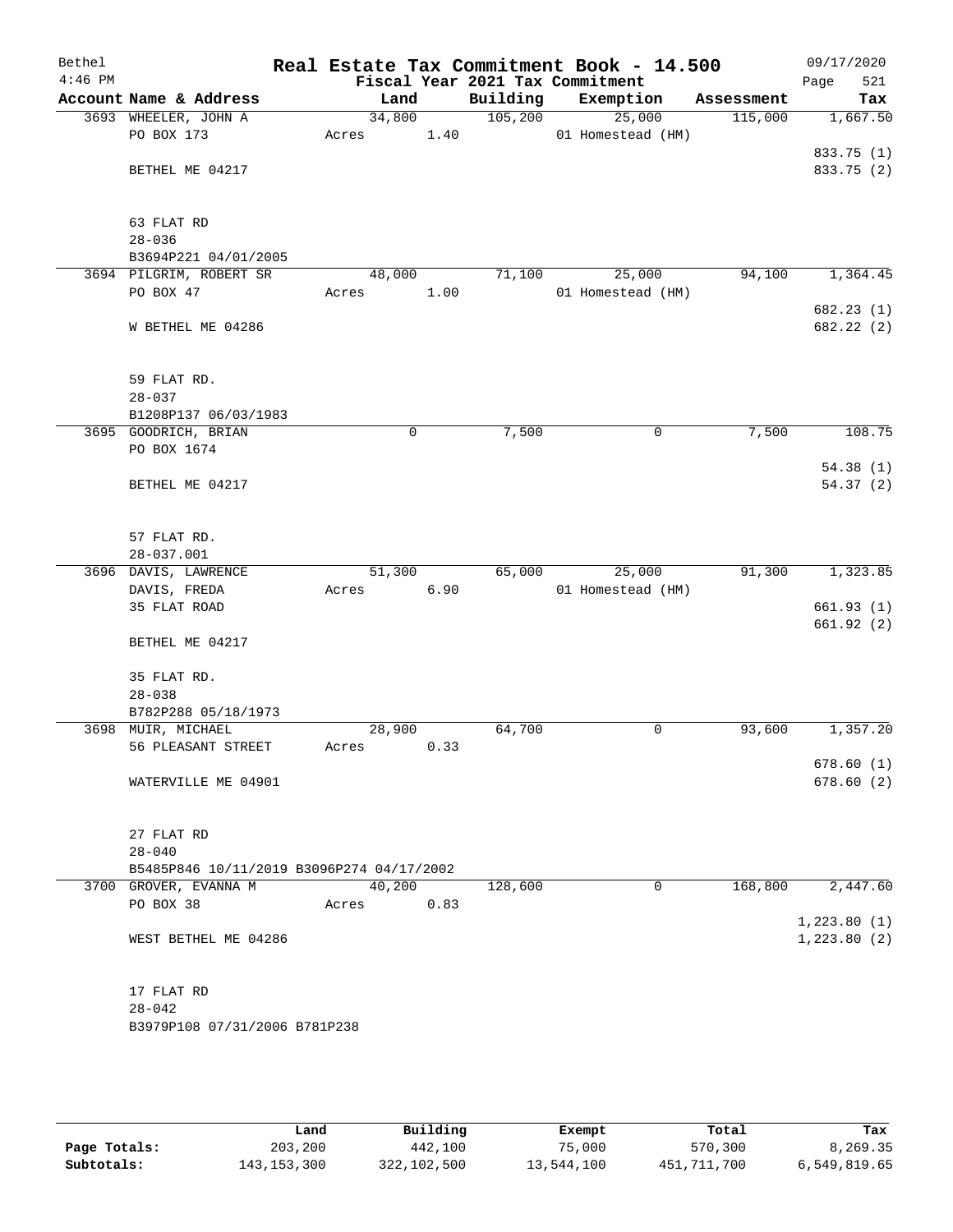Bethel  
4:46 PM

# Real Estate Tax Commitment Book - 14.500

## Fiscal Year 2021 Tax Commitment

09/17/2020  
Page 521

| Account Name & Address | Land | Building | Exemption | Assessment | Tax |
|---|---|---|---|---|---|
| 3693 WHEELER, JOHN A | 34,800 | 105,200 | 25,000 | 115,000 | 1,667.50 |
| PO BOX 173 | Acres 1.40 | | 01 Homestead (HM) | | |
| | | | | | 833.75 (1) |
| BETHEL ME 04217 | | | | | 833.75 (2) |
| 63 FLAT RD | | | | | |
| 28-036 | | | | | |
| B3694P221 04/01/2005 | | | | | |
| 3694 PILGRIM, ROBERT SR | 48,000 | 71,100 | 25,000 | 94,100 | 1,364.45 |
| PO BOX 47 | Acres 1.00 | | 01 Homestead (HM) | | |
| | | | | | 682.23 (1) |
| W BETHEL ME 04286 | | | | | 682.22 (2) |
| 59 FLAT RD. | | | | | |
| 28-037 | | | | | |
| B1208P137 06/03/1983 | | | | | |
| 3695 GOODRICH, BRIAN | 0 | 7,500 | 0 | 7,500 | 108.75 |
| PO BOX 1674 | | | | | |
| | | | | | 54.38 (1) |
| BETHEL ME 04217 | | | | | 54.37 (2) |
| 57 FLAT RD. | | | | | |
| 28-037.001 | | | | | |
| 3696 DAVIS, LAWRENCE | 51,300 | 65,000 | 25,000 | 91,300 | 1,323.85 |
| DAVIS, FREDA | Acres 6.90 | | 01 Homestead (HM) | | |
| 35 FLAT ROAD | | | | | 661.93 (1) |
| | | | | | 661.92 (2) |
| BETHEL ME 04217 | | | | | |
| 35 FLAT RD. | | | | | |
| 28-038 | | | | | |
| B782P288 05/18/1973 | | | | | |
| 3698 MUIR, MICHAEL | 28,900 | 64,700 | 0 | 93,600 | 1,357.20 |
| 56 PLEASANT STREET | Acres 0.33 | | | | |
| | | | | | 678.60 (1) |
| WATERVILLE ME 04901 | | | | | 678.60 (2) |
| 27 FLAT RD | | | | | |
| 28-040 | | | | | |
| B5485P846 10/11/2019 B3096P274 04/17/2002 | | | | | |
| 3700 GROVER, EVANNA M | 40,200 | 128,600 | 0 | 168,800 | 2,447.60 |
| PO BOX 38 | Acres 0.83 | | | | |
| | | | | | 1,223.80 (1) |
| WEST BETHEL ME 04286 | | | | | 1,223.80 (2) |
| 17 FLAT RD | | | | | |
| 28-042 | | | | | |
| B3979P108 07/31/2006 B781P238 | | | | | |

| | Land | Building | Exempt | Total | Tax |
|---|---|---|---|---|---|
| Page Totals: | 203,200 | 442,100 | 75,000 | 570,300 | 8,269.35 |
| Subtotals: | 143,153,300 | 322,102,500 | 13,544,100 | 451,711,700 | 6,549,819.65 |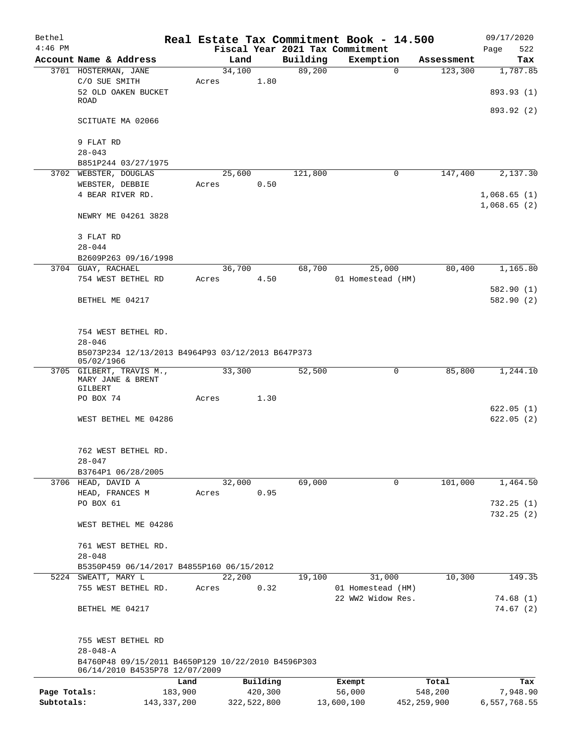Bethel 4:46 PM

# Real Estate Tax Commitment Book - 14.500

Fiscal Year 2021 Tax Commitment

09/17/2020 Page 522

| Account Name & Address | Land | Building | Exemption | Assessment | Tax |
|---|---|---|---|---|---|
| 3701 HOSTERMAN, JANE<br>C/O SUE SMITH<br>52 OLD OAKEN BUCKET ROAD<br>SCITUATE MA 02066<br>9 FLAT RD<br>28-043<br>B851P244 03/27/1975 | 34,100<br>Acres 1.80 | 89,200 | 0 | 123,300 | 1,787.85<br>893.93 (1)<br>893.92 (2) |
| 3702 WEBSTER, DOUGLAS<br>WEBSTER, DEBBIE<br>4 BEAR RIVER RD.<br>NEWRY ME 04261 3828<br>3 FLAT RD<br>28-044<br>B2609P263 09/16/1998 | 25,600<br>Acres 0.50 | 121,800 | 0 | 147,400 | 2,137.30<br>1,068.65 (1)<br>1,068.65 (2) |
| 3704 GUAY, RACHAEL<br>754 WEST BETHEL RD<br>BETHEL ME 04217<br>754 WEST BETHEL RD.<br>28-046<br>B5073P234 12/13/2013 B4964P93 03/12/2013 B647P373 05/02/1966 | 36,700<br>Acres 4.50 | 68,700 | 25,000<br>01 Homestead (HM) | 80,400 | 1,165.80<br>582.90 (1)<br>582.90 (2) |
| 3705 GILBERT, TRAVIS M., MARY JANE & BRENT GILBERT<br>PO BOX 74<br>WEST BETHEL ME 04286<br>762 WEST BETHEL RD.<br>28-047<br>B3764P1 06/28/2005 | 33,300<br>Acres 1.30 | 52,500 | 0 | 85,800 | 1,244.10<br>622.05 (1)<br>622.05 (2) |
| 3706 HEAD, DAVID A<br>HEAD, FRANCES M<br>PO BOX 61<br>WEST BETHEL ME 04286<br>761 WEST BETHEL RD.<br>28-048<br>B5350P459 06/14/2017 B4855P160 06/15/2012 | 32,000<br>Acres 0.95 | 69,000 | 0 | 101,000 | 1,464.50<br>732.25 (1)<br>732.25 (2) |
| 5224 SWEATT, MARY L<br>755 WEST BETHEL RD.<br>BETHEL ME 04217<br>755 WEST BETHEL RD<br>28-048-A<br>B4760P48 09/15/2011 B4650P129 10/22/2010 B4596P303 06/14/2010 B4535P78 12/07/2009 | 22,200<br>Acres 0.32 | 19,100 | 31,000<br>01 Homestead (HM)<br>22 WW2 Widow Res. | 10,300 | 149.35<br>74.68 (1)<br>74.67 (2) |

| | Land | Building | Exempt | Total | Tax |
|---|---|---|---|---|---|
| Page Totals: | 183,900 | 420,300 | 56,000 | 548,200 | 7,948.90 |
| Subtotals: | 143,337,200 | 322,522,800 | 13,600,100 | 452,259,900 | 6,557,768.55 |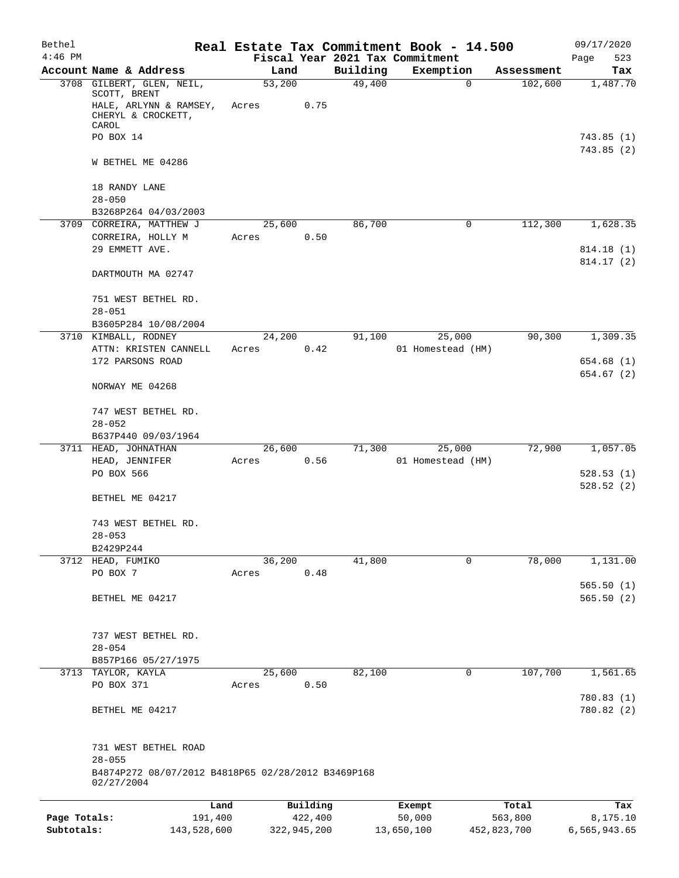Bethel 4:46 PM

# Real Estate Tax Commitment Book - 14.500

Fiscal Year 2021 Tax Commitment

09/17/2020 Page 523

| Account Name & Address | Land | Building | Exemption | Assessment | Tax |
|---|---|---|---|---|---|
| 3708 GILBERT, GLEN, NEIL, SCOTT, BRENT | 53,200 | 49,400 | 0 | 102,600 | 1,487.70 |
| HALE, ARLYNN & RAMSEY, CHERYL & CROCKETT, CAROL | Acres 0.75 | | | | |
| PO BOX 14 | | | | | 743.85 (1) |
| | | | | | 743.85 (2) |
| W BETHEL ME 04286 | | | | | |
| 18 RANDY LANE | | | | | |
| 28-050 | | | | | |
| B3268P264 04/03/2003 | | | | | |
| 3709 CORREIRA, MATTHEW J | 25,600 | 86,700 | 0 | 112,300 | 1,628.35 |
| CORREIRA, HOLLY M | Acres 0.50 | | | | |
| 29 EMMETT AVE. | | | | | 814.18 (1) |
| | | | | | 814.17 (2) |
| DARTMOUTH MA 02747 | | | | | |
| 751 WEST BETHEL RD. | | | | | |
| 28-051 | | | | | |
| B3605P284 10/08/2004 | | | | | |
| 3710 KIMBALL, RODNEY | 24,200 | 91,100 | 25,000 | 90,300 | 1,309.35 |
| ATTN: KRISTEN CANNELL | Acres 0.42 | | 01 Homestead (HM) | | |
| 172 PARSONS ROAD | | | | | 654.68 (1) |
| | | | | | 654.67 (2) |
| NORWAY ME 04268 | | | | | |
| 747 WEST BETHEL RD. | | | | | |
| 28-052 | | | | | |
| B637P440 09/03/1964 | | | | | |
| 3711 HEAD, JOHNATHAN | 26,600 | 71,300 | 25,000 | 72,900 | 1,057.05 |
| HEAD, JENNIFER | Acres 0.56 | | 01 Homestead (HM) | | |
| PO BOX 566 | | | | | 528.53 (1) |
| | | | | | 528.52 (2) |
| BETHEL ME 04217 | | | | | |
| 743 WEST BETHEL RD. | | | | | |
| 28-053 | | | | | |
| B2429P244 | | | | | |
| 3712 HEAD, FUMIKO | 36,200 | 41,800 | 0 | 78,000 | 1,131.00 |
| PO BOX 7 | Acres 0.48 | | | | |
| | | | | | 565.50 (1) |
| BETHEL ME 04217 | | | | | 565.50 (2) |
| 737 WEST BETHEL RD. | | | | | |
| 28-054 | | | | | |
| B857P166 05/27/1975 | | | | | |
| 3713 TAYLOR, KAYLA | 25,600 | 82,100 | 0 | 107,700 | 1,561.65 |
| PO BOX 371 | Acres 0.50 | | | | |
| | | | | | 780.83 (1) |
| BETHEL ME 04217 | | | | | 780.82 (2) |
| 731 WEST BETHEL ROAD | | | | | |
| 28-055 | | | | | |
| B4874P272 08/07/2012 B4818P65 02/28/2012 B3469P168 02/27/2004 | | | | | |

| | Land | Building | Exempt | Total | Tax |
|---|---|---|---|---|---|
| Page Totals: | 191,400 | 422,400 | 50,000 | 563,800 | 8,175.10 |
| Subtotals: | 143,528,600 | 322,945,200 | 13,650,100 | 452,823,700 | 6,565,943.65 |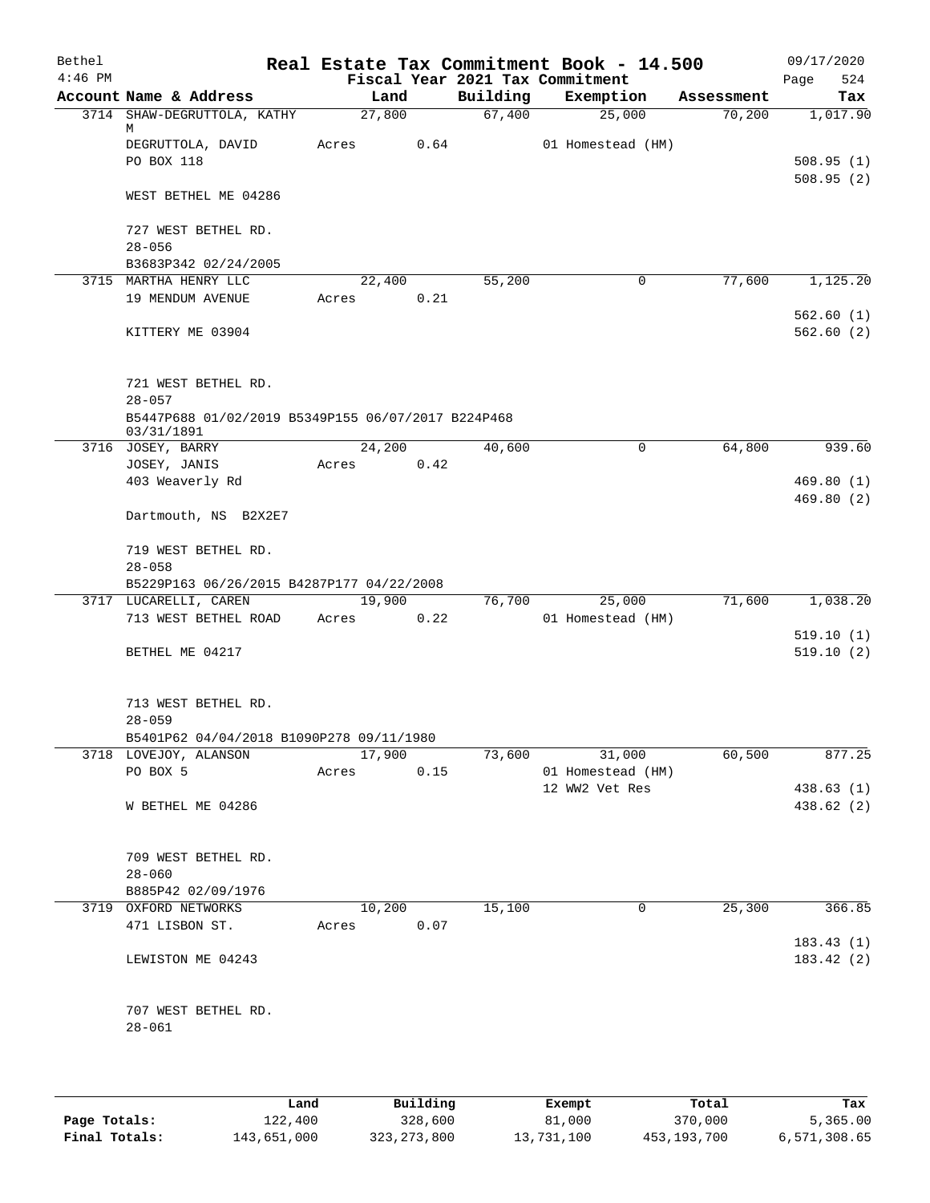Bethel  
4:46 PM

# Real Estate Tax Commitment Book - 14.500

Fiscal Year 2021 Tax Commitment

09/17/2020  
Page 524

| Account Name & Address | Land | Building | Exemption | Assessment | Tax |
|---|---|---|---|---|---|
| 3714 SHAW-DEGRUTTOLA, KATHY M | 27,800 | 67,400 | 25,000 | 70,200 | 1,017.90 |
| DEGRUTTOLA, DAVID | Acres 0.64 | | 01 Homestead (HM) | | |
| PO BOX 118 | | | | | 508.95 (1) |
| | | | | | 508.95 (2) |
| WEST BETHEL ME 04286 | | | | | |
| 727 WEST BETHEL RD. | | | | | |
| 28-056 | | | | | |
| B3683P342 02/24/2005 | | | | | |
| 3715 MARTHA HENRY LLC | 22,400 | 55,200 | 0 | 77,600 | 1,125.20 |
| 19 MENDUM AVENUE | Acres 0.21 | | | | |
| | | | | | 562.60 (1) |
| KITTERY ME 03904 | | | | | 562.60 (2) |
| 721 WEST BETHEL RD. | | | | | |
| 28-057 | | | | | |
| B5447P688 01/02/2019 B5349P155 06/07/2017 B224P468 03/31/1891 | | | | | |
| 3716 JOSEY, BARRY | 24,200 | 40,600 | 0 | 64,800 | 939.60 |
| JOSEY, JANIS | Acres 0.42 | | | | |
| 403 Weaverly Rd | | | | | 469.80 (1) |
| | | | | | 469.80 (2) |
| Dartmouth, NS B2X2E7 | | | | | |
| 719 WEST BETHEL RD. | | | | | |
| 28-058 | | | | | |
| B5229P163 06/26/2015 B4287P177 04/22/2008 | | | | | |
| 3717 LUCARELLI, CAREN | 19,900 | 76,700 | 25,000 | 71,600 | 1,038.20 |
| 713 WEST BETHEL ROAD | Acres 0.22 | | 01 Homestead (HM) | | |
| | | | | | 519.10 (1) |
| BETHEL ME 04217 | | | | | 519.10 (2) |
| 713 WEST BETHEL RD. | | | | | |
| 28-059 | | | | | |
| B5401P62 04/04/2018 B1090P278 09/11/1980 | | | | | |
| 3718 LOVEJOY, ALANSON | 17,900 | 73,600 | 31,000 | 60,500 | 877.25 |
| PO BOX 5 | Acres 0.15 | | 01 Homestead (HM) | | |
| | | | 12 WW2 Vet Res | | 438.63 (1) |
| W BETHEL ME 04286 | | | | | 438.62 (2) |
| 709 WEST BETHEL RD. | | | | | |
| 28-060 | | | | | |
| B885P42 02/09/1976 | | | | | |
| 3719 OXFORD NETWORKS | 10,200 | 15,100 | 0 | 25,300 | 366.85 |
| 471 LISBON ST. | Acres 0.07 | | | | |
| | | | | | 183.43 (1) |
| LEWISTON ME 04243 | | | | | 183.42 (2) |
| 707 WEST BETHEL RD. | | | | | |
| 28-061 | | | | | |

| | Land | Building | Exempt | Total | Tax |
|---|---|---|---|---|---|
| Page Totals: | 122,400 | 328,600 | 81,000 | 370,000 | 5,365.00 |
| Final Totals: | 143,651,000 | 323,273,800 | 13,731,100 | 453,193,700 | 6,571,308.65 |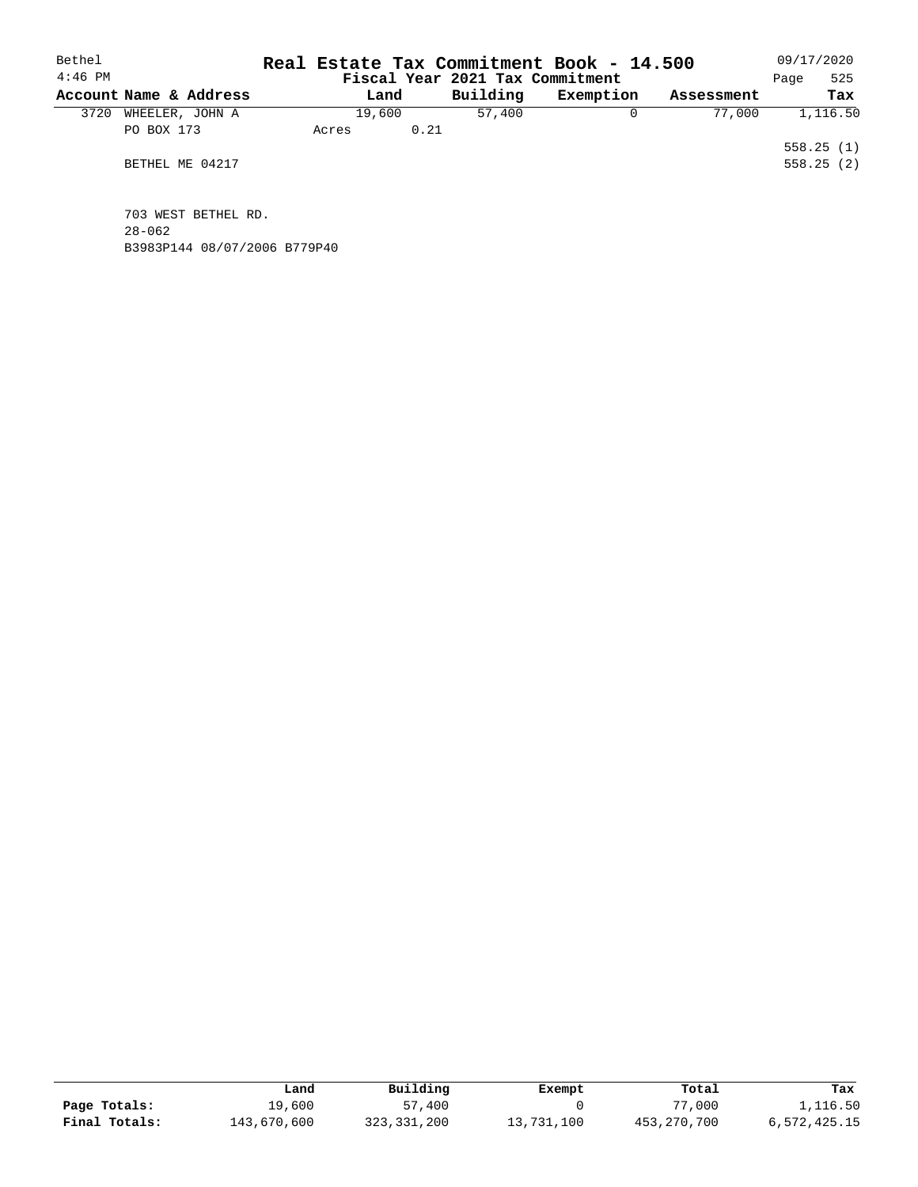# Real Estate Tax Commitment Book - 14.500

Bethel
4:46 PM

Fiscal Year 2021 Tax Commitment

09/17/2020

| Account Name & Address | Land | Building | Exemption | Assessment | Tax |
|---|---|---|---|---|---|
| 3720 WHEELER, JOHN A | 19,600 | 57,400 | 0 | 77,000 | 1,116.50 |
| PO BOX 173 | Acres 0.21 | | | | |
| | | | | | 558.25 (1) |
| BETHEL ME 04217 | | | | | 558.25 (2) |

703 WEST BETHEL RD.
28-062
B3983P144 08/07/2006 B779P40

| | Land | Building | Exempt | Total | Tax |
|---|---|---|---|---|---|
| **Page Totals:** | 19,600 | 57,400 | 0 | 77,000 | 1,116.50 |
| **Final Totals:** | 143,670,600 | 323,331,200 | 13,731,100 | 453,270,700 | 6,572,425.15 |